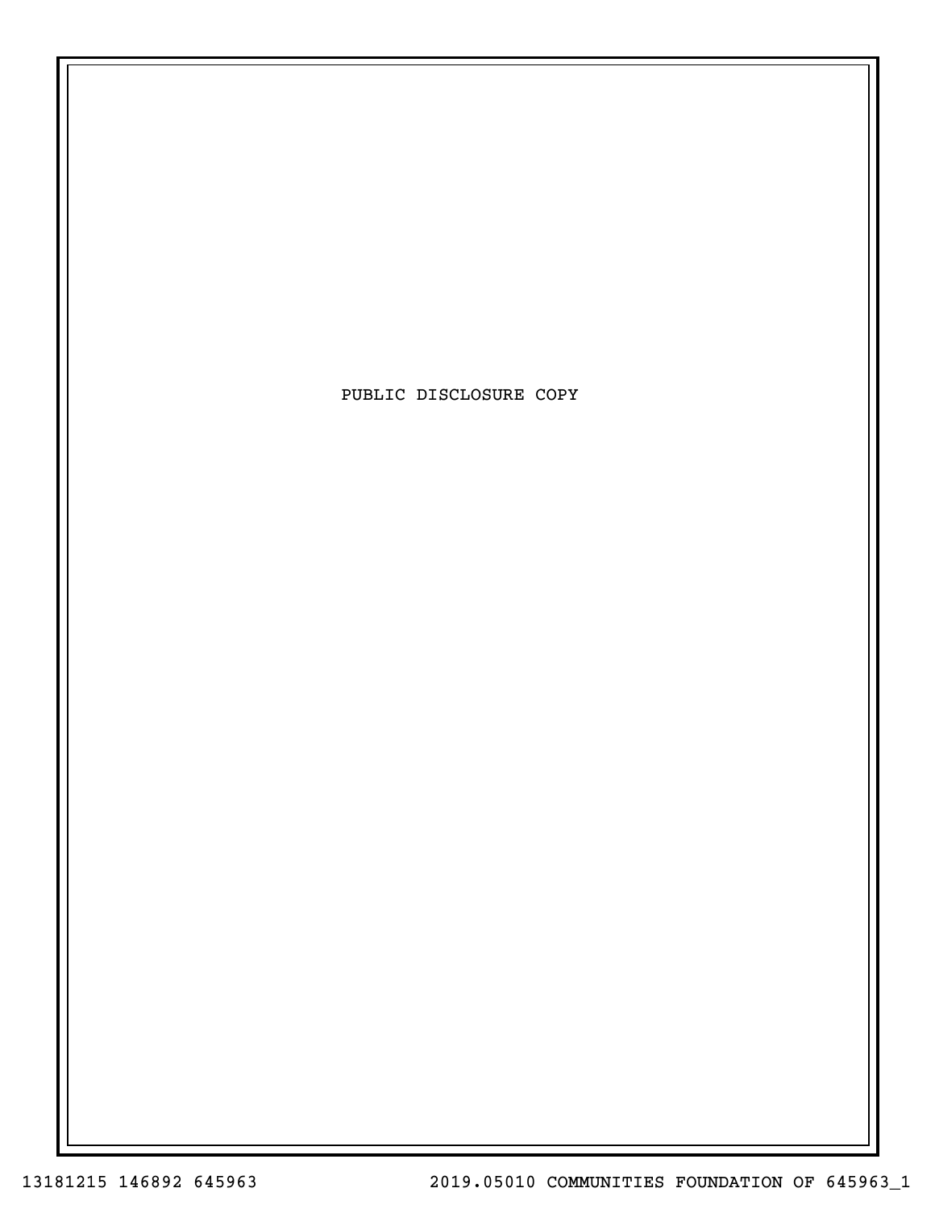PUBLIC DISCLOSURE COPY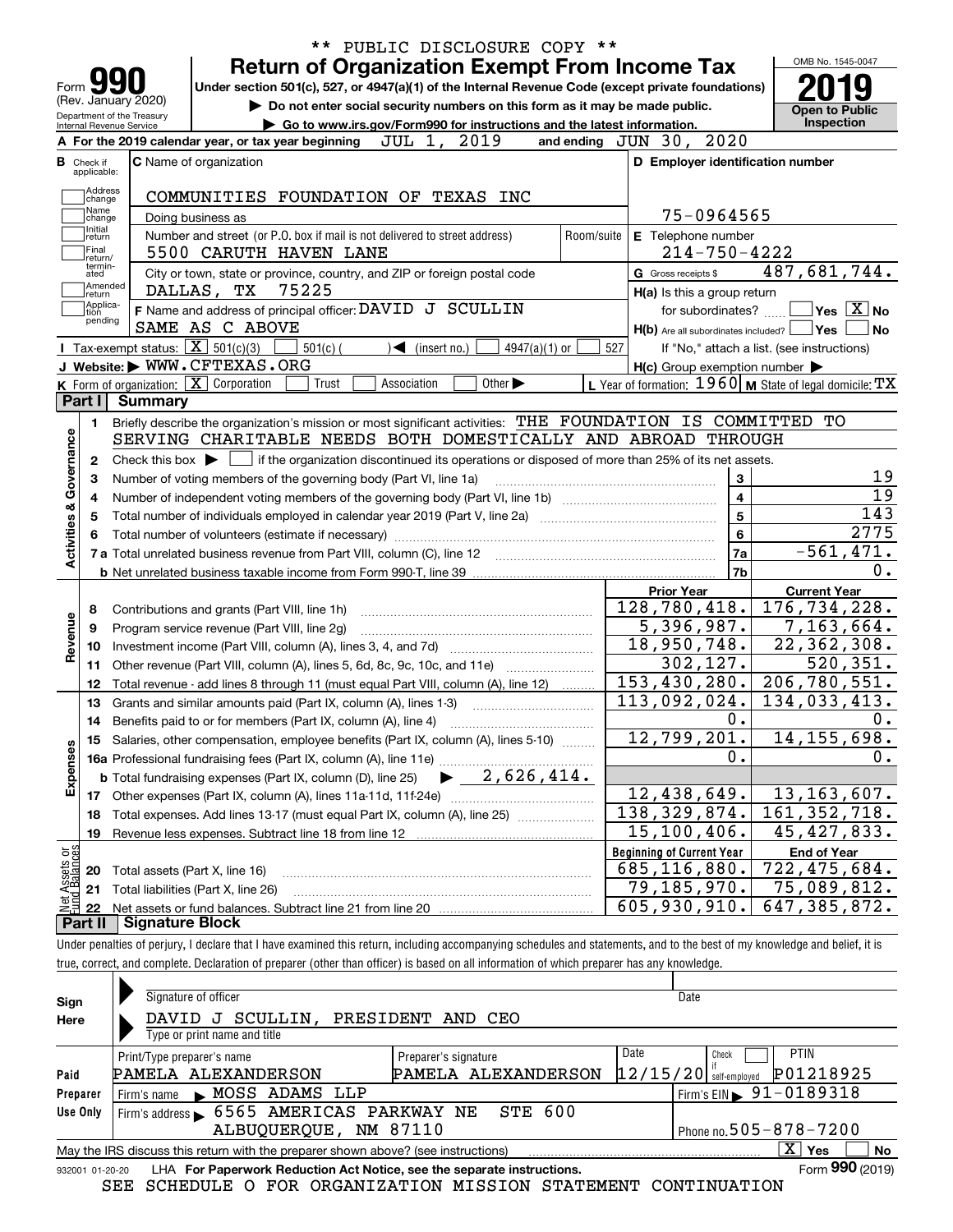\*\* PUBLIC DISCLOSURE COPY \*\*

# Form 990 — Return of Organization Exempt From Income Tax

(Rev. January 2020) Department of the Treasury Internal Revenue Service

Under section 501(c), 527, or 4947(a)(1) of the Internal Revenue Code (except private foundations)

▶ Do not enter social security numbers on this form as it may be made public.

▶ Go to www.irs.gov/Form990 for instructions and the latest information.

OMB No. 1545-0047

**2019**

**Open to Public Inspection**

**A** For the 2019 calendar year, or tax year beginning JUL 1, 2019 and ending JUN 30, 2020

**B** Check if applicable: Address change, Name change, Initial return, Final return/terminated, Amended return, Application pending

**C** Name of organization: COMMUNITIES FOUNDATION OF TEXAS INC

Doing business as

Number and street (or P.O. box if mail is not delivered to street address): 5500 CARUTH HAVEN LANE — Room/suite

City or town, state or province, country, and ZIP or foreign postal code: DALLAS, TX 75225

**D** Employer identification number: 75-0964565

**E** Telephone number: 214-750-4222

**G** Gross receipts $ 487,681,744.

**F** Name and address of principal officer: DAVID J SCULLIN, SAME AS C ABOVE

**H(a)** Is this a group return for subordinates? ☐ Yes ☒ No

**H(b)** Are all subordinates included? ☐ Yes ☐ No — If "No," attach a list. (see instructions)

**H(c)** Group exemption number ▶

**I** Tax-exempt status: ☒ 501(c)(3) ☐ 501(c) ( ) ◀ (insert no.) ☐ 4947(a)(1) or ☐ 527

**J** Website: ▶ WWW.CFTEXAS.ORG

**K** Form of organization: ☒ Corporation ☐ Trust ☐ Association ☐ Other ▶

**L** Year of formation: 1960 **M** State of legal domicile: TX

## Part I Summary

**Activities & Governance**

1. Briefly describe the organization's mission or most significant activities: THE FOUNDATION IS COMMITTED TO SERVING CHARITABLE NEEDS BOTH DOMESTICALLY AND ABROAD THROUGH
2. Check this box ▶ ☐ if the organization discontinued its operations or disposed of more than 25% of its net assets.

| | | | |
|---|---|---|---|
| 3 | Number of voting members of the governing body (Part VI, line 1a) | 3 | 19 |
| 4 | Number of independent voting members of the governing body (Part VI, line 1b) | 4 | 19 |
| 5 | Total number of individuals employed in calendar year 2019 (Part V, line 2a) | 5 | 143 |
| 6 | Total number of volunteers (estimate if necessary) | 6 | 2775 |
| 7a | Total unrelated business revenue from Part VIII, column (C), line 12 | 7a | -561,471. |
| 7b | Net unrelated business taxable income from Form 990-T, line 39 | 7b | 0. |

| | | Prior Year | Current Year |
|---|---|---|---|
| **Revenue** | | | |
| 8 | Contributions and grants (Part VIII, line 1h) | 128,780,418. | 176,734,228. |
| 9 | Program service revenue (Part VIII, line 2g) | 5,396,987. | 7,163,664. |
| 10 | Investment income (Part VIII, column (A), lines 3, 4, and 7d) | 18,950,748. | 22,362,308. |
| 11 | Other revenue (Part VIII, column (A), lines 5, 6d, 8c, 9c, 10c, and 11e) | 302,127. | 520,351. |
| 12 | Total revenue - add lines 8 through 11 (must equal Part VIII, column (A), line 12) | 153,430,280. | 206,780,551. |
| **Expenses** | | | |
| 13 | Grants and similar amounts paid (Part IX, column (A), lines 1-3) | 113,092,024. | 134,033,413. |
| 14 | Benefits paid to or for members (Part IX, column (A), line 4) | 0. | 0. |
| 15 | Salaries, other compensation, employee benefits (Part IX, column (A), lines 5-10) | 12,799,201. | 14,155,698. |
| 16a | Professional fundraising fees (Part IX, column (A), line 11e) | 0. | 0. |
| b | Total fundraising expenses (Part IX, column (D), line 25) ▶ 2,626,414. | | |
| 17 | Other expenses (Part IX, column (A), lines 11a-11d, 11f-24e) | 12,438,649. | 13,163,607. |
| 18 | Total expenses. Add lines 13-17 (must equal Part IX, column (A), line 25) | 138,329,874. | 161,352,718. |
| 19 | Revenue less expenses. Subtract line 18 from line 12 | 15,100,406. | 45,427,833. |

| | | Beginning of Current Year | End of Year |
|---|---|---|---|
| **Net Assets or Fund Balances** | | | |
| 20 | Total assets (Part X, line 16) | 685,116,880. | 722,475,684. |
| 21 | Total liabilities (Part X, line 26) | 79,185,970. | 75,089,812. |
| 22 | Net assets or fund balances. Subtract line 21 from line 20 | 605,930,910. | 647,385,872. |

## Part II Signature Block

Under penalties of perjury, I declare that I have examined this return, including accompanying schedules and statements, and to the best of my knowledge and belief, it is true, correct, and complete. Declaration of preparer (other than officer) is based on all information of which preparer has any knowledge.

**Sign Here**

Signature of officer — Date

DAVID J SCULLIN, PRESIDENT AND CEO

Type or print name and title

**Paid Preparer Use Only**

| Print/Type preparer's name | Preparer's signature | Date | Check ☐ if self-employed | PTIN |
|---|---|---|---|---|
| PAMELA ALEXANDERSON | PAMELA ALEXANDERSON | 12/15/20 | | P01218925 |

Firm's name ▶ MOSS ADAMS LLP — Firm's EIN ▶ 91-0189318

Firm's address ▶ 6565 AMERICAS PARKWAY NE STE 600, ALBUQUERQUE, NM 87110 — Phone no. 505-878-7200

May the IRS discuss this return with the preparer shown above? (see instructions) ☒ Yes ☐ No

932001 01-20-20 LHA For Paperwork Reduction Act Notice, see the separate instructions. Form **990** (2019)

SEE SCHEDULE O FOR ORGANIZATION MISSION STATEMENT CONTINUATION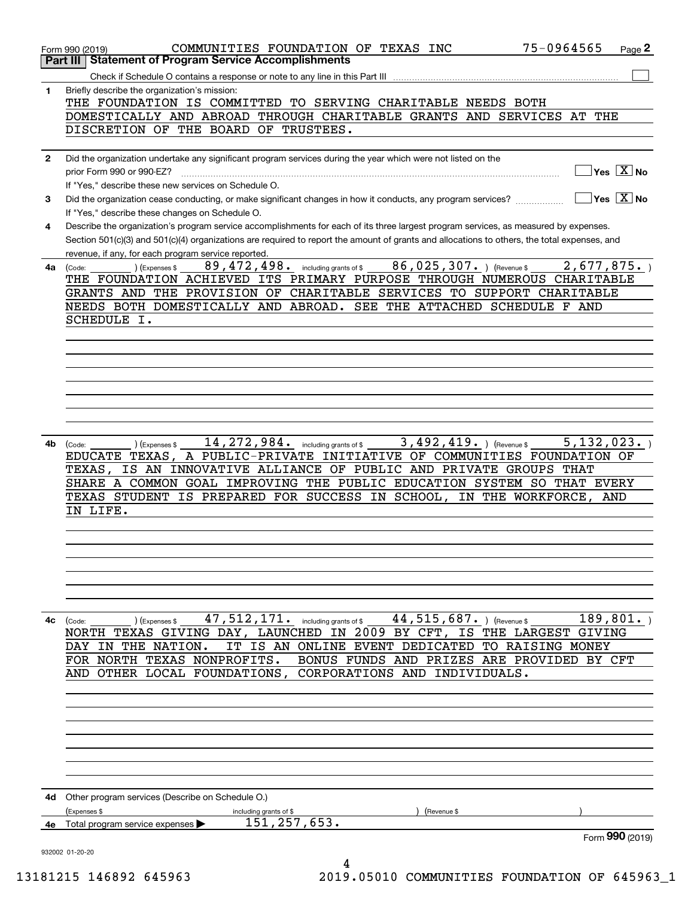Form 990 (2019) COMMUNITIES FOUNDATION OF TEXAS INC 75-0964565

## Part III Statement of Program Service Accomplishments

Check if Schedule O contains a response or note to any line in this Part III

**1** Briefly describe the organization's mission:

THE FOUNDATION IS COMMITTED TO SERVING CHARITABLE NEEDS BOTH DOMESTICALLY AND ABROAD THROUGH CHARITABLE GRANTS AND SERVICES AT THE DISCRETION OF THE BOARD OF TRUSTEES.

**2** Did the organization undertake any significant program services during the year which were not listed on the prior Form 990 or 990-EZ? Yes [ ] No [X]

If "Yes," describe these new services on Schedule O.

**3** Did the organization cease conducting, or make significant changes in how it conducts, any program services? Yes [ ] No [X]

If "Yes," describe these changes on Schedule O.

**4** Describe the organization's program service accomplishments for each of its three largest program services, as measured by expenses. Section 501(c)(3) and 501(c)(4) organizations are required to report the amount of grants and allocations to others, the total expenses, and revenue, if any, for each program service reported.

**4a** (Code: ) (Expenses $ 89,472,498. including grants of $ 86,025,307. ) (Revenue $ 2,677,875. )

THE FOUNDATION ACHIEVED ITS PRIMARY PURPOSE THROUGH NUMEROUS CHARITABLE GRANTS AND THE PROVISION OF CHARITABLE SERVICES TO SUPPORT CHARITABLE NEEDS BOTH DOMESTICALLY AND ABROAD. SEE THE ATTACHED SCHEDULE F AND SCHEDULE I.

**4b** (Code: ) (Expenses $ 14,272,984. including grants of $ 3,492,419. ) (Revenue $ 5,132,023. )

EDUCATE TEXAS, A PUBLIC-PRIVATE INITIATIVE OF COMMUNITIES FOUNDATION OF TEXAS, IS AN INNOVATIVE ALLIANCE OF PUBLIC AND PRIVATE GROUPS THAT SHARE A COMMON GOAL IMPROVING THE PUBLIC EDUCATION SYSTEM SO THAT EVERY TEXAS STUDENT IS PREPARED FOR SUCCESS IN SCHOOL, IN THE WORKFORCE, AND IN LIFE.

**4c** (Code: ) (Expenses $ 47,512,171. including grants of $ 44,515,687. ) (Revenue $ 189,801. )

NORTH TEXAS GIVING DAY, LAUNCHED IN 2009 BY CFT, IS THE LARGEST GIVING DAY IN THE NATION. IT IS AN ONLINE EVENT DEDICATED TO RAISING MONEY FOR NORTH TEXAS NONPROFITS. BONUS FUNDS AND PRIZES ARE PROVIDED BY CFT AND OTHER LOCAL FOUNDATIONS, CORPORATIONS AND INDIVIDUALS.

**4d** Other program services (Describe on Schedule O.)

(Expenses $ including grants of $ ) (Revenue $ )

**4e** Total program service expenses 151,257,653.

Form 990 (2019)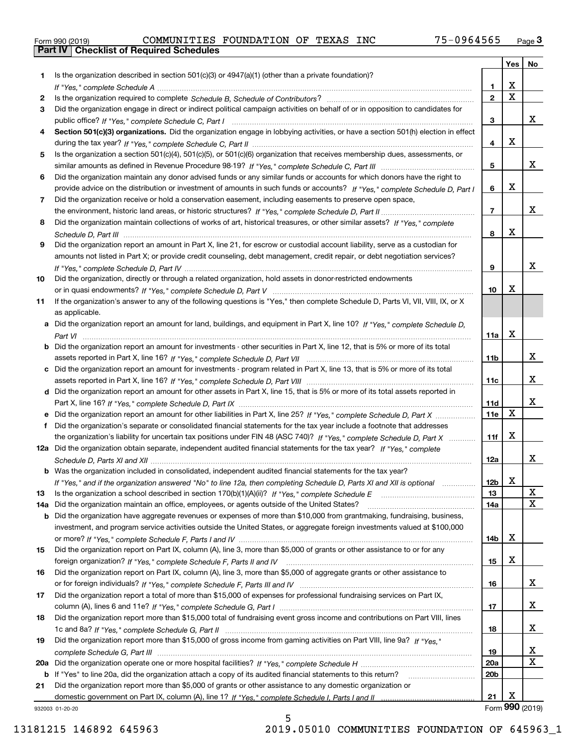Form 990 (2019) COMMUNITIES FOUNDATION OF TEXAS INC 75-0964565 Page 3

## Part IV Checklist of Required Schedules

| | | | Yes | No |
|---|---|---|---|---|
| 1 | Is the organization described in section 501(c)(3) or 4947(a)(1) (other than a private foundation)? *If "Yes," complete Schedule A* | 1 | X | |
| 2 | Is the organization required to complete *Schedule B, Schedule of Contributors*? | 2 | X | |
| 3 | Did the organization engage in direct or indirect political campaign activities on behalf of or in opposition to candidates for public office? *If "Yes," complete Schedule C, Part I* | 3 | | X |
| 4 | **Section 501(c)(3) organizations.** Did the organization engage in lobbying activities, or have a section 501(h) election in effect during the tax year? *If "Yes," complete Schedule C, Part II* | 4 | X | |
| 5 | Is the organization a section 501(c)(4), 501(c)(5), or 501(c)(6) organization that receives membership dues, assessments, or similar amounts as defined in Revenue Procedure 98-19? *If "Yes," complete Schedule C, Part III* | 5 | | X |
| 6 | Did the organization maintain any donor advised funds or any similar funds or accounts for which donors have the right to provide advice on the distribution or investment of amounts in such funds or accounts? *If "Yes," complete Schedule D, Part I* | 6 | X | |
| 7 | Did the organization receive or hold a conservation easement, including easements to preserve open space, the environment, historic land areas, or historic structures? *If "Yes," complete Schedule D, Part II* | 7 | | X |
| 8 | Did the organization maintain collections of works of art, historical treasures, or other similar assets? *If "Yes," complete Schedule D, Part III* | 8 | X | |
| 9 | Did the organization report an amount in Part X, line 21, for escrow or custodial account liability, serve as a custodian for amounts not listed in Part X; or provide credit counseling, debt management, credit repair, or debt negotiation services? *If "Yes," complete Schedule D, Part IV* | 9 | | X |
| 10 | Did the organization, directly or through a related organization, hold assets in donor-restricted endowments or in quasi endowments? *If "Yes," complete Schedule D, Part V* | 10 | X | |
| 11 | If the organization's answer to any of the following questions is "Yes," then complete Schedule D, Parts VI, VII, VIII, IX, or X as applicable. | | | |
| a | Did the organization report an amount for land, buildings, and equipment in Part X, line 10? *If "Yes," complete Schedule D, Part VI* | 11a | X | |
| b | Did the organization report an amount for investments - other securities in Part X, line 12, that is 5% or more of its total assets reported in Part X, line 16? *If "Yes," complete Schedule D, Part VII* | 11b | | X |
| c | Did the organization report an amount for investments - program related in Part X, line 13, that is 5% or more of its total assets reported in Part X, line 16? *If "Yes," complete Schedule D, Part VIII* | 11c | | X |
| d | Did the organization report an amount for other assets in Part X, line 15, that is 5% or more of its total assets reported in Part X, line 16? *If "Yes," complete Schedule D, Part IX* | 11d | | X |
| e | Did the organization report an amount for other liabilities in Part X, line 25? *If "Yes," complete Schedule D, Part X* | 11e | X | |
| f | Did the organization's separate or consolidated financial statements for the tax year include a footnote that addresses the organization's liability for uncertain tax positions under FIN 48 (ASC 740)? *If "Yes," complete Schedule D, Part X* | 11f | X | |
| 12a | Did the organization obtain separate, independent audited financial statements for the tax year? *If "Yes," complete Schedule D, Parts XI and XII* | 12a | | X |
| b | Was the organization included in consolidated, independent audited financial statements for the tax year? *If "Yes," and if the organization answered "No" to line 12a, then completing Schedule D, Parts XI and XII is optional* | 12b | X | |
| 13 | Is the organization a school described in section 170(b)(1)(A)(ii)? *If "Yes," complete Schedule E* | 13 | | X |
| 14a | Did the organization maintain an office, employees, or agents outside of the United States? | 14a | | X |
| b | Did the organization have aggregate revenues or expenses of more than $10,000 from grantmaking, fundraising, business, investment, and program service activities outside the United States, or aggregate foreign investments valued at $100,000 or more? *If "Yes," complete Schedule F, Parts I and IV* | 14b | X | |
| 15 | Did the organization report on Part IX, column (A), line 3, more than $5,000 of grants or other assistance to or for any foreign organization? *If "Yes," complete Schedule F, Parts II and IV* | 15 | X | |
| 16 | Did the organization report on Part IX, column (A), line 3, more than $5,000 of aggregate grants or other assistance to or for foreign individuals? *If "Yes," complete Schedule F, Parts III and IV* | 16 | | X |
| 17 | Did the organization report a total of more than $15,000 of expenses for professional fundraising services on Part IX, column (A), lines 6 and 11e? *If "Yes," complete Schedule G, Part I* | 17 | | X |
| 18 | Did the organization report more than $15,000 total of fundraising event gross income and contributions on Part VIII, lines 1c and 8a? *If "Yes," complete Schedule G, Part II* | 18 | | X |
| 19 | Did the organization report more than $15,000 of gross income from gaming activities on Part VIII, line 9a? *If "Yes," complete Schedule G, Part III* | 19 | | X |
| 20a | Did the organization operate one or more hospital facilities? *If "Yes," complete Schedule H* | 20a | | X |
| b | If "Yes" to line 20a, did the organization attach a copy of its audited financial statements to this return? | 20b | | |
| 21 | Did the organization report more than $5,000 of grants or other assistance to any domestic organization or domestic government on Part IX, column (A), line 1? *If "Yes," complete Schedule I, Parts I and II* | 21 | X | |

932003 01-20-20 Form **990** (2019)

13181215 146892 645963 2019.05010 COMMUNITIES FOUNDATION OF 645963_1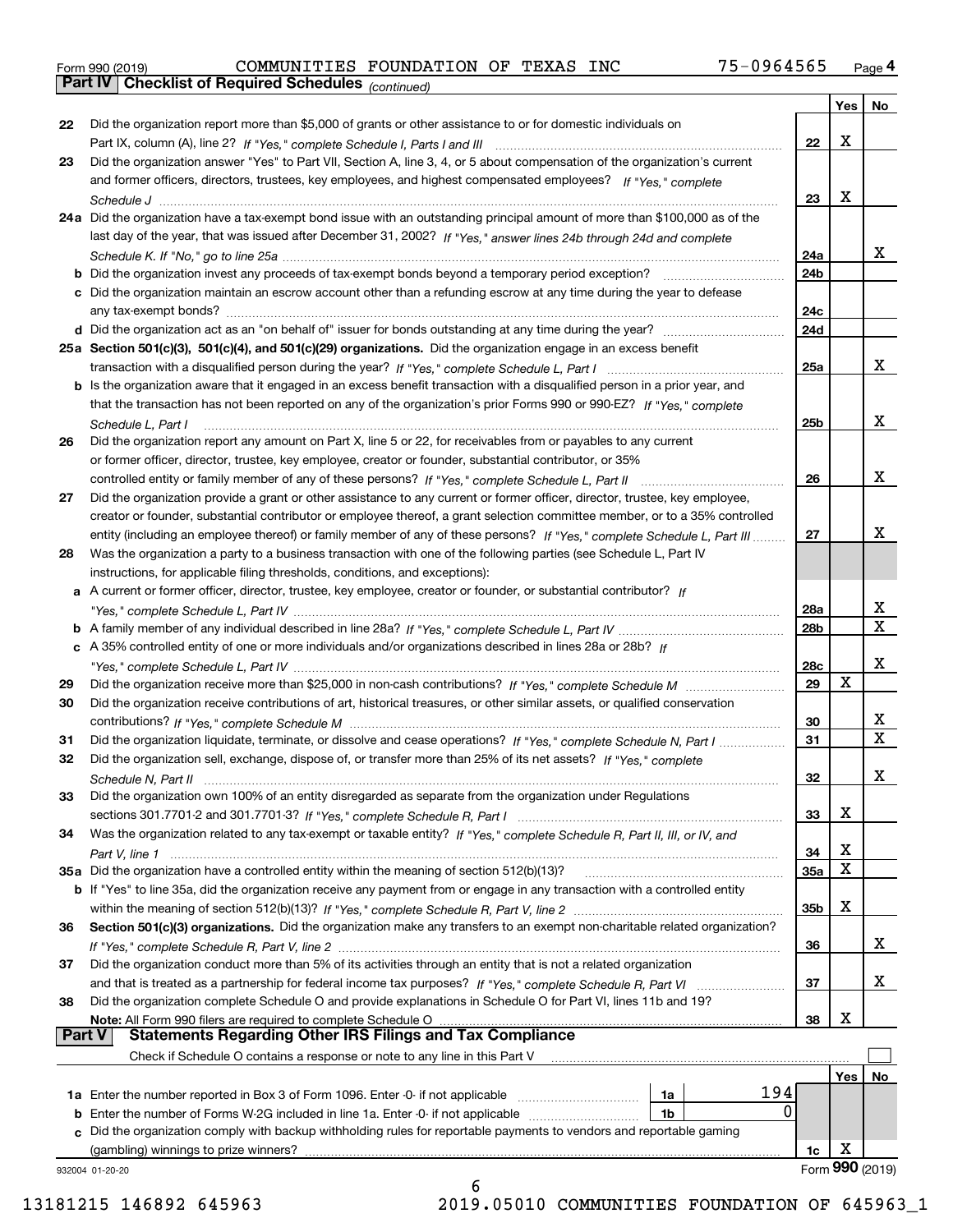Form 990 (2019) COMMUNITIES FOUNDATION OF TEXAS INC 75-0964565 Page 4

**Part IV Checklist of Required Schedules** *(continued)*

| | | | Yes | No |
|---|---|---|---|---|
| 22 | Did the organization report more than $5,000 of grants or other assistance to or for domestic individuals on Part IX, column (A), line 2? *If "Yes," complete Schedule I, Parts I and III* | 22 | X | |
| 23 | Did the organization answer "Yes" to Part VII, Section A, line 3, 4, or 5 about compensation of the organization's current and former officers, directors, trustees, key employees, and highest compensated employees? *If "Yes," complete Schedule J* | 23 | X | |
| 24a | Did the organization have a tax-exempt bond issue with an outstanding principal amount of more than $100,000 as of the last day of the year, that was issued after December 31, 2002? *If "Yes," answer lines 24b through 24d and complete Schedule K. If "No," go to line 25a* | 24a | | X |
| b | Did the organization invest any proceeds of tax-exempt bonds beyond a temporary period exception? | 24b | | |
| c | Did the organization maintain an escrow account other than a refunding escrow at any time during the year to defease any tax-exempt bonds? | 24c | | |
| d | Did the organization act as an "on behalf of" issuer for bonds outstanding at any time during the year? | 24d | | |
| 25a | **Section 501(c)(3), 501(c)(4), and 501(c)(29) organizations.** Did the organization engage in an excess benefit transaction with a disqualified person during the year? *If "Yes," complete Schedule L, Part I* | 25a | | X |
| b | Is the organization aware that it engaged in an excess benefit transaction with a disqualified person in a prior year, and that the transaction has not been reported on any of the organization's prior Forms 990 or 990-EZ? *If "Yes," complete Schedule L, Part I* | 25b | | X |
| 26 | Did the organization report any amount on Part X, line 5 or 22, for receivables from or payables to any current or former officer, director, trustee, key employee, creator or founder, substantial contributor, or 35% controlled entity or family member of any of these persons? *If "Yes," complete Schedule L, Part II* | 26 | | X |
| 27 | Did the organization provide a grant or other assistance to any current or former officer, director, trustee, key employee, creator or founder, substantial contributor or employee thereof, a grant selection committee member, or to a 35% controlled entity (including an employee thereof) or family member of any of these persons? *If "Yes," complete Schedule L, Part III* | 27 | | X |
| 28 | Was the organization a party to a business transaction with one of the following parties (see Schedule L, Part IV instructions, for applicable filing thresholds, conditions, and exceptions): | | | |
| a | A current or former officer, director, trustee, key employee, creator or founder, or substantial contributor? *If "Yes," complete Schedule L, Part IV* | 28a | | X |
| b | A family member of any individual described in line 28a? *If "Yes," complete Schedule L, Part IV* | 28b | | X |
| c | A 35% controlled entity of one or more individuals and/or organizations described in lines 28a or 28b? *If "Yes," complete Schedule L, Part IV* | 28c | | X |
| 29 | Did the organization receive more than $25,000 in non-cash contributions? *If "Yes," complete Schedule M* | 29 | X | |
| 30 | Did the organization receive contributions of art, historical treasures, or other similar assets, or qualified conservation contributions? *If "Yes," complete Schedule M* | 30 | | X |
| 31 | Did the organization liquidate, terminate, or dissolve and cease operations? *If "Yes," complete Schedule N, Part I* | 31 | | X |
| 32 | Did the organization sell, exchange, dispose of, or transfer more than 25% of its net assets? *If "Yes," complete Schedule N, Part II* | 32 | | X |
| 33 | Did the organization own 100% of an entity disregarded as separate from the organization under Regulations sections 301.7701-2 and 301.7701-3? *If "Yes," complete Schedule R, Part I* | 33 | X | |
| 34 | Was the organization related to any tax-exempt or taxable entity? *If "Yes," complete Schedule R, Part II, III, or IV, and Part V, line 1* | 34 | X | |
| 35a | Did the organization have a controlled entity within the meaning of section 512(b)(13)? | 35a | X | |
| b | If "Yes" to line 35a, did the organization receive any payment from or engage in any transaction with a controlled entity within the meaning of section 512(b)(13)? *If "Yes," complete Schedule R, Part V, line 2* | 35b | X | |
| 36 | **Section 501(c)(3) organizations.** Did the organization make any transfers to an exempt non-charitable related organization? *If "Yes," complete Schedule R, Part V, line 2* | 36 | | X |
| 37 | Did the organization conduct more than 5% of its activities through an entity that is not a related organization and that is treated as a partnership for federal income tax purposes? *If "Yes," complete Schedule R, Part VI* | 37 | | X |
| 38 | Did the organization complete Schedule O and provide explanations in Schedule O for Part VI, lines 11b and 19? **Note:** All Form 990 filers are required to complete Schedule O | 38 | X | |

**Part V Statements Regarding Other IRS Filings and Tax Compliance**

Check if Schedule O contains a response or note to any line in this Part V ☐

| | | | | | Yes | No |
|---|---|---|---|---|---|---|
| 1a | Enter the number reported in Box 3 of Form 1096. Enter -0- if not applicable | 1a | 194 | | | |
| b | Enter the number of Forms W-2G included in line 1a. Enter -0- if not applicable | 1b | 0 | | | |
| c | Did the organization comply with backup withholding rules for reportable payments to vendors and reportable gaming (gambling) winnings to prize winners? | | | 1c | X | |

932004 01-20-20 Form **990** (2019)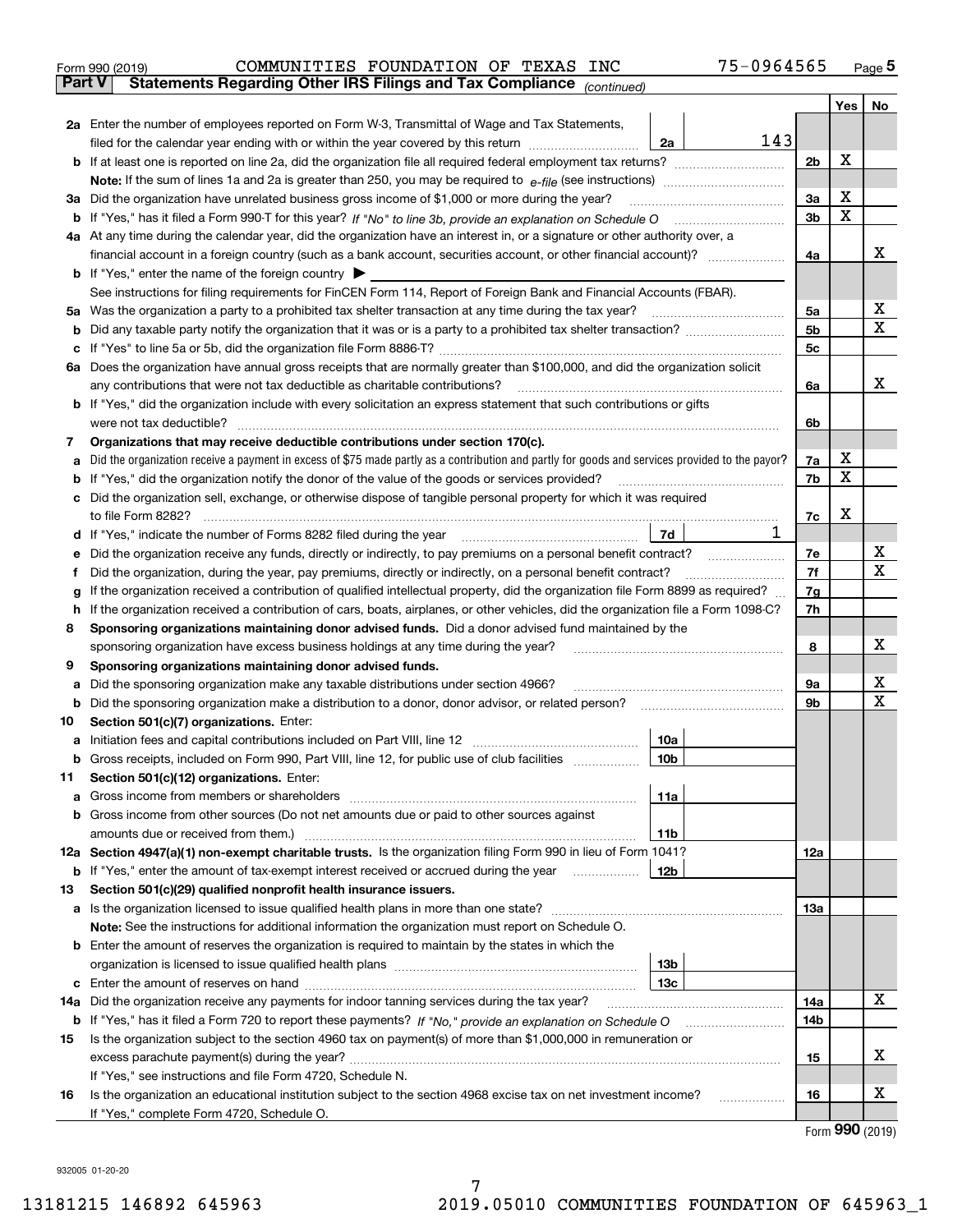Form 990 (2019) COMMUNITIES FOUNDATION OF TEXAS INC 75-0964565

**Part V** **Statements Regarding Other IRS Filings and Tax Compliance** *(continued)*

| | | | | Yes | No |
|---|---|---|---|---|---|
| **2a** | Enter the number of employees reported on Form W-3, Transmittal of Wage and Tax Statements, filed for the calendar year ending with or within the year covered by this return | 2a | 143 | | |
| **b** | If at least one is reported on line 2a, did the organization file all required federal employment tax returns? | | 2b | X | |
| | **Note:** If the sum of lines 1a and 2a is greater than 250, you may be required to *e-file* (see instructions) | | | | |
| **3a** | Did the organization have unrelated business gross income of $1,000 or more during the year? | | 3a | X | |
| **b** | If "Yes," has it filed a Form 990-T for this year? *If "No" to line 3b, provide an explanation on Schedule O* | | 3b | X | |
| **4a** | At any time during the calendar year, did the organization have an interest in, or a signature or other authority over, a financial account in a foreign country (such as a bank account, securities account, or other financial account)? | | 4a | | X |
| **b** | If "Yes," enter the name of the foreign country ▶ | | | | |
| | See instructions for filing requirements for FinCEN Form 114, Report of Foreign Bank and Financial Accounts (FBAR). | | | | |
| **5a** | Was the organization a party to a prohibited tax shelter transaction at any time during the tax year? | | 5a | | X |
| **b** | Did any taxable party notify the organization that it was or is a party to a prohibited tax shelter transaction? | | 5b | | X |
| **c** | If "Yes" to line 5a or 5b, did the organization file Form 8886-T? | | 5c | | |
| **6a** | Does the organization have annual gross receipts that are normally greater than $100,000, and did the organization solicit any contributions that were not tax deductible as charitable contributions? | | 6a | | X |
| **b** | If "Yes," did the organization include with every solicitation an express statement that such contributions or gifts were not tax deductible? | | 6b | | |
| **7** | **Organizations that may receive deductible contributions under section 170(c).** | | | | |
| **a** | Did the organization receive a payment in excess of $75 made partly as a contribution and partly for goods and services provided to the payor? | | 7a | X | |
| **b** | If "Yes," did the organization notify the donor of the value of the goods or services provided? | | 7b | X | |
| **c** | Did the organization sell, exchange, or otherwise dispose of tangible personal property for which it was required to file Form 8282? | | 7c | X | |
| **d** | If "Yes," indicate the number of Forms 8282 filed during the year | 7d | 1 | | |
| **e** | Did the organization receive any funds, directly or indirectly, to pay premiums on a personal benefit contract? | | 7e | | X |
| **f** | Did the organization, during the year, pay premiums, directly or indirectly, on a personal benefit contract? | | 7f | | X |
| **g** | If the organization received a contribution of qualified intellectual property, did the organization file Form 8899 as required? | | 7g | | |
| **h** | If the organization received a contribution of cars, boats, airplanes, or other vehicles, did the organization file a Form 1098-C? | | 7h | | |
| **8** | **Sponsoring organizations maintaining donor advised funds.** Did a donor advised fund maintained by the sponsoring organization have excess business holdings at any time during the year? | | 8 | | X |
| **9** | **Sponsoring organizations maintaining donor advised funds.** | | | | |
| **a** | Did the sponsoring organization make any taxable distributions under section 4966? | | 9a | | X |
| **b** | Did the sponsoring organization make a distribution to a donor, donor advisor, or related person? | | 9b | | X |
| **10** | **Section 501(c)(7) organizations.** Enter: | | | | |
| **a** | Initiation fees and capital contributions included on Part VIII, line 12 | 10a | | | |
| **b** | Gross receipts, included on Form 990, Part VIII, line 12, for public use of club facilities | 10b | | | |
| **11** | **Section 501(c)(12) organizations.** Enter: | | | | |
| **a** | Gross income from members or shareholders | 11a | | | |
| **b** | Gross income from other sources (Do not net amounts due or paid to other sources against amounts due or received from them.) | 11b | | | |
| **12a** | **Section 4947(a)(1) non-exempt charitable trusts.** Is the organization filing Form 990 in lieu of Form 1041? | | 12a | | |
| **b** | If "Yes," enter the amount of tax-exempt interest received or accrued during the year | 12b | | | |
| **13** | **Section 501(c)(29) qualified nonprofit health insurance issuers.** | | | | |
| **a** | Is the organization licensed to issue qualified health plans in more than one state? | | 13a | | |
| | **Note:** See the instructions for additional information the organization must report on Schedule O. | | | | |
| **b** | Enter the amount of reserves the organization is required to maintain by the states in which the organization is licensed to issue qualified health plans | 13b | | | |
| **c** | Enter the amount of reserves on hand | 13c | | | |
| **14a** | Did the organization receive any payments for indoor tanning services during the tax year? | | 14a | | X |
| **b** | If "Yes," has it filed a Form 720 to report these payments? *If "No," provide an explanation on Schedule O* | | 14b | | |
| **15** | Is the organization subject to the section 4960 tax on payment(s) of more than $1,000,000 in remuneration or excess parachute payment(s) during the year? | | 15 | | X |
| | If "Yes," see instructions and file Form 4720, Schedule N. | | | | |
| **16** | Is the organization an educational institution subject to the section 4968 excise tax on net investment income? | | 16 | | X |
| | If "Yes," complete Form 4720, Schedule O. | | | | |

Form **990** (2019)

932005 01-20-20

13181215 146892 645963 2019.05010 COMMUNITIES FOUNDATION OF 645963_1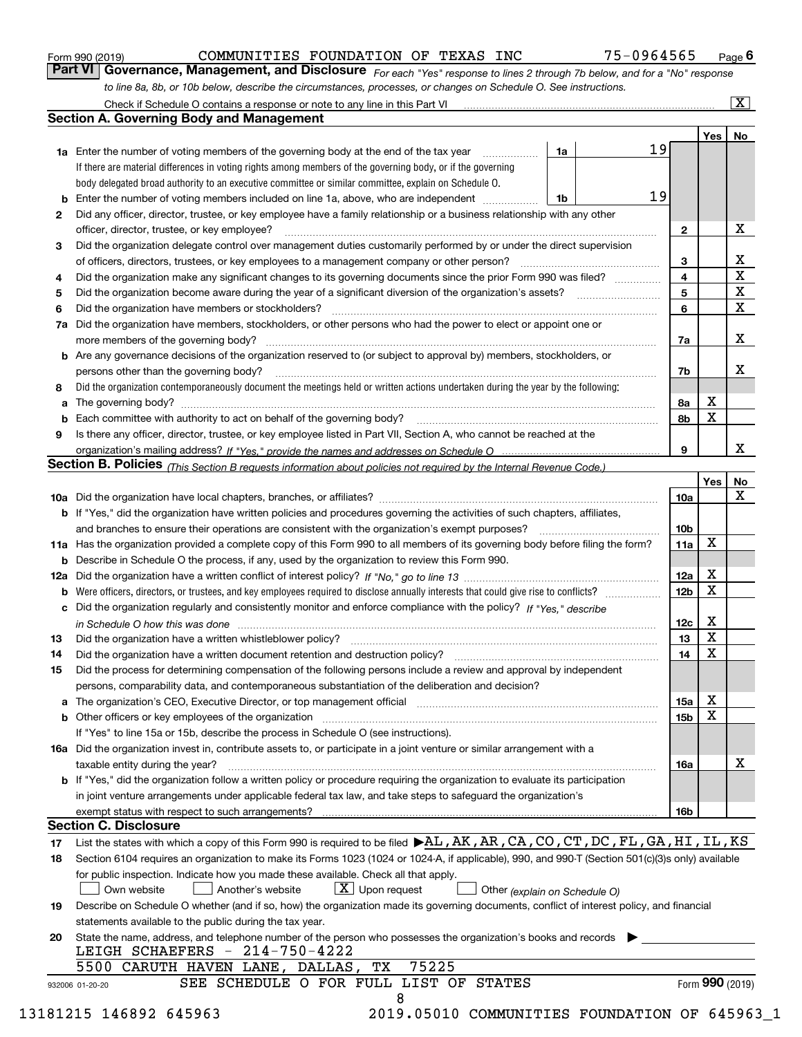Form 990 (2019) COMMUNITIES FOUNDATION OF TEXAS INC 75-0964565 Page 6

**Part VI Governance, Management, and Disclosure** *For each "Yes" response to lines 2 through 7b below, and for a "No" response to line 8a, 8b, or 10b below, describe the circumstances, processes, or changes on Schedule O. See instructions.*

Check if Schedule O contains a response or note to any line in this Part VI [X]

## Section A. Governing Body and Management

| | | | | Yes | No |
|---|---|---|---|---|---|
| **1a** | Enter the number of voting members of the governing body at the end of the tax year. If there are material differences in voting rights among members of the governing body, or if the governing body delegated broad authority to an executive committee or similar committee, explain on Schedule O. | 1a | 19 | | |
| **b** | Enter the number of voting members included on line 1a, above, who are independent | 1b | 19 | | |
| **2** | Did any officer, director, trustee, or key employee have a family relationship or a business relationship with any other officer, director, trustee, or key employee? | 2 | | | X |
| **3** | Did the organization delegate control over management duties customarily performed by or under the direct supervision of officers, directors, trustees, or key employees to a management company or other person? | 3 | | | X |
| **4** | Did the organization make any significant changes to its governing documents since the prior Form 990 was filed? | 4 | | | X |
| **5** | Did the organization become aware during the year of a significant diversion of the organization's assets? | 5 | | | X |
| **6** | Did the organization have members or stockholders? | 6 | | | X |
| **7a** | Did the organization have members, stockholders, or other persons who had the power to elect or appoint one or more members of the governing body? | 7a | | | X |
| **b** | Are any governance decisions of the organization reserved to (or subject to approval by) members, stockholders, or persons other than the governing body? | 7b | | | X |
| **8** | Did the organization contemporaneously document the meetings held or written actions undertaken during the year by the following: | | | | |
| **a** | The governing body? | 8a | | X | |
| **b** | Each committee with authority to act on behalf of the governing body? | 8b | | X | |
| **9** | Is there any officer, director, trustee, or key employee listed in Part VII, Section A, who cannot be reached at the organization's mailing address? *If "Yes," provide the names and addresses on Schedule O* | 9 | | | X |

## Section B. Policies *(This Section B requests information about policies not required by the Internal Revenue Code.)*

| | | | Yes | No |
|---|---|---|---|---|
| **10a** | Did the organization have local chapters, branches, or affiliates? | 10a | | X |
| **b** | If "Yes," did the organization have written policies and procedures governing the activities of such chapters, affiliates, and branches to ensure their operations are consistent with the organization's exempt purposes? | 10b | | |
| **11a** | Has the organization provided a complete copy of this Form 990 to all members of its governing body before filing the form? | 11a | X | |
| **b** | Describe in Schedule O the process, if any, used by the organization to review this Form 990. | | | |
| **12a** | Did the organization have a written conflict of interest policy? *If "No," go to line 13* | 12a | X | |
| **b** | Were officers, directors, or trustees, and key employees required to disclose annually interests that could give rise to conflicts? | 12b | X | |
| **c** | Did the organization regularly and consistently monitor and enforce compliance with the policy? *If "Yes," describe in Schedule O how this was done* | 12c | X | |
| **13** | Did the organization have a written whistleblower policy? | 13 | X | |
| **14** | Did the organization have a written document retention and destruction policy? | 14 | X | |
| **15** | Did the process for determining compensation of the following persons include a review and approval by independent persons, comparability data, and contemporaneous substantiation of the deliberation and decision? | | | |
| **a** | The organization's CEO, Executive Director, or top management official | 15a | X | |
| **b** | Other officers or key employees of the organization. If "Yes" to line 15a or 15b, describe the process in Schedule O (see instructions). | 15b | X | |
| **16a** | Did the organization invest in, contribute assets to, or participate in a joint venture or similar arrangement with a taxable entity during the year? | 16a | | X |
| **b** | If "Yes," did the organization follow a written policy or procedure requiring the organization to evaluate its participation in joint venture arrangements under applicable federal tax law, and take steps to safeguard the organization's exempt status with respect to such arrangements? | 16b | | |

## Section C. Disclosure

**17** List the states with which a copy of this Form 990 is required to be filed ▶AL,AK,AR,CA,CO,CT,DC,FL,GA,HI,IL,KS

**18** Section 6104 requires an organization to make its Forms 1023 (1024 or 1024-A, if applicable), 990, and 990-T (Section 501(c)(3)s only) available for public inspection. Indicate how you made these available. Check all that apply.

[ ] Own website [ ] Another's website [X] Upon request [ ] Other *(explain on Schedule O)*

**19** Describe on Schedule O whether (and if so, how) the organization made its governing documents, conflict of interest policy, and financial statements available to the public during the tax year.

**20** State the name, address, and telephone number of the person who possesses the organization's books and records ▶

LEIGH SCHAEFERS - 214-750-4222
5500 CARUTH HAVEN LANE, DALLAS, TX 75225

SEE SCHEDULE O FOR FULL LIST OF STATES

932006 01-20-20 Form 990 (2019)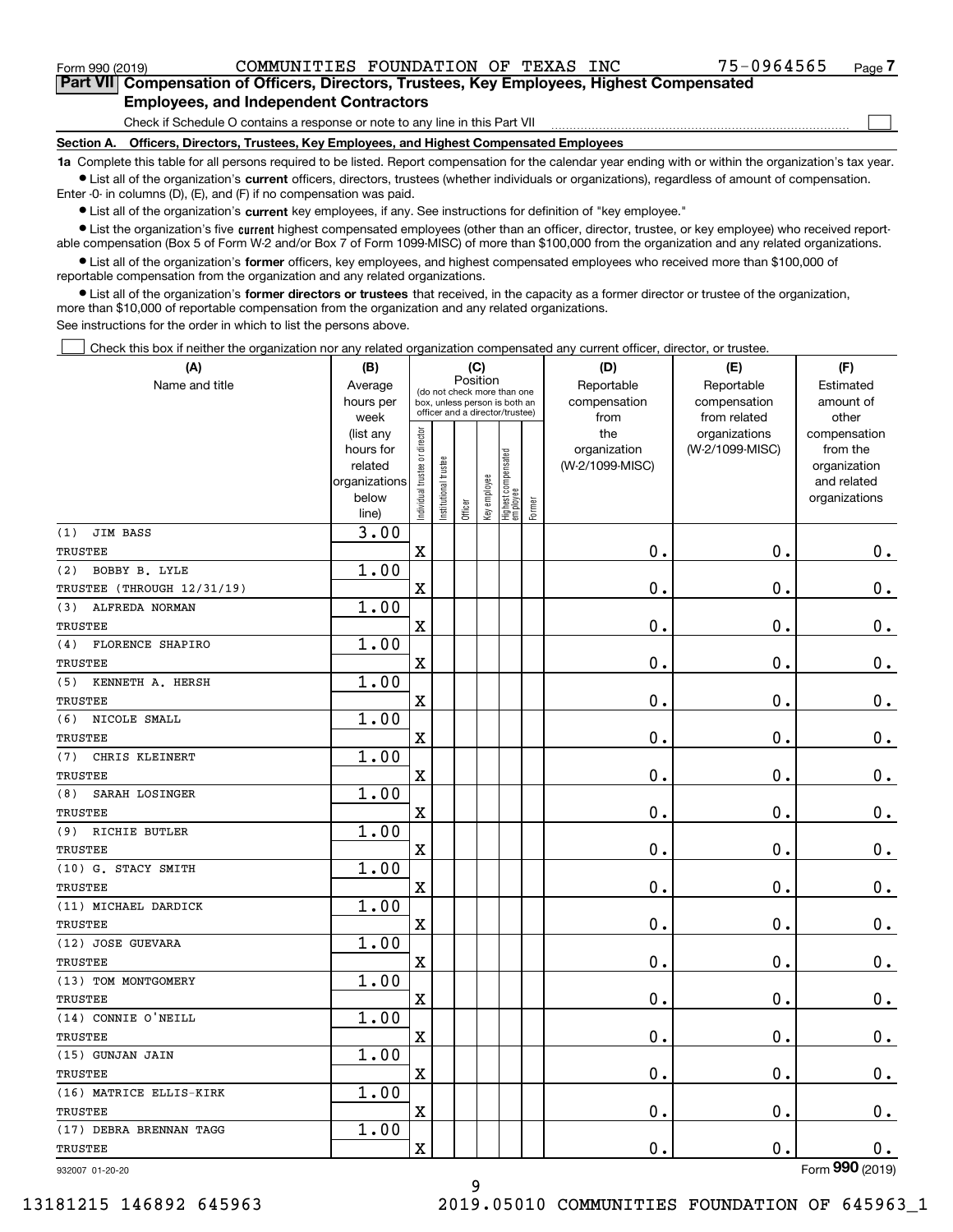Form 990 (2019) COMMUNITIES FOUNDATION OF TEXAS INC 75-0964565 Page 7

## Part VII Compensation of Officers, Directors, Trustees, Key Employees, Highest Compensated Employees, and Independent Contractors

Check if Schedule O contains a response or note to any line in this Part VII

### Section A. Officers, Directors, Trustees, Key Employees, and Highest Compensated Employees

**1a** Complete this table for all persons required to be listed. Report compensation for the calendar year ending with or within the organization's tax year.

- List all of the organization's **current** officers, directors, trustees (whether individuals or organizations), regardless of amount of compensation. Enter -0- in columns (D), (E), and (F) if no compensation was paid.
- List all of the organization's **current** key employees, if any. See instructions for definition of "key employee."
- List the organization's five **current** highest compensated employees (other than an officer, director, trustee, or key employee) who received reportable compensation (Box 5 of Form W-2 and/or Box 7 of Form 1099-MISC) of more than $100,000 from the organization and any related organizations.
- List all of the organization's **former** officers, key employees, and highest compensated employees who received more than $100,000 of reportable compensation from the organization and any related organizations.
- List all of the organization's **former directors or trustees** that received, in the capacity as a former director or trustee of the organization, more than $10,000 of reportable compensation from the organization and any related organizations.

See instructions for the order in which to list the persons above.

Check this box if neither the organization nor any related organization compensated any current officer, director, or trustee.

| (A) Name and title | (B) Average hours per week (list any hours for related organizations below line) | (C) Position: Individual trustee or director | Institutional trustee | Officer | Key employee | Highest compensated employee | Former | (D) Reportable compensation from the organization (W-2/1099-MISC) | (E) Reportable compensation from related organizations (W-2/1099-MISC) | (F) Estimated amount of other compensation from the organization and related organizations |
|---|---|---|---|---|---|---|---|---|---|---|
| (1) JIM BASS<br>TRUSTEE | 3.00 | X | | | | | | 0. | 0. | 0. |
| (2) BOBBY B. LYLE<br>TRUSTEE (THROUGH 12/31/19) | 1.00 | X | | | | | | 0. | 0. | 0. |
| (3) ALFREDA NORMAN<br>TRUSTEE | 1.00 | X | | | | | | 0. | 0. | 0. |
| (4) FLORENCE SHAPIRO<br>TRUSTEE | 1.00 | X | | | | | | 0. | 0. | 0. |
| (5) KENNETH A. HERSH<br>TRUSTEE | 1.00 | X | | | | | | 0. | 0. | 0. |
| (6) NICOLE SMALL<br>TRUSTEE | 1.00 | X | | | | | | 0. | 0. | 0. |
| (7) CHRIS KLEINERT<br>TRUSTEE | 1.00 | X | | | | | | 0. | 0. | 0. |
| (8) SARAH LOSINGER<br>TRUSTEE | 1.00 | X | | | | | | 0. | 0. | 0. |
| (9) RICHIE BUTLER<br>TRUSTEE | 1.00 | X | | | | | | 0. | 0. | 0. |
| (10) G. STACY SMITH<br>TRUSTEE | 1.00 | X | | | | | | 0. | 0. | 0. |
| (11) MICHAEL DARDICK<br>TRUSTEE | 1.00 | X | | | | | | 0. | 0. | 0. |
| (12) JOSE GUEVARA<br>TRUSTEE | 1.00 | X | | | | | | 0. | 0. | 0. |
| (13) TOM MONTGOMERY<br>TRUSTEE | 1.00 | X | | | | | | 0. | 0. | 0. |
| (14) CONNIE O'NEILL<br>TRUSTEE | 1.00 | X | | | | | | 0. | 0. | 0. |
| (15) GUNJAN JAIN<br>TRUSTEE | 1.00 | X | | | | | | 0. | 0. | 0. |
| (16) MATRICE ELLIS-KIRK<br>TRUSTEE | 1.00 | X | | | | | | 0. | 0. | 0. |
| (17) DEBRA BRENNAN TAGG<br>TRUSTEE | 1.00 | X | | | | | | 0. | 0. | 0. |

932007 01-20-20 Form 990 (2019)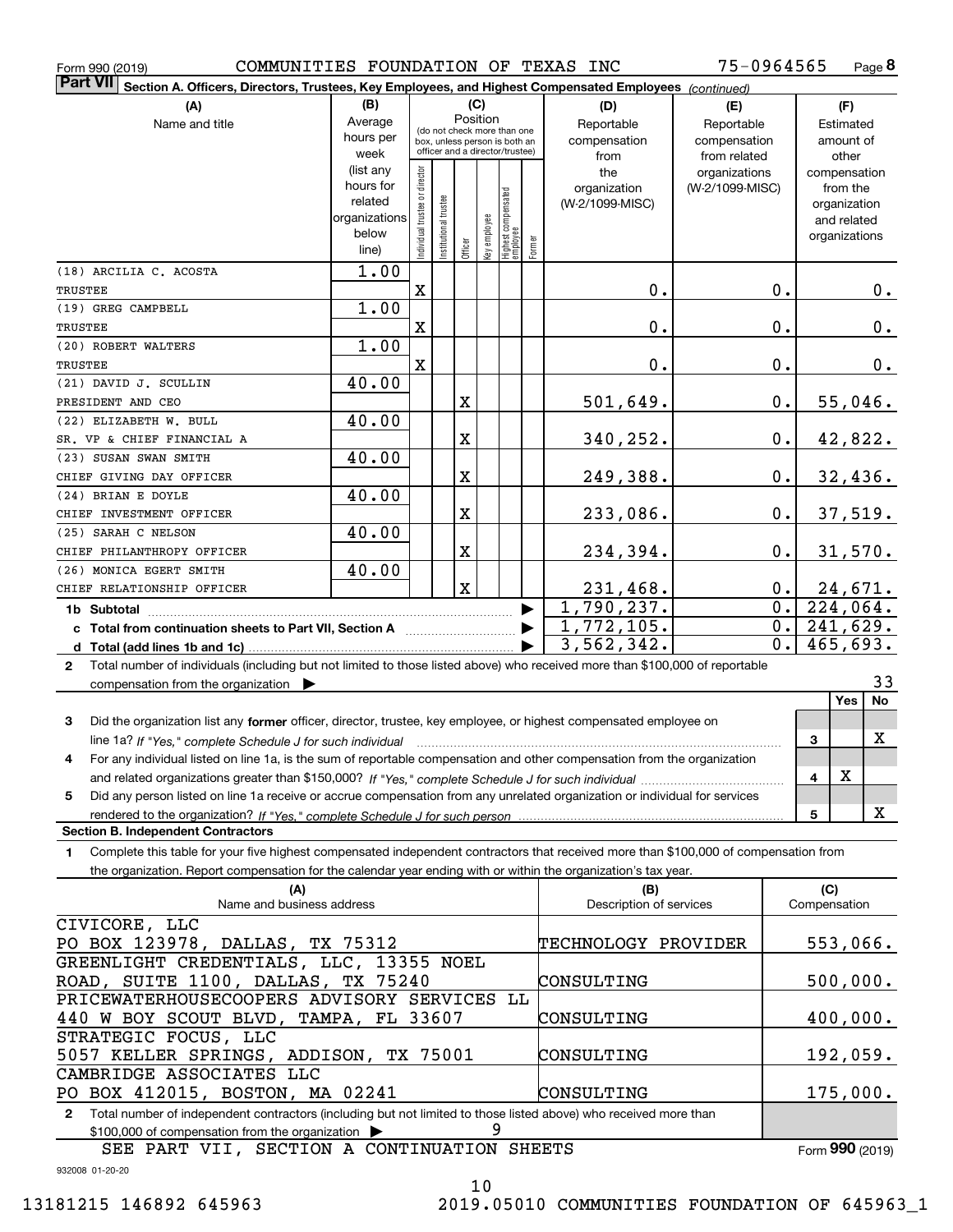Form 990 (2019) COMMUNITIES FOUNDATION OF TEXAS INC 75-0964565 Page **8**

**Part VII** **Section A. Officers, Directors, Trustees, Key Employees, and Highest Compensated Employees** *(continued)*

| (A) Name and title | (B) Average hours per week (list any hours for related organizations below line) | (C) Position: Individual trustee or director | Institutional trustee | Officer | Key employee | Highest compensated employee | Former | (D) Reportable compensation from the organization (W-2/1099-MISC) | (E) Reportable compensation from related organizations (W-2/1099-MISC) | (F) Estimated amount of other compensation from the organization and related organizations |
|---|---|---|---|---|---|---|---|---|---|---|
| (18) ARCILIA C. ACOSTA<br>TRUSTEE | 1.00 | X | | | | | | 0. | 0. | 0. |
| (19) GREG CAMPBELL<br>TRUSTEE | 1.00 | X | | | | | | 0. | 0. | 0. |
| (20) ROBERT WALTERS<br>TRUSTEE | 1.00 | X | | | | | | 0. | 0. | 0. |
| (21) DAVID J. SCULLIN<br>PRESIDENT AND CEO | 40.00 | | | X | | | | 501,649. | 0. | 55,046. |
| (22) ELIZABETH W. BULL<br>SR. VP & CHIEF FINANCIAL A | 40.00 | | | X | | | | 340,252. | 0. | 42,822. |
| (23) SUSAN SWAN SMITH<br>CHIEF GIVING DAY OFFICER | 40.00 | | | X | | | | 249,388. | 0. | 32,436. |
| (24) BRIAN E DOYLE<br>CHIEF INVESTMENT OFFICER | 40.00 | | | X | | | | 233,086. | 0. | 37,519. |
| (25) SARAH C NELSON<br>CHIEF PHILANTHROPY OFFICER | 40.00 | | | X | | | | 234,394. | 0. | 31,570. |
| (26) MONICA EGERT SMITH<br>CHIEF RELATIONSHIP OFFICER | 40.00 | | | X | | | | 231,468. | 0. | 24,671. |
| **1b Subtotal** | | | | | | | | 1,790,237. | 0. | 224,064. |
| **c Total from continuation sheets to Part VII, Section A** | | | | | | | | 1,772,105. | 0. | 241,629. |
| **d Total (add lines 1b and 1c)** | | | | | | | | 3,562,342. | 0. | 465,693. |

**2** Total number of individuals (including but not limited to those listed above) who received more than $100,000 of reportable compensation from the organization ▶ 33

| | | Yes | No |
|---|---|---|---|
| **3** Did the organization list any **former** officer, director, trustee, key employee, or highest compensated employee on line 1a? *If "Yes," complete Schedule J for such individual* | 3 | | X |
| **4** For any individual listed on line 1a, is the sum of reportable compensation and other compensation from the organization and related organizations greater than $150,000? *If "Yes," complete Schedule J for such individual* | 4 | X | |
| **5** Did any person listed on line 1a receive or accrue compensation from any unrelated organization or individual for services rendered to the organization? *If "Yes," complete Schedule J for such person* | 5 | | X |

**Section B. Independent Contractors**

**1** Complete this table for your five highest compensated independent contractors that received more than $100,000 of compensation from the organization. Report compensation for the calendar year ending with or within the organization's tax year.

| (A) Name and business address | (B) Description of services | (C) Compensation |
|---|---|---|
| CIVICORE, LLC<br>PO BOX 123978, DALLAS, TX 75312 | TECHNOLOGY PROVIDER | 553,066. |
| GREENLIGHT CREDENTIALS, LLC, 13355 NOEL ROAD, SUITE 1100, DALLAS, TX 75240 | CONSULTING | 500,000. |
| PRICEWATERHOUSECOOPERS ADVISORY SERVICES LL<br>440 W BOY SCOUT BLVD, TAMPA, FL 33607 | CONSULTING | 400,000. |
| STRATEGIC FOCUS, LLC<br>5057 KELLER SPRINGS, ADDISON, TX 75001 | CONSULTING | 192,059. |
| CAMBRIDGE ASSOCIATES LLC<br>PO BOX 412015, BOSTON, MA 02241 | CONSULTING | 175,000. |

**2** Total number of independent contractors (including but not limited to those listed above) who received more than $100,000 of compensation from the organization ▶ 9

SEE PART VII, SECTION A CONTINUATION SHEETS

Form **990** (2019)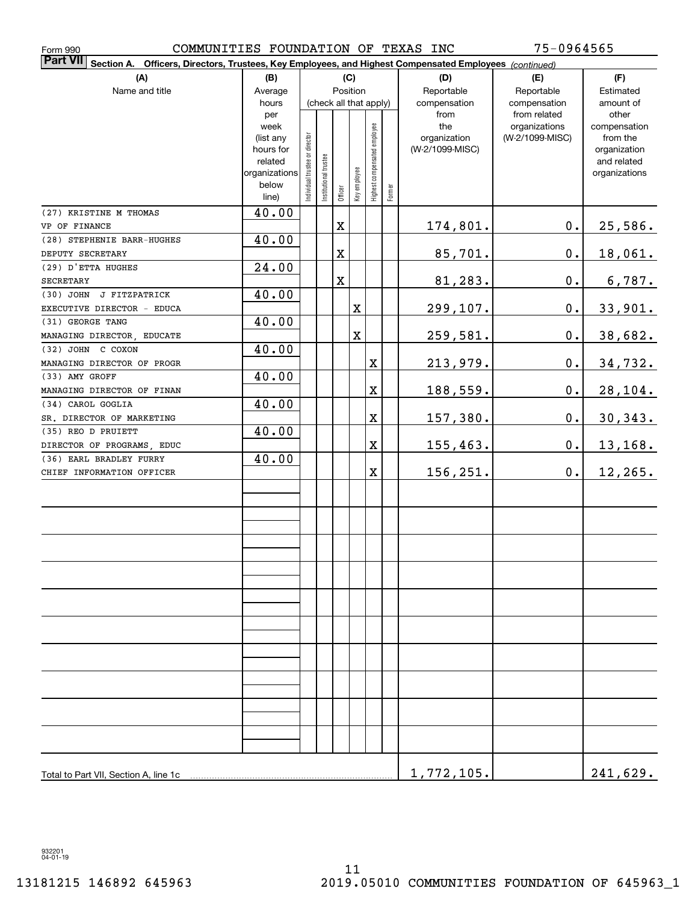Form 990 COMMUNITIES FOUNDATION OF TEXAS INC 75-0964565

**Part VII** **Section A. Officers, Directors, Trustees, Key Employees, and Highest Compensated Employees** *(continued)*

| (A) Name and title | (B) Average hours per week (list any hours for related organizations below line) | (C) Position (check all that apply): Individual trustee or director | Institutional trustee | Officer | Key employee | Highest compensated employee | Former | (D) Reportable compensation from the organization (W-2/1099-MISC) | (E) Reportable compensation from related organizations (W-2/1099-MISC) | (F) Estimated amount of other compensation from the organization and related organizations |
|---|---|---|---|---|---|---|---|---|---|---|
| (27) KRISTINE M THOMAS<br>VP OF FINANCE | 40.00 | | | X | | | | 174,801. | 0. | 25,586. |
| (28) STEPHENIE BARR-HUGHES<br>DEPUTY SECRETARY | 40.00 | | | X | | | | 85,701. | 0. | 18,061. |
| (29) D'ETTA HUGHES<br>SECRETARY | 24.00 | | | X | | | | 81,283. | 0. | 6,787. |
| (30) JOHN J FITZPATRICK<br>EXECUTIVE DIRECTOR - EDUCA | 40.00 | | | | X | | | 299,107. | 0. | 33,901. |
| (31) GEORGE TANG<br>MANAGING DIRECTOR, EDUCATE | 40.00 | | | | X | | | 259,581. | 0. | 38,682. |
| (32) JOHN C COXON<br>MANAGING DIRECTOR OF PROGR | 40.00 | | | | | X | | 213,979. | 0. | 34,732. |
| (33) AMY GROFF<br>MANAGING DIRECTOR OF FINAN | 40.00 | | | | | X | | 188,559. | 0. | 28,104. |
| (34) CAROL GOGLIA<br>SR. DIRECTOR OF MARKETING | 40.00 | | | | | X | | 157,380. | 0. | 30,343. |
| (35) REO D PRUIETT<br>DIRECTOR OF PROGRAMS, EDUC | 40.00 | | | | | X | | 155,463. | 0. | 13,168. |
| (36) EARL BRADLEY FURRY<br>CHIEF INFORMATION OFFICER | 40.00 | | | | | X | | 156,251. | 0. | 12,265. |
| Total to Part VII, Section A, line 1c | | | | | | | | 1,772,105. | | 241,629. |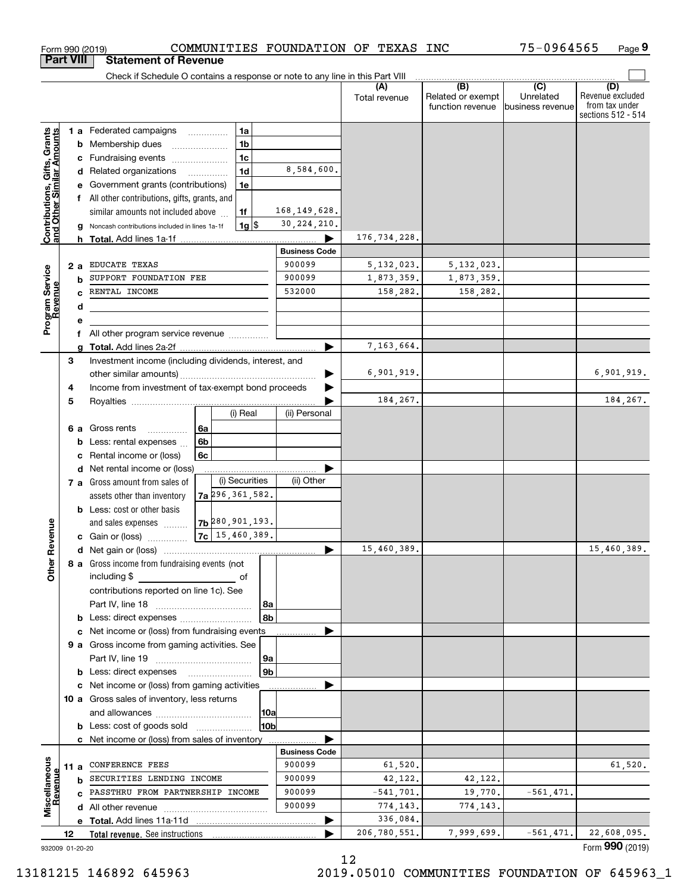Form 990 (2019) COMMUNITIES FOUNDATION OF TEXAS INC 75-0964565 Page 9

## Part VIII Statement of Revenue

Check if Schedule O contains a response or note to any line in this Part VIII

| | | | | (A) Total revenue | (B) Related or exempt function revenue | (C) Unrelated business revenue | (D) Revenue excluded from tax under sections 512 - 514 |
|---|---|---|---|---|---|---|---|
| **Contributions, Gifts, Grants and Other Similar Amounts** | 1 a Federated campaigns | 1a | | | | | |
| | b Membership dues | 1b | | | | | |
| | c Fundraising events | 1c | | | | | |
| | d Related organizations | 1d | 8,584,600. | | | | |
| | e Government grants (contributions) | 1e | | | | | |
| | f All other contributions, gifts, grants, and similar amounts not included above | 1f | 168,149,628. | | | | |
| | g Noncash contributions included in lines 1a-1f | 1g $ | 30,224,210. | | | | |
| | h Total. Add lines 1a-1f | | ▶ | 176,734,228. | | | |
| | | | **Business Code** | | | | |
| **Program Service Revenue** | 2 a EDUCATE TEXAS | | 900099 | 5,132,023. | 5,132,023. | | |
| | b SUPPORT FOUNDATION FEE | | 900099 | 1,873,359. | 1,873,359. | | |
| | c RENTAL INCOME | | 532000 | 158,282. | 158,282. | | |
| | d | | | | | | |
| | e | | | | | | |
| | f All other program service revenue | | | | | | |
| | g Total. Add lines 2a-2f | | ▶ | 7,163,664. | | | |
| **Other Revenue** | 3 Investment income (including dividends, interest, and other similar amounts) | | ▶ | 6,901,919. | | | 6,901,919. |
| | 4 Income from investment of tax-exempt bond proceeds | | ▶ | | | | |
| | 5 Royalties | | ▶ | 184,267. | | | 184,267. |
| | | (i) Real | (ii) Personal | | | | |
| | 6 a Gross rents (6a) | | | | | | |
| | b Less: rental expenses (6b) | | | | | | |
| | c Rental income or (loss) (6c) | | | | | | |
| | d Net rental income or (loss) | | ▶ | | | | |
| | | (i) Securities | (ii) Other | | | | |
| | 7 a Gross amount from sales of assets other than inventory (7a) | 296,361,582. | | | | | |
| | b Less: cost or other basis and sales expenses (7b) | 280,901,193. | | | | | |
| | c Gain or (loss) (7c) | 15,460,389. | | | | | |
| | d Net gain or (loss) | | ▶ | 15,460,389. | | | 15,460,389. |
| | 8 a Gross income from fundraising events (not including $ of contributions reported on line 1c). See Part IV, line 18 | 8a | | | | | |
| | b Less: direct expenses | 8b | | | | | |
| | c Net income or (loss) from fundraising events | | ▶ | | | | |
| | 9 a Gross income from gaming activities. See Part IV, line 19 | 9a | | | | | |
| | b Less: direct expenses | 9b | | | | | |
| | c Net income or (loss) from gaming activities | | ▶ | | | | |
| | 10 a Gross sales of inventory, less returns and allowances | 10a | | | | | |
| | b Less: cost of goods sold | 10b | | | | | |
| | c Net income or (loss) from sales of inventory | | ▶ | | | | |
| | | | **Business Code** | | | | |
| **Miscellaneous Revenue** | 11 a CONFERENCE FEES | | 900099 | 61,520. | | | 61,520. |
| | b SECURITIES LENDING INCOME | | 900099 | 42,122. | 42,122. | | |
| | c PASSTHRU FROM PARTNERSHIP INCOME | | 900099 | -541,701. | 19,770. | -561,471. | |
| | d All other revenue | | 900099 | 774,143. | 774,143. | | |
| | e Total. Add lines 11a-11d | | ▶ | 336,084. | | | |
| | 12 Total revenue. See instructions | | ▶ | 206,780,551. | 7,999,699. | -561,471. | 22,608,095. |

932009 01-20-20 Form 990 (2019)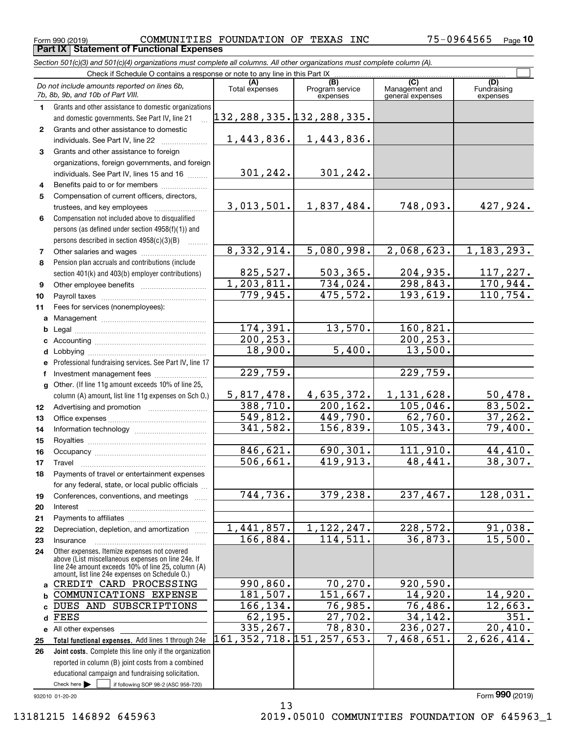Form 990 (2019) COMMUNITIES FOUNDATION OF TEXAS INC 75-0964565 Page 10

**Part IX Statement of Functional Expenses**

*Section 501(c)(3) and 501(c)(4) organizations must complete all columns. All other organizations must complete column (A).*

Check if Schedule O contains a response or note to any line in this Part IX

| *Do not include amounts reported on lines 6b, 7b, 8b, 9b, and 10b of Part VIII.* | (A) Total expenses | (B) Program service expenses | (C) Management and general expenses | (D) Fundraising expenses |
|---|---|---|---|---|
| **1** Grants and other assistance to domestic organizations and domestic governments. See Part IV, line 21 | 132,288,335. | 132,288,335. | | |
| **2** Grants and other assistance to domestic individuals. See Part IV, line 22 | 1,443,836. | 1,443,836. | | |
| **3** Grants and other assistance to foreign organizations, foreign governments, and foreign individuals. See Part IV, lines 15 and 16 | 301,242. | 301,242. | | |
| **4** Benefits paid to or for members | | | | |
| **5** Compensation of current officers, directors, trustees, and key employees | 3,013,501. | 1,837,484. | 748,093. | 427,924. |
| **6** Compensation not included above to disqualified persons (as defined under section 4958(f)(1)) and persons described in section 4958(c)(3)(B) | | | | |
| **7** Other salaries and wages | 8,332,914. | 5,080,998. | 2,068,623. | 1,183,293. |
| **8** Pension plan accruals and contributions (include section 401(k) and 403(b) employer contributions) | 825,527. | 503,365. | 204,935. | 117,227. |
| **9** Other employee benefits | 1,203,811. | 734,024. | 298,843. | 170,944. |
| **10** Payroll taxes | 779,945. | 475,572. | 193,619. | 110,754. |
| **11** Fees for services (nonemployees): | | | | |
| **a** Management | | | | |
| **b** Legal | 174,391. | 13,570. | 160,821. | |
| **c** Accounting | 200,253. | | 200,253. | |
| **d** Lobbying | 18,900. | 5,400. | 13,500. | |
| **e** Professional fundraising services. See Part IV, line 17 | | | | |
| **f** Investment management fees | 229,759. | | 229,759. | |
| **g** Other. (If line 11g amount exceeds 10% of line 25, column (A) amount, list line 11g expenses on Sch O.) | 5,817,478. | 4,635,372. | 1,131,628. | 50,478. |
| **12** Advertising and promotion | 388,710. | 200,162. | 105,046. | 83,502. |
| **13** Office expenses | 549,812. | 449,790. | 62,760. | 37,262. |
| **14** Information technology | 341,582. | 156,839. | 105,343. | 79,400. |
| **15** Royalties | | | | |
| **16** Occupancy | 846,621. | 690,301. | 111,910. | 44,410. |
| **17** Travel | 506,661. | 419,913. | 48,441. | 38,307. |
| **18** Payments of travel or entertainment expenses for any federal, state, or local public officials | | | | |
| **19** Conferences, conventions, and meetings | 744,736. | 379,238. | 237,467. | 128,031. |
| **20** Interest | | | | |
| **21** Payments to affiliates | | | | |
| **22** Depreciation, depletion, and amortization | 1,441,857. | 1,122,247. | 228,572. | 91,038. |
| **23** Insurance | 166,884. | 114,511. | 36,873. | 15,500. |
| **24** Other expenses. Itemize expenses not covered above (List miscellaneous expenses on line 24e. If line 24e amount exceeds 10% of line 25, column (A) amount, list line 24e expenses on Schedule O.) | | | | |
| **a** CREDIT CARD PROCESSING | 990,860. | 70,270. | 920,590. | |
| **b** COMMUNICATIONS EXPENSE | 181,507. | 151,667. | 14,920. | 14,920. |
| **c** DUES AND SUBSCRIPTIONS | 166,134. | 76,985. | 76,486. | 12,663. |
| **d** FEES | 62,195. | 27,702. | 34,142. | 351. |
| **e** All other expenses | 335,267. | 78,830. | 236,027. | 20,410. |
| **25 Total functional expenses.** Add lines 1 through 24e | 161,352,718. | 151,257,653. | 7,468,651. | 2,626,414. |
| **26 Joint costs.** Complete this line only if the organization reported in column (B) joint costs from a combined educational campaign and fundraising solicitation. Check here ☐ if following SOP 98-2 (ASC 958-720) | | | | |

932010 01-20-20

Form **990** (2019)

13181215 146892 645963 2019.05010 COMMUNITIES FOUNDATION OF 645963_1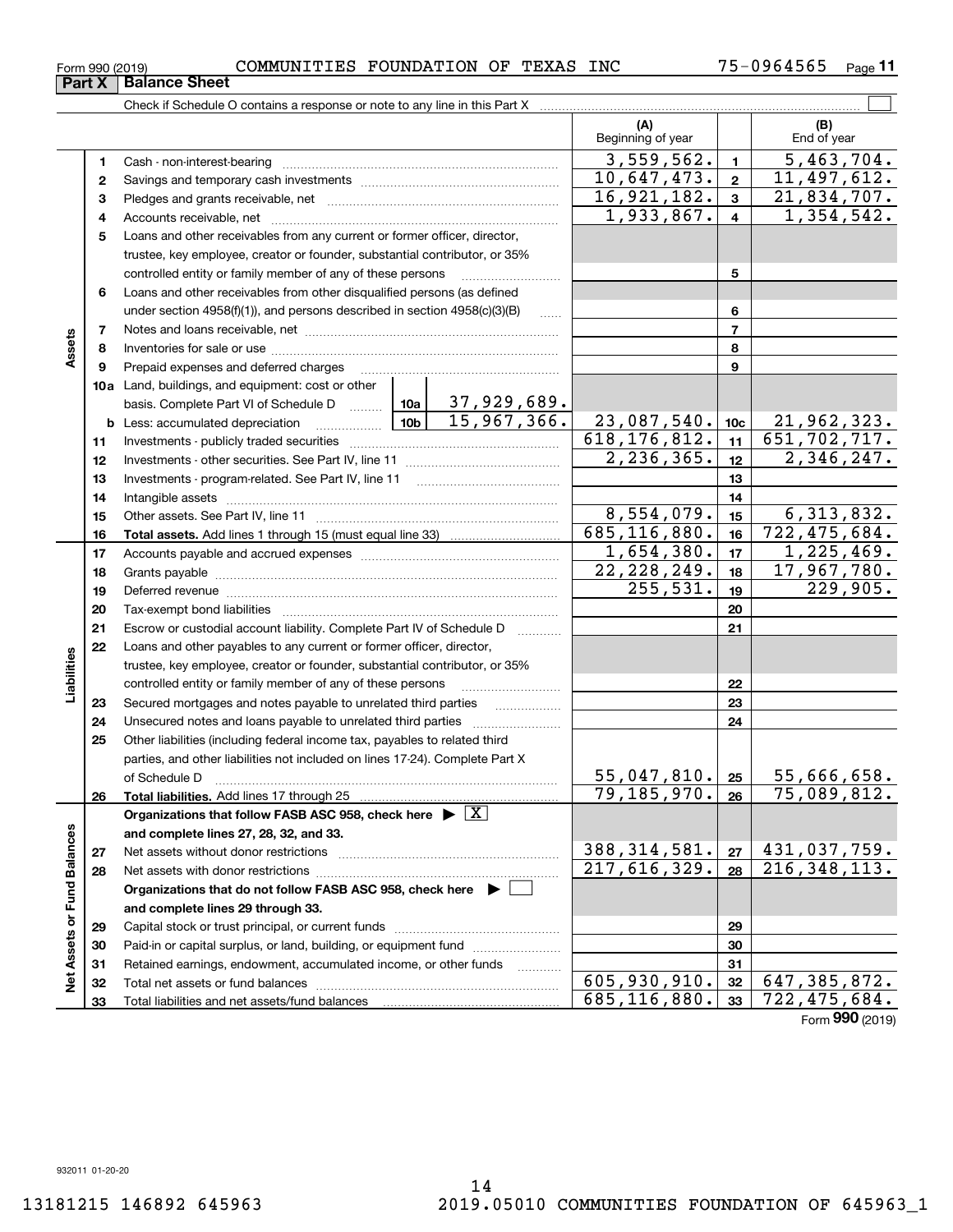Form 990 (2019) COMMUNITIES FOUNDATION OF TEXAS INC 75-0964565

**Part X Balance Sheet**

Check if Schedule O contains a response or note to any line in this Part X ☐

| | | | | (A) Beginning of year | | (B) End of year |
|---|---|---|---|---|---|---|
| **Assets** | 1 | Cash - non-interest-bearing | | 3,559,562. | 1 | 5,463,704. |
| | 2 | Savings and temporary cash investments | | 10,647,473. | 2 | 11,497,612. |
| | 3 | Pledges and grants receivable, net | | 16,921,182. | 3 | 21,834,707. |
| | 4 | Accounts receivable, net | | 1,933,867. | 4 | 1,354,542. |
| | 5 | Loans and other receivables from any current or former officer, director, trustee, key employee, creator or founder, substantial contributor, or 35% controlled entity or family member of any of these persons | | | 5 | |
| | 6 | Loans and other receivables from other disqualified persons (as defined under section 4958(f)(1)), and persons described in section 4958(c)(3)(B) | | | 6 | |
| | 7 | Notes and loans receivable, net | | | 7 | |
| | 8 | Inventories for sale or use | | | 8 | |
| | 9 | Prepaid expenses and deferred charges | | | 9 | |
| | 10a | Land, buildings, and equipment: cost or other basis. Complete Part VI of Schedule D | 10a 37,929,689. | | | |
| | b | Less: accumulated depreciation | 10b 15,967,366. | 23,087,540. | 10c | 21,962,323. |
| | 11 | Investments - publicly traded securities | | 618,176,812. | 11 | 651,702,717. |
| | 12 | Investments - other securities. See Part IV, line 11 | | 2,236,365. | 12 | 2,346,247. |
| | 13 | Investments - program-related. See Part IV, line 11 | | | 13 | |
| | 14 | Intangible assets | | | 14 | |
| | 15 | Other assets. See Part IV, line 11 | | 8,554,079. | 15 | 6,313,832. |
| | 16 | **Total assets.** Add lines 1 through 15 (must equal line 33) | | 685,116,880. | 16 | 722,475,684. |
| **Liabilities** | 17 | Accounts payable and accrued expenses | | 1,654,380. | 17 | 1,225,469. |
| | 18 | Grants payable | | 22,228,249. | 18 | 17,967,780. |
| | 19 | Deferred revenue | | 255,531. | 19 | 229,905. |
| | 20 | Tax-exempt bond liabilities | | | 20 | |
| | 21 | Escrow or custodial account liability. Complete Part IV of Schedule D | | | 21 | |
| | 22 | Loans and other payables to any current or former officer, director, trustee, key employee, creator or founder, substantial contributor, or 35% controlled entity or family member of any of these persons | | | 22 | |
| | 23 | Secured mortgages and notes payable to unrelated third parties | | | 23 | |
| | 24 | Unsecured notes and loans payable to unrelated third parties | | | 24 | |
| | 25 | Other liabilities (including federal income tax, payables to related third parties, and other liabilities not included on lines 17-24). Complete Part X of Schedule D | | 55,047,810. | 25 | 55,666,658. |
| | 26 | **Total liabilities.** Add lines 17 through 25 | | 79,185,970. | 26 | 75,089,812. |
| **Net Assets or Fund Balances** | | **Organizations that follow FASB ASC 958, check here ▶ ☒ and complete lines 27, 28, 32, and 33.** | | | | |
| | 27 | Net assets without donor restrictions | | 388,314,581. | 27 | 431,037,759. |
| | 28 | Net assets with donor restrictions | | 217,616,329. | 28 | 216,348,113. |
| | | **Organizations that do not follow FASB ASC 958, check here ▶ ☐ and complete lines 29 through 33.** | | | | |
| | 29 | Capital stock or trust principal, or current funds | | | 29 | |
| | 30 | Paid-in or capital surplus, or land, building, or equipment fund | | | 30 | |
| | 31 | Retained earnings, endowment, accumulated income, or other funds | | | 31 | |
| | 32 | Total net assets or fund balances | | 605,930,910. | 32 | 647,385,872. |
| | 33 | Total liabilities and net assets/fund balances | | 685,116,880. | 33 | 722,475,684. |

Form **990** (2019)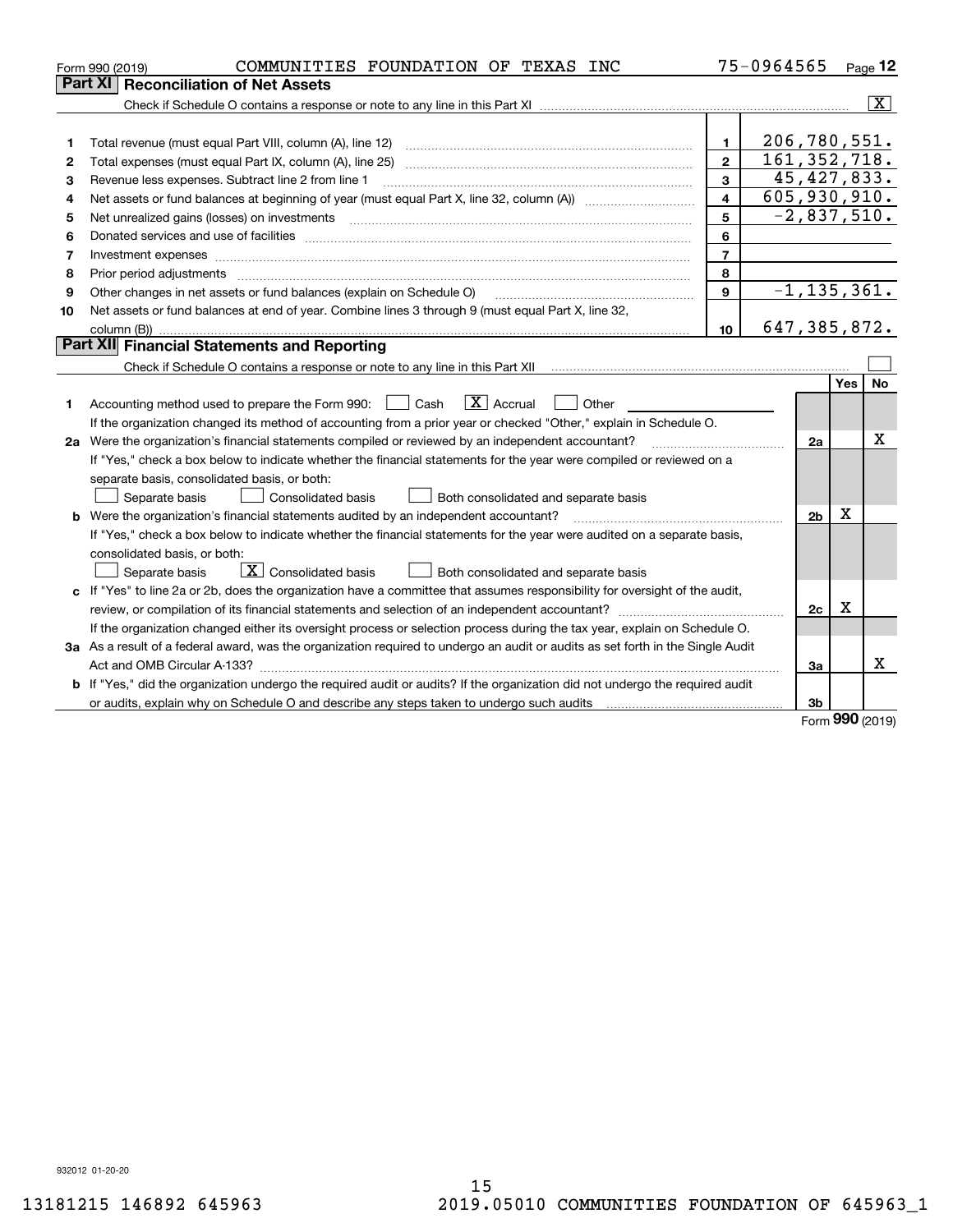Form 990 (2019) COMMUNITIES FOUNDATION OF TEXAS INC 75-0964565 Page 12

## Part XI Reconciliation of Net Assets

Check if Schedule O contains a response or note to any line in this Part XI [X]

| | | | |
|---|---|---|---|
| 1 | Total revenue (must equal Part VIII, column (A), line 12) | 1 | 206,780,551. |
| 2 | Total expenses (must equal Part IX, column (A), line 25) | 2 | 161,352,718. |
| 3 | Revenue less expenses. Subtract line 2 from line 1 | 3 | 45,427,833. |
| 4 | Net assets or fund balances at beginning of year (must equal Part X, line 32, column (A)) | 4 | 605,930,910. |
| 5 | Net unrealized gains (losses) on investments | 5 | -2,837,510. |
| 6 | Donated services and use of facilities | 6 | |
| 7 | Investment expenses | 7 | |
| 8 | Prior period adjustments | 8 | |
| 9 | Other changes in net assets or fund balances (explain on Schedule O) | 9 | -1,135,361. |
| 10 | Net assets or fund balances at end of year. Combine lines 3 through 9 (must equal Part X, line 32, column (B)) | 10 | 647,385,872. |

## Part XII Financial Statements and Reporting

Check if Schedule O contains a response or note to any line in this Part XII [ ]

| | | | Yes | No |
|---|---|---|---|---|
| 1 | Accounting method used to prepare the Form 990: [ ] Cash [X] Accrual [ ] Other<br>If the organization changed its method of accounting from a prior year or checked "Other," explain in Schedule O. | | | |
| 2a | Were the organization's financial statements compiled or reviewed by an independent accountant?<br>If "Yes," check a box below to indicate whether the financial statements for the year were compiled or reviewed on a separate basis, consolidated basis, or both:<br>[ ] Separate basis [ ] Consolidated basis [ ] Both consolidated and separate basis | 2a | | X |
| b | Were the organization's financial statements audited by an independent accountant?<br>If "Yes," check a box below to indicate whether the financial statements for the year were audited on a separate basis, consolidated basis, or both:<br>[ ] Separate basis [X] Consolidated basis [ ] Both consolidated and separate basis | 2b | X | |
| c | If "Yes" to line 2a or 2b, does the organization have a committee that assumes responsibility for oversight of the audit, review, or compilation of its financial statements and selection of an independent accountant?<br>If the organization changed either its oversight process or selection process during the tax year, explain on Schedule O. | 2c | X | |
| 3a | As a result of a federal award, was the organization required to undergo an audit or audits as set forth in the Single Audit Act and OMB Circular A-133? | 3a | | X |
| b | If "Yes," did the organization undergo the required audit or audits? If the organization did not undergo the required audit or audits, explain why on Schedule O and describe any steps taken to undergo such audits | 3b | | |

Form 990 (2019)

932012 01-20-20

13181215 146892 645963 2019.05010 COMMUNITIES FOUNDATION OF 645963_1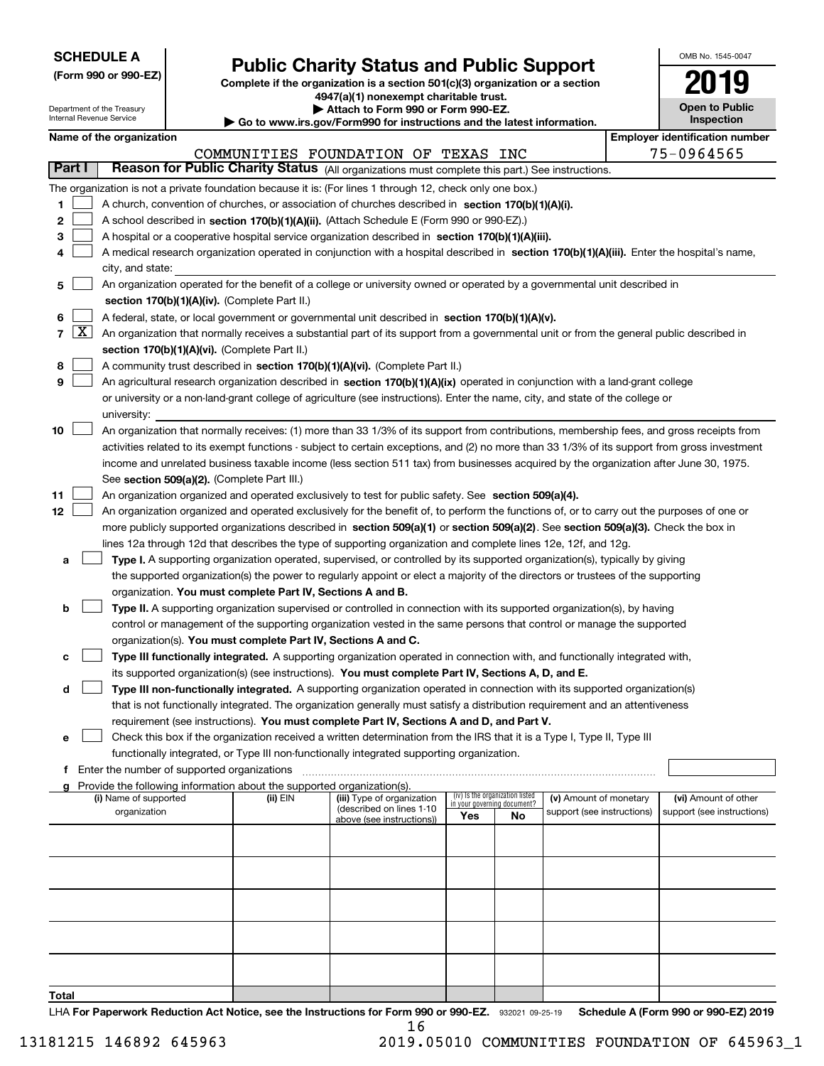**SCHEDULE A**
**(Form 990 or 990-EZ)**

Department of the Treasury
Internal Revenue Service

# Public Charity Status and Public Support

**Complete if the organization is a section 501(c)(3) organization or a section 4947(a)(1) nonexempt charitable trust.**
**▶ Attach to Form 990 or Form 990-EZ.**
**▶ Go to www.irs.gov/Form990 for instructions and the latest information.**

OMB No. 1545-0047

**2019**

**Open to Public Inspection**

**Name of the organization**
COMMUNITIES FOUNDATION OF TEXAS INC

**Employer identification number**
75-0964565

## Part I Reason for Public Charity Status (All organizations must complete this part.) See instructions.

The organization is not a private foundation because it is: (For lines 1 through 12, check only one box.)

1 ☐ A church, convention of churches, or association of churches described in **section 170(b)(1)(A)(i).**

2 ☐ A school described in **section 170(b)(1)(A)(ii).** (Attach Schedule E (Form 990 or 990-EZ).)

3 ☐ A hospital or a cooperative hospital service organization described in **section 170(b)(1)(A)(iii).**

4 ☐ A medical research organization operated in conjunction with a hospital described in **section 170(b)(1)(A)(iii).** Enter the hospital's name, city, and state:

5 ☐ An organization operated for the benefit of a college or university owned or operated by a governmental unit described in **section 170(b)(1)(A)(iv).** (Complete Part II.)

6 ☐ A federal, state, or local government or governmental unit described in **section 170(b)(1)(A)(v).**

7 ☒ An organization that normally receives a substantial part of its support from a governmental unit or from the general public described in **section 170(b)(1)(A)(vi).** (Complete Part II.)

8 ☐ A community trust described in **section 170(b)(1)(A)(vi).** (Complete Part II.)

9 ☐ An agricultural research organization described in **section 170(b)(1)(A)(ix)** operated in conjunction with a land-grant college or university or a non-land-grant college of agriculture (see instructions). Enter the name, city, and state of the college or university:

10 ☐ An organization that normally receives: (1) more than 33 1/3% of its support from contributions, membership fees, and gross receipts from activities related to its exempt functions - subject to certain exceptions, and (2) no more than 33 1/3% of its support from gross investment income and unrelated business taxable income (less section 511 tax) from businesses acquired by the organization after June 30, 1975. See **section 509(a)(2).** (Complete Part III.)

11 ☐ An organization organized and operated exclusively to test for public safety. See **section 509(a)(4).**

12 ☐ An organization organized and operated exclusively for the benefit of, to perform the functions of, or to carry out the purposes of one or more publicly supported organizations described in **section 509(a)(1)** or **section 509(a)(2)**. See **section 509(a)(3).** Check the box in lines 12a through 12d that describes the type of supporting organization and complete lines 12e, 12f, and 12g.

a ☐ **Type I.** A supporting organization operated, supervised, or controlled by its supported organization(s), typically by giving the supported organization(s) the power to regularly appoint or elect a majority of the directors or trustees of the supporting organization. **You must complete Part IV, Sections A and B.**

b ☐ **Type II.** A supporting organization supervised or controlled in connection with its supported organization(s), by having control or management of the supporting organization vested in the same persons that control or manage the supported organization(s). **You must complete Part IV, Sections A and C.**

c ☐ **Type III functionally integrated.** A supporting organization operated in connection with, and functionally integrated with, its supported organization(s) (see instructions). **You must complete Part IV, Sections A, D, and E.**

d ☐ **Type III non-functionally integrated.** A supporting organization operated in connection with its supported organization(s) that is not functionally integrated. The organization generally must satisfy a distribution requirement and an attentiveness requirement (see instructions). **You must complete Part IV, Sections A and D, and Part V.**

e ☐ Check this box if the organization received a written determination from the IRS that it is a Type I, Type II, Type III functionally integrated, or Type III non-functionally integrated supporting organization.

f Enter the number of supported organizations

g Provide the following information about the supported organization(s).

| (i) Name of supported organization | (ii) EIN | (iii) Type of organization (described on lines 1-10 above (see instructions)) | (iv) Is the organization listed in your governing document? Yes | No | (v) Amount of monetary support (see instructions) | (vi) Amount of other support (see instructions) |
|---|---|---|---|---|---|---|
| | | | | | | |
| | | | | | | |
| | | | | | | |
| | | | | | | |
| | | | | | | |
| **Total** | | | | | | |

LHA **For Paperwork Reduction Act Notice, see the Instructions for Form 990 or 990-EZ.** 932021 09-25-19 **Schedule A (Form 990 or 990-EZ) 2019**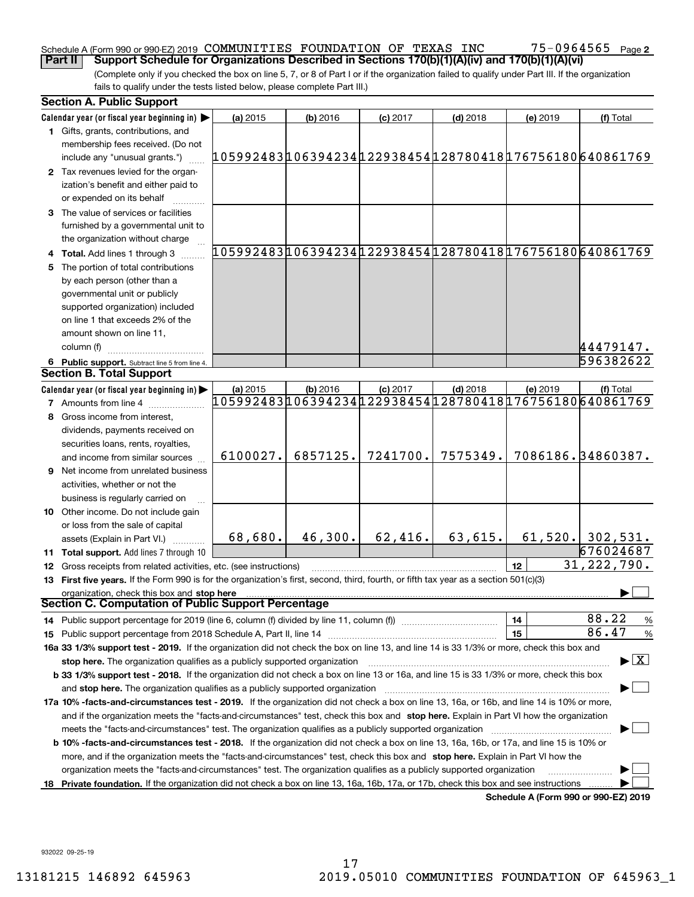Schedule A (Form 990 or 990-EZ) 2019 COMMUNITIES FOUNDATION OF TEXAS INC 75-0964565 Page 2

**Part II Support Schedule for Organizations Described in Sections 170(b)(1)(A)(iv) and 170(b)(1)(A)(vi)**

(Complete only if you checked the box on line 5, 7, or 8 of Part I or if the organization failed to qualify under Part III. If the organization fails to qualify under the tests listed below, please complete Part III.)

**Section A. Public Support**

| Calendar year (or fiscal year beginning in) ▶ | (a) 2015 | (b) 2016 | (c) 2017 | (d) 2018 | (e) 2019 | (f) Total |
|---|---|---|---|---|---|---|
| 1 Gifts, grants, contributions, and membership fees received. (Do not include any "unusual grants.") | 105992483 | 106394234 | 122938454 | 128780418 | 176756180 | 640861769 |
| 2 Tax revenues levied for the organization's benefit and either paid to or expended on its behalf | | | | | | |
| 3 The value of services or facilities furnished by a governmental unit to the organization without charge | | | | | | |
| 4 **Total.** Add lines 1 through 3 | 105992483 | 106394234 | 122938454 | 128780418 | 176756180 | 640861769 |
| 5 The portion of total contributions by each person (other than a governmental unit or publicly supported organization) included on line 1 that exceeds 2% of the amount shown on line 11, column (f) | | | | | | 44479147. |
| 6 **Public support.** Subtract line 5 from line 4. | | | | | | 596382622 |

**Section B. Total Support**

| Calendar year (or fiscal year beginning in) ▶ | (a) 2015 | (b) 2016 | (c) 2017 | (d) 2018 | (e) 2019 | (f) Total |
|---|---|---|---|---|---|---|
| 7 Amounts from line 4 | 105992483 | 106394234 | 122938454 | 128780418 | 176756180 | 640861769 |
| 8 Gross income from interest, dividends, payments received on securities loans, rents, royalties, and income from similar sources | 6100027. | 6857125. | 7241700. | 7575349. | 7086186. | 34860387. |
| 9 Net income from unrelated business activities, whether or not the business is regularly carried on | | | | | | |
| 10 Other income. Do not include gain or loss from the sale of capital assets (Explain in Part VI.) | 68,680. | 46,300. | 62,416. | 63,615. | 61,520. | 302,531. |
| 11 **Total support.** Add lines 7 through 10 | | | | | | 676024687 |
| 12 Gross receipts from related activities, etc. (see instructions) | | | | | 12 | 31,222,790. |

13 **First five years.** If the Form 990 is for the organization's first, second, third, fourth, or fifth tax year as a section 501(c)(3) organization, check this box and **stop here** ▶ ☐

**Section C. Computation of Public Support Percentage**

14 Public support percentage for 2019 (line 6, column (f) divided by line 11, column (f)) — 14 — 88.22 %

15 Public support percentage from 2018 Schedule A, Part II, line 14 — 15 — 86.47 %

**16a 33 1/3% support test - 2019.** If the organization did not check the box on line 13, and line 14 is 33 1/3% or more, check this box and **stop here.** The organization qualifies as a publicly supported organization ▶ ☒

**b 33 1/3% support test - 2018.** If the organization did not check a box on line 13 or 16a, and line 15 is 33 1/3% or more, check this box and **stop here.** The organization qualifies as a publicly supported organization ▶ ☐

**17a 10% -facts-and-circumstances test - 2019.** If the organization did not check a box on line 13, 16a, or 16b, and line 14 is 10% or more, and if the organization meets the "facts-and-circumstances" test, check this box and **stop here.** Explain in Part VI how the organization meets the "facts-and-circumstances" test. The organization qualifies as a publicly supported organization ▶ ☐

**b 10% -facts-and-circumstances test - 2018.** If the organization did not check a box on line 13, 16a, 16b, or 17a, and line 15 is 10% or more, and if the organization meets the "facts-and-circumstances" test, check this box and **stop here.** Explain in Part VI how the organization meets the "facts-and-circumstances" test. The organization qualifies as a publicly supported organization ▶ ☐

**18 Private foundation.** If the organization did not check a box on line 13, 16a, 16b, 17a, or 17b, check this box and see instructions ▶ ☐

**Schedule A (Form 990 or 990-EZ) 2019**

932022 09-25-19

13181215 146892 645963 2019.05010 COMMUNITIES FOUNDATION OF 645963_1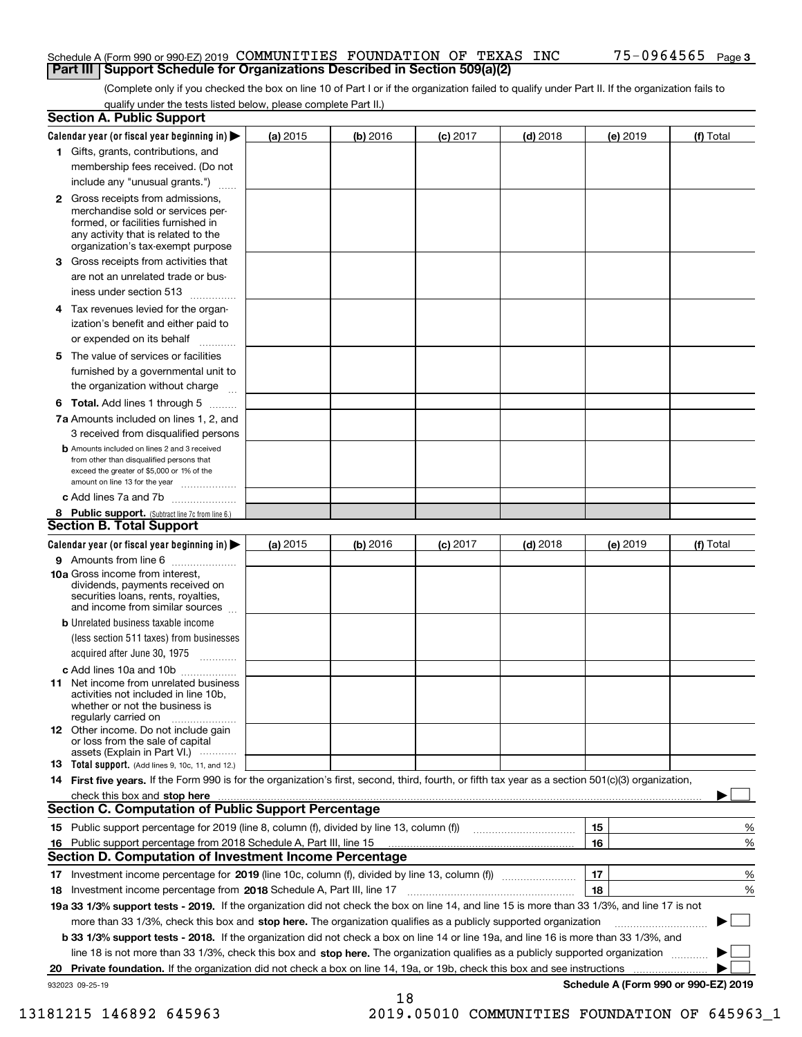Schedule A (Form 990 or 990-EZ) 2019 COMMUNITIES FOUNDATION OF TEXAS INC 75-0964565 Page 3

## Part III Support Schedule for Organizations Described in Section 509(a)(2)

(Complete only if you checked the box on line 10 of Part I or if the organization failed to qualify under Part II. If the organization fails to qualify under the tests listed below, please complete Part II.)

### Section A. Public Support

| Calendar year (or fiscal year beginning in) ▶ | (a) 2015 | (b) 2016 | (c) 2017 | (d) 2018 | (e) 2019 | (f) Total |
|---|---|---|---|---|---|---|
| 1 Gifts, grants, contributions, and membership fees received. (Do not include any "unusual grants.") | | | | | | |
| 2 Gross receipts from admissions, merchandise sold or services performed, or facilities furnished in any activity that is related to the organization's tax-exempt purpose | | | | | | |
| 3 Gross receipts from activities that are not an unrelated trade or business under section 513 | | | | | | |
| 4 Tax revenues levied for the organization's benefit and either paid to or expended on its behalf | | | | | | |
| 5 The value of services or facilities furnished by a governmental unit to the organization without charge | | | | | | |
| 6 Total. Add lines 1 through 5 | | | | | | |
| 7a Amounts included on lines 1, 2, and 3 received from disqualified persons | | | | | | |
| b Amounts included on lines 2 and 3 received from other than disqualified persons that exceed the greater of $5,000 or 1% of the amount on line 13 for the year | | | | | | |
| c Add lines 7a and 7b | | | | | | |
| 8 Public support. (Subtract line 7c from line 6.) | | | | | | |

### Section B. Total Support

| Calendar year (or fiscal year beginning in) ▶ | (a) 2015 | (b) 2016 | (c) 2017 | (d) 2018 | (e) 2019 | (f) Total |
|---|---|---|---|---|---|---|
| 9 Amounts from line 6 | | | | | | |
| 10a Gross income from interest, dividends, payments received on securities loans, rents, royalties, and income from similar sources | | | | | | |
| b Unrelated business taxable income (less section 511 taxes) from businesses acquired after June 30, 1975 | | | | | | |
| c Add lines 10a and 10b | | | | | | |
| 11 Net income from unrelated business activities not included in line 10b, whether or not the business is regularly carried on | | | | | | |
| 12 Other income. Do not include gain or loss from the sale of capital assets (Explain in Part VI.) | | | | | | |
| 13 Total support. (Add lines 9, 10c, 11, and 12.) | | | | | | |

14 **First five years.** If the Form 990 is for the organization's first, second, third, fourth, or fifth tax year as a section 501(c)(3) organization, check this box and **stop here** ▶ ☐

### Section C. Computation of Public Support Percentage

| | | | |
|---|---|---|---|
| 15 | Public support percentage for 2019 (line 8, column (f), divided by line 13, column (f)) | 15 | % |
| 16 | Public support percentage from 2018 Schedule A, Part III, line 15 | 16 | % |

### Section D. Computation of Investment Income Percentage

| | | | |
|---|---|---|---|
| 17 | Investment income percentage for **2019** (line 10c, column (f), divided by line 13, column (f)) | 17 | % |
| 18 | Investment income percentage from **2018** Schedule A, Part III, line 17 | 18 | % |

**19a 33 1/3% support tests - 2019.** If the organization did not check the box on line 14, and line 15 is more than 33 1/3%, and line 17 is not more than 33 1/3%, check this box and **stop here.** The organization qualifies as a publicly supported organization ▶ ☐

**b 33 1/3% support tests - 2018.** If the organization did not check a box on line 14 or line 19a, and line 16 is more than 33 1/3%, and line 18 is not more than 33 1/3%, check this box and **stop here.** The organization qualifies as a publicly supported organization ▶ ☐

**20 Private foundation.** If the organization did not check a box on line 14, 19a, or 19b, check this box and see instructions ▶ ☐

932023 09-25-19 **Schedule A (Form 990 or 990-EZ) 2019**

13181215 146892 645963 2019.05010 COMMUNITIES FOUNDATION OF 645963_1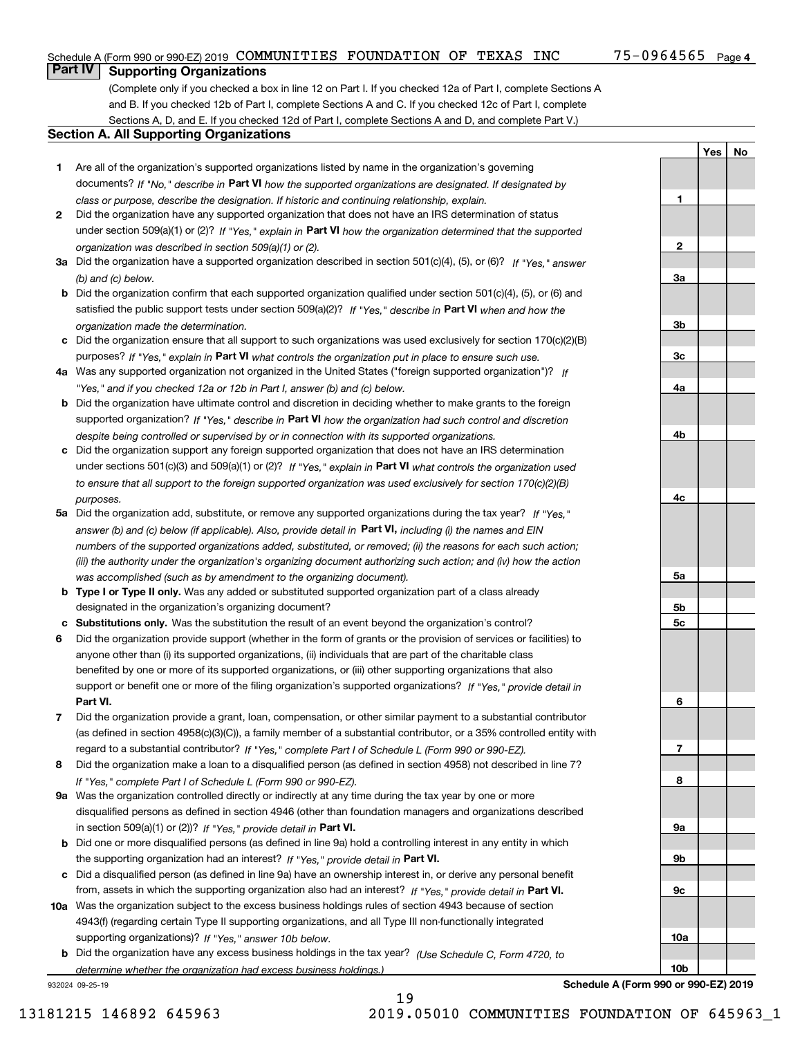Schedule A (Form 990 or 990-EZ) 2019 COMMUNITIES FOUNDATION OF TEXAS INC 75-0964565 Page 4

## Part IV Supporting Organizations

(Complete only if you checked a box in line 12 on Part I. If you checked 12a of Part I, complete Sections A and B. If you checked 12b of Part I, complete Sections A and C. If you checked 12c of Part I, complete Sections A, D, and E. If you checked 12d of Part I, complete Sections A and D, and complete Part V.)

### Section A. All Supporting Organizations

| | | | Yes | No |
|---|---|---|---|---|
| 1 | Are all of the organization's supported organizations listed by name in the organization's governing documents? *If "No," describe in* **Part VI** *how the supported organizations are designated. If designated by class or purpose, describe the designation. If historic and continuing relationship, explain.* | 1 | | |
| 2 | Did the organization have any supported organization that does not have an IRS determination of status under section 509(a)(1) or (2)? *If "Yes," explain in* **Part VI** *how the organization determined that the supported organization was described in section 509(a)(1) or (2).* | 2 | | |
| 3a | Did the organization have a supported organization described in section 501(c)(4), (5), or (6)? *If "Yes," answer (b) and (c) below.* | 3a | | |
| b | Did the organization confirm that each supported organization qualified under section 501(c)(4), (5), or (6) and satisfied the public support tests under section 509(a)(2)? *If "Yes," describe in* **Part VI** *when and how the organization made the determination.* | 3b | | |
| c | Did the organization ensure that all support to such organizations was used exclusively for section 170(c)(2)(B) purposes? *If "Yes," explain in* **Part VI** *what controls the organization put in place to ensure such use.* | 3c | | |
| 4a | Was any supported organization not organized in the United States ("foreign supported organization")? *If "Yes," and if you checked 12a or 12b in Part I, answer (b) and (c) below.* | 4a | | |
| b | Did the organization have ultimate control and discretion in deciding whether to make grants to the foreign supported organization? *If "Yes," describe in* **Part VI** *how the organization had such control and discretion despite being controlled or supervised by or in connection with its supported organizations.* | 4b | | |
| c | Did the organization support any foreign supported organization that does not have an IRS determination under sections 501(c)(3) and 509(a)(1) or (2)? *If "Yes," explain in* **Part VI** *what controls the organization used to ensure that all support to the foreign supported organization was used exclusively for section 170(c)(2)(B) purposes.* | 4c | | |
| 5a | Did the organization add, substitute, or remove any supported organizations during the tax year? *If "Yes," answer (b) and (c) below (if applicable). Also, provide detail in* **Part VI,** *including (i) the names and EIN numbers of the supported organizations added, substituted, or removed; (ii) the reasons for each such action; (iii) the authority under the organization's organizing document authorizing such action; and (iv) how the action was accomplished (such as by amendment to the organizing document).* | 5a | | |
| b | **Type I or Type II only.** Was any added or substituted supported organization part of a class already designated in the organization's organizing document? | 5b | | |
| c | **Substitutions only.** Was the substitution the result of an event beyond the organization's control? | 5c | | |
| 6 | Did the organization provide support (whether in the form of grants or the provision of services or facilities) to anyone other than (i) its supported organizations, (ii) individuals that are part of the charitable class benefited by one or more of its supported organizations, or (iii) other supporting organizations that also support or benefit one or more of the filing organization's supported organizations? *If "Yes," provide detail in* **Part VI.** | 6 | | |
| 7 | Did the organization provide a grant, loan, compensation, or other similar payment to a substantial contributor (as defined in section 4958(c)(3)(C)), a family member of a substantial contributor, or a 35% controlled entity with regard to a substantial contributor? *If "Yes," complete Part I of Schedule L (Form 990 or 990-EZ).* | 7 | | |
| 8 | Did the organization make a loan to a disqualified person (as defined in section 4958) not described in line 7? *If "Yes," complete Part I of Schedule L (Form 990 or 990-EZ).* | 8 | | |
| 9a | Was the organization controlled directly or indirectly at any time during the tax year by one or more disqualified persons as defined in section 4946 (other than foundation managers and organizations described in section 509(a)(1) or (2))? *If "Yes," provide detail in* **Part VI.** | 9a | | |
| b | Did one or more disqualified persons (as defined in line 9a) hold a controlling interest in any entity in which the supporting organization had an interest? *If "Yes," provide detail in* **Part VI.** | 9b | | |
| c | Did a disqualified person (as defined in line 9a) have an ownership interest in, or derive any personal benefit from, assets in which the supporting organization also had an interest? *If "Yes," provide detail in* **Part VI.** | 9c | | |
| 10a | Was the organization subject to the excess business holdings rules of section 4943 because of section 4943(f) (regarding certain Type II supporting organizations, and all Type III non-functionally integrated supporting organizations)? *If "Yes," answer 10b below.* | 10a | | |
| b | Did the organization have any excess business holdings in the tax year? *(Use Schedule C, Form 4720, to determine whether the organization had excess business holdings.)* | 10b | | |

932024 09-25-19 **Schedule A (Form 990 or 990-EZ) 2019**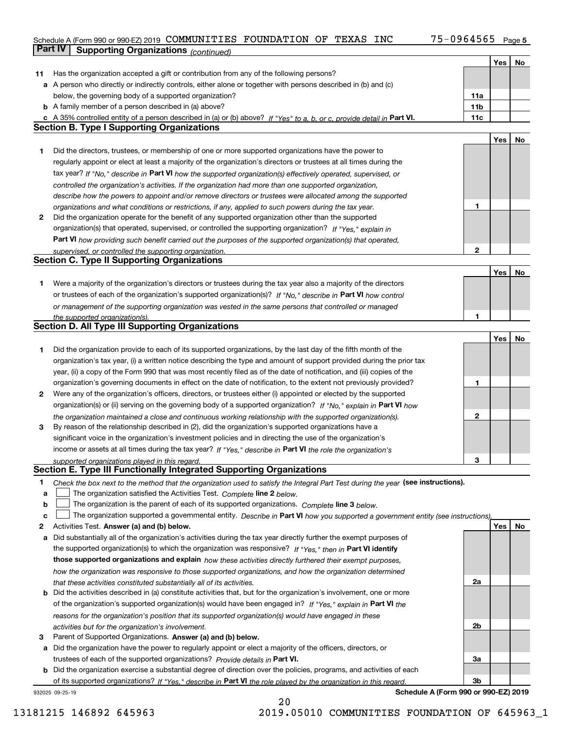Schedule A (Form 990 or 990-EZ) 2019 COMMUNITIES FOUNDATION OF TEXAS INC 75-0964565

## Part IV Supporting Organizations *(continued)*

| | | | Yes | No |
|---|---|---|---|---|
| **11** | Has the organization accepted a gift or contribution from any of the following persons? | | | |
| **a** | A person who directly or indirectly controls, either alone or together with persons described in (b) and (c) below, the governing body of a supported organization? | **11a** | | |
| **b** | A family member of a person described in (a) above? | **11b** | | |
| **c** | A 35% controlled entity of a person described in (a) or (b) above? *If "Yes" to a, b, or c, provide detail in* **Part VI.** | **11c** | | |

### Section B. Type I Supporting Organizations

| | | | Yes | No |
|---|---|---|---|---|
| **1** | Did the directors, trustees, or membership of one or more supported organizations have the power to regularly appoint or elect at least a majority of the organization's directors or trustees at all times during the tax year? *If "No," describe in* **Part VI** *how the supported organization(s) effectively operated, supervised, or controlled the organization's activities. If the organization had more than one supported organization, describe how the powers to appoint and/or remove directors or trustees were allocated among the supported organizations and what conditions or restrictions, if any, applied to such powers during the tax year.* | **1** | | |
| **2** | Did the organization operate for the benefit of any supported organization other than the supported organization(s) that operated, supervised, or controlled the supporting organization? *If "Yes," explain in* **Part VI** *how providing such benefit carried out the purposes of the supported organization(s) that operated, supervised, or controlled the supporting organization.* | **2** | | |

### Section C. Type II Supporting Organizations

| | | | Yes | No |
|---|---|---|---|---|
| **1** | Were a majority of the organization's directors or trustees during the tax year also a majority of the directors or trustees of each of the organization's supported organization(s)? *If "No," describe in* **Part VI** *how control or management of the supporting organization was vested in the same persons that controlled or managed the supported organization(s).* | **1** | | |

### Section D. All Type III Supporting Organizations

| | | | Yes | No |
|---|---|---|---|---|
| **1** | Did the organization provide to each of its supported organizations, by the last day of the fifth month of the organization's tax year, (i) a written notice describing the type and amount of support provided during the prior tax year, (ii) a copy of the Form 990 that was most recently filed as of the date of notification, and (iii) copies of the organization's governing documents in effect on the date of notification, to the extent not previously provided? | **1** | | |
| **2** | Were any of the organization's officers, directors, or trustees either (i) appointed or elected by the supported organization(s) or (ii) serving on the governing body of a supported organization? *If "No," explain in* **Part VI** *how the organization maintained a close and continuous working relationship with the supported organization(s).* | **2** | | |
| **3** | By reason of the relationship described in (2), did the organization's supported organizations have a significant voice in the organization's investment policies and in directing the use of the organization's income or assets at all times during the tax year? *If "Yes," describe in* **Part VI** *the role the organization's supported organizations played in this regard.* | **3** | | |

### Section E. Type III Functionally Integrated Supporting Organizations

**1** *Check the box next to the method that the organization used to satisfy the Integral Part Test during the year* **(see instructions).**

- **a** ☐ The organization satisfied the Activities Test. *Complete* **line 2** *below.*
- **b** ☐ The organization is the parent of each of its supported organizations. *Complete* **line 3** *below.*
- **c** ☐ The organization supported a governmental entity. *Describe in* **Part VI** *how you supported a government entity (see instructions).*

| | | | Yes | No |
|---|---|---|---|---|
| **2** | Activities Test. **Answer (a) and (b) below.** | | | |
| **a** | Did substantially all of the organization's activities during the tax year directly further the exempt purposes of the supported organization(s) to which the organization was responsive? *If "Yes," then in* **Part VI identify those supported organizations and explain** *how these activities directly furthered their exempt purposes, how the organization was responsive to those supported organizations, and how the organization determined that these activities constituted substantially all of its activities.* | **2a** | | |
| **b** | Did the activities described in (a) constitute activities that, but for the organization's involvement, one or more of the organization's supported organization(s) would have been engaged in? *If "Yes," explain in* **Part VI** *the reasons for the organization's position that its supported organization(s) would have engaged in these activities but for the organization's involvement.* | **2b** | | |
| **3** | Parent of Supported Organizations. **Answer (a) and (b) below.** | | | |
| **a** | Did the organization have the power to regularly appoint or elect a majority of the officers, directors, or trustees of each of the supported organizations? *Provide details in* **Part VI.** | **3a** | | |
| **b** | Did the organization exercise a substantial degree of direction over the policies, programs, and activities of each of its supported organizations? *If "Yes," describe in* **Part VI** *the role played by the organization in this regard.* | **3b** | | |

932025 09-25-19 **Schedule A (Form 990 or 990-EZ) 2019**

13181215 146892 645963 2019.05010 COMMUNITIES FOUNDATION OF 645963_1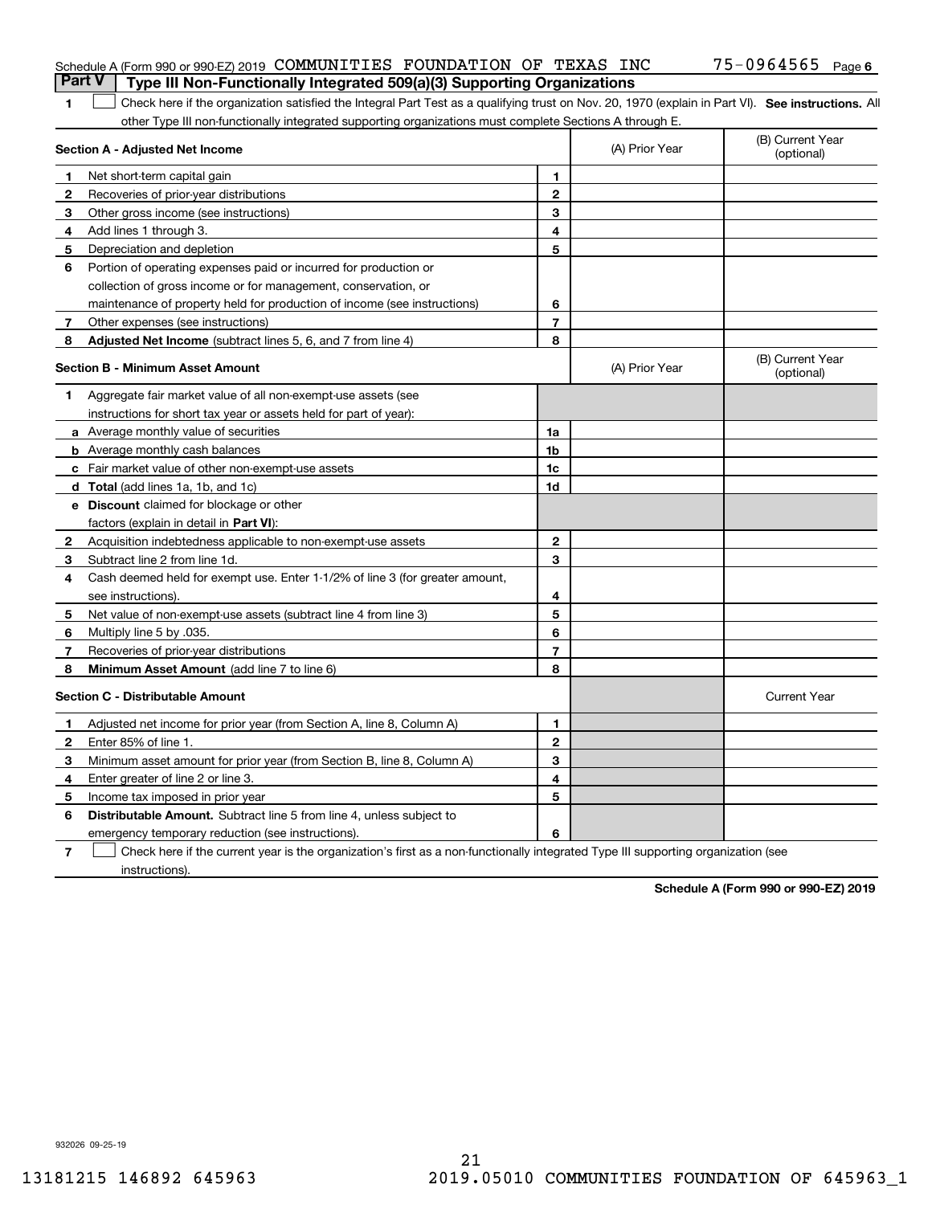Schedule A (Form 990 or 990-EZ) 2019 COMMUNITIES FOUNDATION OF TEXAS INC 75-0964565 Page 6

## Part V Type III Non-Functionally Integrated 509(a)(3) Supporting Organizations

1 ☐ Check here if the organization satisfied the Integral Part Test as a qualifying trust on Nov. 20, 1970 (explain in Part VI). **See instructions.** All other Type III non-functionally integrated supporting organizations must complete Sections A through E.

| **Section A - Adjusted Net Income** | | (A) Prior Year | (B) Current Year (optional) |
|---|---|---|---|
| 1 Net short-term capital gain | 1 | | |
| 2 Recoveries of prior-year distributions | 2 | | |
| 3 Other gross income (see instructions) | 3 | | |
| 4 Add lines 1 through 3. | 4 | | |
| 5 Depreciation and depletion | 5 | | |
| 6 Portion of operating expenses paid or incurred for production or collection of gross income or for management, conservation, or maintenance of property held for production of income (see instructions) | 6 | | |
| 7 Other expenses (see instructions) | 7 | | |
| 8 **Adjusted Net Income** (subtract lines 5, 6, and 7 from line 4) | 8 | | |

| **Section B - Minimum Asset Amount** | | (A) Prior Year | (B) Current Year (optional) |
|---|---|---|---|
| 1 Aggregate fair market value of all non-exempt-use assets (see instructions for short tax year or assets held for part of year): | | | |
| a Average monthly value of securities | 1a | | |
| b Average monthly cash balances | 1b | | |
| c Fair market value of other non-exempt-use assets | 1c | | |
| d **Total** (add lines 1a, 1b, and 1c) | 1d | | |
| e **Discount** claimed for blockage or other factors (explain in detail in **Part VI**): | | | |
| 2 Acquisition indebtedness applicable to non-exempt-use assets | 2 | | |
| 3 Subtract line 2 from line 1d. | 3 | | |
| 4 Cash deemed held for exempt use. Enter 1-1/2% of line 3 (for greater amount, see instructions). | 4 | | |
| 5 Net value of non-exempt-use assets (subtract line 4 from line 3) | 5 | | |
| 6 Multiply line 5 by .035. | 6 | | |
| 7 Recoveries of prior-year distributions | 7 | | |
| 8 **Minimum Asset Amount** (add line 7 to line 6) | 8 | | |

| **Section C - Distributable Amount** | | | Current Year |
|---|---|---|---|
| 1 Adjusted net income for prior year (from Section A, line 8, Column A) | 1 | | |
| 2 Enter 85% of line 1. | 2 | | |
| 3 Minimum asset amount for prior year (from Section B, line 8, Column A) | 3 | | |
| 4 Enter greater of line 2 or line 3. | 4 | | |
| 5 Income tax imposed in prior year | 5 | | |
| 6 **Distributable Amount.** Subtract line 5 from line 4, unless subject to emergency temporary reduction (see instructions). | 6 | | |

7 ☐ Check here if the current year is the organization's first as a non-functionally integrated Type III supporting organization (see instructions).

**Schedule A (Form 990 or 990-EZ) 2019**

932026 09-25-19

13181215 146892 645963 2019.05010 COMMUNITIES FOUNDATION OF 645963_1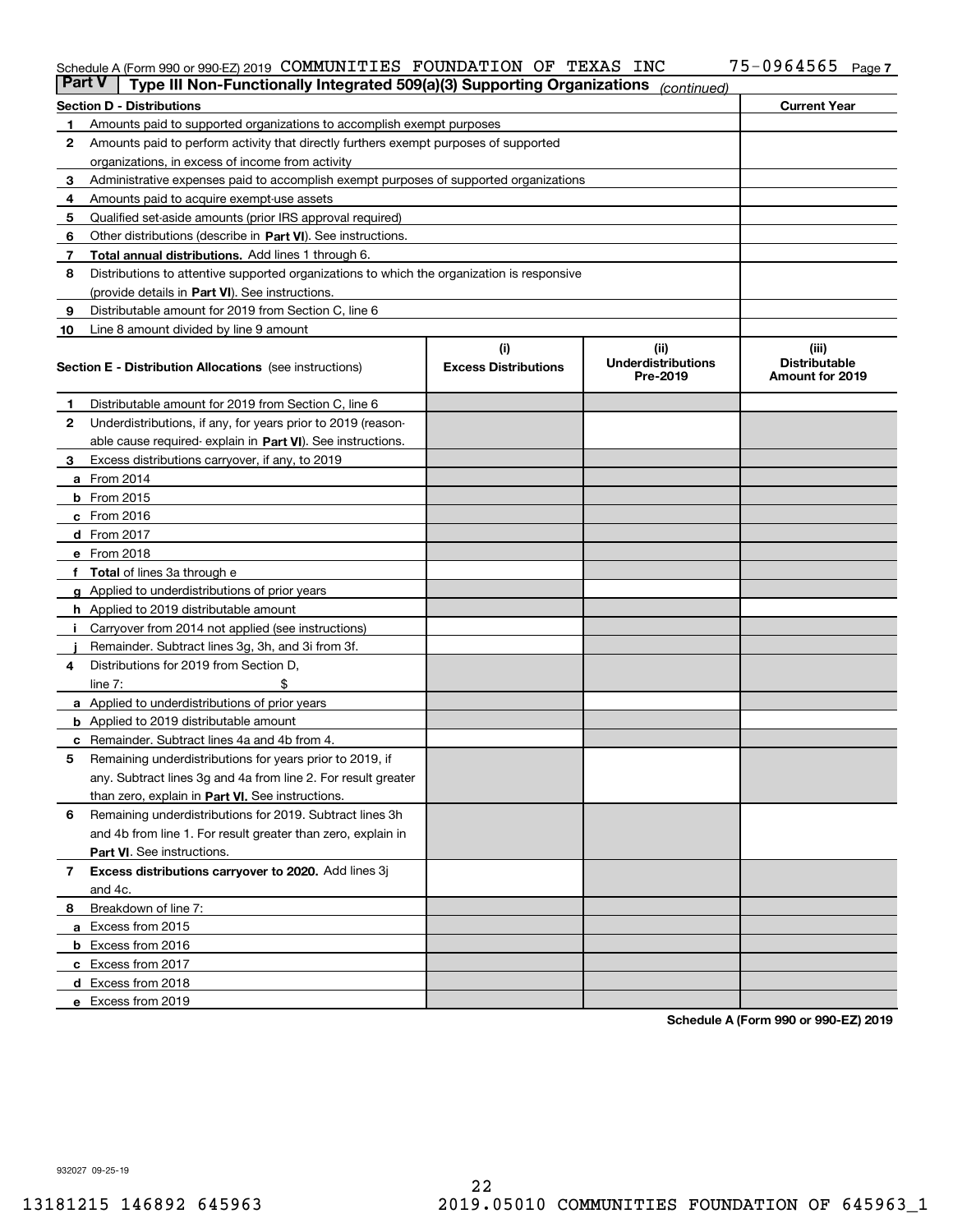Schedule A (Form 990 or 990-EZ) 2019 COMMUNITIES FOUNDATION OF TEXAS INC 75-0964565

**Part V | Type III Non-Functionally Integrated 509(a)(3) Supporting Organizations** *(continued)*

| Section D - Distributions | | Current Year |
|---|---|---|
| 1 | Amounts paid to supported organizations to accomplish exempt purposes | |
| 2 | Amounts paid to perform activity that directly furthers exempt purposes of supported organizations, in excess of income from activity | |
| 3 | Administrative expenses paid to accomplish exempt purposes of supported organizations | |
| 4 | Amounts paid to acquire exempt-use assets | |
| 5 | Qualified set-aside amounts (prior IRS approval required) | |
| 6 | Other distributions (describe in **Part VI**). See instructions. | |
| 7 | **Total annual distributions.** Add lines 1 through 6. | |
| 8 | Distributions to attentive supported organizations to which the organization is responsive (provide details in **Part VI**). See instructions. | |
| 9 | Distributable amount for 2019 from Section C, line 6 | |
| 10 | Line 8 amount divided by line 9 amount | |

| **Section E - Distribution Allocations** (see instructions) | | (i) Excess Distributions | (ii) Underdistributions Pre-2019 | (iii) Distributable Amount for 2019 |
|---|---|---|---|---|
| 1 | Distributable amount for 2019 from Section C, line 6 | | | |
| 2 | Underdistributions, if any, for years prior to 2019 (reasonable cause required- explain in **Part VI**). See instructions. | | | |
| 3 | Excess distributions carryover, if any, to 2019 | | | |
| a | From 2014 | | | |
| b | From 2015 | | | |
| c | From 2016 | | | |
| d | From 2017 | | | |
| e | From 2018 | | | |
| f | **Total** of lines 3a through e | | | |
| g | Applied to underdistributions of prior years | | | |
| h | Applied to 2019 distributable amount | | | |
| i | Carryover from 2014 not applied (see instructions) | | | |
| j | Remainder. Subtract lines 3g, 3h, and 3i from 3f. | | | |
| 4 | Distributions for 2019 from Section D, line 7: $ | | | |
| a | Applied to underdistributions of prior years | | | |
| b | Applied to 2019 distributable amount | | | |
| c | Remainder. Subtract lines 4a and 4b from 4. | | | |
| 5 | Remaining underdistributions for years prior to 2019, if any. Subtract lines 3g and 4a from line 2. For result greater than zero, explain in **Part VI.** See instructions. | | | |
| 6 | Remaining underdistributions for 2019. Subtract lines 3h and 4b from line 1. For result greater than zero, explain in **Part VI**. See instructions. | | | |
| 7 | **Excess distributions carryover to 2020.** Add lines 3j and 4c. | | | |
| 8 | Breakdown of line 7: | | | |
| a | Excess from 2015 | | | |
| b | Excess from 2016 | | | |
| c | Excess from 2017 | | | |
| d | Excess from 2018 | | | |
| e | Excess from 2019 | | | |

**Schedule A (Form 990 or 990-EZ) 2019**

932027 09-25-19

13181215 146892 645963 2019.05010 COMMUNITIES FOUNDATION OF 645963_1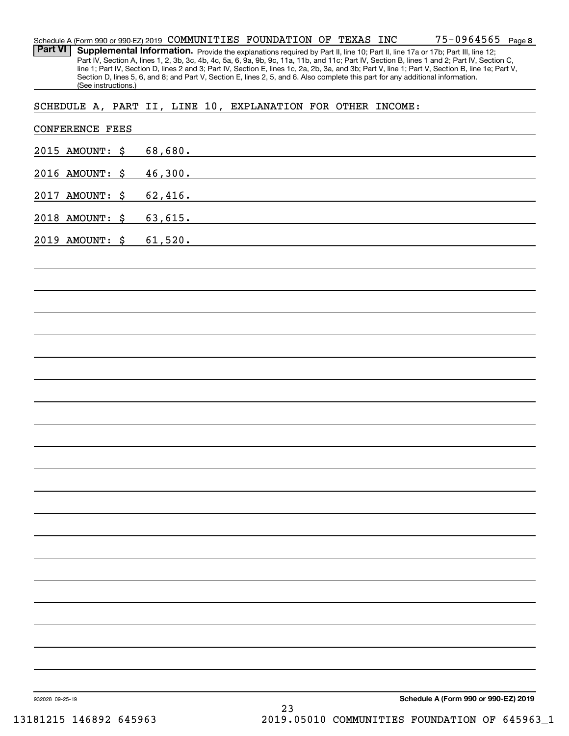Schedule A (Form 990 or 990-EZ) 2019 COMMUNITIES FOUNDATION OF TEXAS INC 75-0964565 Page **8**

**Part VI** **Supplemental Information.** Provide the explanations required by Part II, line 10; Part II, line 17a or 17b; Part III, line 12; Part IV, Section A, lines 1, 2, 3b, 3c, 4b, 4c, 5a, 6, 9a, 9b, 9c, 11a, 11b, and 11c; Part IV, Section B, lines 1 and 2; Part IV, Section C, line 1; Part IV, Section D, lines 2 and 3; Part IV, Section E, lines 1c, 2a, 2b, 3a, and 3b; Part V, line 1; Part V, Section B, line 1e; Part V, Section D, lines 5, 6, and 8; and Part V, Section E, lines 2, 5, and 6. Also complete this part for any additional information. (See instructions.)

SCHEDULE A, PART II, LINE 10, EXPLANATION FOR OTHER INCOME:

CONFERENCE FEES

2015 AMOUNT: $ 68,680.

2016 AMOUNT: $ 46,300.

2017 AMOUNT: $ 62,416.

2018 AMOUNT: $ 63,615.

2019 AMOUNT: $ 61,520.

932028 09-25-19 **Schedule A (Form 990 or 990-EZ) 2019**

13181215 146892 645963 2019.05010 COMMUNITIES FOUNDATION OF 645963_1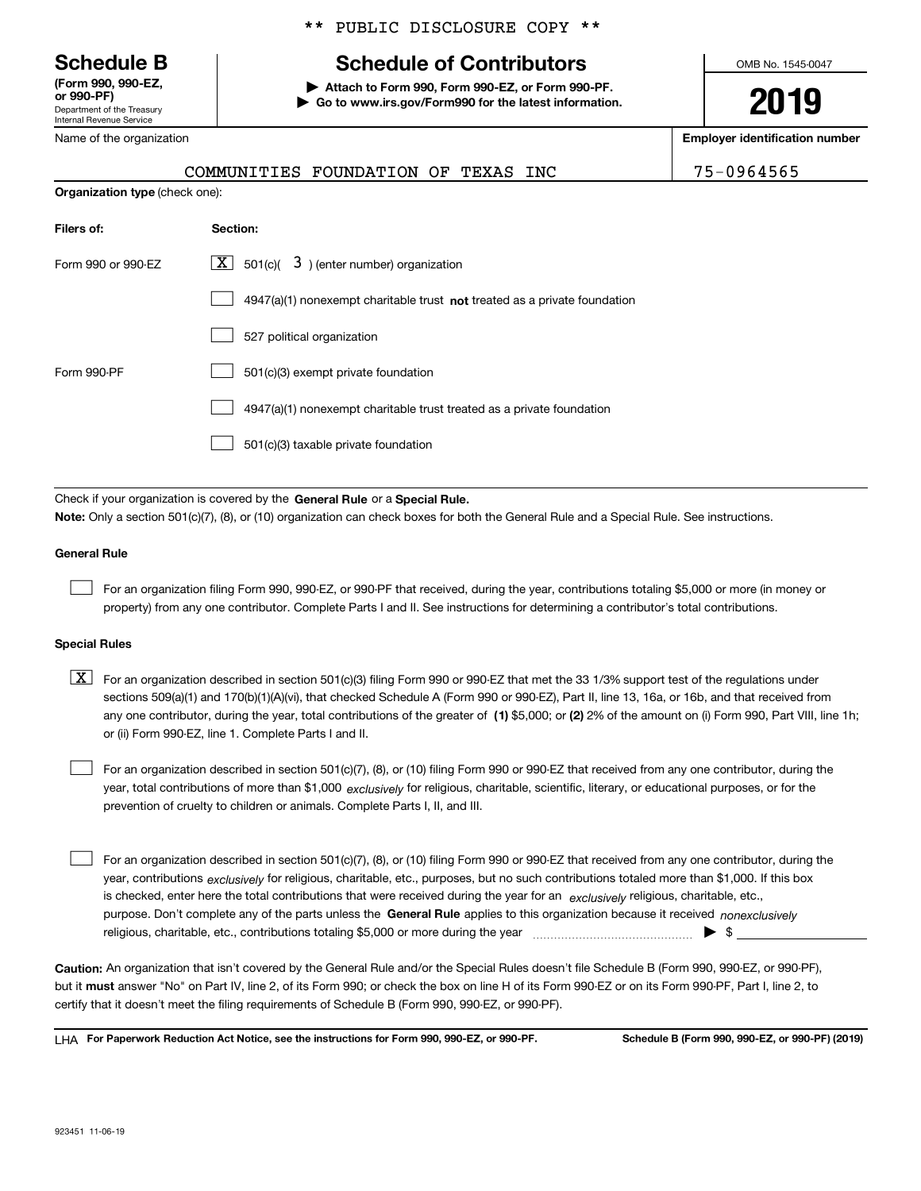** PUBLIC DISCLOSURE COPY **

**Schedule B**
**(Form 990, 990-EZ, or 990-PF)**
Department of the Treasury
Internal Revenue Service

# Schedule of Contributors

▶ **Attach to Form 990, Form 990-EZ, or Form 990-PF.**
▶ **Go to www.irs.gov/Form990 for the latest information.**

OMB No. 1545-0047

**2019**

Name of the organization: COMMUNITIES FOUNDATION OF TEXAS INC

**Employer identification number:** 75-0964565

**Organization type** (check one):

| Filers of: | Section: |
|---|---|
| Form 990 or 990-EZ | [X] 501(c)( 3 ) (enter number) organization |
| | [ ] 4947(a)(1) nonexempt charitable trust **not** treated as a private foundation |
| | [ ] 527 political organization |
| Form 990-PF | [ ] 501(c)(3) exempt private foundation |
| | [ ] 4947(a)(1) nonexempt charitable trust treated as a private foundation |
| | [ ] 501(c)(3) taxable private foundation |

Check if your organization is covered by the **General Rule** or a **Special Rule.**

**Note:** Only a section 501(c)(7), (8), or (10) organization can check boxes for both the General Rule and a Special Rule. See instructions.

**General Rule**

[ ] For an organization filing Form 990, 990-EZ, or 990-PF that received, during the year, contributions totaling $5,000 or more (in money or property) from any one contributor. Complete Parts I and II. See instructions for determining a contributor's total contributions.

**Special Rules**

[X] For an organization described in section 501(c)(3) filing Form 990 or 990-EZ that met the 33 1/3% support test of the regulations under sections 509(a)(1) and 170(b)(1)(A)(vi), that checked Schedule A (Form 990 or 990-EZ), Part II, line 13, 16a, or 16b, and that received from any one contributor, during the year, total contributions of the greater of **(1)** $5,000; or **(2)** 2% of the amount on (i) Form 990, Part VIII, line 1h; or (ii) Form 990-EZ, line 1. Complete Parts I and II.

[ ] For an organization described in section 501(c)(7), (8), or (10) filing Form 990 or 990-EZ that received from any one contributor, during the year, total contributions of more than $1,000 *exclusively* for religious, charitable, scientific, literary, or educational purposes, or for the prevention of cruelty to children or animals. Complete Parts I, II, and III.

[ ] For an organization described in section 501(c)(7), (8), or (10) filing Form 990 or 990-EZ that received from any one contributor, during the year, contributions *exclusively* for religious, charitable, etc., purposes, but no such contributions totaled more than $1,000. If this box is checked, enter here the total contributions that were received during the year for an *exclusively* religious, charitable, etc., purpose. Don't complete any of the parts unless the **General Rule** applies to this organization because it received *nonexclusively* religious, charitable, etc., contributions totaling $5,000 or more during the year ▶ $

**Caution:** An organization that isn't covered by the General Rule and/or the Special Rules doesn't file Schedule B (Form 990, 990-EZ, or 990-PF), but it **must** answer "No" on Part IV, line 2, of its Form 990; or check the box on line H of its Form 990-EZ or on its Form 990-PF, Part I, line 2, to certify that it doesn't meet the filing requirements of Schedule B (Form 990, 990-EZ, or 990-PF).

LHA **For Paperwork Reduction Act Notice, see the instructions for Form 990, 990-EZ, or 990-PF.** **Schedule B (Form 990, 990-EZ, or 990-PF) (2019)**

923451 11-06-19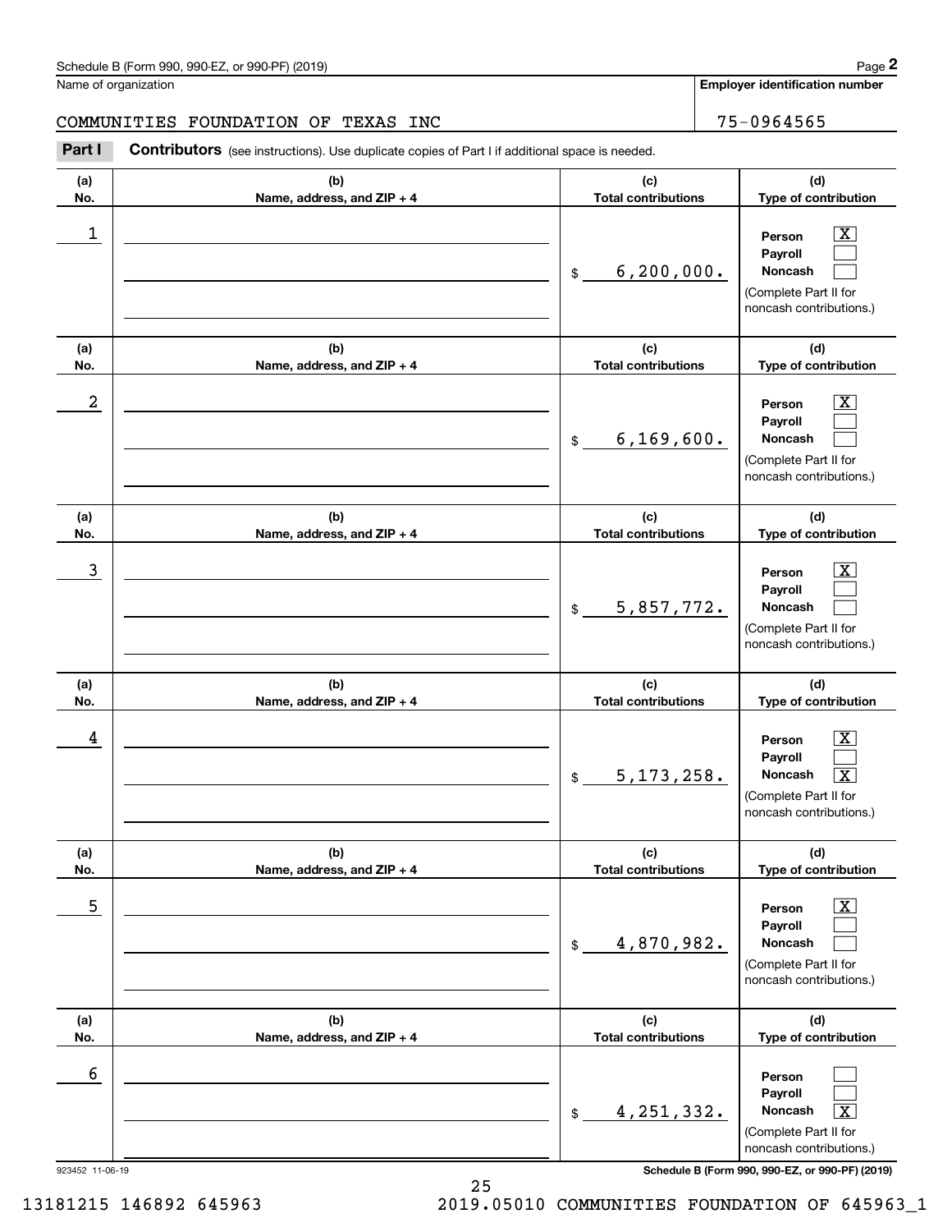Schedule B (Form 990, 990-EZ, or 990-PF) (2019)

Name of organization: COMMUNITIES FOUNDATION OF TEXAS INC

Employer identification number: 75-0964565

**Part I** **Contributors** (see instructions). Use duplicate copies of Part I if additional space is needed.

| (a) No. | (b) Name, address, and ZIP + 4 | (c) Total contributions | (d) Type of contribution |
|---|---|---|---|
| 1 | | $ 6,200,000. | Person [X] Payroll [ ] Noncash [ ] (Complete Part II for noncash contributions.) |
| 2 | | $ 6,169,600. | Person [X] Payroll [ ] Noncash [ ] (Complete Part II for noncash contributions.) |
| 3 | | $ 5,857,772. | Person [X] Payroll [ ] Noncash [ ] (Complete Part II for noncash contributions.) |
| 4 | | $ 5,173,258. | Person [X] Payroll [ ] Noncash [X] (Complete Part II for noncash contributions.) |
| 5 | | $ 4,870,982. | Person [X] Payroll [ ] Noncash [ ] (Complete Part II for noncash contributions.) |
| 6 | | $ 4,251,332. | Person [ ] Payroll [ ] Noncash [X] (Complete Part II for noncash contributions.) |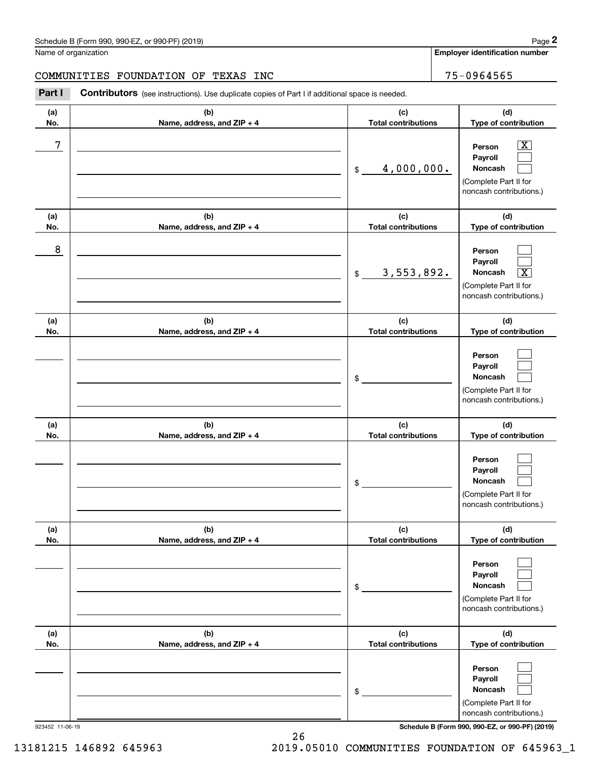Name of organization

COMMUNITIES FOUNDATION OF TEXAS INC

**Employer identification number**

75-0964565

**Part I** **Contributors** (see instructions). Use duplicate copies of Part I if additional space is needed.

| (a) No. | (b) Name, address, and ZIP + 4 | (c) Total contributions | (d) Type of contribution |
|---|---|---|---|
| 7 | | $ 4,000,000. | Person [X] Payroll [ ] Noncash [ ] (Complete Part II for noncash contributions.) |
| 8 | | $ 3,553,892. | Person [ ] Payroll [ ] Noncash [X] (Complete Part II for noncash contributions.) |
| | | $ | Person [ ] Payroll [ ] Noncash [ ] (Complete Part II for noncash contributions.) |
| | | $ | Person [ ] Payroll [ ] Noncash [ ] (Complete Part II for noncash contributions.) |
| | | $ | Person [ ] Payroll [ ] Noncash [ ] (Complete Part II for noncash contributions.) |
| | | $ | Person [ ] Payroll [ ] Noncash [ ] (Complete Part II for noncash contributions.) |

923452 11-06-19

**Schedule B (Form 990, 990-EZ, or 990-PF) (2019)**

13181215 146892 645963 2019.05010 COMMUNITIES FOUNDATION OF 645963_1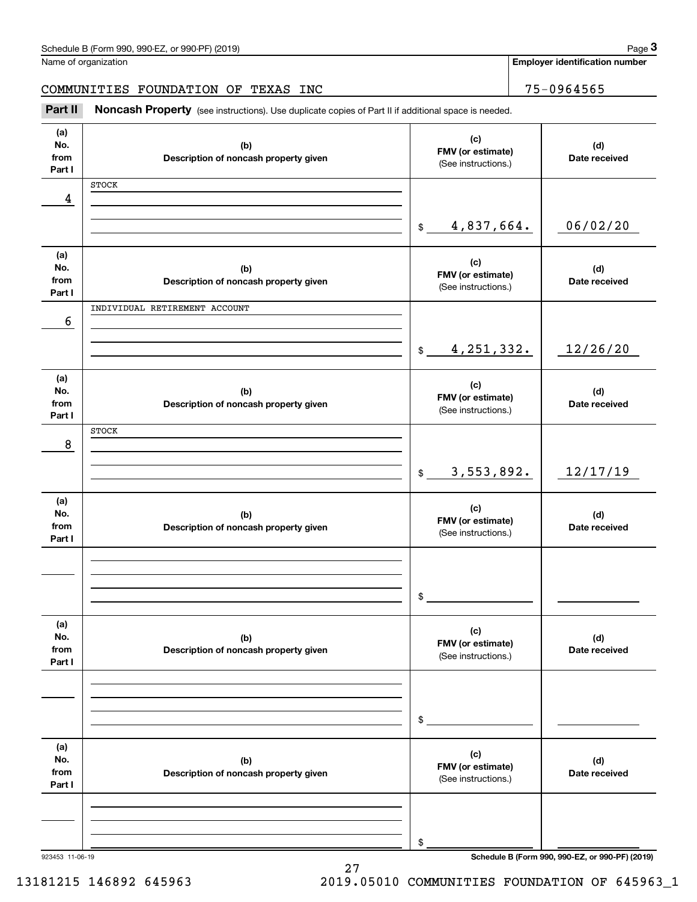Schedule B (Form 990, 990-EZ, or 990-PF) (2019)

Name of organization: COMMUNITIES FOUNDATION OF TEXAS INC

Employer identification number: 75-0964565

## Part II Noncash Property

(see instructions). Use duplicate copies of Part II if additional space is needed.

| (a) No. from Part I | (b) Description of noncash property given | (c) FMV (or estimate) (See instructions.) | (d) Date received |
|---|---|---|---|
| 4 | STOCK | $ 4,837,664. | 06/02/20 |
| 6 | INDIVIDUAL RETIREMENT ACCOUNT | $ 4,251,332. | 12/26/20 |
| 8 | STOCK | $ 3,553,892. | 12/17/19 |
| | | $ | |
| | | $ | |
| | | $ | |

923453 11-06-19

Schedule B (Form 990, 990-EZ, or 990-PF) (2019)

13181215 146892 645963 2019.05010 COMMUNITIES FOUNDATION OF 645963_1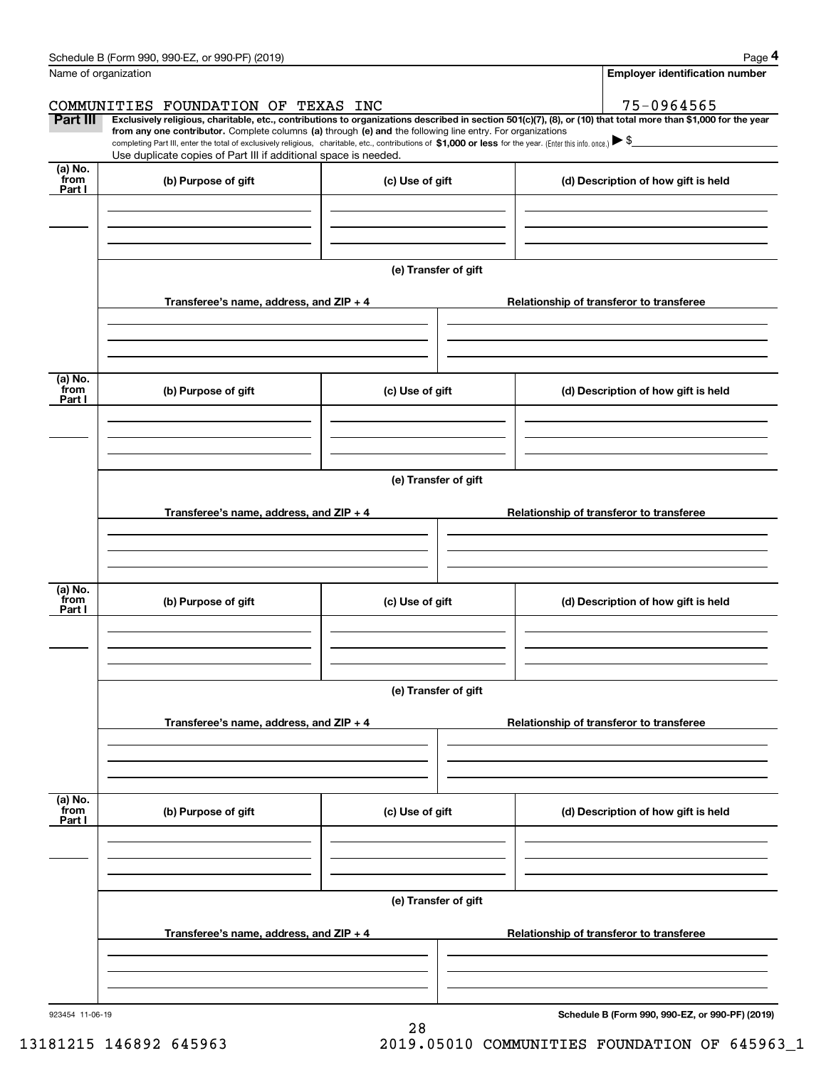Schedule B (Form 990, 990-EZ, or 990-PF) (2019)

Name of organization: COMMUNITIES FOUNDATION OF TEXAS INC

Employer identification number: 75-0964565

**Part III** **Exclusively religious, charitable, etc., contributions to organizations described in section 501(c)(7), (8), or (10) that total more than $1,000 for the year from any one contributor.** Complete columns **(a)** through **(e) and** the following line entry. For organizations completing Part III, enter the total of exclusively religious, charitable, etc., contributions of **$1,000 or less** for the year. (Enter this info. once.) ▶ $

Use duplicate copies of Part III if additional space is needed.

| (a) No. from Part I | (b) Purpose of gift | (c) Use of gift | (d) Description of how gift is held |
|---|---|---|---|
| | | | |

(e) Transfer of gift

| Transferee's name, address, and ZIP + 4 | Relationship of transferor to transferee |
|---|---|
| | |

| (a) No. from Part I | (b) Purpose of gift | (c) Use of gift | (d) Description of how gift is held |
|---|---|---|---|
| | | | |

(e) Transfer of gift

| Transferee's name, address, and ZIP + 4 | Relationship of transferor to transferee |
|---|---|
| | |

| (a) No. from Part I | (b) Purpose of gift | (c) Use of gift | (d) Description of how gift is held |
|---|---|---|---|
| | | | |

(e) Transfer of gift

| Transferee's name, address, and ZIP + 4 | Relationship of transferor to transferee |
|---|---|
| | |

| (a) No. from Part I | (b) Purpose of gift | (c) Use of gift | (d) Description of how gift is held |
|---|---|---|---|
| | | | |

(e) Transfer of gift

| Transferee's name, address, and ZIP + 4 | Relationship of transferor to transferee |
|---|---|
| | |

923454 11-06-19

**Schedule B (Form 990, 990-EZ, or 990-PF) (2019)**

13181215 146892 645963 2019.05010 COMMUNITIES FOUNDATION OF 645963_1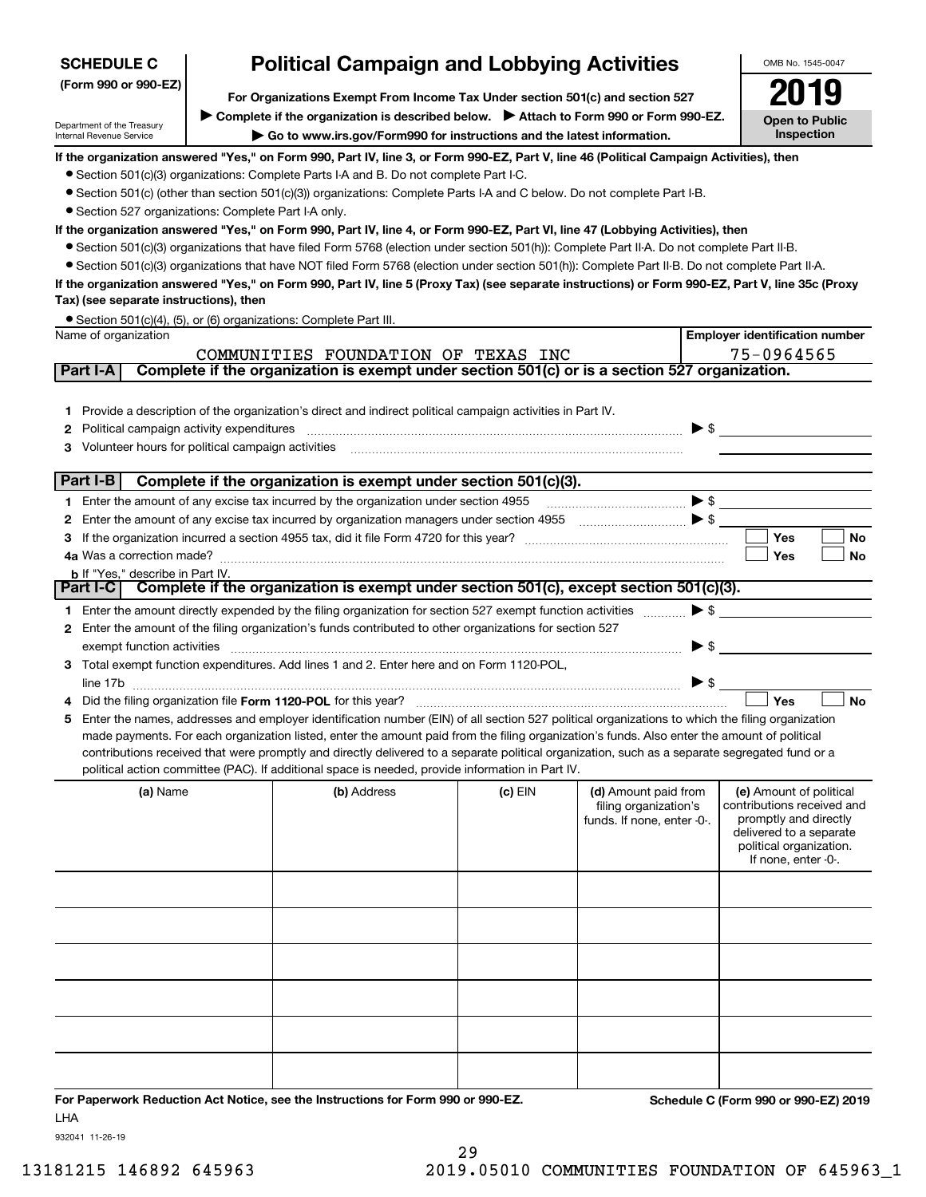**SCHEDULE C (Form 990 or 990-EZ)**

Department of the Treasury
Internal Revenue Service

# Political Campaign and Lobbying Activities

**For Organizations Exempt From Income Tax Under section 501(c) and section 527**

**▶ Complete if the organization is described below. ▶ Attach to Form 990 or Form 990-EZ.**

**▶ Go to www.irs.gov/Form990 for instructions and the latest information.**

OMB No. 1545-0047

**2019**

**Open to Public Inspection**

**If the organization answered "Yes," on Form 990, Part IV, line 3, or Form 990-EZ, Part V, line 46 (Political Campaign Activities), then**

- Section 501(c)(3) organizations: Complete Parts I-A and B. Do not complete Part I-C.
- Section 501(c) (other than section 501(c)(3)) organizations: Complete Parts I-A and C below. Do not complete Part I-B.
- Section 527 organizations: Complete Part I-A only.

**If the organization answered "Yes," on Form 990, Part IV, line 4, or Form 990-EZ, Part VI, line 47 (Lobbying Activities), then**

- Section 501(c)(3) organizations that have filed Form 5768 (election under section 501(h)): Complete Part II-A. Do not complete Part II-B.
- Section 501(c)(3) organizations that have NOT filed Form 5768 (election under section 501(h)): Complete Part II-B. Do not complete Part II-A.

**If the organization answered "Yes," on Form 990, Part IV, line 5 (Proxy Tax) (see separate instructions) or Form 990-EZ, Part V, line 35c (Proxy Tax) (see separate instructions), then**

- Section 501(c)(4), (5), or (6) organizations: Complete Part III.

| Name of organization | Employer identification number |
|---|---|
| COMMUNITIES FOUNDATION OF TEXAS INC | 75-0964565 |

## Part I-A Complete if the organization is exempt under section 501(c) or is a section 527 organization.

1 Provide a description of the organization's direct and indirect political campaign activities in Part IV.

2 Political campaign activity expenditures ▶ $

3 Volunteer hours for political campaign activities

## Part I-B Complete if the organization is exempt under section 501(c)(3).

1 Enter the amount of any excise tax incurred by the organization under section 4955 ▶ $

2 Enter the amount of any excise tax incurred by organization managers under section 4955 ▶ $

3 If the organization incurred a section 4955 tax, did it file Form 4720 for this year? ☐ Yes ☐ No

4a Was a correction made? ☐ Yes ☐ No

b If "Yes," describe in Part IV.

## Part I-C Complete if the organization is exempt under section 501(c), except section 501(c)(3).

1 Enter the amount directly expended by the filing organization for section 527 exempt function activities ▶ $

2 Enter the amount of the filing organization's funds contributed to other organizations for section 527 exempt function activities ▶ $

3 Total exempt function expenditures. Add lines 1 and 2. Enter here and on Form 1120-POL, line 17b ▶ $

4 Did the filing organization file **Form 1120-POL** for this year? ☐ Yes ☐ No

5 Enter the names, addresses and employer identification number (EIN) of all section 527 political organizations to which the filing organization made payments. For each organization listed, enter the amount paid from the filing organization's funds. Also enter the amount of political contributions received that were promptly and directly delivered to a separate political organization, such as a separate segregated fund or a political action committee (PAC). If additional space is needed, provide information in Part IV.

| (a) Name | (b) Address | (c) EIN | (d) Amount paid from filing organization's funds. If none, enter -0-. | (e) Amount of political contributions received and promptly and directly delivered to a separate political organization. If none, enter -0-. |
|---|---|---|---|---|
| | | | | |
| | | | | |
| | | | | |
| | | | | |
| | | | | |
| | | | | |

**For Paperwork Reduction Act Notice, see the Instructions for Form 990 or 990-EZ.** LHA

**Schedule C (Form 990 or 990-EZ) 2019**

932041 11-26-19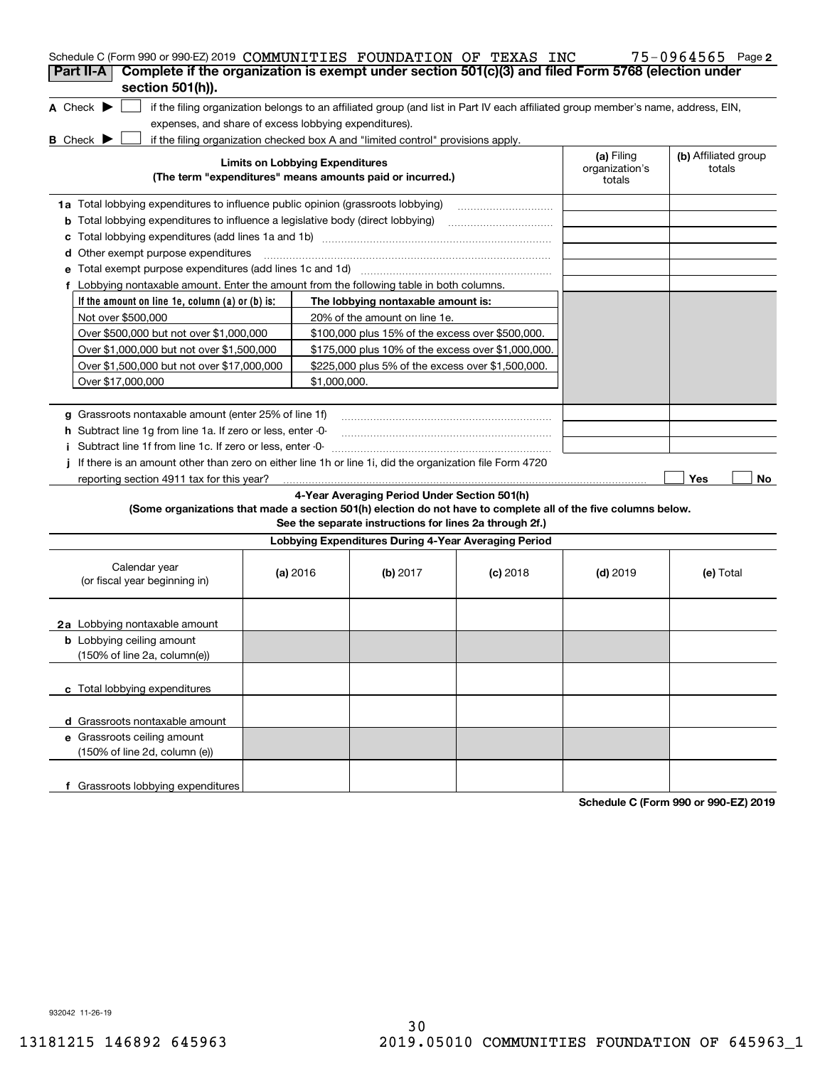Schedule C (Form 990 or 990-EZ) 2019 COMMUNITIES FOUNDATION OF TEXAS INC 75-0964565 Page 2

**Part II-A** **Complete if the organization is exempt under section 501(c)(3) and filed Form 5768 (election under section 501(h)).**

A Check ▶ ☐ if the filing organization belongs to an affiliated group (and list in Part IV each affiliated group member's name, address, EIN, expenses, and share of excess lobbying expenditures).

B Check ▶ ☐ if the filing organization checked box A and "limited control" provisions apply.

| **Limits on Lobbying Expenditures** (The term "expenditures" means amounts paid or incurred.) | **(a)** Filing organization's totals | **(b)** Affiliated group totals |
|---|---|---|
| **1a** Total lobbying expenditures to influence public opinion (grassroots lobbying) | | |
| **b** Total lobbying expenditures to influence a legislative body (direct lobbying) | | |
| **c** Total lobbying expenditures (add lines 1a and 1b) | | |
| **d** Other exempt purpose expenditures | | |
| **e** Total exempt purpose expenditures (add lines 1c and 1d) | | |
| **f** Lobbying nontaxable amount. Enter the amount from the following table in both columns. | | |

| If the amount on line 1e, column (a) or (b) is: | The lobbying nontaxable amount is: |
|---|---|
| Not over $500,000 | 20% of the amount on line 1e. |
| Over $500,000 but not over $1,000,000 | $100,000 plus 15% of the excess over $500,000. |
| Over $1,000,000 but not over $1,500,000 | $175,000 plus 10% of the excess over $1,000,000. |
| Over $1,500,000 but not over $17,000,000 | $225,000 plus 5% of the excess over $1,500,000. |
| Over $17,000,000 | $1,000,000. |

| | **(a)** | **(b)** |
|---|---|---|
| **g** Grassroots nontaxable amount (enter 25% of line 1f) | | |
| **h** Subtract line 1g from line 1a. If zero or less, enter -0- | | |
| **i** Subtract line 1f from line 1c. If zero or less, enter -0- | | |
| **j** If there is an amount other than zero on either line 1h or line 1i, did the organization file Form 4720 reporting section 4911 tax for this year? | ☐ Yes | ☐ No |

**4-Year Averaging Period Under Section 501(h)**

**(Some organizations that made a section 501(h) election do not have to complete all of the five columns below. See the separate instructions for lines 2a through 2f.)**

**Lobbying Expenditures During 4-Year Averaging Period**

| Calendar year (or fiscal year beginning in) | **(a)** 2016 | **(b)** 2017 | **(c)** 2018 | **(d)** 2019 | **(e)** Total |
|---|---|---|---|---|---|
| **2a** Lobbying nontaxable amount | | | | | |
| **b** Lobbying ceiling amount (150% of line 2a, column(e)) | | | | | |
| **c** Total lobbying expenditures | | | | | |
| **d** Grassroots nontaxable amount | | | | | |
| **e** Grassroots ceiling amount (150% of line 2d, column (e)) | | | | | |
| **f** Grassroots lobbying expenditures | | | | | |

**Schedule C (Form 990 or 990-EZ) 2019**

932042 11-26-19

13181215 146892 645963 2019.05010 COMMUNITIES FOUNDATION OF 645963_1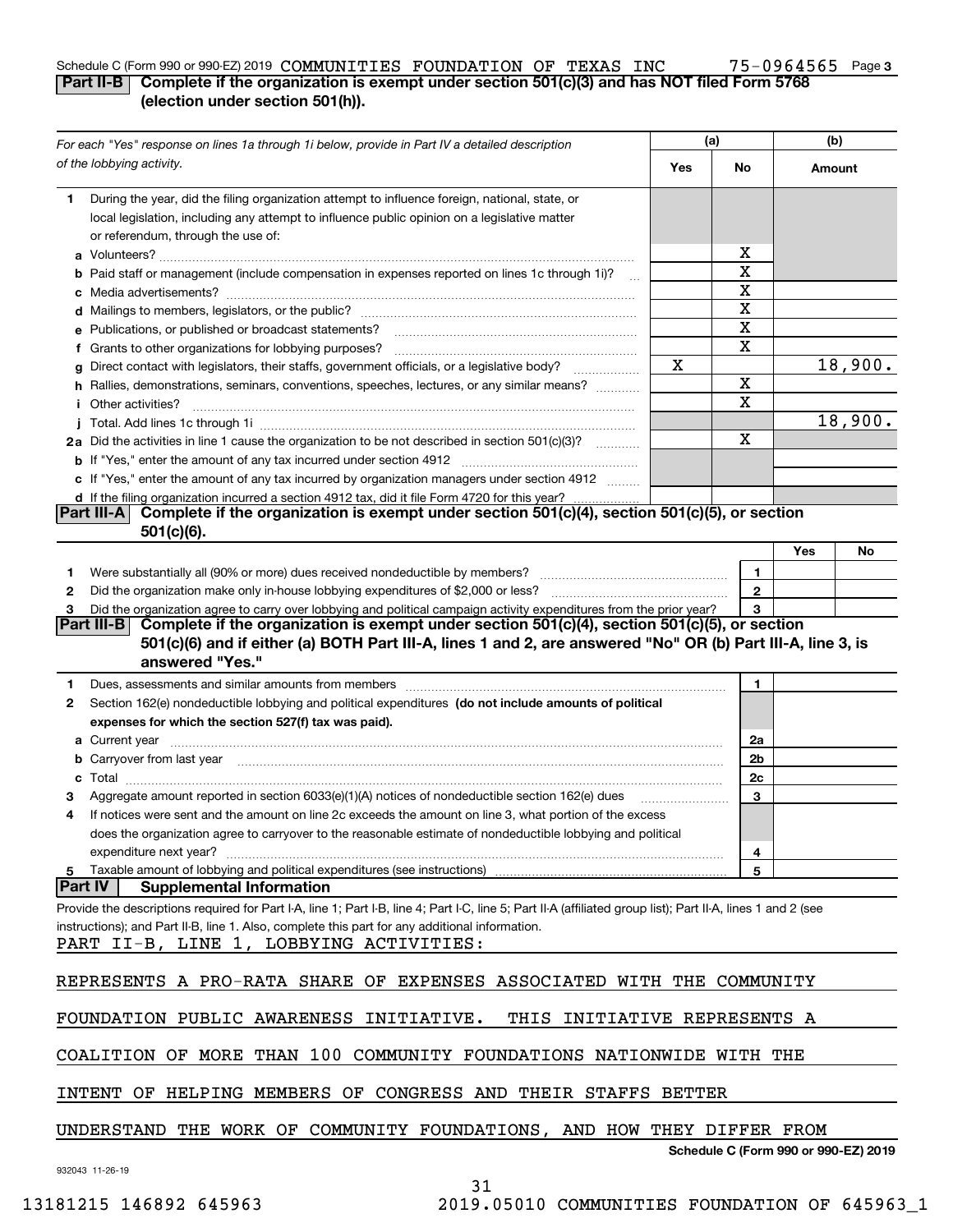Schedule C (Form 990 or 990-EZ) 2019 COMMUNITIES FOUNDATION OF TEXAS INC 75-0964565 Page 3

**Part II-B Complete if the organization is exempt under section 501(c)(3) and has NOT filed Form 5768 (election under section 501(h)).**

| For each "Yes" response on lines 1a through 1i below, provide in Part IV a detailed description of the lobbying activity. | (a) Yes | (a) No | (b) Amount |
|---|---|---|---|
| **1** During the year, did the filing organization attempt to influence foreign, national, state, or local legislation, including any attempt to influence public opinion on a legislative matter or referendum, through the use of: | | | |
| **a** Volunteers? | | X | |
| **b** Paid staff or management (include compensation in expenses reported on lines 1c through 1i)? | | X | |
| **c** Media advertisements? | | X | |
| **d** Mailings to members, legislators, or the public? | | X | |
| **e** Publications, or published or broadcast statements? | | X | |
| **f** Grants to other organizations for lobbying purposes? | | X | |
| **g** Direct contact with legislators, their staffs, government officials, or a legislative body? | X | | 18,900. |
| **h** Rallies, demonstrations, seminars, conventions, speeches, lectures, or any similar means? | | X | |
| **i** Other activities? | | X | |
| **j** Total. Add lines 1c through 1i | | | 18,900. |
| **2a** Did the activities in line 1 cause the organization to be not described in section 501(c)(3)? | | X | |
| **b** If "Yes," enter the amount of any tax incurred under section 4912 | | | |
| **c** If "Yes," enter the amount of any tax incurred by organization managers under section 4912 | | | |
| **d** If the filing organization incurred a section 4912 tax, did it file Form 4720 for this year? | | | |

**Part III-A Complete if the organization is exempt under section 501(c)(4), section 501(c)(5), or section 501(c)(6).**

| | | Yes | No |
|---|---|---|---|
| **1** Were substantially all (90% or more) dues received nondeductible by members? | 1 | | |
| **2** Did the organization make only in-house lobbying expenditures of $2,000 or less? | 2 | | |
| **3** Did the organization agree to carry over lobbying and political campaign activity expenditures from the prior year? | 3 | | |

**Part III-B Complete if the organization is exempt under section 501(c)(4), section 501(c)(5), or section 501(c)(6) and if either (a) BOTH Part III-A, lines 1 and 2, are answered "No" OR (b) Part III-A, line 3, is answered "Yes."**

| | | |
|---|---|---|
| **1** Dues, assessments and similar amounts from members | 1 | |
| **2** Section 162(e) nondeductible lobbying and political expenditures **(do not include amounts of political expenses for which the section 527(f) tax was paid).** | | |
| **a** Current year | 2a | |
| **b** Carryover from last year | 2b | |
| **c** Total | 2c | |
| **3** Aggregate amount reported in section 6033(e)(1)(A) notices of nondeductible section 162(e) dues | 3 | |
| **4** If notices were sent and the amount on line 2c exceeds the amount on line 3, what portion of the excess does the organization agree to carryover to the reasonable estimate of nondeductible lobbying and political expenditure next year? | 4 | |
| **5** Taxable amount of lobbying and political expenditures (see instructions) | 5 | |

**Part IV Supplemental Information**

Provide the descriptions required for Part I-A, line 1; Part I-B, line 4; Part I-C, line 5; Part II-A (affiliated group list); Part II-A, lines 1 and 2 (see instructions); and Part II-B, line 1. Also, complete this part for any additional information.

PART II-B, LINE 1, LOBBYING ACTIVITIES:

REPRESENTS A PRO-RATA SHARE OF EXPENSES ASSOCIATED WITH THE COMMUNITY FOUNDATION PUBLIC AWARENESS INITIATIVE. THIS INITIATIVE REPRESENTS A COALITION OF MORE THAN 100 COMMUNITY FOUNDATIONS NATIONWIDE WITH THE INTENT OF HELPING MEMBERS OF CONGRESS AND THEIR STAFFS BETTER UNDERSTAND THE WORK OF COMMUNITY FOUNDATIONS, AND HOW THEY DIFFER FROM

Schedule C (Form 990 or 990-EZ) 2019

932043 11-26-19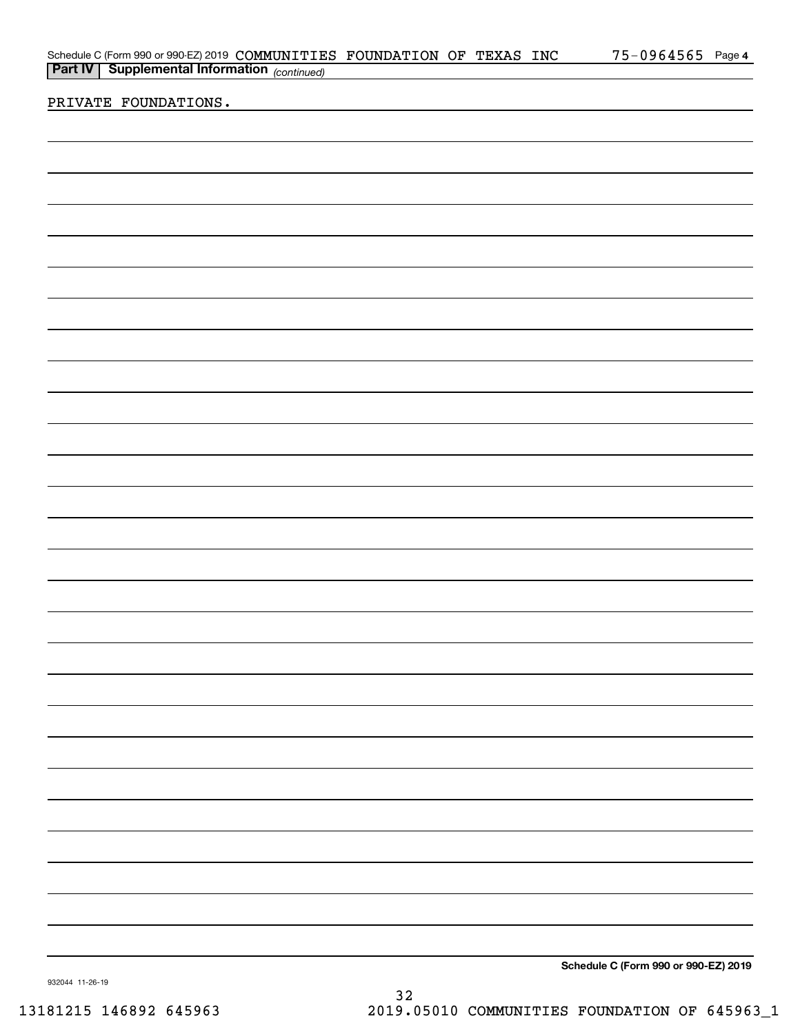Schedule C (Form 990 or 990-EZ) 2019 COMMUNITIES FOUNDATION OF TEXAS INC 75-0964565 Page 4

**Part IV | Supplemental Information** *(continued)*

PRIVATE FOUNDATIONS.

**Schedule C (Form 990 or 990-EZ) 2019**

932044 11-26-19

13181215 146892 645963 2019.05010 COMMUNITIES FOUNDATION OF 645963_1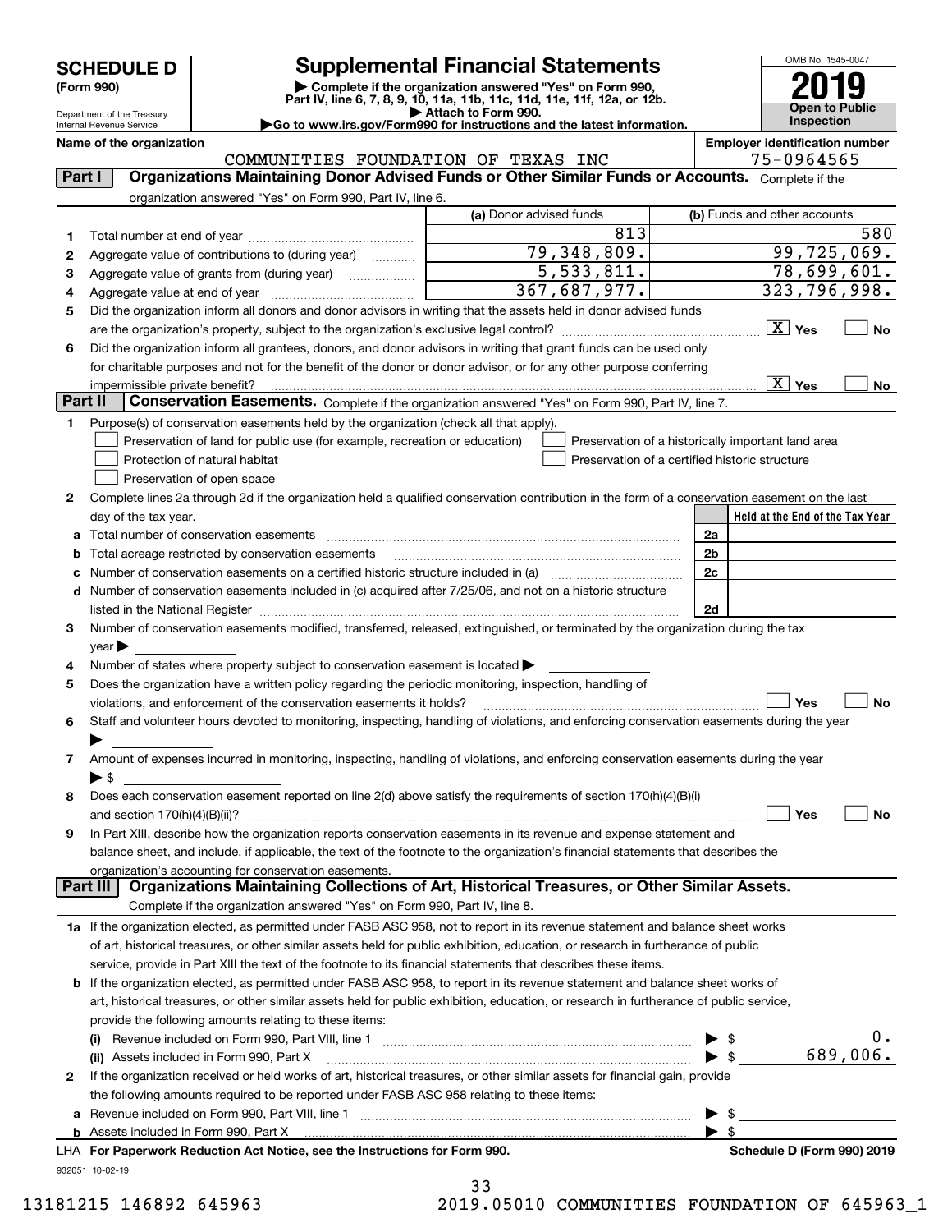# SCHEDULE D (Form 990)

# Supplemental Financial Statements

▶ Complete if the organization answered "Yes" on Form 990, Part IV, line 6, 7, 8, 9, 10, 11a, 11b, 11c, 11d, 11e, 11f, 12a, or 12b.
▶ Attach to Form 990.
▶Go to www.irs.gov/Form990 for instructions and the latest information.

OMB No. 1545-0047

2019

Open to Public Inspection

Department of the Treasury
Internal Revenue Service

**Name of the organization:** COMMUNITIES FOUNDATION OF TEXAS INC

**Employer identification number:** 75-0964565

## Part I Organizations Maintaining Donor Advised Funds or Other Similar Funds or Accounts.

Complete if the organization answered "Yes" on Form 990, Part IV, line 6.

| | | (a) Donor advised funds | (b) Funds and other accounts |
|---|---|---|---|
| 1 | Total number at end of year | 813 | 580 |
| 2 | Aggregate value of contributions to (during year) | 79,348,809. | 99,725,069. |
| 3 | Aggregate value of grants from (during year) | 5,533,811. | 78,699,601. |
| 4 | Aggregate value at end of year | 367,687,977. | 323,796,998. |

5 Did the organization inform all donors and donor advisors in writing that the assets held in donor advised funds are the organization's property, subject to the organization's exclusive legal control? [X] Yes [ ] No

6 Did the organization inform all grantees, donors, and donor advisors in writing that grant funds can be used only for charitable purposes and not for the benefit of the donor or donor advisor, or for any other purpose conferring impermissible private benefit? [X] Yes [ ] No

## Part II Conservation Easements.

Complete if the organization answered "Yes" on Form 990, Part IV, line 7.

1 Purpose(s) of conservation easements held by the organization (check all that apply).

- [ ] Preservation of land for public use (for example, recreation or education)
- [ ] Preservation of a historically important land area
- [ ] Protection of natural habitat
- [ ] Preservation of a certified historic structure
- [ ] Preservation of open space

2 Complete lines 2a through 2d if the organization held a qualified conservation contribution in the form of a conservation easement on the last day of the tax year.

| | | | Held at the End of the Tax Year |
|---|---|---|---|
| a | Total number of conservation easements | 2a | |
| b | Total acreage restricted by conservation easements | 2b | |
| c | Number of conservation easements on a certified historic structure included in (a) | 2c | |
| d | Number of conservation easements included in (c) acquired after 7/25/06, and not on a historic structure listed in the National Register | 2d | |

3 Number of conservation easements modified, transferred, released, extinguished, or terminated by the organization during the tax year ▶

4 Number of states where property subject to conservation easement is located ▶

5 Does the organization have a written policy regarding the periodic monitoring, inspection, handling of violations, and enforcement of the conservation easements it holds? [ ] Yes [ ] No

6 Staff and volunteer hours devoted to monitoring, inspecting, handling of violations, and enforcing conservation easements during the year ▶

7 Amount of expenses incurred in monitoring, inspecting, handling of violations, and enforcing conservation easements during the year ▶ $

8 Does each conservation easement reported on line 2(d) above satisfy the requirements of section 170(h)(4)(B)(i) and section 170(h)(4)(B)(ii)? [ ] Yes [ ] No

9 In Part XIII, describe how the organization reports conservation easements in its revenue and expense statement and balance sheet, and include, if applicable, the text of the footnote to the organization's financial statements that describes the organization's accounting for conservation easements.

## Part III Organizations Maintaining Collections of Art, Historical Treasures, or Other Similar Assets.

Complete if the organization answered "Yes" on Form 990, Part IV, line 8.

1a If the organization elected, as permitted under FASB ASC 958, not to report in its revenue statement and balance sheet works of art, historical treasures, or other similar assets held for public exhibition, education, or research in furtherance of public service, provide in Part XIII the text of the footnote to its financial statements that describes these items.

b If the organization elected, as permitted under FASB ASC 958, to report in its revenue statement and balance sheet works of art, historical treasures, or other similar assets held for public exhibition, education, or research in furtherance of public service, provide the following amounts relating to these items:

(i) Revenue included on Form 990, Part VIII, line 1 ▶ $ 0.

(ii) Assets included in Form 990, Part X ▶ $ 689,006.

2 If the organization received or held works of art, historical treasures, or other similar assets for financial gain, provide the following amounts required to be reported under FASB ASC 958 relating to these items:

a Revenue included on Form 990, Part VIII, line 1 ▶ $

b Assets included in Form 990, Part X ▶ $

LHA For Paperwork Reduction Act Notice, see the Instructions for Form 990.

Schedule D (Form 990) 2019

932051 10-02-19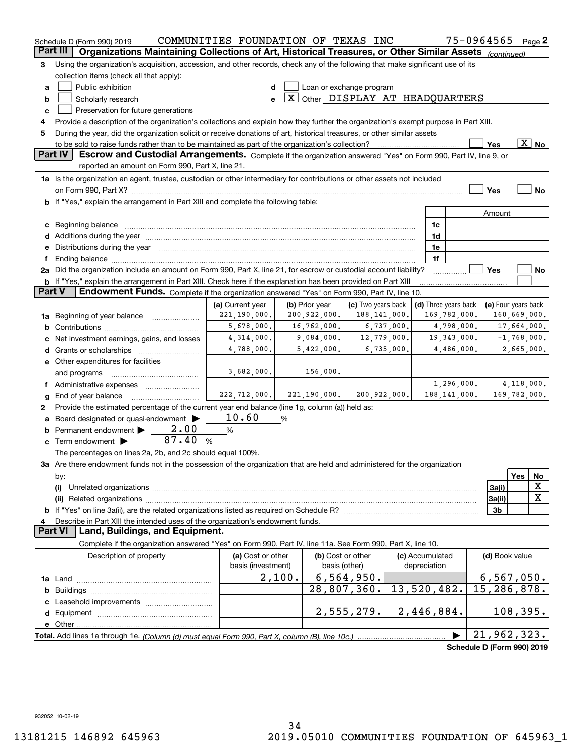Schedule D (Form 990) 2019 COMMUNITIES FOUNDATION OF TEXAS INC 75-0964565 Page 2

## Part III Organizations Maintaining Collections of Art, Historical Treasures, or Other Similar Assets *(continued)*

3 Using the organization's acquisition, accession, and other records, check any of the following that make significant use of its collection items (check all that apply):

a [ ] Public exhibition
b [ ] Scholarly research
c [ ] Preservation for future generations
d [ ] Loan or exchange program
e [X] Other DISPLAY AT HEADQUARTERS

4 Provide a description of the organization's collections and explain how they further the organization's exempt purpose in Part XIII.

5 During the year, did the organization solicit or receive donations of art, historical treasures, or other similar assets to be sold to raise funds rather than to be maintained as part of the organization's collection? [ ] Yes [X] No

## Part IV Escrow and Custodial Arrangements.

Complete if the organization answered "Yes" on Form 990, Part IV, line 9, or reported an amount on Form 990, Part X, line 21.

1a Is the organization an agent, trustee, custodian or other intermediary for contributions or other assets not included on Form 990, Part X? [ ] Yes [ ] No

b If "Yes," explain the arrangement in Part XIII and complete the following table:

| | | Amount |
|---|---|---|
| c Beginning balance | 1c | |
| d Additions during the year | 1d | |
| e Distributions during the year | 1e | |
| f Ending balance | 1f | |

2a Did the organization include an amount on Form 990, Part X, line 21, for escrow or custodial account liability? [ ] Yes [ ] No

b If "Yes," explain the arrangement in Part XIII. Check here if the explanation has been provided on Part XIII [ ]

## Part V Endowment Funds.

Complete if the organization answered "Yes" on Form 990, Part IV, line 10.

| | (a) Current year | (b) Prior year | (c) Two years back | (d) Three years back | (e) Four years back |
|---|---|---|---|---|---|
| 1a Beginning of year balance | 221,190,000. | 200,922,000. | 188,141,000. | 169,782,000. | 160,669,000. |
| b Contributions | 5,678,000. | 16,762,000. | 6,737,000. | 4,798,000. | 17,664,000. |
| c Net investment earnings, gains, and losses | 4,314,000. | 9,084,000. | 12,779,000. | 19,343,000. | -1,768,000. |
| d Grants or scholarships | 4,788,000. | 5,422,000. | 6,735,000. | 4,486,000. | 2,665,000. |
| e Other expenditures for facilities and programs | 3,682,000. | 156,000. | | | |
| f Administrative expenses | | | | 1,296,000. | 4,118,000. |
| g End of year balance | 222,712,000. | 221,190,000. | 200,922,000. | 188,141,000. | 169,782,000. |

2 Provide the estimated percentage of the current year end balance (line 1g, column (a)) held as:

a Board designated or quasi-endowment ▶ 10.60 %
b Permanent endowment ▶ 2.00 %
c Term endowment ▶ 87.40 %

The percentages on lines 2a, 2b, and 2c should equal 100%.

3a Are there endowment funds not in the possession of the organization that are held and administered for the organization by:

| | | Yes | No |
|---|---|---|---|
| (i) Unrelated organizations | 3a(i) | | X |
| (ii) Related organizations | 3a(ii) | | X |
| b If "Yes" on line 3a(ii), are the related organizations listed as required on Schedule R? | 3b | | |

4 Describe in Part XIII the intended uses of the organization's endowment funds.

## Part VI Land, Buildings, and Equipment.

Complete if the organization answered "Yes" on Form 990, Part IV, line 11a. See Form 990, Part X, line 10.

| Description of property | (a) Cost or other basis (investment) | (b) Cost or other basis (other) | (c) Accumulated depreciation | (d) Book value |
|---|---|---|---|---|
| 1a Land | 2,100. | 6,564,950. | | 6,567,050. |
| b Buildings | | 28,807,360. | 13,520,482. | 15,286,878. |
| c Leasehold improvements | | | | |
| d Equipment | | 2,555,279. | 2,446,884. | 108,395. |
| e Other | | | | |

Total. Add lines 1a through 1e. *(Column (d) must equal Form 990, Part X, column (B), line 10c.)* ▶ 21,962,323.

Schedule D (Form 990) 2019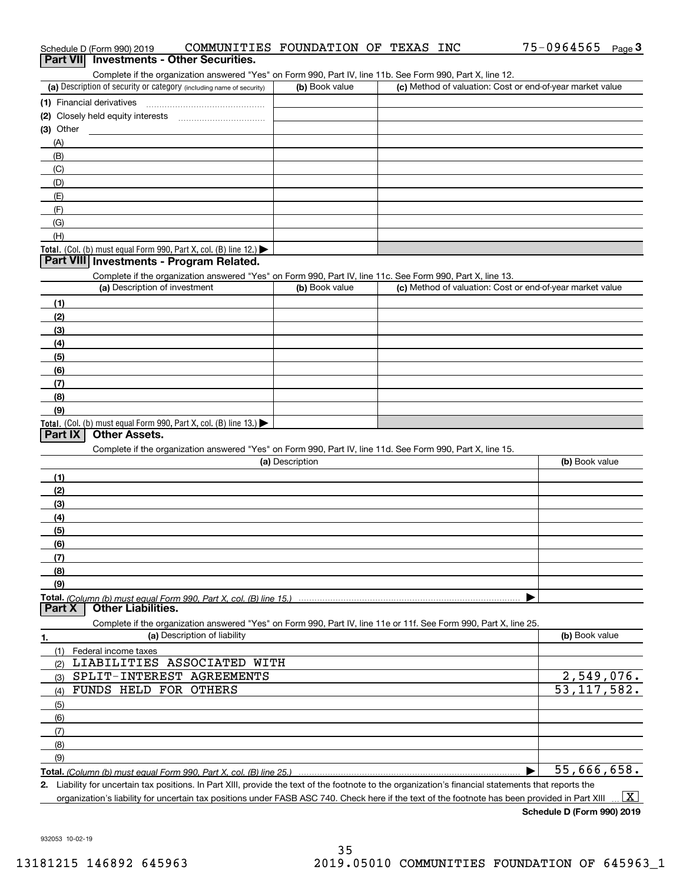Schedule D (Form 990) 2019 COMMUNITIES FOUNDATION OF TEXAS INC 75-0964565 Page 3

## Part VII Investments - Other Securities.

Complete if the organization answered "Yes" on Form 990, Part IV, line 11b. See Form 990, Part X, line 12.

| (a) Description of security or category (including name of security) | (b) Book value | (c) Method of valuation: Cost or end-of-year market value |
|---|---|---|
| (1) Financial derivatives | | |
| (2) Closely held equity interests | | |
| (3) Other | | |
| (A) | | |
| (B) | | |
| (C) | | |
| (D) | | |
| (E) | | |
| (F) | | |
| (G) | | |
| (H) | | |
| Total. (Col. (b) must equal Form 990, Part X, col. (B) line 12.) | | |

## Part VIII Investments - Program Related.

Complete if the organization answered "Yes" on Form 990, Part IV, line 11c. See Form 990, Part X, line 13.

| (a) Description of investment | (b) Book value | (c) Method of valuation: Cost or end-of-year market value |
|---|---|---|
| (1) | | |
| (2) | | |
| (3) | | |
| (4) | | |
| (5) | | |
| (6) | | |
| (7) | | |
| (8) | | |
| (9) | | |
| Total. (Col. (b) must equal Form 990, Part X, col. (B) line 13.) | | |

## Part IX Other Assets.

Complete if the organization answered "Yes" on Form 990, Part IV, line 11d. See Form 990, Part X, line 15.

| (a) Description | (b) Book value |
|---|---|
| (1) | |
| (2) | |
| (3) | |
| (4) | |
| (5) | |
| (6) | |
| (7) | |
| (8) | |
| (9) | |
| Total. (Column (b) must equal Form 990, Part X, col. (B) line 15.) | |

## Part X Other Liabilities.

Complete if the organization answered "Yes" on Form 990, Part IV, line 11e or 11f. See Form 990, Part X, line 25.

| 1. (a) Description of liability | (b) Book value |
|---|---|
| (1) Federal income taxes | |
| (2) LIABILITIES ASSOCIATED WITH | |
| (3) SPLIT-INTEREST AGREEMENTS | 2,549,076. |
| (4) FUNDS HELD FOR OTHERS | 53,117,582. |
| (5) | |
| (6) | |
| (7) | |
| (8) | |
| (9) | |
| Total. (Column (b) must equal Form 990, Part X, col. (B) line 25.) | 55,666,658. |

2. Liability for uncertain tax positions. In Part XIII, provide the text of the footnote to the organization's financial statements that reports the organization's liability for uncertain tax positions under FASB ASC 740. Check here if the text of the footnote has been provided in Part XIII [X]

Schedule D (Form 990) 2019

932053 10-02-19

13181215 146892 645963 2019.05010 COMMUNITIES FOUNDATION OF 645963_1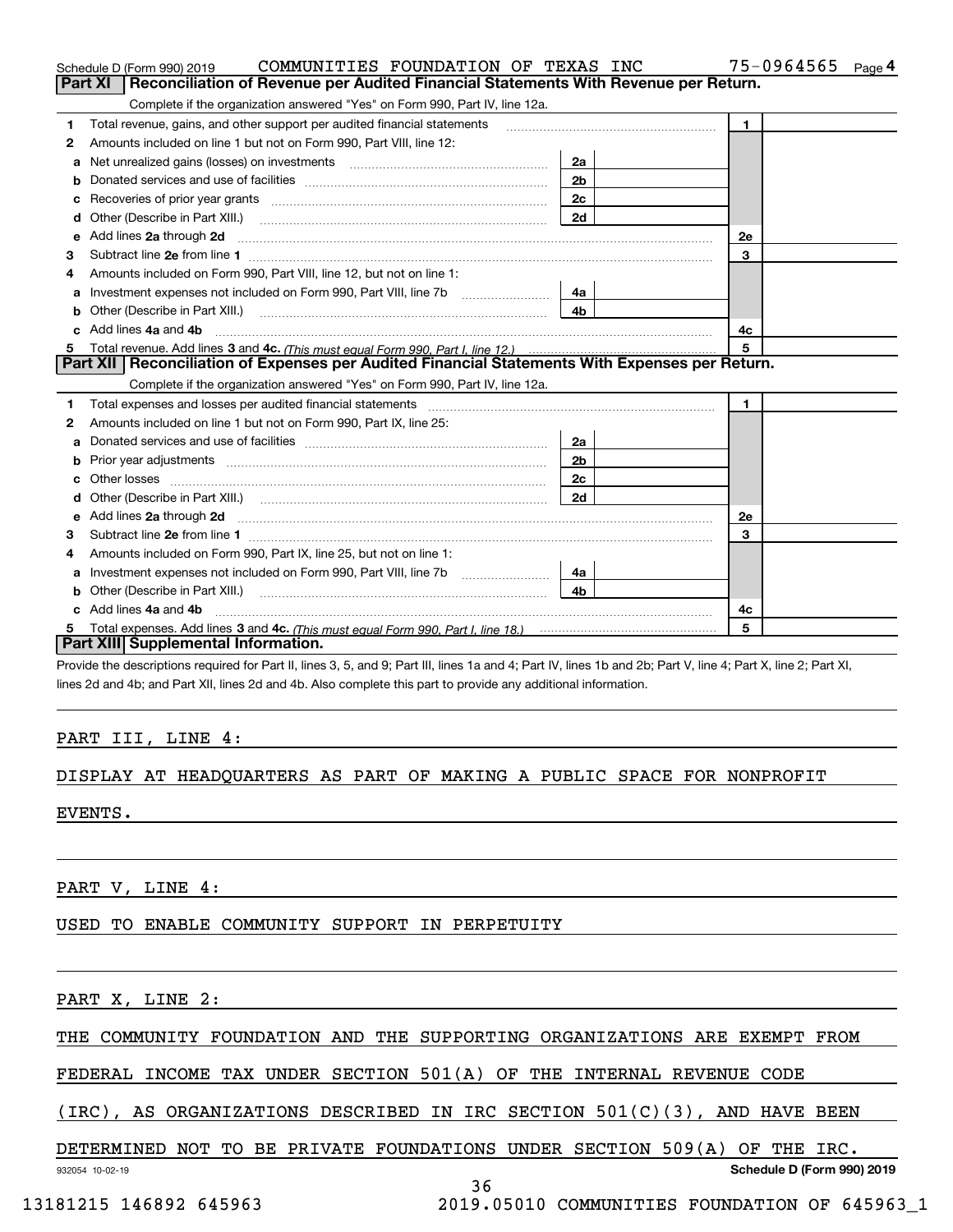Schedule D (Form 990) 2019 COMMUNITIES FOUNDATION OF TEXAS INC 75-0964565 Page 4

## Part XI Reconciliation of Revenue per Audited Financial Statements With Revenue per Return.

Complete if the organization answered "Yes" on Form 990, Part IV, line 12a.

| | | | | | |
|---|---|---|---|---|---|
| 1 | Total revenue, gains, and other support per audited financial statements | | | 1 | |
| 2 | Amounts included on line 1 but not on Form 990, Part VIII, line 12: | | | | |
| a | Net unrealized gains (losses) on investments | 2a | | | |
| b | Donated services and use of facilities | 2b | | | |
| c | Recoveries of prior year grants | 2c | | | |
| d | Other (Describe in Part XIII.) | 2d | | | |
| e | Add lines 2a through 2d | | | 2e | |
| 3 | Subtract line 2e from line 1 | | | 3 | |
| 4 | Amounts included on Form 990, Part VIII, line 12, but not on line 1: | | | | |
| a | Investment expenses not included on Form 990, Part VIII, line 7b | 4a | | | |
| b | Other (Describe in Part XIII.) | 4b | | | |
| c | Add lines 4a and 4b | | | 4c | |
| 5 | Total revenue. Add lines 3 and 4c. *(This must equal Form 990, Part I, line 12.)* | | | 5 | |

## Part XII Reconciliation of Expenses per Audited Financial Statements With Expenses per Return.

Complete if the organization answered "Yes" on Form 990, Part IV, line 12a.

| | | | | | |
|---|---|---|---|---|---|
| 1 | Total expenses and losses per audited financial statements | | | 1 | |
| 2 | Amounts included on line 1 but not on Form 990, Part IX, line 25: | | | | |
| a | Donated services and use of facilities | 2a | | | |
| b | Prior year adjustments | 2b | | | |
| c | Other losses | 2c | | | |
| d | Other (Describe in Part XIII.) | 2d | | | |
| e | Add lines 2a through 2d | | | 2e | |
| 3 | Subtract line 2e from line 1 | | | 3 | |
| 4 | Amounts included on Form 990, Part IX, line 25, but not on line 1: | | | | |
| a | Investment expenses not included on Form 990, Part VIII, line 7b | 4a | | | |
| b | Other (Describe in Part XIII.) | 4b | | | |
| c | Add lines 4a and 4b | | | 4c | |
| 5 | Total expenses. Add lines 3 and 4c. *(This must equal Form 990, Part I, line 18.)* | | | 5 | |

## Part XIII Supplemental Information.

Provide the descriptions required for Part II, lines 3, 5, and 9; Part III, lines 1a and 4; Part IV, lines 1b and 2b; Part V, line 4; Part X, line 2; Part XI, lines 2d and 4b; and Part XII, lines 2d and 4b. Also complete this part to provide any additional information.

PART III, LINE 4:

DISPLAY AT HEADQUARTERS AS PART OF MAKING A PUBLIC SPACE FOR NONPROFIT EVENTS.

PART V, LINE 4:

USED TO ENABLE COMMUNITY SUPPORT IN PERPETUITY

PART X, LINE 2:

THE COMMUNITY FOUNDATION AND THE SUPPORTING ORGANIZATIONS ARE EXEMPT FROM FEDERAL INCOME TAX UNDER SECTION 501(A) OF THE INTERNAL REVENUE CODE (IRC), AS ORGANIZATIONS DESCRIBED IN IRC SECTION 501(C)(3), AND HAVE BEEN DETERMINED NOT TO BE PRIVATE FOUNDATIONS UNDER SECTION 509(A) OF THE IRC.

932054 10-02-19 Schedule D (Form 990) 2019

13181215 146892 645963 2019.05010 COMMUNITIES FOUNDATION OF 645963_1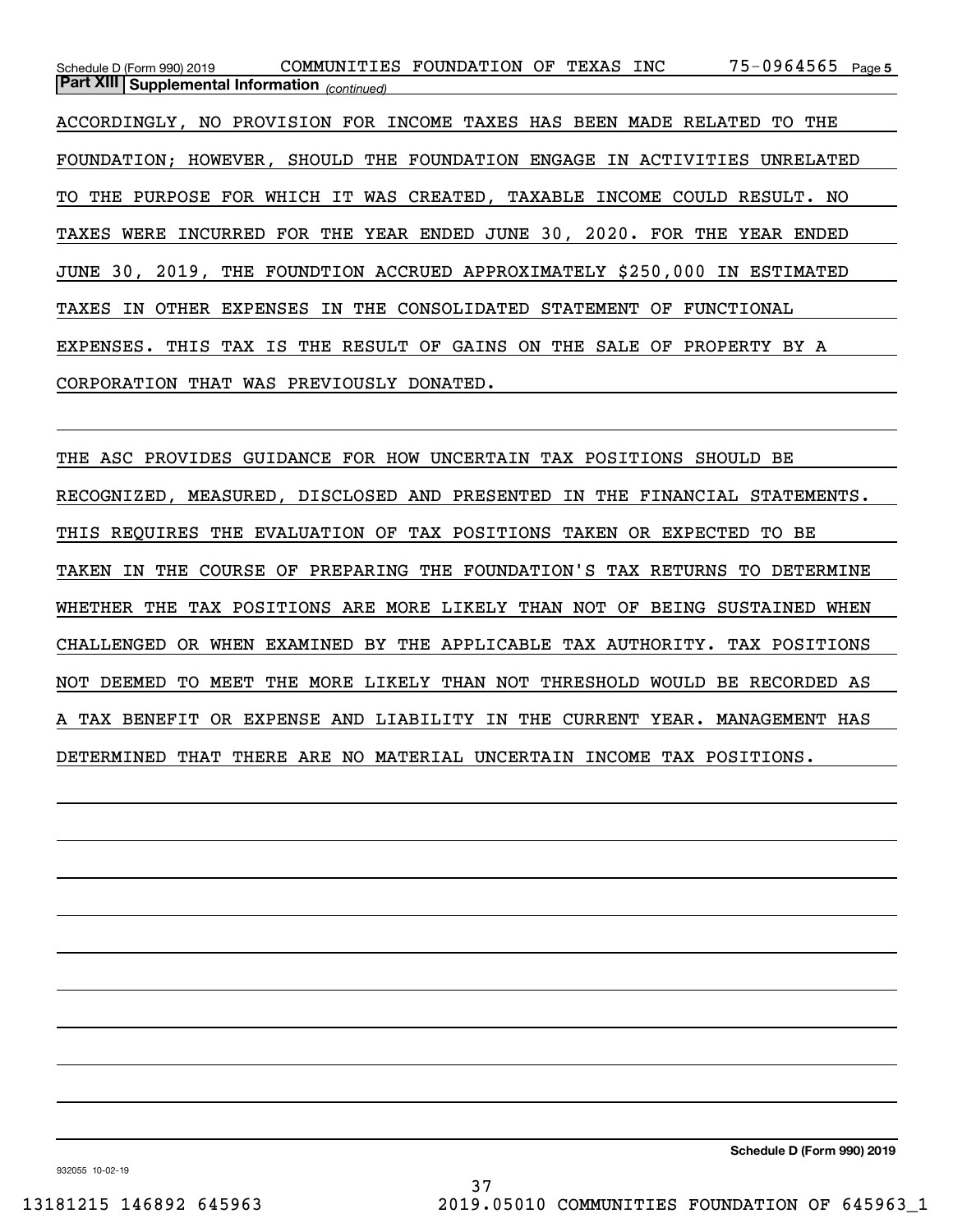**Part XIII | Supplemental Information** *(continued)*

ACCORDINGLY, NO PROVISION FOR INCOME TAXES HAS BEEN MADE RELATED TO THE FOUNDATION; HOWEVER, SHOULD THE FOUNDATION ENGAGE IN ACTIVITIES UNRELATED TO THE PURPOSE FOR WHICH IT WAS CREATED, TAXABLE INCOME COULD RESULT. NO TAXES WERE INCURRED FOR THE YEAR ENDED JUNE 30, 2020. FOR THE YEAR ENDED JUNE 30, 2019, THE FOUNDTION ACCRUED APPROXIMATELY $250,000 IN ESTIMATED TAXES IN OTHER EXPENSES IN THE CONSOLIDATED STATEMENT OF FUNCTIONAL EXPENSES. THIS TAX IS THE RESULT OF GAINS ON THE SALE OF PROPERTY BY A CORPORATION THAT WAS PREVIOUSLY DONATED.

THE ASC PROVIDES GUIDANCE FOR HOW UNCERTAIN TAX POSITIONS SHOULD BE RECOGNIZED, MEASURED, DISCLOSED AND PRESENTED IN THE FINANCIAL STATEMENTS. THIS REQUIRES THE EVALUATION OF TAX POSITIONS TAKEN OR EXPECTED TO BE TAKEN IN THE COURSE OF PREPARING THE FOUNDATION'S TAX RETURNS TO DETERMINE WHETHER THE TAX POSITIONS ARE MORE LIKELY THAN NOT OF BEING SUSTAINED WHEN CHALLENGED OR WHEN EXAMINED BY THE APPLICABLE TAX AUTHORITY. TAX POSITIONS NOT DEEMED TO MEET THE MORE LIKELY THAN NOT THRESHOLD WOULD BE RECORDED AS A TAX BENEFIT OR EXPENSE AND LIABILITY IN THE CURRENT YEAR. MANAGEMENT HAS DETERMINED THAT THERE ARE NO MATERIAL UNCERTAIN INCOME TAX POSITIONS.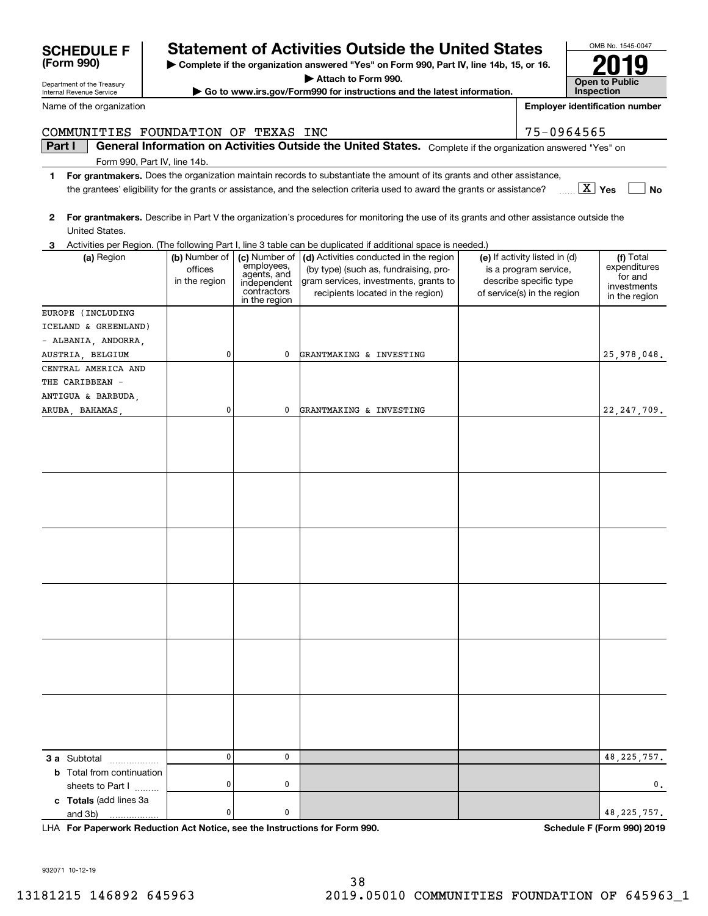# SCHEDULE F (Form 990)

Department of the Treasury
Internal Revenue Service

## Statement of Activities Outside the United States

▶ Complete if the organization answered "Yes" on Form 990, Part IV, line 14b, 15, or 16.
▶ Attach to Form 990.
▶ Go to www.irs.gov/Form990 for instructions and the latest information.

OMB No. 1545-0047

**2019**

**Open to Public Inspection**

Name of the organization: COMMUNITIES FOUNDATION OF TEXAS INC

Employer identification number: 75-0964565

**Part I** **General Information on Activities Outside the United States.** Complete if the organization answered "Yes" on Form 990, Part IV, line 14b.

1 **For grantmakers.** Does the organization maintain records to substantiate the amount of its grants and other assistance, the grantees' eligibility for the grants or assistance, and the selection criteria used to award the grants or assistance? [X] Yes [ ] No

2 **For grantmakers.** Describe in Part V the organization's procedures for monitoring the use of its grants and other assistance outside the United States.

3 Activities per Region. (The following Part I, line 3 table can be duplicated if additional space is needed.)

| (a) Region | (b) Number of offices in the region | (c) Number of employees, agents, and independent contractors in the region | (d) Activities conducted in the region (by type) (such as, fundraising, program services, investments, grants to recipients located in the region) | (e) If activity listed in (d) is a program service, describe specific type of service(s) in the region | (f) Total expenditures for and investments in the region |
|---|---|---|---|---|---|
| EUROPE (INCLUDING ICELAND & GREENLAND) - ALBANIA, ANDORRA, AUSTRIA, BELGIUM | 0 | 0 | GRANTMAKING & INVESTING | | 25,978,048. |
| CENTRAL AMERICA AND THE CARIBBEAN - ANTIGUA & BARBUDA, ARUBA, BAHAMAS, | 0 | 0 | GRANTMAKING & INVESTING | | 22,247,709. |
| | | | | | |
| | | | | | |
| | | | | | |
| | | | | | |
| | | | | | |
| | | | | | |
| **3 a** Subtotal | 0 | 0 | | | 48,225,757. |
| **b** Total from continuation sheets to Part I | 0 | 0 | | | 0. |
| **c Totals** (add lines 3a and 3b) | 0 | 0 | | | 48,225,757. |

LHA **For Paperwork Reduction Act Notice, see the Instructions for Form 990.** **Schedule F (Form 990) 2019**

932071 10-12-19

13181215 146892 645963 2019.05010 COMMUNITIES FOUNDATION OF 645963_1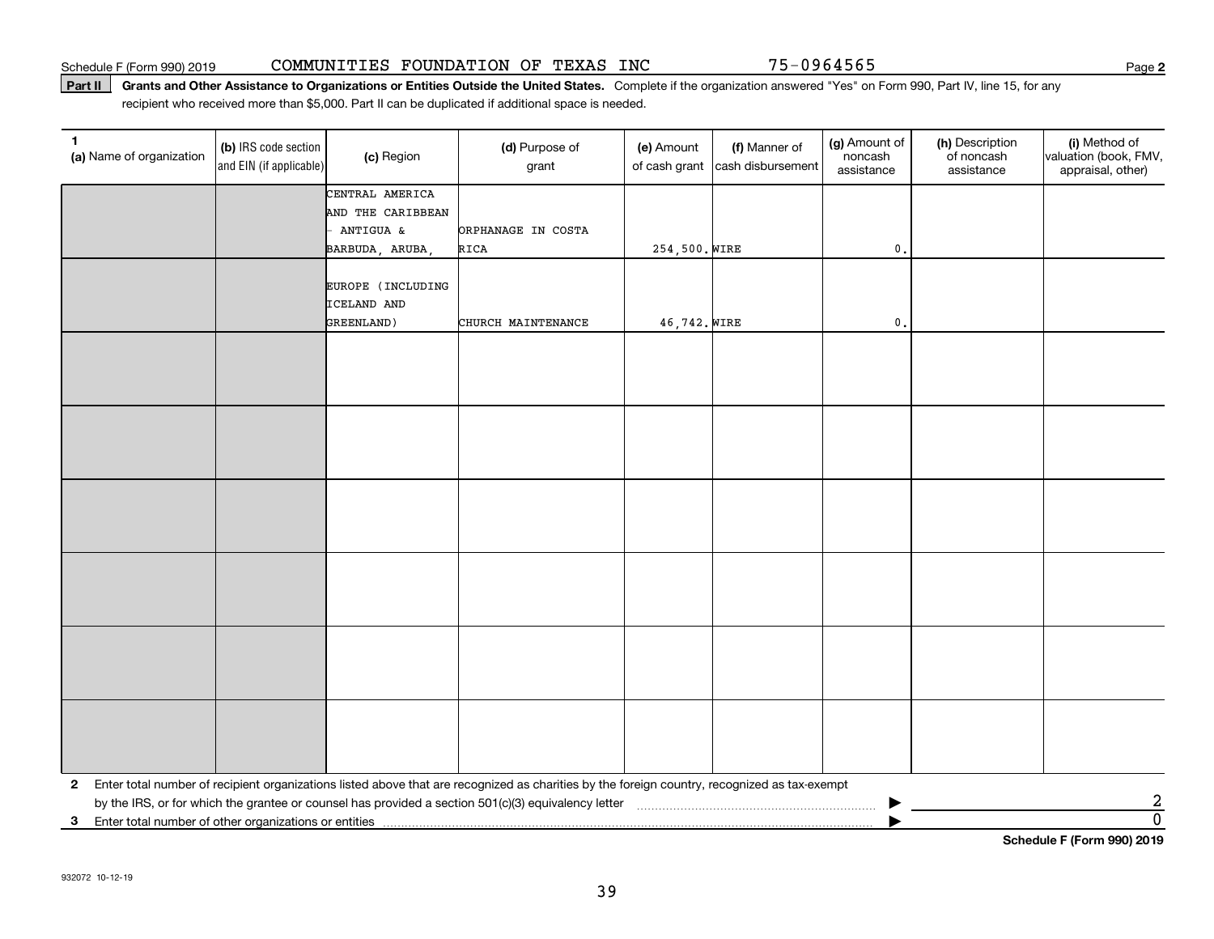Schedule F (Form 990) 2019 COMMUNITIES FOUNDATION OF TEXAS INC 75-0964565

**Part II** **Grants and Other Assistance to Organizations or Entities Outside the United States.** Complete if the organization answered "Yes" on Form 990, Part IV, line 15, for any recipient who received more than $5,000. Part II can be duplicated if additional space is needed.

| 1 (a) Name of organization | (b) IRS code section and EIN (if applicable) | (c) Region | (d) Purpose of grant | (e) Amount of cash grant | (f) Manner of cash disbursement | (g) Amount of noncash assistance | (h) Description of noncash assistance | (i) Method of valuation (book, FMV, appraisal, other) |
|---|---|---|---|---|---|---|---|---|
| | | CENTRAL AMERICA AND THE CARIBBEAN - ANTIGUA & BARBUDA, ARUBA, | ORPHANAGE IN COSTA RICA | 254,500. | WIRE | 0. | | |
| | | EUROPE (INCLUDING ICELAND AND GREENLAND) | CHURCH MAINTENANCE | 46,742. | WIRE | 0. | | |
| | | | | | | | | |
| | | | | | | | | |
| | | | | | | | | |
| | | | | | | | | |
| | | | | | | | | |
| | | | | | | | | |

**2** Enter total number of recipient organizations listed above that are recognized as charities by the foreign country, recognized as tax-exempt by the IRS, or for which the grantee or counsel has provided a section 501(c)(3) equivalency letter ▶ 2

**3** Enter total number of other organizations or entities ▶ 0

**Schedule F (Form 990) 2019**

932072 10-12-19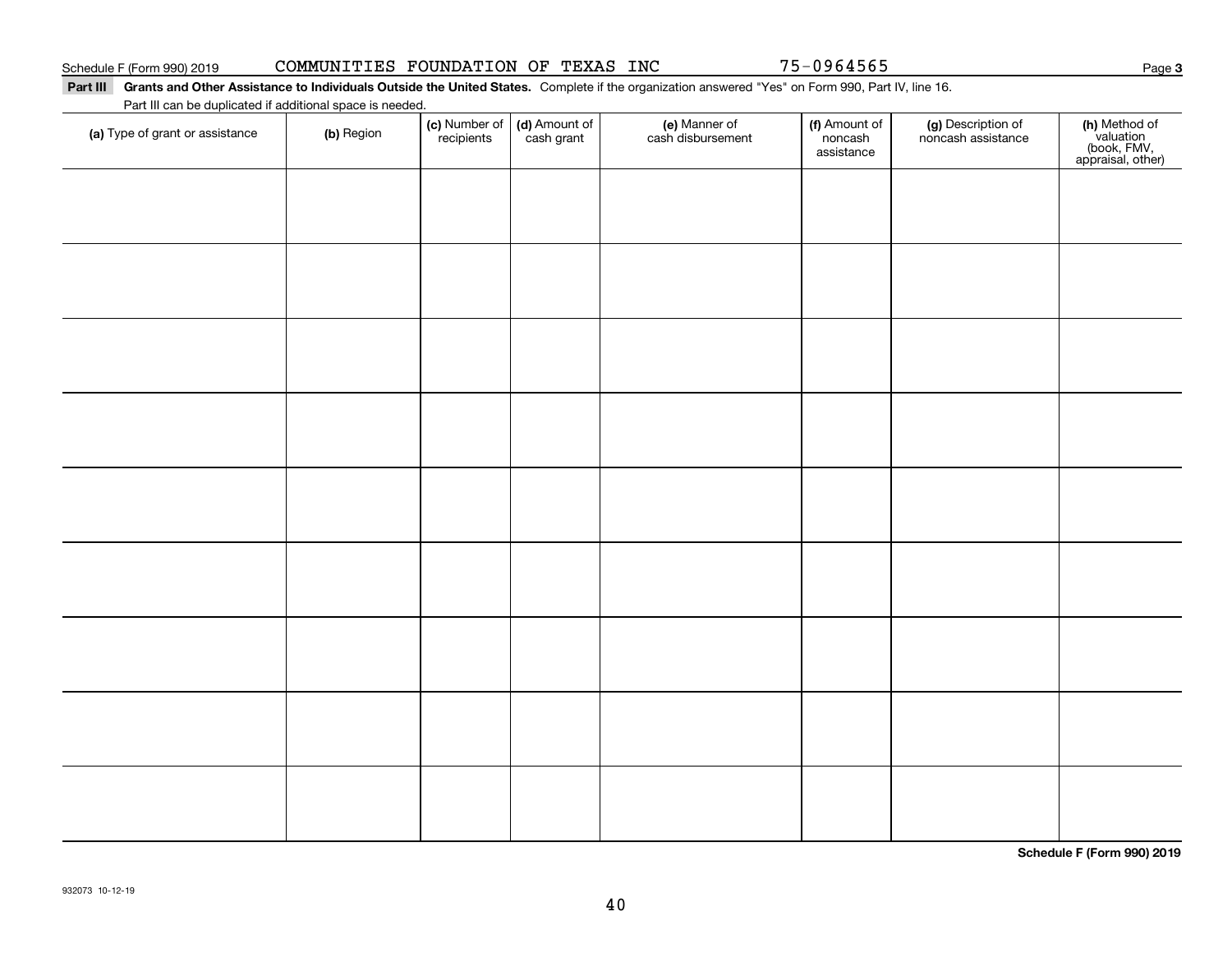Schedule F (Form 990) 2019 COMMUNITIES FOUNDATION OF TEXAS INC 75-0964565 Page 3

**Part III** **Grants and Other Assistance to Individuals Outside the United States.** Complete if the organization answered "Yes" on Form 990, Part IV, line 16.

Part III can be duplicated if additional space is needed.

| (a) Type of grant or assistance | (b) Region | (c) Number of recipients | (d) Amount of cash grant | (e) Manner of cash disbursement | (f) Amount of noncash assistance | (g) Description of noncash assistance | (h) Method of valuation (book, FMV, appraisal, other) |
|---|---|---|---|---|---|---|---|
| | | | | | | | |
| | | | | | | | |
| | | | | | | | |
| | | | | | | | |
| | | | | | | | |
| | | | | | | | |
| | | | | | | | |
| | | | | | | | |
| | | | | | | | |

**Schedule F (Form 990) 2019**

932073 10-12-19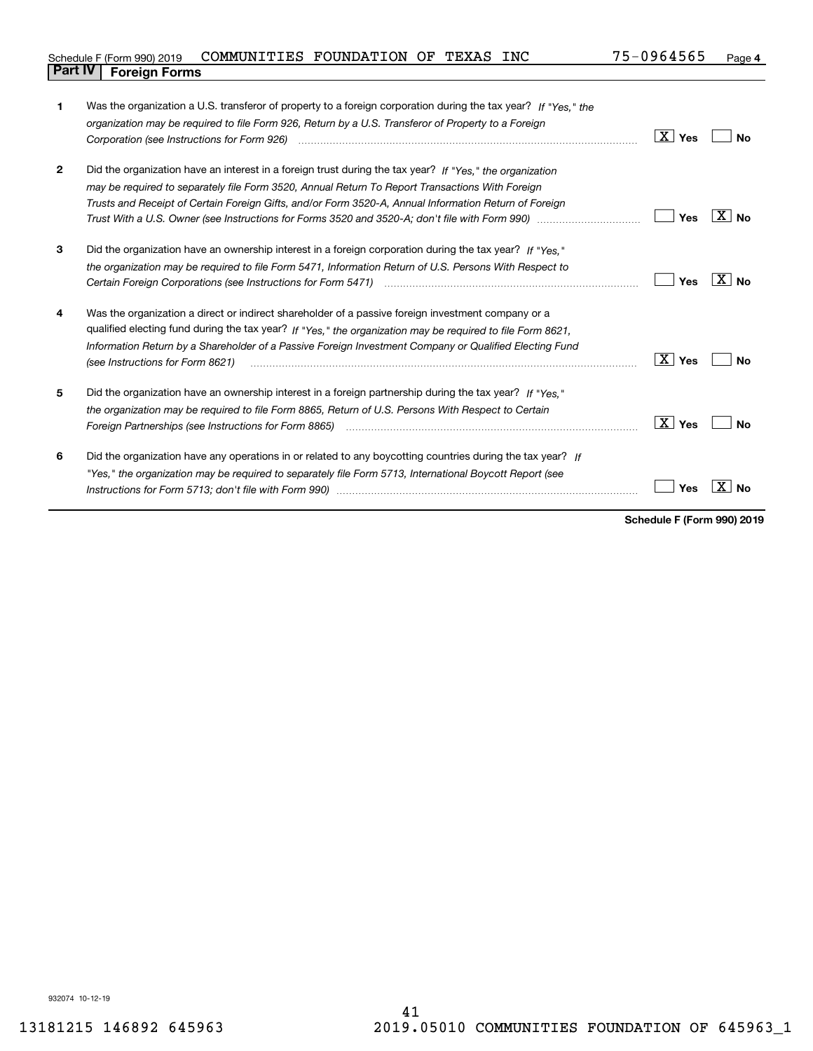Schedule F (Form 990) 2019 COMMUNITIES FOUNDATION OF TEXAS INC 75-0964565 Page **4**

## Part IV Foreign Forms

| | | | |
|---|---|---|---|
| **1** | Was the organization a U.S. transferor of property to a foreign corporation during the tax year? *If "Yes," the organization may be required to file Form 926, Return by a U.S. Transferor of Property to a Foreign Corporation (see Instructions for Form 926)* | [X] Yes | [ ] No |
| **2** | Did the organization have an interest in a foreign trust during the tax year? *If "Yes," the organization may be required to separately file Form 3520, Annual Return To Report Transactions With Foreign Trusts and Receipt of Certain Foreign Gifts, and/or Form 3520-A, Annual Information Return of Foreign Trust With a U.S. Owner (see Instructions for Forms 3520 and 3520-A; don't file with Form 990)* | [ ] Yes | [X] No |
| **3** | Did the organization have an ownership interest in a foreign corporation during the tax year? *If "Yes," the organization may be required to file Form 5471, Information Return of U.S. Persons With Respect to Certain Foreign Corporations (see Instructions for Form 5471)* | [ ] Yes | [X] No |
| **4** | Was the organization a direct or indirect shareholder of a passive foreign investment company or a qualified electing fund during the tax year? *If "Yes," the organization may be required to file Form 8621, Information Return by a Shareholder of a Passive Foreign Investment Company or Qualified Electing Fund (see Instructions for Form 8621)* | [X] Yes | [ ] No |
| **5** | Did the organization have an ownership interest in a foreign partnership during the tax year? *If "Yes," the organization may be required to file Form 8865, Return of U.S. Persons With Respect to Certain Foreign Partnerships (see Instructions for Form 8865)* | [X] Yes | [ ] No |
| **6** | Did the organization have any operations in or related to any boycotting countries during the tax year? *If "Yes," the organization may be required to separately file Form 5713, International Boycott Report (see Instructions for Form 5713; don't file with Form 990)* | [ ] Yes | [X] No |

**Schedule F (Form 990) 2019**

932074 10-12-19

13181215 146892 645963 2019.05010 COMMUNITIES FOUNDATION OF 645963_1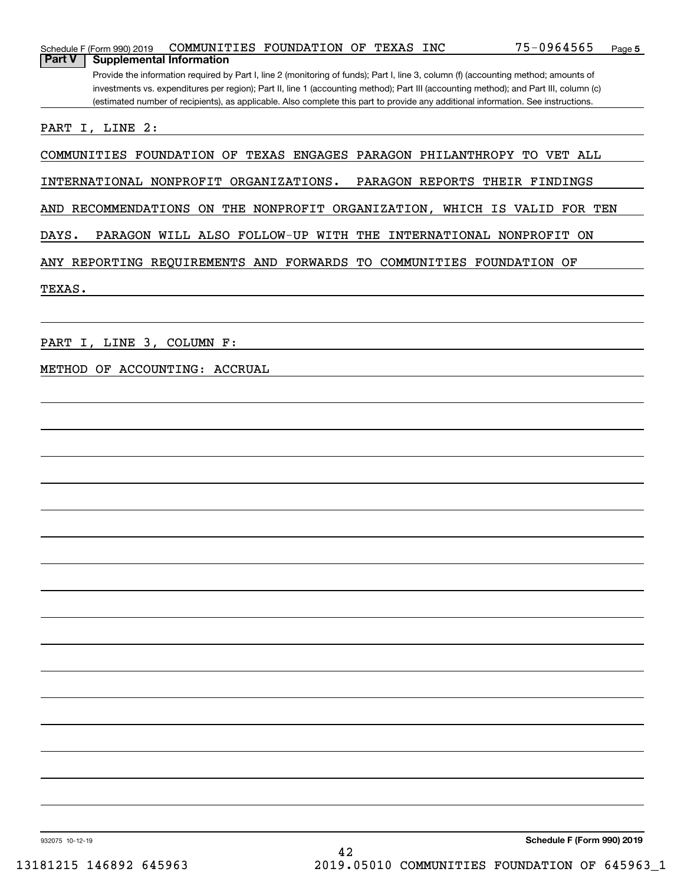Schedule F (Form 990) 2019 COMMUNITIES FOUNDATION OF TEXAS INC 75-0964565 Page 5

## Part V Supplemental Information

Provide the information required by Part I, line 2 (monitoring of funds); Part I, line 3, column (f) (accounting method; amounts of investments vs. expenditures per region); Part II, line 1 (accounting method); Part III (accounting method); and Part III, column (c) (estimated number of recipients), as applicable. Also complete this part to provide any additional information. See instructions.

PART I, LINE 2:

COMMUNITIES FOUNDATION OF TEXAS ENGAGES PARAGON PHILANTHROPY TO VET ALL INTERNATIONAL NONPROFIT ORGANIZATIONS. PARAGON REPORTS THEIR FINDINGS AND RECOMMENDATIONS ON THE NONPROFIT ORGANIZATION, WHICH IS VALID FOR TEN DAYS. PARAGON WILL ALSO FOLLOW-UP WITH THE INTERNATIONAL NONPROFIT ON ANY REPORTING REQUIREMENTS AND FORWARDS TO COMMUNITIES FOUNDATION OF TEXAS.

PART I, LINE 3, COLUMN F:

METHOD OF ACCOUNTING: ACCRUAL

932075 10-12-19

Schedule F (Form 990) 2019

13181215 146892 645963 2019.05010 COMMUNITIES FOUNDATION OF 645963_1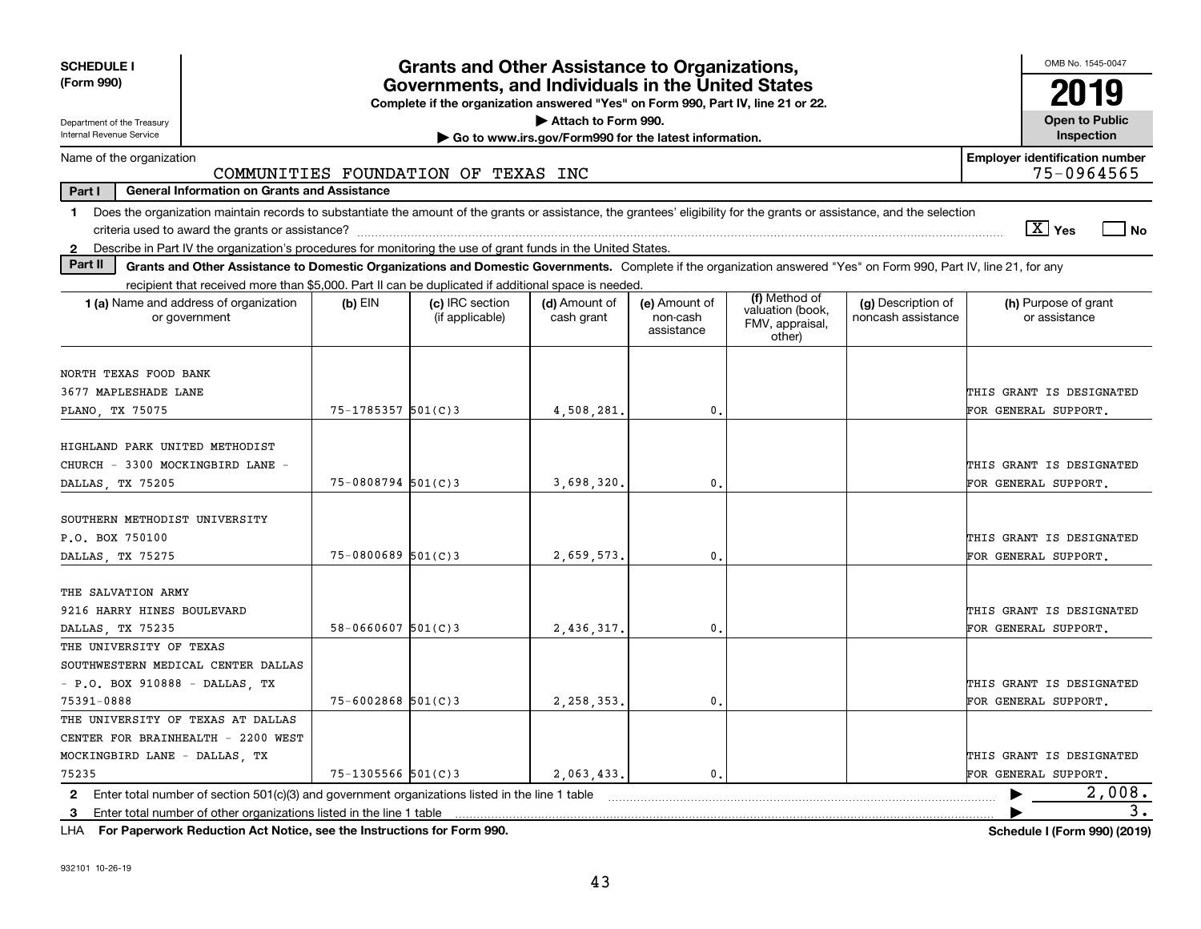**SCHEDULE I**
**(Form 990)**

Department of the Treasury
Internal Revenue Service

# Grants and Other Assistance to Organizations, Governments, and Individuals in the United States

**Complete if the organization answered "Yes" on Form 990, Part IV, line 21 or 22.**
**▶ Attach to Form 990.**
**▶ Go to www.irs.gov/Form990 for the latest information.**

OMB No. 1545-0047
**2019**
**Open to Public Inspection**

Name of the organization: COMMUNITIES FOUNDATION OF TEXAS INC
**Employer identification number:** 75-0964565

**Part I — General Information on Grants and Assistance**

1 Does the organization maintain records to substantiate the amount of the grants or assistance, the grantees' eligibility for the grants or assistance, and the selection criteria used to award the grants or assistance? [X] Yes [ ] No

2 Describe in Part IV the organization's procedures for monitoring the use of grant funds in the United States.

**Part II — Grants and Other Assistance to Domestic Organizations and Domestic Governments.** Complete if the organization answered "Yes" on Form 990, Part IV, line 21, for any recipient that received more than $5,000. Part II can be duplicated if additional space is needed.

| 1 (a) Name and address of organization or government | (b) EIN | (c) IRC section (if applicable) | (d) Amount of cash grant | (e) Amount of non-cash assistance | (f) Method of valuation (book, FMV, appraisal, other) | (g) Description of noncash assistance | (h) Purpose of grant or assistance |
|---|---|---|---|---|---|---|---|
| NORTH TEXAS FOOD BANK 3677 MAPLESHADE LANE PLANO, TX 75075 | 75-1785357 | 501(C)3 | 4,508,281. | 0. | | | THIS GRANT IS DESIGNATED FOR GENERAL SUPPORT. |
| HIGHLAND PARK UNITED METHODIST CHURCH - 3300 MOCKINGBIRD LANE - DALLAS, TX 75205 | 75-0808794 | 501(C)3 | 3,698,320. | 0. | | | THIS GRANT IS DESIGNATED FOR GENERAL SUPPORT. |
| SOUTHERN METHODIST UNIVERSITY P.O. BOX 750100 DALLAS, TX 75275 | 75-0800689 | 501(C)3 | 2,659,573. | 0. | | | THIS GRANT IS DESIGNATED FOR GENERAL SUPPORT. |
| THE SALVATION ARMY 9216 HARRY HINES BOULEVARD DALLAS, TX 75235 | 58-0660607 | 501(C)3 | 2,436,317. | 0. | | | THIS GRANT IS DESIGNATED FOR GENERAL SUPPORT. |
| THE UNIVERSITY OF TEXAS SOUTHWESTERN MEDICAL CENTER DALLAS - P.O. BOX 910888 - DALLAS, TX 75391-0888 | 75-6002868 | 501(C)3 | 2,258,353. | 0. | | | THIS GRANT IS DESIGNATED FOR GENERAL SUPPORT. |
| THE UNIVERSITY OF TEXAS AT DALLAS CENTER FOR BRAINHEALTH - 2200 WEST MOCKINGBIRD LANE - DALLAS, TX 75235 | 75-1305566 | 501(C)3 | 2,063,433. | 0. | | | THIS GRANT IS DESIGNATED FOR GENERAL SUPPORT. |

2 Enter total number of section 501(c)(3) and government organizations listed in the line 1 table ▶ 2,008.

3 Enter total number of other organizations listed in the line 1 table ▶ 3.

LHA **For Paperwork Reduction Act Notice, see the Instructions for Form 990.** **Schedule I (Form 990) (2019)**

932101 10-26-19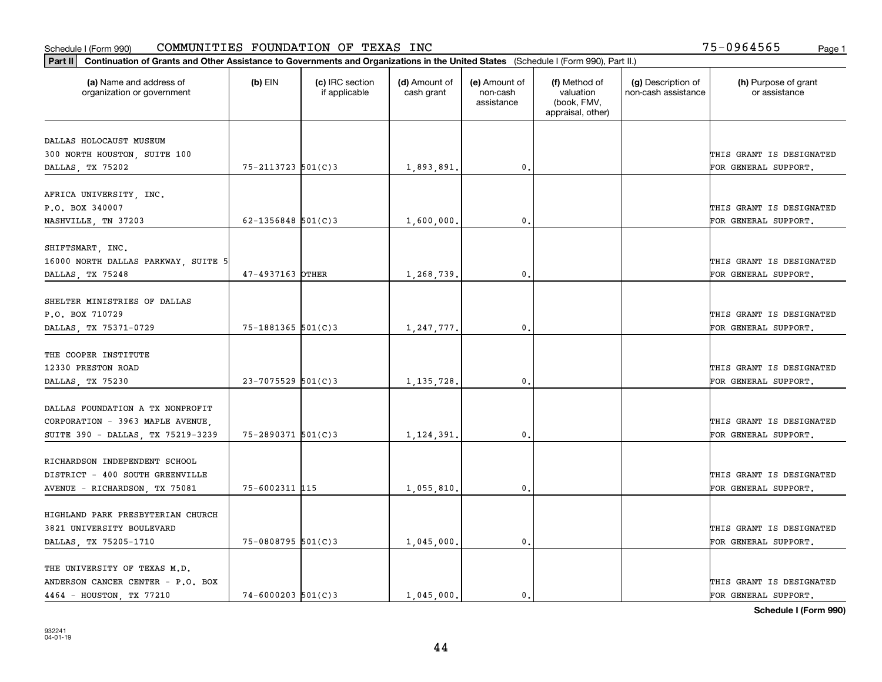Schedule I (Form 990) COMMUNITIES FOUNDATION OF TEXAS INC 75-0964565

**Part II** **Continuation of Grants and Other Assistance to Governments and Organizations in the United States** (Schedule I (Form 990), Part II.)

| (a) Name and address of organization or government | (b) EIN | (c) IRC section if applicable | (d) Amount of cash grant | (e) Amount of non-cash assistance | (f) Method of valuation (book, FMV, appraisal, other) | (g) Description of non-cash assistance | (h) Purpose of grant or assistance |
|---|---|---|---|---|---|---|---|
| DALLAS HOLOCAUST MUSEUM<br>300 NORTH HOUSTON, SUITE 100<br>DALLAS, TX 75202 | 75-2113723 | 501(C)3 | 1,893,891. | 0. | | | THIS GRANT IS DESIGNATED FOR GENERAL SUPPORT. |
| AFRICA UNIVERSITY, INC.<br>P.O. BOX 340007<br>NASHVILLE, TN 37203 | 62-1356848 | 501(C)3 | 1,600,000. | 0. | | | THIS GRANT IS DESIGNATED FOR GENERAL SUPPORT. |
| SHIFTSMART, INC.<br>16000 NORTH DALLAS PARKWAY, SUITE 5<br>DALLAS, TX 75248 | 47-4937163 | OTHER | 1,268,739. | 0. | | | THIS GRANT IS DESIGNATED FOR GENERAL SUPPORT. |
| SHELTER MINISTRIES OF DALLAS<br>P.O. BOX 710729<br>DALLAS, TX 75371-0729 | 75-1881365 | 501(C)3 | 1,247,777. | 0. | | | THIS GRANT IS DESIGNATED FOR GENERAL SUPPORT. |
| THE COOPER INSTITUTE<br>12330 PRESTON ROAD<br>DALLAS, TX 75230 | 23-7075529 | 501(C)3 | 1,135,728. | 0. | | | THIS GRANT IS DESIGNATED FOR GENERAL SUPPORT. |
| DALLAS FOUNDATION A TX NONPROFIT CORPORATION - 3963 MAPLE AVENUE, SUITE 390 - DALLAS, TX 75219-3239 | 75-2890371 | 501(C)3 | 1,124,391. | 0. | | | THIS GRANT IS DESIGNATED FOR GENERAL SUPPORT. |
| RICHARDSON INDEPENDENT SCHOOL DISTRICT - 400 SOUTH GREENVILLE AVENUE - RICHARDSON, TX 75081 | 75-6002311 | 115 | 1,055,810. | 0. | | | THIS GRANT IS DESIGNATED FOR GENERAL SUPPORT. |
| HIGHLAND PARK PRESBYTERIAN CHURCH<br>3821 UNIVERSITY BOULEVARD<br>DALLAS, TX 75205-1710 | 75-0808795 | 501(C)3 | 1,045,000. | 0. | | | THIS GRANT IS DESIGNATED FOR GENERAL SUPPORT. |
| THE UNIVERSITY OF TEXAS M.D. ANDERSON CANCER CENTER - P.O. BOX 4464 - HOUSTON, TX 77210 | 74-6000203 | 501(C)3 | 1,045,000. | 0. | | | THIS GRANT IS DESIGNATED FOR GENERAL SUPPORT. |

**Schedule I (Form 990)**

932241
04-01-19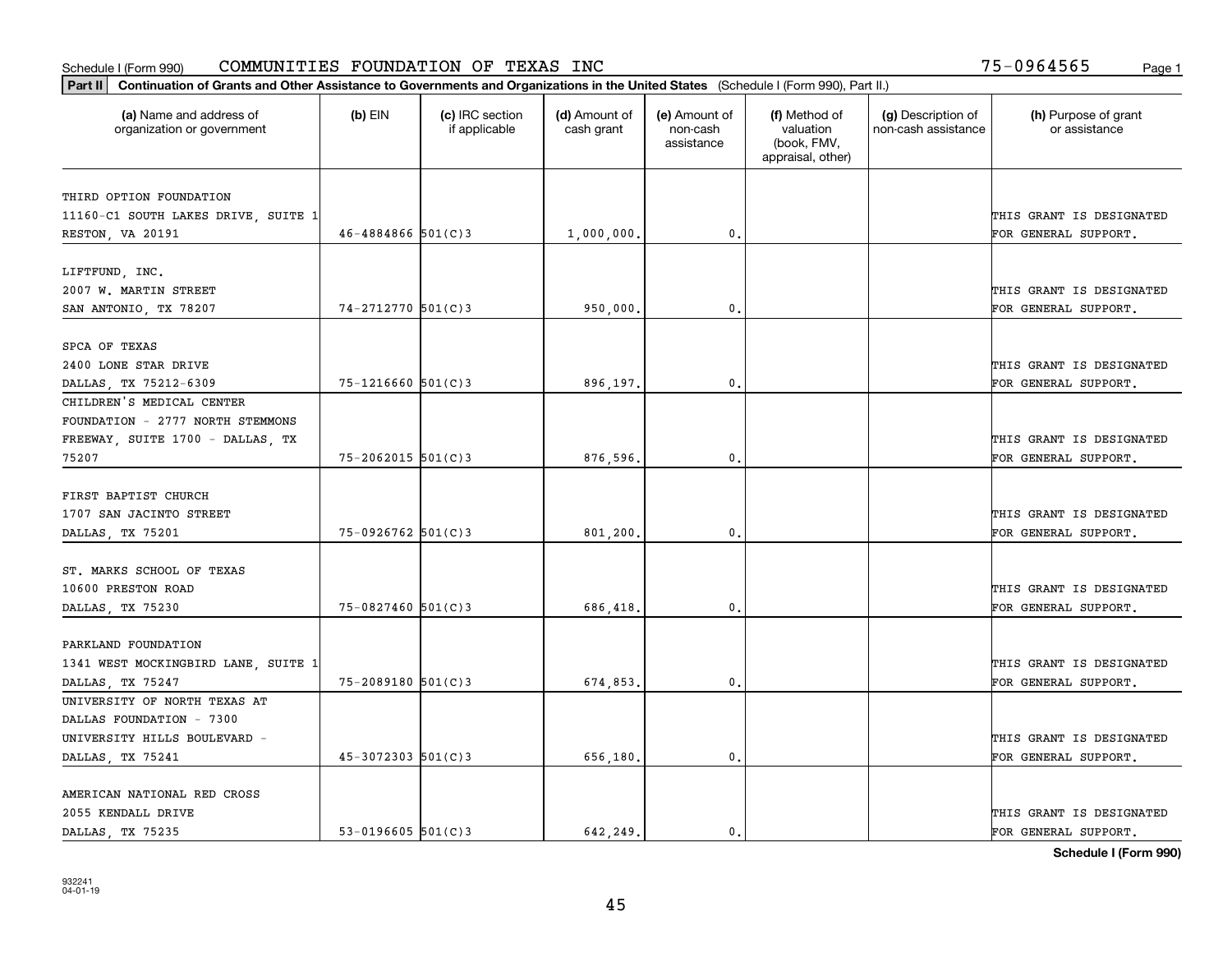Schedule I (Form 990) COMMUNITIES FOUNDATION OF TEXAS INC 75-0964565

**Part II** **Continuation of Grants and Other Assistance to Governments and Organizations in the United States** (Schedule I (Form 990), Part II.)

| (a) Name and address of organization or government | (b) EIN | (c) IRC section if applicable | (d) Amount of cash grant | (e) Amount of non-cash assistance | (f) Method of valuation (book, FMV, appraisal, other) | (g) Description of non-cash assistance | (h) Purpose of grant or assistance |
|---|---|---|---|---|---|---|---|
| THIRD OPTION FOUNDATION 11160-C1 SOUTH LAKES DRIVE, SUITE 1 RESTON, VA 20191 | 46-4884866 | 501(C)3 | 1,000,000. | 0. | | | THIS GRANT IS DESIGNATED FOR GENERAL SUPPORT. |
| LIFTFUND, INC. 2007 W. MARTIN STREET SAN ANTONIO, TX 78207 | 74-2712770 | 501(C)3 | 950,000. | 0. | | | THIS GRANT IS DESIGNATED FOR GENERAL SUPPORT. |
| SPCA OF TEXAS 2400 LONE STAR DRIVE DALLAS, TX 75212-6309 | 75-1216660 | 501(C)3 | 896,197. | 0. | | | THIS GRANT IS DESIGNATED FOR GENERAL SUPPORT. |
| CHILDREN'S MEDICAL CENTER FOUNDATION - 2777 NORTH STEMMONS FREEWAY, SUITE 1700 - DALLAS, TX 75207 | 75-2062015 | 501(C)3 | 876,596. | 0. | | | THIS GRANT IS DESIGNATED FOR GENERAL SUPPORT. |
| FIRST BAPTIST CHURCH 1707 SAN JACINTO STREET DALLAS, TX 75201 | 75-0926762 | 501(C)3 | 801,200. | 0. | | | THIS GRANT IS DESIGNATED FOR GENERAL SUPPORT. |
| ST. MARKS SCHOOL OF TEXAS 10600 PRESTON ROAD DALLAS, TX 75230 | 75-0827460 | 501(C)3 | 686,418. | 0. | | | THIS GRANT IS DESIGNATED FOR GENERAL SUPPORT. |
| PARKLAND FOUNDATION 1341 WEST MOCKINGBIRD LANE, SUITE 1 DALLAS, TX 75247 | 75-2089180 | 501(C)3 | 674,853. | 0. | | | THIS GRANT IS DESIGNATED FOR GENERAL SUPPORT. |
| UNIVERSITY OF NORTH TEXAS AT DALLAS FOUNDATION - 7300 UNIVERSITY HILLS BOULEVARD - DALLAS, TX 75241 | 45-3072303 | 501(C)3 | 656,180. | 0. | | | THIS GRANT IS DESIGNATED FOR GENERAL SUPPORT. |
| AMERICAN NATIONAL RED CROSS 2055 KENDALL DRIVE DALLAS, TX 75235 | 53-0196605 | 501(C)3 | 642,249. | 0. | | | THIS GRANT IS DESIGNATED FOR GENERAL SUPPORT. |

Schedule I (Form 990)

932241
04-01-19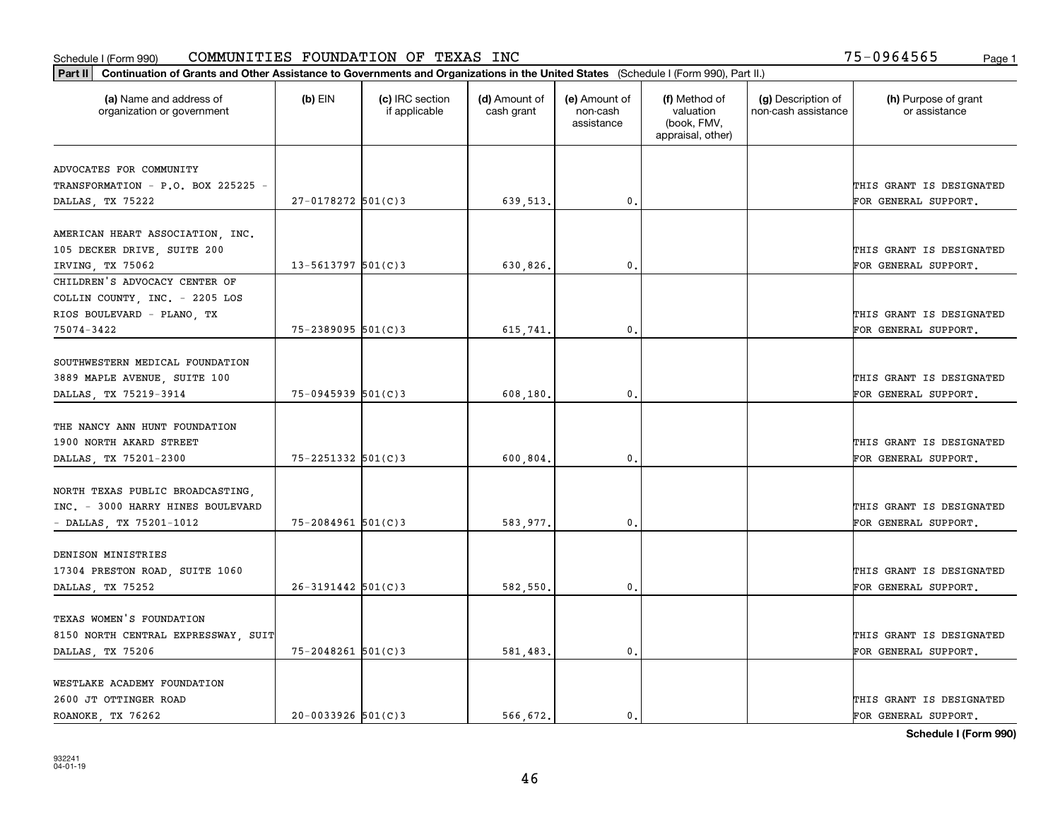Schedule I (Form 990) COMMUNITIES FOUNDATION OF TEXAS INC 75-0964565

**Part II Continuation of Grants and Other Assistance to Governments and Organizations in the United States** (Schedule I (Form 990), Part II.)

| (a) Name and address of organization or government | (b) EIN | (c) IRC section if applicable | (d) Amount of cash grant | (e) Amount of non-cash assistance | (f) Method of valuation (book, FMV, appraisal, other) | (g) Description of non-cash assistance | (h) Purpose of grant or assistance |
|---|---|---|---|---|---|---|---|
| ADVOCATES FOR COMMUNITY TRANSFORMATION - P.O. BOX 225225 - DALLAS, TX 75222 | 27-0178272 | 501(C)3 | 639,513. | 0. | | | THIS GRANT IS DESIGNATED FOR GENERAL SUPPORT. |
| AMERICAN HEART ASSOCIATION, INC. 105 DECKER DRIVE, SUITE 200 IRVING, TX 75062 | 13-5613797 | 501(C)3 | 630,826. | 0. | | | THIS GRANT IS DESIGNATED FOR GENERAL SUPPORT. |
| CHILDREN'S ADVOCACY CENTER OF COLLIN COUNTY, INC. - 2205 LOS RIOS BOULEVARD - PLANO, TX 75074-3422 | 75-2389095 | 501(C)3 | 615,741. | 0. | | | THIS GRANT IS DESIGNATED FOR GENERAL SUPPORT. |
| SOUTHWESTERN MEDICAL FOUNDATION 3889 MAPLE AVENUE, SUITE 100 DALLAS, TX 75219-3914 | 75-0945939 | 501(C)3 | 608,180. | 0. | | | THIS GRANT IS DESIGNATED FOR GENERAL SUPPORT. |
| THE NANCY ANN HUNT FOUNDATION 1900 NORTH AKARD STREET DALLAS, TX 75201-2300 | 75-2251332 | 501(C)3 | 600,804. | 0. | | | THIS GRANT IS DESIGNATED FOR GENERAL SUPPORT. |
| NORTH TEXAS PUBLIC BROADCASTING, INC. - 3000 HARRY HINES BOULEVARD - DALLAS, TX 75201-1012 | 75-2084961 | 501(C)3 | 583,977. | 0. | | | THIS GRANT IS DESIGNATED FOR GENERAL SUPPORT. |
| DENISON MINISTRIES 17304 PRESTON ROAD, SUITE 1060 DALLAS, TX 75252 | 26-3191442 | 501(C)3 | 582,550. | 0. | | | THIS GRANT IS DESIGNATED FOR GENERAL SUPPORT. |
| TEXAS WOMEN'S FOUNDATION 8150 NORTH CENTRAL EXPRESSWAY, SUIT DALLAS, TX 75206 | 75-2048261 | 501(C)3 | 581,483. | 0. | | | THIS GRANT IS DESIGNATED FOR GENERAL SUPPORT. |
| WESTLAKE ACADEMY FOUNDATION 2600 JT OTTINGER ROAD ROANOKE, TX 76262 | 20-0033926 | 501(C)3 | 566,672. | 0. | | | THIS GRANT IS DESIGNATED FOR GENERAL SUPPORT. |

**Schedule I (Form 990)**

932241 04-01-19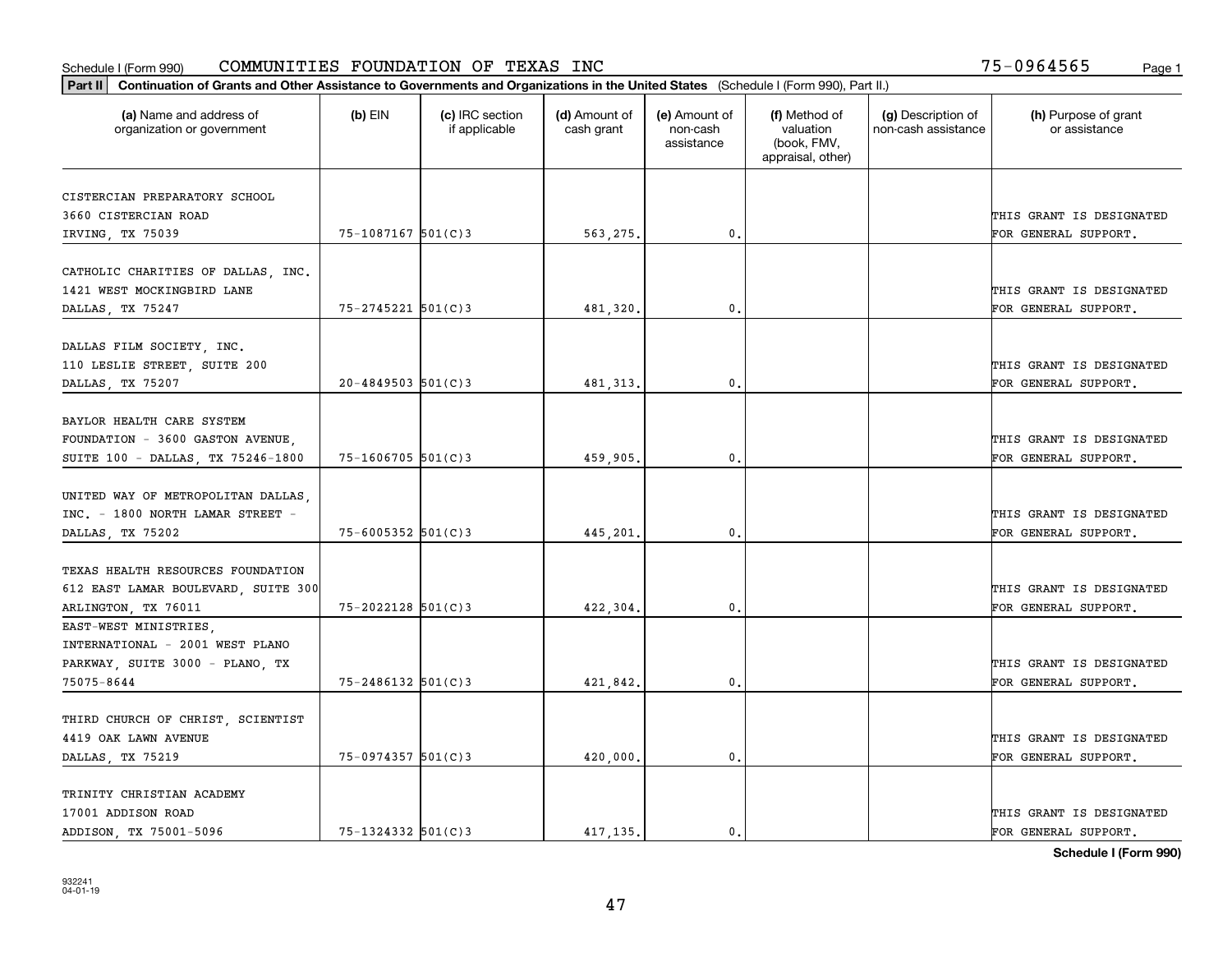Schedule I (Form 990) COMMUNITIES FOUNDATION OF TEXAS INC 75-0964565 Page 1

**Part II** **Continuation of Grants and Other Assistance to Governments and Organizations in the United States** (Schedule I (Form 990), Part II.)

| (a) Name and address of organization or government | (b) EIN | (c) IRC section if applicable | (d) Amount of cash grant | (e) Amount of non-cash assistance | (f) Method of valuation (book, FMV, appraisal, other) | (g) Description of non-cash assistance | (h) Purpose of grant or assistance |
|---|---|---|---|---|---|---|---|
| CISTERCIAN PREPARATORY SCHOOL 3660 CISTERCIAN ROAD IRVING, TX 75039 | 75-1087167 | 501(C)3 | 563,275. | 0. | | | THIS GRANT IS DESIGNATED FOR GENERAL SUPPORT. |
| CATHOLIC CHARITIES OF DALLAS, INC. 1421 WEST MOCKINGBIRD LANE DALLAS, TX 75247 | 75-2745221 | 501(C)3 | 481,320. | 0. | | | THIS GRANT IS DESIGNATED FOR GENERAL SUPPORT. |
| DALLAS FILM SOCIETY, INC. 110 LESLIE STREET, SUITE 200 DALLAS, TX 75207 | 20-4849503 | 501(C)3 | 481,313. | 0. | | | THIS GRANT IS DESIGNATED FOR GENERAL SUPPORT. |
| BAYLOR HEALTH CARE SYSTEM FOUNDATION - 3600 GASTON AVENUE, SUITE 100 - DALLAS, TX 75246-1800 | 75-1606705 | 501(C)3 | 459,905. | 0. | | | THIS GRANT IS DESIGNATED FOR GENERAL SUPPORT. |
| UNITED WAY OF METROPOLITAN DALLAS, INC. - 1800 NORTH LAMAR STREET - DALLAS, TX 75202 | 75-6005352 | 501(C)3 | 445,201. | 0. | | | THIS GRANT IS DESIGNATED FOR GENERAL SUPPORT. |
| TEXAS HEALTH RESOURCES FOUNDATION 612 EAST LAMAR BOULEVARD, SUITE 300 ARLINGTON, TX 76011 | 75-2022128 | 501(C)3 | 422,304. | 0. | | | THIS GRANT IS DESIGNATED FOR GENERAL SUPPORT. |
| EAST-WEST MINISTRIES, INTERNATIONAL - 2001 WEST PLANO PARKWAY, SUITE 3000 - PLANO, TX 75075-8644 | 75-2486132 | 501(C)3 | 421,842. | 0. | | | THIS GRANT IS DESIGNATED FOR GENERAL SUPPORT. |
| THIRD CHURCH OF CHRIST, SCIENTIST 4419 OAK LAWN AVENUE DALLAS, TX 75219 | 75-0974357 | 501(C)3 | 420,000. | 0. | | | THIS GRANT IS DESIGNATED FOR GENERAL SUPPORT. |
| TRINITY CHRISTIAN ACADEMY 17001 ADDISON ROAD ADDISON, TX 75001-5096 | 75-1324332 | 501(C)3 | 417,135. | 0. | | | THIS GRANT IS DESIGNATED FOR GENERAL SUPPORT. |

**Schedule I (Form 990)**

932241 04-01-19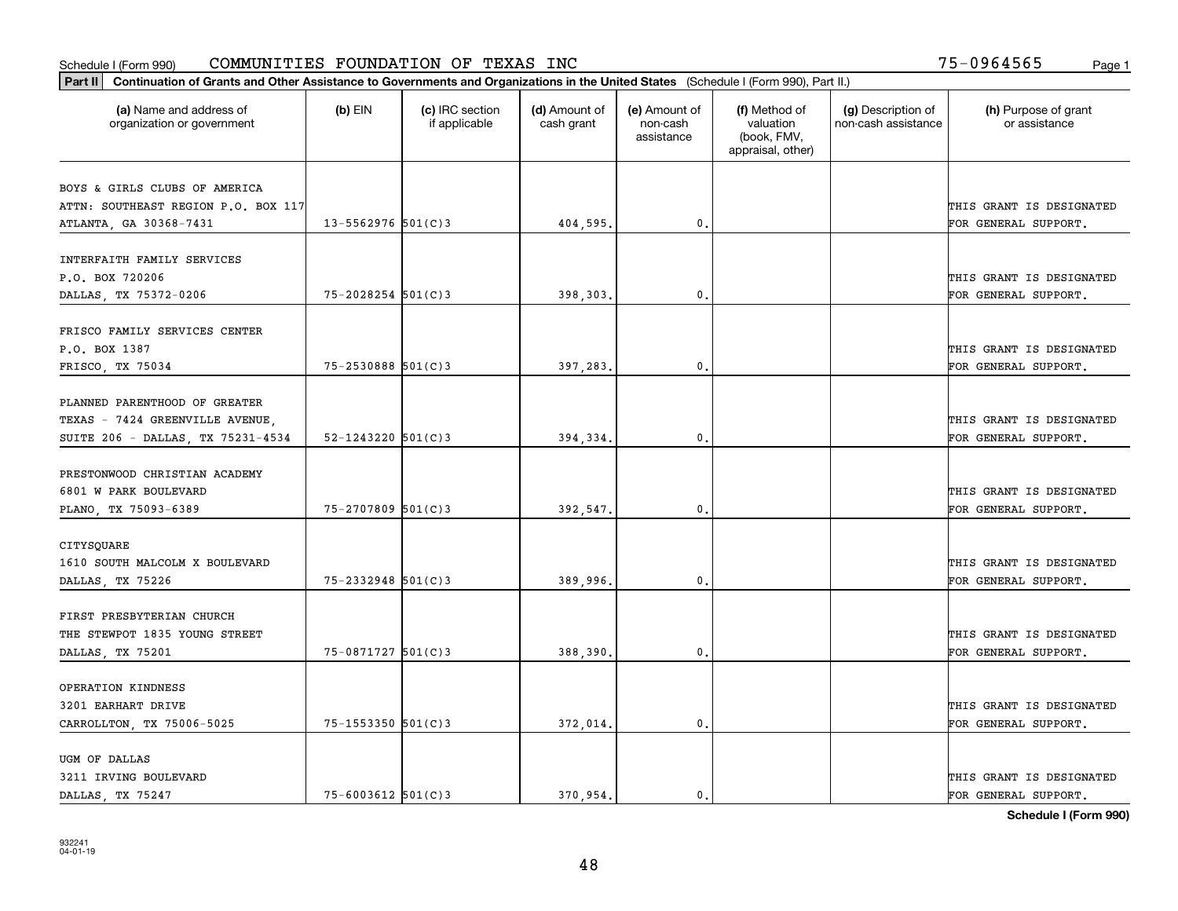Schedule I (Form 990) COMMUNITIES FOUNDATION OF TEXAS INC 75-0964565 Page 1

**Part II Continuation of Grants and Other Assistance to Governments and Organizations in the United States** (Schedule I (Form 990), Part II.)

| (a) Name and address of organization or government | (b) EIN | (c) IRC section if applicable | (d) Amount of cash grant | (e) Amount of non-cash assistance | (f) Method of valuation (book, FMV, appraisal, other) | (g) Description of non-cash assistance | (h) Purpose of grant or assistance |
|---|---|---|---|---|---|---|---|
| BOYS & GIRLS CLUBS OF AMERICA ATTN: SOUTHEAST REGION P.O. BOX 117 ATLANTA, GA 30368-7431 | 13-5562976 | 501(C)3 | 404,595. | 0. | | | THIS GRANT IS DESIGNATED FOR GENERAL SUPPORT. |
| INTERFAITH FAMILY SERVICES P.O. BOX 720206 DALLAS, TX 75372-0206 | 75-2028254 | 501(C)3 | 398,303. | 0. | | | THIS GRANT IS DESIGNATED FOR GENERAL SUPPORT. |
| FRISCO FAMILY SERVICES CENTER P.O. BOX 1387 FRISCO, TX 75034 | 75-2530888 | 501(C)3 | 397,283. | 0. | | | THIS GRANT IS DESIGNATED FOR GENERAL SUPPORT. |
| PLANNED PARENTHOOD OF GREATER TEXAS - 7424 GREENVILLE AVENUE, SUITE 206 - DALLAS, TX 75231-4534 | 52-1243220 | 501(C)3 | 394,334. | 0. | | | THIS GRANT IS DESIGNATED FOR GENERAL SUPPORT. |
| PRESTONWOOD CHRISTIAN ACADEMY 6801 W PARK BOULEVARD PLANO, TX 75093-6389 | 75-2707809 | 501(C)3 | 392,547. | 0. | | | THIS GRANT IS DESIGNATED FOR GENERAL SUPPORT. |
| CITYSQUARE 1610 SOUTH MALCOLM X BOULEVARD DALLAS, TX 75226 | 75-2332948 | 501(C)3 | 389,996. | 0. | | | THIS GRANT IS DESIGNATED FOR GENERAL SUPPORT. |
| FIRST PRESBYTERIAN CHURCH THE STEWPOT 1835 YOUNG STREET DALLAS, TX 75201 | 75-0871727 | 501(C)3 | 388,390. | 0. | | | THIS GRANT IS DESIGNATED FOR GENERAL SUPPORT. |
| OPERATION KINDNESS 3201 EARHART DRIVE CARROLLTON, TX 75006-5025 | 75-1553350 | 501(C)3 | 372,014. | 0. | | | THIS GRANT IS DESIGNATED FOR GENERAL SUPPORT. |
| UGM OF DALLAS 3211 IRVING BOULEVARD DALLAS, TX 75247 | 75-6003612 | 501(C)3 | 370,954. | 0. | | | THIS GRANT IS DESIGNATED FOR GENERAL SUPPORT. |

**Schedule I (Form 990)**

932241 04-01-19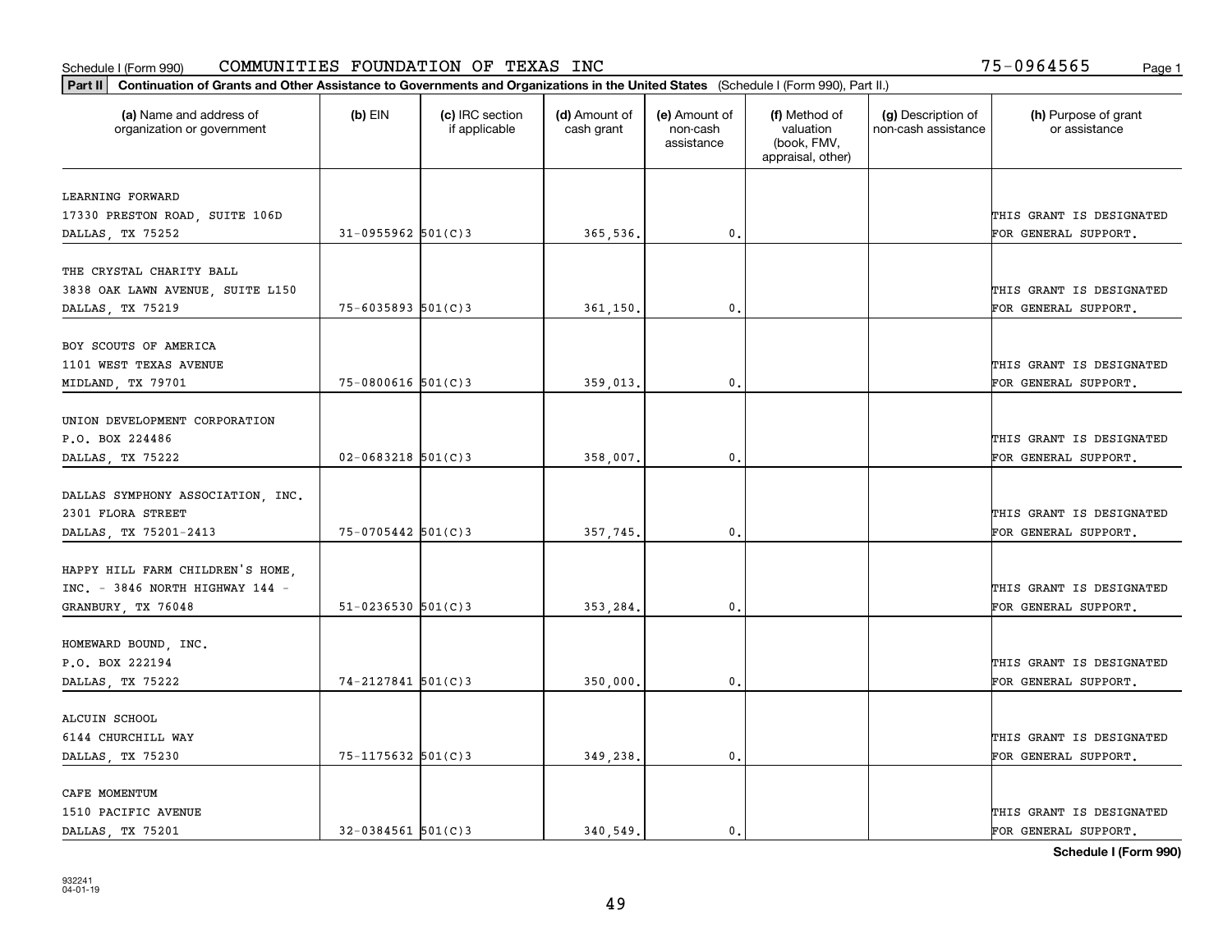Schedule I (Form 990) COMMUNITIES FOUNDATION OF TEXAS INC 75-0964565

**Part II** **Continuation of Grants and Other Assistance to Governments and Organizations in the United States** (Schedule I (Form 990), Part II.)

| (a) Name and address of organization or government | (b) EIN | (c) IRC section if applicable | (d) Amount of cash grant | (e) Amount of non-cash assistance | (f) Method of valuation (book, FMV, appraisal, other) | (g) Description of non-cash assistance | (h) Purpose of grant or assistance |
|---|---|---|---|---|---|---|---|
| LEARNING FORWARD<br>17330 PRESTON ROAD, SUITE 106D<br>DALLAS, TX 75252 | 31-0955962 | 501(C)3 | 365,536. | 0. | | | THIS GRANT IS DESIGNATED FOR GENERAL SUPPORT. |
| THE CRYSTAL CHARITY BALL<br>3838 OAK LAWN AVENUE, SUITE L150<br>DALLAS, TX 75219 | 75-6035893 | 501(C)3 | 361,150. | 0. | | | THIS GRANT IS DESIGNATED FOR GENERAL SUPPORT. |
| BOY SCOUTS OF AMERICA<br>1101 WEST TEXAS AVENUE<br>MIDLAND, TX 79701 | 75-0800616 | 501(C)3 | 359,013. | 0. | | | THIS GRANT IS DESIGNATED FOR GENERAL SUPPORT. |
| UNION DEVELOPMENT CORPORATION<br>P.O. BOX 224486<br>DALLAS, TX 75222 | 02-0683218 | 501(C)3 | 358,007. | 0. | | | THIS GRANT IS DESIGNATED FOR GENERAL SUPPORT. |
| DALLAS SYMPHONY ASSOCIATION, INC.<br>2301 FLORA STREET<br>DALLAS, TX 75201-2413 | 75-0705442 | 501(C)3 | 357,745. | 0. | | | THIS GRANT IS DESIGNATED FOR GENERAL SUPPORT. |
| HAPPY HILL FARM CHILDREN'S HOME, INC. - 3846 NORTH HIGHWAY 144 -<br>GRANBURY, TX 76048 | 51-0236530 | 501(C)3 | 353,284. | 0. | | | THIS GRANT IS DESIGNATED FOR GENERAL SUPPORT. |
| HOMEWARD BOUND, INC.<br>P.O. BOX 222194<br>DALLAS, TX 75222 | 74-2127841 | 501(C)3 | 350,000. | 0. | | | THIS GRANT IS DESIGNATED FOR GENERAL SUPPORT. |
| ALCUIN SCHOOL<br>6144 CHURCHILL WAY<br>DALLAS, TX 75230 | 75-1175632 | 501(C)3 | 349,238. | 0. | | | THIS GRANT IS DESIGNATED FOR GENERAL SUPPORT. |
| CAFE MOMENTUM<br>1510 PACIFIC AVENUE<br>DALLAS, TX 75201 | 32-0384561 | 501(C)3 | 340,549. | 0. | | | THIS GRANT IS DESIGNATED FOR GENERAL SUPPORT. |

**Schedule I (Form 990)**

932241
04-01-19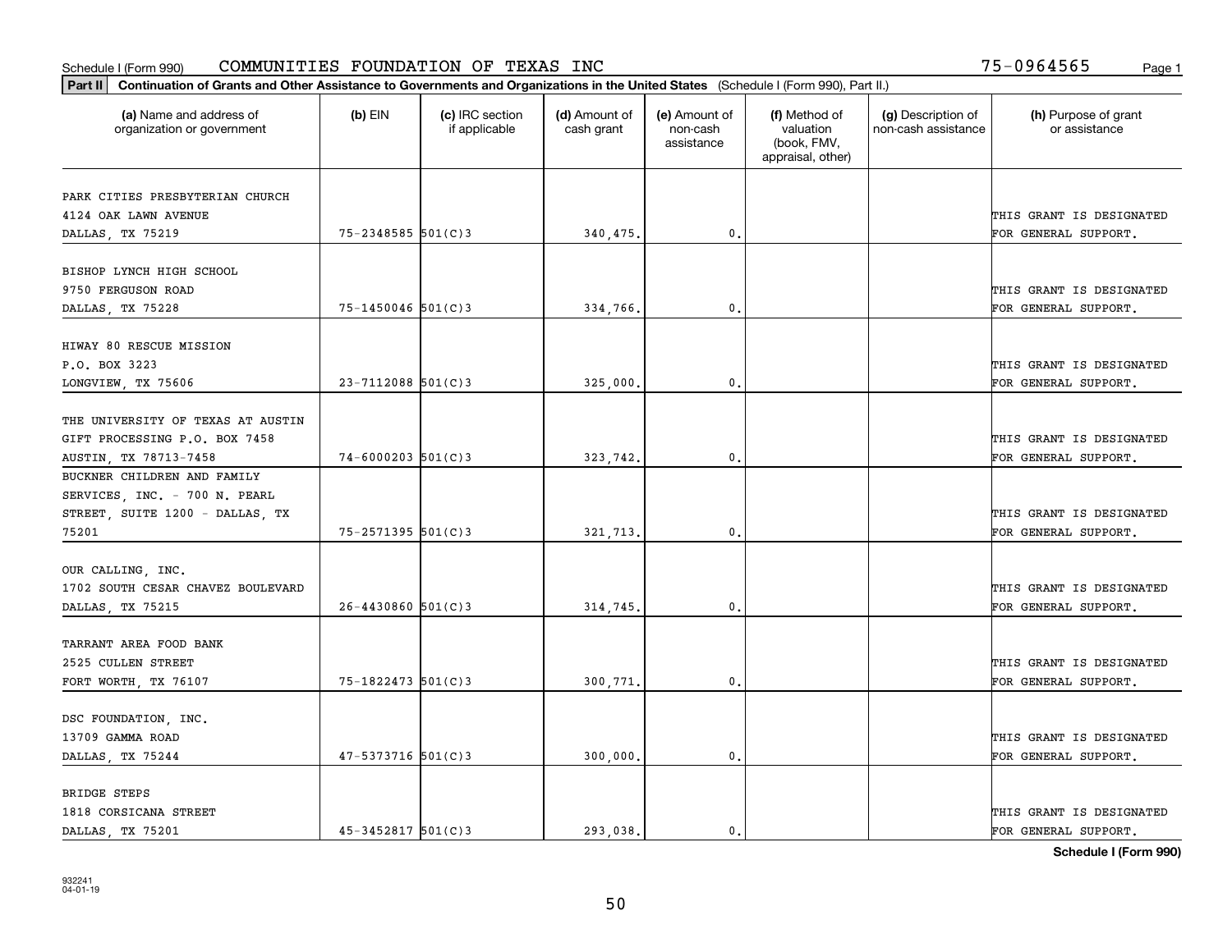Schedule I (Form 990) COMMUNITIES FOUNDATION OF TEXAS INC 75-0964565

**Part II** **Continuation of Grants and Other Assistance to Governments and Organizations in the United States** (Schedule I (Form 990), Part II.)

| (a) Name and address of organization or government | (b) EIN | (c) IRC section if applicable | (d) Amount of cash grant | (e) Amount of non-cash assistance | (f) Method of valuation (book, FMV, appraisal, other) | (g) Description of non-cash assistance | (h) Purpose of grant or assistance |
|---|---|---|---|---|---|---|---|
| PARK CITIES PRESBYTERIAN CHURCH 4124 OAK LAWN AVENUE DALLAS, TX 75219 | 75-2348585 | 501(C)3 | 340,475. | 0. | | | THIS GRANT IS DESIGNATED FOR GENERAL SUPPORT. |
| BISHOP LYNCH HIGH SCHOOL 9750 FERGUSON ROAD DALLAS, TX 75228 | 75-1450046 | 501(C)3 | 334,766. | 0. | | | THIS GRANT IS DESIGNATED FOR GENERAL SUPPORT. |
| HIWAY 80 RESCUE MISSION P.O. BOX 3223 LONGVIEW, TX 75606 | 23-7112088 | 501(C)3 | 325,000. | 0. | | | THIS GRANT IS DESIGNATED FOR GENERAL SUPPORT. |
| THE UNIVERSITY OF TEXAS AT AUSTIN GIFT PROCESSING P.O. BOX 7458 AUSTIN, TX 78713-7458 | 74-6000203 | 501(C)3 | 323,742. | 0. | | | THIS GRANT IS DESIGNATED FOR GENERAL SUPPORT. |
| BUCKNER CHILDREN AND FAMILY SERVICES, INC. - 700 N. PEARL STREET, SUITE 1200 - DALLAS, TX 75201 | 75-2571395 | 501(C)3 | 321,713. | 0. | | | THIS GRANT IS DESIGNATED FOR GENERAL SUPPORT. |
| OUR CALLING, INC. 1702 SOUTH CESAR CHAVEZ BOULEVARD DALLAS, TX 75215 | 26-4430860 | 501(C)3 | 314,745. | 0. | | | THIS GRANT IS DESIGNATED FOR GENERAL SUPPORT. |
| TARRANT AREA FOOD BANK 2525 CULLEN STREET FORT WORTH, TX 76107 | 75-1822473 | 501(C)3 | 300,771. | 0. | | | THIS GRANT IS DESIGNATED FOR GENERAL SUPPORT. |
| DSC FOUNDATION, INC. 13709 GAMMA ROAD DALLAS, TX 75244 | 47-5373716 | 501(C)3 | 300,000. | 0. | | | THIS GRANT IS DESIGNATED FOR GENERAL SUPPORT. |
| BRIDGE STEPS 1818 CORSICANA STREET DALLAS, TX 75201 | 45-3452817 | 501(C)3 | 293,038. | 0. | | | THIS GRANT IS DESIGNATED FOR GENERAL SUPPORT. |

**Schedule I (Form 990)**

932241
04-01-19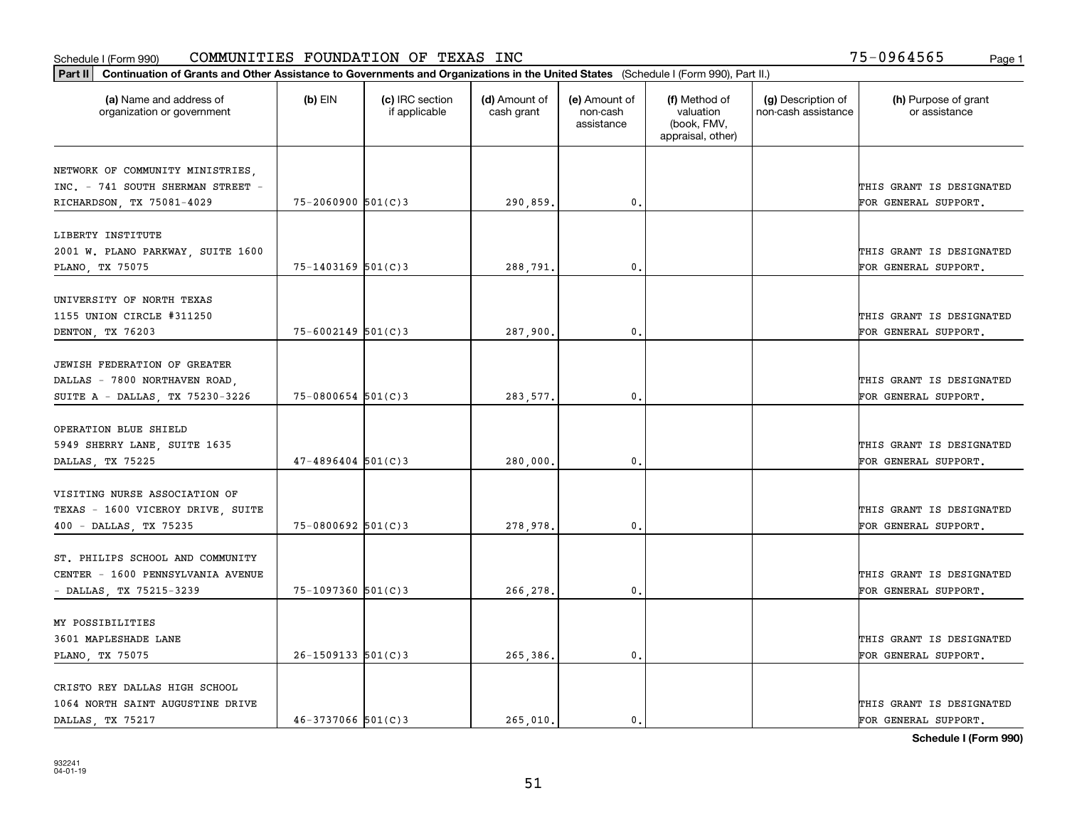Schedule I (Form 990) COMMUNITIES FOUNDATION OF TEXAS INC 75-0964565

**Part II** **Continuation of Grants and Other Assistance to Governments and Organizations in the United States** (Schedule I (Form 990), Part II.)

| (a) Name and address of organization or government | (b) EIN | (c) IRC section if applicable | (d) Amount of cash grant | (e) Amount of non-cash assistance | (f) Method of valuation (book, FMV, appraisal, other) | (g) Description of non-cash assistance | (h) Purpose of grant or assistance |
|---|---|---|---|---|---|---|---|
| NETWORK OF COMMUNITY MINISTRIES, INC. - 741 SOUTH SHERMAN STREET - RICHARDSON, TX 75081-4029 | 75-2060900 | 501(C)3 | 290,859. | 0. | | | THIS GRANT IS DESIGNATED FOR GENERAL SUPPORT. |
| LIBERTY INSTITUTE 2001 W. PLANO PARKWAY, SUITE 1600 PLANO, TX 75075 | 75-1403169 | 501(C)3 | 288,791. | 0. | | | THIS GRANT IS DESIGNATED FOR GENERAL SUPPORT. |
| UNIVERSITY OF NORTH TEXAS 1155 UNION CIRCLE #311250 DENTON, TX 76203 | 75-6002149 | 501(C)3 | 287,900. | 0. | | | THIS GRANT IS DESIGNATED FOR GENERAL SUPPORT. |
| JEWISH FEDERATION OF GREATER DALLAS - 7800 NORTHAVEN ROAD, SUITE A - DALLAS, TX 75230-3226 | 75-0800654 | 501(C)3 | 283,577. | 0. | | | THIS GRANT IS DESIGNATED FOR GENERAL SUPPORT. |
| OPERATION BLUE SHIELD 5949 SHERRY LANE, SUITE 1635 DALLAS, TX 75225 | 47-4896404 | 501(C)3 | 280,000. | 0. | | | THIS GRANT IS DESIGNATED FOR GENERAL SUPPORT. |
| VISITING NURSE ASSOCIATION OF TEXAS - 1600 VICEROY DRIVE, SUITE 400 - DALLAS, TX 75235 | 75-0800692 | 501(C)3 | 278,978. | 0. | | | THIS GRANT IS DESIGNATED FOR GENERAL SUPPORT. |
| ST. PHILIPS SCHOOL AND COMMUNITY CENTER - 1600 PENNSYLVANIA AVENUE - DALLAS, TX 75215-3239 | 75-1097360 | 501(C)3 | 266,278. | 0. | | | THIS GRANT IS DESIGNATED FOR GENERAL SUPPORT. |
| MY POSSIBILITIES 3601 MAPLESHADE LANE PLANO, TX 75075 | 26-1509133 | 501(C)3 | 265,386. | 0. | | | THIS GRANT IS DESIGNATED FOR GENERAL SUPPORT. |
| CRISTO REY DALLAS HIGH SCHOOL 1064 NORTH SAINT AUGUSTINE DRIVE DALLAS, TX 75217 | 46-3737066 | 501(C)3 | 265,010. | 0. | | | THIS GRANT IS DESIGNATED FOR GENERAL SUPPORT. |

**Schedule I (Form 990)**

932241 04-01-19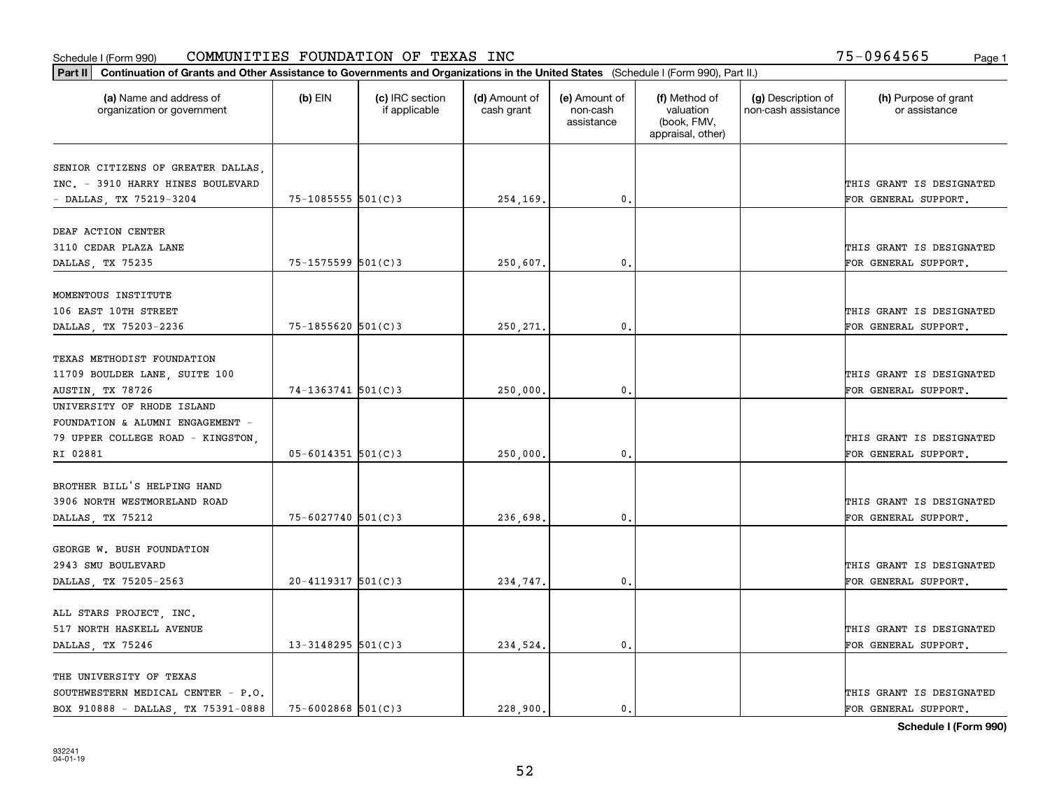Schedule I (Form 990) COMMUNITIES FOUNDATION OF TEXAS INC 75-0964565

**Part II** **Continuation of Grants and Other Assistance to Governments and Organizations in the United States** (Schedule I (Form 990), Part II.)

| (a) Name and address of organization or government | (b) EIN | (c) IRC section if applicable | (d) Amount of cash grant | (e) Amount of non-cash assistance | (f) Method of valuation (book, FMV, appraisal, other) | (g) Description of non-cash assistance | (h) Purpose of grant or assistance |
|---|---|---|---|---|---|---|---|
| SENIOR CITIZENS OF GREATER DALLAS, INC. - 3910 HARRY HINES BOULEVARD - DALLAS, TX 75219-3204 | 75-1085555 | 501(C)3 | 254,169. | 0. | | | THIS GRANT IS DESIGNATED FOR GENERAL SUPPORT. |
| DEAF ACTION CENTER 3110 CEDAR PLAZA LANE DALLAS, TX 75235 | 75-1575599 | 501(C)3 | 250,607. | 0. | | | THIS GRANT IS DESIGNATED FOR GENERAL SUPPORT. |
| MOMENTOUS INSTITUTE 106 EAST 10TH STREET DALLAS, TX 75203-2236 | 75-1855620 | 501(C)3 | 250,271. | 0. | | | THIS GRANT IS DESIGNATED FOR GENERAL SUPPORT. |
| TEXAS METHODIST FOUNDATION 11709 BOULDER LANE, SUITE 100 AUSTIN, TX 78726 | 74-1363741 | 501(C)3 | 250,000. | 0. | | | THIS GRANT IS DESIGNATED FOR GENERAL SUPPORT. |
| UNIVERSITY OF RHODE ISLAND FOUNDATION & ALUMNI ENGAGEMENT - 79 UPPER COLLEGE ROAD - KINGSTON, RI 02881 | 05-6014351 | 501(C)3 | 250,000. | 0. | | | THIS GRANT IS DESIGNATED FOR GENERAL SUPPORT. |
| BROTHER BILL'S HELPING HAND 3906 NORTH WESTMORELAND ROAD DALLAS, TX 75212 | 75-6027740 | 501(C)3 | 236,698. | 0. | | | THIS GRANT IS DESIGNATED FOR GENERAL SUPPORT. |
| GEORGE W. BUSH FOUNDATION 2943 SMU BOULEVARD DALLAS, TX 75205-2563 | 20-4119317 | 501(C)3 | 234,747. | 0. | | | THIS GRANT IS DESIGNATED FOR GENERAL SUPPORT. |
| ALL STARS PROJECT, INC. 517 NORTH HASKELL AVENUE DALLAS, TX 75246 | 13-3148295 | 501(C)3 | 234,524. | 0. | | | THIS GRANT IS DESIGNATED FOR GENERAL SUPPORT. |
| THE UNIVERSITY OF TEXAS SOUTHWESTERN MEDICAL CENTER - P.O. BOX 910888 - DALLAS, TX 75391-0888 | 75-6002868 | 501(C)3 | 228,900. | 0. | | | THIS GRANT IS DESIGNATED FOR GENERAL SUPPORT. |

**Schedule I (Form 990)**

932241
04-01-19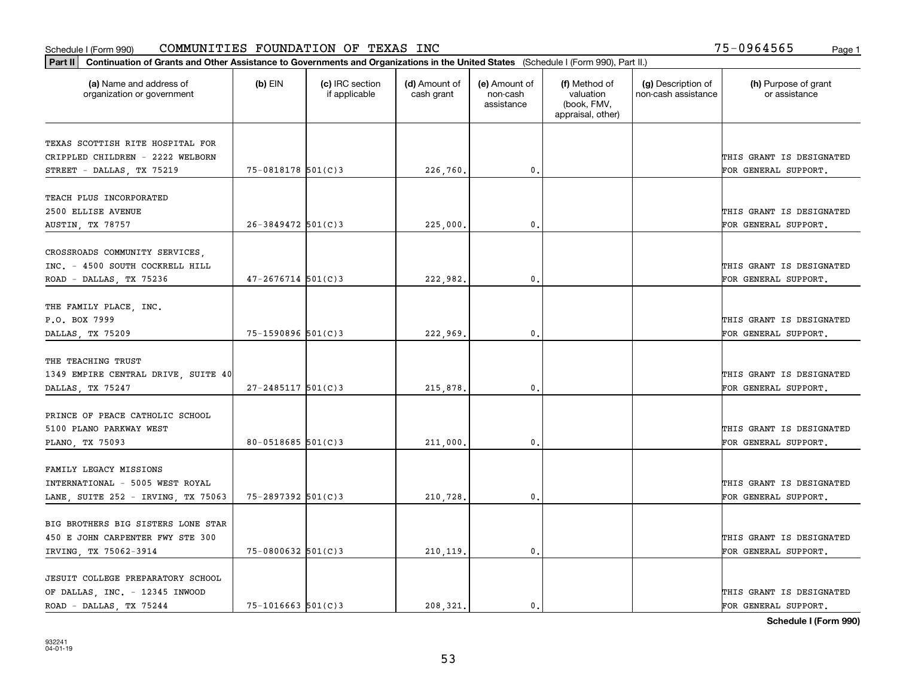Schedule I (Form 990) COMMUNITIES FOUNDATION OF TEXAS INC 75-0964565

**Part II** **Continuation of Grants and Other Assistance to Governments and Organizations in the United States** (Schedule I (Form 990), Part II.)

| (a) Name and address of organization or government | (b) EIN | (c) IRC section if applicable | (d) Amount of cash grant | (e) Amount of non-cash assistance | (f) Method of valuation (book, FMV, appraisal, other) | (g) Description of non-cash assistance | (h) Purpose of grant or assistance |
|---|---|---|---|---|---|---|---|
| TEXAS SCOTTISH RITE HOSPITAL FOR CRIPPLED CHILDREN - 2222 WELBORN STREET - DALLAS, TX 75219 | 75-0818178 | 501(C)3 | 226,760. | 0. | | | THIS GRANT IS DESIGNATED FOR GENERAL SUPPORT. |
| TEACH PLUS INCORPORATED 2500 ELLISE AVENUE AUSTIN, TX 78757 | 26-3849472 | 501(C)3 | 225,000. | 0. | | | THIS GRANT IS DESIGNATED FOR GENERAL SUPPORT. |
| CROSSROADS COMMUNITY SERVICES, INC. - 4500 SOUTH COCKRELL HILL ROAD - DALLAS, TX 75236 | 47-2676714 | 501(C)3 | 222,982. | 0. | | | THIS GRANT IS DESIGNATED FOR GENERAL SUPPORT. |
| THE FAMILY PLACE, INC. P.O. BOX 7999 DALLAS, TX 75209 | 75-1590896 | 501(C)3 | 222,969. | 0. | | | THIS GRANT IS DESIGNATED FOR GENERAL SUPPORT. |
| THE TEACHING TRUST 1349 EMPIRE CENTRAL DRIVE, SUITE 40 DALLAS, TX 75247 | 27-2485117 | 501(C)3 | 215,878. | 0. | | | THIS GRANT IS DESIGNATED FOR GENERAL SUPPORT. |
| PRINCE OF PEACE CATHOLIC SCHOOL 5100 PLANO PARKWAY WEST PLANO, TX 75093 | 80-0518685 | 501(C)3 | 211,000. | 0. | | | THIS GRANT IS DESIGNATED FOR GENERAL SUPPORT. |
| FAMILY LEGACY MISSIONS INTERNATIONAL - 5005 WEST ROYAL LANE, SUITE 252 - IRVING, TX 75063 | 75-2897392 | 501(C)3 | 210,728. | 0. | | | THIS GRANT IS DESIGNATED FOR GENERAL SUPPORT. |
| BIG BROTHERS BIG SISTERS LONE STAR 450 E JOHN CARPENTER FWY STE 300 IRVING, TX 75062-3914 | 75-0800632 | 501(C)3 | 210,119. | 0. | | | THIS GRANT IS DESIGNATED FOR GENERAL SUPPORT. |
| JESUIT COLLEGE PREPARATORY SCHOOL OF DALLAS, INC. - 12345 INWOOD ROAD - DALLAS, TX 75244 | 75-1016663 | 501(C)3 | 208,321. | 0. | | | THIS GRANT IS DESIGNATED FOR GENERAL SUPPORT. |

**Schedule I (Form 990)**

932241 04-01-19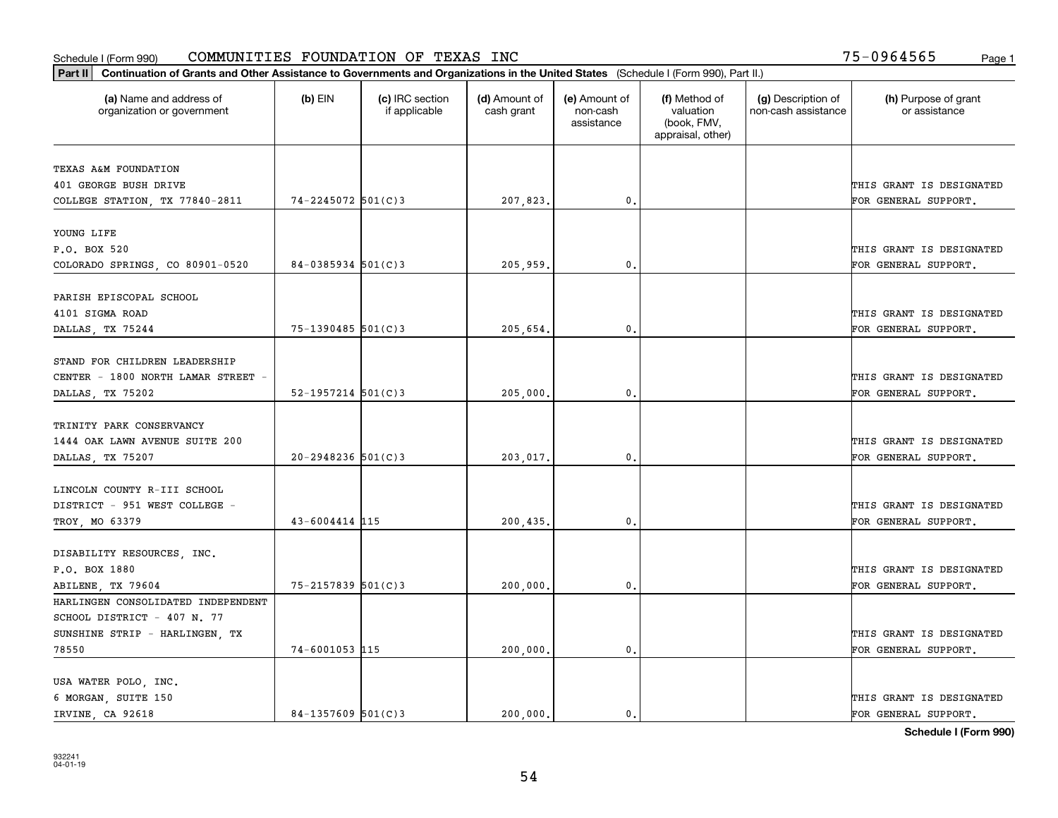Schedule I (Form 990) COMMUNITIES FOUNDATION OF TEXAS INC 75-0964565

**Part II** **Continuation of Grants and Other Assistance to Governments and Organizations in the United States** (Schedule I (Form 990), Part II.)

| (a) Name and address of organization or government | (b) EIN | (c) IRC section if applicable | (d) Amount of cash grant | (e) Amount of non-cash assistance | (f) Method of valuation (book, FMV, appraisal, other) | (g) Description of non-cash assistance | (h) Purpose of grant or assistance |
|---|---|---|---|---|---|---|---|
| TEXAS A&M FOUNDATION 401 GEORGE BUSH DRIVE COLLEGE STATION, TX 77840-2811 | 74-2245072 | 501(C)3 | 207,823. | 0. | | | THIS GRANT IS DESIGNATED FOR GENERAL SUPPORT. |
| YOUNG LIFE P.O. BOX 520 COLORADO SPRINGS, CO 80901-0520 | 84-0385934 | 501(C)3 | 205,959. | 0. | | | THIS GRANT IS DESIGNATED FOR GENERAL SUPPORT. |
| PARISH EPISCOPAL SCHOOL 4101 SIGMA ROAD DALLAS, TX 75244 | 75-1390485 | 501(C)3 | 205,654. | 0. | | | THIS GRANT IS DESIGNATED FOR GENERAL SUPPORT. |
| STAND FOR CHILDREN LEADERSHIP CENTER - 1800 NORTH LAMAR STREET - DALLAS, TX 75202 | 52-1957214 | 501(C)3 | 205,000. | 0. | | | THIS GRANT IS DESIGNATED FOR GENERAL SUPPORT. |
| TRINITY PARK CONSERVANCY 1444 OAK LAWN AVENUE SUITE 200 DALLAS, TX 75207 | 20-2948236 | 501(C)3 | 203,017. | 0. | | | THIS GRANT IS DESIGNATED FOR GENERAL SUPPORT. |
| LINCOLN COUNTY R-III SCHOOL DISTRICT - 951 WEST COLLEGE - TROY, MO 63379 | 43-6004414 | 115 | 200,435. | 0. | | | THIS GRANT IS DESIGNATED FOR GENERAL SUPPORT. |
| DISABILITY RESOURCES, INC. P.O. BOX 1880 ABILENE, TX 79604 | 75-2157839 | 501(C)3 | 200,000. | 0. | | | THIS GRANT IS DESIGNATED FOR GENERAL SUPPORT. |
| HARLINGEN CONSOLIDATED INDEPENDENT SCHOOL DISTRICT - 407 N. 77 SUNSHINE STRIP - HARLINGEN, TX 78550 | 74-6001053 | 115 | 200,000. | 0. | | | THIS GRANT IS DESIGNATED FOR GENERAL SUPPORT. |
| USA WATER POLO, INC. 6 MORGAN, SUITE 150 IRVINE, CA 92618 | 84-1357609 | 501(C)3 | 200,000. | 0. | | | THIS GRANT IS DESIGNATED FOR GENERAL SUPPORT. |

**Schedule I (Form 990)**

932241 04-01-19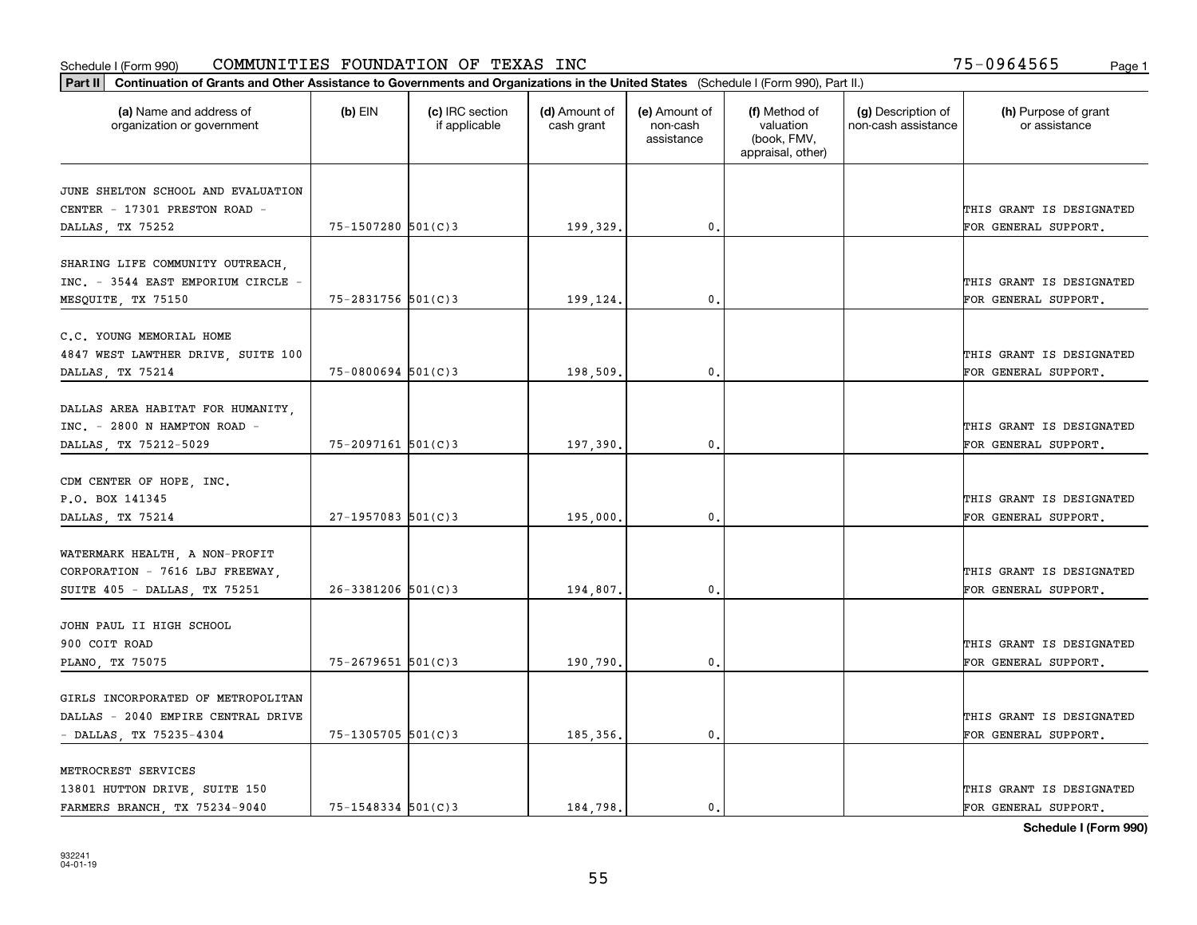Schedule I (Form 990) COMMUNITIES FOUNDATION OF TEXAS INC 75-0964565

**Part II** **Continuation of Grants and Other Assistance to Governments and Organizations in the United States** (Schedule I (Form 990), Part II.)

| (a) Name and address of organization or government | (b) EIN | (c) IRC section if applicable | (d) Amount of cash grant | (e) Amount of non-cash assistance | (f) Method of valuation (book, FMV, appraisal, other) | (g) Description of non-cash assistance | (h) Purpose of grant or assistance |
|---|---|---|---|---|---|---|---|
| JUNE SHELTON SCHOOL AND EVALUATION CENTER - 17301 PRESTON ROAD - DALLAS, TX 75252 | 75-1507280 | 501(C)3 | 199,329. | 0. | | | THIS GRANT IS DESIGNATED FOR GENERAL SUPPORT. |
| SHARING LIFE COMMUNITY OUTREACH, INC. - 3544 EAST EMPORIUM CIRCLE - MESQUITE, TX 75150 | 75-2831756 | 501(C)3 | 199,124. | 0. | | | THIS GRANT IS DESIGNATED FOR GENERAL SUPPORT. |
| C.C. YOUNG MEMORIAL HOME 4847 WEST LAWTHER DRIVE, SUITE 100 DALLAS, TX 75214 | 75-0800694 | 501(C)3 | 198,509. | 0. | | | THIS GRANT IS DESIGNATED FOR GENERAL SUPPORT. |
| DALLAS AREA HABITAT FOR HUMANITY, INC. - 2800 N HAMPTON ROAD - DALLAS, TX 75212-5029 | 75-2097161 | 501(C)3 | 197,390. | 0. | | | THIS GRANT IS DESIGNATED FOR GENERAL SUPPORT. |
| CDM CENTER OF HOPE, INC. P.O. BOX 141345 DALLAS, TX 75214 | 27-1957083 | 501(C)3 | 195,000. | 0. | | | THIS GRANT IS DESIGNATED FOR GENERAL SUPPORT. |
| WATERMARK HEALTH, A NON-PROFIT CORPORATION - 7616 LBJ FREEWAY, SUITE 405 - DALLAS, TX 75251 | 26-3381206 | 501(C)3 | 194,807. | 0. | | | THIS GRANT IS DESIGNATED FOR GENERAL SUPPORT. |
| JOHN PAUL II HIGH SCHOOL 900 COIT ROAD PLANO, TX 75075 | 75-2679651 | 501(C)3 | 190,790. | 0. | | | THIS GRANT IS DESIGNATED FOR GENERAL SUPPORT. |
| GIRLS INCORPORATED OF METROPOLITAN DALLAS - 2040 EMPIRE CENTRAL DRIVE - DALLAS, TX 75235-4304 | 75-1305705 | 501(C)3 | 185,356. | 0. | | | THIS GRANT IS DESIGNATED FOR GENERAL SUPPORT. |
| METROCREST SERVICES 13801 HUTTON DRIVE, SUITE 150 FARMERS BRANCH, TX 75234-9040 | 75-1548334 | 501(C)3 | 184,798. | 0. | | | THIS GRANT IS DESIGNATED FOR GENERAL SUPPORT. |

**Schedule I (Form 990)**

932241 04-01-19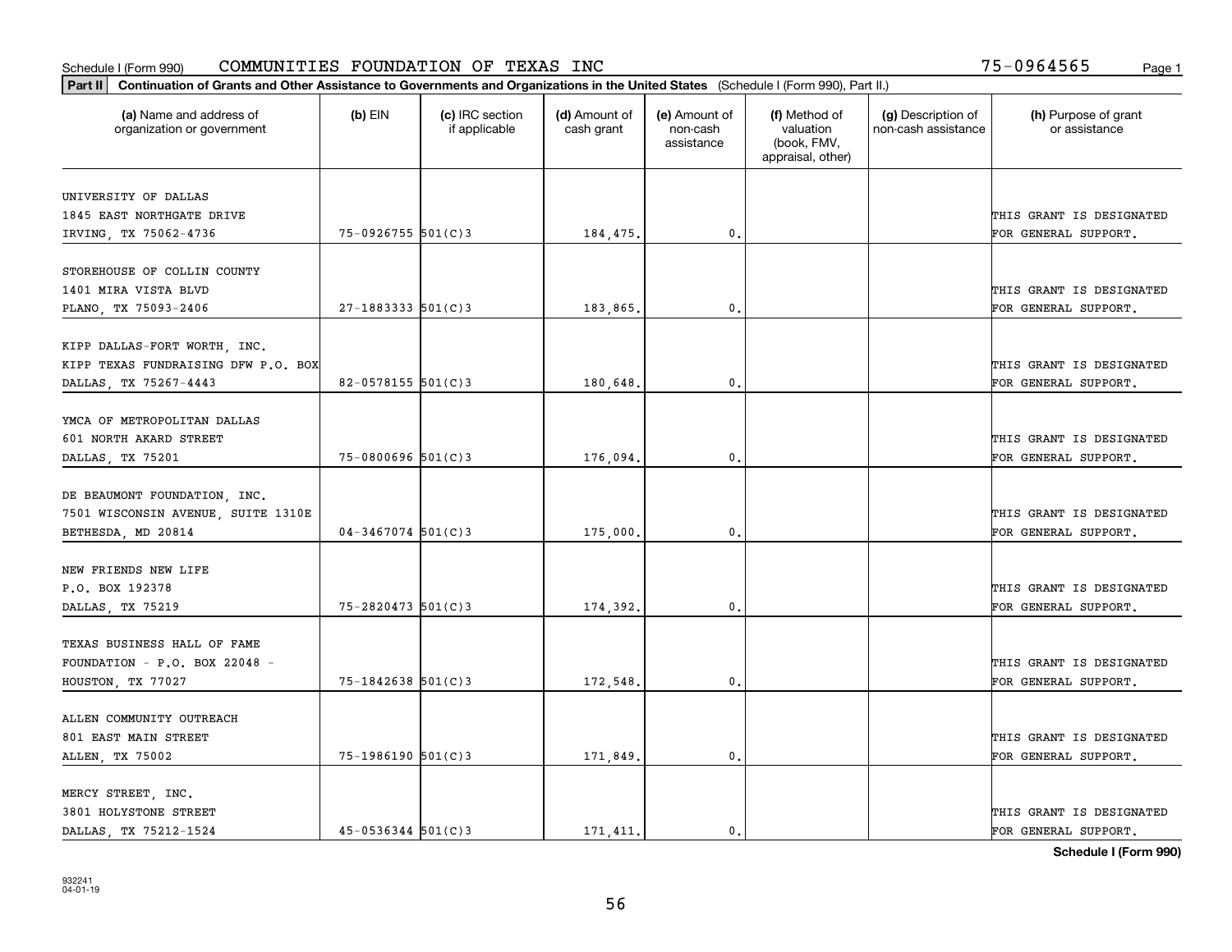Schedule I (Form 990) COMMUNITIES FOUNDATION OF TEXAS INC 75-0964565

**Part II Continuation of Grants and Other Assistance to Governments and Organizations in the United States** (Schedule I (Form 990), Part II.)

| (a) Name and address of organization or government | (b) EIN | (c) IRC section if applicable | (d) Amount of cash grant | (e) Amount of non-cash assistance | (f) Method of valuation (book, FMV, appraisal, other) | (g) Description of non-cash assistance | (h) Purpose of grant or assistance |
|---|---|---|---|---|---|---|---|
| UNIVERSITY OF DALLAS 1845 EAST NORTHGATE DRIVE IRVING, TX 75062-4736 | 75-0926755 | 501(C)3 | 184,475. | 0. | | | THIS GRANT IS DESIGNATED FOR GENERAL SUPPORT. |
| STOREHOUSE OF COLLIN COUNTY 1401 MIRA VISTA BLVD PLANO, TX 75093-2406 | 27-1883333 | 501(C)3 | 183,865. | 0. | | | THIS GRANT IS DESIGNATED FOR GENERAL SUPPORT. |
| KIPP DALLAS-FORT WORTH, INC. KIPP TEXAS FUNDRAISING DFW P.O. BOX DALLAS, TX 75267-4443 | 82-0578155 | 501(C)3 | 180,648. | 0. | | | THIS GRANT IS DESIGNATED FOR GENERAL SUPPORT. |
| YMCA OF METROPOLITAN DALLAS 601 NORTH AKARD STREET DALLAS, TX 75201 | 75-0800696 | 501(C)3 | 176,094. | 0. | | | THIS GRANT IS DESIGNATED FOR GENERAL SUPPORT. |
| DE BEAUMONT FOUNDATION, INC. 7501 WISCONSIN AVENUE, SUITE 1310E BETHESDA, MD 20814 | 04-3467074 | 501(C)3 | 175,000. | 0. | | | THIS GRANT IS DESIGNATED FOR GENERAL SUPPORT. |
| NEW FRIENDS NEW LIFE P.O. BOX 192378 DALLAS, TX 75219 | 75-2820473 | 501(C)3 | 174,392. | 0. | | | THIS GRANT IS DESIGNATED FOR GENERAL SUPPORT. |
| TEXAS BUSINESS HALL OF FAME FOUNDATION - P.O. BOX 22048 - HOUSTON, TX 77027 | 75-1842638 | 501(C)3 | 172,548. | 0. | | | THIS GRANT IS DESIGNATED FOR GENERAL SUPPORT. |
| ALLEN COMMUNITY OUTREACH 801 EAST MAIN STREET ALLEN, TX 75002 | 75-1986190 | 501(C)3 | 171,849. | 0. | | | THIS GRANT IS DESIGNATED FOR GENERAL SUPPORT. |
| MERCY STREET, INC. 3801 HOLYSTONE STREET DALLAS, TX 75212-1524 | 45-0536344 | 501(C)3 | 171,411. | 0. | | | THIS GRANT IS DESIGNATED FOR GENERAL SUPPORT. |

**Schedule I (Form 990)**

932241 04-01-19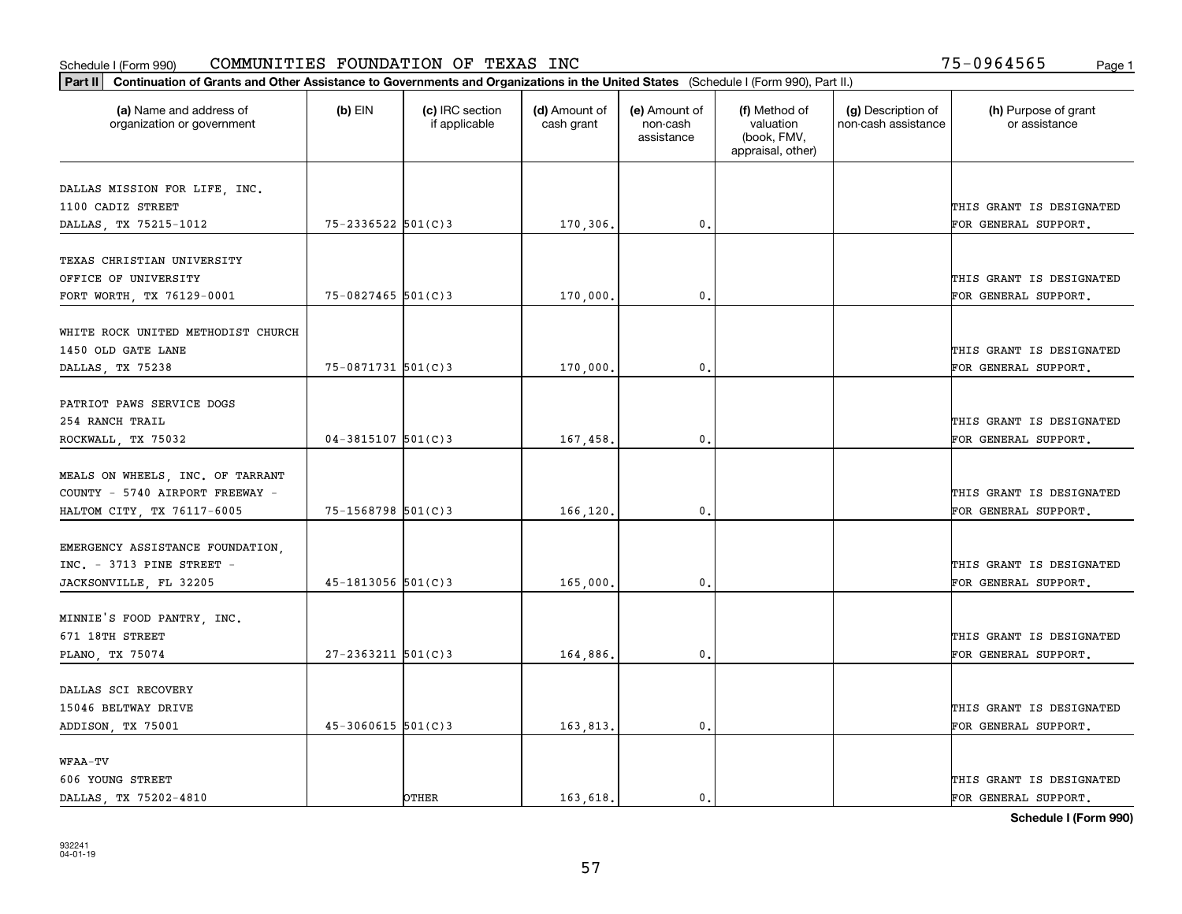Schedule I (Form 990) COMMUNITIES FOUNDATION OF TEXAS INC 75-0964565

**Part II Continuation of Grants and Other Assistance to Governments and Organizations in the United States** (Schedule I (Form 990), Part II.)

| (a) Name and address of organization or government | (b) EIN | (c) IRC section if applicable | (d) Amount of cash grant | (e) Amount of non-cash assistance | (f) Method of valuation (book, FMV, appraisal, other) | (g) Description of non-cash assistance | (h) Purpose of grant or assistance |
|---|---|---|---|---|---|---|---|
| DALLAS MISSION FOR LIFE, INC. 1100 CADIZ STREET DALLAS, TX 75215-1012 | 75-2336522 | 501(C)3 | 170,306. | 0. | | | THIS GRANT IS DESIGNATED FOR GENERAL SUPPORT. |
| TEXAS CHRISTIAN UNIVERSITY OFFICE OF UNIVERSITY FORT WORTH, TX 76129-0001 | 75-0827465 | 501(C)3 | 170,000. | 0. | | | THIS GRANT IS DESIGNATED FOR GENERAL SUPPORT. |
| WHITE ROCK UNITED METHODIST CHURCH 1450 OLD GATE LANE DALLAS, TX 75238 | 75-0871731 | 501(C)3 | 170,000. | 0. | | | THIS GRANT IS DESIGNATED FOR GENERAL SUPPORT. |
| PATRIOT PAWS SERVICE DOGS 254 RANCH TRAIL ROCKWALL, TX 75032 | 04-3815107 | 501(C)3 | 167,458. | 0. | | | THIS GRANT IS DESIGNATED FOR GENERAL SUPPORT. |
| MEALS ON WHEELS, INC. OF TARRANT COUNTY - 5740 AIRPORT FREEWAY - HALTOM CITY, TX 76117-6005 | 75-1568798 | 501(C)3 | 166,120. | 0. | | | THIS GRANT IS DESIGNATED FOR GENERAL SUPPORT. |
| EMERGENCY ASSISTANCE FOUNDATION, INC. - 3713 PINE STREET - JACKSONVILLE, FL 32205 | 45-1813056 | 501(C)3 | 165,000. | 0. | | | THIS GRANT IS DESIGNATED FOR GENERAL SUPPORT. |
| MINNIE'S FOOD PANTRY, INC. 671 18TH STREET PLANO, TX 75074 | 27-2363211 | 501(C)3 | 164,886. | 0. | | | THIS GRANT IS DESIGNATED FOR GENERAL SUPPORT. |
| DALLAS SCI RECOVERY 15046 BELTWAY DRIVE ADDISON, TX 75001 | 45-3060615 | 501(C)3 | 163,813. | 0. | | | THIS GRANT IS DESIGNATED FOR GENERAL SUPPORT. |
| WFAA-TV 606 YOUNG STREET DALLAS, TX 75202-4810 | | OTHER | 163,618. | 0. | | | THIS GRANT IS DESIGNATED FOR GENERAL SUPPORT. |

**Schedule I (Form 990)**

932241 04-01-19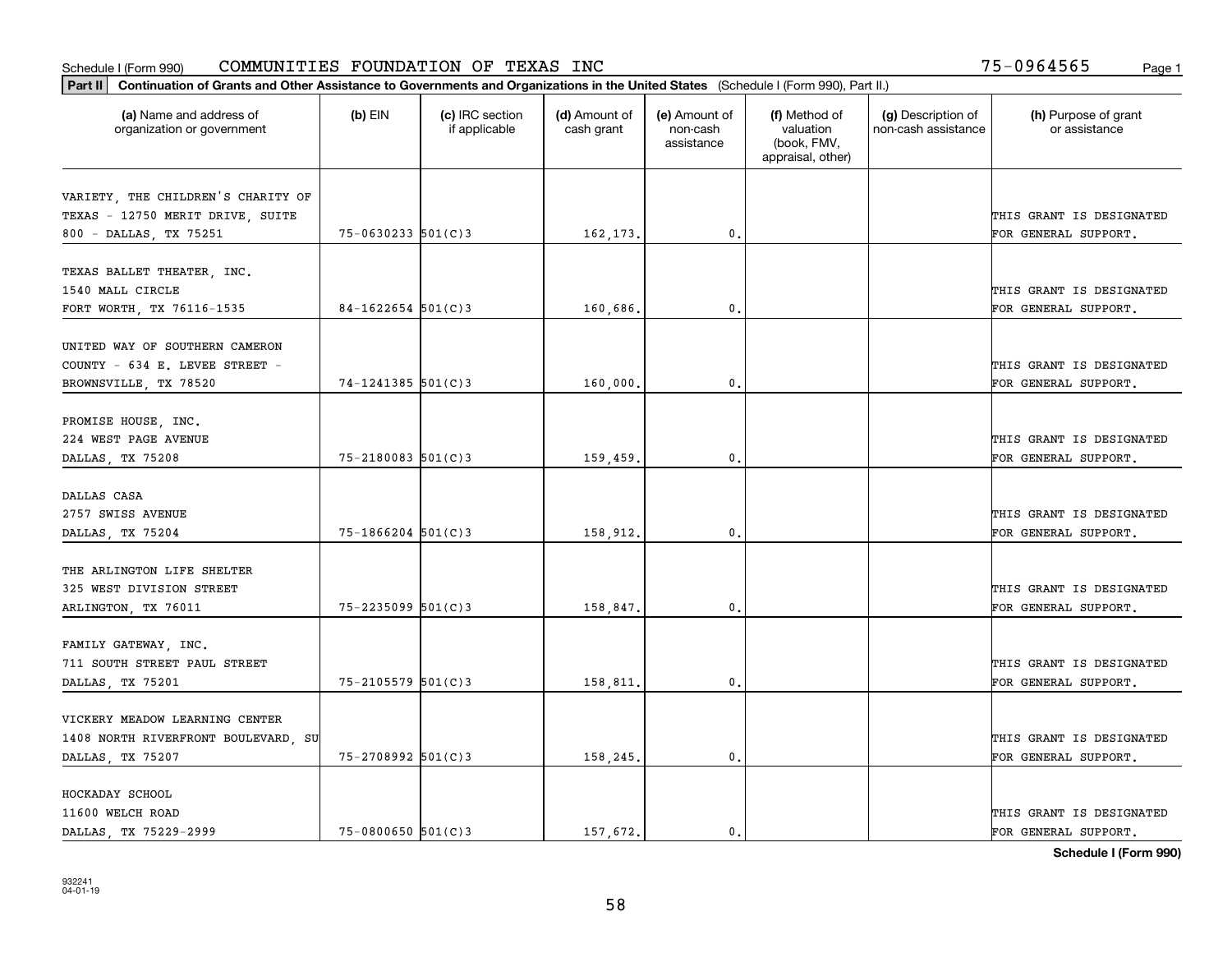Schedule I (Form 990) COMMUNITIES FOUNDATION OF TEXAS INC 75-0964565

**Part II** **Continuation of Grants and Other Assistance to Governments and Organizations in the United States** (Schedule I (Form 990), Part II.)

| (a) Name and address of organization or government | (b) EIN | (c) IRC section if applicable | (d) Amount of cash grant | (e) Amount of non-cash assistance | (f) Method of valuation (book, FMV, appraisal, other) | (g) Description of non-cash assistance | (h) Purpose of grant or assistance |
|---|---|---|---|---|---|---|---|
| VARIETY, THE CHILDREN'S CHARITY OF TEXAS - 12750 MERIT DRIVE, SUITE 800 - DALLAS, TX 75251 | 75-0630233 | 501(C)3 | 162,173. | 0. | | | THIS GRANT IS DESIGNATED FOR GENERAL SUPPORT. |
| TEXAS BALLET THEATER, INC. 1540 MALL CIRCLE FORT WORTH, TX 76116-1535 | 84-1622654 | 501(C)3 | 160,686. | 0. | | | THIS GRANT IS DESIGNATED FOR GENERAL SUPPORT. |
| UNITED WAY OF SOUTHERN CAMERON COUNTY - 634 E. LEVEE STREET - BROWNSVILLE, TX 78520 | 74-1241385 | 501(C)3 | 160,000. | 0. | | | THIS GRANT IS DESIGNATED FOR GENERAL SUPPORT. |
| PROMISE HOUSE, INC. 224 WEST PAGE AVENUE DALLAS, TX 75208 | 75-2180083 | 501(C)3 | 159,459. | 0. | | | THIS GRANT IS DESIGNATED FOR GENERAL SUPPORT. |
| DALLAS CASA 2757 SWISS AVENUE DALLAS, TX 75204 | 75-1866204 | 501(C)3 | 158,912. | 0. | | | THIS GRANT IS DESIGNATED FOR GENERAL SUPPORT. |
| THE ARLINGTON LIFE SHELTER 325 WEST DIVISION STREET ARLINGTON, TX 76011 | 75-2235099 | 501(C)3 | 158,847. | 0. | | | THIS GRANT IS DESIGNATED FOR GENERAL SUPPORT. |
| FAMILY GATEWAY, INC. 711 SOUTH STREET PAUL STREET DALLAS, TX 75201 | 75-2105579 | 501(C)3 | 158,811. | 0. | | | THIS GRANT IS DESIGNATED FOR GENERAL SUPPORT. |
| VICKERY MEADOW LEARNING CENTER 1408 NORTH RIVERFRONT BOULEVARD, SU DALLAS, TX 75207 | 75-2708992 | 501(C)3 | 158,245. | 0. | | | THIS GRANT IS DESIGNATED FOR GENERAL SUPPORT. |
| HOCKADAY SCHOOL 11600 WELCH ROAD DALLAS, TX 75229-2999 | 75-0800650 | 501(C)3 | 157,672. | 0. | | | THIS GRANT IS DESIGNATED FOR GENERAL SUPPORT. |

**Schedule I (Form 990)**

932241 04-01-19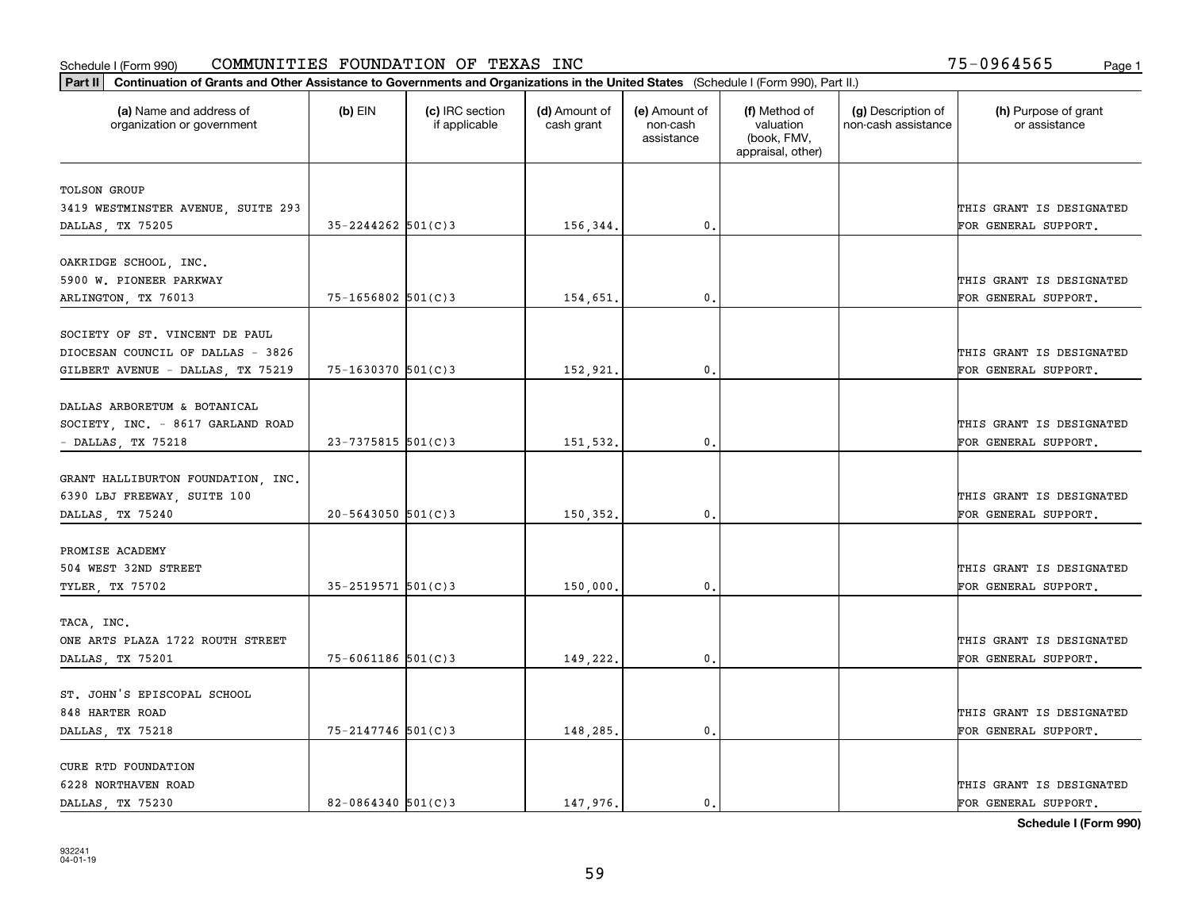Schedule I (Form 990) COMMUNITIES FOUNDATION OF TEXAS INC 75-0964565

**Part II** **Continuation of Grants and Other Assistance to Governments and Organizations in the United States** (Schedule I (Form 990), Part II.)

| (a) Name and address of organization or government | (b) EIN | (c) IRC section if applicable | (d) Amount of cash grant | (e) Amount of non-cash assistance | (f) Method of valuation (book, FMV, appraisal, other) | (g) Description of non-cash assistance | (h) Purpose of grant or assistance |
|---|---|---|---|---|---|---|---|
| TOLSON GROUP 3419 WESTMINSTER AVENUE, SUITE 293 DALLAS, TX 75205 | 35-2244262 | 501(C)3 | 156,344. | 0. | | | THIS GRANT IS DESIGNATED FOR GENERAL SUPPORT. |
| OAKRIDGE SCHOOL, INC. 5900 W. PIONEER PARKWAY ARLINGTON, TX 76013 | 75-1656802 | 501(C)3 | 154,651. | 0. | | | THIS GRANT IS DESIGNATED FOR GENERAL SUPPORT. |
| SOCIETY OF ST. VINCENT DE PAUL DIOCESAN COUNCIL OF DALLAS - 3826 GILBERT AVENUE - DALLAS, TX 75219 | 75-1630370 | 501(C)3 | 152,921. | 0. | | | THIS GRANT IS DESIGNATED FOR GENERAL SUPPORT. |
| DALLAS ARBORETUM & BOTANICAL SOCIETY, INC. - 8617 GARLAND ROAD - DALLAS, TX 75218 | 23-7375815 | 501(C)3 | 151,532. | 0. | | | THIS GRANT IS DESIGNATED FOR GENERAL SUPPORT. |
| GRANT HALLIBURTON FOUNDATION, INC. 6390 LBJ FREEWAY, SUITE 100 DALLAS, TX 75240 | 20-5643050 | 501(C)3 | 150,352. | 0. | | | THIS GRANT IS DESIGNATED FOR GENERAL SUPPORT. |
| PROMISE ACADEMY 504 WEST 32ND STREET TYLER, TX 75702 | 35-2519571 | 501(C)3 | 150,000. | 0. | | | THIS GRANT IS DESIGNATED FOR GENERAL SUPPORT. |
| TACA, INC. ONE ARTS PLAZA 1722 ROUTH STREET DALLAS, TX 75201 | 75-6061186 | 501(C)3 | 149,222. | 0. | | | THIS GRANT IS DESIGNATED FOR GENERAL SUPPORT. |
| ST. JOHN'S EPISCOPAL SCHOOL 848 HARTER ROAD DALLAS, TX 75218 | 75-2147746 | 501(C)3 | 148,285. | 0. | | | THIS GRANT IS DESIGNATED FOR GENERAL SUPPORT. |
| CURE RTD FOUNDATION 6228 NORTHAVEN ROAD DALLAS, TX 75230 | 82-0864340 | 501(C)3 | 147,976. | 0. | | | THIS GRANT IS DESIGNATED FOR GENERAL SUPPORT. |

**Schedule I (Form 990)**

932241 04-01-19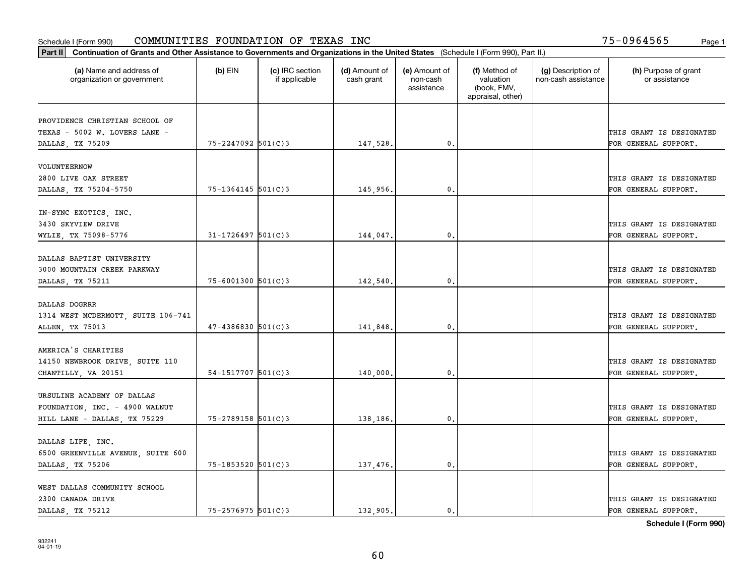Schedule I (Form 990) COMMUNITIES FOUNDATION OF TEXAS INC 75-0964565

**Part II** **Continuation of Grants and Other Assistance to Governments and Organizations in the United States** (Schedule I (Form 990), Part II.)

| (a) Name and address of organization or government | (b) EIN | (c) IRC section if applicable | (d) Amount of cash grant | (e) Amount of non-cash assistance | (f) Method of valuation (book, FMV, appraisal, other) | (g) Description of non-cash assistance | (h) Purpose of grant or assistance |
|---|---|---|---|---|---|---|---|
| PROVIDENCE CHRISTIAN SCHOOL OF TEXAS - 5002 W. LOVERS LANE - DALLAS, TX 75209 | 75-2247092 | 501(C)3 | 147,528. | 0. | | | THIS GRANT IS DESIGNATED FOR GENERAL SUPPORT. |
| VOLUNTEERNOW 2800 LIVE OAK STREET DALLAS, TX 75204-5750 | 75-1364145 | 501(C)3 | 145,956. | 0. | | | THIS GRANT IS DESIGNATED FOR GENERAL SUPPORT. |
| IN-SYNC EXOTICS, INC. 3430 SKYVIEW DRIVE WYLIE, TX 75098-5776 | 31-1726497 | 501(C)3 | 144,047. | 0. | | | THIS GRANT IS DESIGNATED FOR GENERAL SUPPORT. |
| DALLAS BAPTIST UNIVERSITY 3000 MOUNTAIN CREEK PARKWAY DALLAS, TX 75211 | 75-6001300 | 501(C)3 | 142,540. | 0. | | | THIS GRANT IS DESIGNATED FOR GENERAL SUPPORT. |
| DALLAS DOGRRR 1314 WEST MCDERMOTT, SUITE 106-741 ALLEN, TX 75013 | 47-4386830 | 501(C)3 | 141,848. | 0. | | | THIS GRANT IS DESIGNATED FOR GENERAL SUPPORT. |
| AMERICA'S CHARITIES 14150 NEWBROOK DRIVE, SUITE 110 CHANTILLY, VA 20151 | 54-1517707 | 501(C)3 | 140,000. | 0. | | | THIS GRANT IS DESIGNATED FOR GENERAL SUPPORT. |
| URSULINE ACADEMY OF DALLAS FOUNDATION, INC. - 4900 WALNUT HILL LANE - DALLAS, TX 75229 | 75-2789158 | 501(C)3 | 138,186. | 0. | | | THIS GRANT IS DESIGNATED FOR GENERAL SUPPORT. |
| DALLAS LIFE, INC. 6500 GREENVILLE AVENUE, SUITE 600 DALLAS, TX 75206 | 75-1853520 | 501(C)3 | 137,476. | 0. | | | THIS GRANT IS DESIGNATED FOR GENERAL SUPPORT. |
| WEST DALLAS COMMUNITY SCHOOL 2300 CANADA DRIVE DALLAS, TX 75212 | 75-2576975 | 501(C)3 | 132,905. | 0. | | | THIS GRANT IS DESIGNATED FOR GENERAL SUPPORT. |

**Schedule I (Form 990)**

932241 04-01-19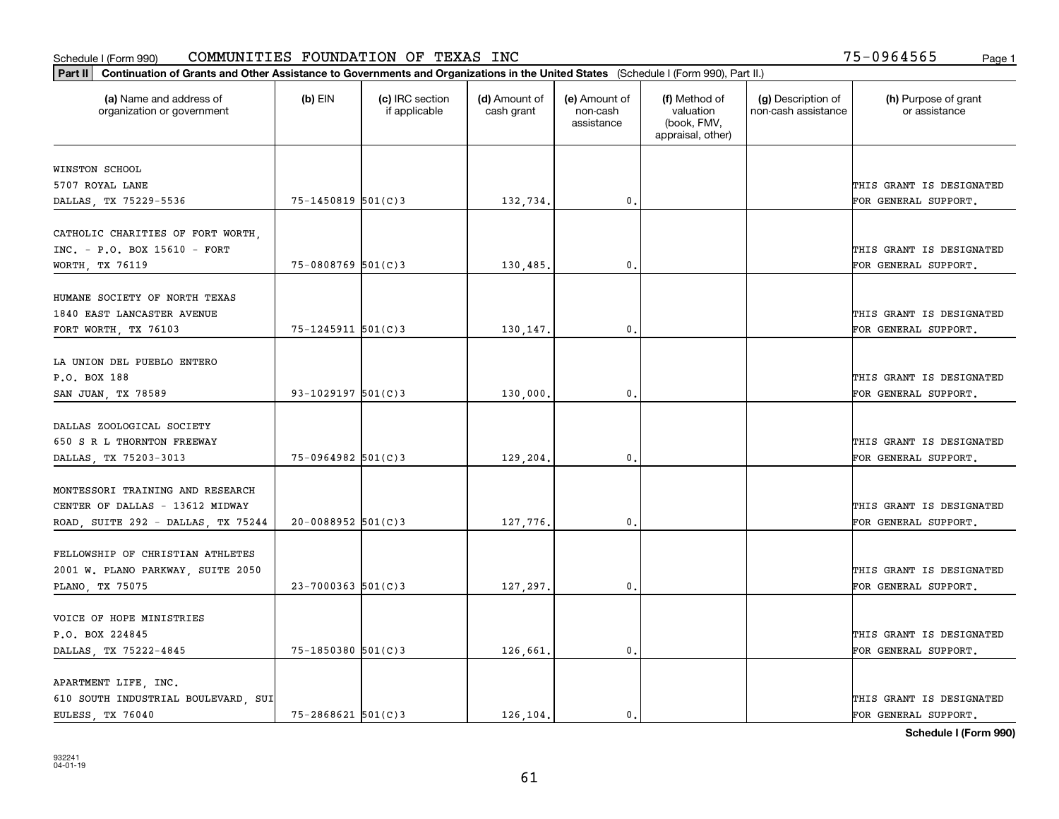Schedule I (Form 990) COMMUNITIES FOUNDATION OF TEXAS INC 75-0964565

**Part II** **Continuation of Grants and Other Assistance to Governments and Organizations in the United States** (Schedule I (Form 990), Part II.)

| (a) Name and address of organization or government | (b) EIN | (c) IRC section if applicable | (d) Amount of cash grant | (e) Amount of non-cash assistance | (f) Method of valuation (book, FMV, appraisal, other) | (g) Description of non-cash assistance | (h) Purpose of grant or assistance |
|---|---|---|---|---|---|---|---|
| WINSTON SCHOOL 5707 ROYAL LANE DALLAS, TX 75229-5536 | 75-1450819 | 501(C)3 | 132,734. | 0. | | | THIS GRANT IS DESIGNATED FOR GENERAL SUPPORT. |
| CATHOLIC CHARITIES OF FORT WORTH, INC. - P.O. BOX 15610 - FORT WORTH, TX 76119 | 75-0808769 | 501(C)3 | 130,485. | 0. | | | THIS GRANT IS DESIGNATED FOR GENERAL SUPPORT. |
| HUMANE SOCIETY OF NORTH TEXAS 1840 EAST LANCASTER AVENUE FORT WORTH, TX 76103 | 75-1245911 | 501(C)3 | 130,147. | 0. | | | THIS GRANT IS DESIGNATED FOR GENERAL SUPPORT. |
| LA UNION DEL PUEBLO ENTERO P.O. BOX 188 SAN JUAN, TX 78589 | 93-1029197 | 501(C)3 | 130,000. | 0. | | | THIS GRANT IS DESIGNATED FOR GENERAL SUPPORT. |
| DALLAS ZOOLOGICAL SOCIETY 650 S R L THORNTON FREEWAY DALLAS, TX 75203-3013 | 75-0964982 | 501(C)3 | 129,204. | 0. | | | THIS GRANT IS DESIGNATED FOR GENERAL SUPPORT. |
| MONTESSORI TRAINING AND RESEARCH CENTER OF DALLAS - 13612 MIDWAY ROAD, SUITE 292 - DALLAS, TX 75244 | 20-0088952 | 501(C)3 | 127,776. | 0. | | | THIS GRANT IS DESIGNATED FOR GENERAL SUPPORT. |
| FELLOWSHIP OF CHRISTIAN ATHLETES 2001 W. PLANO PARKWAY, SUITE 2050 PLANO, TX 75075 | 23-7000363 | 501(C)3 | 127,297. | 0. | | | THIS GRANT IS DESIGNATED FOR GENERAL SUPPORT. |
| VOICE OF HOPE MINISTRIES P.O. BOX 224845 DALLAS, TX 75222-4845 | 75-1850380 | 501(C)3 | 126,661. | 0. | | | THIS GRANT IS DESIGNATED FOR GENERAL SUPPORT. |
| APARTMENT LIFE, INC. 610 SOUTH INDUSTRIAL BOULEVARD, SUI EULESS, TX 76040 | 75-2868621 | 501(C)3 | 126,104. | 0. | | | THIS GRANT IS DESIGNATED FOR GENERAL SUPPORT. |

**Schedule I (Form 990)**

932241
04-01-19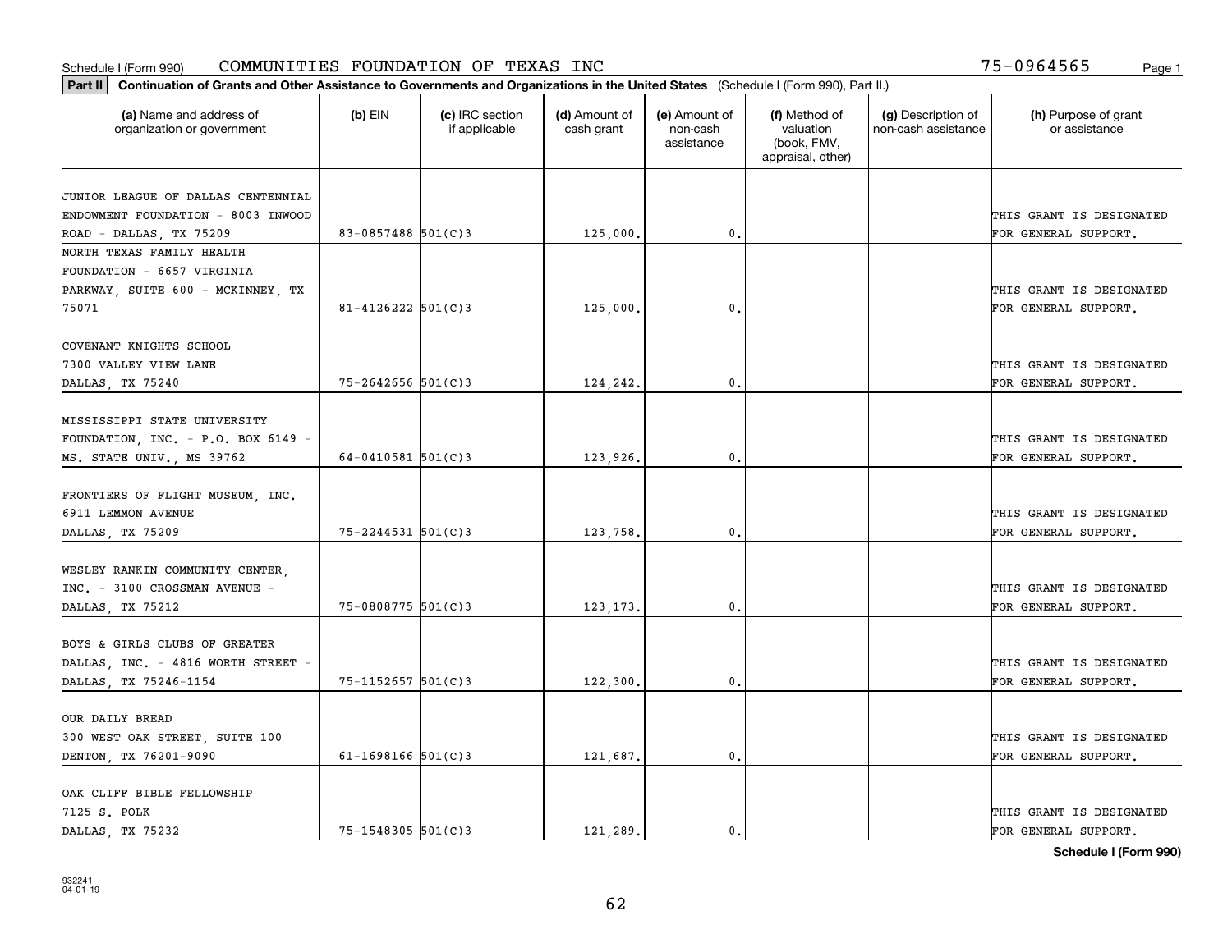Schedule I (Form 990) COMMUNITIES FOUNDATION OF TEXAS INC 75-0964565 Page 1

**Part II** **Continuation of Grants and Other Assistance to Governments and Organizations in the United States** (Schedule I (Form 990), Part II.)

| (a) Name and address of organization or government | (b) EIN | (c) IRC section if applicable | (d) Amount of cash grant | (e) Amount of non-cash assistance | (f) Method of valuation (book, FMV, appraisal, other) | (g) Description of non-cash assistance | (h) Purpose of grant or assistance |
|---|---|---|---|---|---|---|---|
| JUNIOR LEAGUE OF DALLAS CENTENNIAL ENDOWMENT FOUNDATION - 8003 INWOOD ROAD - DALLAS, TX 75209 | 83-0857488 | 501(C)3 | 125,000. | 0. | | | THIS GRANT IS DESIGNATED FOR GENERAL SUPPORT. |
| NORTH TEXAS FAMILY HEALTH FOUNDATION - 6657 VIRGINIA PARKWAY, SUITE 600 - MCKINNEY, TX 75071 | 81-4126222 | 501(C)3 | 125,000. | 0. | | | THIS GRANT IS DESIGNATED FOR GENERAL SUPPORT. |
| COVENANT KNIGHTS SCHOOL 7300 VALLEY VIEW LANE DALLAS, TX 75240 | 75-2642656 | 501(C)3 | 124,242. | 0. | | | THIS GRANT IS DESIGNATED FOR GENERAL SUPPORT. |
| MISSISSIPPI STATE UNIVERSITY FOUNDATION, INC. - P.O. BOX 6149 - MS. STATE UNIV., MS 39762 | 64-0410581 | 501(C)3 | 123,926. | 0. | | | THIS GRANT IS DESIGNATED FOR GENERAL SUPPORT. |
| FRONTIERS OF FLIGHT MUSEUM, INC. 6911 LEMMON AVENUE DALLAS, TX 75209 | 75-2244531 | 501(C)3 | 123,758. | 0. | | | THIS GRANT IS DESIGNATED FOR GENERAL SUPPORT. |
| WESLEY RANKIN COMMUNITY CENTER, INC. - 3100 CROSSMAN AVENUE - DALLAS, TX 75212 | 75-0808775 | 501(C)3 | 123,173. | 0. | | | THIS GRANT IS DESIGNATED FOR GENERAL SUPPORT. |
| BOYS & GIRLS CLUBS OF GREATER DALLAS, INC. - 4816 WORTH STREET - DALLAS, TX 75246-1154 | 75-1152657 | 501(C)3 | 122,300. | 0. | | | THIS GRANT IS DESIGNATED FOR GENERAL SUPPORT. |
| OUR DAILY BREAD 300 WEST OAK STREET, SUITE 100 DENTON, TX 76201-9090 | 61-1698166 | 501(C)3 | 121,687. | 0. | | | THIS GRANT IS DESIGNATED FOR GENERAL SUPPORT. |
| OAK CLIFF BIBLE FELLOWSHIP 7125 S. POLK DALLAS, TX 75232 | 75-1548305 | 501(C)3 | 121,289. | 0. | | | THIS GRANT IS DESIGNATED FOR GENERAL SUPPORT. |

**Schedule I (Form 990)**

932241
04-01-19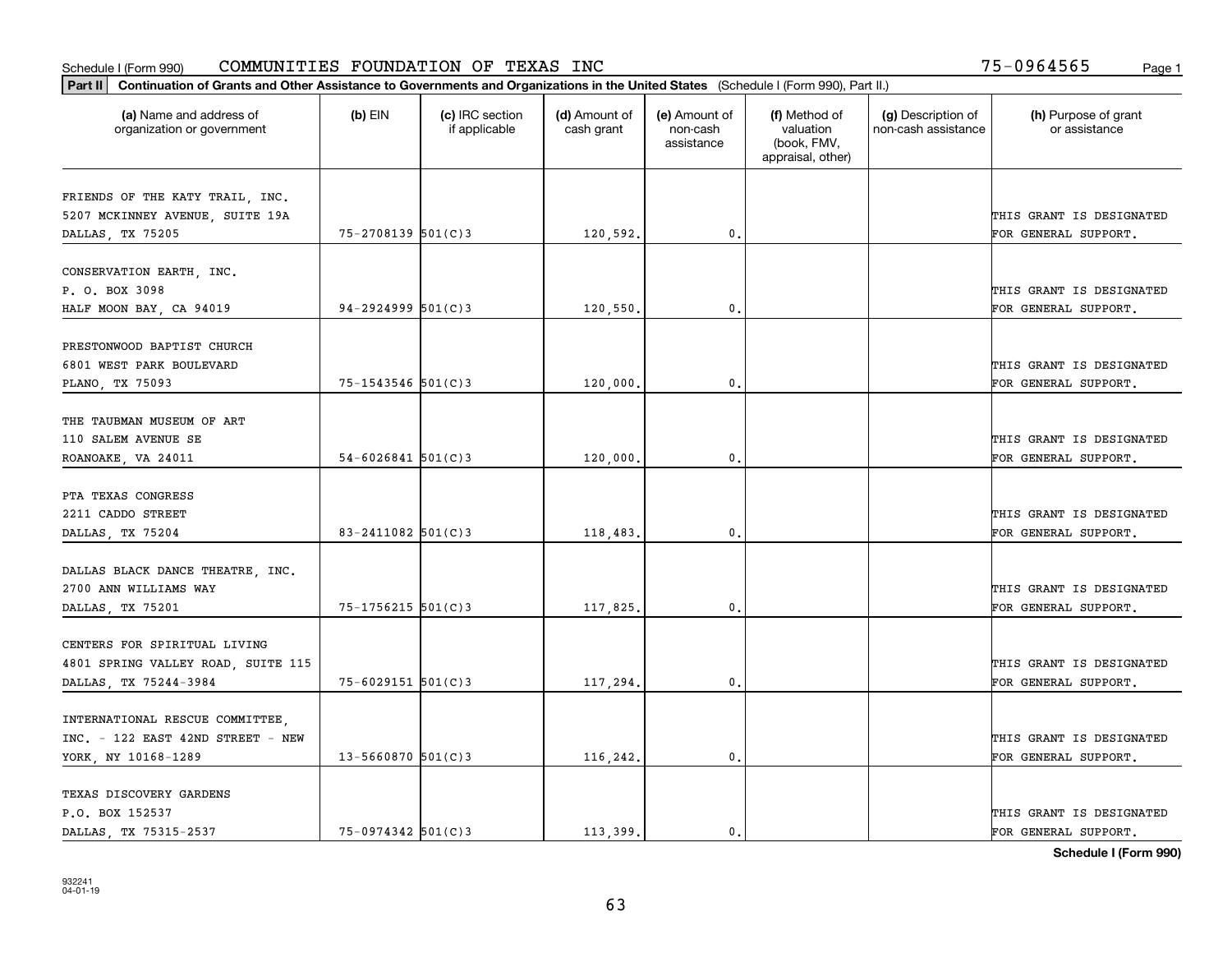Schedule I (Form 990) COMMUNITIES FOUNDATION OF TEXAS INC 75-0964565 Page 1

**Part II** **Continuation of Grants and Other Assistance to Governments and Organizations in the United States** (Schedule I (Form 990), Part II.)

| (a) Name and address of organization or government | (b) EIN | (c) IRC section if applicable | (d) Amount of cash grant | (e) Amount of non-cash assistance | (f) Method of valuation (book, FMV, appraisal, other) | (g) Description of non-cash assistance | (h) Purpose of grant or assistance |
|---|---|---|---|---|---|---|---|
| FRIENDS OF THE KATY TRAIL, INC. 5207 MCKINNEY AVENUE, SUITE 19A DALLAS, TX 75205 | 75-2708139 | 501(C)3 | 120,592. | 0. | | | THIS GRANT IS DESIGNATED FOR GENERAL SUPPORT. |
| CONSERVATION EARTH, INC. P. O. BOX 3098 HALF MOON BAY, CA 94019 | 94-2924999 | 501(C)3 | 120,550. | 0. | | | THIS GRANT IS DESIGNATED FOR GENERAL SUPPORT. |
| PRESTONWOOD BAPTIST CHURCH 6801 WEST PARK BOULEVARD PLANO, TX 75093 | 75-1543546 | 501(C)3 | 120,000. | 0. | | | THIS GRANT IS DESIGNATED FOR GENERAL SUPPORT. |
| THE TAUBMAN MUSEUM OF ART 110 SALEM AVENUE SE ROANOAKE, VA 24011 | 54-6026841 | 501(C)3 | 120,000. | 0. | | | THIS GRANT IS DESIGNATED FOR GENERAL SUPPORT. |
| PTA TEXAS CONGRESS 2211 CADDO STREET DALLAS, TX 75204 | 83-2411082 | 501(C)3 | 118,483. | 0. | | | THIS GRANT IS DESIGNATED FOR GENERAL SUPPORT. |
| DALLAS BLACK DANCE THEATRE, INC. 2700 ANN WILLIAMS WAY DALLAS, TX 75201 | 75-1756215 | 501(C)3 | 117,825. | 0. | | | THIS GRANT IS DESIGNATED FOR GENERAL SUPPORT. |
| CENTERS FOR SPIRITUAL LIVING 4801 SPRING VALLEY ROAD, SUITE 115 DALLAS, TX 75244-3984 | 75-6029151 | 501(C)3 | 117,294. | 0. | | | THIS GRANT IS DESIGNATED FOR GENERAL SUPPORT. |
| INTERNATIONAL RESCUE COMMITTEE, INC. - 122 EAST 42ND STREET - NEW YORK, NY 10168-1289 | 13-5660870 | 501(C)3 | 116,242. | 0. | | | THIS GRANT IS DESIGNATED FOR GENERAL SUPPORT. |
| TEXAS DISCOVERY GARDENS P.O. BOX 152537 DALLAS, TX 75315-2537 | 75-0974342 | 501(C)3 | 113,399. | 0. | | | THIS GRANT IS DESIGNATED FOR GENERAL SUPPORT. |

**Schedule I (Form 990)**

932241 04-01-19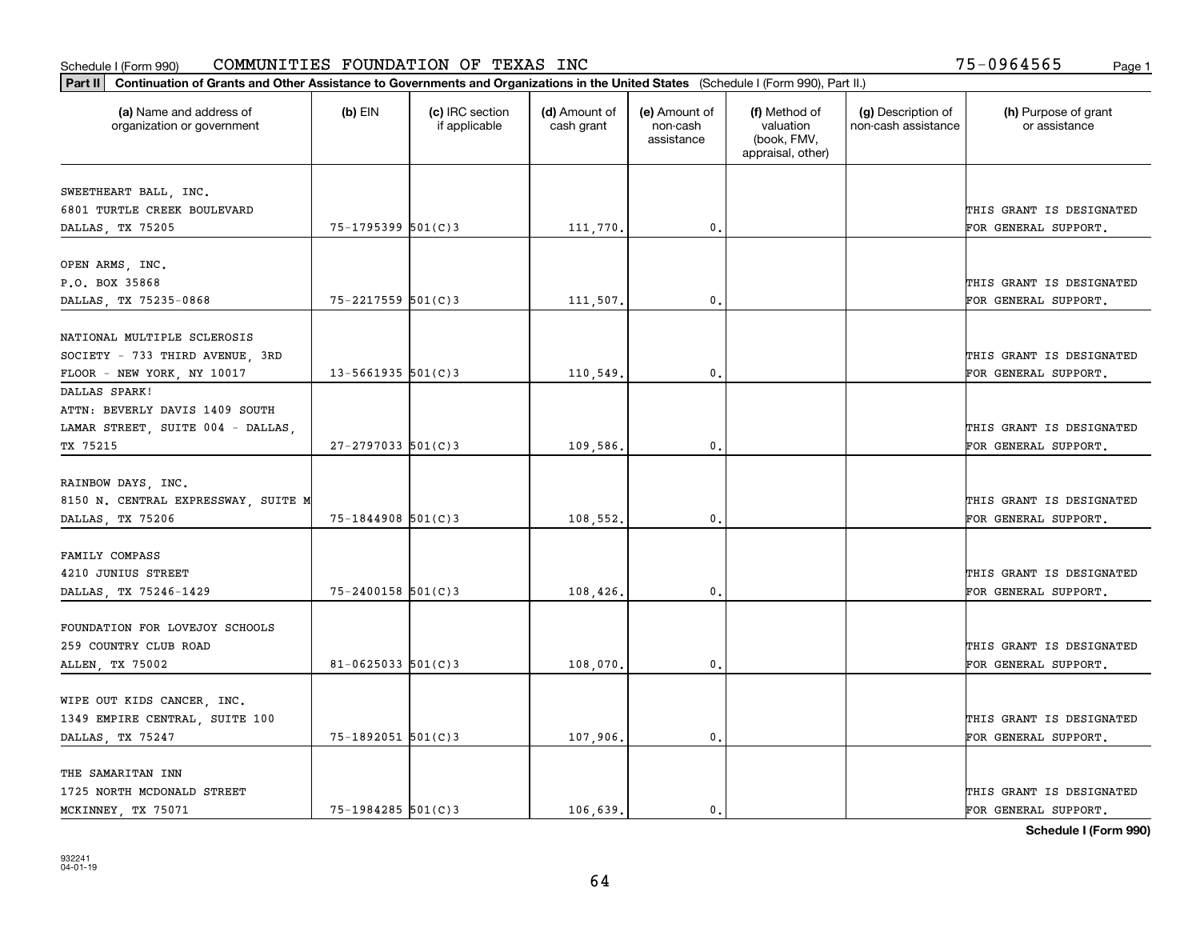Schedule I (Form 990) COMMUNITIES FOUNDATION OF TEXAS INC 75-0964565

**Part II** **Continuation of Grants and Other Assistance to Governments and Organizations in the United States** (Schedule I (Form 990), Part II.)

| (a) Name and address of organization or government | (b) EIN | (c) IRC section if applicable | (d) Amount of cash grant | (e) Amount of non-cash assistance | (f) Method of valuation (book, FMV, appraisal, other) | (g) Description of non-cash assistance | (h) Purpose of grant or assistance |
|---|---|---|---|---|---|---|---|
| SWEETHEART BALL, INC. 6801 TURTLE CREEK BOULEVARD DALLAS, TX 75205 | 75-1795399 | 501(C)3 | 111,770. | 0. | | | THIS GRANT IS DESIGNATED FOR GENERAL SUPPORT. |
| OPEN ARMS, INC. P.O. BOX 35868 DALLAS, TX 75235-0868 | 75-2217559 | 501(C)3 | 111,507. | 0. | | | THIS GRANT IS DESIGNATED FOR GENERAL SUPPORT. |
| NATIONAL MULTIPLE SCLEROSIS SOCIETY - 733 THIRD AVENUE, 3RD FLOOR - NEW YORK, NY 10017 | 13-5661935 | 501(C)3 | 110,549. | 0. | | | THIS GRANT IS DESIGNATED FOR GENERAL SUPPORT. |
| DALLAS SPARK! ATTN: BEVERLY DAVIS 1409 SOUTH LAMAR STREET, SUITE 004 - DALLAS, TX 75215 | 27-2797033 | 501(C)3 | 109,586. | 0. | | | THIS GRANT IS DESIGNATED FOR GENERAL SUPPORT. |
| RAINBOW DAYS, INC. 8150 N. CENTRAL EXPRESSWAY, SUITE M DALLAS, TX 75206 | 75-1844908 | 501(C)3 | 108,552. | 0. | | | THIS GRANT IS DESIGNATED FOR GENERAL SUPPORT. |
| FAMILY COMPASS 4210 JUNIUS STREET DALLAS, TX 75246-1429 | 75-2400158 | 501(C)3 | 108,426. | 0. | | | THIS GRANT IS DESIGNATED FOR GENERAL SUPPORT. |
| FOUNDATION FOR LOVEJOY SCHOOLS 259 COUNTRY CLUB ROAD ALLEN, TX 75002 | 81-0625033 | 501(C)3 | 108,070. | 0. | | | THIS GRANT IS DESIGNATED FOR GENERAL SUPPORT. |
| WIPE OUT KIDS CANCER, INC. 1349 EMPIRE CENTRAL, SUITE 100 DALLAS, TX 75247 | 75-1892051 | 501(C)3 | 107,906. | 0. | | | THIS GRANT IS DESIGNATED FOR GENERAL SUPPORT. |
| THE SAMARITAN INN 1725 NORTH MCDONALD STREET MCKINNEY, TX 75071 | 75-1984285 | 501(C)3 | 106,639. | 0. | | | THIS GRANT IS DESIGNATED FOR GENERAL SUPPORT. |

**Schedule I (Form 990)**

932241 04-01-19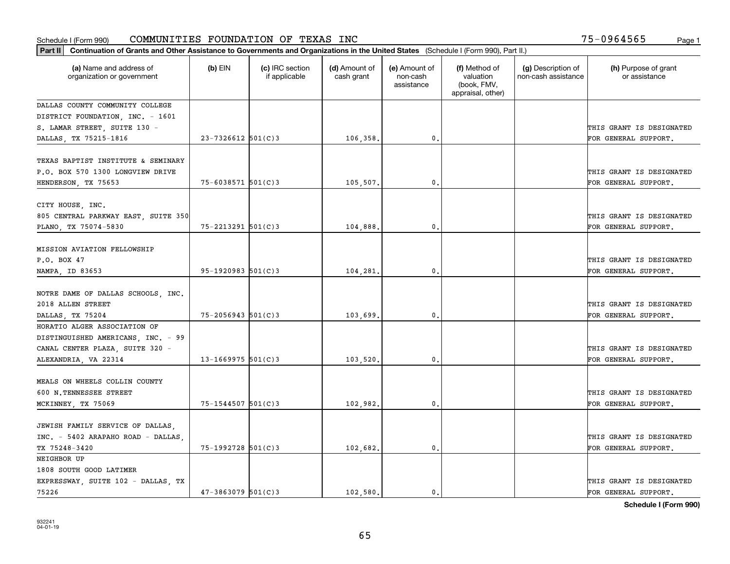Schedule I (Form 990) COMMUNITIES FOUNDATION OF TEXAS INC 75-0964565

**Part II** **Continuation of Grants and Other Assistance to Governments and Organizations in the United States** (Schedule I (Form 990), Part II.)

| (a) Name and address of organization or government | (b) EIN | (c) IRC section if applicable | (d) Amount of cash grant | (e) Amount of non-cash assistance | (f) Method of valuation (book, FMV, appraisal, other) | (g) Description of non-cash assistance | (h) Purpose of grant or assistance |
|---|---|---|---|---|---|---|---|
| DALLAS COUNTY COMMUNITY COLLEGE DISTRICT FOUNDATION, INC. - 1601 S. LAMAR STREET, SUITE 130 - DALLAS, TX 75215-1816 | 23-7326612 | 501(C)3 | 106,358. | 0. | | | THIS GRANT IS DESIGNATED FOR GENERAL SUPPORT. |
| TEXAS BAPTIST INSTITUTE & SEMINARY P.O. BOX 570 1300 LONGVIEW DRIVE HENDERSON, TX 75653 | 75-6038571 | 501(C)3 | 105,507. | 0. | | | THIS GRANT IS DESIGNATED FOR GENERAL SUPPORT. |
| CITY HOUSE, INC. 805 CENTRAL PARKWAY EAST, SUITE 350 PLANO, TX 75074-5830 | 75-2213291 | 501(C)3 | 104,888. | 0. | | | THIS GRANT IS DESIGNATED FOR GENERAL SUPPORT. |
| MISSION AVIATION FELLOWSHIP P.O. BOX 47 NAMPA, ID 83653 | 95-1920983 | 501(C)3 | 104,281. | 0. | | | THIS GRANT IS DESIGNATED FOR GENERAL SUPPORT. |
| NOTRE DAME OF DALLAS SCHOOLS, INC. 2018 ALLEN STREET DALLAS, TX 75204 | 75-2056943 | 501(C)3 | 103,699. | 0. | | | THIS GRANT IS DESIGNATED FOR GENERAL SUPPORT. |
| HORATIO ALGER ASSOCIATION OF DISTINGUISHED AMERICANS, INC. - 99 CANAL CENTER PLAZA, SUITE 320 - ALEXANDRIA, VA 22314 | 13-1669975 | 501(C)3 | 103,520. | 0. | | | THIS GRANT IS DESIGNATED FOR GENERAL SUPPORT. |
| MEALS ON WHEELS COLLIN COUNTY 600 N.TENNESSEE STREET MCKINNEY, TX 75069 | 75-1544507 | 501(C)3 | 102,982. | 0. | | | THIS GRANT IS DESIGNATED FOR GENERAL SUPPORT. |
| JEWISH FAMILY SERVICE OF DALLAS, INC. - 5402 ARAPAHO ROAD - DALLAS, TX 75248-3420 | 75-1992728 | 501(C)3 | 102,682. | 0. | | | THIS GRANT IS DESIGNATED FOR GENERAL SUPPORT. |
| NEIGHBOR UP 1808 SOUTH GOOD LATIMER EXPRESSWAY, SUITE 102 - DALLAS, TX 75226 | 47-3863079 | 501(C)3 | 102,580. | 0. | | | THIS GRANT IS DESIGNATED FOR GENERAL SUPPORT. |

**Schedule I (Form 990)**

932241 04-01-19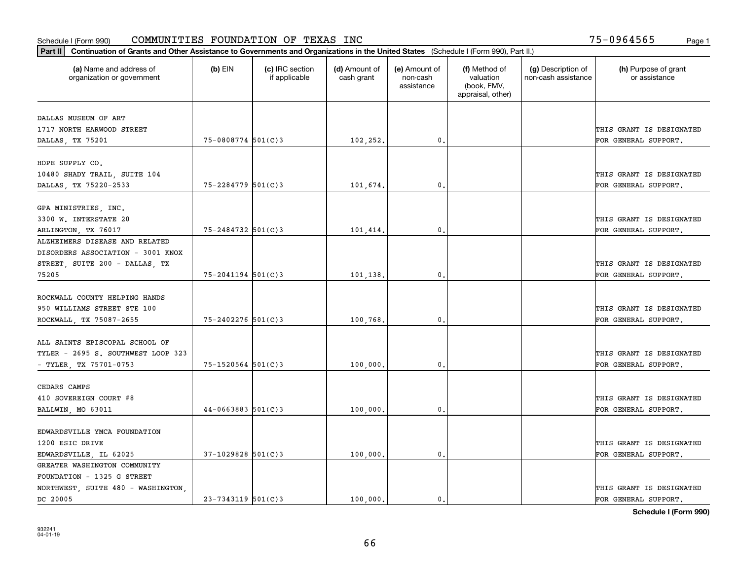Schedule I (Form 990) COMMUNITIES FOUNDATION OF TEXAS INC 75-0964565

**Part II** **Continuation of Grants and Other Assistance to Governments and Organizations in the United States** (Schedule I (Form 990), Part II.)

| (a) Name and address of organization or government | (b) EIN | (c) IRC section if applicable | (d) Amount of cash grant | (e) Amount of non-cash assistance | (f) Method of valuation (book, FMV, appraisal, other) | (g) Description of non-cash assistance | (h) Purpose of grant or assistance |
|---|---|---|---|---|---|---|---|
| DALLAS MUSEUM OF ART 1717 NORTH HARWOOD STREET DALLAS, TX 75201 | 75-0808774 | 501(C)3 | 102,252. | 0. | | | THIS GRANT IS DESIGNATED FOR GENERAL SUPPORT. |
| HOPE SUPPLY CO. 10480 SHADY TRAIL, SUITE 104 DALLAS, TX 75220-2533 | 75-2284779 | 501(C)3 | 101,674. | 0. | | | THIS GRANT IS DESIGNATED FOR GENERAL SUPPORT. |
| GPA MINISTRIES, INC. 3300 W. INTERSTATE 20 ARLINGTON, TX 76017 | 75-2484732 | 501(C)3 | 101,414. | 0. | | | THIS GRANT IS DESIGNATED FOR GENERAL SUPPORT. |
| ALZHEIMERS DISEASE AND RELATED DISORDERS ASSOCIATION - 3001 KNOX STREET, SUITE 200 - DALLAS, TX 75205 | 75-2041194 | 501(C)3 | 101,138. | 0. | | | THIS GRANT IS DESIGNATED FOR GENERAL SUPPORT. |
| ROCKWALL COUNTY HELPING HANDS 950 WILLIAMS STREET STE 100 ROCKWALL, TX 75087-2655 | 75-2402276 | 501(C)3 | 100,768. | 0. | | | THIS GRANT IS DESIGNATED FOR GENERAL SUPPORT. |
| ALL SAINTS EPISCOPAL SCHOOL OF TYLER - 2695 S. SOUTHWEST LOOP 323 - TYLER, TX 75701-0753 | 75-1520564 | 501(C)3 | 100,000. | 0. | | | THIS GRANT IS DESIGNATED FOR GENERAL SUPPORT. |
| CEDARS CAMPS 410 SOVEREIGN COURT #8 BALLWIN, MO 63011 | 44-0663883 | 501(C)3 | 100,000. | 0. | | | THIS GRANT IS DESIGNATED FOR GENERAL SUPPORT. |
| EDWARDSVILLE YMCA FOUNDATION 1200 ESIC DRIVE EDWARDSVILLE, IL 62025 | 37-1029828 | 501(C)3 | 100,000. | 0. | | | THIS GRANT IS DESIGNATED FOR GENERAL SUPPORT. |
| GREATER WASHINGTON COMMUNITY FOUNDATION - 1325 G STREET NORTHWEST, SUITE 480 - WASHINGTON, DC 20005 | 23-7343119 | 501(C)3 | 100,000. | 0. | | | THIS GRANT IS DESIGNATED FOR GENERAL SUPPORT. |

**Schedule I (Form 990)**

932241 04-01-19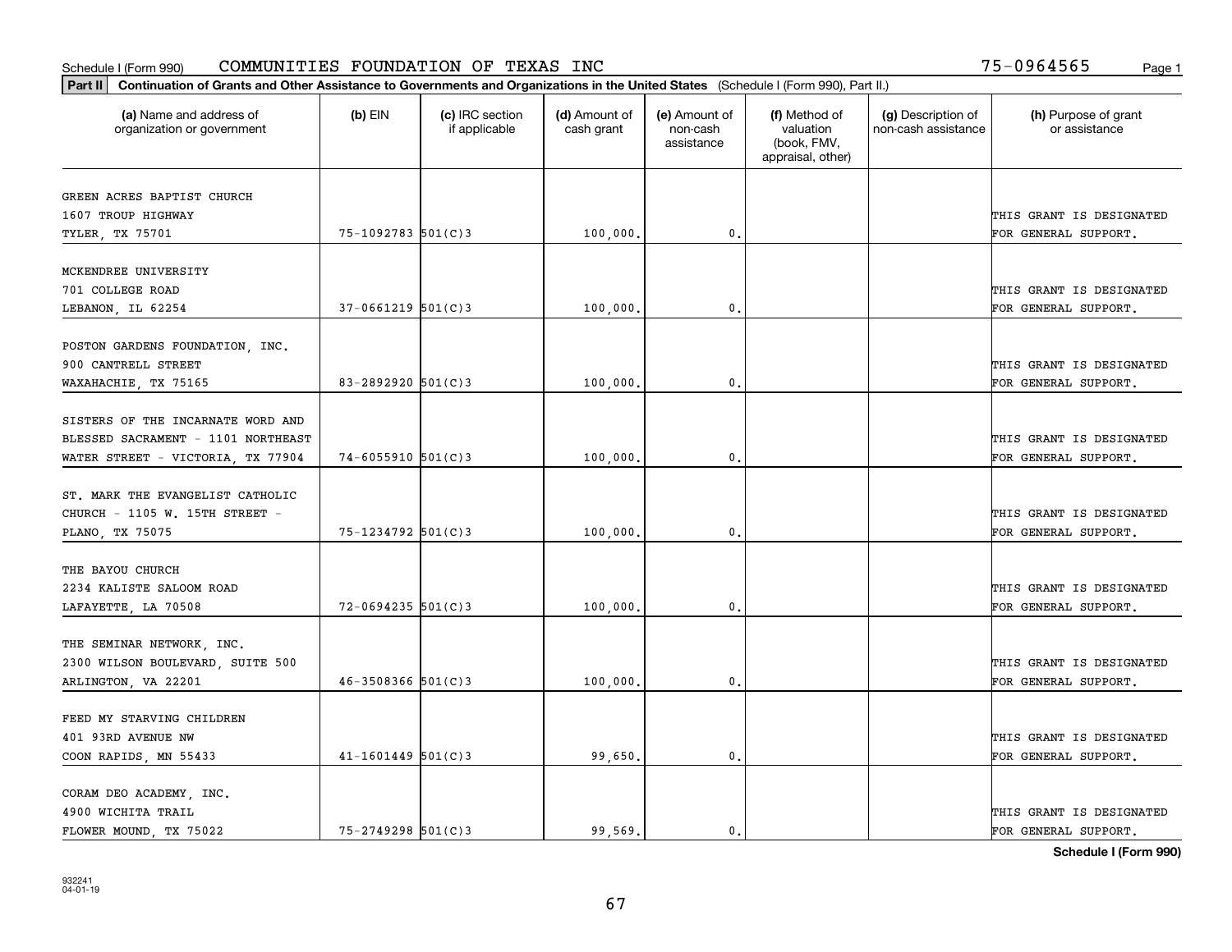Schedule I (Form 990) COMMUNITIES FOUNDATION OF TEXAS INC 75-0964565

**Part II** **Continuation of Grants and Other Assistance to Governments and Organizations in the United States** (Schedule I (Form 990), Part II.)

| (a) Name and address of organization or government | (b) EIN | (c) IRC section if applicable | (d) Amount of cash grant | (e) Amount of non-cash assistance | (f) Method of valuation (book, FMV, appraisal, other) | (g) Description of non-cash assistance | (h) Purpose of grant or assistance |
|---|---|---|---|---|---|---|---|
| GREEN ACRES BAPTIST CHURCH 1607 TROUP HIGHWAY TYLER, TX 75701 | 75-1092783 | 501(C)3 | 100,000. | 0. | | | THIS GRANT IS DESIGNATED FOR GENERAL SUPPORT. |
| MCKENDREE UNIVERSITY 701 COLLEGE ROAD LEBANON, IL 62254 | 37-0661219 | 501(C)3 | 100,000. | 0. | | | THIS GRANT IS DESIGNATED FOR GENERAL SUPPORT. |
| POSTON GARDENS FOUNDATION, INC. 900 CANTRELL STREET WAXAHACHIE, TX 75165 | 83-2892920 | 501(C)3 | 100,000. | 0. | | | THIS GRANT IS DESIGNATED FOR GENERAL SUPPORT. |
| SISTERS OF THE INCARNATE WORD AND BLESSED SACRAMENT - 1101 NORTHEAST WATER STREET - VICTORIA, TX 77904 | 74-6055910 | 501(C)3 | 100,000. | 0. | | | THIS GRANT IS DESIGNATED FOR GENERAL SUPPORT. |
| ST. MARK THE EVANGELIST CATHOLIC CHURCH - 1105 W. 15TH STREET - PLANO, TX 75075 | 75-1234792 | 501(C)3 | 100,000. | 0. | | | THIS GRANT IS DESIGNATED FOR GENERAL SUPPORT. |
| THE BAYOU CHURCH 2234 KALISTE SALOOM ROAD LAFAYETTE, LA 70508 | 72-0694235 | 501(C)3 | 100,000. | 0. | | | THIS GRANT IS DESIGNATED FOR GENERAL SUPPORT. |
| THE SEMINAR NETWORK, INC. 2300 WILSON BOULEVARD, SUITE 500 ARLINGTON, VA 22201 | 46-3508366 | 501(C)3 | 100,000. | 0. | | | THIS GRANT IS DESIGNATED FOR GENERAL SUPPORT. |
| FEED MY STARVING CHILDREN 401 93RD AVENUE NW COON RAPIDS, MN 55433 | 41-1601449 | 501(C)3 | 99,650. | 0. | | | THIS GRANT IS DESIGNATED FOR GENERAL SUPPORT. |
| CORAM DEO ACADEMY, INC. 4900 WICHITA TRAIL FLOWER MOUND, TX 75022 | 75-2749298 | 501(C)3 | 99,569. | 0. | | | THIS GRANT IS DESIGNATED FOR GENERAL SUPPORT. |

**Schedule I (Form 990)**

932241
04-01-19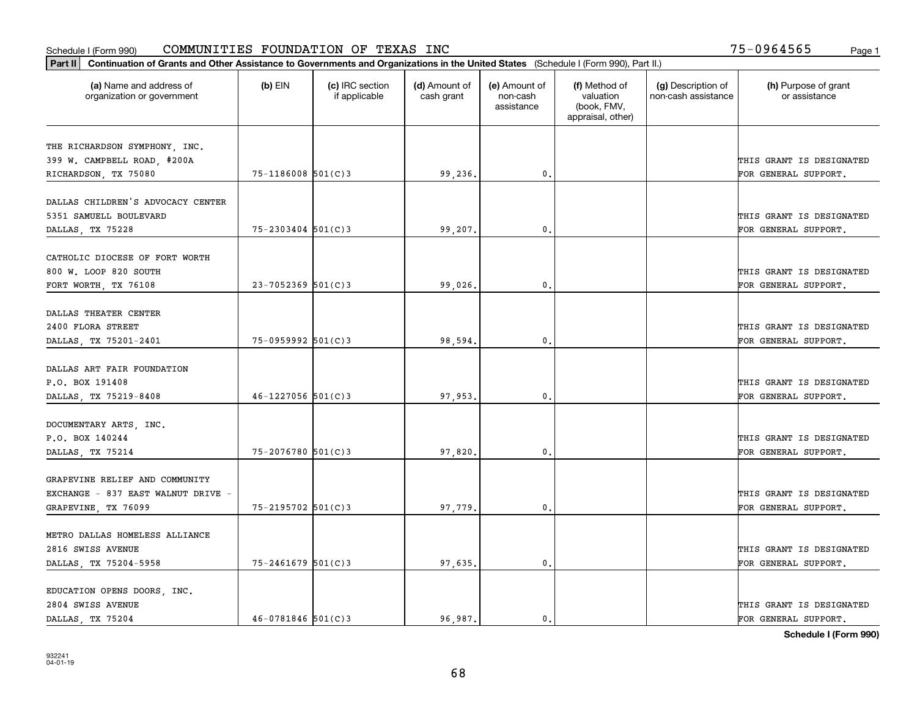Schedule I (Form 990) COMMUNITIES FOUNDATION OF TEXAS INC 75-0964565

**Part II** Continuation of Grants and Other Assistance to Governments and Organizations in the United States (Schedule I (Form 990), Part II.)

| (a) Name and address of organization or government | (b) EIN | (c) IRC section if applicable | (d) Amount of cash grant | (e) Amount of non-cash assistance | (f) Method of valuation (book, FMV, appraisal, other) | (g) Description of non-cash assistance | (h) Purpose of grant or assistance |
|---|---|---|---|---|---|---|---|
| THE RICHARDSON SYMPHONY, INC. 399 W. CAMPBELL ROAD, #200A RICHARDSON, TX 75080 | 75-1186008 | 501(C)3 | 99,236. | 0. | | | THIS GRANT IS DESIGNATED FOR GENERAL SUPPORT. |
| DALLAS CHILDREN'S ADVOCACY CENTER 5351 SAMUELL BOULEVARD DALLAS, TX 75228 | 75-2303404 | 501(C)3 | 99,207. | 0. | | | THIS GRANT IS DESIGNATED FOR GENERAL SUPPORT. |
| CATHOLIC DIOCESE OF FORT WORTH 800 W. LOOP 820 SOUTH FORT WORTH, TX 76108 | 23-7052369 | 501(C)3 | 99,026. | 0. | | | THIS GRANT IS DESIGNATED FOR GENERAL SUPPORT. |
| DALLAS THEATER CENTER 2400 FLORA STREET DALLAS, TX 75201-2401 | 75-0959992 | 501(C)3 | 98,594. | 0. | | | THIS GRANT IS DESIGNATED FOR GENERAL SUPPORT. |
| DALLAS ART FAIR FOUNDATION P.O. BOX 191408 DALLAS, TX 75219-8408 | 46-1227056 | 501(C)3 | 97,953. | 0. | | | THIS GRANT IS DESIGNATED FOR GENERAL SUPPORT. |
| DOCUMENTARY ARTS, INC. P.O. BOX 140244 DALLAS, TX 75214 | 75-2076780 | 501(C)3 | 97,820. | 0. | | | THIS GRANT IS DESIGNATED FOR GENERAL SUPPORT. |
| GRAPEVINE RELIEF AND COMMUNITY EXCHANGE - 837 EAST WALNUT DRIVE - GRAPEVINE, TX 76099 | 75-2195702 | 501(C)3 | 97,779. | 0. | | | THIS GRANT IS DESIGNATED FOR GENERAL SUPPORT. |
| METRO DALLAS HOMELESS ALLIANCE 2816 SWISS AVENUE DALLAS, TX 75204-5958 | 75-2461679 | 501(C)3 | 97,635. | 0. | | | THIS GRANT IS DESIGNATED FOR GENERAL SUPPORT. |
| EDUCATION OPENS DOORS, INC. 2804 SWISS AVENUE DALLAS, TX 75204 | 46-0781846 | 501(C)3 | 96,987. | 0. | | | THIS GRANT IS DESIGNATED FOR GENERAL SUPPORT. |

**Schedule I (Form 990)**

932241
04-01-19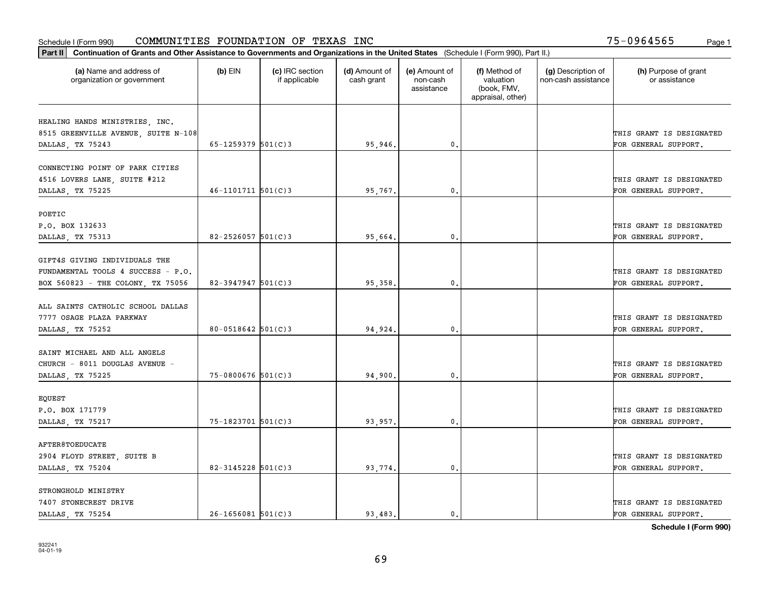Schedule I (Form 990) COMMUNITIES FOUNDATION OF TEXAS INC 75-0964565 Page 1

**Part II** **Continuation of Grants and Other Assistance to Governments and Organizations in the United States** (Schedule I (Form 990), Part II.)

| (a) Name and address of organization or government | (b) EIN | (c) IRC section if applicable | (d) Amount of cash grant | (e) Amount of non-cash assistance | (f) Method of valuation (book, FMV, appraisal, other) | (g) Description of non-cash assistance | (h) Purpose of grant or assistance |
|---|---|---|---|---|---|---|---|
| HEALING HANDS MINISTRIES, INC. 8515 GREENVILLE AVENUE, SUITE N-108 DALLAS, TX 75243 | 65-1259379 | 501(C)3 | 95,946. | 0. | | | THIS GRANT IS DESIGNATED FOR GENERAL SUPPORT. |
| CONNECTING POINT OF PARK CITIES 4516 LOVERS LANE, SUITE #212 DALLAS, TX 75225 | 46-1101711 | 501(C)3 | 95,767. | 0. | | | THIS GRANT IS DESIGNATED FOR GENERAL SUPPORT. |
| POETIC P.O. BOX 132633 DALLAS, TX 75313 | 82-2526057 | 501(C)3 | 95,664. | 0. | | | THIS GRANT IS DESIGNATED FOR GENERAL SUPPORT. |
| GIFT4S GIVING INDIVIDUALS THE FUNDAMENTAL TOOLS 4 SUCCESS - P.O. BOX 560823 - THE COLONY, TX 75056 | 82-3947947 | 501(C)3 | 95,358. | 0. | | | THIS GRANT IS DESIGNATED FOR GENERAL SUPPORT. |
| ALL SAINTS CATHOLIC SCHOOL DALLAS 7777 OSAGE PLAZA PARKWAY DALLAS, TX 75252 | 80-0518642 | 501(C)3 | 94,924. | 0. | | | THIS GRANT IS DESIGNATED FOR GENERAL SUPPORT. |
| SAINT MICHAEL AND ALL ANGELS CHURCH - 8011 DOUGLAS AVENUE - DALLAS, TX 75225 | 75-0800676 | 501(C)3 | 94,900. | 0. | | | THIS GRANT IS DESIGNATED FOR GENERAL SUPPORT. |
| EQUEST P.O. BOX 171779 DALLAS, TX 75217 | 75-1823701 | 501(C)3 | 93,957. | 0. | | | THIS GRANT IS DESIGNATED FOR GENERAL SUPPORT. |
| AFTER8TOEDUCATE 2904 FLOYD STREET, SUITE B DALLAS, TX 75204 | 82-3145228 | 501(C)3 | 93,774. | 0. | | | THIS GRANT IS DESIGNATED FOR GENERAL SUPPORT. |
| STRONGHOLD MINISTRY 7407 STONECREST DRIVE DALLAS, TX 75254 | 26-1656081 | 501(C)3 | 93,483. | 0. | | | THIS GRANT IS DESIGNATED FOR GENERAL SUPPORT. |

**Schedule I (Form 990)**

932241
04-01-19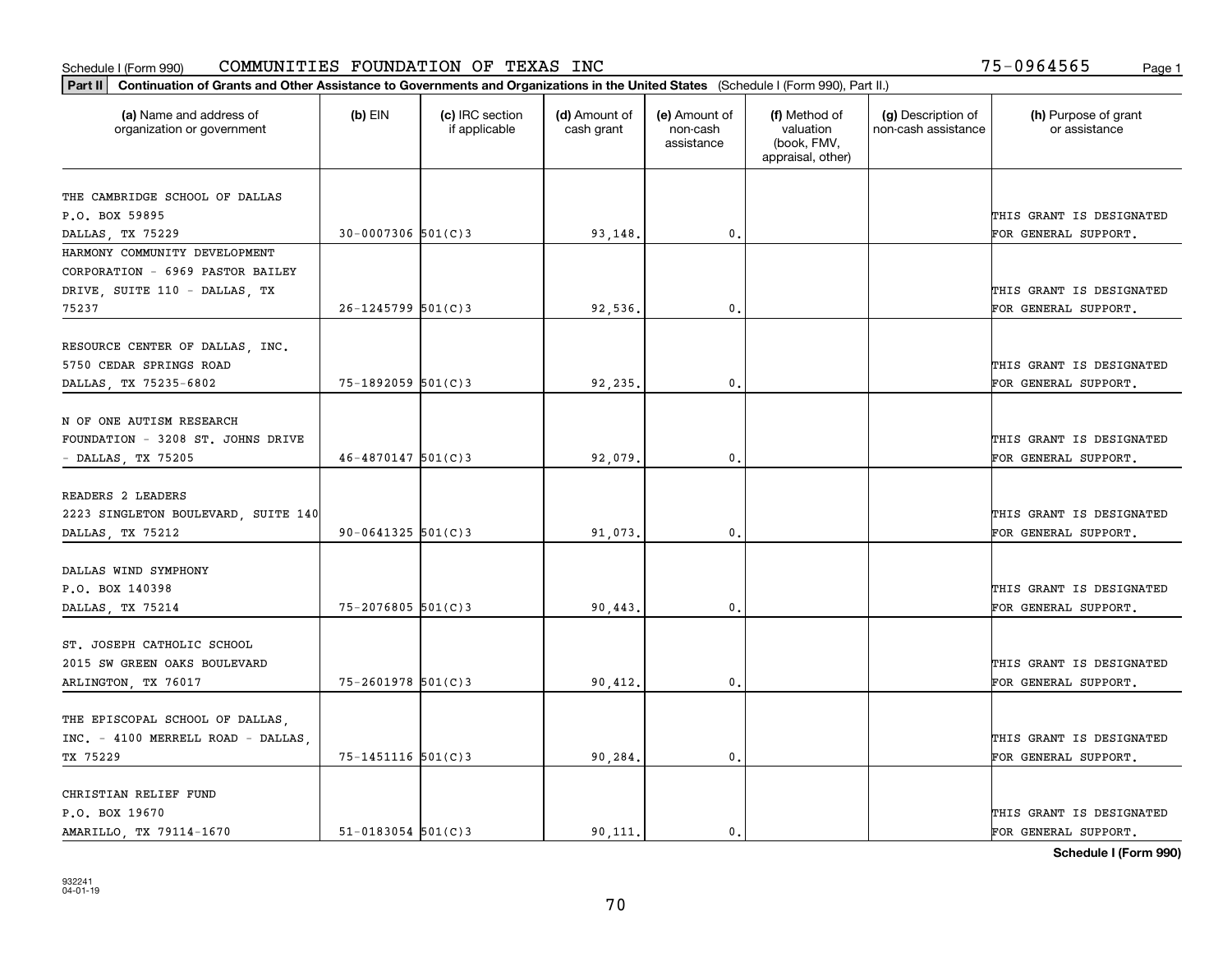Schedule I (Form 990) COMMUNITIES FOUNDATION OF TEXAS INC 75-0964565

**Part II** Continuation of Grants and Other Assistance to Governments and Organizations in the United States (Schedule I (Form 990), Part II.)

| (a) Name and address of organization or government | (b) EIN | (c) IRC section if applicable | (d) Amount of cash grant | (e) Amount of non-cash assistance | (f) Method of valuation (book, FMV, appraisal, other) | (g) Description of non-cash assistance | (h) Purpose of grant or assistance |
|---|---|---|---|---|---|---|---|
| THE CAMBRIDGE SCHOOL OF DALLAS P.O. BOX 59895 DALLAS, TX 75229 | 30-0007306 | 501(C)3 | 93,148. | 0. | | | THIS GRANT IS DESIGNATED FOR GENERAL SUPPORT. |
| HARMONY COMMUNITY DEVELOPMENT CORPORATION - 6969 PASTOR BAILEY DRIVE, SUITE 110 - DALLAS, TX 75237 | 26-1245799 | 501(C)3 | 92,536. | 0. | | | THIS GRANT IS DESIGNATED FOR GENERAL SUPPORT. |
| RESOURCE CENTER OF DALLAS, INC. 5750 CEDAR SPRINGS ROAD DALLAS, TX 75235-6802 | 75-1892059 | 501(C)3 | 92,235. | 0. | | | THIS GRANT IS DESIGNATED FOR GENERAL SUPPORT. |
| N OF ONE AUTISM RESEARCH FOUNDATION - 3208 ST. JOHNS DRIVE - DALLAS, TX 75205 | 46-4870147 | 501(C)3 | 92,079. | 0. | | | THIS GRANT IS DESIGNATED FOR GENERAL SUPPORT. |
| READERS 2 LEADERS 2223 SINGLETON BOULEVARD, SUITE 140 DALLAS, TX 75212 | 90-0641325 | 501(C)3 | 91,073. | 0. | | | THIS GRANT IS DESIGNATED FOR GENERAL SUPPORT. |
| DALLAS WIND SYMPHONY P.O. BOX 140398 DALLAS, TX 75214 | 75-2076805 | 501(C)3 | 90,443. | 0. | | | THIS GRANT IS DESIGNATED FOR GENERAL SUPPORT. |
| ST. JOSEPH CATHOLIC SCHOOL 2015 SW GREEN OAKS BOULEVARD ARLINGTON, TX 76017 | 75-2601978 | 501(C)3 | 90,412. | 0. | | | THIS GRANT IS DESIGNATED FOR GENERAL SUPPORT. |
| THE EPISCOPAL SCHOOL OF DALLAS, INC. - 4100 MERRELL ROAD - DALLAS, TX 75229 | 75-1451116 | 501(C)3 | 90,284. | 0. | | | THIS GRANT IS DESIGNATED FOR GENERAL SUPPORT. |
| CHRISTIAN RELIEF FUND P.O. BOX 19670 AMARILLO, TX 79114-1670 | 51-0183054 | 501(C)3 | 90,111. | 0. | | | THIS GRANT IS DESIGNATED FOR GENERAL SUPPORT. |

Schedule I (Form 990)

932241 04-01-19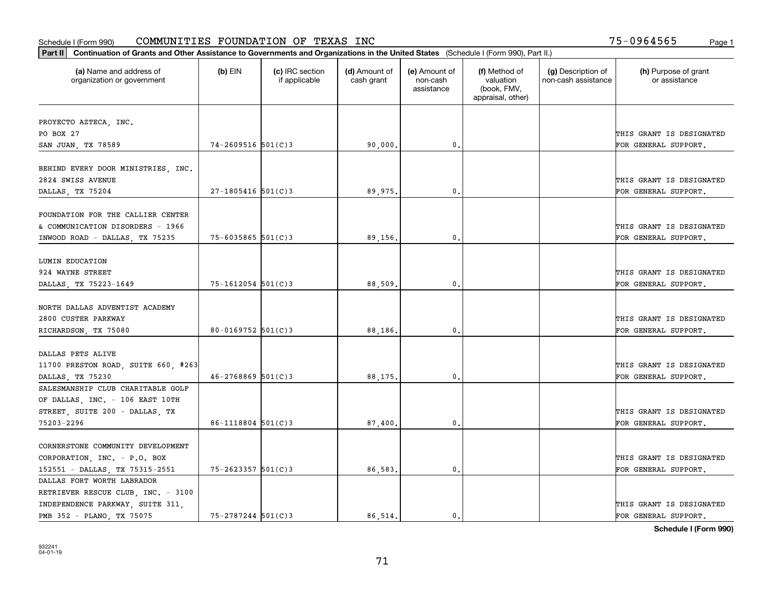Schedule I (Form 990) COMMUNITIES FOUNDATION OF TEXAS INC 75-0964565

**Part II** **Continuation of Grants and Other Assistance to Governments and Organizations in the United States** (Schedule I (Form 990), Part II.)

| (a) Name and address of organization or government | (b) EIN | (c) IRC section if applicable | (d) Amount of cash grant | (e) Amount of non-cash assistance | (f) Method of valuation (book, FMV, appraisal, other) | (g) Description of non-cash assistance | (h) Purpose of grant or assistance |
|---|---|---|---|---|---|---|---|
| PROYECTO AZTECA, INC. PO BOX 27 SAN JUAN, TX 78589 | 74-2609516 | 501(C)3 | 90,000. | 0. | | | THIS GRANT IS DESIGNATED FOR GENERAL SUPPORT. |
| BEHIND EVERY DOOR MINISTRIES, INC. 2824 SWISS AVENUE DALLAS, TX 75204 | 27-1805416 | 501(C)3 | 89,975. | 0. | | | THIS GRANT IS DESIGNATED FOR GENERAL SUPPORT. |
| FOUNDATION FOR THE CALLIER CENTER & COMMUNICATION DISORDERS - 1966 INWOOD ROAD - DALLAS, TX 75235 | 75-6035865 | 501(C)3 | 89,156. | 0. | | | THIS GRANT IS DESIGNATED FOR GENERAL SUPPORT. |
| LUMIN EDUCATION 924 WAYNE STREET DALLAS, TX 75223-1649 | 75-1612054 | 501(C)3 | 88,509. | 0. | | | THIS GRANT IS DESIGNATED FOR GENERAL SUPPORT. |
| NORTH DALLAS ADVENTIST ACADEMY 2800 CUSTER PARKWAY RICHARDSON, TX 75080 | 80-0169752 | 501(C)3 | 88,186. | 0. | | | THIS GRANT IS DESIGNATED FOR GENERAL SUPPORT. |
| DALLAS PETS ALIVE 11700 PRESTON ROAD, SUITE 660, #263 DALLAS, TX 75230 | 46-2768869 | 501(C)3 | 88,175. | 0. | | | THIS GRANT IS DESIGNATED FOR GENERAL SUPPORT. |
| SALESMANSHIP CLUB CHARITABLE GOLF OF DALLAS, INC. - 106 EAST 10TH STREET, SUITE 200 - DALLAS, TX 75203-2296 | 86-1118804 | 501(C)3 | 87,400. | 0. | | | THIS GRANT IS DESIGNATED FOR GENERAL SUPPORT. |
| CORNERSTONE COMMUNITY DEVELOPMENT CORPORATION, INC. - P.O. BOX 152551 - DALLAS, TX 75315-2551 | 75-2623357 | 501(C)3 | 86,583. | 0. | | | THIS GRANT IS DESIGNATED FOR GENERAL SUPPORT. |
| DALLAS FORT WORTH LABRADOR RETRIEVER RESCUE CLUB, INC. - 3100 INDEPENDENCE PARKWAY, SUITE 311, PMB 352 - PLANO, TX 75075 | 75-2787244 | 501(C)3 | 86,514. | 0. | | | THIS GRANT IS DESIGNATED FOR GENERAL SUPPORT. |

**Schedule I (Form 990)**

932241
04-01-19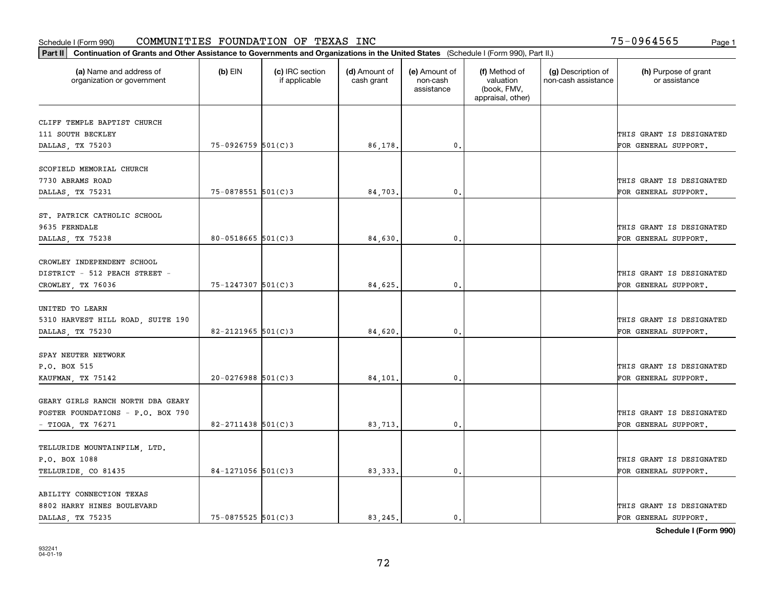Schedule I (Form 990) COMMUNITIES FOUNDATION OF TEXAS INC 75-0964565

**Part II** **Continuation of Grants and Other Assistance to Governments and Organizations in the United States** (Schedule I (Form 990), Part II.)

| (a) Name and address of organization or government | (b) EIN | (c) IRC section if applicable | (d) Amount of cash grant | (e) Amount of non-cash assistance | (f) Method of valuation (book, FMV, appraisal, other) | (g) Description of non-cash assistance | (h) Purpose of grant or assistance |
|---|---|---|---|---|---|---|---|
| CLIFF TEMPLE BAPTIST CHURCH 111 SOUTH BECKLEY DALLAS, TX 75203 | 75-0926759 | 501(C)3 | 86,178. | 0. | | | THIS GRANT IS DESIGNATED FOR GENERAL SUPPORT. |
| SCOFIELD MEMORIAL CHURCH 7730 ABRAMS ROAD DALLAS, TX 75231 | 75-0878551 | 501(C)3 | 84,703. | 0. | | | THIS GRANT IS DESIGNATED FOR GENERAL SUPPORT. |
| ST. PATRICK CATHOLIC SCHOOL 9635 FERNDALE DALLAS, TX 75238 | 80-0518665 | 501(C)3 | 84,630. | 0. | | | THIS GRANT IS DESIGNATED FOR GENERAL SUPPORT. |
| CROWLEY INDEPENDENT SCHOOL DISTRICT - 512 PEACH STREET - CROWLEY, TX 76036 | 75-1247307 | 501(C)3 | 84,625. | 0. | | | THIS GRANT IS DESIGNATED FOR GENERAL SUPPORT. |
| UNITED TO LEARN 5310 HARVEST HILL ROAD, SUITE 190 DALLAS, TX 75230 | 82-2121965 | 501(C)3 | 84,620. | 0. | | | THIS GRANT IS DESIGNATED FOR GENERAL SUPPORT. |
| SPAY NEUTER NETWORK P.O. BOX 515 KAUFMAN, TX 75142 | 20-0276988 | 501(C)3 | 84,101. | 0. | | | THIS GRANT IS DESIGNATED FOR GENERAL SUPPORT. |
| GEARY GIRLS RANCH NORTH DBA GEARY FOSTER FOUNDATIONS - P.O. BOX 790 - TIOGA, TX 76271 | 82-2711438 | 501(C)3 | 83,713. | 0. | | | THIS GRANT IS DESIGNATED FOR GENERAL SUPPORT. |
| TELLURIDE MOUNTAINFILM, LTD. P.O. BOX 1088 TELLURIDE, CO 81435 | 84-1271056 | 501(C)3 | 83,333. | 0. | | | THIS GRANT IS DESIGNATED FOR GENERAL SUPPORT. |
| ABILITY CONNECTION TEXAS 8802 HARRY HINES BOULEVARD DALLAS, TX 75235 | 75-0875525 | 501(C)3 | 83,245. | 0. | | | THIS GRANT IS DESIGNATED FOR GENERAL SUPPORT. |

**Schedule I (Form 990)**

932241
04-01-19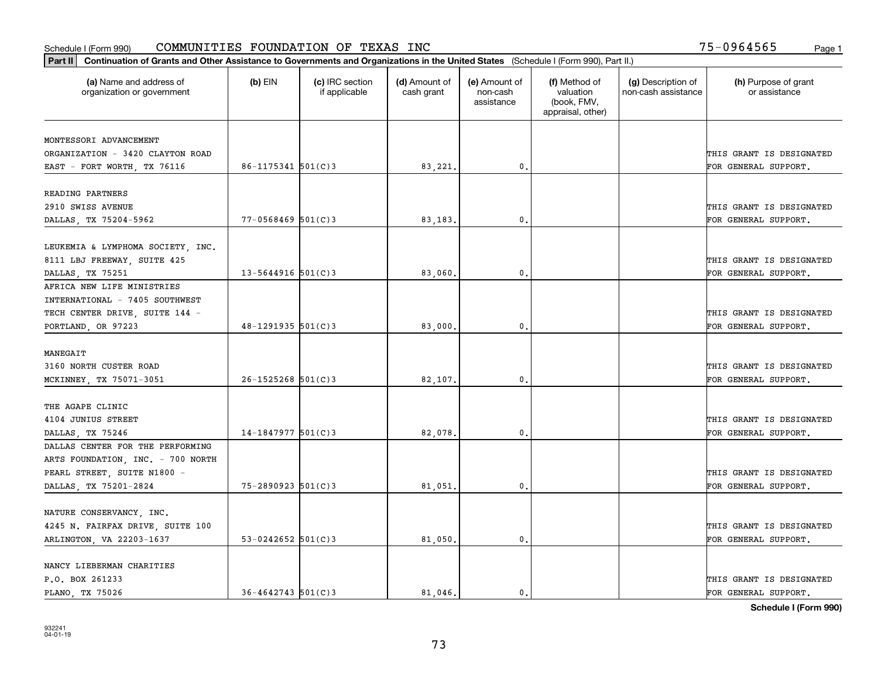Schedule I (Form 990) COMMUNITIES FOUNDATION OF TEXAS INC 75-0964565

**Part II** **Continuation of Grants and Other Assistance to Governments and Organizations in the United States** (Schedule I (Form 990), Part II.)

| (a) Name and address of organization or government | (b) EIN | (c) IRC section if applicable | (d) Amount of cash grant | (e) Amount of non-cash assistance | (f) Method of valuation (book, FMV, appraisal, other) | (g) Description of non-cash assistance | (h) Purpose of grant or assistance |
|---|---|---|---|---|---|---|---|
| MONTESSORI ADVANCEMENT ORGANIZATION - 3420 CLAYTON ROAD EAST - FORT WORTH, TX 76116 | 86-1175341 | 501(C)3 | 83,221. | 0. | | | THIS GRANT IS DESIGNATED FOR GENERAL SUPPORT. |
| READING PARTNERS 2910 SWISS AVENUE DALLAS, TX 75204-5962 | 77-0568469 | 501(C)3 | 83,183. | 0. | | | THIS GRANT IS DESIGNATED FOR GENERAL SUPPORT. |
| LEUKEMIA & LYMPHOMA SOCIETY, INC. 8111 LBJ FREEWAY, SUITE 425 DALLAS, TX 75251 | 13-5644916 | 501(C)3 | 83,060. | 0. | | | THIS GRANT IS DESIGNATED FOR GENERAL SUPPORT. |
| AFRICA NEW LIFE MINISTRIES INTERNATIONAL - 7405 SOUTHWEST TECH CENTER DRIVE, SUITE 144 - PORTLAND, OR 97223 | 48-1291935 | 501(C)3 | 83,000. | 0. | | | THIS GRANT IS DESIGNATED FOR GENERAL SUPPORT. |
| MANEGAIT 3160 NORTH CUSTER ROAD MCKINNEY, TX 75071-3051 | 26-1525268 | 501(C)3 | 82,107. | 0. | | | THIS GRANT IS DESIGNATED FOR GENERAL SUPPORT. |
| THE AGAPE CLINIC 4104 JUNIUS STREET DALLAS, TX 75246 | 14-1847977 | 501(C)3 | 82,078. | 0. | | | THIS GRANT IS DESIGNATED FOR GENERAL SUPPORT. |
| DALLAS CENTER FOR THE PERFORMING ARTS FOUNDATION, INC. - 700 NORTH PEARL STREET, SUITE N1800 - DALLAS, TX 75201-2824 | 75-2890923 | 501(C)3 | 81,051. | 0. | | | THIS GRANT IS DESIGNATED FOR GENERAL SUPPORT. |
| NATURE CONSERVANCY, INC. 4245 N. FAIRFAX DRIVE, SUITE 100 ARLINGTON, VA 22203-1637 | 53-0242652 | 501(C)3 | 81,050. | 0. | | | THIS GRANT IS DESIGNATED FOR GENERAL SUPPORT. |
| NANCY LIEBERMAN CHARITIES P.O. BOX 261233 PLANO, TX 75026 | 36-4642743 | 501(C)3 | 81,046. | 0. | | | THIS GRANT IS DESIGNATED FOR GENERAL SUPPORT. |

**Schedule I (Form 990)**

932241 04-01-19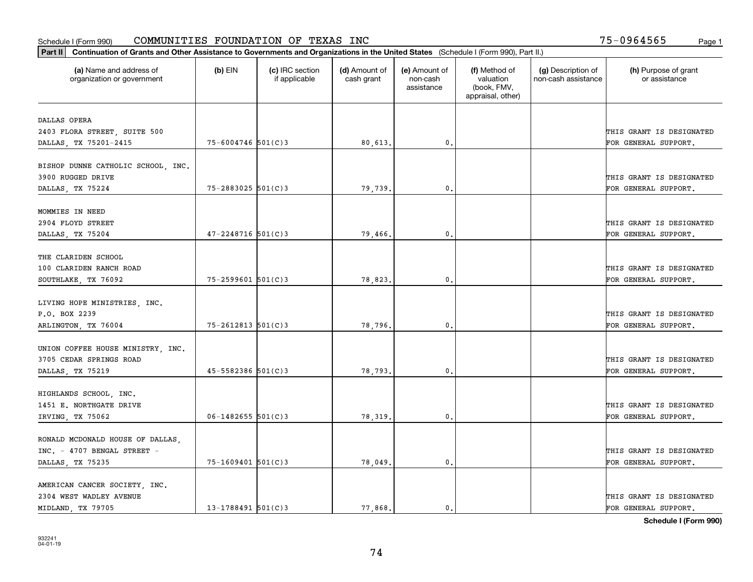Schedule I (Form 990) COMMUNITIES FOUNDATION OF TEXAS INC 75-0964565

**Part II Continuation of Grants and Other Assistance to Governments and Organizations in the United States** (Schedule I (Form 990), Part II.)

| (a) Name and address of organization or government | (b) EIN | (c) IRC section if applicable | (d) Amount of cash grant | (e) Amount of non-cash assistance | (f) Method of valuation (book, FMV, appraisal, other) | (g) Description of non-cash assistance | (h) Purpose of grant or assistance |
|---|---|---|---|---|---|---|---|
| DALLAS OPERA 2403 FLORA STREET, SUITE 500 DALLAS, TX 75201-2415 | 75-6004746 | 501(C)3 | 80,613. | 0. | | | THIS GRANT IS DESIGNATED FOR GENERAL SUPPORT. |
| BISHOP DUNNE CATHOLIC SCHOOL, INC. 3900 RUGGED DRIVE DALLAS, TX 75224 | 75-2883025 | 501(C)3 | 79,739. | 0. | | | THIS GRANT IS DESIGNATED FOR GENERAL SUPPORT. |
| MOMMIES IN NEED 2904 FLOYD STREET DALLAS, TX 75204 | 47-2248716 | 501(C)3 | 79,466. | 0. | | | THIS GRANT IS DESIGNATED FOR GENERAL SUPPORT. |
| THE CLARIDEN SCHOOL 100 CLARIDEN RANCH ROAD SOUTHLAKE, TX 76092 | 75-2599601 | 501(C)3 | 78,823. | 0. | | | THIS GRANT IS DESIGNATED FOR GENERAL SUPPORT. |
| LIVING HOPE MINISTRIES, INC. P.O. BOX 2239 ARLINGTON, TX 76004 | 75-2612813 | 501(C)3 | 78,796. | 0. | | | THIS GRANT IS DESIGNATED FOR GENERAL SUPPORT. |
| UNION COFFEE HOUSE MINISTRY, INC. 3705 CEDAR SPRINGS ROAD DALLAS, TX 75219 | 45-5582386 | 501(C)3 | 78,793. | 0. | | | THIS GRANT IS DESIGNATED FOR GENERAL SUPPORT. |
| HIGHLANDS SCHOOL, INC. 1451 E. NORTHGATE DRIVE IRVING, TX 75062 | 06-1482655 | 501(C)3 | 78,319. | 0. | | | THIS GRANT IS DESIGNATED FOR GENERAL SUPPORT. |
| RONALD MCDONALD HOUSE OF DALLAS, INC. - 4707 BENGAL STREET - DALLAS, TX 75235 | 75-1609401 | 501(C)3 | 78,049. | 0. | | | THIS GRANT IS DESIGNATED FOR GENERAL SUPPORT. |
| AMERICAN CANCER SOCIETY, INC. 2304 WEST WADLEY AVENUE MIDLAND, TX 79705 | 13-1788491 | 501(C)3 | 77,868. | 0. | | | THIS GRANT IS DESIGNATED FOR GENERAL SUPPORT. |

**Schedule I (Form 990)**

932241 04-01-19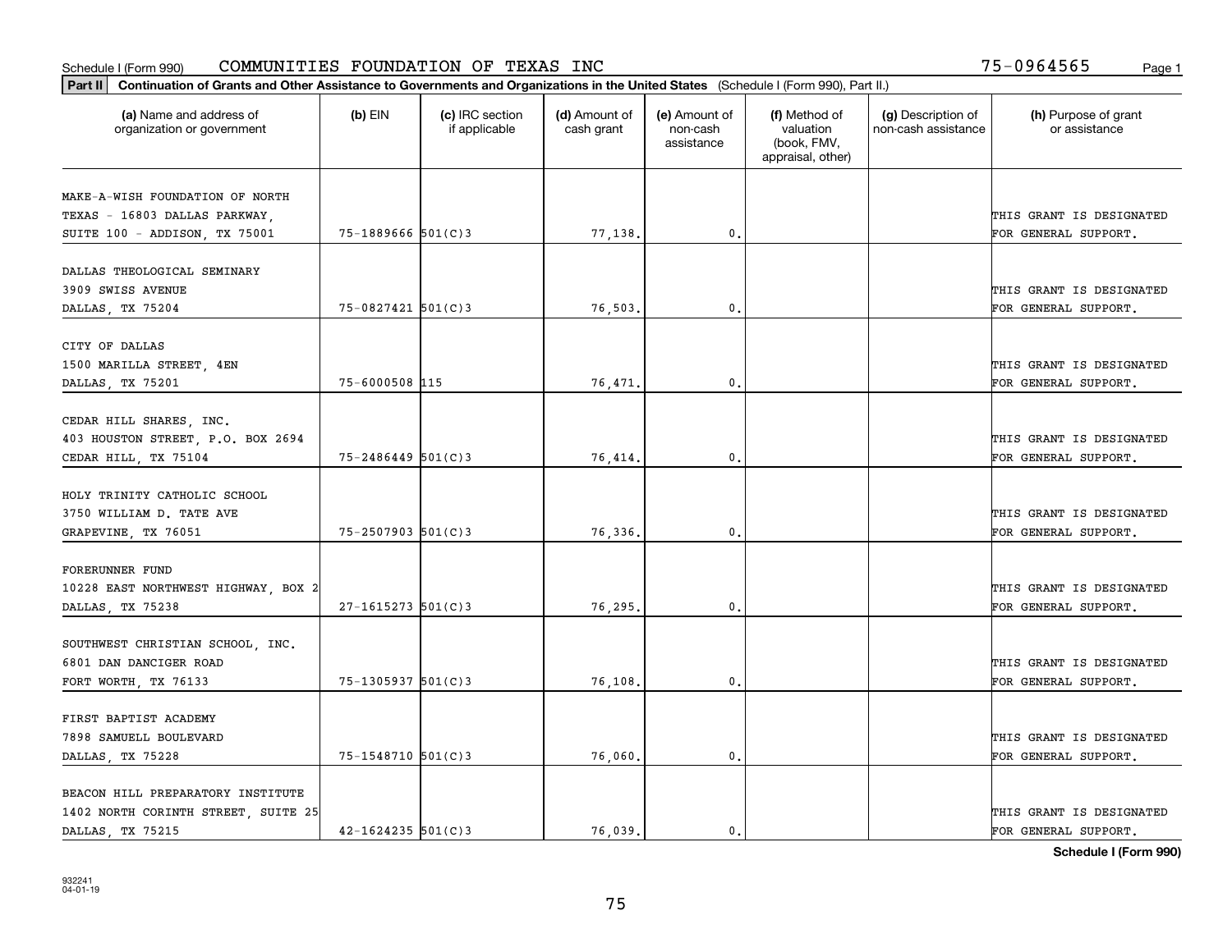Schedule I (Form 990) COMMUNITIES FOUNDATION OF TEXAS INC 75-0964565

**Part II** **Continuation of Grants and Other Assistance to Governments and Organizations in the United States** (Schedule I (Form 990), Part II.)

| (a) Name and address of organization or government | (b) EIN | (c) IRC section if applicable | (d) Amount of cash grant | (e) Amount of non-cash assistance | (f) Method of valuation (book, FMV, appraisal, other) | (g) Description of non-cash assistance | (h) Purpose of grant or assistance |
|---|---|---|---|---|---|---|---|
| MAKE-A-WISH FOUNDATION OF NORTH TEXAS - 16803 DALLAS PARKWAY, SUITE 100 - ADDISON, TX 75001 | 75-1889666 | 501(C)3 | 77,138. | 0. | | | THIS GRANT IS DESIGNATED FOR GENERAL SUPPORT. |
| DALLAS THEOLOGICAL SEMINARY 3909 SWISS AVENUE DALLAS, TX 75204 | 75-0827421 | 501(C)3 | 76,503. | 0. | | | THIS GRANT IS DESIGNATED FOR GENERAL SUPPORT. |
| CITY OF DALLAS 1500 MARILLA STREET, 4EN DALLAS, TX 75201 | 75-6000508 | 115 | 76,471. | 0. | | | THIS GRANT IS DESIGNATED FOR GENERAL SUPPORT. |
| CEDAR HILL SHARES, INC. 403 HOUSTON STREET, P.O. BOX 2694 CEDAR HILL, TX 75104 | 75-2486449 | 501(C)3 | 76,414. | 0. | | | THIS GRANT IS DESIGNATED FOR GENERAL SUPPORT. |
| HOLY TRINITY CATHOLIC SCHOOL 3750 WILLIAM D. TATE AVE GRAPEVINE, TX 76051 | 75-2507903 | 501(C)3 | 76,336. | 0. | | | THIS GRANT IS DESIGNATED FOR GENERAL SUPPORT. |
| FORERUNNER FUND 10228 EAST NORTHWEST HIGHWAY, BOX 2 DALLAS, TX 75238 | 27-1615273 | 501(C)3 | 76,295. | 0. | | | THIS GRANT IS DESIGNATED FOR GENERAL SUPPORT. |
| SOUTHWEST CHRISTIAN SCHOOL, INC. 6801 DAN DANCIGER ROAD FORT WORTH, TX 76133 | 75-1305937 | 501(C)3 | 76,108. | 0. | | | THIS GRANT IS DESIGNATED FOR GENERAL SUPPORT. |
| FIRST BAPTIST ACADEMY 7898 SAMUELL BOULEVARD DALLAS, TX 75228 | 75-1548710 | 501(C)3 | 76,060. | 0. | | | THIS GRANT IS DESIGNATED FOR GENERAL SUPPORT. |
| BEACON HILL PREPARATORY INSTITUTE 1402 NORTH CORINTH STREET, SUITE 25 DALLAS, TX 75215 | 42-1624235 | 501(C)3 | 76,039. | 0. | | | THIS GRANT IS DESIGNATED FOR GENERAL SUPPORT. |

**Schedule I (Form 990)**

932241
04-01-19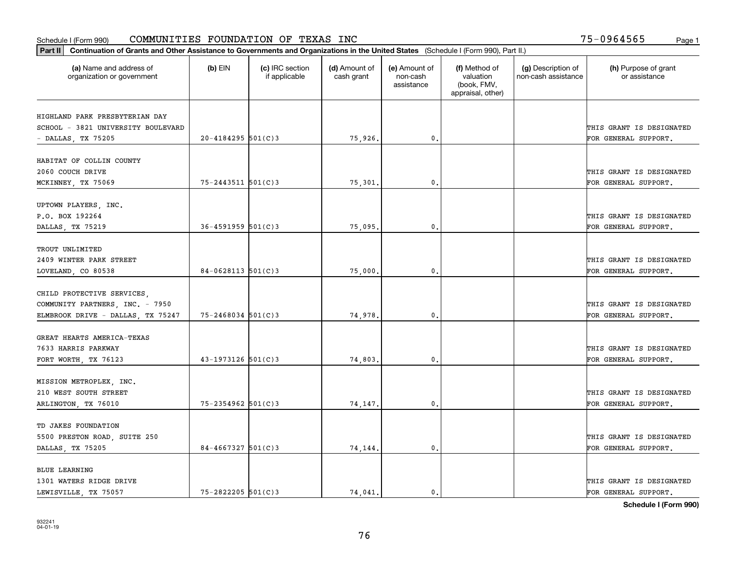Schedule I (Form 990) COMMUNITIES FOUNDATION OF TEXAS INC 75-0964565

**Part II Continuation of Grants and Other Assistance to Governments and Organizations in the United States** (Schedule I (Form 990), Part II.)

| (a) Name and address of organization or government | (b) EIN | (c) IRC section if applicable | (d) Amount of cash grant | (e) Amount of non-cash assistance | (f) Method of valuation (book, FMV, appraisal, other) | (g) Description of non-cash assistance | (h) Purpose of grant or assistance |
|---|---|---|---|---|---|---|---|
| HIGHLAND PARK PRESBYTERIAN DAY SCHOOL - 3821 UNIVERSITY BOULEVARD - DALLAS, TX 75205 | 20-4184295 | 501(C)3 | 75,926. | 0. | | | THIS GRANT IS DESIGNATED FOR GENERAL SUPPORT. |
| HABITAT OF COLLIN COUNTY 2060 COUCH DRIVE MCKINNEY, TX 75069 | 75-2443511 | 501(C)3 | 75,301. | 0. | | | THIS GRANT IS DESIGNATED FOR GENERAL SUPPORT. |
| UPTOWN PLAYERS, INC. P.O. BOX 192264 DALLAS, TX 75219 | 36-4591959 | 501(C)3 | 75,095. | 0. | | | THIS GRANT IS DESIGNATED FOR GENERAL SUPPORT. |
| TROUT UNLIMITED 2409 WINTER PARK STREET LOVELAND, CO 80538 | 84-0628113 | 501(C)3 | 75,000. | 0. | | | THIS GRANT IS DESIGNATED FOR GENERAL SUPPORT. |
| CHILD PROTECTIVE SERVICES, COMMUNITY PARTNERS, INC. - 7950 ELMBROOK DRIVE - DALLAS, TX 75247 | 75-2468034 | 501(C)3 | 74,978. | 0. | | | THIS GRANT IS DESIGNATED FOR GENERAL SUPPORT. |
| GREAT HEARTS AMERICA-TEXAS 7633 HARRIS PARKWAY FORT WORTH, TX 76123 | 43-1973126 | 501(C)3 | 74,803. | 0. | | | THIS GRANT IS DESIGNATED FOR GENERAL SUPPORT. |
| MISSION METROPLEX, INC. 210 WEST SOUTH STREET ARLINGTON, TX 76010 | 75-2354962 | 501(C)3 | 74,147. | 0. | | | THIS GRANT IS DESIGNATED FOR GENERAL SUPPORT. |
| TD JAKES FOUNDATION 5500 PRESTON ROAD, SUITE 250 DALLAS, TX 75205 | 84-4667327 | 501(C)3 | 74,144. | 0. | | | THIS GRANT IS DESIGNATED FOR GENERAL SUPPORT. |
| BLUE LEARNING 1301 WATERS RIDGE DRIVE LEWISVILLE, TX 75057 | 75-2822205 | 501(C)3 | 74,041. | 0. | | | THIS GRANT IS DESIGNATED FOR GENERAL SUPPORT. |

**Schedule I (Form 990)**

932241 04-01-19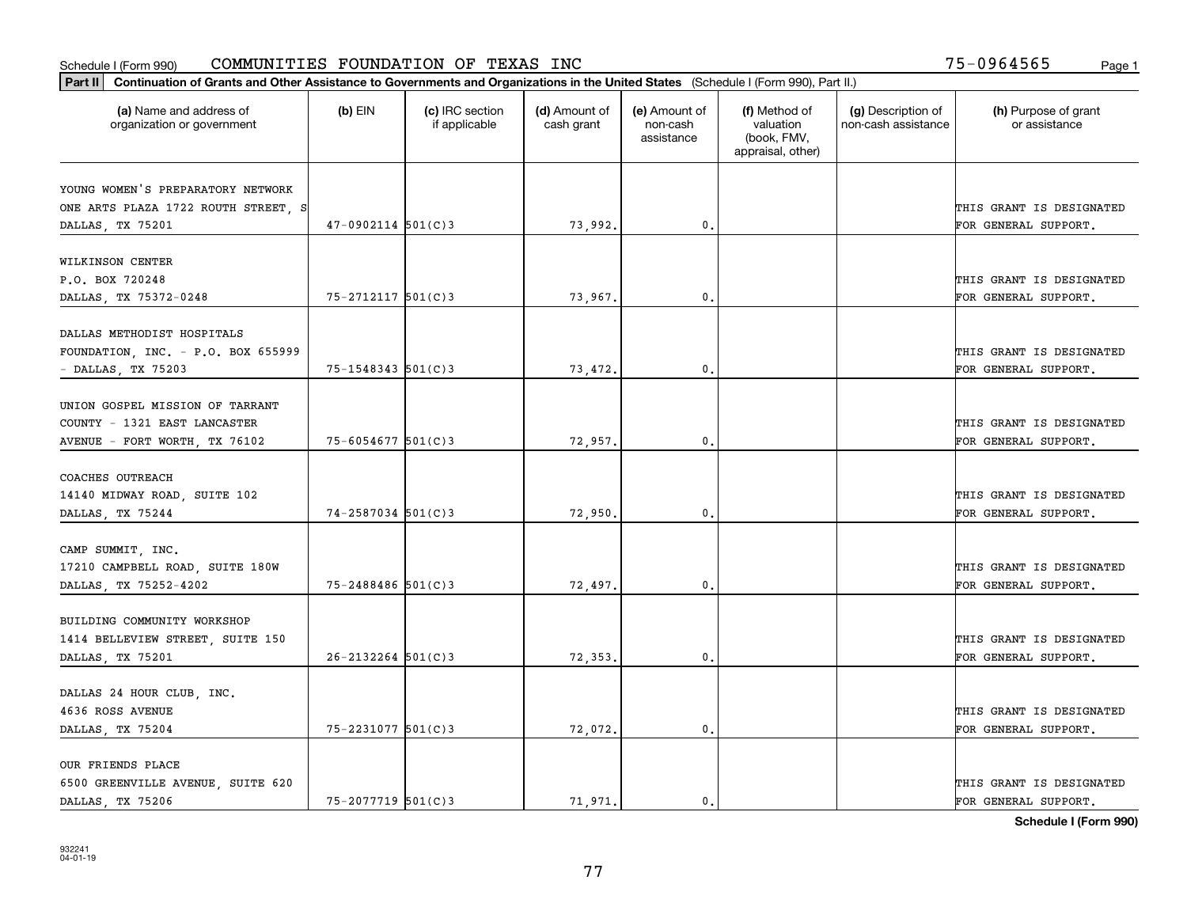Schedule I (Form 990) COMMUNITIES FOUNDATION OF TEXAS INC 75-0964565

**Part II** **Continuation of Grants and Other Assistance to Governments and Organizations in the United States** (Schedule I (Form 990), Part II.)

| (a) Name and address of organization or government | (b) EIN | (c) IRC section if applicable | (d) Amount of cash grant | (e) Amount of non-cash assistance | (f) Method of valuation (book, FMV, appraisal, other) | (g) Description of non-cash assistance | (h) Purpose of grant or assistance |
|---|---|---|---|---|---|---|---|
| YOUNG WOMEN'S PREPARATORY NETWORK ONE ARTS PLAZA 1722 ROUTH STREET, S DALLAS, TX 75201 | 47-0902114 | 501(C)3 | 73,992. | 0. | | | THIS GRANT IS DESIGNATED FOR GENERAL SUPPORT. |
| WILKINSON CENTER P.O. BOX 720248 DALLAS, TX 75372-0248 | 75-2712117 | 501(C)3 | 73,967. | 0. | | | THIS GRANT IS DESIGNATED FOR GENERAL SUPPORT. |
| DALLAS METHODIST HOSPITALS FOUNDATION, INC. - P.O. BOX 655999 - DALLAS, TX 75203 | 75-1548343 | 501(C)3 | 73,472. | 0. | | | THIS GRANT IS DESIGNATED FOR GENERAL SUPPORT. |
| UNION GOSPEL MISSION OF TARRANT COUNTY - 1321 EAST LANCASTER AVENUE - FORT WORTH, TX 76102 | 75-6054677 | 501(C)3 | 72,957. | 0. | | | THIS GRANT IS DESIGNATED FOR GENERAL SUPPORT. |
| COACHES OUTREACH 14140 MIDWAY ROAD, SUITE 102 DALLAS, TX 75244 | 74-2587034 | 501(C)3 | 72,950. | 0. | | | THIS GRANT IS DESIGNATED FOR GENERAL SUPPORT. |
| CAMP SUMMIT, INC. 17210 CAMPBELL ROAD, SUITE 180W DALLAS, TX 75252-4202 | 75-2488486 | 501(C)3 | 72,497. | 0. | | | THIS GRANT IS DESIGNATED FOR GENERAL SUPPORT. |
| BUILDING COMMUNITY WORKSHOP 1414 BELLEVIEW STREET, SUITE 150 DALLAS, TX 75201 | 26-2132264 | 501(C)3 | 72,353. | 0. | | | THIS GRANT IS DESIGNATED FOR GENERAL SUPPORT. |
| DALLAS 24 HOUR CLUB, INC. 4636 ROSS AVENUE DALLAS, TX 75204 | 75-2231077 | 501(C)3 | 72,072. | 0. | | | THIS GRANT IS DESIGNATED FOR GENERAL SUPPORT. |
| OUR FRIENDS PLACE 6500 GREENVILLE AVENUE, SUITE 620 DALLAS, TX 75206 | 75-2077719 | 501(C)3 | 71,971. | 0. | | | THIS GRANT IS DESIGNATED FOR GENERAL SUPPORT. |

**Schedule I (Form 990)**

932241 04-01-19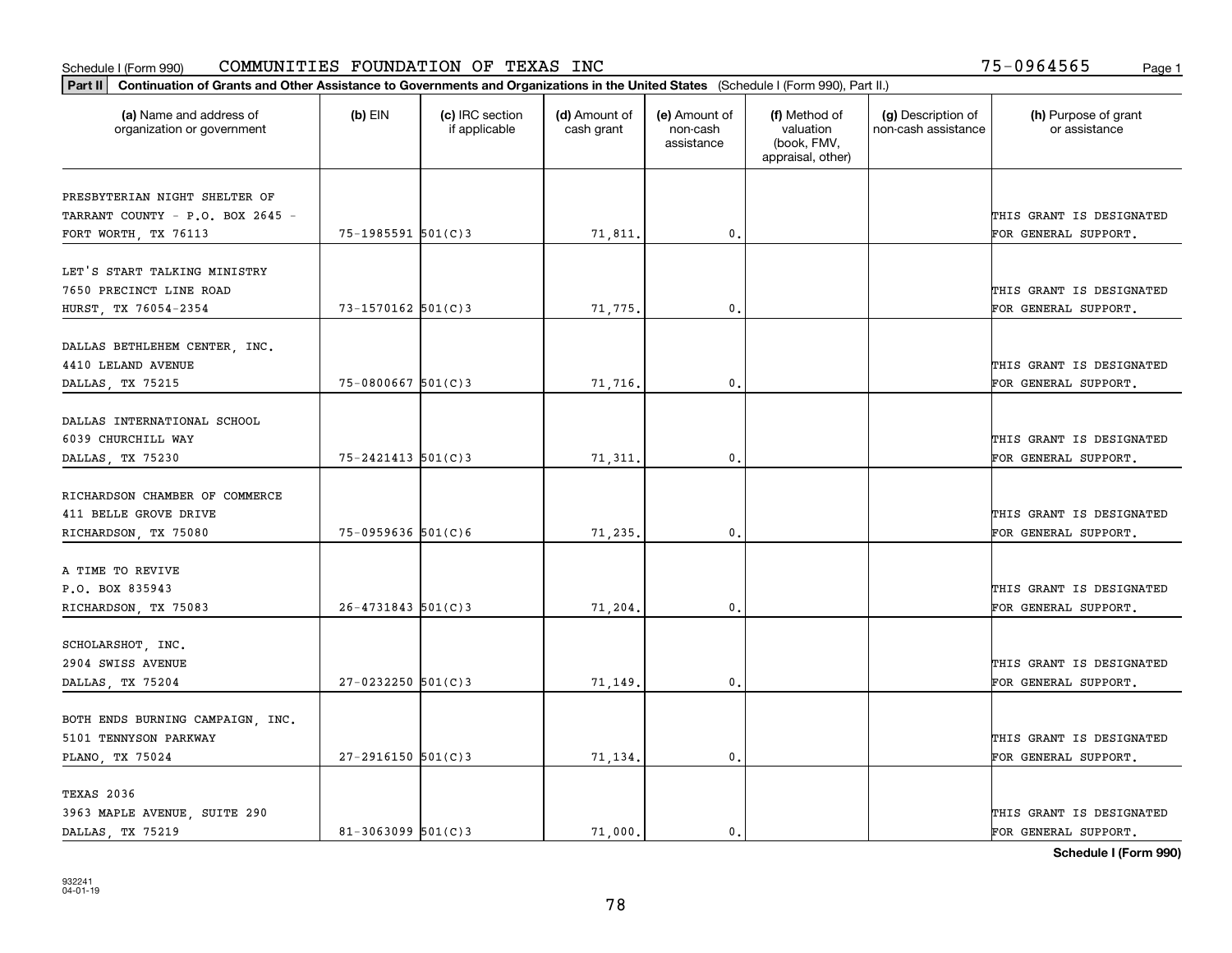Schedule I (Form 990) COMMUNITIES FOUNDATION OF TEXAS INC 75-0964565

**Part II** **Continuation of Grants and Other Assistance to Governments and Organizations in the United States** (Schedule I (Form 990), Part II.)

| (a) Name and address of organization or government | (b) EIN | (c) IRC section if applicable | (d) Amount of cash grant | (e) Amount of non-cash assistance | (f) Method of valuation (book, FMV, appraisal, other) | (g) Description of non-cash assistance | (h) Purpose of grant or assistance |
|---|---|---|---|---|---|---|---|
| PRESBYTERIAN NIGHT SHELTER OF TARRANT COUNTY - P.O. BOX 2645 - FORT WORTH, TX 76113 | 75-1985591 | 501(C)3 | 71,811. | 0. | | | THIS GRANT IS DESIGNATED FOR GENERAL SUPPORT. |
| LET'S START TALKING MINISTRY 7650 PRECINCT LINE ROAD HURST, TX 76054-2354 | 73-1570162 | 501(C)3 | 71,775. | 0. | | | THIS GRANT IS DESIGNATED FOR GENERAL SUPPORT. |
| DALLAS BETHLEHEM CENTER, INC. 4410 LELAND AVENUE DALLAS, TX 75215 | 75-0800667 | 501(C)3 | 71,716. | 0. | | | THIS GRANT IS DESIGNATED FOR GENERAL SUPPORT. |
| DALLAS INTERNATIONAL SCHOOL 6039 CHURCHILL WAY DALLAS, TX 75230 | 75-2421413 | 501(C)3 | 71,311. | 0. | | | THIS GRANT IS DESIGNATED FOR GENERAL SUPPORT. |
| RICHARDSON CHAMBER OF COMMERCE 411 BELLE GROVE DRIVE RICHARDSON, TX 75080 | 75-0959636 | 501(C)6 | 71,235. | 0. | | | THIS GRANT IS DESIGNATED FOR GENERAL SUPPORT. |
| A TIME TO REVIVE P.O. BOX 835943 RICHARDSON, TX 75083 | 26-4731843 | 501(C)3 | 71,204. | 0. | | | THIS GRANT IS DESIGNATED FOR GENERAL SUPPORT. |
| SCHOLARSHOT, INC. 2904 SWISS AVENUE DALLAS, TX 75204 | 27-0232250 | 501(C)3 | 71,149. | 0. | | | THIS GRANT IS DESIGNATED FOR GENERAL SUPPORT. |
| BOTH ENDS BURNING CAMPAIGN, INC. 5101 TENNYSON PARKWAY PLANO, TX 75024 | 27-2916150 | 501(C)3 | 71,134. | 0. | | | THIS GRANT IS DESIGNATED FOR GENERAL SUPPORT. |
| TEXAS 2036 3963 MAPLE AVENUE, SUITE 290 DALLAS, TX 75219 | 81-3063099 | 501(C)3 | 71,000. | 0. | | | THIS GRANT IS DESIGNATED FOR GENERAL SUPPORT. |

**Schedule I (Form 990)**

932241
04-01-19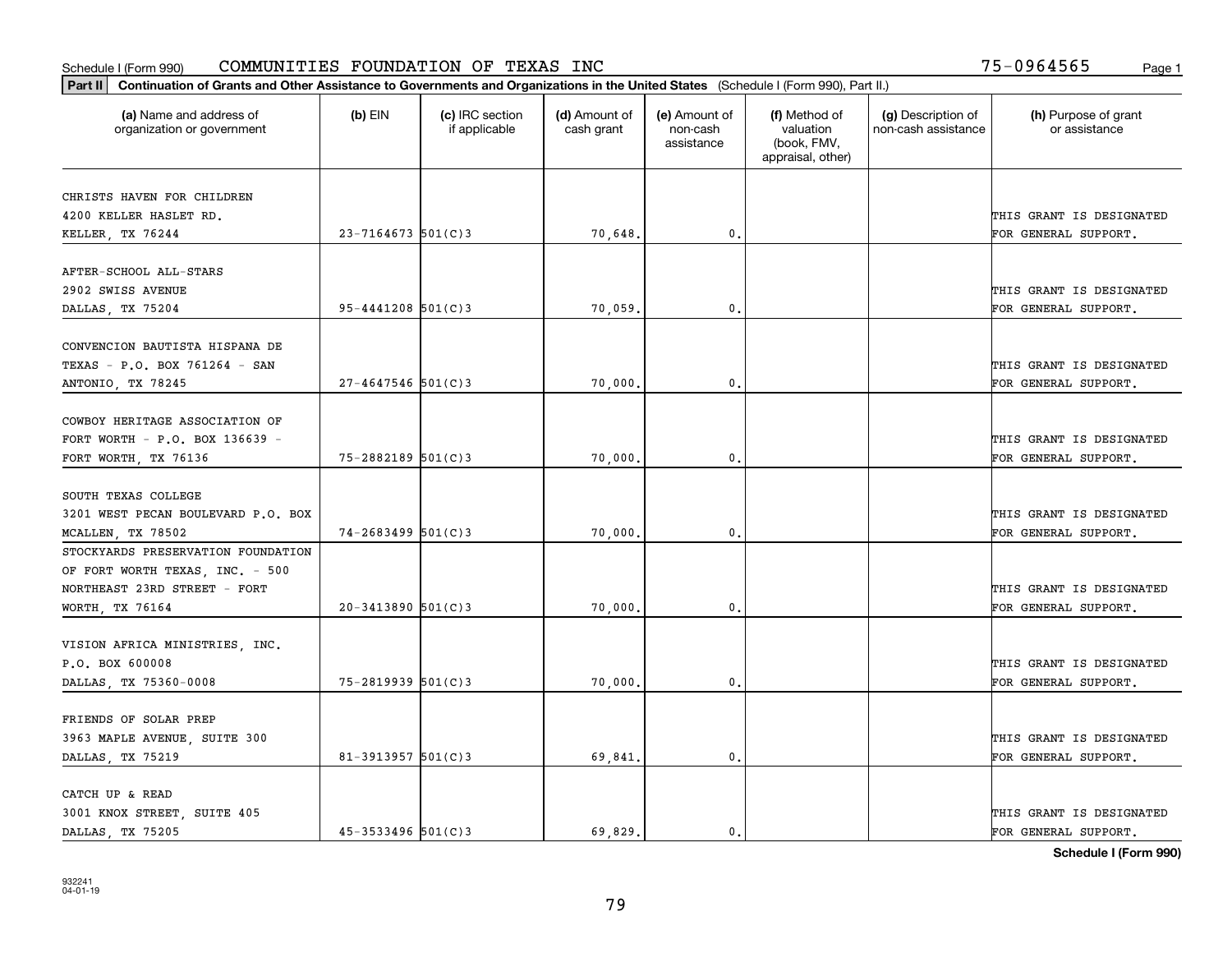Schedule I (Form 990) COMMUNITIES FOUNDATION OF TEXAS INC 75-0964565

**Part II** **Continuation of Grants and Other Assistance to Governments and Organizations in the United States** (Schedule I (Form 990), Part II.)

| (a) Name and address of organization or government | (b) EIN | (c) IRC section if applicable | (d) Amount of cash grant | (e) Amount of non-cash assistance | (f) Method of valuation (book, FMV, appraisal, other) | (g) Description of non-cash assistance | (h) Purpose of grant or assistance |
|---|---|---|---|---|---|---|---|
| CHRISTS HAVEN FOR CHILDREN 4200 KELLER HASLET RD. KELLER, TX 76244 | 23-7164673 | 501(C)3 | 70,648. | 0. | | | THIS GRANT IS DESIGNATED FOR GENERAL SUPPORT. |
| AFTER-SCHOOL ALL-STARS 2902 SWISS AVENUE DALLAS, TX 75204 | 95-4441208 | 501(C)3 | 70,059. | 0. | | | THIS GRANT IS DESIGNATED FOR GENERAL SUPPORT. |
| CONVENCION BAUTISTA HISPANA DE TEXAS - P.O. BOX 761264 - SAN ANTONIO, TX 78245 | 27-4647546 | 501(C)3 | 70,000. | 0. | | | THIS GRANT IS DESIGNATED FOR GENERAL SUPPORT. |
| COWBOY HERITAGE ASSOCIATION OF FORT WORTH - P.O. BOX 136639 - FORT WORTH, TX 76136 | 75-2882189 | 501(C)3 | 70,000. | 0. | | | THIS GRANT IS DESIGNATED FOR GENERAL SUPPORT. |
| SOUTH TEXAS COLLEGE 3201 WEST PECAN BOULEVARD P.O. BOX MCALLEN, TX 78502 | 74-2683499 | 501(C)3 | 70,000. | 0. | | | THIS GRANT IS DESIGNATED FOR GENERAL SUPPORT. |
| STOCKYARDS PRESERVATION FOUNDATION OF FORT WORTH TEXAS, INC. - 500 NORTHEAST 23RD STREET - FORT WORTH, TX 76164 | 20-3413890 | 501(C)3 | 70,000. | 0. | | | THIS GRANT IS DESIGNATED FOR GENERAL SUPPORT. |
| VISION AFRICA MINISTRIES, INC. P.O. BOX 600008 DALLAS, TX 75360-0008 | 75-2819939 | 501(C)3 | 70,000. | 0. | | | THIS GRANT IS DESIGNATED FOR GENERAL SUPPORT. |
| FRIENDS OF SOLAR PREP 3963 MAPLE AVENUE, SUITE 300 DALLAS, TX 75219 | 81-3913957 | 501(C)3 | 69,841. | 0. | | | THIS GRANT IS DESIGNATED FOR GENERAL SUPPORT. |
| CATCH UP & READ 3001 KNOX STREET, SUITE 405 DALLAS, TX 75205 | 45-3533496 | 501(C)3 | 69,829. | 0. | | | THIS GRANT IS DESIGNATED FOR GENERAL SUPPORT. |

**Schedule I (Form 990)**

932241 04-01-19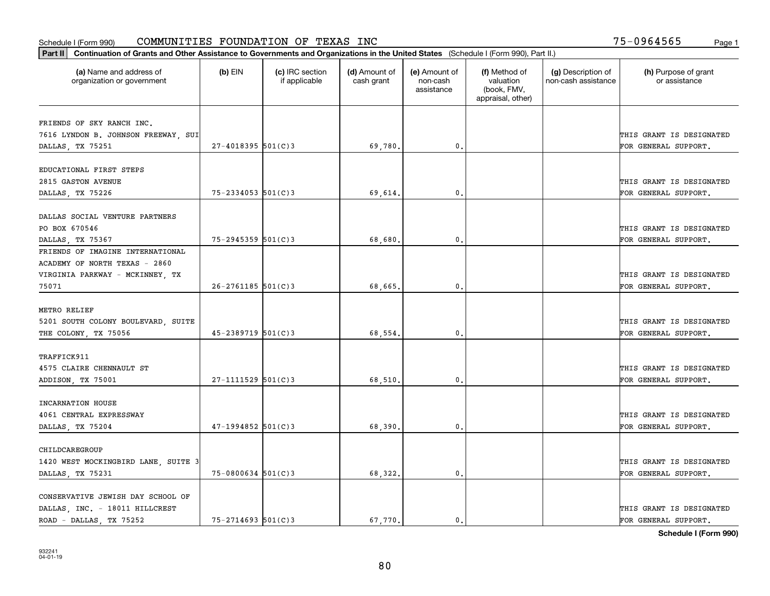Schedule I (Form 990) COMMUNITIES FOUNDATION OF TEXAS INC 75-0964565

**Part II** **Continuation of Grants and Other Assistance to Governments and Organizations in the United States** (Schedule I (Form 990), Part II.)

| (a) Name and address of organization or government | (b) EIN | (c) IRC section if applicable | (d) Amount of cash grant | (e) Amount of non-cash assistance | (f) Method of valuation (book, FMV, appraisal, other) | (g) Description of non-cash assistance | (h) Purpose of grant or assistance |
|---|---|---|---|---|---|---|---|
| FRIENDS OF SKY RANCH INC. 7616 LYNDON B. JOHNSON FREEWAY, SUI DALLAS, TX 75251 | 27-4018395 | 501(C)3 | 69,780. | 0. | | | THIS GRANT IS DESIGNATED FOR GENERAL SUPPORT. |
| EDUCATIONAL FIRST STEPS 2815 GASTON AVENUE DALLAS, TX 75226 | 75-2334053 | 501(C)3 | 69,614. | 0. | | | THIS GRANT IS DESIGNATED FOR GENERAL SUPPORT. |
| DALLAS SOCIAL VENTURE PARTNERS PO BOX 670546 DALLAS, TX 75367 | 75-2945359 | 501(C)3 | 68,680. | 0. | | | THIS GRANT IS DESIGNATED FOR GENERAL SUPPORT. |
| FRIENDS OF IMAGINE INTERNATIONAL ACADEMY OF NORTH TEXAS - 2860 VIRGINIA PARKWAY - MCKINNEY, TX 75071 | 26-2761185 | 501(C)3 | 68,665. | 0. | | | THIS GRANT IS DESIGNATED FOR GENERAL SUPPORT. |
| METRO RELIEF 5201 SOUTH COLONY BOULEVARD, SUITE THE COLONY, TX 75056 | 45-2389719 | 501(C)3 | 68,554. | 0. | | | THIS GRANT IS DESIGNATED FOR GENERAL SUPPORT. |
| TRAFFICK911 4575 CLAIRE CHENNAULT ST ADDISON, TX 75001 | 27-1111529 | 501(C)3 | 68,510. | 0. | | | THIS GRANT IS DESIGNATED FOR GENERAL SUPPORT. |
| INCARNATION HOUSE 4061 CENTRAL EXPRESSWAY DALLAS, TX 75204 | 47-1994852 | 501(C)3 | 68,390. | 0. | | | THIS GRANT IS DESIGNATED FOR GENERAL SUPPORT. |
| CHILDCAREGROUP 1420 WEST MOCKINGBIRD LANE, SUITE 3 DALLAS, TX 75231 | 75-0800634 | 501(C)3 | 68,322. | 0. | | | THIS GRANT IS DESIGNATED FOR GENERAL SUPPORT. |
| CONSERVATIVE JEWISH DAY SCHOOL OF DALLAS, INC. - 18011 HILLCREST ROAD - DALLAS, TX 75252 | 75-2714693 | 501(C)3 | 67,770. | 0. | | | THIS GRANT IS DESIGNATED FOR GENERAL SUPPORT. |

**Schedule I (Form 990)**

932241 04-01-19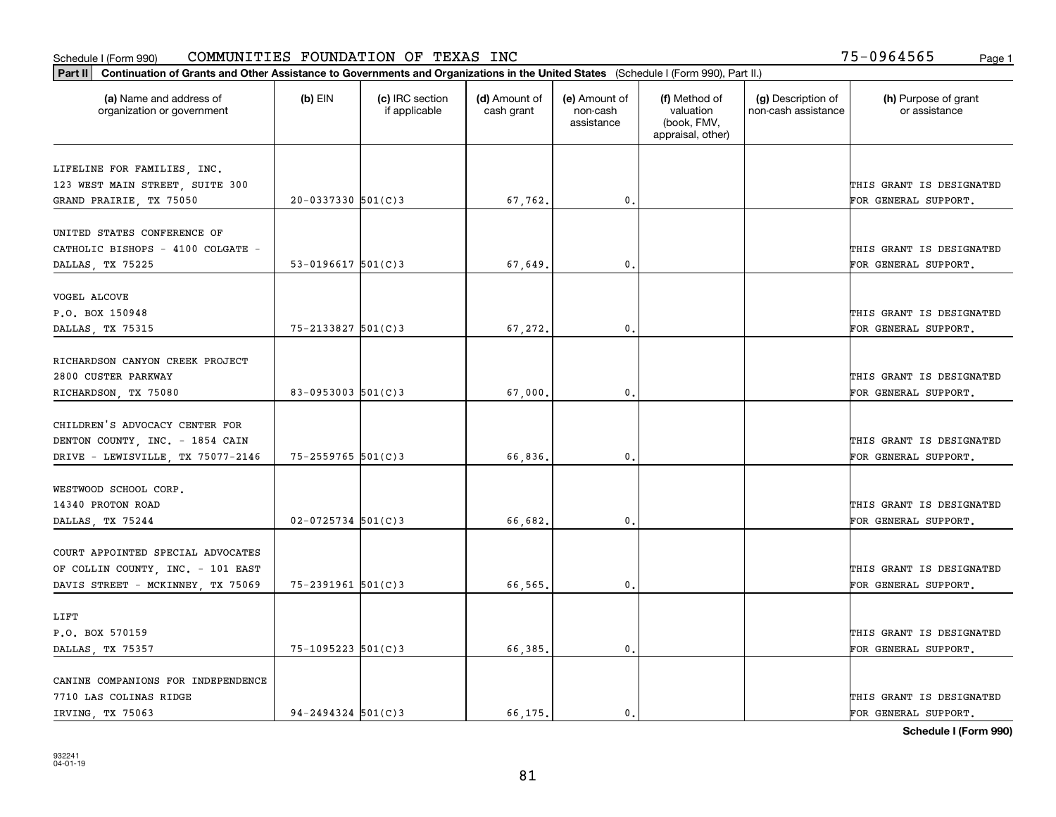Schedule I (Form 990) COMMUNITIES FOUNDATION OF TEXAS INC 75-0964565

**Part II** **Continuation of Grants and Other Assistance to Governments and Organizations in the United States** (Schedule I (Form 990), Part II.)

| (a) Name and address of organization or government | (b) EIN | (c) IRC section if applicable | (d) Amount of cash grant | (e) Amount of non-cash assistance | (f) Method of valuation (book, FMV, appraisal, other) | (g) Description of non-cash assistance | (h) Purpose of grant or assistance |
|---|---|---|---|---|---|---|---|
| LIFELINE FOR FAMILIES, INC. 123 WEST MAIN STREET, SUITE 300 GRAND PRAIRIE, TX 75050 | 20-0337330 | 501(C)3 | 67,762. | 0. | | | THIS GRANT IS DESIGNATED FOR GENERAL SUPPORT. |
| UNITED STATES CONFERENCE OF CATHOLIC BISHOPS - 4100 COLGATE - DALLAS, TX 75225 | 53-0196617 | 501(C)3 | 67,649. | 0. | | | THIS GRANT IS DESIGNATED FOR GENERAL SUPPORT. |
| VOGEL ALCOVE P.O. BOX 150948 DALLAS, TX 75315 | 75-2133827 | 501(C)3 | 67,272. | 0. | | | THIS GRANT IS DESIGNATED FOR GENERAL SUPPORT. |
| RICHARDSON CANYON CREEK PROJECT 2800 CUSTER PARKWAY RICHARDSON, TX 75080 | 83-0953003 | 501(C)3 | 67,000. | 0. | | | THIS GRANT IS DESIGNATED FOR GENERAL SUPPORT. |
| CHILDREN'S ADVOCACY CENTER FOR DENTON COUNTY, INC. - 1854 CAIN DRIVE - LEWISVILLE, TX 75077-2146 | 75-2559765 | 501(C)3 | 66,836. | 0. | | | THIS GRANT IS DESIGNATED FOR GENERAL SUPPORT. |
| WESTWOOD SCHOOL CORP. 14340 PROTON ROAD DALLAS, TX 75244 | 02-0725734 | 501(C)3 | 66,682. | 0. | | | THIS GRANT IS DESIGNATED FOR GENERAL SUPPORT. |
| COURT APPOINTED SPECIAL ADVOCATES OF COLLIN COUNTY, INC. - 101 EAST DAVIS STREET - MCKINNEY, TX 75069 | 75-2391961 | 501(C)3 | 66,565. | 0. | | | THIS GRANT IS DESIGNATED FOR GENERAL SUPPORT. |
| LIFT P.O. BOX 570159 DALLAS, TX 75357 | 75-1095223 | 501(C)3 | 66,385. | 0. | | | THIS GRANT IS DESIGNATED FOR GENERAL SUPPORT. |
| CANINE COMPANIONS FOR INDEPENDENCE 7710 LAS COLINAS RIDGE IRVING, TX 75063 | 94-2494324 | 501(C)3 | 66,175. | 0. | | | THIS GRANT IS DESIGNATED FOR GENERAL SUPPORT. |

**Schedule I (Form 990)**

932241
04-01-19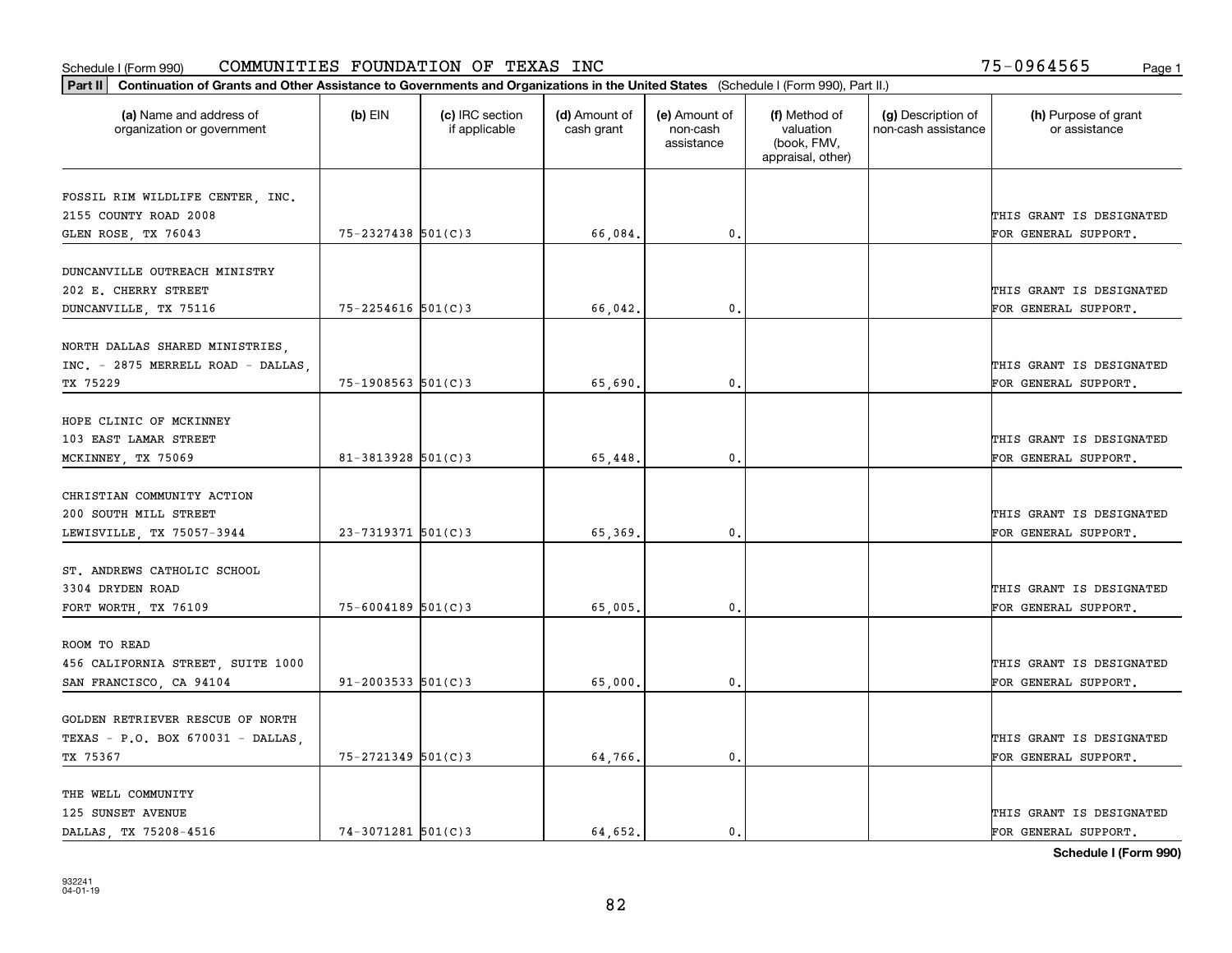Schedule I (Form 990) COMMUNITIES FOUNDATION OF TEXAS INC 75-0964565

**Part II** **Continuation of Grants and Other Assistance to Governments and Organizations in the United States** (Schedule I (Form 990), Part II.)

| (a) Name and address of organization or government | (b) EIN | (c) IRC section if applicable | (d) Amount of cash grant | (e) Amount of non-cash assistance | (f) Method of valuation (book, FMV, appraisal, other) | (g) Description of non-cash assistance | (h) Purpose of grant or assistance |
|---|---|---|---|---|---|---|---|
| FOSSIL RIM WILDLIFE CENTER, INC. 2155 COUNTY ROAD 2008 GLEN ROSE, TX 76043 | 75-2327438 | 501(C)3 | 66,084. | 0. | | | THIS GRANT IS DESIGNATED FOR GENERAL SUPPORT. |
| DUNCANVILLE OUTREACH MINISTRY 202 E. CHERRY STREET DUNCANVILLE, TX 75116 | 75-2254616 | 501(C)3 | 66,042. | 0. | | | THIS GRANT IS DESIGNATED FOR GENERAL SUPPORT. |
| NORTH DALLAS SHARED MINISTRIES, INC. - 2875 MERRELL ROAD - DALLAS, TX 75229 | 75-1908563 | 501(C)3 | 65,690. | 0. | | | THIS GRANT IS DESIGNATED FOR GENERAL SUPPORT. |
| HOPE CLINIC OF MCKINNEY 103 EAST LAMAR STREET MCKINNEY, TX 75069 | 81-3813928 | 501(C)3 | 65,448. | 0. | | | THIS GRANT IS DESIGNATED FOR GENERAL SUPPORT. |
| CHRISTIAN COMMUNITY ACTION 200 SOUTH MILL STREET LEWISVILLE, TX 75057-3944 | 23-7319371 | 501(C)3 | 65,369. | 0. | | | THIS GRANT IS DESIGNATED FOR GENERAL SUPPORT. |
| ST. ANDREWS CATHOLIC SCHOOL 3304 DRYDEN ROAD FORT WORTH, TX 76109 | 75-6004189 | 501(C)3 | 65,005. | 0. | | | THIS GRANT IS DESIGNATED FOR GENERAL SUPPORT. |
| ROOM TO READ 456 CALIFORNIA STREET, SUITE 1000 SAN FRANCISCO, CA 94104 | 91-2003533 | 501(C)3 | 65,000. | 0. | | | THIS GRANT IS DESIGNATED FOR GENERAL SUPPORT. |
| GOLDEN RETRIEVER RESCUE OF NORTH TEXAS - P.O. BOX 670031 - DALLAS, TX 75367 | 75-2721349 | 501(C)3 | 64,766. | 0. | | | THIS GRANT IS DESIGNATED FOR GENERAL SUPPORT. |
| THE WELL COMMUNITY 125 SUNSET AVENUE DALLAS, TX 75208-4516 | 74-3071281 | 501(C)3 | 64,652. | 0. | | | THIS GRANT IS DESIGNATED FOR GENERAL SUPPORT. |

**Schedule I (Form 990)**

932241
04-01-19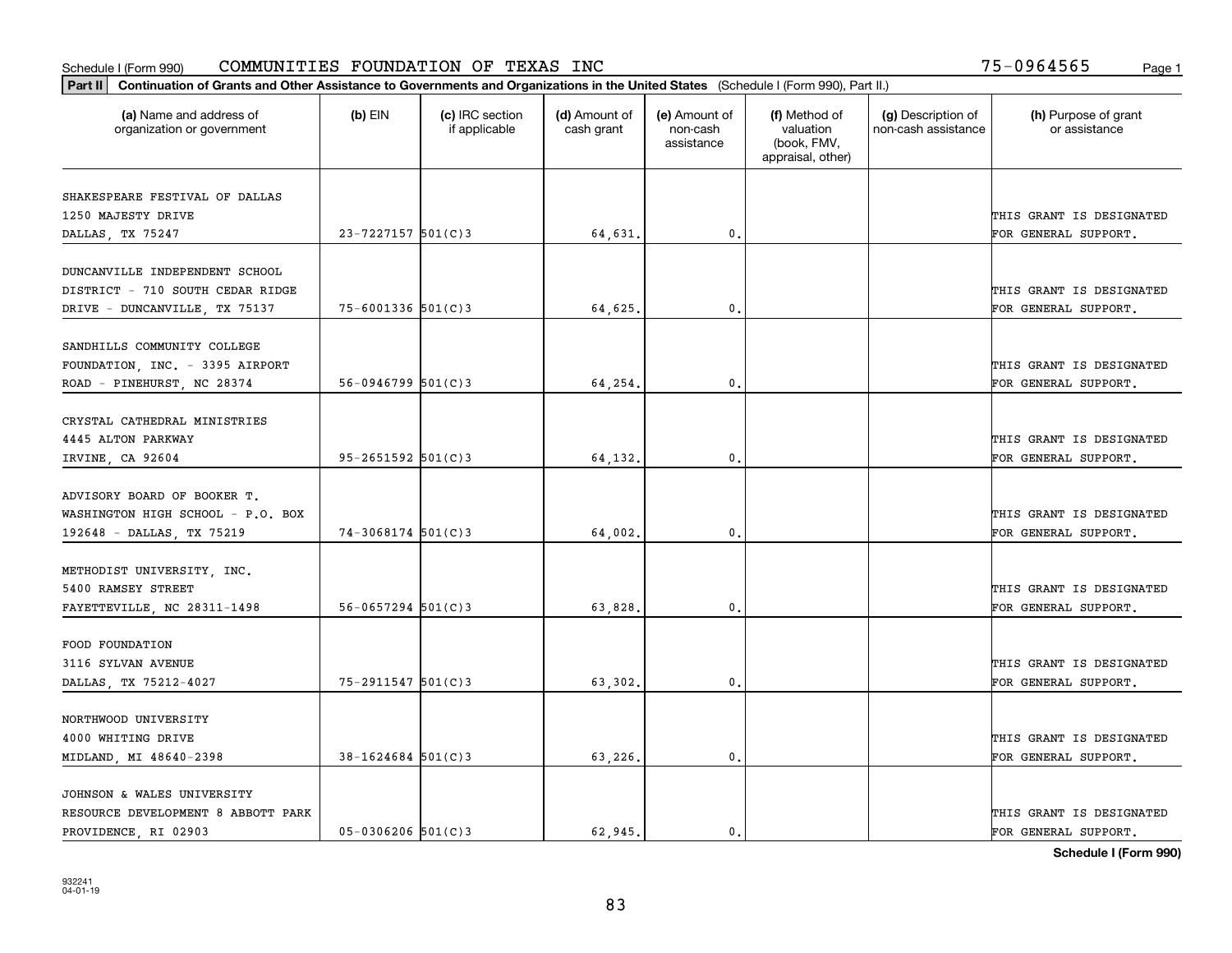Schedule I (Form 990) COMMUNITIES FOUNDATION OF TEXAS INC 75-0964565 Page 1

**Part II** **Continuation of Grants and Other Assistance to Governments and Organizations in the United States** (Schedule I (Form 990), Part II.)

| (a) Name and address of organization or government | (b) EIN | (c) IRC section if applicable | (d) Amount of cash grant | (e) Amount of non-cash assistance | (f) Method of valuation (book, FMV, appraisal, other) | (g) Description of non-cash assistance | (h) Purpose of grant or assistance |
|---|---|---|---|---|---|---|---|
| SHAKESPEARE FESTIVAL OF DALLAS 1250 MAJESTY DRIVE DALLAS, TX 75247 | 23-7227157 | 501(C)3 | 64,631. | 0. | | | THIS GRANT IS DESIGNATED FOR GENERAL SUPPORT. |
| DUNCANVILLE INDEPENDENT SCHOOL DISTRICT - 710 SOUTH CEDAR RIDGE DRIVE - DUNCANVILLE, TX 75137 | 75-6001336 | 501(C)3 | 64,625. | 0. | | | THIS GRANT IS DESIGNATED FOR GENERAL SUPPORT. |
| SANDHILLS COMMUNITY COLLEGE FOUNDATION, INC. - 3395 AIRPORT ROAD - PINEHURST, NC 28374 | 56-0946799 | 501(C)3 | 64,254. | 0. | | | THIS GRANT IS DESIGNATED FOR GENERAL SUPPORT. |
| CRYSTAL CATHEDRAL MINISTRIES 4445 ALTON PARKWAY IRVINE, CA 92604 | 95-2651592 | 501(C)3 | 64,132. | 0. | | | THIS GRANT IS DESIGNATED FOR GENERAL SUPPORT. |
| ADVISORY BOARD OF BOOKER T. WASHINGTON HIGH SCHOOL - P.O. BOX 192648 - DALLAS, TX 75219 | 74-3068174 | 501(C)3 | 64,002. | 0. | | | THIS GRANT IS DESIGNATED FOR GENERAL SUPPORT. |
| METHODIST UNIVERSITY, INC. 5400 RAMSEY STREET FAYETTEVILLE, NC 28311-1498 | 56-0657294 | 501(C)3 | 63,828. | 0. | | | THIS GRANT IS DESIGNATED FOR GENERAL SUPPORT. |
| FOOD FOUNDATION 3116 SYLVAN AVENUE DALLAS, TX 75212-4027 | 75-2911547 | 501(C)3 | 63,302. | 0. | | | THIS GRANT IS DESIGNATED FOR GENERAL SUPPORT. |
| NORTHWOOD UNIVERSITY 4000 WHITING DRIVE MIDLAND, MI 48640-2398 | 38-1624684 | 501(C)3 | 63,226. | 0. | | | THIS GRANT IS DESIGNATED FOR GENERAL SUPPORT. |
| JOHNSON & WALES UNIVERSITY RESOURCE DEVELOPMENT 8 ABBOTT PARK PROVIDENCE, RI 02903 | 05-0306206 | 501(C)3 | 62,945. | 0. | | | THIS GRANT IS DESIGNATED FOR GENERAL SUPPORT. |

**Schedule I (Form 990)**

932241
04-01-19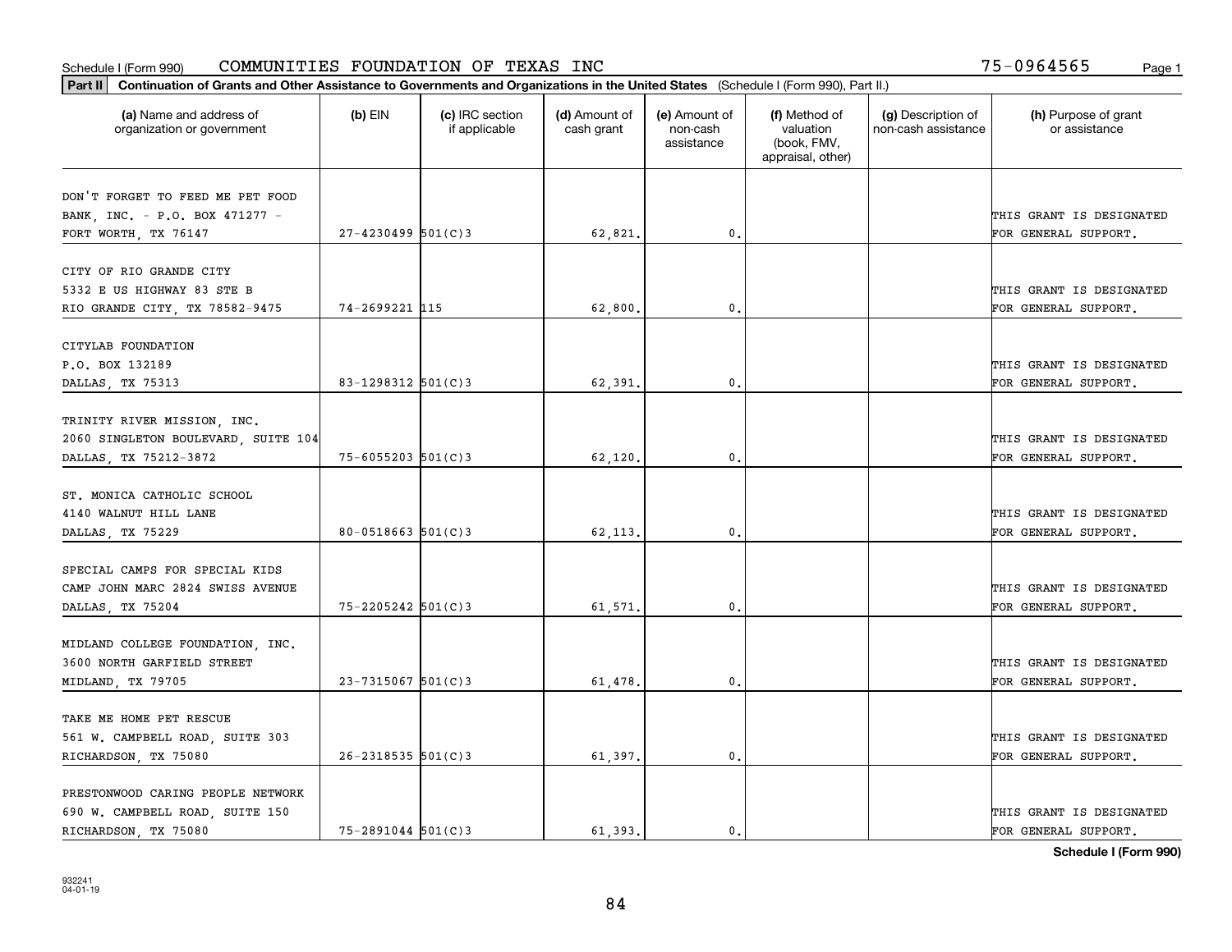Schedule I (Form 990) COMMUNITIES FOUNDATION OF TEXAS INC 75-0964565

**Part II** **Continuation of Grants and Other Assistance to Governments and Organizations in the United States** (Schedule I (Form 990), Part II.)

| (a) Name and address of organization or government | (b) EIN | (c) IRC section if applicable | (d) Amount of cash grant | (e) Amount of non-cash assistance | (f) Method of valuation (book, FMV, appraisal, other) | (g) Description of non-cash assistance | (h) Purpose of grant or assistance |
|---|---|---|---|---|---|---|---|
| DON'T FORGET TO FEED ME PET FOOD BANK, INC. - P.O. BOX 471277 - FORT WORTH, TX 76147 | 27-4230499 | 501(C)3 | 62,821. | 0. | | | THIS GRANT IS DESIGNATED FOR GENERAL SUPPORT. |
| CITY OF RIO GRANDE CITY 5332 E US HIGHWAY 83 STE B RIO GRANDE CITY, TX 78582-9475 | 74-2699221 | 115 | 62,800. | 0. | | | THIS GRANT IS DESIGNATED FOR GENERAL SUPPORT. |
| CITYLAB FOUNDATION P.O. BOX 132189 DALLAS, TX 75313 | 83-1298312 | 501(C)3 | 62,391. | 0. | | | THIS GRANT IS DESIGNATED FOR GENERAL SUPPORT. |
| TRINITY RIVER MISSION, INC. 2060 SINGLETON BOULEVARD, SUITE 104 DALLAS, TX 75212-3872 | 75-6055203 | 501(C)3 | 62,120. | 0. | | | THIS GRANT IS DESIGNATED FOR GENERAL SUPPORT. |
| ST. MONICA CATHOLIC SCHOOL 4140 WALNUT HILL LANE DALLAS, TX 75229 | 80-0518663 | 501(C)3 | 62,113. | 0. | | | THIS GRANT IS DESIGNATED FOR GENERAL SUPPORT. |
| SPECIAL CAMPS FOR SPECIAL KIDS CAMP JOHN MARC 2824 SWISS AVENUE DALLAS, TX 75204 | 75-2205242 | 501(C)3 | 61,571. | 0. | | | THIS GRANT IS DESIGNATED FOR GENERAL SUPPORT. |
| MIDLAND COLLEGE FOUNDATION, INC. 3600 NORTH GARFIELD STREET MIDLAND, TX 79705 | 23-7315067 | 501(C)3 | 61,478. | 0. | | | THIS GRANT IS DESIGNATED FOR GENERAL SUPPORT. |
| TAKE ME HOME PET RESCUE 561 W. CAMPBELL ROAD, SUITE 303 RICHARDSON, TX 75080 | 26-2318535 | 501(C)3 | 61,397. | 0. | | | THIS GRANT IS DESIGNATED FOR GENERAL SUPPORT. |
| PRESTONWOOD CARING PEOPLE NETWORK 690 W. CAMPBELL ROAD, SUITE 150 RICHARDSON, TX 75080 | 75-2891044 | 501(C)3 | 61,393. | 0. | | | THIS GRANT IS DESIGNATED FOR GENERAL SUPPORT. |

**Schedule I (Form 990)**

932241
04-01-19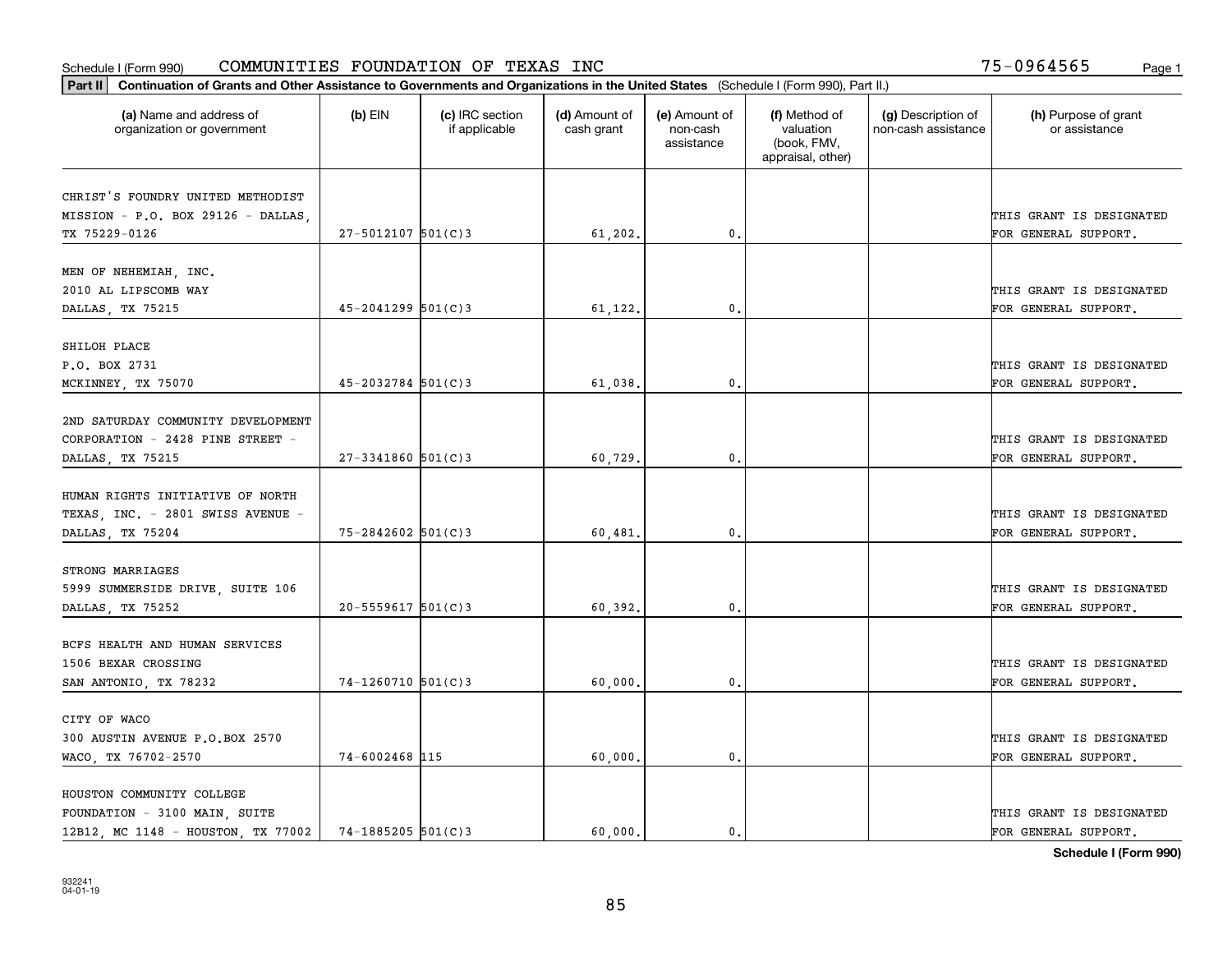Schedule I (Form 990) COMMUNITIES FOUNDATION OF TEXAS INC 75-0964565

**Part II Continuation of Grants and Other Assistance to Governments and Organizations in the United States** (Schedule I (Form 990), Part II.)

| (a) Name and address of organization or government | (b) EIN | (c) IRC section if applicable | (d) Amount of cash grant | (e) Amount of non-cash assistance | (f) Method of valuation (book, FMV, appraisal, other) | (g) Description of non-cash assistance | (h) Purpose of grant or assistance |
|---|---|---|---|---|---|---|---|
| CHRIST'S FOUNDRY UNITED METHODIST MISSION - P.O. BOX 29126 - DALLAS, TX 75229-0126 | 27-5012107 | 501(C)3 | 61,202. | 0. | | | THIS GRANT IS DESIGNATED FOR GENERAL SUPPORT. |
| MEN OF NEHEMIAH, INC. 2010 AL LIPSCOMB WAY DALLAS, TX 75215 | 45-2041299 | 501(C)3 | 61,122. | 0. | | | THIS GRANT IS DESIGNATED FOR GENERAL SUPPORT. |
| SHILOH PLACE P.O. BOX 2731 MCKINNEY, TX 75070 | 45-2032784 | 501(C)3 | 61,038. | 0. | | | THIS GRANT IS DESIGNATED FOR GENERAL SUPPORT. |
| 2ND SATURDAY COMMUNITY DEVELOPMENT CORPORATION - 2428 PINE STREET - DALLAS, TX 75215 | 27-3341860 | 501(C)3 | 60,729. | 0. | | | THIS GRANT IS DESIGNATED FOR GENERAL SUPPORT. |
| HUMAN RIGHTS INITIATIVE OF NORTH TEXAS, INC. - 2801 SWISS AVENUE - DALLAS, TX 75204 | 75-2842602 | 501(C)3 | 60,481. | 0. | | | THIS GRANT IS DESIGNATED FOR GENERAL SUPPORT. |
| STRONG MARRIAGES 5999 SUMMERSIDE DRIVE, SUITE 106 DALLAS, TX 75252 | 20-5559617 | 501(C)3 | 60,392. | 0. | | | THIS GRANT IS DESIGNATED FOR GENERAL SUPPORT. |
| BCFS HEALTH AND HUMAN SERVICES 1506 BEXAR CROSSING SAN ANTONIO, TX 78232 | 74-1260710 | 501(C)3 | 60,000. | 0. | | | THIS GRANT IS DESIGNATED FOR GENERAL SUPPORT. |
| CITY OF WACO 300 AUSTIN AVENUE P.O.BOX 2570 WACO, TX 76702-2570 | 74-6002468 | 115 | 60,000. | 0. | | | THIS GRANT IS DESIGNATED FOR GENERAL SUPPORT. |
| HOUSTON COMMUNITY COLLEGE FOUNDATION - 3100 MAIN, SUITE 12B12, MC 1148 - HOUSTON, TX 77002 | 74-1885205 | 501(C)3 | 60,000. | 0. | | | THIS GRANT IS DESIGNATED FOR GENERAL SUPPORT. |

**Schedule I (Form 990)**

932241 04-01-19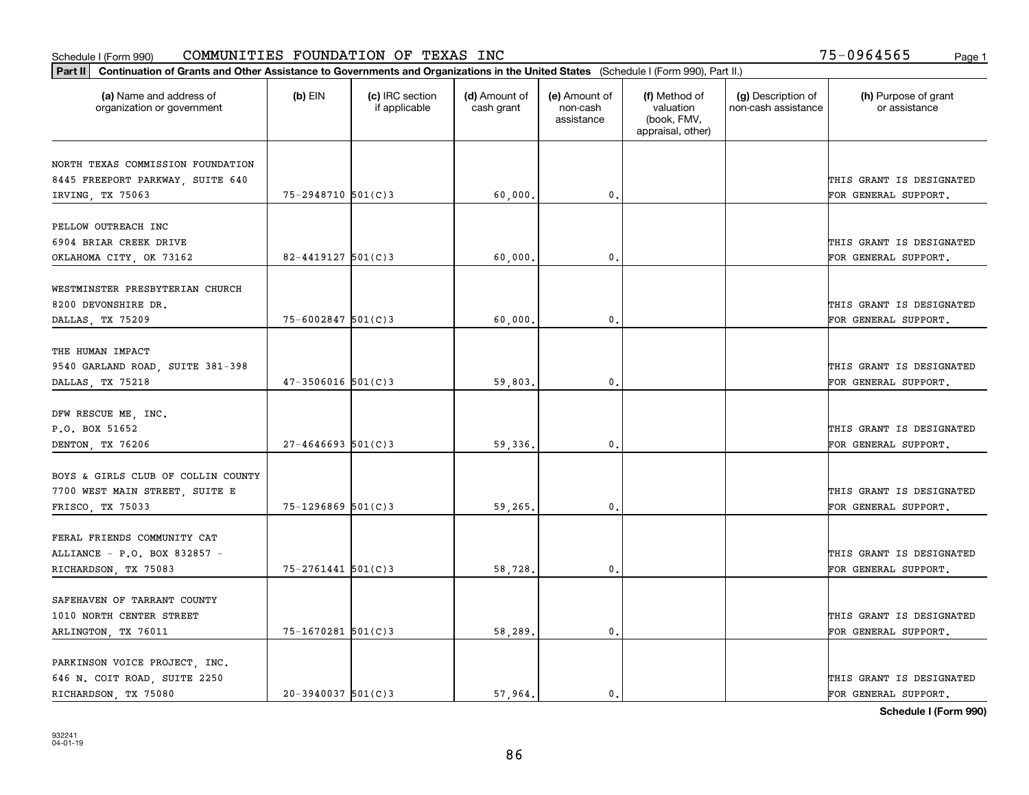Schedule I (Form 990) COMMUNITIES FOUNDATION OF TEXAS INC 75-0964565

**Part II Continuation of Grants and Other Assistance to Governments and Organizations in the United States** (Schedule I (Form 990), Part II.)

| (a) Name and address of organization or government | (b) EIN | (c) IRC section if applicable | (d) Amount of cash grant | (e) Amount of non-cash assistance | (f) Method of valuation (book, FMV, appraisal, other) | (g) Description of non-cash assistance | (h) Purpose of grant or assistance |
|---|---|---|---|---|---|---|---|
| NORTH TEXAS COMMISSION FOUNDATION 8445 FREEPORT PARKWAY, SUITE 640 IRVING, TX 75063 | 75-2948710 | 501(C)3 | 60,000. | 0. | | | THIS GRANT IS DESIGNATED FOR GENERAL SUPPORT. |
| PELLOW OUTREACH INC 6904 BRIAR CREEK DRIVE OKLAHOMA CITY, OK 73162 | 82-4419127 | 501(C)3 | 60,000. | 0. | | | THIS GRANT IS DESIGNATED FOR GENERAL SUPPORT. |
| WESTMINSTER PRESBYTERIAN CHURCH 8200 DEVONSHIRE DR. DALLAS, TX 75209 | 75-6002847 | 501(C)3 | 60,000. | 0. | | | THIS GRANT IS DESIGNATED FOR GENERAL SUPPORT. |
| THE HUMAN IMPACT 9540 GARLAND ROAD, SUITE 381-398 DALLAS, TX 75218 | 47-3506016 | 501(C)3 | 59,803. | 0. | | | THIS GRANT IS DESIGNATED FOR GENERAL SUPPORT. |
| DFW RESCUE ME, INC. P.O. BOX 51652 DENTON, TX 76206 | 27-4646693 | 501(C)3 | 59,336. | 0. | | | THIS GRANT IS DESIGNATED FOR GENERAL SUPPORT. |
| BOYS & GIRLS CLUB OF COLLIN COUNTY 7700 WEST MAIN STREET, SUITE E FRISCO, TX 75033 | 75-1296869 | 501(C)3 | 59,265. | 0. | | | THIS GRANT IS DESIGNATED FOR GENERAL SUPPORT. |
| FERAL FRIENDS COMMUNITY CAT ALLIANCE - P.O. BOX 832857 - RICHARDSON, TX 75083 | 75-2761441 | 501(C)3 | 58,728. | 0. | | | THIS GRANT IS DESIGNATED FOR GENERAL SUPPORT. |
| SAFEHAVEN OF TARRANT COUNTY 1010 NORTH CENTER STREET ARLINGTON, TX 76011 | 75-1670281 | 501(C)3 | 58,289. | 0. | | | THIS GRANT IS DESIGNATED FOR GENERAL SUPPORT. |
| PARKINSON VOICE PROJECT, INC. 646 N. COIT ROAD, SUITE 2250 RICHARDSON, TX 75080 | 20-3940037 | 501(C)3 | 57,964. | 0. | | | THIS GRANT IS DESIGNATED FOR GENERAL SUPPORT. |

**Schedule I (Form 990)**

932241 04-01-19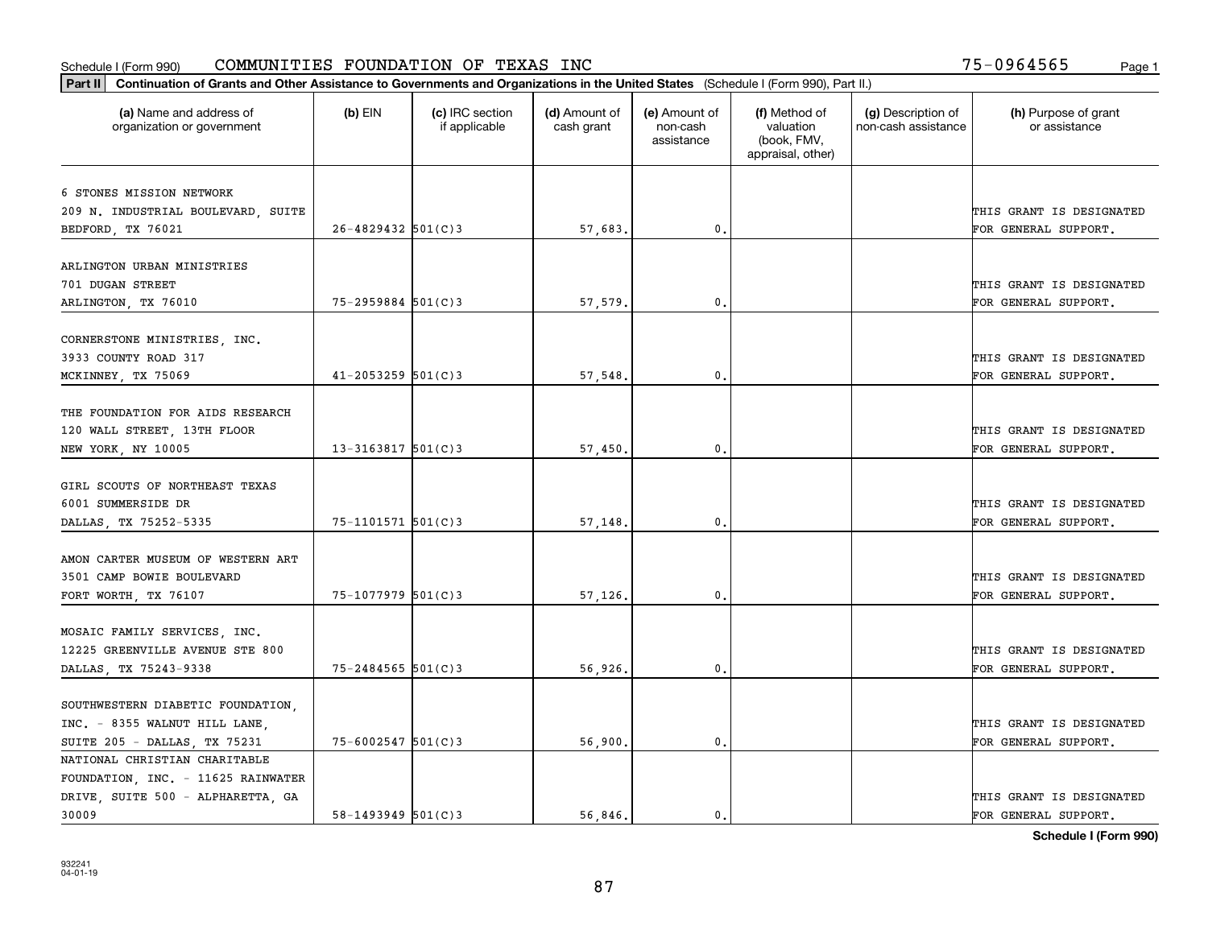Schedule I (Form 990) COMMUNITIES FOUNDATION OF TEXAS INC 75-0964565

**Part II** **Continuation of Grants and Other Assistance to Governments and Organizations in the United States** (Schedule I (Form 990), Part II.)

| (a) Name and address of organization or government | (b) EIN | (c) IRC section if applicable | (d) Amount of cash grant | (e) Amount of non-cash assistance | (f) Method of valuation (book, FMV, appraisal, other) | (g) Description of non-cash assistance | (h) Purpose of grant or assistance |
|---|---|---|---|---|---|---|---|
| 6 STONES MISSION NETWORK 209 N. INDUSTRIAL BOULEVARD, SUITE BEDFORD, TX 76021 | 26-4829432 | 501(C)3 | 57,683. | 0. | | | THIS GRANT IS DESIGNATED FOR GENERAL SUPPORT. |
| ARLINGTON URBAN MINISTRIES 701 DUGAN STREET ARLINGTON, TX 76010 | 75-2959884 | 501(C)3 | 57,579. | 0. | | | THIS GRANT IS DESIGNATED FOR GENERAL SUPPORT. |
| CORNERSTONE MINISTRIES, INC. 3933 COUNTY ROAD 317 MCKINNEY, TX 75069 | 41-2053259 | 501(C)3 | 57,548. | 0. | | | THIS GRANT IS DESIGNATED FOR GENERAL SUPPORT. |
| THE FOUNDATION FOR AIDS RESEARCH 120 WALL STREET, 13TH FLOOR NEW YORK, NY 10005 | 13-3163817 | 501(C)3 | 57,450. | 0. | | | THIS GRANT IS DESIGNATED FOR GENERAL SUPPORT. |
| GIRL SCOUTS OF NORTHEAST TEXAS 6001 SUMMERSIDE DR DALLAS, TX 75252-5335 | 75-1101571 | 501(C)3 | 57,148. | 0. | | | THIS GRANT IS DESIGNATED FOR GENERAL SUPPORT. |
| AMON CARTER MUSEUM OF WESTERN ART 3501 CAMP BOWIE BOULEVARD FORT WORTH, TX 76107 | 75-1077979 | 501(C)3 | 57,126. | 0. | | | THIS GRANT IS DESIGNATED FOR GENERAL SUPPORT. |
| MOSAIC FAMILY SERVICES, INC. 12225 GREENVILLE AVENUE STE 800 DALLAS, TX 75243-9338 | 75-2484565 | 501(C)3 | 56,926. | 0. | | | THIS GRANT IS DESIGNATED FOR GENERAL SUPPORT. |
| SOUTHWESTERN DIABETIC FOUNDATION, INC. - 8355 WALNUT HILL LANE, SUITE 205 - DALLAS, TX 75231 | 75-6002547 | 501(C)3 | 56,900. | 0. | | | THIS GRANT IS DESIGNATED FOR GENERAL SUPPORT. |
| NATIONAL CHRISTIAN CHARITABLE FOUNDATION, INC. - 11625 RAINWATER DRIVE, SUITE 500 - ALPHARETTA, GA 30009 | 58-1493949 | 501(C)3 | 56,846. | 0. | | | THIS GRANT IS DESIGNATED FOR GENERAL SUPPORT. |

**Schedule I (Form 990)**

932241 04-01-19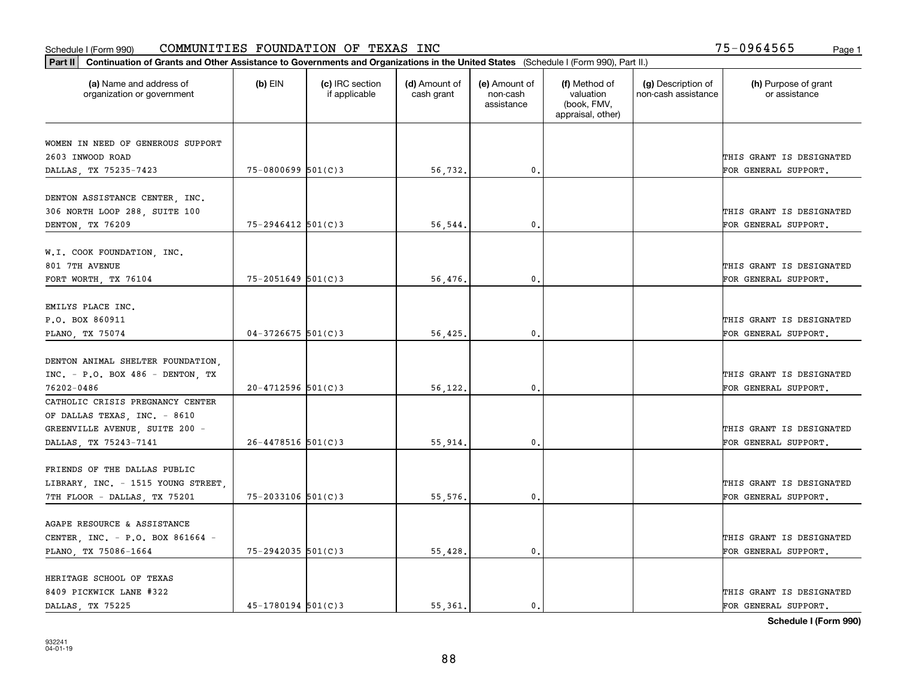Schedule I (Form 990) COMMUNITIES FOUNDATION OF TEXAS INC 75-0964565

**Part II** **Continuation of Grants and Other Assistance to Governments and Organizations in the United States** (Schedule I (Form 990), Part II.)

| (a) Name and address of organization or government | (b) EIN | (c) IRC section if applicable | (d) Amount of cash grant | (e) Amount of non-cash assistance | (f) Method of valuation (book, FMV, appraisal, other) | (g) Description of non-cash assistance | (h) Purpose of grant or assistance |
|---|---|---|---|---|---|---|---|
| WOMEN IN NEED OF GENEROUS SUPPORT 2603 INWOOD ROAD DALLAS, TX 75235-7423 | 75-0800699 | 501(C)3 | 56,732. | 0. | | | THIS GRANT IS DESIGNATED FOR GENERAL SUPPORT. |
| DENTON ASSISTANCE CENTER, INC. 306 NORTH LOOP 288, SUITE 100 DENTON, TX 76209 | 75-2946412 | 501(C)3 | 56,544. | 0. | | | THIS GRANT IS DESIGNATED FOR GENERAL SUPPORT. |
| W.I. COOK FOUNDATION, INC. 801 7TH AVENUE FORT WORTH, TX 76104 | 75-2051649 | 501(C)3 | 56,476. | 0. | | | THIS GRANT IS DESIGNATED FOR GENERAL SUPPORT. |
| EMILYS PLACE INC. P.O. BOX 860911 PLANO, TX 75074 | 04-3726675 | 501(C)3 | 56,425. | 0. | | | THIS GRANT IS DESIGNATED FOR GENERAL SUPPORT. |
| DENTON ANIMAL SHELTER FOUNDATION, INC. - P.O. BOX 486 - DENTON, TX 76202-0486 | 20-4712596 | 501(C)3 | 56,122. | 0. | | | THIS GRANT IS DESIGNATED FOR GENERAL SUPPORT. |
| CATHOLIC CRISIS PREGNANCY CENTER OF DALLAS TEXAS, INC. - 8610 GREENVILLE AVENUE, SUITE 200 - DALLAS, TX 75243-7141 | 26-4478516 | 501(C)3 | 55,914. | 0. | | | THIS GRANT IS DESIGNATED FOR GENERAL SUPPORT. |
| FRIENDS OF THE DALLAS PUBLIC LIBRARY, INC. - 1515 YOUNG STREET, 7TH FLOOR - DALLAS, TX 75201 | 75-2033106 | 501(C)3 | 55,576. | 0. | | | THIS GRANT IS DESIGNATED FOR GENERAL SUPPORT. |
| AGAPE RESOURCE & ASSISTANCE CENTER, INC. - P.O. BOX 861664 - PLANO, TX 75086-1664 | 75-2942035 | 501(C)3 | 55,428. | 0. | | | THIS GRANT IS DESIGNATED FOR GENERAL SUPPORT. |
| HERITAGE SCHOOL OF TEXAS 8409 PICKWICK LANE #322 DALLAS, TX 75225 | 45-1780194 | 501(C)3 | 55,361. | 0. | | | THIS GRANT IS DESIGNATED FOR GENERAL SUPPORT. |

**Schedule I (Form 990)**

932241 04-01-19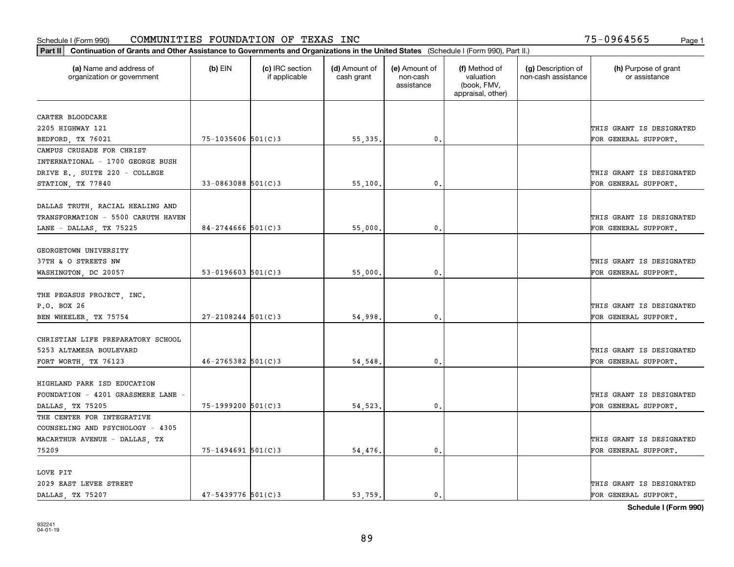Schedule I (Form 990) COMMUNITIES FOUNDATION OF TEXAS INC 75-0964565

**Part II** **Continuation of Grants and Other Assistance to Governments and Organizations in the United States** (Schedule I (Form 990), Part II.)

| (a) Name and address of organization or government | (b) EIN | (c) IRC section if applicable | (d) Amount of cash grant | (e) Amount of non-cash assistance | (f) Method of valuation (book, FMV, appraisal, other) | (g) Description of non-cash assistance | (h) Purpose of grant or assistance |
|---|---|---|---|---|---|---|---|
| CARTER BLOODCARE 2205 HIGHWAY 121 BEDFORD, TX 76021 | 75-1035606 | 501(C)3 | 55,335. | 0. | | | THIS GRANT IS DESIGNATED FOR GENERAL SUPPORT. |
| CAMPUS CRUSADE FOR CHRIST INTERNATIONAL - 1700 GEORGE BUSH DRIVE E., SUITE 220 - COLLEGE STATION, TX 77840 | 33-0863088 | 501(C)3 | 55,100. | 0. | | | THIS GRANT IS DESIGNATED FOR GENERAL SUPPORT. |
| DALLAS TRUTH, RACIAL HEALING AND TRANSFORMATION - 5500 CARUTH HAVEN LANE - DALLAS, TX 75225 | 84-2744666 | 501(C)3 | 55,000. | 0. | | | THIS GRANT IS DESIGNATED FOR GENERAL SUPPORT. |
| GEORGETOWN UNIVERSITY 37TH & O STREETS NW WASHINGTON, DC 20057 | 53-0196603 | 501(C)3 | 55,000. | 0. | | | THIS GRANT IS DESIGNATED FOR GENERAL SUPPORT. |
| THE PEGASUS PROJECT, INC. P.O. BOX 26 BEN WHEELER, TX 75754 | 27-2108244 | 501(C)3 | 54,998. | 0. | | | THIS GRANT IS DESIGNATED FOR GENERAL SUPPORT. |
| CHRISTIAN LIFE PREPARATORY SCHOOL 5253 ALTAMESA BOULEVARD FORT WORTH, TX 76123 | 46-2765382 | 501(C)3 | 54,548. | 0. | | | THIS GRANT IS DESIGNATED FOR GENERAL SUPPORT. |
| HIGHLAND PARK ISD EDUCATION FOUNDATION - 4201 GRASSMERE LANE - DALLAS, TX 75205 | 75-1999200 | 501(C)3 | 54,523. | 0. | | | THIS GRANT IS DESIGNATED FOR GENERAL SUPPORT. |
| THE CENTER FOR INTEGRATIVE COUNSELING AND PSYCHOLOGY - 4305 MACARTHUR AVENUE - DALLAS, TX 75209 | 75-1494691 | 501(C)3 | 54,476. | 0. | | | THIS GRANT IS DESIGNATED FOR GENERAL SUPPORT. |
| LOVE PIT 2029 EAST LEVEE STREET DALLAS, TX 75207 | 47-5439776 | 501(C)3 | 53,759. | 0. | | | THIS GRANT IS DESIGNATED FOR GENERAL SUPPORT. |

**Schedule I (Form 990)**

932241 04-01-19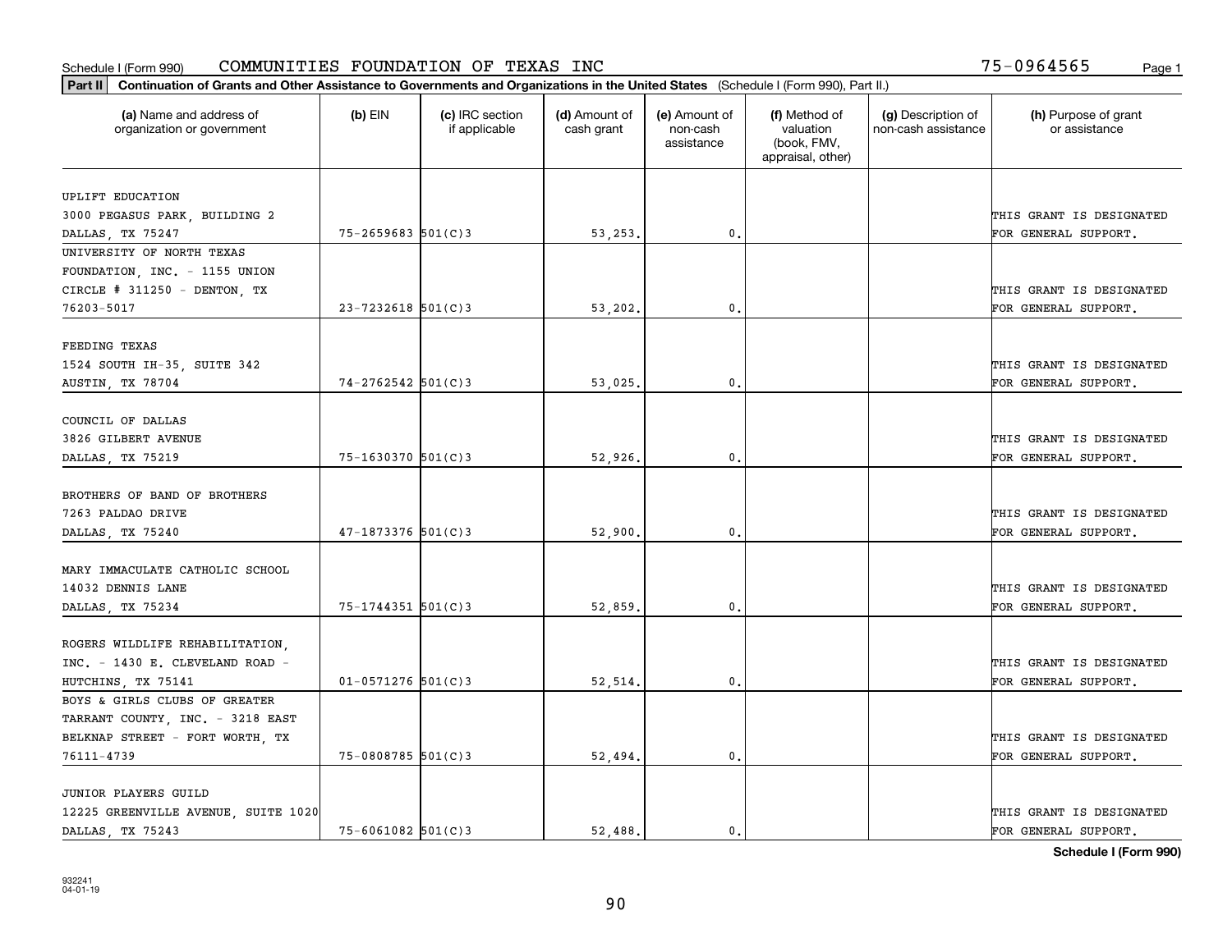Schedule I (Form 990) COMMUNITIES FOUNDATION OF TEXAS INC 75-0964565 Page 1

**Part II** **Continuation of Grants and Other Assistance to Governments and Organizations in the United States** (Schedule I (Form 990), Part II.)

| (a) Name and address of organization or government | (b) EIN | (c) IRC section if applicable | (d) Amount of cash grant | (e) Amount of non-cash assistance | (f) Method of valuation (book, FMV, appraisal, other) | (g) Description of non-cash assistance | (h) Purpose of grant or assistance |
|---|---|---|---|---|---|---|---|
| UPLIFT EDUCATION 3000 PEGASUS PARK, BUILDING 2 DALLAS, TX 75247 | 75-2659683 | 501(C)3 | 53,253. | 0. | | | THIS GRANT IS DESIGNATED FOR GENERAL SUPPORT. |
| UNIVERSITY OF NORTH TEXAS FOUNDATION, INC. - 1155 UNION CIRCLE # 311250 - DENTON, TX 76203-5017 | 23-7232618 | 501(C)3 | 53,202. | 0. | | | THIS GRANT IS DESIGNATED FOR GENERAL SUPPORT. |
| FEEDING TEXAS 1524 SOUTH IH-35, SUITE 342 AUSTIN, TX 78704 | 74-2762542 | 501(C)3 | 53,025. | 0. | | | THIS GRANT IS DESIGNATED FOR GENERAL SUPPORT. |
| COUNCIL OF DALLAS 3826 GILBERT AVENUE DALLAS, TX 75219 | 75-1630370 | 501(C)3 | 52,926. | 0. | | | THIS GRANT IS DESIGNATED FOR GENERAL SUPPORT. |
| BROTHERS OF BAND OF BROTHERS 7263 PALDAO DRIVE DALLAS, TX 75240 | 47-1873376 | 501(C)3 | 52,900. | 0. | | | THIS GRANT IS DESIGNATED FOR GENERAL SUPPORT. |
| MARY IMMACULATE CATHOLIC SCHOOL 14032 DENNIS LANE DALLAS, TX 75234 | 75-1744351 | 501(C)3 | 52,859. | 0. | | | THIS GRANT IS DESIGNATED FOR GENERAL SUPPORT. |
| ROGERS WILDLIFE REHABILITATION, INC. - 1430 E. CLEVELAND ROAD - HUTCHINS, TX 75141 | 01-0571276 | 501(C)3 | 52,514. | 0. | | | THIS GRANT IS DESIGNATED FOR GENERAL SUPPORT. |
| BOYS & GIRLS CLUBS OF GREATER TARRANT COUNTY, INC. - 3218 EAST BELKNAP STREET - FORT WORTH, TX 76111-4739 | 75-0808785 | 501(C)3 | 52,494. | 0. | | | THIS GRANT IS DESIGNATED FOR GENERAL SUPPORT. |
| JUNIOR PLAYERS GUILD 12225 GREENVILLE AVENUE, SUITE 1020 DALLAS, TX 75243 | 75-6061082 | 501(C)3 | 52,488. | 0. | | | THIS GRANT IS DESIGNATED FOR GENERAL SUPPORT. |

**Schedule I (Form 990)**

932241
04-01-19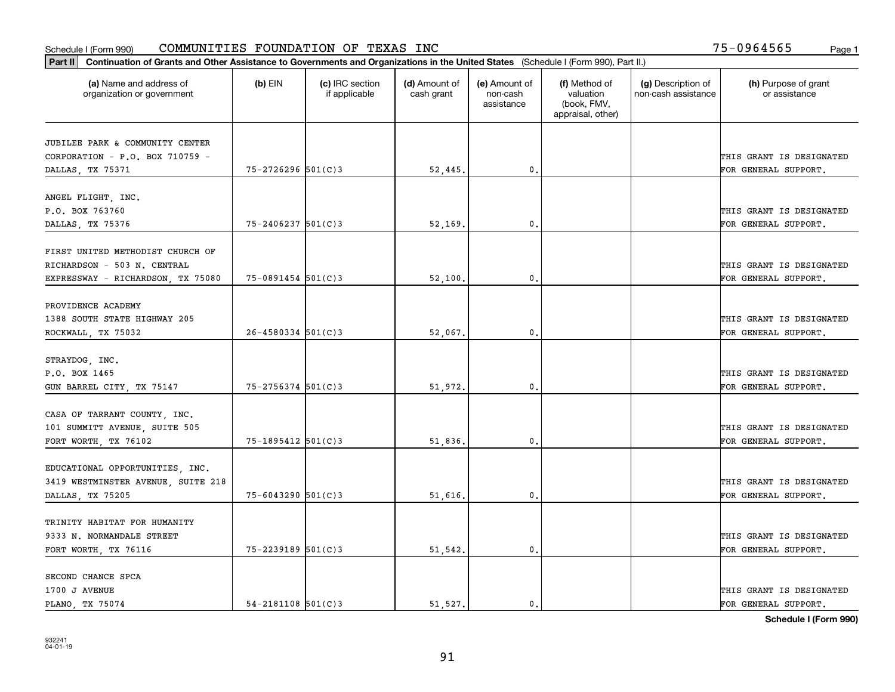Schedule I (Form 990) COMMUNITIES FOUNDATION OF TEXAS INC 75-0964565

**Part II Continuation of Grants and Other Assistance to Governments and Organizations in the United States** (Schedule I (Form 990), Part II.)

| (a) Name and address of organization or government | (b) EIN | (c) IRC section if applicable | (d) Amount of cash grant | (e) Amount of non-cash assistance | (f) Method of valuation (book, FMV, appraisal, other) | (g) Description of non-cash assistance | (h) Purpose of grant or assistance |
|---|---|---|---|---|---|---|---|
| JUBILEE PARK & COMMUNITY CENTER CORPORATION - P.O. BOX 710759 - DALLAS, TX 75371 | 75-2726296 | 501(C)3 | 52,445. | 0. | | | THIS GRANT IS DESIGNATED FOR GENERAL SUPPORT. |
| ANGEL FLIGHT, INC. P.O. BOX 763760 DALLAS, TX 75376 | 75-2406237 | 501(C)3 | 52,169. | 0. | | | THIS GRANT IS DESIGNATED FOR GENERAL SUPPORT. |
| FIRST UNITED METHODIST CHURCH OF RICHARDSON - 503 N. CENTRAL EXPRESSWAY - RICHARDSON, TX 75080 | 75-0891454 | 501(C)3 | 52,100. | 0. | | | THIS GRANT IS DESIGNATED FOR GENERAL SUPPORT. |
| PROVIDENCE ACADEMY 1388 SOUTH STATE HIGHWAY 205 ROCKWALL, TX 75032 | 26-4580334 | 501(C)3 | 52,067. | 0. | | | THIS GRANT IS DESIGNATED FOR GENERAL SUPPORT. |
| STRAYDOG, INC. P.O. BOX 1465 GUN BARREL CITY, TX 75147 | 75-2756374 | 501(C)3 | 51,972. | 0. | | | THIS GRANT IS DESIGNATED FOR GENERAL SUPPORT. |
| CASA OF TARRANT COUNTY, INC. 101 SUMMITT AVENUE, SUITE 505 FORT WORTH, TX 76102 | 75-1895412 | 501(C)3 | 51,836. | 0. | | | THIS GRANT IS DESIGNATED FOR GENERAL SUPPORT. |
| EDUCATIONAL OPPORTUNITIES, INC. 3419 WESTMINSTER AVENUE, SUITE 218 DALLAS, TX 75205 | 75-6043290 | 501(C)3 | 51,616. | 0. | | | THIS GRANT IS DESIGNATED FOR GENERAL SUPPORT. |
| TRINITY HABITAT FOR HUMANITY 9333 N. NORMANDALE STREET FORT WORTH, TX 76116 | 75-2239189 | 501(C)3 | 51,542. | 0. | | | THIS GRANT IS DESIGNATED FOR GENERAL SUPPORT. |
| SECOND CHANCE SPCA 1700 J AVENUE PLANO, TX 75074 | 54-2181108 | 501(C)3 | 51,527. | 0. | | | THIS GRANT IS DESIGNATED FOR GENERAL SUPPORT. |

**Schedule I (Form 990)**

932241
04-01-19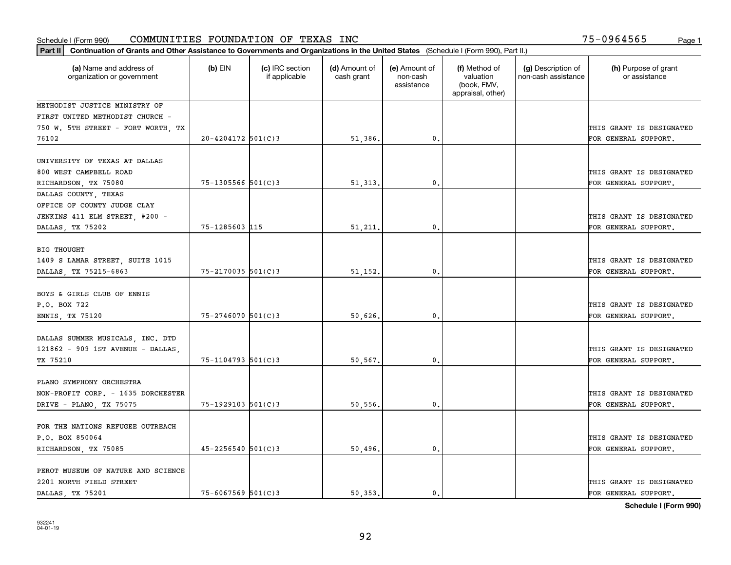Schedule I (Form 990) COMMUNITIES FOUNDATION OF TEXAS INC 75-0964565

**Part II** **Continuation of Grants and Other Assistance to Governments and Organizations in the United States** (Schedule I (Form 990), Part II.)

| (a) Name and address of organization or government | (b) EIN | (c) IRC section if applicable | (d) Amount of cash grant | (e) Amount of non-cash assistance | (f) Method of valuation (book, FMV, appraisal, other) | (g) Description of non-cash assistance | (h) Purpose of grant or assistance |
|---|---|---|---|---|---|---|---|
| METHODIST JUSTICE MINISTRY OF FIRST UNITED METHODIST CHURCH - 750 W. 5TH STREET - FORT WORTH, TX 76102 | 20-4204172 | 501(C)3 | 51,386. | 0. | | | THIS GRANT IS DESIGNATED FOR GENERAL SUPPORT. |
| UNIVERSITY OF TEXAS AT DALLAS 800 WEST CAMPBELL ROAD RICHARDSON, TX 75080 | 75-1305566 | 501(C)3 | 51,313. | 0. | | | THIS GRANT IS DESIGNATED FOR GENERAL SUPPORT. |
| DALLAS COUNTY, TEXAS OFFICE OF COUNTY JUDGE CLAY JENKINS 411 ELM STREET, #200 - DALLAS, TX 75202 | 75-1285603 | 115 | 51,211. | 0. | | | THIS GRANT IS DESIGNATED FOR GENERAL SUPPORT. |
| BIG THOUGHT 1409 S LAMAR STREET, SUITE 1015 DALLAS, TX 75215-6863 | 75-2170035 | 501(C)3 | 51,152. | 0. | | | THIS GRANT IS DESIGNATED FOR GENERAL SUPPORT. |
| BOYS & GIRLS CLUB OF ENNIS P.O. BOX 722 ENNIS, TX 75120 | 75-2746070 | 501(C)3 | 50,626. | 0. | | | THIS GRANT IS DESIGNATED FOR GENERAL SUPPORT. |
| DALLAS SUMMER MUSICALS, INC. DTD 121862 - 909 1ST AVENUE - DALLAS, TX 75210 | 75-1104793 | 501(C)3 | 50,567. | 0. | | | THIS GRANT IS DESIGNATED FOR GENERAL SUPPORT. |
| PLANO SYMPHONY ORCHESTRA NON-PROFIT CORP. - 1635 DORCHESTER DRIVE - PLANO, TX 75075 | 75-1929103 | 501(C)3 | 50,556. | 0. | | | THIS GRANT IS DESIGNATED FOR GENERAL SUPPORT. |
| FOR THE NATIONS REFUGEE OUTREACH P.O. BOX 850064 RICHARDSON, TX 75085 | 45-2256540 | 501(C)3 | 50,496. | 0. | | | THIS GRANT IS DESIGNATED FOR GENERAL SUPPORT. |
| PEROT MUSEUM OF NATURE AND SCIENCE 2201 NORTH FIELD STREET DALLAS, TX 75201 | 75-6067569 | 501(C)3 | 50,353. | 0. | | | THIS GRANT IS DESIGNATED FOR GENERAL SUPPORT. |

**Schedule I (Form 990)**

932241 04-01-19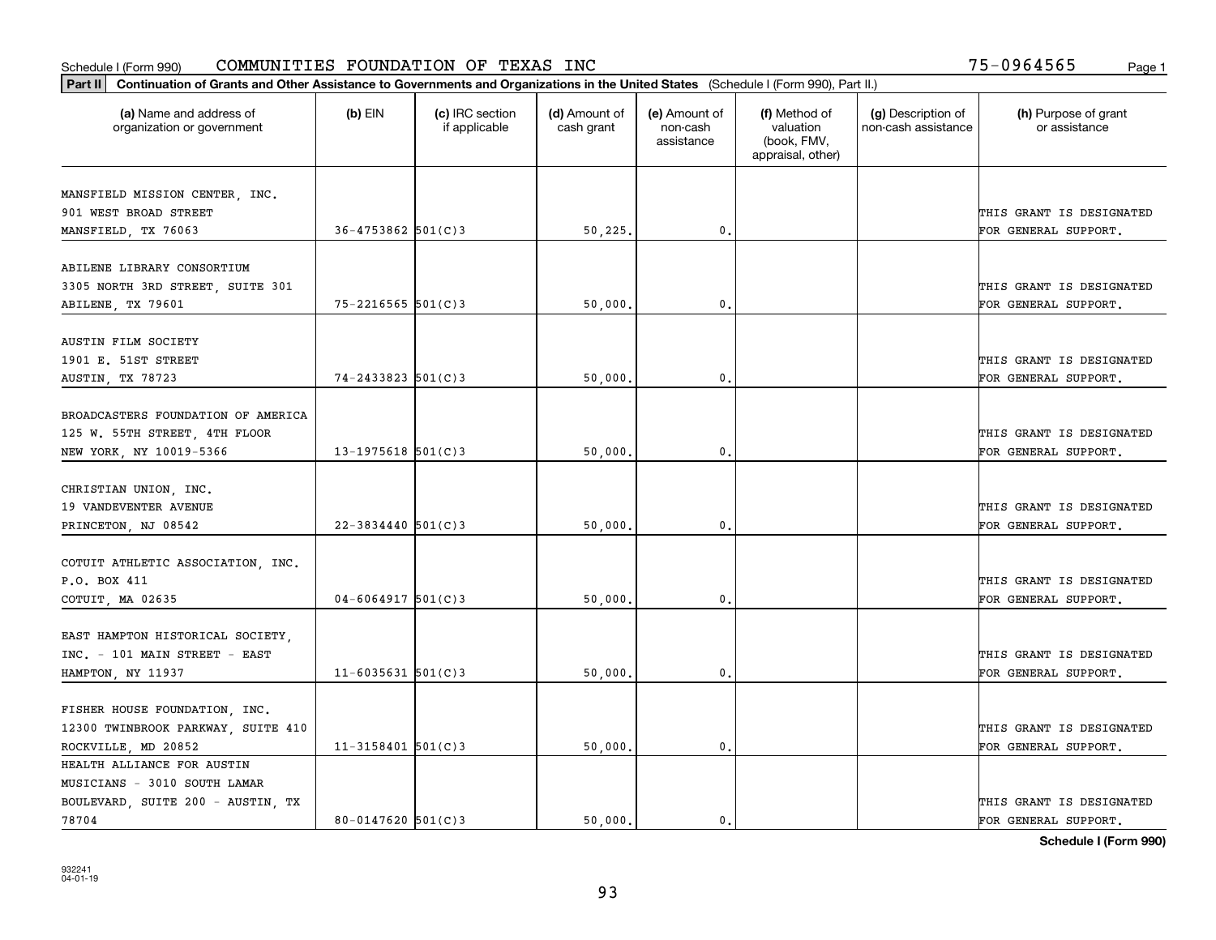Schedule I (Form 990) COMMUNITIES FOUNDATION OF TEXAS INC 75-0964565

**Part II** **Continuation of Grants and Other Assistance to Governments and Organizations in the United States** (Schedule I (Form 990), Part II.)

| (a) Name and address of organization or government | (b) EIN | (c) IRC section if applicable | (d) Amount of cash grant | (e) Amount of non-cash assistance | (f) Method of valuation (book, FMV, appraisal, other) | (g) Description of non-cash assistance | (h) Purpose of grant or assistance |
|---|---|---|---|---|---|---|---|
| MANSFIELD MISSION CENTER, INC. 901 WEST BROAD STREET MANSFIELD, TX 76063 | 36-4753862 | 501(C)3 | 50,225. | 0. | | | THIS GRANT IS DESIGNATED FOR GENERAL SUPPORT. |
| ABILENE LIBRARY CONSORTIUM 3305 NORTH 3RD STREET, SUITE 301 ABILENE, TX 79601 | 75-2216565 | 501(C)3 | 50,000. | 0. | | | THIS GRANT IS DESIGNATED FOR GENERAL SUPPORT. |
| AUSTIN FILM SOCIETY 1901 E. 51ST STREET AUSTIN, TX 78723 | 74-2433823 | 501(C)3 | 50,000. | 0. | | | THIS GRANT IS DESIGNATED FOR GENERAL SUPPORT. |
| BROADCASTERS FOUNDATION OF AMERICA 125 W. 55TH STREET, 4TH FLOOR NEW YORK, NY 10019-5366 | 13-1975618 | 501(C)3 | 50,000. | 0. | | | THIS GRANT IS DESIGNATED FOR GENERAL SUPPORT. |
| CHRISTIAN UNION, INC. 19 VANDEVENTER AVENUE PRINCETON, NJ 08542 | 22-3834440 | 501(C)3 | 50,000. | 0. | | | THIS GRANT IS DESIGNATED FOR GENERAL SUPPORT. |
| COTUIT ATHLETIC ASSOCIATION, INC. P.O. BOX 411 COTUIT, MA 02635 | 04-6064917 | 501(C)3 | 50,000. | 0. | | | THIS GRANT IS DESIGNATED FOR GENERAL SUPPORT. |
| EAST HAMPTON HISTORICAL SOCIETY, INC. - 101 MAIN STREET - EAST HAMPTON, NY 11937 | 11-6035631 | 501(C)3 | 50,000. | 0. | | | THIS GRANT IS DESIGNATED FOR GENERAL SUPPORT. |
| FISHER HOUSE FOUNDATION, INC. 12300 TWINBROOK PARKWAY, SUITE 410 ROCKVILLE, MD 20852 | 11-3158401 | 501(C)3 | 50,000. | 0. | | | THIS GRANT IS DESIGNATED FOR GENERAL SUPPORT. |
| HEALTH ALLIANCE FOR AUSTIN MUSICIANS - 3010 SOUTH LAMAR BOULEVARD, SUITE 200 - AUSTIN, TX 78704 | 80-0147620 | 501(C)3 | 50,000. | 0. | | | THIS GRANT IS DESIGNATED FOR GENERAL SUPPORT. |

**Schedule I (Form 990)**

932241 04-01-19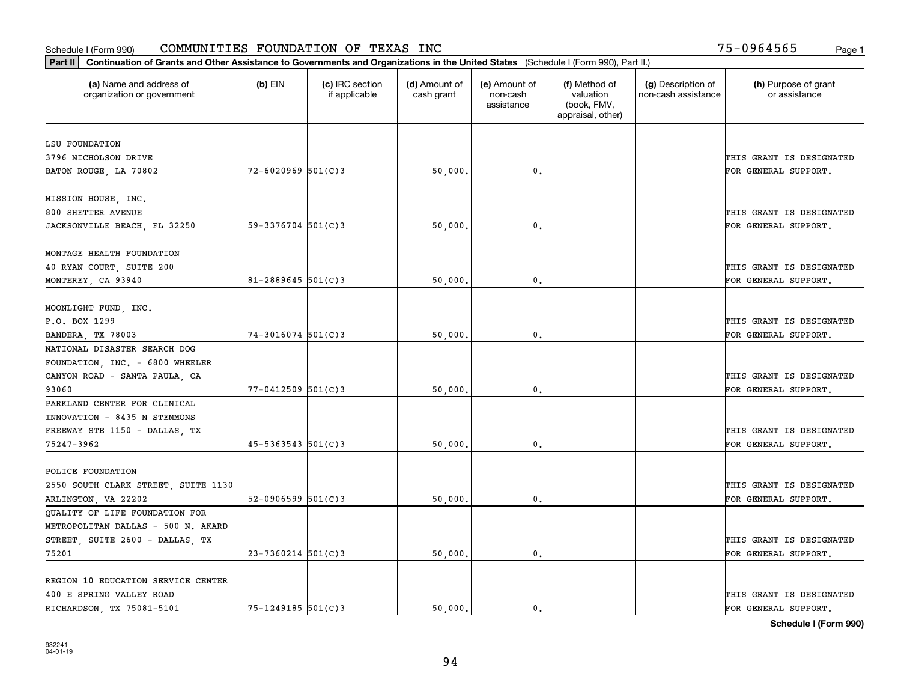Schedule I (Form 990) COMMUNITIES FOUNDATION OF TEXAS INC 75-0964565

**Part II Continuation of Grants and Other Assistance to Governments and Organizations in the United States** (Schedule I (Form 990), Part II.)

| (a) Name and address of organization or government | (b) EIN | (c) IRC section if applicable | (d) Amount of cash grant | (e) Amount of non-cash assistance | (f) Method of valuation (book, FMV, appraisal, other) | (g) Description of non-cash assistance | (h) Purpose of grant or assistance |
|---|---|---|---|---|---|---|---|
| LSU FOUNDATION 3796 NICHOLSON DRIVE BATON ROUGE, LA 70802 | 72-6020969 | 501(C)3 | 50,000. | 0. | | | THIS GRANT IS DESIGNATED FOR GENERAL SUPPORT. |
| MISSION HOUSE, INC. 800 SHETTER AVENUE JACKSONVILLE BEACH, FL 32250 | 59-3376704 | 501(C)3 | 50,000. | 0. | | | THIS GRANT IS DESIGNATED FOR GENERAL SUPPORT. |
| MONTAGE HEALTH FOUNDATION 40 RYAN COURT, SUITE 200 MONTEREY, CA 93940 | 81-2889645 | 501(C)3 | 50,000. | 0. | | | THIS GRANT IS DESIGNATED FOR GENERAL SUPPORT. |
| MOONLIGHT FUND, INC. P.O. BOX 1299 BANDERA, TX 78003 | 74-3016074 | 501(C)3 | 50,000. | 0. | | | THIS GRANT IS DESIGNATED FOR GENERAL SUPPORT. |
| NATIONAL DISASTER SEARCH DOG FOUNDATION, INC. - 6800 WHEELER CANYON ROAD - SANTA PAULA, CA 93060 | 77-0412509 | 501(C)3 | 50,000. | 0. | | | THIS GRANT IS DESIGNATED FOR GENERAL SUPPORT. |
| PARKLAND CENTER FOR CLINICAL INNOVATION - 8435 N STEMMONS FREEWAY STE 1150 - DALLAS, TX 75247-3962 | 45-5363543 | 501(C)3 | 50,000. | 0. | | | THIS GRANT IS DESIGNATED FOR GENERAL SUPPORT. |
| POLICE FOUNDATION 2550 SOUTH CLARK STREET, SUITE 1130 ARLINGTON, VA 22202 | 52-0906599 | 501(C)3 | 50,000. | 0. | | | THIS GRANT IS DESIGNATED FOR GENERAL SUPPORT. |
| QUALITY OF LIFE FOUNDATION FOR METROPOLITAN DALLAS - 500 N. AKARD STREET, SUITE 2600 - DALLAS, TX 75201 | 23-7360214 | 501(C)3 | 50,000. | 0. | | | THIS GRANT IS DESIGNATED FOR GENERAL SUPPORT. |
| REGION 10 EDUCATION SERVICE CENTER 400 E SPRING VALLEY ROAD RICHARDSON, TX 75081-5101 | 75-1249185 | 501(C)3 | 50,000. | 0. | | | THIS GRANT IS DESIGNATED FOR GENERAL SUPPORT. |

**Schedule I (Form 990)**

932241 04-01-19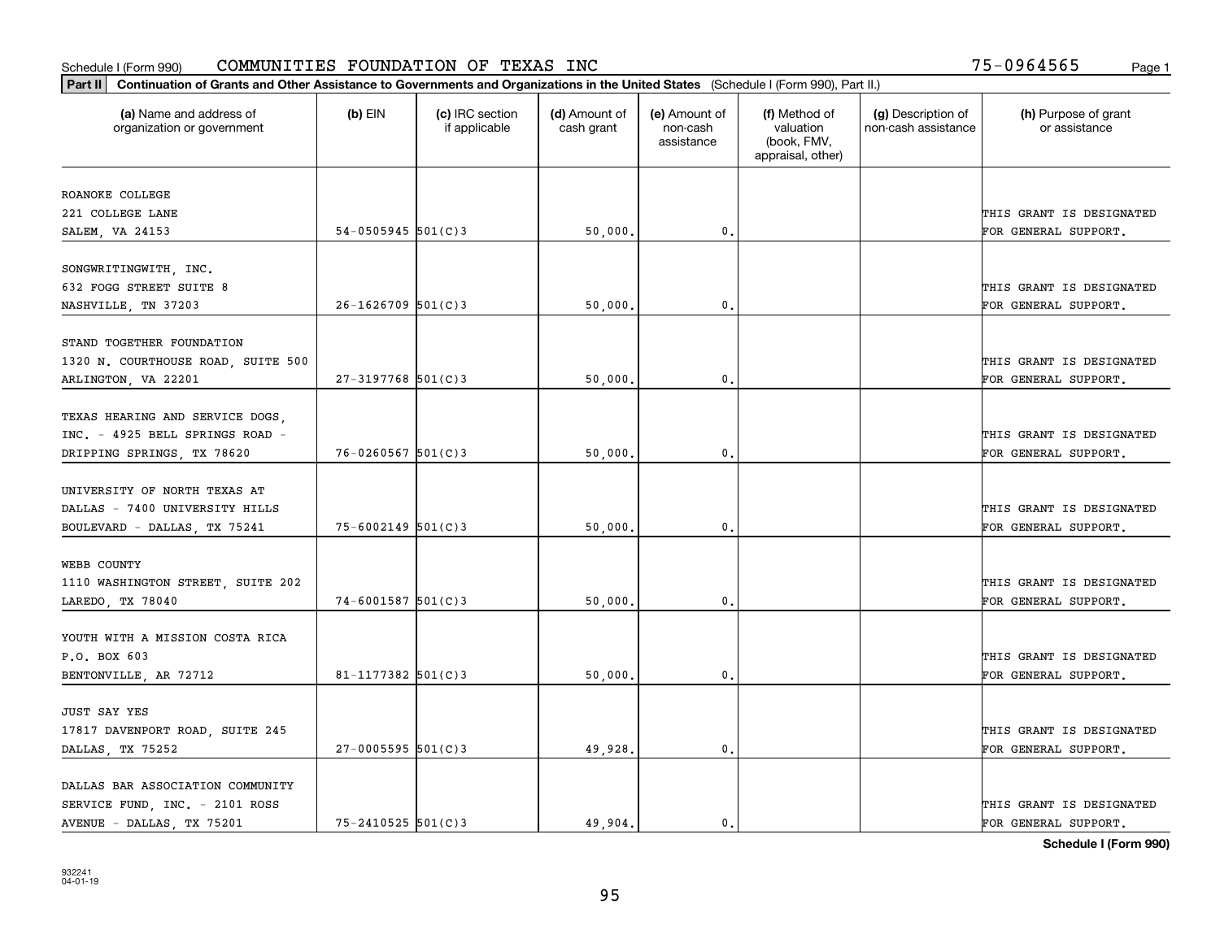Schedule I (Form 990) COMMUNITIES FOUNDATION OF TEXAS INC 75-0964565

**Part II** **Continuation of Grants and Other Assistance to Governments and Organizations in the United States** (Schedule I (Form 990), Part II.)

| (a) Name and address of organization or government | (b) EIN | (c) IRC section if applicable | (d) Amount of cash grant | (e) Amount of non-cash assistance | (f) Method of valuation (book, FMV, appraisal, other) | (g) Description of non-cash assistance | (h) Purpose of grant or assistance |
|---|---|---|---|---|---|---|---|
| ROANOKE COLLEGE<br>221 COLLEGE LANE<br>SALEM, VA 24153 | 54-0505945 | 501(C)3 | 50,000. | 0. | | | THIS GRANT IS DESIGNATED FOR GENERAL SUPPORT. |
| SONGWRITINGWITH, INC.<br>632 FOGG STREET SUITE 8<br>NASHVILLE, TN 37203 | 26-1626709 | 501(C)3 | 50,000. | 0. | | | THIS GRANT IS DESIGNATED FOR GENERAL SUPPORT. |
| STAND TOGETHER FOUNDATION<br>1320 N. COURTHOUSE ROAD, SUITE 500<br>ARLINGTON, VA 22201 | 27-3197768 | 501(C)3 | 50,000. | 0. | | | THIS GRANT IS DESIGNATED FOR GENERAL SUPPORT. |
| TEXAS HEARING AND SERVICE DOGS, INC. - 4925 BELL SPRINGS ROAD - DRIPPING SPRINGS, TX 78620 | 76-0260567 | 501(C)3 | 50,000. | 0. | | | THIS GRANT IS DESIGNATED FOR GENERAL SUPPORT. |
| UNIVERSITY OF NORTH TEXAS AT DALLAS - 7400 UNIVERSITY HILLS BOULEVARD - DALLAS, TX 75241 | 75-6002149 | 501(C)3 | 50,000. | 0. | | | THIS GRANT IS DESIGNATED FOR GENERAL SUPPORT. |
| WEBB COUNTY<br>1110 WASHINGTON STREET, SUITE 202<br>LAREDO, TX 78040 | 74-6001587 | 501(C)3 | 50,000. | 0. | | | THIS GRANT IS DESIGNATED FOR GENERAL SUPPORT. |
| YOUTH WITH A MISSION COSTA RICA<br>P.O. BOX 603<br>BENTONVILLE, AR 72712 | 81-1177382 | 501(C)3 | 50,000. | 0. | | | THIS GRANT IS DESIGNATED FOR GENERAL SUPPORT. |
| JUST SAY YES<br>17817 DAVENPORT ROAD, SUITE 245<br>DALLAS, TX 75252 | 27-0005595 | 501(C)3 | 49,928. | 0. | | | THIS GRANT IS DESIGNATED FOR GENERAL SUPPORT. |
| DALLAS BAR ASSOCIATION COMMUNITY SERVICE FUND, INC. - 2101 ROSS AVENUE - DALLAS, TX 75201 | 75-2410525 | 501(C)3 | 49,904. | 0. | | | THIS GRANT IS DESIGNATED FOR GENERAL SUPPORT. |

**Schedule I (Form 990)**

932241
04-01-19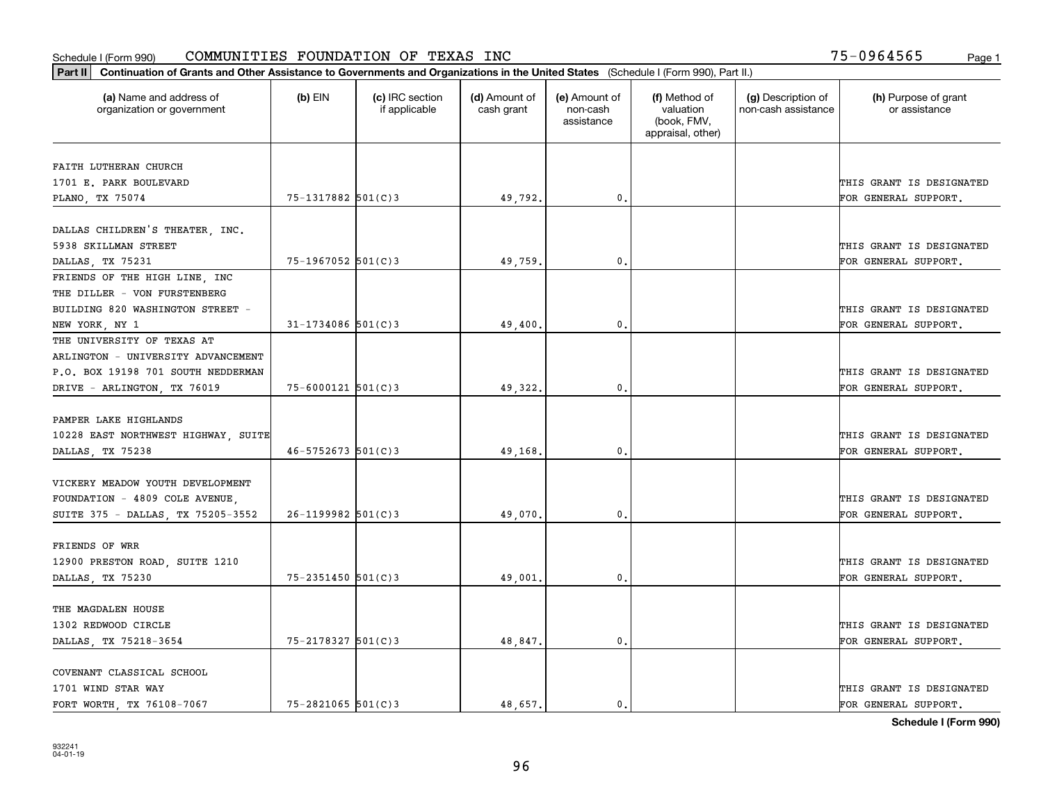Schedule I (Form 990) COMMUNITIES FOUNDATION OF TEXAS INC 75-0964565

**Part II** Continuation of Grants and Other Assistance to Governments and Organizations in the United States (Schedule I (Form 990), Part II.)

| (a) Name and address of organization or government | (b) EIN | (c) IRC section if applicable | (d) Amount of cash grant | (e) Amount of non-cash assistance | (f) Method of valuation (book, FMV, appraisal, other) | (g) Description of non-cash assistance | (h) Purpose of grant or assistance |
|---|---|---|---|---|---|---|---|
| FAITH LUTHERAN CHURCH 1701 E. PARK BOULEVARD PLANO, TX 75074 | 75-1317882 | 501(C)3 | 49,792. | 0. | | | THIS GRANT IS DESIGNATED FOR GENERAL SUPPORT. |
| DALLAS CHILDREN'S THEATER, INC. 5938 SKILLMAN STREET DALLAS, TX 75231 | 75-1967052 | 501(C)3 | 49,759. | 0. | | | THIS GRANT IS DESIGNATED FOR GENERAL SUPPORT. |
| FRIENDS OF THE HIGH LINE, INC THE DILLER - VON FURSTENBERG BUILDING 820 WASHINGTON STREET - NEW YORK, NY 1 | 31-1734086 | 501(C)3 | 49,400. | 0. | | | THIS GRANT IS DESIGNATED FOR GENERAL SUPPORT. |
| THE UNIVERSITY OF TEXAS AT ARLINGTON - UNIVERSITY ADVANCEMENT P.O. BOX 19198 701 SOUTH NEDDERMAN DRIVE - ARLINGTON, TX 76019 | 75-6000121 | 501(C)3 | 49,322. | 0. | | | THIS GRANT IS DESIGNATED FOR GENERAL SUPPORT. |
| PAMPER LAKE HIGHLANDS 10228 EAST NORTHWEST HIGHWAY, SUITE DALLAS, TX 75238 | 46-5752673 | 501(C)3 | 49,168. | 0. | | | THIS GRANT IS DESIGNATED FOR GENERAL SUPPORT. |
| VICKERY MEADOW YOUTH DEVELOPMENT FOUNDATION - 4809 COLE AVENUE, SUITE 375 - DALLAS, TX 75205-3552 | 26-1199982 | 501(C)3 | 49,070. | 0. | | | THIS GRANT IS DESIGNATED FOR GENERAL SUPPORT. |
| FRIENDS OF WRR 12900 PRESTON ROAD, SUITE 1210 DALLAS, TX 75230 | 75-2351450 | 501(C)3 | 49,001. | 0. | | | THIS GRANT IS DESIGNATED FOR GENERAL SUPPORT. |
| THE MAGDALEN HOUSE 1302 REDWOOD CIRCLE DALLAS, TX 75218-3654 | 75-2178327 | 501(C)3 | 48,847. | 0. | | | THIS GRANT IS DESIGNATED FOR GENERAL SUPPORT. |
| COVENANT CLASSICAL SCHOOL 1701 WIND STAR WAY FORT WORTH, TX 76108-7067 | 75-2821065 | 501(C)3 | 48,657. | 0. | | | THIS GRANT IS DESIGNATED FOR GENERAL SUPPORT. |

**Schedule I (Form 990)**

932241 04-01-19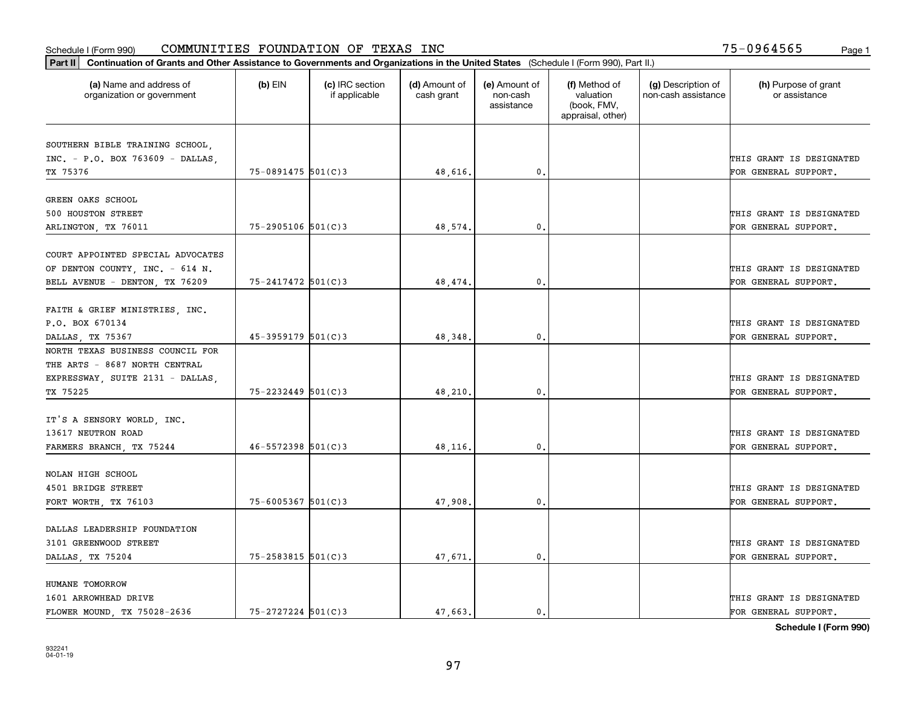Schedule I (Form 990) COMMUNITIES FOUNDATION OF TEXAS INC 75-0964565 Page 1

**Part II** Continuation of Grants and Other Assistance to Governments and Organizations in the United States (Schedule I (Form 990), Part II.)

| (a) Name and address of organization or government | (b) EIN | (c) IRC section if applicable | (d) Amount of cash grant | (e) Amount of non-cash assistance | (f) Method of valuation (book, FMV, appraisal, other) | (g) Description of non-cash assistance | (h) Purpose of grant or assistance |
|---|---|---|---|---|---|---|---|
| SOUTHERN BIBLE TRAINING SCHOOL, INC. - P.O. BOX 763609 - DALLAS, TX 75376 | 75-0891475 | 501(C)3 | 48,616. | 0. | | | THIS GRANT IS DESIGNATED FOR GENERAL SUPPORT. |
| GREEN OAKS SCHOOL 500 HOUSTON STREET ARLINGTON, TX 76011 | 75-2905106 | 501(C)3 | 48,574. | 0. | | | THIS GRANT IS DESIGNATED FOR GENERAL SUPPORT. |
| COURT APPOINTED SPECIAL ADVOCATES OF DENTON COUNTY, INC. - 614 N. BELL AVENUE - DENTON, TX 76209 | 75-2417472 | 501(C)3 | 48,474. | 0. | | | THIS GRANT IS DESIGNATED FOR GENERAL SUPPORT. |
| FAITH & GRIEF MINISTRIES, INC. P.O. BOX 670134 DALLAS, TX 75367 | 45-3959179 | 501(C)3 | 48,348. | 0. | | | THIS GRANT IS DESIGNATED FOR GENERAL SUPPORT. |
| NORTH TEXAS BUSINESS COUNCIL FOR THE ARTS - 8687 NORTH CENTRAL EXPRESSWAY, SUITE 2131 - DALLAS, TX 75225 | 75-2232449 | 501(C)3 | 48,210. | 0. | | | THIS GRANT IS DESIGNATED FOR GENERAL SUPPORT. |
| IT'S A SENSORY WORLD, INC. 13617 NEUTRON ROAD FARMERS BRANCH, TX 75244 | 46-5572398 | 501(C)3 | 48,116. | 0. | | | THIS GRANT IS DESIGNATED FOR GENERAL SUPPORT. |
| NOLAN HIGH SCHOOL 4501 BRIDGE STREET FORT WORTH, TX 76103 | 75-6005367 | 501(C)3 | 47,908. | 0. | | | THIS GRANT IS DESIGNATED FOR GENERAL SUPPORT. |
| DALLAS LEADERSHIP FOUNDATION 3101 GREENWOOD STREET DALLAS, TX 75204 | 75-2583815 | 501(C)3 | 47,671. | 0. | | | THIS GRANT IS DESIGNATED FOR GENERAL SUPPORT. |
| HUMANE TOMORROW 1601 ARROWHEAD DRIVE FLOWER MOUND, TX 75028-2636 | 75-2727224 | 501(C)3 | 47,663. | 0. | | | THIS GRANT IS DESIGNATED FOR GENERAL SUPPORT. |

**Schedule I (Form 990)**

932241 04-01-19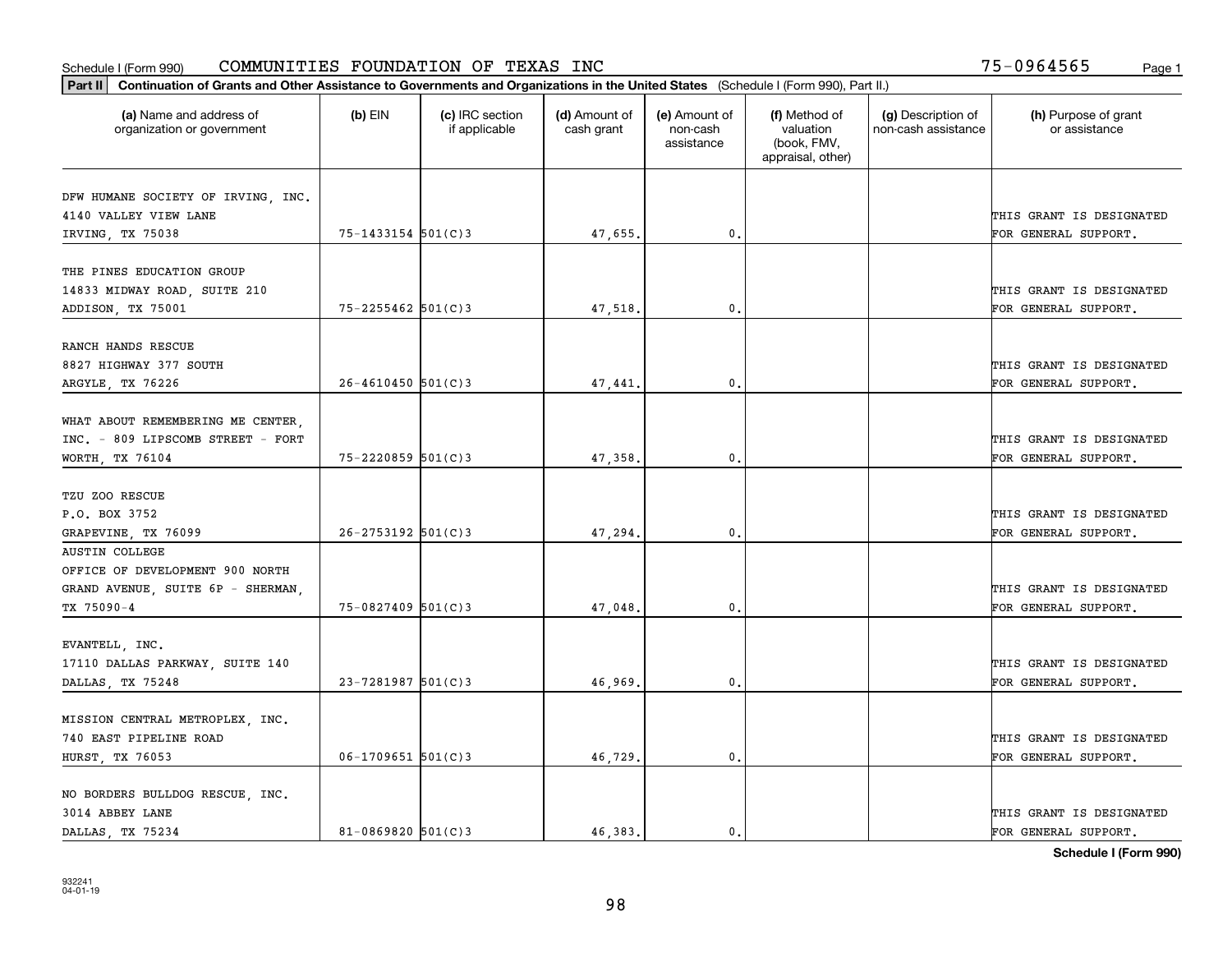Schedule I (Form 990) COMMUNITIES FOUNDATION OF TEXAS INC 75-0964565

**Part II** **Continuation of Grants and Other Assistance to Governments and Organizations in the United States** (Schedule I (Form 990), Part II.)

| (a) Name and address of organization or government | (b) EIN | (c) IRC section if applicable | (d) Amount of cash grant | (e) Amount of non-cash assistance | (f) Method of valuation (book, FMV, appraisal, other) | (g) Description of non-cash assistance | (h) Purpose of grant or assistance |
|---|---|---|---|---|---|---|---|
| DFW HUMANE SOCIETY OF IRVING, INC. 4140 VALLEY VIEW LANE IRVING, TX 75038 | 75-1433154 | 501(C)3 | 47,655. | 0. | | | THIS GRANT IS DESIGNATED FOR GENERAL SUPPORT. |
| THE PINES EDUCATION GROUP 14833 MIDWAY ROAD, SUITE 210 ADDISON, TX 75001 | 75-2255462 | 501(C)3 | 47,518. | 0. | | | THIS GRANT IS DESIGNATED FOR GENERAL SUPPORT. |
| RANCH HANDS RESCUE 8827 HIGHWAY 377 SOUTH ARGYLE, TX 76226 | 26-4610450 | 501(C)3 | 47,441. | 0. | | | THIS GRANT IS DESIGNATED FOR GENERAL SUPPORT. |
| WHAT ABOUT REMEMBERING ME CENTER, INC. - 809 LIPSCOMB STREET - FORT WORTH, TX 76104 | 75-2220859 | 501(C)3 | 47,358. | 0. | | | THIS GRANT IS DESIGNATED FOR GENERAL SUPPORT. |
| TZU ZOO RESCUE P.O. BOX 3752 GRAPEVINE, TX 76099 | 26-2753192 | 501(C)3 | 47,294. | 0. | | | THIS GRANT IS DESIGNATED FOR GENERAL SUPPORT. |
| AUSTIN COLLEGE OFFICE OF DEVELOPMENT 900 NORTH GRAND AVENUE, SUITE 6P - SHERMAN, TX 75090-4 | 75-0827409 | 501(C)3 | 47,048. | 0. | | | THIS GRANT IS DESIGNATED FOR GENERAL SUPPORT. |
| EVANTELL, INC. 17110 DALLAS PARKWAY, SUITE 140 DALLAS, TX 75248 | 23-7281987 | 501(C)3 | 46,969. | 0. | | | THIS GRANT IS DESIGNATED FOR GENERAL SUPPORT. |
| MISSION CENTRAL METROPLEX, INC. 740 EAST PIPELINE ROAD HURST, TX 76053 | 06-1709651 | 501(C)3 | 46,729. | 0. | | | THIS GRANT IS DESIGNATED FOR GENERAL SUPPORT. |
| NO BORDERS BULLDOG RESCUE, INC. 3014 ABBEY LANE DALLAS, TX 75234 | 81-0869820 | 501(C)3 | 46,383. | 0. | | | THIS GRANT IS DESIGNATED FOR GENERAL SUPPORT. |

**Schedule I (Form 990)**

932241 04-01-19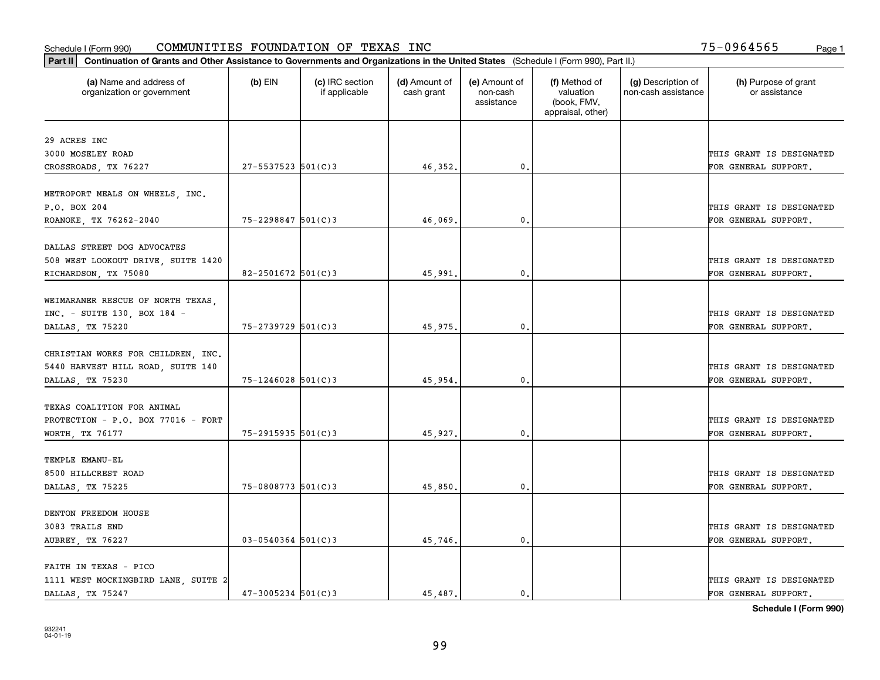Schedule I (Form 990) COMMUNITIES FOUNDATION OF TEXAS INC 75-0964565

**Part II** **Continuation of Grants and Other Assistance to Governments and Organizations in the United States** (Schedule I (Form 990), Part II.)

| (a) Name and address of organization or government | (b) EIN | (c) IRC section if applicable | (d) Amount of cash grant | (e) Amount of non-cash assistance | (f) Method of valuation (book, FMV, appraisal, other) | (g) Description of non-cash assistance | (h) Purpose of grant or assistance |
|---|---|---|---|---|---|---|---|
| 29 ACRES INC<br>3000 MOSELEY ROAD<br>CROSSROADS, TX 76227 | 27-5537523 | 501(C)3 | 46,352. | 0. | | | THIS GRANT IS DESIGNATED FOR GENERAL SUPPORT. |
| METROPORT MEALS ON WHEELS, INC.<br>P.O. BOX 204<br>ROANOKE, TX 76262-2040 | 75-2298847 | 501(C)3 | 46,069. | 0. | | | THIS GRANT IS DESIGNATED FOR GENERAL SUPPORT. |
| DALLAS STREET DOG ADVOCATES<br>508 WEST LOOKOUT DRIVE, SUITE 1420<br>RICHARDSON, TX 75080 | 82-2501672 | 501(C)3 | 45,991. | 0. | | | THIS GRANT IS DESIGNATED FOR GENERAL SUPPORT. |
| WEIMARANER RESCUE OF NORTH TEXAS, INC. - SUITE 130, BOX 184 -<br>DALLAS, TX 75220 | 75-2739729 | 501(C)3 | 45,975. | 0. | | | THIS GRANT IS DESIGNATED FOR GENERAL SUPPORT. |
| CHRISTIAN WORKS FOR CHILDREN, INC.<br>5440 HARVEST HILL ROAD, SUITE 140<br>DALLAS, TX 75230 | 75-1246028 | 501(C)3 | 45,954. | 0. | | | THIS GRANT IS DESIGNATED FOR GENERAL SUPPORT. |
| TEXAS COALITION FOR ANIMAL PROTECTION - P.O. BOX 77016 - FORT<br>WORTH, TX 76177 | 75-2915935 | 501(C)3 | 45,927. | 0. | | | THIS GRANT IS DESIGNATED FOR GENERAL SUPPORT. |
| TEMPLE EMANU-EL<br>8500 HILLCREST ROAD<br>DALLAS, TX 75225 | 75-0808773 | 501(C)3 | 45,850. | 0. | | | THIS GRANT IS DESIGNATED FOR GENERAL SUPPORT. |
| DENTON FREEDOM HOUSE<br>3083 TRAILS END<br>AUBREY, TX 76227 | 03-0540364 | 501(C)3 | 45,746. | 0. | | | THIS GRANT IS DESIGNATED FOR GENERAL SUPPORT. |
| FAITH IN TEXAS - PICO<br>1111 WEST MOCKINGBIRD LANE, SUITE 2<br>DALLAS, TX 75247 | 47-3005234 | 501(C)3 | 45,487. | 0. | | | THIS GRANT IS DESIGNATED FOR GENERAL SUPPORT. |

**Schedule I (Form 990)**

932241
04-01-19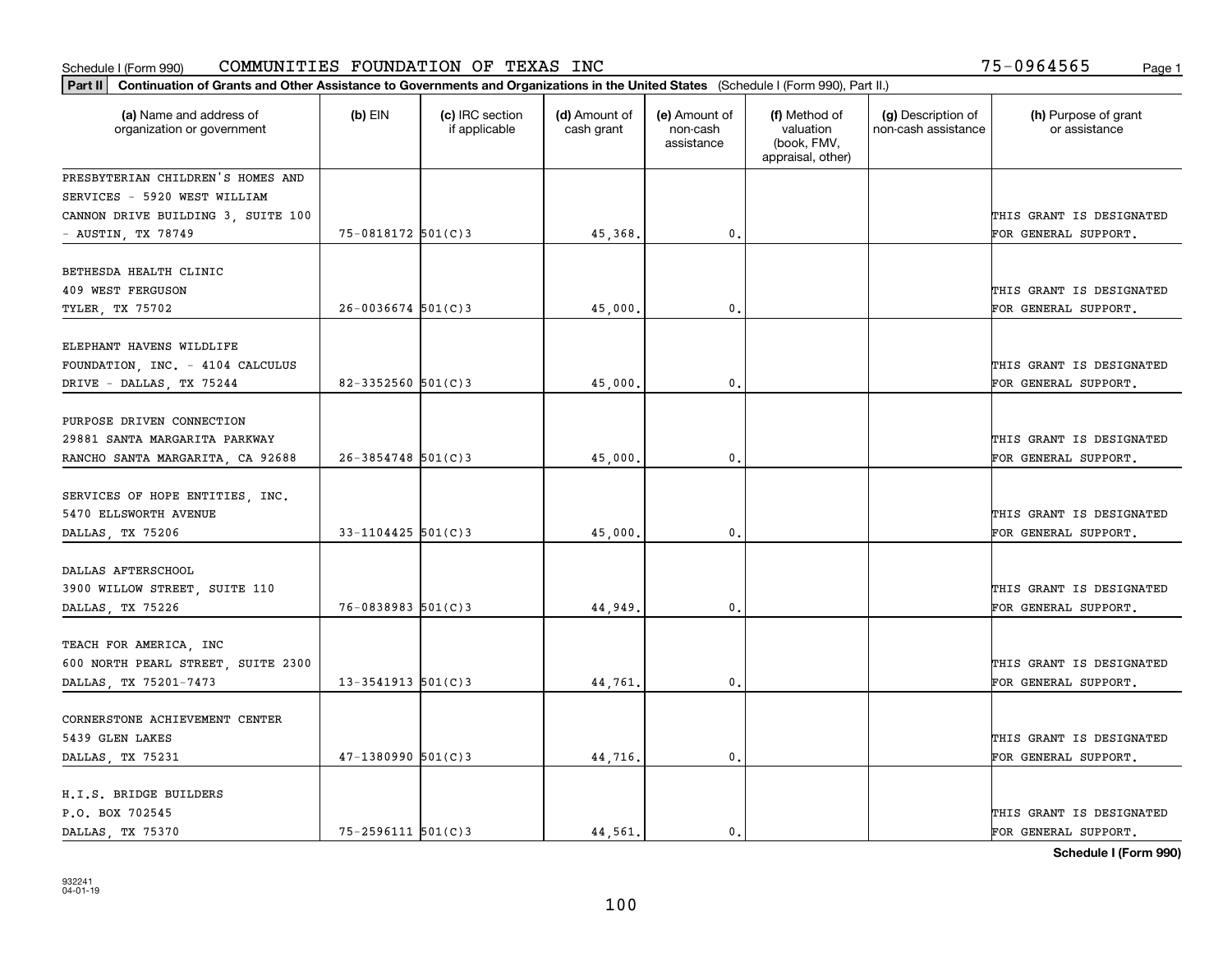Schedule I (Form 990) COMMUNITIES FOUNDATION OF TEXAS INC 75-0964565

**Part II** **Continuation of Grants and Other Assistance to Governments and Organizations in the United States** (Schedule I (Form 990), Part II.)

| (a) Name and address of organization or government | (b) EIN | (c) IRC section if applicable | (d) Amount of cash grant | (e) Amount of non-cash assistance | (f) Method of valuation (book, FMV, appraisal, other) | (g) Description of non-cash assistance | (h) Purpose of grant or assistance |
|---|---|---|---|---|---|---|---|
| PRESBYTERIAN CHILDREN'S HOMES AND SERVICES - 5920 WEST WILLIAM CANNON DRIVE BUILDING 3, SUITE 100 - AUSTIN, TX 78749 | 75-0818172 | 501(C)3 | 45,368. | 0. | | | THIS GRANT IS DESIGNATED FOR GENERAL SUPPORT. |
| BETHESDA HEALTH CLINIC 409 WEST FERGUSON TYLER, TX 75702 | 26-0036674 | 501(C)3 | 45,000. | 0. | | | THIS GRANT IS DESIGNATED FOR GENERAL SUPPORT. |
| ELEPHANT HAVENS WILDLIFE FOUNDATION, INC. - 4104 CALCULUS DRIVE - DALLAS, TX 75244 | 82-3352560 | 501(C)3 | 45,000. | 0. | | | THIS GRANT IS DESIGNATED FOR GENERAL SUPPORT. |
| PURPOSE DRIVEN CONNECTION 29881 SANTA MARGARITA PARKWAY RANCHO SANTA MARGARITA, CA 92688 | 26-3854748 | 501(C)3 | 45,000. | 0. | | | THIS GRANT IS DESIGNATED FOR GENERAL SUPPORT. |
| SERVICES OF HOPE ENTITIES, INC. 5470 ELLSWORTH AVENUE DALLAS, TX 75206 | 33-1104425 | 501(C)3 | 45,000. | 0. | | | THIS GRANT IS DESIGNATED FOR GENERAL SUPPORT. |
| DALLAS AFTERSCHOOL 3900 WILLOW STREET, SUITE 110 DALLAS, TX 75226 | 76-0838983 | 501(C)3 | 44,949. | 0. | | | THIS GRANT IS DESIGNATED FOR GENERAL SUPPORT. |
| TEACH FOR AMERICA, INC 600 NORTH PEARL STREET, SUITE 2300 DALLAS, TX 75201-7473 | 13-3541913 | 501(C)3 | 44,761. | 0. | | | THIS GRANT IS DESIGNATED FOR GENERAL SUPPORT. |
| CORNERSTONE ACHIEVEMENT CENTER 5439 GLEN LAKES DALLAS, TX 75231 | 47-1380990 | 501(C)3 | 44,716. | 0. | | | THIS GRANT IS DESIGNATED FOR GENERAL SUPPORT. |
| H.I.S. BRIDGE BUILDERS P.O. BOX 702545 DALLAS, TX 75370 | 75-2596111 | 501(C)3 | 44,561. | 0. | | | THIS GRANT IS DESIGNATED FOR GENERAL SUPPORT. |

**Schedule I (Form 990)**

932241
04-01-19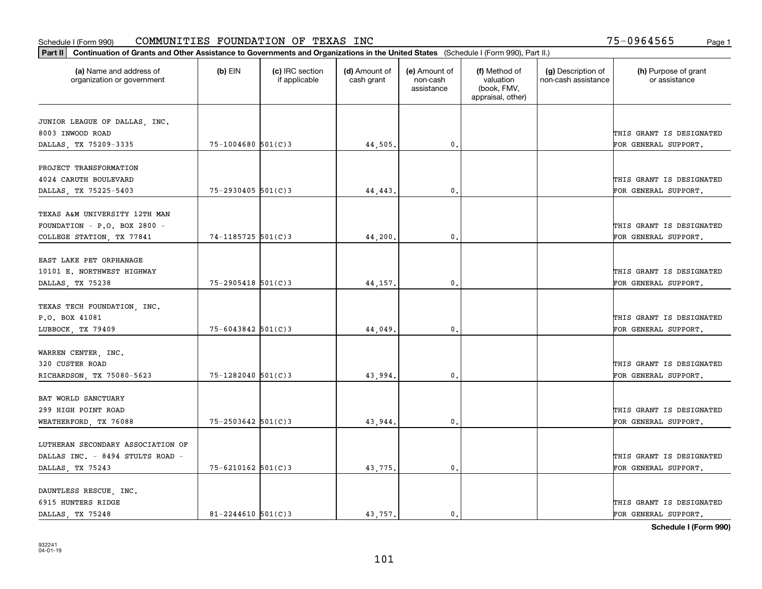Schedule I (Form 990) COMMUNITIES FOUNDATION OF TEXAS INC 75-0964565

**Part II** **Continuation of Grants and Other Assistance to Governments and Organizations in the United States** (Schedule I (Form 990), Part II.)

| (a) Name and address of organization or government | (b) EIN | (c) IRC section if applicable | (d) Amount of cash grant | (e) Amount of non-cash assistance | (f) Method of valuation (book, FMV, appraisal, other) | (g) Description of non-cash assistance | (h) Purpose of grant or assistance |
|---|---|---|---|---|---|---|---|
| JUNIOR LEAGUE OF DALLAS, INC. 8003 INWOOD ROAD DALLAS, TX 75209-3335 | 75-1004680 | 501(C)3 | 44,505. | 0. | | | THIS GRANT IS DESIGNATED FOR GENERAL SUPPORT. |
| PROJECT TRANSFORMATION 4024 CARUTH BOULEVARD DALLAS, TX 75225-5403 | 75-2930405 | 501(C)3 | 44,443. | 0. | | | THIS GRANT IS DESIGNATED FOR GENERAL SUPPORT. |
| TEXAS A&M UNIVERSITY 12TH MAN FOUNDATION - P.O. BOX 2800 - COLLEGE STATION, TX 77841 | 74-1185725 | 501(C)3 | 44,200. | 0. | | | THIS GRANT IS DESIGNATED FOR GENERAL SUPPORT. |
| EAST LAKE PET ORPHANAGE 10101 E. NORTHWEST HIGHWAY DALLAS, TX 75238 | 75-2905418 | 501(C)3 | 44,157. | 0. | | | THIS GRANT IS DESIGNATED FOR GENERAL SUPPORT. |
| TEXAS TECH FOUNDATION, INC. P.O. BOX 41081 LUBBOCK, TX 79409 | 75-6043842 | 501(C)3 | 44,049. | 0. | | | THIS GRANT IS DESIGNATED FOR GENERAL SUPPORT. |
| WARREN CENTER, INC. 320 CUSTER ROAD RICHARDSON, TX 75080-5623 | 75-1282040 | 501(C)3 | 43,994. | 0. | | | THIS GRANT IS DESIGNATED FOR GENERAL SUPPORT. |
| BAT WORLD SANCTUARY 299 HIGH POINT ROAD WEATHERFORD, TX 76088 | 75-2503642 | 501(C)3 | 43,944. | 0. | | | THIS GRANT IS DESIGNATED FOR GENERAL SUPPORT. |
| LUTHERAN SECONDARY ASSOCIATION OF DALLAS INC. - 8494 STULTS ROAD - DALLAS, TX 75243 | 75-6210162 | 501(C)3 | 43,775. | 0. | | | THIS GRANT IS DESIGNATED FOR GENERAL SUPPORT. |
| DAUNTLESS RESCUE, INC. 6915 HUNTERS RIDGE DALLAS, TX 75248 | 81-2244610 | 501(C)3 | 43,757. | 0. | | | THIS GRANT IS DESIGNATED FOR GENERAL SUPPORT. |

**Schedule I (Form 990)**

932241
04-01-19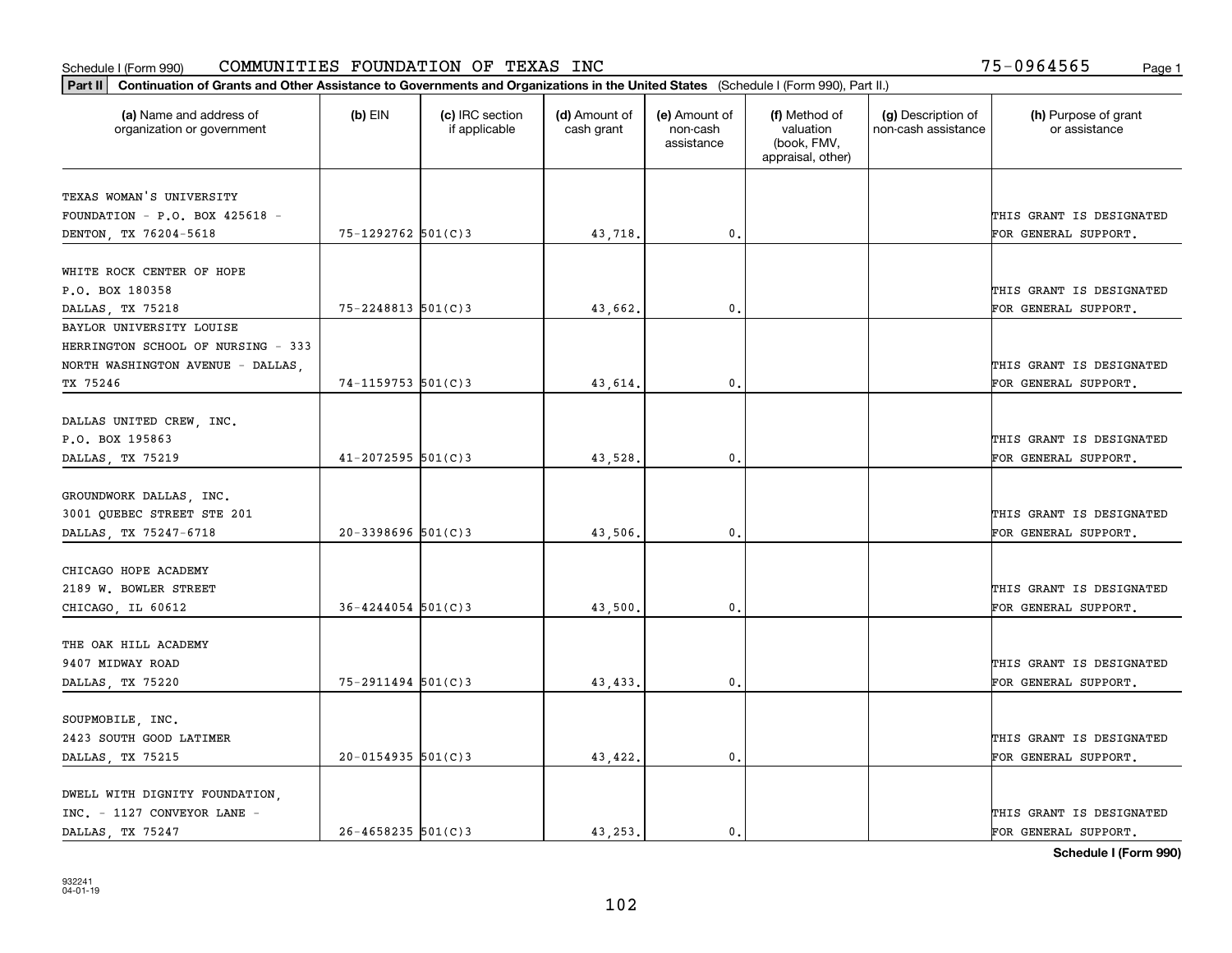Schedule I (Form 990) COMMUNITIES FOUNDATION OF TEXAS INC 75-0964565

**Part II Continuation of Grants and Other Assistance to Governments and Organizations in the United States** (Schedule I (Form 990), Part II.)

| (a) Name and address of organization or government | (b) EIN | (c) IRC section if applicable | (d) Amount of cash grant | (e) Amount of non-cash assistance | (f) Method of valuation (book, FMV, appraisal, other) | (g) Description of non-cash assistance | (h) Purpose of grant or assistance |
|---|---|---|---|---|---|---|---|
| TEXAS WOMAN'S UNIVERSITY FOUNDATION - P.O. BOX 425618 - DENTON, TX 76204-5618 | 75-1292762 | 501(C)3 | 43,718. | 0. | | | THIS GRANT IS DESIGNATED FOR GENERAL SUPPORT. |
| WHITE ROCK CENTER OF HOPE P.O. BOX 180358 DALLAS, TX 75218 | 75-2248813 | 501(C)3 | 43,662. | 0. | | | THIS GRANT IS DESIGNATED FOR GENERAL SUPPORT. |
| BAYLOR UNIVERSITY LOUISE HERRINGTON SCHOOL OF NURSING - 333 NORTH WASHINGTON AVENUE - DALLAS, TX 75246 | 74-1159753 | 501(C)3 | 43,614. | 0. | | | THIS GRANT IS DESIGNATED FOR GENERAL SUPPORT. |
| DALLAS UNITED CREW, INC. P.O. BOX 195863 DALLAS, TX 75219 | 41-2072595 | 501(C)3 | 43,528. | 0. | | | THIS GRANT IS DESIGNATED FOR GENERAL SUPPORT. |
| GROUNDWORK DALLAS, INC. 3001 QUEBEC STREET STE 201 DALLAS, TX 75247-6718 | 20-3398696 | 501(C)3 | 43,506. | 0. | | | THIS GRANT IS DESIGNATED FOR GENERAL SUPPORT. |
| CHICAGO HOPE ACADEMY 2189 W. BOWLER STREET CHICAGO, IL 60612 | 36-4244054 | 501(C)3 | 43,500. | 0. | | | THIS GRANT IS DESIGNATED FOR GENERAL SUPPORT. |
| THE OAK HILL ACADEMY 9407 MIDWAY ROAD DALLAS, TX 75220 | 75-2911494 | 501(C)3 | 43,433. | 0. | | | THIS GRANT IS DESIGNATED FOR GENERAL SUPPORT. |
| SOUPMOBILE, INC. 2423 SOUTH GOOD LATIMER DALLAS, TX 75215 | 20-0154935 | 501(C)3 | 43,422. | 0. | | | THIS GRANT IS DESIGNATED FOR GENERAL SUPPORT. |
| DWELL WITH DIGNITY FOUNDATION, INC. - 1127 CONVEYOR LANE - DALLAS, TX 75247 | 26-4658235 | 501(C)3 | 43,253. | 0. | | | THIS GRANT IS DESIGNATED FOR GENERAL SUPPORT. |

**Schedule I (Form 990)**

932241 04-01-19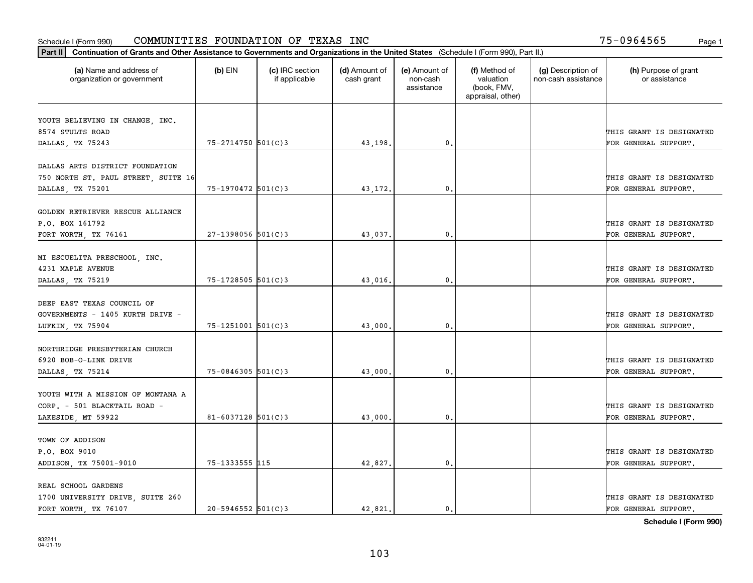Schedule I (Form 990) COMMUNITIES FOUNDATION OF TEXAS INC 75-0964565 Page 1

**Part II** **Continuation of Grants and Other Assistance to Governments and Organizations in the United States** (Schedule I (Form 990), Part II.)

| (a) Name and address of organization or government | (b) EIN | (c) IRC section if applicable | (d) Amount of cash grant | (e) Amount of non-cash assistance | (f) Method of valuation (book, FMV, appraisal, other) | (g) Description of non-cash assistance | (h) Purpose of grant or assistance |
|---|---|---|---|---|---|---|---|
| YOUTH BELIEVING IN CHANGE, INC. 8574 STULTS ROAD DALLAS, TX 75243 | 75-2714750 | 501(C)3 | 43,198. | 0. | | | THIS GRANT IS DESIGNATED FOR GENERAL SUPPORT. |
| DALLAS ARTS DISTRICT FOUNDATION 750 NORTH ST. PAUL STREET, SUITE 16 DALLAS, TX 75201 | 75-1970472 | 501(C)3 | 43,172. | 0. | | | THIS GRANT IS DESIGNATED FOR GENERAL SUPPORT. |
| GOLDEN RETRIEVER RESCUE ALLIANCE P.O. BOX 161792 FORT WORTH, TX 76161 | 27-1398056 | 501(C)3 | 43,037. | 0. | | | THIS GRANT IS DESIGNATED FOR GENERAL SUPPORT. |
| MI ESCUELITA PRESCHOOL, INC. 4231 MAPLE AVENUE DALLAS, TX 75219 | 75-1728505 | 501(C)3 | 43,016. | 0. | | | THIS GRANT IS DESIGNATED FOR GENERAL SUPPORT. |
| DEEP EAST TEXAS COUNCIL OF GOVERNMENTS - 1405 KURTH DRIVE - LUFKIN, TX 75904 | 75-1251001 | 501(C)3 | 43,000. | 0. | | | THIS GRANT IS DESIGNATED FOR GENERAL SUPPORT. |
| NORTHRIDGE PRESBYTERIAN CHURCH 6920 BOB-O-LINK DRIVE DALLAS, TX 75214 | 75-0846305 | 501(C)3 | 43,000. | 0. | | | THIS GRANT IS DESIGNATED FOR GENERAL SUPPORT. |
| YOUTH WITH A MISSION OF MONTANA A CORP. - 501 BLACKTAIL ROAD - LAKESIDE, MT 59922 | 81-6037128 | 501(C)3 | 43,000. | 0. | | | THIS GRANT IS DESIGNATED FOR GENERAL SUPPORT. |
| TOWN OF ADDISON P.O. BOX 9010 ADDISON, TX 75001-9010 | 75-1333555 | 115 | 42,827. | 0. | | | THIS GRANT IS DESIGNATED FOR GENERAL SUPPORT. |
| REAL SCHOOL GARDENS 1700 UNIVERSITY DRIVE, SUITE 260 FORT WORTH, TX 76107 | 20-5946552 | 501(C)3 | 42,821. | 0. | | | THIS GRANT IS DESIGNATED FOR GENERAL SUPPORT. |

**Schedule I (Form 990)**

932241 04-01-19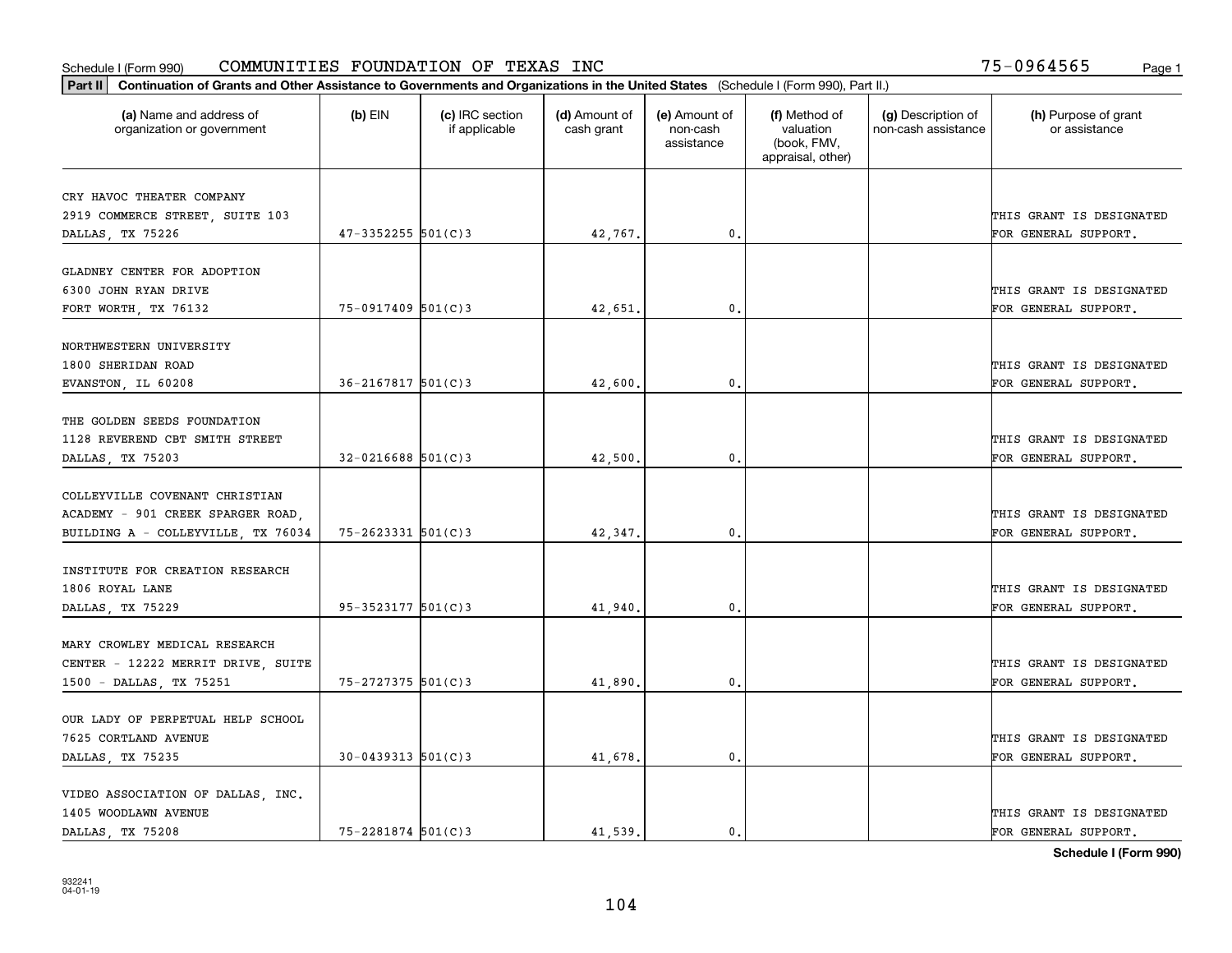Schedule I (Form 990) COMMUNITIES FOUNDATION OF TEXAS INC 75-0964565 Page 1

**Part II Continuation of Grants and Other Assistance to Governments and Organizations in the United States** (Schedule I (Form 990), Part II.)

| (a) Name and address of organization or government | (b) EIN | (c) IRC section if applicable | (d) Amount of cash grant | (e) Amount of non-cash assistance | (f) Method of valuation (book, FMV, appraisal, other) | (g) Description of non-cash assistance | (h) Purpose of grant or assistance |
|---|---|---|---|---|---|---|---|
| CRY HAVOC THEATER COMPANY 2919 COMMERCE STREET, SUITE 103 DALLAS, TX 75226 | 47-3352255 | 501(C)3 | 42,767. | 0. | | | THIS GRANT IS DESIGNATED FOR GENERAL SUPPORT. |
| GLADNEY CENTER FOR ADOPTION 6300 JOHN RYAN DRIVE FORT WORTH, TX 76132 | 75-0917409 | 501(C)3 | 42,651. | 0. | | | THIS GRANT IS DESIGNATED FOR GENERAL SUPPORT. |
| NORTHWESTERN UNIVERSITY 1800 SHERIDAN ROAD EVANSTON, IL 60208 | 36-2167817 | 501(C)3 | 42,600. | 0. | | | THIS GRANT IS DESIGNATED FOR GENERAL SUPPORT. |
| THE GOLDEN SEEDS FOUNDATION 1128 REVEREND CBT SMITH STREET DALLAS, TX 75203 | 32-0216688 | 501(C)3 | 42,500. | 0. | | | THIS GRANT IS DESIGNATED FOR GENERAL SUPPORT. |
| COLLEYVILLE COVENANT CHRISTIAN ACADEMY - 901 CREEK SPARGER ROAD, BUILDING A - COLLEYVILLE, TX 76034 | 75-2623331 | 501(C)3 | 42,347. | 0. | | | THIS GRANT IS DESIGNATED FOR GENERAL SUPPORT. |
| INSTITUTE FOR CREATION RESEARCH 1806 ROYAL LANE DALLAS, TX 75229 | 95-3523177 | 501(C)3 | 41,940. | 0. | | | THIS GRANT IS DESIGNATED FOR GENERAL SUPPORT. |
| MARY CROWLEY MEDICAL RESEARCH CENTER - 12222 MERRIT DRIVE, SUITE 1500 - DALLAS, TX 75251 | 75-2727375 | 501(C)3 | 41,890. | 0. | | | THIS GRANT IS DESIGNATED FOR GENERAL SUPPORT. |
| OUR LADY OF PERPETUAL HELP SCHOOL 7625 CORTLAND AVENUE DALLAS, TX 75235 | 30-0439313 | 501(C)3 | 41,678. | 0. | | | THIS GRANT IS DESIGNATED FOR GENERAL SUPPORT. |
| VIDEO ASSOCIATION OF DALLAS, INC. 1405 WOODLAWN AVENUE DALLAS, TX 75208 | 75-2281874 | 501(C)3 | 41,539. | 0. | | | THIS GRANT IS DESIGNATED FOR GENERAL SUPPORT. |

**Schedule I (Form 990)**

932241 04-01-19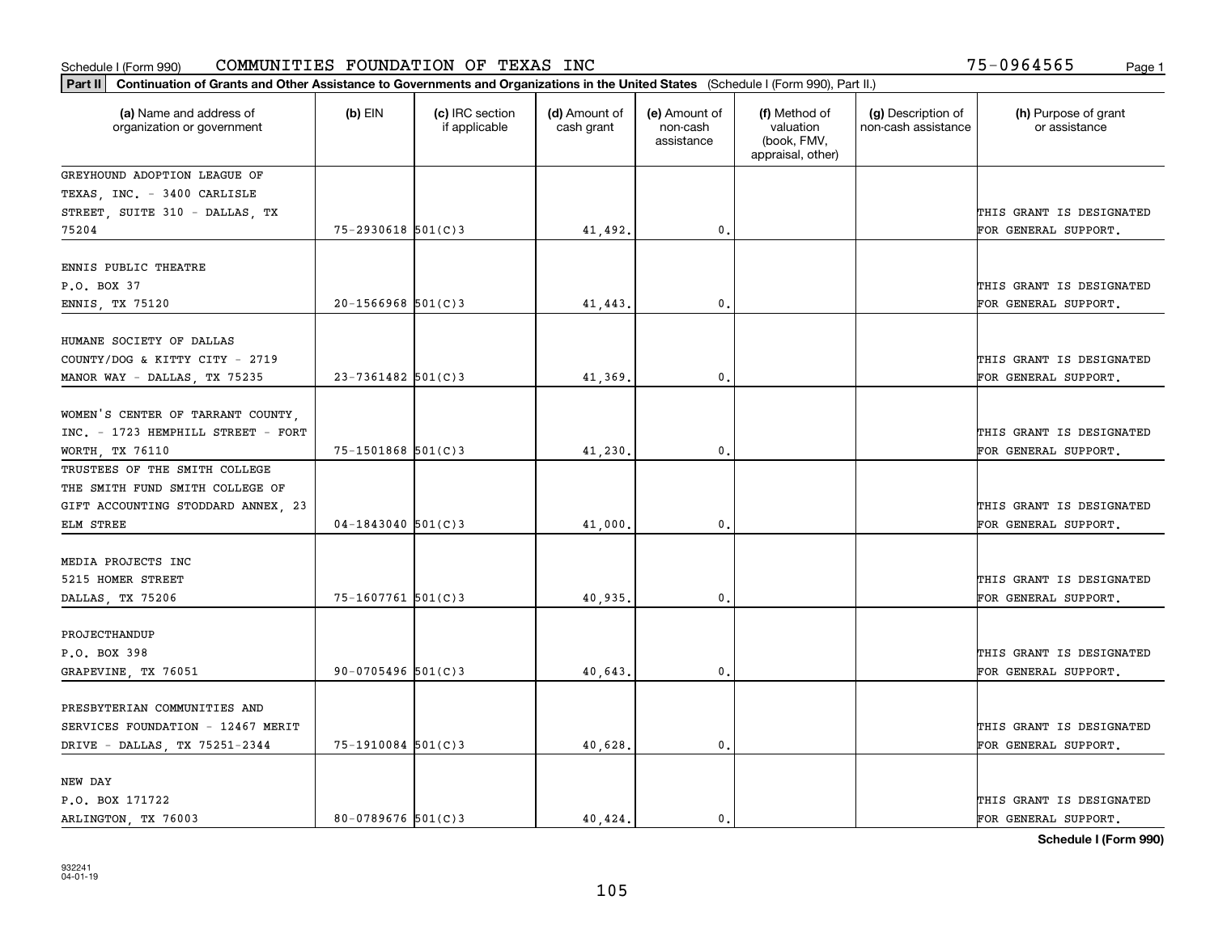Schedule I (Form 990) COMMUNITIES FOUNDATION OF TEXAS INC 75-0964565

**Part II** **Continuation of Grants and Other Assistance to Governments and Organizations in the United States** (Schedule I (Form 990), Part II.)

| (a) Name and address of organization or government | (b) EIN | (c) IRC section if applicable | (d) Amount of cash grant | (e) Amount of non-cash assistance | (f) Method of valuation (book, FMV, appraisal, other) | (g) Description of non-cash assistance | (h) Purpose of grant or assistance |
|---|---|---|---|---|---|---|---|
| GREYHOUND ADOPTION LEAGUE OF TEXAS, INC. - 3400 CARLISLE STREET, SUITE 310 - DALLAS, TX 75204 | 75-2930618 | 501(C)3 | 41,492. | 0. | | | THIS GRANT IS DESIGNATED FOR GENERAL SUPPORT. |
| ENNIS PUBLIC THEATRE P.O. BOX 37 ENNIS, TX 75120 | 20-1566968 | 501(C)3 | 41,443. | 0. | | | THIS GRANT IS DESIGNATED FOR GENERAL SUPPORT. |
| HUMANE SOCIETY OF DALLAS COUNTY/DOG & KITTY CITY - 2719 MANOR WAY - DALLAS, TX 75235 | 23-7361482 | 501(C)3 | 41,369. | 0. | | | THIS GRANT IS DESIGNATED FOR GENERAL SUPPORT. |
| WOMEN'S CENTER OF TARRANT COUNTY, INC. - 1723 HEMPHILL STREET - FORT WORTH, TX 76110 | 75-1501868 | 501(C)3 | 41,230. | 0. | | | THIS GRANT IS DESIGNATED FOR GENERAL SUPPORT. |
| TRUSTEES OF THE SMITH COLLEGE THE SMITH FUND SMITH COLLEGE OF GIFT ACCOUNTING STODDARD ANNEX, 23 ELM STREE | 04-1843040 | 501(C)3 | 41,000. | 0. | | | THIS GRANT IS DESIGNATED FOR GENERAL SUPPORT. |
| MEDIA PROJECTS INC 5215 HOMER STREET DALLAS, TX 75206 | 75-1607761 | 501(C)3 | 40,935. | 0. | | | THIS GRANT IS DESIGNATED FOR GENERAL SUPPORT. |
| PROJECTHANDUP P.O. BOX 398 GRAPEVINE, TX 76051 | 90-0705496 | 501(C)3 | 40,643. | 0. | | | THIS GRANT IS DESIGNATED FOR GENERAL SUPPORT. |
| PRESBYTERIAN COMMUNITIES AND SERVICES FOUNDATION - 12467 MERIT DRIVE - DALLAS, TX 75251-2344 | 75-1910084 | 501(C)3 | 40,628. | 0. | | | THIS GRANT IS DESIGNATED FOR GENERAL SUPPORT. |
| NEW DAY P.O. BOX 171722 ARLINGTON, TX 76003 | 80-0789676 | 501(C)3 | 40,424. | 0. | | | THIS GRANT IS DESIGNATED FOR GENERAL SUPPORT. |

**Schedule I (Form 990)**

932241
04-01-19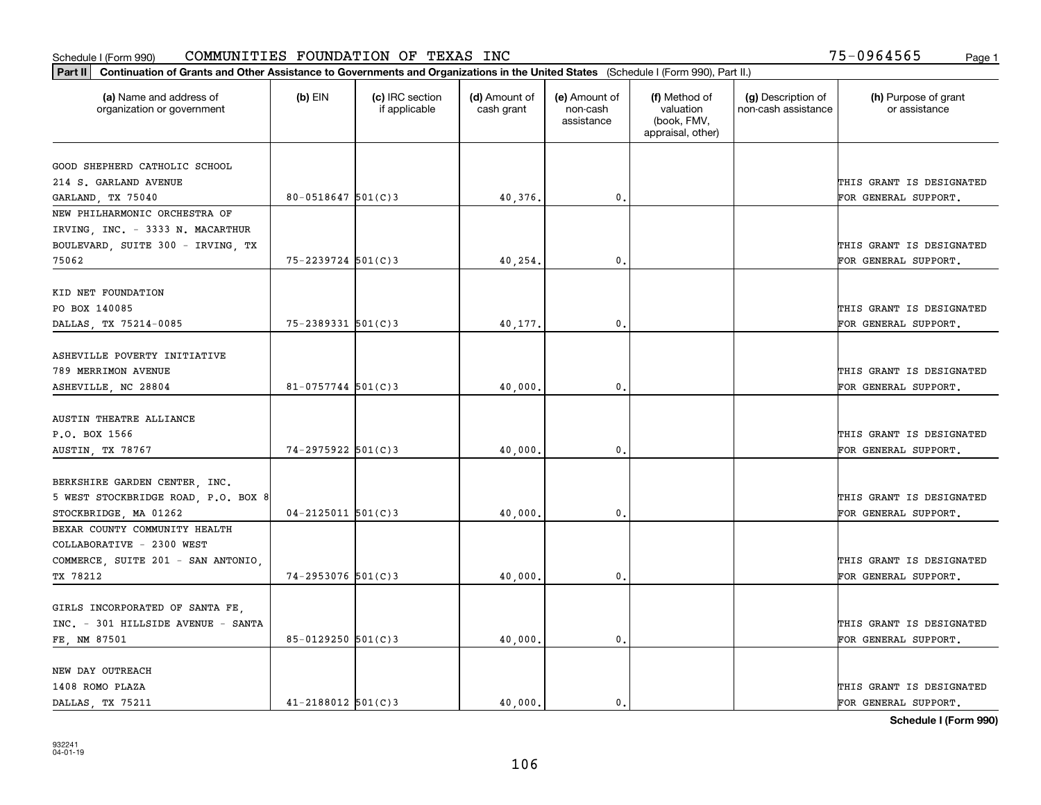Schedule I (Form 990) COMMUNITIES FOUNDATION OF TEXAS INC 75-0964565

**Part II** **Continuation of Grants and Other Assistance to Governments and Organizations in the United States** (Schedule I (Form 990), Part II.)

| (a) Name and address of organization or government | (b) EIN | (c) IRC section if applicable | (d) Amount of cash grant | (e) Amount of non-cash assistance | (f) Method of valuation (book, FMV, appraisal, other) | (g) Description of non-cash assistance | (h) Purpose of grant or assistance |
|---|---|---|---|---|---|---|---|
| GOOD SHEPHERD CATHOLIC SCHOOL 214 S. GARLAND AVENUE GARLAND, TX 75040 | 80-0518647 | 501(C)3 | 40,376. | 0. | | | THIS GRANT IS DESIGNATED FOR GENERAL SUPPORT. |
| NEW PHILHARMONIC ORCHESTRA OF IRVING, INC. - 3333 N. MACARTHUR BOULEVARD, SUITE 300 - IRVING, TX 75062 | 75-2239724 | 501(C)3 | 40,254. | 0. | | | THIS GRANT IS DESIGNATED FOR GENERAL SUPPORT. |
| KID NET FOUNDATION PO BOX 140085 DALLAS, TX 75214-0085 | 75-2389331 | 501(C)3 | 40,177. | 0. | | | THIS GRANT IS DESIGNATED FOR GENERAL SUPPORT. |
| ASHEVILLE POVERTY INITIATIVE 789 MERRIMON AVENUE ASHEVILLE, NC 28804 | 81-0757744 | 501(C)3 | 40,000. | 0. | | | THIS GRANT IS DESIGNATED FOR GENERAL SUPPORT. |
| AUSTIN THEATRE ALLIANCE P.O. BOX 1566 AUSTIN, TX 78767 | 74-2975922 | 501(C)3 | 40,000. | 0. | | | THIS GRANT IS DESIGNATED FOR GENERAL SUPPORT. |
| BERKSHIRE GARDEN CENTER, INC. 5 WEST STOCKBRIDGE ROAD, P.O. BOX 8 STOCKBRIDGE, MA 01262 | 04-2125011 | 501(C)3 | 40,000. | 0. | | | THIS GRANT IS DESIGNATED FOR GENERAL SUPPORT. |
| BEXAR COUNTY COMMUNITY HEALTH COLLABORATIVE - 2300 WEST COMMERCE, SUITE 201 - SAN ANTONIO, TX 78212 | 74-2953076 | 501(C)3 | 40,000. | 0. | | | THIS GRANT IS DESIGNATED FOR GENERAL SUPPORT. |
| GIRLS INCORPORATED OF SANTA FE, INC. - 301 HILLSIDE AVENUE - SANTA FE, NM 87501 | 85-0129250 | 501(C)3 | 40,000. | 0. | | | THIS GRANT IS DESIGNATED FOR GENERAL SUPPORT. |
| NEW DAY OUTREACH 1408 ROMO PLAZA DALLAS, TX 75211 | 41-2188012 | 501(C)3 | 40,000. | 0. | | | THIS GRANT IS DESIGNATED FOR GENERAL SUPPORT. |

**Schedule I (Form 990)**

932241
04-01-19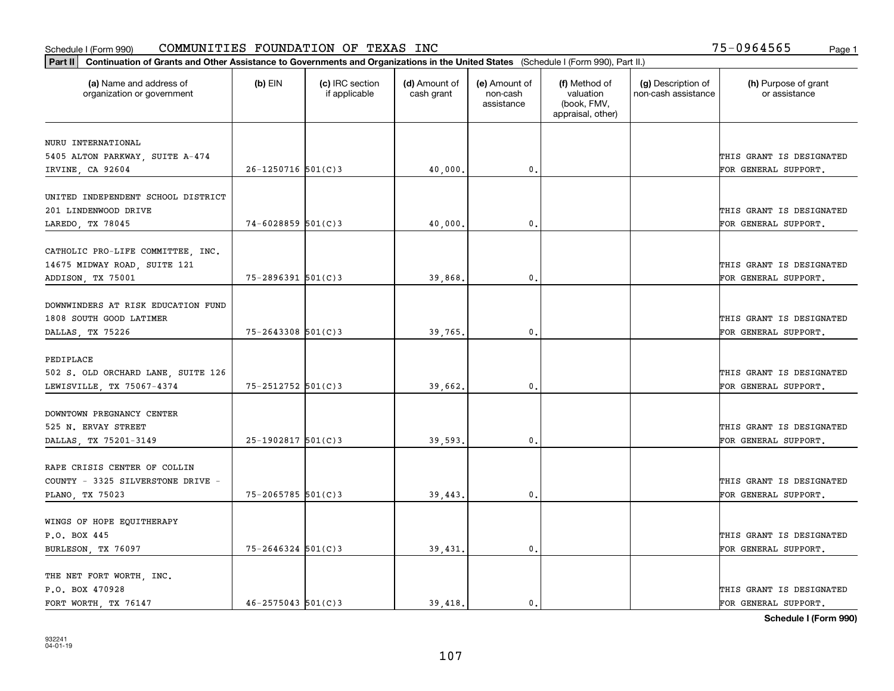Schedule I (Form 990) COMMUNITIES FOUNDATION OF TEXAS INC 75-0964565

**Part II** **Continuation of Grants and Other Assistance to Governments and Organizations in the United States** (Schedule I (Form 990), Part II.)

| (a) Name and address of organization or government | (b) EIN | (c) IRC section if applicable | (d) Amount of cash grant | (e) Amount of non-cash assistance | (f) Method of valuation (book, FMV, appraisal, other) | (g) Description of non-cash assistance | (h) Purpose of grant or assistance |
|---|---|---|---|---|---|---|---|
| NURU INTERNATIONAL<br>5405 ALTON PARKWAY, SUITE A-474<br>IRVINE, CA 92604 | 26-1250716 | 501(C)3 | 40,000. | 0. | | | THIS GRANT IS DESIGNATED FOR GENERAL SUPPORT. |
| UNITED INDEPENDENT SCHOOL DISTRICT<br>201 LINDENWOOD DRIVE<br>LAREDO, TX 78045 | 74-6028859 | 501(C)3 | 40,000. | 0. | | | THIS GRANT IS DESIGNATED FOR GENERAL SUPPORT. |
| CATHOLIC PRO-LIFE COMMITTEE, INC.<br>14675 MIDWAY ROAD, SUITE 121<br>ADDISON, TX 75001 | 75-2896391 | 501(C)3 | 39,868. | 0. | | | THIS GRANT IS DESIGNATED FOR GENERAL SUPPORT. |
| DOWNWINDERS AT RISK EDUCATION FUND<br>1808 SOUTH GOOD LATIMER<br>DALLAS, TX 75226 | 75-2643308 | 501(C)3 | 39,765. | 0. | | | THIS GRANT IS DESIGNATED FOR GENERAL SUPPORT. |
| PEDIPLACE<br>502 S. OLD ORCHARD LANE, SUITE 126<br>LEWISVILLE, TX 75067-4374 | 75-2512752 | 501(C)3 | 39,662. | 0. | | | THIS GRANT IS DESIGNATED FOR GENERAL SUPPORT. |
| DOWNTOWN PREGNANCY CENTER<br>525 N. ERVAY STREET<br>DALLAS, TX 75201-3149 | 25-1902817 | 501(C)3 | 39,593. | 0. | | | THIS GRANT IS DESIGNATED FOR GENERAL SUPPORT. |
| RAPE CRISIS CENTER OF COLLIN<br>COUNTY - 3325 SILVERSTONE DRIVE -<br>PLANO, TX 75023 | 75-2065785 | 501(C)3 | 39,443. | 0. | | | THIS GRANT IS DESIGNATED FOR GENERAL SUPPORT. |
| WINGS OF HOPE EQUITHERAPY<br>P.O. BOX 445<br>BURLESON, TX 76097 | 75-2646324 | 501(C)3 | 39,431. | 0. | | | THIS GRANT IS DESIGNATED FOR GENERAL SUPPORT. |
| THE NET FORT WORTH, INC.<br>P.O. BOX 470928<br>FORT WORTH, TX 76147 | 46-2575043 | 501(C)3 | 39,418. | 0. | | | THIS GRANT IS DESIGNATED FOR GENERAL SUPPORT. |

**Schedule I (Form 990)**

932241
04-01-19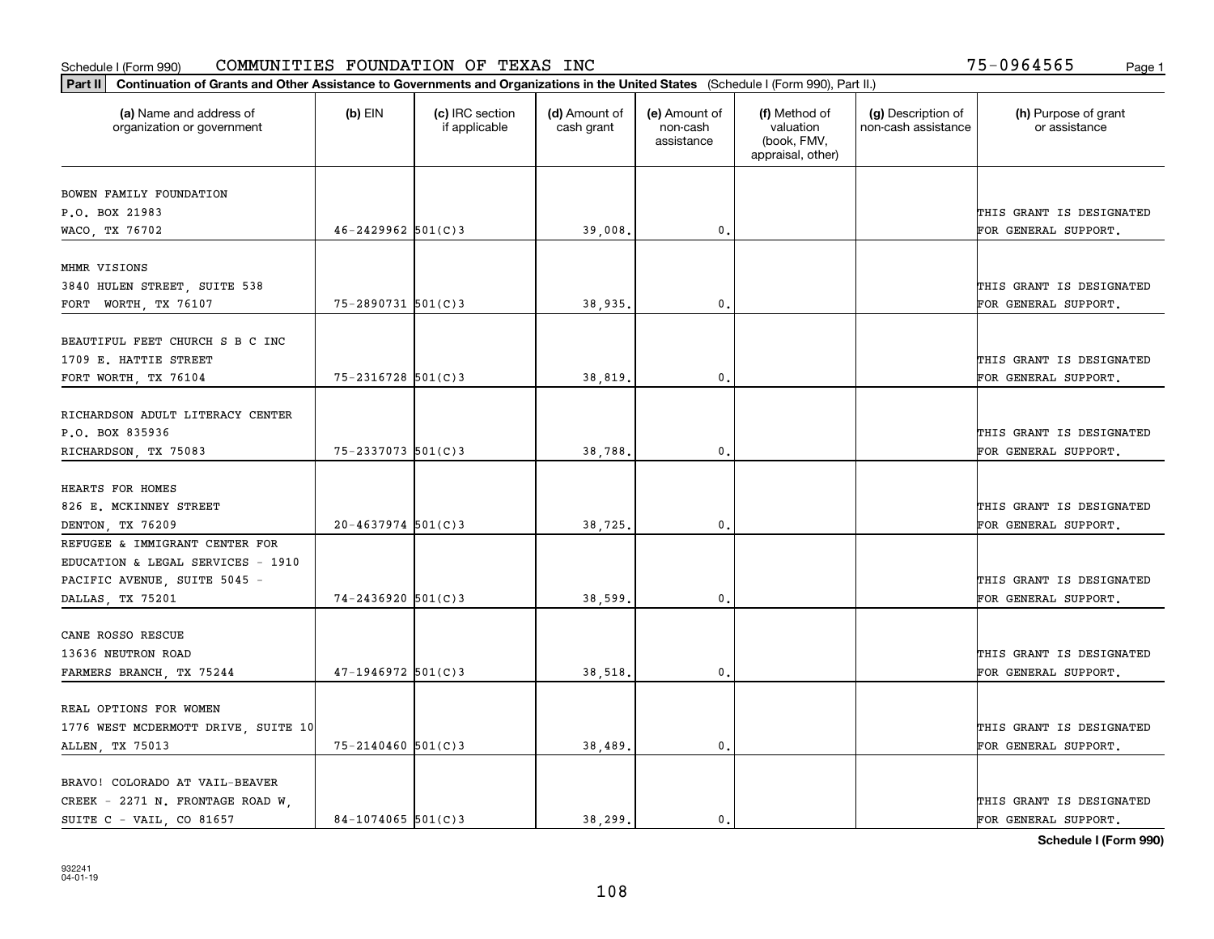Schedule I (Form 990) COMMUNITIES FOUNDATION OF TEXAS INC 75-0964565 Page 1

**Part II** **Continuation of Grants and Other Assistance to Governments and Organizations in the United States** (Schedule I (Form 990), Part II.)

| (a) Name and address of organization or government | (b) EIN | (c) IRC section if applicable | (d) Amount of cash grant | (e) Amount of non-cash assistance | (f) Method of valuation (book, FMV, appraisal, other) | (g) Description of non-cash assistance | (h) Purpose of grant or assistance |
|---|---|---|---|---|---|---|---|
| BOWEN FAMILY FOUNDATION P.O. BOX 21983 WACO, TX 76702 | 46-2429962 | 501(C)3 | 39,008. | 0. | | | THIS GRANT IS DESIGNATED FOR GENERAL SUPPORT. |
| MHMR VISIONS 3840 HULEN STREET, SUITE 538 FORT WORTH, TX 76107 | 75-2890731 | 501(C)3 | 38,935. | 0. | | | THIS GRANT IS DESIGNATED FOR GENERAL SUPPORT. |
| BEAUTIFUL FEET CHURCH S B C INC 1709 E. HATTIE STREET FORT WORTH, TX 76104 | 75-2316728 | 501(C)3 | 38,819. | 0. | | | THIS GRANT IS DESIGNATED FOR GENERAL SUPPORT. |
| RICHARDSON ADULT LITERACY CENTER P.O. BOX 835936 RICHARDSON, TX 75083 | 75-2337073 | 501(C)3 | 38,788. | 0. | | | THIS GRANT IS DESIGNATED FOR GENERAL SUPPORT. |
| HEARTS FOR HOMES 826 E. MCKINNEY STREET DENTON, TX 76209 | 20-4637974 | 501(C)3 | 38,725. | 0. | | | THIS GRANT IS DESIGNATED FOR GENERAL SUPPORT. |
| REFUGEE & IMMIGRANT CENTER FOR EDUCATION & LEGAL SERVICES - 1910 PACIFIC AVENUE, SUITE 5045 - DALLAS, TX 75201 | 74-2436920 | 501(C)3 | 38,599. | 0. | | | THIS GRANT IS DESIGNATED FOR GENERAL SUPPORT. |
| CANE ROSSO RESCUE 13636 NEUTRON ROAD FARMERS BRANCH, TX 75244 | 47-1946972 | 501(C)3 | 38,518. | 0. | | | THIS GRANT IS DESIGNATED FOR GENERAL SUPPORT. |
| REAL OPTIONS FOR WOMEN 1776 WEST MCDERMOTT DRIVE, SUITE 10 ALLEN, TX 75013 | 75-2140460 | 501(C)3 | 38,489. | 0. | | | THIS GRANT IS DESIGNATED FOR GENERAL SUPPORT. |
| BRAVO! COLORADO AT VAIL-BEAVER CREEK - 2271 N. FRONTAGE ROAD W, SUITE C - VAIL, CO 81657 | 84-1074065 | 501(C)3 | 38,299. | 0. | | | THIS GRANT IS DESIGNATED FOR GENERAL SUPPORT. |

**Schedule I (Form 990)**

932241
04-01-19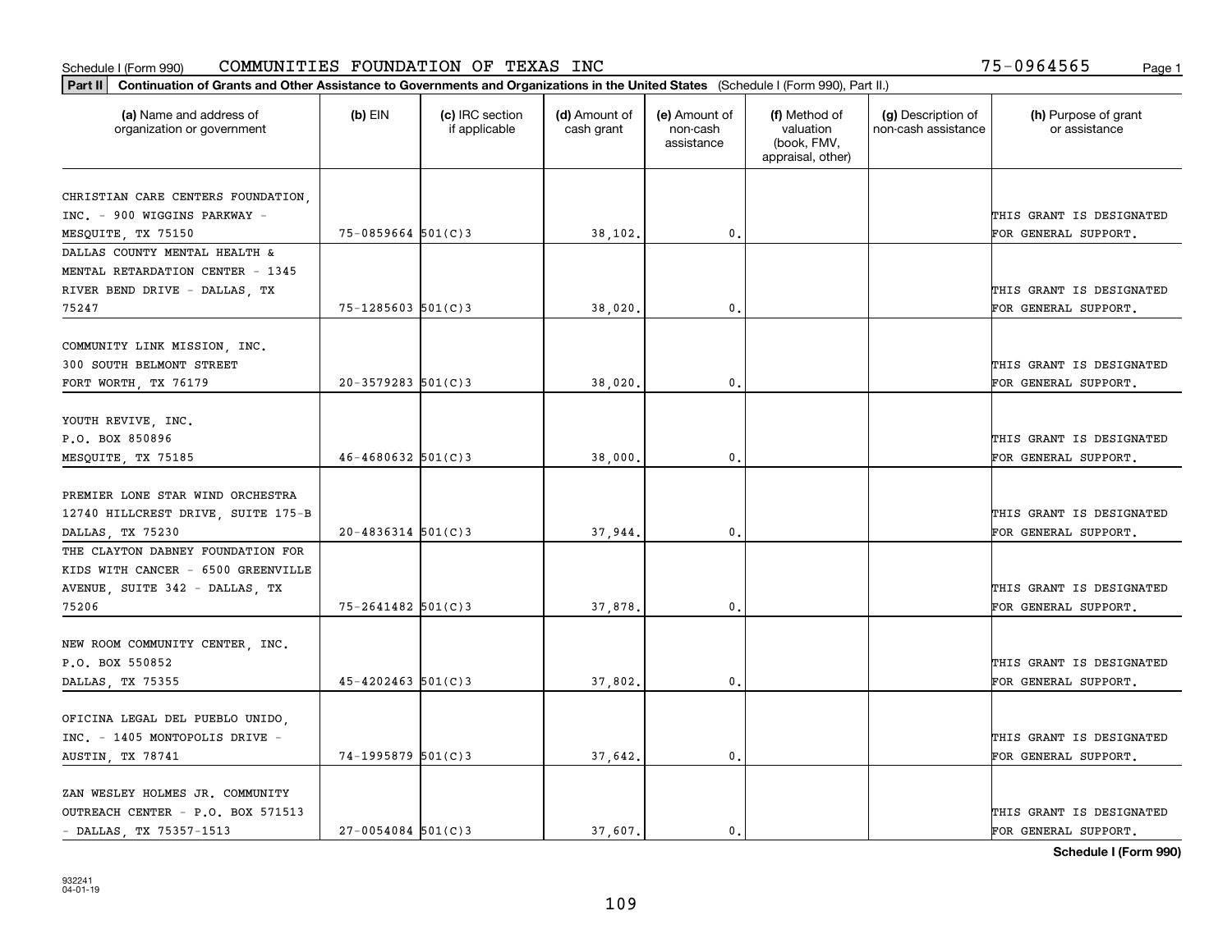Schedule I (Form 990) COMMUNITIES FOUNDATION OF TEXAS INC 75-0964565 Page 1

**Part II** **Continuation of Grants and Other Assistance to Governments and Organizations in the United States** (Schedule I (Form 990), Part II.)

| (a) Name and address of organization or government | (b) EIN | (c) IRC section if applicable | (d) Amount of cash grant | (e) Amount of non-cash assistance | (f) Method of valuation (book, FMV, appraisal, other) | (g) Description of non-cash assistance | (h) Purpose of grant or assistance |
|---|---|---|---|---|---|---|---|
| CHRISTIAN CARE CENTERS FOUNDATION, INC. - 900 WIGGINS PARKWAY - MESQUITE, TX 75150 | 75-0859664 | 501(C)3 | 38,102. | 0. | | | THIS GRANT IS DESIGNATED FOR GENERAL SUPPORT. |
| DALLAS COUNTY MENTAL HEALTH & MENTAL RETARDATION CENTER - 1345 RIVER BEND DRIVE - DALLAS, TX 75247 | 75-1285603 | 501(C)3 | 38,020. | 0. | | | THIS GRANT IS DESIGNATED FOR GENERAL SUPPORT. |
| COMMUNITY LINK MISSION, INC. 300 SOUTH BELMONT STREET FORT WORTH, TX 76179 | 20-3579283 | 501(C)3 | 38,020. | 0. | | | THIS GRANT IS DESIGNATED FOR GENERAL SUPPORT. |
| YOUTH REVIVE, INC. P.O. BOX 850896 MESQUITE, TX 75185 | 46-4680632 | 501(C)3 | 38,000. | 0. | | | THIS GRANT IS DESIGNATED FOR GENERAL SUPPORT. |
| PREMIER LONE STAR WIND ORCHESTRA 12740 HILLCREST DRIVE, SUITE 175-B DALLAS, TX 75230 | 20-4836314 | 501(C)3 | 37,944. | 0. | | | THIS GRANT IS DESIGNATED FOR GENERAL SUPPORT. |
| THE CLAYTON DABNEY FOUNDATION FOR KIDS WITH CANCER - 6500 GREENVILLE AVENUE, SUITE 342 - DALLAS, TX 75206 | 75-2641482 | 501(C)3 | 37,878. | 0. | | | THIS GRANT IS DESIGNATED FOR GENERAL SUPPORT. |
| NEW ROOM COMMUNITY CENTER, INC. P.O. BOX 550852 DALLAS, TX 75355 | 45-4202463 | 501(C)3 | 37,802. | 0. | | | THIS GRANT IS DESIGNATED FOR GENERAL SUPPORT. |
| OFICINA LEGAL DEL PUEBLO UNIDO, INC. - 1405 MONTOPOLIS DRIVE - AUSTIN, TX 78741 | 74-1995879 | 501(C)3 | 37,642. | 0. | | | THIS GRANT IS DESIGNATED FOR GENERAL SUPPORT. |
| ZAN WESLEY HOLMES JR. COMMUNITY OUTREACH CENTER - P.O. BOX 571513 - DALLAS, TX 75357-1513 | 27-0054084 | 501(C)3 | 37,607. | 0. | | | THIS GRANT IS DESIGNATED FOR GENERAL SUPPORT. |

**Schedule I (Form 990)**

932241
04-01-19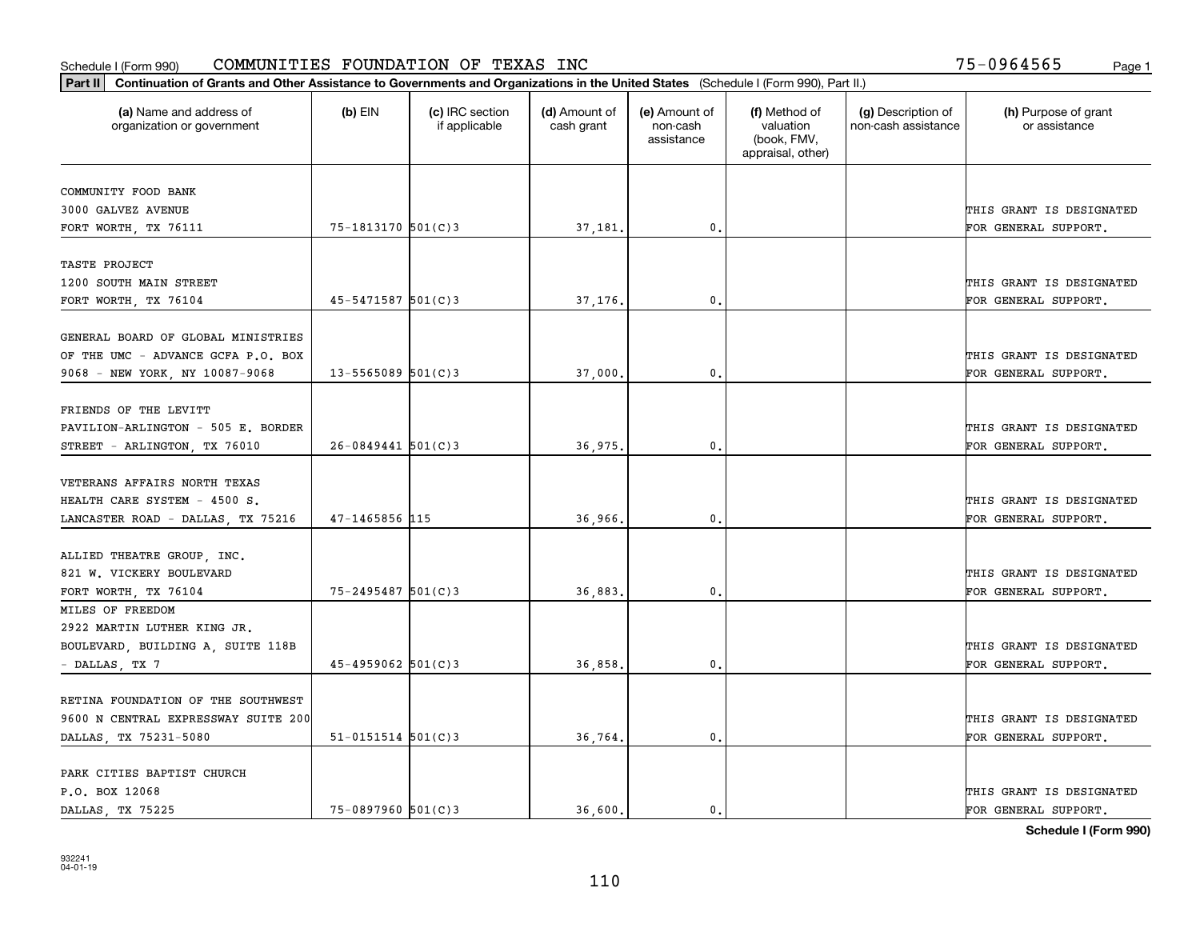Schedule I (Form 990) COMMUNITIES FOUNDATION OF TEXAS INC 75-0964565

**Part II** Continuation of Grants and Other Assistance to Governments and Organizations in the United States (Schedule I (Form 990), Part II.)

| (a) Name and address of organization or government | (b) EIN | (c) IRC section if applicable | (d) Amount of cash grant | (e) Amount of non-cash assistance | (f) Method of valuation (book, FMV, appraisal, other) | (g) Description of non-cash assistance | (h) Purpose of grant or assistance |
|---|---|---|---|---|---|---|---|
| COMMUNITY FOOD BANK 3000 GALVEZ AVENUE FORT WORTH, TX 76111 | 75-1813170 | 501(C)3 | 37,181. | 0. | | | THIS GRANT IS DESIGNATED FOR GENERAL SUPPORT. |
| TASTE PROJECT 1200 SOUTH MAIN STREET FORT WORTH, TX 76104 | 45-5471587 | 501(C)3 | 37,176. | 0. | | | THIS GRANT IS DESIGNATED FOR GENERAL SUPPORT. |
| GENERAL BOARD OF GLOBAL MINISTRIES OF THE UMC - ADVANCE GCFA P.O. BOX 9068 - NEW YORK, NY 10087-9068 | 13-5565089 | 501(C)3 | 37,000. | 0. | | | THIS GRANT IS DESIGNATED FOR GENERAL SUPPORT. |
| FRIENDS OF THE LEVITT PAVILION-ARLINGTON - 505 E. BORDER STREET - ARLINGTON, TX 76010 | 26-0849441 | 501(C)3 | 36,975. | 0. | | | THIS GRANT IS DESIGNATED FOR GENERAL SUPPORT. |
| VETERANS AFFAIRS NORTH TEXAS HEALTH CARE SYSTEM - 4500 S. LANCASTER ROAD - DALLAS, TX 75216 | 47-1465856 | 115 | 36,966. | 0. | | | THIS GRANT IS DESIGNATED FOR GENERAL SUPPORT. |
| ALLIED THEATRE GROUP, INC. 821 W. VICKERY BOULEVARD FORT WORTH, TX 76104 | 75-2495487 | 501(C)3 | 36,883. | 0. | | | THIS GRANT IS DESIGNATED FOR GENERAL SUPPORT. |
| MILES OF FREEDOM 2922 MARTIN LUTHER KING JR. BOULEVARD, BUILDING A, SUITE 118B - DALLAS, TX 7 | 45-4959062 | 501(C)3 | 36,858. | 0. | | | THIS GRANT IS DESIGNATED FOR GENERAL SUPPORT. |
| RETINA FOUNDATION OF THE SOUTHWEST 9600 N CENTRAL EXPRESSWAY SUITE 200 DALLAS, TX 75231-5080 | 51-0151514 | 501(C)3 | 36,764. | 0. | | | THIS GRANT IS DESIGNATED FOR GENERAL SUPPORT. |
| PARK CITIES BAPTIST CHURCH P.O. BOX 12068 DALLAS, TX 75225 | 75-0897960 | 501(C)3 | 36,600. | 0. | | | THIS GRANT IS DESIGNATED FOR GENERAL SUPPORT. |

Schedule I (Form 990)

932241 04-01-19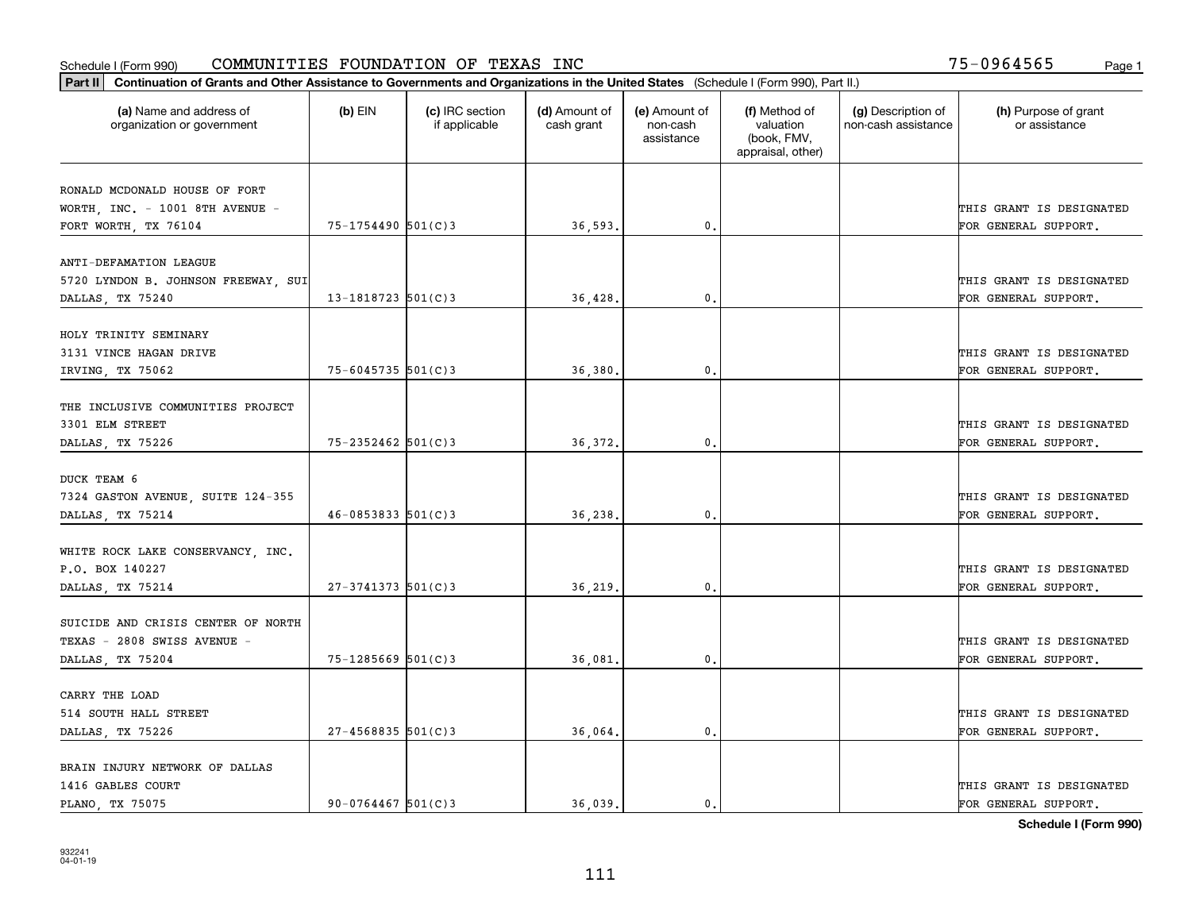Schedule I (Form 990) COMMUNITIES FOUNDATION OF TEXAS INC 75-0964565

**Part II Continuation of Grants and Other Assistance to Governments and Organizations in the United States** (Schedule I (Form 990), Part II.)

| (a) Name and address of organization or government | (b) EIN | (c) IRC section if applicable | (d) Amount of cash grant | (e) Amount of non-cash assistance | (f) Method of valuation (book, FMV, appraisal, other) | (g) Description of non-cash assistance | (h) Purpose of grant or assistance |
|---|---|---|---|---|---|---|---|
| RONALD MCDONALD HOUSE OF FORT WORTH, INC. - 1001 8TH AVENUE - FORT WORTH, TX 76104 | 75-1754490 | 501(C)3 | 36,593. | 0. | | | THIS GRANT IS DESIGNATED FOR GENERAL SUPPORT. |
| ANTI-DEFAMATION LEAGUE 5720 LYNDON B. JOHNSON FREEWAY, SUI DALLAS, TX 75240 | 13-1818723 | 501(C)3 | 36,428. | 0. | | | THIS GRANT IS DESIGNATED FOR GENERAL SUPPORT. |
| HOLY TRINITY SEMINARY 3131 VINCE HAGAN DRIVE IRVING, TX 75062 | 75-6045735 | 501(C)3 | 36,380. | 0. | | | THIS GRANT IS DESIGNATED FOR GENERAL SUPPORT. |
| THE INCLUSIVE COMMUNITIES PROJECT 3301 ELM STREET DALLAS, TX 75226 | 75-2352462 | 501(C)3 | 36,372. | 0. | | | THIS GRANT IS DESIGNATED FOR GENERAL SUPPORT. |
| DUCK TEAM 6 7324 GASTON AVENUE, SUITE 124-355 DALLAS, TX 75214 | 46-0853833 | 501(C)3 | 36,238. | 0. | | | THIS GRANT IS DESIGNATED FOR GENERAL SUPPORT. |
| WHITE ROCK LAKE CONSERVANCY, INC. P.O. BOX 140227 DALLAS, TX 75214 | 27-3741373 | 501(C)3 | 36,219. | 0. | | | THIS GRANT IS DESIGNATED FOR GENERAL SUPPORT. |
| SUICIDE AND CRISIS CENTER OF NORTH TEXAS - 2808 SWISS AVENUE - DALLAS, TX 75204 | 75-1285669 | 501(C)3 | 36,081. | 0. | | | THIS GRANT IS DESIGNATED FOR GENERAL SUPPORT. |
| CARRY THE LOAD 514 SOUTH HALL STREET DALLAS, TX 75226 | 27-4568835 | 501(C)3 | 36,064. | 0. | | | THIS GRANT IS DESIGNATED FOR GENERAL SUPPORT. |
| BRAIN INJURY NETWORK OF DALLAS 1416 GABLES COURT PLANO, TX 75075 | 90-0764467 | 501(C)3 | 36,039. | 0. | | | THIS GRANT IS DESIGNATED FOR GENERAL SUPPORT. |

**Schedule I (Form 990)**

932241 04-01-19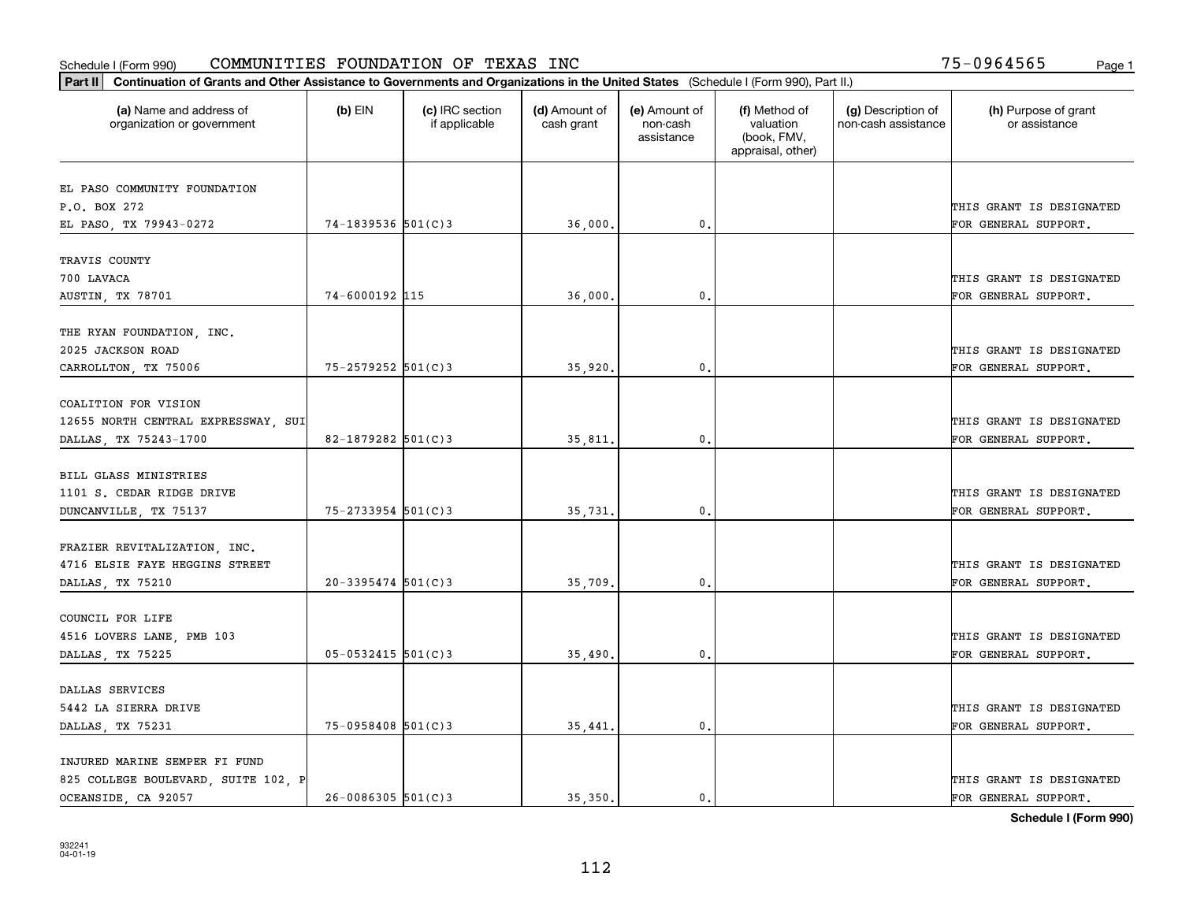Schedule I (Form 990) COMMUNITIES FOUNDATION OF TEXAS INC 75-0964565

**Part II** **Continuation of Grants and Other Assistance to Governments and Organizations in the United States** (Schedule I (Form 990), Part II.)

| (a) Name and address of organization or government | (b) EIN | (c) IRC section if applicable | (d) Amount of cash grant | (e) Amount of non-cash assistance | (f) Method of valuation (book, FMV, appraisal, other) | (g) Description of non-cash assistance | (h) Purpose of grant or assistance |
|---|---|---|---|---|---|---|---|
| EL PASO COMMUNITY FOUNDATION<br>P.O. BOX 272<br>EL PASO, TX 79943-0272 | 74-1839536 | 501(C)3 | 36,000. | 0. | | | THIS GRANT IS DESIGNATED FOR GENERAL SUPPORT. |
| TRAVIS COUNTY<br>700 LAVACA<br>AUSTIN, TX 78701 | 74-6000192 | 115 | 36,000. | 0. | | | THIS GRANT IS DESIGNATED FOR GENERAL SUPPORT. |
| THE RYAN FOUNDATION, INC.<br>2025 JACKSON ROAD<br>CARROLLTON, TX 75006 | 75-2579252 | 501(C)3 | 35,920. | 0. | | | THIS GRANT IS DESIGNATED FOR GENERAL SUPPORT. |
| COALITION FOR VISION<br>12655 NORTH CENTRAL EXPRESSWAY, SUI<br>DALLAS, TX 75243-1700 | 82-1879282 | 501(C)3 | 35,811. | 0. | | | THIS GRANT IS DESIGNATED FOR GENERAL SUPPORT. |
| BILL GLASS MINISTRIES<br>1101 S. CEDAR RIDGE DRIVE<br>DUNCANVILLE, TX 75137 | 75-2733954 | 501(C)3 | 35,731. | 0. | | | THIS GRANT IS DESIGNATED FOR GENERAL SUPPORT. |
| FRAZIER REVITALIZATION, INC.<br>4716 ELSIE FAYE HEGGINS STREET<br>DALLAS, TX 75210 | 20-3395474 | 501(C)3 | 35,709. | 0. | | | THIS GRANT IS DESIGNATED FOR GENERAL SUPPORT. |
| COUNCIL FOR LIFE<br>4516 LOVERS LANE, PMB 103<br>DALLAS, TX 75225 | 05-0532415 | 501(C)3 | 35,490. | 0. | | | THIS GRANT IS DESIGNATED FOR GENERAL SUPPORT. |
| DALLAS SERVICES<br>5442 LA SIERRA DRIVE<br>DALLAS, TX 75231 | 75-0958408 | 501(C)3 | 35,441. | 0. | | | THIS GRANT IS DESIGNATED FOR GENERAL SUPPORT. |
| INJURED MARINE SEMPER FI FUND<br>825 COLLEGE BOULEVARD, SUITE 102, P<br>OCEANSIDE, CA 92057 | 26-0086305 | 501(C)3 | 35,350. | 0. | | | THIS GRANT IS DESIGNATED FOR GENERAL SUPPORT. |

**Schedule I (Form 990)**

932241
04-01-19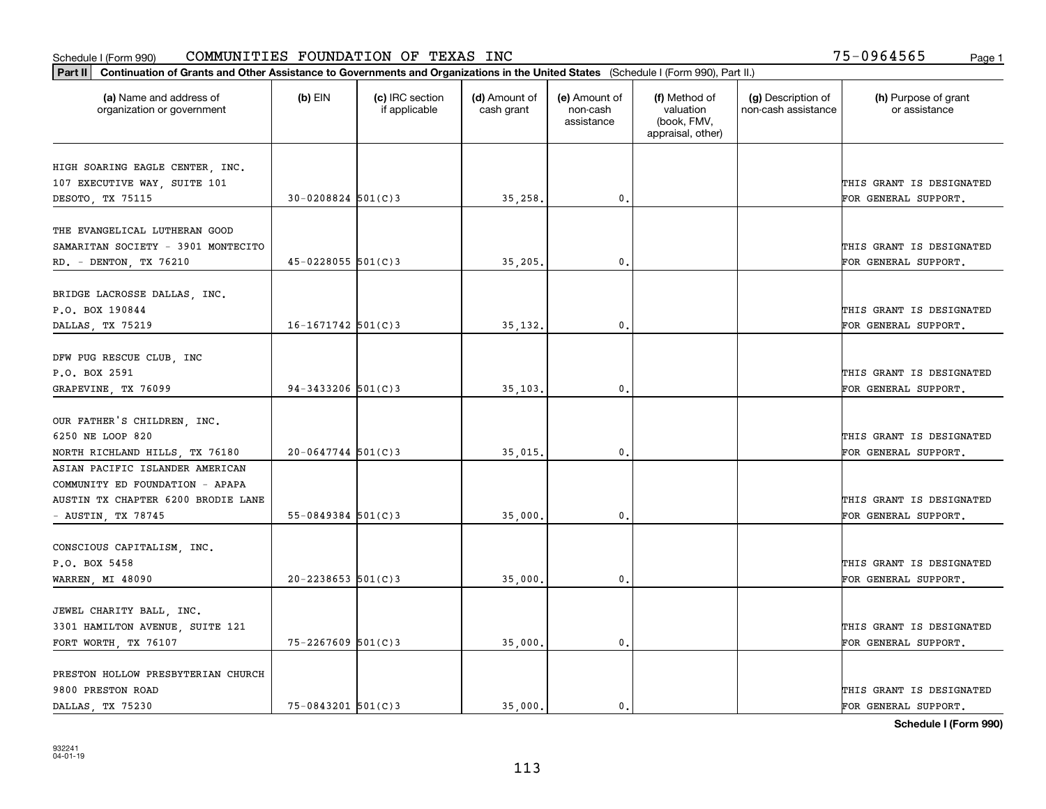Schedule I (Form 990) COMMUNITIES FOUNDATION OF TEXAS INC 75-0964565

**Part II** **Continuation of Grants and Other Assistance to Governments and Organizations in the United States** (Schedule I (Form 990), Part II.)

| (a) Name and address of organization or government | (b) EIN | (c) IRC section if applicable | (d) Amount of cash grant | (e) Amount of non-cash assistance | (f) Method of valuation (book, FMV, appraisal, other) | (g) Description of non-cash assistance | (h) Purpose of grant or assistance |
|---|---|---|---|---|---|---|---|
| HIGH SOARING EAGLE CENTER, INC. 107 EXECUTIVE WAY, SUITE 101 DESOTO, TX 75115 | 30-0208824 | 501(C)3 | 35,258. | 0. | | | THIS GRANT IS DESIGNATED FOR GENERAL SUPPORT. |
| THE EVANGELICAL LUTHERAN GOOD SAMARITAN SOCIETY - 3901 MONTECITO RD. - DENTON, TX 76210 | 45-0228055 | 501(C)3 | 35,205. | 0. | | | THIS GRANT IS DESIGNATED FOR GENERAL SUPPORT. |
| BRIDGE LACROSSE DALLAS, INC. P.O. BOX 190844 DALLAS, TX 75219 | 16-1671742 | 501(C)3 | 35,132. | 0. | | | THIS GRANT IS DESIGNATED FOR GENERAL SUPPORT. |
| DFW PUG RESCUE CLUB, INC P.O. BOX 2591 GRAPEVINE, TX 76099 | 94-3433206 | 501(C)3 | 35,103. | 0. | | | THIS GRANT IS DESIGNATED FOR GENERAL SUPPORT. |
| OUR FATHER'S CHILDREN, INC. 6250 NE LOOP 820 NORTH RICHLAND HILLS, TX 76180 | 20-0647744 | 501(C)3 | 35,015. | 0. | | | THIS GRANT IS DESIGNATED FOR GENERAL SUPPORT. |
| ASIAN PACIFIC ISLANDER AMERICAN COMMUNITY ED FOUNDATION - APAPA AUSTIN TX CHAPTER 6200 BRODIE LANE - AUSTIN, TX 78745 | 55-0849384 | 501(C)3 | 35,000. | 0. | | | THIS GRANT IS DESIGNATED FOR GENERAL SUPPORT. |
| CONSCIOUS CAPITALISM, INC. P.O. BOX 5458 WARREN, MI 48090 | 20-2238653 | 501(C)3 | 35,000. | 0. | | | THIS GRANT IS DESIGNATED FOR GENERAL SUPPORT. |
| JEWEL CHARITY BALL, INC. 3301 HAMILTON AVENUE, SUITE 121 FORT WORTH, TX 76107 | 75-2267609 | 501(C)3 | 35,000. | 0. | | | THIS GRANT IS DESIGNATED FOR GENERAL SUPPORT. |
| PRESTON HOLLOW PRESBYTERIAN CHURCH 9800 PRESTON ROAD DALLAS, TX 75230 | 75-0843201 | 501(C)3 | 35,000. | 0. | | | THIS GRANT IS DESIGNATED FOR GENERAL SUPPORT. |

**Schedule I (Form 990)**

932241 04-01-19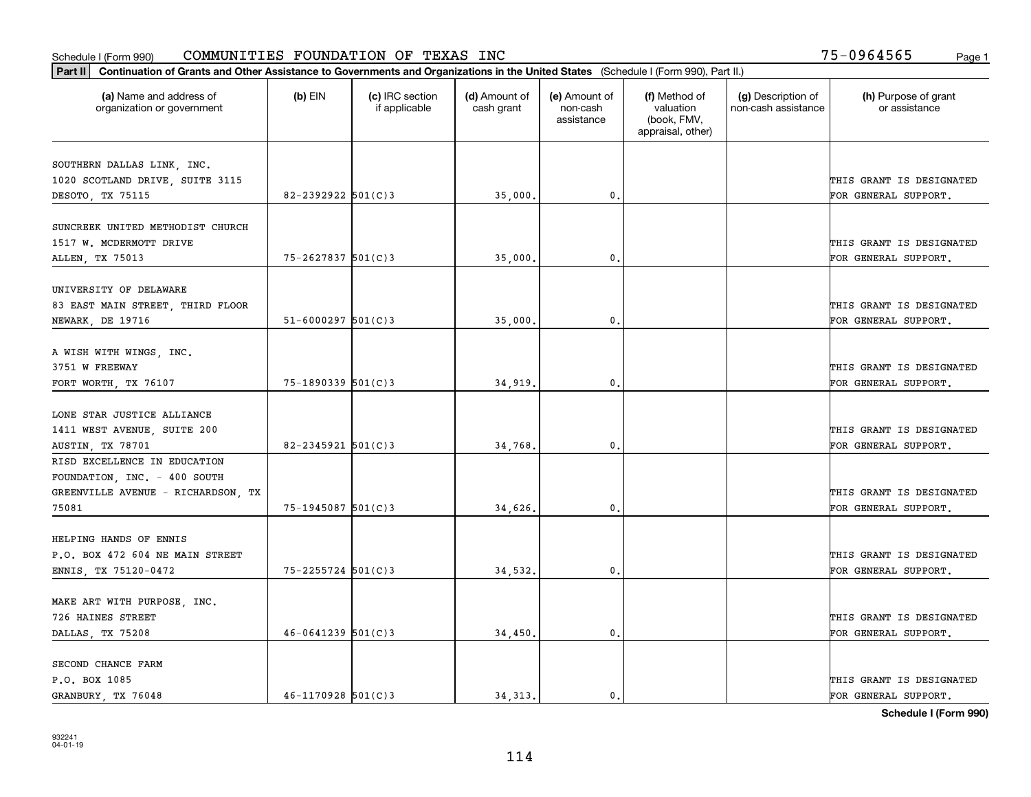Schedule I (Form 990) COMMUNITIES FOUNDATION OF TEXAS INC 75-0964565 Page 1

**Part II** **Continuation of Grants and Other Assistance to Governments and Organizations in the United States** (Schedule I (Form 990), Part II.)

| (a) Name and address of organization or government | (b) EIN | (c) IRC section if applicable | (d) Amount of cash grant | (e) Amount of non-cash assistance | (f) Method of valuation (book, FMV, appraisal, other) | (g) Description of non-cash assistance | (h) Purpose of grant or assistance |
|---|---|---|---|---|---|---|---|
| SOUTHERN DALLAS LINK, INC. 1020 SCOTLAND DRIVE, SUITE 3115 DESOTO, TX 75115 | 82-2392922 | 501(C)3 | 35,000. | 0. | | | THIS GRANT IS DESIGNATED FOR GENERAL SUPPORT. |
| SUNCREEK UNITED METHODIST CHURCH 1517 W. MCDERMOTT DRIVE ALLEN, TX 75013 | 75-2627837 | 501(C)3 | 35,000. | 0. | | | THIS GRANT IS DESIGNATED FOR GENERAL SUPPORT. |
| UNIVERSITY OF DELAWARE 83 EAST MAIN STREET, THIRD FLOOR NEWARK, DE 19716 | 51-6000297 | 501(C)3 | 35,000. | 0. | | | THIS GRANT IS DESIGNATED FOR GENERAL SUPPORT. |
| A WISH WITH WINGS, INC. 3751 W FREEWAY FORT WORTH, TX 76107 | 75-1890339 | 501(C)3 | 34,919. | 0. | | | THIS GRANT IS DESIGNATED FOR GENERAL SUPPORT. |
| LONE STAR JUSTICE ALLIANCE 1411 WEST AVENUE, SUITE 200 AUSTIN, TX 78701 | 82-2345921 | 501(C)3 | 34,768. | 0. | | | THIS GRANT IS DESIGNATED FOR GENERAL SUPPORT. |
| RISD EXCELLENCE IN EDUCATION FOUNDATION, INC. - 400 SOUTH GREENVILLE AVENUE - RICHARDSON, TX 75081 | 75-1945087 | 501(C)3 | 34,626. | 0. | | | THIS GRANT IS DESIGNATED FOR GENERAL SUPPORT. |
| HELPING HANDS OF ENNIS P.O. BOX 472 604 NE MAIN STREET ENNIS, TX 75120-0472 | 75-2255724 | 501(C)3 | 34,532. | 0. | | | THIS GRANT IS DESIGNATED FOR GENERAL SUPPORT. |
| MAKE ART WITH PURPOSE, INC. 726 HAINES STREET DALLAS, TX 75208 | 46-0641239 | 501(C)3 | 34,450. | 0. | | | THIS GRANT IS DESIGNATED FOR GENERAL SUPPORT. |
| SECOND CHANCE FARM P.O. BOX 1085 GRANBURY, TX 76048 | 46-1170928 | 501(C)3 | 34,313. | 0. | | | THIS GRANT IS DESIGNATED FOR GENERAL SUPPORT. |

**Schedule I (Form 990)**

932241 04-01-19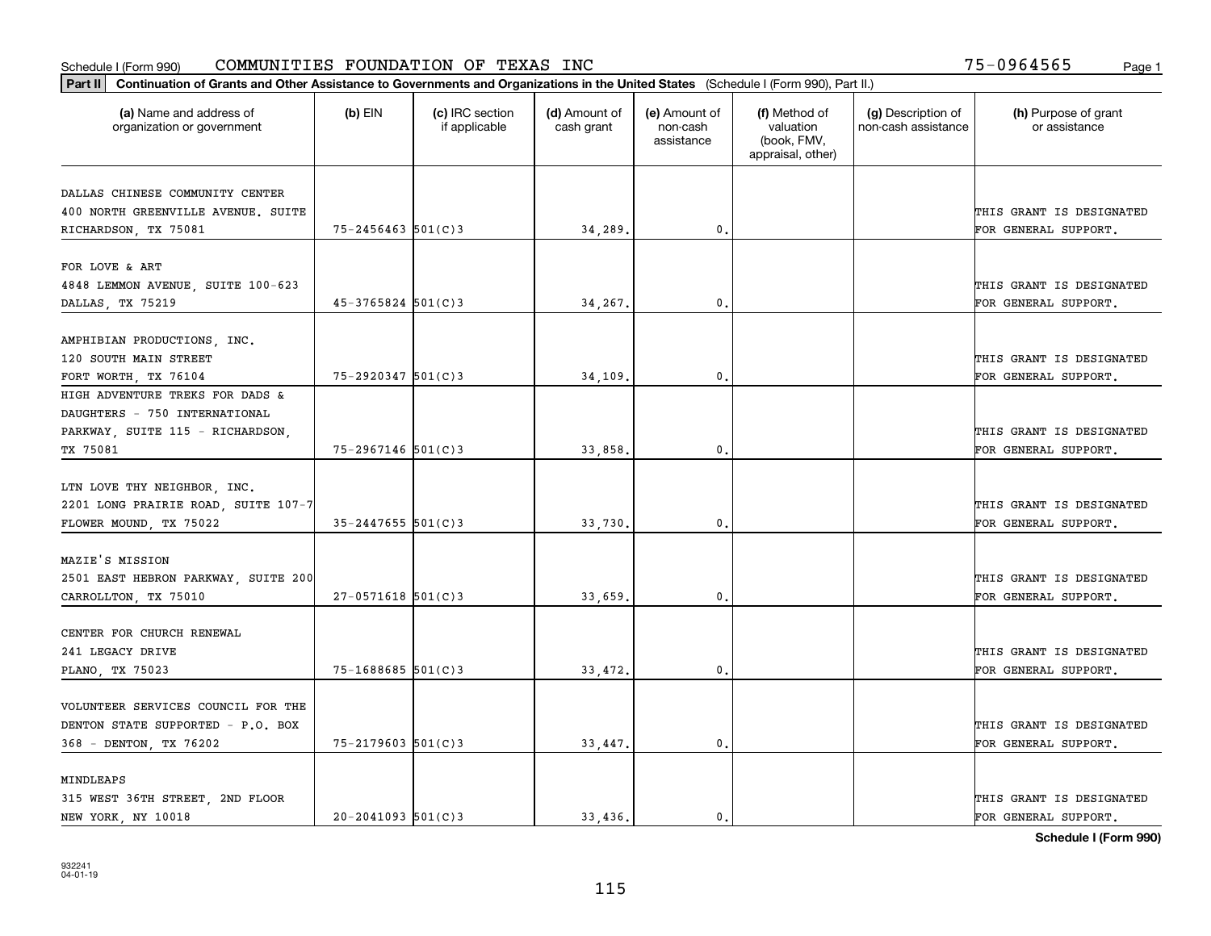Schedule I (Form 990) COMMUNITIES FOUNDATION OF TEXAS INC 75-0964565

**Part II** **Continuation of Grants and Other Assistance to Governments and Organizations in the United States** (Schedule I (Form 990), Part II.)

| (a) Name and address of organization or government | (b) EIN | (c) IRC section if applicable | (d) Amount of cash grant | (e) Amount of non-cash assistance | (f) Method of valuation (book, FMV, appraisal, other) | (g) Description of non-cash assistance | (h) Purpose of grant or assistance |
|---|---|---|---|---|---|---|---|
| DALLAS CHINESE COMMUNITY CENTER 400 NORTH GREENVILLE AVENUE. SUITE RICHARDSON, TX 75081 | 75-2456463 | 501(C)3 | 34,289. | 0. | | | THIS GRANT IS DESIGNATED FOR GENERAL SUPPORT. |
| FOR LOVE & ART 4848 LEMMON AVENUE, SUITE 100-623 DALLAS, TX 75219 | 45-3765824 | 501(C)3 | 34,267. | 0. | | | THIS GRANT IS DESIGNATED FOR GENERAL SUPPORT. |
| AMPHIBIAN PRODUCTIONS, INC. 120 SOUTH MAIN STREET FORT WORTH, TX 76104 | 75-2920347 | 501(C)3 | 34,109. | 0. | | | THIS GRANT IS DESIGNATED FOR GENERAL SUPPORT. |
| HIGH ADVENTURE TREKS FOR DADS & DAUGHTERS - 750 INTERNATIONAL PARKWAY, SUITE 115 - RICHARDSON, TX 75081 | 75-2967146 | 501(C)3 | 33,858. | 0. | | | THIS GRANT IS DESIGNATED FOR GENERAL SUPPORT. |
| LTN LOVE THY NEIGHBOR, INC. 2201 LONG PRAIRIE ROAD, SUITE 107-7 FLOWER MOUND, TX 75022 | 35-2447655 | 501(C)3 | 33,730. | 0. | | | THIS GRANT IS DESIGNATED FOR GENERAL SUPPORT. |
| MAZIE'S MISSION 2501 EAST HEBRON PARKWAY, SUITE 200 CARROLLTON, TX 75010 | 27-0571618 | 501(C)3 | 33,659. | 0. | | | THIS GRANT IS DESIGNATED FOR GENERAL SUPPORT. |
| CENTER FOR CHURCH RENEWAL 241 LEGACY DRIVE PLANO, TX 75023 | 75-1688685 | 501(C)3 | 33,472. | 0. | | | THIS GRANT IS DESIGNATED FOR GENERAL SUPPORT. |
| VOLUNTEER SERVICES COUNCIL FOR THE DENTON STATE SUPPORTED - P.O. BOX 368 - DENTON, TX 76202 | 75-2179603 | 501(C)3 | 33,447. | 0. | | | THIS GRANT IS DESIGNATED FOR GENERAL SUPPORT. |
| MINDLEAPS 315 WEST 36TH STREET, 2ND FLOOR NEW YORK, NY 10018 | 20-2041093 | 501(C)3 | 33,436. | 0. | | | THIS GRANT IS DESIGNATED FOR GENERAL SUPPORT. |

**Schedule I (Form 990)**

932241 04-01-19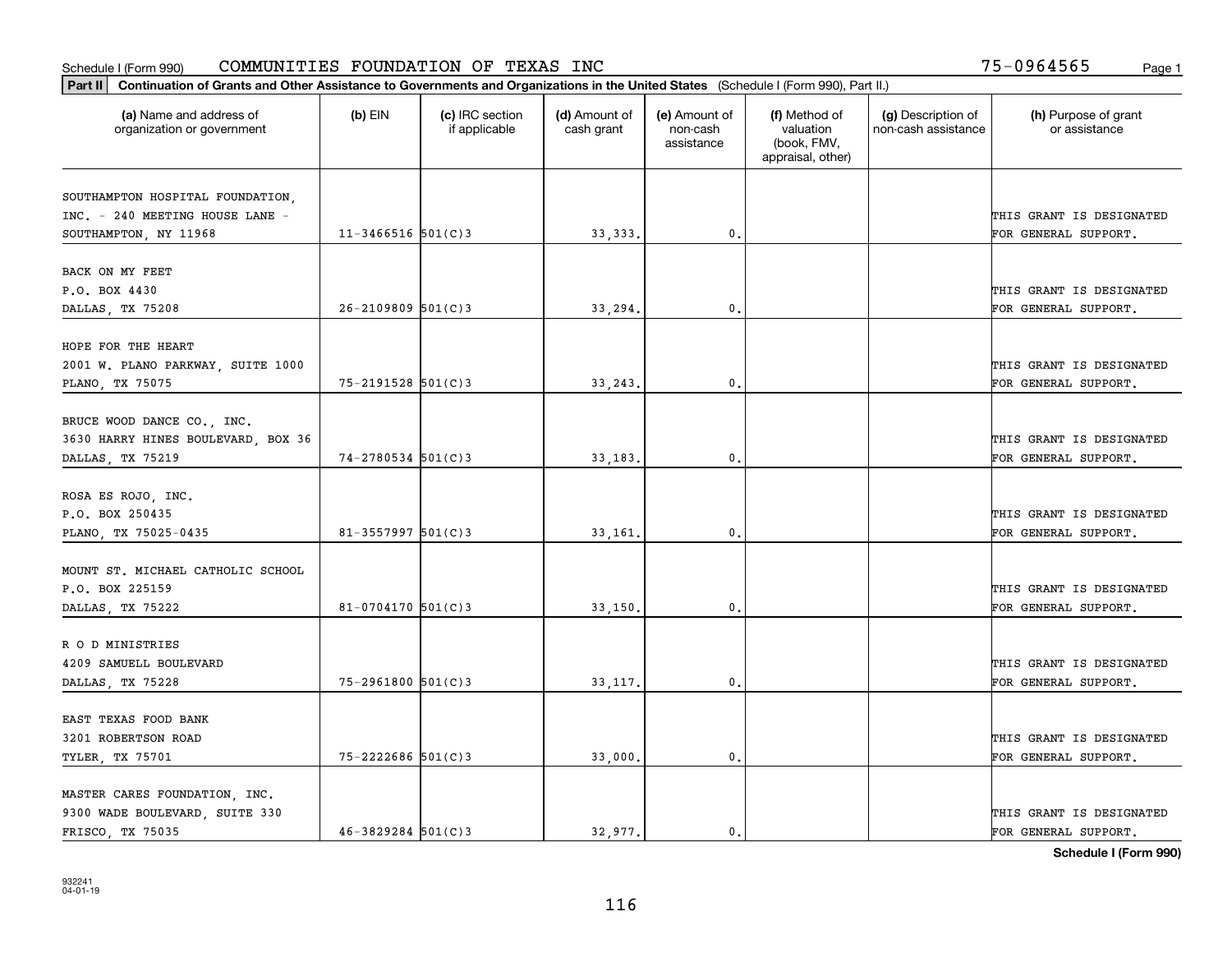Schedule I (Form 990) COMMUNITIES FOUNDATION OF TEXAS INC 75-0964565

**Part II Continuation of Grants and Other Assistance to Governments and Organizations in the United States** (Schedule I (Form 990), Part II.)

| (a) Name and address of organization or government | (b) EIN | (c) IRC section if applicable | (d) Amount of cash grant | (e) Amount of non-cash assistance | (f) Method of valuation (book, FMV, appraisal, other) | (g) Description of non-cash assistance | (h) Purpose of grant or assistance |
|---|---|---|---|---|---|---|---|
| SOUTHAMPTON HOSPITAL FOUNDATION, INC. - 240 MEETING HOUSE LANE - SOUTHAMPTON, NY 11968 | 11-3466516 | 501(C)3 | 33,333. | 0. | | | THIS GRANT IS DESIGNATED FOR GENERAL SUPPORT. |
| BACK ON MY FEET P.O. BOX 4430 DALLAS, TX 75208 | 26-2109809 | 501(C)3 | 33,294. | 0. | | | THIS GRANT IS DESIGNATED FOR GENERAL SUPPORT. |
| HOPE FOR THE HEART 2001 W. PLANO PARKWAY, SUITE 1000 PLANO, TX 75075 | 75-2191528 | 501(C)3 | 33,243. | 0. | | | THIS GRANT IS DESIGNATED FOR GENERAL SUPPORT. |
| BRUCE WOOD DANCE CO., INC. 3630 HARRY HINES BOULEVARD, BOX 36 DALLAS, TX 75219 | 74-2780534 | 501(C)3 | 33,183. | 0. | | | THIS GRANT IS DESIGNATED FOR GENERAL SUPPORT. |
| ROSA ES ROJO, INC. P.O. BOX 250435 PLANO, TX 75025-0435 | 81-3557997 | 501(C)3 | 33,161. | 0. | | | THIS GRANT IS DESIGNATED FOR GENERAL SUPPORT. |
| MOUNT ST. MICHAEL CATHOLIC SCHOOL P.O. BOX 225159 DALLAS, TX 75222 | 81-0704170 | 501(C)3 | 33,150. | 0. | | | THIS GRANT IS DESIGNATED FOR GENERAL SUPPORT. |
| R O D MINISTRIES 4209 SAMUELL BOULEVARD DALLAS, TX 75228 | 75-2961800 | 501(C)3 | 33,117. | 0. | | | THIS GRANT IS DESIGNATED FOR GENERAL SUPPORT. |
| EAST TEXAS FOOD BANK 3201 ROBERTSON ROAD TYLER, TX 75701 | 75-2222686 | 501(C)3 | 33,000. | 0. | | | THIS GRANT IS DESIGNATED FOR GENERAL SUPPORT. |
| MASTER CARES FOUNDATION, INC. 9300 WADE BOULEVARD, SUITE 330 FRISCO, TX 75035 | 46-3829284 | 501(C)3 | 32,977. | 0. | | | THIS GRANT IS DESIGNATED FOR GENERAL SUPPORT. |

**Schedule I (Form 990)**

932241
04-01-19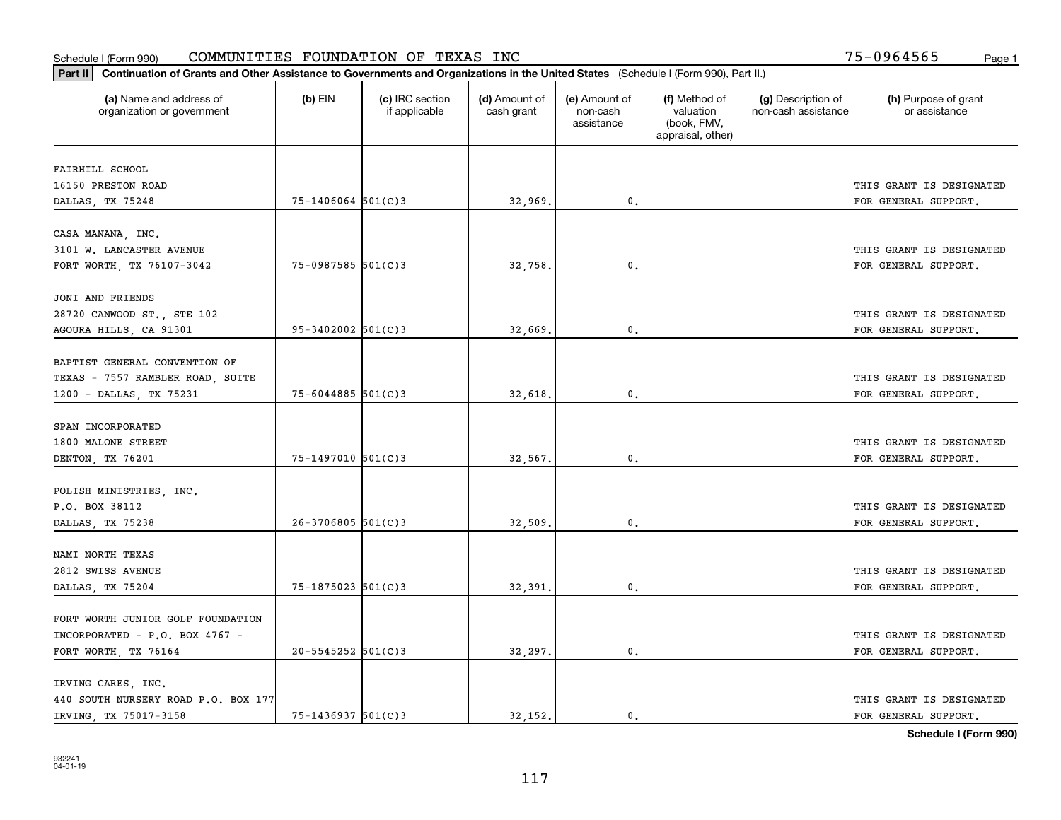Schedule I (Form 990) COMMUNITIES FOUNDATION OF TEXAS INC 75-0964565

**Part II** **Continuation of Grants and Other Assistance to Governments and Organizations in the United States** (Schedule I (Form 990), Part II.)

| (a) Name and address of organization or government | (b) EIN | (c) IRC section if applicable | (d) Amount of cash grant | (e) Amount of non-cash assistance | (f) Method of valuation (book, FMV, appraisal, other) | (g) Description of non-cash assistance | (h) Purpose of grant or assistance |
|---|---|---|---|---|---|---|---|
| FAIRHILL SCHOOL 16150 PRESTON ROAD DALLAS, TX 75248 | 75-1406064 | 501(C)3 | 32,969. | 0. | | | THIS GRANT IS DESIGNATED FOR GENERAL SUPPORT. |
| CASA MANANA, INC. 3101 W. LANCASTER AVENUE FORT WORTH, TX 76107-3042 | 75-0987585 | 501(C)3 | 32,758. | 0. | | | THIS GRANT IS DESIGNATED FOR GENERAL SUPPORT. |
| JONI AND FRIENDS 28720 CANWOOD ST., STE 102 AGOURA HILLS, CA 91301 | 95-3402002 | 501(C)3 | 32,669. | 0. | | | THIS GRANT IS DESIGNATED FOR GENERAL SUPPORT. |
| BAPTIST GENERAL CONVENTION OF TEXAS - 7557 RAMBLER ROAD, SUITE 1200 - DALLAS, TX 75231 | 75-6044885 | 501(C)3 | 32,618. | 0. | | | THIS GRANT IS DESIGNATED FOR GENERAL SUPPORT. |
| SPAN INCORPORATED 1800 MALONE STREET DENTON, TX 76201 | 75-1497010 | 501(C)3 | 32,567. | 0. | | | THIS GRANT IS DESIGNATED FOR GENERAL SUPPORT. |
| POLISH MINISTRIES, INC. P.O. BOX 38112 DALLAS, TX 75238 | 26-3706805 | 501(C)3 | 32,509. | 0. | | | THIS GRANT IS DESIGNATED FOR GENERAL SUPPORT. |
| NAMI NORTH TEXAS 2812 SWISS AVENUE DALLAS, TX 75204 | 75-1875023 | 501(C)3 | 32,391. | 0. | | | THIS GRANT IS DESIGNATED FOR GENERAL SUPPORT. |
| FORT WORTH JUNIOR GOLF FOUNDATION INCORPORATED - P.O. BOX 4767 - FORT WORTH, TX 76164 | 20-5545252 | 501(C)3 | 32,297. | 0. | | | THIS GRANT IS DESIGNATED FOR GENERAL SUPPORT. |
| IRVING CARES, INC. 440 SOUTH NURSERY ROAD P.O. BOX 177 IRVING, TX 75017-3158 | 75-1436937 | 501(C)3 | 32,152. | 0. | | | THIS GRANT IS DESIGNATED FOR GENERAL SUPPORT. |

**Schedule I (Form 990)**

932241 04-01-19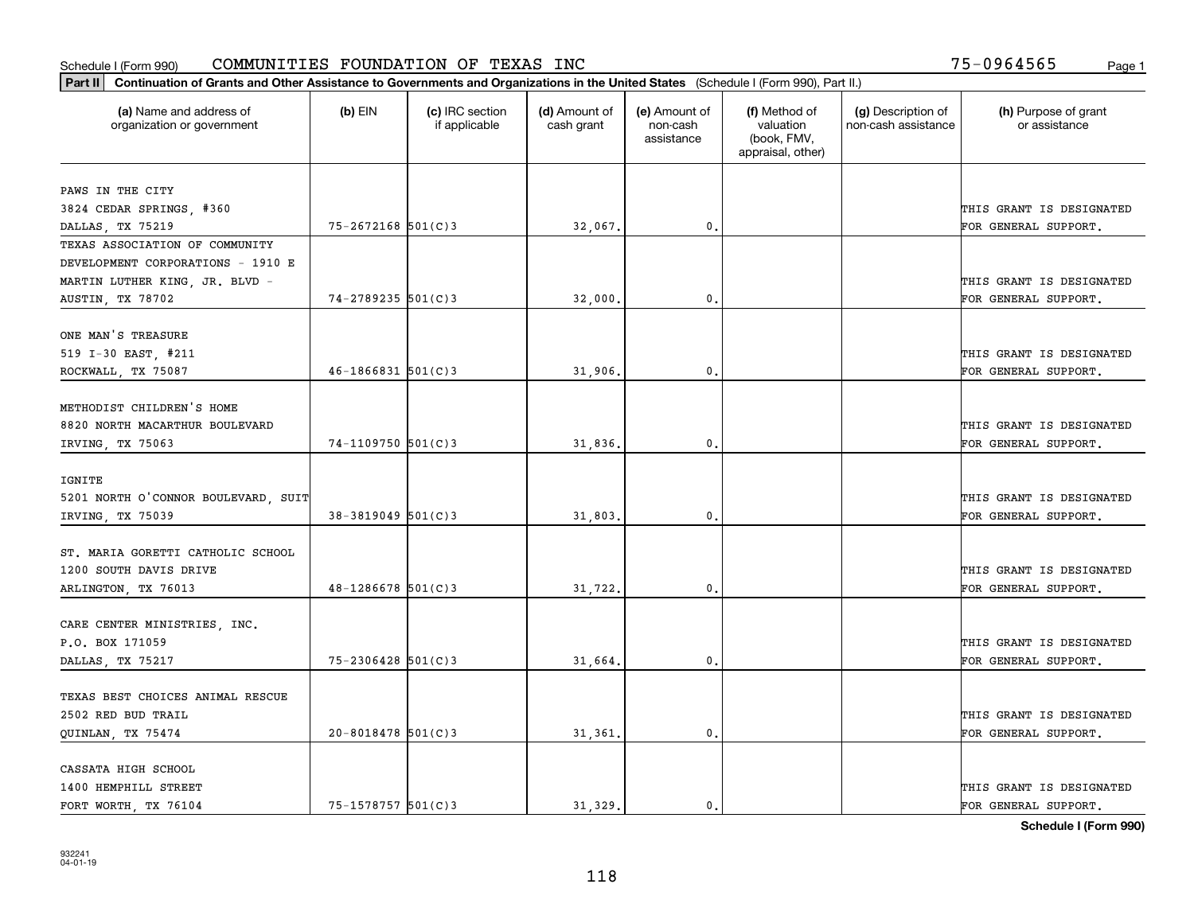Schedule I (Form 990) COMMUNITIES FOUNDATION OF TEXAS INC 75-0964565

**Part II** **Continuation of Grants and Other Assistance to Governments and Organizations in the United States** (Schedule I (Form 990), Part II.)

| (a) Name and address of organization or government | (b) EIN | (c) IRC section if applicable | (d) Amount of cash grant | (e) Amount of non-cash assistance | (f) Method of valuation (book, FMV, appraisal, other) | (g) Description of non-cash assistance | (h) Purpose of grant or assistance |
|---|---|---|---|---|---|---|---|
| PAWS IN THE CITY 3824 CEDAR SPRINGS, #360 DALLAS, TX 75219 | 75-2672168 | 501(C)3 | 32,067. | 0. | | | THIS GRANT IS DESIGNATED FOR GENERAL SUPPORT. |
| TEXAS ASSOCIATION OF COMMUNITY DEVELOPMENT CORPORATIONS - 1910 E MARTIN LUTHER KING, JR. BLVD - AUSTIN, TX 78702 | 74-2789235 | 501(C)3 | 32,000. | 0. | | | THIS GRANT IS DESIGNATED FOR GENERAL SUPPORT. |
| ONE MAN'S TREASURE 519 I-30 EAST, #211 ROCKWALL, TX 75087 | 46-1866831 | 501(C)3 | 31,906. | 0. | | | THIS GRANT IS DESIGNATED FOR GENERAL SUPPORT. |
| METHODIST CHILDREN'S HOME 8820 NORTH MACARTHUR BOULEVARD IRVING, TX 75063 | 74-1109750 | 501(C)3 | 31,836. | 0. | | | THIS GRANT IS DESIGNATED FOR GENERAL SUPPORT. |
| IGNITE 5201 NORTH O'CONNOR BOULEVARD, SUIT IRVING, TX 75039 | 38-3819049 | 501(C)3 | 31,803. | 0. | | | THIS GRANT IS DESIGNATED FOR GENERAL SUPPORT. |
| ST. MARIA GORETTI CATHOLIC SCHOOL 1200 SOUTH DAVIS DRIVE ARLINGTON, TX 76013 | 48-1286678 | 501(C)3 | 31,722. | 0. | | | THIS GRANT IS DESIGNATED FOR GENERAL SUPPORT. |
| CARE CENTER MINISTRIES, INC. P.O. BOX 171059 DALLAS, TX 75217 | 75-2306428 | 501(C)3 | 31,664. | 0. | | | THIS GRANT IS DESIGNATED FOR GENERAL SUPPORT. |
| TEXAS BEST CHOICES ANIMAL RESCUE 2502 RED BUD TRAIL QUINLAN, TX 75474 | 20-8018478 | 501(C)3 | 31,361. | 0. | | | THIS GRANT IS DESIGNATED FOR GENERAL SUPPORT. |
| CASSATA HIGH SCHOOL 1400 HEMPHILL STREET FORT WORTH, TX 76104 | 75-1578757 | 501(C)3 | 31,329. | 0. | | | THIS GRANT IS DESIGNATED FOR GENERAL SUPPORT. |

**Schedule I (Form 990)**

932241
04-01-19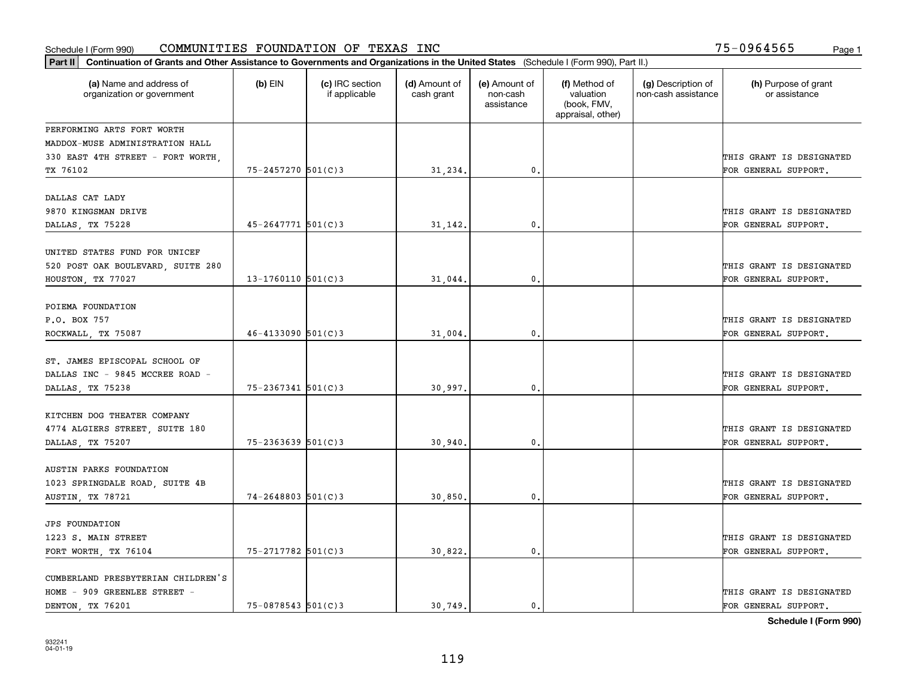Schedule I (Form 990) COMMUNITIES FOUNDATION OF TEXAS INC 75-0964565 Page 1

**Part II** **Continuation of Grants and Other Assistance to Governments and Organizations in the United States** (Schedule I (Form 990), Part II.)

| (a) Name and address of organization or government | (b) EIN | (c) IRC section if applicable | (d) Amount of cash grant | (e) Amount of non-cash assistance | (f) Method of valuation (book, FMV, appraisal, other) | (g) Description of non-cash assistance | (h) Purpose of grant or assistance |
|---|---|---|---|---|---|---|---|
| PERFORMING ARTS FORT WORTH MADDOX-MUSE ADMINISTRATION HALL 330 EAST 4TH STREET - FORT WORTH, TX 76102 | 75-2457270 | 501(C)3 | 31,234. | 0. | | | THIS GRANT IS DESIGNATED FOR GENERAL SUPPORT. |
| DALLAS CAT LADY 9870 KINGSMAN DRIVE DALLAS, TX 75228 | 45-2647771 | 501(C)3 | 31,142. | 0. | | | THIS GRANT IS DESIGNATED FOR GENERAL SUPPORT. |
| UNITED STATES FUND FOR UNICEF 520 POST OAK BOULEVARD, SUITE 280 HOUSTON, TX 77027 | 13-1760110 | 501(C)3 | 31,044. | 0. | | | THIS GRANT IS DESIGNATED FOR GENERAL SUPPORT. |
| POIEMA FOUNDATION P.O. BOX 757 ROCKWALL, TX 75087 | 46-4133090 | 501(C)3 | 31,004. | 0. | | | THIS GRANT IS DESIGNATED FOR GENERAL SUPPORT. |
| ST. JAMES EPISCOPAL SCHOOL OF DALLAS INC - 9845 MCCREE ROAD - DALLAS, TX 75238 | 75-2367341 | 501(C)3 | 30,997. | 0. | | | THIS GRANT IS DESIGNATED FOR GENERAL SUPPORT. |
| KITCHEN DOG THEATER COMPANY 4774 ALGIERS STREET, SUITE 180 DALLAS, TX 75207 | 75-2363639 | 501(C)3 | 30,940. | 0. | | | THIS GRANT IS DESIGNATED FOR GENERAL SUPPORT. |
| AUSTIN PARKS FOUNDATION 1023 SPRINGDALE ROAD, SUITE 4B AUSTIN, TX 78721 | 74-2648803 | 501(C)3 | 30,850. | 0. | | | THIS GRANT IS DESIGNATED FOR GENERAL SUPPORT. |
| JPS FOUNDATION 1223 S. MAIN STREET FORT WORTH, TX 76104 | 75-2717782 | 501(C)3 | 30,822. | 0. | | | THIS GRANT IS DESIGNATED FOR GENERAL SUPPORT. |
| CUMBERLAND PRESBYTERIAN CHILDREN'S HOME - 909 GREENLEE STREET - DENTON, TX 76201 | 75-0878543 | 501(C)3 | 30,749. | 0. | | | THIS GRANT IS DESIGNATED FOR GENERAL SUPPORT. |

**Schedule I (Form 990)**

932241
04-01-19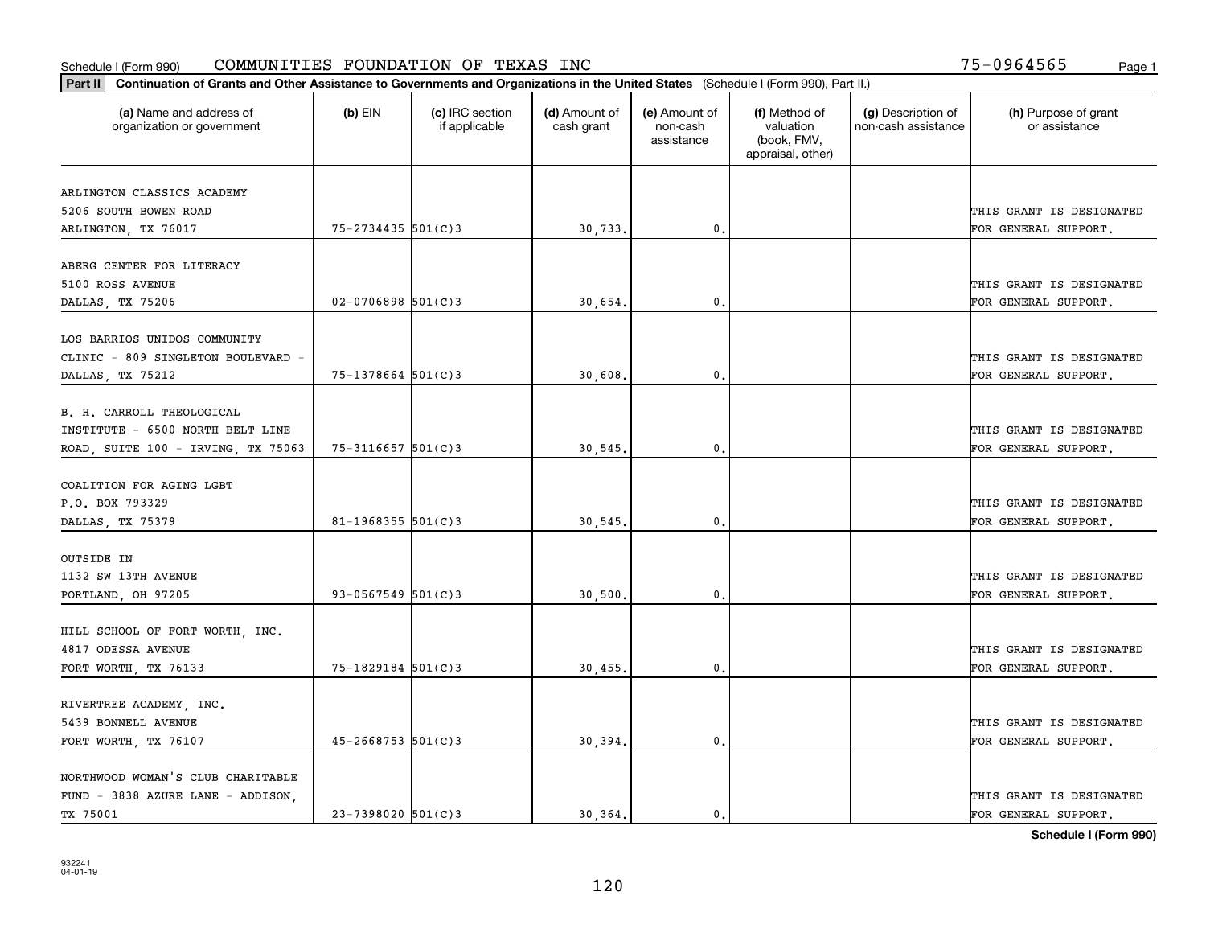Schedule I (Form 990) COMMUNITIES FOUNDATION OF TEXAS INC 75-0964565

**Part II** Continuation of Grants and Other Assistance to Governments and Organizations in the United States (Schedule I (Form 990), Part II.)

| (a) Name and address of organization or government | (b) EIN | (c) IRC section if applicable | (d) Amount of cash grant | (e) Amount of non-cash assistance | (f) Method of valuation (book, FMV, appraisal, other) | (g) Description of non-cash assistance | (h) Purpose of grant or assistance |
|---|---|---|---|---|---|---|---|
| ARLINGTON CLASSICS ACADEMY 5206 SOUTH BOWEN ROAD ARLINGTON, TX 76017 | 75-2734435 | 501(C)3 | 30,733. | 0. | | | THIS GRANT IS DESIGNATED FOR GENERAL SUPPORT. |
| ABERG CENTER FOR LITERACY 5100 ROSS AVENUE DALLAS, TX 75206 | 02-0706898 | 501(C)3 | 30,654. | 0. | | | THIS GRANT IS DESIGNATED FOR GENERAL SUPPORT. |
| LOS BARRIOS UNIDOS COMMUNITY CLINIC - 809 SINGLETON BOULEVARD - DALLAS, TX 75212 | 75-1378664 | 501(C)3 | 30,608. | 0. | | | THIS GRANT IS DESIGNATED FOR GENERAL SUPPORT. |
| B. H. CARROLL THEOLOGICAL INSTITUTE - 6500 NORTH BELT LINE ROAD, SUITE 100 - IRVING, TX 75063 | 75-3116657 | 501(C)3 | 30,545. | 0. | | | THIS GRANT IS DESIGNATED FOR GENERAL SUPPORT. |
| COALITION FOR AGING LGBT P.O. BOX 793329 DALLAS, TX 75379 | 81-1968355 | 501(C)3 | 30,545. | 0. | | | THIS GRANT IS DESIGNATED FOR GENERAL SUPPORT. |
| OUTSIDE IN 1132 SW 13TH AVENUE PORTLAND, OH 97205 | 93-0567549 | 501(C)3 | 30,500. | 0. | | | THIS GRANT IS DESIGNATED FOR GENERAL SUPPORT. |
| HILL SCHOOL OF FORT WORTH, INC. 4817 ODESSA AVENUE FORT WORTH, TX 76133 | 75-1829184 | 501(C)3 | 30,455. | 0. | | | THIS GRANT IS DESIGNATED FOR GENERAL SUPPORT. |
| RIVERTREE ACADEMY, INC. 5439 BONNELL AVENUE FORT WORTH, TX 76107 | 45-2668753 | 501(C)3 | 30,394. | 0. | | | THIS GRANT IS DESIGNATED FOR GENERAL SUPPORT. |
| NORTHWOOD WOMAN'S CLUB CHARITABLE FUND - 3838 AZURE LANE - ADDISON, TX 75001 | 23-7398020 | 501(C)3 | 30,364. | 0. | | | THIS GRANT IS DESIGNATED FOR GENERAL SUPPORT. |

**Schedule I (Form 990)**

932241 04-01-19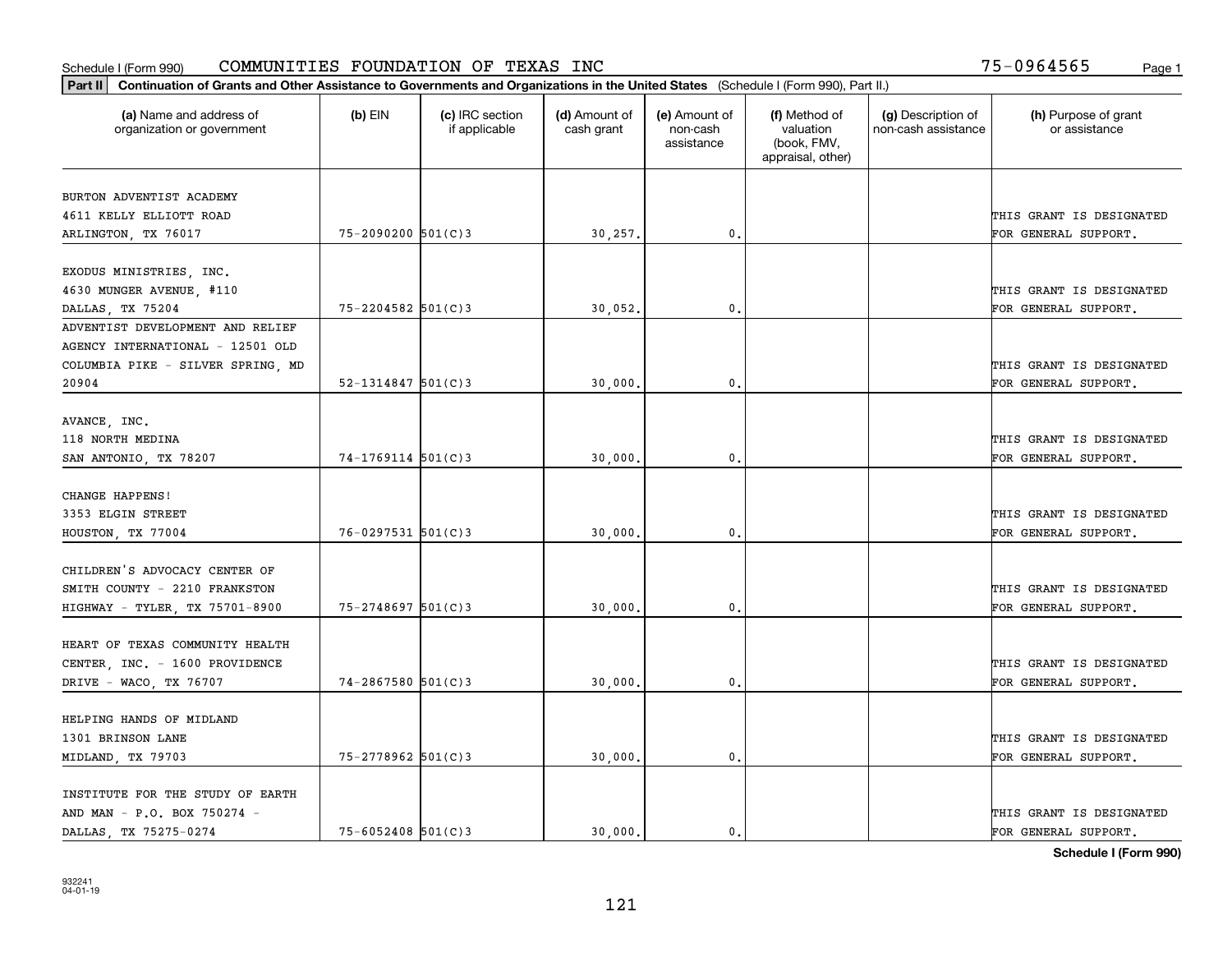Schedule I (Form 990) COMMUNITIES FOUNDATION OF TEXAS INC 75-0964565

**Part II Continuation of Grants and Other Assistance to Governments and Organizations in the United States** (Schedule I (Form 990), Part II.)

| (a) Name and address of organization or government | (b) EIN | (c) IRC section if applicable | (d) Amount of cash grant | (e) Amount of non-cash assistance | (f) Method of valuation (book, FMV, appraisal, other) | (g) Description of non-cash assistance | (h) Purpose of grant or assistance |
|---|---|---|---|---|---|---|---|
| BURTON ADVENTIST ACADEMY 4611 KELLY ELLIOTT ROAD ARLINGTON, TX 76017 | 75-2090200 | 501(C)3 | 30,257. | 0. | | | THIS GRANT IS DESIGNATED FOR GENERAL SUPPORT. |
| EXODUS MINISTRIES, INC. 4630 MUNGER AVENUE, #110 DALLAS, TX 75204 | 75-2204582 | 501(C)3 | 30,052. | 0. | | | THIS GRANT IS DESIGNATED FOR GENERAL SUPPORT. |
| ADVENTIST DEVELOPMENT AND RELIEF AGENCY INTERNATIONAL - 12501 OLD COLUMBIA PIKE - SILVER SPRING, MD 20904 | 52-1314847 | 501(C)3 | 30,000. | 0. | | | THIS GRANT IS DESIGNATED FOR GENERAL SUPPORT. |
| AVANCE, INC. 118 NORTH MEDINA SAN ANTONIO, TX 78207 | 74-1769114 | 501(C)3 | 30,000. | 0. | | | THIS GRANT IS DESIGNATED FOR GENERAL SUPPORT. |
| CHANGE HAPPENS! 3353 ELGIN STREET HOUSTON, TX 77004 | 76-0297531 | 501(C)3 | 30,000. | 0. | | | THIS GRANT IS DESIGNATED FOR GENERAL SUPPORT. |
| CHILDREN'S ADVOCACY CENTER OF SMITH COUNTY - 2210 FRANKSTON HIGHWAY - TYLER, TX 75701-8900 | 75-2748697 | 501(C)3 | 30,000. | 0. | | | THIS GRANT IS DESIGNATED FOR GENERAL SUPPORT. |
| HEART OF TEXAS COMMUNITY HEALTH CENTER, INC. - 1600 PROVIDENCE DRIVE - WACO, TX 76707 | 74-2867580 | 501(C)3 | 30,000. | 0. | | | THIS GRANT IS DESIGNATED FOR GENERAL SUPPORT. |
| HELPING HANDS OF MIDLAND 1301 BRINSON LANE MIDLAND, TX 79703 | 75-2778962 | 501(C)3 | 30,000. | 0. | | | THIS GRANT IS DESIGNATED FOR GENERAL SUPPORT. |
| INSTITUTE FOR THE STUDY OF EARTH AND MAN - P.O. BOX 750274 - DALLAS, TX 75275-0274 | 75-6052408 | 501(C)3 | 30,000. | 0. | | | THIS GRANT IS DESIGNATED FOR GENERAL SUPPORT. |

**Schedule I (Form 990)**

932241
04-01-19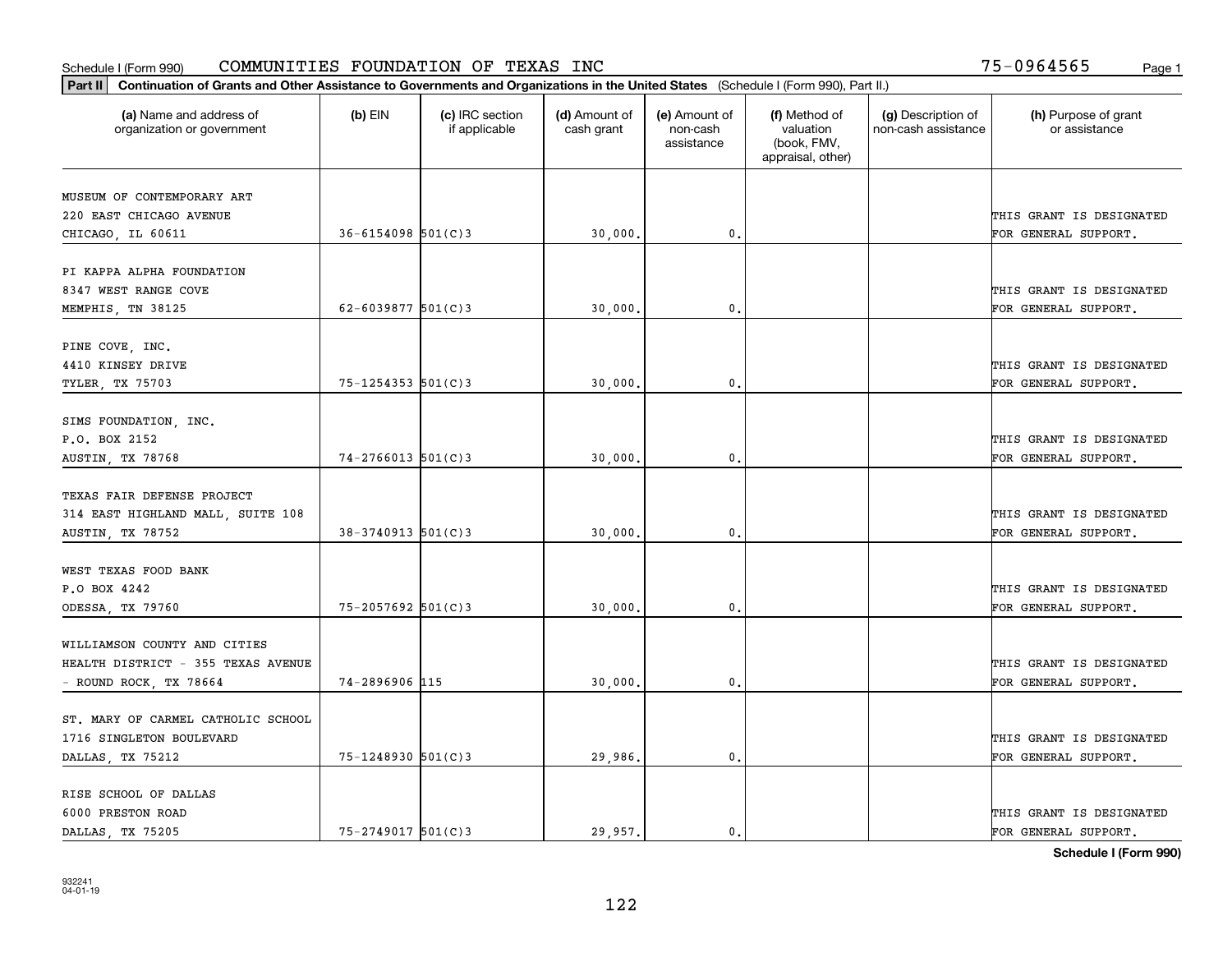Schedule I (Form 990) COMMUNITIES FOUNDATION OF TEXAS INC 75-0964565

**Part II** **Continuation of Grants and Other Assistance to Governments and Organizations in the United States** (Schedule I (Form 990), Part II.)

| (a) Name and address of organization or government | (b) EIN | (c) IRC section if applicable | (d) Amount of cash grant | (e) Amount of non-cash assistance | (f) Method of valuation (book, FMV, appraisal, other) | (g) Description of non-cash assistance | (h) Purpose of grant or assistance |
|---|---|---|---|---|---|---|---|
| MUSEUM OF CONTEMPORARY ART 220 EAST CHICAGO AVENUE CHICAGO, IL 60611 | 36-6154098 | 501(C)3 | 30,000. | 0. | | | THIS GRANT IS DESIGNATED FOR GENERAL SUPPORT. |
| PI KAPPA ALPHA FOUNDATION 8347 WEST RANGE COVE MEMPHIS, TN 38125 | 62-6039877 | 501(C)3 | 30,000. | 0. | | | THIS GRANT IS DESIGNATED FOR GENERAL SUPPORT. |
| PINE COVE, INC. 4410 KINSEY DRIVE TYLER, TX 75703 | 75-1254353 | 501(C)3 | 30,000. | 0. | | | THIS GRANT IS DESIGNATED FOR GENERAL SUPPORT. |
| SIMS FOUNDATION, INC. P.O. BOX 2152 AUSTIN, TX 78768 | 74-2766013 | 501(C)3 | 30,000. | 0. | | | THIS GRANT IS DESIGNATED FOR GENERAL SUPPORT. |
| TEXAS FAIR DEFENSE PROJECT 314 EAST HIGHLAND MALL, SUITE 108 AUSTIN, TX 78752 | 38-3740913 | 501(C)3 | 30,000. | 0. | | | THIS GRANT IS DESIGNATED FOR GENERAL SUPPORT. |
| WEST TEXAS FOOD BANK P.O BOX 4242 ODESSA, TX 79760 | 75-2057692 | 501(C)3 | 30,000. | 0. | | | THIS GRANT IS DESIGNATED FOR GENERAL SUPPORT. |
| WILLIAMSON COUNTY AND CITIES HEALTH DISTRICT - 355 TEXAS AVENUE - ROUND ROCK, TX 78664 | 74-2896906 | 115 | 30,000. | 0. | | | THIS GRANT IS DESIGNATED FOR GENERAL SUPPORT. |
| ST. MARY OF CARMEL CATHOLIC SCHOOL 1716 SINGLETON BOULEVARD DALLAS, TX 75212 | 75-1248930 | 501(C)3 | 29,986. | 0. | | | THIS GRANT IS DESIGNATED FOR GENERAL SUPPORT. |
| RISE SCHOOL OF DALLAS 6000 PRESTON ROAD DALLAS, TX 75205 | 75-2749017 | 501(C)3 | 29,957. | 0. | | | THIS GRANT IS DESIGNATED FOR GENERAL SUPPORT. |

**Schedule I (Form 990)**

932241 04-01-19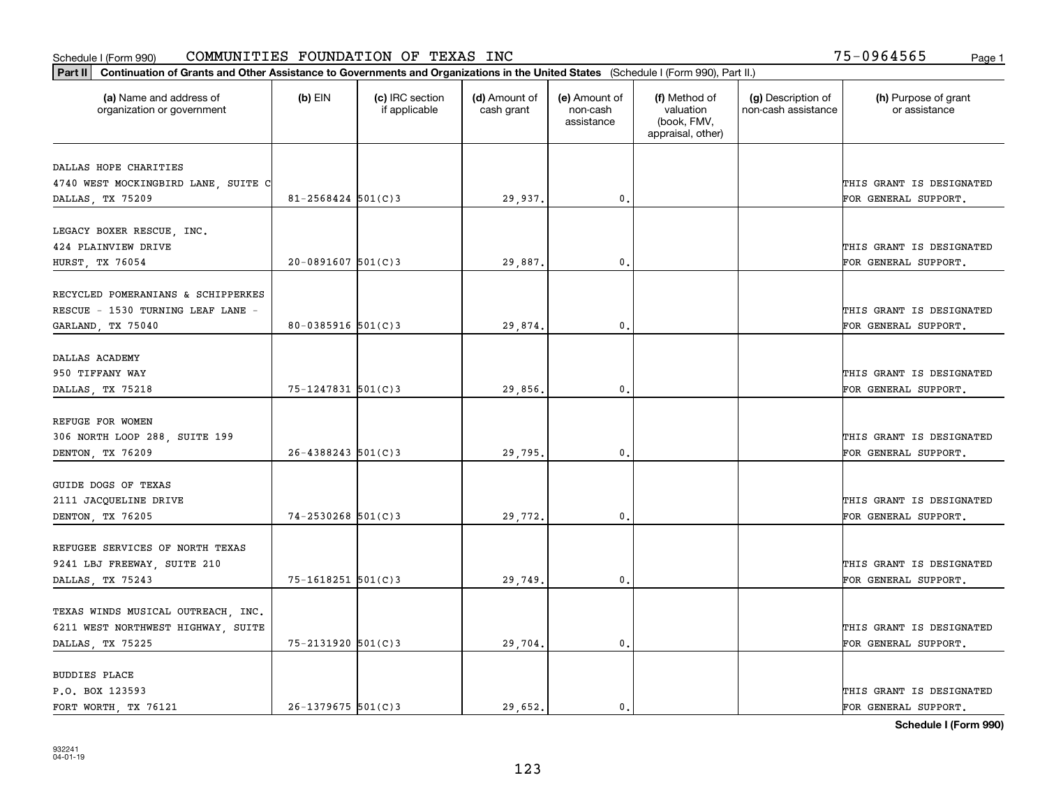Schedule I (Form 990) COMMUNITIES FOUNDATION OF TEXAS INC 75-0964565

**Part II** **Continuation of Grants and Other Assistance to Governments and Organizations in the United States** (Schedule I (Form 990), Part II.)

| (a) Name and address of organization or government | (b) EIN | (c) IRC section if applicable | (d) Amount of cash grant | (e) Amount of non-cash assistance | (f) Method of valuation (book, FMV, appraisal, other) | (g) Description of non-cash assistance | (h) Purpose of grant or assistance |
|---|---|---|---|---|---|---|---|
| DALLAS HOPE CHARITIES 4740 WEST MOCKINGBIRD LANE, SUITE C DALLAS, TX 75209 | 81-2568424 | 501(C)3 | 29,937. | 0. | | | THIS GRANT IS DESIGNATED FOR GENERAL SUPPORT. |
| LEGACY BOXER RESCUE, INC. 424 PLAINVIEW DRIVE HURST, TX 76054 | 20-0891607 | 501(C)3 | 29,887. | 0. | | | THIS GRANT IS DESIGNATED FOR GENERAL SUPPORT. |
| RECYCLED POMERANIANS & SCHIPPERKES RESCUE - 1530 TURNING LEAF LANE - GARLAND, TX 75040 | 80-0385916 | 501(C)3 | 29,874. | 0. | | | THIS GRANT IS DESIGNATED FOR GENERAL SUPPORT. |
| DALLAS ACADEMY 950 TIFFANY WAY DALLAS, TX 75218 | 75-1247831 | 501(C)3 | 29,856. | 0. | | | THIS GRANT IS DESIGNATED FOR GENERAL SUPPORT. |
| REFUGE FOR WOMEN 306 NORTH LOOP 288, SUITE 199 DENTON, TX 76209 | 26-4388243 | 501(C)3 | 29,795. | 0. | | | THIS GRANT IS DESIGNATED FOR GENERAL SUPPORT. |
| GUIDE DOGS OF TEXAS 2111 JACQUELINE DRIVE DENTON, TX 76205 | 74-2530268 | 501(C)3 | 29,772. | 0. | | | THIS GRANT IS DESIGNATED FOR GENERAL SUPPORT. |
| REFUGEE SERVICES OF NORTH TEXAS 9241 LBJ FREEWAY, SUITE 210 DALLAS, TX 75243 | 75-1618251 | 501(C)3 | 29,749. | 0. | | | THIS GRANT IS DESIGNATED FOR GENERAL SUPPORT. |
| TEXAS WINDS MUSICAL OUTREACH, INC. 6211 WEST NORTHWEST HIGHWAY, SUITE DALLAS, TX 75225 | 75-2131920 | 501(C)3 | 29,704. | 0. | | | THIS GRANT IS DESIGNATED FOR GENERAL SUPPORT. |
| BUDDIES PLACE P.O. BOX 123593 FORT WORTH, TX 76121 | 26-1379675 | 501(C)3 | 29,652. | 0. | | | THIS GRANT IS DESIGNATED FOR GENERAL SUPPORT. |

**Schedule I (Form 990)**

932241 04-01-19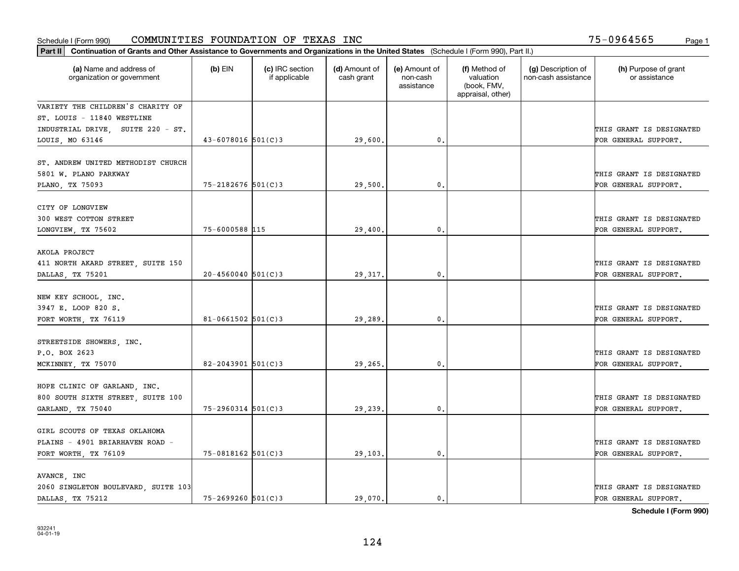Schedule I (Form 990) COMMUNITIES FOUNDATION OF TEXAS INC 75-0964565

**Part II Continuation of Grants and Other Assistance to Governments and Organizations in the United States** (Schedule I (Form 990), Part II.)

| (a) Name and address of organization or government | (b) EIN | (c) IRC section if applicable | (d) Amount of cash grant | (e) Amount of non-cash assistance | (f) Method of valuation (book, FMV, appraisal, other) | (g) Description of non-cash assistance | (h) Purpose of grant or assistance |
|---|---|---|---|---|---|---|---|
| VARIETY THE CHILDREN'S CHARITY OF ST. LOUIS - 11840 WESTLINE INDUSTRIAL DRIVE, SUITE 220 - ST. LOUIS, MO 63146 | 43-6078016 | 501(C)3 | 29,600. | 0. | | | THIS GRANT IS DESIGNATED FOR GENERAL SUPPORT. |
| ST. ANDREW UNITED METHODIST CHURCH 5801 W. PLANO PARKWAY PLANO, TX 75093 | 75-2182676 | 501(C)3 | 29,500. | 0. | | | THIS GRANT IS DESIGNATED FOR GENERAL SUPPORT. |
| CITY OF LONGVIEW 300 WEST COTTON STREET LONGVIEW, TX 75602 | 75-6000588 | 115 | 29,400. | 0. | | | THIS GRANT IS DESIGNATED FOR GENERAL SUPPORT. |
| AKOLA PROJECT 411 NORTH AKARD STREET, SUITE 150 DALLAS, TX 75201 | 20-4560040 | 501(C)3 | 29,317. | 0. | | | THIS GRANT IS DESIGNATED FOR GENERAL SUPPORT. |
| NEW KEY SCHOOL, INC. 3947 E. LOOP 820 S. FORT WORTH, TX 76119 | 81-0661502 | 501(C)3 | 29,289. | 0. | | | THIS GRANT IS DESIGNATED FOR GENERAL SUPPORT. |
| STREETSIDE SHOWERS, INC. P.O. BOX 2623 MCKINNEY, TX 75070 | 82-2043901 | 501(C)3 | 29,265. | 0. | | | THIS GRANT IS DESIGNATED FOR GENERAL SUPPORT. |
| HOPE CLINIC OF GARLAND, INC. 800 SOUTH SIXTH STREET, SUITE 100 GARLAND, TX 75040 | 75-2960314 | 501(C)3 | 29,239. | 0. | | | THIS GRANT IS DESIGNATED FOR GENERAL SUPPORT. |
| GIRL SCOUTS OF TEXAS OKLAHOMA PLAINS - 4901 BRIARHAVEN ROAD - FORT WORTH, TX 76109 | 75-0818162 | 501(C)3 | 29,103. | 0. | | | THIS GRANT IS DESIGNATED FOR GENERAL SUPPORT. |
| AVANCE, INC 2060 SINGLETON BOULEVARD, SUITE 103 DALLAS, TX 75212 | 75-2699260 | 501(C)3 | 29,070. | 0. | | | THIS GRANT IS DESIGNATED FOR GENERAL SUPPORT. |

Schedule I (Form 990)

932241 04-01-19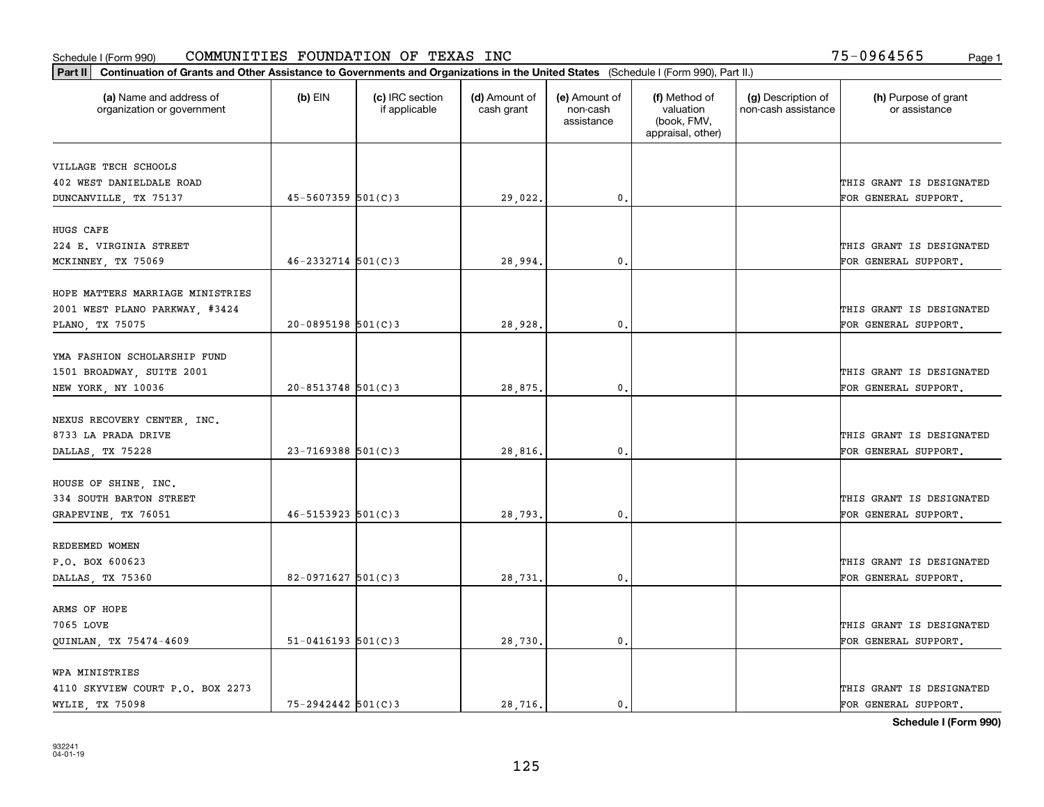Schedule I (Form 990) COMMUNITIES FOUNDATION OF TEXAS INC 75-0964565 Page 1

**Part II** Continuation of Grants and Other Assistance to Governments and Organizations in the United States (Schedule I (Form 990), Part II.)

| (a) Name and address of organization or government | (b) EIN | (c) IRC section if applicable | (d) Amount of cash grant | (e) Amount of non-cash assistance | (f) Method of valuation (book, FMV, appraisal, other) | (g) Description of non-cash assistance | (h) Purpose of grant or assistance |
|---|---|---|---|---|---|---|---|
| VILLAGE TECH SCHOOLS<br>402 WEST DANIELDALE ROAD<br>DUNCANVILLE, TX 75137 | 45-5607359 | 501(C)3 | 29,022. | 0. | | | THIS GRANT IS DESIGNATED FOR GENERAL SUPPORT. |
| HUGS CAFE<br>224 E. VIRGINIA STREET<br>MCKINNEY, TX 75069 | 46-2332714 | 501(C)3 | 28,994. | 0. | | | THIS GRANT IS DESIGNATED FOR GENERAL SUPPORT. |
| HOPE MATTERS MARRIAGE MINISTRIES<br>2001 WEST PLANO PARKWAY, #3424<br>PLANO, TX 75075 | 20-0895198 | 501(C)3 | 28,928. | 0. | | | THIS GRANT IS DESIGNATED FOR GENERAL SUPPORT. |
| YMA FASHION SCHOLARSHIP FUND<br>1501 BROADWAY, SUITE 2001<br>NEW YORK, NY 10036 | 20-8513748 | 501(C)3 | 28,875. | 0. | | | THIS GRANT IS DESIGNATED FOR GENERAL SUPPORT. |
| NEXUS RECOVERY CENTER, INC.<br>8733 LA PRADA DRIVE<br>DALLAS, TX 75228 | 23-7169388 | 501(C)3 | 28,816. | 0. | | | THIS GRANT IS DESIGNATED FOR GENERAL SUPPORT. |
| HOUSE OF SHINE, INC.<br>334 SOUTH BARTON STREET<br>GRAPEVINE, TX 76051 | 46-5153923 | 501(C)3 | 28,793. | 0. | | | THIS GRANT IS DESIGNATED FOR GENERAL SUPPORT. |
| REDEEMED WOMEN<br>P.O. BOX 600623<br>DALLAS, TX 75360 | 82-0971627 | 501(C)3 | 28,731. | 0. | | | THIS GRANT IS DESIGNATED FOR GENERAL SUPPORT. |
| ARMS OF HOPE<br>7065 LOVE<br>QUINLAN, TX 75474-4609 | 51-0416193 | 501(C)3 | 28,730. | 0. | | | THIS GRANT IS DESIGNATED FOR GENERAL SUPPORT. |
| WPA MINISTRIES<br>4110 SKYVIEW COURT P.O. BOX 2273<br>WYLIE, TX 75098 | 75-2942442 | 501(C)3 | 28,716. | 0. | | | THIS GRANT IS DESIGNATED FOR GENERAL SUPPORT. |

**Schedule I (Form 990)**

932241
04-01-19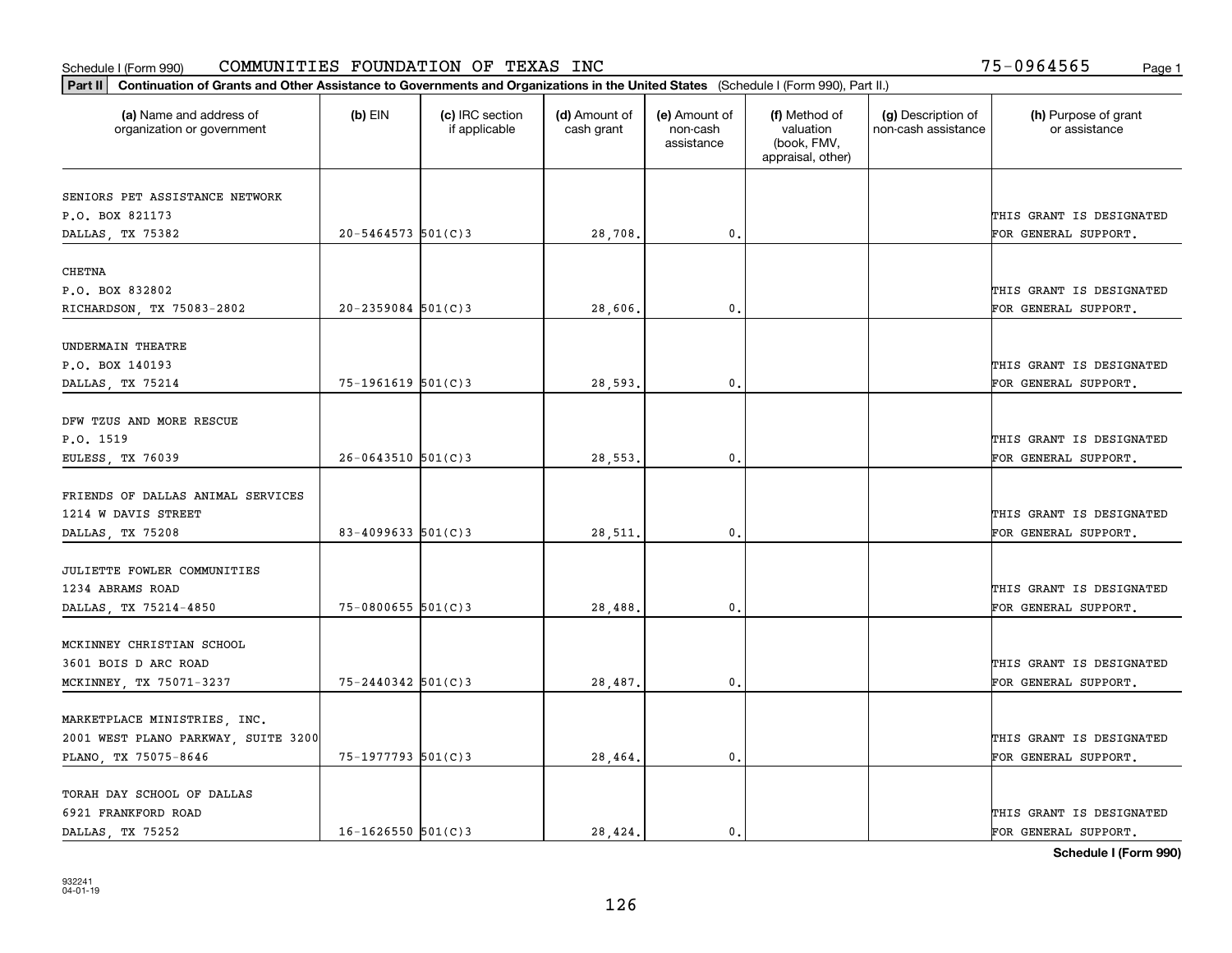Schedule I (Form 990) COMMUNITIES FOUNDATION OF TEXAS INC 75-0964565 Page 1

**Part II** **Continuation of Grants and Other Assistance to Governments and Organizations in the United States** (Schedule I (Form 990), Part II.)

| (a) Name and address of organization or government | (b) EIN | (c) IRC section if applicable | (d) Amount of cash grant | (e) Amount of non-cash assistance | (f) Method of valuation (book, FMV, appraisal, other) | (g) Description of non-cash assistance | (h) Purpose of grant or assistance |
|---|---|---|---|---|---|---|---|
| SENIORS PET ASSISTANCE NETWORK<br>P.O. BOX 821173<br>DALLAS, TX 75382 | 20-5464573 | 501(C)3 | 28,708. | 0. | | | THIS GRANT IS DESIGNATED FOR GENERAL SUPPORT. |
| CHETNA<br>P.O. BOX 832802<br>RICHARDSON, TX 75083-2802 | 20-2359084 | 501(C)3 | 28,606. | 0. | | | THIS GRANT IS DESIGNATED FOR GENERAL SUPPORT. |
| UNDERMAIN THEATRE<br>P.O. BOX 140193<br>DALLAS, TX 75214 | 75-1961619 | 501(C)3 | 28,593. | 0. | | | THIS GRANT IS DESIGNATED FOR GENERAL SUPPORT. |
| DFW TZUS AND MORE RESCUE<br>P.O. 1519<br>EULESS, TX 76039 | 26-0643510 | 501(C)3 | 28,553. | 0. | | | THIS GRANT IS DESIGNATED FOR GENERAL SUPPORT. |
| FRIENDS OF DALLAS ANIMAL SERVICES<br>1214 W DAVIS STREET<br>DALLAS, TX 75208 | 83-4099633 | 501(C)3 | 28,511. | 0. | | | THIS GRANT IS DESIGNATED FOR GENERAL SUPPORT. |
| JULIETTE FOWLER COMMUNITIES<br>1234 ABRAMS ROAD<br>DALLAS, TX 75214-4850 | 75-0800655 | 501(C)3 | 28,488. | 0. | | | THIS GRANT IS DESIGNATED FOR GENERAL SUPPORT. |
| MCKINNEY CHRISTIAN SCHOOL<br>3601 BOIS D ARC ROAD<br>MCKINNEY, TX 75071-3237 | 75-2440342 | 501(C)3 | 28,487. | 0. | | | THIS GRANT IS DESIGNATED FOR GENERAL SUPPORT. |
| MARKETPLACE MINISTRIES, INC.<br>2001 WEST PLANO PARKWAY, SUITE 3200<br>PLANO, TX 75075-8646 | 75-1977793 | 501(C)3 | 28,464. | 0. | | | THIS GRANT IS DESIGNATED FOR GENERAL SUPPORT. |
| TORAH DAY SCHOOL OF DALLAS<br>6921 FRANKFORD ROAD<br>DALLAS, TX 75252 | 16-1626550 | 501(C)3 | 28,424. | 0. | | | THIS GRANT IS DESIGNATED FOR GENERAL SUPPORT. |

**Schedule I (Form 990)**

932241
04-01-19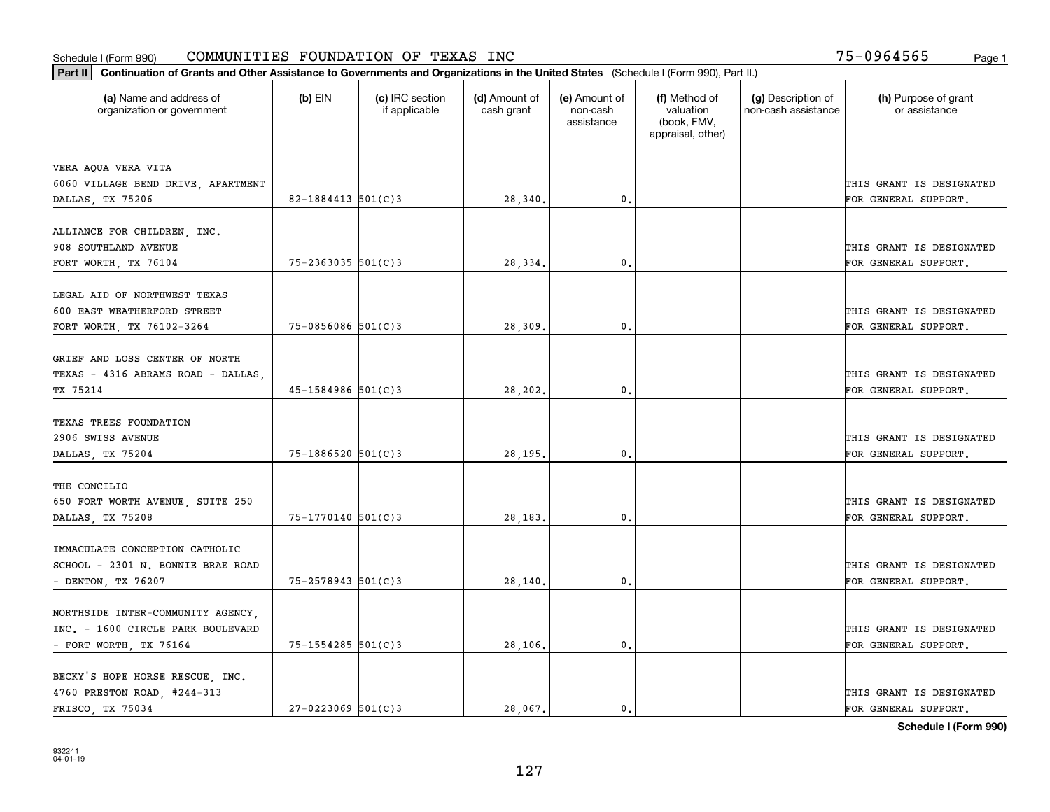Schedule I (Form 990) COMMUNITIES FOUNDATION OF TEXAS INC 75-0964565

**Part II** **Continuation of Grants and Other Assistance to Governments and Organizations in the United States** (Schedule I (Form 990), Part II.)

| (a) Name and address of organization or government | (b) EIN | (c) IRC section if applicable | (d) Amount of cash grant | (e) Amount of non-cash assistance | (f) Method of valuation (book, FMV, appraisal, other) | (g) Description of non-cash assistance | (h) Purpose of grant or assistance |
|---|---|---|---|---|---|---|---|
| VERA AQUA VERA VITA 6060 VILLAGE BEND DRIVE, APARTMENT DALLAS, TX 75206 | 82-1884413 | 501(C)3 | 28,340. | 0. | | | THIS GRANT IS DESIGNATED FOR GENERAL SUPPORT. |
| ALLIANCE FOR CHILDREN, INC. 908 SOUTHLAND AVENUE FORT WORTH, TX 76104 | 75-2363035 | 501(C)3 | 28,334. | 0. | | | THIS GRANT IS DESIGNATED FOR GENERAL SUPPORT. |
| LEGAL AID OF NORTHWEST TEXAS 600 EAST WEATHERFORD STREET FORT WORTH, TX 76102-3264 | 75-0856086 | 501(C)3 | 28,309. | 0. | | | THIS GRANT IS DESIGNATED FOR GENERAL SUPPORT. |
| GRIEF AND LOSS CENTER OF NORTH TEXAS - 4316 ABRAMS ROAD - DALLAS, TX 75214 | 45-1584986 | 501(C)3 | 28,202. | 0. | | | THIS GRANT IS DESIGNATED FOR GENERAL SUPPORT. |
| TEXAS TREES FOUNDATION 2906 SWISS AVENUE DALLAS, TX 75204 | 75-1886520 | 501(C)3 | 28,195. | 0. | | | THIS GRANT IS DESIGNATED FOR GENERAL SUPPORT. |
| THE CONCILIO 650 FORT WORTH AVENUE, SUITE 250 DALLAS, TX 75208 | 75-1770140 | 501(C)3 | 28,183. | 0. | | | THIS GRANT IS DESIGNATED FOR GENERAL SUPPORT. |
| IMMACULATE CONCEPTION CATHOLIC SCHOOL - 2301 N. BONNIE BRAE ROAD - DENTON, TX 76207 | 75-2578943 | 501(C)3 | 28,140. | 0. | | | THIS GRANT IS DESIGNATED FOR GENERAL SUPPORT. |
| NORTHSIDE INTER-COMMUNITY AGENCY, INC. - 1600 CIRCLE PARK BOULEVARD - FORT WORTH, TX 76164 | 75-1554285 | 501(C)3 | 28,106. | 0. | | | THIS GRANT IS DESIGNATED FOR GENERAL SUPPORT. |
| BECKY'S HOPE HORSE RESCUE, INC. 4760 PRESTON ROAD, #244-313 FRISCO, TX 75034 | 27-0223069 | 501(C)3 | 28,067. | 0. | | | THIS GRANT IS DESIGNATED FOR GENERAL SUPPORT. |

**Schedule I (Form 990)**

932241
04-01-19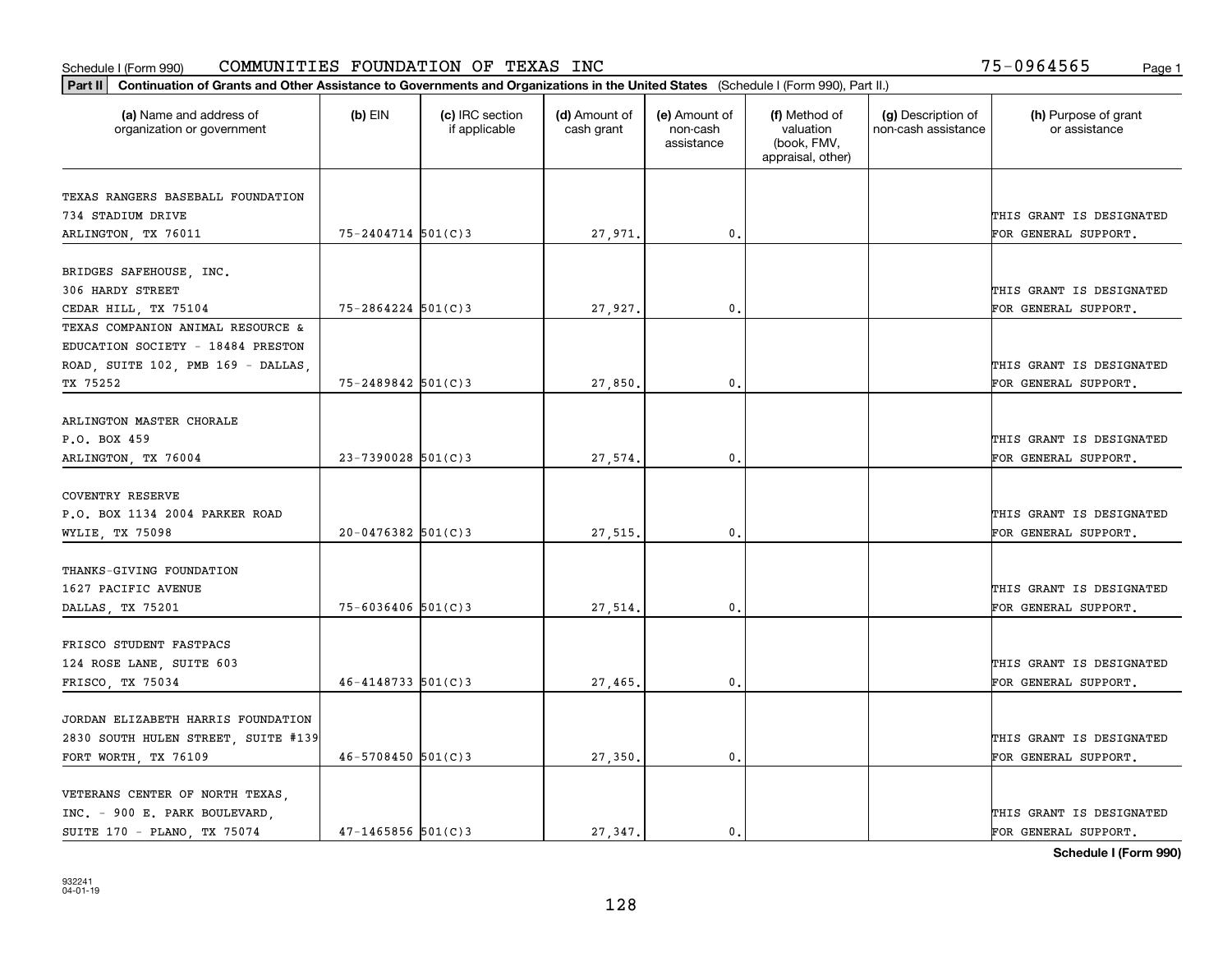Schedule I (Form 990) COMMUNITIES FOUNDATION OF TEXAS INC 75-0964565

**Part II** **Continuation of Grants and Other Assistance to Governments and Organizations in the United States** (Schedule I (Form 990), Part II.)

| (a) Name and address of organization or government | (b) EIN | (c) IRC section if applicable | (d) Amount of cash grant | (e) Amount of non-cash assistance | (f) Method of valuation (book, FMV, appraisal, other) | (g) Description of non-cash assistance | (h) Purpose of grant or assistance |
|---|---|---|---|---|---|---|---|
| TEXAS RANGERS BASEBALL FOUNDATION 734 STADIUM DRIVE ARLINGTON, TX 76011 | 75-2404714 | 501(C)3 | 27,971. | 0. | | | THIS GRANT IS DESIGNATED FOR GENERAL SUPPORT. |
| BRIDGES SAFEHOUSE, INC. 306 HARDY STREET CEDAR HILL, TX 75104 | 75-2864224 | 501(C)3 | 27,927. | 0. | | | THIS GRANT IS DESIGNATED FOR GENERAL SUPPORT. |
| TEXAS COMPANION ANIMAL RESOURCE & EDUCATION SOCIETY - 18484 PRESTON ROAD, SUITE 102, PMB 169 - DALLAS, TX 75252 | 75-2489842 | 501(C)3 | 27,850. | 0. | | | THIS GRANT IS DESIGNATED FOR GENERAL SUPPORT. |
| ARLINGTON MASTER CHORALE P.O. BOX 459 ARLINGTON, TX 76004 | 23-7390028 | 501(C)3 | 27,574. | 0. | | | THIS GRANT IS DESIGNATED FOR GENERAL SUPPORT. |
| COVENTRY RESERVE P.O. BOX 1134 2004 PARKER ROAD WYLIE, TX 75098 | 20-0476382 | 501(C)3 | 27,515. | 0. | | | THIS GRANT IS DESIGNATED FOR GENERAL SUPPORT. |
| THANKS-GIVING FOUNDATION 1627 PACIFIC AVENUE DALLAS, TX 75201 | 75-6036406 | 501(C)3 | 27,514. | 0. | | | THIS GRANT IS DESIGNATED FOR GENERAL SUPPORT. |
| FRISCO STUDENT FASTPACS 124 ROSE LANE, SUITE 603 FRISCO, TX 75034 | 46-4148733 | 501(C)3 | 27,465. | 0. | | | THIS GRANT IS DESIGNATED FOR GENERAL SUPPORT. |
| JORDAN ELIZABETH HARRIS FOUNDATION 2830 SOUTH HULEN STREET, SUITE #139 FORT WORTH, TX 76109 | 46-5708450 | 501(C)3 | 27,350. | 0. | | | THIS GRANT IS DESIGNATED FOR GENERAL SUPPORT. |
| VETERANS CENTER OF NORTH TEXAS, INC. - 900 E. PARK BOULEVARD, SUITE 170 - PLANO, TX 75074 | 47-1465856 | 501(C)3 | 27,347. | 0. | | | THIS GRANT IS DESIGNATED FOR GENERAL SUPPORT. |

**Schedule I (Form 990)**

932241 04-01-19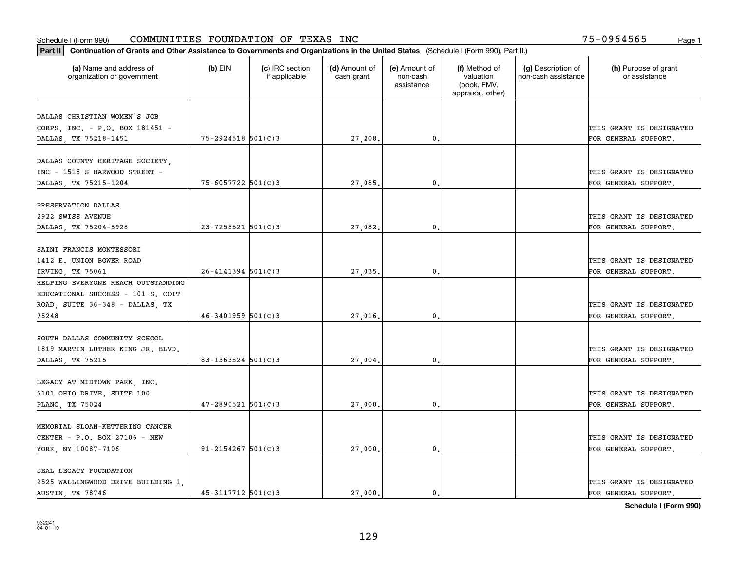Schedule I (Form 990) COMMUNITIES FOUNDATION OF TEXAS INC 75-0964565

**Part II Continuation of Grants and Other Assistance to Governments and Organizations in the United States** (Schedule I (Form 990), Part II.)

| (a) Name and address of organization or government | (b) EIN | (c) IRC section if applicable | (d) Amount of cash grant | (e) Amount of non-cash assistance | (f) Method of valuation (book, FMV, appraisal, other) | (g) Description of non-cash assistance | (h) Purpose of grant or assistance |
|---|---|---|---|---|---|---|---|
| DALLAS CHRISTIAN WOMEN'S JOB CORPS, INC. - P.O. BOX 181451 - DALLAS, TX 75218-1451 | 75-2924518 | 501(C)3 | 27,208. | 0. | | | THIS GRANT IS DESIGNATED FOR GENERAL SUPPORT. |
| DALLAS COUNTY HERITAGE SOCIETY, INC - 1515 S HARWOOD STREET - DALLAS, TX 75215-1204 | 75-6057722 | 501(C)3 | 27,085. | 0. | | | THIS GRANT IS DESIGNATED FOR GENERAL SUPPORT. |
| PRESERVATION DALLAS 2922 SWISS AVENUE DALLAS, TX 75204-5928 | 23-7258521 | 501(C)3 | 27,082. | 0. | | | THIS GRANT IS DESIGNATED FOR GENERAL SUPPORT. |
| SAINT FRANCIS MONTESSORI 1412 E. UNION BOWER ROAD IRVING, TX 75061 | 26-4141394 | 501(C)3 | 27,035. | 0. | | | THIS GRANT IS DESIGNATED FOR GENERAL SUPPORT. |
| HELPING EVERYONE REACH OUTSTANDING EDUCATIONAL SUCCESS - 101 S. COIT ROAD, SUITE 36-348 - DALLAS, TX 75248 | 46-3401959 | 501(C)3 | 27,016. | 0. | | | THIS GRANT IS DESIGNATED FOR GENERAL SUPPORT. |
| SOUTH DALLAS COMMUNITY SCHOOL 1819 MARTIN LUTHER KING JR. BLVD. DALLAS, TX 75215 | 83-1363524 | 501(C)3 | 27,004. | 0. | | | THIS GRANT IS DESIGNATED FOR GENERAL SUPPORT. |
| LEGACY AT MIDTOWN PARK, INC. 6101 OHIO DRIVE, SUITE 100 PLANO, TX 75024 | 47-2890521 | 501(C)3 | 27,000. | 0. | | | THIS GRANT IS DESIGNATED FOR GENERAL SUPPORT. |
| MEMORIAL SLOAN-KETTERING CANCER CENTER - P.O. BOX 27106 - NEW YORK, NY 10087-7106 | 91-2154267 | 501(C)3 | 27,000. | 0. | | | THIS GRANT IS DESIGNATED FOR GENERAL SUPPORT. |
| SEAL LEGACY FOUNDATION 2525 WALLINGWOOD DRIVE BUILDING 1, AUSTIN, TX 78746 | 45-3117712 | 501(C)3 | 27,000. | 0. | | | THIS GRANT IS DESIGNATED FOR GENERAL SUPPORT. |

**Schedule I (Form 990)**

932241 04-01-19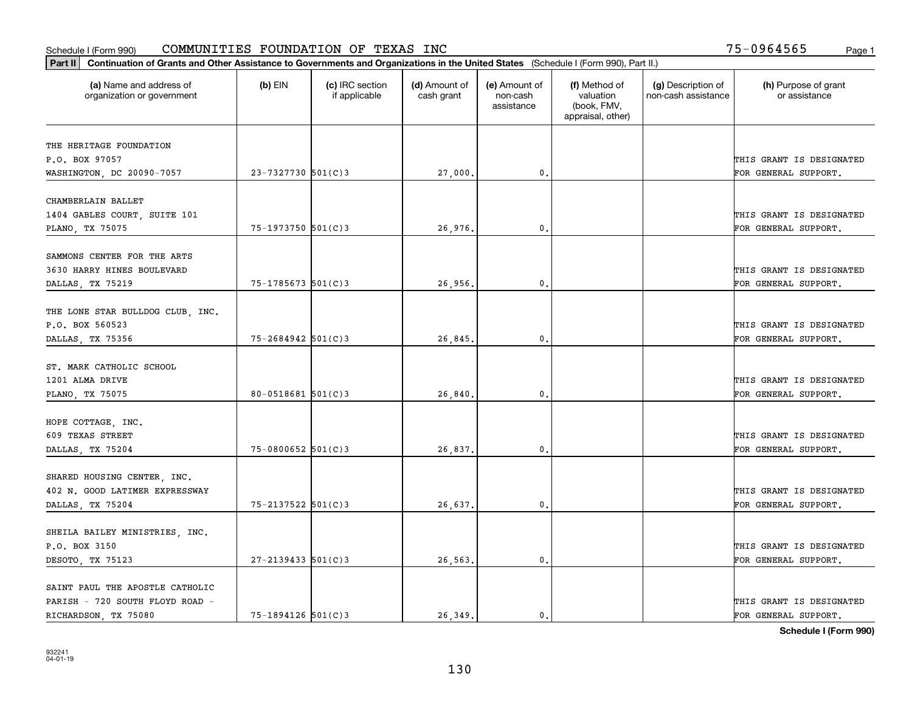Schedule I (Form 990) COMMUNITIES FOUNDATION OF TEXAS INC 75-0964565

**Part II** Continuation of Grants and Other Assistance to Governments and Organizations in the United States (Schedule I (Form 990), Part II.)

| (a) Name and address of organization or government | (b) EIN | (c) IRC section if applicable | (d) Amount of cash grant | (e) Amount of non-cash assistance | (f) Method of valuation (book, FMV, appraisal, other) | (g) Description of non-cash assistance | (h) Purpose of grant or assistance |
|---|---|---|---|---|---|---|---|
| THE HERITAGE FOUNDATION P.O. BOX 97057 WASHINGTON, DC 20090-7057 | 23-7327730 | 501(C)3 | 27,000. | 0. | | | THIS GRANT IS DESIGNATED FOR GENERAL SUPPORT. |
| CHAMBERLAIN BALLET 1404 GABLES COURT, SUITE 101 PLANO, TX 75075 | 75-1973750 | 501(C)3 | 26,976. | 0. | | | THIS GRANT IS DESIGNATED FOR GENERAL SUPPORT. |
| SAMMONS CENTER FOR THE ARTS 3630 HARRY HINES BOULEVARD DALLAS, TX 75219 | 75-1785673 | 501(C)3 | 26,956. | 0. | | | THIS GRANT IS DESIGNATED FOR GENERAL SUPPORT. |
| THE LONE STAR BULLDOG CLUB, INC. P.O. BOX 560523 DALLAS, TX 75356 | 75-2684942 | 501(C)3 | 26,845. | 0. | | | THIS GRANT IS DESIGNATED FOR GENERAL SUPPORT. |
| ST. MARK CATHOLIC SCHOOL 1201 ALMA DRIVE PLANO, TX 75075 | 80-0518681 | 501(C)3 | 26,840. | 0. | | | THIS GRANT IS DESIGNATED FOR GENERAL SUPPORT. |
| HOPE COTTAGE, INC. 609 TEXAS STREET DALLAS, TX 75204 | 75-0800652 | 501(C)3 | 26,837. | 0. | | | THIS GRANT IS DESIGNATED FOR GENERAL SUPPORT. |
| SHARED HOUSING CENTER, INC. 402 N. GOOD LATIMER EXPRESSWAY DALLAS, TX 75204 | 75-2137522 | 501(C)3 | 26,637. | 0. | | | THIS GRANT IS DESIGNATED FOR GENERAL SUPPORT. |
| SHEILA BAILEY MINISTRIES, INC. P.O. BOX 3150 DESOTO, TX 75123 | 27-2139433 | 501(C)3 | 26,563. | 0. | | | THIS GRANT IS DESIGNATED FOR GENERAL SUPPORT. |
| SAINT PAUL THE APOSTLE CATHOLIC PARISH - 720 SOUTH FLOYD ROAD - RICHARDSON, TX 75080 | 75-1894126 | 501(C)3 | 26,349. | 0. | | | THIS GRANT IS DESIGNATED FOR GENERAL SUPPORT. |

Schedule I (Form 990)

932241 04-01-19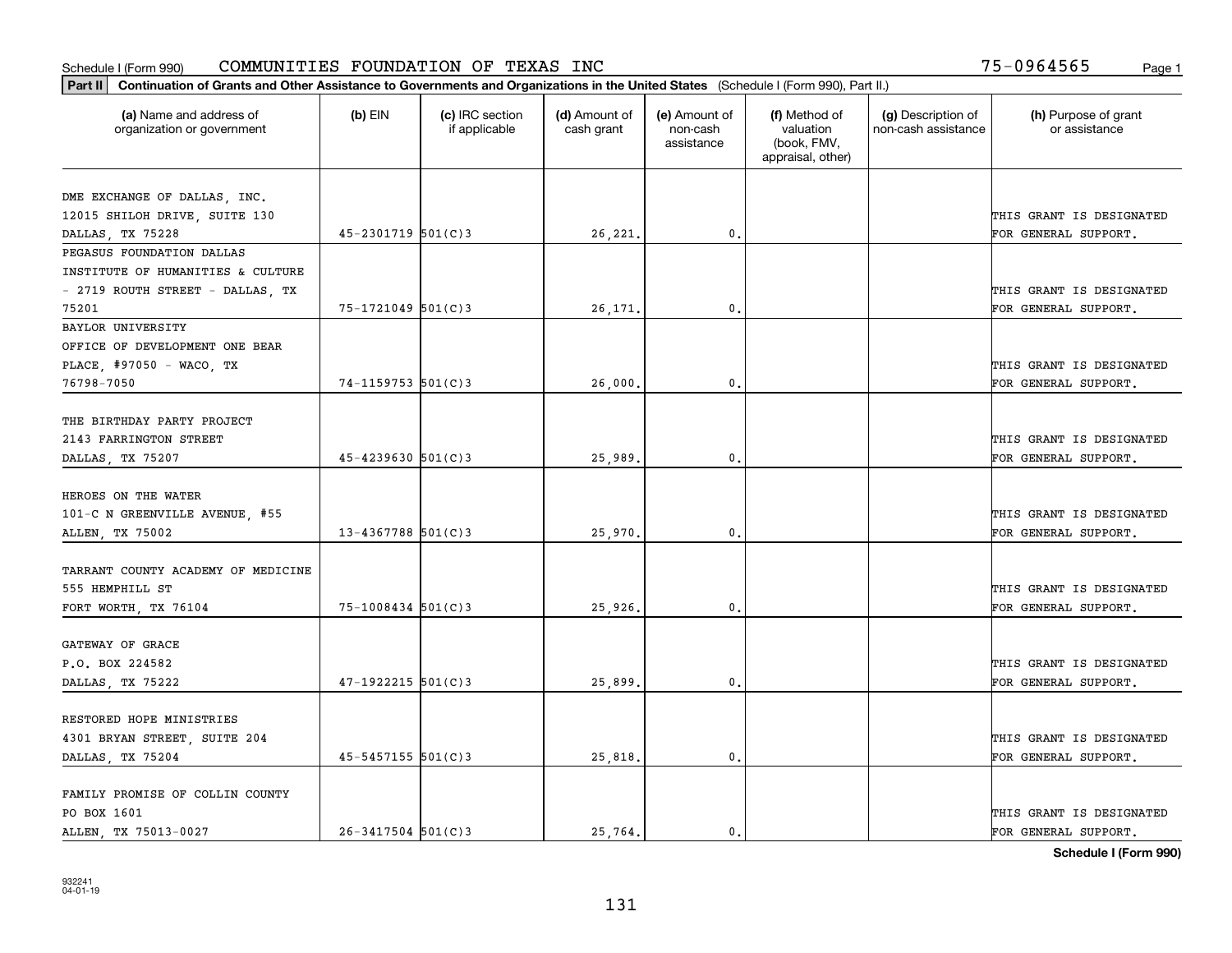Schedule I (Form 990) COMMUNITIES FOUNDATION OF TEXAS INC 75-0964565

**Part II** **Continuation of Grants and Other Assistance to Governments and Organizations in the United States** (Schedule I (Form 990), Part II.)

| (a) Name and address of organization or government | (b) EIN | (c) IRC section if applicable | (d) Amount of cash grant | (e) Amount of non-cash assistance | (f) Method of valuation (book, FMV, appraisal, other) | (g) Description of non-cash assistance | (h) Purpose of grant or assistance |
|---|---|---|---|---|---|---|---|
| DME EXCHANGE OF DALLAS, INC. 12015 SHILOH DRIVE, SUITE 130 DALLAS, TX 75228 | 45-2301719 | 501(C)3 | 26,221. | 0. | | | THIS GRANT IS DESIGNATED FOR GENERAL SUPPORT. |
| PEGASUS FOUNDATION DALLAS INSTITUTE OF HUMANITIES & CULTURE - 2719 ROUTH STREET - DALLAS, TX 75201 | 75-1721049 | 501(C)3 | 26,171. | 0. | | | THIS GRANT IS DESIGNATED FOR GENERAL SUPPORT. |
| BAYLOR UNIVERSITY OFFICE OF DEVELOPMENT ONE BEAR PLACE, #97050 - WACO, TX 76798-7050 | 74-1159753 | 501(C)3 | 26,000. | 0. | | | THIS GRANT IS DESIGNATED FOR GENERAL SUPPORT. |
| THE BIRTHDAY PARTY PROJECT 2143 FARRINGTON STREET DALLAS, TX 75207 | 45-4239630 | 501(C)3 | 25,989. | 0. | | | THIS GRANT IS DESIGNATED FOR GENERAL SUPPORT. |
| HEROES ON THE WATER 101-C N GREENVILLE AVENUE, #55 ALLEN, TX 75002 | 13-4367788 | 501(C)3 | 25,970. | 0. | | | THIS GRANT IS DESIGNATED FOR GENERAL SUPPORT. |
| TARRANT COUNTY ACADEMY OF MEDICINE 555 HEMPHILL ST FORT WORTH, TX 76104 | 75-1008434 | 501(C)3 | 25,926. | 0. | | | THIS GRANT IS DESIGNATED FOR GENERAL SUPPORT. |
| GATEWAY OF GRACE P.O. BOX 224582 DALLAS, TX 75222 | 47-1922215 | 501(C)3 | 25,899. | 0. | | | THIS GRANT IS DESIGNATED FOR GENERAL SUPPORT. |
| RESTORED HOPE MINISTRIES 4301 BRYAN STREET, SUITE 204 DALLAS, TX 75204 | 45-5457155 | 501(C)3 | 25,818. | 0. | | | THIS GRANT IS DESIGNATED FOR GENERAL SUPPORT. |
| FAMILY PROMISE OF COLLIN COUNTY PO BOX 1601 ALLEN, TX 75013-0027 | 26-3417504 | 501(C)3 | 25,764. | 0. | | | THIS GRANT IS DESIGNATED FOR GENERAL SUPPORT. |

**Schedule I (Form 990)**

932241 04-01-19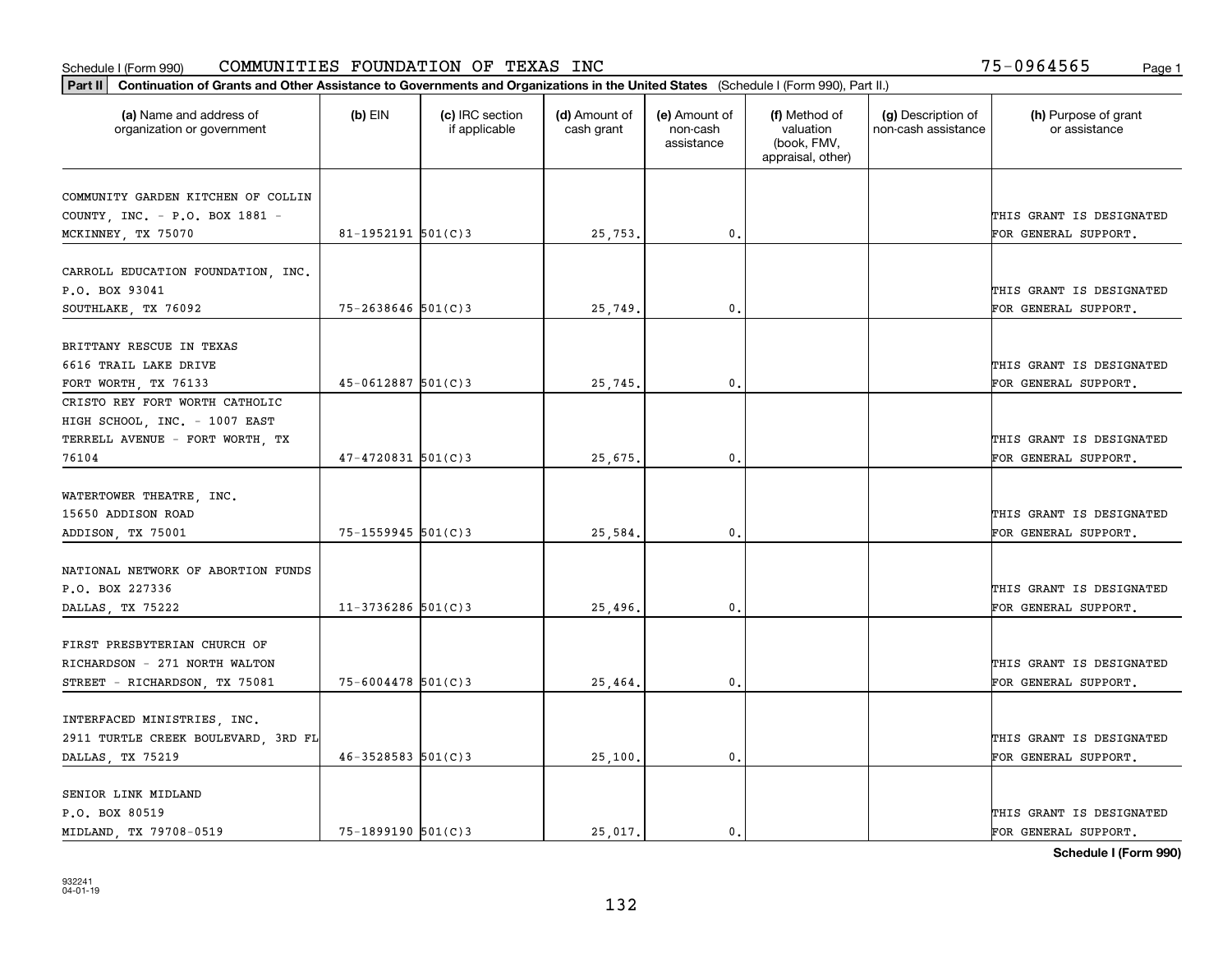Schedule I (Form 990) COMMUNITIES FOUNDATION OF TEXAS INC 75-0964565

**Part II Continuation of Grants and Other Assistance to Governments and Organizations in the United States** (Schedule I (Form 990), Part II.)

| (a) Name and address of organization or government | (b) EIN | (c) IRC section if applicable | (d) Amount of cash grant | (e) Amount of non-cash assistance | (f) Method of valuation (book, FMV, appraisal, other) | (g) Description of non-cash assistance | (h) Purpose of grant or assistance |
|---|---|---|---|---|---|---|---|
| COMMUNITY GARDEN KITCHEN OF COLLIN COUNTY, INC. - P.O. BOX 1881 - MCKINNEY, TX 75070 | 81-1952191 | 501(C)3 | 25,753. | 0. | | | THIS GRANT IS DESIGNATED FOR GENERAL SUPPORT. |
| CARROLL EDUCATION FOUNDATION, INC. P.O. BOX 93041 SOUTHLAKE, TX 76092 | 75-2638646 | 501(C)3 | 25,749. | 0. | | | THIS GRANT IS DESIGNATED FOR GENERAL SUPPORT. |
| BRITTANY RESCUE IN TEXAS 6616 TRAIL LAKE DRIVE FORT WORTH, TX 76133 | 45-0612887 | 501(C)3 | 25,745. | 0. | | | THIS GRANT IS DESIGNATED FOR GENERAL SUPPORT. |
| CRISTO REY FORT WORTH CATHOLIC HIGH SCHOOL, INC. - 1007 EAST TERRELL AVENUE - FORT WORTH, TX 76104 | 47-4720831 | 501(C)3 | 25,675. | 0. | | | THIS GRANT IS DESIGNATED FOR GENERAL SUPPORT. |
| WATERTOWER THEATRE, INC. 15650 ADDISON ROAD ADDISON, TX 75001 | 75-1559945 | 501(C)3 | 25,584. | 0. | | | THIS GRANT IS DESIGNATED FOR GENERAL SUPPORT. |
| NATIONAL NETWORK OF ABORTION FUNDS P.O. BOX 227336 DALLAS, TX 75222 | 11-3736286 | 501(C)3 | 25,496. | 0. | | | THIS GRANT IS DESIGNATED FOR GENERAL SUPPORT. |
| FIRST PRESBYTERIAN CHURCH OF RICHARDSON - 271 NORTH WALTON STREET - RICHARDSON, TX 75081 | 75-6004478 | 501(C)3 | 25,464. | 0. | | | THIS GRANT IS DESIGNATED FOR GENERAL SUPPORT. |
| INTERFACED MINISTRIES, INC. 2911 TURTLE CREEK BOULEVARD, 3RD FL DALLAS, TX 75219 | 46-3528583 | 501(C)3 | 25,100. | 0. | | | THIS GRANT IS DESIGNATED FOR GENERAL SUPPORT. |
| SENIOR LINK MIDLAND P.O. BOX 80519 MIDLAND, TX 79708-0519 | 75-1899190 | 501(C)3 | 25,017. | 0. | | | THIS GRANT IS DESIGNATED FOR GENERAL SUPPORT. |

**Schedule I (Form 990)**

932241 04-01-19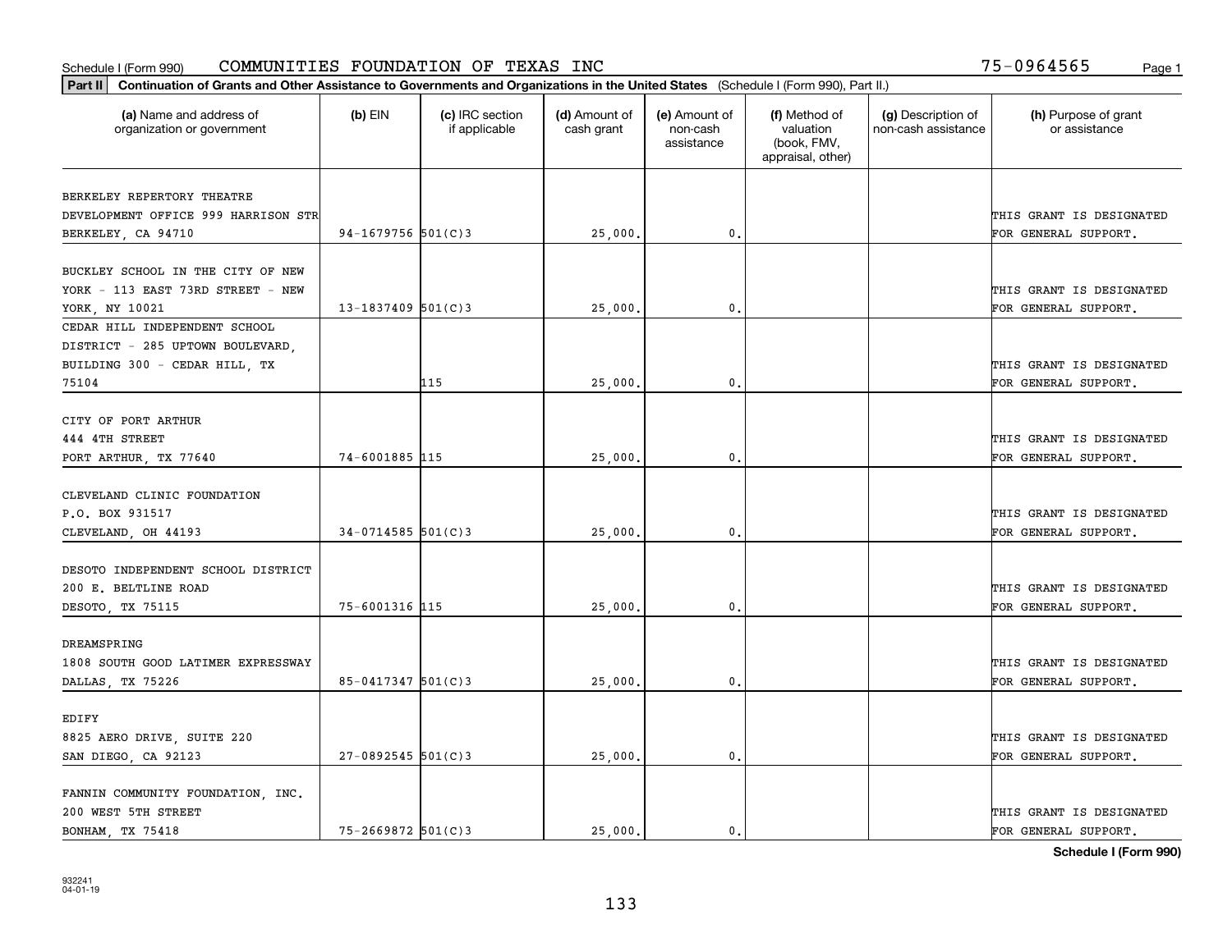Schedule I (Form 990) COMMUNITIES FOUNDATION OF TEXAS INC 75-0964565

**Part II** **Continuation of Grants and Other Assistance to Governments and Organizations in the United States** (Schedule I (Form 990), Part II.)

| (a) Name and address of organization or government | (b) EIN | (c) IRC section if applicable | (d) Amount of cash grant | (e) Amount of non-cash assistance | (f) Method of valuation (book, FMV, appraisal, other) | (g) Description of non-cash assistance | (h) Purpose of grant or assistance |
|---|---|---|---|---|---|---|---|
| BERKELEY REPERTORY THEATRE DEVELOPMENT OFFICE 999 HARRISON STR BERKELEY, CA 94710 | 94-1679756 | 501(C)3 | 25,000. | 0. | | | THIS GRANT IS DESIGNATED FOR GENERAL SUPPORT. |
| BUCKLEY SCHOOL IN THE CITY OF NEW YORK - 113 EAST 73RD STREET - NEW YORK, NY 10021 | 13-1837409 | 501(C)3 | 25,000. | 0. | | | THIS GRANT IS DESIGNATED FOR GENERAL SUPPORT. |
| CEDAR HILL INDEPENDENT SCHOOL DISTRICT - 285 UPTOWN BOULEVARD, BUILDING 300 - CEDAR HILL, TX 75104 | | 115 | 25,000. | 0. | | | THIS GRANT IS DESIGNATED FOR GENERAL SUPPORT. |
| CITY OF PORT ARTHUR 444 4TH STREET PORT ARTHUR, TX 77640 | 74-6001885 | 115 | 25,000. | 0. | | | THIS GRANT IS DESIGNATED FOR GENERAL SUPPORT. |
| CLEVELAND CLINIC FOUNDATION P.O. BOX 931517 CLEVELAND, OH 44193 | 34-0714585 | 501(C)3 | 25,000. | 0. | | | THIS GRANT IS DESIGNATED FOR GENERAL SUPPORT. |
| DESOTO INDEPENDENT SCHOOL DISTRICT 200 E. BELTLINE ROAD DESOTO, TX 75115 | 75-6001316 | 115 | 25,000. | 0. | | | THIS GRANT IS DESIGNATED FOR GENERAL SUPPORT. |
| DREAMSPRING 1808 SOUTH GOOD LATIMER EXPRESSWAY DALLAS, TX 75226 | 85-0417347 | 501(C)3 | 25,000. | 0. | | | THIS GRANT IS DESIGNATED FOR GENERAL SUPPORT. |
| EDIFY 8825 AERO DRIVE, SUITE 220 SAN DIEGO, CA 92123 | 27-0892545 | 501(C)3 | 25,000. | 0. | | | THIS GRANT IS DESIGNATED FOR GENERAL SUPPORT. |
| FANNIN COMMUNITY FOUNDATION, INC. 200 WEST 5TH STREET BONHAM, TX 75418 | 75-2669872 | 501(C)3 | 25,000. | 0. | | | THIS GRANT IS DESIGNATED FOR GENERAL SUPPORT. |

**Schedule I (Form 990)**

932241 04-01-19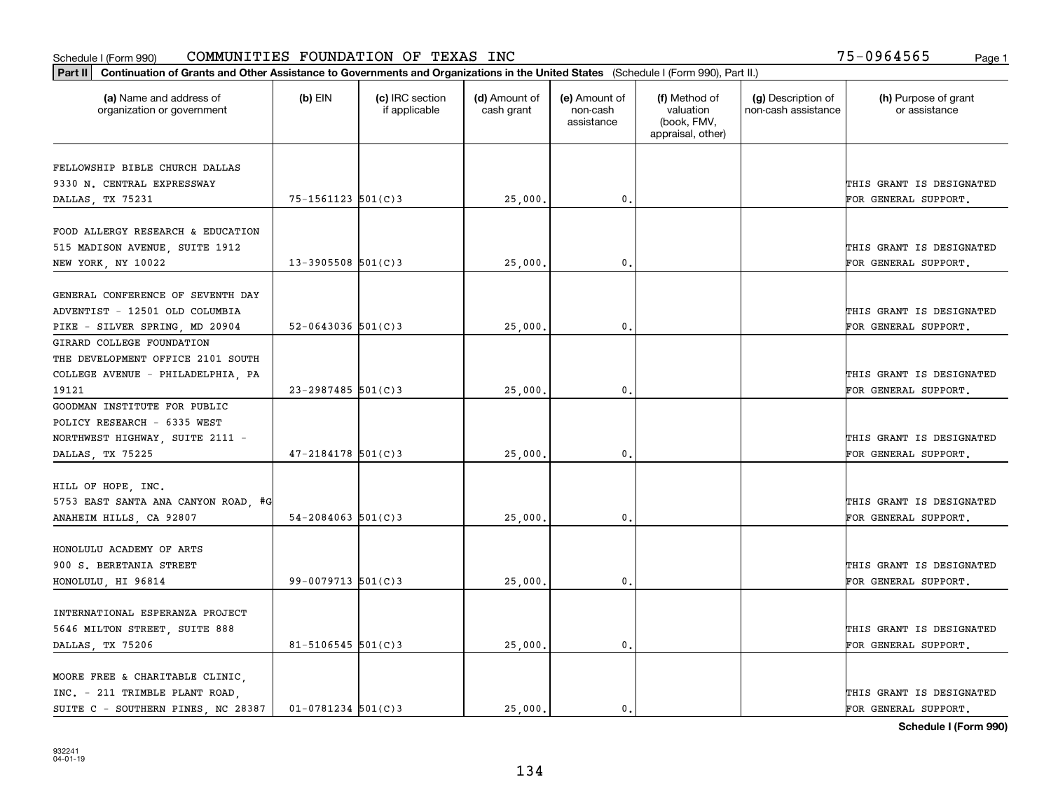Schedule I (Form 990) COMMUNITIES FOUNDATION OF TEXAS INC 75-0964565

**Part II** **Continuation of Grants and Other Assistance to Governments and Organizations in the United States** (Schedule I (Form 990), Part II.)

| (a) Name and address of organization or government | (b) EIN | (c) IRC section if applicable | (d) Amount of cash grant | (e) Amount of non-cash assistance | (f) Method of valuation (book, FMV, appraisal, other) | (g) Description of non-cash assistance | (h) Purpose of grant or assistance |
|---|---|---|---|---|---|---|---|
| FELLOWSHIP BIBLE CHURCH DALLAS 9330 N. CENTRAL EXPRESSWAY DALLAS, TX 75231 | 75-1561123 | 501(C)3 | 25,000. | 0. | | | THIS GRANT IS DESIGNATED FOR GENERAL SUPPORT. |
| FOOD ALLERGY RESEARCH & EDUCATION 515 MADISON AVENUE, SUITE 1912 NEW YORK, NY 10022 | 13-3905508 | 501(C)3 | 25,000. | 0. | | | THIS GRANT IS DESIGNATED FOR GENERAL SUPPORT. |
| GENERAL CONFERENCE OF SEVENTH DAY ADVENTIST - 12501 OLD COLUMBIA PIKE - SILVER SPRING, MD 20904 | 52-0643036 | 501(C)3 | 25,000. | 0. | | | THIS GRANT IS DESIGNATED FOR GENERAL SUPPORT. |
| GIRARD COLLEGE FOUNDATION THE DEVELOPMENT OFFICE 2101 SOUTH COLLEGE AVENUE - PHILADELPHIA, PA 19121 | 23-2987485 | 501(C)3 | 25,000. | 0. | | | THIS GRANT IS DESIGNATED FOR GENERAL SUPPORT. |
| GOODMAN INSTITUTE FOR PUBLIC POLICY RESEARCH - 6335 WEST NORTHWEST HIGHWAY, SUITE 2111 - DALLAS, TX 75225 | 47-2184178 | 501(C)3 | 25,000. | 0. | | | THIS GRANT IS DESIGNATED FOR GENERAL SUPPORT. |
| HILL OF HOPE, INC. 5753 EAST SANTA ANA CANYON ROAD, #G ANAHEIM HILLS, CA 92807 | 54-2084063 | 501(C)3 | 25,000. | 0. | | | THIS GRANT IS DESIGNATED FOR GENERAL SUPPORT. |
| HONOLULU ACADEMY OF ARTS 900 S. BERETANIA STREET HONOLULU, HI 96814 | 99-0079713 | 501(C)3 | 25,000. | 0. | | | THIS GRANT IS DESIGNATED FOR GENERAL SUPPORT. |
| INTERNATIONAL ESPERANZA PROJECT 5646 MILTON STREET, SUITE 888 DALLAS, TX 75206 | 81-5106545 | 501(C)3 | 25,000. | 0. | | | THIS GRANT IS DESIGNATED FOR GENERAL SUPPORT. |
| MOORE FREE & CHARITABLE CLINIC, INC. - 211 TRIMBLE PLANT ROAD, SUITE C - SOUTHERN PINES, NC 28387 | 01-0781234 | 501(C)3 | 25,000. | 0. | | | THIS GRANT IS DESIGNATED FOR GENERAL SUPPORT. |

**Schedule I (Form 990)**

932241
04-01-19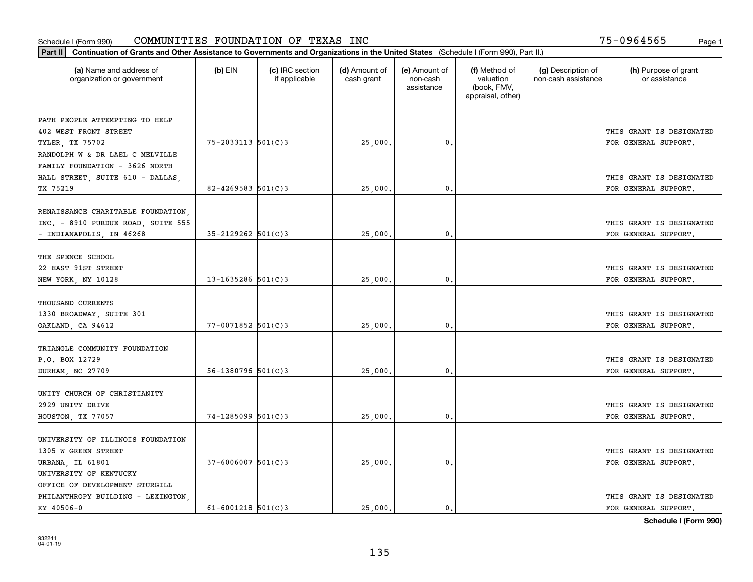Schedule I (Form 990) COMMUNITIES FOUNDATION OF TEXAS INC 75-0964565

**Part II** **Continuation of Grants and Other Assistance to Governments and Organizations in the United States** (Schedule I (Form 990), Part II.)

| (a) Name and address of organization or government | (b) EIN | (c) IRC section if applicable | (d) Amount of cash grant | (e) Amount of non-cash assistance | (f) Method of valuation (book, FMV, appraisal, other) | (g) Description of non-cash assistance | (h) Purpose of grant or assistance |
|---|---|---|---|---|---|---|---|
| PATH PEOPLE ATTEMPTING TO HELP 402 WEST FRONT STREET TYLER, TX 75702 | 75-2033113 | 501(C)3 | 25,000. | 0. | | | THIS GRANT IS DESIGNATED FOR GENERAL SUPPORT. |
| RANDOLPH W & DR LAEL C MELVILLE FAMILY FOUNDATION - 3626 NORTH HALL STREET, SUITE 610 - DALLAS, TX 75219 | 82-4269583 | 501(C)3 | 25,000. | 0. | | | THIS GRANT IS DESIGNATED FOR GENERAL SUPPORT. |
| RENAISSANCE CHARITABLE FOUNDATION, INC. - 8910 PURDUE ROAD, SUITE 555 - INDIANAPOLIS, IN 46268 | 35-2129262 | 501(C)3 | 25,000. | 0. | | | THIS GRANT IS DESIGNATED FOR GENERAL SUPPORT. |
| THE SPENCE SCHOOL 22 EAST 91ST STREET NEW YORK, NY 10128 | 13-1635286 | 501(C)3 | 25,000. | 0. | | | THIS GRANT IS DESIGNATED FOR GENERAL SUPPORT. |
| THOUSAND CURRENTS 1330 BROADWAY, SUITE 301 OAKLAND, CA 94612 | 77-0071852 | 501(C)3 | 25,000. | 0. | | | THIS GRANT IS DESIGNATED FOR GENERAL SUPPORT. |
| TRIANGLE COMMUNITY FOUNDATION P.O. BOX 12729 DURHAM, NC 27709 | 56-1380796 | 501(C)3 | 25,000. | 0. | | | THIS GRANT IS DESIGNATED FOR GENERAL SUPPORT. |
| UNITY CHURCH OF CHRISTIANITY 2929 UNITY DRIVE HOUSTON, TX 77057 | 74-1285099 | 501(C)3 | 25,000. | 0. | | | THIS GRANT IS DESIGNATED FOR GENERAL SUPPORT. |
| UNIVERSITY OF ILLINOIS FOUNDATION 1305 W GREEN STREET URBANA, IL 61801 | 37-6006007 | 501(C)3 | 25,000. | 0. | | | THIS GRANT IS DESIGNATED FOR GENERAL SUPPORT. |
| UNIVERSITY OF KENTUCKY OFFICE OF DEVELOPMENT STURGILL PHILANTHROPY BUILDING - LEXINGTON, KY 40506-0 | 61-6001218 | 501(C)3 | 25,000. | 0. | | | THIS GRANT IS DESIGNATED FOR GENERAL SUPPORT. |

**Schedule I (Form 990)**

932241
04-01-19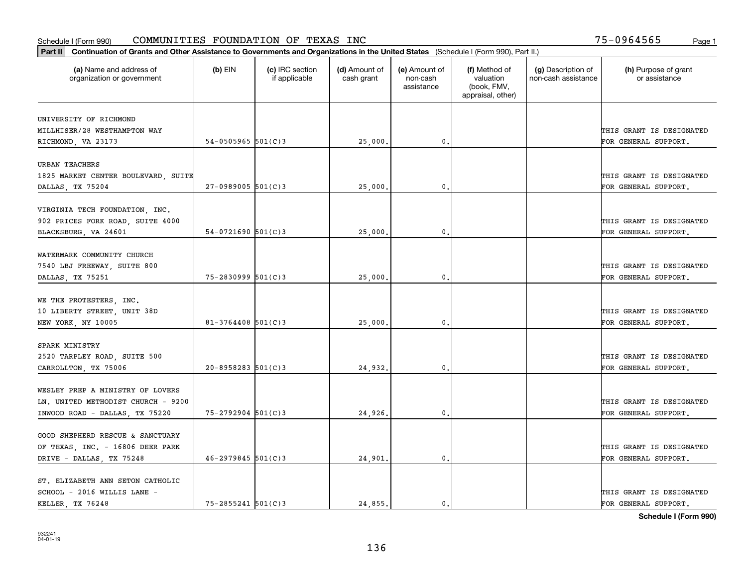Schedule I (Form 990) COMMUNITIES FOUNDATION OF TEXAS INC 75-0964565 Page 1

**Part II** **Continuation of Grants and Other Assistance to Governments and Organizations in the United States** (Schedule I (Form 990), Part II.)

| (a) Name and address of organization or government | (b) EIN | (c) IRC section if applicable | (d) Amount of cash grant | (e) Amount of non-cash assistance | (f) Method of valuation (book, FMV, appraisal, other) | (g) Description of non-cash assistance | (h) Purpose of grant or assistance |
|---|---|---|---|---|---|---|---|
| UNIVERSITY OF RICHMOND MILLHISER/28 WESTHAMPTON WAY RICHMOND, VA 23173 | 54-0505965 | 501(C)3 | 25,000. | 0. | | | THIS GRANT IS DESIGNATED FOR GENERAL SUPPORT. |
| URBAN TEACHERS 1825 MARKET CENTER BOULEVARD, SUITE DALLAS, TX 75204 | 27-0989005 | 501(C)3 | 25,000. | 0. | | | THIS GRANT IS DESIGNATED FOR GENERAL SUPPORT. |
| VIRGINIA TECH FOUNDATION, INC. 902 PRICES FORK ROAD, SUITE 4000 BLACKSBURG, VA 24601 | 54-0721690 | 501(C)3 | 25,000. | 0. | | | THIS GRANT IS DESIGNATED FOR GENERAL SUPPORT. |
| WATERMARK COMMUNITY CHURCH 7540 LBJ FREEWAY, SUITE 800 DALLAS, TX 75251 | 75-2830999 | 501(C)3 | 25,000. | 0. | | | THIS GRANT IS DESIGNATED FOR GENERAL SUPPORT. |
| WE THE PROTESTERS, INC. 10 LIBERTY STREET, UNIT 38D NEW YORK, NY 10005 | 81-3764408 | 501(C)3 | 25,000. | 0. | | | THIS GRANT IS DESIGNATED FOR GENERAL SUPPORT. |
| SPARK MINISTRY 2520 TARPLEY ROAD, SUITE 500 CARROLLTON, TX 75006 | 20-8958283 | 501(C)3 | 24,932. | 0. | | | THIS GRANT IS DESIGNATED FOR GENERAL SUPPORT. |
| WESLEY PREP A MINISTRY OF LOVERS LN. UNITED METHODIST CHURCH - 9200 INWOOD ROAD - DALLAS, TX 75220 | 75-2792904 | 501(C)3 | 24,926. | 0. | | | THIS GRANT IS DESIGNATED FOR GENERAL SUPPORT. |
| GOOD SHEPHERD RESCUE & SANCTUARY OF TEXAS, INC. - 16806 DEER PARK DRIVE - DALLAS, TX 75248 | 46-2979845 | 501(C)3 | 24,901. | 0. | | | THIS GRANT IS DESIGNATED FOR GENERAL SUPPORT. |
| ST. ELIZABETH ANN SETON CATHOLIC SCHOOL - 2016 WILLIS LANE - KELLER, TX 76248 | 75-2855241 | 501(C)3 | 24,855. | 0. | | | THIS GRANT IS DESIGNATED FOR GENERAL SUPPORT. |

**Schedule I (Form 990)**

932241 04-01-19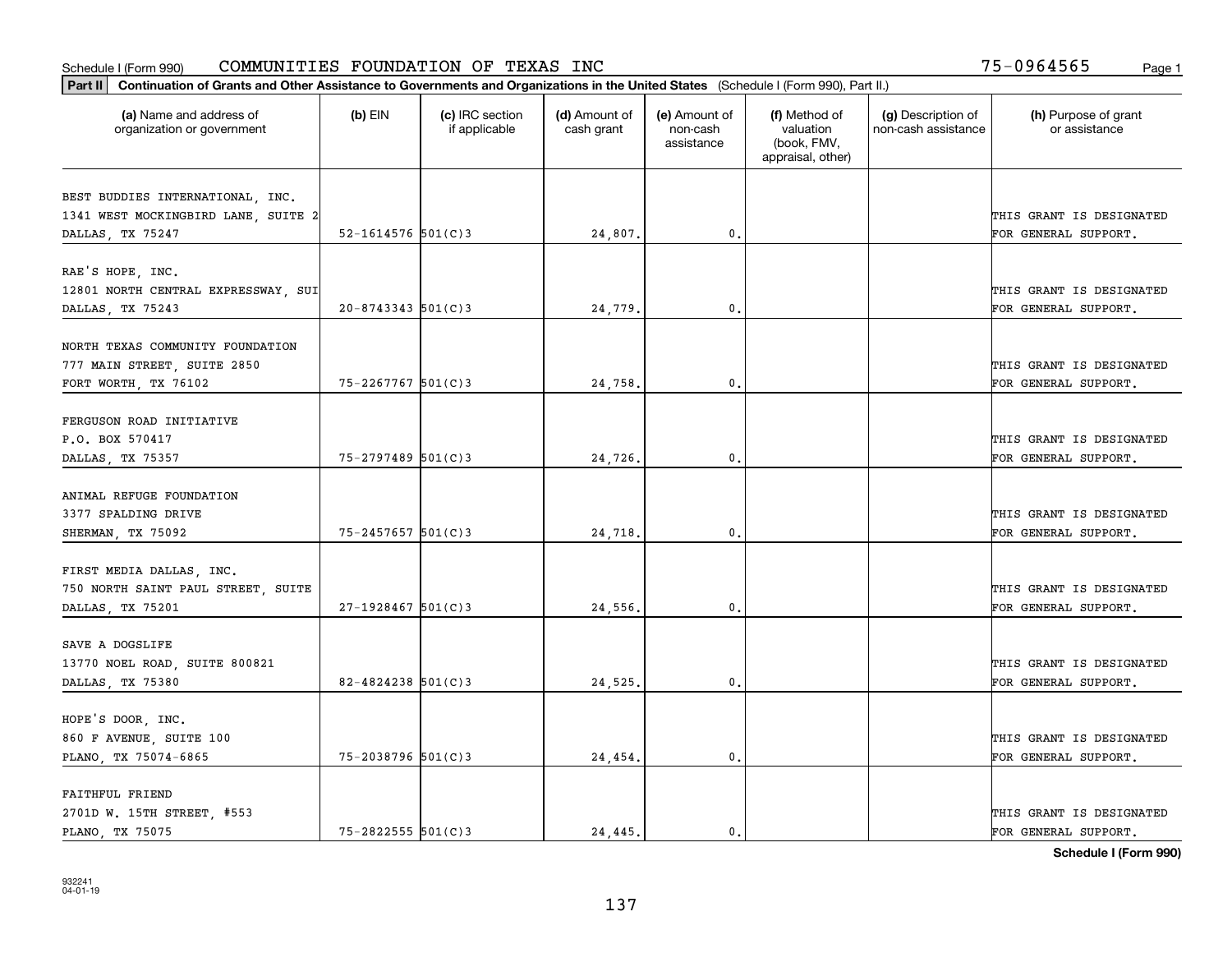Schedule I (Form 990) COMMUNITIES FOUNDATION OF TEXAS INC 75-0964565

**Part II** **Continuation of Grants and Other Assistance to Governments and Organizations in the United States** (Schedule I (Form 990), Part II.)

| (a) Name and address of organization or government | (b) EIN | (c) IRC section if applicable | (d) Amount of cash grant | (e) Amount of non-cash assistance | (f) Method of valuation (book, FMV, appraisal, other) | (g) Description of non-cash assistance | (h) Purpose of grant or assistance |
|---|---|---|---|---|---|---|---|
| BEST BUDDIES INTERNATIONAL, INC.<br>1341 WEST MOCKINGBIRD LANE, SUITE 2<br>DALLAS, TX 75247 | 52-1614576 | 501(C)3 | 24,807. | 0. | | | THIS GRANT IS DESIGNATED FOR GENERAL SUPPORT. |
| RAE'S HOPE, INC.<br>12801 NORTH CENTRAL EXPRESSWAY, SUI<br>DALLAS, TX 75243 | 20-8743343 | 501(C)3 | 24,779. | 0. | | | THIS GRANT IS DESIGNATED FOR GENERAL SUPPORT. |
| NORTH TEXAS COMMUNITY FOUNDATION<br>777 MAIN STREET, SUITE 2850<br>FORT WORTH, TX 76102 | 75-2267767 | 501(C)3 | 24,758. | 0. | | | THIS GRANT IS DESIGNATED FOR GENERAL SUPPORT. |
| FERGUSON ROAD INITIATIVE<br>P.O. BOX 570417<br>DALLAS, TX 75357 | 75-2797489 | 501(C)3 | 24,726. | 0. | | | THIS GRANT IS DESIGNATED FOR GENERAL SUPPORT. |
| ANIMAL REFUGE FOUNDATION<br>3377 SPALDING DRIVE<br>SHERMAN, TX 75092 | 75-2457657 | 501(C)3 | 24,718. | 0. | | | THIS GRANT IS DESIGNATED FOR GENERAL SUPPORT. |
| FIRST MEDIA DALLAS, INC.<br>750 NORTH SAINT PAUL STREET, SUITE<br>DALLAS, TX 75201 | 27-1928467 | 501(C)3 | 24,556. | 0. | | | THIS GRANT IS DESIGNATED FOR GENERAL SUPPORT. |
| SAVE A DOGSLIFE<br>13770 NOEL ROAD, SUITE 800821<br>DALLAS, TX 75380 | 82-4824238 | 501(C)3 | 24,525. | 0. | | | THIS GRANT IS DESIGNATED FOR GENERAL SUPPORT. |
| HOPE'S DOOR, INC.<br>860 F AVENUE, SUITE 100<br>PLANO, TX 75074-6865 | 75-2038796 | 501(C)3 | 24,454. | 0. | | | THIS GRANT IS DESIGNATED FOR GENERAL SUPPORT. |
| FAITHFUL FRIEND<br>2701D W. 15TH STREET, #553<br>PLANO, TX 75075 | 75-2822555 | 501(C)3 | 24,445. | 0. | | | THIS GRANT IS DESIGNATED FOR GENERAL SUPPORT. |

**Schedule I (Form 990)**

932241
04-01-19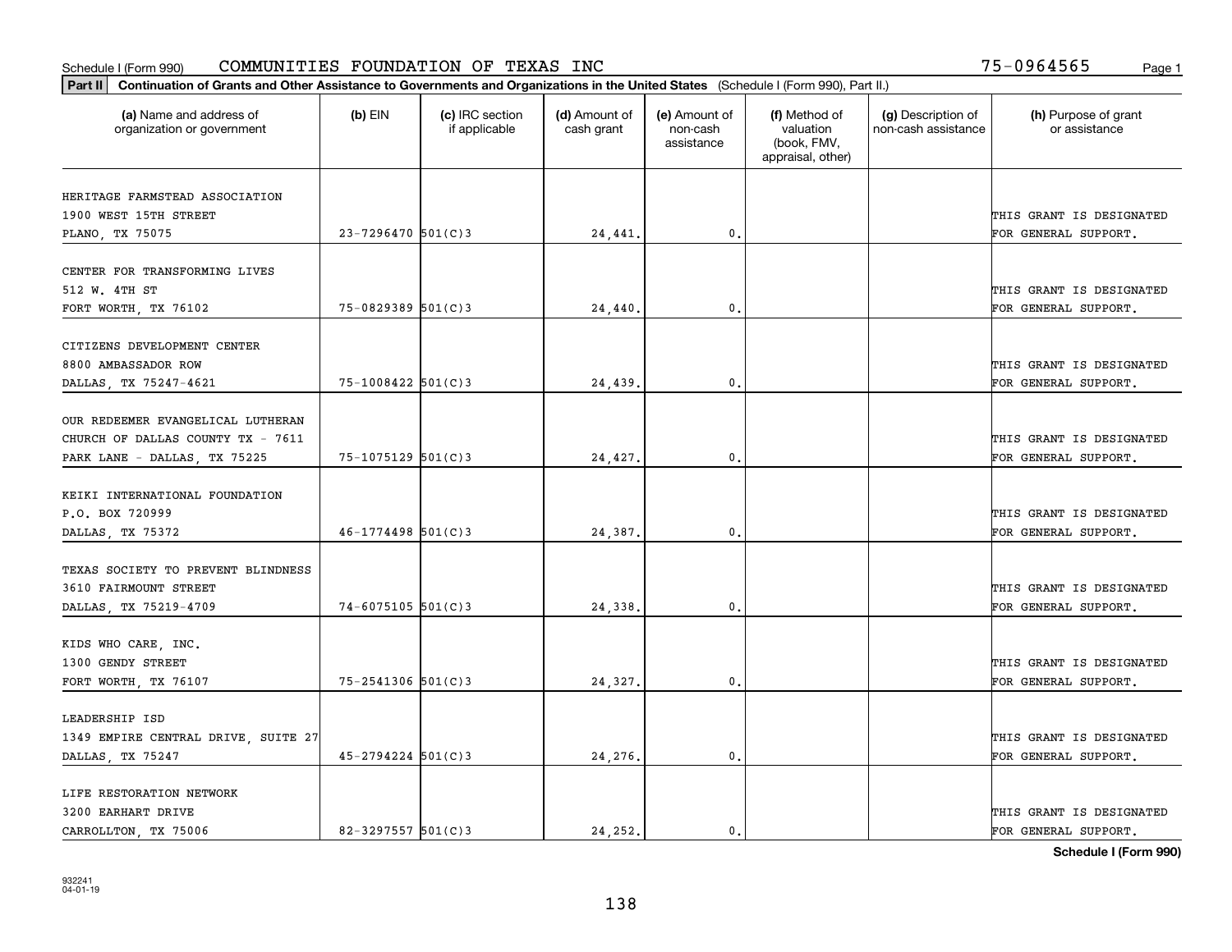Schedule I (Form 990) COMMUNITIES FOUNDATION OF TEXAS INC 75-0964565

**Part II Continuation of Grants and Other Assistance to Governments and Organizations in the United States** (Schedule I (Form 990), Part II.)

| (a) Name and address of organization or government | (b) EIN | (c) IRC section if applicable | (d) Amount of cash grant | (e) Amount of non-cash assistance | (f) Method of valuation (book, FMV, appraisal, other) | (g) Description of non-cash assistance | (h) Purpose of grant or assistance |
|---|---|---|---|---|---|---|---|
| HERITAGE FARMSTEAD ASSOCIATION 1900 WEST 15TH STREET PLANO, TX 75075 | 23-7296470 | 501(C)3 | 24,441. | 0. | | | THIS GRANT IS DESIGNATED FOR GENERAL SUPPORT. |
| CENTER FOR TRANSFORMING LIVES 512 W. 4TH ST FORT WORTH, TX 76102 | 75-0829389 | 501(C)3 | 24,440. | 0. | | | THIS GRANT IS DESIGNATED FOR GENERAL SUPPORT. |
| CITIZENS DEVELOPMENT CENTER 8800 AMBASSADOR ROW DALLAS, TX 75247-4621 | 75-1008422 | 501(C)3 | 24,439. | 0. | | | THIS GRANT IS DESIGNATED FOR GENERAL SUPPORT. |
| OUR REDEEMER EVANGELICAL LUTHERAN CHURCH OF DALLAS COUNTY TX - 7611 PARK LANE - DALLAS, TX 75225 | 75-1075129 | 501(C)3 | 24,427. | 0. | | | THIS GRANT IS DESIGNATED FOR GENERAL SUPPORT. |
| KEIKI INTERNATIONAL FOUNDATION P.O. BOX 720999 DALLAS, TX 75372 | 46-1774498 | 501(C)3 | 24,387. | 0. | | | THIS GRANT IS DESIGNATED FOR GENERAL SUPPORT. |
| TEXAS SOCIETY TO PREVENT BLINDNESS 3610 FAIRMOUNT STREET DALLAS, TX 75219-4709 | 74-6075105 | 501(C)3 | 24,338. | 0. | | | THIS GRANT IS DESIGNATED FOR GENERAL SUPPORT. |
| KIDS WHO CARE, INC. 1300 GENDY STREET FORT WORTH, TX 76107 | 75-2541306 | 501(C)3 | 24,327. | 0. | | | THIS GRANT IS DESIGNATED FOR GENERAL SUPPORT. |
| LEADERSHIP ISD 1349 EMPIRE CENTRAL DRIVE, SUITE 27 DALLAS, TX 75247 | 45-2794224 | 501(C)3 | 24,276. | 0. | | | THIS GRANT IS DESIGNATED FOR GENERAL SUPPORT. |
| LIFE RESTORATION NETWORK 3200 EARHART DRIVE CARROLLTON, TX 75006 | 82-3297557 | 501(C)3 | 24,252. | 0. | | | THIS GRANT IS DESIGNATED FOR GENERAL SUPPORT. |

**Schedule I (Form 990)**

932241 04-01-19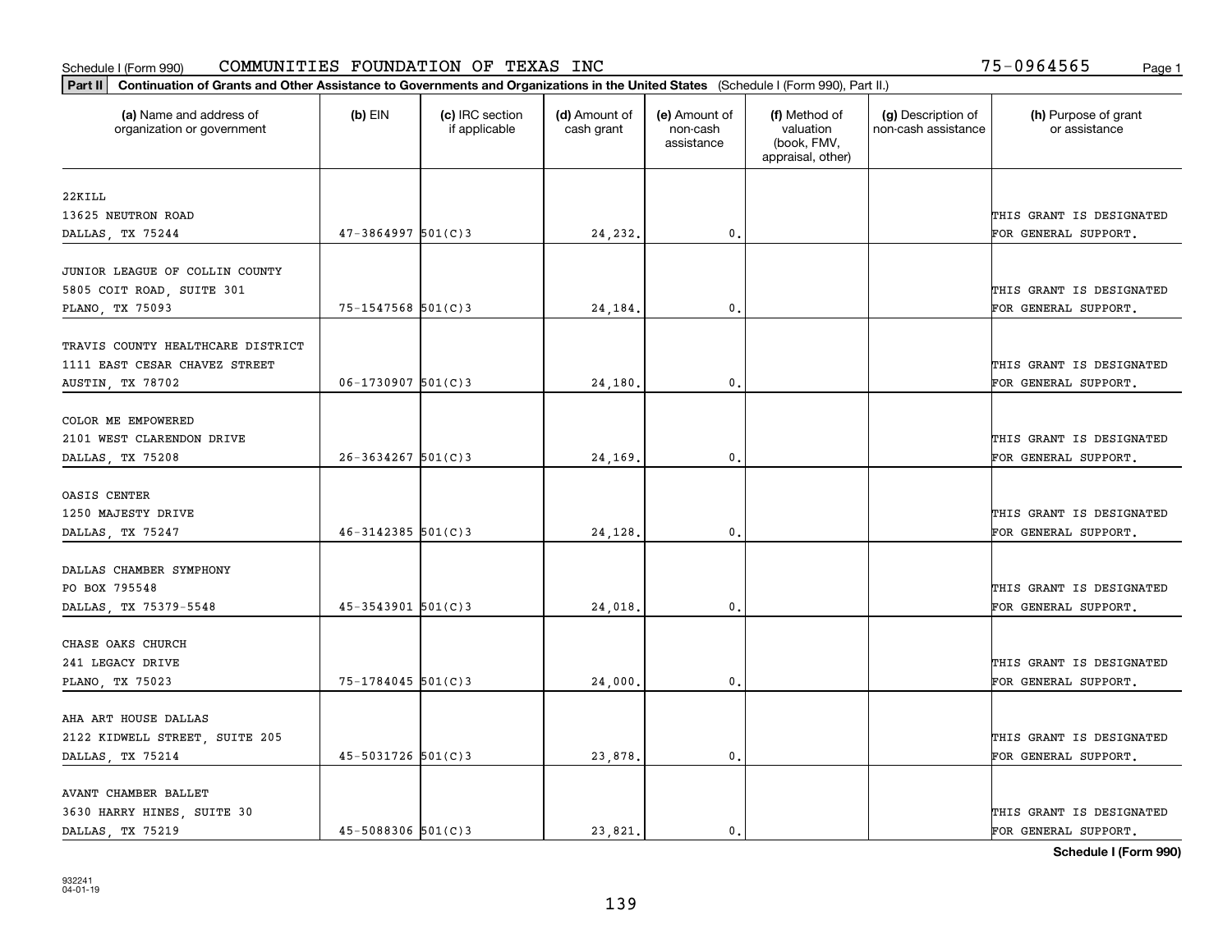Schedule I (Form 990) COMMUNITIES FOUNDATION OF TEXAS INC 75-0964565

**Part II** **Continuation of Grants and Other Assistance to Governments and Organizations in the United States** (Schedule I (Form 990), Part II.)

| (a) Name and address of organization or government | (b) EIN | (c) IRC section if applicable | (d) Amount of cash grant | (e) Amount of non-cash assistance | (f) Method of valuation (book, FMV, appraisal, other) | (g) Description of non-cash assistance | (h) Purpose of grant or assistance |
|---|---|---|---|---|---|---|---|
| 22KILL<br>13625 NEUTRON ROAD<br>DALLAS, TX 75244 | 47-3864997 | 501(C)3 | 24,232. | 0. | | | THIS GRANT IS DESIGNATED FOR GENERAL SUPPORT. |
| JUNIOR LEAGUE OF COLLIN COUNTY<br>5805 COIT ROAD, SUITE 301<br>PLANO, TX 75093 | 75-1547568 | 501(C)3 | 24,184. | 0. | | | THIS GRANT IS DESIGNATED FOR GENERAL SUPPORT. |
| TRAVIS COUNTY HEALTHCARE DISTRICT<br>1111 EAST CESAR CHAVEZ STREET<br>AUSTIN, TX 78702 | 06-1730907 | 501(C)3 | 24,180. | 0. | | | THIS GRANT IS DESIGNATED FOR GENERAL SUPPORT. |
| COLOR ME EMPOWERED<br>2101 WEST CLARENDON DRIVE<br>DALLAS, TX 75208 | 26-3634267 | 501(C)3 | 24,169. | 0. | | | THIS GRANT IS DESIGNATED FOR GENERAL SUPPORT. |
| OASIS CENTER<br>1250 MAJESTY DRIVE<br>DALLAS, TX 75247 | 46-3142385 | 501(C)3 | 24,128. | 0. | | | THIS GRANT IS DESIGNATED FOR GENERAL SUPPORT. |
| DALLAS CHAMBER SYMPHONY<br>PO BOX 795548<br>DALLAS, TX 75379-5548 | 45-3543901 | 501(C)3 | 24,018. | 0. | | | THIS GRANT IS DESIGNATED FOR GENERAL SUPPORT. |
| CHASE OAKS CHURCH<br>241 LEGACY DRIVE<br>PLANO, TX 75023 | 75-1784045 | 501(C)3 | 24,000. | 0. | | | THIS GRANT IS DESIGNATED FOR GENERAL SUPPORT. |
| AHA ART HOUSE DALLAS<br>2122 KIDWELL STREET, SUITE 205<br>DALLAS, TX 75214 | 45-5031726 | 501(C)3 | 23,878. | 0. | | | THIS GRANT IS DESIGNATED FOR GENERAL SUPPORT. |
| AVANT CHAMBER BALLET<br>3630 HARRY HINES, SUITE 30<br>DALLAS, TX 75219 | 45-5088306 | 501(C)3 | 23,821. | 0. | | | THIS GRANT IS DESIGNATED FOR GENERAL SUPPORT. |

Schedule I (Form 990)

932241
04-01-19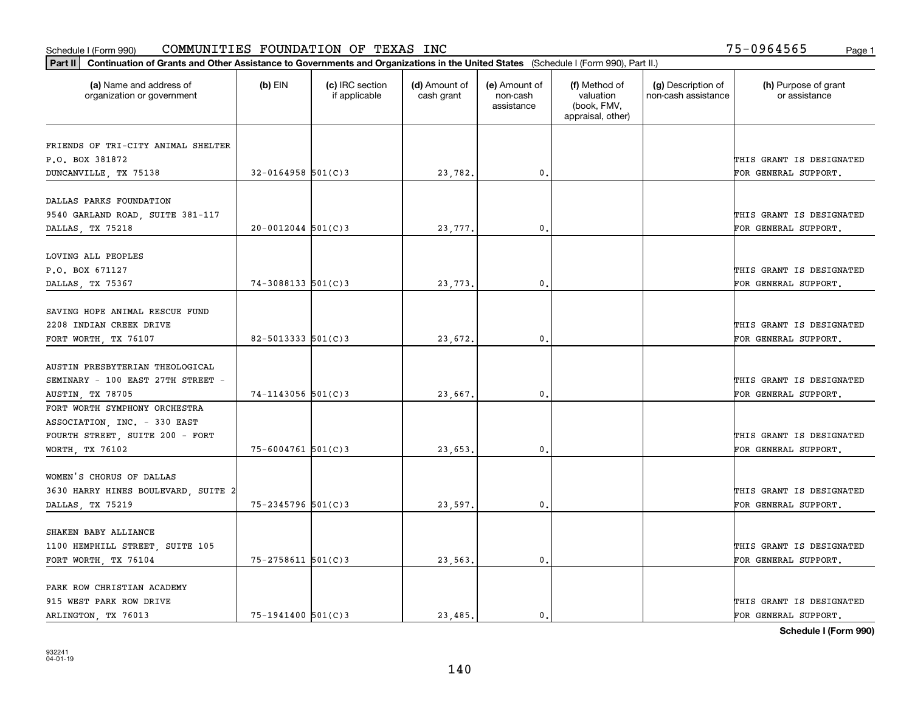Schedule I (Form 990) COMMUNITIES FOUNDATION OF TEXAS INC 75-0964565

**Part II** Continuation of Grants and Other Assistance to Governments and Organizations in the United States (Schedule I (Form 990), Part II.)

| (a) Name and address of organization or government | (b) EIN | (c) IRC section if applicable | (d) Amount of cash grant | (e) Amount of non-cash assistance | (f) Method of valuation (book, FMV, appraisal, other) | (g) Description of non-cash assistance | (h) Purpose of grant or assistance |
|---|---|---|---|---|---|---|---|
| FRIENDS OF TRI-CITY ANIMAL SHELTER P.O. BOX 381872 DUNCANVILLE, TX 75138 | 32-0164958 | 501(C)3 | 23,782. | 0. | | | THIS GRANT IS DESIGNATED FOR GENERAL SUPPORT. |
| DALLAS PARKS FOUNDATION 9540 GARLAND ROAD, SUITE 381-117 DALLAS, TX 75218 | 20-0012044 | 501(C)3 | 23,777. | 0. | | | THIS GRANT IS DESIGNATED FOR GENERAL SUPPORT. |
| LOVING ALL PEOPLES P.O. BOX 671127 DALLAS, TX 75367 | 74-3088133 | 501(C)3 | 23,773. | 0. | | | THIS GRANT IS DESIGNATED FOR GENERAL SUPPORT. |
| SAVING HOPE ANIMAL RESCUE FUND 2208 INDIAN CREEK DRIVE FORT WORTH, TX 76107 | 82-5013333 | 501(C)3 | 23,672. | 0. | | | THIS GRANT IS DESIGNATED FOR GENERAL SUPPORT. |
| AUSTIN PRESBYTERIAN THEOLOGICAL SEMINARY - 100 EAST 27TH STREET - AUSTIN, TX 78705 | 74-1143056 | 501(C)3 | 23,667. | 0. | | | THIS GRANT IS DESIGNATED FOR GENERAL SUPPORT. |
| FORT WORTH SYMPHONY ORCHESTRA ASSOCIATION, INC. - 330 EAST FOURTH STREET, SUITE 200 - FORT WORTH, TX 76102 | 75-6004761 | 501(C)3 | 23,653. | 0. | | | THIS GRANT IS DESIGNATED FOR GENERAL SUPPORT. |
| WOMEN'S CHORUS OF DALLAS 3630 HARRY HINES BOULEVARD, SUITE 2 DALLAS, TX 75219 | 75-2345796 | 501(C)3 | 23,597. | 0. | | | THIS GRANT IS DESIGNATED FOR GENERAL SUPPORT. |
| SHAKEN BABY ALLIANCE 1100 HEMPHILL STREET, SUITE 105 FORT WORTH, TX 76104 | 75-2758611 | 501(C)3 | 23,563. | 0. | | | THIS GRANT IS DESIGNATED FOR GENERAL SUPPORT. |
| PARK ROW CHRISTIAN ACADEMY 915 WEST PARK ROW DRIVE ARLINGTON, TX 76013 | 75-1941400 | 501(C)3 | 23,485. | 0. | | | THIS GRANT IS DESIGNATED FOR GENERAL SUPPORT. |

932241 04-01-19

Schedule I (Form 990)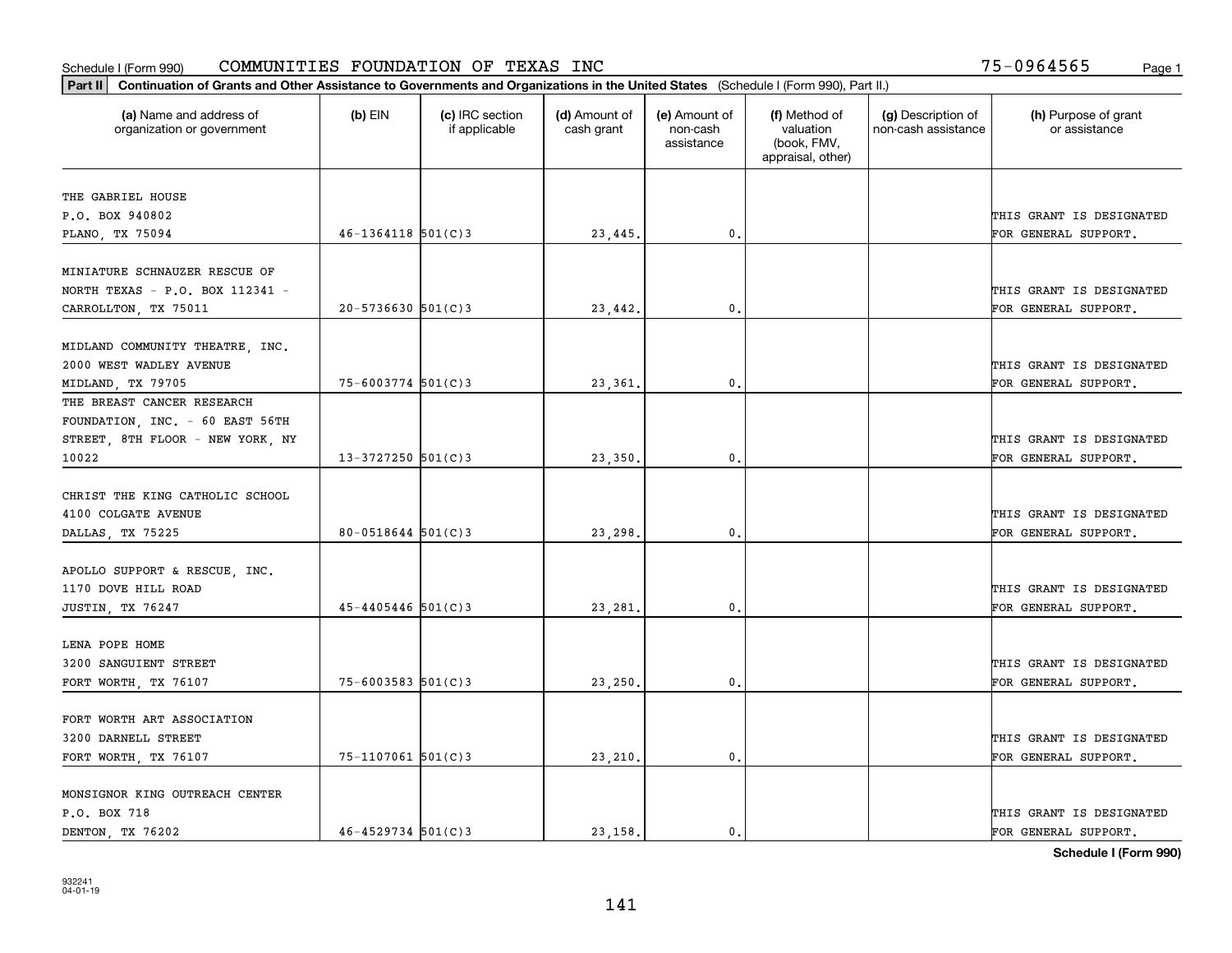Schedule I (Form 990) COMMUNITIES FOUNDATION OF TEXAS INC 75-0964565

**Part II Continuation of Grants and Other Assistance to Governments and Organizations in the United States** (Schedule I (Form 990), Part II.)

| (a) Name and address of organization or government | (b) EIN | (c) IRC section if applicable | (d) Amount of cash grant | (e) Amount of non-cash assistance | (f) Method of valuation (book, FMV, appraisal, other) | (g) Description of non-cash assistance | (h) Purpose of grant or assistance |
|---|---|---|---|---|---|---|---|
| THE GABRIEL HOUSE P.O. BOX 940802 PLANO, TX 75094 | 46-1364118 | 501(C)3 | 23,445. | 0. | | | THIS GRANT IS DESIGNATED FOR GENERAL SUPPORT. |
| MINIATURE SCHNAUZER RESCUE OF NORTH TEXAS - P.O. BOX 112341 - CARROLLTON, TX 75011 | 20-5736630 | 501(C)3 | 23,442. | 0. | | | THIS GRANT IS DESIGNATED FOR GENERAL SUPPORT. |
| MIDLAND COMMUNITY THEATRE, INC. 2000 WEST WADLEY AVENUE MIDLAND, TX 79705 | 75-6003774 | 501(C)3 | 23,361. | 0. | | | THIS GRANT IS DESIGNATED FOR GENERAL SUPPORT. |
| THE BREAST CANCER RESEARCH FOUNDATION, INC. - 60 EAST 56TH STREET, 8TH FLOOR - NEW YORK, NY 10022 | 13-3727250 | 501(C)3 | 23,350. | 0. | | | THIS GRANT IS DESIGNATED FOR GENERAL SUPPORT. |
| CHRIST THE KING CATHOLIC SCHOOL 4100 COLGATE AVENUE DALLAS, TX 75225 | 80-0518644 | 501(C)3 | 23,298. | 0. | | | THIS GRANT IS DESIGNATED FOR GENERAL SUPPORT. |
| APOLLO SUPPORT & RESCUE, INC. 1170 DOVE HILL ROAD JUSTIN, TX 76247 | 45-4405446 | 501(C)3 | 23,281. | 0. | | | THIS GRANT IS DESIGNATED FOR GENERAL SUPPORT. |
| LENA POPE HOME 3200 SANGUIENT STREET FORT WORTH, TX 76107 | 75-6003583 | 501(C)3 | 23,250. | 0. | | | THIS GRANT IS DESIGNATED FOR GENERAL SUPPORT. |
| FORT WORTH ART ASSOCIATION 3200 DARNELL STREET FORT WORTH, TX 76107 | 75-1107061 | 501(C)3 | 23,210. | 0. | | | THIS GRANT IS DESIGNATED FOR GENERAL SUPPORT. |
| MONSIGNOR KING OUTREACH CENTER P.O. BOX 718 DENTON, TX 76202 | 46-4529734 | 501(C)3 | 23,158. | 0. | | | THIS GRANT IS DESIGNATED FOR GENERAL SUPPORT. |

**Schedule I (Form 990)**

932241
04-01-19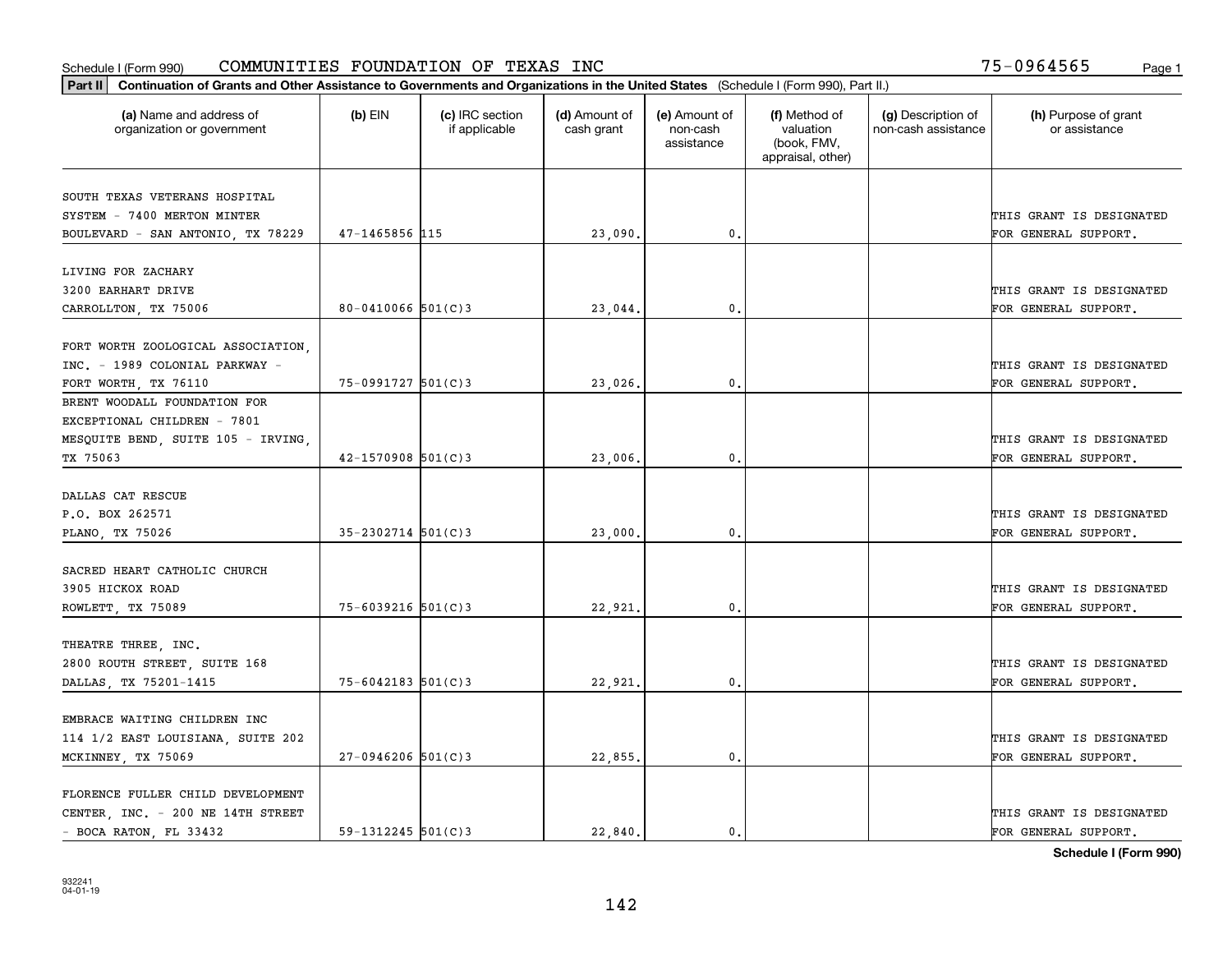Schedule I (Form 990) COMMUNITIES FOUNDATION OF TEXAS INC 75-0964565

**Part II | Continuation of Grants and Other Assistance to Governments and Organizations in the United States** (Schedule I (Form 990), Part II.)

| (a) Name and address of organization or government | (b) EIN | (c) IRC section if applicable | (d) Amount of cash grant | (e) Amount of non-cash assistance | (f) Method of valuation (book, FMV, appraisal, other) | (g) Description of non-cash assistance | (h) Purpose of grant or assistance |
|---|---|---|---|---|---|---|---|
| SOUTH TEXAS VETERANS HOSPITAL SYSTEM - 7400 MERTON MINTER BOULEVARD - SAN ANTONIO, TX 78229 | 47-1465856 | 115 | 23,090. | 0. | | | THIS GRANT IS DESIGNATED FOR GENERAL SUPPORT. |
| LIVING FOR ZACHARY 3200 EARHART DRIVE CARROLLTON, TX 75006 | 80-0410066 | 501(C)3 | 23,044. | 0. | | | THIS GRANT IS DESIGNATED FOR GENERAL SUPPORT. |
| FORT WORTH ZOOLOGICAL ASSOCIATION, INC. - 1989 COLONIAL PARKWAY - FORT WORTH, TX 76110 | 75-0991727 | 501(C)3 | 23,026. | 0. | | | THIS GRANT IS DESIGNATED FOR GENERAL SUPPORT. |
| BRENT WOODALL FOUNDATION FOR EXCEPTIONAL CHILDREN - 7801 MESQUITE BEND, SUITE 105 - IRVING, TX 75063 | 42-1570908 | 501(C)3 | 23,006. | 0. | | | THIS GRANT IS DESIGNATED FOR GENERAL SUPPORT. |
| DALLAS CAT RESCUE P.O. BOX 262571 PLANO, TX 75026 | 35-2302714 | 501(C)3 | 23,000. | 0. | | | THIS GRANT IS DESIGNATED FOR GENERAL SUPPORT. |
| SACRED HEART CATHOLIC CHURCH 3905 HICKOX ROAD ROWLETT, TX 75089 | 75-6039216 | 501(C)3 | 22,921. | 0. | | | THIS GRANT IS DESIGNATED FOR GENERAL SUPPORT. |
| THEATRE THREE, INC. 2800 ROUTH STREET, SUITE 168 DALLAS, TX 75201-1415 | 75-6042183 | 501(C)3 | 22,921. | 0. | | | THIS GRANT IS DESIGNATED FOR GENERAL SUPPORT. |
| EMBRACE WAITING CHILDREN INC 114 1/2 EAST LOUISIANA, SUITE 202 MCKINNEY, TX 75069 | 27-0946206 | 501(C)3 | 22,855. | 0. | | | THIS GRANT IS DESIGNATED FOR GENERAL SUPPORT. |
| FLORENCE FULLER CHILD DEVELOPMENT CENTER, INC. - 200 NE 14TH STREET - BOCA RATON, FL 33432 | 59-1312245 | 501(C)3 | 22,840. | 0. | | | THIS GRANT IS DESIGNATED FOR GENERAL SUPPORT. |

**Schedule I (Form 990)**

932241
04-01-19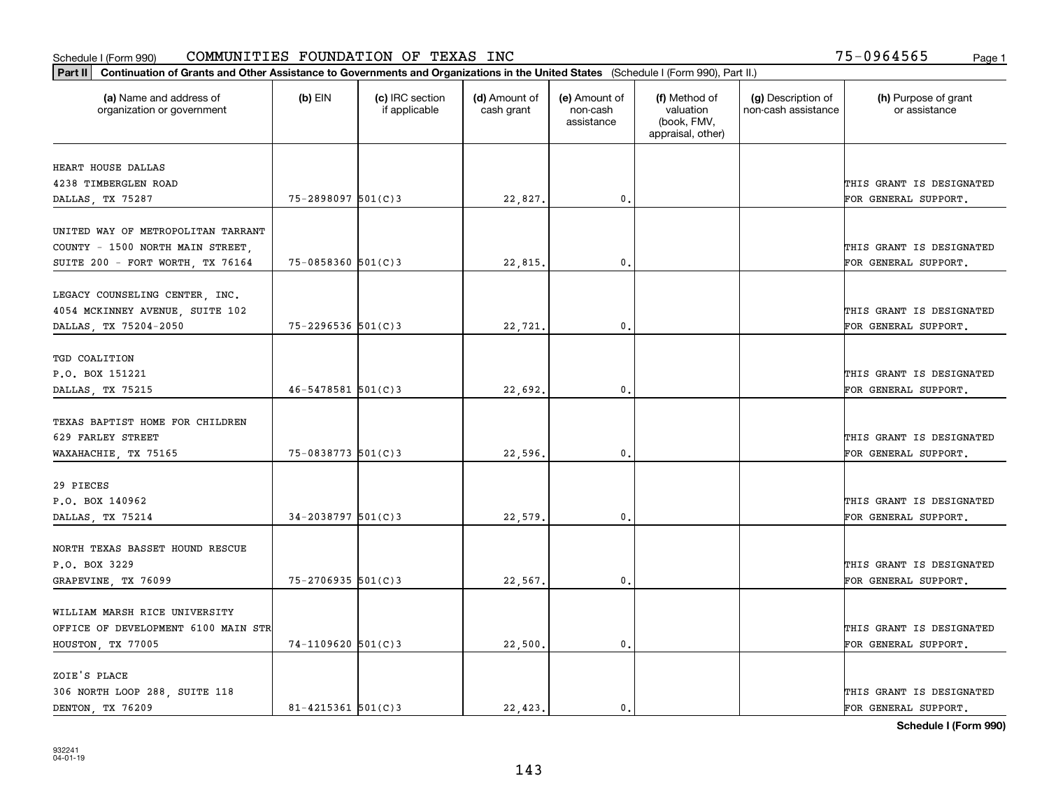Schedule I (Form 990) COMMUNITIES FOUNDATION OF TEXAS INC 75-0964565 Page 1

**Part II Continuation of Grants and Other Assistance to Governments and Organizations in the United States** (Schedule I (Form 990), Part II.)

| (a) Name and address of organization or government | (b) EIN | (c) IRC section if applicable | (d) Amount of cash grant | (e) Amount of non-cash assistance | (f) Method of valuation (book, FMV, appraisal, other) | (g) Description of non-cash assistance | (h) Purpose of grant or assistance |
|---|---|---|---|---|---|---|---|
| HEART HOUSE DALLAS 4238 TIMBERGLEN ROAD DALLAS, TX 75287 | 75-2898097 | 501(C)3 | 22,827. | 0. | | | THIS GRANT IS DESIGNATED FOR GENERAL SUPPORT. |
| UNITED WAY OF METROPOLITAN TARRANT COUNTY - 1500 NORTH MAIN STREET, SUITE 200 - FORT WORTH, TX 76164 | 75-0858360 | 501(C)3 | 22,815. | 0. | | | THIS GRANT IS DESIGNATED FOR GENERAL SUPPORT. |
| LEGACY COUNSELING CENTER, INC. 4054 MCKINNEY AVENUE, SUITE 102 DALLAS, TX 75204-2050 | 75-2296536 | 501(C)3 | 22,721. | 0. | | | THIS GRANT IS DESIGNATED FOR GENERAL SUPPORT. |
| TGD COALITION P.O. BOX 151221 DALLAS, TX 75215 | 46-5478581 | 501(C)3 | 22,692. | 0. | | | THIS GRANT IS DESIGNATED FOR GENERAL SUPPORT. |
| TEXAS BAPTIST HOME FOR CHILDREN 629 FARLEY STREET WAXAHACHIE, TX 75165 | 75-0838773 | 501(C)3 | 22,596. | 0. | | | THIS GRANT IS DESIGNATED FOR GENERAL SUPPORT. |
| 29 PIECES P.O. BOX 140962 DALLAS, TX 75214 | 34-2038797 | 501(C)3 | 22,579. | 0. | | | THIS GRANT IS DESIGNATED FOR GENERAL SUPPORT. |
| NORTH TEXAS BASSET HOUND RESCUE P.O. BOX 3229 GRAPEVINE, TX 76099 | 75-2706935 | 501(C)3 | 22,567. | 0. | | | THIS GRANT IS DESIGNATED FOR GENERAL SUPPORT. |
| WILLIAM MARSH RICE UNIVERSITY OFFICE OF DEVELOPMENT 6100 MAIN STR HOUSTON, TX 77005 | 74-1109620 | 501(C)3 | 22,500. | 0. | | | THIS GRANT IS DESIGNATED FOR GENERAL SUPPORT. |
| ZOIE'S PLACE 306 NORTH LOOP 288, SUITE 118 DENTON, TX 76209 | 81-4215361 | 501(C)3 | 22,423. | 0. | | | THIS GRANT IS DESIGNATED FOR GENERAL SUPPORT. |

**Schedule I (Form 990)**

932241 04-01-19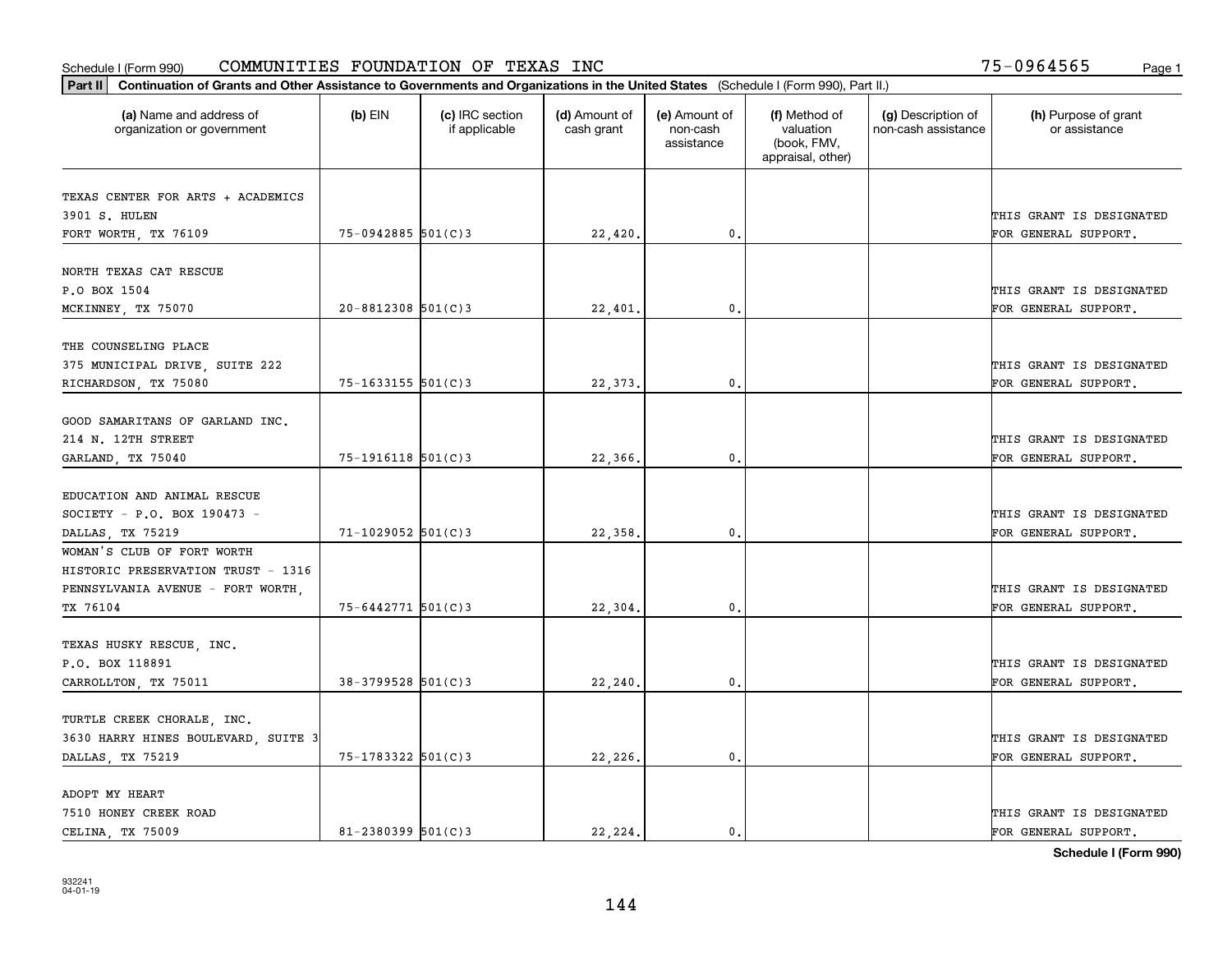Schedule I (Form 990) COMMUNITIES FOUNDATION OF TEXAS INC 75-0964565

**Part II** **Continuation of Grants and Other Assistance to Governments and Organizations in the United States** (Schedule I (Form 990), Part II.)

| (a) Name and address of organization or government | (b) EIN | (c) IRC section if applicable | (d) Amount of cash grant | (e) Amount of non-cash assistance | (f) Method of valuation (book, FMV, appraisal, other) | (g) Description of non-cash assistance | (h) Purpose of grant or assistance |
|---|---|---|---|---|---|---|---|
| TEXAS CENTER FOR ARTS + ACADEMICS 3901 S. HULEN FORT WORTH, TX 76109 | 75-0942885 | 501(C)3 | 22,420. | 0. | | | THIS GRANT IS DESIGNATED FOR GENERAL SUPPORT. |
| NORTH TEXAS CAT RESCUE P.O BOX 1504 MCKINNEY, TX 75070 | 20-8812308 | 501(C)3 | 22,401. | 0. | | | THIS GRANT IS DESIGNATED FOR GENERAL SUPPORT. |
| THE COUNSELING PLACE 375 MUNICIPAL DRIVE, SUITE 222 RICHARDSON, TX 75080 | 75-1633155 | 501(C)3 | 22,373. | 0. | | | THIS GRANT IS DESIGNATED FOR GENERAL SUPPORT. |
| GOOD SAMARITANS OF GARLAND INC. 214 N. 12TH STREET GARLAND, TX 75040 | 75-1916118 | 501(C)3 | 22,366. | 0. | | | THIS GRANT IS DESIGNATED FOR GENERAL SUPPORT. |
| EDUCATION AND ANIMAL RESCUE SOCIETY - P.O. BOX 190473 - DALLAS, TX 75219 | 71-1029052 | 501(C)3 | 22,358. | 0. | | | THIS GRANT IS DESIGNATED FOR GENERAL SUPPORT. |
| WOMAN'S CLUB OF FORT WORTH HISTORIC PRESERVATION TRUST - 1316 PENNSYLVANIA AVENUE - FORT WORTH, TX 76104 | 75-6442771 | 501(C)3 | 22,304. | 0. | | | THIS GRANT IS DESIGNATED FOR GENERAL SUPPORT. |
| TEXAS HUSKY RESCUE, INC. P.O. BOX 118891 CARROLLTON, TX 75011 | 38-3799528 | 501(C)3 | 22,240. | 0. | | | THIS GRANT IS DESIGNATED FOR GENERAL SUPPORT. |
| TURTLE CREEK CHORALE, INC. 3630 HARRY HINES BOULEVARD, SUITE 3 DALLAS, TX 75219 | 75-1783322 | 501(C)3 | 22,226. | 0. | | | THIS GRANT IS DESIGNATED FOR GENERAL SUPPORT. |
| ADOPT MY HEART 7510 HONEY CREEK ROAD CELINA, TX 75009 | 81-2380399 | 501(C)3 | 22,224. | 0. | | | THIS GRANT IS DESIGNATED FOR GENERAL SUPPORT. |

932241 04-01-19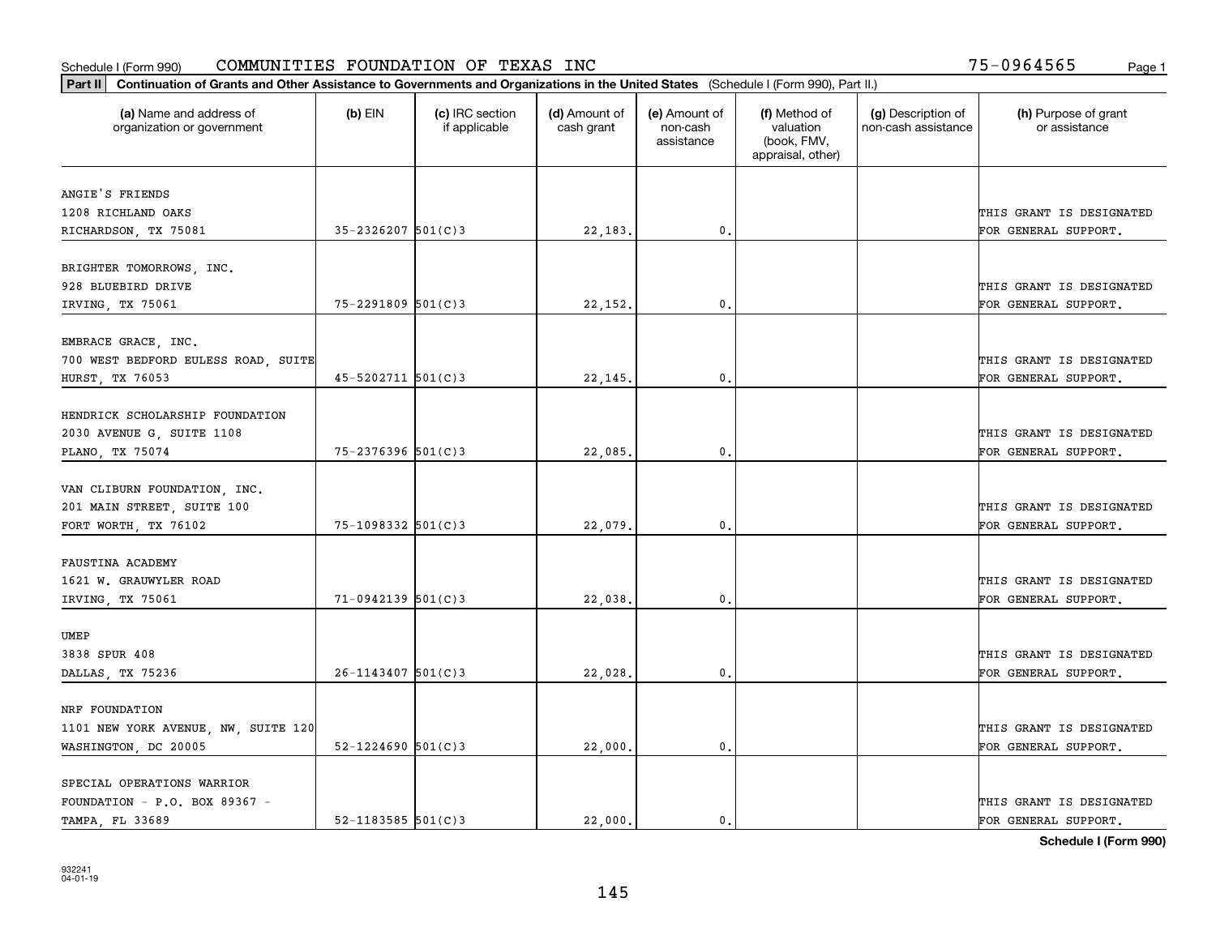Schedule I (Form 990) COMMUNITIES FOUNDATION OF TEXAS INC 75-0964565

**Part II** Continuation of Grants and Other Assistance to Governments and Organizations in the United States (Schedule I (Form 990), Part II.)

| (a) Name and address of organization or government | (b) EIN | (c) IRC section if applicable | (d) Amount of cash grant | (e) Amount of non-cash assistance | (f) Method of valuation (book, FMV, appraisal, other) | (g) Description of non-cash assistance | (h) Purpose of grant or assistance |
|---|---|---|---|---|---|---|---|
| ANGIE'S FRIENDS 1208 RICHLAND OAKS RICHARDSON, TX 75081 | 35-2326207 | 501(C)3 | 22,183. | 0. | | | THIS GRANT IS DESIGNATED FOR GENERAL SUPPORT. |
| BRIGHTER TOMORROWS, INC. 928 BLUEBIRD DRIVE IRVING, TX 75061 | 75-2291809 | 501(C)3 | 22,152. | 0. | | | THIS GRANT IS DESIGNATED FOR GENERAL SUPPORT. |
| EMBRACE GRACE, INC. 700 WEST BEDFORD EULESS ROAD, SUITE HURST, TX 76053 | 45-5202711 | 501(C)3 | 22,145. | 0. | | | THIS GRANT IS DESIGNATED FOR GENERAL SUPPORT. |
| HENDRICK SCHOLARSHIP FOUNDATION 2030 AVENUE G, SUITE 1108 PLANO, TX 75074 | 75-2376396 | 501(C)3 | 22,085. | 0. | | | THIS GRANT IS DESIGNATED FOR GENERAL SUPPORT. |
| VAN CLIBURN FOUNDATION, INC. 201 MAIN STREET, SUITE 100 FORT WORTH, TX 76102 | 75-1098332 | 501(C)3 | 22,079. | 0. | | | THIS GRANT IS DESIGNATED FOR GENERAL SUPPORT. |
| FAUSTINA ACADEMY 1621 W. GRAUWYLER ROAD IRVING, TX 75061 | 71-0942139 | 501(C)3 | 22,038. | 0. | | | THIS GRANT IS DESIGNATED FOR GENERAL SUPPORT. |
| UMEP 3838 SPUR 408 DALLAS, TX 75236 | 26-1143407 | 501(C)3 | 22,028. | 0. | | | THIS GRANT IS DESIGNATED FOR GENERAL SUPPORT. |
| NRF FOUNDATION 1101 NEW YORK AVENUE, NW, SUITE 120 WASHINGTON, DC 20005 | 52-1224690 | 501(C)3 | 22,000. | 0. | | | THIS GRANT IS DESIGNATED FOR GENERAL SUPPORT. |
| SPECIAL OPERATIONS WARRIOR FOUNDATION - P.O. BOX 89367 - TAMPA, FL 33689 | 52-1183585 | 501(C)3 | 22,000. | 0. | | | THIS GRANT IS DESIGNATED FOR GENERAL SUPPORT. |

**Schedule I (Form 990)**

932241
04-01-19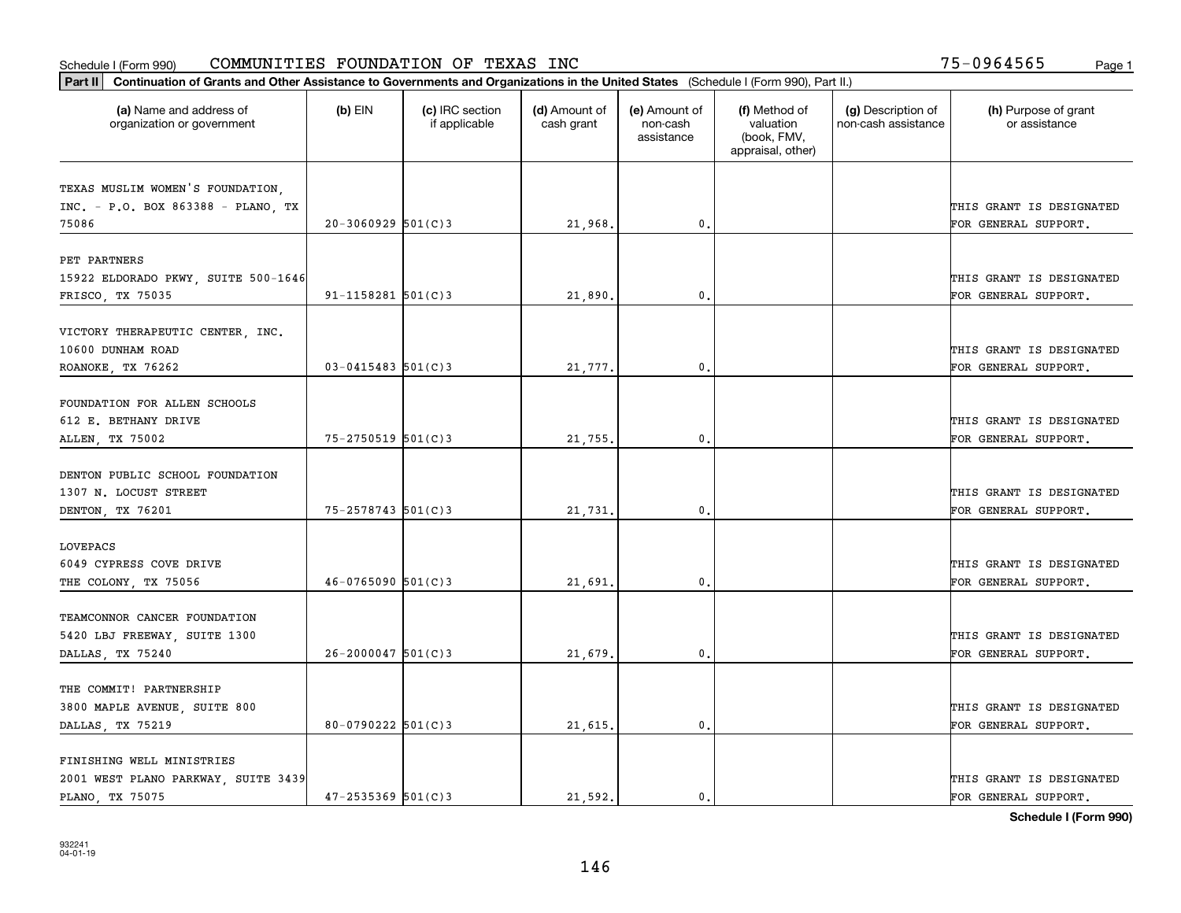Schedule I (Form 990) COMMUNITIES FOUNDATION OF TEXAS INC 75-0964565

**Part II Continuation of Grants and Other Assistance to Governments and Organizations in the United States** (Schedule I (Form 990), Part II.)

| (a) Name and address of organization or government | (b) EIN | (c) IRC section if applicable | (d) Amount of cash grant | (e) Amount of non-cash assistance | (f) Method of valuation (book, FMV, appraisal, other) | (g) Description of non-cash assistance | (h) Purpose of grant or assistance |
|---|---|---|---|---|---|---|---|
| TEXAS MUSLIM WOMEN'S FOUNDATION, INC. - P.O. BOX 863388 - PLANO, TX 75086 | 20-3060929 | 501(C)3 | 21,968. | 0. | | | THIS GRANT IS DESIGNATED FOR GENERAL SUPPORT. |
| PET PARTNERS 15922 ELDORADO PKWY, SUITE 500-1646 FRISCO, TX 75035 | 91-1158281 | 501(C)3 | 21,890. | 0. | | | THIS GRANT IS DESIGNATED FOR GENERAL SUPPORT. |
| VICTORY THERAPEUTIC CENTER, INC. 10600 DUNHAM ROAD ROANOKE, TX 76262 | 03-0415483 | 501(C)3 | 21,777. | 0. | | | THIS GRANT IS DESIGNATED FOR GENERAL SUPPORT. |
| FOUNDATION FOR ALLEN SCHOOLS 612 E. BETHANY DRIVE ALLEN, TX 75002 | 75-2750519 | 501(C)3 | 21,755. | 0. | | | THIS GRANT IS DESIGNATED FOR GENERAL SUPPORT. |
| DENTON PUBLIC SCHOOL FOUNDATION 1307 N. LOCUST STREET DENTON, TX 76201 | 75-2578743 | 501(C)3 | 21,731. | 0. | | | THIS GRANT IS DESIGNATED FOR GENERAL SUPPORT. |
| LOVEPACS 6049 CYPRESS COVE DRIVE THE COLONY, TX 75056 | 46-0765090 | 501(C)3 | 21,691. | 0. | | | THIS GRANT IS DESIGNATED FOR GENERAL SUPPORT. |
| TEAMCONNOR CANCER FOUNDATION 5420 LBJ FREEWAY, SUITE 1300 DALLAS, TX 75240 | 26-2000047 | 501(C)3 | 21,679. | 0. | | | THIS GRANT IS DESIGNATED FOR GENERAL SUPPORT. |
| THE COMMIT! PARTNERSHIP 3800 MAPLE AVENUE, SUITE 800 DALLAS, TX 75219 | 80-0790222 | 501(C)3 | 21,615. | 0. | | | THIS GRANT IS DESIGNATED FOR GENERAL SUPPORT. |
| FINISHING WELL MINISTRIES 2001 WEST PLANO PARKWAY, SUITE 3439 PLANO, TX 75075 | 47-2535369 | 501(C)3 | 21,592. | 0. | | | THIS GRANT IS DESIGNATED FOR GENERAL SUPPORT. |

**Schedule I (Form 990)**

932241 04-01-19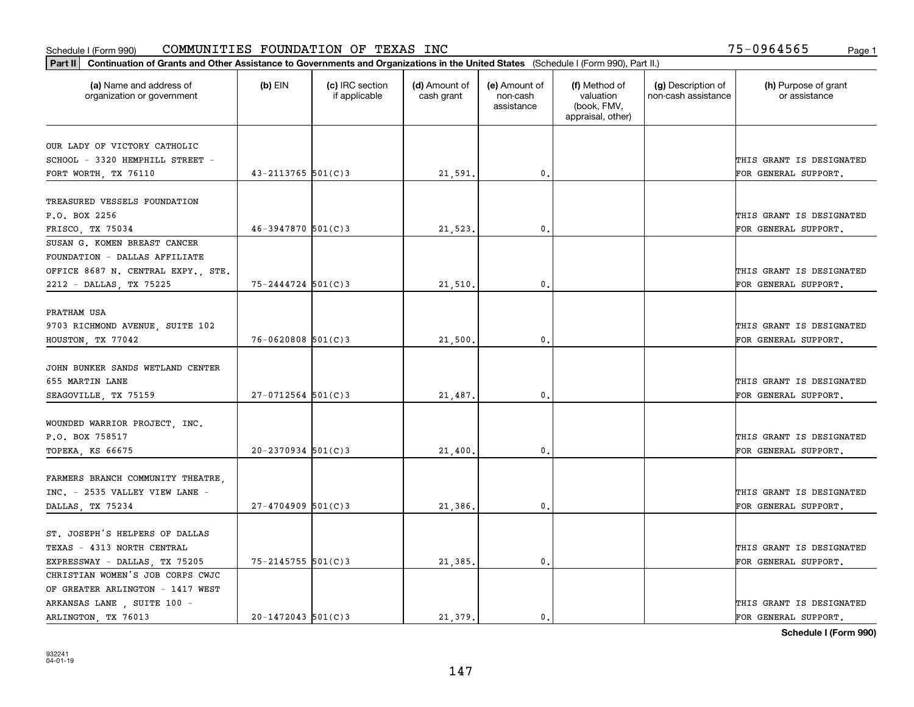Schedule I (Form 990) COMMUNITIES FOUNDATION OF TEXAS INC 75-0964565

**Part II Continuation of Grants and Other Assistance to Governments and Organizations in the United States** (Schedule I (Form 990), Part II.)

| (a) Name and address of organization or government | (b) EIN | (c) IRC section if applicable | (d) Amount of cash grant | (e) Amount of non-cash assistance | (f) Method of valuation (book, FMV, appraisal, other) | (g) Description of non-cash assistance | (h) Purpose of grant or assistance |
|---|---|---|---|---|---|---|---|
| OUR LADY OF VICTORY CATHOLIC SCHOOL - 3320 HEMPHILL STREET - FORT WORTH, TX 76110 | 43-2113765 | 501(C)3 | 21,591. | 0. | | | THIS GRANT IS DESIGNATED FOR GENERAL SUPPORT. |
| TREASURED VESSELS FOUNDATION P.O. BOX 2256 FRISCO, TX 75034 | 46-3947870 | 501(C)3 | 21,523. | 0. | | | THIS GRANT IS DESIGNATED FOR GENERAL SUPPORT. |
| SUSAN G. KOMEN BREAST CANCER FOUNDATION - DALLAS AFFILIATE OFFICE 8687 N. CENTRAL EXPY., STE. 2212 - DALLAS, TX 75225 | 75-2444724 | 501(C)3 | 21,510. | 0. | | | THIS GRANT IS DESIGNATED FOR GENERAL SUPPORT. |
| PRATHAM USA 9703 RICHMOND AVENUE, SUITE 102 HOUSTON, TX 77042 | 76-0620808 | 501(C)3 | 21,500. | 0. | | | THIS GRANT IS DESIGNATED FOR GENERAL SUPPORT. |
| JOHN BUNKER SANDS WETLAND CENTER 655 MARTIN LANE SEAGOVILLE, TX 75159 | 27-0712564 | 501(C)3 | 21,487. | 0. | | | THIS GRANT IS DESIGNATED FOR GENERAL SUPPORT. |
| WOUNDED WARRIOR PROJECT, INC. P.O. BOX 758517 TOPEKA, KS 66675 | 20-2370934 | 501(C)3 | 21,400. | 0. | | | THIS GRANT IS DESIGNATED FOR GENERAL SUPPORT. |
| FARMERS BRANCH COMMUNITY THEATRE, INC. - 2535 VALLEY VIEW LANE - DALLAS, TX 75234 | 27-4704909 | 501(C)3 | 21,386. | 0. | | | THIS GRANT IS DESIGNATED FOR GENERAL SUPPORT. |
| ST. JOSEPH'S HELPERS OF DALLAS TEXAS - 4313 NORTH CENTRAL EXPRESSWAY - DALLAS, TX 75205 | 75-2145755 | 501(C)3 | 21,385. | 0. | | | THIS GRANT IS DESIGNATED FOR GENERAL SUPPORT. |
| CHRISTIAN WOMEN'S JOB CORPS CWJC OF GREATER ARLINGTON - 1417 WEST ARKANSAS LANE , SUITE 100 - ARLINGTON, TX 76013 | 20-1472043 | 501(C)3 | 21,379. | 0. | | | THIS GRANT IS DESIGNATED FOR GENERAL SUPPORT. |

**Schedule I (Form 990)**

932241 04-01-19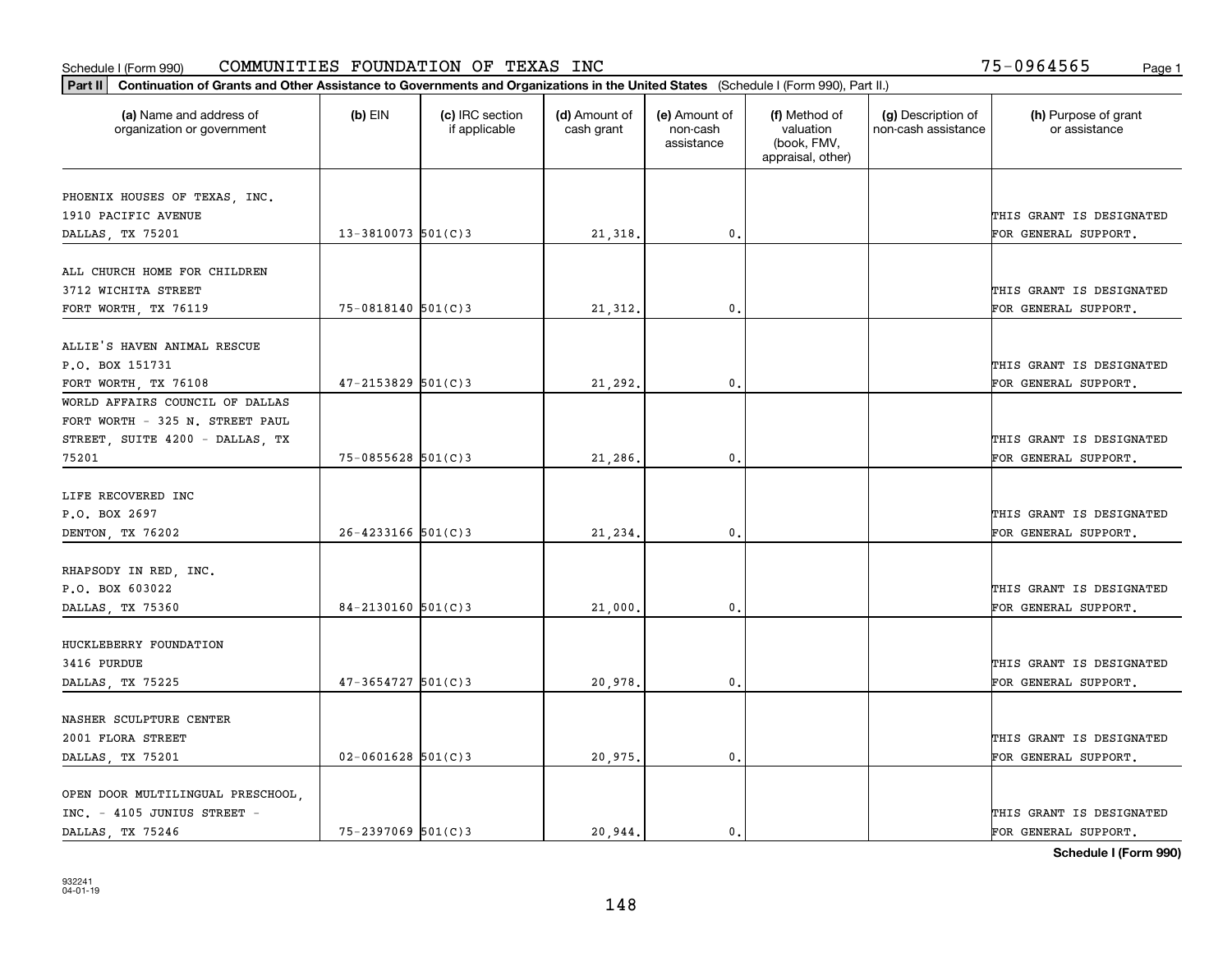Schedule I (Form 990) COMMUNITIES FOUNDATION OF TEXAS INC 75-0964565

**Part II** **Continuation of Grants and Other Assistance to Governments and Organizations in the United States** (Schedule I (Form 990), Part II.)

| (a) Name and address of organization or government | (b) EIN | (c) IRC section if applicable | (d) Amount of cash grant | (e) Amount of non-cash assistance | (f) Method of valuation (book, FMV, appraisal, other) | (g) Description of non-cash assistance | (h) Purpose of grant or assistance |
|---|---|---|---|---|---|---|---|
| PHOENIX HOUSES OF TEXAS, INC. 1910 PACIFIC AVENUE DALLAS, TX 75201 | 13-3810073 | 501(C)3 | 21,318. | 0. | | | THIS GRANT IS DESIGNATED FOR GENERAL SUPPORT. |
| ALL CHURCH HOME FOR CHILDREN 3712 WICHITA STREET FORT WORTH, TX 76119 | 75-0818140 | 501(C)3 | 21,312. | 0. | | | THIS GRANT IS DESIGNATED FOR GENERAL SUPPORT. |
| ALLIE'S HAVEN ANIMAL RESCUE P.O. BOX 151731 FORT WORTH, TX 76108 | 47-2153829 | 501(C)3 | 21,292. | 0. | | | THIS GRANT IS DESIGNATED FOR GENERAL SUPPORT. |
| WORLD AFFAIRS COUNCIL OF DALLAS FORT WORTH - 325 N. STREET PAUL STREET, SUITE 4200 - DALLAS, TX 75201 | 75-0855628 | 501(C)3 | 21,286. | 0. | | | THIS GRANT IS DESIGNATED FOR GENERAL SUPPORT. |
| LIFE RECOVERED INC P.O. BOX 2697 DENTON, TX 76202 | 26-4233166 | 501(C)3 | 21,234. | 0. | | | THIS GRANT IS DESIGNATED FOR GENERAL SUPPORT. |
| RHAPSODY IN RED, INC. P.O. BOX 603022 DALLAS, TX 75360 | 84-2130160 | 501(C)3 | 21,000. | 0. | | | THIS GRANT IS DESIGNATED FOR GENERAL SUPPORT. |
| HUCKLEBERRY FOUNDATION 3416 PURDUE DALLAS, TX 75225 | 47-3654727 | 501(C)3 | 20,978. | 0. | | | THIS GRANT IS DESIGNATED FOR GENERAL SUPPORT. |
| NASHER SCULPTURE CENTER 2001 FLORA STREET DALLAS, TX 75201 | 02-0601628 | 501(C)3 | 20,975. | 0. | | | THIS GRANT IS DESIGNATED FOR GENERAL SUPPORT. |
| OPEN DOOR MULTILINGUAL PRESCHOOL, INC. - 4105 JUNIUS STREET - DALLAS, TX 75246 | 75-2397069 | 501(C)3 | 20,944. | 0. | | | THIS GRANT IS DESIGNATED FOR GENERAL SUPPORT. |

**Schedule I (Form 990)**

932241 04-01-19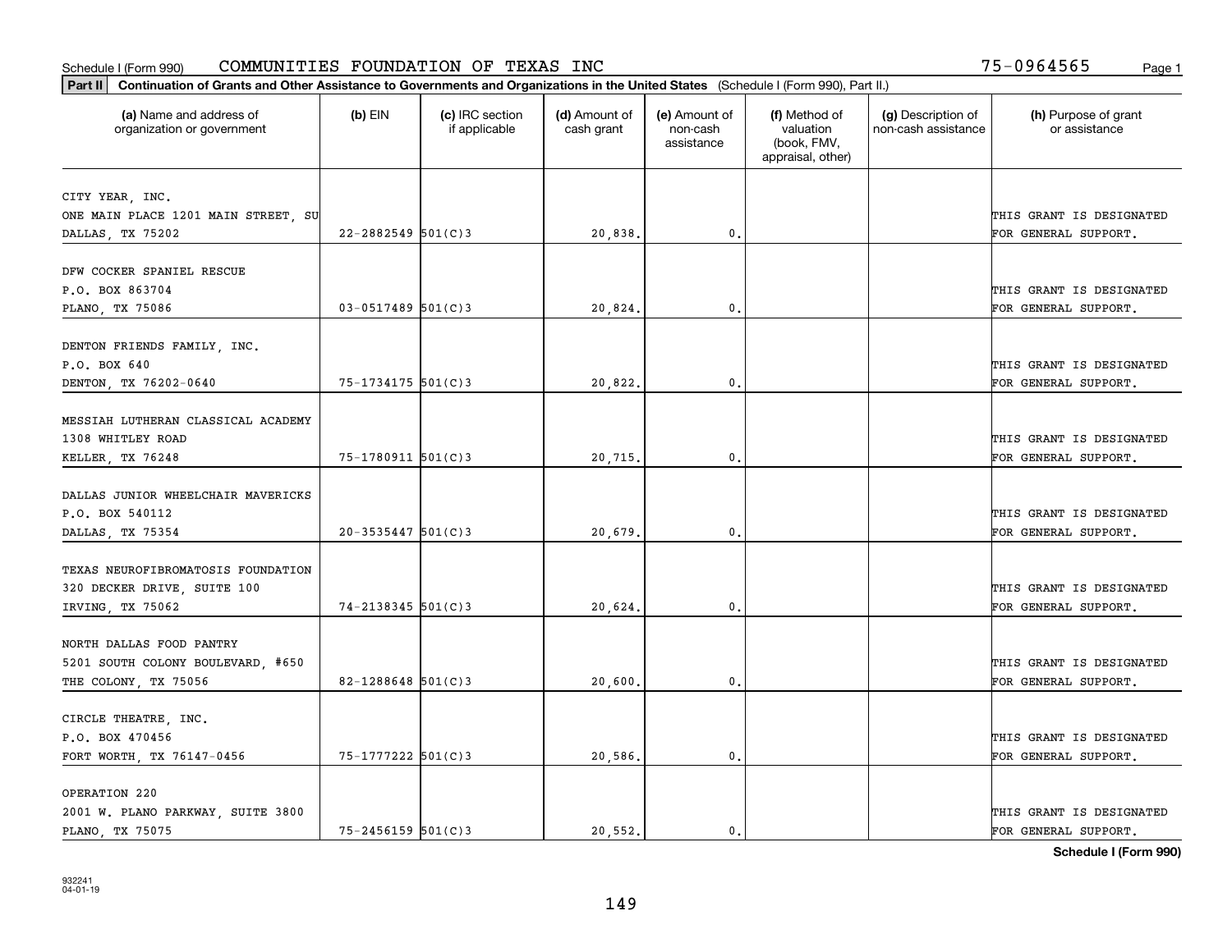Schedule I (Form 990) COMMUNITIES FOUNDATION OF TEXAS INC 75-0964565

**Part II** **Continuation of Grants and Other Assistance to Governments and Organizations in the United States** (Schedule I (Form 990), Part II.)

| (a) Name and address of organization or government | (b) EIN | (c) IRC section if applicable | (d) Amount of cash grant | (e) Amount of non-cash assistance | (f) Method of valuation (book, FMV, appraisal, other) | (g) Description of non-cash assistance | (h) Purpose of grant or assistance |
|---|---|---|---|---|---|---|---|
| CITY YEAR, INC.<br>ONE MAIN PLACE 1201 MAIN STREET, SU<br>DALLAS, TX 75202 | 22-2882549 | 501(C)3 | 20,838. | 0. | | | THIS GRANT IS DESIGNATED FOR GENERAL SUPPORT. |
| DFW COCKER SPANIEL RESCUE<br>P.O. BOX 863704<br>PLANO, TX 75086 | 03-0517489 | 501(C)3 | 20,824. | 0. | | | THIS GRANT IS DESIGNATED FOR GENERAL SUPPORT. |
| DENTON FRIENDS FAMILY, INC.<br>P.O. BOX 640<br>DENTON, TX 76202-0640 | 75-1734175 | 501(C)3 | 20,822. | 0. | | | THIS GRANT IS DESIGNATED FOR GENERAL SUPPORT. |
| MESSIAH LUTHERAN CLASSICAL ACADEMY<br>1308 WHITLEY ROAD<br>KELLER, TX 76248 | 75-1780911 | 501(C)3 | 20,715. | 0. | | | THIS GRANT IS DESIGNATED FOR GENERAL SUPPORT. |
| DALLAS JUNIOR WHEELCHAIR MAVERICKS<br>P.O. BOX 540112<br>DALLAS, TX 75354 | 20-3535447 | 501(C)3 | 20,679. | 0. | | | THIS GRANT IS DESIGNATED FOR GENERAL SUPPORT. |
| TEXAS NEUROFIBROMATOSIS FOUNDATION<br>320 DECKER DRIVE, SUITE 100<br>IRVING, TX 75062 | 74-2138345 | 501(C)3 | 20,624. | 0. | | | THIS GRANT IS DESIGNATED FOR GENERAL SUPPORT. |
| NORTH DALLAS FOOD PANTRY<br>5201 SOUTH COLONY BOULEVARD, #650<br>THE COLONY, TX 75056 | 82-1288648 | 501(C)3 | 20,600. | 0. | | | THIS GRANT IS DESIGNATED FOR GENERAL SUPPORT. |
| CIRCLE THEATRE, INC.<br>P.O. BOX 470456<br>FORT WORTH, TX 76147-0456 | 75-1777222 | 501(C)3 | 20,586. | 0. | | | THIS GRANT IS DESIGNATED FOR GENERAL SUPPORT. |
| OPERATION 220<br>2001 W. PLANO PARKWAY, SUITE 3800<br>PLANO, TX 75075 | 75-2456159 | 501(C)3 | 20,552. | 0. | | | THIS GRANT IS DESIGNATED FOR GENERAL SUPPORT. |

**Schedule I (Form 990)**

932241
04-01-19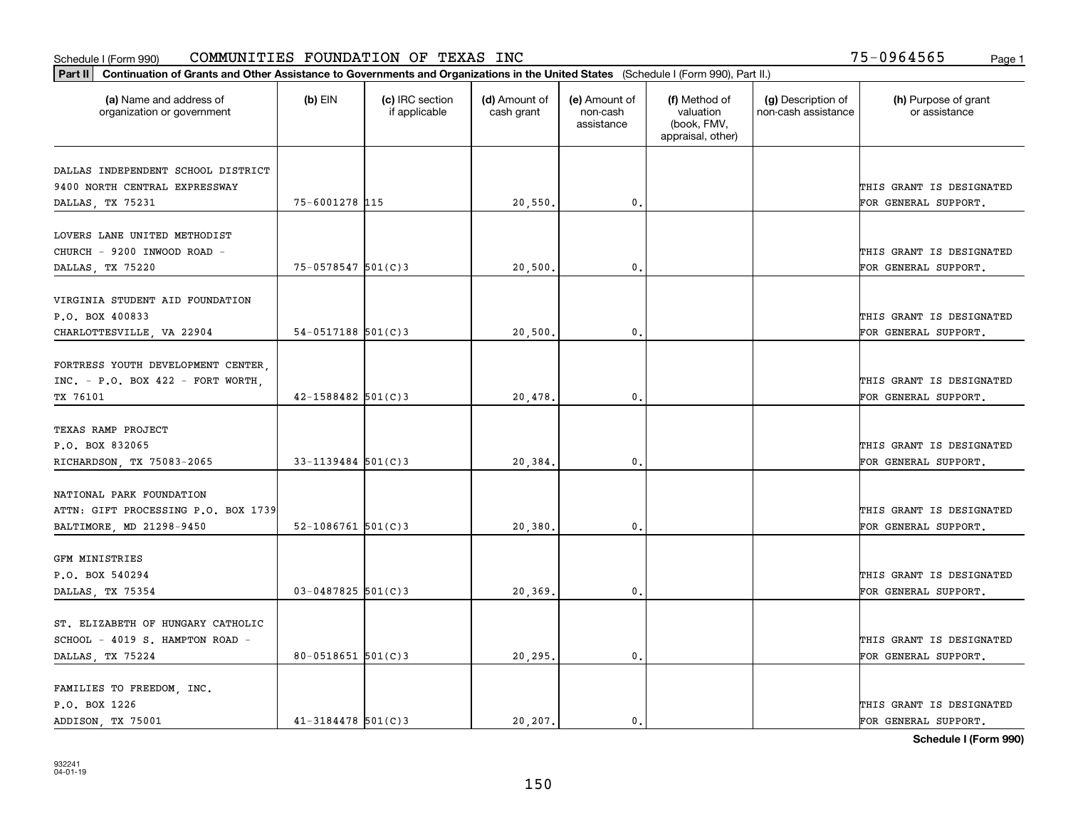Schedule I (Form 990) COMMUNITIES FOUNDATION OF TEXAS INC 75-0964565

**Part II** **Continuation of Grants and Other Assistance to Governments and Organizations in the United States** (Schedule I (Form 990), Part II.)

| (a) Name and address of organization or government | (b) EIN | (c) IRC section if applicable | (d) Amount of cash grant | (e) Amount of non-cash assistance | (f) Method of valuation (book, FMV, appraisal, other) | (g) Description of non-cash assistance | (h) Purpose of grant or assistance |
|---|---|---|---|---|---|---|---|
| DALLAS INDEPENDENT SCHOOL DISTRICT 9400 NORTH CENTRAL EXPRESSWAY DALLAS, TX 75231 | 75-6001278 | 115 | 20,550. | 0. | | | THIS GRANT IS DESIGNATED FOR GENERAL SUPPORT. |
| LOVERS LANE UNITED METHODIST CHURCH - 9200 INWOOD ROAD - DALLAS, TX 75220 | 75-0578547 | 501(C)3 | 20,500. | 0. | | | THIS GRANT IS DESIGNATED FOR GENERAL SUPPORT. |
| VIRGINIA STUDENT AID FOUNDATION P.O. BOX 400833 CHARLOTTESVILLE, VA 22904 | 54-0517188 | 501(C)3 | 20,500. | 0. | | | THIS GRANT IS DESIGNATED FOR GENERAL SUPPORT. |
| FORTRESS YOUTH DEVELOPMENT CENTER, INC. - P.O. BOX 422 - FORT WORTH, TX 76101 | 42-1588482 | 501(C)3 | 20,478. | 0. | | | THIS GRANT IS DESIGNATED FOR GENERAL SUPPORT. |
| TEXAS RAMP PROJECT P.O. BOX 832065 RICHARDSON, TX 75083-2065 | 33-1139484 | 501(C)3 | 20,384. | 0. | | | THIS GRANT IS DESIGNATED FOR GENERAL SUPPORT. |
| NATIONAL PARK FOUNDATION ATTN: GIFT PROCESSING P.O. BOX 1739 BALTIMORE, MD 21298-9450 | 52-1086761 | 501(C)3 | 20,380. | 0. | | | THIS GRANT IS DESIGNATED FOR GENERAL SUPPORT. |
| GFM MINISTRIES P.O. BOX 540294 DALLAS, TX 75354 | 03-0487825 | 501(C)3 | 20,369. | 0. | | | THIS GRANT IS DESIGNATED FOR GENERAL SUPPORT. |
| ST. ELIZABETH OF HUNGARY CATHOLIC SCHOOL - 4019 S. HAMPTON ROAD - DALLAS, TX 75224 | 80-0518651 | 501(C)3 | 20,295. | 0. | | | THIS GRANT IS DESIGNATED FOR GENERAL SUPPORT. |
| FAMILIES TO FREEDOM, INC. P.O. BOX 1226 ADDISON, TX 75001 | 41-3184478 | 501(C)3 | 20,207. | 0. | | | THIS GRANT IS DESIGNATED FOR GENERAL SUPPORT. |

**Schedule I (Form 990)**

932241 04-01-19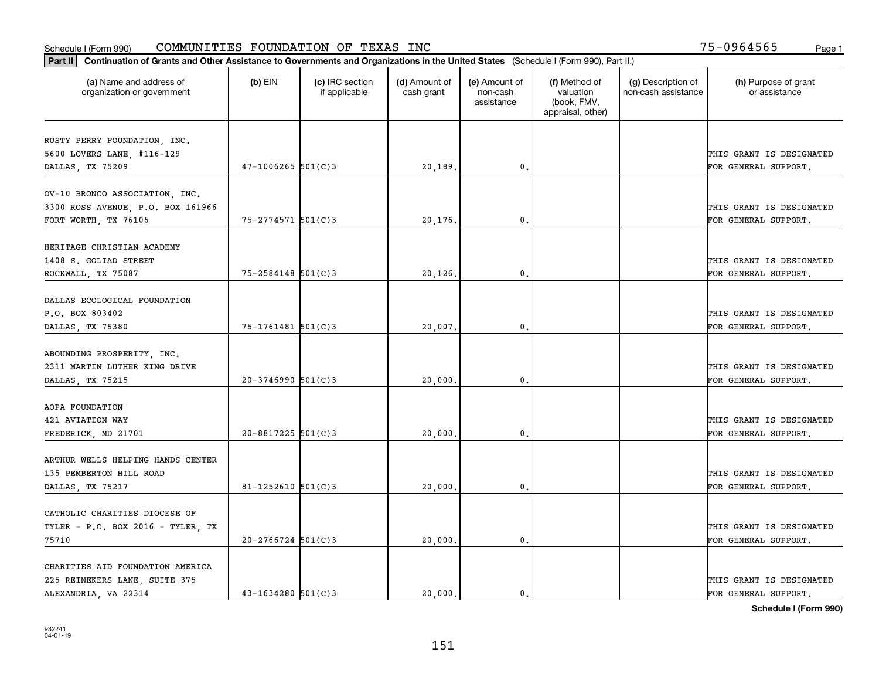Schedule I (Form 990) COMMUNITIES FOUNDATION OF TEXAS INC 75-0964565

**Part II** **Continuation of Grants and Other Assistance to Governments and Organizations in the United States** (Schedule I (Form 990), Part II.)

| (a) Name and address of organization or government | (b) EIN | (c) IRC section if applicable | (d) Amount of cash grant | (e) Amount of non-cash assistance | (f) Method of valuation (book, FMV, appraisal, other) | (g) Description of non-cash assistance | (h) Purpose of grant or assistance |
|---|---|---|---|---|---|---|---|
| RUSTY PERRY FOUNDATION, INC. 5600 LOVERS LANE, #116-129 DALLAS, TX 75209 | 47-1006265 | 501(C)3 | 20,189. | 0. | | | THIS GRANT IS DESIGNATED FOR GENERAL SUPPORT. |
| OV-10 BRONCO ASSOCIATION, INC. 3300 ROSS AVENUE, P.O. BOX 161966 FORT WORTH, TX 76106 | 75-2774571 | 501(C)3 | 20,176. | 0. | | | THIS GRANT IS DESIGNATED FOR GENERAL SUPPORT. |
| HERITAGE CHRISTIAN ACADEMY 1408 S. GOLIAD STREET ROCKWALL, TX 75087 | 75-2584148 | 501(C)3 | 20,126. | 0. | | | THIS GRANT IS DESIGNATED FOR GENERAL SUPPORT. |
| DALLAS ECOLOGICAL FOUNDATION P.O. BOX 803402 DALLAS, TX 75380 | 75-1761481 | 501(C)3 | 20,007. | 0. | | | THIS GRANT IS DESIGNATED FOR GENERAL SUPPORT. |
| ABOUNDING PROSPERITY, INC. 2311 MARTIN LUTHER KING DRIVE DALLAS, TX 75215 | 20-3746990 | 501(C)3 | 20,000. | 0. | | | THIS GRANT IS DESIGNATED FOR GENERAL SUPPORT. |
| AOPA FOUNDATION 421 AVIATION WAY FREDERICK, MD 21701 | 20-8817225 | 501(C)3 | 20,000. | 0. | | | THIS GRANT IS DESIGNATED FOR GENERAL SUPPORT. |
| ARTHUR WELLS HELPING HANDS CENTER 135 PEMBERTON HILL ROAD DALLAS, TX 75217 | 81-1252610 | 501(C)3 | 20,000. | 0. | | | THIS GRANT IS DESIGNATED FOR GENERAL SUPPORT. |
| CATHOLIC CHARITIES DIOCESE OF TYLER - P.O. BOX 2016 - TYLER, TX 75710 | 20-2766724 | 501(C)3 | 20,000. | 0. | | | THIS GRANT IS DESIGNATED FOR GENERAL SUPPORT. |
| CHARITIES AID FOUNDATION AMERICA 225 REINEKERS LANE, SUITE 375 ALEXANDRIA, VA 22314 | 43-1634280 | 501(C)3 | 20,000. | 0. | | | THIS GRANT IS DESIGNATED FOR GENERAL SUPPORT. |

**Schedule I (Form 990)**

932241 04-01-19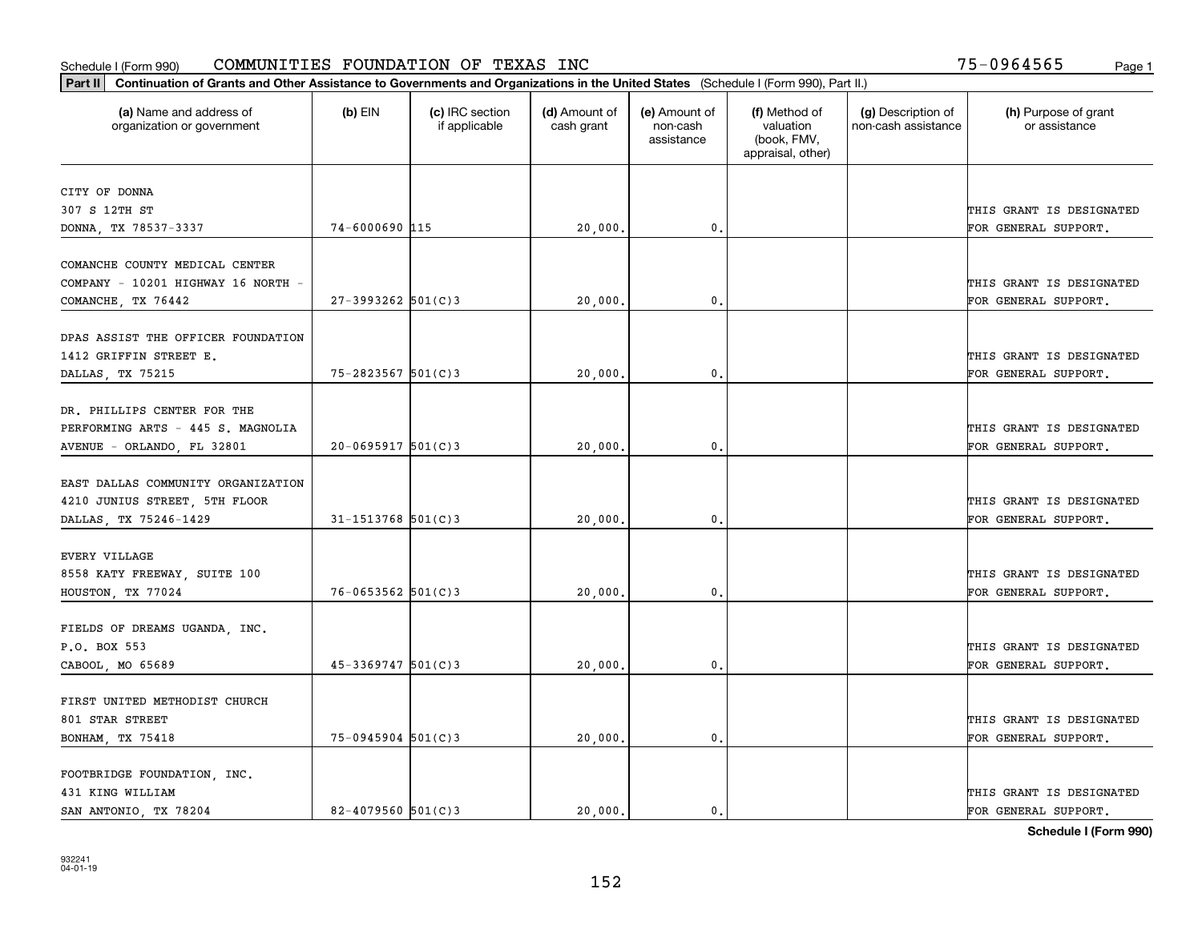Schedule I (Form 990) COMMUNITIES FOUNDATION OF TEXAS INC 75-0964565 Page 1

**Part II** **Continuation of Grants and Other Assistance to Governments and Organizations in the United States** (Schedule I (Form 990), Part II.)

| (a) Name and address of organization or government | (b) EIN | (c) IRC section if applicable | (d) Amount of cash grant | (e) Amount of non-cash assistance | (f) Method of valuation (book, FMV, appraisal, other) | (g) Description of non-cash assistance | (h) Purpose of grant or assistance |
|---|---|---|---|---|---|---|---|
| CITY OF DONNA 307 S 12TH ST DONNA, TX 78537-3337 | 74-6000690 | 115 | 20,000. | 0. | | | THIS GRANT IS DESIGNATED FOR GENERAL SUPPORT. |
| COMANCHE COUNTY MEDICAL CENTER COMPANY - 10201 HIGHWAY 16 NORTH - COMANCHE, TX 76442 | 27-3993262 | 501(C)3 | 20,000. | 0. | | | THIS GRANT IS DESIGNATED FOR GENERAL SUPPORT. |
| DPAS ASSIST THE OFFICER FOUNDATION 1412 GRIFFIN STREET E. DALLAS, TX 75215 | 75-2823567 | 501(C)3 | 20,000. | 0. | | | THIS GRANT IS DESIGNATED FOR GENERAL SUPPORT. |
| DR. PHILLIPS CENTER FOR THE PERFORMING ARTS - 445 S. MAGNOLIA AVENUE - ORLANDO, FL 32801 | 20-0695917 | 501(C)3 | 20,000. | 0. | | | THIS GRANT IS DESIGNATED FOR GENERAL SUPPORT. |
| EAST DALLAS COMMUNITY ORGANIZATION 4210 JUNIUS STREET, 5TH FLOOR DALLAS, TX 75246-1429 | 31-1513768 | 501(C)3 | 20,000. | 0. | | | THIS GRANT IS DESIGNATED FOR GENERAL SUPPORT. |
| EVERY VILLAGE 8558 KATY FREEWAY, SUITE 100 HOUSTON, TX 77024 | 76-0653562 | 501(C)3 | 20,000. | 0. | | | THIS GRANT IS DESIGNATED FOR GENERAL SUPPORT. |
| FIELDS OF DREAMS UGANDA, INC. P.O. BOX 553 CABOOL, MO 65689 | 45-3369747 | 501(C)3 | 20,000. | 0. | | | THIS GRANT IS DESIGNATED FOR GENERAL SUPPORT. |
| FIRST UNITED METHODIST CHURCH 801 STAR STREET BONHAM, TX 75418 | 75-0945904 | 501(C)3 | 20,000. | 0. | | | THIS GRANT IS DESIGNATED FOR GENERAL SUPPORT. |
| FOOTBRIDGE FOUNDATION, INC. 431 KING WILLIAM SAN ANTONIO, TX 78204 | 82-4079560 | 501(C)3 | 20,000. | 0. | | | THIS GRANT IS DESIGNATED FOR GENERAL SUPPORT. |

**Schedule I (Form 990)**

932241
04-01-19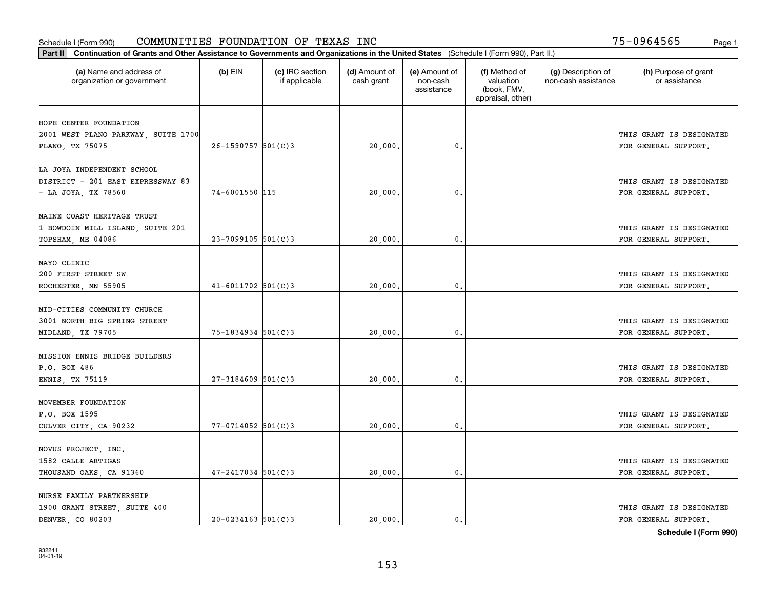Schedule I (Form 990) COMMUNITIES FOUNDATION OF TEXAS INC 75-0964565

**Part II** **Continuation of Grants and Other Assistance to Governments and Organizations in the United States** (Schedule I (Form 990), Part II.)

| (a) Name and address of organization or government | (b) EIN | (c) IRC section if applicable | (d) Amount of cash grant | (e) Amount of non-cash assistance | (f) Method of valuation (book, FMV, appraisal, other) | (g) Description of non-cash assistance | (h) Purpose of grant or assistance |
|---|---|---|---|---|---|---|---|
| HOPE CENTER FOUNDATION 2001 WEST PLANO PARKWAY, SUITE 1700 PLANO, TX 75075 | 26-1590757 | 501(C)3 | 20,000. | 0. | | | THIS GRANT IS DESIGNATED FOR GENERAL SUPPORT. |
| LA JOYA INDEPENDENT SCHOOL DISTRICT - 201 EAST EXPRESSWAY 83 - LA JOYA, TX 78560 | 74-6001550 | 115 | 20,000. | 0. | | | THIS GRANT IS DESIGNATED FOR GENERAL SUPPORT. |
| MAINE COAST HERITAGE TRUST 1 BOWDOIN MILL ISLAND, SUITE 201 TOPSHAM, ME 04086 | 23-7099105 | 501(C)3 | 20,000. | 0. | | | THIS GRANT IS DESIGNATED FOR GENERAL SUPPORT. |
| MAYO CLINIC 200 FIRST STREET SW ROCHESTER, MN 55905 | 41-6011702 | 501(C)3 | 20,000. | 0. | | | THIS GRANT IS DESIGNATED FOR GENERAL SUPPORT. |
| MID-CITIES COMMUNITY CHURCH 3001 NORTH BIG SPRING STREET MIDLAND, TX 79705 | 75-1834934 | 501(C)3 | 20,000. | 0. | | | THIS GRANT IS DESIGNATED FOR GENERAL SUPPORT. |
| MISSION ENNIS BRIDGE BUILDERS P.O. BOX 486 ENNIS, TX 75119 | 27-3184609 | 501(C)3 | 20,000. | 0. | | | THIS GRANT IS DESIGNATED FOR GENERAL SUPPORT. |
| MOVEMBER FOUNDATION P.O. BOX 1595 CULVER CITY, CA 90232 | 77-0714052 | 501(C)3 | 20,000. | 0. | | | THIS GRANT IS DESIGNATED FOR GENERAL SUPPORT. |
| NOVUS PROJECT, INC. 1582 CALLE ARTIGAS THOUSAND OAKS, CA 91360 | 47-2417034 | 501(C)3 | 20,000. | 0. | | | THIS GRANT IS DESIGNATED FOR GENERAL SUPPORT. |
| NURSE FAMILY PARTNERSHIP 1900 GRANT STREET, SUITE 400 DENVER, CO 80203 | 20-0234163 | 501(C)3 | 20,000. | 0. | | | THIS GRANT IS DESIGNATED FOR GENERAL SUPPORT. |

**Schedule I (Form 990)**

932241 04-01-19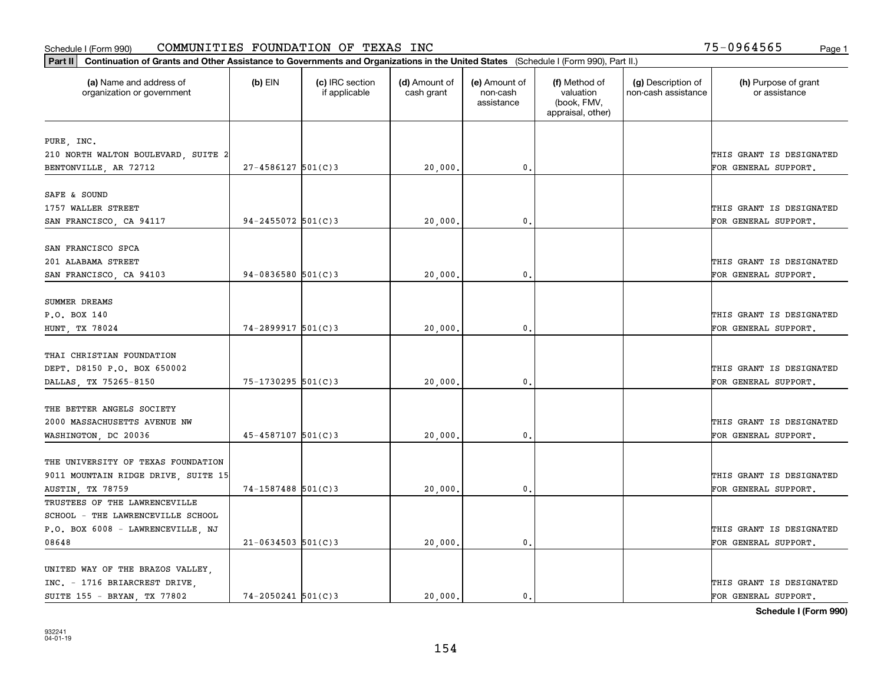Schedule I (Form 990) COMMUNITIES FOUNDATION OF TEXAS INC 75-0964565 Page 1

**Part II** **Continuation of Grants and Other Assistance to Governments and Organizations in the United States** (Schedule I (Form 990), Part II.)

| (a) Name and address of organization or government | (b) EIN | (c) IRC section if applicable | (d) Amount of cash grant | (e) Amount of non-cash assistance | (f) Method of valuation (book, FMV, appraisal, other) | (g) Description of non-cash assistance | (h) Purpose of grant or assistance |
|---|---|---|---|---|---|---|---|
| PURE, INC.<br>210 NORTH WALTON BOULEVARD, SUITE 2<br>BENTONVILLE, AR 72712 | 27-4586127 | 501(C)3 | 20,000. | 0. | | | THIS GRANT IS DESIGNATED FOR GENERAL SUPPORT. |
| SAFE & SOUND<br>1757 WALLER STREET<br>SAN FRANCISCO, CA 94117 | 94-2455072 | 501(C)3 | 20,000. | 0. | | | THIS GRANT IS DESIGNATED FOR GENERAL SUPPORT. |
| SAN FRANCISCO SPCA<br>201 ALABAMA STREET<br>SAN FRANCISCO, CA 94103 | 94-0836580 | 501(C)3 | 20,000. | 0. | | | THIS GRANT IS DESIGNATED FOR GENERAL SUPPORT. |
| SUMMER DREAMS<br>P.O. BOX 140<br>HUNT, TX 78024 | 74-2899917 | 501(C)3 | 20,000. | 0. | | | THIS GRANT IS DESIGNATED FOR GENERAL SUPPORT. |
| THAI CHRISTIAN FOUNDATION<br>DEPT. D8150 P.O. BOX 650002<br>DALLAS, TX 75265-8150 | 75-1730295 | 501(C)3 | 20,000. | 0. | | | THIS GRANT IS DESIGNATED FOR GENERAL SUPPORT. |
| THE BETTER ANGELS SOCIETY<br>2000 MASSACHUSETTS AVENUE NW<br>WASHINGTON, DC 20036 | 45-4587107 | 501(C)3 | 20,000. | 0. | | | THIS GRANT IS DESIGNATED FOR GENERAL SUPPORT. |
| THE UNIVERSITY OF TEXAS FOUNDATION<br>9011 MOUNTAIN RIDGE DRIVE, SUITE 15<br>AUSTIN, TX 78759 | 74-1587488 | 501(C)3 | 20,000. | 0. | | | THIS GRANT IS DESIGNATED FOR GENERAL SUPPORT. |
| TRUSTEES OF THE LAWRENCEVILLE SCHOOL - THE LAWRENCEVILLE SCHOOL<br>P.O. BOX 6008 - LAWRENCEVILLE, NJ 08648 | 21-0634503 | 501(C)3 | 20,000. | 0. | | | THIS GRANT IS DESIGNATED FOR GENERAL SUPPORT. |
| UNITED WAY OF THE BRAZOS VALLEY, INC. - 1716 BRIARCREST DRIVE, SUITE 155 - BRYAN, TX 77802 | 74-2050241 | 501(C)3 | 20,000. | 0. | | | THIS GRANT IS DESIGNATED FOR GENERAL SUPPORT. |

**Schedule I (Form 990)**

932241
04-01-19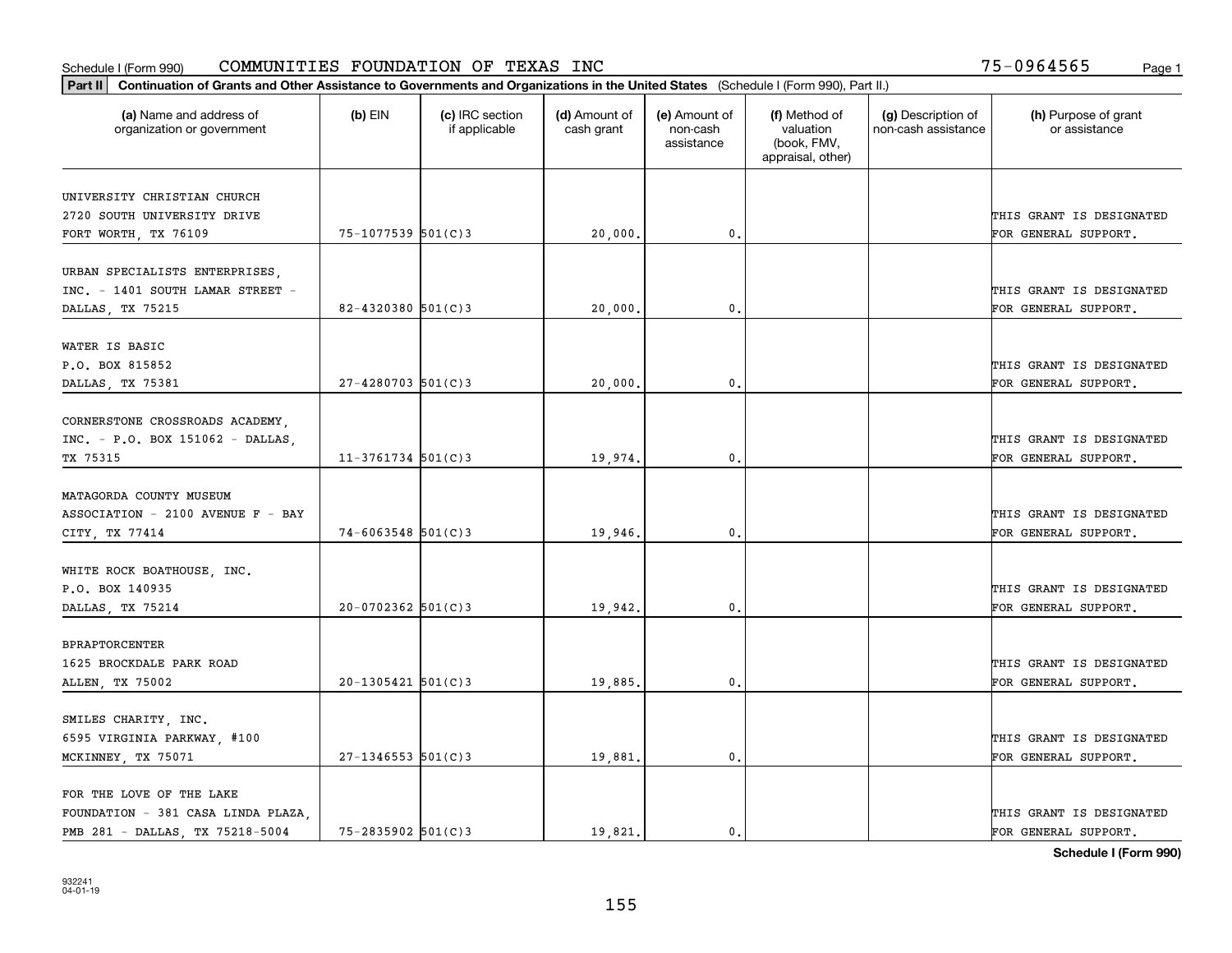Schedule I (Form 990) COMMUNITIES FOUNDATION OF TEXAS INC 75-0964565

**Part II Continuation of Grants and Other Assistance to Governments and Organizations in the United States** (Schedule I (Form 990), Part II.)

| (a) Name and address of organization or government | (b) EIN | (c) IRC section if applicable | (d) Amount of cash grant | (e) Amount of non-cash assistance | (f) Method of valuation (book, FMV, appraisal, other) | (g) Description of non-cash assistance | (h) Purpose of grant or assistance |
|---|---|---|---|---|---|---|---|
| UNIVERSITY CHRISTIAN CHURCH 2720 SOUTH UNIVERSITY DRIVE FORT WORTH, TX 76109 | 75-1077539 | 501(C)3 | 20,000. | 0. | | | THIS GRANT IS DESIGNATED FOR GENERAL SUPPORT. |
| URBAN SPECIALISTS ENTERPRISES, INC. - 1401 SOUTH LAMAR STREET - DALLAS, TX 75215 | 82-4320380 | 501(C)3 | 20,000. | 0. | | | THIS GRANT IS DESIGNATED FOR GENERAL SUPPORT. |
| WATER IS BASIC P.O. BOX 815852 DALLAS, TX 75381 | 27-4280703 | 501(C)3 | 20,000. | 0. | | | THIS GRANT IS DESIGNATED FOR GENERAL SUPPORT. |
| CORNERSTONE CROSSROADS ACADEMY, INC. - P.O. BOX 151062 - DALLAS, TX 75315 | 11-3761734 | 501(C)3 | 19,974. | 0. | | | THIS GRANT IS DESIGNATED FOR GENERAL SUPPORT. |
| MATAGORDA COUNTY MUSEUM ASSOCIATION - 2100 AVENUE F - BAY CITY, TX 77414 | 74-6063548 | 501(C)3 | 19,946. | 0. | | | THIS GRANT IS DESIGNATED FOR GENERAL SUPPORT. |
| WHITE ROCK BOATHOUSE, INC. P.O. BOX 140935 DALLAS, TX 75214 | 20-0702362 | 501(C)3 | 19,942. | 0. | | | THIS GRANT IS DESIGNATED FOR GENERAL SUPPORT. |
| BPRAPTORCENTER 1625 BROCKDALE PARK ROAD ALLEN, TX 75002 | 20-1305421 | 501(C)3 | 19,885. | 0. | | | THIS GRANT IS DESIGNATED FOR GENERAL SUPPORT. |
| SMILES CHARITY, INC. 6595 VIRGINIA PARKWAY, #100 MCKINNEY, TX 75071 | 27-1346553 | 501(C)3 | 19,881. | 0. | | | THIS GRANT IS DESIGNATED FOR GENERAL SUPPORT. |
| FOR THE LOVE OF THE LAKE FOUNDATION - 381 CASA LINDA PLAZA, PMB 281 - DALLAS, TX 75218-5004 | 75-2835902 | 501(C)3 | 19,821. | 0. | | | THIS GRANT IS DESIGNATED FOR GENERAL SUPPORT. |

**Schedule I (Form 990)**

932241
04-01-19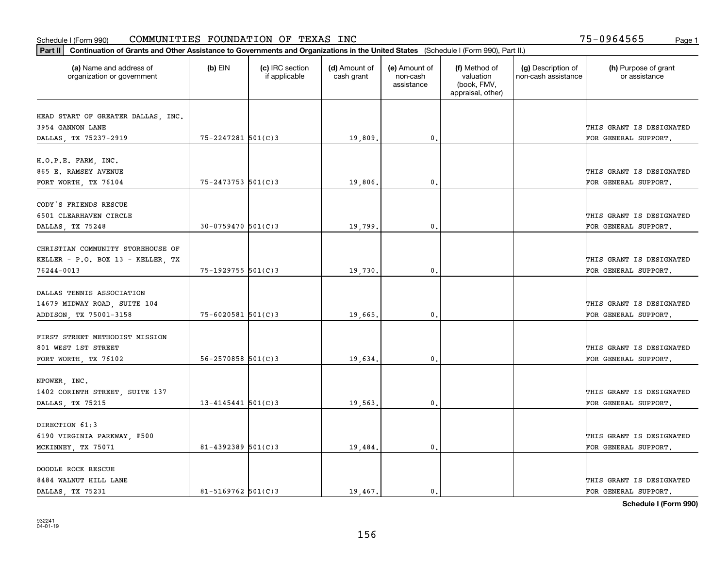Schedule I (Form 990) COMMUNITIES FOUNDATION OF TEXAS INC 75-0964565

**Part II** **Continuation of Grants and Other Assistance to Governments and Organizations in the United States** (Schedule I (Form 990), Part II.)

| (a) Name and address of organization or government | (b) EIN | (c) IRC section if applicable | (d) Amount of cash grant | (e) Amount of non-cash assistance | (f) Method of valuation (book, FMV, appraisal, other) | (g) Description of non-cash assistance | (h) Purpose of grant or assistance |
|---|---|---|---|---|---|---|---|
| HEAD START OF GREATER DALLAS, INC. 3954 GANNON LANE DALLAS, TX 75237-2919 | 75-2247281 | 501(C)3 | 19,809. | 0. | | | THIS GRANT IS DESIGNATED FOR GENERAL SUPPORT. |
| H.O.P.E. FARM, INC. 865 E. RAMSEY AVENUE FORT WORTH, TX 76104 | 75-2473753 | 501(C)3 | 19,806. | 0. | | | THIS GRANT IS DESIGNATED FOR GENERAL SUPPORT. |
| CODY'S FRIENDS RESCUE 6501 CLEARHAVEN CIRCLE DALLAS, TX 75248 | 30-0759470 | 501(C)3 | 19,799. | 0. | | | THIS GRANT IS DESIGNATED FOR GENERAL SUPPORT. |
| CHRISTIAN COMMUNITY STOREHOUSE OF KELLER - P.O. BOX 13 - KELLER, TX 76244-0013 | 75-1929755 | 501(C)3 | 19,730. | 0. | | | THIS GRANT IS DESIGNATED FOR GENERAL SUPPORT. |
| DALLAS TENNIS ASSOCIATION 14679 MIDWAY ROAD, SUITE 104 ADDISON, TX 75001-3158 | 75-6020581 | 501(C)3 | 19,665. | 0. | | | THIS GRANT IS DESIGNATED FOR GENERAL SUPPORT. |
| FIRST STREET METHODIST MISSION 801 WEST 1ST STREET FORT WORTH, TX 76102 | 56-2570858 | 501(C)3 | 19,634. | 0. | | | THIS GRANT IS DESIGNATED FOR GENERAL SUPPORT. |
| NPOWER, INC. 1402 CORINTH STREET, SUITE 137 DALLAS, TX 75215 | 13-4145441 | 501(C)3 | 19,563. | 0. | | | THIS GRANT IS DESIGNATED FOR GENERAL SUPPORT. |
| DIRECTION 61:3 6190 VIRGINIA PARKWAY, #500 MCKINNEY, TX 75071 | 81-4392389 | 501(C)3 | 19,484. | 0. | | | THIS GRANT IS DESIGNATED FOR GENERAL SUPPORT. |
| DOODLE ROCK RESCUE 8484 WALNUT HILL LANE DALLAS, TX 75231 | 81-5169762 | 501(C)3 | 19,467. | 0. | | | THIS GRANT IS DESIGNATED FOR GENERAL SUPPORT. |

**Schedule I (Form 990)**

932241 04-01-19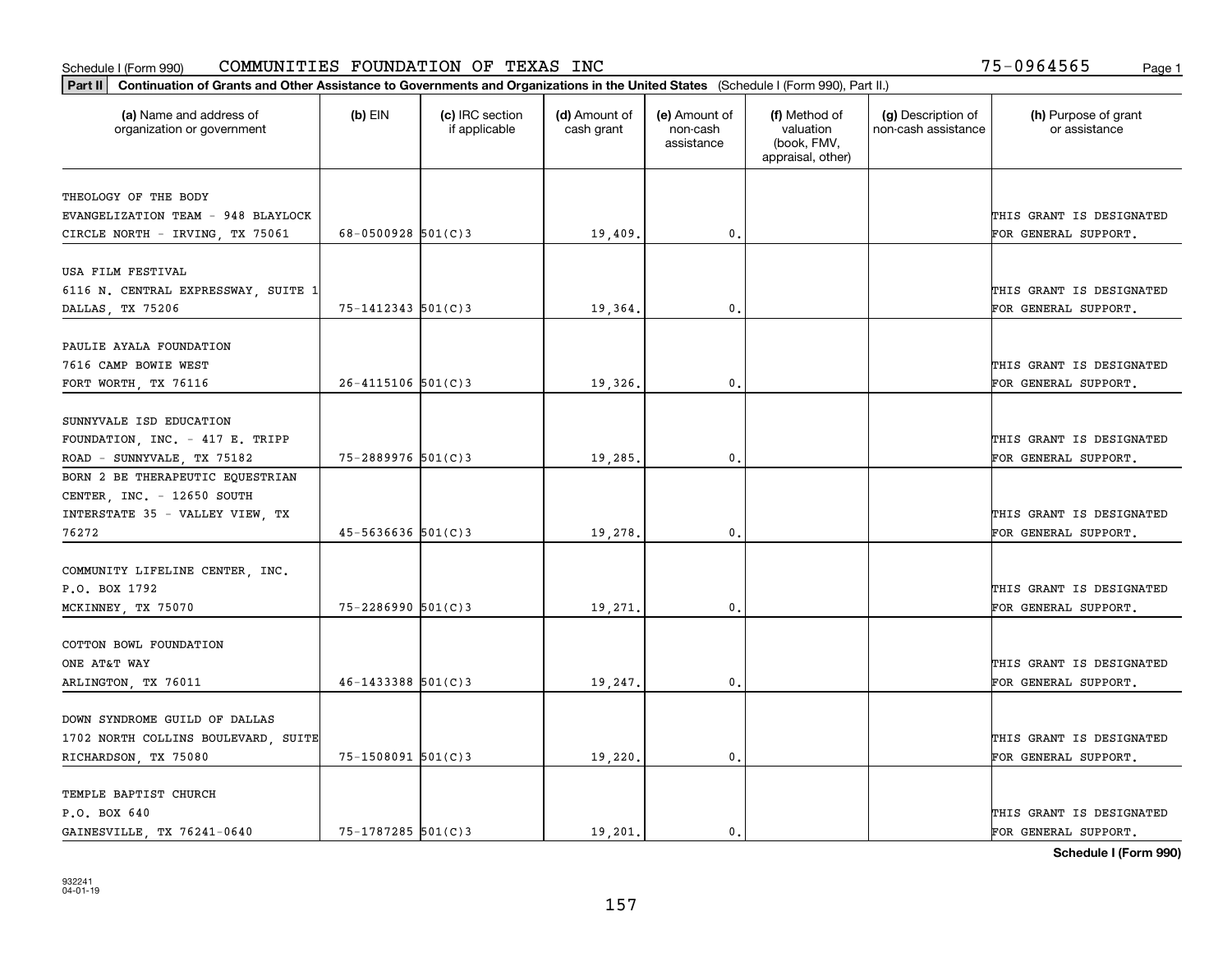Schedule I (Form 990) COMMUNITIES FOUNDATION OF TEXAS INC 75-0964565

**Part II Continuation of Grants and Other Assistance to Governments and Organizations in the United States** (Schedule I (Form 990), Part II.)

| (a) Name and address of organization or government | (b) EIN | (c) IRC section if applicable | (d) Amount of cash grant | (e) Amount of non-cash assistance | (f) Method of valuation (book, FMV, appraisal, other) | (g) Description of non-cash assistance | (h) Purpose of grant or assistance |
|---|---|---|---|---|---|---|---|
| THEOLOGY OF THE BODY EVANGELIZATION TEAM - 948 BLAYLOCK CIRCLE NORTH - IRVING, TX 75061 | 68-0500928 | 501(C)3 | 19,409. | 0. | | | THIS GRANT IS DESIGNATED FOR GENERAL SUPPORT. |
| USA FILM FESTIVAL 6116 N. CENTRAL EXPRESSWAY, SUITE 1 DALLAS, TX 75206 | 75-1412343 | 501(C)3 | 19,364. | 0. | | | THIS GRANT IS DESIGNATED FOR GENERAL SUPPORT. |
| PAULIE AYALA FOUNDATION 7616 CAMP BOWIE WEST FORT WORTH, TX 76116 | 26-4115106 | 501(C)3 | 19,326. | 0. | | | THIS GRANT IS DESIGNATED FOR GENERAL SUPPORT. |
| SUNNYVALE ISD EDUCATION FOUNDATION, INC. - 417 E. TRIPP ROAD - SUNNYVALE, TX 75182 | 75-2889976 | 501(C)3 | 19,285. | 0. | | | THIS GRANT IS DESIGNATED FOR GENERAL SUPPORT. |
| BORN 2 BE THERAPEUTIC EQUESTRIAN CENTER, INC. - 12650 SOUTH INTERSTATE 35 - VALLEY VIEW, TX 76272 | 45-5636636 | 501(C)3 | 19,278. | 0. | | | THIS GRANT IS DESIGNATED FOR GENERAL SUPPORT. |
| COMMUNITY LIFELINE CENTER, INC. P.O. BOX 1792 MCKINNEY, TX 75070 | 75-2286990 | 501(C)3 | 19,271. | 0. | | | THIS GRANT IS DESIGNATED FOR GENERAL SUPPORT. |
| COTTON BOWL FOUNDATION ONE AT&T WAY ARLINGTON, TX 76011 | 46-1433388 | 501(C)3 | 19,247. | 0. | | | THIS GRANT IS DESIGNATED FOR GENERAL SUPPORT. |
| DOWN SYNDROME GUILD OF DALLAS 1702 NORTH COLLINS BOULEVARD, SUITE RICHARDSON, TX 75080 | 75-1508091 | 501(C)3 | 19,220. | 0. | | | THIS GRANT IS DESIGNATED FOR GENERAL SUPPORT. |
| TEMPLE BAPTIST CHURCH P.O. BOX 640 GAINESVILLE, TX 76241-0640 | 75-1787285 | 501(C)3 | 19,201. | 0. | | | THIS GRANT IS DESIGNATED FOR GENERAL SUPPORT. |

Schedule I (Form 990)

932241 04-01-19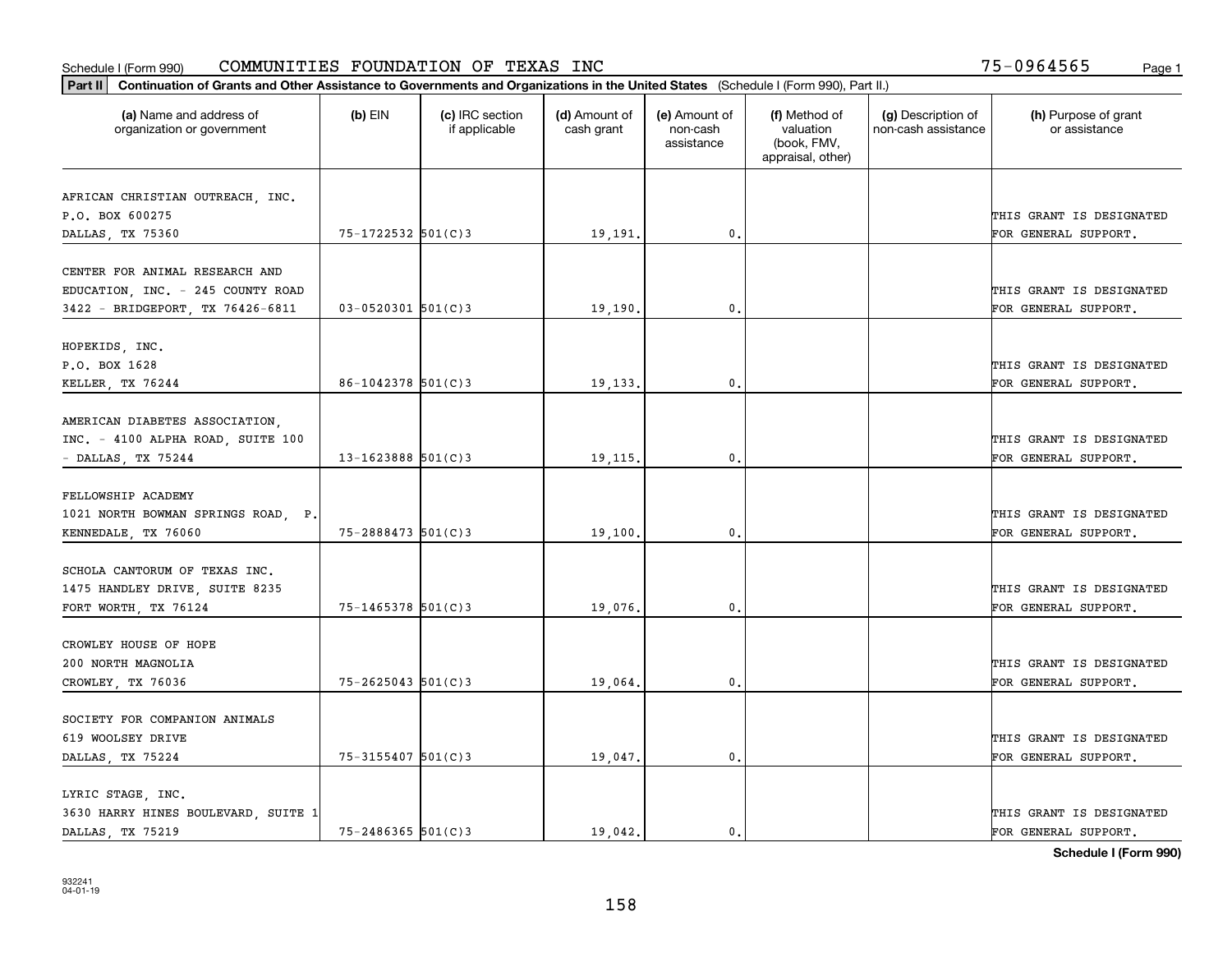Schedule I (Form 990) COMMUNITIES FOUNDATION OF TEXAS INC 75-0964565 Page 1

**Part II** **Continuation of Grants and Other Assistance to Governments and Organizations in the United States** (Schedule I (Form 990), Part II.)

| (a) Name and address of organization or government | (b) EIN | (c) IRC section if applicable | (d) Amount of cash grant | (e) Amount of non-cash assistance | (f) Method of valuation (book, FMV, appraisal, other) | (g) Description of non-cash assistance | (h) Purpose of grant or assistance |
|---|---|---|---|---|---|---|---|
| AFRICAN CHRISTIAN OUTREACH, INC. P.O. BOX 600275 DALLAS, TX 75360 | 75-1722532 | 501(C)3 | 19,191. | 0. | | | THIS GRANT IS DESIGNATED FOR GENERAL SUPPORT. |
| CENTER FOR ANIMAL RESEARCH AND EDUCATION, INC. - 245 COUNTY ROAD 3422 - BRIDGEPORT, TX 76426-6811 | 03-0520301 | 501(C)3 | 19,190. | 0. | | | THIS GRANT IS DESIGNATED FOR GENERAL SUPPORT. |
| HOPEKIDS, INC. P.O. BOX 1628 KELLER, TX 76244 | 86-1042378 | 501(C)3 | 19,133. | 0. | | | THIS GRANT IS DESIGNATED FOR GENERAL SUPPORT. |
| AMERICAN DIABETES ASSOCIATION, INC. - 4100 ALPHA ROAD, SUITE 100 - DALLAS, TX 75244 | 13-1623888 | 501(C)3 | 19,115. | 0. | | | THIS GRANT IS DESIGNATED FOR GENERAL SUPPORT. |
| FELLOWSHIP ACADEMY 1021 NORTH BOWMAN SPRINGS ROAD, P. KENNEDALE, TX 76060 | 75-2888473 | 501(C)3 | 19,100. | 0. | | | THIS GRANT IS DESIGNATED FOR GENERAL SUPPORT. |
| SCHOLA CANTORUM OF TEXAS INC. 1475 HANDLEY DRIVE, SUITE 8235 FORT WORTH, TX 76124 | 75-1465378 | 501(C)3 | 19,076. | 0. | | | THIS GRANT IS DESIGNATED FOR GENERAL SUPPORT. |
| CROWLEY HOUSE OF HOPE 200 NORTH MAGNOLIA CROWLEY, TX 76036 | 75-2625043 | 501(C)3 | 19,064. | 0. | | | THIS GRANT IS DESIGNATED FOR GENERAL SUPPORT. |
| SOCIETY FOR COMPANION ANIMALS 619 WOOLSEY DRIVE DALLAS, TX 75224 | 75-3155407 | 501(C)3 | 19,047. | 0. | | | THIS GRANT IS DESIGNATED FOR GENERAL SUPPORT. |
| LYRIC STAGE, INC. 3630 HARRY HINES BOULEVARD, SUITE 1 DALLAS, TX 75219 | 75-2486365 | 501(C)3 | 19,042. | 0. | | | THIS GRANT IS DESIGNATED FOR GENERAL SUPPORT. |

**Schedule I (Form 990)**

932241
04-01-19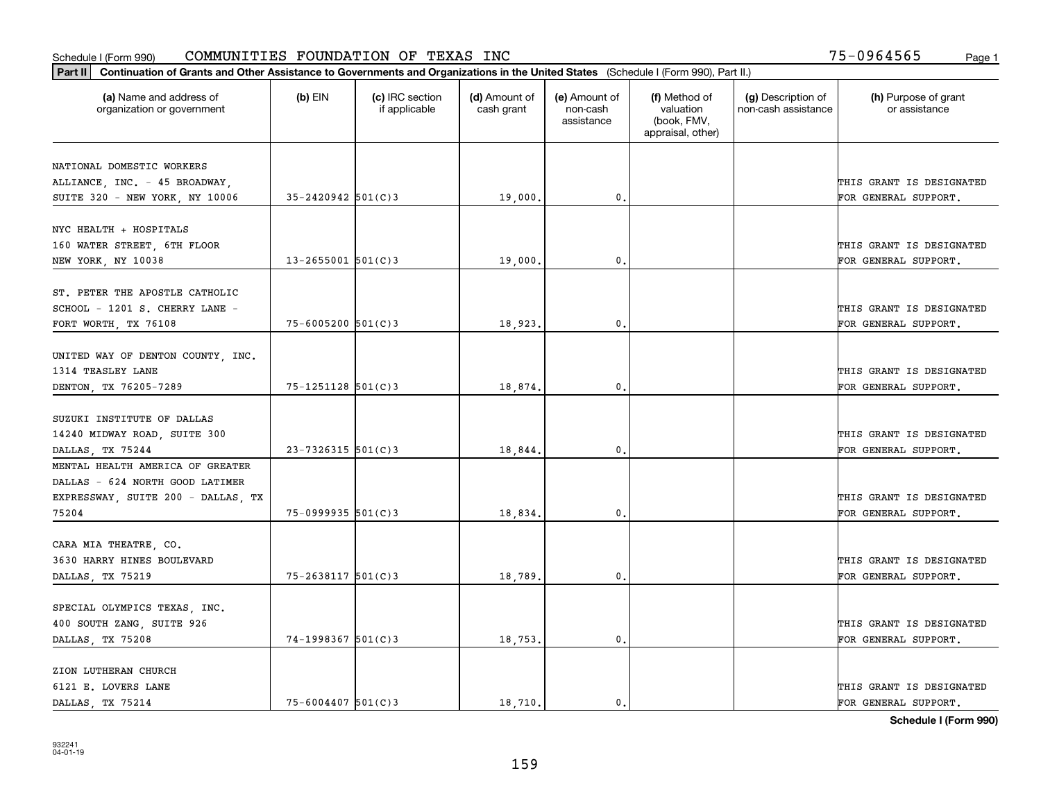Schedule I (Form 990) COMMUNITIES FOUNDATION OF TEXAS INC 75-0964565

**Part II** **Continuation of Grants and Other Assistance to Governments and Organizations in the United States** (Schedule I (Form 990), Part II.)

| (a) Name and address of organization or government | (b) EIN | (c) IRC section if applicable | (d) Amount of cash grant | (e) Amount of non-cash assistance | (f) Method of valuation (book, FMV, appraisal, other) | (g) Description of non-cash assistance | (h) Purpose of grant or assistance |
|---|---|---|---|---|---|---|---|
| NATIONAL DOMESTIC WORKERS ALLIANCE, INC. - 45 BROADWAY, SUITE 320 - NEW YORK, NY 10006 | 35-2420942 | 501(C)3 | 19,000. | 0. | | | THIS GRANT IS DESIGNATED FOR GENERAL SUPPORT. |
| NYC HEALTH + HOSPITALS 160 WATER STREET, 6TH FLOOR NEW YORK, NY 10038 | 13-2655001 | 501(C)3 | 19,000. | 0. | | | THIS GRANT IS DESIGNATED FOR GENERAL SUPPORT. |
| ST. PETER THE APOSTLE CATHOLIC SCHOOL - 1201 S. CHERRY LANE - FORT WORTH, TX 76108 | 75-6005200 | 501(C)3 | 18,923. | 0. | | | THIS GRANT IS DESIGNATED FOR GENERAL SUPPORT. |
| UNITED WAY OF DENTON COUNTY, INC. 1314 TEASLEY LANE DENTON, TX 76205-7289 | 75-1251128 | 501(C)3 | 18,874. | 0. | | | THIS GRANT IS DESIGNATED FOR GENERAL SUPPORT. |
| SUZUKI INSTITUTE OF DALLAS 14240 MIDWAY ROAD, SUITE 300 DALLAS, TX 75244 | 23-7326315 | 501(C)3 | 18,844. | 0. | | | THIS GRANT IS DESIGNATED FOR GENERAL SUPPORT. |
| MENTAL HEALTH AMERICA OF GREATER DALLAS - 624 NORTH GOOD LATIMER EXPRESSWAY, SUITE 200 - DALLAS, TX 75204 | 75-0999935 | 501(C)3 | 18,834. | 0. | | | THIS GRANT IS DESIGNATED FOR GENERAL SUPPORT. |
| CARA MIA THEATRE, CO. 3630 HARRY HINES BOULEVARD DALLAS, TX 75219 | 75-2638117 | 501(C)3 | 18,789. | 0. | | | THIS GRANT IS DESIGNATED FOR GENERAL SUPPORT. |
| SPECIAL OLYMPICS TEXAS, INC. 400 SOUTH ZANG, SUITE 926 DALLAS, TX 75208 | 74-1998367 | 501(C)3 | 18,753. | 0. | | | THIS GRANT IS DESIGNATED FOR GENERAL SUPPORT. |
| ZION LUTHERAN CHURCH 6121 E. LOVERS LANE DALLAS, TX 75214 | 75-6004407 | 501(C)3 | 18,710. | 0. | | | THIS GRANT IS DESIGNATED FOR GENERAL SUPPORT. |

**Schedule I (Form 990)**

932241 04-01-19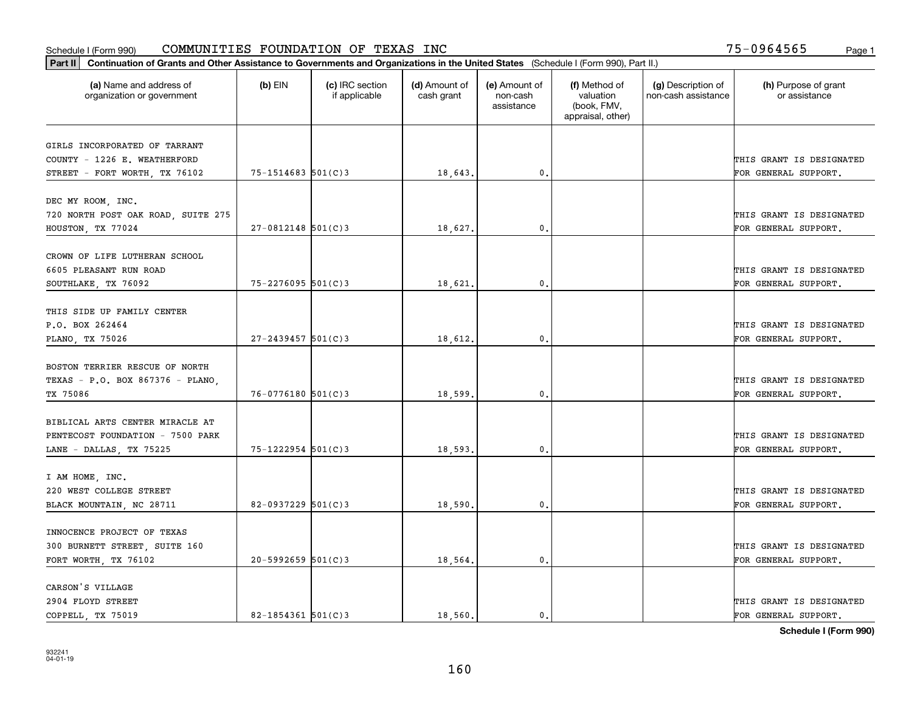Schedule I (Form 990) COMMUNITIES FOUNDATION OF TEXAS INC 75-0964565

**Part II** **Continuation of Grants and Other Assistance to Governments and Organizations in the United States** (Schedule I (Form 990), Part II.)

| (a) Name and address of organization or government | (b) EIN | (c) IRC section if applicable | (d) Amount of cash grant | (e) Amount of non-cash assistance | (f) Method of valuation (book, FMV, appraisal, other) | (g) Description of non-cash assistance | (h) Purpose of grant or assistance |
|---|---|---|---|---|---|---|---|
| GIRLS INCORPORATED OF TARRANT COUNTY - 1226 E. WEATHERFORD STREET - FORT WORTH, TX 76102 | 75-1514683 | 501(C)3 | 18,643. | 0. | | | THIS GRANT IS DESIGNATED FOR GENERAL SUPPORT. |
| DEC MY ROOM, INC. 720 NORTH POST OAK ROAD, SUITE 275 HOUSTON, TX 77024 | 27-0812148 | 501(C)3 | 18,627. | 0. | | | THIS GRANT IS DESIGNATED FOR GENERAL SUPPORT. |
| CROWN OF LIFE LUTHERAN SCHOOL 6605 PLEASANT RUN ROAD SOUTHLAKE, TX 76092 | 75-2276095 | 501(C)3 | 18,621. | 0. | | | THIS GRANT IS DESIGNATED FOR GENERAL SUPPORT. |
| THIS SIDE UP FAMILY CENTER P.O. BOX 262464 PLANO, TX 75026 | 27-2439457 | 501(C)3 | 18,612. | 0. | | | THIS GRANT IS DESIGNATED FOR GENERAL SUPPORT. |
| BOSTON TERRIER RESCUE OF NORTH TEXAS - P.O. BOX 867376 - PLANO, TX 75086 | 76-0776180 | 501(C)3 | 18,599. | 0. | | | THIS GRANT IS DESIGNATED FOR GENERAL SUPPORT. |
| BIBLICAL ARTS CENTER MIRACLE AT PENTECOST FOUNDATION - 7500 PARK LANE - DALLAS, TX 75225 | 75-1222954 | 501(C)3 | 18,593. | 0. | | | THIS GRANT IS DESIGNATED FOR GENERAL SUPPORT. |
| I AM HOME, INC. 220 WEST COLLEGE STREET BLACK MOUNTAIN, NC 28711 | 82-0937229 | 501(C)3 | 18,590. | 0. | | | THIS GRANT IS DESIGNATED FOR GENERAL SUPPORT. |
| INNOCENCE PROJECT OF TEXAS 300 BURNETT STREET, SUITE 160 FORT WORTH, TX 76102 | 20-5992659 | 501(C)3 | 18,564. | 0. | | | THIS GRANT IS DESIGNATED FOR GENERAL SUPPORT. |
| CARSON'S VILLAGE 2904 FLOYD STREET COPPELL, TX 75019 | 82-1854361 | 501(C)3 | 18,560. | 0. | | | THIS GRANT IS DESIGNATED FOR GENERAL SUPPORT. |

**Schedule I (Form 990)**

932241
04-01-19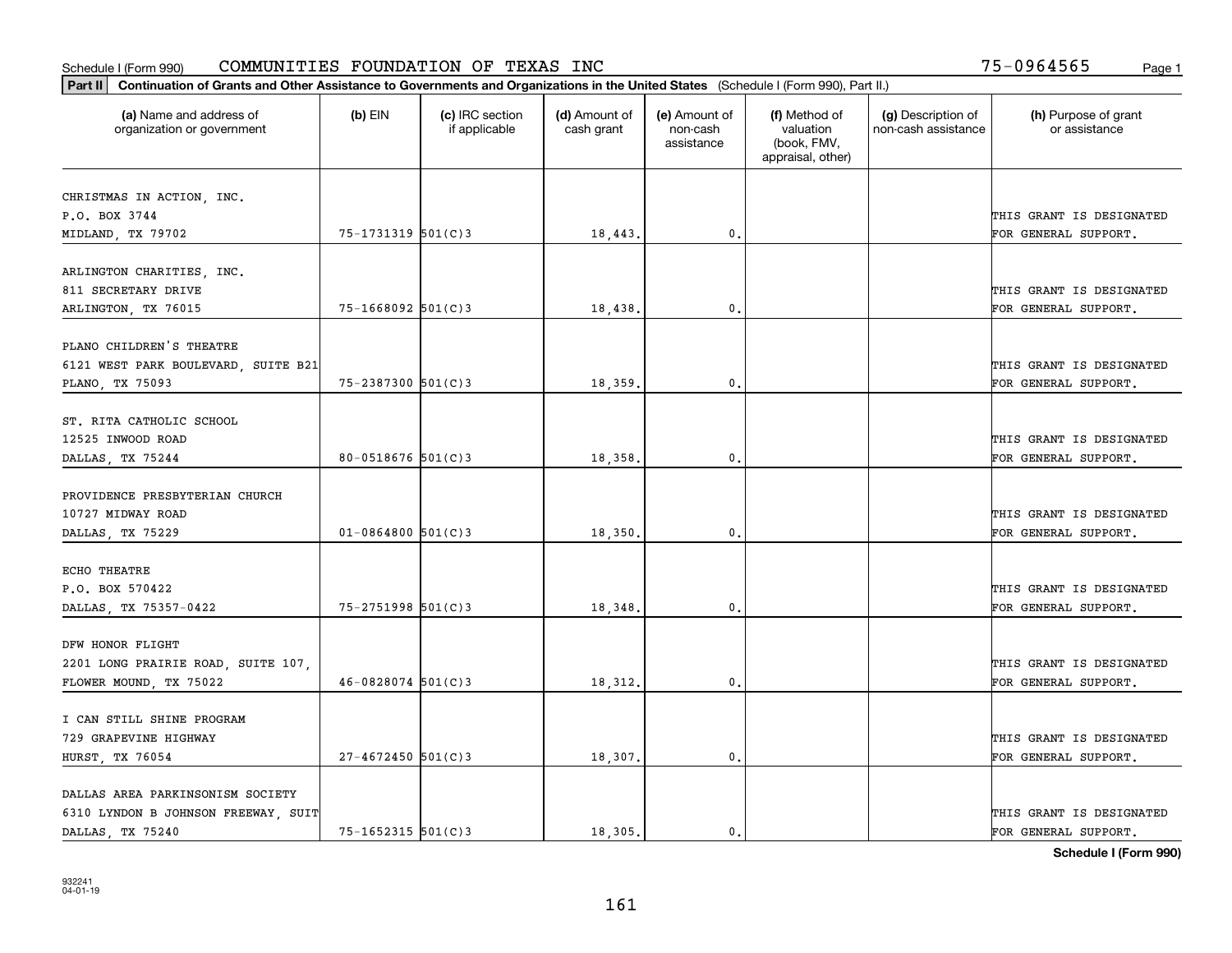Schedule I (Form 990) COMMUNITIES FOUNDATION OF TEXAS INC 75-0964565

**Part II** **Continuation of Grants and Other Assistance to Governments and Organizations in the United States** (Schedule I (Form 990), Part II.)

| (a) Name and address of organization or government | (b) EIN | (c) IRC section if applicable | (d) Amount of cash grant | (e) Amount of non-cash assistance | (f) Method of valuation (book, FMV, appraisal, other) | (g) Description of non-cash assistance | (h) Purpose of grant or assistance |
|---|---|---|---|---|---|---|---|
| CHRISTMAS IN ACTION, INC.<br>P.O. BOX 3744<br>MIDLAND, TX 79702 | 75-1731319 | 501(C)3 | 18,443. | 0. | | | THIS GRANT IS DESIGNATED FOR GENERAL SUPPORT. |
| ARLINGTON CHARITIES, INC.<br>811 SECRETARY DRIVE<br>ARLINGTON, TX 76015 | 75-1668092 | 501(C)3 | 18,438. | 0. | | | THIS GRANT IS DESIGNATED FOR GENERAL SUPPORT. |
| PLANO CHILDREN'S THEATRE<br>6121 WEST PARK BOULEVARD, SUITE B21<br>PLANO, TX 75093 | 75-2387300 | 501(C)3 | 18,359. | 0. | | | THIS GRANT IS DESIGNATED FOR GENERAL SUPPORT. |
| ST. RITA CATHOLIC SCHOOL<br>12525 INWOOD ROAD<br>DALLAS, TX 75244 | 80-0518676 | 501(C)3 | 18,358. | 0. | | | THIS GRANT IS DESIGNATED FOR GENERAL SUPPORT. |
| PROVIDENCE PRESBYTERIAN CHURCH<br>10727 MIDWAY ROAD<br>DALLAS, TX 75229 | 01-0864800 | 501(C)3 | 18,350. | 0. | | | THIS GRANT IS DESIGNATED FOR GENERAL SUPPORT. |
| ECHO THEATRE<br>P.O. BOX 570422<br>DALLAS, TX 75357-0422 | 75-2751998 | 501(C)3 | 18,348. | 0. | | | THIS GRANT IS DESIGNATED FOR GENERAL SUPPORT. |
| DFW HONOR FLIGHT<br>2201 LONG PRAIRIE ROAD, SUITE 107,<br>FLOWER MOUND, TX 75022 | 46-0828074 | 501(C)3 | 18,312. | 0. | | | THIS GRANT IS DESIGNATED FOR GENERAL SUPPORT. |
| I CAN STILL SHINE PROGRAM<br>729 GRAPEVINE HIGHWAY<br>HURST, TX 76054 | 27-4672450 | 501(C)3 | 18,307. | 0. | | | THIS GRANT IS DESIGNATED FOR GENERAL SUPPORT. |
| DALLAS AREA PARKINSONISM SOCIETY<br>6310 LYNDON B JOHNSON FREEWAY, SUIT<br>DALLAS, TX 75240 | 75-1652315 | 501(C)3 | 18,305. | 0. | | | THIS GRANT IS DESIGNATED FOR GENERAL SUPPORT. |

**Schedule I (Form 990)**

932241
04-01-19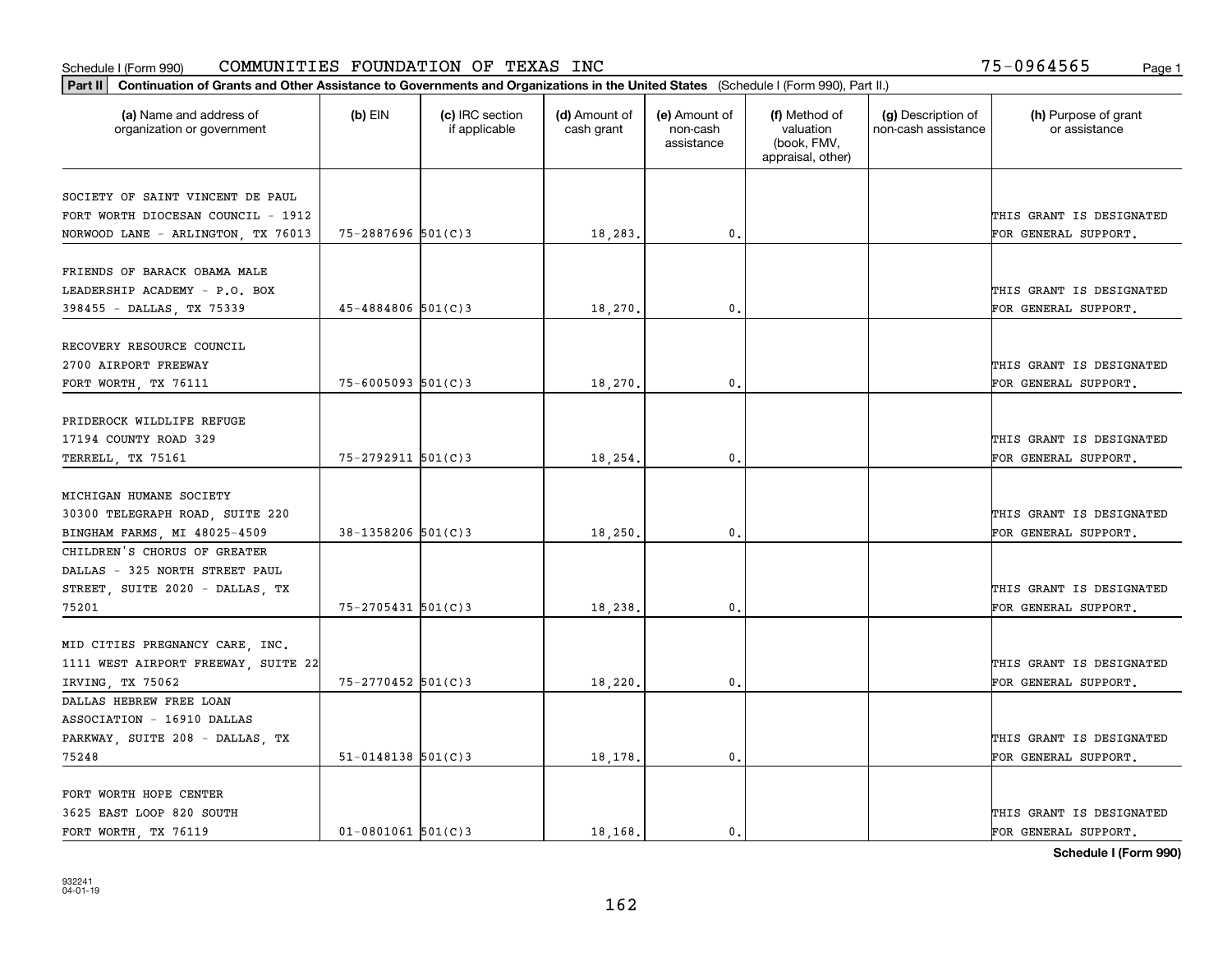Schedule I (Form 990) COMMUNITIES FOUNDATION OF TEXAS INC 75-0964565

**Part II** Continuation of Grants and Other Assistance to Governments and Organizations in the United States (Schedule I (Form 990), Part II.)

| (a) Name and address of organization or government | (b) EIN | (c) IRC section if applicable | (d) Amount of cash grant | (e) Amount of non-cash assistance | (f) Method of valuation (book, FMV, appraisal, other) | (g) Description of non-cash assistance | (h) Purpose of grant or assistance |
|---|---|---|---|---|---|---|---|
| SOCIETY OF SAINT VINCENT DE PAUL FORT WORTH DIOCESAN COUNCIL - 1912 NORWOOD LANE - ARLINGTON, TX 76013 | 75-2887696 | 501(C)3 | 18,283. | 0. | | | THIS GRANT IS DESIGNATED FOR GENERAL SUPPORT. |
| FRIENDS OF BARACK OBAMA MALE LEADERSHIP ACADEMY - P.O. BOX 398455 - DALLAS, TX 75339 | 45-4884806 | 501(C)3 | 18,270. | 0. | | | THIS GRANT IS DESIGNATED FOR GENERAL SUPPORT. |
| RECOVERY RESOURCE COUNCIL 2700 AIRPORT FREEWAY FORT WORTH, TX 76111 | 75-6005093 | 501(C)3 | 18,270. | 0. | | | THIS GRANT IS DESIGNATED FOR GENERAL SUPPORT. |
| PRIDEROCK WILDLIFE REFUGE 17194 COUNTY ROAD 329 TERRELL, TX 75161 | 75-2792911 | 501(C)3 | 18,254. | 0. | | | THIS GRANT IS DESIGNATED FOR GENERAL SUPPORT. |
| MICHIGAN HUMANE SOCIETY 30300 TELEGRAPH ROAD, SUITE 220 BINGHAM FARMS, MI 48025-4509 | 38-1358206 | 501(C)3 | 18,250. | 0. | | | THIS GRANT IS DESIGNATED FOR GENERAL SUPPORT. |
| CHILDREN'S CHORUS OF GREATER DALLAS - 325 NORTH STREET PAUL STREET, SUITE 2020 - DALLAS, TX 75201 | 75-2705431 | 501(C)3 | 18,238. | 0. | | | THIS GRANT IS DESIGNATED FOR GENERAL SUPPORT. |
| MID CITIES PREGNANCY CARE, INC. 1111 WEST AIRPORT FREEWAY, SUITE 22 IRVING, TX 75062 | 75-2770452 | 501(C)3 | 18,220. | 0. | | | THIS GRANT IS DESIGNATED FOR GENERAL SUPPORT. |
| DALLAS HEBREW FREE LOAN ASSOCIATION - 16910 DALLAS PARKWAY, SUITE 208 - DALLAS, TX 75248 | 51-0148138 | 501(C)3 | 18,178. | 0. | | | THIS GRANT IS DESIGNATED FOR GENERAL SUPPORT. |
| FORT WORTH HOPE CENTER 3625 EAST LOOP 820 SOUTH FORT WORTH, TX 76119 | 01-0801061 | 501(C)3 | 18,168. | 0. | | | THIS GRANT IS DESIGNATED FOR GENERAL SUPPORT. |

932241 04-01-19

Schedule I (Form 990)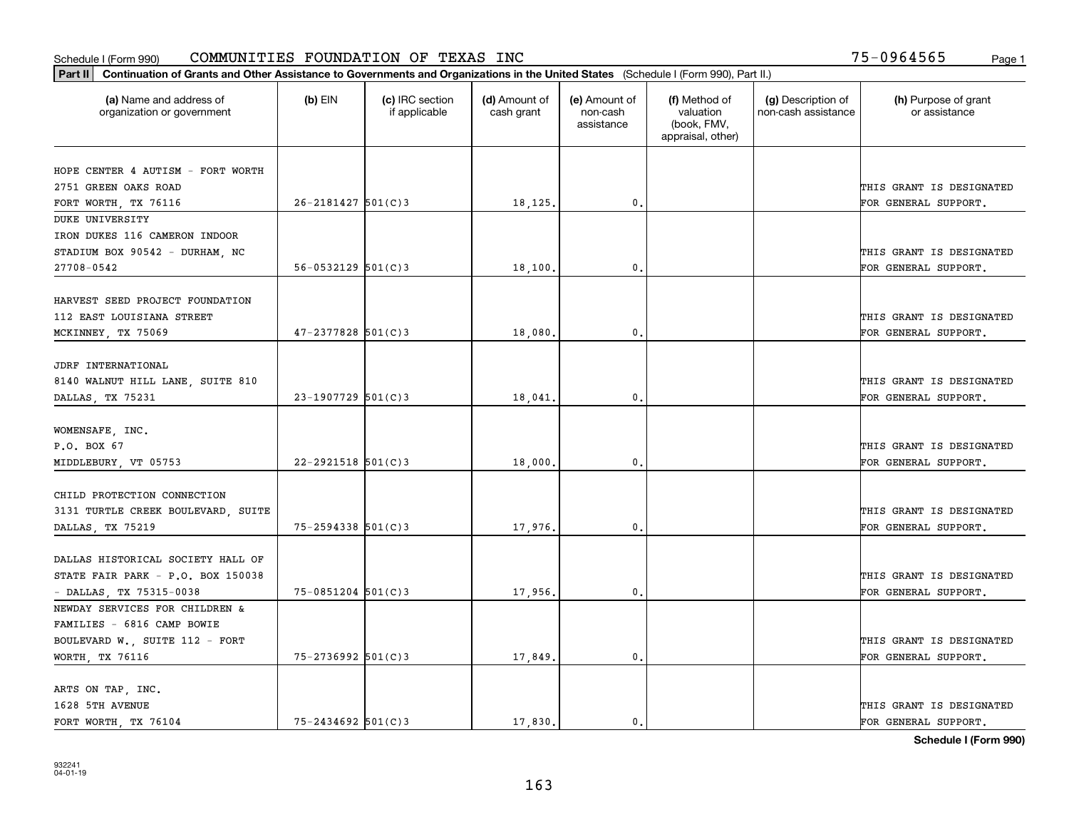Schedule I (Form 990) COMMUNITIES FOUNDATION OF TEXAS INC 75-0964565

**Part II** **Continuation of Grants and Other Assistance to Governments and Organizations in the United States** (Schedule I (Form 990), Part II.)

| (a) Name and address of organization or government | (b) EIN | (c) IRC section if applicable | (d) Amount of cash grant | (e) Amount of non-cash assistance | (f) Method of valuation (book, FMV, appraisal, other) | (g) Description of non-cash assistance | (h) Purpose of grant or assistance |
|---|---|---|---|---|---|---|---|
| HOPE CENTER 4 AUTISM - FORT WORTH 2751 GREEN OAKS ROAD FORT WORTH, TX 76116 | 26-2181427 | 501(C)3 | 18,125. | 0. | | | THIS GRANT IS DESIGNATED FOR GENERAL SUPPORT. |
| DUKE UNIVERSITY IRON DUKES 116 CAMERON INDOOR STADIUM BOX 90542 - DURHAM, NC 27708-0542 | 56-0532129 | 501(C)3 | 18,100. | 0. | | | THIS GRANT IS DESIGNATED FOR GENERAL SUPPORT. |
| HARVEST SEED PROJECT FOUNDATION 112 EAST LOUISIANA STREET MCKINNEY, TX 75069 | 47-2377828 | 501(C)3 | 18,080. | 0. | | | THIS GRANT IS DESIGNATED FOR GENERAL SUPPORT. |
| JDRF INTERNATIONAL 8140 WALNUT HILL LANE, SUITE 810 DALLAS, TX 75231 | 23-1907729 | 501(C)3 | 18,041. | 0. | | | THIS GRANT IS DESIGNATED FOR GENERAL SUPPORT. |
| WOMENSAFE, INC. P.O. BOX 67 MIDDLEBURY, VT 05753 | 22-2921518 | 501(C)3 | 18,000. | 0. | | | THIS GRANT IS DESIGNATED FOR GENERAL SUPPORT. |
| CHILD PROTECTION CONNECTION 3131 TURTLE CREEK BOULEVARD, SUITE DALLAS, TX 75219 | 75-2594338 | 501(C)3 | 17,976. | 0. | | | THIS GRANT IS DESIGNATED FOR GENERAL SUPPORT. |
| DALLAS HISTORICAL SOCIETY HALL OF STATE FAIR PARK - P.O. BOX 150038 - DALLAS, TX 75315-0038 | 75-0851204 | 501(C)3 | 17,956. | 0. | | | THIS GRANT IS DESIGNATED FOR GENERAL SUPPORT. |
| NEWDAY SERVICES FOR CHILDREN & FAMILIES - 6816 CAMP BOWIE BOULEVARD W., SUITE 112 - FORT WORTH, TX 76116 | 75-2736992 | 501(C)3 | 17,849. | 0. | | | THIS GRANT IS DESIGNATED FOR GENERAL SUPPORT. |
| ARTS ON TAP, INC. 1628 5TH AVENUE FORT WORTH, TX 76104 | 75-2434692 | 501(C)3 | 17,830. | 0. | | | THIS GRANT IS DESIGNATED FOR GENERAL SUPPORT. |

Schedule I (Form 990)

932241 04-01-19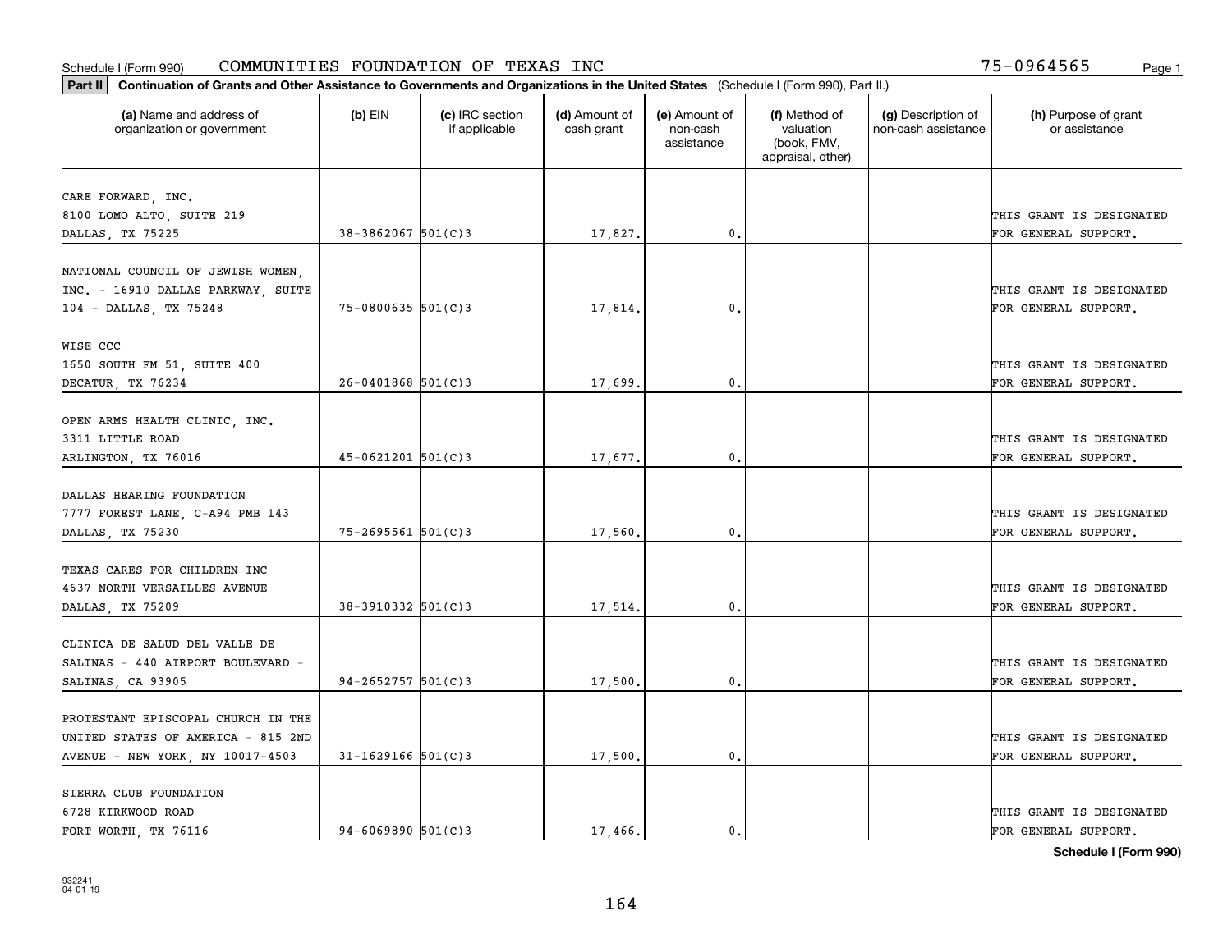Schedule I (Form 990) COMMUNITIES FOUNDATION OF TEXAS INC 75-0964565

**Part II** **Continuation of Grants and Other Assistance to Governments and Organizations in the United States** (Schedule I (Form 990), Part II.)

| (a) Name and address of organization or government | (b) EIN | (c) IRC section if applicable | (d) Amount of cash grant | (e) Amount of non-cash assistance | (f) Method of valuation (book, FMV, appraisal, other) | (g) Description of non-cash assistance | (h) Purpose of grant or assistance |
|---|---|---|---|---|---|---|---|
| CARE FORWARD, INC. 8100 LOMO ALTO, SUITE 219 DALLAS, TX 75225 | 38-3862067 | 501(C)3 | 17,827. | 0. | | | THIS GRANT IS DESIGNATED FOR GENERAL SUPPORT. |
| NATIONAL COUNCIL OF JEWISH WOMEN, INC. - 16910 DALLAS PARKWAY, SUITE 104 - DALLAS, TX 75248 | 75-0800635 | 501(C)3 | 17,814. | 0. | | | THIS GRANT IS DESIGNATED FOR GENERAL SUPPORT. |
| WISE CCC 1650 SOUTH FM 51, SUITE 400 DECATUR, TX 76234 | 26-0401868 | 501(C)3 | 17,699. | 0. | | | THIS GRANT IS DESIGNATED FOR GENERAL SUPPORT. |
| OPEN ARMS HEALTH CLINIC, INC. 3311 LITTLE ROAD ARLINGTON, TX 76016 | 45-0621201 | 501(C)3 | 17,677. | 0. | | | THIS GRANT IS DESIGNATED FOR GENERAL SUPPORT. |
| DALLAS HEARING FOUNDATION 7777 FOREST LANE, C-A94 PMB 143 DALLAS, TX 75230 | 75-2695561 | 501(C)3 | 17,560. | 0. | | | THIS GRANT IS DESIGNATED FOR GENERAL SUPPORT. |
| TEXAS CARES FOR CHILDREN INC 4637 NORTH VERSAILLES AVENUE DALLAS, TX 75209 | 38-3910332 | 501(C)3 | 17,514. | 0. | | | THIS GRANT IS DESIGNATED FOR GENERAL SUPPORT. |
| CLINICA DE SALUD DEL VALLE DE SALINAS - 440 AIRPORT BOULEVARD - SALINAS, CA 93905 | 94-2652757 | 501(C)3 | 17,500. | 0. | | | THIS GRANT IS DESIGNATED FOR GENERAL SUPPORT. |
| PROTESTANT EPISCOPAL CHURCH IN THE UNITED STATES OF AMERICA - 815 2ND AVENUE - NEW YORK, NY 10017-4503 | 31-1629166 | 501(C)3 | 17,500. | 0. | | | THIS GRANT IS DESIGNATED FOR GENERAL SUPPORT. |
| SIERRA CLUB FOUNDATION 6728 KIRKWOOD ROAD FORT WORTH, TX 76116 | 94-6069890 | 501(C)3 | 17,466. | 0. | | | THIS GRANT IS DESIGNATED FOR GENERAL SUPPORT. |

**Schedule I (Form 990)**

932241 04-01-19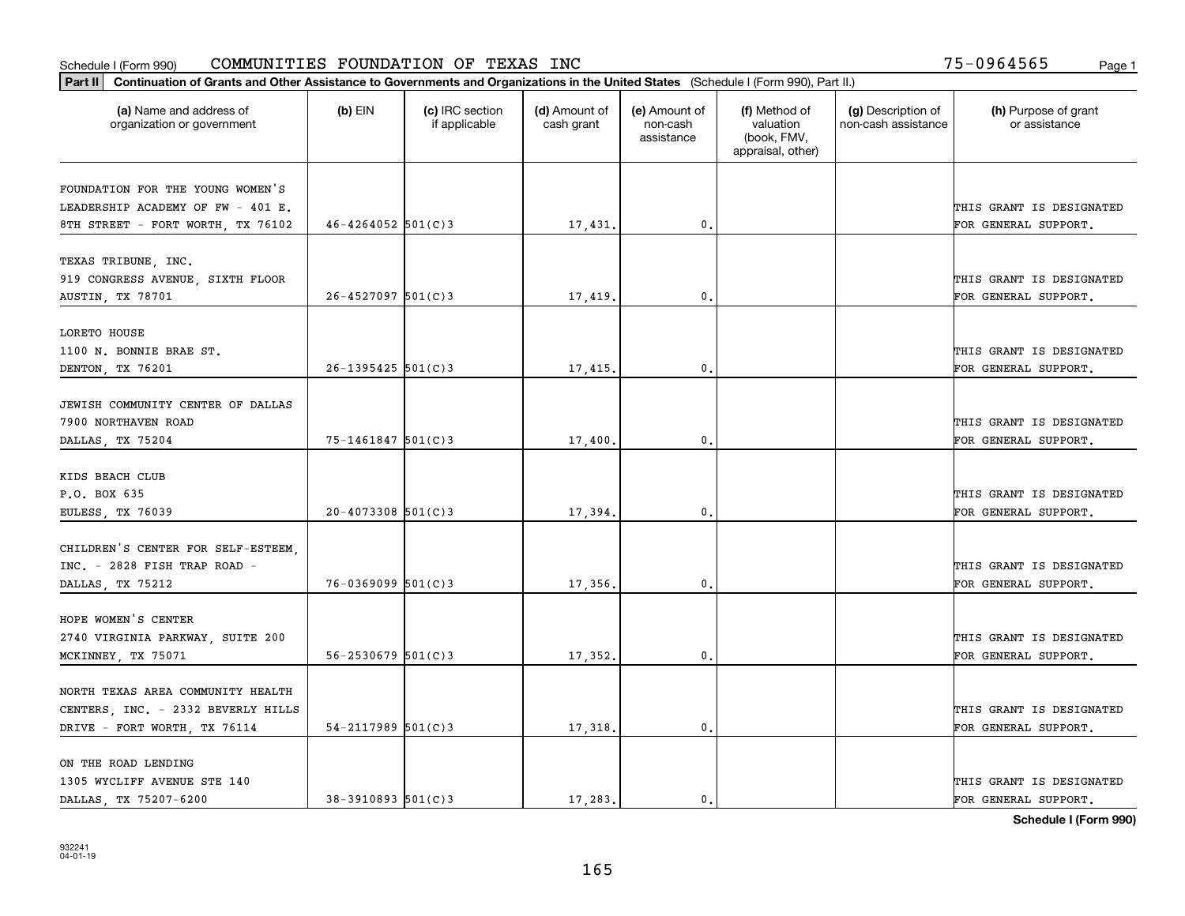Schedule I (Form 990) COMMUNITIES FOUNDATION OF TEXAS INC 75-0964565 Page 1

**Part II** **Continuation of Grants and Other Assistance to Governments and Organizations in the United States** (Schedule I (Form 990), Part II.)

| (a) Name and address of organization or government | (b) EIN | (c) IRC section if applicable | (d) Amount of cash grant | (e) Amount of non-cash assistance | (f) Method of valuation (book, FMV, appraisal, other) | (g) Description of non-cash assistance | (h) Purpose of grant or assistance |
|---|---|---|---|---|---|---|---|
| FOUNDATION FOR THE YOUNG WOMEN'S LEADERSHIP ACADEMY OF FW - 401 E. 8TH STREET - FORT WORTH, TX 76102 | 46-4264052 | 501(C)3 | 17,431. | 0. | | | THIS GRANT IS DESIGNATED FOR GENERAL SUPPORT. |
| TEXAS TRIBUNE, INC. 919 CONGRESS AVENUE, SIXTH FLOOR AUSTIN, TX 78701 | 26-4527097 | 501(C)3 | 17,419. | 0. | | | THIS GRANT IS DESIGNATED FOR GENERAL SUPPORT. |
| LORETO HOUSE 1100 N. BONNIE BRAE ST. DENTON, TX 76201 | 26-1395425 | 501(C)3 | 17,415. | 0. | | | THIS GRANT IS DESIGNATED FOR GENERAL SUPPORT. |
| JEWISH COMMUNITY CENTER OF DALLAS 7900 NORTHAVEN ROAD DALLAS, TX 75204 | 75-1461847 | 501(C)3 | 17,400. | 0. | | | THIS GRANT IS DESIGNATED FOR GENERAL SUPPORT. |
| KIDS BEACH CLUB P.O. BOX 635 EULESS, TX 76039 | 20-4073308 | 501(C)3 | 17,394. | 0. | | | THIS GRANT IS DESIGNATED FOR GENERAL SUPPORT. |
| CHILDREN'S CENTER FOR SELF-ESTEEM, INC. - 2828 FISH TRAP ROAD - DALLAS, TX 75212 | 76-0369099 | 501(C)3 | 17,356. | 0. | | | THIS GRANT IS DESIGNATED FOR GENERAL SUPPORT. |
| HOPE WOMEN'S CENTER 2740 VIRGINIA PARKWAY, SUITE 200 MCKINNEY, TX 75071 | 56-2530679 | 501(C)3 | 17,352. | 0. | | | THIS GRANT IS DESIGNATED FOR GENERAL SUPPORT. |
| NORTH TEXAS AREA COMMUNITY HEALTH CENTERS, INC. - 2332 BEVERLY HILLS DRIVE - FORT WORTH, TX 76114 | 54-2117989 | 501(C)3 | 17,318. | 0. | | | THIS GRANT IS DESIGNATED FOR GENERAL SUPPORT. |
| ON THE ROAD LENDING 1305 WYCLIFF AVENUE STE 140 DALLAS, TX 75207-6200 | 38-3910893 | 501(C)3 | 17,283. | 0. | | | THIS GRANT IS DESIGNATED FOR GENERAL SUPPORT. |

**Schedule I (Form 990)**

932241 04-01-19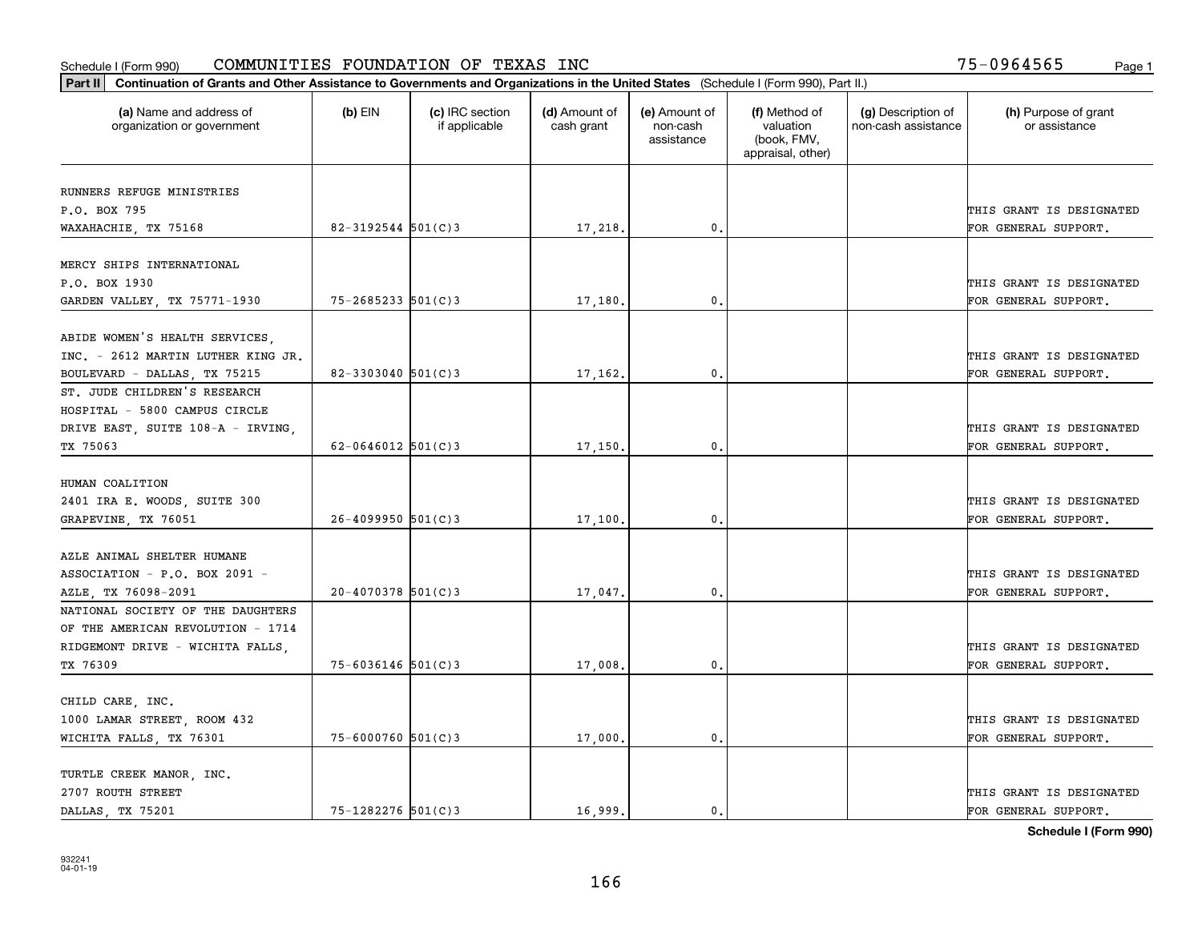Schedule I (Form 990) COMMUNITIES FOUNDATION OF TEXAS INC 75-0964565 Page 1

**Part II** **Continuation of Grants and Other Assistance to Governments and Organizations in the United States** (Schedule I (Form 990), Part II.)

| (a) Name and address of organization or government | (b) EIN | (c) IRC section if applicable | (d) Amount of cash grant | (e) Amount of non-cash assistance | (f) Method of valuation (book, FMV, appraisal, other) | (g) Description of non-cash assistance | (h) Purpose of grant or assistance |
|---|---|---|---|---|---|---|---|
| RUNNERS REFUGE MINISTRIES P.O. BOX 795 WAXAHACHIE, TX 75168 | 82-3192544 | 501(C)3 | 17,218. | 0. | | | THIS GRANT IS DESIGNATED FOR GENERAL SUPPORT. |
| MERCY SHIPS INTERNATIONAL P.O. BOX 1930 GARDEN VALLEY, TX 75771-1930 | 75-2685233 | 501(C)3 | 17,180. | 0. | | | THIS GRANT IS DESIGNATED FOR GENERAL SUPPORT. |
| ABIDE WOMEN'S HEALTH SERVICES, INC. - 2612 MARTIN LUTHER KING JR. BOULEVARD - DALLAS, TX 75215 | 82-3303040 | 501(C)3 | 17,162. | 0. | | | THIS GRANT IS DESIGNATED FOR GENERAL SUPPORT. |
| ST. JUDE CHILDREN'S RESEARCH HOSPITAL - 5800 CAMPUS CIRCLE DRIVE EAST, SUITE 108-A - IRVING, TX 75063 | 62-0646012 | 501(C)3 | 17,150. | 0. | | | THIS GRANT IS DESIGNATED FOR GENERAL SUPPORT. |
| HUMAN COALITION 2401 IRA E. WOODS, SUITE 300 GRAPEVINE, TX 76051 | 26-4099950 | 501(C)3 | 17,100. | 0. | | | THIS GRANT IS DESIGNATED FOR GENERAL SUPPORT. |
| AZLE ANIMAL SHELTER HUMANE ASSOCIATION - P.O. BOX 2091 - AZLE, TX 76098-2091 | 20-4070378 | 501(C)3 | 17,047. | 0. | | | THIS GRANT IS DESIGNATED FOR GENERAL SUPPORT. |
| NATIONAL SOCIETY OF THE DAUGHTERS OF THE AMERICAN REVOLUTION - 1714 RIDGEMONT DRIVE - WICHITA FALLS, TX 76309 | 75-6036146 | 501(C)3 | 17,008. | 0. | | | THIS GRANT IS DESIGNATED FOR GENERAL SUPPORT. |
| CHILD CARE, INC. 1000 LAMAR STREET, ROOM 432 WICHITA FALLS, TX 76301 | 75-6000760 | 501(C)3 | 17,000. | 0. | | | THIS GRANT IS DESIGNATED FOR GENERAL SUPPORT. |
| TURTLE CREEK MANOR, INC. 2707 ROUTH STREET DALLAS, TX 75201 | 75-1282276 | 501(C)3 | 16,999. | 0. | | | THIS GRANT IS DESIGNATED FOR GENERAL SUPPORT. |

**Schedule I (Form 990)**

932241
04-01-19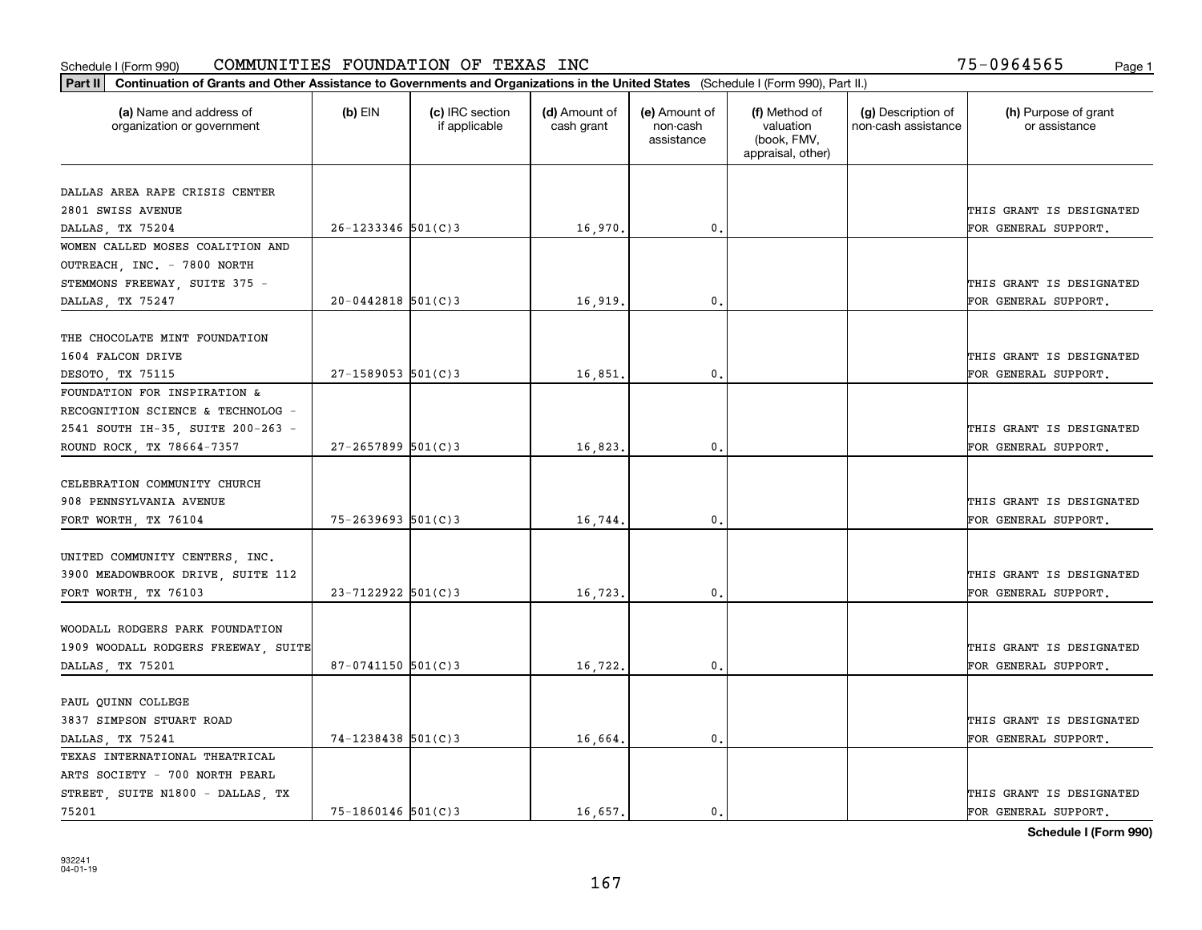Schedule I (Form 990) COMMUNITIES FOUNDATION OF TEXAS INC 75-0964565

**Part II Continuation of Grants and Other Assistance to Governments and Organizations in the United States** (Schedule I (Form 990), Part II.)

| (a) Name and address of organization or government | (b) EIN | (c) IRC section if applicable | (d) Amount of cash grant | (e) Amount of non-cash assistance | (f) Method of valuation (book, FMV, appraisal, other) | (g) Description of non-cash assistance | (h) Purpose of grant or assistance |
|---|---|---|---|---|---|---|---|
| DALLAS AREA RAPE CRISIS CENTER 2801 SWISS AVENUE DALLAS, TX 75204 | 26-1233346 | 501(C)3 | 16,970. | 0. | | | THIS GRANT IS DESIGNATED FOR GENERAL SUPPORT. |
| WOMEN CALLED MOSES COALITION AND OUTREACH, INC. - 7800 NORTH STEMMONS FREEWAY, SUITE 375 - DALLAS, TX 75247 | 20-0442818 | 501(C)3 | 16,919. | 0. | | | THIS GRANT IS DESIGNATED FOR GENERAL SUPPORT. |
| THE CHOCOLATE MINT FOUNDATION 1604 FALCON DRIVE DESOTO, TX 75115 | 27-1589053 | 501(C)3 | 16,851. | 0. | | | THIS GRANT IS DESIGNATED FOR GENERAL SUPPORT. |
| FOUNDATION FOR INSPIRATION & RECOGNITION SCIENCE & TECHNOLOG - 2541 SOUTH IH-35, SUITE 200-263 - ROUND ROCK, TX 78664-7357 | 27-2657899 | 501(C)3 | 16,823. | 0. | | | THIS GRANT IS DESIGNATED FOR GENERAL SUPPORT. |
| CELEBRATION COMMUNITY CHURCH 908 PENNSYLVANIA AVENUE FORT WORTH, TX 76104 | 75-2639693 | 501(C)3 | 16,744. | 0. | | | THIS GRANT IS DESIGNATED FOR GENERAL SUPPORT. |
| UNITED COMMUNITY CENTERS, INC. 3900 MEADOWBROOK DRIVE, SUITE 112 FORT WORTH, TX 76103 | 23-7122922 | 501(C)3 | 16,723. | 0. | | | THIS GRANT IS DESIGNATED FOR GENERAL SUPPORT. |
| WOODALL RODGERS PARK FOUNDATION 1909 WOODALL RODGERS FREEWAY, SUITE DALLAS, TX 75201 | 87-0741150 | 501(C)3 | 16,722. | 0. | | | THIS GRANT IS DESIGNATED FOR GENERAL SUPPORT. |
| PAUL QUINN COLLEGE 3837 SIMPSON STUART ROAD DALLAS, TX 75241 | 74-1238438 | 501(C)3 | 16,664. | 0. | | | THIS GRANT IS DESIGNATED FOR GENERAL SUPPORT. |
| TEXAS INTERNATIONAL THEATRICAL ARTS SOCIETY - 700 NORTH PEARL STREET, SUITE N1800 - DALLAS, TX 75201 | 75-1860146 | 501(C)3 | 16,657. | 0. | | | THIS GRANT IS DESIGNATED FOR GENERAL SUPPORT. |

**Schedule I (Form 990)**

932241 04-01-19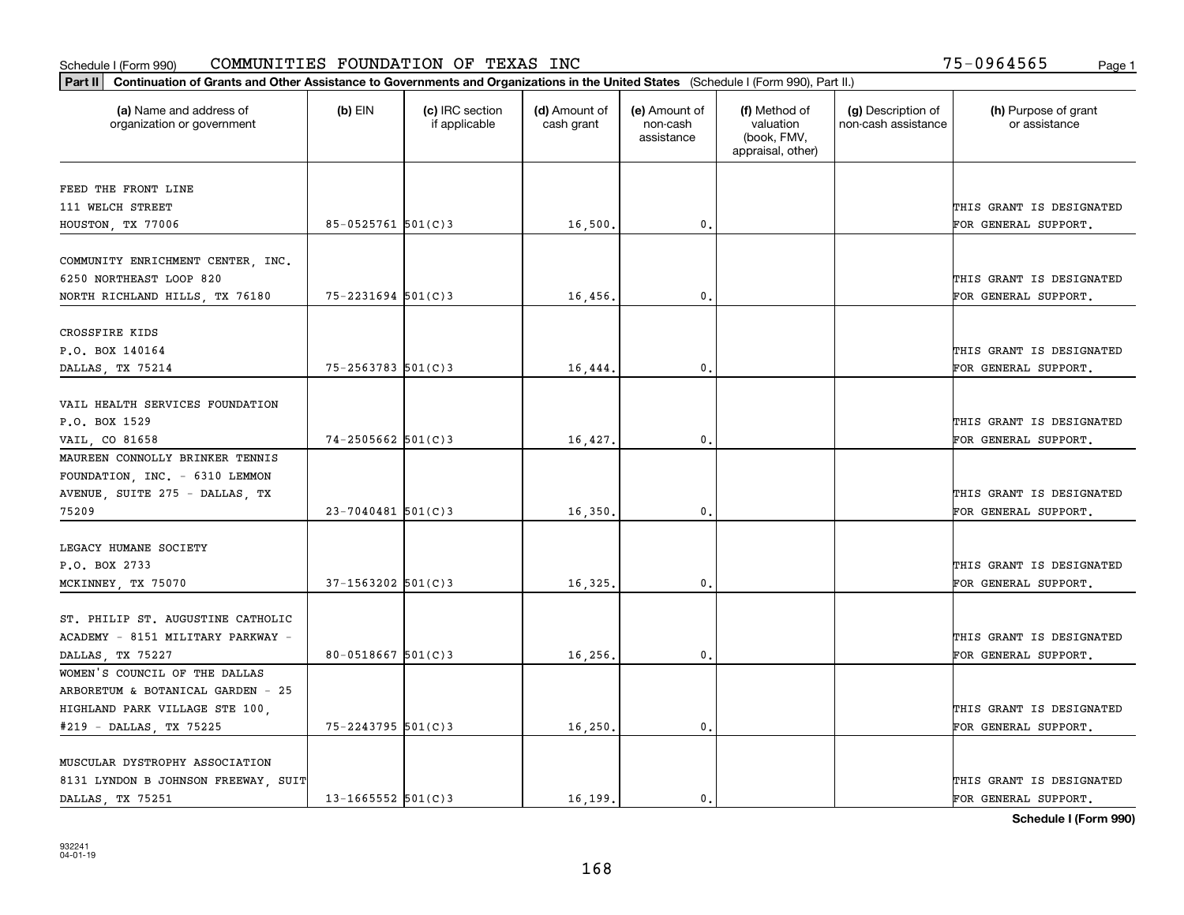Schedule I (Form 990) COMMUNITIES FOUNDATION OF TEXAS INC 75-0964565 Page 1

**Part II** **Continuation of Grants and Other Assistance to Governments and Organizations in the United States** (Schedule I (Form 990), Part II.)

| (a) Name and address of organization or government | (b) EIN | (c) IRC section if applicable | (d) Amount of cash grant | (e) Amount of non-cash assistance | (f) Method of valuation (book, FMV, appraisal, other) | (g) Description of non-cash assistance | (h) Purpose of grant or assistance |
|---|---|---|---|---|---|---|---|
| FEED THE FRONT LINE 111 WELCH STREET HOUSTON, TX 77006 | 85-0525761 | 501(C)3 | 16,500. | 0. | | | THIS GRANT IS DESIGNATED FOR GENERAL SUPPORT. |
| COMMUNITY ENRICHMENT CENTER, INC. 6250 NORTHEAST LOOP 820 NORTH RICHLAND HILLS, TX 76180 | 75-2231694 | 501(C)3 | 16,456. | 0. | | | THIS GRANT IS DESIGNATED FOR GENERAL SUPPORT. |
| CROSSFIRE KIDS P.O. BOX 140164 DALLAS, TX 75214 | 75-2563783 | 501(C)3 | 16,444. | 0. | | | THIS GRANT IS DESIGNATED FOR GENERAL SUPPORT. |
| VAIL HEALTH SERVICES FOUNDATION P.O. BOX 1529 VAIL, CO 81658 | 74-2505662 | 501(C)3 | 16,427. | 0. | | | THIS GRANT IS DESIGNATED FOR GENERAL SUPPORT. |
| MAUREEN CONNOLLY BRINKER TENNIS FOUNDATION, INC. - 6310 LEMMON AVENUE, SUITE 275 - DALLAS, TX 75209 | 23-7040481 | 501(C)3 | 16,350. | 0. | | | THIS GRANT IS DESIGNATED FOR GENERAL SUPPORT. |
| LEGACY HUMANE SOCIETY P.O. BOX 2733 MCKINNEY, TX 75070 | 37-1563202 | 501(C)3 | 16,325. | 0. | | | THIS GRANT IS DESIGNATED FOR GENERAL SUPPORT. |
| ST. PHILIP ST. AUGUSTINE CATHOLIC ACADEMY - 8151 MILITARY PARKWAY - DALLAS, TX 75227 | 80-0518667 | 501(C)3 | 16,256. | 0. | | | THIS GRANT IS DESIGNATED FOR GENERAL SUPPORT. |
| WOMEN'S COUNCIL OF THE DALLAS ARBORETUM & BOTANICAL GARDEN - 25 HIGHLAND PARK VILLAGE STE 100, #219 - DALLAS, TX 75225 | 75-2243795 | 501(C)3 | 16,250. | 0. | | | THIS GRANT IS DESIGNATED FOR GENERAL SUPPORT. |
| MUSCULAR DYSTROPHY ASSOCIATION 8131 LYNDON B JOHNSON FREEWAY, SUIT DALLAS, TX 75251 | 13-1665552 | 501(C)3 | 16,199. | 0. | | | THIS GRANT IS DESIGNATED FOR GENERAL SUPPORT. |

**Schedule I (Form 990)**

932241
04-01-19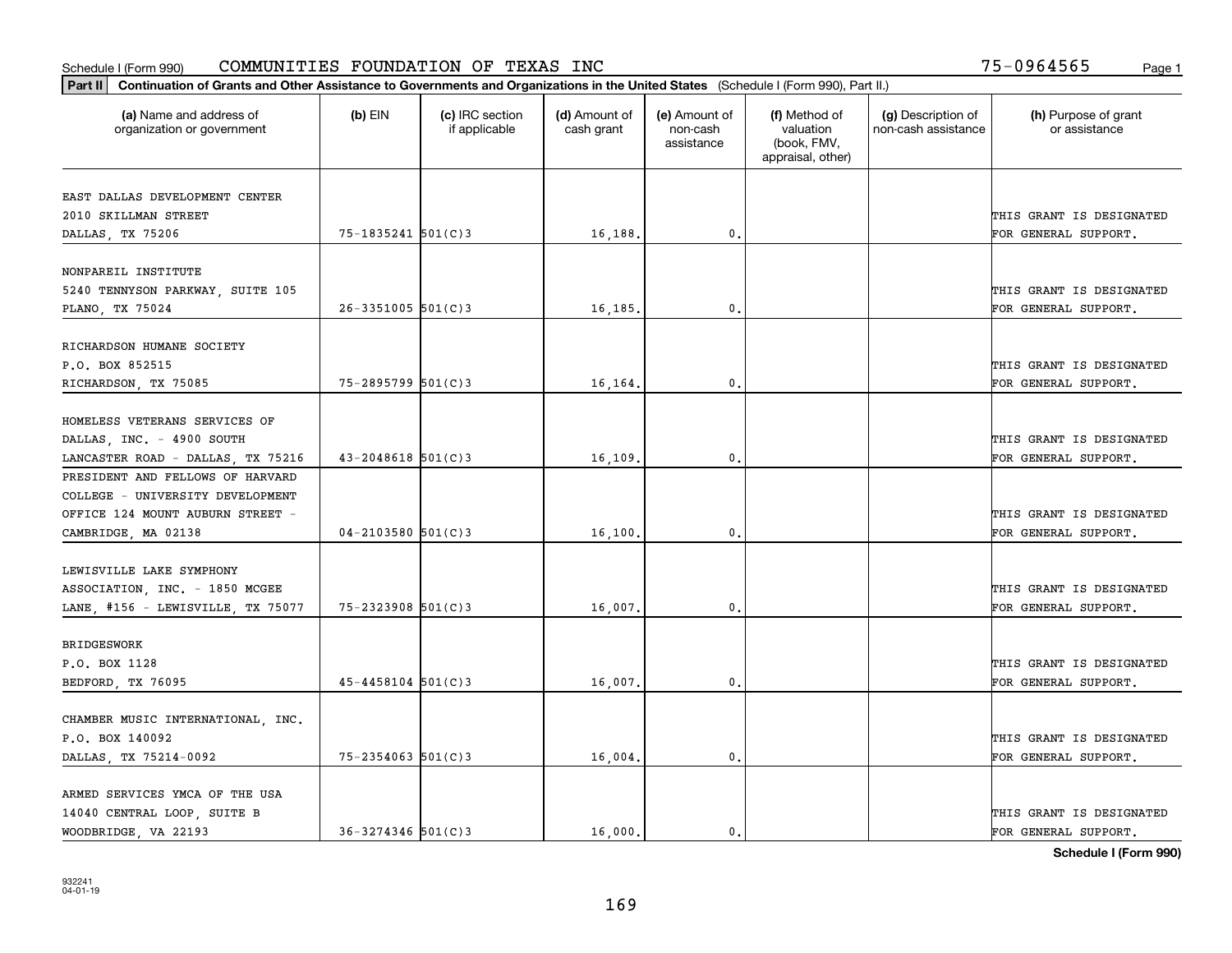Schedule I (Form 990) COMMUNITIES FOUNDATION OF TEXAS INC 75-0964565 Page 1

**Part II Continuation of Grants and Other Assistance to Governments and Organizations in the United States** (Schedule I (Form 990), Part II.)

| (a) Name and address of organization or government | (b) EIN | (c) IRC section if applicable | (d) Amount of cash grant | (e) Amount of non-cash assistance | (f) Method of valuation (book, FMV, appraisal, other) | (g) Description of non-cash assistance | (h) Purpose of grant or assistance |
|---|---|---|---|---|---|---|---|
| EAST DALLAS DEVELOPMENT CENTER 2010 SKILLMAN STREET DALLAS, TX 75206 | 75-1835241 | 501(C)3 | 16,188. | 0. | | | THIS GRANT IS DESIGNATED FOR GENERAL SUPPORT. |
| NONPAREIL INSTITUTE 5240 TENNYSON PARKWAY, SUITE 105 PLANO, TX 75024 | 26-3351005 | 501(C)3 | 16,185. | 0. | | | THIS GRANT IS DESIGNATED FOR GENERAL SUPPORT. |
| RICHARDSON HUMANE SOCIETY P.O. BOX 852515 RICHARDSON, TX 75085 | 75-2895799 | 501(C)3 | 16,164. | 0. | | | THIS GRANT IS DESIGNATED FOR GENERAL SUPPORT. |
| HOMELESS VETERANS SERVICES OF DALLAS, INC. - 4900 SOUTH LANCASTER ROAD - DALLAS, TX 75216 | 43-2048618 | 501(C)3 | 16,109. | 0. | | | THIS GRANT IS DESIGNATED FOR GENERAL SUPPORT. |
| PRESIDENT AND FELLOWS OF HARVARD COLLEGE - UNIVERSITY DEVELOPMENT OFFICE 124 MOUNT AUBURN STREET - CAMBRIDGE, MA 02138 | 04-2103580 | 501(C)3 | 16,100. | 0. | | | THIS GRANT IS DESIGNATED FOR GENERAL SUPPORT. |
| LEWISVILLE LAKE SYMPHONY ASSOCIATION, INC. - 1850 MCGEE LANE, #156 - LEWISVILLE, TX 75077 | 75-2323908 | 501(C)3 | 16,007. | 0. | | | THIS GRANT IS DESIGNATED FOR GENERAL SUPPORT. |
| BRIDGESWORK P.O. BOX 1128 BEDFORD, TX 76095 | 45-4458104 | 501(C)3 | 16,007. | 0. | | | THIS GRANT IS DESIGNATED FOR GENERAL SUPPORT. |
| CHAMBER MUSIC INTERNATIONAL, INC. P.O. BOX 140092 DALLAS, TX 75214-0092 | 75-2354063 | 501(C)3 | 16,004. | 0. | | | THIS GRANT IS DESIGNATED FOR GENERAL SUPPORT. |
| ARMED SERVICES YMCA OF THE USA 14040 CENTRAL LOOP, SUITE B WOODBRIDGE, VA 22193 | 36-3274346 | 501(C)3 | 16,000. | 0. | | | THIS GRANT IS DESIGNATED FOR GENERAL SUPPORT. |

932241 04-01-19

Schedule I (Form 990)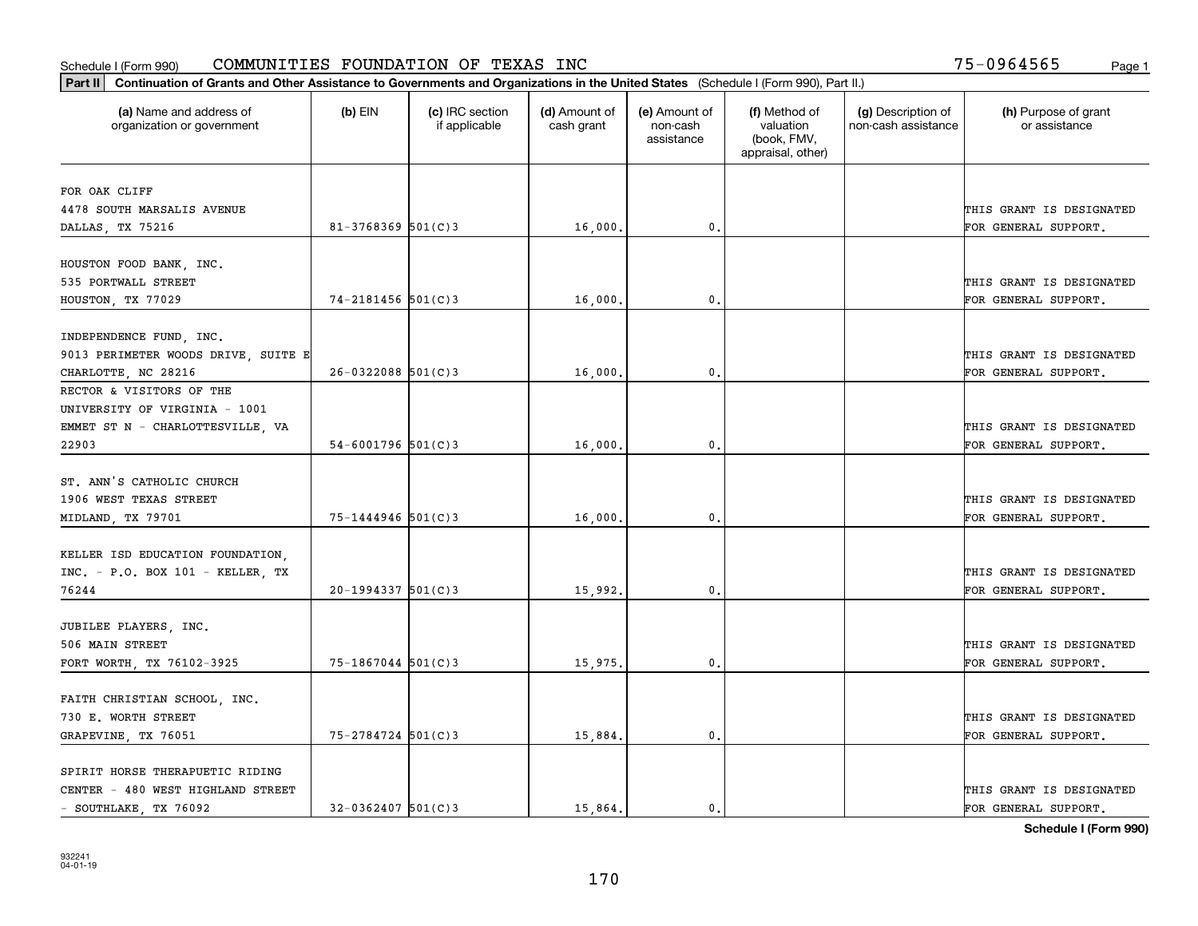Schedule I (Form 990) COMMUNITIES FOUNDATION OF TEXAS INC 75-0964565

**Part II Continuation of Grants and Other Assistance to Governments and Organizations in the United States** (Schedule I (Form 990), Part II.)

| (a) Name and address of organization or government | (b) EIN | (c) IRC section if applicable | (d) Amount of cash grant | (e) Amount of non-cash assistance | (f) Method of valuation (book, FMV, appraisal, other) | (g) Description of non-cash assistance | (h) Purpose of grant or assistance |
|---|---|---|---|---|---|---|---|
| FOR OAK CLIFF 4478 SOUTH MARSALIS AVENUE DALLAS, TX 75216 | 81-3768369 | 501(C)3 | 16,000. | 0. | | | THIS GRANT IS DESIGNATED FOR GENERAL SUPPORT. |
| HOUSTON FOOD BANK, INC. 535 PORTWALL STREET HOUSTON, TX 77029 | 74-2181456 | 501(C)3 | 16,000. | 0. | | | THIS GRANT IS DESIGNATED FOR GENERAL SUPPORT. |
| INDEPENDENCE FUND, INC. 9013 PERIMETER WOODS DRIVE, SUITE E CHARLOTTE, NC 28216 | 26-0322088 | 501(C)3 | 16,000. | 0. | | | THIS GRANT IS DESIGNATED FOR GENERAL SUPPORT. |
| RECTOR & VISITORS OF THE UNIVERSITY OF VIRGINIA - 1001 EMMET ST N - CHARLOTTESVILLE, VA 22903 | 54-6001796 | 501(C)3 | 16,000. | 0. | | | THIS GRANT IS DESIGNATED FOR GENERAL SUPPORT. |
| ST. ANN'S CATHOLIC CHURCH 1906 WEST TEXAS STREET MIDLAND, TX 79701 | 75-1444946 | 501(C)3 | 16,000. | 0. | | | THIS GRANT IS DESIGNATED FOR GENERAL SUPPORT. |
| KELLER ISD EDUCATION FOUNDATION, INC. - P.O. BOX 101 - KELLER, TX 76244 | 20-1994337 | 501(C)3 | 15,992. | 0. | | | THIS GRANT IS DESIGNATED FOR GENERAL SUPPORT. |
| JUBILEE PLAYERS, INC. 506 MAIN STREET FORT WORTH, TX 76102-3925 | 75-1867044 | 501(C)3 | 15,975. | 0. | | | THIS GRANT IS DESIGNATED FOR GENERAL SUPPORT. |
| FAITH CHRISTIAN SCHOOL, INC. 730 E. WORTH STREET GRAPEVINE, TX 76051 | 75-2784724 | 501(C)3 | 15,884. | 0. | | | THIS GRANT IS DESIGNATED FOR GENERAL SUPPORT. |
| SPIRIT HORSE THERAPUETIC RIDING CENTER - 480 WEST HIGHLAND STREET - SOUTHLAKE, TX 76092 | 32-0362407 | 501(C)3 | 15,864. | 0. | | | THIS GRANT IS DESIGNATED FOR GENERAL SUPPORT. |

**Schedule I (Form 990)**

932241 04-01-19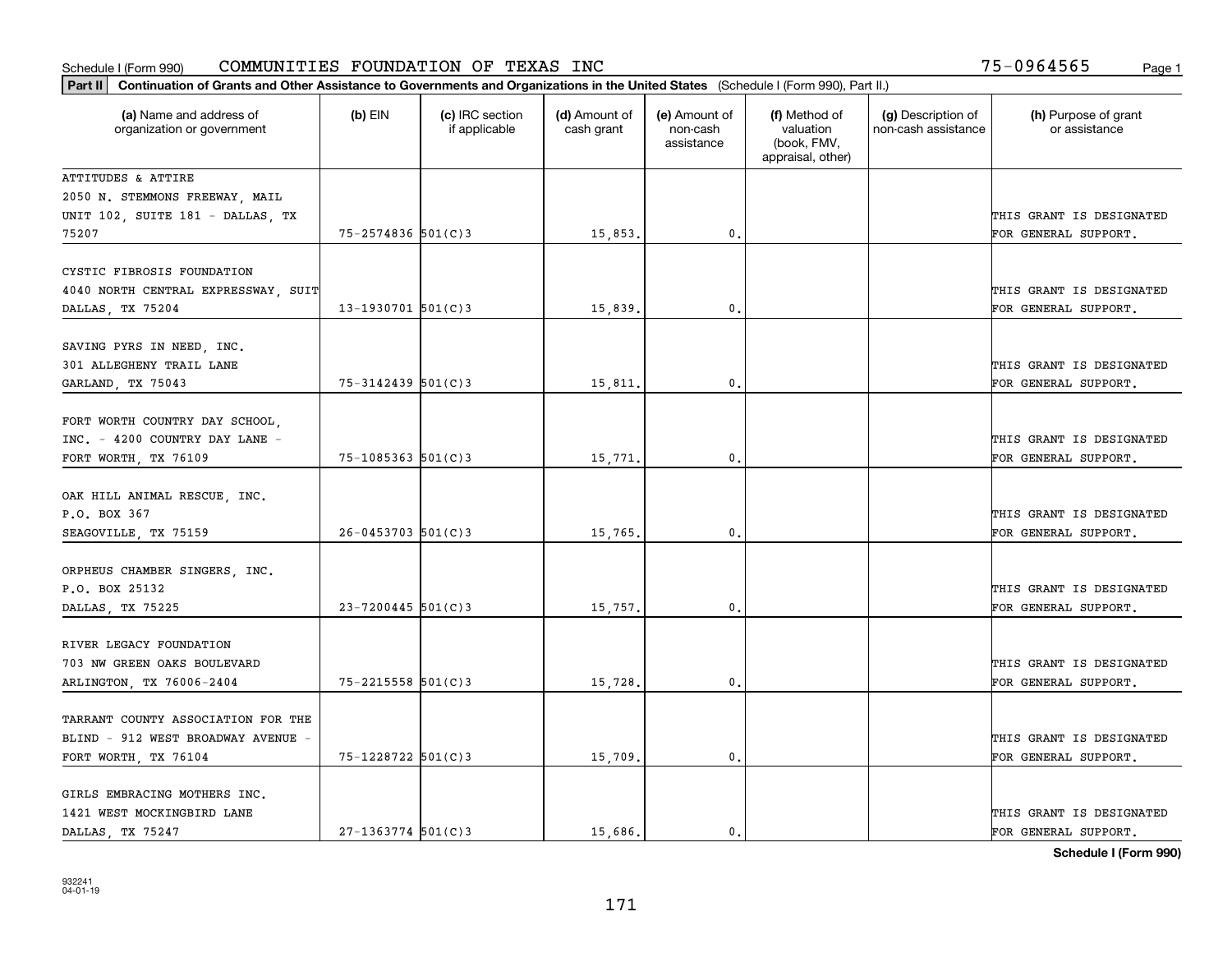Schedule I (Form 990) COMMUNITIES FOUNDATION OF TEXAS INC 75-0964565

**Part II** **Continuation of Grants and Other Assistance to Governments and Organizations in the United States** (Schedule I (Form 990), Part II.)

| (a) Name and address of organization or government | (b) EIN | (c) IRC section if applicable | (d) Amount of cash grant | (e) Amount of non-cash assistance | (f) Method of valuation (book, FMV, appraisal, other) | (g) Description of non-cash assistance | (h) Purpose of grant or assistance |
|---|---|---|---|---|---|---|---|
| ATTITUDES & ATTIRE 2050 N. STEMMONS FREEWAY, MAIL UNIT 102, SUITE 181 - DALLAS, TX 75207 | 75-2574836 | 501(C)3 | 15,853. | 0. | | | THIS GRANT IS DESIGNATED FOR GENERAL SUPPORT. |
| CYSTIC FIBROSIS FOUNDATION 4040 NORTH CENTRAL EXPRESSWAY, SUIT DALLAS, TX 75204 | 13-1930701 | 501(C)3 | 15,839. | 0. | | | THIS GRANT IS DESIGNATED FOR GENERAL SUPPORT. |
| SAVING PYRS IN NEED, INC. 301 ALLEGHENY TRAIL LANE GARLAND, TX 75043 | 75-3142439 | 501(C)3 | 15,811. | 0. | | | THIS GRANT IS DESIGNATED FOR GENERAL SUPPORT. |
| FORT WORTH COUNTRY DAY SCHOOL, INC. - 4200 COUNTRY DAY LANE - FORT WORTH, TX 76109 | 75-1085363 | 501(C)3 | 15,771. | 0. | | | THIS GRANT IS DESIGNATED FOR GENERAL SUPPORT. |
| OAK HILL ANIMAL RESCUE, INC. P.O. BOX 367 SEAGOVILLE, TX 75159 | 26-0453703 | 501(C)3 | 15,765. | 0. | | | THIS GRANT IS DESIGNATED FOR GENERAL SUPPORT. |
| ORPHEUS CHAMBER SINGERS, INC. P.O. BOX 25132 DALLAS, TX 75225 | 23-7200445 | 501(C)3 | 15,757. | 0. | | | THIS GRANT IS DESIGNATED FOR GENERAL SUPPORT. |
| RIVER LEGACY FOUNDATION 703 NW GREEN OAKS BOULEVARD ARLINGTON, TX 76006-2404 | 75-2215558 | 501(C)3 | 15,728. | 0. | | | THIS GRANT IS DESIGNATED FOR GENERAL SUPPORT. |
| TARRANT COUNTY ASSOCIATION FOR THE BLIND - 912 WEST BROADWAY AVENUE - FORT WORTH, TX 76104 | 75-1228722 | 501(C)3 | 15,709. | 0. | | | THIS GRANT IS DESIGNATED FOR GENERAL SUPPORT. |
| GIRLS EMBRACING MOTHERS INC. 1421 WEST MOCKINGBIRD LANE DALLAS, TX 75247 | 27-1363774 | 501(C)3 | 15,686. | 0. | | | THIS GRANT IS DESIGNATED FOR GENERAL SUPPORT. |

**Schedule I (Form 990)**

932241 04-01-19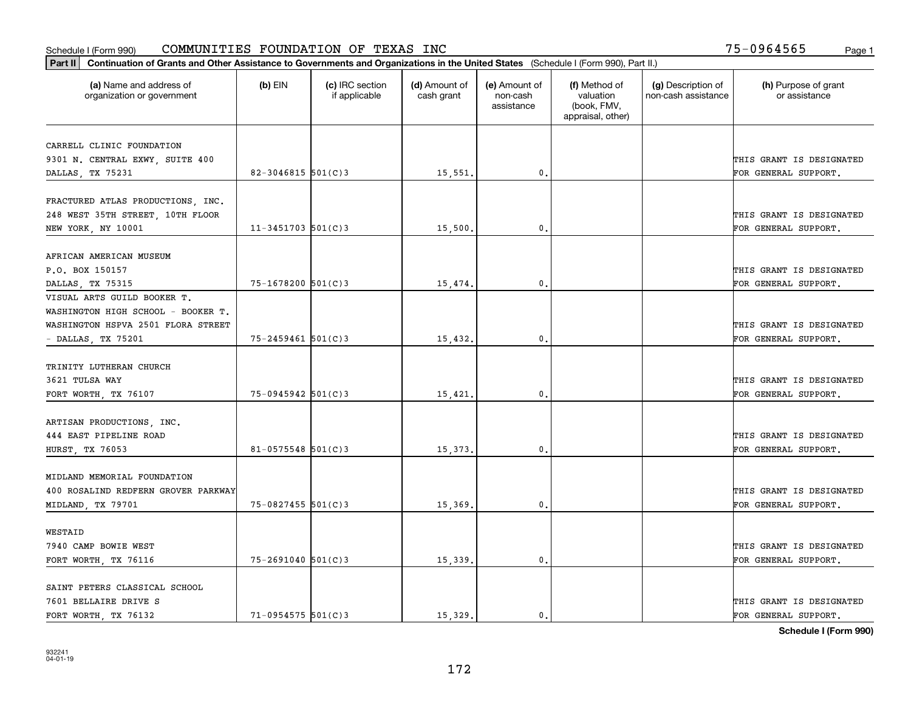Schedule I (Form 990) COMMUNITIES FOUNDATION OF TEXAS INC 75-0964565

**Part II** **Continuation of Grants and Other Assistance to Governments and Organizations in the United States** (Schedule I (Form 990), Part II.)

| (a) Name and address of organization or government | (b) EIN | (c) IRC section if applicable | (d) Amount of cash grant | (e) Amount of non-cash assistance | (f) Method of valuation (book, FMV, appraisal, other) | (g) Description of non-cash assistance | (h) Purpose of grant or assistance |
|---|---|---|---|---|---|---|---|
| CARRELL CLINIC FOUNDATION<br>9301 N. CENTRAL EXWY, SUITE 400<br>DALLAS, TX 75231 | 82-3046815 | 501(C)3 | 15,551. | 0. | | | THIS GRANT IS DESIGNATED FOR GENERAL SUPPORT. |
| FRACTURED ATLAS PRODUCTIONS, INC.<br>248 WEST 35TH STREET, 10TH FLOOR<br>NEW YORK, NY 10001 | 11-3451703 | 501(C)3 | 15,500. | 0. | | | THIS GRANT IS DESIGNATED FOR GENERAL SUPPORT. |
| AFRICAN AMERICAN MUSEUM<br>P.O. BOX 150157<br>DALLAS, TX 75315 | 75-1678200 | 501(C)3 | 15,474. | 0. | | | THIS GRANT IS DESIGNATED FOR GENERAL SUPPORT. |
| VISUAL ARTS GUILD BOOKER T.<br>WASHINGTON HIGH SCHOOL - BOOKER T.<br>WASHINGTON HSPVA 2501 FLORA STREET<br>- DALLAS, TX 75201 | 75-2459461 | 501(C)3 | 15,432. | 0. | | | THIS GRANT IS DESIGNATED FOR GENERAL SUPPORT. |
| TRINITY LUTHERAN CHURCH<br>3621 TULSA WAY<br>FORT WORTH, TX 76107 | 75-0945942 | 501(C)3 | 15,421. | 0. | | | THIS GRANT IS DESIGNATED FOR GENERAL SUPPORT. |
| ARTISAN PRODUCTIONS, INC.<br>444 EAST PIPELINE ROAD<br>HURST, TX 76053 | 81-0575548 | 501(C)3 | 15,373. | 0. | | | THIS GRANT IS DESIGNATED FOR GENERAL SUPPORT. |
| MIDLAND MEMORIAL FOUNDATION<br>400 ROSALIND REDFERN GROVER PARKWAY<br>MIDLAND, TX 79701 | 75-0827455 | 501(C)3 | 15,369. | 0. | | | THIS GRANT IS DESIGNATED FOR GENERAL SUPPORT. |
| WESTAID<br>7940 CAMP BOWIE WEST<br>FORT WORTH, TX 76116 | 75-2691040 | 501(C)3 | 15,339. | 0. | | | THIS GRANT IS DESIGNATED FOR GENERAL SUPPORT. |
| SAINT PETERS CLASSICAL SCHOOL<br>7601 BELLAIRE DRIVE S<br>FORT WORTH, TX 76132 | 71-0954575 | 501(C)3 | 15,329. | 0. | | | THIS GRANT IS DESIGNATED FOR GENERAL SUPPORT. |

**Schedule I (Form 990)**

932241
04-01-19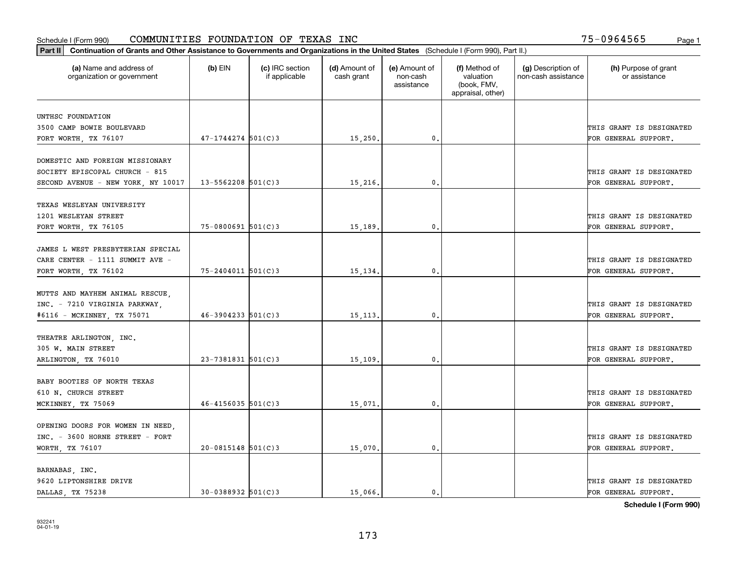Schedule I (Form 990) COMMUNITIES FOUNDATION OF TEXAS INC 75-0964565 Page 1

**Part II** **Continuation of Grants and Other Assistance to Governments and Organizations in the United States** (Schedule I (Form 990), Part II.)

| (a) Name and address of organization or government | (b) EIN | (c) IRC section if applicable | (d) Amount of cash grant | (e) Amount of non-cash assistance | (f) Method of valuation (book, FMV, appraisal, other) | (g) Description of non-cash assistance | (h) Purpose of grant or assistance |
|---|---|---|---|---|---|---|---|
| UNTHSC FOUNDATION 3500 CAMP BOWIE BOULEVARD FORT WORTH, TX 76107 | 47-1744274 | 501(C)3 | 15,250. | 0. | | | THIS GRANT IS DESIGNATED FOR GENERAL SUPPORT. |
| DOMESTIC AND FOREIGN MISSIONARY SOCIETY EPISCOPAL CHURCH - 815 SECOND AVENUE - NEW YORK, NY 10017 | 13-5562208 | 501(C)3 | 15,216. | 0. | | | THIS GRANT IS DESIGNATED FOR GENERAL SUPPORT. |
| TEXAS WESLEYAN UNIVERSITY 1201 WESLEYAN STREET FORT WORTH, TX 76105 | 75-0800691 | 501(C)3 | 15,189. | 0. | | | THIS GRANT IS DESIGNATED FOR GENERAL SUPPORT. |
| JAMES L WEST PRESBYTERIAN SPECIAL CARE CENTER - 1111 SUMMIT AVE - FORT WORTH, TX 76102 | 75-2404011 | 501(C)3 | 15,134. | 0. | | | THIS GRANT IS DESIGNATED FOR GENERAL SUPPORT. |
| MUTTS AND MAYHEM ANIMAL RESCUE, INC. - 7210 VIRGINIA PARKWAY, #6116 - MCKINNEY, TX 75071 | 46-3904233 | 501(C)3 | 15,113. | 0. | | | THIS GRANT IS DESIGNATED FOR GENERAL SUPPORT. |
| THEATRE ARLINGTON, INC. 305 W. MAIN STREET ARLINGTON, TX 76010 | 23-7381831 | 501(C)3 | 15,109. | 0. | | | THIS GRANT IS DESIGNATED FOR GENERAL SUPPORT. |
| BABY BOOTIES OF NORTH TEXAS 610 N. CHURCH STREET MCKINNEY, TX 75069 | 46-4156035 | 501(C)3 | 15,071. | 0. | | | THIS GRANT IS DESIGNATED FOR GENERAL SUPPORT. |
| OPENING DOORS FOR WOMEN IN NEED, INC. - 3600 HORNE STREET - FORT WORTH, TX 76107 | 20-0815148 | 501(C)3 | 15,070. | 0. | | | THIS GRANT IS DESIGNATED FOR GENERAL SUPPORT. |
| BARNABAS, INC. 9620 LIPTONSHIRE DRIVE DALLAS, TX 75238 | 30-0388932 | 501(C)3 | 15,066. | 0. | | | THIS GRANT IS DESIGNATED FOR GENERAL SUPPORT. |

**Schedule I (Form 990)**

932241 04-01-19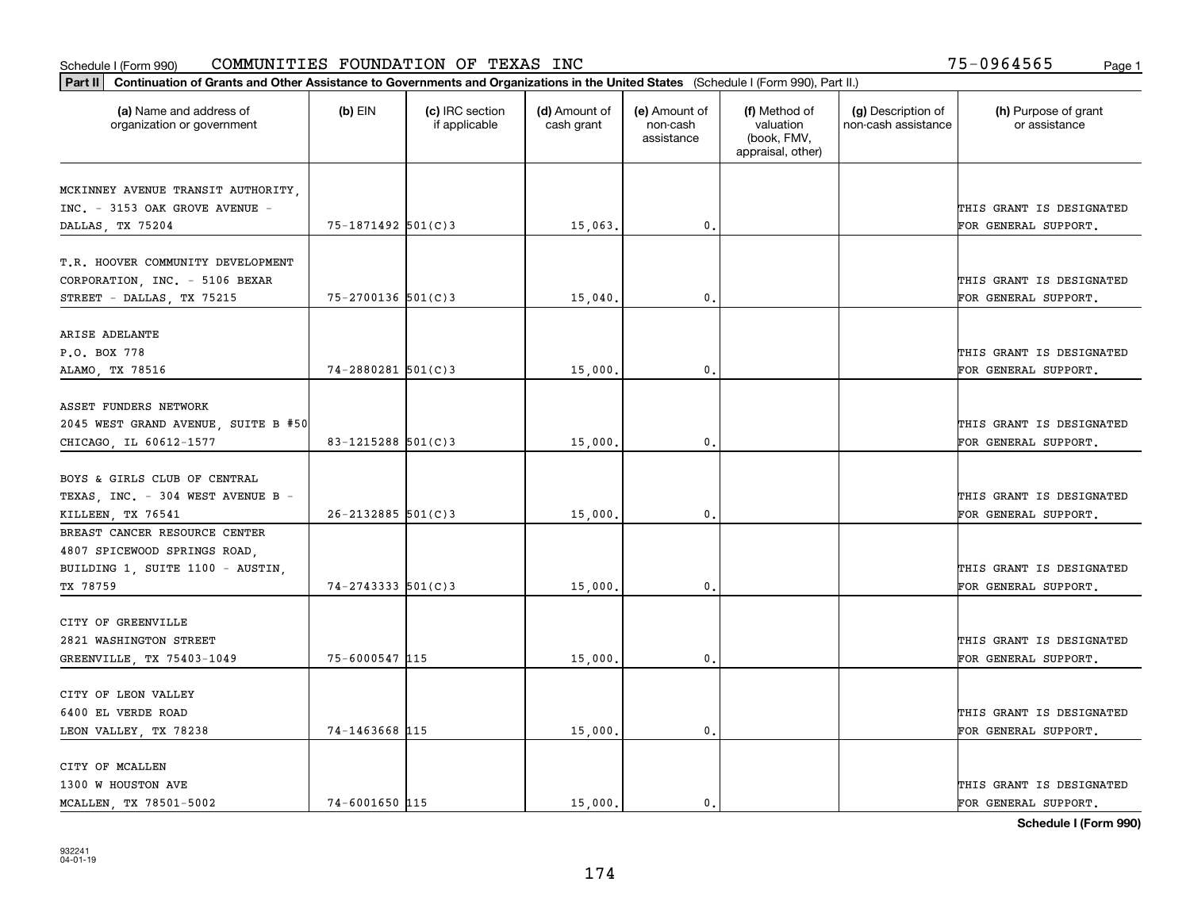Schedule I (Form 990) COMMUNITIES FOUNDATION OF TEXAS INC 75-0964565

**Part II** **Continuation of Grants and Other Assistance to Governments and Organizations in the United States** (Schedule I (Form 990), Part II.)

| (a) Name and address of organization or government | (b) EIN | (c) IRC section if applicable | (d) Amount of cash grant | (e) Amount of non-cash assistance | (f) Method of valuation (book, FMV, appraisal, other) | (g) Description of non-cash assistance | (h) Purpose of grant or assistance |
|---|---|---|---|---|---|---|---|
| MCKINNEY AVENUE TRANSIT AUTHORITY, INC. - 3153 OAK GROVE AVENUE - DALLAS, TX 75204 | 75-1871492 | 501(C)3 | 15,063. | 0. | | | THIS GRANT IS DESIGNATED FOR GENERAL SUPPORT. |
| T.R. HOOVER COMMUNITY DEVELOPMENT CORPORATION, INC. - 5106 BEXAR STREET - DALLAS, TX 75215 | 75-2700136 | 501(C)3 | 15,040. | 0. | | | THIS GRANT IS DESIGNATED FOR GENERAL SUPPORT. |
| ARISE ADELANTE P.O. BOX 778 ALAMO, TX 78516 | 74-2880281 | 501(C)3 | 15,000. | 0. | | | THIS GRANT IS DESIGNATED FOR GENERAL SUPPORT. |
| ASSET FUNDERS NETWORK 2045 WEST GRAND AVENUE, SUITE B #50 CHICAGO, IL 60612-1577 | 83-1215288 | 501(C)3 | 15,000. | 0. | | | THIS GRANT IS DESIGNATED FOR GENERAL SUPPORT. |
| BOYS & GIRLS CLUB OF CENTRAL TEXAS, INC. - 304 WEST AVENUE B - KILLEEN, TX 76541 | 26-2132885 | 501(C)3 | 15,000. | 0. | | | THIS GRANT IS DESIGNATED FOR GENERAL SUPPORT. |
| BREAST CANCER RESOURCE CENTER 4807 SPICEWOOD SPRINGS ROAD, BUILDING 1, SUITE 1100 - AUSTIN, TX 78759 | 74-2743333 | 501(C)3 | 15,000. | 0. | | | THIS GRANT IS DESIGNATED FOR GENERAL SUPPORT. |
| CITY OF GREENVILLE 2821 WASHINGTON STREET GREENVILLE, TX 75403-1049 | 75-6000547 | 115 | 15,000. | 0. | | | THIS GRANT IS DESIGNATED FOR GENERAL SUPPORT. |
| CITY OF LEON VALLEY 6400 EL VERDE ROAD LEON VALLEY, TX 78238 | 74-1463668 | 115 | 15,000. | 0. | | | THIS GRANT IS DESIGNATED FOR GENERAL SUPPORT. |
| CITY OF MCALLEN 1300 W HOUSTON AVE MCALLEN, TX 78501-5002 | 74-6001650 | 115 | 15,000. | 0. | | | THIS GRANT IS DESIGNATED FOR GENERAL SUPPORT. |

**Schedule I (Form 990)**

932241
04-01-19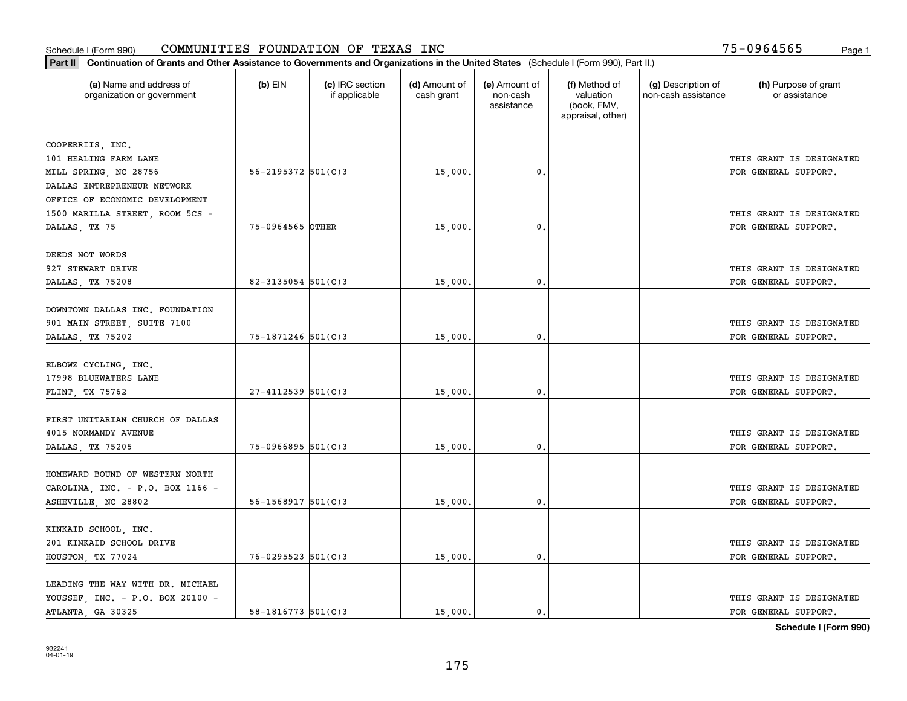Schedule I (Form 990) COMMUNITIES FOUNDATION OF TEXAS INC 75-0964565

**Part II** **Continuation of Grants and Other Assistance to Governments and Organizations in the United States** (Schedule I (Form 990), Part II.)

| (a) Name and address of organization or government | (b) EIN | (c) IRC section if applicable | (d) Amount of cash grant | (e) Amount of non-cash assistance | (f) Method of valuation (book, FMV, appraisal, other) | (g) Description of non-cash assistance | (h) Purpose of grant or assistance |
|---|---|---|---|---|---|---|---|
| COOPERRIIS, INC.<br>101 HEALING FARM LANE<br>MILL SPRING, NC 28756 | 56-2195372 | 501(C)3 | 15,000. | 0. | | | THIS GRANT IS DESIGNATED FOR GENERAL SUPPORT. |
| DALLAS ENTREPRENEUR NETWORK<br>OFFICE OF ECONOMIC DEVELOPMENT<br>1500 MARILLA STREET, ROOM 5CS -<br>DALLAS, TX 75 | 75-0964565 | OTHER | 15,000. | 0. | | | THIS GRANT IS DESIGNATED FOR GENERAL SUPPORT. |
| DEEDS NOT WORDS<br>927 STEWART DRIVE<br>DALLAS, TX 75208 | 82-3135054 | 501(C)3 | 15,000. | 0. | | | THIS GRANT IS DESIGNATED FOR GENERAL SUPPORT. |
| DOWNTOWN DALLAS INC. FOUNDATION<br>901 MAIN STREET, SUITE 7100<br>DALLAS, TX 75202 | 75-1871246 | 501(C)3 | 15,000. | 0. | | | THIS GRANT IS DESIGNATED FOR GENERAL SUPPORT. |
| ELBOWZ CYCLING, INC.<br>17998 BLUEWATERS LANE<br>FLINT, TX 75762 | 27-4112539 | 501(C)3 | 15,000. | 0. | | | THIS GRANT IS DESIGNATED FOR GENERAL SUPPORT. |
| FIRST UNITARIAN CHURCH OF DALLAS<br>4015 NORMANDY AVENUE<br>DALLAS, TX 75205 | 75-0966895 | 501(C)3 | 15,000. | 0. | | | THIS GRANT IS DESIGNATED FOR GENERAL SUPPORT. |
| HOMEWARD BOUND OF WESTERN NORTH<br>CAROLINA, INC. - P.O. BOX 1166 -<br>ASHEVILLE, NC 28802 | 56-1568917 | 501(C)3 | 15,000. | 0. | | | THIS GRANT IS DESIGNATED FOR GENERAL SUPPORT. |
| KINKAID SCHOOL, INC.<br>201 KINKAID SCHOOL DRIVE<br>HOUSTON, TX 77024 | 76-0295523 | 501(C)3 | 15,000. | 0. | | | THIS GRANT IS DESIGNATED FOR GENERAL SUPPORT. |
| LEADING THE WAY WITH DR. MICHAEL<br>YOUSSEF, INC. - P.O. BOX 20100 -<br>ATLANTA, GA 30325 | 58-1816773 | 501(C)3 | 15,000. | 0. | | | THIS GRANT IS DESIGNATED FOR GENERAL SUPPORT. |

**Schedule I (Form 990)**

932241
04-01-19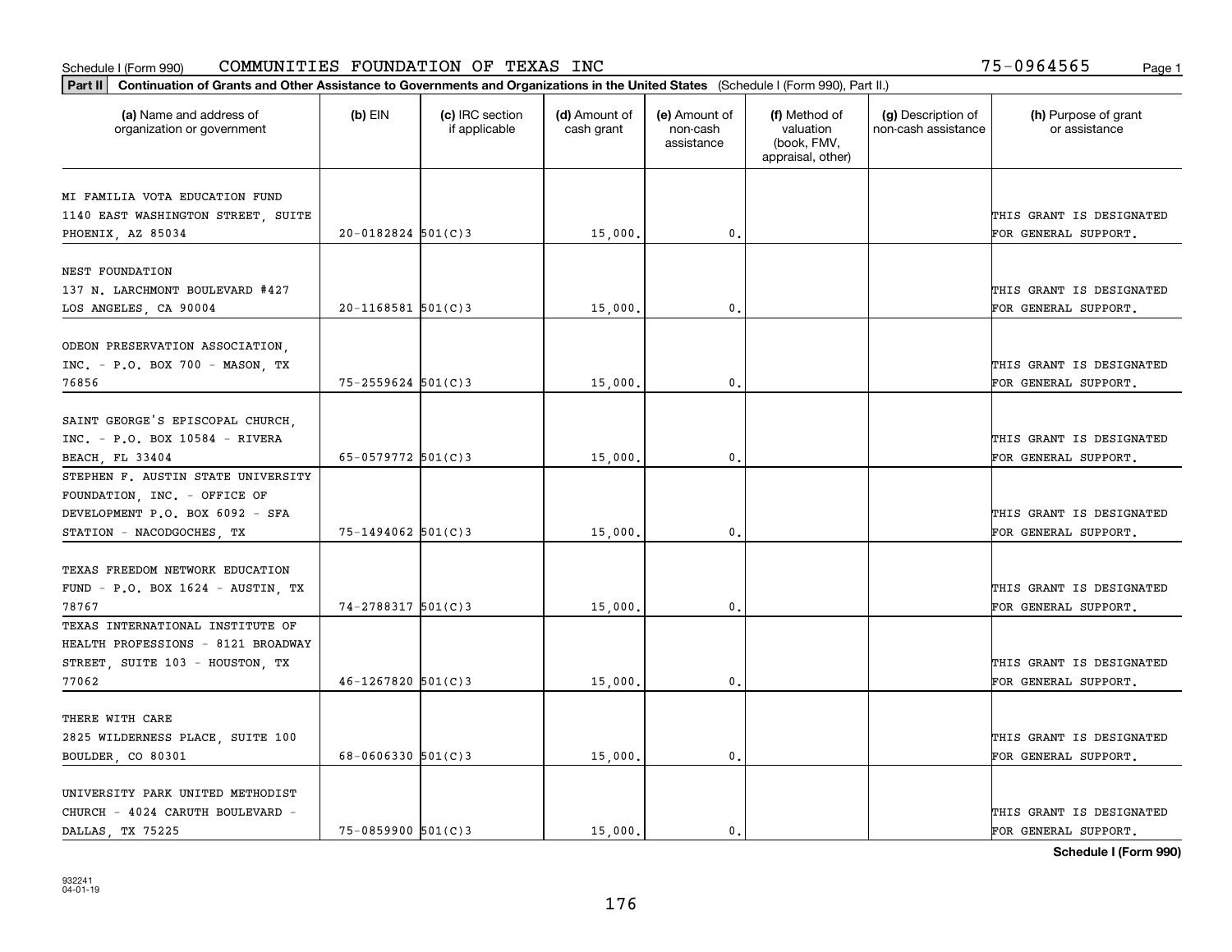Schedule I (Form 990) COMMUNITIES FOUNDATION OF TEXAS INC 75-0964565

**Part II Continuation of Grants and Other Assistance to Governments and Organizations in the United States** (Schedule I (Form 990), Part II.)

| (a) Name and address of organization or government | (b) EIN | (c) IRC section if applicable | (d) Amount of cash grant | (e) Amount of non-cash assistance | (f) Method of valuation (book, FMV, appraisal, other) | (g) Description of non-cash assistance | (h) Purpose of grant or assistance |
|---|---|---|---|---|---|---|---|
| MI FAMILIA VOTA EDUCATION FUND 1140 EAST WASHINGTON STREET, SUITE PHOENIX, AZ 85034 | 20-0182824 | 501(C)3 | 15,000. | 0. | | | THIS GRANT IS DESIGNATED FOR GENERAL SUPPORT. |
| NEST FOUNDATION 137 N. LARCHMONT BOULEVARD #427 LOS ANGELES, CA 90004 | 20-1168581 | 501(C)3 | 15,000. | 0. | | | THIS GRANT IS DESIGNATED FOR GENERAL SUPPORT. |
| ODEON PRESERVATION ASSOCIATION, INC. - P.O. BOX 700 - MASON, TX 76856 | 75-2559624 | 501(C)3 | 15,000. | 0. | | | THIS GRANT IS DESIGNATED FOR GENERAL SUPPORT. |
| SAINT GEORGE'S EPISCOPAL CHURCH, INC. - P.O. BOX 10584 - RIVERA BEACH, FL 33404 | 65-0579772 | 501(C)3 | 15,000. | 0. | | | THIS GRANT IS DESIGNATED FOR GENERAL SUPPORT. |
| STEPHEN F. AUSTIN STATE UNIVERSITY FOUNDATION, INC. - OFFICE OF DEVELOPMENT P.O. BOX 6092 - SFA STATION - NACODGOCHES, TX | 75-1494062 | 501(C)3 | 15,000. | 0. | | | THIS GRANT IS DESIGNATED FOR GENERAL SUPPORT. |
| TEXAS FREEDOM NETWORK EDUCATION FUND - P.O. BOX 1624 - AUSTIN, TX 78767 | 74-2788317 | 501(C)3 | 15,000. | 0. | | | THIS GRANT IS DESIGNATED FOR GENERAL SUPPORT. |
| TEXAS INTERNATIONAL INSTITUTE OF HEALTH PROFESSIONS - 8121 BROADWAY STREET, SUITE 103 - HOUSTON, TX 77062 | 46-1267820 | 501(C)3 | 15,000. | 0. | | | THIS GRANT IS DESIGNATED FOR GENERAL SUPPORT. |
| THERE WITH CARE 2825 WILDERNESS PLACE, SUITE 100 BOULDER, CO 80301 | 68-0606330 | 501(C)3 | 15,000. | 0. | | | THIS GRANT IS DESIGNATED FOR GENERAL SUPPORT. |
| UNIVERSITY PARK UNITED METHODIST CHURCH - 4024 CARUTH BOULEVARD - DALLAS, TX 75225 | 75-0859900 | 501(C)3 | 15,000. | 0. | | | THIS GRANT IS DESIGNATED FOR GENERAL SUPPORT. |

**Schedule I (Form 990)**

932241 04-01-19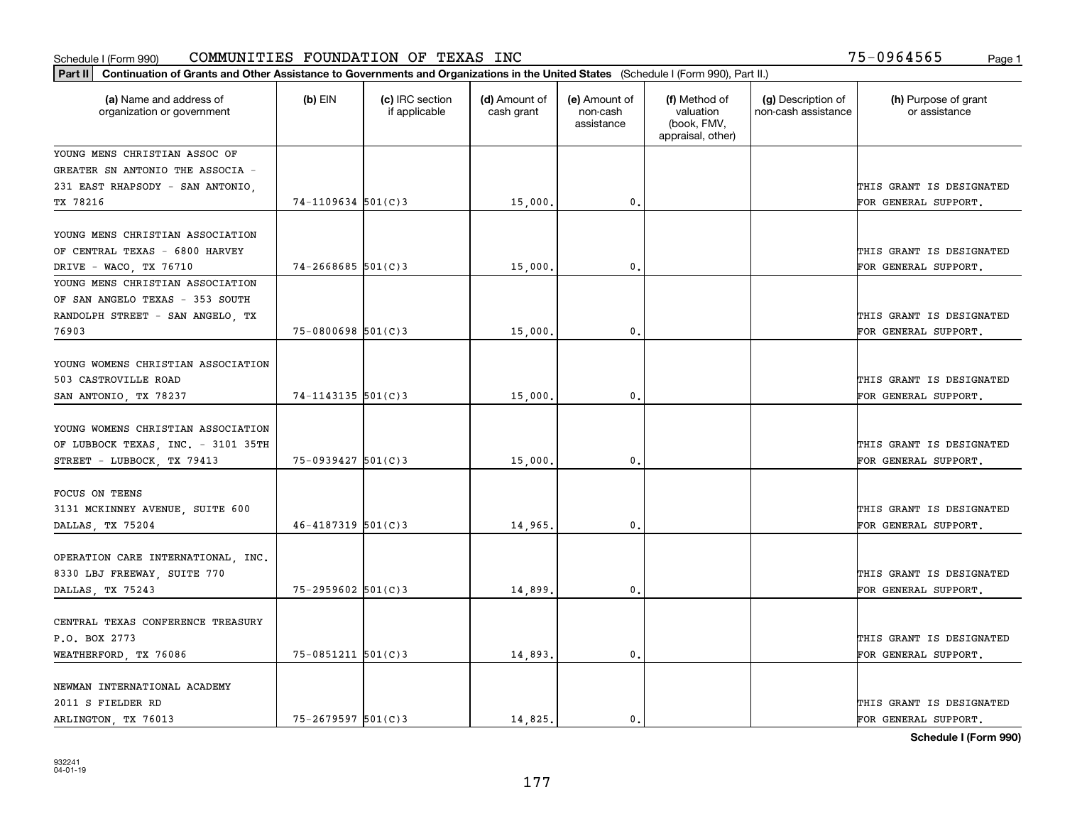Schedule I (Form 990) COMMUNITIES FOUNDATION OF TEXAS INC 75-0964565

**Part II Continuation of Grants and Other Assistance to Governments and Organizations in the United States** (Schedule I (Form 990), Part II.)

| (a) Name and address of organization or government | (b) EIN | (c) IRC section if applicable | (d) Amount of cash grant | (e) Amount of non-cash assistance | (f) Method of valuation (book, FMV, appraisal, other) | (g) Description of non-cash assistance | (h) Purpose of grant or assistance |
|---|---|---|---|---|---|---|---|
| YOUNG MENS CHRISTIAN ASSOC OF GREATER SN ANTONIO THE ASSOCIA - 231 EAST RHAPSODY - SAN ANTONIO, TX 78216 | 74-1109634 | 501(C)3 | 15,000. | 0. | | | THIS GRANT IS DESIGNATED FOR GENERAL SUPPORT. |
| YOUNG MENS CHRISTIAN ASSOCIATION OF CENTRAL TEXAS - 6800 HARVEY DRIVE - WACO, TX 76710 | 74-2668685 | 501(C)3 | 15,000. | 0. | | | THIS GRANT IS DESIGNATED FOR GENERAL SUPPORT. |
| YOUNG MENS CHRISTIAN ASSOCIATION OF SAN ANGELO TEXAS - 353 SOUTH RANDOLPH STREET - SAN ANGELO, TX 76903 | 75-0800698 | 501(C)3 | 15,000. | 0. | | | THIS GRANT IS DESIGNATED FOR GENERAL SUPPORT. |
| YOUNG WOMENS CHRISTIAN ASSOCIATION 503 CASTROVILLE ROAD SAN ANTONIO, TX 78237 | 74-1143135 | 501(C)3 | 15,000. | 0. | | | THIS GRANT IS DESIGNATED FOR GENERAL SUPPORT. |
| YOUNG WOMENS CHRISTIAN ASSOCIATION OF LUBBOCK TEXAS, INC. - 3101 35TH STREET - LUBBOCK, TX 79413 | 75-0939427 | 501(C)3 | 15,000. | 0. | | | THIS GRANT IS DESIGNATED FOR GENERAL SUPPORT. |
| FOCUS ON TEENS 3131 MCKINNEY AVENUE, SUITE 600 DALLAS, TX 75204 | 46-4187319 | 501(C)3 | 14,965. | 0. | | | THIS GRANT IS DESIGNATED FOR GENERAL SUPPORT. |
| OPERATION CARE INTERNATIONAL, INC. 8330 LBJ FREEWAY, SUITE 770 DALLAS, TX 75243 | 75-2959602 | 501(C)3 | 14,899. | 0. | | | THIS GRANT IS DESIGNATED FOR GENERAL SUPPORT. |
| CENTRAL TEXAS CONFERENCE TREASURY P.O. BOX 2773 WEATHERFORD, TX 76086 | 75-0851211 | 501(C)3 | 14,893. | 0. | | | THIS GRANT IS DESIGNATED FOR GENERAL SUPPORT. |
| NEWMAN INTERNATIONAL ACADEMY 2011 S FIELDER RD ARLINGTON, TX 76013 | 75-2679597 | 501(C)3 | 14,825. | 0. | | | THIS GRANT IS DESIGNATED FOR GENERAL SUPPORT. |

Schedule I (Form 990)

932241
04-01-19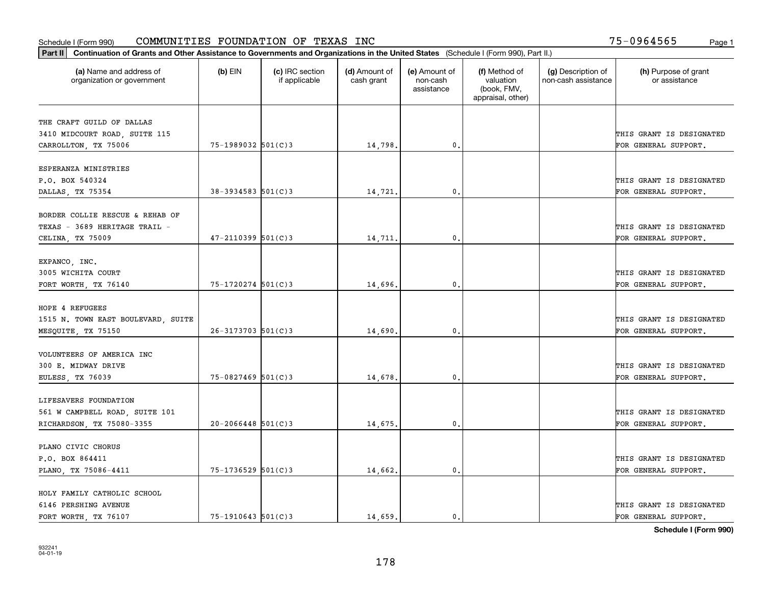Schedule I (Form 990) COMMUNITIES FOUNDATION OF TEXAS INC 75-0964565

**Part II** **Continuation of Grants and Other Assistance to Governments and Organizations in the United States** (Schedule I (Form 990), Part II.)

| (a) Name and address of organization or government | (b) EIN | (c) IRC section if applicable | (d) Amount of cash grant | (e) Amount of non-cash assistance | (f) Method of valuation (book, FMV, appraisal, other) | (g) Description of non-cash assistance | (h) Purpose of grant or assistance |
|---|---|---|---|---|---|---|---|
| THE CRAFT GUILD OF DALLAS 3410 MIDCOURT ROAD, SUITE 115 CARROLLTON, TX 75006 | 75-1989032 | 501(C)3 | 14,798. | 0. | | | THIS GRANT IS DESIGNATED FOR GENERAL SUPPORT. |
| ESPERANZA MINISTRIES P.O. BOX 540324 DALLAS, TX 75354 | 38-3934583 | 501(C)3 | 14,721. | 0. | | | THIS GRANT IS DESIGNATED FOR GENERAL SUPPORT. |
| BORDER COLLIE RESCUE & REHAB OF TEXAS - 3689 HERITAGE TRAIL - CELINA, TX 75009 | 47-2110399 | 501(C)3 | 14,711. | 0. | | | THIS GRANT IS DESIGNATED FOR GENERAL SUPPORT. |
| EXPANCO, INC. 3005 WICHITA COURT FORT WORTH, TX 76140 | 75-1720274 | 501(C)3 | 14,696. | 0. | | | THIS GRANT IS DESIGNATED FOR GENERAL SUPPORT. |
| HOPE 4 REFUGEES 1515 N. TOWN EAST BOULEVARD, SUITE MESQUITE, TX 75150 | 26-3173703 | 501(C)3 | 14,690. | 0. | | | THIS GRANT IS DESIGNATED FOR GENERAL SUPPORT. |
| VOLUNTEERS OF AMERICA INC 300 E. MIDWAY DRIVE EULESS, TX 76039 | 75-0827469 | 501(C)3 | 14,678. | 0. | | | THIS GRANT IS DESIGNATED FOR GENERAL SUPPORT. |
| LIFESAVERS FOUNDATION 561 W CAMPBELL ROAD, SUITE 101 RICHARDSON, TX 75080-3355 | 20-2066448 | 501(C)3 | 14,675. | 0. | | | THIS GRANT IS DESIGNATED FOR GENERAL SUPPORT. |
| PLANO CIVIC CHORUS P.O. BOX 864411 PLANO, TX 75086-4411 | 75-1736529 | 501(C)3 | 14,662. | 0. | | | THIS GRANT IS DESIGNATED FOR GENERAL SUPPORT. |
| HOLY FAMILY CATHOLIC SCHOOL 6146 PERSHING AVENUE FORT WORTH, TX 76107 | 75-1910643 | 501(C)3 | 14,659. | 0. | | | THIS GRANT IS DESIGNATED FOR GENERAL SUPPORT. |

**Schedule I (Form 990)**

932241 04-01-19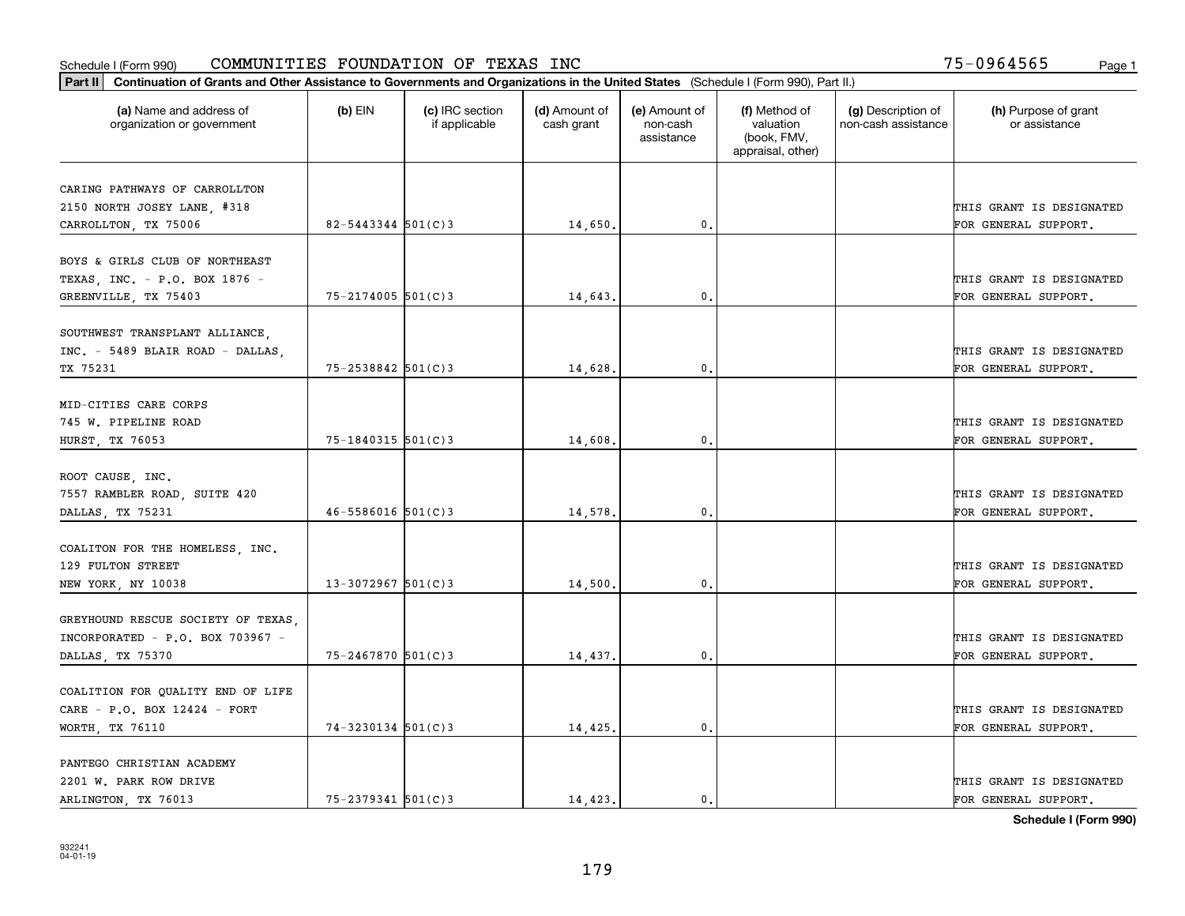Schedule I (Form 990) COMMUNITIES FOUNDATION OF TEXAS INC 75-0964565

**Part II** Continuation of Grants and Other Assistance to Governments and Organizations in the United States (Schedule I (Form 990), Part II.)

| (a) Name and address of organization or government | (b) EIN | (c) IRC section if applicable | (d) Amount of cash grant | (e) Amount of non-cash assistance | (f) Method of valuation (book, FMV, appraisal, other) | (g) Description of non-cash assistance | (h) Purpose of grant or assistance |
|---|---|---|---|---|---|---|---|
| CARING PATHWAYS OF CARROLLTON 2150 NORTH JOSEY LANE, #318 CARROLLTON, TX 75006 | 82-5443344 | 501(C)3 | 14,650. | 0. | | | THIS GRANT IS DESIGNATED FOR GENERAL SUPPORT. |
| BOYS & GIRLS CLUB OF NORTHEAST TEXAS, INC. - P.O. BOX 1876 - GREENVILLE, TX 75403 | 75-2174005 | 501(C)3 | 14,643. | 0. | | | THIS GRANT IS DESIGNATED FOR GENERAL SUPPORT. |
| SOUTHWEST TRANSPLANT ALLIANCE, INC. - 5489 BLAIR ROAD - DALLAS, TX 75231 | 75-2538842 | 501(C)3 | 14,628. | 0. | | | THIS GRANT IS DESIGNATED FOR GENERAL SUPPORT. |
| MID-CITIES CARE CORPS 745 W. PIPELINE ROAD HURST, TX 76053 | 75-1840315 | 501(C)3 | 14,608. | 0. | | | THIS GRANT IS DESIGNATED FOR GENERAL SUPPORT. |
| ROOT CAUSE, INC. 7557 RAMBLER ROAD, SUITE 420 DALLAS, TX 75231 | 46-5586016 | 501(C)3 | 14,578. | 0. | | | THIS GRANT IS DESIGNATED FOR GENERAL SUPPORT. |
| COALITON FOR THE HOMELESS, INC. 129 FULTON STREET NEW YORK, NY 10038 | 13-3072967 | 501(C)3 | 14,500. | 0. | | | THIS GRANT IS DESIGNATED FOR GENERAL SUPPORT. |
| GREYHOUND RESCUE SOCIETY OF TEXAS, INCORPORATED - P.O. BOX 703967 - DALLAS, TX 75370 | 75-2467870 | 501(C)3 | 14,437. | 0. | | | THIS GRANT IS DESIGNATED FOR GENERAL SUPPORT. |
| COALITION FOR QUALITY END OF LIFE CARE - P.O. BOX 12424 - FORT WORTH, TX 76110 | 74-3230134 | 501(C)3 | 14,425. | 0. | | | THIS GRANT IS DESIGNATED FOR GENERAL SUPPORT. |
| PANTEGO CHRISTIAN ACADEMY 2201 W. PARK ROW DRIVE ARLINGTON, TX 76013 | 75-2379341 | 501(C)3 | 14,423. | 0. | | | THIS GRANT IS DESIGNATED FOR GENERAL SUPPORT. |

**Schedule I (Form 990)**

932241 04-01-19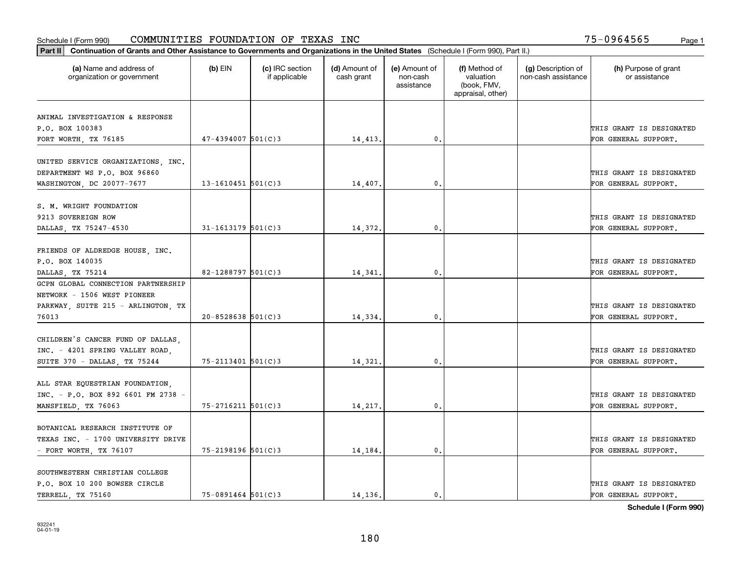Schedule I (Form 990) COMMUNITIES FOUNDATION OF TEXAS INC 75-0964565 Page 1

**Part II** **Continuation of Grants and Other Assistance to Governments and Organizations in the United States** (Schedule I (Form 990), Part II.)

| (a) Name and address of organization or government | (b) EIN | (c) IRC section if applicable | (d) Amount of cash grant | (e) Amount of non-cash assistance | (f) Method of valuation (book, FMV, appraisal, other) | (g) Description of non-cash assistance | (h) Purpose of grant or assistance |
|---|---|---|---|---|---|---|---|
| ANIMAL INVESTIGATION & RESPONSE P.O. BOX 100383 FORT WORTH, TX 76185 | 47-4394007 | 501(C)3 | 14,413. | 0. | | | THIS GRANT IS DESIGNATED FOR GENERAL SUPPORT. |
| UNITED SERVICE ORGANIZATIONS, INC. DEPARTMENT WS P.O. BOX 96860 WASHINGTON, DC 20077-7677 | 13-1610451 | 501(C)3 | 14,407. | 0. | | | THIS GRANT IS DESIGNATED FOR GENERAL SUPPORT. |
| S. M. WRIGHT FOUNDATION 9213 SOVEREIGN ROW DALLAS, TX 75247-4530 | 31-1613179 | 501(C)3 | 14,372. | 0. | | | THIS GRANT IS DESIGNATED FOR GENERAL SUPPORT. |
| FRIENDS OF ALDREDGE HOUSE, INC. P.O. BOX 140035 DALLAS, TX 75214 | 82-1288797 | 501(C)3 | 14,341. | 0. | | | THIS GRANT IS DESIGNATED FOR GENERAL SUPPORT. |
| GCPN GLOBAL CONNECTION PARTNERSHIP NETWORK - 1506 WEST PIONEER PARKWAY, SUITE 215 - ARLINGTON, TX 76013 | 20-8528638 | 501(C)3 | 14,334. | 0. | | | THIS GRANT IS DESIGNATED FOR GENERAL SUPPORT. |
| CHILDREN'S CANCER FUND OF DALLAS, INC. - 4201 SPRING VALLEY ROAD, SUITE 370 - DALLAS, TX 75244 | 75-2113401 | 501(C)3 | 14,321. | 0. | | | THIS GRANT IS DESIGNATED FOR GENERAL SUPPORT. |
| ALL STAR EQUESTRIAN FOUNDATION, INC. - P.O. BOX 892 6601 FM 2738 - MANSFIELD, TX 76063 | 75-2716211 | 501(C)3 | 14,217. | 0. | | | THIS GRANT IS DESIGNATED FOR GENERAL SUPPORT. |
| BOTANICAL RESEARCH INSTITUTE OF TEXAS INC. - 1700 UNIVERSITY DRIVE - FORT WORTH, TX 76107 | 75-2198196 | 501(C)3 | 14,184. | 0. | | | THIS GRANT IS DESIGNATED FOR GENERAL SUPPORT. |
| SOUTHWESTERN CHRISTIAN COLLEGE P.O. BOX 10 200 BOWSER CIRCLE TERRELL, TX 75160 | 75-0891464 | 501(C)3 | 14,136. | 0. | | | THIS GRANT IS DESIGNATED FOR GENERAL SUPPORT. |

**Schedule I (Form 990)**

932241
04-01-19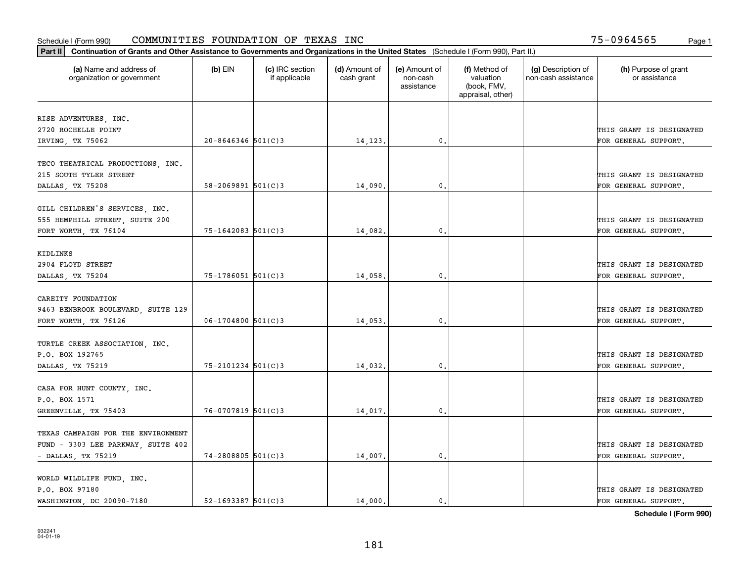Schedule I (Form 990) COMMUNITIES FOUNDATION OF TEXAS INC 75-0964565

**Part II** **Continuation of Grants and Other Assistance to Governments and Organizations in the United States** (Schedule I (Form 990), Part II.)

| (a) Name and address of organization or government | (b) EIN | (c) IRC section if applicable | (d) Amount of cash grant | (e) Amount of non-cash assistance | (f) Method of valuation (book, FMV, appraisal, other) | (g) Description of non-cash assistance | (h) Purpose of grant or assistance |
|---|---|---|---|---|---|---|---|
| RISE ADVENTURES, INC. 2720 ROCHELLE POINT IRVING, TX 75062 | 20-8646346 | 501(C)3 | 14,123. | 0. | | | THIS GRANT IS DESIGNATED FOR GENERAL SUPPORT. |
| TECO THEATRICAL PRODUCTIONS, INC. 215 SOUTH TYLER STREET DALLAS, TX 75208 | 58-2069891 | 501(C)3 | 14,090. | 0. | | | THIS GRANT IS DESIGNATED FOR GENERAL SUPPORT. |
| GILL CHILDREN'S SERVICES, INC. 555 HEMPHILL STREET, SUITE 200 FORT WORTH, TX 76104 | 75-1642083 | 501(C)3 | 14,082. | 0. | | | THIS GRANT IS DESIGNATED FOR GENERAL SUPPORT. |
| KIDLINKS 2904 FLOYD STREET DALLAS, TX 75204 | 75-1786051 | 501(C)3 | 14,058. | 0. | | | THIS GRANT IS DESIGNATED FOR GENERAL SUPPORT. |
| CAREITY FOUNDATION 9463 BENBROOK BOULEVARD, SUITE 129 FORT WORTH, TX 76126 | 06-1704800 | 501(C)3 | 14,053. | 0. | | | THIS GRANT IS DESIGNATED FOR GENERAL SUPPORT. |
| TURTLE CREEK ASSOCIATION, INC. P.O. BOX 192765 DALLAS, TX 75219 | 75-2101234 | 501(C)3 | 14,032. | 0. | | | THIS GRANT IS DESIGNATED FOR GENERAL SUPPORT. |
| CASA FOR HUNT COUNTY, INC. P.O. BOX 1571 GREENVILLE, TX 75403 | 76-0707819 | 501(C)3 | 14,017. | 0. | | | THIS GRANT IS DESIGNATED FOR GENERAL SUPPORT. |
| TEXAS CAMPAIGN FOR THE ENVIRONMENT FUND - 3303 LEE PARKWAY, SUITE 402 - DALLAS, TX 75219 | 74-2808805 | 501(C)3 | 14,007. | 0. | | | THIS GRANT IS DESIGNATED FOR GENERAL SUPPORT. |
| WORLD WILDLIFE FUND, INC. P.O. BOX 97180 WASHINGTON, DC 20090-7180 | 52-1693387 | 501(C)3 | 14,000. | 0. | | | THIS GRANT IS DESIGNATED FOR GENERAL SUPPORT. |

**Schedule I (Form 990)**

932241
04-01-19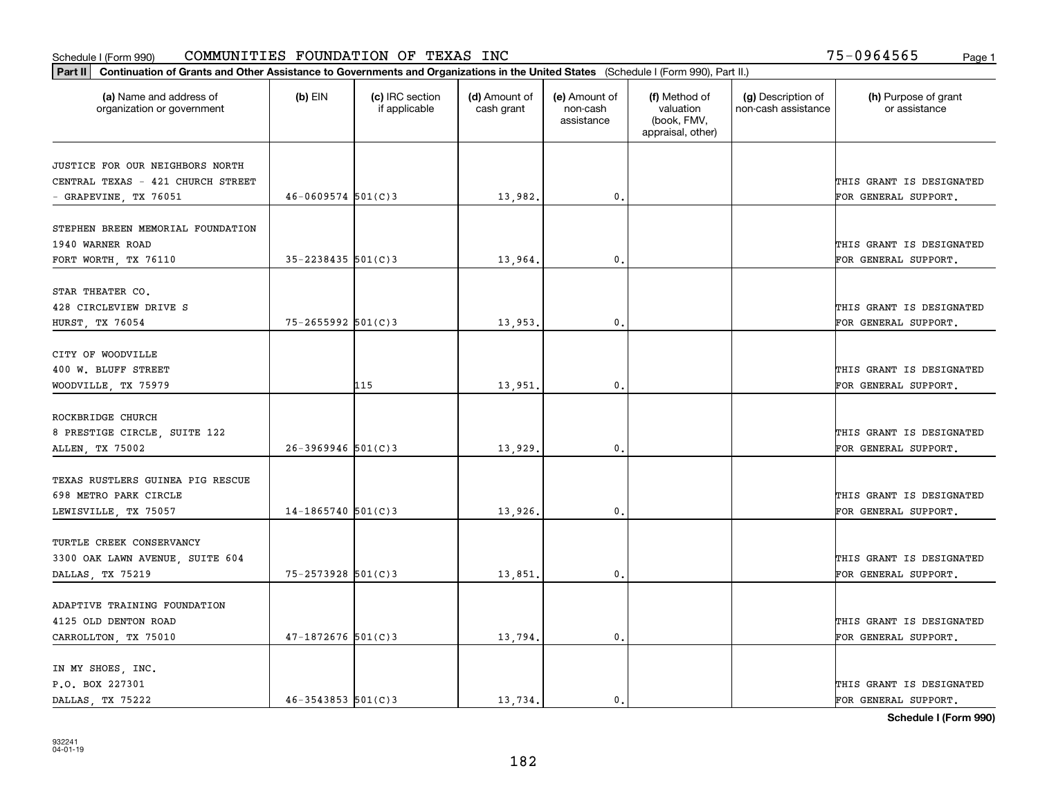Schedule I (Form 990) COMMUNITIES FOUNDATION OF TEXAS INC 75-0964565

**Part II** **Continuation of Grants and Other Assistance to Governments and Organizations in the United States** (Schedule I (Form 990), Part II.)

| (a) Name and address of organization or government | (b) EIN | (c) IRC section if applicable | (d) Amount of cash grant | (e) Amount of non-cash assistance | (f) Method of valuation (book, FMV, appraisal, other) | (g) Description of non-cash assistance | (h) Purpose of grant or assistance |
|---|---|---|---|---|---|---|---|
| JUSTICE FOR OUR NEIGHBORS NORTH CENTRAL TEXAS - 421 CHURCH STREET - GRAPEVINE, TX 76051 | 46-0609574 | 501(C)3 | 13,982. | 0. | | | THIS GRANT IS DESIGNATED FOR GENERAL SUPPORT. |
| STEPHEN BREEN MEMORIAL FOUNDATION 1940 WARNER ROAD FORT WORTH, TX 76110 | 35-2238435 | 501(C)3 | 13,964. | 0. | | | THIS GRANT IS DESIGNATED FOR GENERAL SUPPORT. |
| STAR THEATER CO. 428 CIRCLEVIEW DRIVE S HURST, TX 76054 | 75-2655992 | 501(C)3 | 13,953. | 0. | | | THIS GRANT IS DESIGNATED FOR GENERAL SUPPORT. |
| CITY OF WOODVILLE 400 W. BLUFF STREET WOODVILLE, TX 75979 | | 115 | 13,951. | 0. | | | THIS GRANT IS DESIGNATED FOR GENERAL SUPPORT. |
| ROCKBRIDGE CHURCH 8 PRESTIGE CIRCLE, SUITE 122 ALLEN, TX 75002 | 26-3969946 | 501(C)3 | 13,929. | 0. | | | THIS GRANT IS DESIGNATED FOR GENERAL SUPPORT. |
| TEXAS RUSTLERS GUINEA PIG RESCUE 698 METRO PARK CIRCLE LEWISVILLE, TX 75057 | 14-1865740 | 501(C)3 | 13,926. | 0. | | | THIS GRANT IS DESIGNATED FOR GENERAL SUPPORT. |
| TURTLE CREEK CONSERVANCY 3300 OAK LAWN AVENUE, SUITE 604 DALLAS, TX 75219 | 75-2573928 | 501(C)3 | 13,851. | 0. | | | THIS GRANT IS DESIGNATED FOR GENERAL SUPPORT. |
| ADAPTIVE TRAINING FOUNDATION 4125 OLD DENTON ROAD CARROLLTON, TX 75010 | 47-1872676 | 501(C)3 | 13,794. | 0. | | | THIS GRANT IS DESIGNATED FOR GENERAL SUPPORT. |
| IN MY SHOES, INC. P.O. BOX 227301 DALLAS, TX 75222 | 46-3543853 | 501(C)3 | 13,734. | 0. | | | THIS GRANT IS DESIGNATED FOR GENERAL SUPPORT. |

**Schedule I (Form 990)**

932241
04-01-19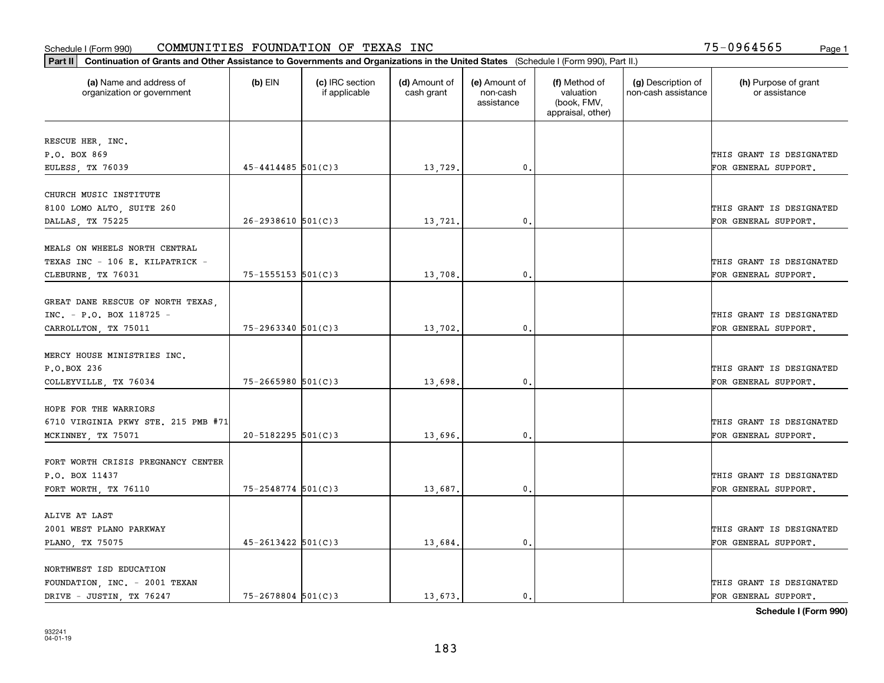Schedule I (Form 990) COMMUNITIES FOUNDATION OF TEXAS INC 75-0964565

**Part II** **Continuation of Grants and Other Assistance to Governments and Organizations in the United States** (Schedule I (Form 990), Part II.)

| (a) Name and address of organization or government | (b) EIN | (c) IRC section if applicable | (d) Amount of cash grant | (e) Amount of non-cash assistance | (f) Method of valuation (book, FMV, appraisal, other) | (g) Description of non-cash assistance | (h) Purpose of grant or assistance |
|---|---|---|---|---|---|---|---|
| RESCUE HER, INC. P.O. BOX 869 EULESS, TX 76039 | 45-4414485 | 501(C)3 | 13,729. | 0. | | | THIS GRANT IS DESIGNATED FOR GENERAL SUPPORT. |
| CHURCH MUSIC INSTITUTE 8100 LOMO ALTO, SUITE 260 DALLAS, TX 75225 | 26-2938610 | 501(C)3 | 13,721. | 0. | | | THIS GRANT IS DESIGNATED FOR GENERAL SUPPORT. |
| MEALS ON WHEELS NORTH CENTRAL TEXAS INC - 106 E. KILPATRICK - CLEBURNE, TX 76031 | 75-1555153 | 501(C)3 | 13,708. | 0. | | | THIS GRANT IS DESIGNATED FOR GENERAL SUPPORT. |
| GREAT DANE RESCUE OF NORTH TEXAS, INC. - P.O. BOX 118725 - CARROLLTON, TX 75011 | 75-2963340 | 501(C)3 | 13,702. | 0. | | | THIS GRANT IS DESIGNATED FOR GENERAL SUPPORT. |
| MERCY HOUSE MINISTRIES INC. P.O.BOX 236 COLLEYVILLE, TX 76034 | 75-2665980 | 501(C)3 | 13,698. | 0. | | | THIS GRANT IS DESIGNATED FOR GENERAL SUPPORT. |
| HOPE FOR THE WARRIORS 6710 VIRGINIA PKWY STE. 215 PMB #71 MCKINNEY, TX 75071 | 20-5182295 | 501(C)3 | 13,696. | 0. | | | THIS GRANT IS DESIGNATED FOR GENERAL SUPPORT. |
| FORT WORTH CRISIS PREGNANCY CENTER P.O. BOX 11437 FORT WORTH, TX 76110 | 75-2548774 | 501(C)3 | 13,687. | 0. | | | THIS GRANT IS DESIGNATED FOR GENERAL SUPPORT. |
| ALIVE AT LAST 2001 WEST PLANO PARKWAY PLANO, TX 75075 | 45-2613422 | 501(C)3 | 13,684. | 0. | | | THIS GRANT IS DESIGNATED FOR GENERAL SUPPORT. |
| NORTHWEST ISD EDUCATION FOUNDATION, INC. - 2001 TEXAN DRIVE - JUSTIN, TX 76247 | 75-2678804 | 501(C)3 | 13,673. | 0. | | | THIS GRANT IS DESIGNATED FOR GENERAL SUPPORT. |

**Schedule I (Form 990)**

932241 04-01-19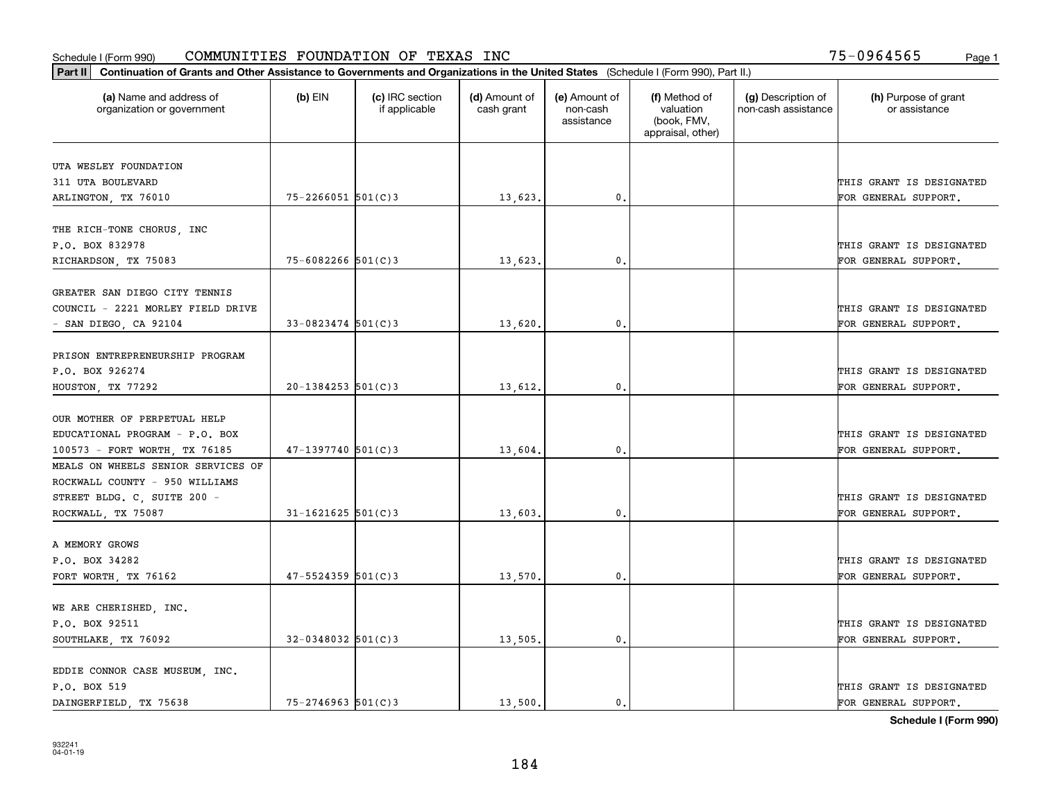Schedule I (Form 990) COMMUNITIES FOUNDATION OF TEXAS INC 75-0964565

**Part II** **Continuation of Grants and Other Assistance to Governments and Organizations in the United States** (Schedule I (Form 990), Part II.)

| (a) Name and address of organization or government | (b) EIN | (c) IRC section if applicable | (d) Amount of cash grant | (e) Amount of non-cash assistance | (f) Method of valuation (book, FMV, appraisal, other) | (g) Description of non-cash assistance | (h) Purpose of grant or assistance |
|---|---|---|---|---|---|---|---|
| UTA WESLEY FOUNDATION 311 UTA BOULEVARD ARLINGTON, TX 76010 | 75-2266051 | 501(C)3 | 13,623. | 0. | | | THIS GRANT IS DESIGNATED FOR GENERAL SUPPORT. |
| THE RICH-TONE CHORUS, INC P.O. BOX 832978 RICHARDSON, TX 75083 | 75-6082266 | 501(C)3 | 13,623. | 0. | | | THIS GRANT IS DESIGNATED FOR GENERAL SUPPORT. |
| GREATER SAN DIEGO CITY TENNIS COUNCIL - 2221 MORLEY FIELD DRIVE - SAN DIEGO, CA 92104 | 33-0823474 | 501(C)3 | 13,620. | 0. | | | THIS GRANT IS DESIGNATED FOR GENERAL SUPPORT. |
| PRISON ENTREPRENEURSHIP PROGRAM P.O. BOX 926274 HOUSTON, TX 77292 | 20-1384253 | 501(C)3 | 13,612. | 0. | | | THIS GRANT IS DESIGNATED FOR GENERAL SUPPORT. |
| OUR MOTHER OF PERPETUAL HELP EDUCATIONAL PROGRAM - P.O. BOX 100573 - FORT WORTH, TX 76185 | 47-1397740 | 501(C)3 | 13,604. | 0. | | | THIS GRANT IS DESIGNATED FOR GENERAL SUPPORT. |
| MEALS ON WHEELS SENIOR SERVICES OF ROCKWALL COUNTY - 950 WILLIAMS STREET BLDG. C, SUITE 200 - ROCKWALL, TX 75087 | 31-1621625 | 501(C)3 | 13,603. | 0. | | | THIS GRANT IS DESIGNATED FOR GENERAL SUPPORT. |
| A MEMORY GROWS P.O. BOX 34282 FORT WORTH, TX 76162 | 47-5524359 | 501(C)3 | 13,570. | 0. | | | THIS GRANT IS DESIGNATED FOR GENERAL SUPPORT. |
| WE ARE CHERISHED, INC. P.O. BOX 92511 SOUTHLAKE, TX 76092 | 32-0348032 | 501(C)3 | 13,505. | 0. | | | THIS GRANT IS DESIGNATED FOR GENERAL SUPPORT. |
| EDDIE CONNOR CASE MUSEUM, INC. P.O. BOX 519 DAINGERFIELD, TX 75638 | 75-2746963 | 501(C)3 | 13,500. | 0. | | | THIS GRANT IS DESIGNATED FOR GENERAL SUPPORT. |

**Schedule I (Form 990)**

932241 04-01-19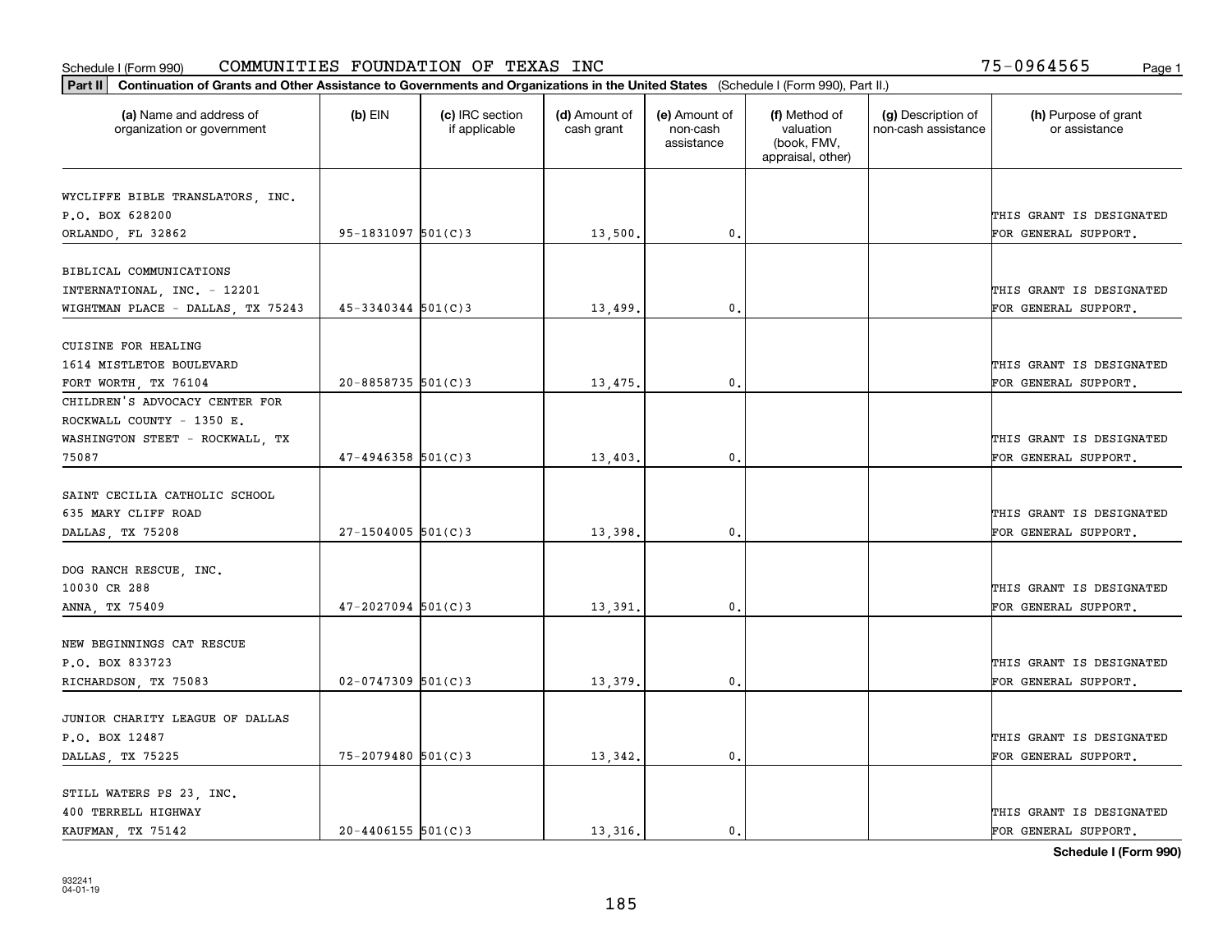Schedule I (Form 990) COMMUNITIES FOUNDATION OF TEXAS INC 75-0964565 Page 1

**Part II** **Continuation of Grants and Other Assistance to Governments and Organizations in the United States** (Schedule I (Form 990), Part II.)

| (a) Name and address of organization or government | (b) EIN | (c) IRC section if applicable | (d) Amount of cash grant | (e) Amount of non-cash assistance | (f) Method of valuation (book, FMV, appraisal, other) | (g) Description of non-cash assistance | (h) Purpose of grant or assistance |
|---|---|---|---|---|---|---|---|
| WYCLIFFE BIBLE TRANSLATORS, INC. P.O. BOX 628200 ORLANDO, FL 32862 | 95-1831097 | 501(C)3 | 13,500. | 0. | | | THIS GRANT IS DESIGNATED FOR GENERAL SUPPORT. |
| BIBLICAL COMMUNICATIONS INTERNATIONAL, INC. - 12201 WIGHTMAN PLACE - DALLAS, TX 75243 | 45-3340344 | 501(C)3 | 13,499. | 0. | | | THIS GRANT IS DESIGNATED FOR GENERAL SUPPORT. |
| CUISINE FOR HEALING 1614 MISTLETOE BOULEVARD FORT WORTH, TX 76104 | 20-8858735 | 501(C)3 | 13,475. | 0. | | | THIS GRANT IS DESIGNATED FOR GENERAL SUPPORT. |
| CHILDREN'S ADVOCACY CENTER FOR ROCKWALL COUNTY - 1350 E. WASHINGTON STEET - ROCKWALL, TX 75087 | 47-4946358 | 501(C)3 | 13,403. | 0. | | | THIS GRANT IS DESIGNATED FOR GENERAL SUPPORT. |
| SAINT CECILIA CATHOLIC SCHOOL 635 MARY CLIFF ROAD DALLAS, TX 75208 | 27-1504005 | 501(C)3 | 13,398. | 0. | | | THIS GRANT IS DESIGNATED FOR GENERAL SUPPORT. |
| DOG RANCH RESCUE, INC. 10030 CR 288 ANNA, TX 75409 | 47-2027094 | 501(C)3 | 13,391. | 0. | | | THIS GRANT IS DESIGNATED FOR GENERAL SUPPORT. |
| NEW BEGINNINGS CAT RESCUE P.O. BOX 833723 RICHARDSON, TX 75083 | 02-0747309 | 501(C)3 | 13,379. | 0. | | | THIS GRANT IS DESIGNATED FOR GENERAL SUPPORT. |
| JUNIOR CHARITY LEAGUE OF DALLAS P.O. BOX 12487 DALLAS, TX 75225 | 75-2079480 | 501(C)3 | 13,342. | 0. | | | THIS GRANT IS DESIGNATED FOR GENERAL SUPPORT. |
| STILL WATERS PS 23, INC. 400 TERRELL HIGHWAY KAUFMAN, TX 75142 | 20-4406155 | 501(C)3 | 13,316. | 0. | | | THIS GRANT IS DESIGNATED FOR GENERAL SUPPORT. |

**Schedule I (Form 990)**

932241
04-01-19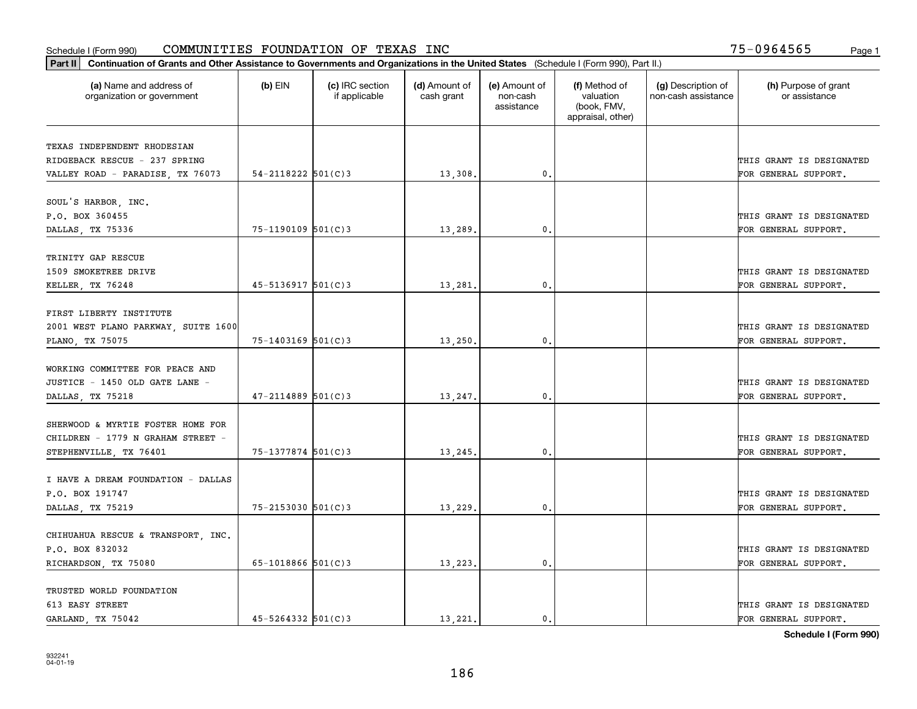Schedule I (Form 990) COMMUNITIES FOUNDATION OF TEXAS INC 75-0964565

**Part II** **Continuation of Grants and Other Assistance to Governments and Organizations in the United States** (Schedule I (Form 990), Part II.)

| (a) Name and address of organization or government | (b) EIN | (c) IRC section if applicable | (d) Amount of cash grant | (e) Amount of non-cash assistance | (f) Method of valuation (book, FMV, appraisal, other) | (g) Description of non-cash assistance | (h) Purpose of grant or assistance |
|---|---|---|---|---|---|---|---|
| TEXAS INDEPENDENT RHODESIAN RIDGEBACK RESCUE - 237 SPRING VALLEY ROAD - PARADISE, TX 76073 | 54-2118222 | 501(C)3 | 13,308. | 0. | | | THIS GRANT IS DESIGNATED FOR GENERAL SUPPORT. |
| SOUL'S HARBOR, INC. P.O. BOX 360455 DALLAS, TX 75336 | 75-1190109 | 501(C)3 | 13,289. | 0. | | | THIS GRANT IS DESIGNATED FOR GENERAL SUPPORT. |
| TRINITY GAP RESCUE 1509 SMOKETREE DRIVE KELLER, TX 76248 | 45-5136917 | 501(C)3 | 13,281. | 0. | | | THIS GRANT IS DESIGNATED FOR GENERAL SUPPORT. |
| FIRST LIBERTY INSTITUTE 2001 WEST PLANO PARKWAY, SUITE 1600 PLANO, TX 75075 | 75-1403169 | 501(C)3 | 13,250. | 0. | | | THIS GRANT IS DESIGNATED FOR GENERAL SUPPORT. |
| WORKING COMMITTEE FOR PEACE AND JUSTICE - 1450 OLD GATE LANE - DALLAS, TX 75218 | 47-2114889 | 501(C)3 | 13,247. | 0. | | | THIS GRANT IS DESIGNATED FOR GENERAL SUPPORT. |
| SHERWOOD & MYRTIE FOSTER HOME FOR CHILDREN - 1779 N GRAHAM STREET - STEPHENVILLE, TX 76401 | 75-1377874 | 501(C)3 | 13,245. | 0. | | | THIS GRANT IS DESIGNATED FOR GENERAL SUPPORT. |
| I HAVE A DREAM FOUNDATION - DALLAS P.O. BOX 191747 DALLAS, TX 75219 | 75-2153030 | 501(C)3 | 13,229. | 0. | | | THIS GRANT IS DESIGNATED FOR GENERAL SUPPORT. |
| CHIHUAHUA RESCUE & TRANSPORT, INC. P.O. BOX 832032 RICHARDSON, TX 75080 | 65-1018866 | 501(C)3 | 13,223. | 0. | | | THIS GRANT IS DESIGNATED FOR GENERAL SUPPORT. |
| TRUSTED WORLD FOUNDATION 613 EASY STREET GARLAND, TX 75042 | 45-5264332 | 501(C)3 | 13,221. | 0. | | | THIS GRANT IS DESIGNATED FOR GENERAL SUPPORT. |

**Schedule I (Form 990)**

932241
04-01-19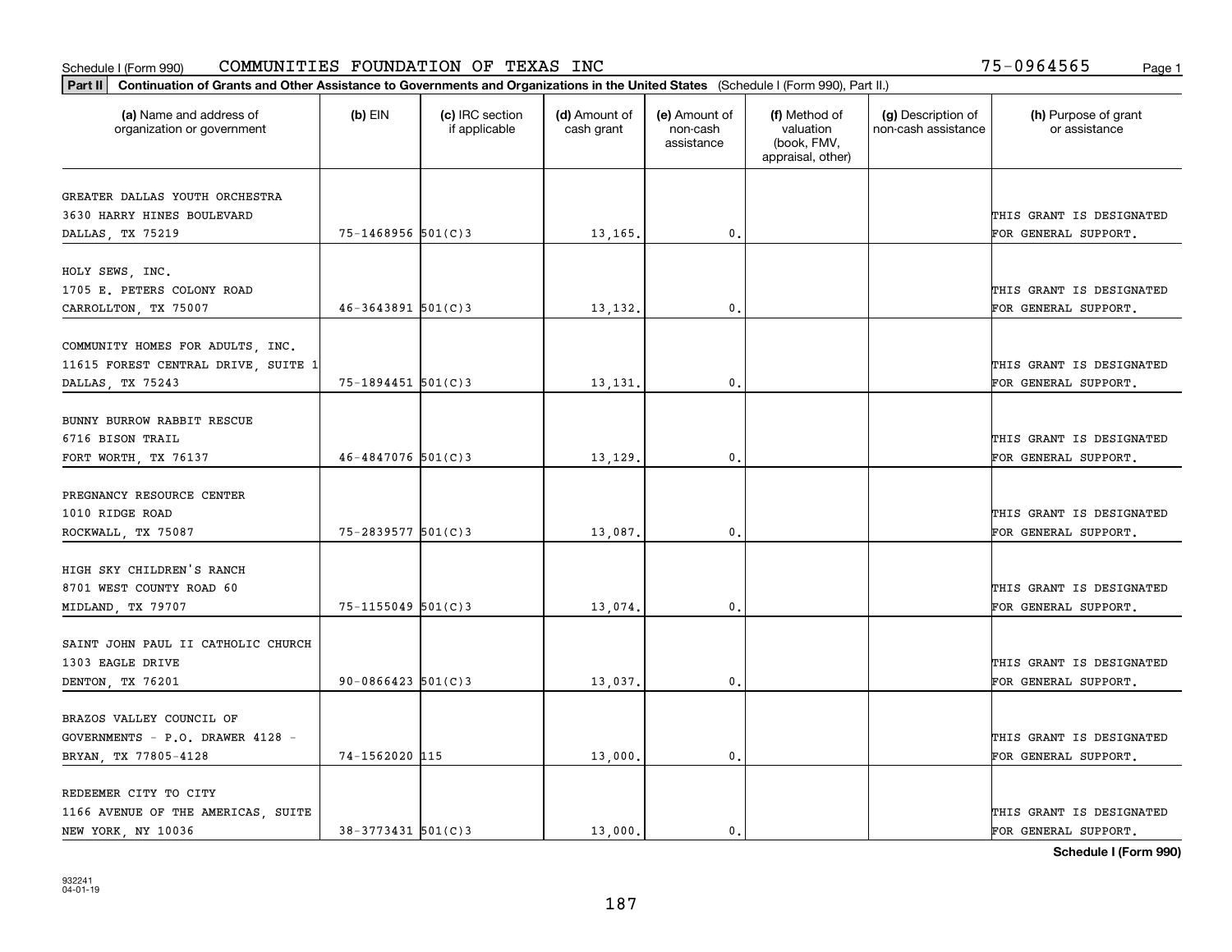Schedule I (Form 990) COMMUNITIES FOUNDATION OF TEXAS INC 75-0964565 Page 1

**Part II** **Continuation of Grants and Other Assistance to Governments and Organizations in the United States** (Schedule I (Form 990), Part II.)

| (a) Name and address of organization or government | (b) EIN | (c) IRC section if applicable | (d) Amount of cash grant | (e) Amount of non-cash assistance | (f) Method of valuation (book, FMV, appraisal, other) | (g) Description of non-cash assistance | (h) Purpose of grant or assistance |
|---|---|---|---|---|---|---|---|
| GREATER DALLAS YOUTH ORCHESTRA 3630 HARRY HINES BOULEVARD DALLAS, TX 75219 | 75-1468956 | 501(C)3 | 13,165. | 0. | | | THIS GRANT IS DESIGNATED FOR GENERAL SUPPORT. |
| HOLY SEWS, INC. 1705 E. PETERS COLONY ROAD CARROLLTON, TX 75007 | 46-3643891 | 501(C)3 | 13,132. | 0. | | | THIS GRANT IS DESIGNATED FOR GENERAL SUPPORT. |
| COMMUNITY HOMES FOR ADULTS, INC. 11615 FOREST CENTRAL DRIVE, SUITE 1 DALLAS, TX 75243 | 75-1894451 | 501(C)3 | 13,131. | 0. | | | THIS GRANT IS DESIGNATED FOR GENERAL SUPPORT. |
| BUNNY BURROW RABBIT RESCUE 6716 BISON TRAIL FORT WORTH, TX 76137 | 46-4847076 | 501(C)3 | 13,129. | 0. | | | THIS GRANT IS DESIGNATED FOR GENERAL SUPPORT. |
| PREGNANCY RESOURCE CENTER 1010 RIDGE ROAD ROCKWALL, TX 75087 | 75-2839577 | 501(C)3 | 13,087. | 0. | | | THIS GRANT IS DESIGNATED FOR GENERAL SUPPORT. |
| HIGH SKY CHILDREN'S RANCH 8701 WEST COUNTY ROAD 60 MIDLAND, TX 79707 | 75-1155049 | 501(C)3 | 13,074. | 0. | | | THIS GRANT IS DESIGNATED FOR GENERAL SUPPORT. |
| SAINT JOHN PAUL II CATHOLIC CHURCH 1303 EAGLE DRIVE DENTON, TX 76201 | 90-0866423 | 501(C)3 | 13,037. | 0. | | | THIS GRANT IS DESIGNATED FOR GENERAL SUPPORT. |
| BRAZOS VALLEY COUNCIL OF GOVERNMENTS - P.O. DRAWER 4128 - BRYAN, TX 77805-4128 | 74-1562020 | 115 | 13,000. | 0. | | | THIS GRANT IS DESIGNATED FOR GENERAL SUPPORT. |
| REDEEMER CITY TO CITY 1166 AVENUE OF THE AMERICAS, SUITE NEW YORK, NY 10036 | 38-3773431 | 501(C)3 | 13,000. | 0. | | | THIS GRANT IS DESIGNATED FOR GENERAL SUPPORT. |

**Schedule I (Form 990)**

932241
04-01-19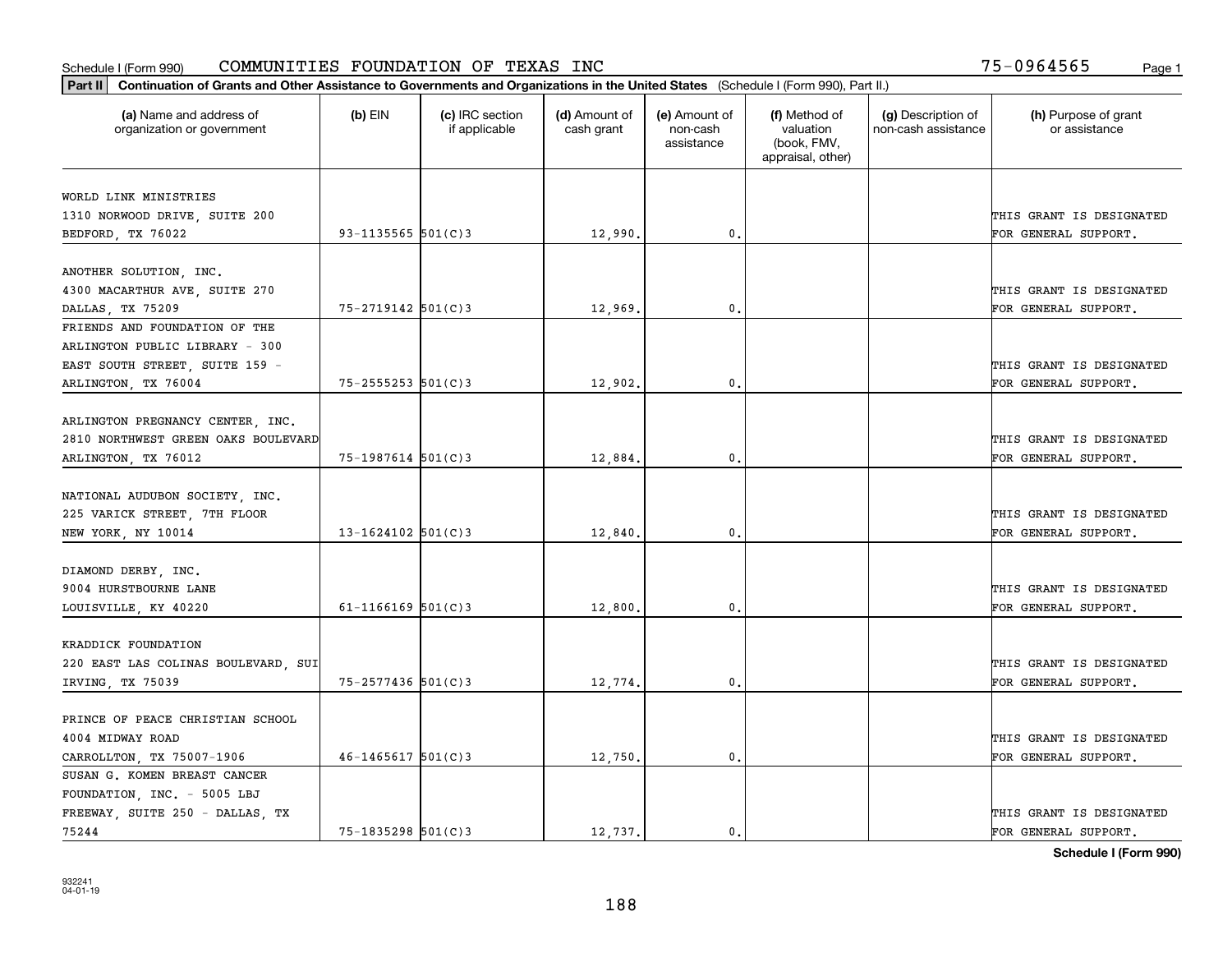Schedule I (Form 990) COMMUNITIES FOUNDATION OF TEXAS INC 75-0964565

**Part II Continuation of Grants and Other Assistance to Governments and Organizations in the United States** (Schedule I (Form 990), Part II.)

| (a) Name and address of organization or government | (b) EIN | (c) IRC section if applicable | (d) Amount of cash grant | (e) Amount of non-cash assistance | (f) Method of valuation (book, FMV, appraisal, other) | (g) Description of non-cash assistance | (h) Purpose of grant or assistance |
|---|---|---|---|---|---|---|---|
| WORLD LINK MINISTRIES 1310 NORWOOD DRIVE, SUITE 200 BEDFORD, TX 76022 | 93-1135565 | 501(C)3 | 12,990. | 0. | | | THIS GRANT IS DESIGNATED FOR GENERAL SUPPORT. |
| ANOTHER SOLUTION, INC. 4300 MACARTHUR AVE, SUITE 270 DALLAS, TX 75209 | 75-2719142 | 501(C)3 | 12,969. | 0. | | | THIS GRANT IS DESIGNATED FOR GENERAL SUPPORT. |
| FRIENDS AND FOUNDATION OF THE ARLINGTON PUBLIC LIBRARY - 300 EAST SOUTH STREET, SUITE 159 - ARLINGTON, TX 76004 | 75-2555253 | 501(C)3 | 12,902. | 0. | | | THIS GRANT IS DESIGNATED FOR GENERAL SUPPORT. |
| ARLINGTON PREGNANCY CENTER, INC. 2810 NORTHWEST GREEN OAKS BOULEVARD ARLINGTON, TX 76012 | 75-1987614 | 501(C)3 | 12,884. | 0. | | | THIS GRANT IS DESIGNATED FOR GENERAL SUPPORT. |
| NATIONAL AUDUBON SOCIETY, INC. 225 VARICK STREET, 7TH FLOOR NEW YORK, NY 10014 | 13-1624102 | 501(C)3 | 12,840. | 0. | | | THIS GRANT IS DESIGNATED FOR GENERAL SUPPORT. |
| DIAMOND DERBY, INC. 9004 HURSTBOURNE LANE LOUISVILLE, KY 40220 | 61-1166169 | 501(C)3 | 12,800. | 0. | | | THIS GRANT IS DESIGNATED FOR GENERAL SUPPORT. |
| KRADDICK FOUNDATION 220 EAST LAS COLINAS BOULEVARD, SUI IRVING, TX 75039 | 75-2577436 | 501(C)3 | 12,774. | 0. | | | THIS GRANT IS DESIGNATED FOR GENERAL SUPPORT. |
| PRINCE OF PEACE CHRISTIAN SCHOOL 4004 MIDWAY ROAD CARROLLTON, TX 75007-1906 | 46-1465617 | 501(C)3 | 12,750. | 0. | | | THIS GRANT IS DESIGNATED FOR GENERAL SUPPORT. |
| SUSAN G. KOMEN BREAST CANCER FOUNDATION, INC. - 5005 LBJ FREEWAY, SUITE 250 - DALLAS, TX 75244 | 75-1835298 | 501(C)3 | 12,737. | 0. | | | THIS GRANT IS DESIGNATED FOR GENERAL SUPPORT. |

**Schedule I (Form 990)**

932241
04-01-19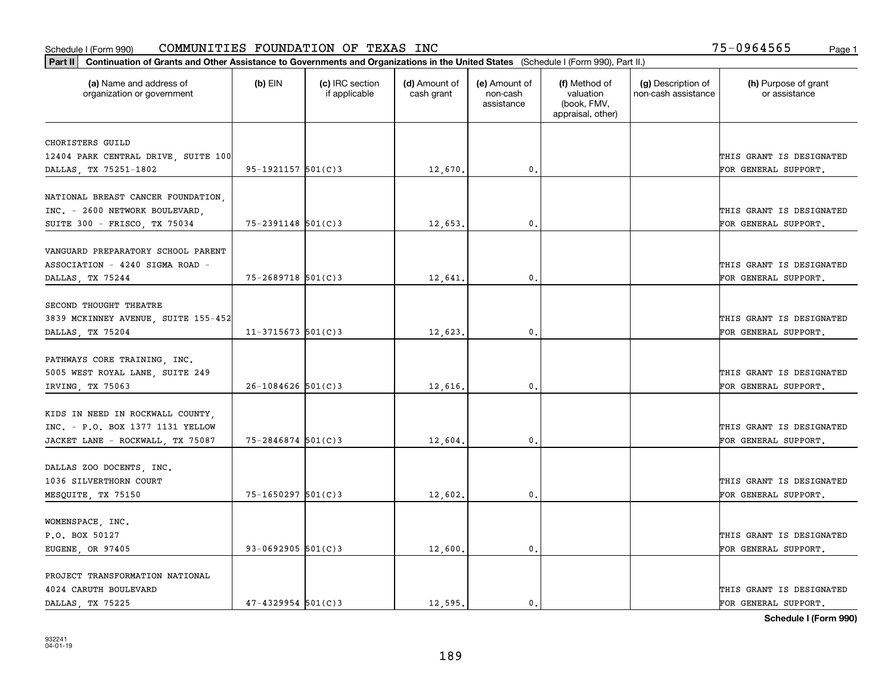Schedule I (Form 990) COMMUNITIES FOUNDATION OF TEXAS INC 75-0964565

**Part II** Continuation of Grants and Other Assistance to Governments and Organizations in the United States (Schedule I (Form 990), Part II.)

| (a) Name and address of organization or government | (b) EIN | (c) IRC section if applicable | (d) Amount of cash grant | (e) Amount of non-cash assistance | (f) Method of valuation (book, FMV, appraisal, other) | (g) Description of non-cash assistance | (h) Purpose of grant or assistance |
|---|---|---|---|---|---|---|---|
| CHORISTERS GUILD 12404 PARK CENTRAL DRIVE, SUITE 100 DALLAS, TX 75251-1802 | 95-1921157 | 501(C)3 | 12,670. | 0. | | | THIS GRANT IS DESIGNATED FOR GENERAL SUPPORT. |
| NATIONAL BREAST CANCER FOUNDATION, INC. - 2600 NETWORK BOULEVARD, SUITE 300 - FRISCO, TX 75034 | 75-2391148 | 501(C)3 | 12,653. | 0. | | | THIS GRANT IS DESIGNATED FOR GENERAL SUPPORT. |
| VANGUARD PREPARATORY SCHOOL PARENT ASSOCIATION - 4240 SIGMA ROAD - DALLAS, TX 75244 | 75-2689718 | 501(C)3 | 12,641. | 0. | | | THIS GRANT IS DESIGNATED FOR GENERAL SUPPORT. |
| SECOND THOUGHT THEATRE 3839 MCKINNEY AVENUE, SUITE 155-452 DALLAS, TX 75204 | 11-3715673 | 501(C)3 | 12,623. | 0. | | | THIS GRANT IS DESIGNATED FOR GENERAL SUPPORT. |
| PATHWAYS CORE TRAINING, INC. 5005 WEST ROYAL LANE, SUITE 249 IRVING, TX 75063 | 26-1084626 | 501(C)3 | 12,616. | 0. | | | THIS GRANT IS DESIGNATED FOR GENERAL SUPPORT. |
| KIDS IN NEED IN ROCKWALL COUNTY, INC. - P.O. BOX 1377 1131 YELLOW JACKET LANE - ROCKWALL, TX 75087 | 75-2846874 | 501(C)3 | 12,604. | 0. | | | THIS GRANT IS DESIGNATED FOR GENERAL SUPPORT. |
| DALLAS ZOO DOCENTS, INC. 1036 SILVERTHORN COURT MESQUITE, TX 75150 | 75-1650297 | 501(C)3 | 12,602. | 0. | | | THIS GRANT IS DESIGNATED FOR GENERAL SUPPORT. |
| WOMENSPACE, INC. P.O. BOX 50127 EUGENE, OR 97405 | 93-0692905 | 501(C)3 | 12,600. | 0. | | | THIS GRANT IS DESIGNATED FOR GENERAL SUPPORT. |
| PROJECT TRANSFORMATION NATIONAL 4024 CARUTH BOULEVARD DALLAS, TX 75225 | 47-4329954 | 501(C)3 | 12,595. | 0. | | | THIS GRANT IS DESIGNATED FOR GENERAL SUPPORT. |

**Schedule I (Form 990)**

932241 04-01-19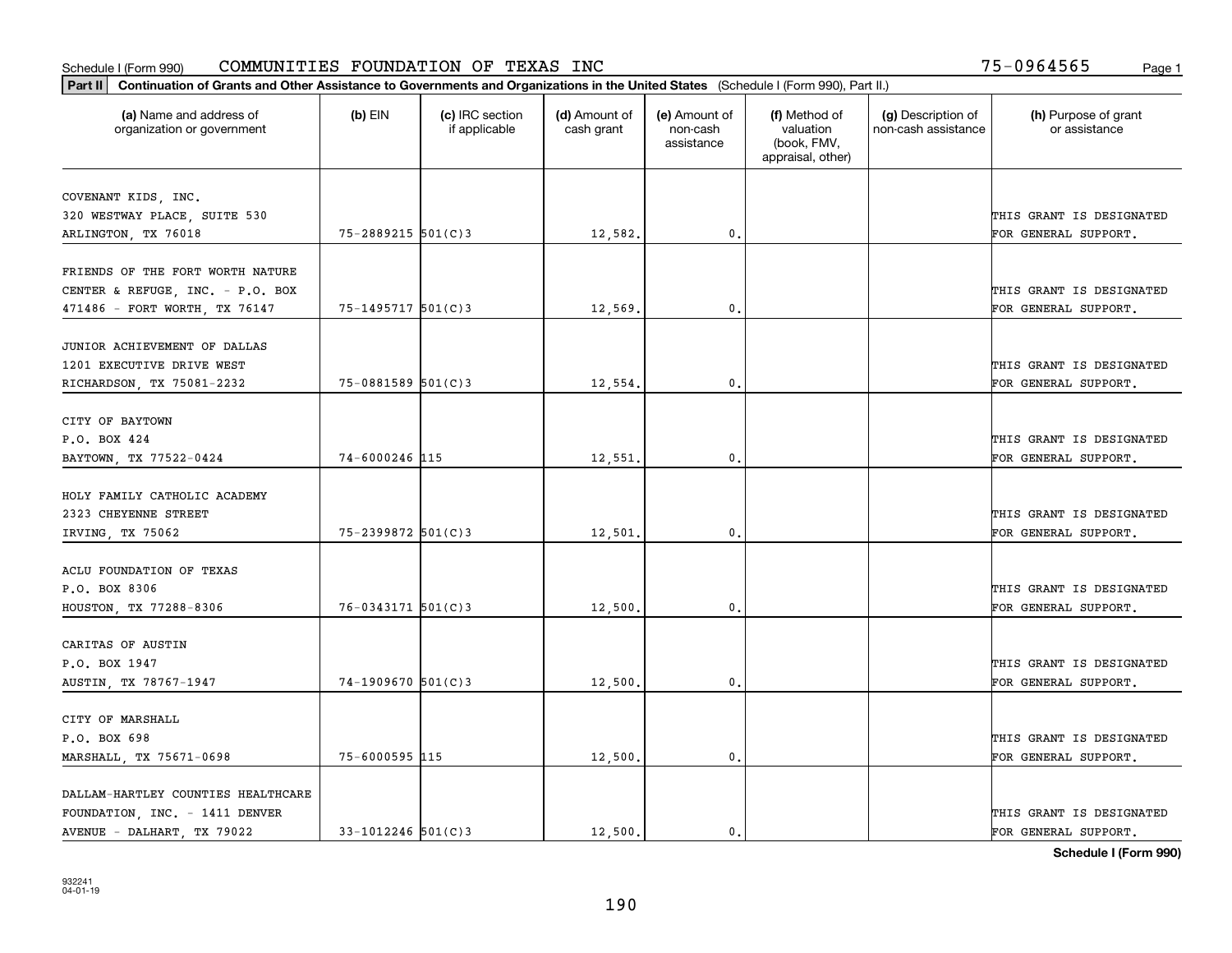Schedule I (Form 990) COMMUNITIES FOUNDATION OF TEXAS INC 75-0964565

**Part II** **Continuation of Grants and Other Assistance to Governments and Organizations in the United States** (Schedule I (Form 990), Part II.)

| (a) Name and address of organization or government | (b) EIN | (c) IRC section if applicable | (d) Amount of cash grant | (e) Amount of non-cash assistance | (f) Method of valuation (book, FMV, appraisal, other) | (g) Description of non-cash assistance | (h) Purpose of grant or assistance |
|---|---|---|---|---|---|---|---|
| COVENANT KIDS, INC.<br>320 WESTWAY PLACE, SUITE 530<br>ARLINGTON, TX 76018 | 75-2889215 | 501(C)3 | 12,582. | 0. | | | THIS GRANT IS DESIGNATED FOR GENERAL SUPPORT. |
| FRIENDS OF THE FORT WORTH NATURE CENTER & REFUGE, INC. - P.O. BOX 471486 - FORT WORTH, TX 76147 | 75-1495717 | 501(C)3 | 12,569. | 0. | | | THIS GRANT IS DESIGNATED FOR GENERAL SUPPORT. |
| JUNIOR ACHIEVEMENT OF DALLAS<br>1201 EXECUTIVE DRIVE WEST<br>RICHARDSON, TX 75081-2232 | 75-0881589 | 501(C)3 | 12,554. | 0. | | | THIS GRANT IS DESIGNATED FOR GENERAL SUPPORT. |
| CITY OF BAYTOWN<br>P.O. BOX 424<br>BAYTOWN, TX 77522-0424 | 74-6000246 | 115 | 12,551. | 0. | | | THIS GRANT IS DESIGNATED FOR GENERAL SUPPORT. |
| HOLY FAMILY CATHOLIC ACADEMY<br>2323 CHEYENNE STREET<br>IRVING, TX 75062 | 75-2399872 | 501(C)3 | 12,501. | 0. | | | THIS GRANT IS DESIGNATED FOR GENERAL SUPPORT. |
| ACLU FOUNDATION OF TEXAS<br>P.O. BOX 8306<br>HOUSTON, TX 77288-8306 | 76-0343171 | 501(C)3 | 12,500. | 0. | | | THIS GRANT IS DESIGNATED FOR GENERAL SUPPORT. |
| CARITAS OF AUSTIN<br>P.O. BOX 1947<br>AUSTIN, TX 78767-1947 | 74-1909670 | 501(C)3 | 12,500. | 0. | | | THIS GRANT IS DESIGNATED FOR GENERAL SUPPORT. |
| CITY OF MARSHALL<br>P.O. BOX 698<br>MARSHALL, TX 75671-0698 | 75-6000595 | 115 | 12,500. | 0. | | | THIS GRANT IS DESIGNATED FOR GENERAL SUPPORT. |
| DALLAM-HARTLEY COUNTIES HEALTHCARE FOUNDATION, INC. - 1411 DENVER AVENUE - DALHART, TX 79022 | 33-1012246 | 501(C)3 | 12,500. | 0. | | | THIS GRANT IS DESIGNATED FOR GENERAL SUPPORT. |

**Schedule I (Form 990)**

932241
04-01-19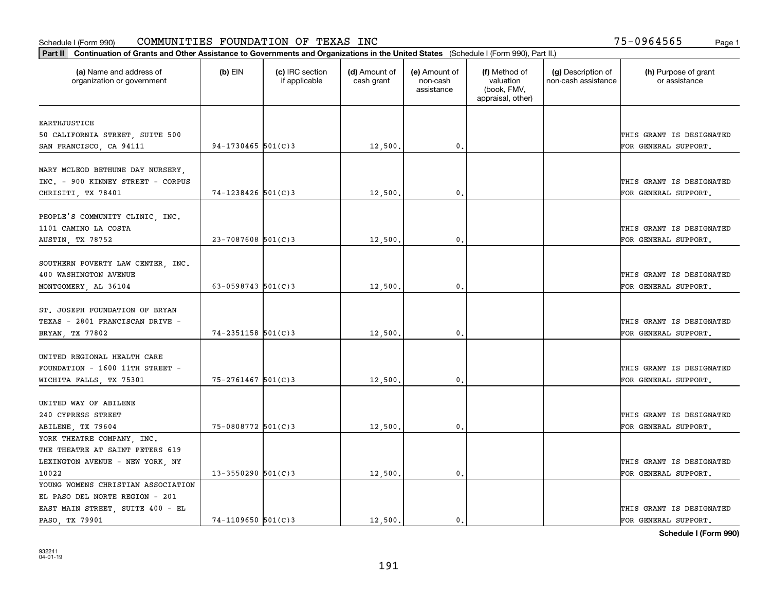Schedule I (Form 990) COMMUNITIES FOUNDATION OF TEXAS INC 75-0964565

**Part II** **Continuation of Grants and Other Assistance to Governments and Organizations in the United States** (Schedule I (Form 990), Part II.)

| (a) Name and address of organization or government | (b) EIN | (c) IRC section if applicable | (d) Amount of cash grant | (e) Amount of non-cash assistance | (f) Method of valuation (book, FMV, appraisal, other) | (g) Description of non-cash assistance | (h) Purpose of grant or assistance |
|---|---|---|---|---|---|---|---|
| EARTHJUSTICE 50 CALIFORNIA STREET, SUITE 500 SAN FRANCISCO, CA 94111 | 94-1730465 | 501(C)3 | 12,500. | 0. | | | THIS GRANT IS DESIGNATED FOR GENERAL SUPPORT. |
| MARY MCLEOD BETHUNE DAY NURSERY, INC. - 900 KINNEY STREET - CORPUS CHRISITI, TX 78401 | 74-1238426 | 501(C)3 | 12,500. | 0. | | | THIS GRANT IS DESIGNATED FOR GENERAL SUPPORT. |
| PEOPLE'S COMMUNITY CLINIC, INC. 1101 CAMINO LA COSTA AUSTIN, TX 78752 | 23-7087608 | 501(C)3 | 12,500. | 0. | | | THIS GRANT IS DESIGNATED FOR GENERAL SUPPORT. |
| SOUTHERN POVERTY LAW CENTER, INC. 400 WASHINGTON AVENUE MONTGOMERY, AL 36104 | 63-0598743 | 501(C)3 | 12,500. | 0. | | | THIS GRANT IS DESIGNATED FOR GENERAL SUPPORT. |
| ST. JOSEPH FOUNDATION OF BRYAN TEXAS - 2801 FRANCISCAN DRIVE - BRYAN, TX 77802 | 74-2351158 | 501(C)3 | 12,500. | 0. | | | THIS GRANT IS DESIGNATED FOR GENERAL SUPPORT. |
| UNITED REGIONAL HEALTH CARE FOUNDATION - 1600 11TH STREET - WICHITA FALLS, TX 75301 | 75-2761467 | 501(C)3 | 12,500. | 0. | | | THIS GRANT IS DESIGNATED FOR GENERAL SUPPORT. |
| UNITED WAY OF ABILENE 240 CYPRESS STREET ABILENE, TX 79604 | 75-0808772 | 501(C)3 | 12,500. | 0. | | | THIS GRANT IS DESIGNATED FOR GENERAL SUPPORT. |
| YORK THEATRE COMPANY, INC. THE THEATRE AT SAINT PETERS 619 LEXINGTON AVENUE - NEW YORK, NY 10022 | 13-3550290 | 501(C)3 | 12,500. | 0. | | | THIS GRANT IS DESIGNATED FOR GENERAL SUPPORT. |
| YOUNG WOMENS CHRISTIAN ASSOCIATION EL PASO DEL NORTE REGION - 201 EAST MAIN STREET, SUITE 400 - EL PASO, TX 79901 | 74-1109650 | 501(C)3 | 12,500. | 0. | | | THIS GRANT IS DESIGNATED FOR GENERAL SUPPORT. |

**Schedule I (Form 990)**

932241 04-01-19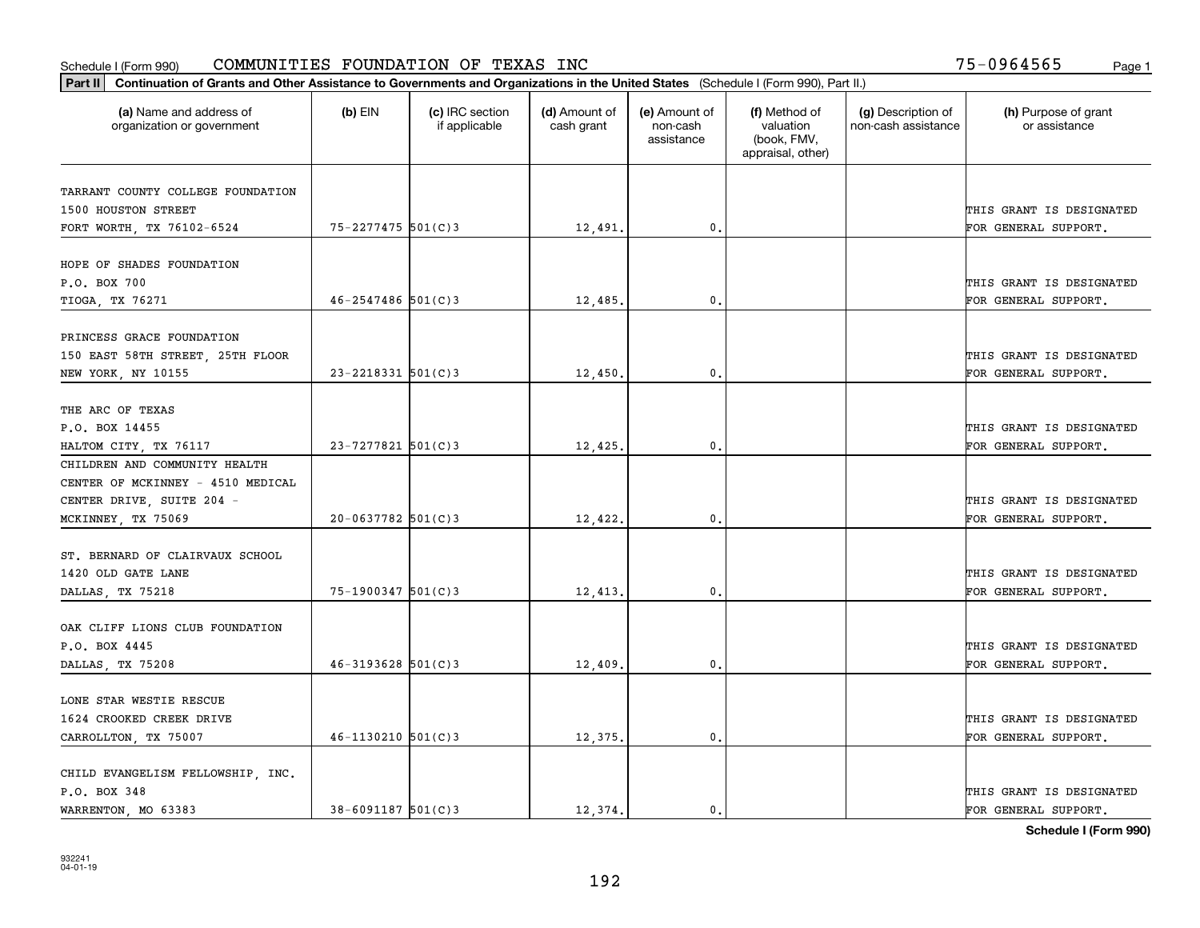Schedule I (Form 990) COMMUNITIES FOUNDATION OF TEXAS INC 75-0964565

**Part II** **Continuation of Grants and Other Assistance to Governments and Organizations in the United States** (Schedule I (Form 990), Part II.)

| (a) Name and address of organization or government | (b) EIN | (c) IRC section if applicable | (d) Amount of cash grant | (e) Amount of non-cash assistance | (f) Method of valuation (book, FMV, appraisal, other) | (g) Description of non-cash assistance | (h) Purpose of grant or assistance |
|---|---|---|---|---|---|---|---|
| TARRANT COUNTY COLLEGE FOUNDATION 1500 HOUSTON STREET FORT WORTH, TX 76102-6524 | 75-2277475 | 501(C)3 | 12,491. | 0. | | | THIS GRANT IS DESIGNATED FOR GENERAL SUPPORT. |
| HOPE OF SHADES FOUNDATION P.O. BOX 700 TIOGA, TX 76271 | 46-2547486 | 501(C)3 | 12,485. | 0. | | | THIS GRANT IS DESIGNATED FOR GENERAL SUPPORT. |
| PRINCESS GRACE FOUNDATION 150 EAST 58TH STREET, 25TH FLOOR NEW YORK, NY 10155 | 23-2218331 | 501(C)3 | 12,450. | 0. | | | THIS GRANT IS DESIGNATED FOR GENERAL SUPPORT. |
| THE ARC OF TEXAS P.O. BOX 14455 HALTOM CITY, TX 76117 | 23-7277821 | 501(C)3 | 12,425. | 0. | | | THIS GRANT IS DESIGNATED FOR GENERAL SUPPORT. |
| CHILDREN AND COMMUNITY HEALTH CENTER OF MCKINNEY - 4510 MEDICAL CENTER DRIVE, SUITE 204 - MCKINNEY, TX 75069 | 20-0637782 | 501(C)3 | 12,422. | 0. | | | THIS GRANT IS DESIGNATED FOR GENERAL SUPPORT. |
| ST. BERNARD OF CLAIRVAUX SCHOOL 1420 OLD GATE LANE DALLAS, TX 75218 | 75-1900347 | 501(C)3 | 12,413. | 0. | | | THIS GRANT IS DESIGNATED FOR GENERAL SUPPORT. |
| OAK CLIFF LIONS CLUB FOUNDATION P.O. BOX 4445 DALLAS, TX 75208 | 46-3193628 | 501(C)3 | 12,409. | 0. | | | THIS GRANT IS DESIGNATED FOR GENERAL SUPPORT. |
| LONE STAR WESTIE RESCUE 1624 CROOKED CREEK DRIVE CARROLLTON, TX 75007 | 46-1130210 | 501(C)3 | 12,375. | 0. | | | THIS GRANT IS DESIGNATED FOR GENERAL SUPPORT. |
| CHILD EVANGELISM FELLOWSHIP, INC. P.O. BOX 348 WARRENTON, MO 63383 | 38-6091187 | 501(C)3 | 12,374. | 0. | | | THIS GRANT IS DESIGNATED FOR GENERAL SUPPORT. |

**Schedule I (Form 990)**

932241
04-01-19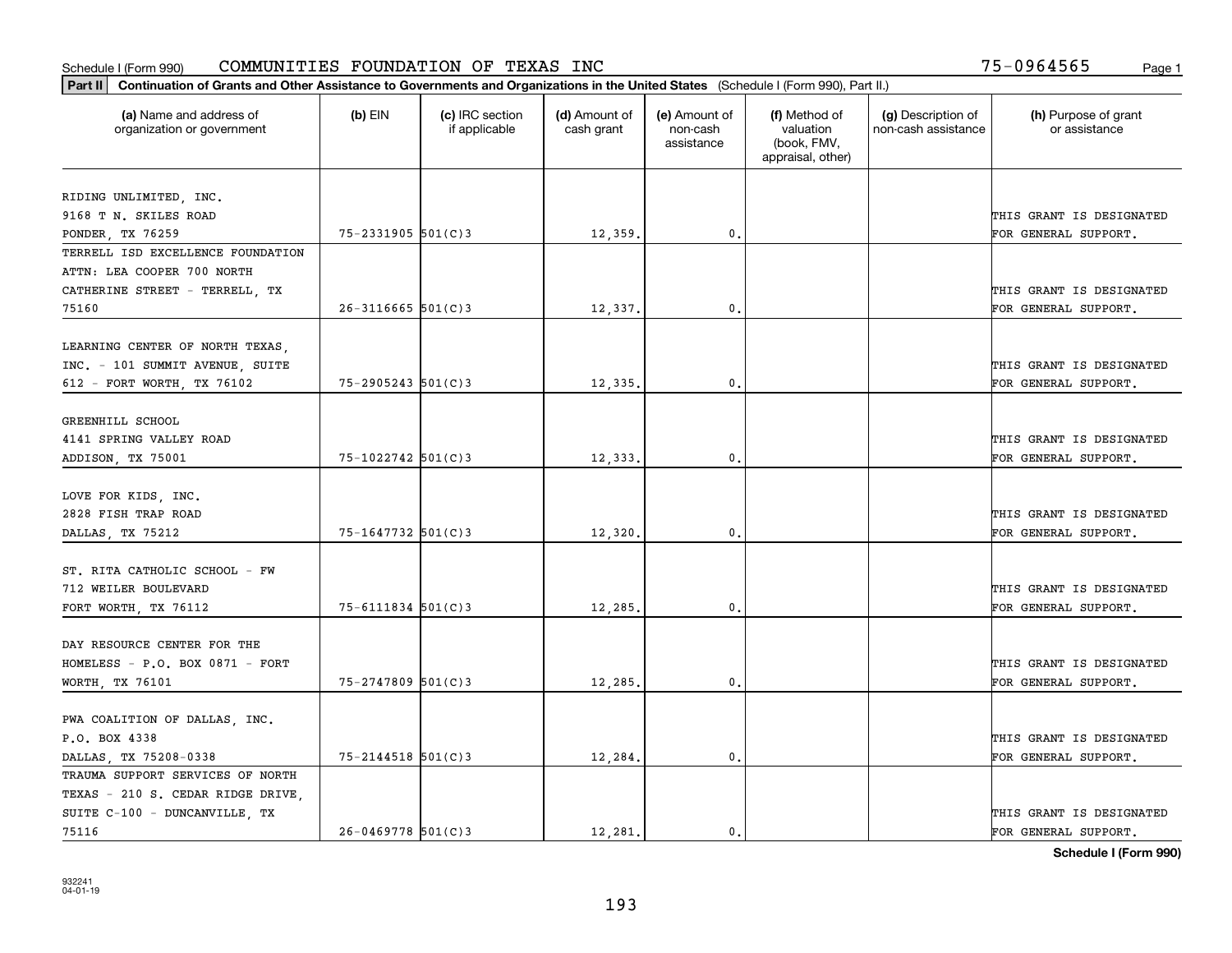Schedule I (Form 990) COMMUNITIES FOUNDATION OF TEXAS INC 75-0964565

**Part II Continuation of Grants and Other Assistance to Governments and Organizations in the United States** (Schedule I (Form 990), Part II.)

| (a) Name and address of organization or government | (b) EIN | (c) IRC section if applicable | (d) Amount of cash grant | (e) Amount of non-cash assistance | (f) Method of valuation (book, FMV, appraisal, other) | (g) Description of non-cash assistance | (h) Purpose of grant or assistance |
|---|---|---|---|---|---|---|---|
| RIDING UNLIMITED, INC. 9168 T N. SKILES ROAD PONDER, TX 76259 | 75-2331905 | 501(C)3 | 12,359. | 0. | | | THIS GRANT IS DESIGNATED FOR GENERAL SUPPORT. |
| TERRELL ISD EXCELLENCE FOUNDATION ATTN: LEA COOPER 700 NORTH CATHERINE STREET - TERRELL, TX 75160 | 26-3116665 | 501(C)3 | 12,337. | 0. | | | THIS GRANT IS DESIGNATED FOR GENERAL SUPPORT. |
| LEARNING CENTER OF NORTH TEXAS, INC. - 101 SUMMIT AVENUE, SUITE 612 - FORT WORTH, TX 76102 | 75-2905243 | 501(C)3 | 12,335. | 0. | | | THIS GRANT IS DESIGNATED FOR GENERAL SUPPORT. |
| GREENHILL SCHOOL 4141 SPRING VALLEY ROAD ADDISON, TX 75001 | 75-1022742 | 501(C)3 | 12,333. | 0. | | | THIS GRANT IS DESIGNATED FOR GENERAL SUPPORT. |
| LOVE FOR KIDS, INC. 2828 FISH TRAP ROAD DALLAS, TX 75212 | 75-1647732 | 501(C)3 | 12,320. | 0. | | | THIS GRANT IS DESIGNATED FOR GENERAL SUPPORT. |
| ST. RITA CATHOLIC SCHOOL - FW 712 WEILER BOULEVARD FORT WORTH, TX 76112 | 75-6111834 | 501(C)3 | 12,285. | 0. | | | THIS GRANT IS DESIGNATED FOR GENERAL SUPPORT. |
| DAY RESOURCE CENTER FOR THE HOMELESS - P.O. BOX 0871 - FORT WORTH, TX 76101 | 75-2747809 | 501(C)3 | 12,285. | 0. | | | THIS GRANT IS DESIGNATED FOR GENERAL SUPPORT. |
| PWA COALITION OF DALLAS, INC. P.O. BOX 4338 DALLAS, TX 75208-0338 | 75-2144518 | 501(C)3 | 12,284. | 0. | | | THIS GRANT IS DESIGNATED FOR GENERAL SUPPORT. |
| TRAUMA SUPPORT SERVICES OF NORTH TEXAS - 210 S. CEDAR RIDGE DRIVE, SUITE C-100 - DUNCANVILLE, TX 75116 | 26-0469778 | 501(C)3 | 12,281. | 0. | | | THIS GRANT IS DESIGNATED FOR GENERAL SUPPORT. |

**Schedule I (Form 990)**

932241 04-01-19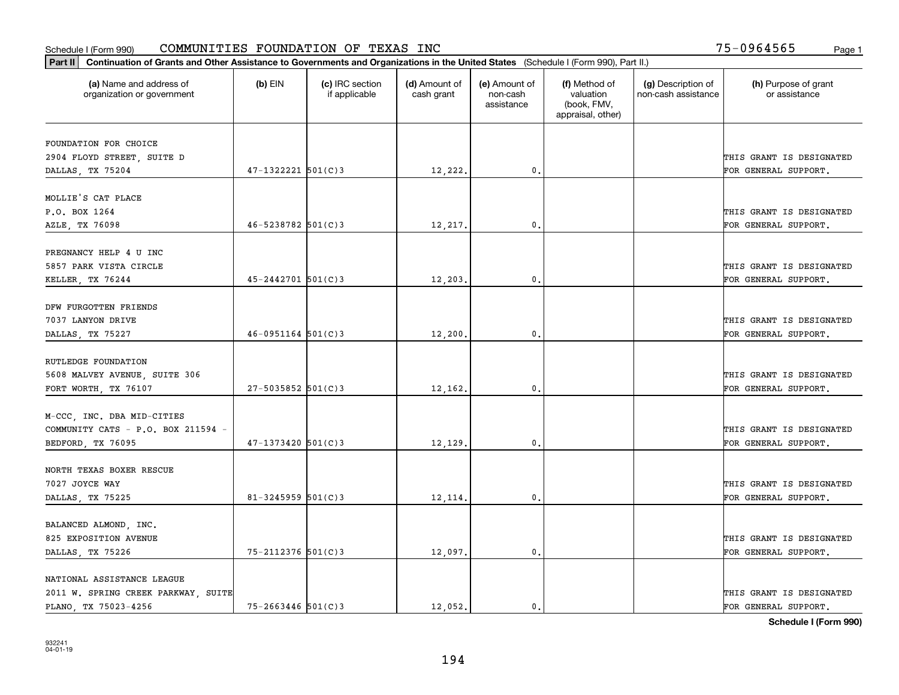Schedule I (Form 990) COMMUNITIES FOUNDATION OF TEXAS INC 75-0964565 Page 1

**Part II Continuation of Grants and Other Assistance to Governments and Organizations in the United States** (Schedule I (Form 990), Part II.)

| (a) Name and address of organization or government | (b) EIN | (c) IRC section if applicable | (d) Amount of cash grant | (e) Amount of non-cash assistance | (f) Method of valuation (book, FMV, appraisal, other) | (g) Description of non-cash assistance | (h) Purpose of grant or assistance |
|---|---|---|---|---|---|---|---|
| FOUNDATION FOR CHOICE 2904 FLOYD STREET, SUITE D DALLAS, TX 75204 | 47-1322221 | 501(C)3 | 12,222. | 0. | | | THIS GRANT IS DESIGNATED FOR GENERAL SUPPORT. |
| MOLLIE'S CAT PLACE P.O. BOX 1264 AZLE, TX 76098 | 46-5238782 | 501(C)3 | 12,217. | 0. | | | THIS GRANT IS DESIGNATED FOR GENERAL SUPPORT. |
| PREGNANCY HELP 4 U INC 5857 PARK VISTA CIRCLE KELLER, TX 76244 | 45-2442701 | 501(C)3 | 12,203. | 0. | | | THIS GRANT IS DESIGNATED FOR GENERAL SUPPORT. |
| DFW FURGOTTEN FRIENDS 7037 LANYON DRIVE DALLAS, TX 75227 | 46-0951164 | 501(C)3 | 12,200. | 0. | | | THIS GRANT IS DESIGNATED FOR GENERAL SUPPORT. |
| RUTLEDGE FOUNDATION 5608 MALVEY AVENUE, SUITE 306 FORT WORTH, TX 76107 | 27-5035852 | 501(C)3 | 12,162. | 0. | | | THIS GRANT IS DESIGNATED FOR GENERAL SUPPORT. |
| M-CCC, INC. DBA MID-CITIES COMMUNITY CATS - P.O. BOX 211594 - BEDFORD, TX 76095 | 47-1373420 | 501(C)3 | 12,129. | 0. | | | THIS GRANT IS DESIGNATED FOR GENERAL SUPPORT. |
| NORTH TEXAS BOXER RESCUE 7027 JOYCE WAY DALLAS, TX 75225 | 81-3245959 | 501(C)3 | 12,114. | 0. | | | THIS GRANT IS DESIGNATED FOR GENERAL SUPPORT. |
| BALANCED ALMOND, INC. 825 EXPOSITION AVENUE DALLAS, TX 75226 | 75-2112376 | 501(C)3 | 12,097. | 0. | | | THIS GRANT IS DESIGNATED FOR GENERAL SUPPORT. |
| NATIONAL ASSISTANCE LEAGUE 2011 W. SPRING CREEK PARKWAY, SUITE PLANO, TX 75023-4256 | 75-2663446 | 501(C)3 | 12,052. | 0. | | | THIS GRANT IS DESIGNATED FOR GENERAL SUPPORT. |

**Schedule I (Form 990)**

932241 04-01-19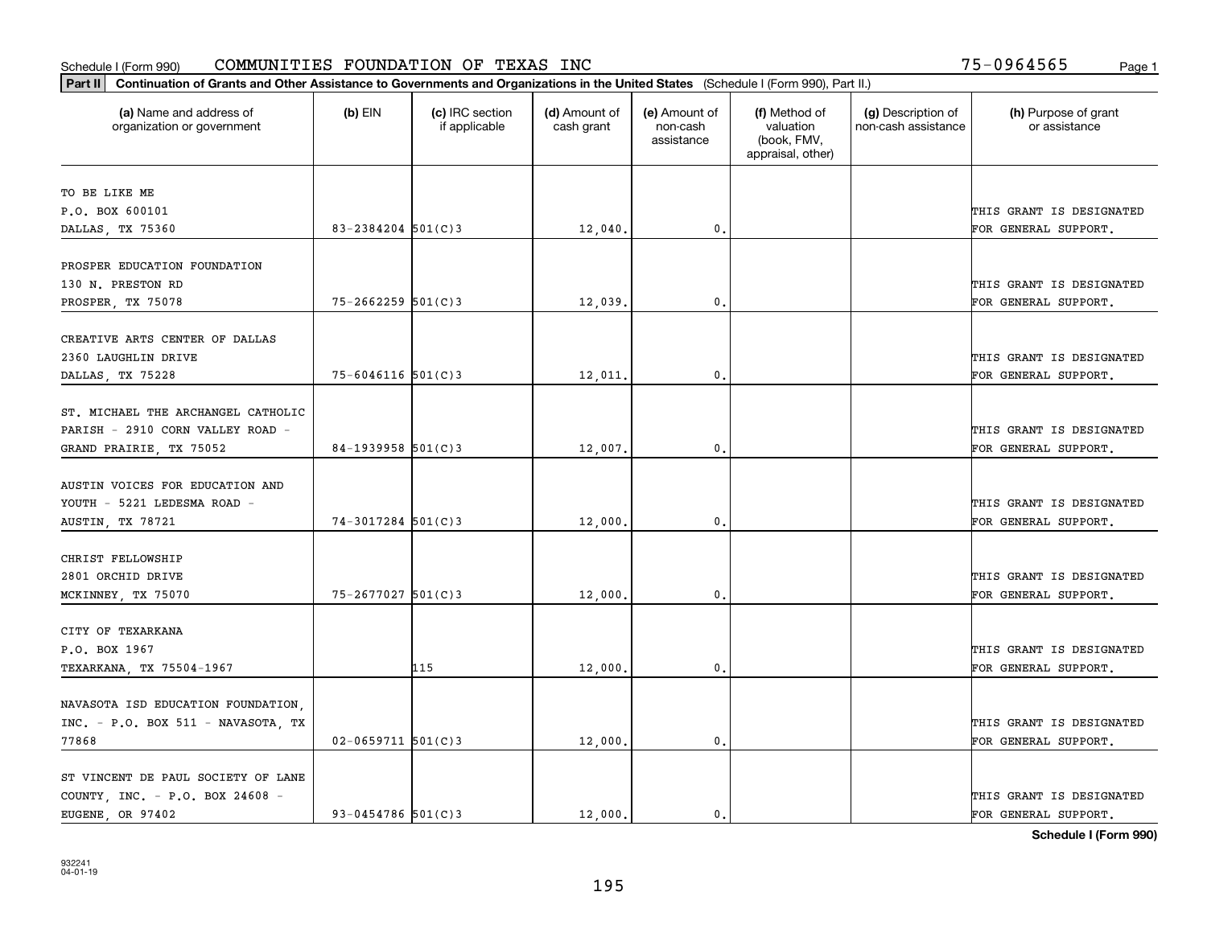Schedule I (Form 990) COMMUNITIES FOUNDATION OF TEXAS INC 75-0964565

**Part II** **Continuation of Grants and Other Assistance to Governments and Organizations in the United States** (Schedule I (Form 990), Part II.)

| (a) Name and address of organization or government | (b) EIN | (c) IRC section if applicable | (d) Amount of cash grant | (e) Amount of non-cash assistance | (f) Method of valuation (book, FMV, appraisal, other) | (g) Description of non-cash assistance | (h) Purpose of grant or assistance |
|---|---|---|---|---|---|---|---|
| TO BE LIKE ME<br>P.O. BOX 600101<br>DALLAS, TX 75360 | 83-2384204 | 501(C)3 | 12,040. | 0. | | | THIS GRANT IS DESIGNATED FOR GENERAL SUPPORT. |
| PROSPER EDUCATION FOUNDATION<br>130 N. PRESTON RD<br>PROSPER, TX 75078 | 75-2662259 | 501(C)3 | 12,039. | 0. | | | THIS GRANT IS DESIGNATED FOR GENERAL SUPPORT. |
| CREATIVE ARTS CENTER OF DALLAS<br>2360 LAUGHLIN DRIVE<br>DALLAS, TX 75228 | 75-6046116 | 501(C)3 | 12,011. | 0. | | | THIS GRANT IS DESIGNATED FOR GENERAL SUPPORT. |
| ST. MICHAEL THE ARCHANGEL CATHOLIC PARISH - 2910 CORN VALLEY ROAD - GRAND PRAIRIE, TX 75052 | 84-1939958 | 501(C)3 | 12,007. | 0. | | | THIS GRANT IS DESIGNATED FOR GENERAL SUPPORT. |
| AUSTIN VOICES FOR EDUCATION AND YOUTH - 5221 LEDESMA ROAD - AUSTIN, TX 78721 | 74-3017284 | 501(C)3 | 12,000. | 0. | | | THIS GRANT IS DESIGNATED FOR GENERAL SUPPORT. |
| CHRIST FELLOWSHIP<br>2801 ORCHID DRIVE<br>MCKINNEY, TX 75070 | 75-2677027 | 501(C)3 | 12,000. | 0. | | | THIS GRANT IS DESIGNATED FOR GENERAL SUPPORT. |
| CITY OF TEXARKANA<br>P.O. BOX 1967<br>TEXARKANA, TX 75504-1967 | | 115 | 12,000. | 0. | | | THIS GRANT IS DESIGNATED FOR GENERAL SUPPORT. |
| NAVASOTA ISD EDUCATION FOUNDATION, INC. - P.O. BOX 511 - NAVASOTA, TX 77868 | 02-0659711 | 501(C)3 | 12,000. | 0. | | | THIS GRANT IS DESIGNATED FOR GENERAL SUPPORT. |
| ST VINCENT DE PAUL SOCIETY OF LANE COUNTY, INC. - P.O. BOX 24608 - EUGENE, OR 97402 | 93-0454786 | 501(C)3 | 12,000. | 0. | | | THIS GRANT IS DESIGNATED FOR GENERAL SUPPORT. |

**Schedule I (Form 990)**

932241
04-01-19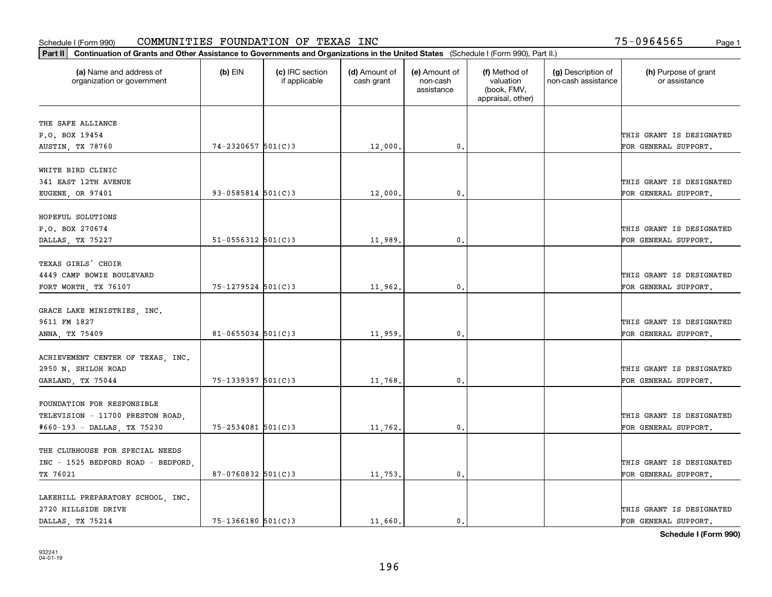Schedule I (Form 990) COMMUNITIES FOUNDATION OF TEXAS INC 75-0964565 Page 1

**Part II** **Continuation of Grants and Other Assistance to Governments and Organizations in the United States** (Schedule I (Form 990), Part II.)

| (a) Name and address of organization or government | (b) EIN | (c) IRC section if applicable | (d) Amount of cash grant | (e) Amount of non-cash assistance | (f) Method of valuation (book, FMV, appraisal, other) | (g) Description of non-cash assistance | (h) Purpose of grant or assistance |
|---|---|---|---|---|---|---|---|
| THE SAFE ALLIANCE P.O. BOX 19454 AUSTIN, TX 78760 | 74-2320657 | 501(C)3 | 12,000. | 0. | | | THIS GRANT IS DESIGNATED FOR GENERAL SUPPORT. |
| WHITE BIRD CLINIC 341 EAST 12TH AVENUE EUGENE, OR 97401 | 93-0585814 | 501(C)3 | 12,000. | 0. | | | THIS GRANT IS DESIGNATED FOR GENERAL SUPPORT. |
| HOPEFUL SOLUTIONS P.O. BOX 270674 DALLAS, TX 75227 | 51-0556312 | 501(C)3 | 11,989. | 0. | | | THIS GRANT IS DESIGNATED FOR GENERAL SUPPORT. |
| TEXAS GIRLS' CHOIR 4449 CAMP BOWIE BOULEVARD FORT WORTH, TX 76107 | 75-1279524 | 501(C)3 | 11,962. | 0. | | | THIS GRANT IS DESIGNATED FOR GENERAL SUPPORT. |
| GRACE LAKE MINISTRIES, INC. 9611 FM 1827 ANNA, TX 75409 | 81-0655034 | 501(C)3 | 11,959. | 0. | | | THIS GRANT IS DESIGNATED FOR GENERAL SUPPORT. |
| ACHIEVEMENT CENTER OF TEXAS, INC. 2950 N. SHILOH ROAD GARLAND, TX 75044 | 75-1339397 | 501(C)3 | 11,768. | 0. | | | THIS GRANT IS DESIGNATED FOR GENERAL SUPPORT. |
| FOUNDATION FOR RESPONSIBLE TELEVISION - 11700 PRESTON ROAD, #660-193 - DALLAS, TX 75230 | 75-2534081 | 501(C)3 | 11,762. | 0. | | | THIS GRANT IS DESIGNATED FOR GENERAL SUPPORT. |
| THE CLUBHOUSE FOR SPECIAL NEEDS INC - 1525 BEDFORD ROAD - BEDFORD, TX 76021 | 87-0760832 | 501(C)3 | 11,753. | 0. | | | THIS GRANT IS DESIGNATED FOR GENERAL SUPPORT. |
| LAKEHILL PREPARATORY SCHOOL, INC. 2720 HILLSIDE DRIVE DALLAS, TX 75214 | 75-1366180 | 501(C)3 | 11,660. | 0. | | | THIS GRANT IS DESIGNATED FOR GENERAL SUPPORT. |

**Schedule I (Form 990)**

932241
04-01-19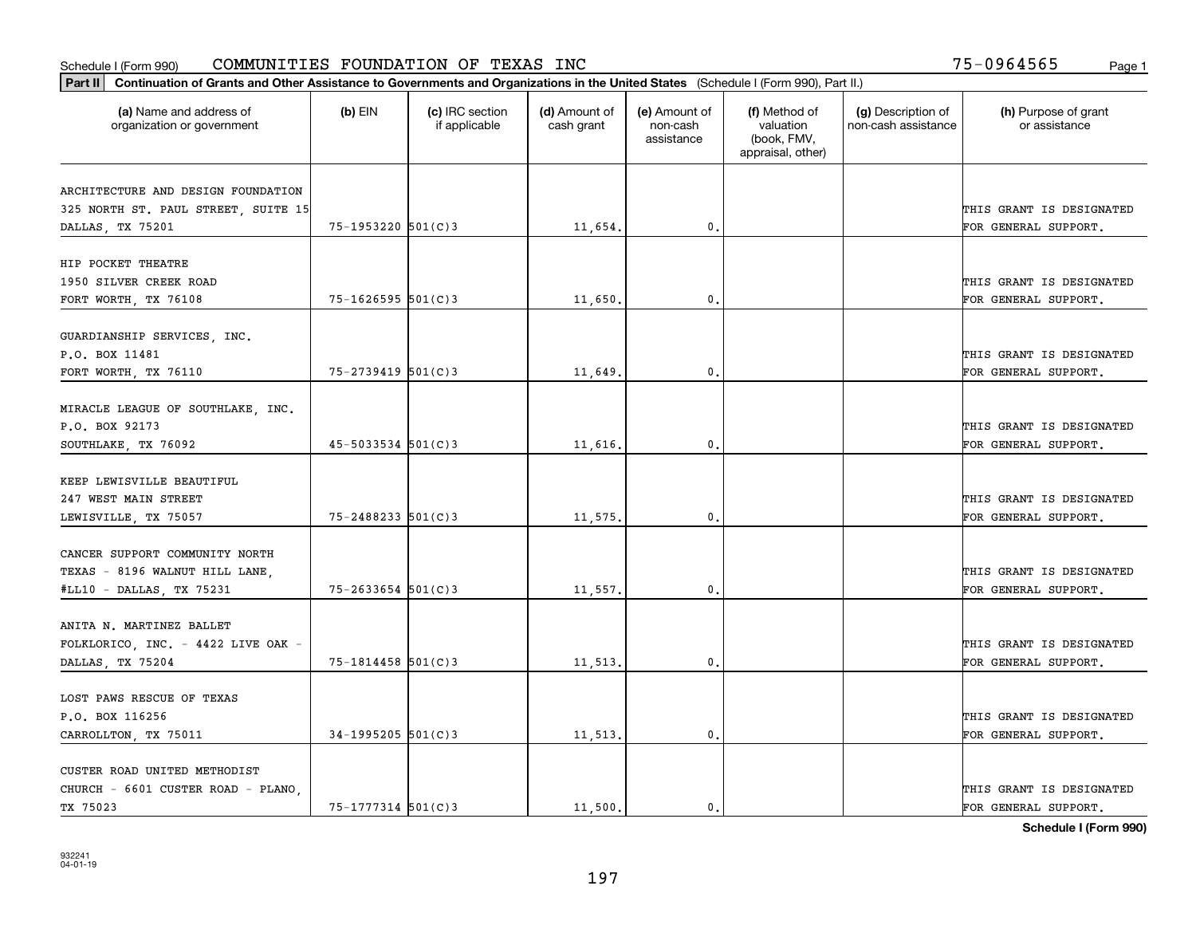Schedule I (Form 990) COMMUNITIES FOUNDATION OF TEXAS INC 75-0964565

**Part II** **Continuation of Grants and Other Assistance to Governments and Organizations in the United States** (Schedule I (Form 990), Part II.)

| (a) Name and address of organization or government | (b) EIN | (c) IRC section if applicable | (d) Amount of cash grant | (e) Amount of non-cash assistance | (f) Method of valuation (book, FMV, appraisal, other) | (g) Description of non-cash assistance | (h) Purpose of grant or assistance |
|---|---|---|---|---|---|---|---|
| ARCHITECTURE AND DESIGN FOUNDATION 325 NORTH ST. PAUL STREET, SUITE 15 DALLAS, TX 75201 | 75-1953220 | 501(C)3 | 11,654. | 0. | | | THIS GRANT IS DESIGNATED FOR GENERAL SUPPORT. |
| HIP POCKET THEATRE 1950 SILVER CREEK ROAD FORT WORTH, TX 76108 | 75-1626595 | 501(C)3 | 11,650. | 0. | | | THIS GRANT IS DESIGNATED FOR GENERAL SUPPORT. |
| GUARDIANSHIP SERVICES, INC. P.O. BOX 11481 FORT WORTH, TX 76110 | 75-2739419 | 501(C)3 | 11,649. | 0. | | | THIS GRANT IS DESIGNATED FOR GENERAL SUPPORT. |
| MIRACLE LEAGUE OF SOUTHLAKE, INC. P.O. BOX 92173 SOUTHLAKE, TX 76092 | 45-5033534 | 501(C)3 | 11,616. | 0. | | | THIS GRANT IS DESIGNATED FOR GENERAL SUPPORT. |
| KEEP LEWISVILLE BEAUTIFUL 247 WEST MAIN STREET LEWISVILLE, TX 75057 | 75-2488233 | 501(C)3 | 11,575. | 0. | | | THIS GRANT IS DESIGNATED FOR GENERAL SUPPORT. |
| CANCER SUPPORT COMMUNITY NORTH TEXAS - 8196 WALNUT HILL LANE, #LL10 - DALLAS, TX 75231 | 75-2633654 | 501(C)3 | 11,557. | 0. | | | THIS GRANT IS DESIGNATED FOR GENERAL SUPPORT. |
| ANITA N. MARTINEZ BALLET FOLKLORICO, INC. - 4422 LIVE OAK - DALLAS, TX 75204 | 75-1814458 | 501(C)3 | 11,513. | 0. | | | THIS GRANT IS DESIGNATED FOR GENERAL SUPPORT. |
| LOST PAWS RESCUE OF TEXAS P.O. BOX 116256 CARROLLTON, TX 75011 | 34-1995205 | 501(C)3 | 11,513. | 0. | | | THIS GRANT IS DESIGNATED FOR GENERAL SUPPORT. |
| CUSTER ROAD UNITED METHODIST CHURCH - 6601 CUSTER ROAD - PLANO, TX 75023 | 75-1777314 | 501(C)3 | 11,500. | 0. | | | THIS GRANT IS DESIGNATED FOR GENERAL SUPPORT. |

**Schedule I (Form 990)**

932241
04-01-19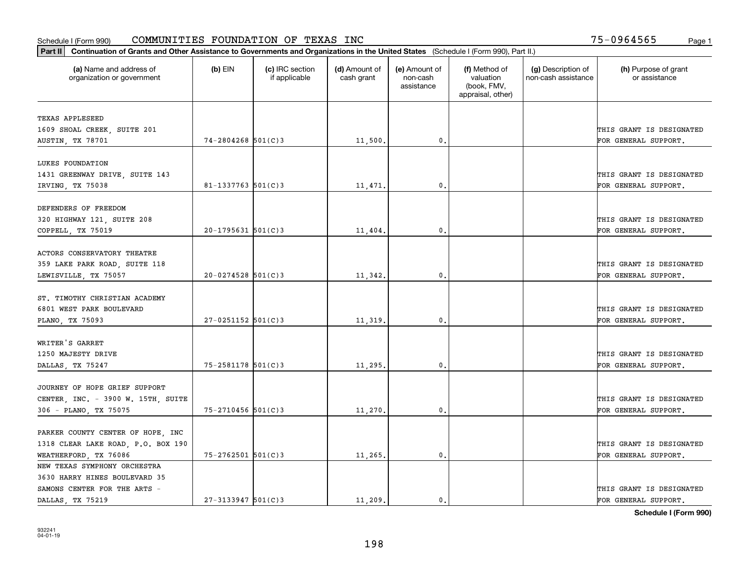Schedule I (Form 990) COMMUNITIES FOUNDATION OF TEXAS INC 75-0964565

**Part II** **Continuation of Grants and Other Assistance to Governments and Organizations in the United States** (Schedule I (Form 990), Part II.)

| (a) Name and address of organization or government | (b) EIN | (c) IRC section if applicable | (d) Amount of cash grant | (e) Amount of non-cash assistance | (f) Method of valuation (book, FMV, appraisal, other) | (g) Description of non-cash assistance | (h) Purpose of grant or assistance |
|---|---|---|---|---|---|---|---|
| TEXAS APPLESEED 1609 SHOAL CREEK, SUITE 201 AUSTIN, TX 78701 | 74-2804268 | 501(C)3 | 11,500. | 0. | | | THIS GRANT IS DESIGNATED FOR GENERAL SUPPORT. |
| LUKES FOUNDATION 1431 GREENWAY DRIVE, SUITE 143 IRVING, TX 75038 | 81-1337763 | 501(C)3 | 11,471. | 0. | | | THIS GRANT IS DESIGNATED FOR GENERAL SUPPORT. |
| DEFENDERS OF FREEDOM 320 HIGHWAY 121, SUITE 208 COPPELL, TX 75019 | 20-1795631 | 501(C)3 | 11,404. | 0. | | | THIS GRANT IS DESIGNATED FOR GENERAL SUPPORT. |
| ACTORS CONSERVATORY THEATRE 359 LAKE PARK ROAD, SUITE 118 LEWISVILLE, TX 75057 | 20-0274528 | 501(C)3 | 11,342. | 0. | | | THIS GRANT IS DESIGNATED FOR GENERAL SUPPORT. |
| ST. TIMOTHY CHRISTIAN ACADEMY 6801 WEST PARK BOULEVARD PLANO, TX 75093 | 27-0251152 | 501(C)3 | 11,319. | 0. | | | THIS GRANT IS DESIGNATED FOR GENERAL SUPPORT. |
| WRITER'S GARRET 1250 MAJESTY DRIVE DALLAS, TX 75247 | 75-2581178 | 501(C)3 | 11,295. | 0. | | | THIS GRANT IS DESIGNATED FOR GENERAL SUPPORT. |
| JOURNEY OF HOPE GRIEF SUPPORT CENTER, INC. - 3900 W. 15TH, SUITE 306 - PLANO, TX 75075 | 75-2710456 | 501(C)3 | 11,270. | 0. | | | THIS GRANT IS DESIGNATED FOR GENERAL SUPPORT. |
| PARKER COUNTY CENTER OF HOPE, INC 1318 CLEAR LAKE ROAD, P.O. BOX 190 WEATHERFORD, TX 76086 | 75-2762501 | 501(C)3 | 11,265. | 0. | | | THIS GRANT IS DESIGNATED FOR GENERAL SUPPORT. |
| NEW TEXAS SYMPHONY ORCHESTRA 3630 HARRY HINES BOULEVARD 35 SAMONS CENTER FOR THE ARTS - DALLAS, TX 75219 | 27-3133947 | 501(C)3 | 11,209. | 0. | | | THIS GRANT IS DESIGNATED FOR GENERAL SUPPORT. |

**Schedule I (Form 990)**

932241
04-01-19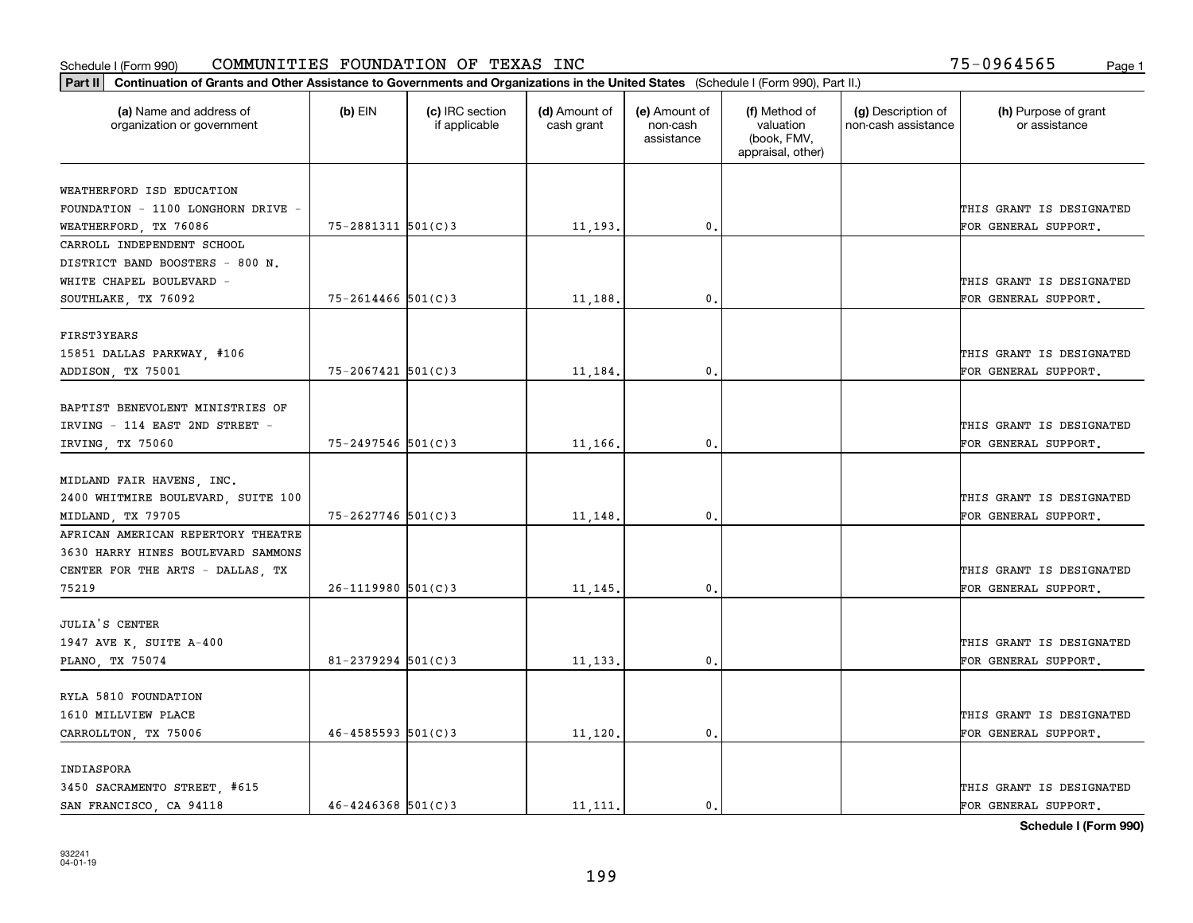Schedule I (Form 990) COMMUNITIES FOUNDATION OF TEXAS INC 75-0964565

**Part II Continuation of Grants and Other Assistance to Governments and Organizations in the United States** (Schedule I (Form 990), Part II.)

| (a) Name and address of organization or government | (b) EIN | (c) IRC section if applicable | (d) Amount of cash grant | (e) Amount of non-cash assistance | (f) Method of valuation (book, FMV, appraisal, other) | (g) Description of non-cash assistance | (h) Purpose of grant or assistance |
|---|---|---|---|---|---|---|---|
| WEATHERFORD ISD EDUCATION FOUNDATION - 1100 LONGHORN DRIVE - WEATHERFORD, TX 76086 | 75-2881311 | 501(C)3 | 11,193. | 0. | | | THIS GRANT IS DESIGNATED FOR GENERAL SUPPORT. |
| CARROLL INDEPENDENT SCHOOL DISTRICT BAND BOOSTERS - 800 N. WHITE CHAPEL BOULEVARD - SOUTHLAKE, TX 76092 | 75-2614466 | 501(C)3 | 11,188. | 0. | | | THIS GRANT IS DESIGNATED FOR GENERAL SUPPORT. |
| FIRST3YEARS 15851 DALLAS PARKWAY, #106 ADDISON, TX 75001 | 75-2067421 | 501(C)3 | 11,184. | 0. | | | THIS GRANT IS DESIGNATED FOR GENERAL SUPPORT. |
| BAPTIST BENEVOLENT MINISTRIES OF IRVING - 114 EAST 2ND STREET - IRVING, TX 75060 | 75-2497546 | 501(C)3 | 11,166. | 0. | | | THIS GRANT IS DESIGNATED FOR GENERAL SUPPORT. |
| MIDLAND FAIR HAVENS, INC. 2400 WHITMIRE BOULEVARD, SUITE 100 MIDLAND, TX 79705 | 75-2627746 | 501(C)3 | 11,148. | 0. | | | THIS GRANT IS DESIGNATED FOR GENERAL SUPPORT. |
| AFRICAN AMERICAN REPERTORY THEATRE 3630 HARRY HINES BOULEVARD SAMMONS CENTER FOR THE ARTS - DALLAS, TX 75219 | 26-1119980 | 501(C)3 | 11,145. | 0. | | | THIS GRANT IS DESIGNATED FOR GENERAL SUPPORT. |
| JULIA'S CENTER 1947 AVE K, SUITE A-400 PLANO, TX 75074 | 81-2379294 | 501(C)3 | 11,133. | 0. | | | THIS GRANT IS DESIGNATED FOR GENERAL SUPPORT. |
| RYLA 5810 FOUNDATION 1610 MILLVIEW PLACE CARROLLTON, TX 75006 | 46-4585593 | 501(C)3 | 11,120. | 0. | | | THIS GRANT IS DESIGNATED FOR GENERAL SUPPORT. |
| INDIASPORA 3450 SACRAMENTO STREET, #615 SAN FRANCISCO, CA 94118 | 46-4246368 | 501(C)3 | 11,111. | 0. | | | THIS GRANT IS DESIGNATED FOR GENERAL SUPPORT. |

**Schedule I (Form 990)**

932241 04-01-19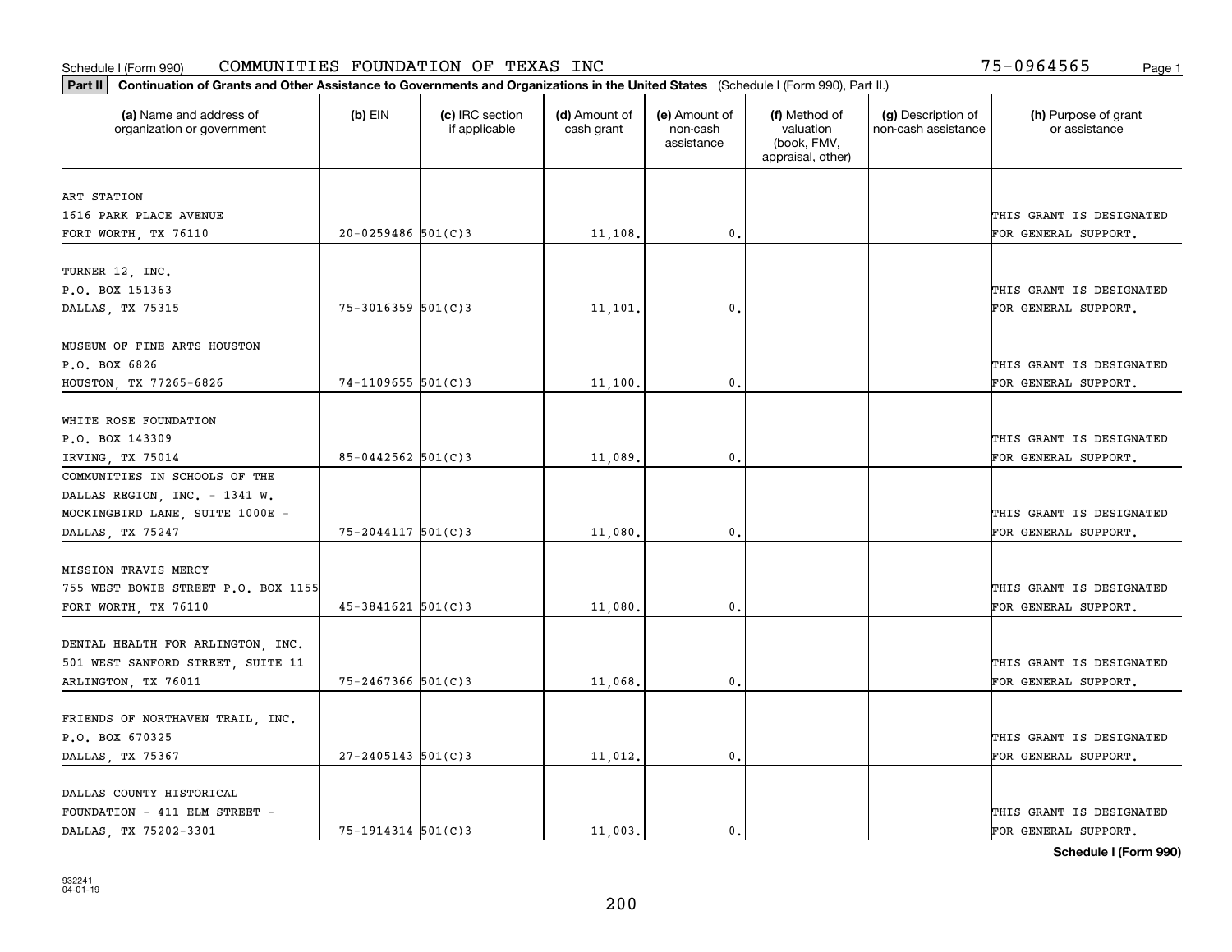Schedule I (Form 990) COMMUNITIES FOUNDATION OF TEXAS INC 75-0964565

**Part II Continuation of Grants and Other Assistance to Governments and Organizations in the United States** (Schedule I (Form 990), Part II.)

| (a) Name and address of organization or government | (b) EIN | (c) IRC section if applicable | (d) Amount of cash grant | (e) Amount of non-cash assistance | (f) Method of valuation (book, FMV, appraisal, other) | (g) Description of non-cash assistance | (h) Purpose of grant or assistance |
|---|---|---|---|---|---|---|---|
| ART STATION 1616 PARK PLACE AVENUE FORT WORTH, TX 76110 | 20-0259486 | 501(C)3 | 11,108. | 0. | | | THIS GRANT IS DESIGNATED FOR GENERAL SUPPORT. |
| TURNER 12, INC. P.O. BOX 151363 DALLAS, TX 75315 | 75-3016359 | 501(C)3 | 11,101. | 0. | | | THIS GRANT IS DESIGNATED FOR GENERAL SUPPORT. |
| MUSEUM OF FINE ARTS HOUSTON P.O. BOX 6826 HOUSTON, TX 77265-6826 | 74-1109655 | 501(C)3 | 11,100. | 0. | | | THIS GRANT IS DESIGNATED FOR GENERAL SUPPORT. |
| WHITE ROSE FOUNDATION P.O. BOX 143309 IRVING, TX 75014 | 85-0442562 | 501(C)3 | 11,089. | 0. | | | THIS GRANT IS DESIGNATED FOR GENERAL SUPPORT. |
| COMMUNITIES IN SCHOOLS OF THE DALLAS REGION, INC. - 1341 W. MOCKINGBIRD LANE, SUITE 1000E - DALLAS, TX 75247 | 75-2044117 | 501(C)3 | 11,080. | 0. | | | THIS GRANT IS DESIGNATED FOR GENERAL SUPPORT. |
| MISSION TRAVIS MERCY 755 WEST BOWIE STREET P.O. BOX 1155 FORT WORTH, TX 76110 | 45-3841621 | 501(C)3 | 11,080. | 0. | | | THIS GRANT IS DESIGNATED FOR GENERAL SUPPORT. |
| DENTAL HEALTH FOR ARLINGTON, INC. 501 WEST SANFORD STREET, SUITE 11 ARLINGTON, TX 76011 | 75-2467366 | 501(C)3 | 11,068. | 0. | | | THIS GRANT IS DESIGNATED FOR GENERAL SUPPORT. |
| FRIENDS OF NORTHAVEN TRAIL, INC. P.O. BOX 670325 DALLAS, TX 75367 | 27-2405143 | 501(C)3 | 11,012. | 0. | | | THIS GRANT IS DESIGNATED FOR GENERAL SUPPORT. |
| DALLAS COUNTY HISTORICAL FOUNDATION - 411 ELM STREET - DALLAS, TX 75202-3301 | 75-1914314 | 501(C)3 | 11,003. | 0. | | | THIS GRANT IS DESIGNATED FOR GENERAL SUPPORT. |

**Schedule I (Form 990)**

932241 04-01-19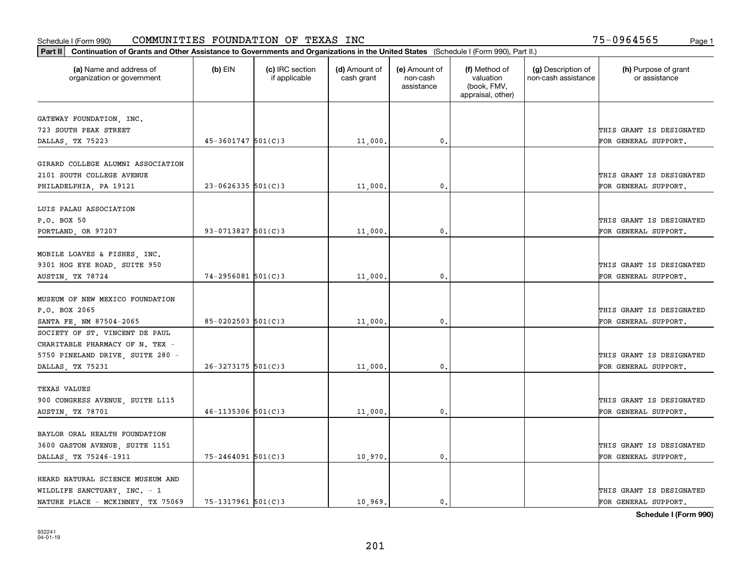Schedule I (Form 990) COMMUNITIES FOUNDATION OF TEXAS INC 75-0964565

**Part II Continuation of Grants and Other Assistance to Governments and Organizations in the United States** (Schedule I (Form 990), Part II.)

| (a) Name and address of organization or government | (b) EIN | (c) IRC section if applicable | (d) Amount of cash grant | (e) Amount of non-cash assistance | (f) Method of valuation (book, FMV, appraisal, other) | (g) Description of non-cash assistance | (h) Purpose of grant or assistance |
|---|---|---|---|---|---|---|---|
| GATEWAY FOUNDATION, INC. 723 SOUTH PEAK STREET DALLAS, TX 75223 | 45-3601747 | 501(C)3 | 11,000. | 0. | | | THIS GRANT IS DESIGNATED FOR GENERAL SUPPORT. |
| GIRARD COLLEGE ALUMNI ASSOCIATION 2101 SOUTH COLLEGE AVENUE PHILADELPHIA, PA 19121 | 23-0626335 | 501(C)3 | 11,000. | 0. | | | THIS GRANT IS DESIGNATED FOR GENERAL SUPPORT. |
| LUIS PALAU ASSOCIATION P.O. BOX 50 PORTLAND, OR 97207 | 93-0713827 | 501(C)3 | 11,000. | 0. | | | THIS GRANT IS DESIGNATED FOR GENERAL SUPPORT. |
| MOBILE LOAVES & FISHES, INC. 9301 HOG EYE ROAD, SUITE 950 AUSTIN, TX 78724 | 74-2956081 | 501(C)3 | 11,000. | 0. | | | THIS GRANT IS DESIGNATED FOR GENERAL SUPPORT. |
| MUSEUM OF NEW MEXICO FOUNDATION P.O. BOX 2065 SANTA FE, NM 87504-2065 | 85-0202503 | 501(C)3 | 11,000. | 0. | | | THIS GRANT IS DESIGNATED FOR GENERAL SUPPORT. |
| SOCIETY OF ST. VINCENT DE PAUL CHARITABLE PHARMACY OF N. TEX - 5750 PINELAND DRIVE, SUITE 280 - DALLAS, TX 75231 | 26-3273175 | 501(C)3 | 11,000. | 0. | | | THIS GRANT IS DESIGNATED FOR GENERAL SUPPORT. |
| TEXAS VALUES 900 CONGRESS AVENUE, SUITE L115 AUSTIN, TX 78701 | 46-1135306 | 501(C)3 | 11,000. | 0. | | | THIS GRANT IS DESIGNATED FOR GENERAL SUPPORT. |
| BAYLOR ORAL HEALTH FOUNDATION 3600 GASTON AVENUE, SUITE 1151 DALLAS, TX 75246-1911 | 75-2464091 | 501(C)3 | 10,970. | 0. | | | THIS GRANT IS DESIGNATED FOR GENERAL SUPPORT. |
| HEARD NATURAL SCIENCE MUSEUM AND WILDLIFE SANCTUARY, INC. - 1 NATURE PLACE - MCKINNEY, TX 75069 | 75-1317961 | 501(C)3 | 10,969. | 0. | | | THIS GRANT IS DESIGNATED FOR GENERAL SUPPORT. |

**Schedule I (Form 990)**

932241 04-01-19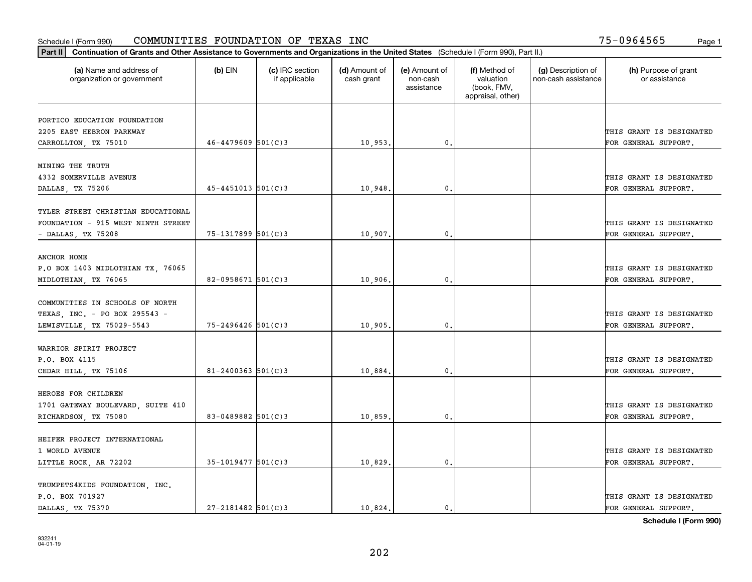Schedule I (Form 990) COMMUNITIES FOUNDATION OF TEXAS INC 75-0964565

**Part II Continuation of Grants and Other Assistance to Governments and Organizations in the United States** (Schedule I (Form 990), Part II.)

| (a) Name and address of organization or government | (b) EIN | (c) IRC section if applicable | (d) Amount of cash grant | (e) Amount of non-cash assistance | (f) Method of valuation (book, FMV, appraisal, other) | (g) Description of non-cash assistance | (h) Purpose of grant or assistance |
|---|---|---|---|---|---|---|---|
| PORTICO EDUCATION FOUNDATION 2205 EAST HEBRON PARKWAY CARROLLTON, TX 75010 | 46-4479609 | 501(C)3 | 10,953. | 0. | | | THIS GRANT IS DESIGNATED FOR GENERAL SUPPORT. |
| MINING THE TRUTH 4332 SOMERVILLE AVENUE DALLAS, TX 75206 | 45-4451013 | 501(C)3 | 10,948. | 0. | | | THIS GRANT IS DESIGNATED FOR GENERAL SUPPORT. |
| TYLER STREET CHRISTIAN EDUCATIONAL FOUNDATION - 915 WEST NINTH STREET - DALLAS, TX 75208 | 75-1317899 | 501(C)3 | 10,907. | 0. | | | THIS GRANT IS DESIGNATED FOR GENERAL SUPPORT. |
| ANCHOR HOME P.O BOX 1403 MIDLOTHIAN TX, 76065 MIDLOTHIAN, TX 76065 | 82-0958671 | 501(C)3 | 10,906. | 0. | | | THIS GRANT IS DESIGNATED FOR GENERAL SUPPORT. |
| COMMUNITIES IN SCHOOLS OF NORTH TEXAS, INC. - PO BOX 295543 - LEWISVILLE, TX 75029-5543 | 75-2496426 | 501(C)3 | 10,905. | 0. | | | THIS GRANT IS DESIGNATED FOR GENERAL SUPPORT. |
| WARRIOR SPIRIT PROJECT P.O. BOX 4115 CEDAR HILL, TX 75106 | 81-2400363 | 501(C)3 | 10,884. | 0. | | | THIS GRANT IS DESIGNATED FOR GENERAL SUPPORT. |
| HEROES FOR CHILDREN 1701 GATEWAY BOULEVARD, SUITE 410 RICHARDSON, TX 75080 | 83-0489882 | 501(C)3 | 10,859. | 0. | | | THIS GRANT IS DESIGNATED FOR GENERAL SUPPORT. |
| HEIFER PROJECT INTERNATIONAL 1 WORLD AVENUE LITTLE ROCK, AR 72202 | 35-1019477 | 501(C)3 | 10,829. | 0. | | | THIS GRANT IS DESIGNATED FOR GENERAL SUPPORT. |
| TRUMPETS4KIDS FOUNDATION, INC. P.O. BOX 701927 DALLAS, TX 75370 | 27-2181482 | 501(C)3 | 10,824. | 0. | | | THIS GRANT IS DESIGNATED FOR GENERAL SUPPORT. |

**Schedule I (Form 990)**

932241 04-01-19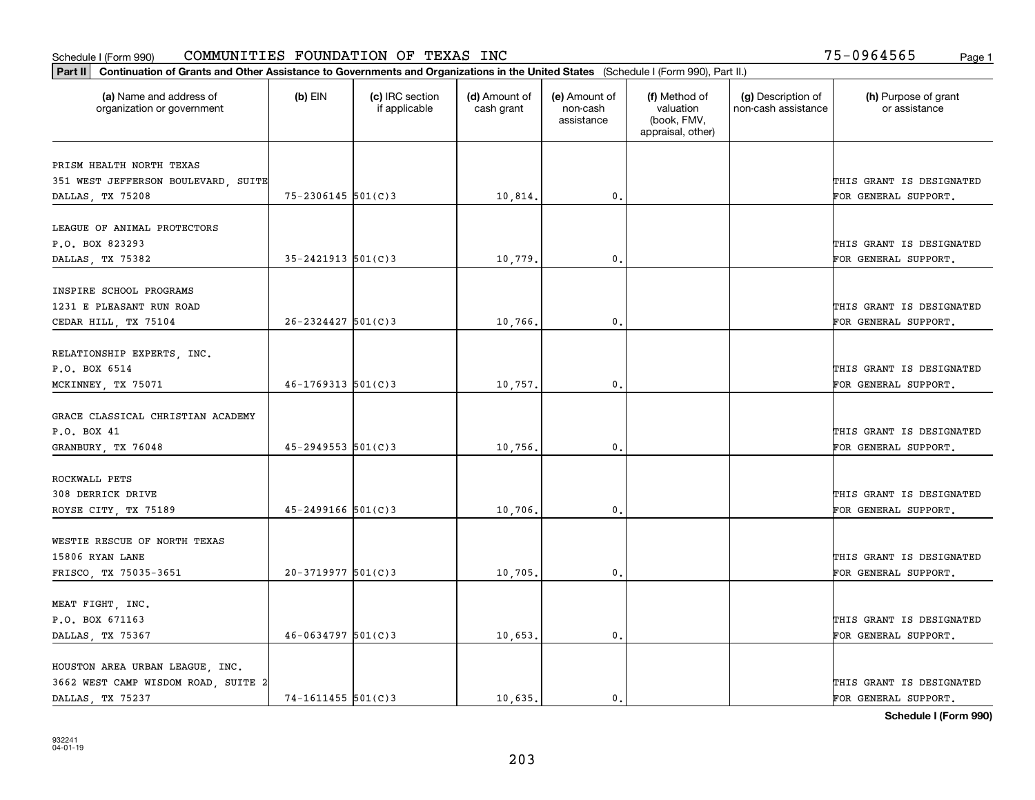Schedule I (Form 990) COMMUNITIES FOUNDATION OF TEXAS INC 75-0964565

**Part II** **Continuation of Grants and Other Assistance to Governments and Organizations in the United States** (Schedule I (Form 990), Part II.)

| (a) Name and address of organization or government | (b) EIN | (c) IRC section if applicable | (d) Amount of cash grant | (e) Amount of non-cash assistance | (f) Method of valuation (book, FMV, appraisal, other) | (g) Description of non-cash assistance | (h) Purpose of grant or assistance |
|---|---|---|---|---|---|---|---|
| PRISM HEALTH NORTH TEXAS 351 WEST JEFFERSON BOULEVARD, SUITE DALLAS, TX 75208 | 75-2306145 | 501(C)3 | 10,814. | 0. | | | THIS GRANT IS DESIGNATED FOR GENERAL SUPPORT. |
| LEAGUE OF ANIMAL PROTECTORS P.O. BOX 823293 DALLAS, TX 75382 | 35-2421913 | 501(C)3 | 10,779. | 0. | | | THIS GRANT IS DESIGNATED FOR GENERAL SUPPORT. |
| INSPIRE SCHOOL PROGRAMS 1231 E PLEASANT RUN ROAD CEDAR HILL, TX 75104 | 26-2324427 | 501(C)3 | 10,766. | 0. | | | THIS GRANT IS DESIGNATED FOR GENERAL SUPPORT. |
| RELATIONSHIP EXPERTS, INC. P.O. BOX 6514 MCKINNEY, TX 75071 | 46-1769313 | 501(C)3 | 10,757. | 0. | | | THIS GRANT IS DESIGNATED FOR GENERAL SUPPORT. |
| GRACE CLASSICAL CHRISTIAN ACADEMY P.O. BOX 41 GRANBURY, TX 76048 | 45-2949553 | 501(C)3 | 10,756. | 0. | | | THIS GRANT IS DESIGNATED FOR GENERAL SUPPORT. |
| ROCKWALL PETS 308 DERRICK DRIVE ROYSE CITY, TX 75189 | 45-2499166 | 501(C)3 | 10,706. | 0. | | | THIS GRANT IS DESIGNATED FOR GENERAL SUPPORT. |
| WESTIE RESCUE OF NORTH TEXAS 15806 RYAN LANE FRISCO, TX 75035-3651 | 20-3719977 | 501(C)3 | 10,705. | 0. | | | THIS GRANT IS DESIGNATED FOR GENERAL SUPPORT. |
| MEAT FIGHT, INC. P.O. BOX 671163 DALLAS, TX 75367 | 46-0634797 | 501(C)3 | 10,653. | 0. | | | THIS GRANT IS DESIGNATED FOR GENERAL SUPPORT. |
| HOUSTON AREA URBAN LEAGUE, INC. 3662 WEST CAMP WISDOM ROAD, SUITE 2 DALLAS, TX 75237 | 74-1611455 | 501(C)3 | 10,635. | 0. | | | THIS GRANT IS DESIGNATED FOR GENERAL SUPPORT. |

**Schedule I (Form 990)**

932241
04-01-19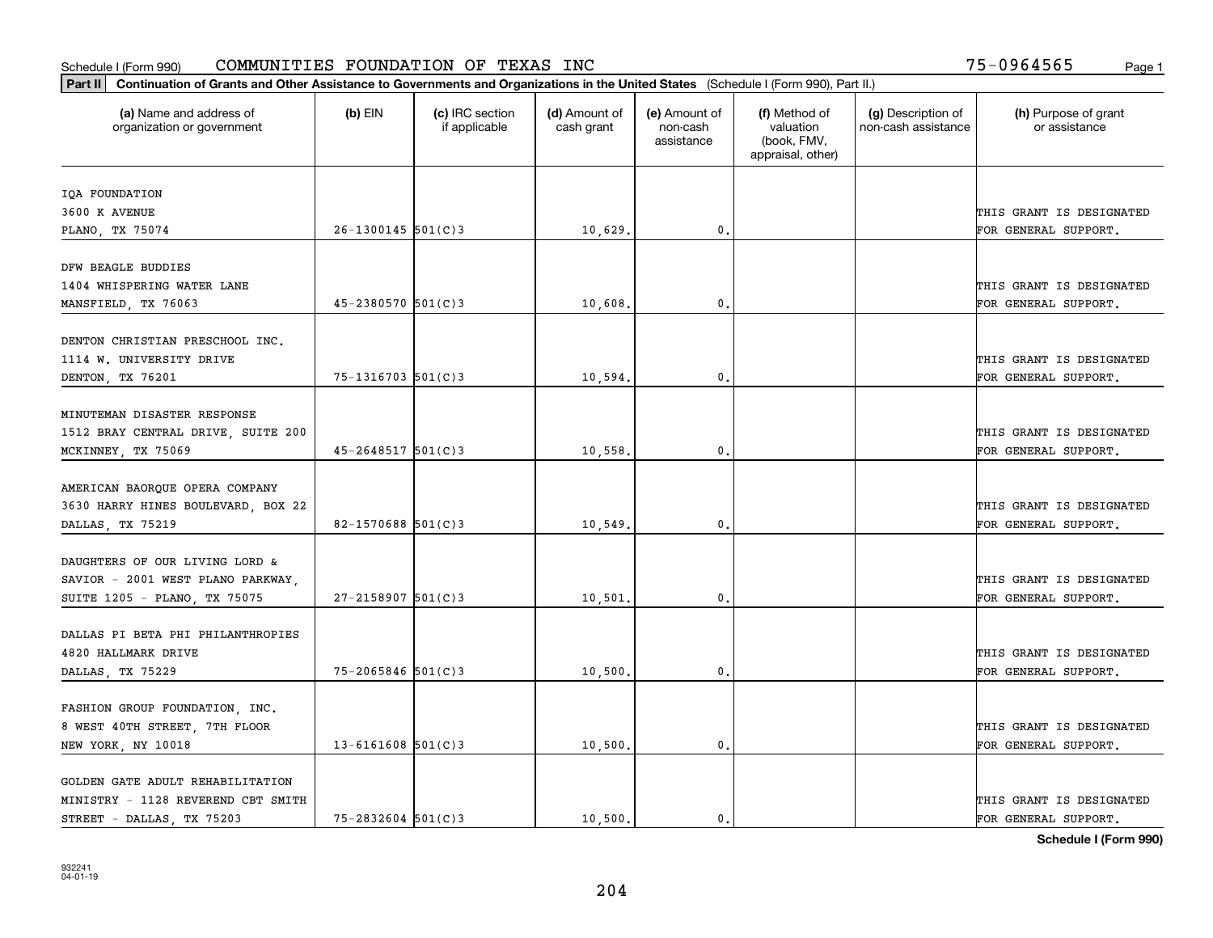Schedule I (Form 990) COMMUNITIES FOUNDATION OF TEXAS INC 75-0964565

**Part II** **Continuation of Grants and Other Assistance to Governments and Organizations in the United States** (Schedule I (Form 990), Part II.)

| (a) Name and address of organization or government | (b) EIN | (c) IRC section if applicable | (d) Amount of cash grant | (e) Amount of non-cash assistance | (f) Method of valuation (book, FMV, appraisal, other) | (g) Description of non-cash assistance | (h) Purpose of grant or assistance |
|---|---|---|---|---|---|---|---|
| IQA FOUNDATION 3600 K AVENUE PLANO, TX 75074 | 26-1300145 | 501(C)3 | 10,629. | 0. | | | THIS GRANT IS DESIGNATED FOR GENERAL SUPPORT. |
| DFW BEAGLE BUDDIES 1404 WHISPERING WATER LANE MANSFIELD, TX 76063 | 45-2380570 | 501(C)3 | 10,608. | 0. | | | THIS GRANT IS DESIGNATED FOR GENERAL SUPPORT. |
| DENTON CHRISTIAN PRESCHOOL INC. 1114 W. UNIVERSITY DRIVE DENTON, TX 76201 | 75-1316703 | 501(C)3 | 10,594. | 0. | | | THIS GRANT IS DESIGNATED FOR GENERAL SUPPORT. |
| MINUTEMAN DISASTER RESPONSE 1512 BRAY CENTRAL DRIVE, SUITE 200 MCKINNEY, TX 75069 | 45-2648517 | 501(C)3 | 10,558. | 0. | | | THIS GRANT IS DESIGNATED FOR GENERAL SUPPORT. |
| AMERICAN BAORQUE OPERA COMPANY 3630 HARRY HINES BOULEVARD, BOX 22 DALLAS, TX 75219 | 82-1570688 | 501(C)3 | 10,549. | 0. | | | THIS GRANT IS DESIGNATED FOR GENERAL SUPPORT. |
| DAUGHTERS OF OUR LIVING LORD & SAVIOR - 2001 WEST PLANO PARKWAY, SUITE 1205 - PLANO, TX 75075 | 27-2158907 | 501(C)3 | 10,501. | 0. | | | THIS GRANT IS DESIGNATED FOR GENERAL SUPPORT. |
| DALLAS PI BETA PHI PHILANTHROPIES 4820 HALLMARK DRIVE DALLAS, TX 75229 | 75-2065846 | 501(C)3 | 10,500. | 0. | | | THIS GRANT IS DESIGNATED FOR GENERAL SUPPORT. |
| FASHION GROUP FOUNDATION, INC. 8 WEST 40TH STREET, 7TH FLOOR NEW YORK, NY 10018 | 13-6161608 | 501(C)3 | 10,500. | 0. | | | THIS GRANT IS DESIGNATED FOR GENERAL SUPPORT. |
| GOLDEN GATE ADULT REHABILITATION MINISTRY - 1128 REVEREND CBT SMITH STREET - DALLAS, TX 75203 | 75-2832604 | 501(C)3 | 10,500. | 0. | | | THIS GRANT IS DESIGNATED FOR GENERAL SUPPORT. |

**Schedule I (Form 990)**

932241 04-01-19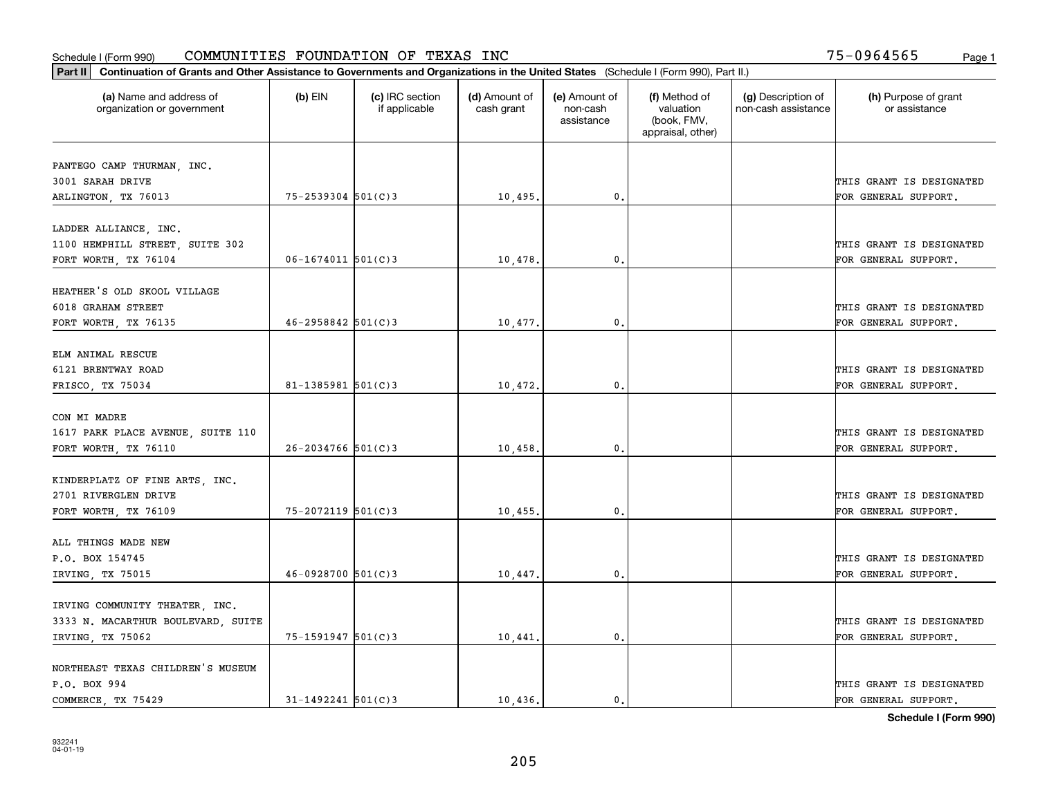Schedule I (Form 990) COMMUNITIES FOUNDATION OF TEXAS INC 75-0964565

**Part II** Continuation of Grants and Other Assistance to Governments and Organizations in the United States (Schedule I (Form 990), Part II.)

| (a) Name and address of organization or government | (b) EIN | (c) IRC section if applicable | (d) Amount of cash grant | (e) Amount of non-cash assistance | (f) Method of valuation (book, FMV, appraisal, other) | (g) Description of non-cash assistance | (h) Purpose of grant or assistance |
|---|---|---|---|---|---|---|---|
| PANTEGO CAMP THURMAN, INC. 3001 SARAH DRIVE ARLINGTON, TX 76013 | 75-2539304 | 501(C)3 | 10,495. | 0. | | | THIS GRANT IS DESIGNATED FOR GENERAL SUPPORT. |
| LADDER ALLIANCE, INC. 1100 HEMPHILL STREET, SUITE 302 FORT WORTH, TX 76104 | 06-1674011 | 501(C)3 | 10,478. | 0. | | | THIS GRANT IS DESIGNATED FOR GENERAL SUPPORT. |
| HEATHER'S OLD SKOOL VILLAGE 6018 GRAHAM STREET FORT WORTH, TX 76135 | 46-2958842 | 501(C)3 | 10,477. | 0. | | | THIS GRANT IS DESIGNATED FOR GENERAL SUPPORT. |
| ELM ANIMAL RESCUE 6121 BRENTWAY ROAD FRISCO, TX 75034 | 81-1385981 | 501(C)3 | 10,472. | 0. | | | THIS GRANT IS DESIGNATED FOR GENERAL SUPPORT. |
| CON MI MADRE 1617 PARK PLACE AVENUE, SUITE 110 FORT WORTH, TX 76110 | 26-2034766 | 501(C)3 | 10,458. | 0. | | | THIS GRANT IS DESIGNATED FOR GENERAL SUPPORT. |
| KINDERPLATZ OF FINE ARTS, INC. 2701 RIVERGLEN DRIVE FORT WORTH, TX 76109 | 75-2072119 | 501(C)3 | 10,455. | 0. | | | THIS GRANT IS DESIGNATED FOR GENERAL SUPPORT. |
| ALL THINGS MADE NEW P.O. BOX 154745 IRVING, TX 75015 | 46-0928700 | 501(C)3 | 10,447. | 0. | | | THIS GRANT IS DESIGNATED FOR GENERAL SUPPORT. |
| IRVING COMMUNITY THEATER, INC. 3333 N. MACARTHUR BOULEVARD, SUITE IRVING, TX 75062 | 75-1591947 | 501(C)3 | 10,441. | 0. | | | THIS GRANT IS DESIGNATED FOR GENERAL SUPPORT. |
| NORTHEAST TEXAS CHILDREN'S MUSEUM P.O. BOX 994 COMMERCE, TX 75429 | 31-1492241 | 501(C)3 | 10,436. | 0. | | | THIS GRANT IS DESIGNATED FOR GENERAL SUPPORT. |

Schedule I (Form 990)

932241 04-01-19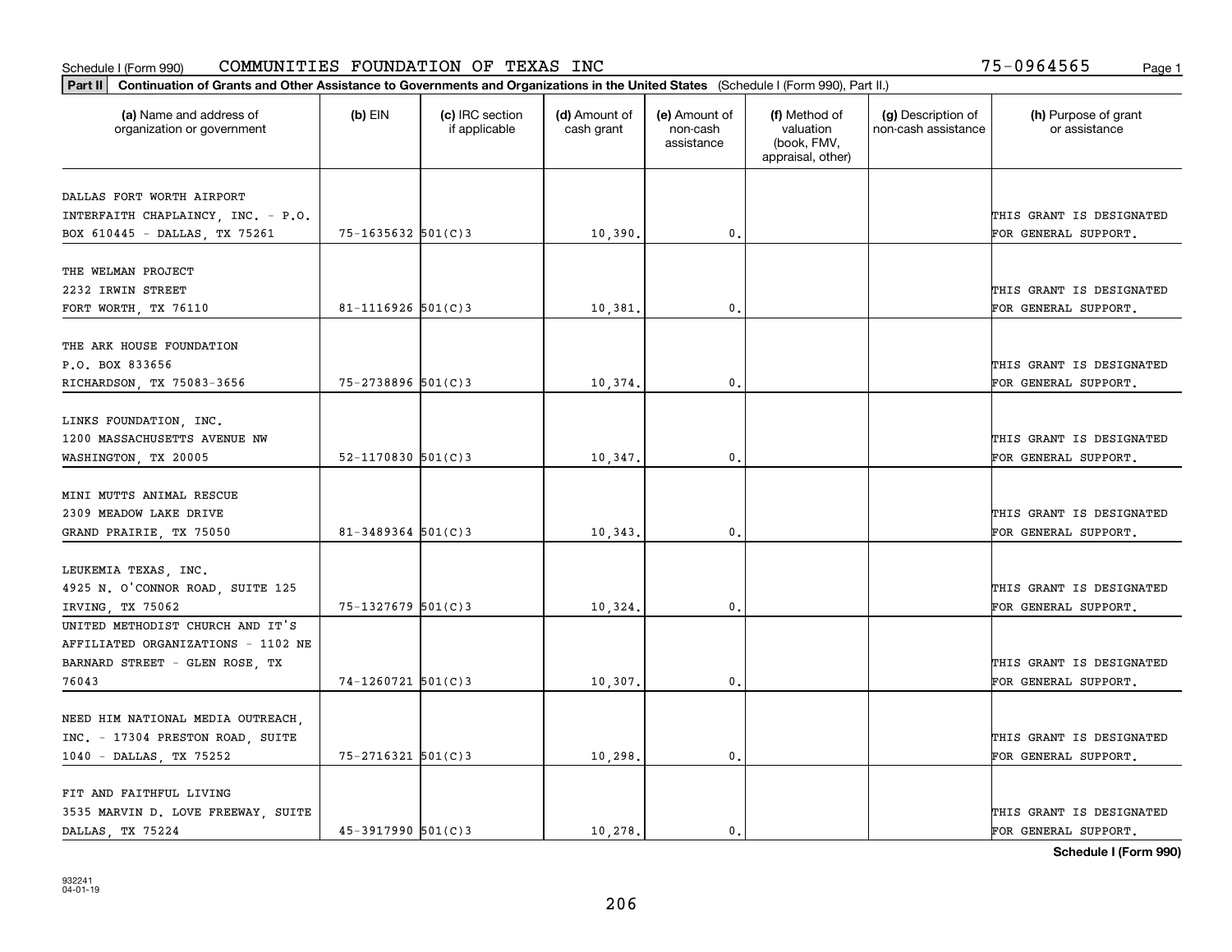Schedule I (Form 990) COMMUNITIES FOUNDATION OF TEXAS INC 75-0964565 Page 1

**Part II** **Continuation of Grants and Other Assistance to Governments and Organizations in the United States** (Schedule I (Form 990), Part II.)

| (a) Name and address of organization or government | (b) EIN | (c) IRC section if applicable | (d) Amount of cash grant | (e) Amount of non-cash assistance | (f) Method of valuation (book, FMV, appraisal, other) | (g) Description of non-cash assistance | (h) Purpose of grant or assistance |
|---|---|---|---|---|---|---|---|
| DALLAS FORT WORTH AIRPORT INTERFAITH CHAPLAINCY, INC. - P.O. BOX 610445 - DALLAS, TX 75261 | 75-1635632 | 501(C)3 | 10,390. | 0. | | | THIS GRANT IS DESIGNATED FOR GENERAL SUPPORT. |
| THE WELMAN PROJECT 2232 IRWIN STREET FORT WORTH, TX 76110 | 81-1116926 | 501(C)3 | 10,381. | 0. | | | THIS GRANT IS DESIGNATED FOR GENERAL SUPPORT. |
| THE ARK HOUSE FOUNDATION P.O. BOX 833656 RICHARDSON, TX 75083-3656 | 75-2738896 | 501(C)3 | 10,374. | 0. | | | THIS GRANT IS DESIGNATED FOR GENERAL SUPPORT. |
| LINKS FOUNDATION, INC. 1200 MASSACHUSETTS AVENUE NW WASHINGTON, TX 20005 | 52-1170830 | 501(C)3 | 10,347. | 0. | | | THIS GRANT IS DESIGNATED FOR GENERAL SUPPORT. |
| MINI MUTTS ANIMAL RESCUE 2309 MEADOW LAKE DRIVE GRAND PRAIRIE, TX 75050 | 81-3489364 | 501(C)3 | 10,343. | 0. | | | THIS GRANT IS DESIGNATED FOR GENERAL SUPPORT. |
| LEUKEMIA TEXAS, INC. 4925 N. O'CONNOR ROAD, SUITE 125 IRVING, TX 75062 | 75-1327679 | 501(C)3 | 10,324. | 0. | | | THIS GRANT IS DESIGNATED FOR GENERAL SUPPORT. |
| UNITED METHODIST CHURCH AND IT'S AFFILIATED ORGANIZATIONS - 1102 NE BARNARD STREET - GLEN ROSE, TX 76043 | 74-1260721 | 501(C)3 | 10,307. | 0. | | | THIS GRANT IS DESIGNATED FOR GENERAL SUPPORT. |
| NEED HIM NATIONAL MEDIA OUTREACH, INC. - 17304 PRESTON ROAD, SUITE 1040 - DALLAS, TX 75252 | 75-2716321 | 501(C)3 | 10,298. | 0. | | | THIS GRANT IS DESIGNATED FOR GENERAL SUPPORT. |
| FIT AND FAITHFUL LIVING 3535 MARVIN D. LOVE FREEWAY, SUITE DALLAS, TX 75224 | 45-3917990 | 501(C)3 | 10,278. | 0. | | | THIS GRANT IS DESIGNATED FOR GENERAL SUPPORT. |

**Schedule I (Form 990)**

932241
04-01-19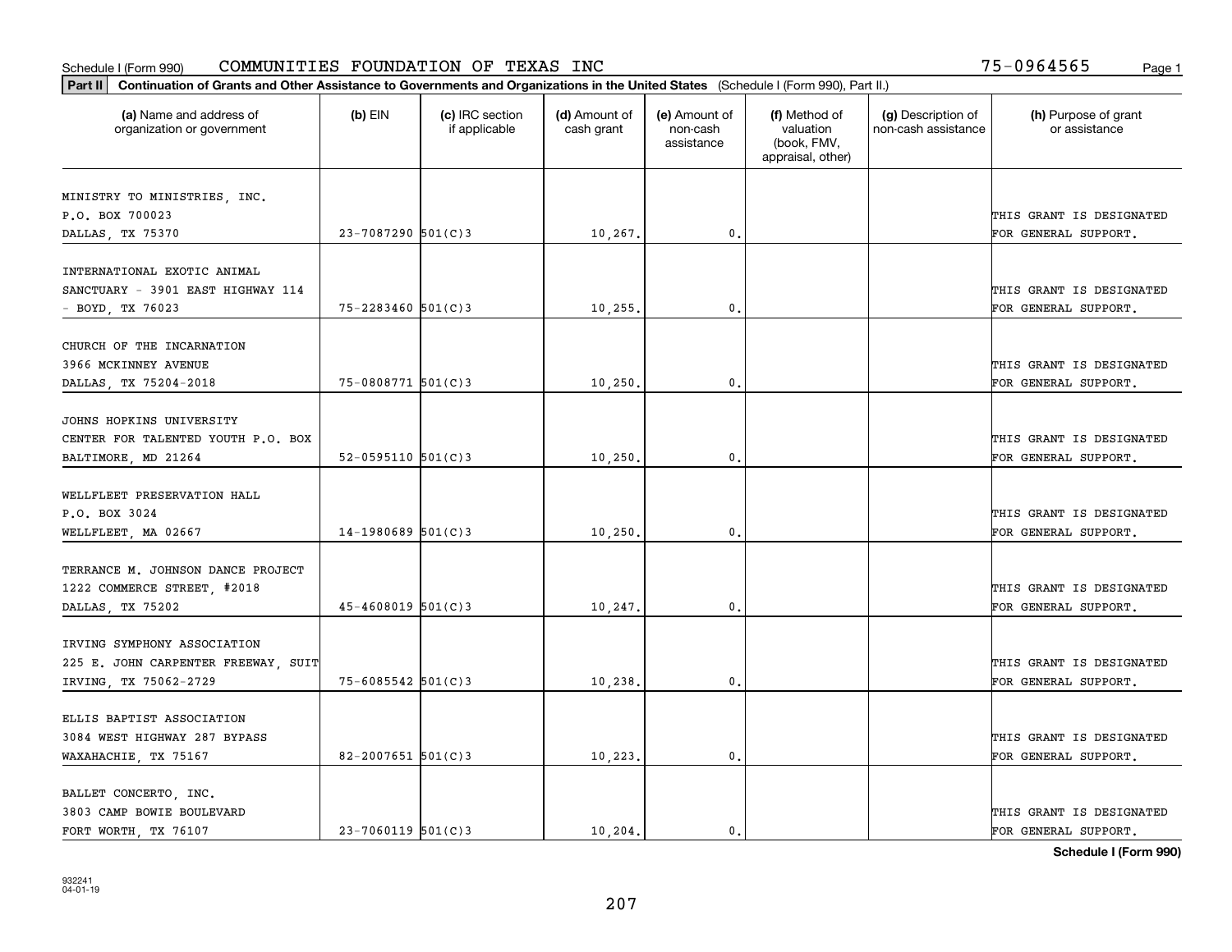Schedule I (Form 990) COMMUNITIES FOUNDATION OF TEXAS INC 75-0964565

**Part II** **Continuation of Grants and Other Assistance to Governments and Organizations in the United States** (Schedule I (Form 990), Part II.)

| (a) Name and address of organization or government | (b) EIN | (c) IRC section if applicable | (d) Amount of cash grant | (e) Amount of non-cash assistance | (f) Method of valuation (book, FMV, appraisal, other) | (g) Description of non-cash assistance | (h) Purpose of grant or assistance |
|---|---|---|---|---|---|---|---|
| MINISTRY TO MINISTRIES, INC. P.O. BOX 700023 DALLAS, TX 75370 | 23-7087290 | 501(C)3 | 10,267. | 0. | | | THIS GRANT IS DESIGNATED FOR GENERAL SUPPORT. |
| INTERNATIONAL EXOTIC ANIMAL SANCTUARY - 3901 EAST HIGHWAY 114 - BOYD, TX 76023 | 75-2283460 | 501(C)3 | 10,255. | 0. | | | THIS GRANT IS DESIGNATED FOR GENERAL SUPPORT. |
| CHURCH OF THE INCARNATION 3966 MCKINNEY AVENUE DALLAS, TX 75204-2018 | 75-0808771 | 501(C)3 | 10,250. | 0. | | | THIS GRANT IS DESIGNATED FOR GENERAL SUPPORT. |
| JOHNS HOPKINS UNIVERSITY CENTER FOR TALENTED YOUTH P.O. BOX BALTIMORE, MD 21264 | 52-0595110 | 501(C)3 | 10,250. | 0. | | | THIS GRANT IS DESIGNATED FOR GENERAL SUPPORT. |
| WELLFLEET PRESERVATION HALL P.O. BOX 3024 WELLFLEET, MA 02667 | 14-1980689 | 501(C)3 | 10,250. | 0. | | | THIS GRANT IS DESIGNATED FOR GENERAL SUPPORT. |
| TERRANCE M. JOHNSON DANCE PROJECT 1222 COMMERCE STREET, #2018 DALLAS, TX 75202 | 45-4608019 | 501(C)3 | 10,247. | 0. | | | THIS GRANT IS DESIGNATED FOR GENERAL SUPPORT. |
| IRVING SYMPHONY ASSOCIATION 225 E. JOHN CARPENTER FREEWAY, SUIT IRVING, TX 75062-2729 | 75-6085542 | 501(C)3 | 10,238. | 0. | | | THIS GRANT IS DESIGNATED FOR GENERAL SUPPORT. |
| ELLIS BAPTIST ASSOCIATION 3084 WEST HIGHWAY 287 BYPASS WAXAHACHIE, TX 75167 | 82-2007651 | 501(C)3 | 10,223. | 0. | | | THIS GRANT IS DESIGNATED FOR GENERAL SUPPORT. |
| BALLET CONCERTO, INC. 3803 CAMP BOWIE BOULEVARD FORT WORTH, TX 76107 | 23-7060119 | 501(C)3 | 10,204. | 0. | | | THIS GRANT IS DESIGNATED FOR GENERAL SUPPORT. |

**Schedule I (Form 990)**

932241
04-01-19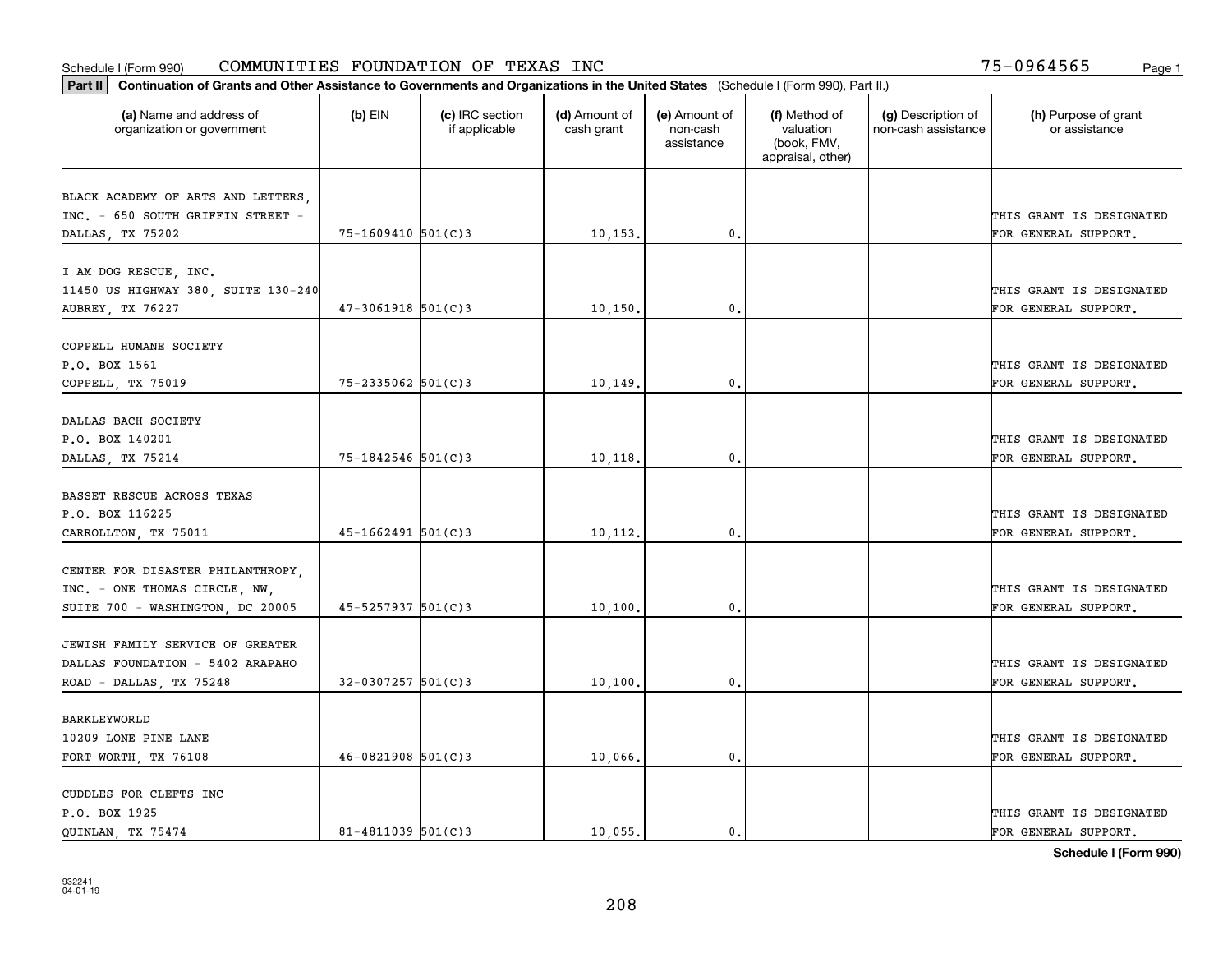Schedule I (Form 990) COMMUNITIES FOUNDATION OF TEXAS INC 75-0964565

**Part II** Continuation of Grants and Other Assistance to Governments and Organizations in the United States (Schedule I (Form 990), Part II.)

| (a) Name and address of organization or government | (b) EIN | (c) IRC section if applicable | (d) Amount of cash grant | (e) Amount of non-cash assistance | (f) Method of valuation (book, FMV, appraisal, other) | (g) Description of non-cash assistance | (h) Purpose of grant or assistance |
|---|---|---|---|---|---|---|---|
| BLACK ACADEMY OF ARTS AND LETTERS, INC. - 650 SOUTH GRIFFIN STREET - DALLAS, TX 75202 | 75-1609410 | 501(C)3 | 10,153. | 0. | | | THIS GRANT IS DESIGNATED FOR GENERAL SUPPORT. |
| I AM DOG RESCUE, INC. 11450 US HIGHWAY 380, SUITE 130-240 AUBREY, TX 76227 | 47-3061918 | 501(C)3 | 10,150. | 0. | | | THIS GRANT IS DESIGNATED FOR GENERAL SUPPORT. |
| COPPELL HUMANE SOCIETY P.O. BOX 1561 COPPELL, TX 75019 | 75-2335062 | 501(C)3 | 10,149. | 0. | | | THIS GRANT IS DESIGNATED FOR GENERAL SUPPORT. |
| DALLAS BACH SOCIETY P.O. BOX 140201 DALLAS, TX 75214 | 75-1842546 | 501(C)3 | 10,118. | 0. | | | THIS GRANT IS DESIGNATED FOR GENERAL SUPPORT. |
| BASSET RESCUE ACROSS TEXAS P.O. BOX 116225 CARROLLTON, TX 75011 | 45-1662491 | 501(C)3 | 10,112. | 0. | | | THIS GRANT IS DESIGNATED FOR GENERAL SUPPORT. |
| CENTER FOR DISASTER PHILANTHROPY, INC. - ONE THOMAS CIRCLE, NW, SUITE 700 - WASHINGTON, DC 20005 | 45-5257937 | 501(C)3 | 10,100. | 0. | | | THIS GRANT IS DESIGNATED FOR GENERAL SUPPORT. |
| JEWISH FAMILY SERVICE OF GREATER DALLAS FOUNDATION - 5402 ARAPAHO ROAD - DALLAS, TX 75248 | 32-0307257 | 501(C)3 | 10,100. | 0. | | | THIS GRANT IS DESIGNATED FOR GENERAL SUPPORT. |
| BARKLEYWORLD 10209 LONE PINE LANE FORT WORTH, TX 76108 | 46-0821908 | 501(C)3 | 10,066. | 0. | | | THIS GRANT IS DESIGNATED FOR GENERAL SUPPORT. |
| CUDDLES FOR CLEFTS INC P.O. BOX 1925 QUINLAN, TX 75474 | 81-4811039 | 501(C)3 | 10,055. | 0. | | | THIS GRANT IS DESIGNATED FOR GENERAL SUPPORT. |

Schedule I (Form 990)

932241 04-01-19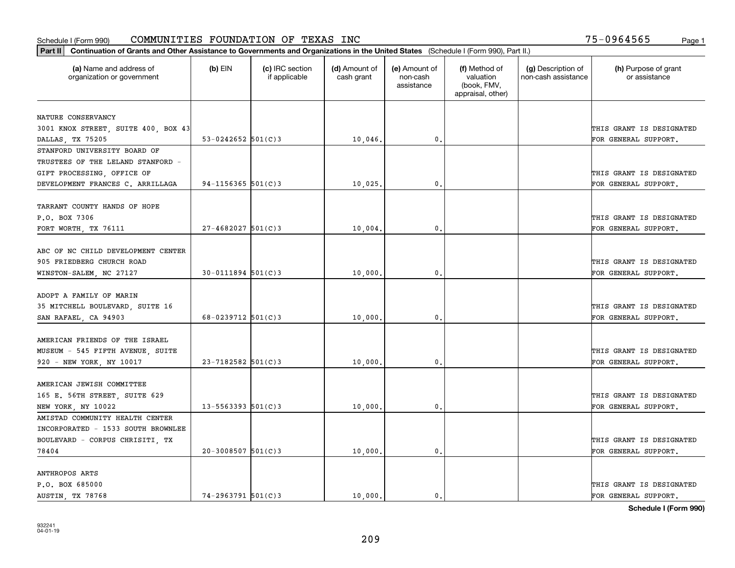Schedule I (Form 990) COMMUNITIES FOUNDATION OF TEXAS INC 75-0964565 Page 1

**Part II** **Continuation of Grants and Other Assistance to Governments and Organizations in the United States** (Schedule I (Form 990), Part II.)

| (a) Name and address of organization or government | (b) EIN | (c) IRC section if applicable | (d) Amount of cash grant | (e) Amount of non-cash assistance | (f) Method of valuation (book, FMV, appraisal, other) | (g) Description of non-cash assistance | (h) Purpose of grant or assistance |
|---|---|---|---|---|---|---|---|
| NATURE CONSERVANCY 3001 KNOX STREET, SUITE 400, BOX 43 DALLAS, TX 75205 | 53-0242652 | 501(C)3 | 10,046. | 0. | | | THIS GRANT IS DESIGNATED FOR GENERAL SUPPORT. |
| STANFORD UNIVERSITY BOARD OF TRUSTEES OF THE LELAND STANFORD - GIFT PROCESSING, OFFICE OF DEVELOPMENT FRANCES C. ARRILLAGA | 94-1156365 | 501(C)3 | 10,025. | 0. | | | THIS GRANT IS DESIGNATED FOR GENERAL SUPPORT. |
| TARRANT COUNTY HANDS OF HOPE P.O. BOX 7306 FORT WORTH, TX 76111 | 27-4682027 | 501(C)3 | 10,004. | 0. | | | THIS GRANT IS DESIGNATED FOR GENERAL SUPPORT. |
| ABC OF NC CHILD DEVELOPMENT CENTER 905 FRIEDBERG CHURCH ROAD WINSTON-SALEM, NC 27127 | 30-0111894 | 501(C)3 | 10,000. | 0. | | | THIS GRANT IS DESIGNATED FOR GENERAL SUPPORT. |
| ADOPT A FAMILY OF MARIN 35 MITCHELL BOULEVARD, SUITE 16 SAN RAFAEL, CA 94903 | 68-0239712 | 501(C)3 | 10,000. | 0. | | | THIS GRANT IS DESIGNATED FOR GENERAL SUPPORT. |
| AMERICAN FRIENDS OF THE ISRAEL MUSEUM - 545 FIFTH AVENUE, SUITE 920 - NEW YORK, NY 10017 | 23-7182582 | 501(C)3 | 10,000. | 0. | | | THIS GRANT IS DESIGNATED FOR GENERAL SUPPORT. |
| AMERICAN JEWISH COMMITTEE 165 E. 56TH STREET, SUITE 629 NEW YORK, NY 10022 | 13-5563393 | 501(C)3 | 10,000. | 0. | | | THIS GRANT IS DESIGNATED FOR GENERAL SUPPORT. |
| AMISTAD COMMUNITY HEALTH CENTER INCORPORATED - 1533 SOUTH BROWNLEE BOULEVARD - CORPUS CHRISITI, TX 78404 | 20-3008507 | 501(C)3 | 10,000. | 0. | | | THIS GRANT IS DESIGNATED FOR GENERAL SUPPORT. |
| ANTHROPOS ARTS P.O. BOX 685000 AUSTIN, TX 78768 | 74-2963791 | 501(C)3 | 10,000. | 0. | | | THIS GRANT IS DESIGNATED FOR GENERAL SUPPORT. |

**Schedule I (Form 990)**

932241 04-01-19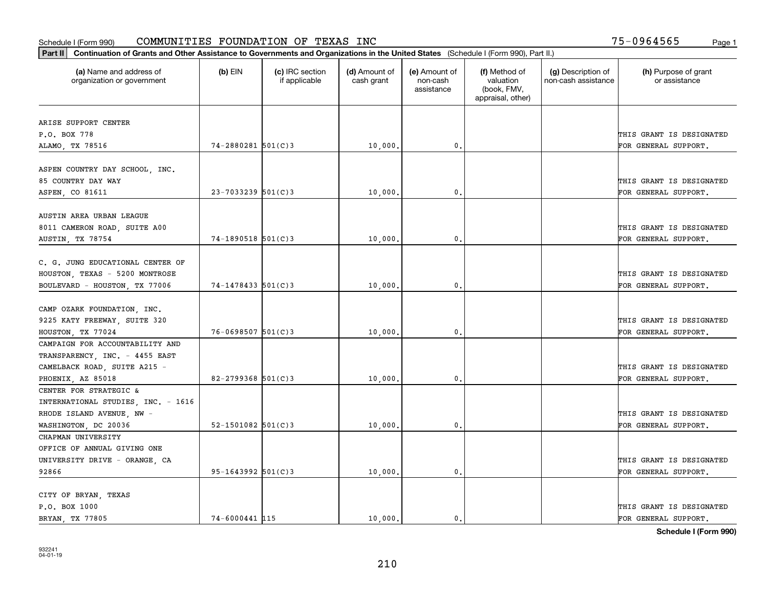Schedule I (Form 990) COMMUNITIES FOUNDATION OF TEXAS INC 75-0964565

**Part II Continuation of Grants and Other Assistance to Governments and Organizations in the United States** (Schedule I (Form 990), Part II.)

| (a) Name and address of organization or government | (b) EIN | (c) IRC section if applicable | (d) Amount of cash grant | (e) Amount of non-cash assistance | (f) Method of valuation (book, FMV, appraisal, other) | (g) Description of non-cash assistance | (h) Purpose of grant or assistance |
|---|---|---|---|---|---|---|---|
| ARISE SUPPORT CENTER P.O. BOX 778 ALAMO, TX 78516 | 74-2880281 | 501(C)3 | 10,000. | 0. | | | THIS GRANT IS DESIGNATED FOR GENERAL SUPPORT. |
| ASPEN COUNTRY DAY SCHOOL, INC. 85 COUNTRY DAY WAY ASPEN, CO 81611 | 23-7033239 | 501(C)3 | 10,000. | 0. | | | THIS GRANT IS DESIGNATED FOR GENERAL SUPPORT. |
| AUSTIN AREA URBAN LEAGUE 8011 CAMERON ROAD, SUITE A00 AUSTIN, TX 78754 | 74-1890518 | 501(C)3 | 10,000. | 0. | | | THIS GRANT IS DESIGNATED FOR GENERAL SUPPORT. |
| C. G. JUNG EDUCATIONAL CENTER OF HOUSTON, TEXAS - 5200 MONTROSE BOULEVARD - HOUSTON, TX 77006 | 74-1478433 | 501(C)3 | 10,000. | 0. | | | THIS GRANT IS DESIGNATED FOR GENERAL SUPPORT. |
| CAMP OZARK FOUNDATION, INC. 9225 KATY FREEWAY, SUITE 320 HOUSTON, TX 77024 | 76-0698507 | 501(C)3 | 10,000. | 0. | | | THIS GRANT IS DESIGNATED FOR GENERAL SUPPORT. |
| CAMPAIGN FOR ACCOUNTABILITY AND TRANSPARENCY, INC. - 4455 EAST CAMELBACK ROAD, SUITE A215 - PHOENIX, AZ 85018 | 82-2799368 | 501(C)3 | 10,000. | 0. | | | THIS GRANT IS DESIGNATED FOR GENERAL SUPPORT. |
| CENTER FOR STRATEGIC & INTERNATIONAL STUDIES, INC. - 1616 RHODE ISLAND AVENUE, NW - WASHINGTON, DC 20036 | 52-1501082 | 501(C)3 | 10,000. | 0. | | | THIS GRANT IS DESIGNATED FOR GENERAL SUPPORT. |
| CHAPMAN UNIVERSITY OFFICE OF ANNUAL GIVING ONE UNIVERSITY DRIVE - ORANGE, CA 92866 | 95-1643992 | 501(C)3 | 10,000. | 0. | | | THIS GRANT IS DESIGNATED FOR GENERAL SUPPORT. |
| CITY OF BRYAN, TEXAS P.O. BOX 1000 BRYAN, TX 77805 | 74-6000441 | 115 | 10,000. | 0. | | | THIS GRANT IS DESIGNATED FOR GENERAL SUPPORT. |

**Schedule I (Form 990)**

932241 04-01-19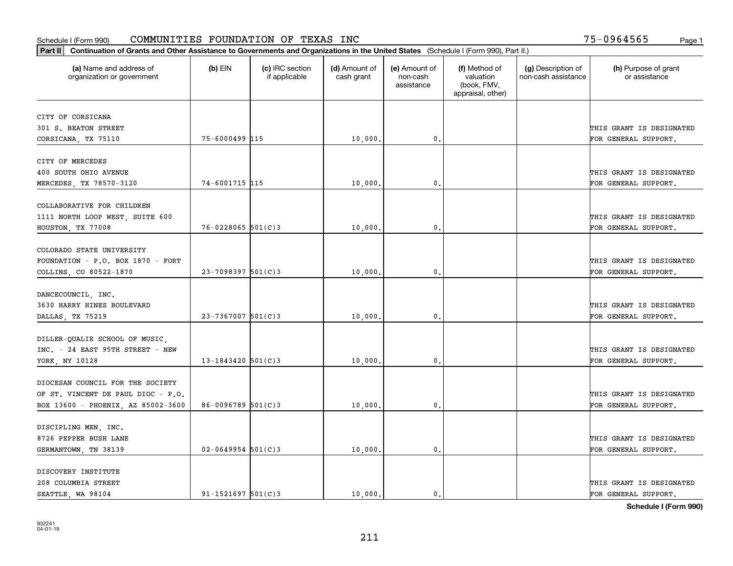Schedule I (Form 990) COMMUNITIES FOUNDATION OF TEXAS INC 75-0964565 Page 1

**Part II** **Continuation of Grants and Other Assistance to Governments and Organizations in the United States** (Schedule I (Form 990), Part II.)

| (a) Name and address of organization or government | (b) EIN | (c) IRC section if applicable | (d) Amount of cash grant | (e) Amount of non-cash assistance | (f) Method of valuation (book, FMV, appraisal, other) | (g) Description of non-cash assistance | (h) Purpose of grant or assistance |
|---|---|---|---|---|---|---|---|
| CITY OF CORSICANA<br>301 S. BEATON STREET<br>CORSICANA, TX 75110 | 75-6000499 | 115 | 10,000. | 0. | | | THIS GRANT IS DESIGNATED FOR GENERAL SUPPORT. |
| CITY OF MERCEDES<br>400 SOUTH OHIO AVENUE<br>MERCEDES, TX 78570-3120 | 74-6001715 | 115 | 10,000. | 0. | | | THIS GRANT IS DESIGNATED FOR GENERAL SUPPORT. |
| COLLABORATIVE FOR CHILDREN<br>1111 NORTH LOOP WEST, SUITE 600<br>HOUSTON, TX 77008 | 76-0228065 | 501(C)3 | 10,000. | 0. | | | THIS GRANT IS DESIGNATED FOR GENERAL SUPPORT. |
| COLORADO STATE UNIVERSITY<br>FOUNDATION - P.O. BOX 1870 - FORT<br>COLLINS, CO 80522-1870 | 23-7098397 | 501(C)3 | 10,000. | 0. | | | THIS GRANT IS DESIGNATED FOR GENERAL SUPPORT. |
| DANCECOUNCIL, INC.<br>3630 HARRY HINES BOULEVARD<br>DALLAS, TX 75219 | 23-7367007 | 501(C)3 | 10,000. | 0. | | | THIS GRANT IS DESIGNATED FOR GENERAL SUPPORT. |
| DILLER-QUALIE SCHOOL OF MUSIC,<br>INC. - 24 EAST 95TH STREET - NEW<br>YORK, NY 10128 | 13-1843420 | 501(C)3 | 10,000. | 0. | | | THIS GRANT IS DESIGNATED FOR GENERAL SUPPORT. |
| DIOCESAN COUNCIL FOR THE SOCIETY<br>OF ST. VINCENT DE PAUL DIOC - P.O.<br>BOX 13600 - PHOENIX, AZ 85002-3600 | 86-0096789 | 501(C)3 | 10,000. | 0. | | | THIS GRANT IS DESIGNATED FOR GENERAL SUPPORT. |
| DISCIPLING MEN, INC.<br>8726 PEPPER BUSH LANE<br>GERMANTOWN, TN 38139 | 02-0649954 | 501(C)3 | 10,000. | 0. | | | THIS GRANT IS DESIGNATED FOR GENERAL SUPPORT. |
| DISCOVERY INSTITUTE<br>208 COLUMBIA STREET<br>SEATTLE, WA 98104 | 91-1521697 | 501(C)3 | 10,000. | 0. | | | THIS GRANT IS DESIGNATED FOR GENERAL SUPPORT. |

**Schedule I (Form 990)**

932241
04-01-19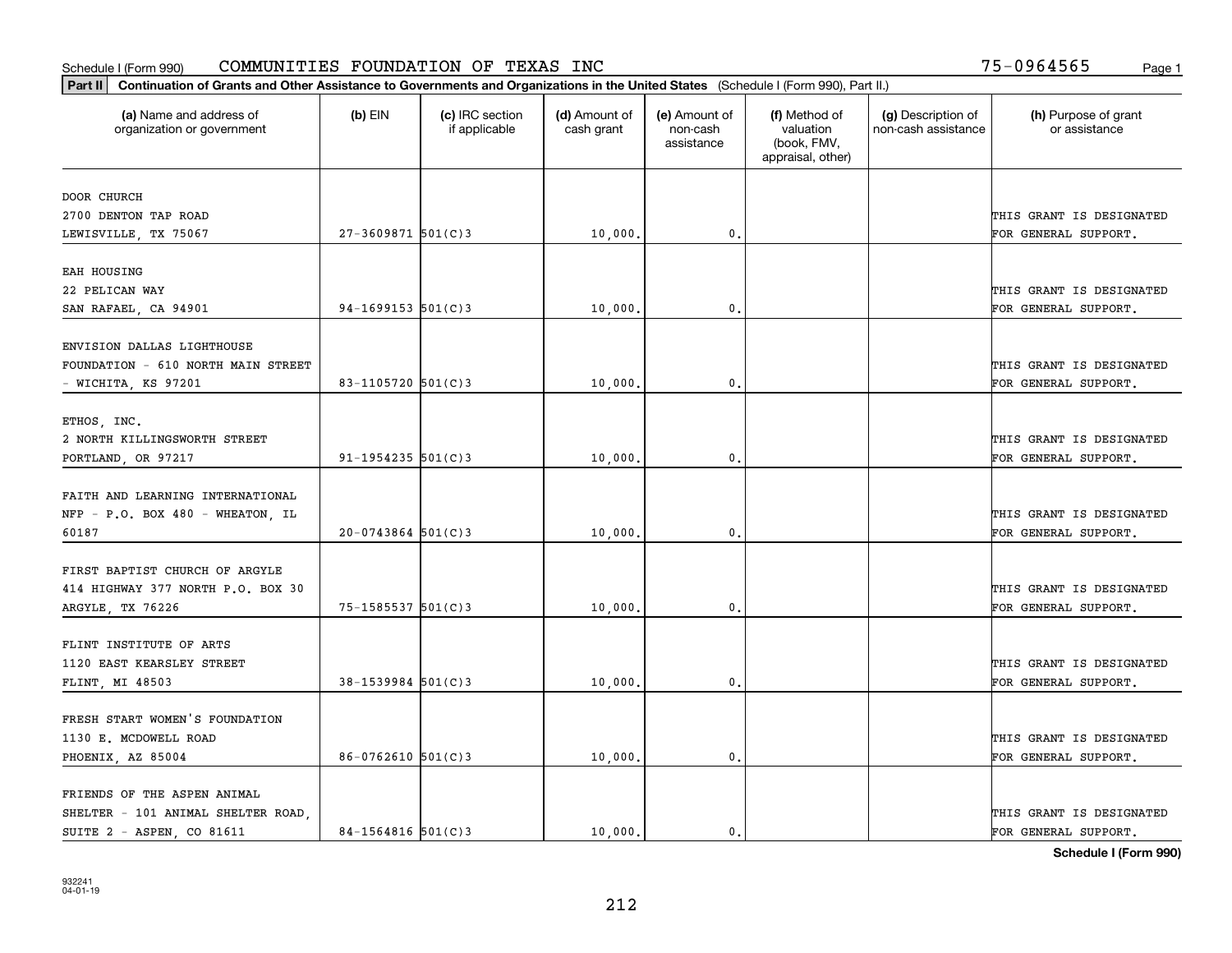Schedule I (Form 990) COMMUNITIES FOUNDATION OF TEXAS INC 75-0964565

**Part II** **Continuation of Grants and Other Assistance to Governments and Organizations in the United States** (Schedule I (Form 990), Part II.)

| (a) Name and address of organization or government | (b) EIN | (c) IRC section if applicable | (d) Amount of cash grant | (e) Amount of non-cash assistance | (f) Method of valuation (book, FMV, appraisal, other) | (g) Description of non-cash assistance | (h) Purpose of grant or assistance |
|---|---|---|---|---|---|---|---|
| DOOR CHURCH 2700 DENTON TAP ROAD LEWISVILLE, TX 75067 | 27-3609871 | 501(C)3 | 10,000. | 0. | | | THIS GRANT IS DESIGNATED FOR GENERAL SUPPORT. |
| EAH HOUSING 22 PELICAN WAY SAN RAFAEL, CA 94901 | 94-1699153 | 501(C)3 | 10,000. | 0. | | | THIS GRANT IS DESIGNATED FOR GENERAL SUPPORT. |
| ENVISION DALLAS LIGHTHOUSE FOUNDATION - 610 NORTH MAIN STREET - WICHITA, KS 97201 | 83-1105720 | 501(C)3 | 10,000. | 0. | | | THIS GRANT IS DESIGNATED FOR GENERAL SUPPORT. |
| ETHOS, INC. 2 NORTH KILLINGSWORTH STREET PORTLAND, OR 97217 | 91-1954235 | 501(C)3 | 10,000. | 0. | | | THIS GRANT IS DESIGNATED FOR GENERAL SUPPORT. |
| FAITH AND LEARNING INTERNATIONAL NFP - P.O. BOX 480 - WHEATON, IL 60187 | 20-0743864 | 501(C)3 | 10,000. | 0. | | | THIS GRANT IS DESIGNATED FOR GENERAL SUPPORT. |
| FIRST BAPTIST CHURCH OF ARGYLE 414 HIGHWAY 377 NORTH P.O. BOX 30 ARGYLE, TX 76226 | 75-1585537 | 501(C)3 | 10,000. | 0. | | | THIS GRANT IS DESIGNATED FOR GENERAL SUPPORT. |
| FLINT INSTITUTE OF ARTS 1120 EAST KEARSLEY STREET FLINT, MI 48503 | 38-1539984 | 501(C)3 | 10,000. | 0. | | | THIS GRANT IS DESIGNATED FOR GENERAL SUPPORT. |
| FRESH START WOMEN'S FOUNDATION 1130 E. MCDOWELL ROAD PHOENIX, AZ 85004 | 86-0762610 | 501(C)3 | 10,000. | 0. | | | THIS GRANT IS DESIGNATED FOR GENERAL SUPPORT. |
| FRIENDS OF THE ASPEN ANIMAL SHELTER - 101 ANIMAL SHELTER ROAD, SUITE 2 - ASPEN, CO 81611 | 84-1564816 | 501(C)3 | 10,000. | 0. | | | THIS GRANT IS DESIGNATED FOR GENERAL SUPPORT. |

**Schedule I (Form 990)**

932241 04-01-19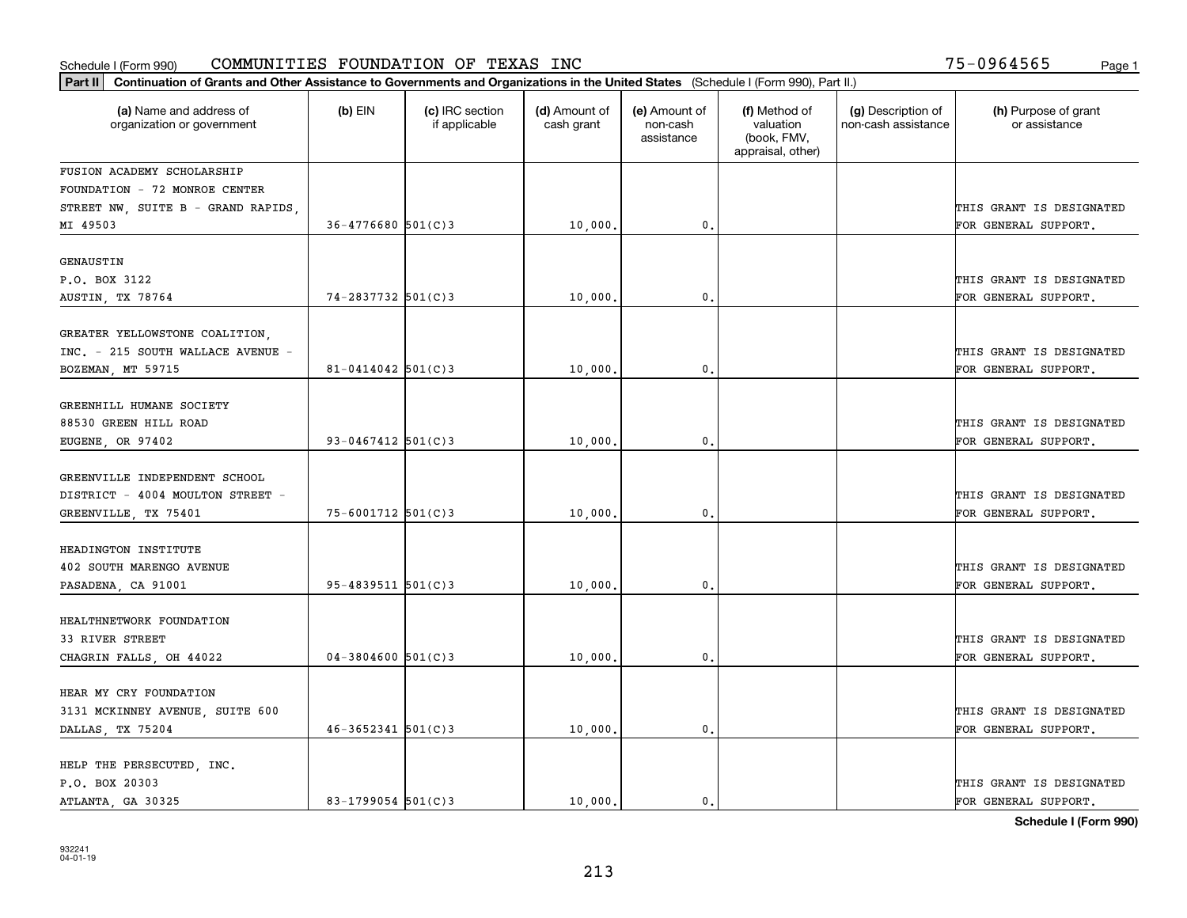Schedule I (Form 990) COMMUNITIES FOUNDATION OF TEXAS INC 75-0964565 Page 1

**Part II** **Continuation of Grants and Other Assistance to Governments and Organizations in the United States** (Schedule I (Form 990), Part II.)

| (a) Name and address of organization or government | (b) EIN | (c) IRC section if applicable | (d) Amount of cash grant | (e) Amount of non-cash assistance | (f) Method of valuation (book, FMV, appraisal, other) | (g) Description of non-cash assistance | (h) Purpose of grant or assistance |
|---|---|---|---|---|---|---|---|
| FUSION ACADEMY SCHOLARSHIP FOUNDATION - 72 MONROE CENTER STREET NW, SUITE B - GRAND RAPIDS, MI 49503 | 36-4776680 | 501(C)3 | 10,000. | 0. | | | THIS GRANT IS DESIGNATED FOR GENERAL SUPPORT. |
| GENAUSTIN P.O. BOX 3122 AUSTIN, TX 78764 | 74-2837732 | 501(C)3 | 10,000. | 0. | | | THIS GRANT IS DESIGNATED FOR GENERAL SUPPORT. |
| GREATER YELLOWSTONE COALITION, INC. - 215 SOUTH WALLACE AVENUE - BOZEMAN, MT 59715 | 81-0414042 | 501(C)3 | 10,000. | 0. | | | THIS GRANT IS DESIGNATED FOR GENERAL SUPPORT. |
| GREENHILL HUMANE SOCIETY 88530 GREEN HILL ROAD EUGENE, OR 97402 | 93-0467412 | 501(C)3 | 10,000. | 0. | | | THIS GRANT IS DESIGNATED FOR GENERAL SUPPORT. |
| GREENVILLE INDEPENDENT SCHOOL DISTRICT - 4004 MOULTON STREET - GREENVILLE, TX 75401 | 75-6001712 | 501(C)3 | 10,000. | 0. | | | THIS GRANT IS DESIGNATED FOR GENERAL SUPPORT. |
| HEADINGTON INSTITUTE 402 SOUTH MARENGO AVENUE PASADENA, CA 91001 | 95-4839511 | 501(C)3 | 10,000. | 0. | | | THIS GRANT IS DESIGNATED FOR GENERAL SUPPORT. |
| HEALTHNETWORK FOUNDATION 33 RIVER STREET CHAGRIN FALLS, OH 44022 | 04-3804600 | 501(C)3 | 10,000. | 0. | | | THIS GRANT IS DESIGNATED FOR GENERAL SUPPORT. |
| HEAR MY CRY FOUNDATION 3131 MCKINNEY AVENUE, SUITE 600 DALLAS, TX 75204 | 46-3652341 | 501(C)3 | 10,000. | 0. | | | THIS GRANT IS DESIGNATED FOR GENERAL SUPPORT. |
| HELP THE PERSECUTED, INC. P.O. BOX 20303 ATLANTA, GA 30325 | 83-1799054 | 501(C)3 | 10,000. | 0. | | | THIS GRANT IS DESIGNATED FOR GENERAL SUPPORT. |

**Schedule I (Form 990)**

932241 04-01-19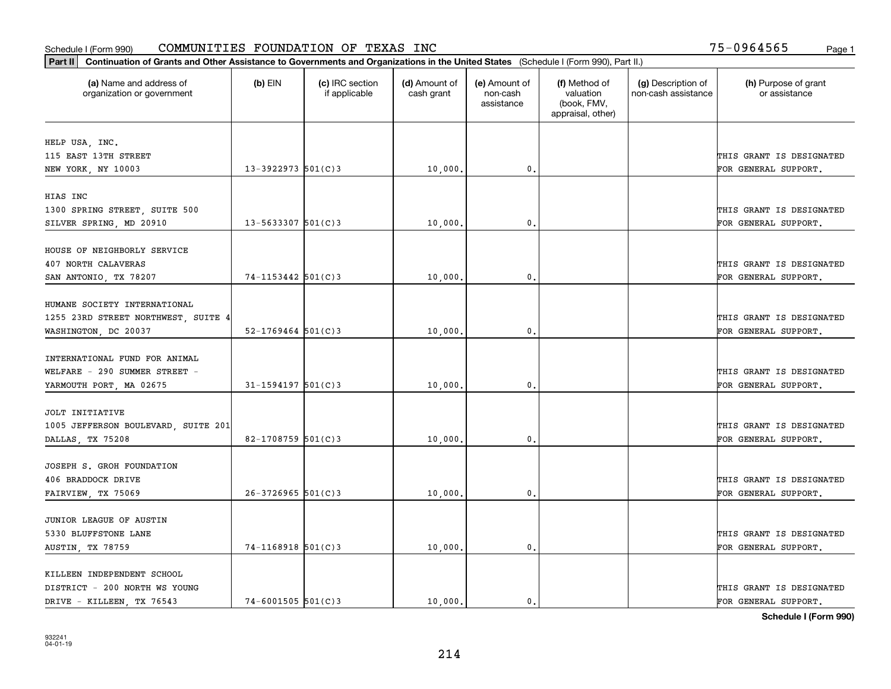Schedule I (Form 990) COMMUNITIES FOUNDATION OF TEXAS INC 75-0964565

**Part II** Continuation of Grants and Other Assistance to Governments and Organizations in the United States (Schedule I (Form 990), Part II.)

| (a) Name and address of organization or government | (b) EIN | (c) IRC section if applicable | (d) Amount of cash grant | (e) Amount of non-cash assistance | (f) Method of valuation (book, FMV, appraisal, other) | (g) Description of non-cash assistance | (h) Purpose of grant or assistance |
|---|---|---|---|---|---|---|---|
| HELP USA, INC.<br>115 EAST 13TH STREET<br>NEW YORK, NY 10003 | 13-3922973 | 501(C)3 | 10,000. | 0. | | | THIS GRANT IS DESIGNATED FOR GENERAL SUPPORT. |
| HIAS INC<br>1300 SPRING STREET, SUITE 500<br>SILVER SPRING, MD 20910 | 13-5633307 | 501(C)3 | 10,000. | 0. | | | THIS GRANT IS DESIGNATED FOR GENERAL SUPPORT. |
| HOUSE OF NEIGHBORLY SERVICE<br>407 NORTH CALAVERAS<br>SAN ANTONIO, TX 78207 | 74-1153442 | 501(C)3 | 10,000. | 0. | | | THIS GRANT IS DESIGNATED FOR GENERAL SUPPORT. |
| HUMANE SOCIETY INTERNATIONAL<br>1255 23RD STREET NORTHWEST, SUITE 4<br>WASHINGTON, DC 20037 | 52-1769464 | 501(C)3 | 10,000. | 0. | | | THIS GRANT IS DESIGNATED FOR GENERAL SUPPORT. |
| INTERNATIONAL FUND FOR ANIMAL WELFARE - 290 SUMMER STREET - YARMOUTH PORT, MA 02675 | 31-1594197 | 501(C)3 | 10,000. | 0. | | | THIS GRANT IS DESIGNATED FOR GENERAL SUPPORT. |
| JOLT INITIATIVE<br>1005 JEFFERSON BOULEVARD, SUITE 201<br>DALLAS, TX 75208 | 82-1708759 | 501(C)3 | 10,000. | 0. | | | THIS GRANT IS DESIGNATED FOR GENERAL SUPPORT. |
| JOSEPH S. GROH FOUNDATION<br>406 BRADDOCK DRIVE<br>FAIRVIEW, TX 75069 | 26-3726965 | 501(C)3 | 10,000. | 0. | | | THIS GRANT IS DESIGNATED FOR GENERAL SUPPORT. |
| JUNIOR LEAGUE OF AUSTIN<br>5330 BLUFFSTONE LANE<br>AUSTIN, TX 78759 | 74-1168918 | 501(C)3 | 10,000. | 0. | | | THIS GRANT IS DESIGNATED FOR GENERAL SUPPORT. |
| KILLEEN INDEPENDENT SCHOOL DISTRICT - 200 NORTH WS YOUNG DRIVE - KILLEEN, TX 76543 | 74-6001505 | 501(C)3 | 10,000. | 0. | | | THIS GRANT IS DESIGNATED FOR GENERAL SUPPORT. |

**Schedule I (Form 990)**

932241
04-01-19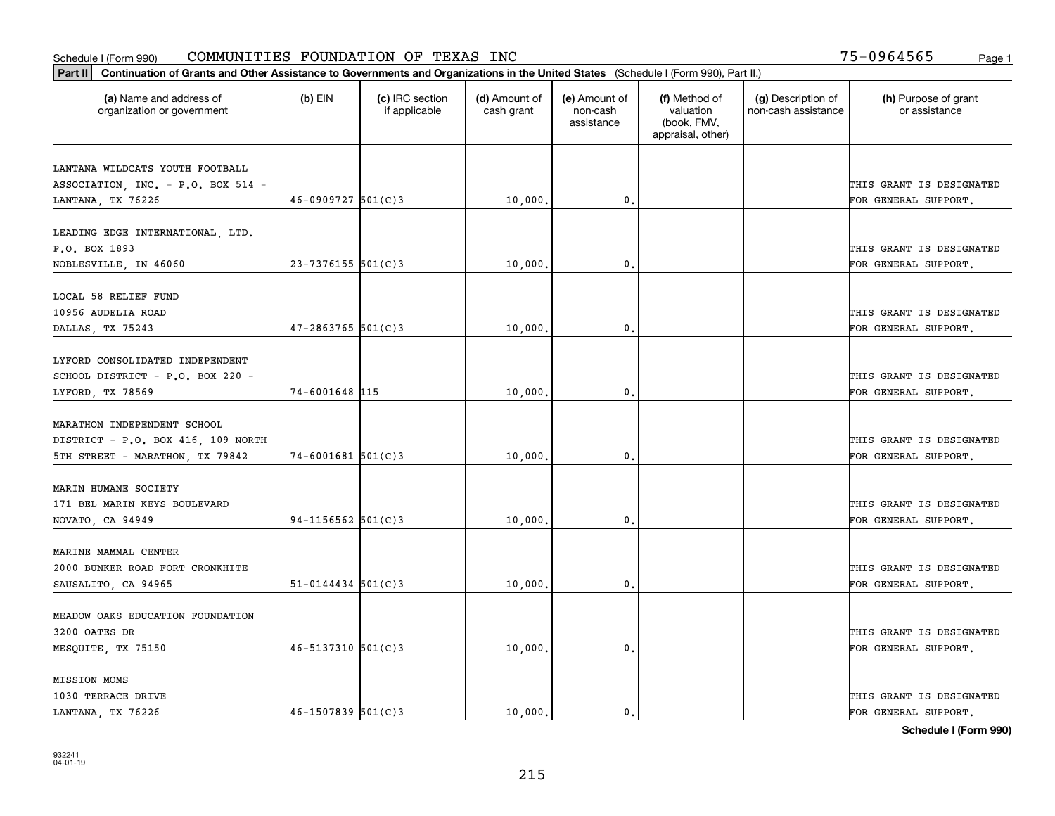Schedule I (Form 990) COMMUNITIES FOUNDATION OF TEXAS INC 75-0964565 Page 1

**Part II** **Continuation of Grants and Other Assistance to Governments and Organizations in the United States** (Schedule I (Form 990), Part II.)

| (a) Name and address of organization or government | (b) EIN | (c) IRC section if applicable | (d) Amount of cash grant | (e) Amount of non-cash assistance | (f) Method of valuation (book, FMV, appraisal, other) | (g) Description of non-cash assistance | (h) Purpose of grant or assistance |
|---|---|---|---|---|---|---|---|
| LANTANA WILDCATS YOUTH FOOTBALL ASSOCIATION, INC. - P.O. BOX 514 - LANTANA, TX 76226 | 46-0909727 | 501(C)3 | 10,000. | 0. | | | THIS GRANT IS DESIGNATED FOR GENERAL SUPPORT. |
| LEADING EDGE INTERNATIONAL, LTD. P.O. BOX 1893 NOBLESVILLE, IN 46060 | 23-7376155 | 501(C)3 | 10,000. | 0. | | | THIS GRANT IS DESIGNATED FOR GENERAL SUPPORT. |
| LOCAL 58 RELIEF FUND 10956 AUDELIA ROAD DALLAS, TX 75243 | 47-2863765 | 501(C)3 | 10,000. | 0. | | | THIS GRANT IS DESIGNATED FOR GENERAL SUPPORT. |
| LYFORD CONSOLIDATED INDEPENDENT SCHOOL DISTRICT - P.O. BOX 220 - LYFORD, TX 78569 | 74-6001648 | 115 | 10,000. | 0. | | | THIS GRANT IS DESIGNATED FOR GENERAL SUPPORT. |
| MARATHON INDEPENDENT SCHOOL DISTRICT - P.O. BOX 416, 109 NORTH 5TH STREET - MARATHON, TX 79842 | 74-6001681 | 501(C)3 | 10,000. | 0. | | | THIS GRANT IS DESIGNATED FOR GENERAL SUPPORT. |
| MARIN HUMANE SOCIETY 171 BEL MARIN KEYS BOULEVARD NOVATO, CA 94949 | 94-1156562 | 501(C)3 | 10,000. | 0. | | | THIS GRANT IS DESIGNATED FOR GENERAL SUPPORT. |
| MARINE MAMMAL CENTER 2000 BUNKER ROAD FORT CRONKHITE SAUSALITO, CA 94965 | 51-0144434 | 501(C)3 | 10,000. | 0. | | | THIS GRANT IS DESIGNATED FOR GENERAL SUPPORT. |
| MEADOW OAKS EDUCATION FOUNDATION 3200 OATES DR MESQUITE, TX 75150 | 46-5137310 | 501(C)3 | 10,000. | 0. | | | THIS GRANT IS DESIGNATED FOR GENERAL SUPPORT. |
| MISSION MOMS 1030 TERRACE DRIVE LANTANA, TX 76226 | 46-1507839 | 501(C)3 | 10,000. | 0. | | | THIS GRANT IS DESIGNATED FOR GENERAL SUPPORT. |

**Schedule I (Form 990)**

932241 04-01-19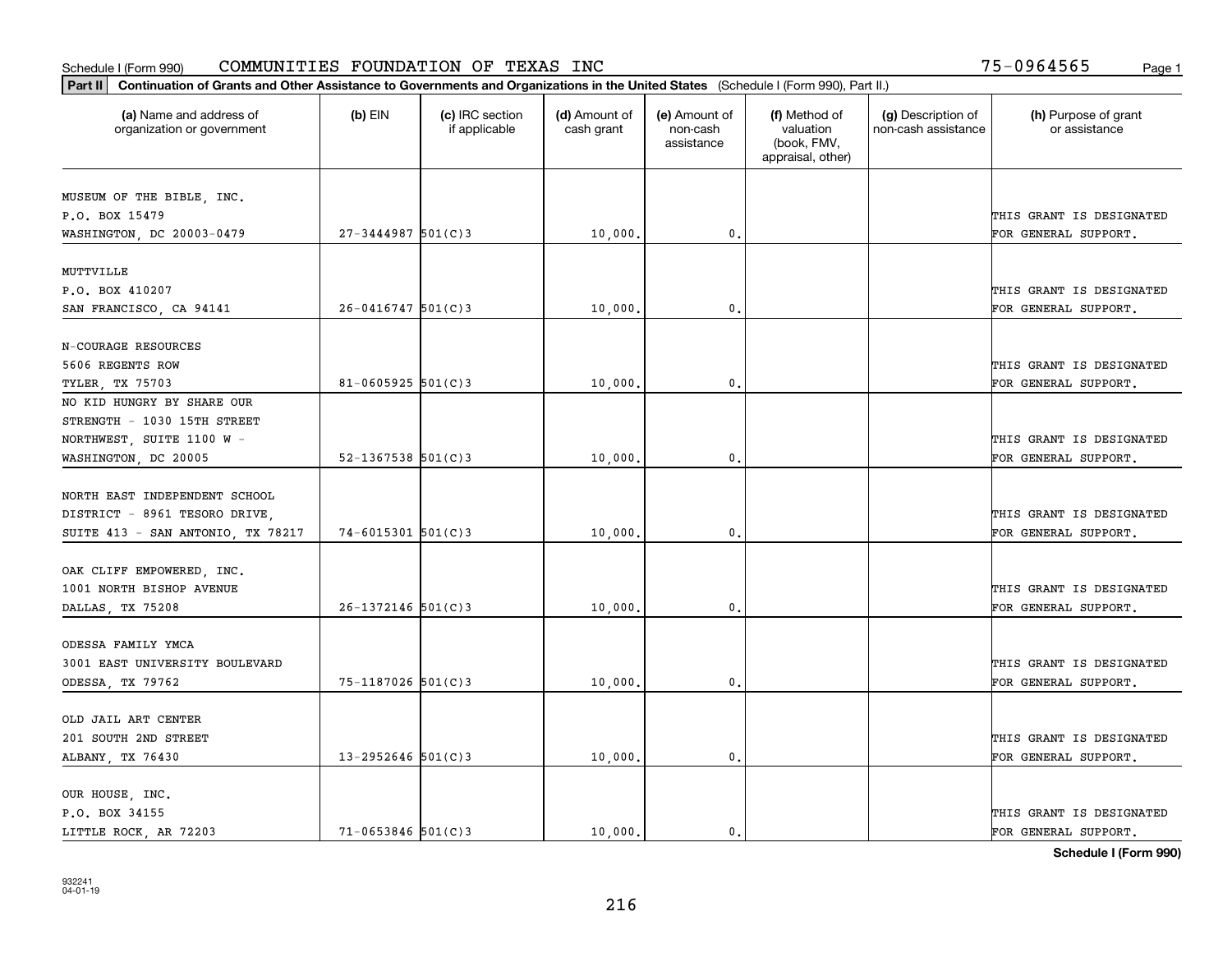Schedule I (Form 990) COMMUNITIES FOUNDATION OF TEXAS INC 75-0964565

**Part II Continuation of Grants and Other Assistance to Governments and Organizations in the United States** (Schedule I (Form 990), Part II.)

| (a) Name and address of organization or government | (b) EIN | (c) IRC section if applicable | (d) Amount of cash grant | (e) Amount of non-cash assistance | (f) Method of valuation (book, FMV, appraisal, other) | (g) Description of non-cash assistance | (h) Purpose of grant or assistance |
|---|---|---|---|---|---|---|---|
| MUSEUM OF THE BIBLE, INC. P.O. BOX 15479 WASHINGTON, DC 20003-0479 | 27-3444987 | 501(C)3 | 10,000. | 0. | | | THIS GRANT IS DESIGNATED FOR GENERAL SUPPORT. |
| MUTTVILLE P.O. BOX 410207 SAN FRANCISCO, CA 94141 | 26-0416747 | 501(C)3 | 10,000. | 0. | | | THIS GRANT IS DESIGNATED FOR GENERAL SUPPORT. |
| N-COURAGE RESOURCES 5606 REGENTS ROW TYLER, TX 75703 | 81-0605925 | 501(C)3 | 10,000. | 0. | | | THIS GRANT IS DESIGNATED FOR GENERAL SUPPORT. |
| NO KID HUNGRY BY SHARE OUR STRENGTH - 1030 15TH STREET NORTHWEST, SUITE 1100 W - WASHINGTON, DC 20005 | 52-1367538 | 501(C)3 | 10,000. | 0. | | | THIS GRANT IS DESIGNATED FOR GENERAL SUPPORT. |
| NORTH EAST INDEPENDENT SCHOOL DISTRICT - 8961 TESORO DRIVE, SUITE 413 - SAN ANTONIO, TX 78217 | 74-6015301 | 501(C)3 | 10,000. | 0. | | | THIS GRANT IS DESIGNATED FOR GENERAL SUPPORT. |
| OAK CLIFF EMPOWERED, INC. 1001 NORTH BISHOP AVENUE DALLAS, TX 75208 | 26-1372146 | 501(C)3 | 10,000. | 0. | | | THIS GRANT IS DESIGNATED FOR GENERAL SUPPORT. |
| ODESSA FAMILY YMCA 3001 EAST UNIVERSITY BOULEVARD ODESSA, TX 79762 | 75-1187026 | 501(C)3 | 10,000. | 0. | | | THIS GRANT IS DESIGNATED FOR GENERAL SUPPORT. |
| OLD JAIL ART CENTER 201 SOUTH 2ND STREET ALBANY, TX 76430 | 13-2952646 | 501(C)3 | 10,000. | 0. | | | THIS GRANT IS DESIGNATED FOR GENERAL SUPPORT. |
| OUR HOUSE, INC. P.O. BOX 34155 LITTLE ROCK, AR 72203 | 71-0653846 | 501(C)3 | 10,000. | 0. | | | THIS GRANT IS DESIGNATED FOR GENERAL SUPPORT. |

**Schedule I (Form 990)**

932241 04-01-19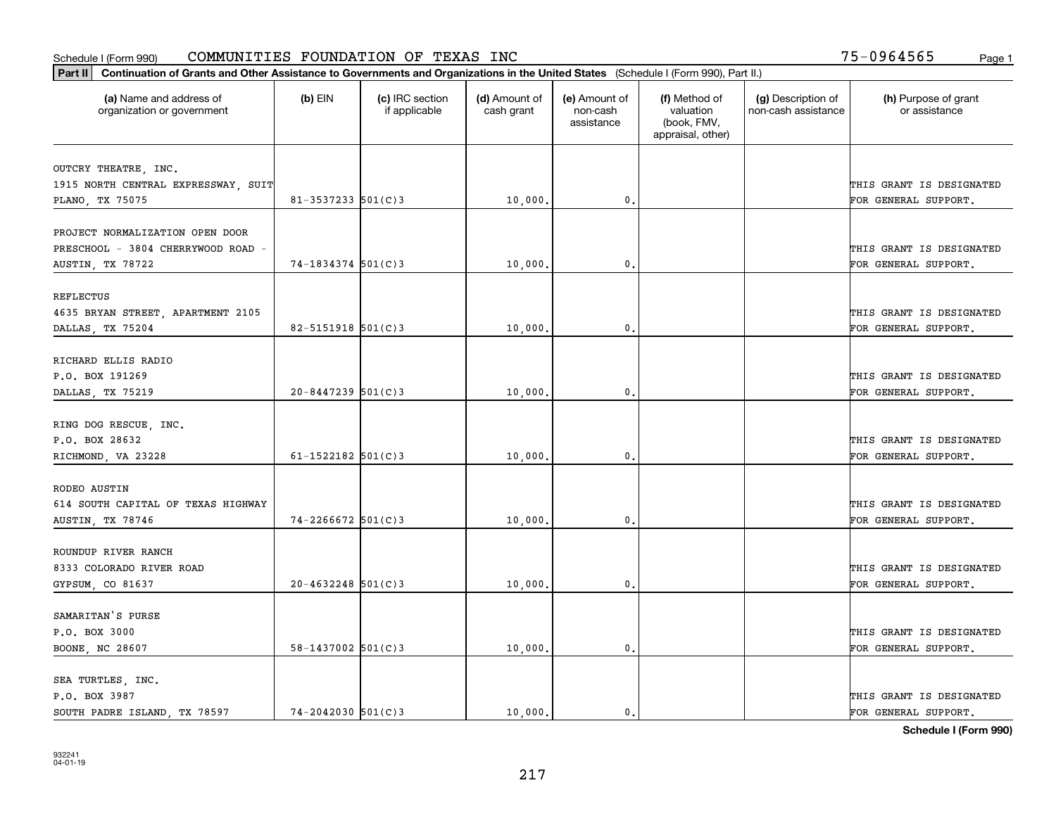Schedule I (Form 990) COMMUNITIES FOUNDATION OF TEXAS INC 75-0964565 Page 1

**Part II** **Continuation of Grants and Other Assistance to Governments and Organizations in the United States** (Schedule I (Form 990), Part II.)

| (a) Name and address of organization or government | (b) EIN | (c) IRC section if applicable | (d) Amount of cash grant | (e) Amount of non-cash assistance | (f) Method of valuation (book, FMV, appraisal, other) | (g) Description of non-cash assistance | (h) Purpose of grant or assistance |
|---|---|---|---|---|---|---|---|
| OUTCRY THEATRE, INC. 1915 NORTH CENTRAL EXPRESSWAY, SUIT PLANO, TX 75075 | 81-3537233 | 501(C)3 | 10,000. | 0. | | | THIS GRANT IS DESIGNATED FOR GENERAL SUPPORT. |
| PROJECT NORMALIZATION OPEN DOOR PRESCHOOL - 3804 CHERRYWOOD ROAD - AUSTIN, TX 78722 | 74-1834374 | 501(C)3 | 10,000. | 0. | | | THIS GRANT IS DESIGNATED FOR GENERAL SUPPORT. |
| REFLECTUS 4635 BRYAN STREET, APARTMENT 2105 DALLAS, TX 75204 | 82-5151918 | 501(C)3 | 10,000. | 0. | | | THIS GRANT IS DESIGNATED FOR GENERAL SUPPORT. |
| RICHARD ELLIS RADIO P.O. BOX 191269 DALLAS, TX 75219 | 20-8447239 | 501(C)3 | 10,000. | 0. | | | THIS GRANT IS DESIGNATED FOR GENERAL SUPPORT. |
| RING DOG RESCUE, INC. P.O. BOX 28632 RICHMOND, VA 23228 | 61-1522182 | 501(C)3 | 10,000. | 0. | | | THIS GRANT IS DESIGNATED FOR GENERAL SUPPORT. |
| RODEO AUSTIN 614 SOUTH CAPITAL OF TEXAS HIGHWAY AUSTIN, TX 78746 | 74-2266672 | 501(C)3 | 10,000. | 0. | | | THIS GRANT IS DESIGNATED FOR GENERAL SUPPORT. |
| ROUNDUP RIVER RANCH 8333 COLORADO RIVER ROAD GYPSUM, CO 81637 | 20-4632248 | 501(C)3 | 10,000. | 0. | | | THIS GRANT IS DESIGNATED FOR GENERAL SUPPORT. |
| SAMARITAN'S PURSE P.O. BOX 3000 BOONE, NC 28607 | 58-1437002 | 501(C)3 | 10,000. | 0. | | | THIS GRANT IS DESIGNATED FOR GENERAL SUPPORT. |
| SEA TURTLES, INC. P.O. BOX 3987 SOUTH PADRE ISLAND, TX 78597 | 74-2042030 | 501(C)3 | 10,000. | 0. | | | THIS GRANT IS DESIGNATED FOR GENERAL SUPPORT. |

**Schedule I (Form 990)**

932241 04-01-19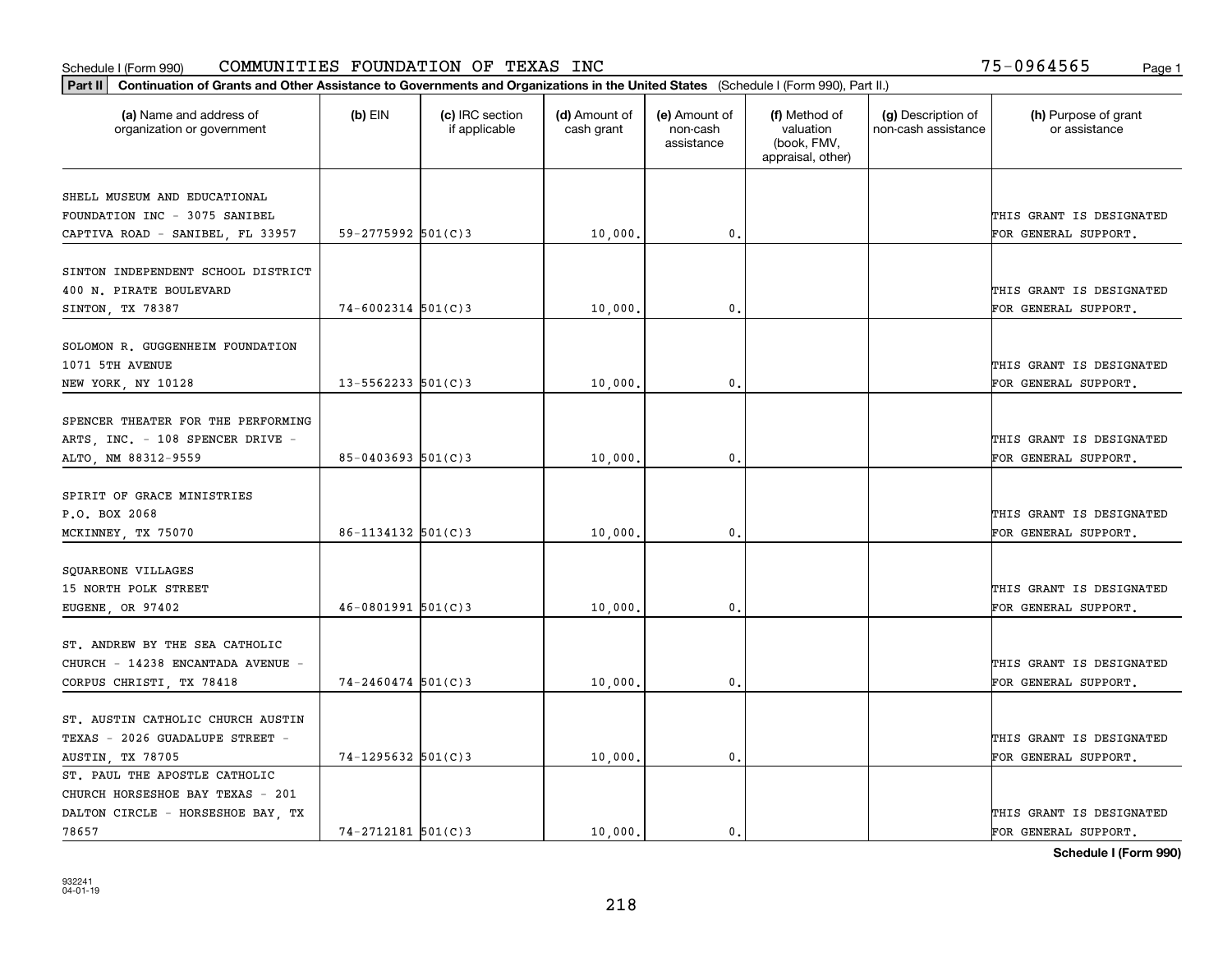Schedule I (Form 990) COMMUNITIES FOUNDATION OF TEXAS INC 75-0964565

**Part II** **Continuation of Grants and Other Assistance to Governments and Organizations in the United States** (Schedule I (Form 990), Part II.)

| (a) Name and address of organization or government | (b) EIN | (c) IRC section if applicable | (d) Amount of cash grant | (e) Amount of non-cash assistance | (f) Method of valuation (book, FMV, appraisal, other) | (g) Description of non-cash assistance | (h) Purpose of grant or assistance |
|---|---|---|---|---|---|---|---|
| SHELL MUSEUM AND EDUCATIONAL FOUNDATION INC - 3075 SANIBEL CAPTIVA ROAD - SANIBEL, FL 33957 | 59-2775992 | 501(C)3 | 10,000. | 0. | | | THIS GRANT IS DESIGNATED FOR GENERAL SUPPORT. |
| SINTON INDEPENDENT SCHOOL DISTRICT 400 N. PIRATE BOULEVARD SINTON, TX 78387 | 74-6002314 | 501(C)3 | 10,000. | 0. | | | THIS GRANT IS DESIGNATED FOR GENERAL SUPPORT. |
| SOLOMON R. GUGGENHEIM FOUNDATION 1071 5TH AVENUE NEW YORK, NY 10128 | 13-5562233 | 501(C)3 | 10,000. | 0. | | | THIS GRANT IS DESIGNATED FOR GENERAL SUPPORT. |
| SPENCER THEATER FOR THE PERFORMING ARTS, INC. - 108 SPENCER DRIVE - ALTO, NM 88312-9559 | 85-0403693 | 501(C)3 | 10,000. | 0. | | | THIS GRANT IS DESIGNATED FOR GENERAL SUPPORT. |
| SPIRIT OF GRACE MINISTRIES P.O. BOX 2068 MCKINNEY, TX 75070 | 86-1134132 | 501(C)3 | 10,000. | 0. | | | THIS GRANT IS DESIGNATED FOR GENERAL SUPPORT. |
| SQUAREONE VILLAGES 15 NORTH POLK STREET EUGENE, OR 97402 | 46-0801991 | 501(C)3 | 10,000. | 0. | | | THIS GRANT IS DESIGNATED FOR GENERAL SUPPORT. |
| ST. ANDREW BY THE SEA CATHOLIC CHURCH - 14238 ENCANTADA AVENUE - CORPUS CHRISTI, TX 78418 | 74-2460474 | 501(C)3 | 10,000. | 0. | | | THIS GRANT IS DESIGNATED FOR GENERAL SUPPORT. |
| ST. AUSTIN CATHOLIC CHURCH AUSTIN TEXAS - 2026 GUADALUPE STREET - AUSTIN, TX 78705 | 74-1295632 | 501(C)3 | 10,000. | 0. | | | THIS GRANT IS DESIGNATED FOR GENERAL SUPPORT. |
| ST. PAUL THE APOSTLE CATHOLIC CHURCH HORSESHOE BAY TEXAS - 201 DALTON CIRCLE - HORSESHOE BAY, TX 78657 | 74-2712181 | 501(C)3 | 10,000. | 0. | | | THIS GRANT IS DESIGNATED FOR GENERAL SUPPORT. |

**Schedule I (Form 990)**

932241
04-01-19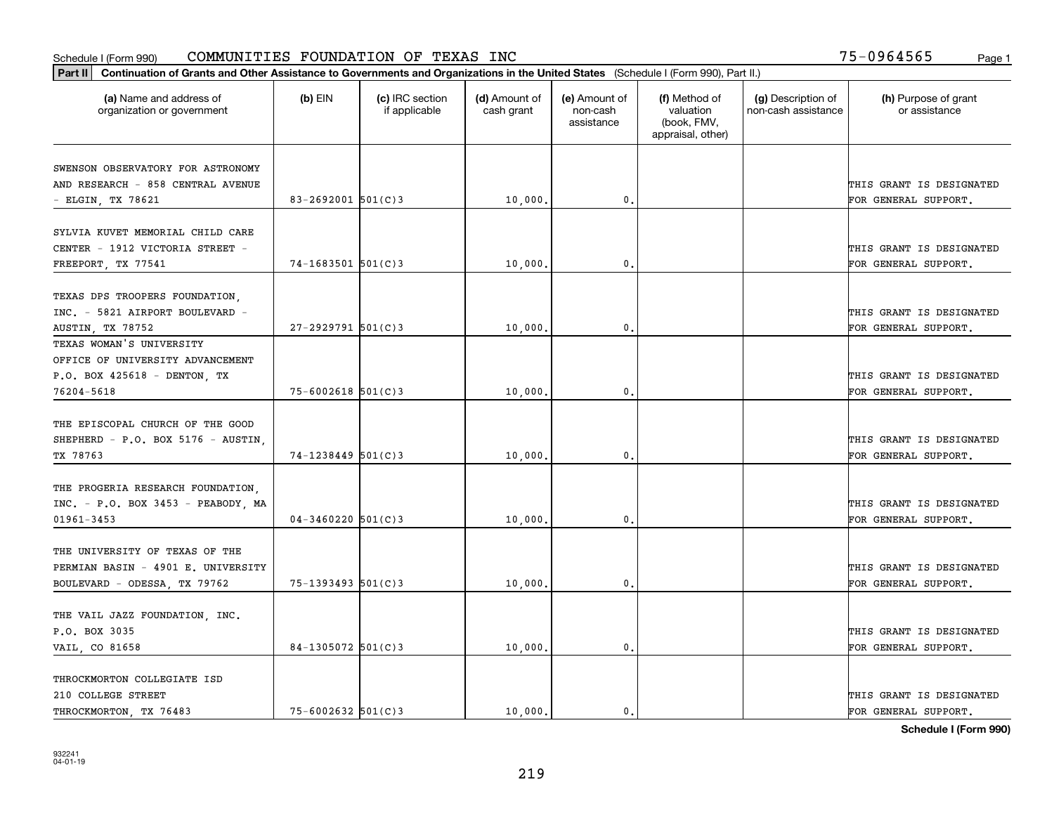Schedule I (Form 990) COMMUNITIES FOUNDATION OF TEXAS INC 75-0964565 Page 1

**Part II** **Continuation of Grants and Other Assistance to Governments and Organizations in the United States** (Schedule I (Form 990), Part II.)

| (a) Name and address of organization or government | (b) EIN | (c) IRC section if applicable | (d) Amount of cash grant | (e) Amount of non-cash assistance | (f) Method of valuation (book, FMV, appraisal, other) | (g) Description of non-cash assistance | (h) Purpose of grant or assistance |
|---|---|---|---|---|---|---|---|
| SWENSON OBSERVATORY FOR ASTRONOMY AND RESEARCH - 858 CENTRAL AVENUE - ELGIN, TX 78621 | 83-2692001 | 501(C)3 | 10,000. | 0. | | | THIS GRANT IS DESIGNATED FOR GENERAL SUPPORT. |
| SYLVIA KUVET MEMORIAL CHILD CARE CENTER - 1912 VICTORIA STREET - FREEPORT, TX 77541 | 74-1683501 | 501(C)3 | 10,000. | 0. | | | THIS GRANT IS DESIGNATED FOR GENERAL SUPPORT. |
| TEXAS DPS TROOPERS FOUNDATION, INC. - 5821 AIRPORT BOULEVARD - AUSTIN, TX 78752 | 27-2929791 | 501(C)3 | 10,000. | 0. | | | THIS GRANT IS DESIGNATED FOR GENERAL SUPPORT. |
| TEXAS WOMAN'S UNIVERSITY OFFICE OF UNIVERSITY ADVANCEMENT P.O. BOX 425618 - DENTON, TX 76204-5618 | 75-6002618 | 501(C)3 | 10,000. | 0. | | | THIS GRANT IS DESIGNATED FOR GENERAL SUPPORT. |
| THE EPISCOPAL CHURCH OF THE GOOD SHEPHERD - P.O. BOX 5176 - AUSTIN, TX 78763 | 74-1238449 | 501(C)3 | 10,000. | 0. | | | THIS GRANT IS DESIGNATED FOR GENERAL SUPPORT. |
| THE PROGERIA RESEARCH FOUNDATION, INC. - P.O. BOX 3453 - PEABODY, MA 01961-3453 | 04-3460220 | 501(C)3 | 10,000. | 0. | | | THIS GRANT IS DESIGNATED FOR GENERAL SUPPORT. |
| THE UNIVERSITY OF TEXAS OF THE PERMIAN BASIN - 4901 E. UNIVERSITY BOULEVARD - ODESSA, TX 79762 | 75-1393493 | 501(C)3 | 10,000. | 0. | | | THIS GRANT IS DESIGNATED FOR GENERAL SUPPORT. |
| THE VAIL JAZZ FOUNDATION, INC. P.O. BOX 3035 VAIL, CO 81658 | 84-1305072 | 501(C)3 | 10,000. | 0. | | | THIS GRANT IS DESIGNATED FOR GENERAL SUPPORT. |
| THROCKMORTON COLLEGIATE ISD 210 COLLEGE STREET THROCKMORTON, TX 76483 | 75-6002632 | 501(C)3 | 10,000. | 0. | | | THIS GRANT IS DESIGNATED FOR GENERAL SUPPORT. |

**Schedule I (Form 990)**

932241
04-01-19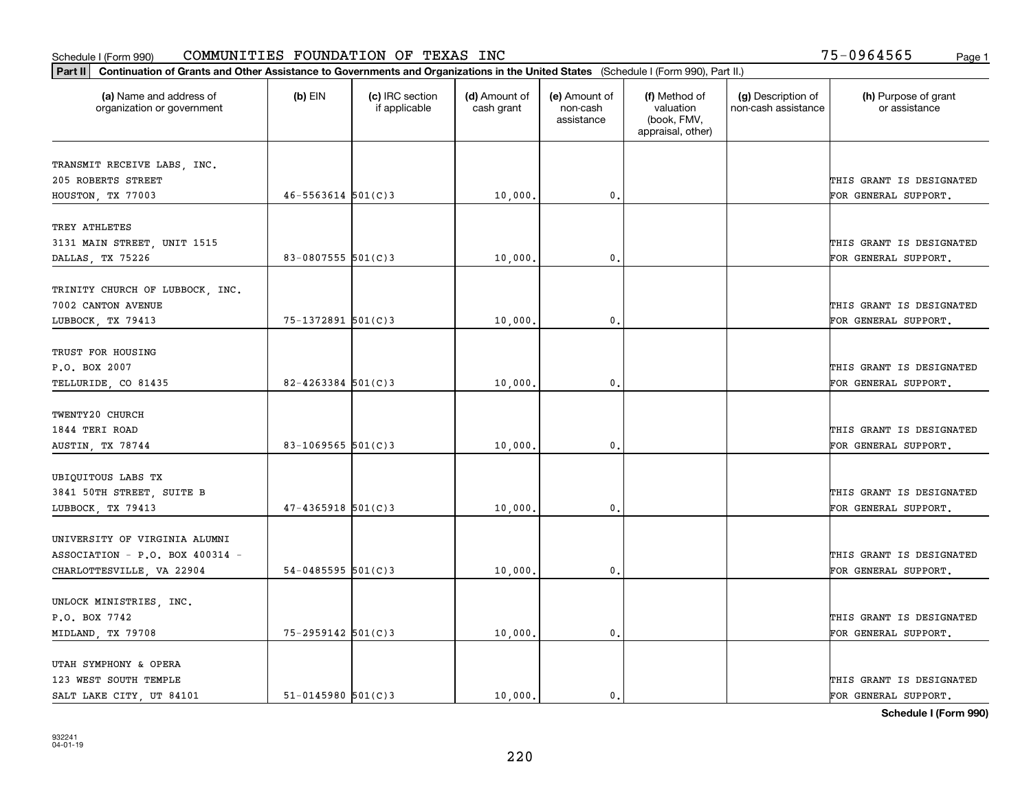Schedule I (Form 990) COMMUNITIES FOUNDATION OF TEXAS INC 75-0964565

**Part II** Continuation of Grants and Other Assistance to Governments and Organizations in the United States (Schedule I (Form 990), Part II.)

| (a) Name and address of organization or government | (b) EIN | (c) IRC section if applicable | (d) Amount of cash grant | (e) Amount of non-cash assistance | (f) Method of valuation (book, FMV, appraisal, other) | (g) Description of non-cash assistance | (h) Purpose of grant or assistance |
|---|---|---|---|---|---|---|---|
| TRANSMIT RECEIVE LABS, INC. 205 ROBERTS STREET HOUSTON, TX 77003 | 46-5563614 | 501(C)3 | 10,000. | 0. | | | THIS GRANT IS DESIGNATED FOR GENERAL SUPPORT. |
| TREY ATHLETES 3131 MAIN STREET, UNIT 1515 DALLAS, TX 75226 | 83-0807555 | 501(C)3 | 10,000. | 0. | | | THIS GRANT IS DESIGNATED FOR GENERAL SUPPORT. |
| TRINITY CHURCH OF LUBBOCK, INC. 7002 CANTON AVENUE LUBBOCK, TX 79413 | 75-1372891 | 501(C)3 | 10,000. | 0. | | | THIS GRANT IS DESIGNATED FOR GENERAL SUPPORT. |
| TRUST FOR HOUSING P.O. BOX 2007 TELLURIDE, CO 81435 | 82-4263384 | 501(C)3 | 10,000. | 0. | | | THIS GRANT IS DESIGNATED FOR GENERAL SUPPORT. |
| TWENTY20 CHURCH 1844 TERI ROAD AUSTIN, TX 78744 | 83-1069565 | 501(C)3 | 10,000. | 0. | | | THIS GRANT IS DESIGNATED FOR GENERAL SUPPORT. |
| UBIQUITOUS LABS TX 3841 50TH STREET, SUITE B LUBBOCK, TX 79413 | 47-4365918 | 501(C)3 | 10,000. | 0. | | | THIS GRANT IS DESIGNATED FOR GENERAL SUPPORT. |
| UNIVERSITY OF VIRGINIA ALUMNI ASSOCIATION - P.O. BOX 400314 - CHARLOTTESVILLE, VA 22904 | 54-0485595 | 501(C)3 | 10,000. | 0. | | | THIS GRANT IS DESIGNATED FOR GENERAL SUPPORT. |
| UNLOCK MINISTRIES, INC. P.O. BOX 7742 MIDLAND, TX 79708 | 75-2959142 | 501(C)3 | 10,000. | 0. | | | THIS GRANT IS DESIGNATED FOR GENERAL SUPPORT. |
| UTAH SYMPHONY & OPERA 123 WEST SOUTH TEMPLE SALT LAKE CITY, UT 84101 | 51-0145980 | 501(C)3 | 10,000. | 0. | | | THIS GRANT IS DESIGNATED FOR GENERAL SUPPORT. |

**Schedule I (Form 990)**

932241 04-01-19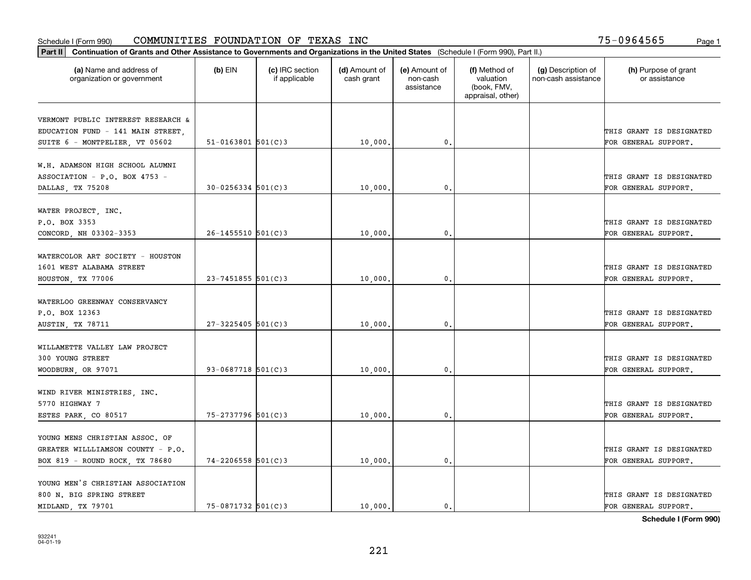Schedule I (Form 990) COMMUNITIES FOUNDATION OF TEXAS INC 75-0964565

**Part II Continuation of Grants and Other Assistance to Governments and Organizations in the United States** (Schedule I (Form 990), Part II.)

| (a) Name and address of organization or government | (b) EIN | (c) IRC section if applicable | (d) Amount of cash grant | (e) Amount of non-cash assistance | (f) Method of valuation (book, FMV, appraisal, other) | (g) Description of non-cash assistance | (h) Purpose of grant or assistance |
|---|---|---|---|---|---|---|---|
| VERMONT PUBLIC INTEREST RESEARCH & EDUCATION FUND - 141 MAIN STREET, SUITE 6 - MONTPELIER, VT 05602 | 51-0163801 | 501(C)3 | 10,000. | 0. | | | THIS GRANT IS DESIGNATED FOR GENERAL SUPPORT. |
| W.H. ADAMSON HIGH SCHOOL ALUMNI ASSOCIATION - P.O. BOX 4753 - DALLAS, TX 75208 | 30-0256334 | 501(C)3 | 10,000. | 0. | | | THIS GRANT IS DESIGNATED FOR GENERAL SUPPORT. |
| WATER PROJECT, INC. P.O. BOX 3353 CONCORD, NH 03302-3353 | 26-1455510 | 501(C)3 | 10,000. | 0. | | | THIS GRANT IS DESIGNATED FOR GENERAL SUPPORT. |
| WATERCOLOR ART SOCIETY - HOUSTON 1601 WEST ALABAMA STREET HOUSTON, TX 77006 | 23-7451855 | 501(C)3 | 10,000. | 0. | | | THIS GRANT IS DESIGNATED FOR GENERAL SUPPORT. |
| WATERLOO GREENWAY CONSERVANCY P.O. BOX 12363 AUSTIN, TX 78711 | 27-3225405 | 501(C)3 | 10,000. | 0. | | | THIS GRANT IS DESIGNATED FOR GENERAL SUPPORT. |
| WILLAMETTE VALLEY LAW PROJECT 300 YOUNG STREET WOODBURN, OR 97071 | 93-0687718 | 501(C)3 | 10,000. | 0. | | | THIS GRANT IS DESIGNATED FOR GENERAL SUPPORT. |
| WIND RIVER MINISTRIES, INC. 5770 HIGHWAY 7 ESTES PARK, CO 80517 | 75-2737796 | 501(C)3 | 10,000. | 0. | | | THIS GRANT IS DESIGNATED FOR GENERAL SUPPORT. |
| YOUNG MENS CHRISTIAN ASSOC. OF GREATER WILLLIAMSON COUNTY - P.O. BOX 819 - ROUND ROCK, TX 78680 | 74-2206558 | 501(C)3 | 10,000. | 0. | | | THIS GRANT IS DESIGNATED FOR GENERAL SUPPORT. |
| YOUNG MEN'S CHRISTIAN ASSOCIATION 800 N. BIG SPRING STREET MIDLAND, TX 79701 | 75-0871732 | 501(C)3 | 10,000. | 0. | | | THIS GRANT IS DESIGNATED FOR GENERAL SUPPORT. |

**Schedule I (Form 990)**

932241 04-01-19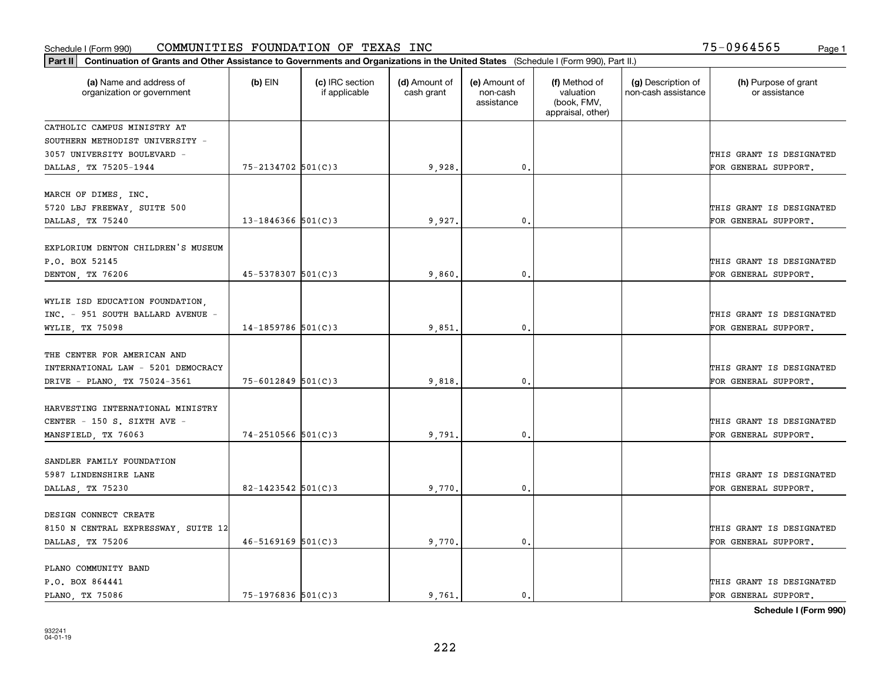Schedule I (Form 990) COMMUNITIES FOUNDATION OF TEXAS INC 75-0964565 Page 1

**Part II** **Continuation of Grants and Other Assistance to Governments and Organizations in the United States** (Schedule I (Form 990), Part II.)

| (a) Name and address of organization or government | (b) EIN | (c) IRC section if applicable | (d) Amount of cash grant | (e) Amount of non-cash assistance | (f) Method of valuation (book, FMV, appraisal, other) | (g) Description of non-cash assistance | (h) Purpose of grant or assistance |
|---|---|---|---|---|---|---|---|
| CATHOLIC CAMPUS MINISTRY AT SOUTHERN METHODIST UNIVERSITY - 3057 UNIVERSITY BOULEVARD - DALLAS, TX 75205-1944 | 75-2134702 | 501(C)3 | 9,928. | 0. | | | THIS GRANT IS DESIGNATED FOR GENERAL SUPPORT. |
| MARCH OF DIMES, INC. 5720 LBJ FREEWAY, SUITE 500 DALLAS, TX 75240 | 13-1846366 | 501(C)3 | 9,927. | 0. | | | THIS GRANT IS DESIGNATED FOR GENERAL SUPPORT. |
| EXPLORIUM DENTON CHILDREN'S MUSEUM P.O. BOX 52145 DENTON, TX 76206 | 45-5378307 | 501(C)3 | 9,860. | 0. | | | THIS GRANT IS DESIGNATED FOR GENERAL SUPPORT. |
| WYLIE ISD EDUCATION FOUNDATION, INC. - 951 SOUTH BALLARD AVENUE - WYLIE, TX 75098 | 14-1859786 | 501(C)3 | 9,851. | 0. | | | THIS GRANT IS DESIGNATED FOR GENERAL SUPPORT. |
| THE CENTER FOR AMERICAN AND INTERNATIONAL LAW - 5201 DEMOCRACY DRIVE - PLANO, TX 75024-3561 | 75-6012849 | 501(C)3 | 9,818. | 0. | | | THIS GRANT IS DESIGNATED FOR GENERAL SUPPORT. |
| HARVESTING INTERNATIONAL MINISTRY CENTER - 150 S. SIXTH AVE - MANSFIELD, TX 76063 | 74-2510566 | 501(C)3 | 9,791. | 0. | | | THIS GRANT IS DESIGNATED FOR GENERAL SUPPORT. |
| SANDLER FAMILY FOUNDATION 5987 LINDENSHIRE LANE DALLAS, TX 75230 | 82-1423542 | 501(C)3 | 9,770. | 0. | | | THIS GRANT IS DESIGNATED FOR GENERAL SUPPORT. |
| DESIGN CONNECT CREATE 8150 N CENTRAL EXPRESSWAY, SUITE 12 DALLAS, TX 75206 | 46-5169169 | 501(C)3 | 9,770. | 0. | | | THIS GRANT IS DESIGNATED FOR GENERAL SUPPORT. |
| PLANO COMMUNITY BAND P.O. BOX 864441 PLANO, TX 75086 | 75-1976836 | 501(C)3 | 9,761. | 0. | | | THIS GRANT IS DESIGNATED FOR GENERAL SUPPORT. |

**Schedule I (Form 990)**

932241 04-01-19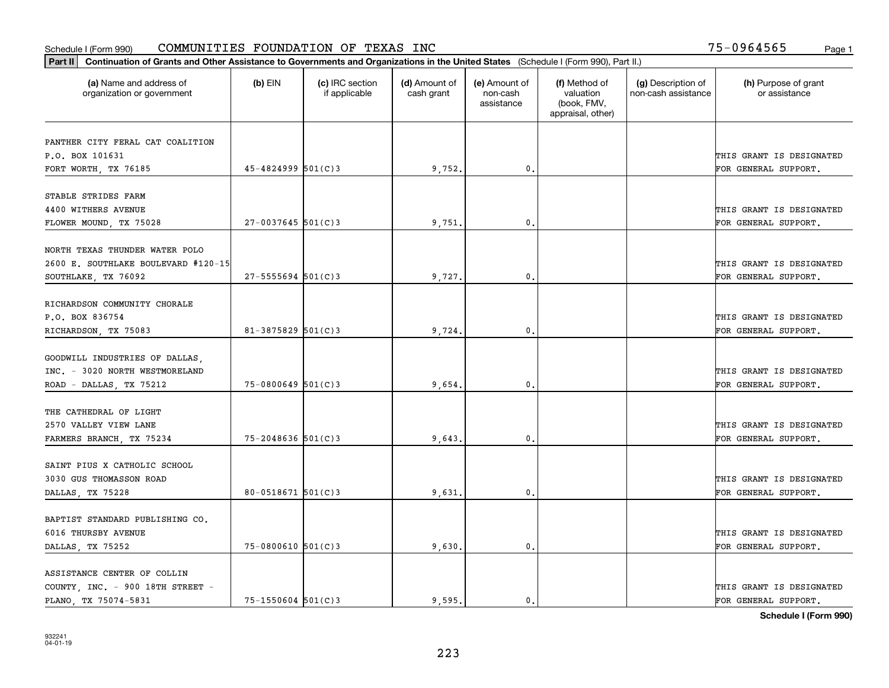Schedule I (Form 990) COMMUNITIES FOUNDATION OF TEXAS INC 75-0964565 Page 1

**Part II** **Continuation of Grants and Other Assistance to Governments and Organizations in the United States** (Schedule I (Form 990), Part II.)

| (a) Name and address of organization or government | (b) EIN | (c) IRC section if applicable | (d) Amount of cash grant | (e) Amount of non-cash assistance | (f) Method of valuation (book, FMV, appraisal, other) | (g) Description of non-cash assistance | (h) Purpose of grant or assistance |
|---|---|---|---|---|---|---|---|
| PANTHER CITY FERAL CAT COALITION P.O. BOX 101631 FORT WORTH, TX 76185 | 45-4824999 | 501(C)3 | 9,752. | 0. | | | THIS GRANT IS DESIGNATED FOR GENERAL SUPPORT. |
| STABLE STRIDES FARM 4400 WITHERS AVENUE FLOWER MOUND, TX 75028 | 27-0037645 | 501(C)3 | 9,751. | 0. | | | THIS GRANT IS DESIGNATED FOR GENERAL SUPPORT. |
| NORTH TEXAS THUNDER WATER POLO 2600 E. SOUTHLAKE BOULEVARD #120-15 SOUTHLAKE, TX 76092 | 27-5555694 | 501(C)3 | 9,727. | 0. | | | THIS GRANT IS DESIGNATED FOR GENERAL SUPPORT. |
| RICHARDSON COMMUNITY CHORALE P.O. BOX 836754 RICHARDSON, TX 75083 | 81-3875829 | 501(C)3 | 9,724. | 0. | | | THIS GRANT IS DESIGNATED FOR GENERAL SUPPORT. |
| GOODWILL INDUSTRIES OF DALLAS, INC. - 3020 NORTH WESTMORELAND ROAD - DALLAS, TX 75212 | 75-0800649 | 501(C)3 | 9,654. | 0. | | | THIS GRANT IS DESIGNATED FOR GENERAL SUPPORT. |
| THE CATHEDRAL OF LIGHT 2570 VALLEY VIEW LANE FARMERS BRANCH, TX 75234 | 75-2048636 | 501(C)3 | 9,643. | 0. | | | THIS GRANT IS DESIGNATED FOR GENERAL SUPPORT. |
| SAINT PIUS X CATHOLIC SCHOOL 3030 GUS THOMASSON ROAD DALLAS, TX 75228 | 80-0518671 | 501(C)3 | 9,631. | 0. | | | THIS GRANT IS DESIGNATED FOR GENERAL SUPPORT. |
| BAPTIST STANDARD PUBLISHING CO. 6016 THURSBY AVENUE DALLAS, TX 75252 | 75-0800610 | 501(C)3 | 9,630. | 0. | | | THIS GRANT IS DESIGNATED FOR GENERAL SUPPORT. |
| ASSISTANCE CENTER OF COLLIN COUNTY, INC. - 900 18TH STREET - PLANO, TX 75074-5831 | 75-1550604 | 501(C)3 | 9,595. | 0. | | | THIS GRANT IS DESIGNATED FOR GENERAL SUPPORT. |

**Schedule I (Form 990)**

932241 04-01-19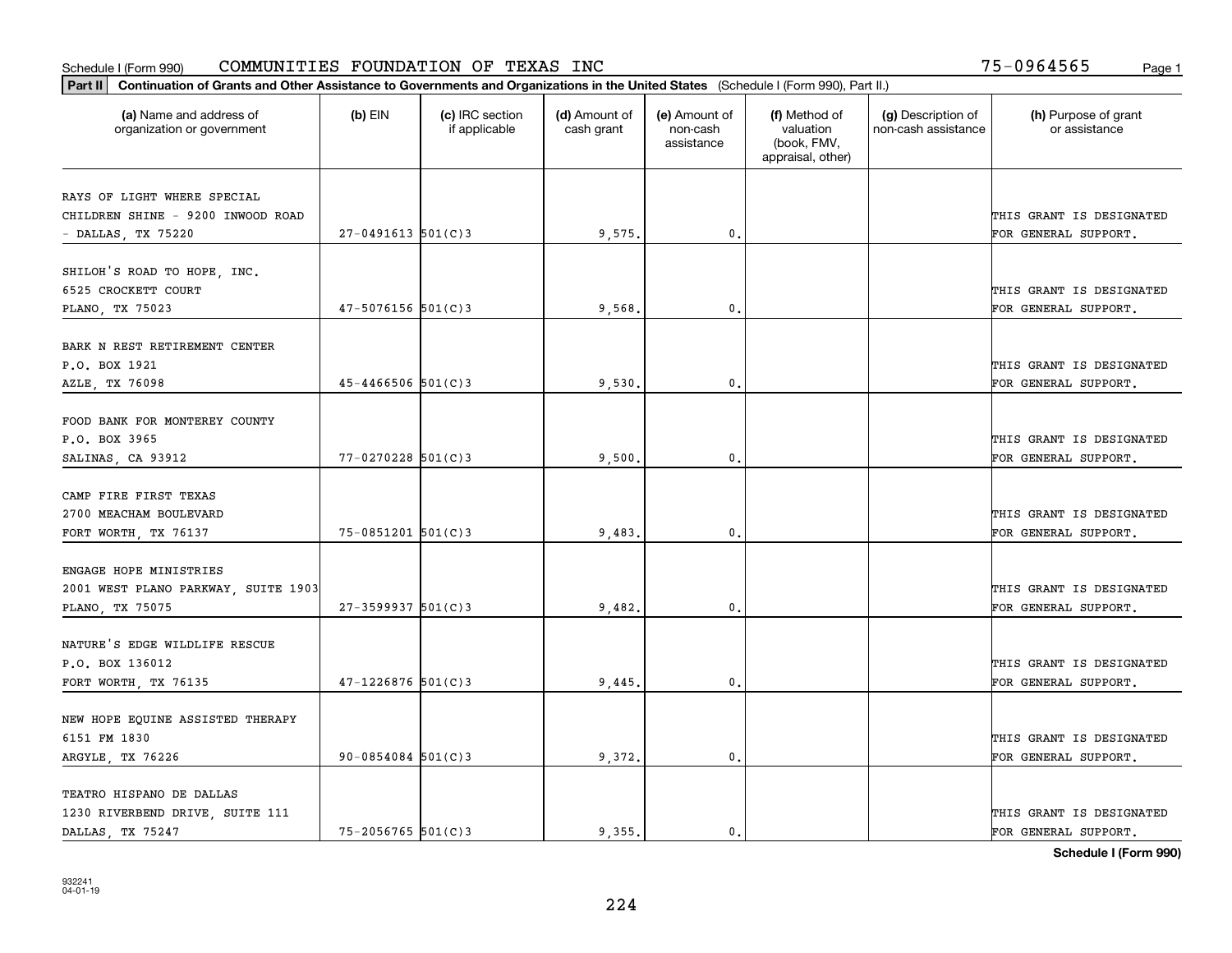Schedule I (Form 990) COMMUNITIES FOUNDATION OF TEXAS INC 75-0964565 Page 1

**Part II** **Continuation of Grants and Other Assistance to Governments and Organizations in the United States** (Schedule I (Form 990), Part II.)

| (a) Name and address of organization or government | (b) EIN | (c) IRC section if applicable | (d) Amount of cash grant | (e) Amount of non-cash assistance | (f) Method of valuation (book, FMV, appraisal, other) | (g) Description of non-cash assistance | (h) Purpose of grant or assistance |
|---|---|---|---|---|---|---|---|
| RAYS OF LIGHT WHERE SPECIAL CHILDREN SHINE - 9200 INWOOD ROAD - DALLAS, TX 75220 | 27-0491613 | 501(C)3 | 9,575. | 0. | | | THIS GRANT IS DESIGNATED FOR GENERAL SUPPORT. |
| SHILOH'S ROAD TO HOPE, INC. 6525 CROCKETT COURT PLANO, TX 75023 | 47-5076156 | 501(C)3 | 9,568. | 0. | | | THIS GRANT IS DESIGNATED FOR GENERAL SUPPORT. |
| BARK N REST RETIREMENT CENTER P.O. BOX 1921 AZLE, TX 76098 | 45-4466506 | 501(C)3 | 9,530. | 0. | | | THIS GRANT IS DESIGNATED FOR GENERAL SUPPORT. |
| FOOD BANK FOR MONTEREY COUNTY P.O. BOX 3965 SALINAS, CA 93912 | 77-0270228 | 501(C)3 | 9,500. | 0. | | | THIS GRANT IS DESIGNATED FOR GENERAL SUPPORT. |
| CAMP FIRE FIRST TEXAS 2700 MEACHAM BOULEVARD FORT WORTH, TX 76137 | 75-0851201 | 501(C)3 | 9,483. | 0. | | | THIS GRANT IS DESIGNATED FOR GENERAL SUPPORT. |
| ENGAGE HOPE MINISTRIES 2001 WEST PLANO PARKWAY, SUITE 1903 PLANO, TX 75075 | 27-3599937 | 501(C)3 | 9,482. | 0. | | | THIS GRANT IS DESIGNATED FOR GENERAL SUPPORT. |
| NATURE'S EDGE WILDLIFE RESCUE P.O. BOX 136012 FORT WORTH, TX 76135 | 47-1226876 | 501(C)3 | 9,445. | 0. | | | THIS GRANT IS DESIGNATED FOR GENERAL SUPPORT. |
| NEW HOPE EQUINE ASSISTED THERAPY 6151 FM 1830 ARGYLE, TX 76226 | 90-0854084 | 501(C)3 | 9,372. | 0. | | | THIS GRANT IS DESIGNATED FOR GENERAL SUPPORT. |
| TEATRO HISPANO DE DALLAS 1230 RIVERBEND DRIVE, SUITE 111 DALLAS, TX 75247 | 75-2056765 | 501(C)3 | 9,355. | 0. | | | THIS GRANT IS DESIGNATED FOR GENERAL SUPPORT. |

**Schedule I (Form 990)**

932241
04-01-19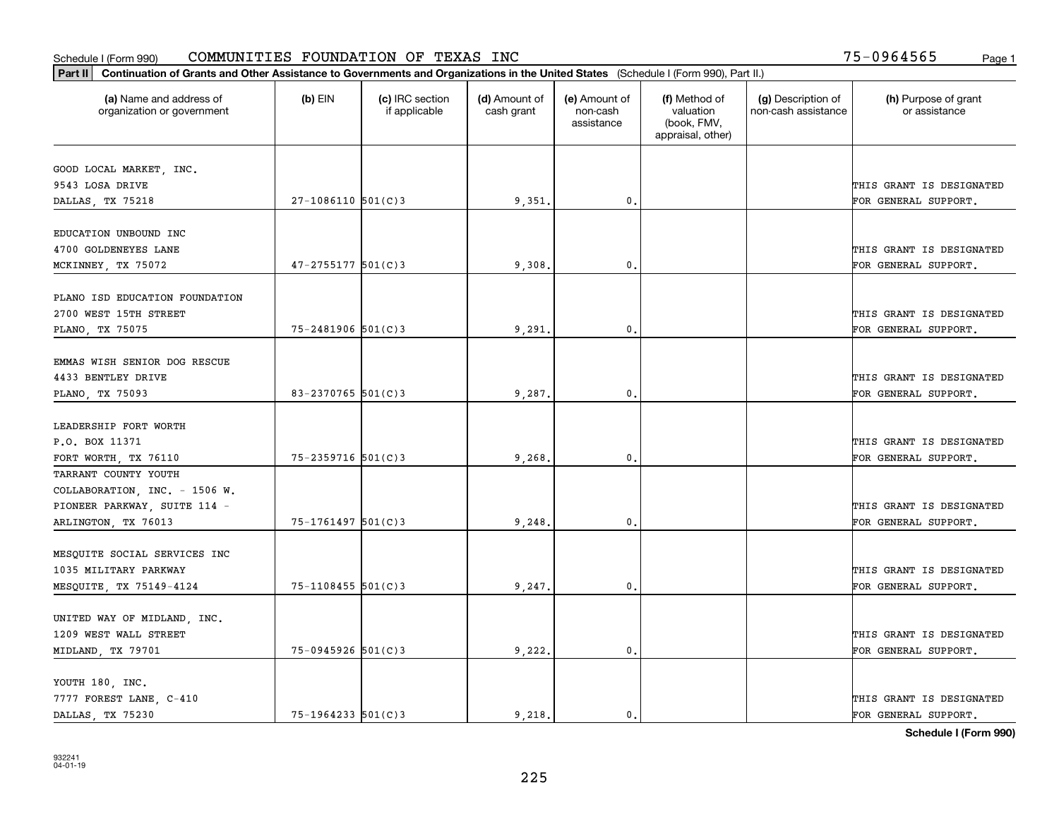Schedule I (Form 990) COMMUNITIES FOUNDATION OF TEXAS INC 75-0964565

**Part II** **Continuation of Grants and Other Assistance to Governments and Organizations in the United States** (Schedule I (Form 990), Part II.)

| (a) Name and address of organization or government | (b) EIN | (c) IRC section if applicable | (d) Amount of cash grant | (e) Amount of non-cash assistance | (f) Method of valuation (book, FMV, appraisal, other) | (g) Description of non-cash assistance | (h) Purpose of grant or assistance |
|---|---|---|---|---|---|---|---|
| GOOD LOCAL MARKET, INC.<br>9543 LOSA DRIVE<br>DALLAS, TX 75218 | 27-1086110 | 501(C)3 | 9,351. | 0. | | | THIS GRANT IS DESIGNATED FOR GENERAL SUPPORT. |
| EDUCATION UNBOUND INC<br>4700 GOLDENEYES LANE<br>MCKINNEY, TX 75072 | 47-2755177 | 501(C)3 | 9,308. | 0. | | | THIS GRANT IS DESIGNATED FOR GENERAL SUPPORT. |
| PLANO ISD EDUCATION FOUNDATION<br>2700 WEST 15TH STREET<br>PLANO, TX 75075 | 75-2481906 | 501(C)3 | 9,291. | 0. | | | THIS GRANT IS DESIGNATED FOR GENERAL SUPPORT. |
| EMMAS WISH SENIOR DOG RESCUE<br>4433 BENTLEY DRIVE<br>PLANO, TX 75093 | 83-2370765 | 501(C)3 | 9,287. | 0. | | | THIS GRANT IS DESIGNATED FOR GENERAL SUPPORT. |
| LEADERSHIP FORT WORTH<br>P.O. BOX 11371<br>FORT WORTH, TX 76110 | 75-2359716 | 501(C)3 | 9,268. | 0. | | | THIS GRANT IS DESIGNATED FOR GENERAL SUPPORT. |
| TARRANT COUNTY YOUTH COLLABORATION, INC. - 1506 W. PIONEER PARKWAY, SUITE 114 -<br>ARLINGTON, TX 76013 | 75-1761497 | 501(C)3 | 9,248. | 0. | | | THIS GRANT IS DESIGNATED FOR GENERAL SUPPORT. |
| MESQUITE SOCIAL SERVICES INC<br>1035 MILITARY PARKWAY<br>MESQUITE, TX 75149-4124 | 75-1108455 | 501(C)3 | 9,247. | 0. | | | THIS GRANT IS DESIGNATED FOR GENERAL SUPPORT. |
| UNITED WAY OF MIDLAND, INC.<br>1209 WEST WALL STREET<br>MIDLAND, TX 79701 | 75-0945926 | 501(C)3 | 9,222. | 0. | | | THIS GRANT IS DESIGNATED FOR GENERAL SUPPORT. |
| YOUTH 180, INC.<br>7777 FOREST LANE, C-410<br>DALLAS, TX 75230 | 75-1964233 | 501(C)3 | 9,218. | 0. | | | THIS GRANT IS DESIGNATED FOR GENERAL SUPPORT. |

**Schedule I (Form 990)**

932241
04-01-19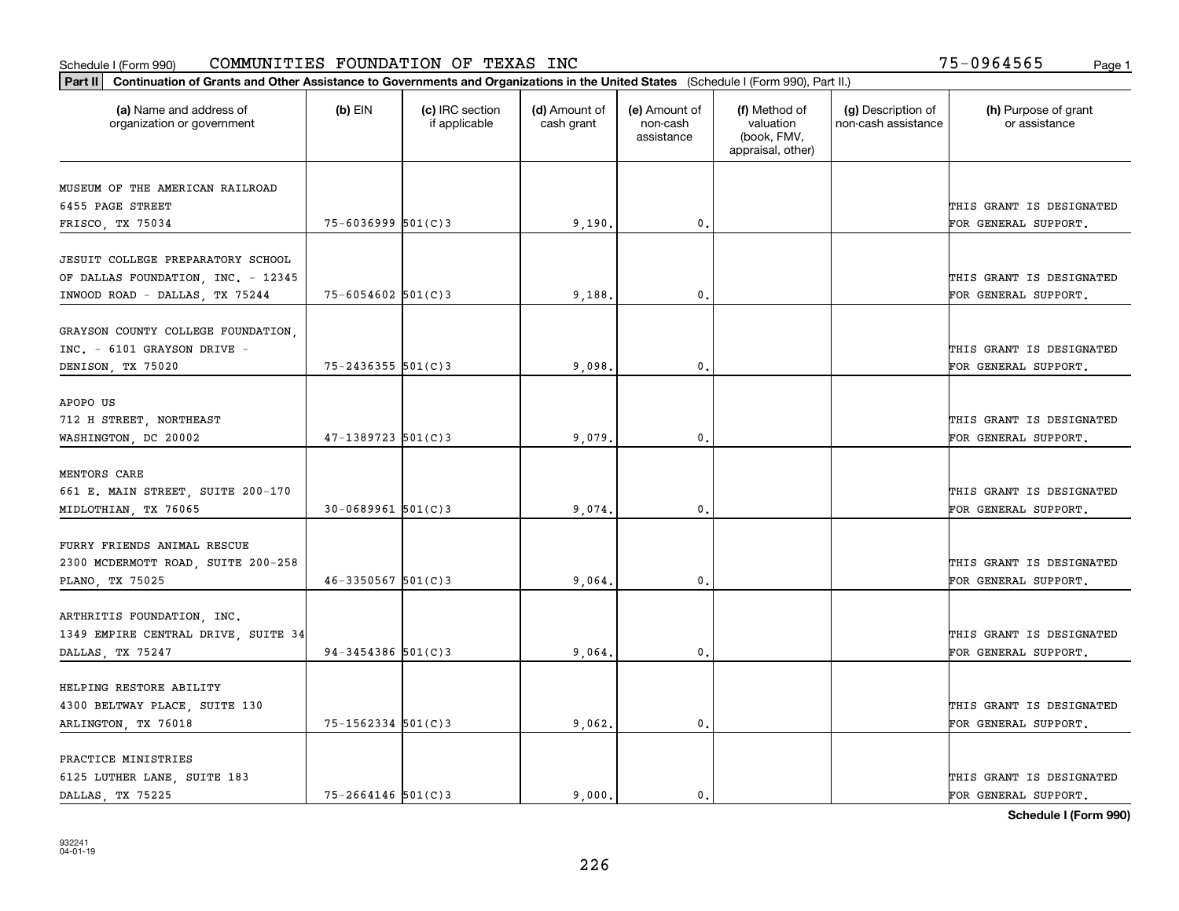Schedule I (Form 990) COMMUNITIES FOUNDATION OF TEXAS INC 75-0964565

**Part II** **Continuation of Grants and Other Assistance to Governments and Organizations in the United States** (Schedule I (Form 990), Part II.)

| (a) Name and address of organization or government | (b) EIN | (c) IRC section if applicable | (d) Amount of cash grant | (e) Amount of non-cash assistance | (f) Method of valuation (book, FMV, appraisal, other) | (g) Description of non-cash assistance | (h) Purpose of grant or assistance |
|---|---|---|---|---|---|---|---|
| MUSEUM OF THE AMERICAN RAILROAD 6455 PAGE STREET FRISCO, TX 75034 | 75-6036999 | 501(C)3 | 9,190. | 0. | | | THIS GRANT IS DESIGNATED FOR GENERAL SUPPORT. |
| JESUIT COLLEGE PREPARATORY SCHOOL OF DALLAS FOUNDATION, INC. - 12345 INWOOD ROAD - DALLAS, TX 75244 | 75-6054602 | 501(C)3 | 9,188. | 0. | | | THIS GRANT IS DESIGNATED FOR GENERAL SUPPORT. |
| GRAYSON COUNTY COLLEGE FOUNDATION, INC. - 6101 GRAYSON DRIVE - DENISON, TX 75020 | 75-2436355 | 501(C)3 | 9,098. | 0. | | | THIS GRANT IS DESIGNATED FOR GENERAL SUPPORT. |
| APOPO US 712 H STREET, NORTHEAST WASHINGTON, DC 20002 | 47-1389723 | 501(C)3 | 9,079. | 0. | | | THIS GRANT IS DESIGNATED FOR GENERAL SUPPORT. |
| MENTORS CARE 661 E. MAIN STREET, SUITE 200-170 MIDLOTHIAN, TX 76065 | 30-0689961 | 501(C)3 | 9,074. | 0. | | | THIS GRANT IS DESIGNATED FOR GENERAL SUPPORT. |
| FURRY FRIENDS ANIMAL RESCUE 2300 MCDERMOTT ROAD, SUITE 200-258 PLANO, TX 75025 | 46-3350567 | 501(C)3 | 9,064. | 0. | | | THIS GRANT IS DESIGNATED FOR GENERAL SUPPORT. |
| ARTHRITIS FOUNDATION, INC. 1349 EMPIRE CENTRAL DRIVE, SUITE 34 DALLAS, TX 75247 | 94-3454386 | 501(C)3 | 9,064. | 0. | | | THIS GRANT IS DESIGNATED FOR GENERAL SUPPORT. |
| HELPING RESTORE ABILITY 4300 BELTWAY PLACE, SUITE 130 ARLINGTON, TX 76018 | 75-1562334 | 501(C)3 | 9,062. | 0. | | | THIS GRANT IS DESIGNATED FOR GENERAL SUPPORT. |
| PRACTICE MINISTRIES 6125 LUTHER LANE, SUITE 183 DALLAS, TX 75225 | 75-2664146 | 501(C)3 | 9,000. | 0. | | | THIS GRANT IS DESIGNATED FOR GENERAL SUPPORT. |

**Schedule I (Form 990)**

932241 04-01-19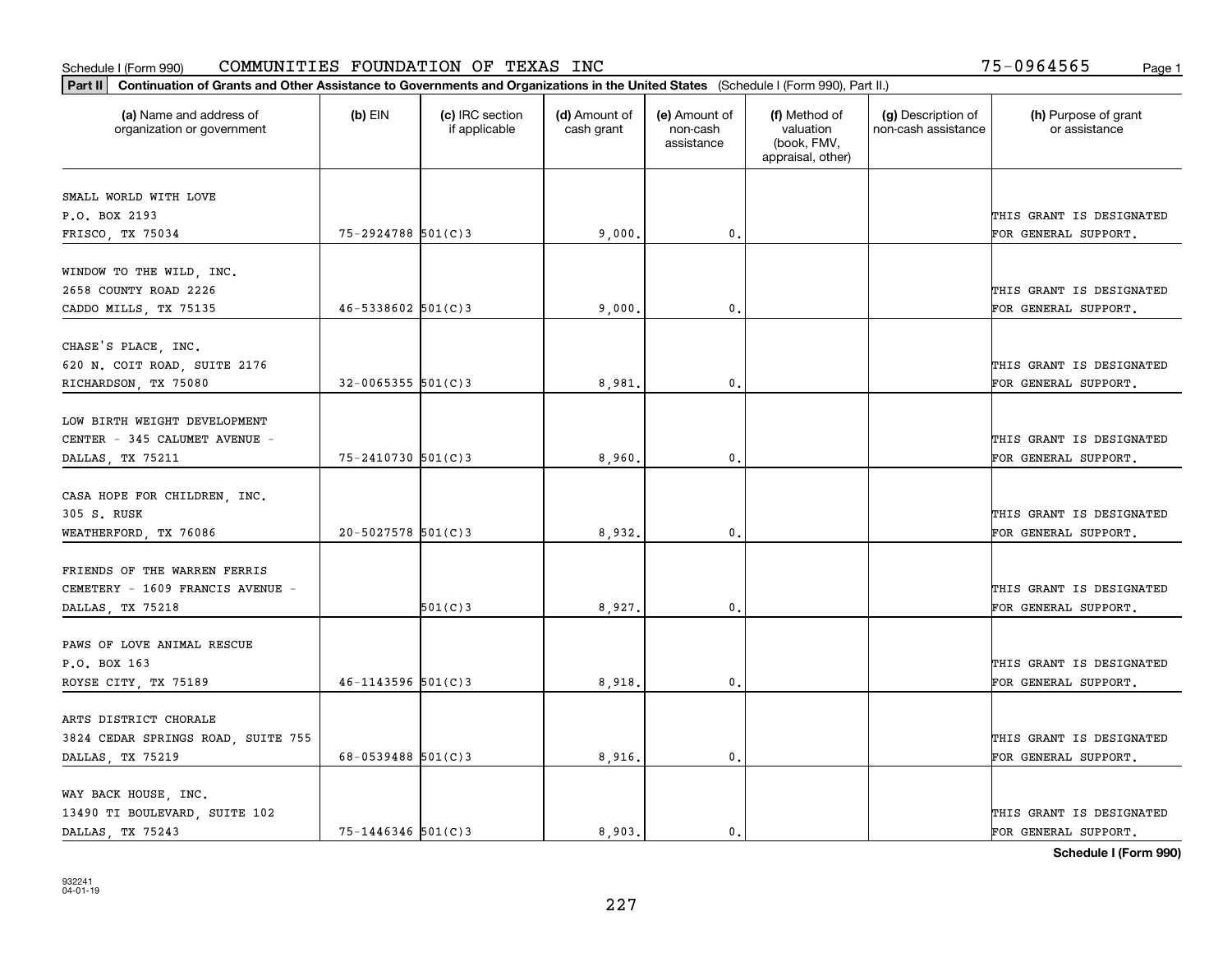Schedule I (Form 990) COMMUNITIES FOUNDATION OF TEXAS INC 75-0964565 Page 1

**Part II** **Continuation of Grants and Other Assistance to Governments and Organizations in the United States** (Schedule I (Form 990), Part II.)

| (a) Name and address of organization or government | (b) EIN | (c) IRC section if applicable | (d) Amount of cash grant | (e) Amount of non-cash assistance | (f) Method of valuation (book, FMV, appraisal, other) | (g) Description of non-cash assistance | (h) Purpose of grant or assistance |
|---|---|---|---|---|---|---|---|
| SMALL WORLD WITH LOVE<br>P.O. BOX 2193<br>FRISCO, TX 75034 | 75-2924788 | 501(C)3 | 9,000. | 0. | | | THIS GRANT IS DESIGNATED FOR GENERAL SUPPORT. |
| WINDOW TO THE WILD, INC.<br>2658 COUNTY ROAD 2226<br>CADDO MILLS, TX 75135 | 46-5338602 | 501(C)3 | 9,000. | 0. | | | THIS GRANT IS DESIGNATED FOR GENERAL SUPPORT. |
| CHASE'S PLACE, INC.<br>620 N. COIT ROAD, SUITE 2176<br>RICHARDSON, TX 75080 | 32-0065355 | 501(C)3 | 8,981. | 0. | | | THIS GRANT IS DESIGNATED FOR GENERAL SUPPORT. |
| LOW BIRTH WEIGHT DEVELOPMENT<br>CENTER - 345 CALUMET AVENUE -<br>DALLAS, TX 75211 | 75-2410730 | 501(C)3 | 8,960. | 0. | | | THIS GRANT IS DESIGNATED FOR GENERAL SUPPORT. |
| CASA HOPE FOR CHILDREN, INC.<br>305 S. RUSK<br>WEATHERFORD, TX 76086 | 20-5027578 | 501(C)3 | 8,932. | 0. | | | THIS GRANT IS DESIGNATED FOR GENERAL SUPPORT. |
| FRIENDS OF THE WARREN FERRIS<br>CEMETERY - 1609 FRANCIS AVENUE -<br>DALLAS, TX 75218 | | 501(C)3 | 8,927. | 0. | | | THIS GRANT IS DESIGNATED FOR GENERAL SUPPORT. |
| PAWS OF LOVE ANIMAL RESCUE<br>P.O. BOX 163<br>ROYSE CITY, TX 75189 | 46-1143596 | 501(C)3 | 8,918. | 0. | | | THIS GRANT IS DESIGNATED FOR GENERAL SUPPORT. |
| ARTS DISTRICT CHORALE<br>3824 CEDAR SPRINGS ROAD, SUITE 755<br>DALLAS, TX 75219 | 68-0539488 | 501(C)3 | 8,916. | 0. | | | THIS GRANT IS DESIGNATED FOR GENERAL SUPPORT. |
| WAY BACK HOUSE, INC.<br>13490 TI BOULEVARD, SUITE 102<br>DALLAS, TX 75243 | 75-1446346 | 501(C)3 | 8,903. | 0. | | | THIS GRANT IS DESIGNATED FOR GENERAL SUPPORT. |

**Schedule I (Form 990)**

932241
04-01-19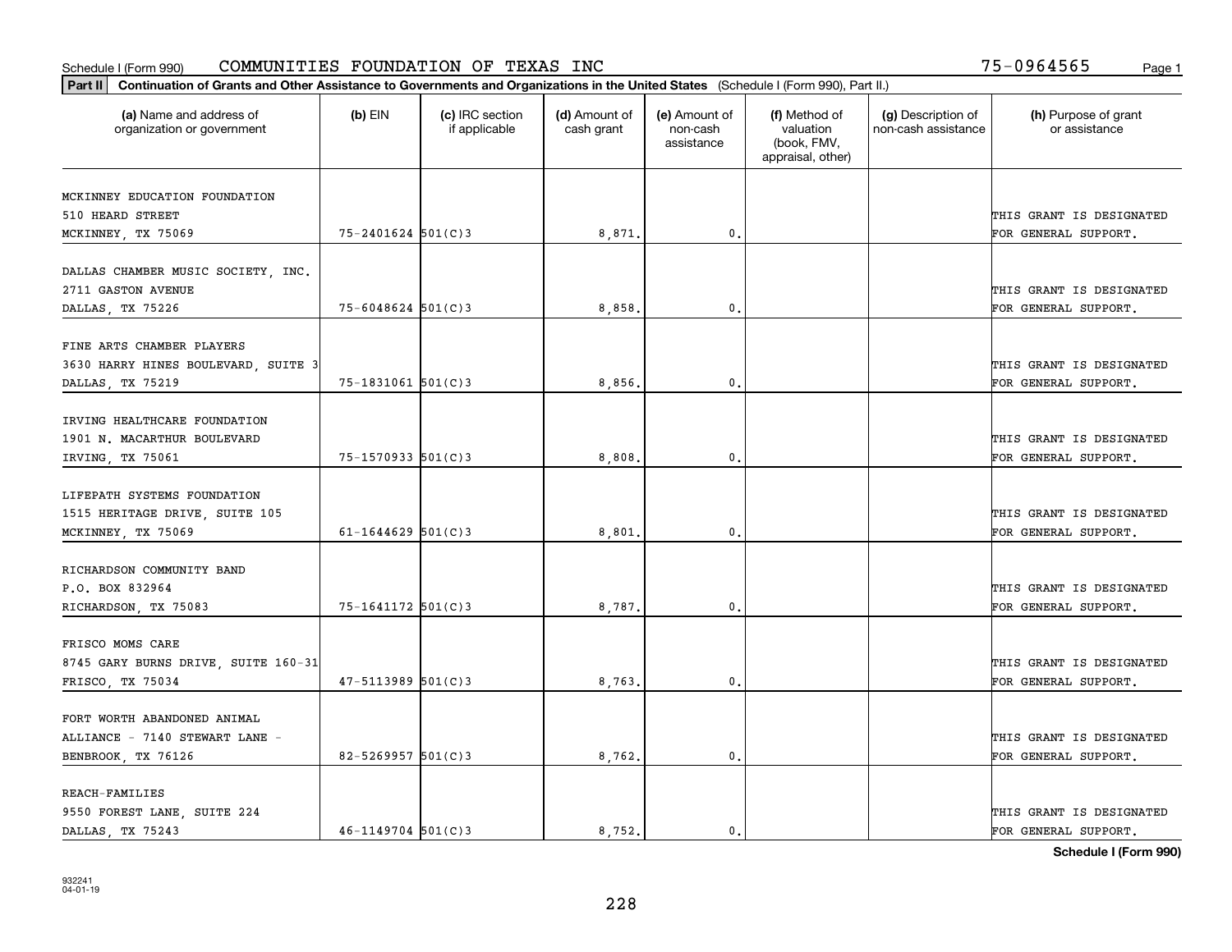Schedule I (Form 990) COMMUNITIES FOUNDATION OF TEXAS INC 75-0964565

**Part II** **Continuation of Grants and Other Assistance to Governments and Organizations in the United States** (Schedule I (Form 990), Part II.)

| (a) Name and address of organization or government | (b) EIN | (c) IRC section if applicable | (d) Amount of cash grant | (e) Amount of non-cash assistance | (f) Method of valuation (book, FMV, appraisal, other) | (g) Description of non-cash assistance | (h) Purpose of grant or assistance |
|---|---|---|---|---|---|---|---|
| MCKINNEY EDUCATION FOUNDATION 510 HEARD STREET MCKINNEY, TX 75069 | 75-2401624 | 501(C)3 | 8,871. | 0. | | | THIS GRANT IS DESIGNATED FOR GENERAL SUPPORT. |
| DALLAS CHAMBER MUSIC SOCIETY, INC. 2711 GASTON AVENUE DALLAS, TX 75226 | 75-6048624 | 501(C)3 | 8,858. | 0. | | | THIS GRANT IS DESIGNATED FOR GENERAL SUPPORT. |
| FINE ARTS CHAMBER PLAYERS 3630 HARRY HINES BOULEVARD, SUITE 3 DALLAS, TX 75219 | 75-1831061 | 501(C)3 | 8,856. | 0. | | | THIS GRANT IS DESIGNATED FOR GENERAL SUPPORT. |
| IRVING HEALTHCARE FOUNDATION 1901 N. MACARTHUR BOULEVARD IRVING, TX 75061 | 75-1570933 | 501(C)3 | 8,808. | 0. | | | THIS GRANT IS DESIGNATED FOR GENERAL SUPPORT. |
| LIFEPATH SYSTEMS FOUNDATION 1515 HERITAGE DRIVE, SUITE 105 MCKINNEY, TX 75069 | 61-1644629 | 501(C)3 | 8,801. | 0. | | | THIS GRANT IS DESIGNATED FOR GENERAL SUPPORT. |
| RICHARDSON COMMUNITY BAND P.O. BOX 832964 RICHARDSON, TX 75083 | 75-1641172 | 501(C)3 | 8,787. | 0. | | | THIS GRANT IS DESIGNATED FOR GENERAL SUPPORT. |
| FRISCO MOMS CARE 8745 GARY BURNS DRIVE, SUITE 160-31 FRISCO, TX 75034 | 47-5113989 | 501(C)3 | 8,763. | 0. | | | THIS GRANT IS DESIGNATED FOR GENERAL SUPPORT. |
| FORT WORTH ABANDONED ANIMAL ALLIANCE - 7140 STEWART LANE - BENBROOK, TX 76126 | 82-5269957 | 501(C)3 | 8,762. | 0. | | | THIS GRANT IS DESIGNATED FOR GENERAL SUPPORT. |
| REACH-FAMILIES 9550 FOREST LANE, SUITE 224 DALLAS, TX 75243 | 46-1149704 | 501(C)3 | 8,752. | 0. | | | THIS GRANT IS DESIGNATED FOR GENERAL SUPPORT. |

**Schedule I (Form 990)**

932241 04-01-19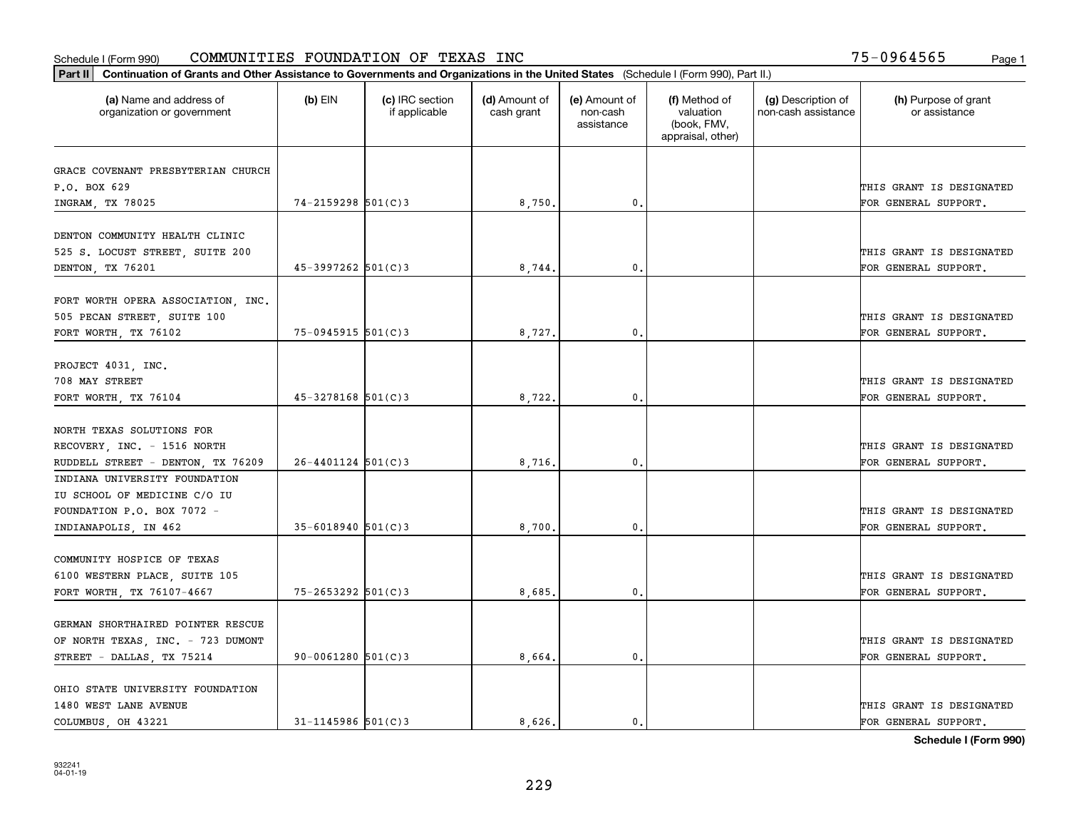Schedule I (Form 990) COMMUNITIES FOUNDATION OF TEXAS INC 75-0964565

**Part II** **Continuation of Grants and Other Assistance to Governments and Organizations in the United States** (Schedule I (Form 990), Part II.)

| (a) Name and address of organization or government | (b) EIN | (c) IRC section if applicable | (d) Amount of cash grant | (e) Amount of non-cash assistance | (f) Method of valuation (book, FMV, appraisal, other) | (g) Description of non-cash assistance | (h) Purpose of grant or assistance |
|---|---|---|---|---|---|---|---|
| GRACE COVENANT PRESBYTERIAN CHURCH P.O. BOX 629 INGRAM, TX 78025 | 74-2159298 | 501(C)3 | 8,750. | 0. | | | THIS GRANT IS DESIGNATED FOR GENERAL SUPPORT. |
| DENTON COMMUNITY HEALTH CLINIC 525 S. LOCUST STREET, SUITE 200 DENTON, TX 76201 | 45-3997262 | 501(C)3 | 8,744. | 0. | | | THIS GRANT IS DESIGNATED FOR GENERAL SUPPORT. |
| FORT WORTH OPERA ASSOCIATION, INC. 505 PECAN STREET, SUITE 100 FORT WORTH, TX 76102 | 75-0945915 | 501(C)3 | 8,727. | 0. | | | THIS GRANT IS DESIGNATED FOR GENERAL SUPPORT. |
| PROJECT 4031, INC. 708 MAY STREET FORT WORTH, TX 76104 | 45-3278168 | 501(C)3 | 8,722. | 0. | | | THIS GRANT IS DESIGNATED FOR GENERAL SUPPORT. |
| NORTH TEXAS SOLUTIONS FOR RECOVERY, INC. - 1516 NORTH RUDDELL STREET - DENTON, TX 76209 | 26-4401124 | 501(C)3 | 8,716. | 0. | | | THIS GRANT IS DESIGNATED FOR GENERAL SUPPORT. |
| INDIANA UNIVERSITY FOUNDATION IU SCHOOL OF MEDICINE C/O IU FOUNDATION P.O. BOX 7072 - INDIANAPOLIS, IN 462 | 35-6018940 | 501(C)3 | 8,700. | 0. | | | THIS GRANT IS DESIGNATED FOR GENERAL SUPPORT. |
| COMMUNITY HOSPICE OF TEXAS 6100 WESTERN PLACE, SUITE 105 FORT WORTH, TX 76107-4667 | 75-2653292 | 501(C)3 | 8,685. | 0. | | | THIS GRANT IS DESIGNATED FOR GENERAL SUPPORT. |
| GERMAN SHORTHAIRED POINTER RESCUE OF NORTH TEXAS, INC. - 723 DUMONT STREET - DALLAS, TX 75214 | 90-0061280 | 501(C)3 | 8,664. | 0. | | | THIS GRANT IS DESIGNATED FOR GENERAL SUPPORT. |
| OHIO STATE UNIVERSITY FOUNDATION 1480 WEST LANE AVENUE COLUMBUS, OH 43221 | 31-1145986 | 501(C)3 | 8,626. | 0. | | | THIS GRANT IS DESIGNATED FOR GENERAL SUPPORT. |

932241 04-01-19

Schedule I (Form 990)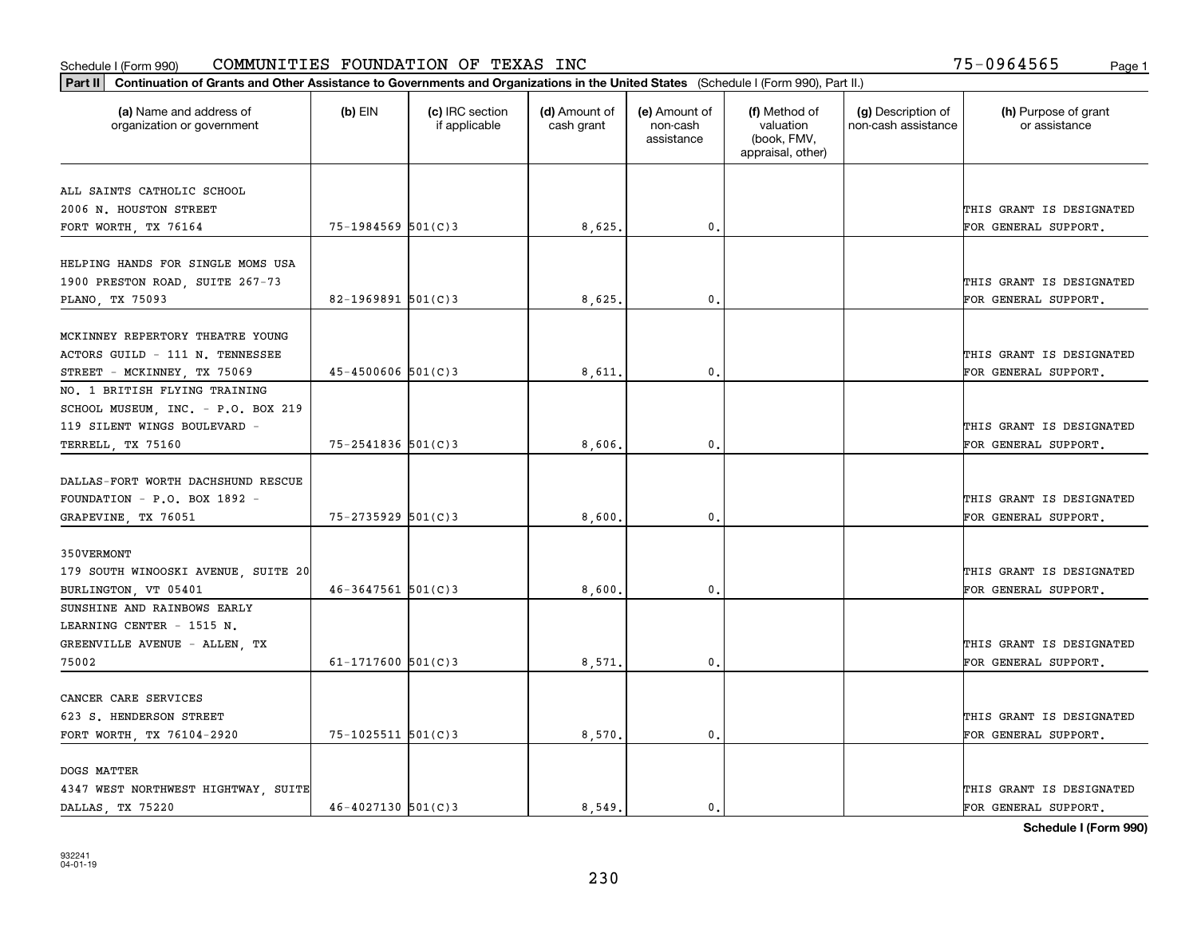Schedule I (Form 990) COMMUNITIES FOUNDATION OF TEXAS INC 75-0964565

**Part II** **Continuation of Grants and Other Assistance to Governments and Organizations in the United States** (Schedule I (Form 990), Part II.)

| (a) Name and address of organization or government | (b) EIN | (c) IRC section if applicable | (d) Amount of cash grant | (e) Amount of non-cash assistance | (f) Method of valuation (book, FMV, appraisal, other) | (g) Description of non-cash assistance | (h) Purpose of grant or assistance |
|---|---|---|---|---|---|---|---|
| ALL SAINTS CATHOLIC SCHOOL 2006 N. HOUSTON STREET FORT WORTH, TX 76164 | 75-1984569 | 501(C)3 | 8,625. | 0. | | | THIS GRANT IS DESIGNATED FOR GENERAL SUPPORT. |
| HELPING HANDS FOR SINGLE MOMS USA 1900 PRESTON ROAD, SUITE 267-73 PLANO, TX 75093 | 82-1969891 | 501(C)3 | 8,625. | 0. | | | THIS GRANT IS DESIGNATED FOR GENERAL SUPPORT. |
| MCKINNEY REPERTORY THEATRE YOUNG ACTORS GUILD - 111 N. TENNESSEE STREET - MCKINNEY, TX 75069 | 45-4500606 | 501(C)3 | 8,611. | 0. | | | THIS GRANT IS DESIGNATED FOR GENERAL SUPPORT. |
| NO. 1 BRITISH FLYING TRAINING SCHOOL MUSEUM, INC. - P.O. BOX 219 119 SILENT WINGS BOULEVARD - TERRELL, TX 75160 | 75-2541836 | 501(C)3 | 8,606. | 0. | | | THIS GRANT IS DESIGNATED FOR GENERAL SUPPORT. |
| DALLAS-FORT WORTH DACHSHUND RESCUE FOUNDATION - P.O. BOX 1892 - GRAPEVINE, TX 76051 | 75-2735929 | 501(C)3 | 8,600. | 0. | | | THIS GRANT IS DESIGNATED FOR GENERAL SUPPORT. |
| 350VERMONT 179 SOUTH WINOOSKI AVENUE, SUITE 20 BURLINGTON, VT 05401 | 46-3647561 | 501(C)3 | 8,600. | 0. | | | THIS GRANT IS DESIGNATED FOR GENERAL SUPPORT. |
| SUNSHINE AND RAINBOWS EARLY LEARNING CENTER - 1515 N. GREENVILLE AVENUE - ALLEN, TX 75002 | 61-1717600 | 501(C)3 | 8,571. | 0. | | | THIS GRANT IS DESIGNATED FOR GENERAL SUPPORT. |
| CANCER CARE SERVICES 623 S. HENDERSON STREET FORT WORTH, TX 76104-2920 | 75-1025511 | 501(C)3 | 8,570. | 0. | | | THIS GRANT IS DESIGNATED FOR GENERAL SUPPORT. |
| DOGS MATTER 4347 WEST NORTHWEST HIGHTWAY, SUITE DALLAS, TX 75220 | 46-4027130 | 501(C)3 | 8,549. | 0. | | | THIS GRANT IS DESIGNATED FOR GENERAL SUPPORT. |

**Schedule I (Form 990)**

932241 04-01-19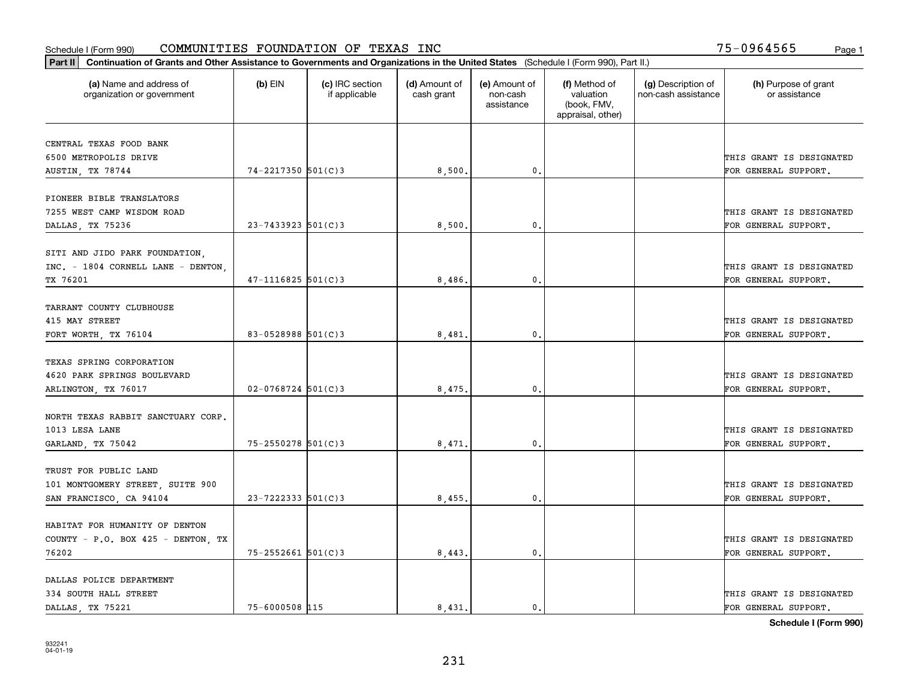Schedule I (Form 990) COMMUNITIES FOUNDATION OF TEXAS INC 75-0964565

**Part II** **Continuation of Grants and Other Assistance to Governments and Organizations in the United States** (Schedule I (Form 990), Part II.)

| (a) Name and address of organization or government | (b) EIN | (c) IRC section if applicable | (d) Amount of cash grant | (e) Amount of non-cash assistance | (f) Method of valuation (book, FMV, appraisal, other) | (g) Description of non-cash assistance | (h) Purpose of grant or assistance |
|---|---|---|---|---|---|---|---|
| CENTRAL TEXAS FOOD BANK<br>6500 METROPOLIS DRIVE<br>AUSTIN, TX 78744 | 74-2217350 | 501(C)3 | 8,500. | 0. | | | THIS GRANT IS DESIGNATED FOR GENERAL SUPPORT. |
| PIONEER BIBLE TRANSLATORS<br>7255 WEST CAMP WISDOM ROAD<br>DALLAS, TX 75236 | 23-7433923 | 501(C)3 | 8,500. | 0. | | | THIS GRANT IS DESIGNATED FOR GENERAL SUPPORT. |
| SITI AND JIDO PARK FOUNDATION, INC. - 1804 CORNELL LANE - DENTON, TX 76201 | 47-1116825 | 501(C)3 | 8,486. | 0. | | | THIS GRANT IS DESIGNATED FOR GENERAL SUPPORT. |
| TARRANT COUNTY CLUBHOUSE<br>415 MAY STREET<br>FORT WORTH, TX 76104 | 83-0528988 | 501(C)3 | 8,481. | 0. | | | THIS GRANT IS DESIGNATED FOR GENERAL SUPPORT. |
| TEXAS SPRING CORPORATION<br>4620 PARK SPRINGS BOULEVARD<br>ARLINGTON, TX 76017 | 02-0768724 | 501(C)3 | 8,475. | 0. | | | THIS GRANT IS DESIGNATED FOR GENERAL SUPPORT. |
| NORTH TEXAS RABBIT SANCTUARY CORP.<br>1013 LESA LANE<br>GARLAND, TX 75042 | 75-2550278 | 501(C)3 | 8,471. | 0. | | | THIS GRANT IS DESIGNATED FOR GENERAL SUPPORT. |
| TRUST FOR PUBLIC LAND<br>101 MONTGOMERY STREET, SUITE 900<br>SAN FRANCISCO, CA 94104 | 23-7222333 | 501(C)3 | 8,455. | 0. | | | THIS GRANT IS DESIGNATED FOR GENERAL SUPPORT. |
| HABITAT FOR HUMANITY OF DENTON COUNTY - P.O. BOX 425 - DENTON, TX 76202 | 75-2552661 | 501(C)3 | 8,443. | 0. | | | THIS GRANT IS DESIGNATED FOR GENERAL SUPPORT. |
| DALLAS POLICE DEPARTMENT<br>334 SOUTH HALL STREET<br>DALLAS, TX 75221 | 75-6000508 | 115 | 8,431. | 0. | | | THIS GRANT IS DESIGNATED FOR GENERAL SUPPORT. |

**Schedule I (Form 990)**

932241
04-01-19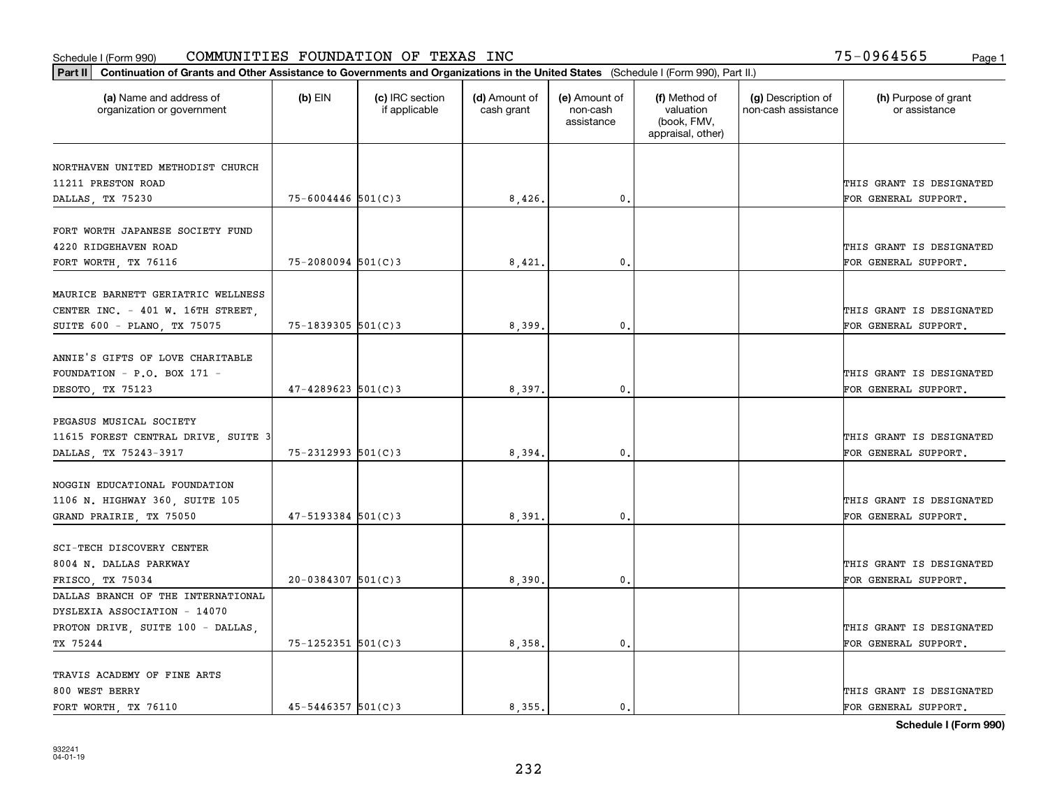Schedule I (Form 990) COMMUNITIES FOUNDATION OF TEXAS INC 75-0964565

**Part II** **Continuation of Grants and Other Assistance to Governments and Organizations in the United States** (Schedule I (Form 990), Part II.)

| (a) Name and address of organization or government | (b) EIN | (c) IRC section if applicable | (d) Amount of cash grant | (e) Amount of non-cash assistance | (f) Method of valuation (book, FMV, appraisal, other) | (g) Description of non-cash assistance | (h) Purpose of grant or assistance |
|---|---|---|---|---|---|---|---|
| NORTHAVEN UNITED METHODIST CHURCH 11211 PRESTON ROAD DALLAS, TX 75230 | 75-6004446 | 501(C)3 | 8,426. | 0. | | | THIS GRANT IS DESIGNATED FOR GENERAL SUPPORT. |
| FORT WORTH JAPANESE SOCIETY FUND 4220 RIDGEHAVEN ROAD FORT WORTH, TX 76116 | 75-2080094 | 501(C)3 | 8,421. | 0. | | | THIS GRANT IS DESIGNATED FOR GENERAL SUPPORT. |
| MAURICE BARNETT GERIATRIC WELLNESS CENTER INC. - 401 W. 16TH STREET, SUITE 600 - PLANO, TX 75075 | 75-1839305 | 501(C)3 | 8,399. | 0. | | | THIS GRANT IS DESIGNATED FOR GENERAL SUPPORT. |
| ANNIE'S GIFTS OF LOVE CHARITABLE FOUNDATION - P.O. BOX 171 - DESOTO, TX 75123 | 47-4289623 | 501(C)3 | 8,397. | 0. | | | THIS GRANT IS DESIGNATED FOR GENERAL SUPPORT. |
| PEGASUS MUSICAL SOCIETY 11615 FOREST CENTRAL DRIVE, SUITE 3 DALLAS, TX 75243-3917 | 75-2312993 | 501(C)3 | 8,394. | 0. | | | THIS GRANT IS DESIGNATED FOR GENERAL SUPPORT. |
| NOGGIN EDUCATIONAL FOUNDATION 1106 N. HIGHWAY 360, SUITE 105 GRAND PRAIRIE, TX 75050 | 47-5193384 | 501(C)3 | 8,391. | 0. | | | THIS GRANT IS DESIGNATED FOR GENERAL SUPPORT. |
| SCI-TECH DISCOVERY CENTER 8004 N. DALLAS PARKWAY FRISCO, TX 75034 | 20-0384307 | 501(C)3 | 8,390. | 0. | | | THIS GRANT IS DESIGNATED FOR GENERAL SUPPORT. |
| DALLAS BRANCH OF THE INTERNATIONAL DYSLEXIA ASSOCIATION - 14070 PROTON DRIVE, SUITE 100 - DALLAS, TX 75244 | 75-1252351 | 501(C)3 | 8,358. | 0. | | | THIS GRANT IS DESIGNATED FOR GENERAL SUPPORT. |
| TRAVIS ACADEMY OF FINE ARTS 800 WEST BERRY FORT WORTH, TX 76110 | 45-5446357 | 501(C)3 | 8,355. | 0. | | | THIS GRANT IS DESIGNATED FOR GENERAL SUPPORT. |

**Schedule I (Form 990)**

932241
04-01-19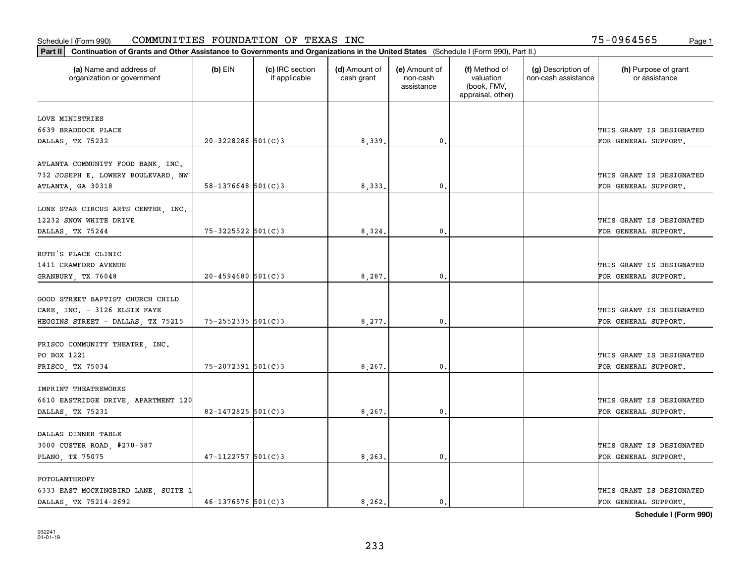Schedule I (Form 990) COMMUNITIES FOUNDATION OF TEXAS INC 75-0964565

**Part II** **Continuation of Grants and Other Assistance to Governments and Organizations in the United States** (Schedule I (Form 990), Part II.)

| (a) Name and address of organization or government | (b) EIN | (c) IRC section if applicable | (d) Amount of cash grant | (e) Amount of non-cash assistance | (f) Method of valuation (book, FMV, appraisal, other) | (g) Description of non-cash assistance | (h) Purpose of grant or assistance |
|---|---|---|---|---|---|---|---|
| LOVE MINISTRIES 6639 BRADDOCK PLACE DALLAS, TX 75232 | 20-3228286 | 501(C)3 | 8,339. | 0. | | | THIS GRANT IS DESIGNATED FOR GENERAL SUPPORT. |
| ATLANTA COMMUNITY FOOD BANK, INC. 732 JOSEPH E. LOWERY BOULEVARD, NW ATLANTA, GA 30318 | 58-1376648 | 501(C)3 | 8,333. | 0. | | | THIS GRANT IS DESIGNATED FOR GENERAL SUPPORT. |
| LONE STAR CIRCUS ARTS CENTER, INC. 12232 SNOW WHITE DRIVE DALLAS, TX 75244 | 75-3225522 | 501(C)3 | 8,324. | 0. | | | THIS GRANT IS DESIGNATED FOR GENERAL SUPPORT. |
| RUTH'S PLACE CLINIC 1411 CRAWFORD AVENUE GRANBURY, TX 76048 | 20-4594680 | 501(C)3 | 8,287. | 0. | | | THIS GRANT IS DESIGNATED FOR GENERAL SUPPORT. |
| GOOD STREET BAPTIST CHURCH CHILD CARE, INC. - 3126 ELSIE FAYE HEGGINS STREET - DALLAS, TX 75215 | 75-2552335 | 501(C)3 | 8,277. | 0. | | | THIS GRANT IS DESIGNATED FOR GENERAL SUPPORT. |
| FRISCO COMMUNITY THEATRE, INC. PO BOX 1221 FRISCO, TX 75034 | 75-2072391 | 501(C)3 | 8,267. | 0. | | | THIS GRANT IS DESIGNATED FOR GENERAL SUPPORT. |
| IMPRINT THEATREWORKS 6610 EASTRIDGE DRIVE, APARTMENT 120 DALLAS, TX 75231 | 82-1472825 | 501(C)3 | 8,267. | 0. | | | THIS GRANT IS DESIGNATED FOR GENERAL SUPPORT. |
| DALLAS DINNER TABLE 3000 CUSTER ROAD, #270-387 PLANO, TX 75075 | 47-1122757 | 501(C)3 | 8,263. | 0. | | | THIS GRANT IS DESIGNATED FOR GENERAL SUPPORT. |
| FOTOLANTHROPY 6333 EAST MOCKINGBIRD LANE, SUITE 1 DALLAS, TX 75214-2692 | 46-1376576 | 501(C)3 | 8,262. | 0. | | | THIS GRANT IS DESIGNATED FOR GENERAL SUPPORT. |

**Schedule I (Form 990)**

932241 04-01-19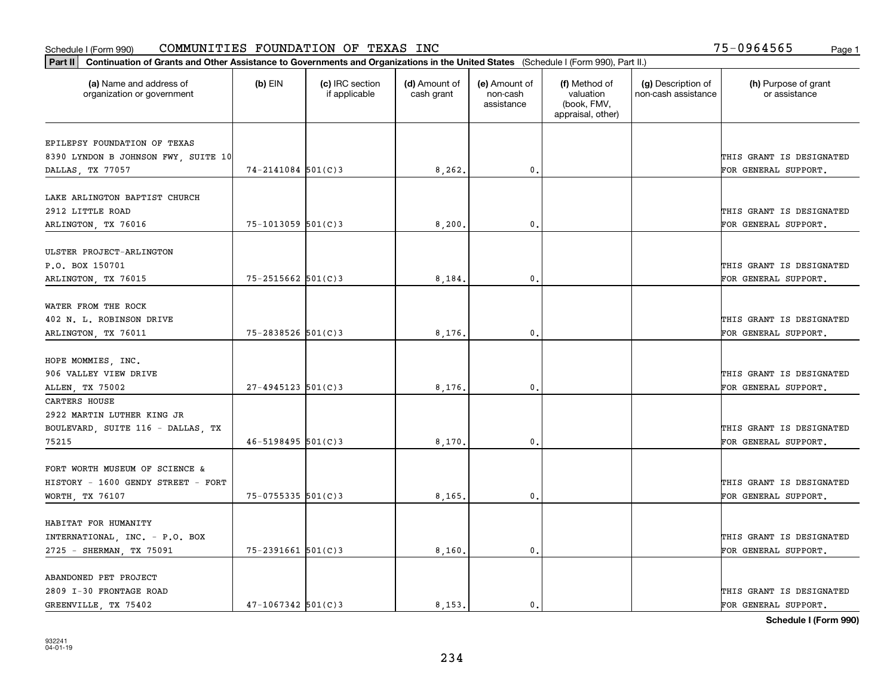Schedule I (Form 990) COMMUNITIES FOUNDATION OF TEXAS INC 75-0964565 Page 1

**Part II** **Continuation of Grants and Other Assistance to Governments and Organizations in the United States** (Schedule I (Form 990), Part II.)

| (a) Name and address of organization or government | (b) EIN | (c) IRC section if applicable | (d) Amount of cash grant | (e) Amount of non-cash assistance | (f) Method of valuation (book, FMV, appraisal, other) | (g) Description of non-cash assistance | (h) Purpose of grant or assistance |
|---|---|---|---|---|---|---|---|
| EPILEPSY FOUNDATION OF TEXAS 8390 LYNDON B JOHNSON FWY, SUITE 10 DALLAS, TX 77057 | 74-2141084 | 501(C)3 | 8,262. | 0. | | | THIS GRANT IS DESIGNATED FOR GENERAL SUPPORT. |
| LAKE ARLINGTON BAPTIST CHURCH 2912 LITTLE ROAD ARLINGTON, TX 76016 | 75-1013059 | 501(C)3 | 8,200. | 0. | | | THIS GRANT IS DESIGNATED FOR GENERAL SUPPORT. |
| ULSTER PROJECT-ARLINGTON P.O. BOX 150701 ARLINGTON, TX 76015 | 75-2515662 | 501(C)3 | 8,184. | 0. | | | THIS GRANT IS DESIGNATED FOR GENERAL SUPPORT. |
| WATER FROM THE ROCK 402 N. L. ROBINSON DRIVE ARLINGTON, TX 76011 | 75-2838526 | 501(C)3 | 8,176. | 0. | | | THIS GRANT IS DESIGNATED FOR GENERAL SUPPORT. |
| HOPE MOMMIES, INC. 906 VALLEY VIEW DRIVE ALLEN, TX 75002 | 27-4945123 | 501(C)3 | 8,176. | 0. | | | THIS GRANT IS DESIGNATED FOR GENERAL SUPPORT. |
| CARTERS HOUSE 2922 MARTIN LUTHER KING JR BOULEVARD, SUITE 116 - DALLAS, TX 75215 | 46-5198495 | 501(C)3 | 8,170. | 0. | | | THIS GRANT IS DESIGNATED FOR GENERAL SUPPORT. |
| FORT WORTH MUSEUM OF SCIENCE & HISTORY - 1600 GENDY STREET - FORT WORTH, TX 76107 | 75-0755335 | 501(C)3 | 8,165. | 0. | | | THIS GRANT IS DESIGNATED FOR GENERAL SUPPORT. |
| HABITAT FOR HUMANITY INTERNATIONAL, INC. - P.O. BOX 2725 - SHERMAN, TX 75091 | 75-2391661 | 501(C)3 | 8,160. | 0. | | | THIS GRANT IS DESIGNATED FOR GENERAL SUPPORT. |
| ABANDONED PET PROJECT 2809 I-30 FRONTAGE ROAD GREENVILLE, TX 75402 | 47-1067342 | 501(C)3 | 8,153. | 0. | | | THIS GRANT IS DESIGNATED FOR GENERAL SUPPORT. |

**Schedule I (Form 990)**

932241 04-01-19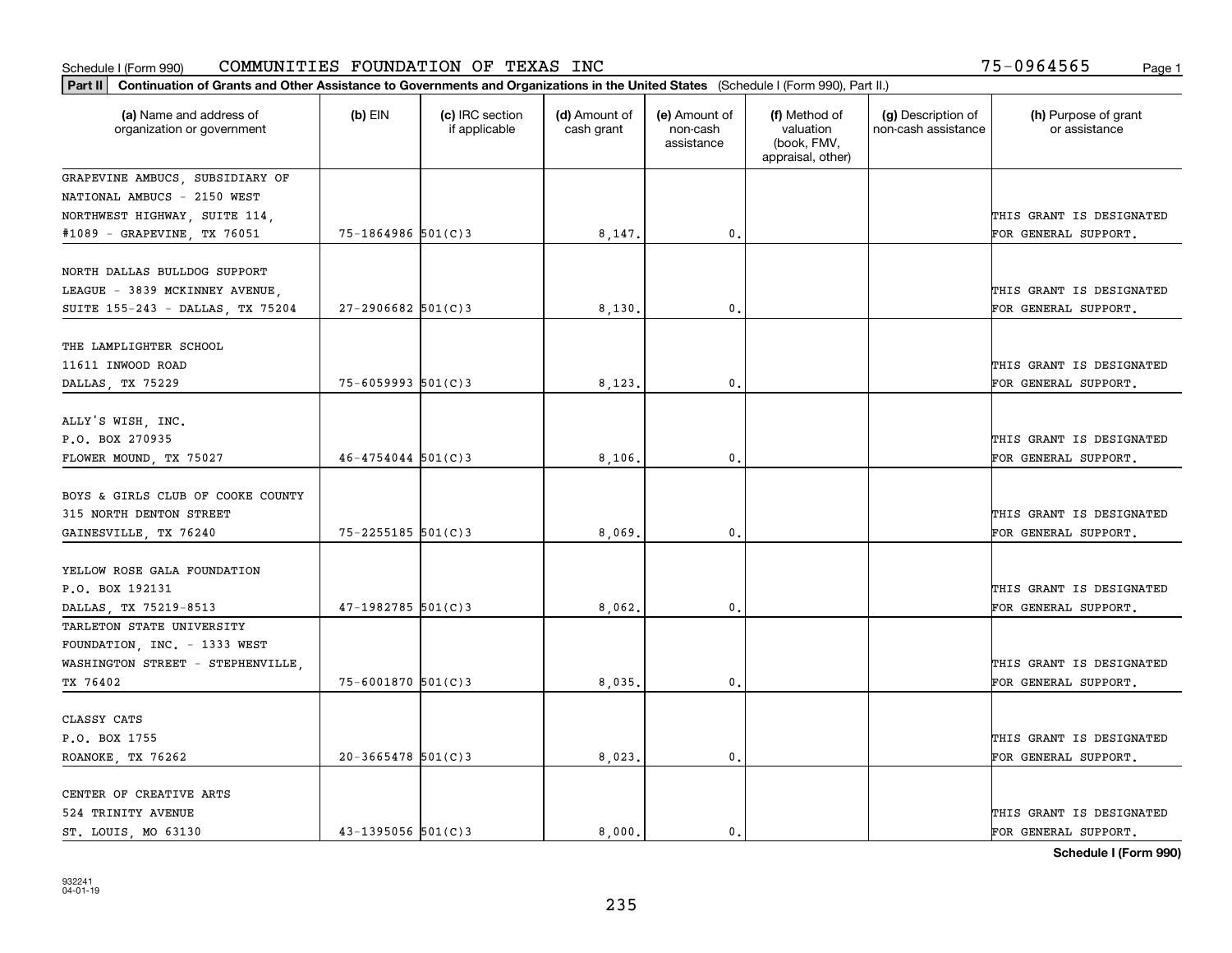Schedule I (Form 990) COMMUNITIES FOUNDATION OF TEXAS INC 75-0964565

**Part II** **Continuation of Grants and Other Assistance to Governments and Organizations in the United States** (Schedule I (Form 990), Part II.)

| (a) Name and address of organization or government | (b) EIN | (c) IRC section if applicable | (d) Amount of cash grant | (e) Amount of non-cash assistance | (f) Method of valuation (book, FMV, appraisal, other) | (g) Description of non-cash assistance | (h) Purpose of grant or assistance |
|---|---|---|---|---|---|---|---|
| GRAPEVINE AMBUCS, SUBSIDIARY OF NATIONAL AMBUCS - 2150 WEST NORTHWEST HIGHWAY, SUITE 114, #1089 - GRAPEVINE, TX 76051 | 75-1864986 | 501(C)3 | 8,147. | 0. | | | THIS GRANT IS DESIGNATED FOR GENERAL SUPPORT. |
| NORTH DALLAS BULLDOG SUPPORT LEAGUE - 3839 MCKINNEY AVENUE, SUITE 155-243 - DALLAS, TX 75204 | 27-2906682 | 501(C)3 | 8,130. | 0. | | | THIS GRANT IS DESIGNATED FOR GENERAL SUPPORT. |
| THE LAMPLIGHTER SCHOOL 11611 INWOOD ROAD DALLAS, TX 75229 | 75-6059993 | 501(C)3 | 8,123. | 0. | | | THIS GRANT IS DESIGNATED FOR GENERAL SUPPORT. |
| ALLY'S WISH, INC. P.O. BOX 270935 FLOWER MOUND, TX 75027 | 46-4754044 | 501(C)3 | 8,106. | 0. | | | THIS GRANT IS DESIGNATED FOR GENERAL SUPPORT. |
| BOYS & GIRLS CLUB OF COOKE COUNTY 315 NORTH DENTON STREET GAINESVILLE, TX 76240 | 75-2255185 | 501(C)3 | 8,069. | 0. | | | THIS GRANT IS DESIGNATED FOR GENERAL SUPPORT. |
| YELLOW ROSE GALA FOUNDATION P.O. BOX 192131 DALLAS, TX 75219-8513 | 47-1982785 | 501(C)3 | 8,062. | 0. | | | THIS GRANT IS DESIGNATED FOR GENERAL SUPPORT. |
| TARLETON STATE UNIVERSITY FOUNDATION, INC. - 1333 WEST WASHINGTON STREET - STEPHENVILLE, TX 76402 | 75-6001870 | 501(C)3 | 8,035. | 0. | | | THIS GRANT IS DESIGNATED FOR GENERAL SUPPORT. |
| CLASSY CATS P.O. BOX 1755 ROANOKE, TX 76262 | 20-3665478 | 501(C)3 | 8,023. | 0. | | | THIS GRANT IS DESIGNATED FOR GENERAL SUPPORT. |
| CENTER OF CREATIVE ARTS 524 TRINITY AVENUE ST. LOUIS, MO 63130 | 43-1395056 | 501(C)3 | 8,000. | 0. | | | THIS GRANT IS DESIGNATED FOR GENERAL SUPPORT. |

**Schedule I (Form 990)**

932241 04-01-19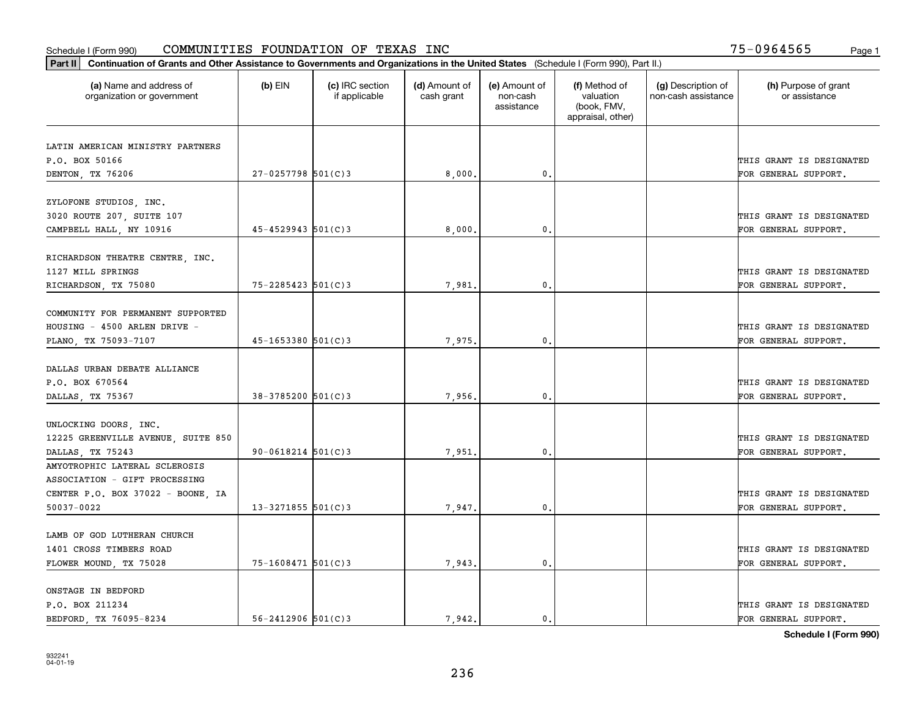Schedule I (Form 990) COMMUNITIES FOUNDATION OF TEXAS INC 75-0964565

**Part II** Continuation of Grants and Other Assistance to Governments and Organizations in the United States (Schedule I (Form 990), Part II.)

| (a) Name and address of organization or government | (b) EIN | (c) IRC section if applicable | (d) Amount of cash grant | (e) Amount of non-cash assistance | (f) Method of valuation (book, FMV, appraisal, other) | (g) Description of non-cash assistance | (h) Purpose of grant or assistance |
|---|---|---|---|---|---|---|---|
| LATIN AMERICAN MINISTRY PARTNERS P.O. BOX 50166 DENTON, TX 76206 | 27-0257798 | 501(C)3 | 8,000. | 0. | | | THIS GRANT IS DESIGNATED FOR GENERAL SUPPORT. |
| ZYLOFONE STUDIOS, INC. 3020 ROUTE 207, SUITE 107 CAMPBELL HALL, NY 10916 | 45-4529943 | 501(C)3 | 8,000. | 0. | | | THIS GRANT IS DESIGNATED FOR GENERAL SUPPORT. |
| RICHARDSON THEATRE CENTRE, INC. 1127 MILL SPRINGS RICHARDSON, TX 75080 | 75-2285423 | 501(C)3 | 7,981. | 0. | | | THIS GRANT IS DESIGNATED FOR GENERAL SUPPORT. |
| COMMUNITY FOR PERMANENT SUPPORTED HOUSING - 4500 ARLEN DRIVE - PLANO, TX 75093-7107 | 45-1653380 | 501(C)3 | 7,975. | 0. | | | THIS GRANT IS DESIGNATED FOR GENERAL SUPPORT. |
| DALLAS URBAN DEBATE ALLIANCE P.O. BOX 670564 DALLAS, TX 75367 | 38-3785200 | 501(C)3 | 7,956. | 0. | | | THIS GRANT IS DESIGNATED FOR GENERAL SUPPORT. |
| UNLOCKING DOORS, INC. 12225 GREENVILLE AVENUE, SUITE 850 DALLAS, TX 75243 | 90-0618214 | 501(C)3 | 7,951. | 0. | | | THIS GRANT IS DESIGNATED FOR GENERAL SUPPORT. |
| AMYOTROPHIC LATERAL SCLEROSIS ASSOCIATION - GIFT PROCESSING CENTER P.O. BOX 37022 - BOONE, IA 50037-0022 | 13-3271855 | 501(C)3 | 7,947. | 0. | | | THIS GRANT IS DESIGNATED FOR GENERAL SUPPORT. |
| LAMB OF GOD LUTHERAN CHURCH 1401 CROSS TIMBERS ROAD FLOWER MOUND, TX 75028 | 75-1608471 | 501(C)3 | 7,943. | 0. | | | THIS GRANT IS DESIGNATED FOR GENERAL SUPPORT. |
| ONSTAGE IN BEDFORD P.O. BOX 211234 BEDFORD, TX 76095-8234 | 56-2412906 | 501(C)3 | 7,942. | 0. | | | THIS GRANT IS DESIGNATED FOR GENERAL SUPPORT. |

**Schedule I (Form 990)**

932241 04-01-19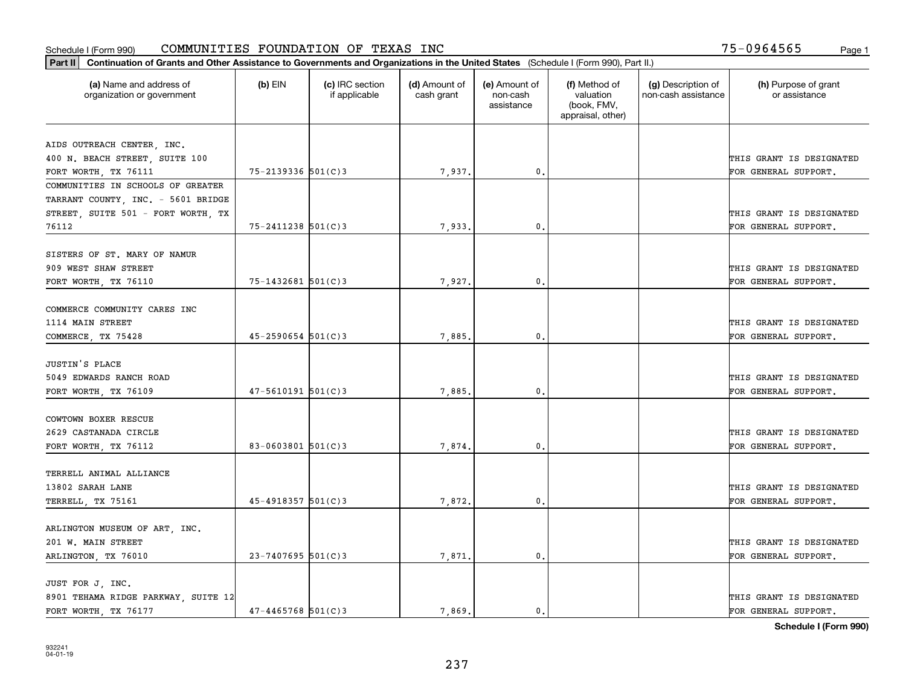Schedule I (Form 990) COMMUNITIES FOUNDATION OF TEXAS INC 75-0964565

**Part II** **Continuation of Grants and Other Assistance to Governments and Organizations in the United States** (Schedule I (Form 990), Part II.)

| (a) Name and address of organization or government | (b) EIN | (c) IRC section if applicable | (d) Amount of cash grant | (e) Amount of non-cash assistance | (f) Method of valuation (book, FMV, appraisal, other) | (g) Description of non-cash assistance | (h) Purpose of grant or assistance |
|---|---|---|---|---|---|---|---|
| AIDS OUTREACH CENTER, INC. 400 N. BEACH STREET, SUITE 100 FORT WORTH, TX 76111 | 75-2139336 | 501(C)3 | 7,937. | 0. | | | THIS GRANT IS DESIGNATED FOR GENERAL SUPPORT. |
| COMMUNITIES IN SCHOOLS OF GREATER TARRANT COUNTY, INC. - 5601 BRIDGE STREET, SUITE 501 - FORT WORTH, TX 76112 | 75-2411238 | 501(C)3 | 7,933. | 0. | | | THIS GRANT IS DESIGNATED FOR GENERAL SUPPORT. |
| SISTERS OF ST. MARY OF NAMUR 909 WEST SHAW STREET FORT WORTH, TX 76110 | 75-1432681 | 501(C)3 | 7,927. | 0. | | | THIS GRANT IS DESIGNATED FOR GENERAL SUPPORT. |
| COMMERCE COMMUNITY CARES INC 1114 MAIN STREET COMMERCE, TX 75428 | 45-2590654 | 501(C)3 | 7,885. | 0. | | | THIS GRANT IS DESIGNATED FOR GENERAL SUPPORT. |
| JUSTIN'S PLACE 5049 EDWARDS RANCH ROAD FORT WORTH, TX 76109 | 47-5610191 | 501(C)3 | 7,885. | 0. | | | THIS GRANT IS DESIGNATED FOR GENERAL SUPPORT. |
| COWTOWN BOXER RESCUE 2629 CASTANADA CIRCLE FORT WORTH, TX 76112 | 83-0603801 | 501(C)3 | 7,874. | 0. | | | THIS GRANT IS DESIGNATED FOR GENERAL SUPPORT. |
| TERRELL ANIMAL ALLIANCE 13802 SARAH LANE TERRELL, TX 75161 | 45-4918357 | 501(C)3 | 7,872. | 0. | | | THIS GRANT IS DESIGNATED FOR GENERAL SUPPORT. |
| ARLINGTON MUSEUM OF ART, INC. 201 W. MAIN STREET ARLINGTON, TX 76010 | 23-7407695 | 501(C)3 | 7,871. | 0. | | | THIS GRANT IS DESIGNATED FOR GENERAL SUPPORT. |
| JUST FOR J, INC. 8901 TEHAMA RIDGE PARKWAY, SUITE 12 FORT WORTH, TX 76177 | 47-4465768 | 501(C)3 | 7,869. | 0. | | | THIS GRANT IS DESIGNATED FOR GENERAL SUPPORT. |

**Schedule I (Form 990)**

932241 04-01-19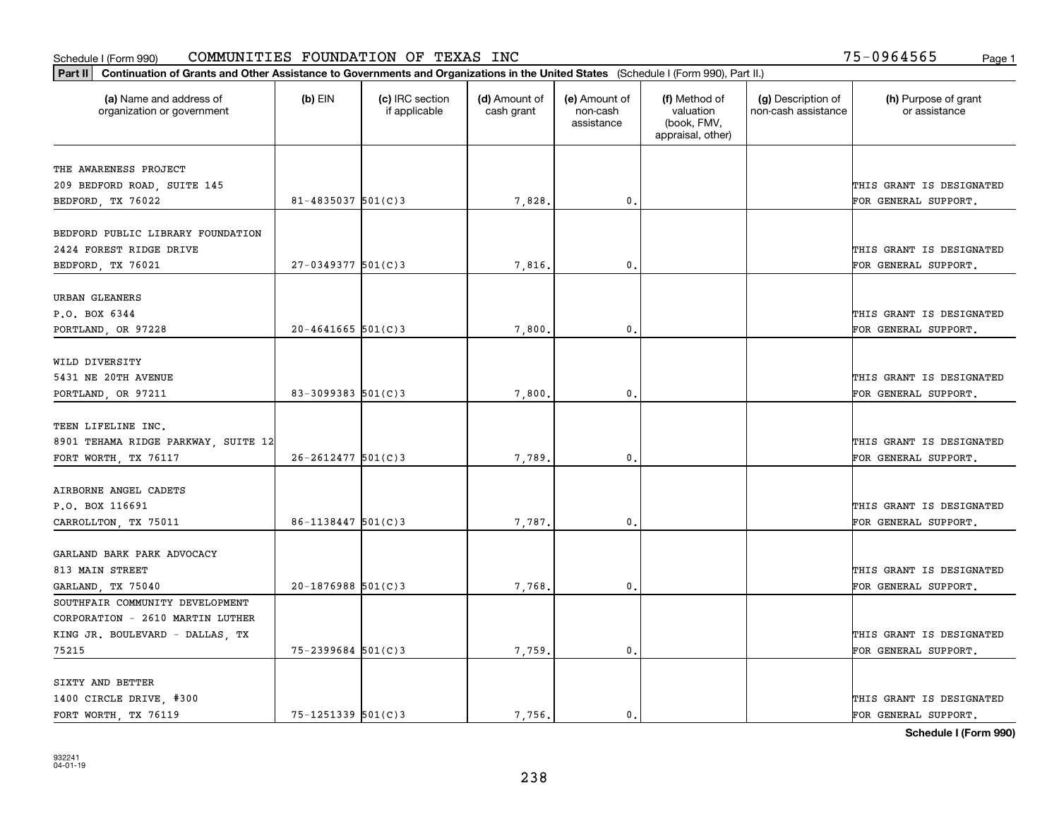Schedule I (Form 990) COMMUNITIES FOUNDATION OF TEXAS INC 75-0964565

**Part II** **Continuation of Grants and Other Assistance to Governments and Organizations in the United States** (Schedule I (Form 990), Part II.)

| (a) Name and address of organization or government | (b) EIN | (c) IRC section if applicable | (d) Amount of cash grant | (e) Amount of non-cash assistance | (f) Method of valuation (book, FMV, appraisal, other) | (g) Description of non-cash assistance | (h) Purpose of grant or assistance |
|---|---|---|---|---|---|---|---|
| THE AWARENESS PROJECT 209 BEDFORD ROAD, SUITE 145 BEDFORD, TX 76022 | 81-4835037 | 501(C)3 | 7,828. | 0. | | | THIS GRANT IS DESIGNATED FOR GENERAL SUPPORT. |
| BEDFORD PUBLIC LIBRARY FOUNDATION 2424 FOREST RIDGE DRIVE BEDFORD, TX 76021 | 27-0349377 | 501(C)3 | 7,816. | 0. | | | THIS GRANT IS DESIGNATED FOR GENERAL SUPPORT. |
| URBAN GLEANERS P.O. BOX 6344 PORTLAND, OR 97228 | 20-4641665 | 501(C)3 | 7,800. | 0. | | | THIS GRANT IS DESIGNATED FOR GENERAL SUPPORT. |
| WILD DIVERSITY 5431 NE 20TH AVENUE PORTLAND, OR 97211 | 83-3099383 | 501(C)3 | 7,800. | 0. | | | THIS GRANT IS DESIGNATED FOR GENERAL SUPPORT. |
| TEEN LIFELINE INC. 8901 TEHAMA RIDGE PARKWAY, SUITE 12 FORT WORTH, TX 76117 | 26-2612477 | 501(C)3 | 7,789. | 0. | | | THIS GRANT IS DESIGNATED FOR GENERAL SUPPORT. |
| AIRBORNE ANGEL CADETS P.O. BOX 116691 CARROLLTON, TX 75011 | 86-1138447 | 501(C)3 | 7,787. | 0. | | | THIS GRANT IS DESIGNATED FOR GENERAL SUPPORT. |
| GARLAND BARK PARK ADVOCACY 813 MAIN STREET GARLAND, TX 75040 | 20-1876988 | 501(C)3 | 7,768. | 0. | | | THIS GRANT IS DESIGNATED FOR GENERAL SUPPORT. |
| SOUTHFAIR COMMUNITY DEVELOPMENT CORPORATION - 2610 MARTIN LUTHER KING JR. BOULEVARD - DALLAS, TX 75215 | 75-2399684 | 501(C)3 | 7,759. | 0. | | | THIS GRANT IS DESIGNATED FOR GENERAL SUPPORT. |
| SIXTY AND BETTER 1400 CIRCLE DRIVE, #300 FORT WORTH, TX 76119 | 75-1251339 | 501(C)3 | 7,756. | 0. | | | THIS GRANT IS DESIGNATED FOR GENERAL SUPPORT. |

**Schedule I (Form 990)**

932241 04-01-19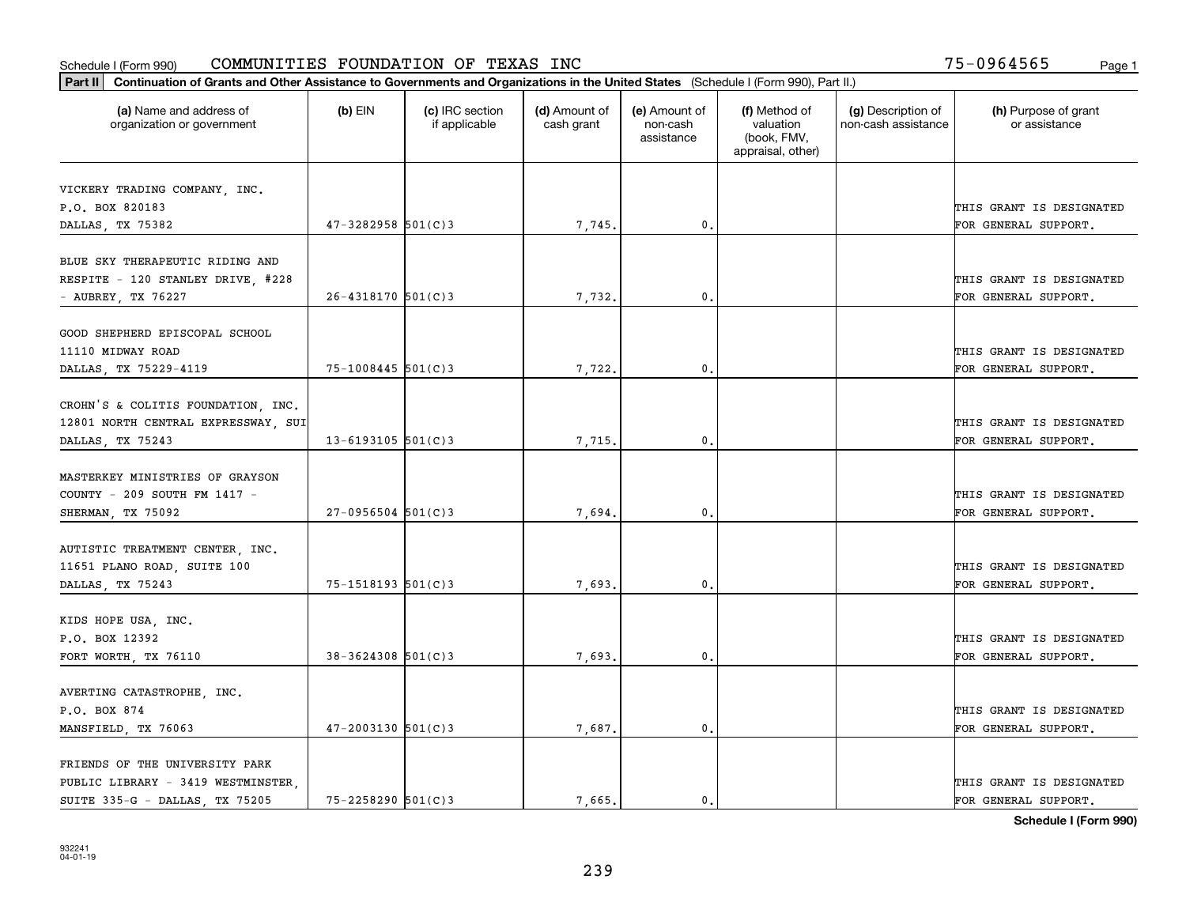Schedule I (Form 990) COMMUNITIES FOUNDATION OF TEXAS INC 75-0964565

**Part II** Continuation of Grants and Other Assistance to Governments and Organizations in the United States (Schedule I (Form 990), Part II.)

| (a) Name and address of organization or government | (b) EIN | (c) IRC section if applicable | (d) Amount of cash grant | (e) Amount of non-cash assistance | (f) Method of valuation (book, FMV, appraisal, other) | (g) Description of non-cash assistance | (h) Purpose of grant or assistance |
|---|---|---|---|---|---|---|---|
| VICKERY TRADING COMPANY, INC. P.O. BOX 820183 DALLAS, TX 75382 | 47-3282958 | 501(C)3 | 7,745. | 0. | | | THIS GRANT IS DESIGNATED FOR GENERAL SUPPORT. |
| BLUE SKY THERAPEUTIC RIDING AND RESPITE - 120 STANLEY DRIVE, #228 - AUBREY, TX 76227 | 26-4318170 | 501(C)3 | 7,732. | 0. | | | THIS GRANT IS DESIGNATED FOR GENERAL SUPPORT. |
| GOOD SHEPHERD EPISCOPAL SCHOOL 11110 MIDWAY ROAD DALLAS, TX 75229-4119 | 75-1008445 | 501(C)3 | 7,722. | 0. | | | THIS GRANT IS DESIGNATED FOR GENERAL SUPPORT. |
| CROHN'S & COLITIS FOUNDATION, INC. 12801 NORTH CENTRAL EXPRESSWAY, SUI DALLAS, TX 75243 | 13-6193105 | 501(C)3 | 7,715. | 0. | | | THIS GRANT IS DESIGNATED FOR GENERAL SUPPORT. |
| MASTERKEY MINISTRIES OF GRAYSON COUNTY - 209 SOUTH FM 1417 - SHERMAN, TX 75092 | 27-0956504 | 501(C)3 | 7,694. | 0. | | | THIS GRANT IS DESIGNATED FOR GENERAL SUPPORT. |
| AUTISTIC TREATMENT CENTER, INC. 11651 PLANO ROAD, SUITE 100 DALLAS, TX 75243 | 75-1518193 | 501(C)3 | 7,693. | 0. | | | THIS GRANT IS DESIGNATED FOR GENERAL SUPPORT. |
| KIDS HOPE USA, INC. P.O. BOX 12392 FORT WORTH, TX 76110 | 38-3624308 | 501(C)3 | 7,693. | 0. | | | THIS GRANT IS DESIGNATED FOR GENERAL SUPPORT. |
| AVERTING CATASTROPHE, INC. P.O. BOX 874 MANSFIELD, TX 76063 | 47-2003130 | 501(C)3 | 7,687. | 0. | | | THIS GRANT IS DESIGNATED FOR GENERAL SUPPORT. |
| FRIENDS OF THE UNIVERSITY PARK PUBLIC LIBRARY - 3419 WESTMINSTER, SUITE 335-G - DALLAS, TX 75205 | 75-2258290 | 501(C)3 | 7,665. | 0. | | | THIS GRANT IS DESIGNATED FOR GENERAL SUPPORT. |

**Schedule I (Form 990)**

932241 04-01-19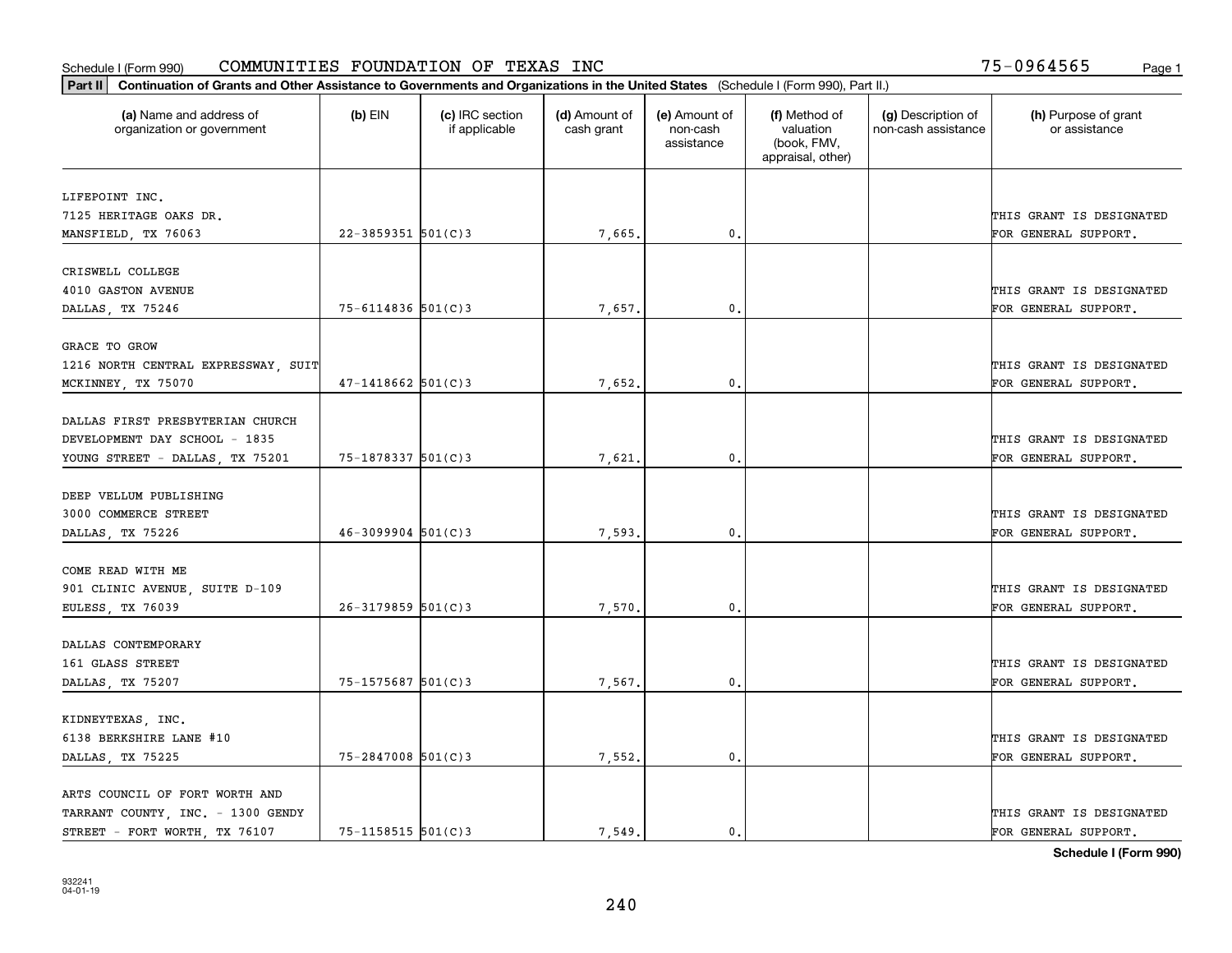Schedule I (Form 990) COMMUNITIES FOUNDATION OF TEXAS INC 75-0964565

**Part II** **Continuation of Grants and Other Assistance to Governments and Organizations in the United States** (Schedule I (Form 990), Part II.)

| (a) Name and address of organization or government | (b) EIN | (c) IRC section if applicable | (d) Amount of cash grant | (e) Amount of non-cash assistance | (f) Method of valuation (book, FMV, appraisal, other) | (g) Description of non-cash assistance | (h) Purpose of grant or assistance |
|---|---|---|---|---|---|---|---|
| LIFEPOINT INC. 7125 HERITAGE OAKS DR. MANSFIELD, TX 76063 | 22-3859351 | 501(C)3 | 7,665. | 0. | | | THIS GRANT IS DESIGNATED FOR GENERAL SUPPORT. |
| CRISWELL COLLEGE 4010 GASTON AVENUE DALLAS, TX 75246 | 75-6114836 | 501(C)3 | 7,657. | 0. | | | THIS GRANT IS DESIGNATED FOR GENERAL SUPPORT. |
| GRACE TO GROW 1216 NORTH CENTRAL EXPRESSWAY, SUIT MCKINNEY, TX 75070 | 47-1418662 | 501(C)3 | 7,652. | 0. | | | THIS GRANT IS DESIGNATED FOR GENERAL SUPPORT. |
| DALLAS FIRST PRESBYTERIAN CHURCH DEVELOPMENT DAY SCHOOL - 1835 YOUNG STREET - DALLAS, TX 75201 | 75-1878337 | 501(C)3 | 7,621. | 0. | | | THIS GRANT IS DESIGNATED FOR GENERAL SUPPORT. |
| DEEP VELLUM PUBLISHING 3000 COMMERCE STREET DALLAS, TX 75226 | 46-3099904 | 501(C)3 | 7,593. | 0. | | | THIS GRANT IS DESIGNATED FOR GENERAL SUPPORT. |
| COME READ WITH ME 901 CLINIC AVENUE, SUITE D-109 EULESS, TX 76039 | 26-3179859 | 501(C)3 | 7,570. | 0. | | | THIS GRANT IS DESIGNATED FOR GENERAL SUPPORT. |
| DALLAS CONTEMPORARY 161 GLASS STREET DALLAS, TX 75207 | 75-1575687 | 501(C)3 | 7,567. | 0. | | | THIS GRANT IS DESIGNATED FOR GENERAL SUPPORT. |
| KIDNEYTEXAS, INC. 6138 BERKSHIRE LANE #10 DALLAS, TX 75225 | 75-2847008 | 501(C)3 | 7,552. | 0. | | | THIS GRANT IS DESIGNATED FOR GENERAL SUPPORT. |
| ARTS COUNCIL OF FORT WORTH AND TARRANT COUNTY, INC. - 1300 GENDY STREET - FORT WORTH, TX 76107 | 75-1158515 | 501(C)3 | 7,549. | 0. | | | THIS GRANT IS DESIGNATED FOR GENERAL SUPPORT. |

**Schedule I (Form 990)**

932241 04-01-19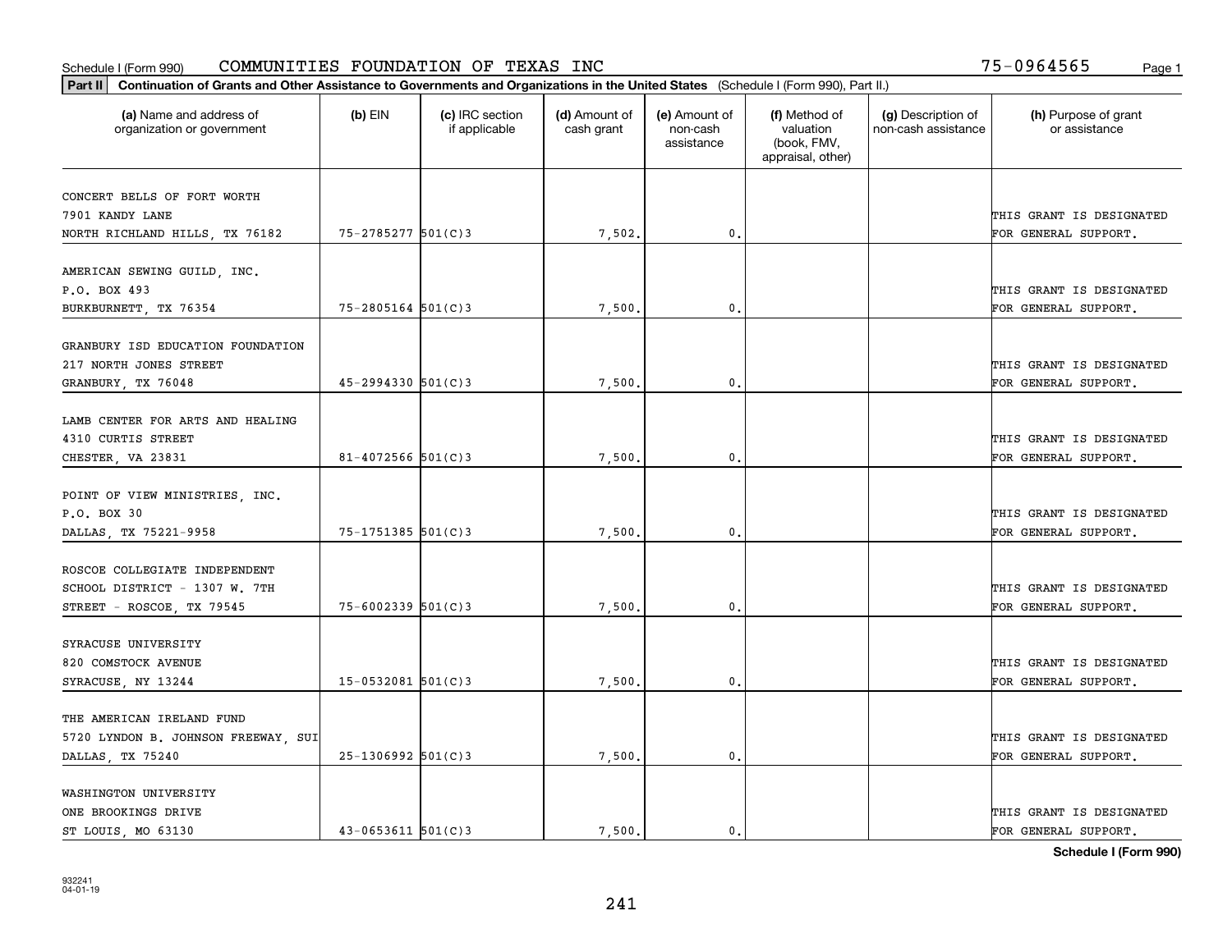Schedule I (Form 990) COMMUNITIES FOUNDATION OF TEXAS INC 75-0964565

**Part II** Continuation of Grants and Other Assistance to Governments and Organizations in the United States (Schedule I (Form 990), Part II.)

| (a) Name and address of organization or government | (b) EIN | (c) IRC section if applicable | (d) Amount of cash grant | (e) Amount of non-cash assistance | (f) Method of valuation (book, FMV, appraisal, other) | (g) Description of non-cash assistance | (h) Purpose of grant or assistance |
|---|---|---|---|---|---|---|---|
| CONCERT BELLS OF FORT WORTH 7901 KANDY LANE NORTH RICHLAND HILLS, TX 76182 | 75-2785277 | 501(C)3 | 7,502. | 0. | | | THIS GRANT IS DESIGNATED FOR GENERAL SUPPORT. |
| AMERICAN SEWING GUILD, INC. P.O. BOX 493 BURKBURNETT, TX 76354 | 75-2805164 | 501(C)3 | 7,500. | 0. | | | THIS GRANT IS DESIGNATED FOR GENERAL SUPPORT. |
| GRANBURY ISD EDUCATION FOUNDATION 217 NORTH JONES STREET GRANBURY, TX 76048 | 45-2994330 | 501(C)3 | 7,500. | 0. | | | THIS GRANT IS DESIGNATED FOR GENERAL SUPPORT. |
| LAMB CENTER FOR ARTS AND HEALING 4310 CURTIS STREET CHESTER, VA 23831 | 81-4072566 | 501(C)3 | 7,500. | 0. | | | THIS GRANT IS DESIGNATED FOR GENERAL SUPPORT. |
| POINT OF VIEW MINISTRIES, INC. P.O. BOX 30 DALLAS, TX 75221-9958 | 75-1751385 | 501(C)3 | 7,500. | 0. | | | THIS GRANT IS DESIGNATED FOR GENERAL SUPPORT. |
| ROSCOE COLLEGIATE INDEPENDENT SCHOOL DISTRICT - 1307 W. 7TH STREET - ROSCOE, TX 79545 | 75-6002339 | 501(C)3 | 7,500. | 0. | | | THIS GRANT IS DESIGNATED FOR GENERAL SUPPORT. |
| SYRACUSE UNIVERSITY 820 COMSTOCK AVENUE SYRACUSE, NY 13244 | 15-0532081 | 501(C)3 | 7,500. | 0. | | | THIS GRANT IS DESIGNATED FOR GENERAL SUPPORT. |
| THE AMERICAN IRELAND FUND 5720 LYNDON B. JOHNSON FREEWAY, SUI DALLAS, TX 75240 | 25-1306992 | 501(C)3 | 7,500. | 0. | | | THIS GRANT IS DESIGNATED FOR GENERAL SUPPORT. |
| WASHINGTON UNIVERSITY ONE BROOKINGS DRIVE ST LOUIS, MO 63130 | 43-0653611 | 501(C)3 | 7,500. | 0. | | | THIS GRANT IS DESIGNATED FOR GENERAL SUPPORT. |

Schedule I (Form 990)

932241 04-01-19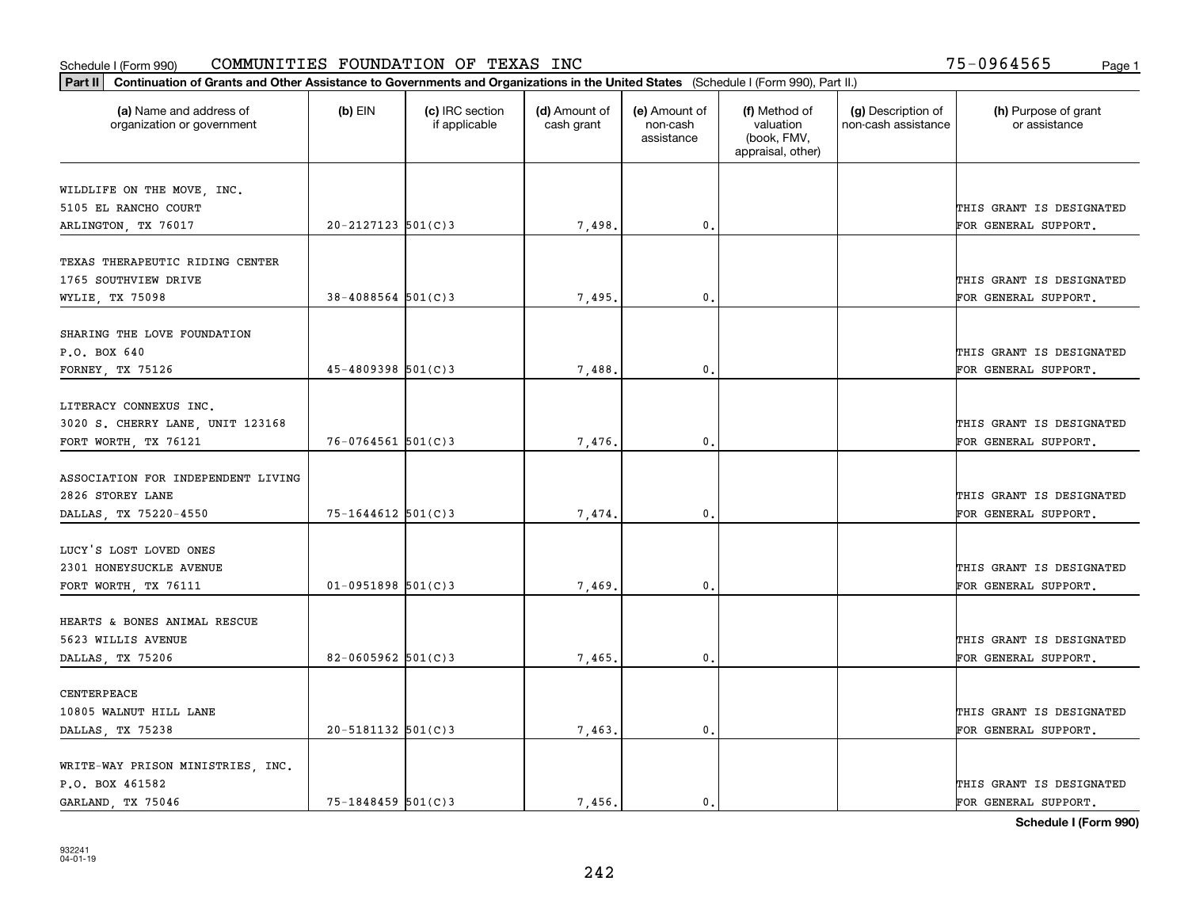Schedule I (Form 990) COMMUNITIES FOUNDATION OF TEXAS INC 75-0964565

**Part II** **Continuation of Grants and Other Assistance to Governments and Organizations in the United States** (Schedule I (Form 990), Part II.)

| (a) Name and address of organization or government | (b) EIN | (c) IRC section if applicable | (d) Amount of cash grant | (e) Amount of non-cash assistance | (f) Method of valuation (book, FMV, appraisal, other) | (g) Description of non-cash assistance | (h) Purpose of grant or assistance |
|---|---|---|---|---|---|---|---|
| WILDLIFE ON THE MOVE, INC.<br>5105 EL RANCHO COURT<br>ARLINGTON, TX 76017 | 20-2127123 | 501(C)3 | 7,498. | 0. | | | THIS GRANT IS DESIGNATED FOR GENERAL SUPPORT. |
| TEXAS THERAPEUTIC RIDING CENTER<br>1765 SOUTHVIEW DRIVE<br>WYLIE, TX 75098 | 38-4088564 | 501(C)3 | 7,495. | 0. | | | THIS GRANT IS DESIGNATED FOR GENERAL SUPPORT. |
| SHARING THE LOVE FOUNDATION<br>P.O. BOX 640<br>FORNEY, TX 75126 | 45-4809398 | 501(C)3 | 7,488. | 0. | | | THIS GRANT IS DESIGNATED FOR GENERAL SUPPORT. |
| LITERACY CONNEXUS INC.<br>3020 S. CHERRY LANE, UNIT 123168<br>FORT WORTH, TX 76121 | 76-0764561 | 501(C)3 | 7,476. | 0. | | | THIS GRANT IS DESIGNATED FOR GENERAL SUPPORT. |
| ASSOCIATION FOR INDEPENDENT LIVING<br>2826 STOREY LANE<br>DALLAS, TX 75220-4550 | 75-1644612 | 501(C)3 | 7,474. | 0. | | | THIS GRANT IS DESIGNATED FOR GENERAL SUPPORT. |
| LUCY'S LOST LOVED ONES<br>2301 HONEYSUCKLE AVENUE<br>FORT WORTH, TX 76111 | 01-0951898 | 501(C)3 | 7,469. | 0. | | | THIS GRANT IS DESIGNATED FOR GENERAL SUPPORT. |
| HEARTS & BONES ANIMAL RESCUE<br>5623 WILLIS AVENUE<br>DALLAS, TX 75206 | 82-0605962 | 501(C)3 | 7,465. | 0. | | | THIS GRANT IS DESIGNATED FOR GENERAL SUPPORT. |
| CENTERPEACE<br>10805 WALNUT HILL LANE<br>DALLAS, TX 75238 | 20-5181132 | 501(C)3 | 7,463. | 0. | | | THIS GRANT IS DESIGNATED FOR GENERAL SUPPORT. |
| WRITE-WAY PRISON MINISTRIES, INC.<br>P.O. BOX 461582<br>GARLAND, TX 75046 | 75-1848459 | 501(C)3 | 7,456. | 0. | | | THIS GRANT IS DESIGNATED FOR GENERAL SUPPORT. |

**Schedule I (Form 990)**

932241
04-01-19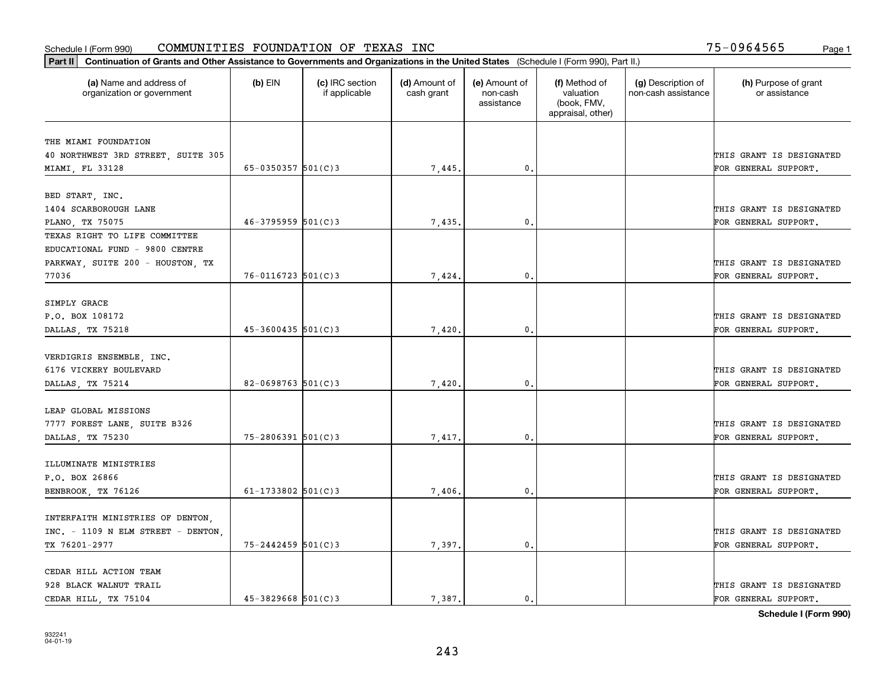Schedule I (Form 990) COMMUNITIES FOUNDATION OF TEXAS INC 75-0964565

**Part II** **Continuation of Grants and Other Assistance to Governments and Organizations in the United States** (Schedule I (Form 990), Part II.)

| (a) Name and address of organization or government | (b) EIN | (c) IRC section if applicable | (d) Amount of cash grant | (e) Amount of non-cash assistance | (f) Method of valuation (book, FMV, appraisal, other) | (g) Description of non-cash assistance | (h) Purpose of grant or assistance |
|---|---|---|---|---|---|---|---|
| THE MIAMI FOUNDATION 40 NORTHWEST 3RD STREET, SUITE 305 MIAMI, FL 33128 | 65-0350357 | 501(C)3 | 7,445. | 0. | | | THIS GRANT IS DESIGNATED FOR GENERAL SUPPORT. |
| BED START, INC. 1404 SCARBOROUGH LANE PLANO, TX 75075 | 46-3795959 | 501(C)3 | 7,435. | 0. | | | THIS GRANT IS DESIGNATED FOR GENERAL SUPPORT. |
| TEXAS RIGHT TO LIFE COMMITTEE EDUCATIONAL FUND - 9800 CENTRE PARKWAY, SUITE 200 - HOUSTON, TX 77036 | 76-0116723 | 501(C)3 | 7,424. | 0. | | | THIS GRANT IS DESIGNATED FOR GENERAL SUPPORT. |
| SIMPLY GRACE P.O. BOX 108172 DALLAS, TX 75218 | 45-3600435 | 501(C)3 | 7,420. | 0. | | | THIS GRANT IS DESIGNATED FOR GENERAL SUPPORT. |
| VERDIGRIS ENSEMBLE, INC. 6176 VICKERY BOULEVARD DALLAS, TX 75214 | 82-0698763 | 501(C)3 | 7,420. | 0. | | | THIS GRANT IS DESIGNATED FOR GENERAL SUPPORT. |
| LEAP GLOBAL MISSIONS 7777 FOREST LANE, SUITE B326 DALLAS, TX 75230 | 75-2806391 | 501(C)3 | 7,417. | 0. | | | THIS GRANT IS DESIGNATED FOR GENERAL SUPPORT. |
| ILLUMINATE MINISTRIES P.O. BOX 26866 BENBROOK, TX 76126 | 61-1733802 | 501(C)3 | 7,406. | 0. | | | THIS GRANT IS DESIGNATED FOR GENERAL SUPPORT. |
| INTERFAITH MINISTRIES OF DENTON, INC. - 1109 N ELM STREET - DENTON, TX 76201-2977 | 75-2442459 | 501(C)3 | 7,397. | 0. | | | THIS GRANT IS DESIGNATED FOR GENERAL SUPPORT. |
| CEDAR HILL ACTION TEAM 928 BLACK WALNUT TRAIL CEDAR HILL, TX 75104 | 45-3829668 | 501(C)3 | 7,387. | 0. | | | THIS GRANT IS DESIGNATED FOR GENERAL SUPPORT. |

**Schedule I (Form 990)**

932241 04-01-19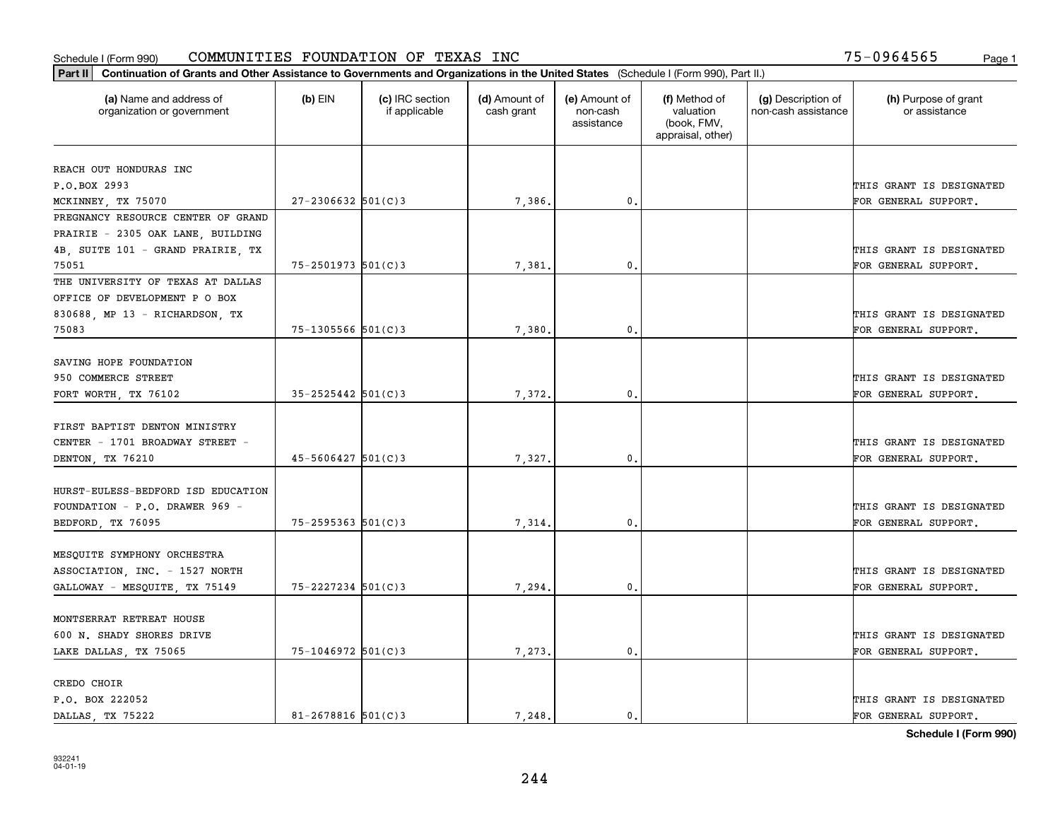Schedule I (Form 990) COMMUNITIES FOUNDATION OF TEXAS INC 75-0964565

**Part II** **Continuation of Grants and Other Assistance to Governments and Organizations in the United States** (Schedule I (Form 990), Part II.)

| (a) Name and address of organization or government | (b) EIN | (c) IRC section if applicable | (d) Amount of cash grant | (e) Amount of non-cash assistance | (f) Method of valuation (book, FMV, appraisal, other) | (g) Description of non-cash assistance | (h) Purpose of grant or assistance |
|---|---|---|---|---|---|---|---|
| REACH OUT HONDURAS INC P.O.BOX 2993 MCKINNEY, TX 75070 | 27-2306632 | 501(C)3 | 7,386. | 0. | | | THIS GRANT IS DESIGNATED FOR GENERAL SUPPORT. |
| PREGNANCY RESOURCE CENTER OF GRAND PRAIRIE - 2305 OAK LANE, BUILDING 4B, SUITE 101 - GRAND PRAIRIE, TX 75051 | 75-2501973 | 501(C)3 | 7,381. | 0. | | | THIS GRANT IS DESIGNATED FOR GENERAL SUPPORT. |
| THE UNIVERSITY OF TEXAS AT DALLAS OFFICE OF DEVELOPMENT P O BOX 830688, MP 13 - RICHARDSON, TX 75083 | 75-1305566 | 501(C)3 | 7,380. | 0. | | | THIS GRANT IS DESIGNATED FOR GENERAL SUPPORT. |
| SAVING HOPE FOUNDATION 950 COMMERCE STREET FORT WORTH, TX 76102 | 35-2525442 | 501(C)3 | 7,372. | 0. | | | THIS GRANT IS DESIGNATED FOR GENERAL SUPPORT. |
| FIRST BAPTIST DENTON MINISTRY CENTER - 1701 BROADWAY STREET - DENTON, TX 76210 | 45-5606427 | 501(C)3 | 7,327. | 0. | | | THIS GRANT IS DESIGNATED FOR GENERAL SUPPORT. |
| HURST-EULESS-BEDFORD ISD EDUCATION FOUNDATION - P.O. DRAWER 969 - BEDFORD, TX 76095 | 75-2595363 | 501(C)3 | 7,314. | 0. | | | THIS GRANT IS DESIGNATED FOR GENERAL SUPPORT. |
| MESQUITE SYMPHONY ORCHESTRA ASSOCIATION, INC. - 1527 NORTH GALLOWAY - MESQUITE, TX 75149 | 75-2227234 | 501(C)3 | 7,294. | 0. | | | THIS GRANT IS DESIGNATED FOR GENERAL SUPPORT. |
| MONTSERRAT RETREAT HOUSE 600 N. SHADY SHORES DRIVE LAKE DALLAS, TX 75065 | 75-1046972 | 501(C)3 | 7,273. | 0. | | | THIS GRANT IS DESIGNATED FOR GENERAL SUPPORT. |
| CREDO CHOIR P.O. BOX 222052 DALLAS, TX 75222 | 81-2678816 | 501(C)3 | 7,248. | 0. | | | THIS GRANT IS DESIGNATED FOR GENERAL SUPPORT. |

**Schedule I (Form 990)**

932241 04-01-19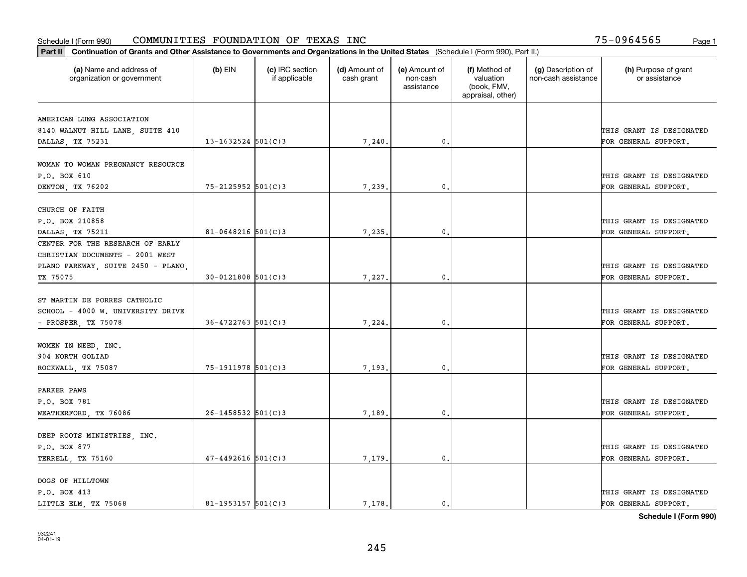Schedule I (Form 990) COMMUNITIES FOUNDATION OF TEXAS INC 75-0964565

**Part II** **Continuation of Grants and Other Assistance to Governments and Organizations in the United States** (Schedule I (Form 990), Part II.)

| (a) Name and address of organization or government | (b) EIN | (c) IRC section if applicable | (d) Amount of cash grant | (e) Amount of non-cash assistance | (f) Method of valuation (book, FMV, appraisal, other) | (g) Description of non-cash assistance | (h) Purpose of grant or assistance |
|---|---|---|---|---|---|---|---|
| AMERICAN LUNG ASSOCIATION 8140 WALNUT HILL LANE, SUITE 410 DALLAS, TX 75231 | 13-1632524 | 501(C)3 | 7,240. | 0. | | | THIS GRANT IS DESIGNATED FOR GENERAL SUPPORT. |
| WOMAN TO WOMAN PREGNANCY RESOURCE P.O. BOX 610 DENTON, TX 76202 | 75-2125952 | 501(C)3 | 7,239. | 0. | | | THIS GRANT IS DESIGNATED FOR GENERAL SUPPORT. |
| CHURCH OF FAITH P.O. BOX 210858 DALLAS, TX 75211 | 81-0648216 | 501(C)3 | 7,235. | 0. | | | THIS GRANT IS DESIGNATED FOR GENERAL SUPPORT. |
| CENTER FOR THE RESEARCH OF EARLY CHRISTIAN DOCUMENTS - 2001 WEST PLANO PARKWAY, SUITE 2450 - PLANO, TX 75075 | 30-0121808 | 501(C)3 | 7,227. | 0. | | | THIS GRANT IS DESIGNATED FOR GENERAL SUPPORT. |
| ST MARTIN DE PORRES CATHOLIC SCHOOL - 4000 W. UNIVERSITY DRIVE - PROSPER, TX 75078 | 36-4722763 | 501(C)3 | 7,224. | 0. | | | THIS GRANT IS DESIGNATED FOR GENERAL SUPPORT. |
| WOMEN IN NEED, INC. 904 NORTH GOLIAD ROCKWALL, TX 75087 | 75-1911978 | 501(C)3 | 7,193. | 0. | | | THIS GRANT IS DESIGNATED FOR GENERAL SUPPORT. |
| PARKER PAWS P.O. BOX 781 WEATHERFORD, TX 76086 | 26-1458532 | 501(C)3 | 7,189. | 0. | | | THIS GRANT IS DESIGNATED FOR GENERAL SUPPORT. |
| DEEP ROOTS MINISTRIES, INC. P.O. BOX 877 TERRELL, TX 75160 | 47-4492616 | 501(C)3 | 7,179. | 0. | | | THIS GRANT IS DESIGNATED FOR GENERAL SUPPORT. |
| DOGS OF HILLTOWN P.O. BOX 413 LITTLE ELM, TX 75068 | 81-1953157 | 501(C)3 | 7,178. | 0. | | | THIS GRANT IS DESIGNATED FOR GENERAL SUPPORT. |

**Schedule I (Form 990)**

932241 04-01-19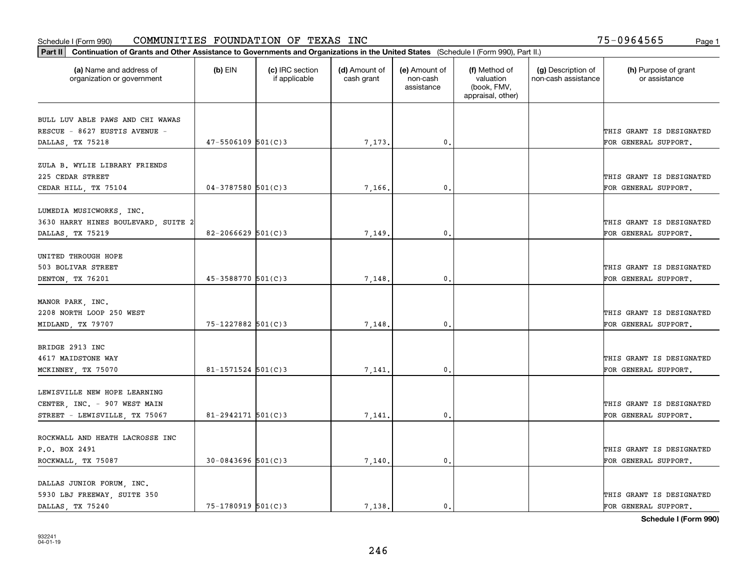Schedule I (Form 990) COMMUNITIES FOUNDATION OF TEXAS INC 75-0964565

**Part II** **Continuation of Grants and Other Assistance to Governments and Organizations in the United States** (Schedule I (Form 990), Part II.)

| (a) Name and address of organization or government | (b) EIN | (c) IRC section if applicable | (d) Amount of cash grant | (e) Amount of non-cash assistance | (f) Method of valuation (book, FMV, appraisal, other) | (g) Description of non-cash assistance | (h) Purpose of grant or assistance |
|---|---|---|---|---|---|---|---|
| BULL LUV ABLE PAWS AND CHI WAWAS RESCUE - 8627 EUSTIS AVENUE - DALLAS, TX 75218 | 47-5506109 | 501(C)3 | 7,173. | 0. | | | THIS GRANT IS DESIGNATED FOR GENERAL SUPPORT. |
| ZULA B. WYLIE LIBRARY FRIENDS 225 CEDAR STREET CEDAR HILL, TX 75104 | 04-3787580 | 501(C)3 | 7,166. | 0. | | | THIS GRANT IS DESIGNATED FOR GENERAL SUPPORT. |
| LUMEDIA MUSICWORKS, INC. 3630 HARRY HINES BOULEVARD, SUITE 2 DALLAS, TX 75219 | 82-2066629 | 501(C)3 | 7,149. | 0. | | | THIS GRANT IS DESIGNATED FOR GENERAL SUPPORT. |
| UNITED THROUGH HOPE 503 BOLIVAR STREET DENTON, TX 76201 | 45-3588770 | 501(C)3 | 7,148. | 0. | | | THIS GRANT IS DESIGNATED FOR GENERAL SUPPORT. |
| MANOR PARK, INC. 2208 NORTH LOOP 250 WEST MIDLAND, TX 79707 | 75-1227882 | 501(C)3 | 7,148. | 0. | | | THIS GRANT IS DESIGNATED FOR GENERAL SUPPORT. |
| BRIDGE 2913 INC 4617 MAIDSTONE WAY MCKINNEY, TX 75070 | 81-1571524 | 501(C)3 | 7,141. | 0. | | | THIS GRANT IS DESIGNATED FOR GENERAL SUPPORT. |
| LEWISVILLE NEW HOPE LEARNING CENTER, INC. - 907 WEST MAIN STREET - LEWISVILLE, TX 75067 | 81-2942171 | 501(C)3 | 7,141. | 0. | | | THIS GRANT IS DESIGNATED FOR GENERAL SUPPORT. |
| ROCKWALL AND HEATH LACROSSE INC P.O. BOX 2491 ROCKWALL, TX 75087 | 30-0843696 | 501(C)3 | 7,140. | 0. | | | THIS GRANT IS DESIGNATED FOR GENERAL SUPPORT. |
| DALLAS JUNIOR FORUM, INC. 5930 LBJ FREEWAY, SUITE 350 DALLAS, TX 75240 | 75-1780919 | 501(C)3 | 7,138. | 0. | | | THIS GRANT IS DESIGNATED FOR GENERAL SUPPORT. |

**Schedule I (Form 990)**

932241
04-01-19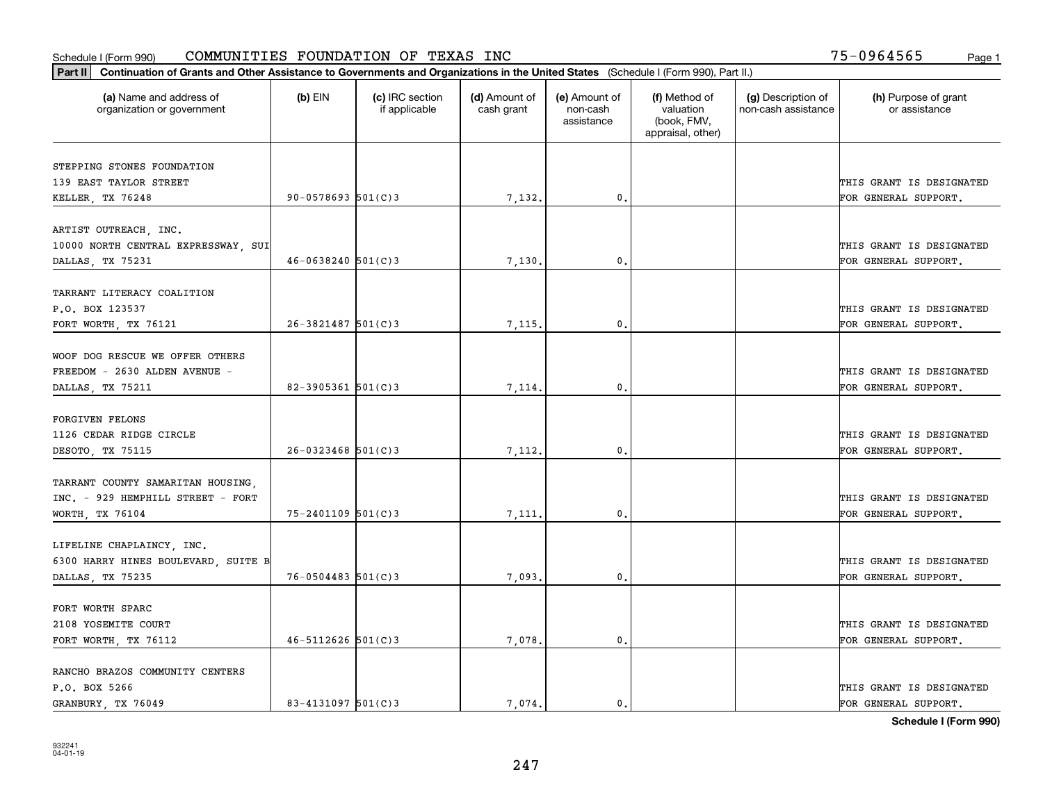Schedule I (Form 990) COMMUNITIES FOUNDATION OF TEXAS INC 75-0964565 Page 1

**Part II** **Continuation of Grants and Other Assistance to Governments and Organizations in the United States** (Schedule I (Form 990), Part II.)

| (a) Name and address of organization or government | (b) EIN | (c) IRC section if applicable | (d) Amount of cash grant | (e) Amount of non-cash assistance | (f) Method of valuation (book, FMV, appraisal, other) | (g) Description of non-cash assistance | (h) Purpose of grant or assistance |
|---|---|---|---|---|---|---|---|
| STEPPING STONES FOUNDATION 139 EAST TAYLOR STREET KELLER, TX 76248 | 90-0578693 | 501(C)3 | 7,132. | 0. | | | THIS GRANT IS DESIGNATED FOR GENERAL SUPPORT. |
| ARTIST OUTREACH, INC. 10000 NORTH CENTRAL EXPRESSWAY, SUI DALLAS, TX 75231 | 46-0638240 | 501(C)3 | 7,130. | 0. | | | THIS GRANT IS DESIGNATED FOR GENERAL SUPPORT. |
| TARRANT LITERACY COALITION P.O. BOX 123537 FORT WORTH, TX 76121 | 26-3821487 | 501(C)3 | 7,115. | 0. | | | THIS GRANT IS DESIGNATED FOR GENERAL SUPPORT. |
| WOOF DOG RESCUE WE OFFER OTHERS FREEDOM - 2630 ALDEN AVENUE - DALLAS, TX 75211 | 82-3905361 | 501(C)3 | 7,114. | 0. | | | THIS GRANT IS DESIGNATED FOR GENERAL SUPPORT. |
| FORGIVEN FELONS 1126 CEDAR RIDGE CIRCLE DESOTO, TX 75115 | 26-0323468 | 501(C)3 | 7,112. | 0. | | | THIS GRANT IS DESIGNATED FOR GENERAL SUPPORT. |
| TARRANT COUNTY SAMARITAN HOUSING, INC. - 929 HEMPHILL STREET - FORT WORTH, TX 76104 | 75-2401109 | 501(C)3 | 7,111. | 0. | | | THIS GRANT IS DESIGNATED FOR GENERAL SUPPORT. |
| LIFELINE CHAPLAINCY, INC. 6300 HARRY HINES BOULEVARD, SUITE B DALLAS, TX 75235 | 76-0504483 | 501(C)3 | 7,093. | 0. | | | THIS GRANT IS DESIGNATED FOR GENERAL SUPPORT. |
| FORT WORTH SPARC 2108 YOSEMITE COURT FORT WORTH, TX 76112 | 46-5112626 | 501(C)3 | 7,078. | 0. | | | THIS GRANT IS DESIGNATED FOR GENERAL SUPPORT. |
| RANCHO BRAZOS COMMUNITY CENTERS P.O. BOX 5266 GRANBURY, TX 76049 | 83-4131097 | 501(C)3 | 7,074. | 0. | | | THIS GRANT IS DESIGNATED FOR GENERAL SUPPORT. |

**Schedule I (Form 990)**

932241
04-01-19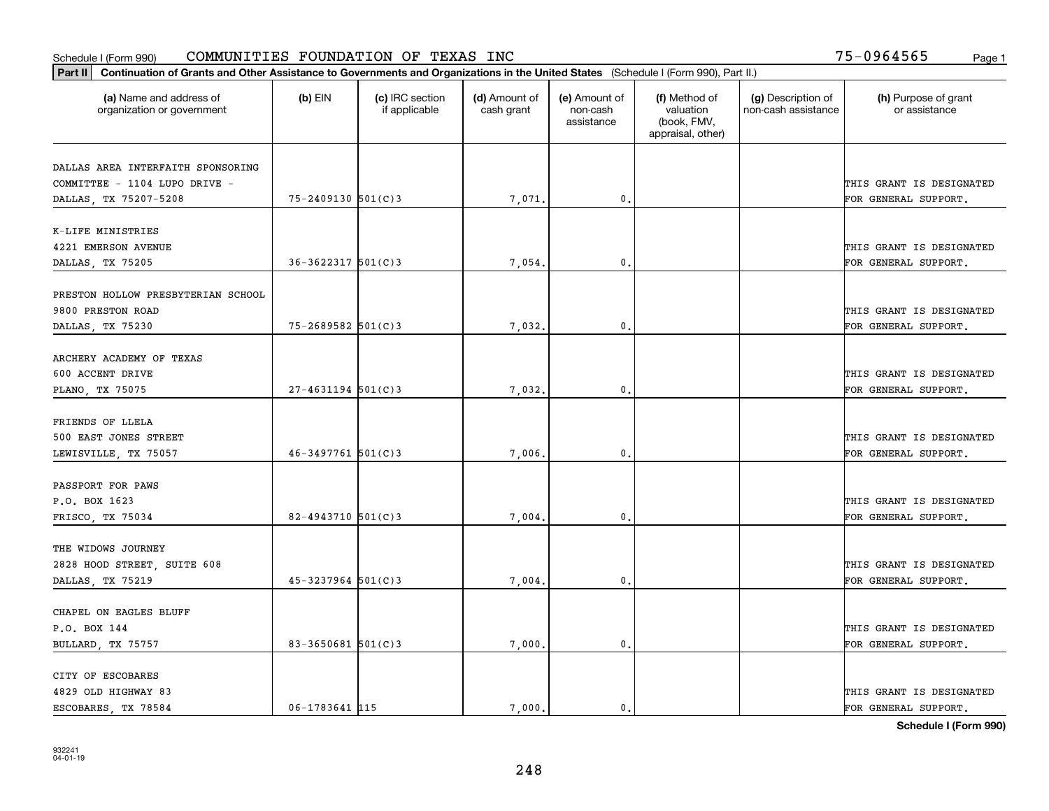Schedule I (Form 990) COMMUNITIES FOUNDATION OF TEXAS INC 75-0964565

**Part II Continuation of Grants and Other Assistance to Governments and Organizations in the United States** (Schedule I (Form 990), Part II.)

| (a) Name and address of organization or government | (b) EIN | (c) IRC section if applicable | (d) Amount of cash grant | (e) Amount of non-cash assistance | (f) Method of valuation (book, FMV, appraisal, other) | (g) Description of non-cash assistance | (h) Purpose of grant or assistance |
|---|---|---|---|---|---|---|---|
| DALLAS AREA INTERFAITH SPONSORING COMMITTEE - 1104 LUPO DRIVE - DALLAS, TX 75207-5208 | 75-2409130 | 501(C)3 | 7,071. | 0. | | | THIS GRANT IS DESIGNATED FOR GENERAL SUPPORT. |
| K-LIFE MINISTRIES 4221 EMERSON AVENUE DALLAS, TX 75205 | 36-3622317 | 501(C)3 | 7,054. | 0. | | | THIS GRANT IS DESIGNATED FOR GENERAL SUPPORT. |
| PRESTON HOLLOW PRESBYTERIAN SCHOOL 9800 PRESTON ROAD DALLAS, TX 75230 | 75-2689582 | 501(C)3 | 7,032. | 0. | | | THIS GRANT IS DESIGNATED FOR GENERAL SUPPORT. |
| ARCHERY ACADEMY OF TEXAS 600 ACCENT DRIVE PLANO, TX 75075 | 27-4631194 | 501(C)3 | 7,032. | 0. | | | THIS GRANT IS DESIGNATED FOR GENERAL SUPPORT. |
| FRIENDS OF LLELA 500 EAST JONES STREET LEWISVILLE, TX 75057 | 46-3497761 | 501(C)3 | 7,006. | 0. | | | THIS GRANT IS DESIGNATED FOR GENERAL SUPPORT. |
| PASSPORT FOR PAWS P.O. BOX 1623 FRISCO, TX 75034 | 82-4943710 | 501(C)3 | 7,004. | 0. | | | THIS GRANT IS DESIGNATED FOR GENERAL SUPPORT. |
| THE WIDOWS JOURNEY 2828 HOOD STREET, SUITE 608 DALLAS, TX 75219 | 45-3237964 | 501(C)3 | 7,004. | 0. | | | THIS GRANT IS DESIGNATED FOR GENERAL SUPPORT. |
| CHAPEL ON EAGLES BLUFF P.O. BOX 144 BULLARD, TX 75757 | 83-3650681 | 501(C)3 | 7,000. | 0. | | | THIS GRANT IS DESIGNATED FOR GENERAL SUPPORT. |
| CITY OF ESCOBARES 4829 OLD HIGHWAY 83 ESCOBARES, TX 78584 | 06-1783641 | 115 | 7,000. | 0. | | | THIS GRANT IS DESIGNATED FOR GENERAL SUPPORT. |

**Schedule I (Form 990)**

932241 04-01-19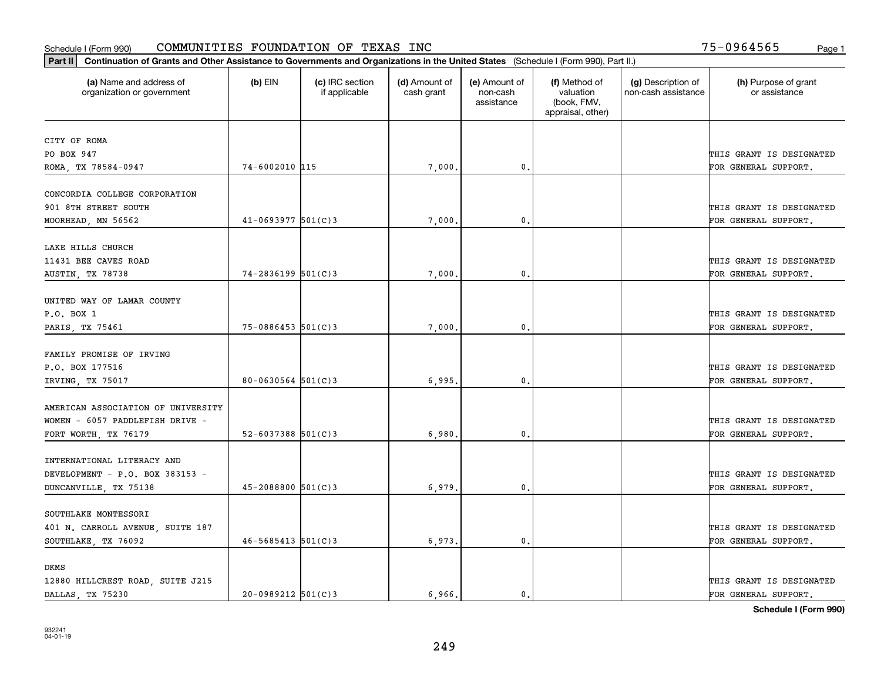Schedule I (Form 990) COMMUNITIES FOUNDATION OF TEXAS INC 75-0964565

**Part II Continuation of Grants and Other Assistance to Governments and Organizations in the United States** (Schedule I (Form 990), Part II.)

| (a) Name and address of organization or government | (b) EIN | (c) IRC section if applicable | (d) Amount of cash grant | (e) Amount of non-cash assistance | (f) Method of valuation (book, FMV, appraisal, other) | (g) Description of non-cash assistance | (h) Purpose of grant or assistance |
|---|---|---|---|---|---|---|---|
| CITY OF ROMA PO BOX 947 ROMA, TX 78584-0947 | 74-6002010 | 115 | 7,000. | 0. | | | THIS GRANT IS DESIGNATED FOR GENERAL SUPPORT. |
| CONCORDIA COLLEGE CORPORATION 901 8TH STREET SOUTH MOORHEAD, MN 56562 | 41-0693977 | 501(C)3 | 7,000. | 0. | | | THIS GRANT IS DESIGNATED FOR GENERAL SUPPORT. |
| LAKE HILLS CHURCH 11431 BEE CAVES ROAD AUSTIN, TX 78738 | 74-2836199 | 501(C)3 | 7,000. | 0. | | | THIS GRANT IS DESIGNATED FOR GENERAL SUPPORT. |
| UNITED WAY OF LAMAR COUNTY P.O. BOX 1 PARIS, TX 75461 | 75-0886453 | 501(C)3 | 7,000. | 0. | | | THIS GRANT IS DESIGNATED FOR GENERAL SUPPORT. |
| FAMILY PROMISE OF IRVING P.O. BOX 177516 IRVING, TX 75017 | 80-0630564 | 501(C)3 | 6,995. | 0. | | | THIS GRANT IS DESIGNATED FOR GENERAL SUPPORT. |
| AMERICAN ASSOCIATION OF UNIVERSITY WOMEN - 6057 PADDLEFISH DRIVE - FORT WORTH, TX 76179 | 52-6037388 | 501(C)3 | 6,980. | 0. | | | THIS GRANT IS DESIGNATED FOR GENERAL SUPPORT. |
| INTERNATIONAL LITERACY AND DEVELOPMENT - P.O. BOX 383153 - DUNCANVILLE, TX 75138 | 45-2088800 | 501(C)3 | 6,979. | 0. | | | THIS GRANT IS DESIGNATED FOR GENERAL SUPPORT. |
| SOUTHLAKE MONTESSORI 401 N. CARROLL AVENUE, SUITE 187 SOUTHLAKE, TX 76092 | 46-5685413 | 501(C)3 | 6,973. | 0. | | | THIS GRANT IS DESIGNATED FOR GENERAL SUPPORT. |
| DKMS 12880 HILLCREST ROAD, SUITE J215 DALLAS, TX 75230 | 20-0989212 | 501(C)3 | 6,966. | 0. | | | THIS GRANT IS DESIGNATED FOR GENERAL SUPPORT. |

**Schedule I (Form 990)**

932241 04-01-19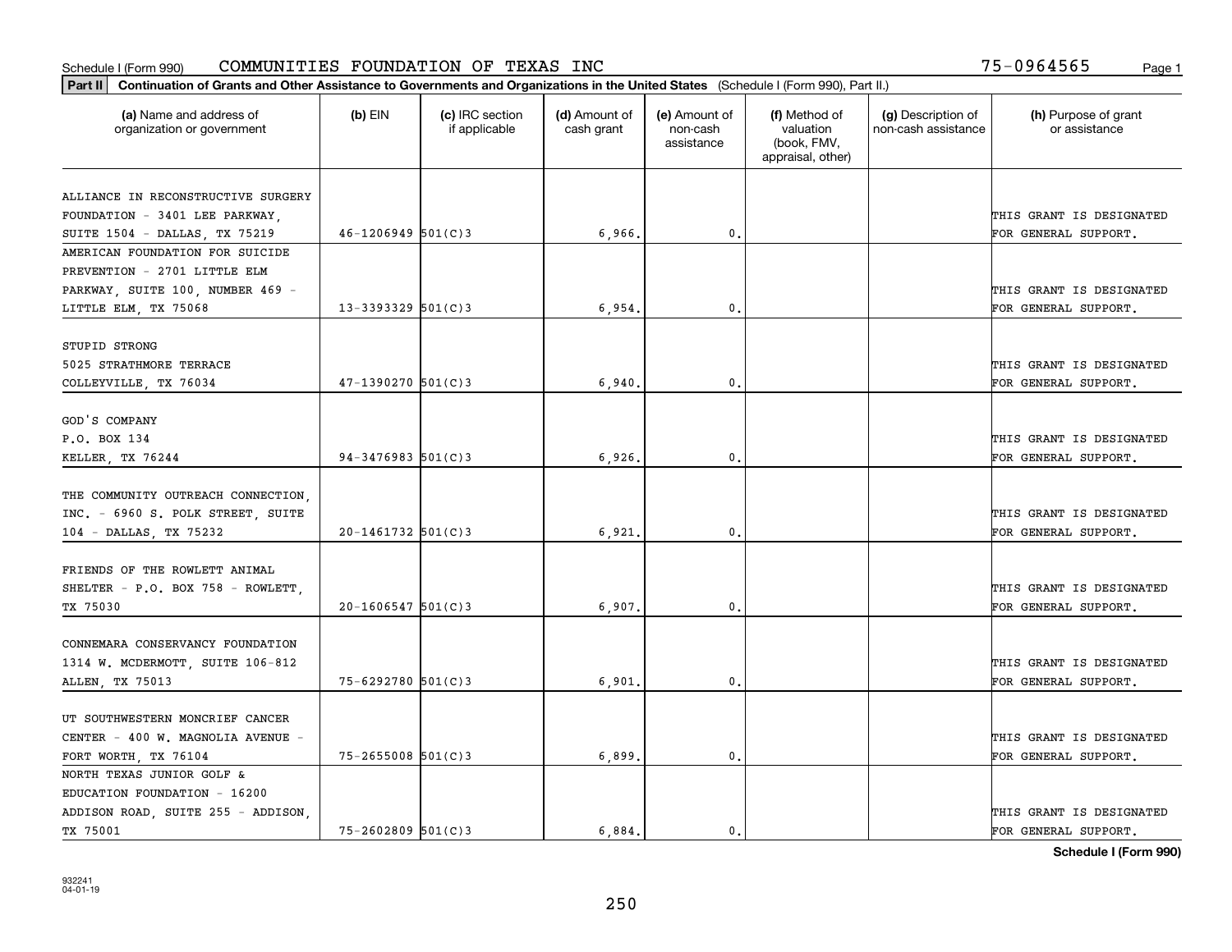Schedule I (Form 990) COMMUNITIES FOUNDATION OF TEXAS INC 75-0964565

**Part II** Continuation of Grants and Other Assistance to Governments and Organizations in the United States (Schedule I (Form 990), Part II.)

| (a) Name and address of organization or government | (b) EIN | (c) IRC section if applicable | (d) Amount of cash grant | (e) Amount of non-cash assistance | (f) Method of valuation (book, FMV, appraisal, other) | (g) Description of non-cash assistance | (h) Purpose of grant or assistance |
|---|---|---|---|---|---|---|---|
| ALLIANCE IN RECONSTRUCTIVE SURGERY FOUNDATION - 3401 LEE PARKWAY, SUITE 1504 - DALLAS, TX 75219 | 46-1206949 | 501(C)3 | 6,966. | 0. | | | THIS GRANT IS DESIGNATED FOR GENERAL SUPPORT. |
| AMERICAN FOUNDATION FOR SUICIDE PREVENTION - 2701 LITTLE ELM PARKWAY, SUITE 100, NUMBER 469 - LITTLE ELM, TX 75068 | 13-3393329 | 501(C)3 | 6,954. | 0. | | | THIS GRANT IS DESIGNATED FOR GENERAL SUPPORT. |
| STUPID STRONG 5025 STRATHMORE TERRACE COLLEYVILLE, TX 76034 | 47-1390270 | 501(C)3 | 6,940. | 0. | | | THIS GRANT IS DESIGNATED FOR GENERAL SUPPORT. |
| GOD'S COMPANY P.O. BOX 134 KELLER, TX 76244 | 94-3476983 | 501(C)3 | 6,926. | 0. | | | THIS GRANT IS DESIGNATED FOR GENERAL SUPPORT. |
| THE COMMUNITY OUTREACH CONNECTION, INC. - 6960 S. POLK STREET, SUITE 104 - DALLAS, TX 75232 | 20-1461732 | 501(C)3 | 6,921. | 0. | | | THIS GRANT IS DESIGNATED FOR GENERAL SUPPORT. |
| FRIENDS OF THE ROWLETT ANIMAL SHELTER - P.O. BOX 758 - ROWLETT, TX 75030 | 20-1606547 | 501(C)3 | 6,907. | 0. | | | THIS GRANT IS DESIGNATED FOR GENERAL SUPPORT. |
| CONNEMARA CONSERVANCY FOUNDATION 1314 W. MCDERMOTT, SUITE 106-812 ALLEN, TX 75013 | 75-6292780 | 501(C)3 | 6,901. | 0. | | | THIS GRANT IS DESIGNATED FOR GENERAL SUPPORT. |
| UT SOUTHWESTERN MONCRIEF CANCER CENTER - 400 W. MAGNOLIA AVENUE - FORT WORTH, TX 76104 | 75-2655008 | 501(C)3 | 6,899. | 0. | | | THIS GRANT IS DESIGNATED FOR GENERAL SUPPORT. |
| NORTH TEXAS JUNIOR GOLF & EDUCATION FOUNDATION - 16200 ADDISON ROAD, SUITE 255 - ADDISON, TX 75001 | 75-2602809 | 501(C)3 | 6,884. | 0. | | | THIS GRANT IS DESIGNATED FOR GENERAL SUPPORT. |

Schedule I (Form 990)

932241 04-01-19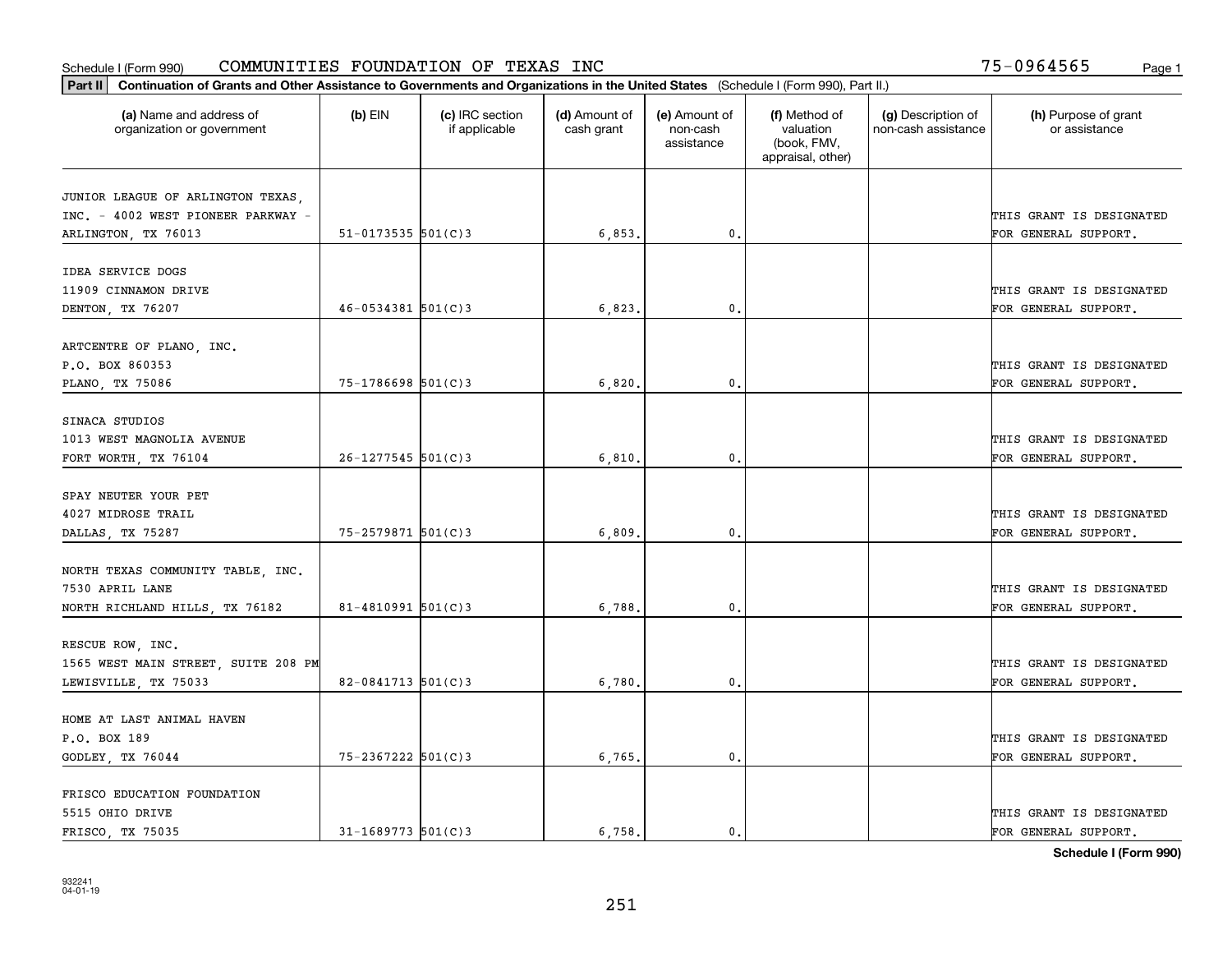Schedule I (Form 990) COMMUNITIES FOUNDATION OF TEXAS INC 75-0964565

**Part II** Continuation of Grants and Other Assistance to Governments and Organizations in the United States (Schedule I (Form 990), Part II.)

| (a) Name and address of organization or government | (b) EIN | (c) IRC section if applicable | (d) Amount of cash grant | (e) Amount of non-cash assistance | (f) Method of valuation (book, FMV, appraisal, other) | (g) Description of non-cash assistance | (h) Purpose of grant or assistance |
|---|---|---|---|---|---|---|---|
| JUNIOR LEAGUE OF ARLINGTON TEXAS, INC. - 4002 WEST PIONEER PARKWAY - ARLINGTON, TX 76013 | 51-0173535 | 501(C)3 | 6,853. | 0. | | | THIS GRANT IS DESIGNATED FOR GENERAL SUPPORT. |
| IDEA SERVICE DOGS 11909 CINNAMON DRIVE DENTON, TX 76207 | 46-0534381 | 501(C)3 | 6,823. | 0. | | | THIS GRANT IS DESIGNATED FOR GENERAL SUPPORT. |
| ARTCENTRE OF PLANO, INC. P.O. BOX 860353 PLANO, TX 75086 | 75-1786698 | 501(C)3 | 6,820. | 0. | | | THIS GRANT IS DESIGNATED FOR GENERAL SUPPORT. |
| SINACA STUDIOS 1013 WEST MAGNOLIA AVENUE FORT WORTH, TX 76104 | 26-1277545 | 501(C)3 | 6,810. | 0. | | | THIS GRANT IS DESIGNATED FOR GENERAL SUPPORT. |
| SPAY NEUTER YOUR PET 4027 MIDROSE TRAIL DALLAS, TX 75287 | 75-2579871 | 501(C)3 | 6,809. | 0. | | | THIS GRANT IS DESIGNATED FOR GENERAL SUPPORT. |
| NORTH TEXAS COMMUNITY TABLE, INC. 7530 APRIL LANE NORTH RICHLAND HILLS, TX 76182 | 81-4810991 | 501(C)3 | 6,788. | 0. | | | THIS GRANT IS DESIGNATED FOR GENERAL SUPPORT. |
| RESCUE ROW, INC. 1565 WEST MAIN STREET, SUITE 208 PM LEWISVILLE, TX 75033 | 82-0841713 | 501(C)3 | 6,780. | 0. | | | THIS GRANT IS DESIGNATED FOR GENERAL SUPPORT. |
| HOME AT LAST ANIMAL HAVEN P.O. BOX 189 GODLEY, TX 76044 | 75-2367222 | 501(C)3 | 6,765. | 0. | | | THIS GRANT IS DESIGNATED FOR GENERAL SUPPORT. |
| FRISCO EDUCATION FOUNDATION 5515 OHIO DRIVE FRISCO, TX 75035 | 31-1689773 | 501(C)3 | 6,758. | 0. | | | THIS GRANT IS DESIGNATED FOR GENERAL SUPPORT. |

932241 04-01-19

Schedule I (Form 990)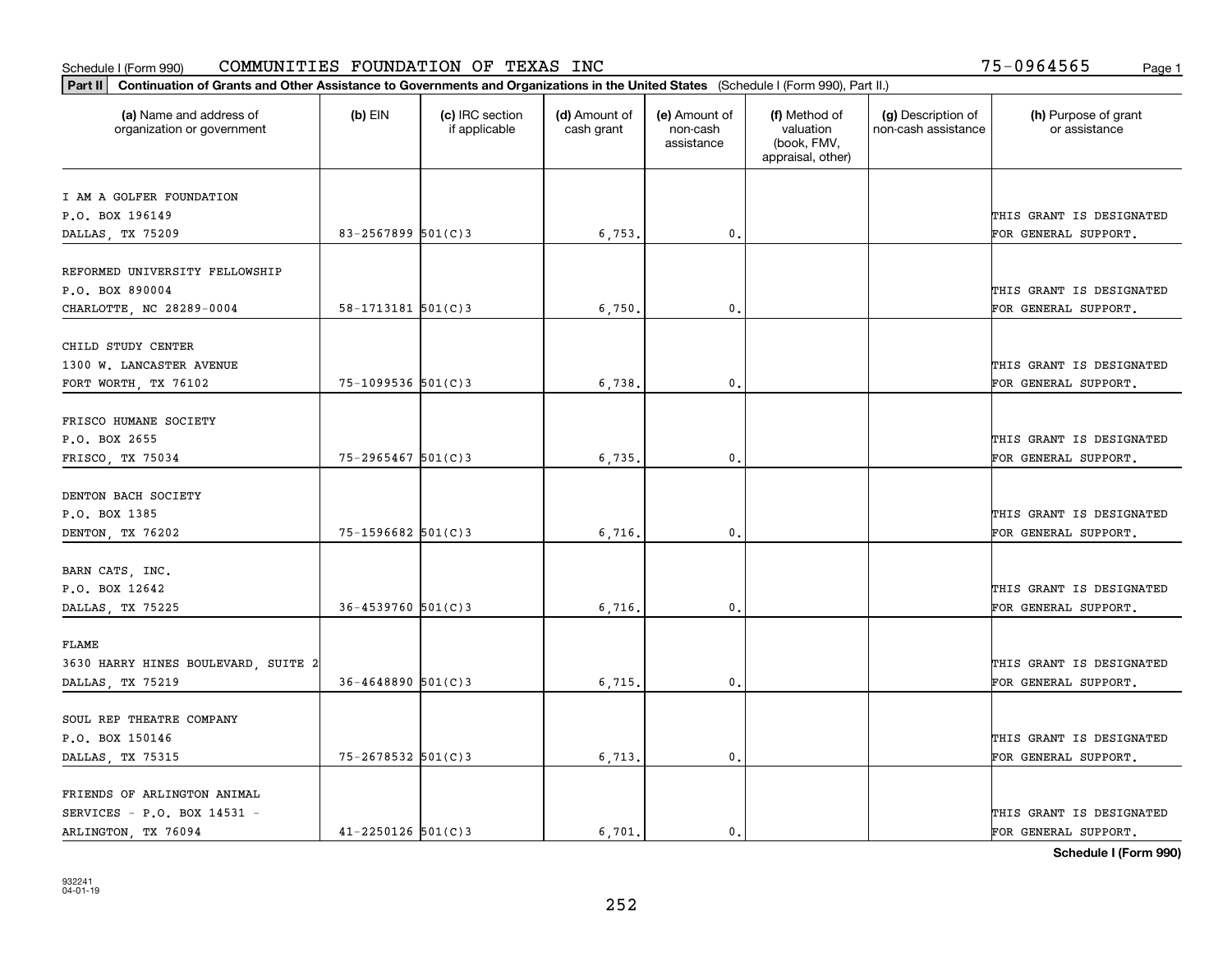Schedule I (Form 990) COMMUNITIES FOUNDATION OF TEXAS INC 75-0964565

**Part II** **Continuation of Grants and Other Assistance to Governments and Organizations in the United States** (Schedule I (Form 990), Part II.)

| (a) Name and address of organization or government | (b) EIN | (c) IRC section if applicable | (d) Amount of cash grant | (e) Amount of non-cash assistance | (f) Method of valuation (book, FMV, appraisal, other) | (g) Description of non-cash assistance | (h) Purpose of grant or assistance |
|---|---|---|---|---|---|---|---|
| I AM A GOLFER FOUNDATION<br>P.O. BOX 196149<br>DALLAS, TX 75209 | 83-2567899 | 501(C)3 | 6,753. | 0. | | | THIS GRANT IS DESIGNATED FOR GENERAL SUPPORT. |
| REFORMED UNIVERSITY FELLOWSHIP<br>P.O. BOX 890004<br>CHARLOTTE, NC 28289-0004 | 58-1713181 | 501(C)3 | 6,750. | 0. | | | THIS GRANT IS DESIGNATED FOR GENERAL SUPPORT. |
| CHILD STUDY CENTER<br>1300 W. LANCASTER AVENUE<br>FORT WORTH, TX 76102 | 75-1099536 | 501(C)3 | 6,738. | 0. | | | THIS GRANT IS DESIGNATED FOR GENERAL SUPPORT. |
| FRISCO HUMANE SOCIETY<br>P.O. BOX 2655<br>FRISCO, TX 75034 | 75-2965467 | 501(C)3 | 6,735. | 0. | | | THIS GRANT IS DESIGNATED FOR GENERAL SUPPORT. |
| DENTON BACH SOCIETY<br>P.O. BOX 1385<br>DENTON, TX 76202 | 75-1596682 | 501(C)3 | 6,716. | 0. | | | THIS GRANT IS DESIGNATED FOR GENERAL SUPPORT. |
| BARN CATS, INC.<br>P.O. BOX 12642<br>DALLAS, TX 75225 | 36-4539760 | 501(C)3 | 6,716. | 0. | | | THIS GRANT IS DESIGNATED FOR GENERAL SUPPORT. |
| FLAME<br>3630 HARRY HINES BOULEVARD, SUITE 2<br>DALLAS, TX 75219 | 36-4648890 | 501(C)3 | 6,715. | 0. | | | THIS GRANT IS DESIGNATED FOR GENERAL SUPPORT. |
| SOUL REP THEATRE COMPANY<br>P.O. BOX 150146<br>DALLAS, TX 75315 | 75-2678532 | 501(C)3 | 6,713. | 0. | | | THIS GRANT IS DESIGNATED FOR GENERAL SUPPORT. |
| FRIENDS OF ARLINGTON ANIMAL<br>SERVICES - P.O. BOX 14531 -<br>ARLINGTON, TX 76094 | 41-2250126 | 501(C)3 | 6,701. | 0. | | | THIS GRANT IS DESIGNATED FOR GENERAL SUPPORT. |

**Schedule I (Form 990)**

932241
04-01-19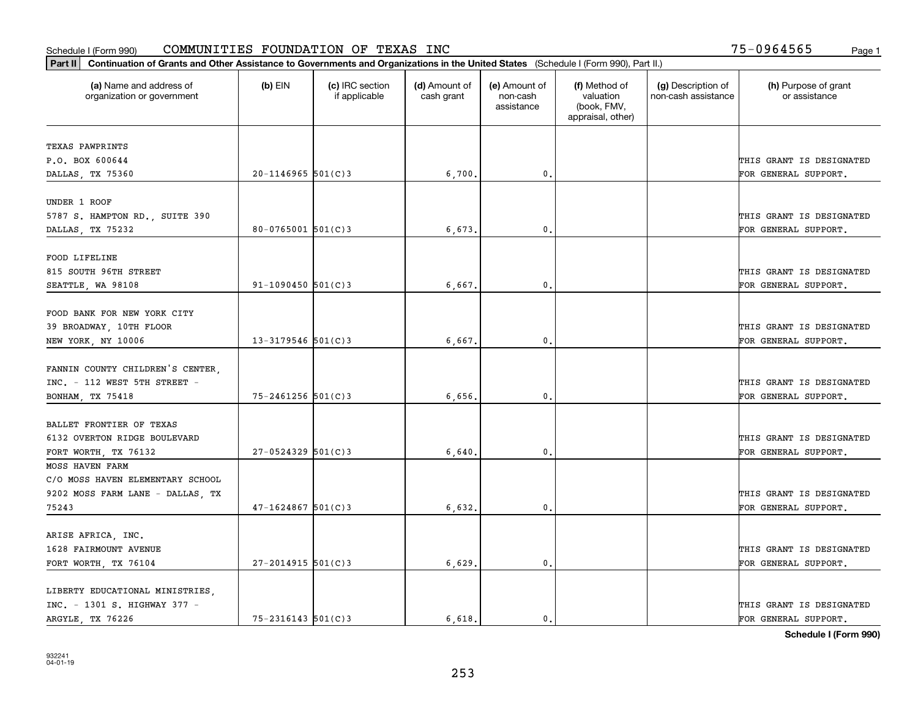Schedule I (Form 990) COMMUNITIES FOUNDATION OF TEXAS INC 75-0964565 Page 1

**Part II Continuation of Grants and Other Assistance to Governments and Organizations in the United States** (Schedule I (Form 990), Part II.)

| (a) Name and address of organization or government | (b) EIN | (c) IRC section if applicable | (d) Amount of cash grant | (e) Amount of non-cash assistance | (f) Method of valuation (book, FMV, appraisal, other) | (g) Description of non-cash assistance | (h) Purpose of grant or assistance |
|---|---|---|---|---|---|---|---|
| TEXAS PAWPRINTS P.O. BOX 600644 DALLAS, TX 75360 | 20-1146965 | 501(C)3 | 6,700. | 0. | | | THIS GRANT IS DESIGNATED FOR GENERAL SUPPORT. |
| UNDER 1 ROOF 5787 S. HAMPTON RD., SUITE 390 DALLAS, TX 75232 | 80-0765001 | 501(C)3 | 6,673. | 0. | | | THIS GRANT IS DESIGNATED FOR GENERAL SUPPORT. |
| FOOD LIFELINE 815 SOUTH 96TH STREET SEATTLE, WA 98108 | 91-1090450 | 501(C)3 | 6,667. | 0. | | | THIS GRANT IS DESIGNATED FOR GENERAL SUPPORT. |
| FOOD BANK FOR NEW YORK CITY 39 BROADWAY, 10TH FLOOR NEW YORK, NY 10006 | 13-3179546 | 501(C)3 | 6,667. | 0. | | | THIS GRANT IS DESIGNATED FOR GENERAL SUPPORT. |
| FANNIN COUNTY CHILDREN'S CENTER, INC. - 112 WEST 5TH STREET - BONHAM, TX 75418 | 75-2461256 | 501(C)3 | 6,656. | 0. | | | THIS GRANT IS DESIGNATED FOR GENERAL SUPPORT. |
| BALLET FRONTIER OF TEXAS 6132 OVERTON RIDGE BOULEVARD FORT WORTH, TX 76132 | 27-0524329 | 501(C)3 | 6,640. | 0. | | | THIS GRANT IS DESIGNATED FOR GENERAL SUPPORT. |
| MOSS HAVEN FARM C/O MOSS HAVEN ELEMENTARY SCHOOL 9202 MOSS FARM LANE - DALLAS, TX 75243 | 47-1624867 | 501(C)3 | 6,632. | 0. | | | THIS GRANT IS DESIGNATED FOR GENERAL SUPPORT. |
| ARISE AFRICA, INC. 1628 FAIRMOUNT AVENUE FORT WORTH, TX 76104 | 27-2014915 | 501(C)3 | 6,629. | 0. | | | THIS GRANT IS DESIGNATED FOR GENERAL SUPPORT. |
| LIBERTY EDUCATIONAL MINISTRIES, INC. - 1301 S. HIGHWAY 377 - ARGYLE, TX 76226 | 75-2316143 | 501(C)3 | 6,618. | 0. | | | THIS GRANT IS DESIGNATED FOR GENERAL SUPPORT. |

**Schedule I (Form 990)**

932241
04-01-19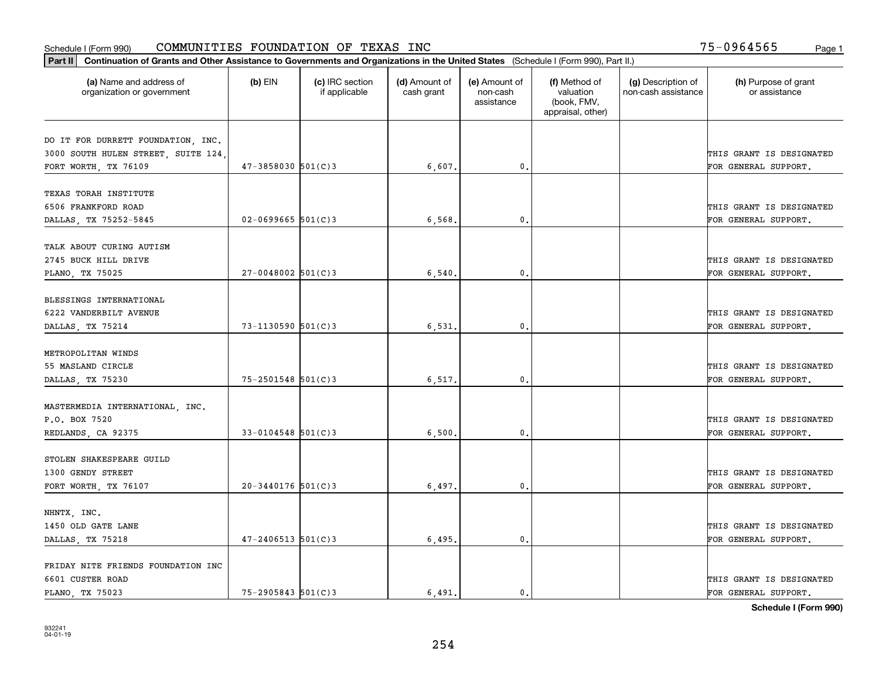Schedule I (Form 990) COMMUNITIES FOUNDATION OF TEXAS INC 75-0964565

**Part II Continuation of Grants and Other Assistance to Governments and Organizations in the United States** (Schedule I (Form 990), Part II.)

| (a) Name and address of organization or government | (b) EIN | (c) IRC section if applicable | (d) Amount of cash grant | (e) Amount of non-cash assistance | (f) Method of valuation (book, FMV, appraisal, other) | (g) Description of non-cash assistance | (h) Purpose of grant or assistance |
|---|---|---|---|---|---|---|---|
| DO IT FOR DURRETT FOUNDATION, INC. 3000 SOUTH HULEN STREET, SUITE 124, FORT WORTH, TX 76109 | 47-3858030 | 501(C)3 | 6,607. | 0. | | | THIS GRANT IS DESIGNATED FOR GENERAL SUPPORT. |
| TEXAS TORAH INSTITUTE 6506 FRANKFORD ROAD DALLAS, TX 75252-5845 | 02-0699665 | 501(C)3 | 6,568. | 0. | | | THIS GRANT IS DESIGNATED FOR GENERAL SUPPORT. |
| TALK ABOUT CURING AUTISM 2745 BUCK HILL DRIVE PLANO, TX 75025 | 27-0048002 | 501(C)3 | 6,540. | 0. | | | THIS GRANT IS DESIGNATED FOR GENERAL SUPPORT. |
| BLESSINGS INTERNATIONAL 6222 VANDERBILT AVENUE DALLAS, TX 75214 | 73-1130590 | 501(C)3 | 6,531. | 0. | | | THIS GRANT IS DESIGNATED FOR GENERAL SUPPORT. |
| METROPOLITAN WINDS 55 MASLAND CIRCLE DALLAS, TX 75230 | 75-2501548 | 501(C)3 | 6,517. | 0. | | | THIS GRANT IS DESIGNATED FOR GENERAL SUPPORT. |
| MASTERMEDIA INTERNATIONAL, INC. P.O. BOX 7520 REDLANDS, CA 92375 | 33-0104548 | 501(C)3 | 6,500. | 0. | | | THIS GRANT IS DESIGNATED FOR GENERAL SUPPORT. |
| STOLEN SHAKESPEARE GUILD 1300 GENDY STREET FORT WORTH, TX 76107 | 20-3440176 | 501(C)3 | 6,497. | 0. | | | THIS GRANT IS DESIGNATED FOR GENERAL SUPPORT. |
| NHNTX, INC. 1450 OLD GATE LANE DALLAS, TX 75218 | 47-2406513 | 501(C)3 | 6,495. | 0. | | | THIS GRANT IS DESIGNATED FOR GENERAL SUPPORT. |
| FRIDAY NITE FRIENDS FOUNDATION INC 6601 CUSTER ROAD PLANO, TX 75023 | 75-2905843 | 501(C)3 | 6,491. | 0. | | | THIS GRANT IS DESIGNATED FOR GENERAL SUPPORT. |

**Schedule I (Form 990)**

932241 04-01-19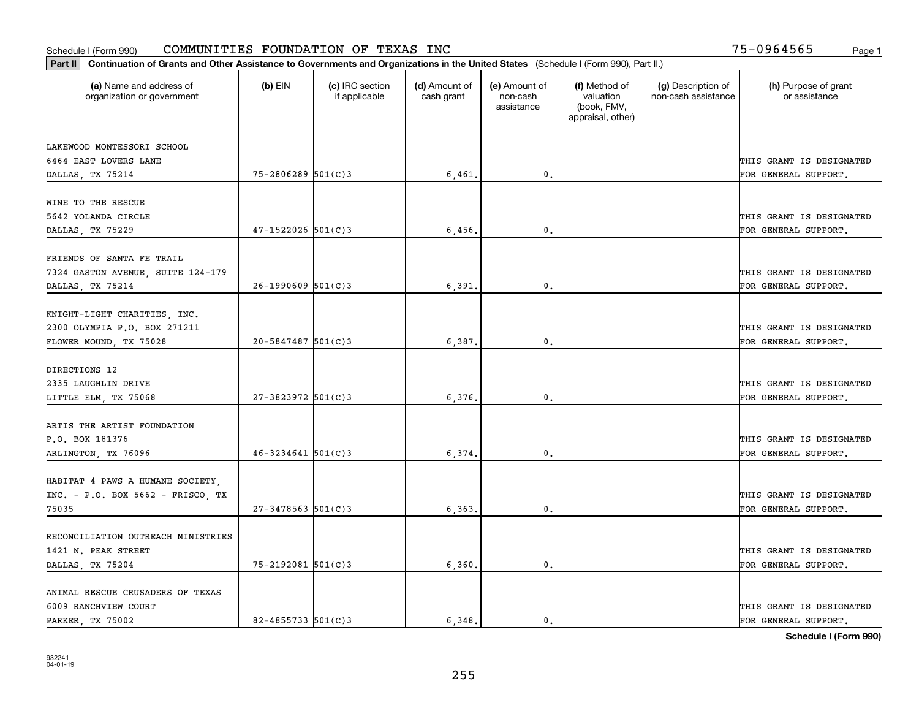Schedule I (Form 990) COMMUNITIES FOUNDATION OF TEXAS INC 75-0964565

**Part II** **Continuation of Grants and Other Assistance to Governments and Organizations in the United States** (Schedule I (Form 990), Part II.)

| (a) Name and address of organization or government | (b) EIN | (c) IRC section if applicable | (d) Amount of cash grant | (e) Amount of non-cash assistance | (f) Method of valuation (book, FMV, appraisal, other) | (g) Description of non-cash assistance | (h) Purpose of grant or assistance |
|---|---|---|---|---|---|---|---|
| LAKEWOOD MONTESSORI SCHOOL<br>6464 EAST LOVERS LANE<br>DALLAS, TX 75214 | 75-2806289 | 501(C)3 | 6,461. | 0. | | | THIS GRANT IS DESIGNATED FOR GENERAL SUPPORT. |
| WINE TO THE RESCUE<br>5642 YOLANDA CIRCLE<br>DALLAS, TX 75229 | 47-1522026 | 501(C)3 | 6,456. | 0. | | | THIS GRANT IS DESIGNATED FOR GENERAL SUPPORT. |
| FRIENDS OF SANTA FE TRAIL<br>7324 GASTON AVENUE, SUITE 124-179<br>DALLAS, TX 75214 | 26-1990609 | 501(C)3 | 6,391. | 0. | | | THIS GRANT IS DESIGNATED FOR GENERAL SUPPORT. |
| KNIGHT-LIGHT CHARITIES, INC.<br>2300 OLYMPIA P.O. BOX 271211<br>FLOWER MOUND, TX 75028 | 20-5847487 | 501(C)3 | 6,387. | 0. | | | THIS GRANT IS DESIGNATED FOR GENERAL SUPPORT. |
| DIRECTIONS 12<br>2335 LAUGHLIN DRIVE<br>LITTLE ELM, TX 75068 | 27-3823972 | 501(C)3 | 6,376. | 0. | | | THIS GRANT IS DESIGNATED FOR GENERAL SUPPORT. |
| ARTIS THE ARTIST FOUNDATION<br>P.O. BOX 181376<br>ARLINGTON, TX 76096 | 46-3234641 | 501(C)3 | 6,374. | 0. | | | THIS GRANT IS DESIGNATED FOR GENERAL SUPPORT. |
| HABITAT 4 PAWS A HUMANE SOCIETY, INC. - P.O. BOX 5662 - FRISCO, TX 75035 | 27-3478563 | 501(C)3 | 6,363. | 0. | | | THIS GRANT IS DESIGNATED FOR GENERAL SUPPORT. |
| RECONCILIATION OUTREACH MINISTRIES<br>1421 N. PEAK STREET<br>DALLAS, TX 75204 | 75-2192081 | 501(C)3 | 6,360. | 0. | | | THIS GRANT IS DESIGNATED FOR GENERAL SUPPORT. |
| ANIMAL RESCUE CRUSADERS OF TEXAS<br>6009 RANCHVIEW COURT<br>PARKER, TX 75002 | 82-4855733 | 501(C)3 | 6,348. | 0. | | | THIS GRANT IS DESIGNATED FOR GENERAL SUPPORT. |

**Schedule I (Form 990)**

932241
04-01-19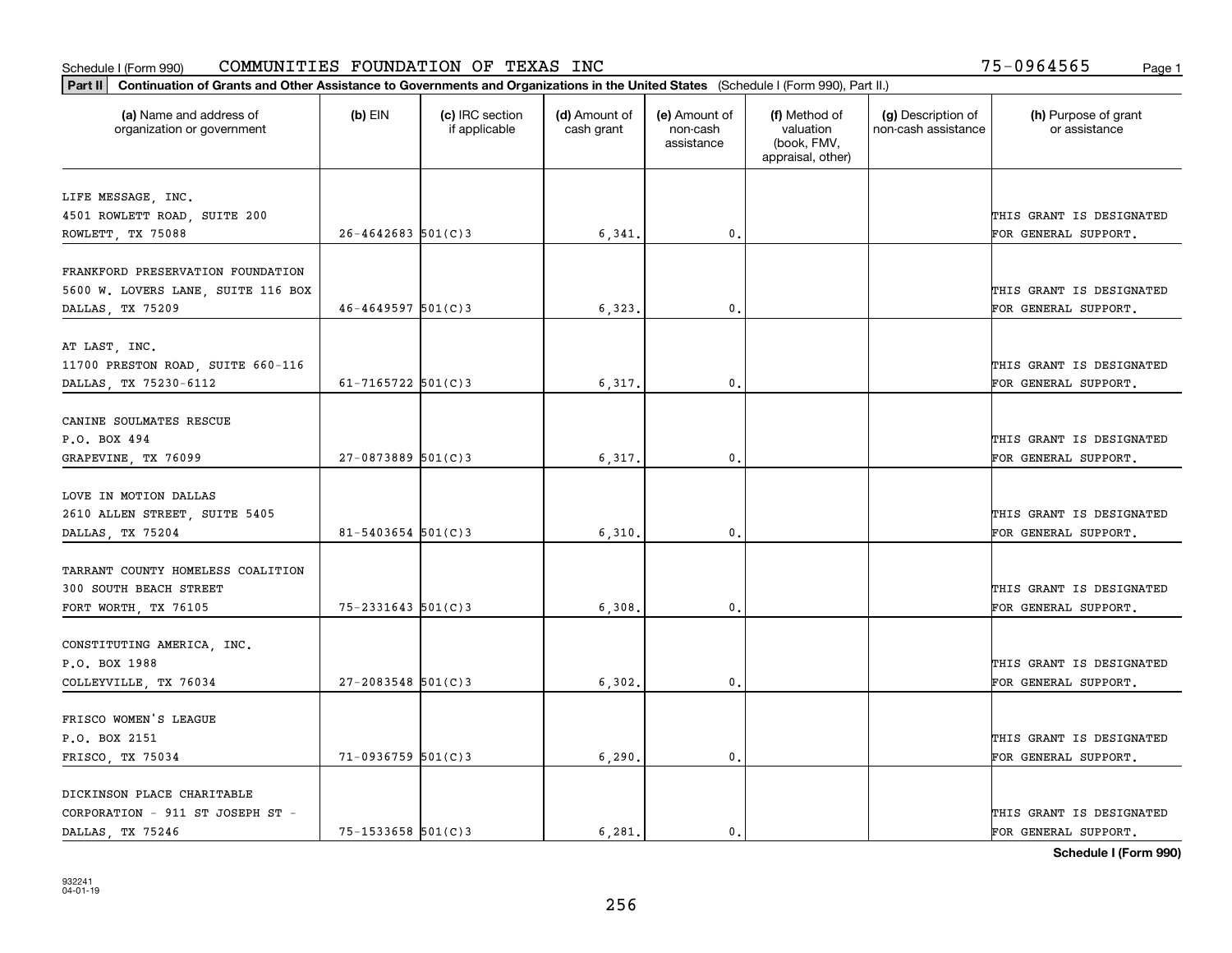Schedule I (Form 990) COMMUNITIES FOUNDATION OF TEXAS INC 75-0964565

**Part II Continuation of Grants and Other Assistance to Governments and Organizations in the United States** (Schedule I (Form 990), Part II.)

| (a) Name and address of organization or government | (b) EIN | (c) IRC section if applicable | (d) Amount of cash grant | (e) Amount of non-cash assistance | (f) Method of valuation (book, FMV, appraisal, other) | (g) Description of non-cash assistance | (h) Purpose of grant or assistance |
|---|---|---|---|---|---|---|---|
| LIFE MESSAGE, INC. 4501 ROWLETT ROAD, SUITE 200 ROWLETT, TX 75088 | 26-4642683 | 501(C)3 | 6,341. | 0. | | | THIS GRANT IS DESIGNATED FOR GENERAL SUPPORT. |
| FRANKFORD PRESERVATION FOUNDATION 5600 W. LOVERS LANE, SUITE 116 BOX DALLAS, TX 75209 | 46-4649597 | 501(C)3 | 6,323. | 0. | | | THIS GRANT IS DESIGNATED FOR GENERAL SUPPORT. |
| AT LAST, INC. 11700 PRESTON ROAD, SUITE 660-116 DALLAS, TX 75230-6112 | 61-7165722 | 501(C)3 | 6,317. | 0. | | | THIS GRANT IS DESIGNATED FOR GENERAL SUPPORT. |
| CANINE SOULMATES RESCUE P.O. BOX 494 GRAPEVINE, TX 76099 | 27-0873889 | 501(C)3 | 6,317. | 0. | | | THIS GRANT IS DESIGNATED FOR GENERAL SUPPORT. |
| LOVE IN MOTION DALLAS 2610 ALLEN STREET, SUITE 5405 DALLAS, TX 75204 | 81-5403654 | 501(C)3 | 6,310. | 0. | | | THIS GRANT IS DESIGNATED FOR GENERAL SUPPORT. |
| TARRANT COUNTY HOMELESS COALITION 300 SOUTH BEACH STREET FORT WORTH, TX 76105 | 75-2331643 | 501(C)3 | 6,308. | 0. | | | THIS GRANT IS DESIGNATED FOR GENERAL SUPPORT. |
| CONSTITUTING AMERICA, INC. P.O. BOX 1988 COLLEYVILLE, TX 76034 | 27-2083548 | 501(C)3 | 6,302. | 0. | | | THIS GRANT IS DESIGNATED FOR GENERAL SUPPORT. |
| FRISCO WOMEN'S LEAGUE P.O. BOX 2151 FRISCO, TX 75034 | 71-0936759 | 501(C)3 | 6,290. | 0. | | | THIS GRANT IS DESIGNATED FOR GENERAL SUPPORT. |
| DICKINSON PLACE CHARITABLE CORPORATION - 911 ST JOSEPH ST - DALLAS, TX 75246 | 75-1533658 | 501(C)3 | 6,281. | 0. | | | THIS GRANT IS DESIGNATED FOR GENERAL SUPPORT. |

**Schedule I (Form 990)**

932241
04-01-19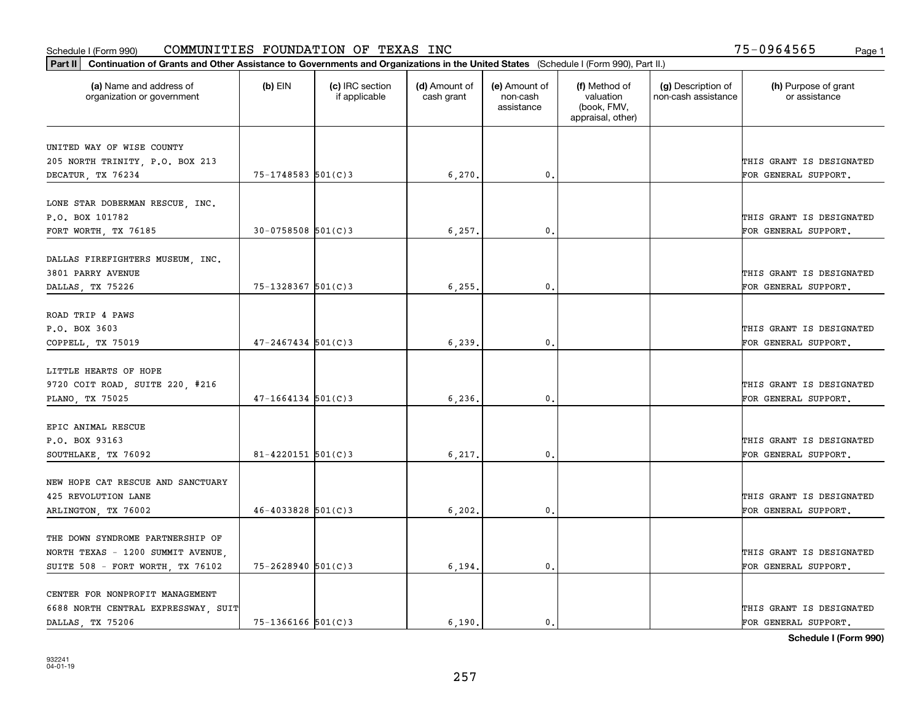Schedule I (Form 990) COMMUNITIES FOUNDATION OF TEXAS INC 75-0964565

**Part II** **Continuation of Grants and Other Assistance to Governments and Organizations in the United States** (Schedule I (Form 990), Part II.)

| (a) Name and address of organization or government | (b) EIN | (c) IRC section if applicable | (d) Amount of cash grant | (e) Amount of non-cash assistance | (f) Method of valuation (book, FMV, appraisal, other) | (g) Description of non-cash assistance | (h) Purpose of grant or assistance |
|---|---|---|---|---|---|---|---|
| UNITED WAY OF WISE COUNTY<br>205 NORTH TRINITY, P.O. BOX 213<br>DECATUR, TX 76234 | 75-1748583 | 501(C)3 | 6,270. | 0. | | | THIS GRANT IS DESIGNATED FOR GENERAL SUPPORT. |
| LONE STAR DOBERMAN RESCUE, INC.<br>P.O. BOX 101782<br>FORT WORTH, TX 76185 | 30-0758508 | 501(C)3 | 6,257. | 0. | | | THIS GRANT IS DESIGNATED FOR GENERAL SUPPORT. |
| DALLAS FIREFIGHTERS MUSEUM, INC.<br>3801 PARRY AVENUE<br>DALLAS, TX 75226 | 75-1328367 | 501(C)3 | 6,255. | 0. | | | THIS GRANT IS DESIGNATED FOR GENERAL SUPPORT. |
| ROAD TRIP 4 PAWS<br>P.O. BOX 3603<br>COPPELL, TX 75019 | 47-2467434 | 501(C)3 | 6,239. | 0. | | | THIS GRANT IS DESIGNATED FOR GENERAL SUPPORT. |
| LITTLE HEARTS OF HOPE<br>9720 COIT ROAD, SUITE 220, #216<br>PLANO, TX 75025 | 47-1664134 | 501(C)3 | 6,236. | 0. | | | THIS GRANT IS DESIGNATED FOR GENERAL SUPPORT. |
| EPIC ANIMAL RESCUE<br>P.O. BOX 93163<br>SOUTHLAKE, TX 76092 | 81-4220151 | 501(C)3 | 6,217. | 0. | | | THIS GRANT IS DESIGNATED FOR GENERAL SUPPORT. |
| NEW HOPE CAT RESCUE AND SANCTUARY<br>425 REVOLUTION LANE<br>ARLINGTON, TX 76002 | 46-4033828 | 501(C)3 | 6,202. | 0. | | | THIS GRANT IS DESIGNATED FOR GENERAL SUPPORT. |
| THE DOWN SYNDROME PARTNERSHIP OF<br>NORTH TEXAS - 1200 SUMMIT AVENUE,<br>SUITE 508 - FORT WORTH, TX 76102 | 75-2628940 | 501(C)3 | 6,194. | 0. | | | THIS GRANT IS DESIGNATED FOR GENERAL SUPPORT. |
| CENTER FOR NONPROFIT MANAGEMENT<br>6688 NORTH CENTRAL EXPRESSWAY, SUIT<br>DALLAS, TX 75206 | 75-1366166 | 501(C)3 | 6,190. | 0. | | | THIS GRANT IS DESIGNATED FOR GENERAL SUPPORT. |

**Schedule I (Form 990)**

932241
04-01-19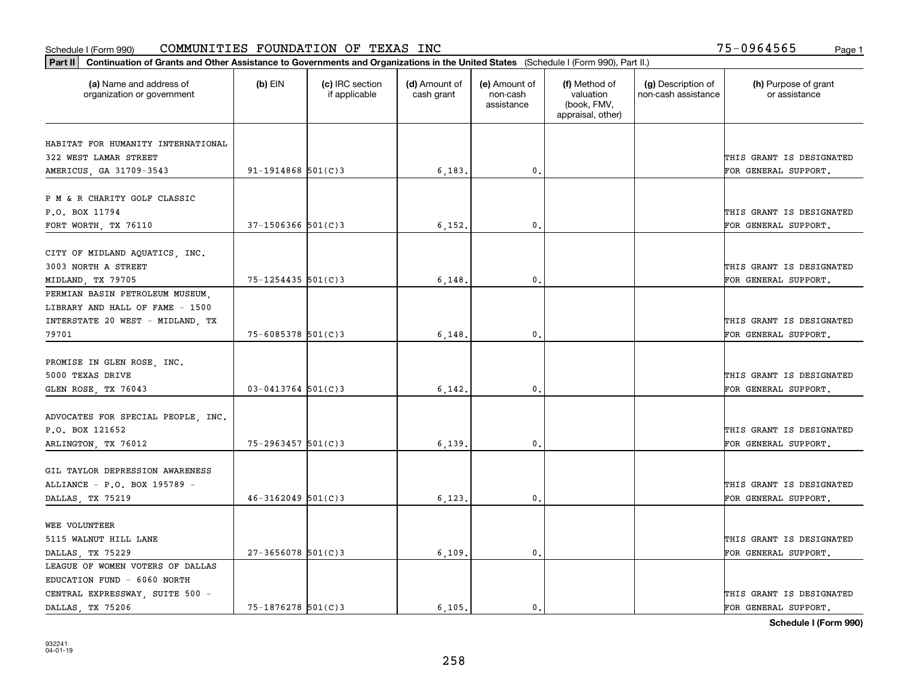Schedule I (Form 990) COMMUNITIES FOUNDATION OF TEXAS INC 75-0964565

**Part II Continuation of Grants and Other Assistance to Governments and Organizations in the United States** (Schedule I (Form 990), Part II.)

| (a) Name and address of organization or government | (b) EIN | (c) IRC section if applicable | (d) Amount of cash grant | (e) Amount of non-cash assistance | (f) Method of valuation (book, FMV, appraisal, other) | (g) Description of non-cash assistance | (h) Purpose of grant or assistance |
|---|---|---|---|---|---|---|---|
| HABITAT FOR HUMANITY INTERNATIONAL 322 WEST LAMAR STREET AMERICUS, GA 31709-3543 | 91-1914868 | 501(C)3 | 6,183. | 0. | | | THIS GRANT IS DESIGNATED FOR GENERAL SUPPORT. |
| P M & R CHARITY GOLF CLASSIC P.O. BOX 11794 FORT WORTH, TX 76110 | 37-1506366 | 501(C)3 | 6,152. | 0. | | | THIS GRANT IS DESIGNATED FOR GENERAL SUPPORT. |
| CITY OF MIDLAND AQUATICS, INC. 3003 NORTH A STREET MIDLAND, TX 79705 | 75-1254435 | 501(C)3 | 6,148. | 0. | | | THIS GRANT IS DESIGNATED FOR GENERAL SUPPORT. |
| PERMIAN BASIN PETROLEUM MUSEUM, LIBRARY AND HALL OF FAME - 1500 INTERSTATE 20 WEST - MIDLAND, TX 79701 | 75-6085378 | 501(C)3 | 6,148. | 0. | | | THIS GRANT IS DESIGNATED FOR GENERAL SUPPORT. |
| PROMISE IN GLEN ROSE, INC. 5000 TEXAS DRIVE GLEN ROSE, TX 76043 | 03-0413764 | 501(C)3 | 6,142. | 0. | | | THIS GRANT IS DESIGNATED FOR GENERAL SUPPORT. |
| ADVOCATES FOR SPECIAL PEOPLE, INC. P.O. BOX 121652 ARLINGTON, TX 76012 | 75-2963457 | 501(C)3 | 6,139. | 0. | | | THIS GRANT IS DESIGNATED FOR GENERAL SUPPORT. |
| GIL TAYLOR DEPRESSION AWARENESS ALLIANCE - P.O. BOX 195789 - DALLAS, TX 75219 | 46-3162049 | 501(C)3 | 6,123. | 0. | | | THIS GRANT IS DESIGNATED FOR GENERAL SUPPORT. |
| WEE VOLUNTEER 5115 WALNUT HILL LANE DALLAS, TX 75229 | 27-3656078 | 501(C)3 | 6,109. | 0. | | | THIS GRANT IS DESIGNATED FOR GENERAL SUPPORT. |
| LEAGUE OF WOMEN VOTERS OF DALLAS EDUCATION FUND - 6060 NORTH CENTRAL EXPRESSWAY, SUITE 500 - DALLAS, TX 75206 | 75-1876278 | 501(C)3 | 6,105. | 0. | | | THIS GRANT IS DESIGNATED FOR GENERAL SUPPORT. |

**Schedule I (Form 990)**

932241 04-01-19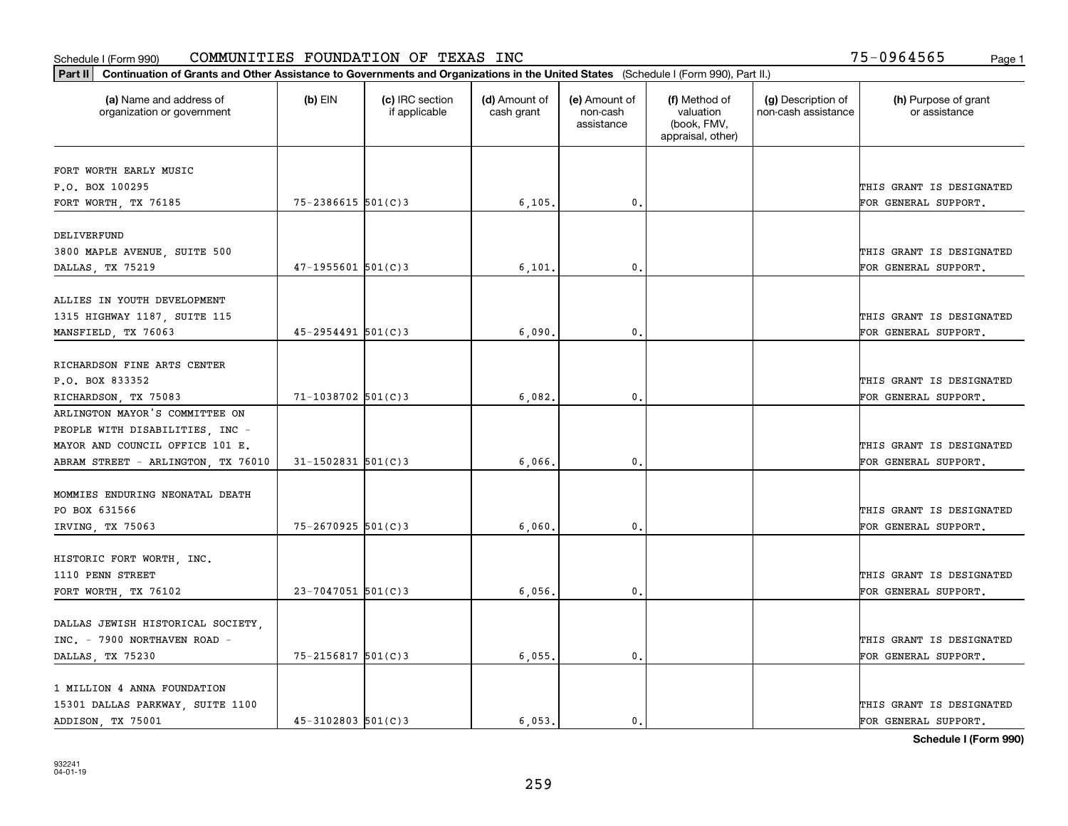Schedule I (Form 990) COMMUNITIES FOUNDATION OF TEXAS INC 75-0964565

**Part II** **Continuation of Grants and Other Assistance to Governments and Organizations in the United States** (Schedule I (Form 990), Part II.)

| (a) Name and address of organization or government | (b) EIN | (c) IRC section if applicable | (d) Amount of cash grant | (e) Amount of non-cash assistance | (f) Method of valuation (book, FMV, appraisal, other) | (g) Description of non-cash assistance | (h) Purpose of grant or assistance |
|---|---|---|---|---|---|---|---|
| FORT WORTH EARLY MUSIC P.O. BOX 100295 FORT WORTH, TX 76185 | 75-2386615 | 501(C)3 | 6,105. | 0. | | | THIS GRANT IS DESIGNATED FOR GENERAL SUPPORT. |
| DELIVERFUND 3800 MAPLE AVENUE, SUITE 500 DALLAS, TX 75219 | 47-1955601 | 501(C)3 | 6,101. | 0. | | | THIS GRANT IS DESIGNATED FOR GENERAL SUPPORT. |
| ALLIES IN YOUTH DEVELOPMENT 1315 HIGHWAY 1187, SUITE 115 MANSFIELD, TX 76063 | 45-2954491 | 501(C)3 | 6,090. | 0. | | | THIS GRANT IS DESIGNATED FOR GENERAL SUPPORT. |
| RICHARDSON FINE ARTS CENTER P.O. BOX 833352 RICHARDSON, TX 75083 | 71-1038702 | 501(C)3 | 6,082. | 0. | | | THIS GRANT IS DESIGNATED FOR GENERAL SUPPORT. |
| ARLINGTON MAYOR'S COMMITTEE ON PEOPLE WITH DISABILITIES, INC - MAYOR AND COUNCIL OFFICE 101 E. ABRAM STREET - ARLINGTON, TX 76010 | 31-1502831 | 501(C)3 | 6,066. | 0. | | | THIS GRANT IS DESIGNATED FOR GENERAL SUPPORT. |
| MOMMIES ENDURING NEONATAL DEATH PO BOX 631566 IRVING, TX 75063 | 75-2670925 | 501(C)3 | 6,060. | 0. | | | THIS GRANT IS DESIGNATED FOR GENERAL SUPPORT. |
| HISTORIC FORT WORTH, INC. 1110 PENN STREET FORT WORTH, TX 76102 | 23-7047051 | 501(C)3 | 6,056. | 0. | | | THIS GRANT IS DESIGNATED FOR GENERAL SUPPORT. |
| DALLAS JEWISH HISTORICAL SOCIETY, INC. - 7900 NORTHAVEN ROAD - DALLAS, TX 75230 | 75-2156817 | 501(C)3 | 6,055. | 0. | | | THIS GRANT IS DESIGNATED FOR GENERAL SUPPORT. |
| 1 MILLION 4 ANNA FOUNDATION 15301 DALLAS PARKWAY, SUITE 1100 ADDISON, TX 75001 | 45-3102803 | 501(C)3 | 6,053. | 0. | | | THIS GRANT IS DESIGNATED FOR GENERAL SUPPORT. |

**Schedule I (Form 990)**

932241
04-01-19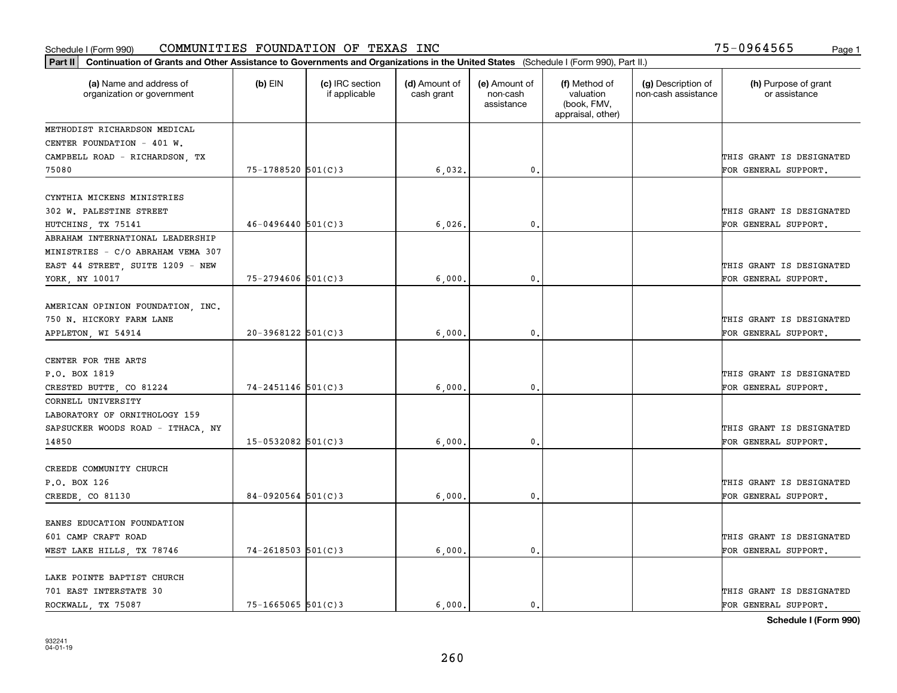Schedule I (Form 990) COMMUNITIES FOUNDATION OF TEXAS INC 75-0964565

**Part II | Continuation of Grants and Other Assistance to Governments and Organizations in the United States** (Schedule I (Form 990), Part II.)

| (a) Name and address of organization or government | (b) EIN | (c) IRC section if applicable | (d) Amount of cash grant | (e) Amount of non-cash assistance | (f) Method of valuation (book, FMV, appraisal, other) | (g) Description of non-cash assistance | (h) Purpose of grant or assistance |
|---|---|---|---|---|---|---|---|
| METHODIST RICHARDSON MEDICAL CENTER FOUNDATION - 401 W. CAMPBELL ROAD - RICHARDSON, TX 75080 | 75-1788520 | 501(C)3 | 6,032. | 0. | | | THIS GRANT IS DESIGNATED FOR GENERAL SUPPORT. |
| CYNTHIA MICKENS MINISTRIES 302 W. PALESTINE STREET HUTCHINS, TX 75141 | 46-0496440 | 501(C)3 | 6,026. | 0. | | | THIS GRANT IS DESIGNATED FOR GENERAL SUPPORT. |
| ABRAHAM INTERNATIONAL LEADERSHIP MINISTRIES - C/O ABRAHAM VEMA 307 EAST 44 STREET, SUITE 1209 - NEW YORK, NY 10017 | 75-2794606 | 501(C)3 | 6,000. | 0. | | | THIS GRANT IS DESIGNATED FOR GENERAL SUPPORT. |
| AMERICAN OPINION FOUNDATION, INC. 750 N. HICKORY FARM LANE APPLETON, WI 54914 | 20-3968122 | 501(C)3 | 6,000. | 0. | | | THIS GRANT IS DESIGNATED FOR GENERAL SUPPORT. |
| CENTER FOR THE ARTS P.O. BOX 1819 CRESTED BUTTE, CO 81224 | 74-2451146 | 501(C)3 | 6,000. | 0. | | | THIS GRANT IS DESIGNATED FOR GENERAL SUPPORT. |
| CORNELL UNIVERSITY LABORATORY OF ORNITHOLOGY 159 SAPSUCKER WOODS ROAD - ITHACA, NY 14850 | 15-0532082 | 501(C)3 | 6,000. | 0. | | | THIS GRANT IS DESIGNATED FOR GENERAL SUPPORT. |
| CREEDE COMMUNITY CHURCH P.O. BOX 126 CREEDE, CO 81130 | 84-0920564 | 501(C)3 | 6,000. | 0. | | | THIS GRANT IS DESIGNATED FOR GENERAL SUPPORT. |
| EANES EDUCATION FOUNDATION 601 CAMP CRAFT ROAD WEST LAKE HILLS, TX 78746 | 74-2618503 | 501(C)3 | 6,000. | 0. | | | THIS GRANT IS DESIGNATED FOR GENERAL SUPPORT. |
| LAKE POINTE BAPTIST CHURCH 701 EAST INTERSTATE 30 ROCKWALL, TX 75087 | 75-1665065 | 501(C)3 | 6,000. | 0. | | | THIS GRANT IS DESIGNATED FOR GENERAL SUPPORT. |

**Schedule I (Form 990)**

932241 04-01-19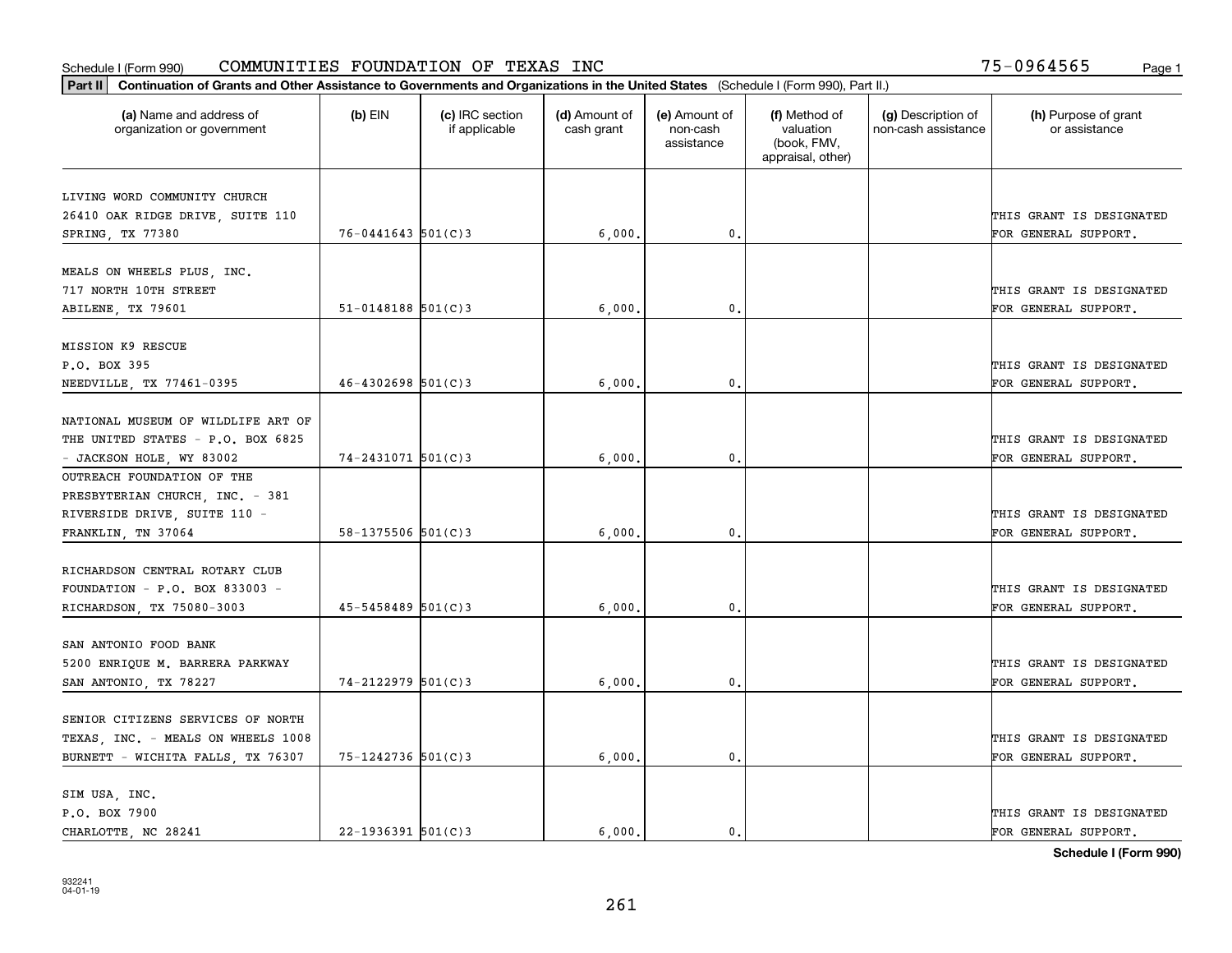Schedule I (Form 990) COMMUNITIES FOUNDATION OF TEXAS INC 75-0964565

**Part II** **Continuation of Grants and Other Assistance to Governments and Organizations in the United States** (Schedule I (Form 990), Part II.)

| (a) Name and address of organization or government | (b) EIN | (c) IRC section if applicable | (d) Amount of cash grant | (e) Amount of non-cash assistance | (f) Method of valuation (book, FMV, appraisal, other) | (g) Description of non-cash assistance | (h) Purpose of grant or assistance |
|---|---|---|---|---|---|---|---|
| LIVING WORD COMMUNITY CHURCH 26410 OAK RIDGE DRIVE, SUITE 110 SPRING, TX 77380 | 76-0441643 | 501(C)3 | 6,000. | 0. | | | THIS GRANT IS DESIGNATED FOR GENERAL SUPPORT. |
| MEALS ON WHEELS PLUS, INC. 717 NORTH 10TH STREET ABILENE, TX 79601 | 51-0148188 | 501(C)3 | 6,000. | 0. | | | THIS GRANT IS DESIGNATED FOR GENERAL SUPPORT. |
| MISSION K9 RESCUE P.O. BOX 395 NEEDVILLE, TX 77461-0395 | 46-4302698 | 501(C)3 | 6,000. | 0. | | | THIS GRANT IS DESIGNATED FOR GENERAL SUPPORT. |
| NATIONAL MUSEUM OF WILDLIFE ART OF THE UNITED STATES - P.O. BOX 6825 - JACKSON HOLE, WY 83002 | 74-2431071 | 501(C)3 | 6,000. | 0. | | | THIS GRANT IS DESIGNATED FOR GENERAL SUPPORT. |
| OUTREACH FOUNDATION OF THE PRESBYTERIAN CHURCH, INC. - 381 RIVERSIDE DRIVE, SUITE 110 - FRANKLIN, TN 37064 | 58-1375506 | 501(C)3 | 6,000. | 0. | | | THIS GRANT IS DESIGNATED FOR GENERAL SUPPORT. |
| RICHARDSON CENTRAL ROTARY CLUB FOUNDATION - P.O. BOX 833003 - RICHARDSON, TX 75080-3003 | 45-5458489 | 501(C)3 | 6,000. | 0. | | | THIS GRANT IS DESIGNATED FOR GENERAL SUPPORT. |
| SAN ANTONIO FOOD BANK 5200 ENRIQUE M. BARRERA PARKWAY SAN ANTONIO, TX 78227 | 74-2122979 | 501(C)3 | 6,000. | 0. | | | THIS GRANT IS DESIGNATED FOR GENERAL SUPPORT. |
| SENIOR CITIZENS SERVICES OF NORTH TEXAS, INC. - MEALS ON WHEELS 1008 BURNETT - WICHITA FALLS, TX 76307 | 75-1242736 | 501(C)3 | 6,000. | 0. | | | THIS GRANT IS DESIGNATED FOR GENERAL SUPPORT. |
| SIM USA, INC. P.O. BOX 7900 CHARLOTTE, NC 28241 | 22-1936391 | 501(C)3 | 6,000. | 0. | | | THIS GRANT IS DESIGNATED FOR GENERAL SUPPORT. |

**Schedule I (Form 990)**

932241 04-01-19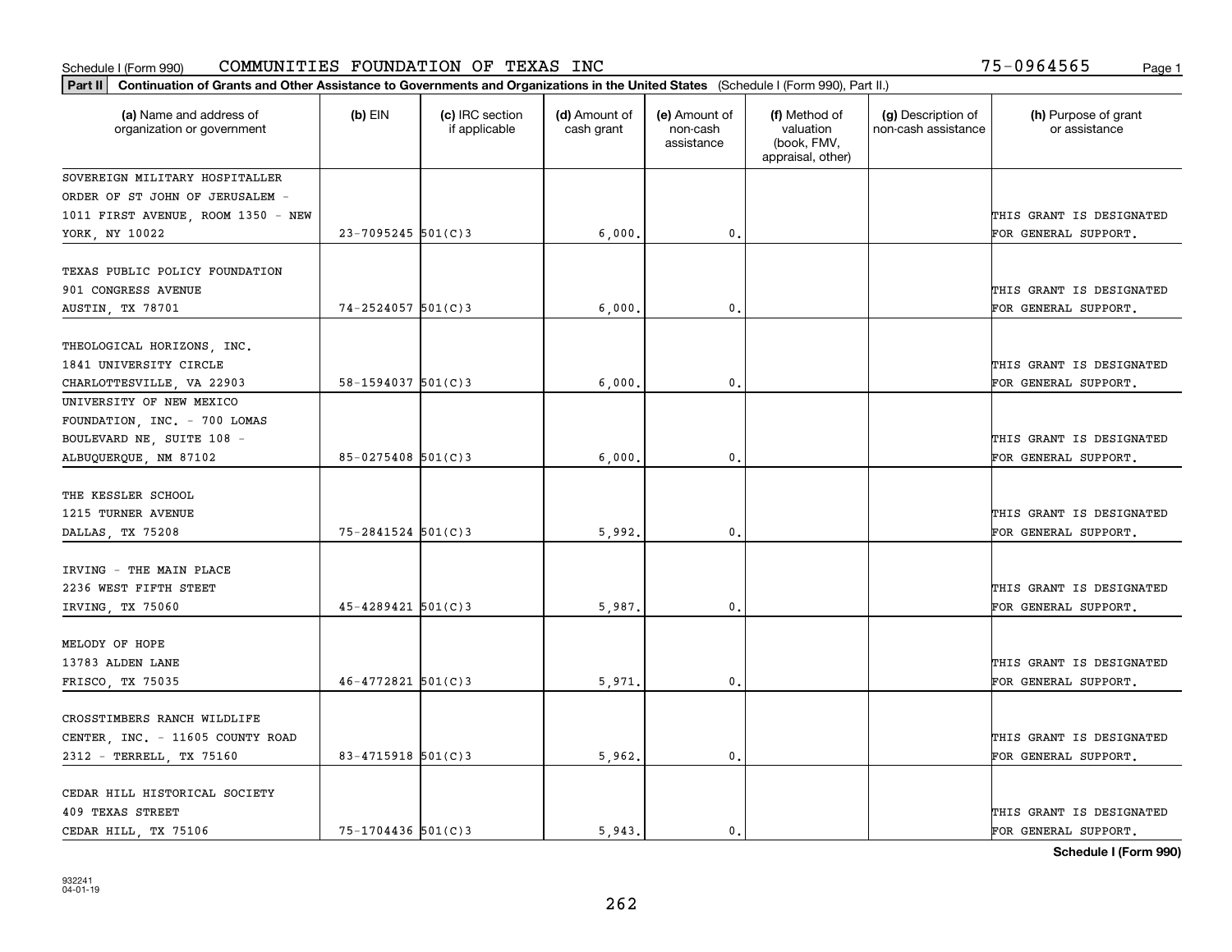Schedule I (Form 990) COMMUNITIES FOUNDATION OF TEXAS INC 75-0964565

**Part II** **Continuation of Grants and Other Assistance to Governments and Organizations in the United States** (Schedule I (Form 990), Part II.)

| (a) Name and address of organization or government | (b) EIN | (c) IRC section if applicable | (d) Amount of cash grant | (e) Amount of non-cash assistance | (f) Method of valuation (book, FMV, appraisal, other) | (g) Description of non-cash assistance | (h) Purpose of grant or assistance |
|---|---|---|---|---|---|---|---|
| SOVEREIGN MILITARY HOSPITALLER ORDER OF ST JOHN OF JERUSALEM - 1011 FIRST AVENUE, ROOM 1350 - NEW YORK, NY 10022 | 23-7095245 | 501(C)3 | 6,000. | 0. | | | THIS GRANT IS DESIGNATED FOR GENERAL SUPPORT. |
| TEXAS PUBLIC POLICY FOUNDATION 901 CONGRESS AVENUE AUSTIN, TX 78701 | 74-2524057 | 501(C)3 | 6,000. | 0. | | | THIS GRANT IS DESIGNATED FOR GENERAL SUPPORT. |
| THEOLOGICAL HORIZONS, INC. 1841 UNIVERSITY CIRCLE CHARLOTTESVILLE, VA 22903 | 58-1594037 | 501(C)3 | 6,000. | 0. | | | THIS GRANT IS DESIGNATED FOR GENERAL SUPPORT. |
| UNIVERSITY OF NEW MEXICO FOUNDATION, INC. - 700 LOMAS BOULEVARD NE, SUITE 108 - ALBUQUERQUE, NM 87102 | 85-0275408 | 501(C)3 | 6,000. | 0. | | | THIS GRANT IS DESIGNATED FOR GENERAL SUPPORT. |
| THE KESSLER SCHOOL 1215 TURNER AVENUE DALLAS, TX 75208 | 75-2841524 | 501(C)3 | 5,992. | 0. | | | THIS GRANT IS DESIGNATED FOR GENERAL SUPPORT. |
| IRVING - THE MAIN PLACE 2236 WEST FIFTH STEET IRVING, TX 75060 | 45-4289421 | 501(C)3 | 5,987. | 0. | | | THIS GRANT IS DESIGNATED FOR GENERAL SUPPORT. |
| MELODY OF HOPE 13783 ALDEN LANE FRISCO, TX 75035 | 46-4772821 | 501(C)3 | 5,971. | 0. | | | THIS GRANT IS DESIGNATED FOR GENERAL SUPPORT. |
| CROSSTIMBERS RANCH WILDLIFE CENTER, INC. - 11605 COUNTY ROAD 2312 - TERRELL, TX 75160 | 83-4715918 | 501(C)3 | 5,962. | 0. | | | THIS GRANT IS DESIGNATED FOR GENERAL SUPPORT. |
| CEDAR HILL HISTORICAL SOCIETY 409 TEXAS STREET CEDAR HILL, TX 75106 | 75-1704436 | 501(C)3 | 5,943. | 0. | | | THIS GRANT IS DESIGNATED FOR GENERAL SUPPORT. |

**Schedule I (Form 990)**

932241 04-01-19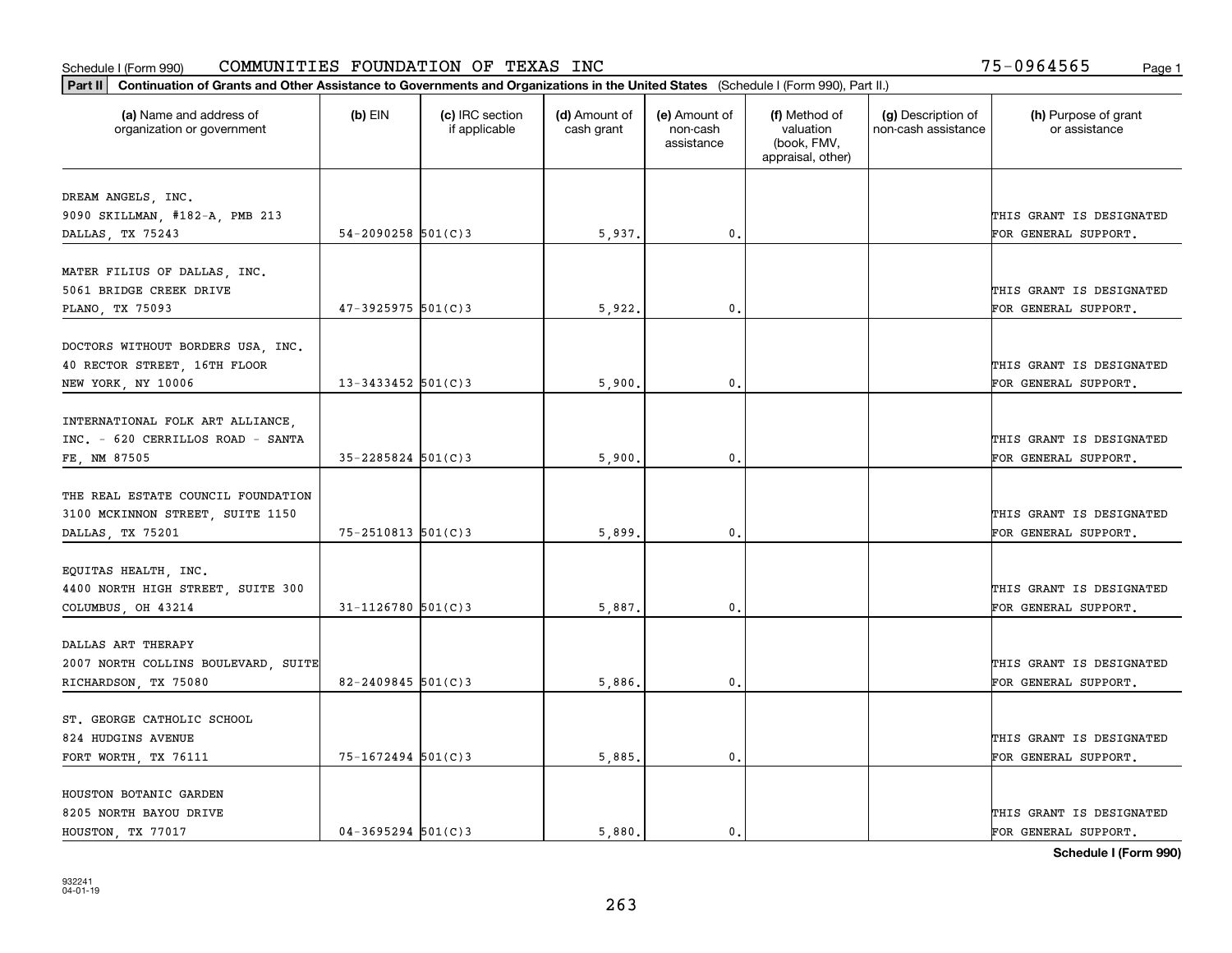Schedule I (Form 990) COMMUNITIES FOUNDATION OF TEXAS INC 75-0964565

**Part II** **Continuation of Grants and Other Assistance to Governments and Organizations in the United States** (Schedule I (Form 990), Part II.)

| (a) Name and address of organization or government | (b) EIN | (c) IRC section if applicable | (d) Amount of cash grant | (e) Amount of non-cash assistance | (f) Method of valuation (book, FMV, appraisal, other) | (g) Description of non-cash assistance | (h) Purpose of grant or assistance |
|---|---|---|---|---|---|---|---|
| DREAM ANGELS, INC. 9090 SKILLMAN, #182-A, PMB 213 DALLAS, TX 75243 | 54-2090258 | 501(C)3 | 5,937. | 0. | | | THIS GRANT IS DESIGNATED FOR GENERAL SUPPORT. |
| MATER FILIUS OF DALLAS, INC. 5061 BRIDGE CREEK DRIVE PLANO, TX 75093 | 47-3925975 | 501(C)3 | 5,922. | 0. | | | THIS GRANT IS DESIGNATED FOR GENERAL SUPPORT. |
| DOCTORS WITHOUT BORDERS USA, INC. 40 RECTOR STREET, 16TH FLOOR NEW YORK, NY 10006 | 13-3433452 | 501(C)3 | 5,900. | 0. | | | THIS GRANT IS DESIGNATED FOR GENERAL SUPPORT. |
| INTERNATIONAL FOLK ART ALLIANCE, INC. - 620 CERRILLOS ROAD - SANTA FE, NM 87505 | 35-2285824 | 501(C)3 | 5,900. | 0. | | | THIS GRANT IS DESIGNATED FOR GENERAL SUPPORT. |
| THE REAL ESTATE COUNCIL FOUNDATION 3100 MCKINNON STREET, SUITE 1150 DALLAS, TX 75201 | 75-2510813 | 501(C)3 | 5,899. | 0. | | | THIS GRANT IS DESIGNATED FOR GENERAL SUPPORT. |
| EQUITAS HEALTH, INC. 4400 NORTH HIGH STREET, SUITE 300 COLUMBUS, OH 43214 | 31-1126780 | 501(C)3 | 5,887. | 0. | | | THIS GRANT IS DESIGNATED FOR GENERAL SUPPORT. |
| DALLAS ART THERAPY 2007 NORTH COLLINS BOULEVARD, SUITE RICHARDSON, TX 75080 | 82-2409845 | 501(C)3 | 5,886. | 0. | | | THIS GRANT IS DESIGNATED FOR GENERAL SUPPORT. |
| ST. GEORGE CATHOLIC SCHOOL 824 HUDGINS AVENUE FORT WORTH, TX 76111 | 75-1672494 | 501(C)3 | 5,885. | 0. | | | THIS GRANT IS DESIGNATED FOR GENERAL SUPPORT. |
| HOUSTON BOTANIC GARDEN 8205 NORTH BAYOU DRIVE HOUSTON, TX 77017 | 04-3695294 | 501(C)3 | 5,880. | 0. | | | THIS GRANT IS DESIGNATED FOR GENERAL SUPPORT. |

**Schedule I (Form 990)**

932241 04-01-19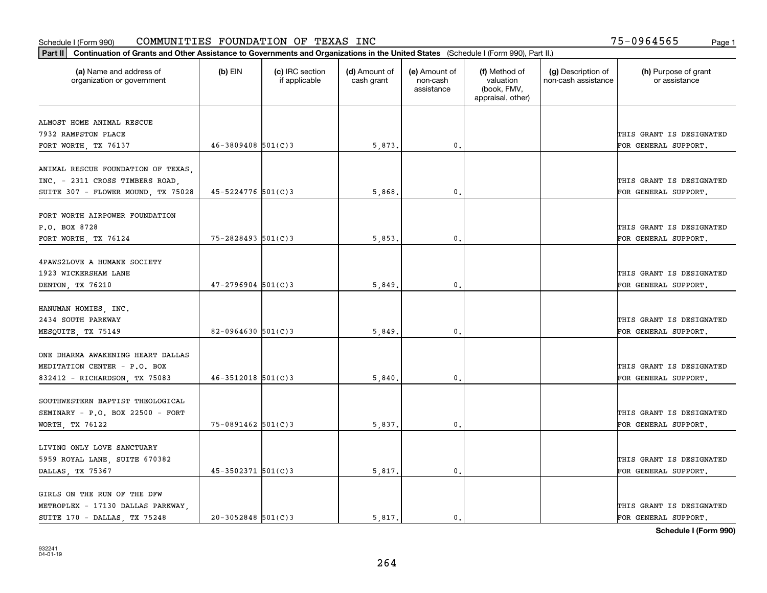Schedule I (Form 990) COMMUNITIES FOUNDATION OF TEXAS INC 75-0964565 Page 1

**Part II Continuation of Grants and Other Assistance to Governments and Organizations in the United States** (Schedule I (Form 990), Part II.)

| (a) Name and address of organization or government | (b) EIN | (c) IRC section if applicable | (d) Amount of cash grant | (e) Amount of non-cash assistance | (f) Method of valuation (book, FMV, appraisal, other) | (g) Description of non-cash assistance | (h) Purpose of grant or assistance |
|---|---|---|---|---|---|---|---|
| ALMOST HOME ANIMAL RESCUE 7932 RAMPSTON PLACE FORT WORTH, TX 76137 | 46-3809408 | 501(C)3 | 5,873. | 0. | | | THIS GRANT IS DESIGNATED FOR GENERAL SUPPORT. |
| ANIMAL RESCUE FOUNDATION OF TEXAS, INC. - 2311 CROSS TIMBERS ROAD, SUITE 307 - FLOWER MOUND, TX 75028 | 45-5224776 | 501(C)3 | 5,868. | 0. | | | THIS GRANT IS DESIGNATED FOR GENERAL SUPPORT. |
| FORT WORTH AIRPOWER FOUNDATION P.O. BOX 8728 FORT WORTH, TX 76124 | 75-2828493 | 501(C)3 | 5,853. | 0. | | | THIS GRANT IS DESIGNATED FOR GENERAL SUPPORT. |
| 4PAWS2LOVE A HUMANE SOCIETY 1923 WICKERSHAM LANE DENTON, TX 76210 | 47-2796904 | 501(C)3 | 5,849. | 0. | | | THIS GRANT IS DESIGNATED FOR GENERAL SUPPORT. |
| HANUMAN HOMIES, INC. 2434 SOUTH PARKWAY MESQUITE, TX 75149 | 82-0964630 | 501(C)3 | 5,849. | 0. | | | THIS GRANT IS DESIGNATED FOR GENERAL SUPPORT. |
| ONE DHARMA AWAKENING HEART DALLAS MEDITATION CENTER - P.O. BOX 832412 - RICHARDSON, TX 75083 | 46-3512018 | 501(C)3 | 5,840. | 0. | | | THIS GRANT IS DESIGNATED FOR GENERAL SUPPORT. |
| SOUTHWESTERN BAPTIST THEOLOGICAL SEMINARY - P.O. BOX 22500 - FORT WORTH, TX 76122 | 75-0891462 | 501(C)3 | 5,837. | 0. | | | THIS GRANT IS DESIGNATED FOR GENERAL SUPPORT. |
| LIVING ONLY LOVE SANCTUARY 5959 ROYAL LANE, SUITE 670382 DALLAS, TX 75367 | 45-3502371 | 501(C)3 | 5,817. | 0. | | | THIS GRANT IS DESIGNATED FOR GENERAL SUPPORT. |
| GIRLS ON THE RUN OF THE DFW METROPLEX - 17130 DALLAS PARKWAY, SUITE 170 - DALLAS, TX 75248 | 20-3052848 | 501(C)3 | 5,817. | 0. | | | THIS GRANT IS DESIGNATED FOR GENERAL SUPPORT. |

**Schedule I (Form 990)**

932241
04-01-19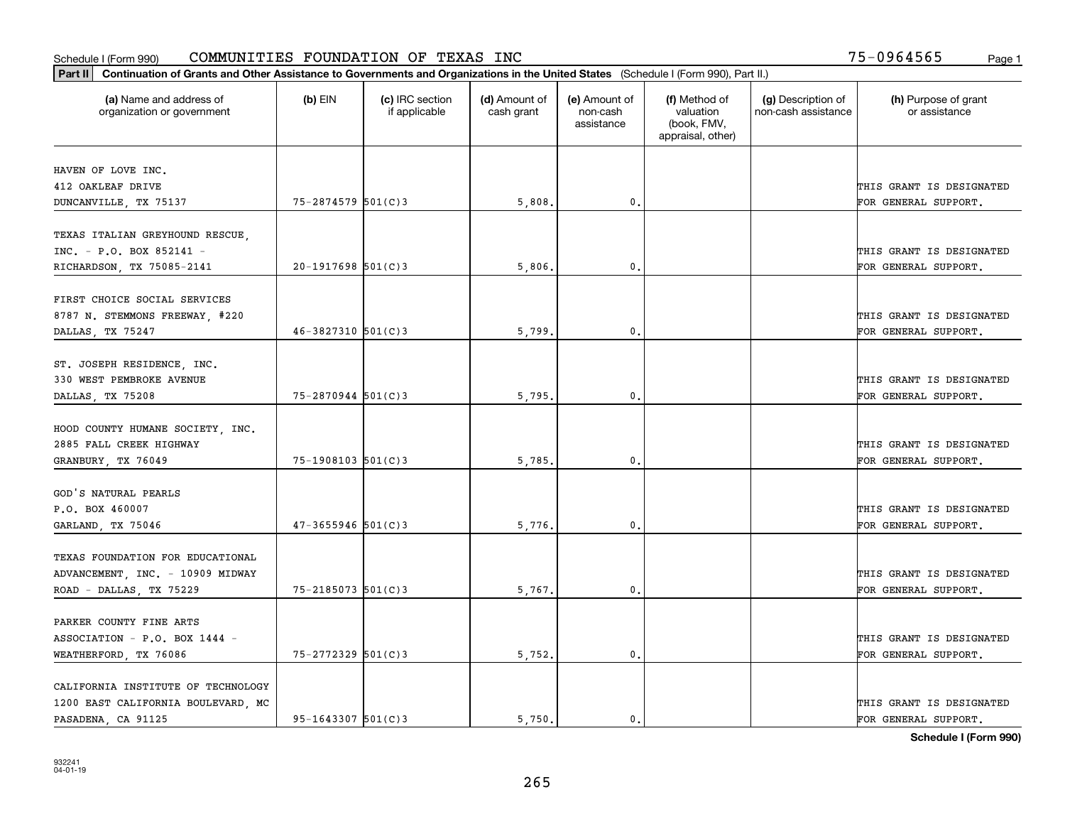Schedule I (Form 990) COMMUNITIES FOUNDATION OF TEXAS INC 75-0964565

**Part II** **Continuation of Grants and Other Assistance to Governments and Organizations in the United States** (Schedule I (Form 990), Part II.)

| (a) Name and address of organization or government | (b) EIN | (c) IRC section if applicable | (d) Amount of cash grant | (e) Amount of non-cash assistance | (f) Method of valuation (book, FMV, appraisal, other) | (g) Description of non-cash assistance | (h) Purpose of grant or assistance |
|---|---|---|---|---|---|---|---|
| HAVEN OF LOVE INC. 412 OAKLEAF DRIVE DUNCANVILLE, TX 75137 | 75-2874579 | 501(C)3 | 5,808. | 0. | | | THIS GRANT IS DESIGNATED FOR GENERAL SUPPORT. |
| TEXAS ITALIAN GREYHOUND RESCUE, INC. - P.O. BOX 852141 - RICHARDSON, TX 75085-2141 | 20-1917698 | 501(C)3 | 5,806. | 0. | | | THIS GRANT IS DESIGNATED FOR GENERAL SUPPORT. |
| FIRST CHOICE SOCIAL SERVICES 8787 N. STEMMONS FREEWAY, #220 DALLAS, TX 75247 | 46-3827310 | 501(C)3 | 5,799. | 0. | | | THIS GRANT IS DESIGNATED FOR GENERAL SUPPORT. |
| ST. JOSEPH RESIDENCE, INC. 330 WEST PEMBROKE AVENUE DALLAS, TX 75208 | 75-2870944 | 501(C)3 | 5,795. | 0. | | | THIS GRANT IS DESIGNATED FOR GENERAL SUPPORT. |
| HOOD COUNTY HUMANE SOCIETY, INC. 2885 FALL CREEK HIGHWAY GRANBURY, TX 76049 | 75-1908103 | 501(C)3 | 5,785. | 0. | | | THIS GRANT IS DESIGNATED FOR GENERAL SUPPORT. |
| GOD'S NATURAL PEARLS P.O. BOX 460007 GARLAND, TX 75046 | 47-3655946 | 501(C)3 | 5,776. | 0. | | | THIS GRANT IS DESIGNATED FOR GENERAL SUPPORT. |
| TEXAS FOUNDATION FOR EDUCATIONAL ADVANCEMENT, INC. - 10909 MIDWAY ROAD - DALLAS, TX 75229 | 75-2185073 | 501(C)3 | 5,767. | 0. | | | THIS GRANT IS DESIGNATED FOR GENERAL SUPPORT. |
| PARKER COUNTY FINE ARTS ASSOCIATION - P.O. BOX 1444 - WEATHERFORD, TX 76086 | 75-2772329 | 501(C)3 | 5,752. | 0. | | | THIS GRANT IS DESIGNATED FOR GENERAL SUPPORT. |
| CALIFORNIA INSTITUTE OF TECHNOLOGY 1200 EAST CALIFORNIA BOULEVARD, MC PASADENA, CA 91125 | 95-1643307 | 501(C)3 | 5,750. | 0. | | | THIS GRANT IS DESIGNATED FOR GENERAL SUPPORT. |

**Schedule I (Form 990)**

932241 04-01-19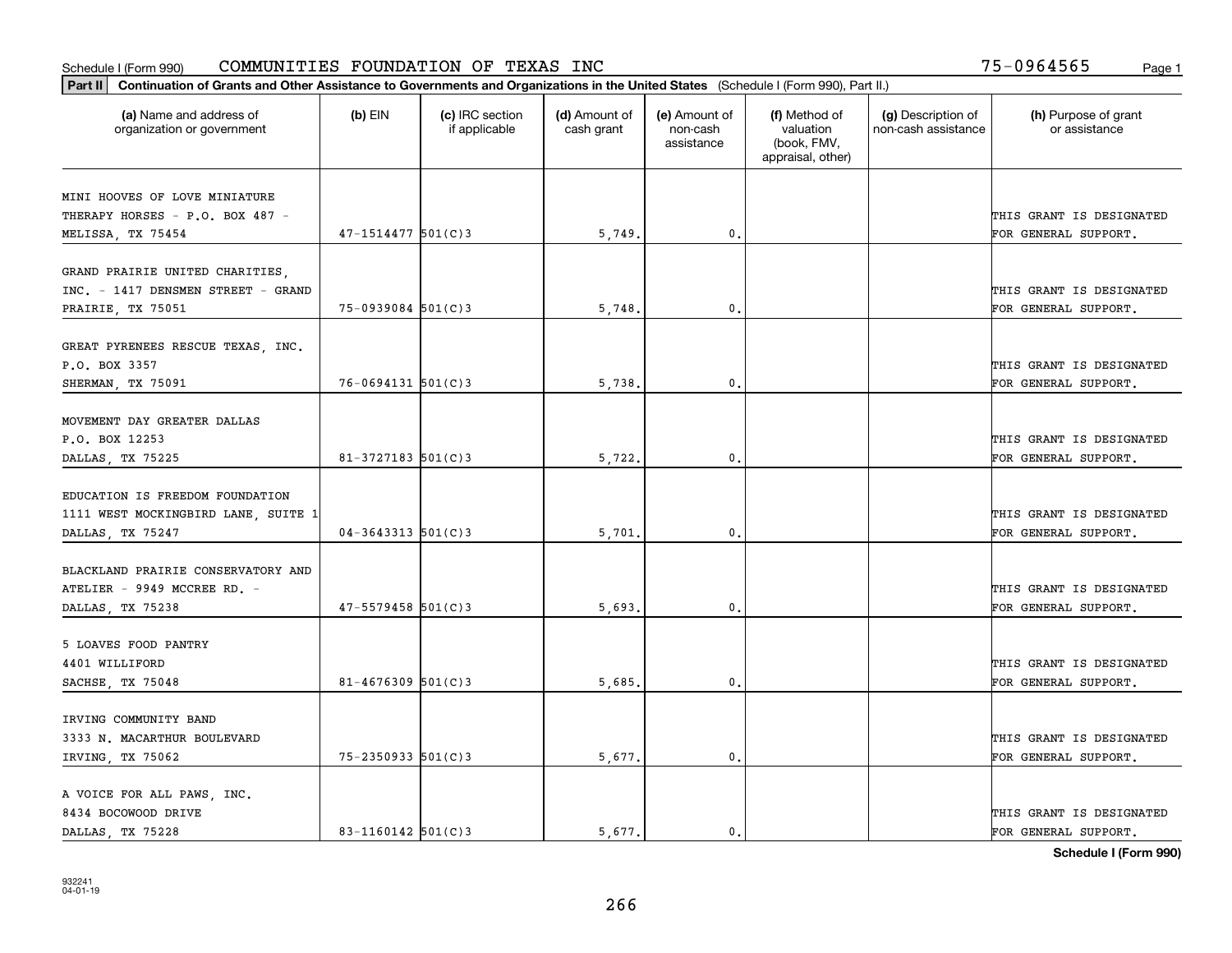Schedule I (Form 990) COMMUNITIES FOUNDATION OF TEXAS INC 75-0964565 Page 1

**Part II** Continuation of Grants and Other Assistance to Governments and Organizations in the United States (Schedule I (Form 990), Part II.)

| (a) Name and address of organization or government | (b) EIN | (c) IRC section if applicable | (d) Amount of cash grant | (e) Amount of non-cash assistance | (f) Method of valuation (book, FMV, appraisal, other) | (g) Description of non-cash assistance | (h) Purpose of grant or assistance |
|---|---|---|---|---|---|---|---|
| MINI HOOVES OF LOVE MINIATURE THERAPY HORSES - P.O. BOX 487 - MELISSA, TX 75454 | 47-1514477 | 501(C)3 | 5,749. | 0. | | | THIS GRANT IS DESIGNATED FOR GENERAL SUPPORT. |
| GRAND PRAIRIE UNITED CHARITIES, INC. - 1417 DENSMEN STREET - GRAND PRAIRIE, TX 75051 | 75-0939084 | 501(C)3 | 5,748. | 0. | | | THIS GRANT IS DESIGNATED FOR GENERAL SUPPORT. |
| GREAT PYRENEES RESCUE TEXAS, INC. P.O. BOX 3357 SHERMAN, TX 75091 | 76-0694131 | 501(C)3 | 5,738. | 0. | | | THIS GRANT IS DESIGNATED FOR GENERAL SUPPORT. |
| MOVEMENT DAY GREATER DALLAS P.O. BOX 12253 DALLAS, TX 75225 | 81-3727183 | 501(C)3 | 5,722. | 0. | | | THIS GRANT IS DESIGNATED FOR GENERAL SUPPORT. |
| EDUCATION IS FREEDOM FOUNDATION 1111 WEST MOCKINGBIRD LANE, SUITE 1 DALLAS, TX 75247 | 04-3643313 | 501(C)3 | 5,701. | 0. | | | THIS GRANT IS DESIGNATED FOR GENERAL SUPPORT. |
| BLACKLAND PRAIRIE CONSERVATORY AND ATELIER - 9949 MCCREE RD. - DALLAS, TX 75238 | 47-5579458 | 501(C)3 | 5,693. | 0. | | | THIS GRANT IS DESIGNATED FOR GENERAL SUPPORT. |
| 5 LOAVES FOOD PANTRY 4401 WILLIFORD SACHSE, TX 75048 | 81-4676309 | 501(C)3 | 5,685. | 0. | | | THIS GRANT IS DESIGNATED FOR GENERAL SUPPORT. |
| IRVING COMMUNITY BAND 3333 N. MACARTHUR BOULEVARD IRVING, TX 75062 | 75-2350933 | 501(C)3 | 5,677. | 0. | | | THIS GRANT IS DESIGNATED FOR GENERAL SUPPORT. |
| A VOICE FOR ALL PAWS, INC. 8434 BOCOWOOD DRIVE DALLAS, TX 75228 | 83-1160142 | 501(C)3 | 5,677. | 0. | | | THIS GRANT IS DESIGNATED FOR GENERAL SUPPORT. |

**Schedule I (Form 990)**

932241
04-01-19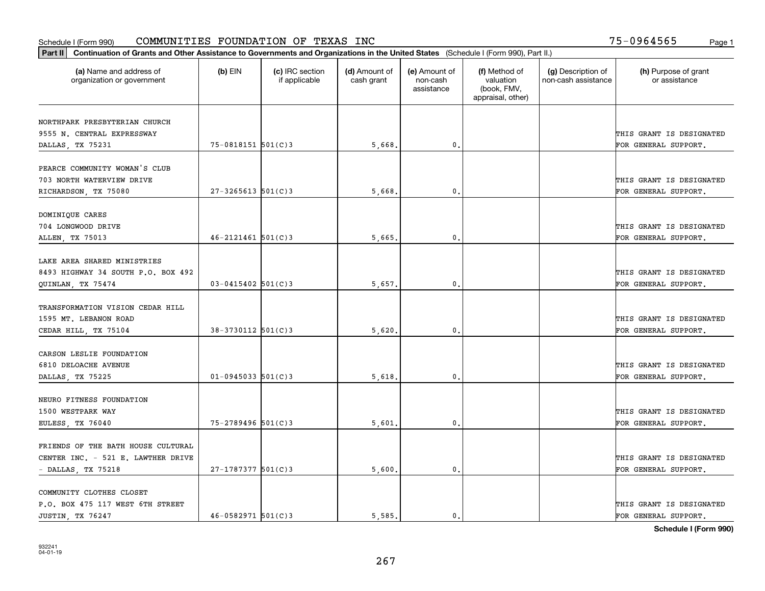Schedule I (Form 990) COMMUNITIES FOUNDATION OF TEXAS INC 75-0964565

**Part II** **Continuation of Grants and Other Assistance to Governments and Organizations in the United States** (Schedule I (Form 990), Part II.)

| (a) Name and address of organization or government | (b) EIN | (c) IRC section if applicable | (d) Amount of cash grant | (e) Amount of non-cash assistance | (f) Method of valuation (book, FMV, appraisal, other) | (g) Description of non-cash assistance | (h) Purpose of grant or assistance |
|---|---|---|---|---|---|---|---|
| NORTHPARK PRESBYTERIAN CHURCH 9555 N. CENTRAL EXPRESSWAY DALLAS, TX 75231 | 75-0818151 | 501(C)3 | 5,668. | 0. | | | THIS GRANT IS DESIGNATED FOR GENERAL SUPPORT. |
| PEARCE COMMUNITY WOMAN'S CLUB 703 NORTH WATERVIEW DRIVE RICHARDSON, TX 75080 | 27-3265613 | 501(C)3 | 5,668. | 0. | | | THIS GRANT IS DESIGNATED FOR GENERAL SUPPORT. |
| DOMINIQUE CARES 704 LONGWOOD DRIVE ALLEN, TX 75013 | 46-2121461 | 501(C)3 | 5,665. | 0. | | | THIS GRANT IS DESIGNATED FOR GENERAL SUPPORT. |
| LAKE AREA SHARED MINISTRIES 8493 HIGHWAY 34 SOUTH P.O. BOX 492 QUINLAN, TX 75474 | 03-0415402 | 501(C)3 | 5,657. | 0. | | | THIS GRANT IS DESIGNATED FOR GENERAL SUPPORT. |
| TRANSFORMATION VISION CEDAR HILL 1595 MT. LEBANON ROAD CEDAR HILL, TX 75104 | 38-3730112 | 501(C)3 | 5,620. | 0. | | | THIS GRANT IS DESIGNATED FOR GENERAL SUPPORT. |
| CARSON LESLIE FOUNDATION 6810 DELOACHE AVENUE DALLAS, TX 75225 | 01-0945033 | 501(C)3 | 5,618. | 0. | | | THIS GRANT IS DESIGNATED FOR GENERAL SUPPORT. |
| NEURO FITNESS FOUNDATION 1500 WESTPARK WAY EULESS, TX 76040 | 75-2789496 | 501(C)3 | 5,601. | 0. | | | THIS GRANT IS DESIGNATED FOR GENERAL SUPPORT. |
| FRIENDS OF THE BATH HOUSE CULTURAL CENTER INC. - 521 E. LAWTHER DRIVE - DALLAS, TX 75218 | 27-1787377 | 501(C)3 | 5,600. | 0. | | | THIS GRANT IS DESIGNATED FOR GENERAL SUPPORT. |
| COMMUNITY CLOTHES CLOSET P.O. BOX 475 117 WEST 6TH STREET JUSTIN, TX 76247 | 46-0582971 | 501(C)3 | 5,585. | 0. | | | THIS GRANT IS DESIGNATED FOR GENERAL SUPPORT. |

**Schedule I (Form 990)**

932241 04-01-19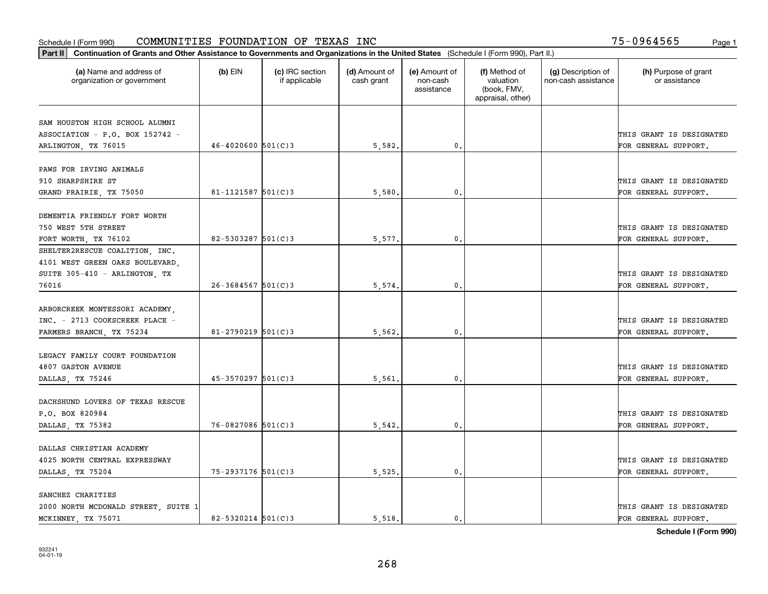Schedule I (Form 990) COMMUNITIES FOUNDATION OF TEXAS INC 75-0964565

**Part II** Continuation of Grants and Other Assistance to Governments and Organizations in the United States (Schedule I (Form 990), Part II.)

| (a) Name and address of organization or government | (b) EIN | (c) IRC section if applicable | (d) Amount of cash grant | (e) Amount of non-cash assistance | (f) Method of valuation (book, FMV, appraisal, other) | (g) Description of non-cash assistance | (h) Purpose of grant or assistance |
|---|---|---|---|---|---|---|---|
| SAM HOUSTON HIGH SCHOOL ALUMNI ASSOCIATION - P.O. BOX 152742 - ARLINGTON, TX 76015 | 46-4020600 | 501(C)3 | 5,582. | 0. | | | THIS GRANT IS DESIGNATED FOR GENERAL SUPPORT. |
| PAWS FOR IRVING ANIMALS 910 SHARPSHIRE ST GRAND PRAIRIE, TX 75050 | 81-1121587 | 501(C)3 | 5,580. | 0. | | | THIS GRANT IS DESIGNATED FOR GENERAL SUPPORT. |
| DEMENTIA FRIENDLY FORT WORTH 750 WEST 5TH STREET FORT WORTH, TX 76102 | 82-5303287 | 501(C)3 | 5,577. | 0. | | | THIS GRANT IS DESIGNATED FOR GENERAL SUPPORT. |
| SHELTER2RESCUE COALITION, INC. 4101 WEST GREEN OAKS BOULEVARD, SUITE 305-410 - ARLINGTON, TX 76016 | 26-3684567 | 501(C)3 | 5,574. | 0. | | | THIS GRANT IS DESIGNATED FOR GENERAL SUPPORT. |
| ARBORCREEK MONTESSORI ACADEMY, INC. - 2713 COOKSCREEK PLACE - FARMERS BRANCH, TX 75234 | 81-2790219 | 501(C)3 | 5,562. | 0. | | | THIS GRANT IS DESIGNATED FOR GENERAL SUPPORT. |
| LEGACY FAMILY COURT FOUNDATION 4807 GASTON AVENUE DALLAS, TX 75246 | 45-3570297 | 501(C)3 | 5,561. | 0. | | | THIS GRANT IS DESIGNATED FOR GENERAL SUPPORT. |
| DACHSHUND LOVERS OF TEXAS RESCUE P.O. BOX 820984 DALLAS, TX 75382 | 76-0827086 | 501(C)3 | 5,542. | 0. | | | THIS GRANT IS DESIGNATED FOR GENERAL SUPPORT. |
| DALLAS CHRISTIAN ACADEMY 4025 NORTH CENTRAL EXPRESSWAY DALLAS, TX 75204 | 75-2937176 | 501(C)3 | 5,525. | 0. | | | THIS GRANT IS DESIGNATED FOR GENERAL SUPPORT. |
| SANCHEZ CHARITIES 2000 NORTH MCDONALD STREET, SUITE 1 MCKINNEY, TX 75071 | 82-5320214 | 501(C)3 | 5,518. | 0. | | | THIS GRANT IS DESIGNATED FOR GENERAL SUPPORT. |

**Schedule I (Form 990)**

932241
04-01-19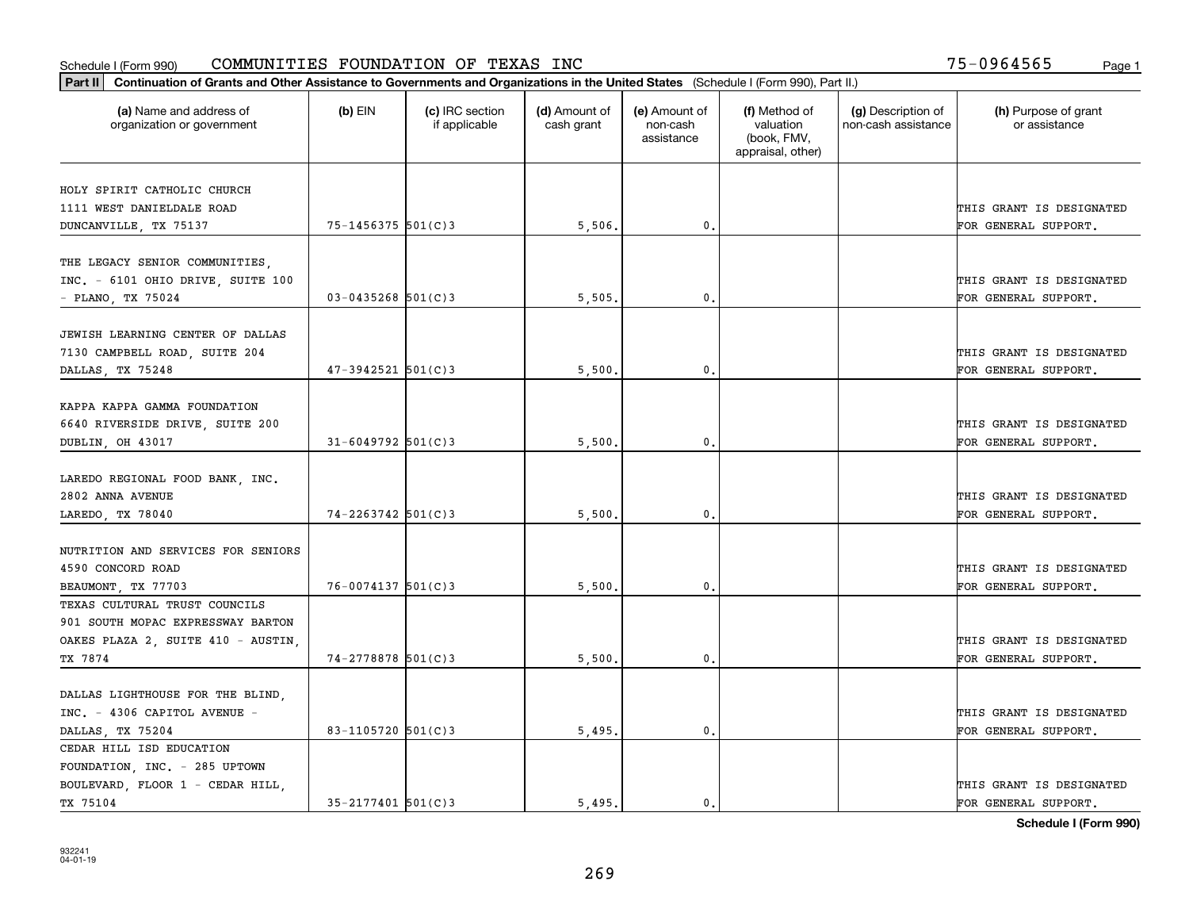Schedule I (Form 990) COMMUNITIES FOUNDATION OF TEXAS INC 75-0964565 Page 1

**Part II** **Continuation of Grants and Other Assistance to Governments and Organizations in the United States** (Schedule I (Form 990), Part II.)

| (a) Name and address of organization or government | (b) EIN | (c) IRC section if applicable | (d) Amount of cash grant | (e) Amount of non-cash assistance | (f) Method of valuation (book, FMV, appraisal, other) | (g) Description of non-cash assistance | (h) Purpose of grant or assistance |
|---|---|---|---|---|---|---|---|
| HOLY SPIRIT CATHOLIC CHURCH 1111 WEST DANIELDALE ROAD DUNCANVILLE, TX 75137 | 75-1456375 | 501(C)3 | 5,506. | 0. | | | THIS GRANT IS DESIGNATED FOR GENERAL SUPPORT. |
| THE LEGACY SENIOR COMMUNITIES, INC. - 6101 OHIO DRIVE, SUITE 100 - PLANO, TX 75024 | 03-0435268 | 501(C)3 | 5,505. | 0. | | | THIS GRANT IS DESIGNATED FOR GENERAL SUPPORT. |
| JEWISH LEARNING CENTER OF DALLAS 7130 CAMPBELL ROAD, SUITE 204 DALLAS, TX 75248 | 47-3942521 | 501(C)3 | 5,500. | 0. | | | THIS GRANT IS DESIGNATED FOR GENERAL SUPPORT. |
| KAPPA KAPPA GAMMA FOUNDATION 6640 RIVERSIDE DRIVE, SUITE 200 DUBLIN, OH 43017 | 31-6049792 | 501(C)3 | 5,500. | 0. | | | THIS GRANT IS DESIGNATED FOR GENERAL SUPPORT. |
| LAREDO REGIONAL FOOD BANK, INC. 2802 ANNA AVENUE LAREDO, TX 78040 | 74-2263742 | 501(C)3 | 5,500. | 0. | | | THIS GRANT IS DESIGNATED FOR GENERAL SUPPORT. |
| NUTRITION AND SERVICES FOR SENIORS 4590 CONCORD ROAD BEAUMONT, TX 77703 | 76-0074137 | 501(C)3 | 5,500. | 0. | | | THIS GRANT IS DESIGNATED FOR GENERAL SUPPORT. |
| TEXAS CULTURAL TRUST COUNCILS 901 SOUTH MOPAC EXPRESSWAY BARTON OAKES PLAZA 2, SUITE 410 - AUSTIN, TX 7874 | 74-2778878 | 501(C)3 | 5,500. | 0. | | | THIS GRANT IS DESIGNATED FOR GENERAL SUPPORT. |
| DALLAS LIGHTHOUSE FOR THE BLIND, INC. - 4306 CAPITOL AVENUE - DALLAS, TX 75204 | 83-1105720 | 501(C)3 | 5,495. | 0. | | | THIS GRANT IS DESIGNATED FOR GENERAL SUPPORT. |
| CEDAR HILL ISD EDUCATION FOUNDATION, INC. - 285 UPTOWN BOULEVARD, FLOOR 1 - CEDAR HILL, TX 75104 | 35-2177401 | 501(C)3 | 5,495. | 0. | | | THIS GRANT IS DESIGNATED FOR GENERAL SUPPORT. |

**Schedule I (Form 990)**

932241
04-01-19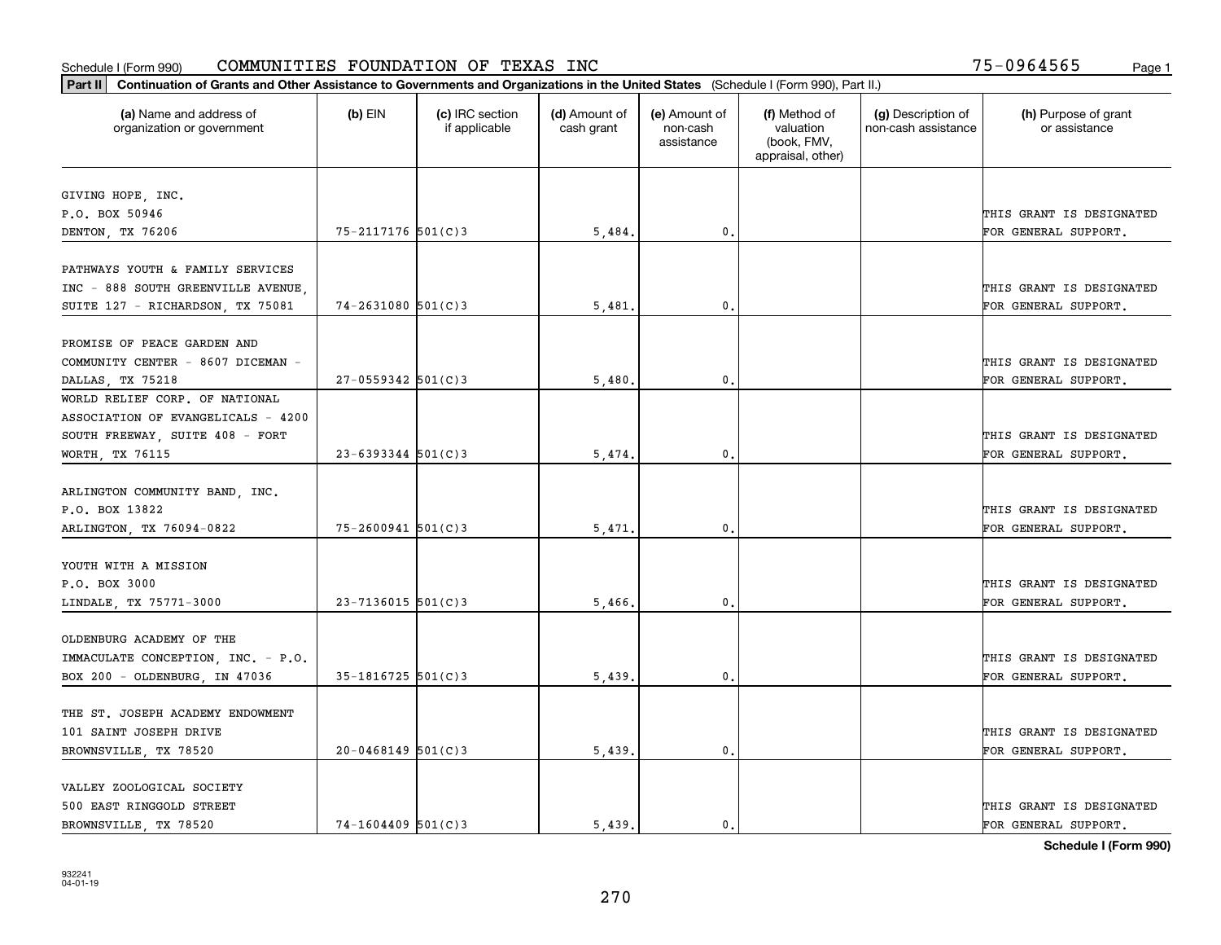Schedule I (Form 990) COMMUNITIES FOUNDATION OF TEXAS INC 75-0964565 Page 1

**Part II** **Continuation of Grants and Other Assistance to Governments and Organizations in the United States** (Schedule I (Form 990), Part II.)

| (a) Name and address of organization or government | (b) EIN | (c) IRC section if applicable | (d) Amount of cash grant | (e) Amount of non-cash assistance | (f) Method of valuation (book, FMV, appraisal, other) | (g) Description of non-cash assistance | (h) Purpose of grant or assistance |
|---|---|---|---|---|---|---|---|
| GIVING HOPE, INC. P.O. BOX 50946 DENTON, TX 76206 | 75-2117176 | 501(C)3 | 5,484. | 0. | | | THIS GRANT IS DESIGNATED FOR GENERAL SUPPORT. |
| PATHWAYS YOUTH & FAMILY SERVICES INC - 888 SOUTH GREENVILLE AVENUE, SUITE 127 - RICHARDSON, TX 75081 | 74-2631080 | 501(C)3 | 5,481. | 0. | | | THIS GRANT IS DESIGNATED FOR GENERAL SUPPORT. |
| PROMISE OF PEACE GARDEN AND COMMUNITY CENTER - 8607 DICEMAN - DALLAS, TX 75218 | 27-0559342 | 501(C)3 | 5,480. | 0. | | | THIS GRANT IS DESIGNATED FOR GENERAL SUPPORT. |
| WORLD RELIEF CORP. OF NATIONAL ASSOCIATION OF EVANGELICALS - 4200 SOUTH FREEWAY, SUITE 408 - FORT WORTH, TX 76115 | 23-6393344 | 501(C)3 | 5,474. | 0. | | | THIS GRANT IS DESIGNATED FOR GENERAL SUPPORT. |
| ARLINGTON COMMUNITY BAND, INC. P.O. BOX 13822 ARLINGTON, TX 76094-0822 | 75-2600941 | 501(C)3 | 5,471. | 0. | | | THIS GRANT IS DESIGNATED FOR GENERAL SUPPORT. |
| YOUTH WITH A MISSION P.O. BOX 3000 LINDALE, TX 75771-3000 | 23-7136015 | 501(C)3 | 5,466. | 0. | | | THIS GRANT IS DESIGNATED FOR GENERAL SUPPORT. |
| OLDENBURG ACADEMY OF THE IMMACULATE CONCEPTION, INC. - P.O. BOX 200 - OLDENBURG, IN 47036 | 35-1816725 | 501(C)3 | 5,439. | 0. | | | THIS GRANT IS DESIGNATED FOR GENERAL SUPPORT. |
| THE ST. JOSEPH ACADEMY ENDOWMENT 101 SAINT JOSEPH DRIVE BROWNSVILLE, TX 78520 | 20-0468149 | 501(C)3 | 5,439. | 0. | | | THIS GRANT IS DESIGNATED FOR GENERAL SUPPORT. |
| VALLEY ZOOLOGICAL SOCIETY 500 EAST RINGGOLD STREET BROWNSVILLE, TX 78520 | 74-1604409 | 501(C)3 | 5,439. | 0. | | | THIS GRANT IS DESIGNATED FOR GENERAL SUPPORT. |

**Schedule I (Form 990)**

932241 04-01-19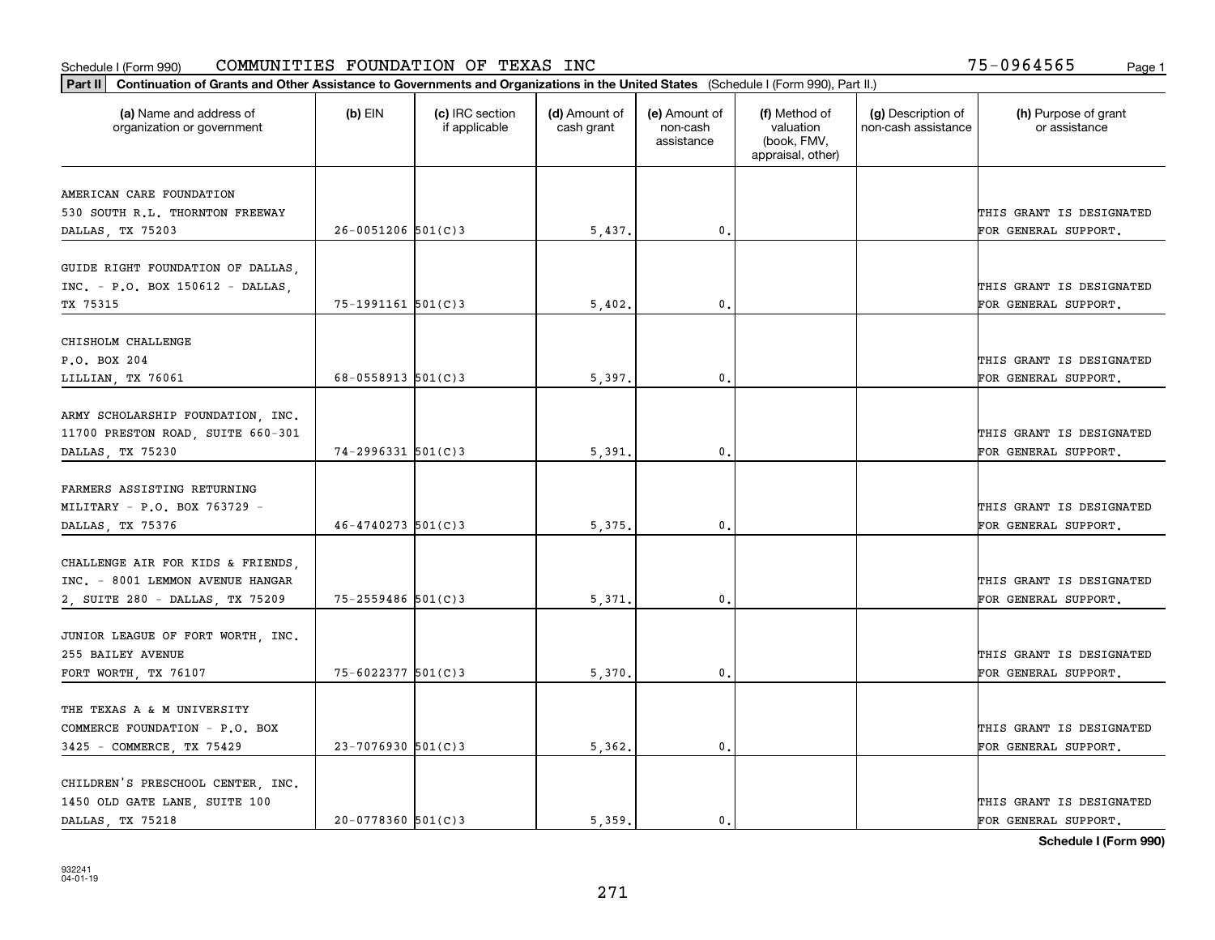Schedule I (Form 990) COMMUNITIES FOUNDATION OF TEXAS INC 75-0964565

**Part II Continuation of Grants and Other Assistance to Governments and Organizations in the United States** (Schedule I (Form 990), Part II.)

| (a) Name and address of organization or government | (b) EIN | (c) IRC section if applicable | (d) Amount of cash grant | (e) Amount of non-cash assistance | (f) Method of valuation (book, FMV, appraisal, other) | (g) Description of non-cash assistance | (h) Purpose of grant or assistance |
|---|---|---|---|---|---|---|---|
| AMERICAN CARE FOUNDATION 530 SOUTH R.L. THORNTON FREEWAY DALLAS, TX 75203 | 26-0051206 | 501(C)3 | 5,437. | 0. | | | THIS GRANT IS DESIGNATED FOR GENERAL SUPPORT. |
| GUIDE RIGHT FOUNDATION OF DALLAS, INC. - P.O. BOX 150612 - DALLAS, TX 75315 | 75-1991161 | 501(C)3 | 5,402. | 0. | | | THIS GRANT IS DESIGNATED FOR GENERAL SUPPORT. |
| CHISHOLM CHALLENGE P.O. BOX 204 LILLIAN, TX 76061 | 68-0558913 | 501(C)3 | 5,397. | 0. | | | THIS GRANT IS DESIGNATED FOR GENERAL SUPPORT. |
| ARMY SCHOLARSHIP FOUNDATION, INC. 11700 PRESTON ROAD, SUITE 660-301 DALLAS, TX 75230 | 74-2996331 | 501(C)3 | 5,391. | 0. | | | THIS GRANT IS DESIGNATED FOR GENERAL SUPPORT. |
| FARMERS ASSISTING RETURNING MILITARY - P.O. BOX 763729 - DALLAS, TX 75376 | 46-4740273 | 501(C)3 | 5,375. | 0. | | | THIS GRANT IS DESIGNATED FOR GENERAL SUPPORT. |
| CHALLENGE AIR FOR KIDS & FRIENDS, INC. - 8001 LEMMON AVENUE HANGAR 2, SUITE 280 - DALLAS, TX 75209 | 75-2559486 | 501(C)3 | 5,371. | 0. | | | THIS GRANT IS DESIGNATED FOR GENERAL SUPPORT. |
| JUNIOR LEAGUE OF FORT WORTH, INC. 255 BAILEY AVENUE FORT WORTH, TX 76107 | 75-6022377 | 501(C)3 | 5,370. | 0. | | | THIS GRANT IS DESIGNATED FOR GENERAL SUPPORT. |
| THE TEXAS A & M UNIVERSITY COMMERCE FOUNDATION - P.O. BOX 3425 - COMMERCE, TX 75429 | 23-7076930 | 501(C)3 | 5,362. | 0. | | | THIS GRANT IS DESIGNATED FOR GENERAL SUPPORT. |
| CHILDREN'S PRESCHOOL CENTER, INC. 1450 OLD GATE LANE, SUITE 100 DALLAS, TX 75218 | 20-0778360 | 501(C)3 | 5,359. | 0. | | | THIS GRANT IS DESIGNATED FOR GENERAL SUPPORT. |

**Schedule I (Form 990)**

932241 04-01-19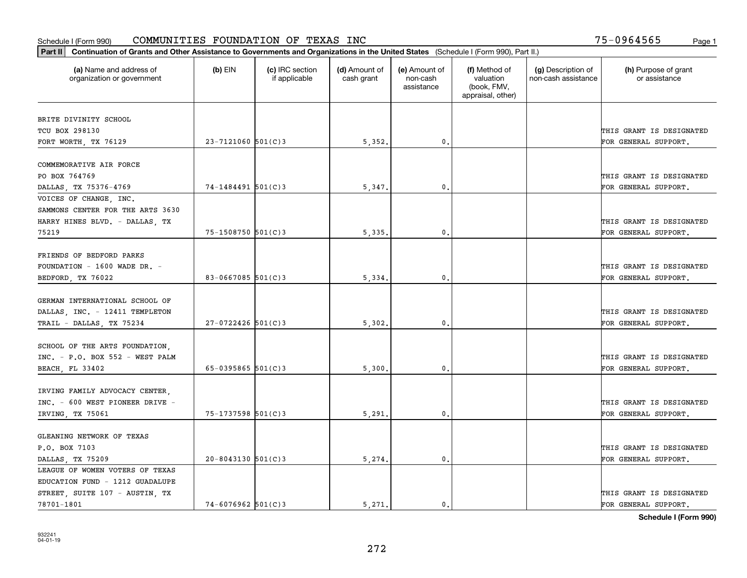Schedule I (Form 990) COMMUNITIES FOUNDATION OF TEXAS INC 75-0964565 Page 1

**Part II** **Continuation of Grants and Other Assistance to Governments and Organizations in the United States** (Schedule I (Form 990), Part II.)

| (a) Name and address of organization or government | (b) EIN | (c) IRC section if applicable | (d) Amount of cash grant | (e) Amount of non-cash assistance | (f) Method of valuation (book, FMV, appraisal, other) | (g) Description of non-cash assistance | (h) Purpose of grant or assistance |
|---|---|---|---|---|---|---|---|
| BRITE DIVINITY SCHOOL TCU BOX 298130 FORT WORTH, TX 76129 | 23-7121060 | 501(C)3 | 5,352. | 0. | | | THIS GRANT IS DESIGNATED FOR GENERAL SUPPORT. |
| COMMEMORATIVE AIR FORCE PO BOX 764769 DALLAS, TX 75376-4769 | 74-1484491 | 501(C)3 | 5,347. | 0. | | | THIS GRANT IS DESIGNATED FOR GENERAL SUPPORT. |
| VOICES OF CHANGE, INC. SAMMONS CENTER FOR THE ARTS 3630 HARRY HINES BLVD. - DALLAS, TX 75219 | 75-1508750 | 501(C)3 | 5,335. | 0. | | | THIS GRANT IS DESIGNATED FOR GENERAL SUPPORT. |
| FRIENDS OF BEDFORD PARKS FOUNDATION - 1600 WADE DR. - BEDFORD, TX 76022 | 83-0667085 | 501(C)3 | 5,334. | 0. | | | THIS GRANT IS DESIGNATED FOR GENERAL SUPPORT. |
| GERMAN INTERNATIONAL SCHOOL OF DALLAS, INC. - 12411 TEMPLETON TRAIL - DALLAS, TX 75234 | 27-0722426 | 501(C)3 | 5,302. | 0. | | | THIS GRANT IS DESIGNATED FOR GENERAL SUPPORT. |
| SCHOOL OF THE ARTS FOUNDATION, INC. - P.O. BOX 552 - WEST PALM BEACH, FL 33402 | 65-0395865 | 501(C)3 | 5,300. | 0. | | | THIS GRANT IS DESIGNATED FOR GENERAL SUPPORT. |
| IRVING FAMILY ADVOCACY CENTER, INC. - 600 WEST PIONEER DRIVE - IRVING, TX 75061 | 75-1737598 | 501(C)3 | 5,291. | 0. | | | THIS GRANT IS DESIGNATED FOR GENERAL SUPPORT. |
| GLEANING NETWORK OF TEXAS P.O. BOX 7103 DALLAS, TX 75209 | 20-8043130 | 501(C)3 | 5,274. | 0. | | | THIS GRANT IS DESIGNATED FOR GENERAL SUPPORT. |
| LEAGUE OF WOMEN VOTERS OF TEXAS EDUCATION FUND - 1212 GUADALUPE STREET, SUITE 107 - AUSTIN, TX 78701-1801 | 74-6076962 | 501(C)3 | 5,271. | 0. | | | THIS GRANT IS DESIGNATED FOR GENERAL SUPPORT. |

**Schedule I (Form 990)**

932241
04-01-19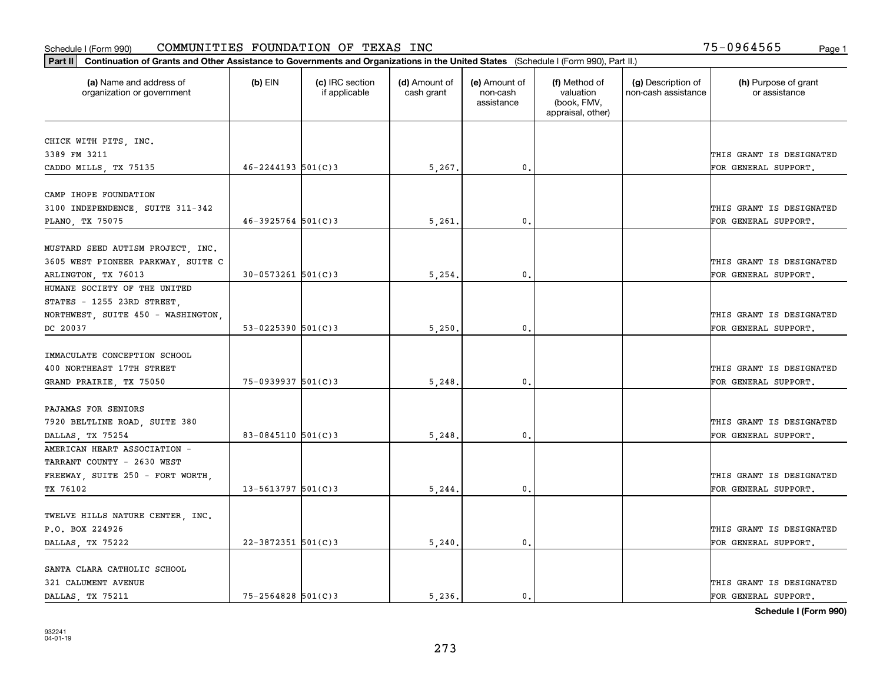Schedule I (Form 990) COMMUNITIES FOUNDATION OF TEXAS INC 75-0964565 Page 1

**Part II** **Continuation of Grants and Other Assistance to Governments and Organizations in the United States** (Schedule I (Form 990), Part II.)

| (a) Name and address of organization or government | (b) EIN | (c) IRC section if applicable | (d) Amount of cash grant | (e) Amount of non-cash assistance | (f) Method of valuation (book, FMV, appraisal, other) | (g) Description of non-cash assistance | (h) Purpose of grant or assistance |
|---|---|---|---|---|---|---|---|
| CHICK WITH PITS, INC. 3389 FM 3211 CADDO MILLS, TX 75135 | 46-2244193 | 501(C)3 | 5,267. | 0. | | | THIS GRANT IS DESIGNATED FOR GENERAL SUPPORT. |
| CAMP IHOPE FOUNDATION 3100 INDEPENDENCE, SUITE 311-342 PLANO, TX 75075 | 46-3925764 | 501(C)3 | 5,261. | 0. | | | THIS GRANT IS DESIGNATED FOR GENERAL SUPPORT. |
| MUSTARD SEED AUTISM PROJECT, INC. 3605 WEST PIONEER PARKWAY, SUITE C ARLINGTON, TX 76013 | 30-0573261 | 501(C)3 | 5,254. | 0. | | | THIS GRANT IS DESIGNATED FOR GENERAL SUPPORT. |
| HUMANE SOCIETY OF THE UNITED STATES - 1255 23RD STREET, NORTHWEST, SUITE 450 - WASHINGTON, DC 20037 | 53-0225390 | 501(C)3 | 5,250. | 0. | | | THIS GRANT IS DESIGNATED FOR GENERAL SUPPORT. |
| IMMACULATE CONCEPTION SCHOOL 400 NORTHEAST 17TH STREET GRAND PRAIRIE, TX 75050 | 75-0939937 | 501(C)3 | 5,248. | 0. | | | THIS GRANT IS DESIGNATED FOR GENERAL SUPPORT. |
| PAJAMAS FOR SENIORS 7920 BELTLINE ROAD, SUITE 380 DALLAS, TX 75254 | 83-0845110 | 501(C)3 | 5,248. | 0. | | | THIS GRANT IS DESIGNATED FOR GENERAL SUPPORT. |
| AMERICAN HEART ASSOCIATION - TARRANT COUNTY - 2630 WEST FREEWAY, SUITE 250 - FORT WORTH, TX 76102 | 13-5613797 | 501(C)3 | 5,244. | 0. | | | THIS GRANT IS DESIGNATED FOR GENERAL SUPPORT. |
| TWELVE HILLS NATURE CENTER, INC. P.O. BOX 224926 DALLAS, TX 75222 | 22-3872351 | 501(C)3 | 5,240. | 0. | | | THIS GRANT IS DESIGNATED FOR GENERAL SUPPORT. |
| SANTA CLARA CATHOLIC SCHOOL 321 CALUMENT AVENUE DALLAS, TX 75211 | 75-2564828 | 501(C)3 | 5,236. | 0. | | | THIS GRANT IS DESIGNATED FOR GENERAL SUPPORT. |

**Schedule I (Form 990)**

932241 04-01-19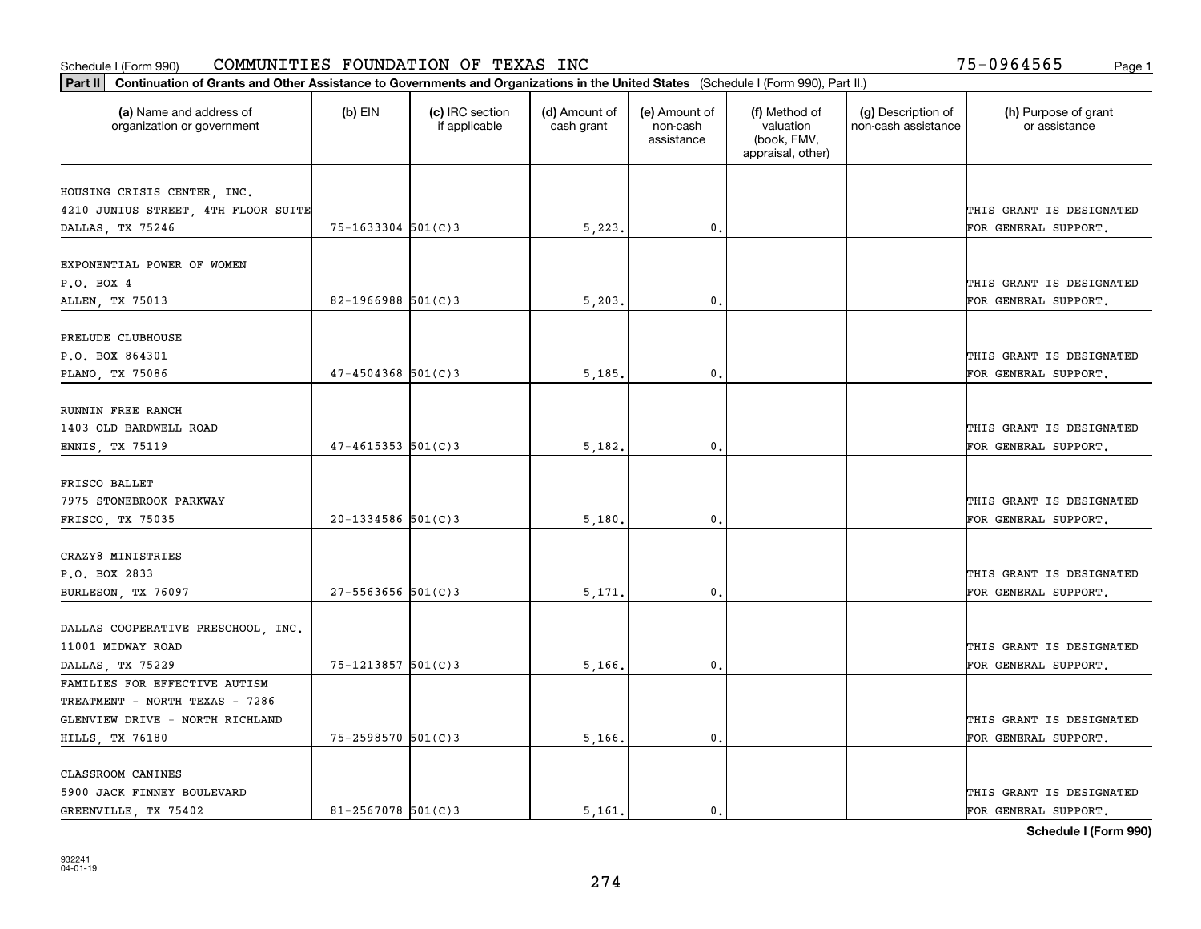Schedule I (Form 990) COMMUNITIES FOUNDATION OF TEXAS INC 75-0964565

**Part II Continuation of Grants and Other Assistance to Governments and Organizations in the United States** (Schedule I (Form 990), Part II.)

| (a) Name and address of organization or government | (b) EIN | (c) IRC section if applicable | (d) Amount of cash grant | (e) Amount of non-cash assistance | (f) Method of valuation (book, FMV, appraisal, other) | (g) Description of non-cash assistance | (h) Purpose of grant or assistance |
|---|---|---|---|---|---|---|---|
| HOUSING CRISIS CENTER, INC. 4210 JUNIUS STREET, 4TH FLOOR SUITE DALLAS, TX 75246 | 75-1633304 | 501(C)3 | 5,223. | 0. | | | THIS GRANT IS DESIGNATED FOR GENERAL SUPPORT. |
| EXPONENTIAL POWER OF WOMEN P.O. BOX 4 ALLEN, TX 75013 | 82-1966988 | 501(C)3 | 5,203. | 0. | | | THIS GRANT IS DESIGNATED FOR GENERAL SUPPORT. |
| PRELUDE CLUBHOUSE P.O. BOX 864301 PLANO, TX 75086 | 47-4504368 | 501(C)3 | 5,185. | 0. | | | THIS GRANT IS DESIGNATED FOR GENERAL SUPPORT. |
| RUNNIN FREE RANCH 1403 OLD BARDWELL ROAD ENNIS, TX 75119 | 47-4615353 | 501(C)3 | 5,182. | 0. | | | THIS GRANT IS DESIGNATED FOR GENERAL SUPPORT. |
| FRISCO BALLET 7975 STONEBROOK PARKWAY FRISCO, TX 75035 | 20-1334586 | 501(C)3 | 5,180. | 0. | | | THIS GRANT IS DESIGNATED FOR GENERAL SUPPORT. |
| CRAZY8 MINISTRIES P.O. BOX 2833 BURLESON, TX 76097 | 27-5563656 | 501(C)3 | 5,171. | 0. | | | THIS GRANT IS DESIGNATED FOR GENERAL SUPPORT. |
| DALLAS COOPERATIVE PRESCHOOL, INC. 11001 MIDWAY ROAD DALLAS, TX 75229 | 75-1213857 | 501(C)3 | 5,166. | 0. | | | THIS GRANT IS DESIGNATED FOR GENERAL SUPPORT. |
| FAMILIES FOR EFFECTIVE AUTISM TREATMENT - NORTH TEXAS - 7286 GLENVIEW DRIVE - NORTH RICHLAND HILLS, TX 76180 | 75-2598570 | 501(C)3 | 5,166. | 0. | | | THIS GRANT IS DESIGNATED FOR GENERAL SUPPORT. |
| CLASSROOM CANINES 5900 JACK FINNEY BOULEVARD GREENVILLE, TX 75402 | 81-2567078 | 501(C)3 | 5,161. | 0. | | | THIS GRANT IS DESIGNATED FOR GENERAL SUPPORT. |

Schedule I (Form 990)

932241 04-01-19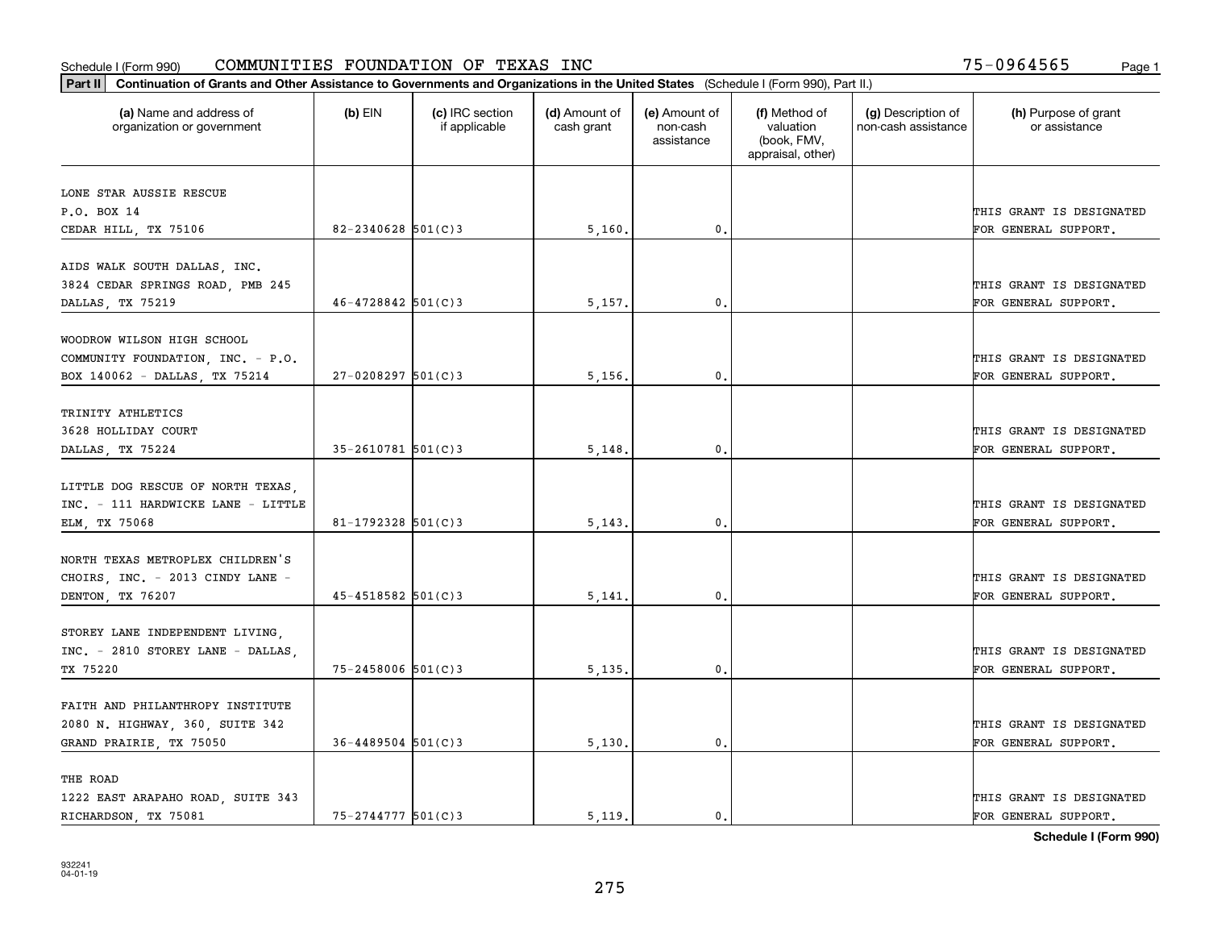Schedule I (Form 990) COMMUNITIES FOUNDATION OF TEXAS INC 75-0964565

**Part II** **Continuation of Grants and Other Assistance to Governments and Organizations in the United States** (Schedule I (Form 990), Part II.)

| (a) Name and address of organization or government | (b) EIN | (c) IRC section if applicable | (d) Amount of cash grant | (e) Amount of non-cash assistance | (f) Method of valuation (book, FMV, appraisal, other) | (g) Description of non-cash assistance | (h) Purpose of grant or assistance |
|---|---|---|---|---|---|---|---|
| LONE STAR AUSSIE RESCUE P.O. BOX 14 CEDAR HILL, TX 75106 | 82-2340628 | 501(C)3 | 5,160. | 0. | | | THIS GRANT IS DESIGNATED FOR GENERAL SUPPORT. |
| AIDS WALK SOUTH DALLAS, INC. 3824 CEDAR SPRINGS ROAD, PMB 245 DALLAS, TX 75219 | 46-4728842 | 501(C)3 | 5,157. | 0. | | | THIS GRANT IS DESIGNATED FOR GENERAL SUPPORT. |
| WOODROW WILSON HIGH SCHOOL COMMUNITY FOUNDATION, INC. - P.O. BOX 140062 - DALLAS, TX 75214 | 27-0208297 | 501(C)3 | 5,156. | 0. | | | THIS GRANT IS DESIGNATED FOR GENERAL SUPPORT. |
| TRINITY ATHLETICS 3628 HOLLIDAY COURT DALLAS, TX 75224 | 35-2610781 | 501(C)3 | 5,148. | 0. | | | THIS GRANT IS DESIGNATED FOR GENERAL SUPPORT. |
| LITTLE DOG RESCUE OF NORTH TEXAS, INC. - 111 HARDWICKE LANE - LITTLE ELM, TX 75068 | 81-1792328 | 501(C)3 | 5,143. | 0. | | | THIS GRANT IS DESIGNATED FOR GENERAL SUPPORT. |
| NORTH TEXAS METROPLEX CHILDREN'S CHOIRS, INC. - 2013 CINDY LANE - DENTON, TX 76207 | 45-4518582 | 501(C)3 | 5,141. | 0. | | | THIS GRANT IS DESIGNATED FOR GENERAL SUPPORT. |
| STOREY LANE INDEPENDENT LIVING, INC. - 2810 STOREY LANE - DALLAS, TX 75220 | 75-2458006 | 501(C)3 | 5,135. | 0. | | | THIS GRANT IS DESIGNATED FOR GENERAL SUPPORT. |
| FAITH AND PHILANTHROPY INSTITUTE 2080 N. HIGHWAY, 360, SUITE 342 GRAND PRAIRIE, TX 75050 | 36-4489504 | 501(C)3 | 5,130. | 0. | | | THIS GRANT IS DESIGNATED FOR GENERAL SUPPORT. |
| THE ROAD 1222 EAST ARAPAHO ROAD, SUITE 343 RICHARDSON, TX 75081 | 75-2744777 | 501(C)3 | 5,119. | 0. | | | THIS GRANT IS DESIGNATED FOR GENERAL SUPPORT. |

**Schedule I (Form 990)**

932241
04-01-19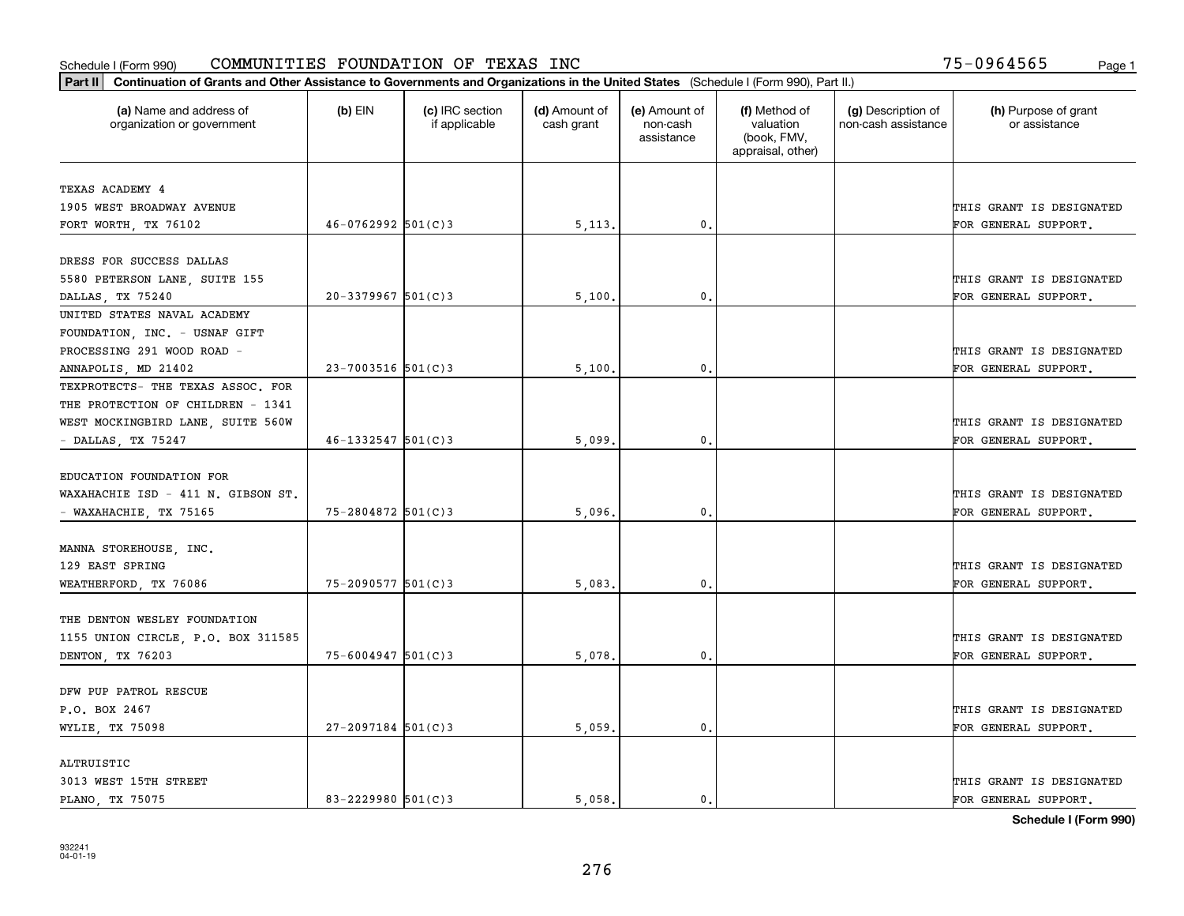Schedule I (Form 990) COMMUNITIES FOUNDATION OF TEXAS INC 75-0964565

**Part II** **Continuation of Grants and Other Assistance to Governments and Organizations in the United States** (Schedule I (Form 990), Part II.)

| (a) Name and address of organization or government | (b) EIN | (c) IRC section if applicable | (d) Amount of cash grant | (e) Amount of non-cash assistance | (f) Method of valuation (book, FMV, appraisal, other) | (g) Description of non-cash assistance | (h) Purpose of grant or assistance |
|---|---|---|---|---|---|---|---|
| TEXAS ACADEMY 4 1905 WEST BROADWAY AVENUE FORT WORTH, TX 76102 | 46-0762992 | 501(C)3 | 5,113. | 0. | | | THIS GRANT IS DESIGNATED FOR GENERAL SUPPORT. |
| DRESS FOR SUCCESS DALLAS 5580 PETERSON LANE, SUITE 155 DALLAS, TX 75240 | 20-3379967 | 501(C)3 | 5,100. | 0. | | | THIS GRANT IS DESIGNATED FOR GENERAL SUPPORT. |
| UNITED STATES NAVAL ACADEMY FOUNDATION, INC. - USNAF GIFT PROCESSING 291 WOOD ROAD - ANNAPOLIS, MD 21402 | 23-7003516 | 501(C)3 | 5,100. | 0. | | | THIS GRANT IS DESIGNATED FOR GENERAL SUPPORT. |
| TEXPROTECTS- THE TEXAS ASSOC. FOR THE PROTECTION OF CHILDREN - 1341 WEST MOCKINGBIRD LANE, SUITE 560W - DALLAS, TX 75247 | 46-1332547 | 501(C)3 | 5,099. | 0. | | | THIS GRANT IS DESIGNATED FOR GENERAL SUPPORT. |
| EDUCATION FOUNDATION FOR WAXAHACHIE ISD - 411 N. GIBSON ST. - WAXAHACHIE, TX 75165 | 75-2804872 | 501(C)3 | 5,096. | 0. | | | THIS GRANT IS DESIGNATED FOR GENERAL SUPPORT. |
| MANNA STOREHOUSE, INC. 129 EAST SPRING WEATHERFORD, TX 76086 | 75-2090577 | 501(C)3 | 5,083. | 0. | | | THIS GRANT IS DESIGNATED FOR GENERAL SUPPORT. |
| THE DENTON WESLEY FOUNDATION 1155 UNION CIRCLE, P.O. BOX 311585 DENTON, TX 76203 | 75-6004947 | 501(C)3 | 5,078. | 0. | | | THIS GRANT IS DESIGNATED FOR GENERAL SUPPORT. |
| DFW PUP PATROL RESCUE P.O. BOX 2467 WYLIE, TX 75098 | 27-2097184 | 501(C)3 | 5,059. | 0. | | | THIS GRANT IS DESIGNATED FOR GENERAL SUPPORT. |
| ALTRUISTIC 3013 WEST 15TH STREET PLANO, TX 75075 | 83-2229980 | 501(C)3 | 5,058. | 0. | | | THIS GRANT IS DESIGNATED FOR GENERAL SUPPORT. |

**Schedule I (Form 990)**

932241 04-01-19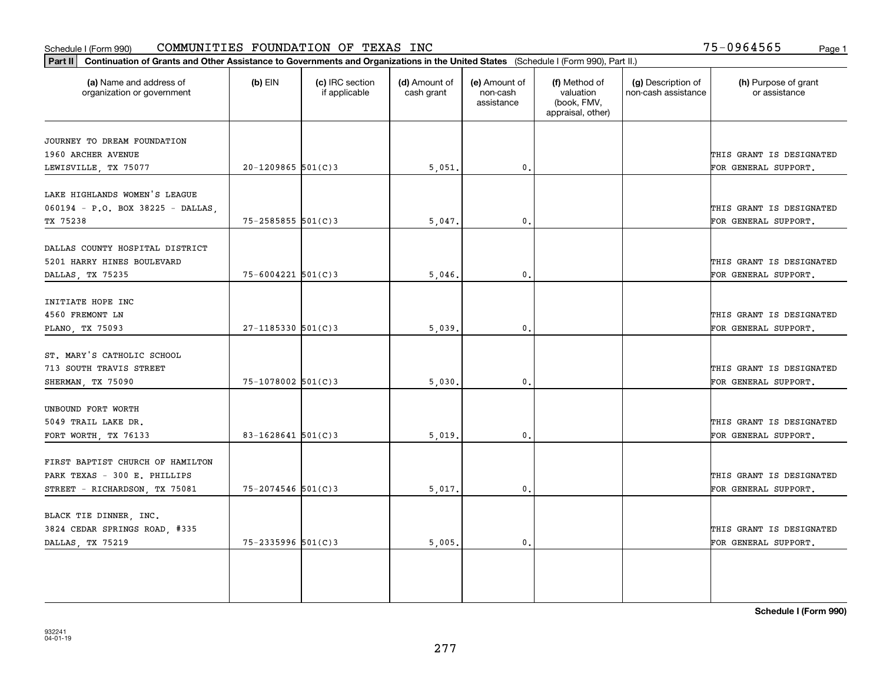Schedule I (Form 990) COMMUNITIES FOUNDATION OF TEXAS INC 75-0964565

**Part II** **Continuation of Grants and Other Assistance to Governments and Organizations in the United States** (Schedule I (Form 990), Part II.)

| (a) Name and address of organization or government | (b) EIN | (c) IRC section if applicable | (d) Amount of cash grant | (e) Amount of non-cash assistance | (f) Method of valuation (book, FMV, appraisal, other) | (g) Description of non-cash assistance | (h) Purpose of grant or assistance |
|---|---|---|---|---|---|---|---|
| JOURNEY TO DREAM FOUNDATION 1960 ARCHER AVENUE LEWISVILLE, TX 75077 | 20-1209865 | 501(C)3 | 5,051. | 0. | | | THIS GRANT IS DESIGNATED FOR GENERAL SUPPORT. |
| LAKE HIGHLANDS WOMEN'S LEAGUE 060194 - P.O. BOX 38225 - DALLAS, TX 75238 | 75-2585855 | 501(C)3 | 5,047. | 0. | | | THIS GRANT IS DESIGNATED FOR GENERAL SUPPORT. |
| DALLAS COUNTY HOSPITAL DISTRICT 5201 HARRY HINES BOULEVARD DALLAS, TX 75235 | 75-6004221 | 501(C)3 | 5,046. | 0. | | | THIS GRANT IS DESIGNATED FOR GENERAL SUPPORT. |
| INITIATE HOPE INC 4560 FREMONT LN PLANO, TX 75093 | 27-1185330 | 501(C)3 | 5,039. | 0. | | | THIS GRANT IS DESIGNATED FOR GENERAL SUPPORT. |
| ST. MARY'S CATHOLIC SCHOOL 713 SOUTH TRAVIS STREET SHERMAN, TX 75090 | 75-1078002 | 501(C)3 | 5,030. | 0. | | | THIS GRANT IS DESIGNATED FOR GENERAL SUPPORT. |
| UNBOUND FORT WORTH 5049 TRAIL LAKE DR. FORT WORTH, TX 76133 | 83-1628641 | 501(C)3 | 5,019. | 0. | | | THIS GRANT IS DESIGNATED FOR GENERAL SUPPORT. |
| FIRST BAPTIST CHURCH OF HAMILTON PARK TEXAS - 300 E. PHILLIPS STREET - RICHARDSON, TX 75081 | 75-2074546 | 501(C)3 | 5,017. | 0. | | | THIS GRANT IS DESIGNATED FOR GENERAL SUPPORT. |
| BLACK TIE DINNER, INC. 3824 CEDAR SPRINGS ROAD, #335 DALLAS, TX 75219 | 75-2335996 | 501(C)3 | 5,005. | 0. | | | THIS GRANT IS DESIGNATED FOR GENERAL SUPPORT. |

**Schedule I (Form 990)**

932241 04-01-19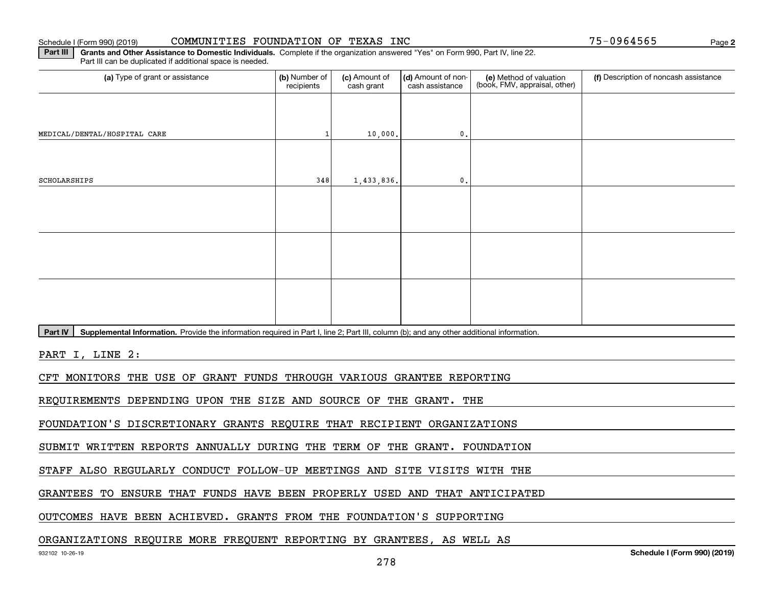Schedule I (Form 990) (2019) COMMUNITIES FOUNDATION OF TEXAS INC 75-0964565 Page 2

**Part III** **Grants and Other Assistance to Domestic Individuals.** Complete if the organization answered "Yes" on Form 990, Part IV, line 22. Part III can be duplicated if additional space is needed.

| (a) Type of grant or assistance | (b) Number of recipients | (c) Amount of cash grant | (d) Amount of non-cash assistance | (e) Method of valuation (book, FMV, appraisal, other) | (f) Description of noncash assistance |
|---|---|---|---|---|---|
| MEDICAL/DENTAL/HOSPITAL CARE | 1 | 10,000. | 0. | | |
| SCHOLARSHIPS | 348 | 1,433,836. | 0. | | |
| | | | | | |
| | | | | | |
| | | | | | |

**Part IV** **Supplemental Information.** Provide the information required in Part I, line 2; Part III, column (b); and any other additional information.

PART I, LINE 2:

CFT MONITORS THE USE OF GRANT FUNDS THROUGH VARIOUS GRANTEE REPORTING REQUIREMENTS DEPENDING UPON THE SIZE AND SOURCE OF THE GRANT. THE FOUNDATION'S DISCRETIONARY GRANTS REQUIRE THAT RECIPIENT ORGANIZATIONS SUBMIT WRITTEN REPORTS ANNUALLY DURING THE TERM OF THE GRANT. FOUNDATION STAFF ALSO REGULARLY CONDUCT FOLLOW-UP MEETINGS AND SITE VISITS WITH THE GRANTEES TO ENSURE THAT FUNDS HAVE BEEN PROPERLY USED AND THAT ANTICIPATED OUTCOMES HAVE BEEN ACHIEVED. GRANTS FROM THE FOUNDATION'S SUPPORTING ORGANIZATIONS REQUIRE MORE FREQUENT REPORTING BY GRANTEES, AS WELL AS

932102 10-26-19 **Schedule I (Form 990) (2019)**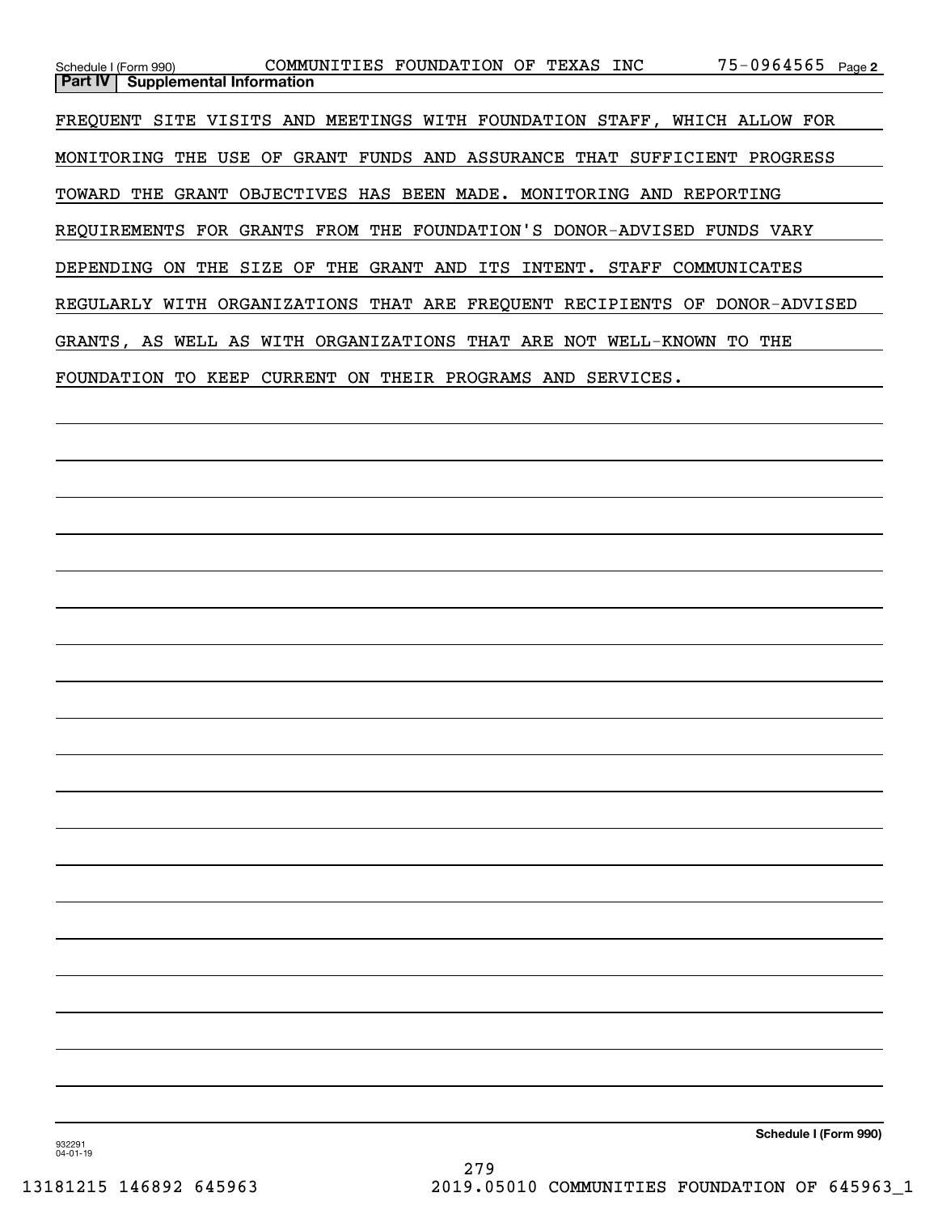Schedule I (Form 990) COMMUNITIES FOUNDATION OF TEXAS INC 75-0964565 Page 2

## Part IV Supplemental Information

FREQUENT SITE VISITS AND MEETINGS WITH FOUNDATION STAFF, WHICH ALLOW FOR MONITORING THE USE OF GRANT FUNDS AND ASSURANCE THAT SUFFICIENT PROGRESS TOWARD THE GRANT OBJECTIVES HAS BEEN MADE. MONITORING AND REPORTING REQUIREMENTS FOR GRANTS FROM THE FOUNDATION'S DONOR-ADVISED FUNDS VARY DEPENDING ON THE SIZE OF THE GRANT AND ITS INTENT. STAFF COMMUNICATES REGULARLY WITH ORGANIZATIONS THAT ARE FREQUENT RECIPIENTS OF DONOR-ADVISED GRANTS, AS WELL AS WITH ORGANIZATIONS THAT ARE NOT WELL-KNOWN TO THE FOUNDATION TO KEEP CURRENT ON THEIR PROGRAMS AND SERVICES.

Schedule I (Form 990)

932291 04-01-19

13181215 146892 645963 2019.05010 COMMUNITIES FOUNDATION OF 645963_1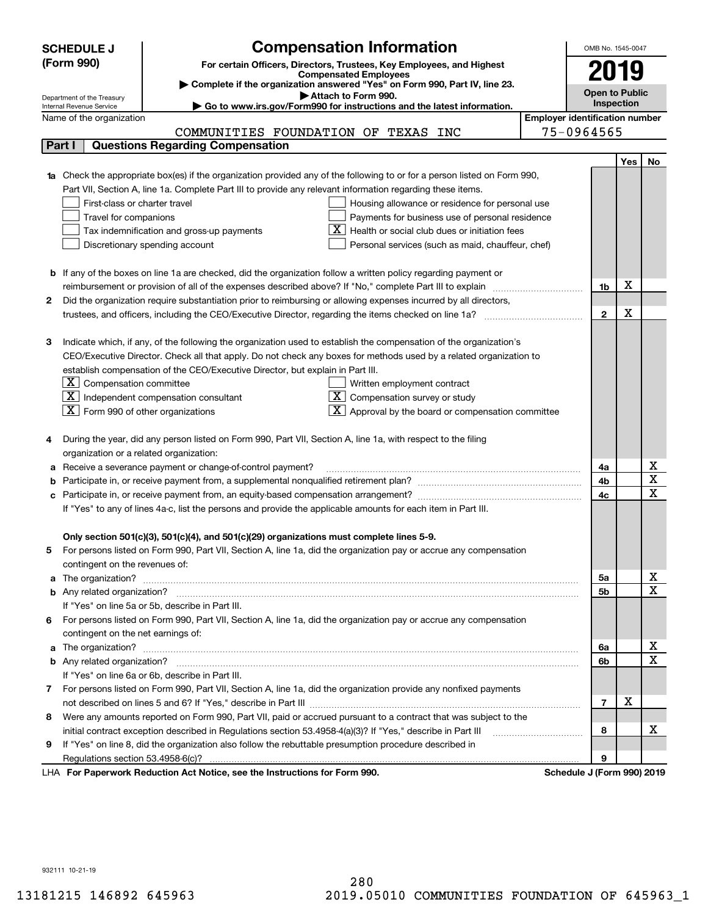**SCHEDULE J (Form 990)**

Department of the Treasury
Internal Revenue Service

# Compensation Information

**For certain Officers, Directors, Trustees, Key Employees, and Highest Compensated Employees**

▶ Complete if the organization answered "Yes" on Form 990, Part IV, line 23.

▶ Attach to Form 990.

▶ Go to www.irs.gov/Form990 for instructions and the latest information.

OMB No. 1545-0047

**2019**

**Open to Public Inspection**

Name of the organization: COMMUNITIES FOUNDATION OF TEXAS INC

Employer identification number: 75-0964565

## Part I — Questions Regarding Compensation

| | | | Yes | No |
|---|---|---|---|---|
| **1a** | Check the appropriate box(es) if the organization provided any of the following to or for a person listed on Form 990, Part VII, Section A, line 1a. Complete Part III to provide any relevant information regarding these items.<br>☐ First-class or charter travel ☐ Housing allowance or residence for personal use<br>☐ Travel for companions ☐ Payments for business use of personal residence<br>☐ Tax indemnification and gross-up payments ☒ Health or social club dues or initiation fees<br>☐ Discretionary spending account ☐ Personal services (such as maid, chauffeur, chef) | | | |
| **b** | If any of the boxes on line 1a are checked, did the organization follow a written policy regarding payment or reimbursement or provision of all of the expenses described above? If "No," complete Part III to explain | 1b | X | |
| **2** | Did the organization require substantiation prior to reimbursing or allowing expenses incurred by all directors, trustees, and officers, including the CEO/Executive Director, regarding the items checked on line 1a? | 2 | X | |
| **3** | Indicate which, if any, of the following the organization used to establish the compensation of the organization's CEO/Executive Director. Check all that apply. Do not check any boxes for methods used by a related organization to establish compensation of the CEO/Executive Director, but explain in Part III.<br>☒ Compensation committee ☐ Written employment contract<br>☒ Independent compensation consultant ☒ Compensation survey or study<br>☒ Form 990 of other organizations ☒ Approval by the board or compensation committee | | | |
| **4** | During the year, did any person listed on Form 990, Part VII, Section A, line 1a, with respect to the filing organization or a related organization: | | | |
| **a** | Receive a severance payment or change-of-control payment? | 4a | | X |
| **b** | Participate in, or receive payment from, a supplemental nonqualified retirement plan? | 4b | | X |
| **c** | Participate in, or receive payment from, an equity-based compensation arrangement? | 4c | | X |
| | If "Yes" to any of lines 4a-c, list the persons and provide the applicable amounts for each item in Part III. | | | |
| | **Only section 501(c)(3), 501(c)(4), and 501(c)(29) organizations must complete lines 5-9.** | | | |
| **5** | For persons listed on Form 990, Part VII, Section A, line 1a, did the organization pay or accrue any compensation contingent on the revenues of: | | | |
| **a** | The organization? | 5a | | X |
| **b** | Any related organization? | 5b | | X |
| | If "Yes" on line 5a or 5b, describe in Part III. | | | |
| **6** | For persons listed on Form 990, Part VII, Section A, line 1a, did the organization pay or accrue any compensation contingent on the net earnings of: | | | |
| **a** | The organization? | 6a | | X |
| **b** | Any related organization? | 6b | | X |
| | If "Yes" on line 6a or 6b, describe in Part III. | | | |
| **7** | For persons listed on Form 990, Part VII, Section A, line 1a, did the organization provide any nonfixed payments not described on lines 5 and 6? If "Yes," describe in Part III | 7 | X | |
| **8** | Were any amounts reported on Form 990, Part VII, paid or accrued pursuant to a contract that was subject to the initial contract exception described in Regulations section 53.4958-4(a)(3)? If "Yes," describe in Part III | 8 | | X |
| **9** | If "Yes" on line 8, did the organization also follow the rebuttable presumption procedure described in Regulations section 53.4958-6(c)? | 9 | | |

LHA **For Paperwork Reduction Act Notice, see the Instructions for Form 990.** **Schedule J (Form 990) 2019**

932111 10-21-19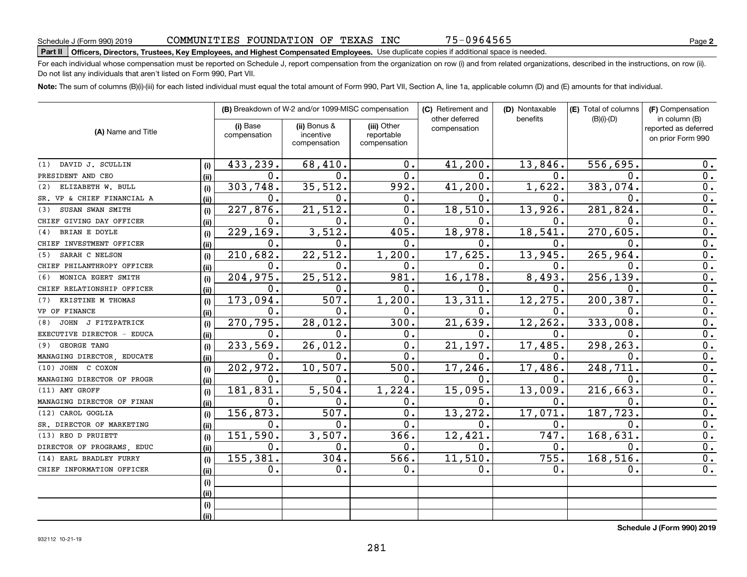Schedule J (Form 990) 2019 COMMUNITIES FOUNDATION OF TEXAS INC 75-0964565

**Part II Officers, Directors, Trustees, Key Employees, and Highest Compensated Employees.** Use duplicate copies if additional space is needed.

For each individual whose compensation must be reported on Schedule J, report compensation from the organization on row (i) and from related organizations, described in the instructions, on row (ii). Do not list any individuals that aren't listed on Form 990, Part VII.

**Note:** The sum of columns (B)(i)-(iii) for each listed individual must equal the total amount of Form 990, Part VII, Section A, line 1a, applicable column (D) and (E) amounts for that individual.

| (A) Name and Title | | (B) Breakdown of W-2 and/or 1099-MISC compensation | | | (C) Retirement and other deferred compensation | (D) Nontaxable benefits | (E) Total of columns (B)(i)-(D) | (F) Compensation in column (B) reported as deferred on prior Form 990 |
|---|---|---|---|---|---|---|---|---|
| | | (i) Base compensation | (ii) Bonus & incentive compensation | (iii) Other reportable compensation | | | | |
| (1) DAVID J. SCULLIN | (i) | 433,239. | 68,410. | 0. | 41,200. | 13,846. | 556,695. | 0. |
| PRESIDENT AND CEO | (ii) | 0. | 0. | 0. | 0. | 0. | 0. | 0. |
| (2) ELIZABETH W. BULL | (i) | 303,748. | 35,512. | 992. | 41,200. | 1,622. | 383,074. | 0. |
| SR. VP & CHIEF FINANCIAL A | (ii) | 0. | 0. | 0. | 0. | 0. | 0. | 0. |
| (3) SUSAN SWAN SMITH | (i) | 227,876. | 21,512. | 0. | 18,510. | 13,926. | 281,824. | 0. |
| CHIEF GIVING DAY OFFICER | (ii) | 0. | 0. | 0. | 0. | 0. | 0. | 0. |
| (4) BRIAN E DOYLE | (i) | 229,169. | 3,512. | 405. | 18,978. | 18,541. | 270,605. | 0. |
| CHIEF INVESTMENT OFFICER | (ii) | 0. | 0. | 0. | 0. | 0. | 0. | 0. |
| (5) SARAH C NELSON | (i) | 210,682. | 22,512. | 1,200. | 17,625. | 13,945. | 265,964. | 0. |
| CHIEF PHILANTHROPY OFFICER | (ii) | 0. | 0. | 0. | 0. | 0. | 0. | 0. |
| (6) MONICA EGERT SMITH | (i) | 204,975. | 25,512. | 981. | 16,178. | 8,493. | 256,139. | 0. |
| CHIEF RELATIONSHIP OFFICER | (ii) | 0. | 0. | 0. | 0. | 0. | 0. | 0. |
| (7) KRISTINE M THOMAS | (i) | 173,094. | 507. | 1,200. | 13,311. | 12,275. | 200,387. | 0. |
| VP OF FINANCE | (ii) | 0. | 0. | 0. | 0. | 0. | 0. | 0. |
| (8) JOHN J FITZPATRICK | (i) | 270,795. | 28,012. | 300. | 21,639. | 12,262. | 333,008. | 0. |
| EXECUTIVE DIRECTOR - EDUCA | (ii) | 0. | 0. | 0. | 0. | 0. | 0. | 0. |
| (9) GEORGE TANG | (i) | 233,569. | 26,012. | 0. | 21,197. | 17,485. | 298,263. | 0. |
| MANAGING DIRECTOR, EDUCATE | (ii) | 0. | 0. | 0. | 0. | 0. | 0. | 0. |
| (10) JOHN C COXON | (i) | 202,972. | 10,507. | 500. | 17,246. | 17,486. | 248,711. | 0. |
| MANAGING DIRECTOR OF PROGR | (ii) | 0. | 0. | 0. | 0. | 0. | 0. | 0. |
| (11) AMY GROFF | (i) | 181,831. | 5,504. | 1,224. | 15,095. | 13,009. | 216,663. | 0. |
| MANAGING DIRECTOR OF FINAN | (ii) | 0. | 0. | 0. | 0. | 0. | 0. | 0. |
| (12) CAROL GOGLIA | (i) | 156,873. | 507. | 0. | 13,272. | 17,071. | 187,723. | 0. |
| SR. DIRECTOR OF MARKETING | (ii) | 0. | 0. | 0. | 0. | 0. | 0. | 0. |
| (13) REO D PRUIETT | (i) | 151,590. | 3,507. | 366. | 12,421. | 747. | 168,631. | 0. |
| DIRECTOR OF PROGRAMS, EDUC | (ii) | 0. | 0. | 0. | 0. | 0. | 0. | 0. |
| (14) EARL BRADLEY FURRY | (i) | 155,381. | 304. | 566. | 11,510. | 755. | 168,516. | 0. |
| CHIEF INFORMATION OFFICER | (ii) | 0. | 0. | 0. | 0. | 0. | 0. | 0. |
| | (i) | | | | | | | |
| | (ii) | | | | | | | |
| | (i) | | | | | | | |
| | (ii) | | | | | | | |

Schedule J (Form 990) 2019

932112 10-21-19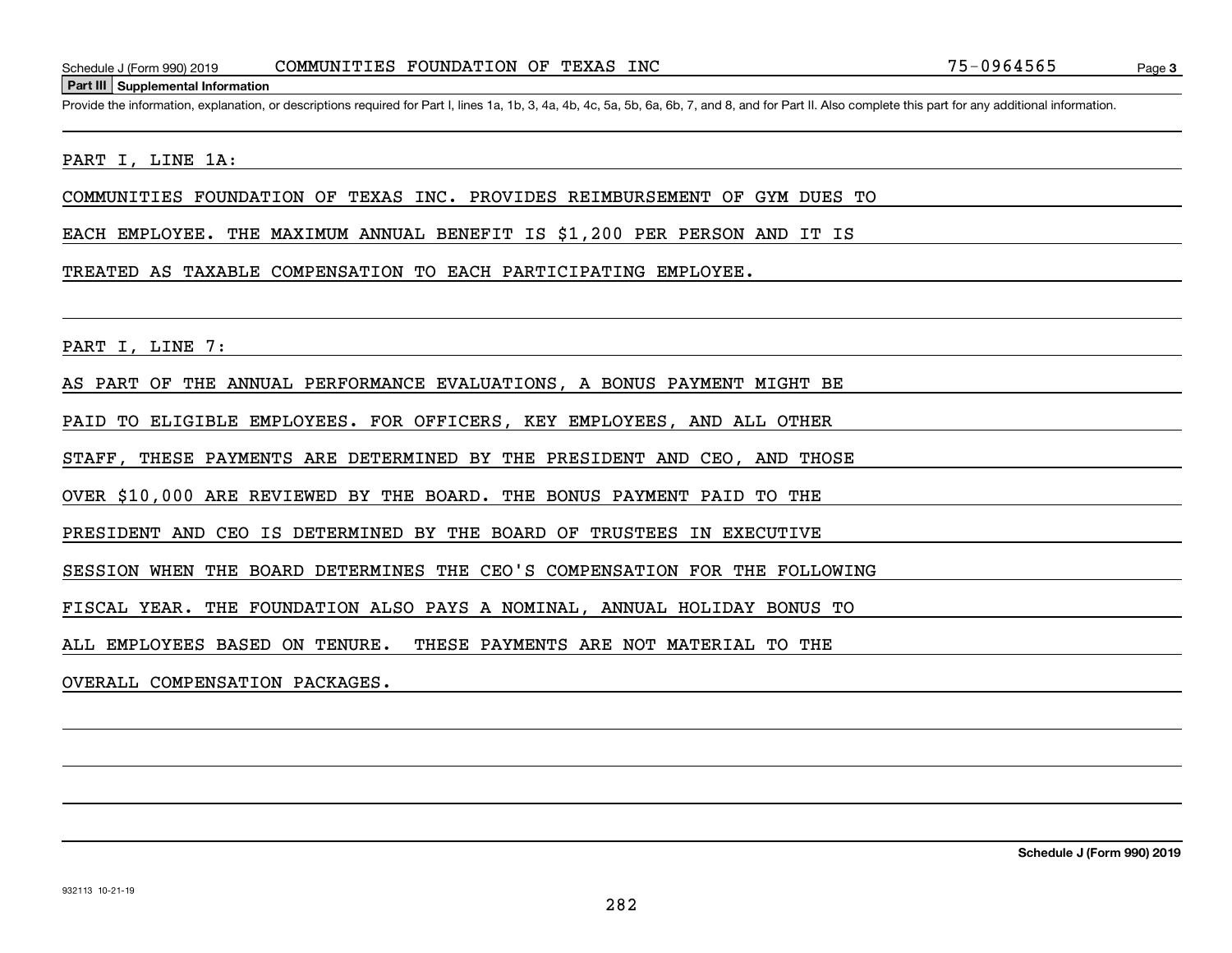## Part III Supplemental Information

Provide the information, explanation, or descriptions required for Part I, lines 1a, 1b, 3, 4a, 4b, 4c, 5a, 5b, 6a, 6b, 7, and 8, and for Part II. Also complete this part for any additional information.

PART I, LINE 1A:

COMMUNITIES FOUNDATION OF TEXAS INC. PROVIDES REIMBURSEMENT OF GYM DUES TO EACH EMPLOYEE. THE MAXIMUM ANNUAL BENEFIT IS $1,200 PER PERSON AND IT IS TREATED AS TAXABLE COMPENSATION TO EACH PARTICIPATING EMPLOYEE.

PART I, LINE 7:

AS PART OF THE ANNUAL PERFORMANCE EVALUATIONS, A BONUS PAYMENT MIGHT BE PAID TO ELIGIBLE EMPLOYEES. FOR OFFICERS, KEY EMPLOYEES, AND ALL OTHER STAFF, THESE PAYMENTS ARE DETERMINED BY THE PRESIDENT AND CEO, AND THOSE OVER $10,000 ARE REVIEWED BY THE BOARD. THE BONUS PAYMENT PAID TO THE PRESIDENT AND CEO IS DETERMINED BY THE BOARD OF TRUSTEES IN EXECUTIVE SESSION WHEN THE BOARD DETERMINES THE CEO'S COMPENSATION FOR THE FOLLOWING FISCAL YEAR. THE FOUNDATION ALSO PAYS A NOMINAL, ANNUAL HOLIDAY BONUS TO ALL EMPLOYEES BASED ON TENURE. THESE PAYMENTS ARE NOT MATERIAL TO THE OVERALL COMPENSATION PACKAGES.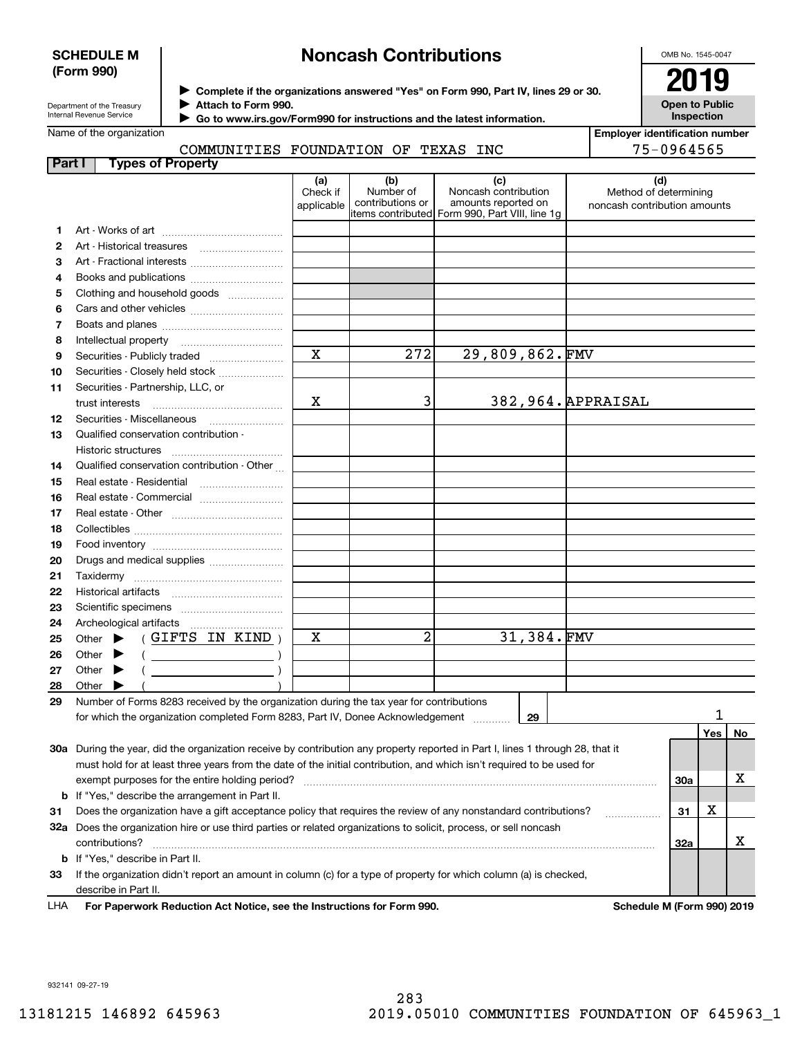**SCHEDULE M (Form 990)**

Department of the Treasury
Internal Revenue Service

# Noncash Contributions

▶ Complete if the organizations answered "Yes" on Form 990, Part IV, lines 29 or 30.
▶ Attach to Form 990.
▶ Go to www.irs.gov/Form990 for instructions and the latest information.

OMB No. 1545-0047

**2019**

**Open to Public Inspection**

Name of the organization: COMMUNITIES FOUNDATION OF TEXAS INC

Employer identification number: 75-0964565

## Part I Types of Property

| | | (a) Check if applicable | (b) Number of contributions or items contributed | (c) Noncash contribution amounts reported on Form 990, Part VIII, line 1g | (d) Method of determining noncash contribution amounts |
|---|---|---|---|---|---|
| 1 | Art - Works of art | | | | |
| 2 | Art - Historical treasures | | | | |
| 3 | Art - Fractional interests | | | | |
| 4 | Books and publications | | | | |
| 5 | Clothing and household goods | | | | |
| 6 | Cars and other vehicles | | | | |
| 7 | Boats and planes | | | | |
| 8 | Intellectual property | | | | |
| 9 | Securities - Publicly traded | X | 272 | 29,809,862. | FMV |
| 10 | Securities - Closely held stock | | | | |
| 11 | Securities - Partnership, LLC, or trust interests | X | 3 | 382,964. | APPRAISAL |
| 12 | Securities - Miscellaneous | | | | |
| 13 | Qualified conservation contribution - Historic structures | | | | |
| 14 | Qualified conservation contribution - Other | | | | |
| 15 | Real estate - Residential | | | | |
| 16 | Real estate - Commercial | | | | |
| 17 | Real estate - Other | | | | |
| 18 | Collectibles | | | | |
| 19 | Food inventory | | | | |
| 20 | Drugs and medical supplies | | | | |
| 21 | Taxidermy | | | | |
| 22 | Historical artifacts | | | | |
| 23 | Scientific specimens | | | | |
| 24 | Archeological artifacts | | | | |
| 25 | Other ▶ ( GIFTS IN KIND ) | X | 2 | 31,384. | FMV |
| 26 | Other ▶ ( ) | | | | |
| 27 | Other ▶ ( ) | | | | |
| 28 | Other ▶ ( ) | | | | |

**29** Number of Forms 8283 received by the organization during the tax year for contributions for which the organization completed Form 8283, Part IV, Donee Acknowledgement ..... **29** 1

| | | | Yes | No |
|---|---|---|---|---|
| 30a | During the year, did the organization receive by contribution any property reported in Part I, lines 1 through 28, that it must hold for at least three years from the date of the initial contribution, and which isn't required to be used for exempt purposes for the entire holding period? | 30a | | X |
| b | If "Yes," describe the arrangement in Part II. | | | |
| 31 | Does the organization have a gift acceptance policy that requires the review of any nonstandard contributions? | 31 | X | |
| 32a | Does the organization hire or use third parties or related organizations to solicit, process, or sell noncash contributions? | 32a | | X |
| b | If "Yes," describe in Part II. | | | |
| 33 | If the organization didn't report an amount in column (c) for a type of property for which column (a) is checked, describe in Part II. | | | |

LHA **For Paperwork Reduction Act Notice, see the Instructions for Form 990.** **Schedule M (Form 990) 2019**

932141 09-27-19

13181215 146892 645963 2019.05010 COMMUNITIES FOUNDATION OF 645963_1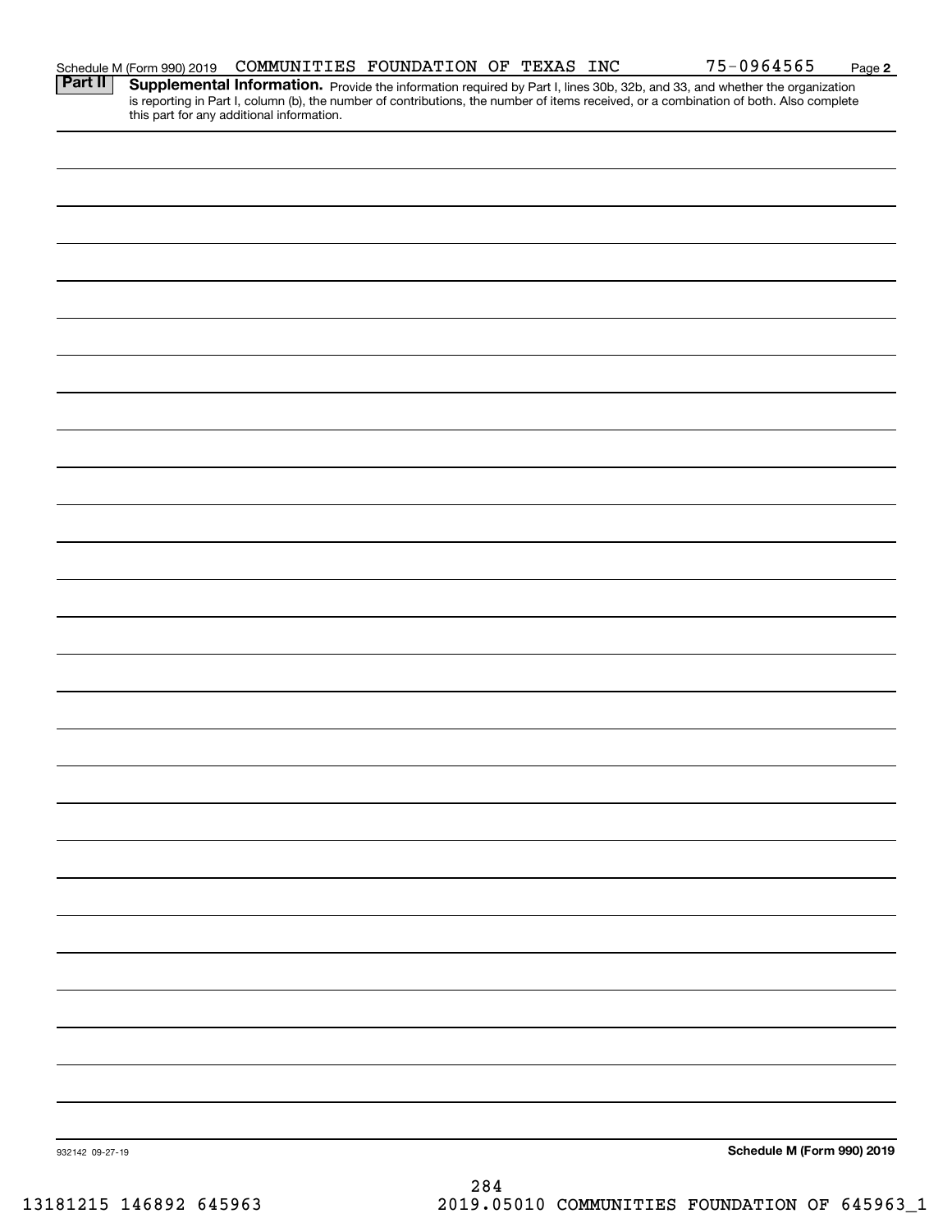Schedule M (Form 990) 2019 COMMUNITIES FOUNDATION OF TEXAS INC 75-0964565 Page 2

**Part II** **Supplemental Information.** Provide the information required by Part I, lines 30b, 32b, and 33, and whether the organization is reporting in Part I, column (b), the number of contributions, the number of items received, or a combination of both. Also complete this part for any additional information.

932142 09-27-19

**Schedule M (Form 990) 2019**

13181215 146892 645963 2019.05010 COMMUNITIES FOUNDATION OF 645963_1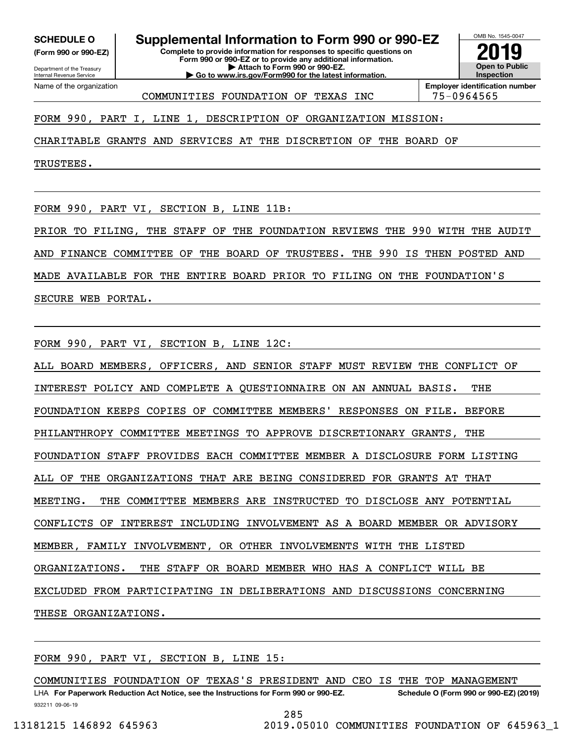**SCHEDULE O** **(Form 990 or 990-EZ)**

Department of the Treasury
Internal Revenue Service

# Supplemental Information to Form 990 or 990-EZ

**Complete to provide information for responses to specific questions on Form 990 or 990-EZ or to provide any additional information.**
**▶ Attach to Form 990 or 990-EZ.**
**▶ Go to www.irs.gov/Form990 for the latest information.**

OMB No. 1545-0047
**2019**
**Open to Public Inspection**

Name of the organization: COMMUNITIES FOUNDATION OF TEXAS INC

**Employer identification number**: 75-0964565

FORM 990, PART I, LINE 1, DESCRIPTION OF ORGANIZATION MISSION:

CHARITABLE GRANTS AND SERVICES AT THE DISCRETION OF THE BOARD OF TRUSTEES.

FORM 990, PART VI, SECTION B, LINE 11B:

PRIOR TO FILING, THE STAFF OF THE FOUNDATION REVIEWS THE 990 WITH THE AUDIT AND FINANCE COMMITTEE OF THE BOARD OF TRUSTEES. THE 990 IS THEN POSTED AND MADE AVAILABLE FOR THE ENTIRE BOARD PRIOR TO FILING ON THE FOUNDATION'S SECURE WEB PORTAL.

FORM 990, PART VI, SECTION B, LINE 12C:

ALL BOARD MEMBERS, OFFICERS, AND SENIOR STAFF MUST REVIEW THE CONFLICT OF INTEREST POLICY AND COMPLETE A QUESTIONNAIRE ON AN ANNUAL BASIS. THE FOUNDATION KEEPS COPIES OF COMMITTEE MEMBERS' RESPONSES ON FILE. BEFORE PHILANTHROPY COMMITTEE MEETINGS TO APPROVE DISCRETIONARY GRANTS, THE FOUNDATION STAFF PROVIDES EACH COMMITTEE MEMBER A DISCLOSURE FORM LISTING ALL OF THE ORGANIZATIONS THAT ARE BEING CONSIDERED FOR GRANTS AT THAT MEETING. THE COMMITTEE MEMBERS ARE INSTRUCTED TO DISCLOSE ANY POTENTIAL CONFLICTS OF INTEREST INCLUDING INVOLVEMENT AS A BOARD MEMBER OR ADVISORY MEMBER, FAMILY INVOLVEMENT, OR OTHER INVOLVEMENTS WITH THE LISTED ORGANIZATIONS. THE STAFF OR BOARD MEMBER WHO HAS A CONFLICT WILL BE EXCLUDED FROM PARTICIPATING IN DELIBERATIONS AND DISCUSSIONS CONCERNING THESE ORGANIZATIONS.

FORM 990, PART VI, SECTION B, LINE 15:

COMMUNITIES FOUNDATION OF TEXAS'S PRESIDENT AND CEO IS THE TOP MANAGEMENT

LHA **For Paperwork Reduction Act Notice, see the Instructions for Form 990 or 990-EZ.** **Schedule O (Form 990 or 990-EZ) (2019)**

932211 09-06-19

13181215 146892 645963 2019.05010 COMMUNITIES FOUNDATION OF 645963_1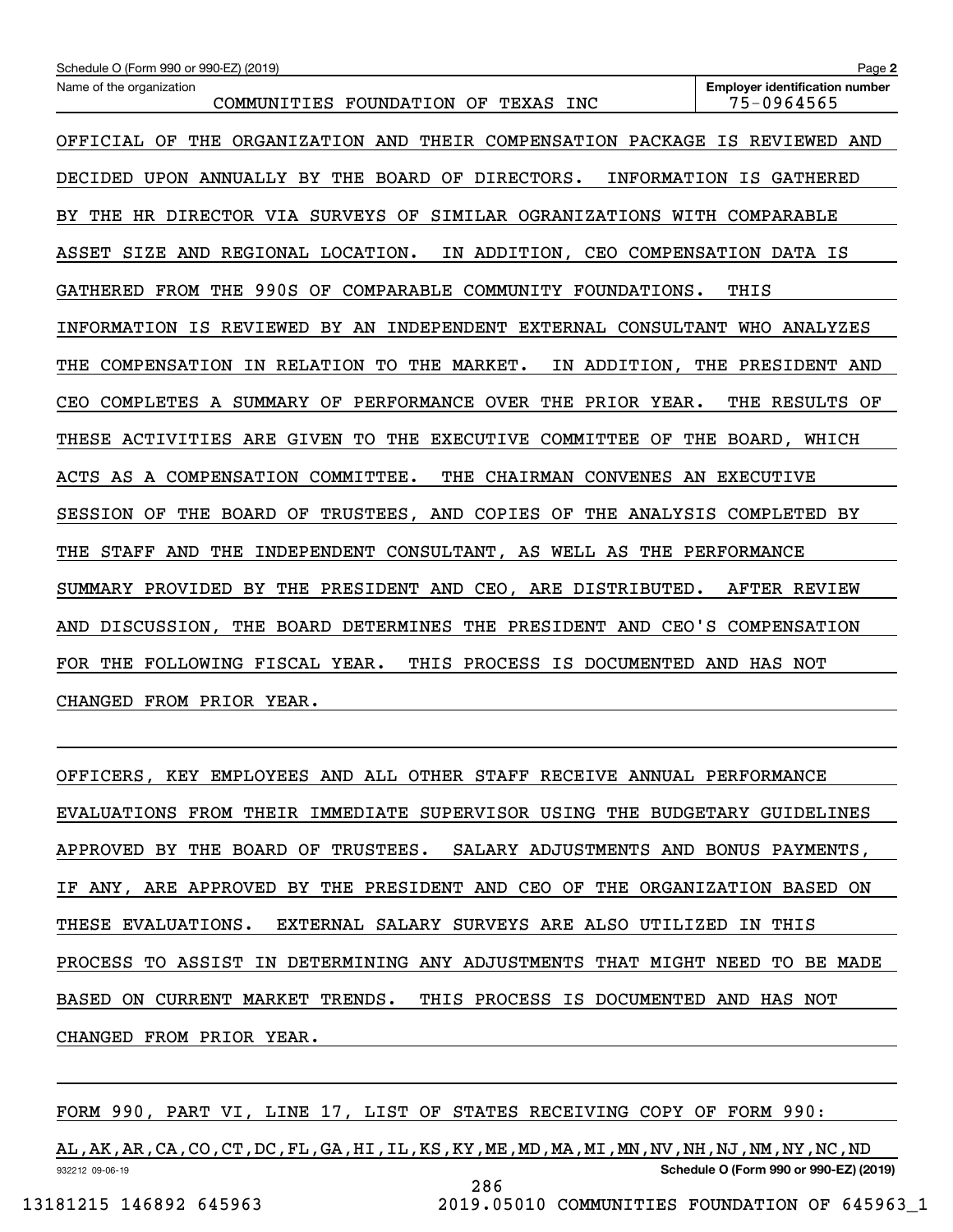Schedule O (Form 990 or 990-EZ) (2019)

Name of the organization: COMMUNITIES FOUNDATION OF TEXAS INC

Employer identification number: 75-0964565

OFFICIAL OF THE ORGANIZATION AND THEIR COMPENSATION PACKAGE IS REVIEWED AND DECIDED UPON ANNUALLY BY THE BOARD OF DIRECTORS. INFORMATION IS GATHERED BY THE HR DIRECTOR VIA SURVEYS OF SIMILAR OGRANIZATIONS WITH COMPARABLE ASSET SIZE AND REGIONAL LOCATION. IN ADDITION, CEO COMPENSATION DATA IS GATHERED FROM THE 990S OF COMPARABLE COMMUNITY FOUNDATIONS. THIS INFORMATION IS REVIEWED BY AN INDEPENDENT EXTERNAL CONSULTANT WHO ANALYZES THE COMPENSATION IN RELATION TO THE MARKET. IN ADDITION, THE PRESIDENT AND CEO COMPLETES A SUMMARY OF PERFORMANCE OVER THE PRIOR YEAR. THE RESULTS OF THESE ACTIVITIES ARE GIVEN TO THE EXECUTIVE COMMITTEE OF THE BOARD, WHICH ACTS AS A COMPENSATION COMMITTEE. THE CHAIRMAN CONVENES AN EXECUTIVE SESSION OF THE BOARD OF TRUSTEES, AND COPIES OF THE ANALYSIS COMPLETED BY THE STAFF AND THE INDEPENDENT CONSULTANT, AS WELL AS THE PERFORMANCE SUMMARY PROVIDED BY THE PRESIDENT AND CEO, ARE DISTRIBUTED. AFTER REVIEW AND DISCUSSION, THE BOARD DETERMINES THE PRESIDENT AND CEO'S COMPENSATION FOR THE FOLLOWING FISCAL YEAR. THIS PROCESS IS DOCUMENTED AND HAS NOT CHANGED FROM PRIOR YEAR.

OFFICERS, KEY EMPLOYEES AND ALL OTHER STAFF RECEIVE ANNUAL PERFORMANCE EVALUATIONS FROM THEIR IMMEDIATE SUPERVISOR USING THE BUDGETARY GUIDELINES APPROVED BY THE BOARD OF TRUSTEES. SALARY ADJUSTMENTS AND BONUS PAYMENTS, IF ANY, ARE APPROVED BY THE PRESIDENT AND CEO OF THE ORGANIZATION BASED ON THESE EVALUATIONS. EXTERNAL SALARY SURVEYS ARE ALSO UTILIZED IN THIS PROCESS TO ASSIST IN DETERMINING ANY ADJUSTMENTS THAT MIGHT NEED TO BE MADE BASED ON CURRENT MARKET TRENDS. THIS PROCESS IS DOCUMENTED AND HAS NOT CHANGED FROM PRIOR YEAR.

FORM 990, PART VI, LINE 17, LIST OF STATES RECEIVING COPY OF FORM 990:

AL,AK,AR,CA,CO,CT,DC,FL,GA,HI,IL,KS,KY,ME,MD,MA,MI,MN,NV,NH,NJ,NM,NY,NC,ND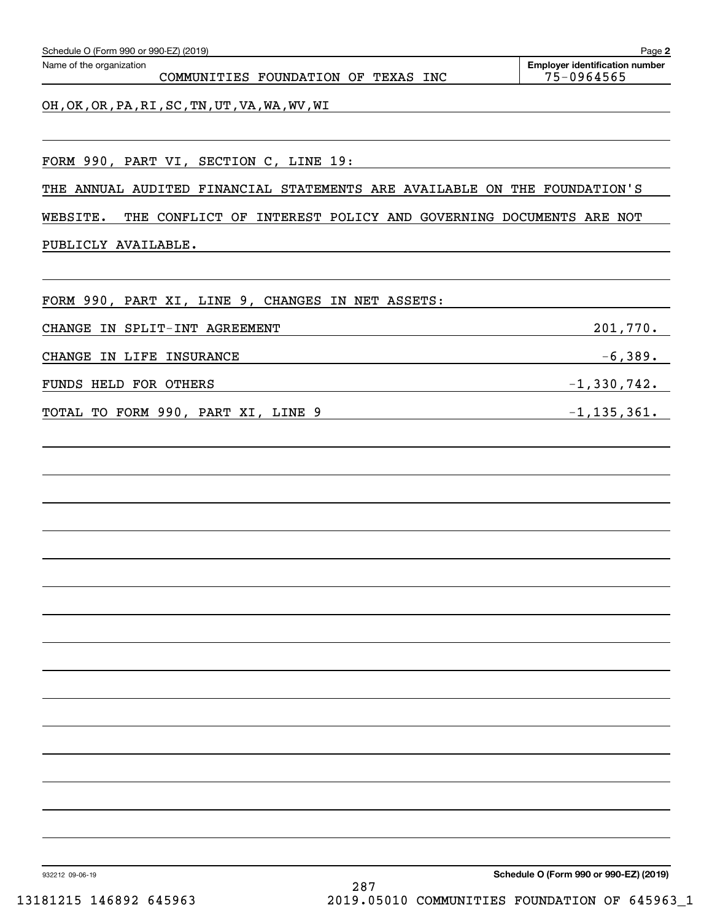Schedule O (Form 990 or 990-EZ) (2019)

Name of the organization: COMMUNITIES FOUNDATION OF TEXAS INC

Employer identification number: 75-0964565

OH,OK,OR,PA,RI,SC,TN,UT,VA,WA,WV,WI

FORM 990, PART VI, SECTION C, LINE 19:

THE ANNUAL AUDITED FINANCIAL STATEMENTS ARE AVAILABLE ON THE FOUNDATION'S WEBSITE. THE CONFLICT OF INTEREST POLICY AND GOVERNING DOCUMENTS ARE NOT PUBLICLY AVAILABLE.

FORM 990, PART XI, LINE 9, CHANGES IN NET ASSETS:

| | |
|---|---|
| CHANGE IN SPLIT-INT AGREEMENT | 201,770. |
| CHANGE IN LIFE INSURANCE | -6,389. |
| FUNDS HELD FOR OTHERS | -1,330,742. |
| TOTAL TO FORM 990, PART XI, LINE 9 | -1,135,361. |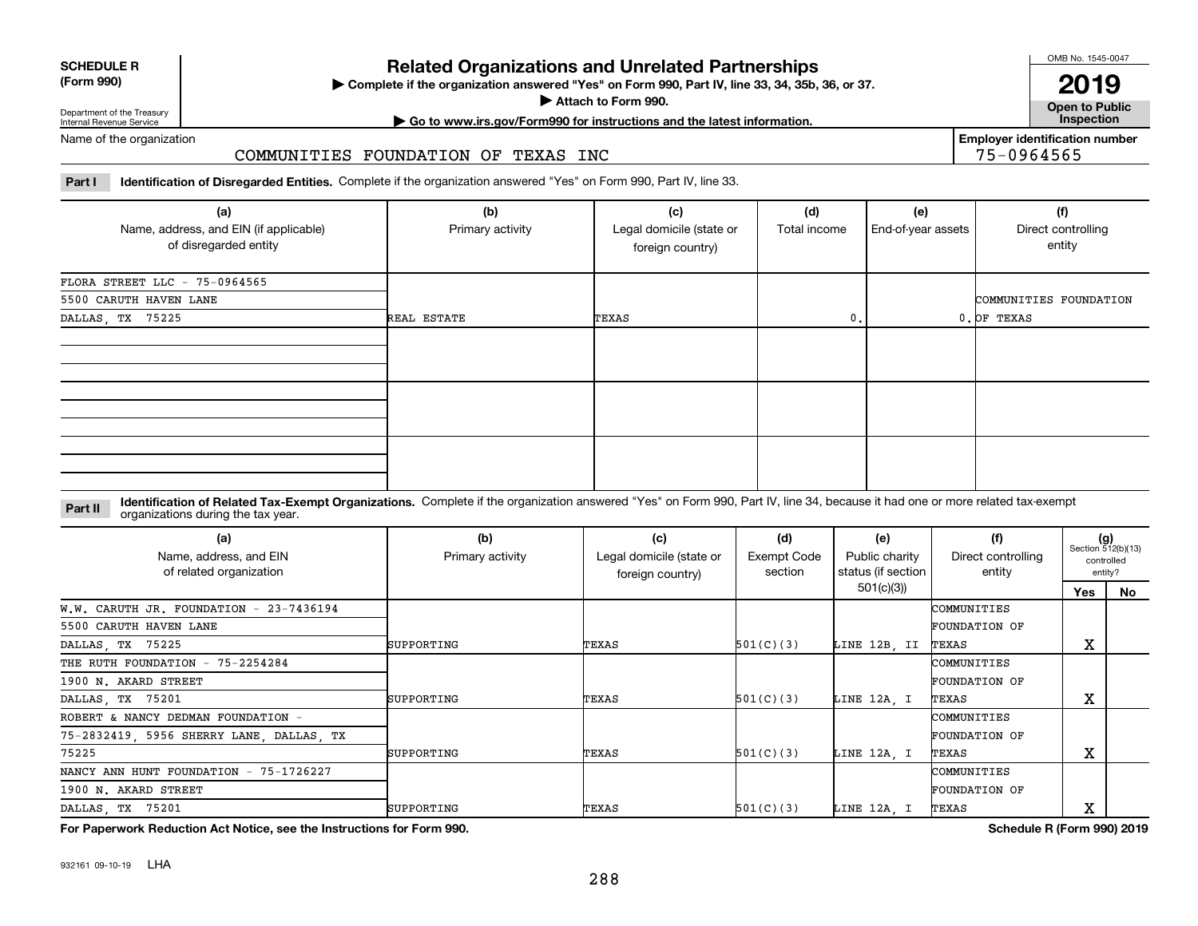**SCHEDULE R (Form 990)**

Department of the Treasury
Internal Revenue Service

# Related Organizations and Unrelated Partnerships

▶ Complete if the organization answered "Yes" on Form 990, Part IV, line 33, 34, 35b, 36, or 37.
▶ Attach to Form 990.
▶ Go to www.irs.gov/Form990 for instructions and the latest information.

OMB No. 1545-0047

**2019**

**Open to Public Inspection**

Name of the organization: COMMUNITIES FOUNDATION OF TEXAS INC

Employer identification number: 75-0964565

**Part I** **Identification of Disregarded Entities.** Complete if the organization answered "Yes" on Form 990, Part IV, line 33.

| (a) Name, address, and EIN (if applicable) of disregarded entity | (b) Primary activity | (c) Legal domicile (state or foreign country) | (d) Total income | (e) End-of-year assets | (f) Direct controlling entity |
|---|---|---|---|---|---|
| FLORA STREET LLC - 75-0964565 5500 CARUTH HAVEN LANE DALLAS, TX 75225 | REAL ESTATE | TEXAS | 0. | 0. | COMMUNITIES FOUNDATION OF TEXAS |
| | | | | | |
| | | | | | |
| | | | | | |

**Part II** **Identification of Related Tax-Exempt Organizations.** Complete if the organization answered "Yes" on Form 990, Part IV, line 34, because it had one or more related tax-exempt organizations during the tax year.

| (a) Name, address, and EIN of related organization | (b) Primary activity | (c) Legal domicile (state or foreign country) | (d) Exempt Code section | (e) Public charity status (if section 501(c)(3)) | (f) Direct controlling entity | (g) Section 512(b)(13) controlled entity? Yes | No |
|---|---|---|---|---|---|---|---|
| W.W. CARUTH JR. FOUNDATION - 23-7436194 5500 CARUTH HAVEN LANE DALLAS, TX 75225 | SUPPORTING | TEXAS | 501(C)(3) | LINE 12B, II | COMMUNITIES FOUNDATION OF TEXAS | X | |
| THE RUTH FOUNDATION - 75-2254284 1900 N. AKARD STREET DALLAS, TX 75201 | SUPPORTING | TEXAS | 501(C)(3) | LINE 12A, I | COMMUNITIES FOUNDATION OF TEXAS | X | |
| ROBERT & NANCY DEDMAN FOUNDATION - 75-2832419, 5956 SHERRY LANE, DALLAS, TX 75225 | SUPPORTING | TEXAS | 501(C)(3) | LINE 12A, I | COMMUNITIES FOUNDATION OF TEXAS | X | |
| NANCY ANN HUNT FOUNDATION - 75-1726227 1900 N. AKARD STREET DALLAS, TX 75201 | SUPPORTING | TEXAS | 501(C)(3) | LINE 12A, I | COMMUNITIES FOUNDATION OF TEXAS | X | |

**For Paperwork Reduction Act Notice, see the Instructions for Form 990.** **Schedule R (Form 990) 2019**

932161 09-10-19 LHA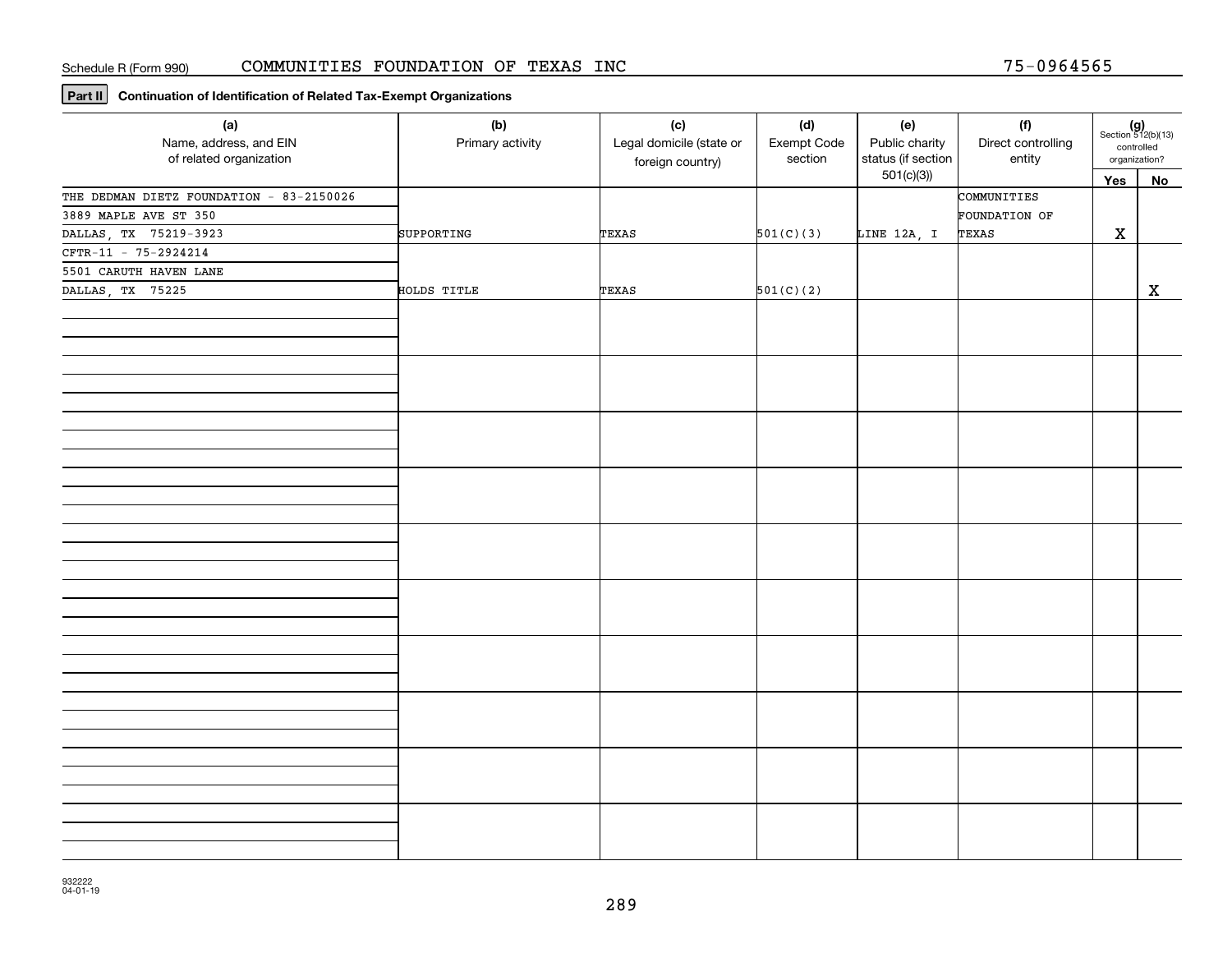Schedule R (Form 990) COMMUNITIES FOUNDATION OF TEXAS INC 75-0964565

**Part II** **Continuation of Identification of Related Tax-Exempt Organizations**

| (a) Name, address, and EIN of related organization | (b) Primary activity | (c) Legal domicile (state or foreign country) | (d) Exempt Code section | (e) Public charity status (if section 501(c)(3)) | (f) Direct controlling entity | (g) Section 512(b)(13) controlled organization? Yes | No |
|---|---|---|---|---|---|---|---|
| THE DEDMAN DIETZ FOUNDATION - 83-2150026<br>3889 MAPLE AVE ST 350<br>DALLAS, TX 75219-3923 | SUPPORTING | TEXAS | 501(C)(3) | LINE 12A, I | COMMUNITIES FOUNDATION OF TEXAS | X | |
| CFTR-11 - 75-2924214<br>5501 CARUTH HAVEN LANE<br>DALLAS, TX 75225 | HOLDS TITLE | TEXAS | 501(C)(2) | | | | X |
| | | | | | | | |
| | | | | | | | |
| | | | | | | | |
| | | | | | | | |
| | | | | | | | |
| | | | | | | | |
| | | | | | | | |
| | | | | | | | |
| | | | | | | | |
| | | | | | | | |

932222 04-01-19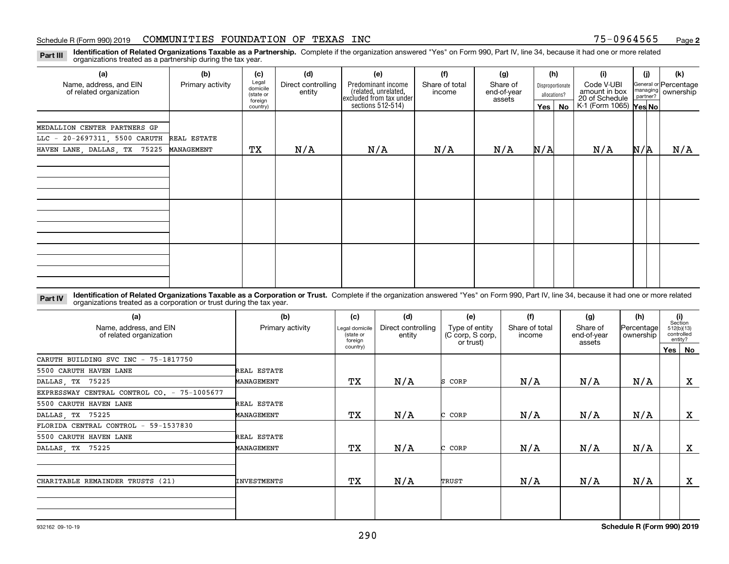Schedule R (Form 990) 2019 COMMUNITIES FOUNDATION OF TEXAS INC 75-0964565 Page **2**

**Part III** **Identification of Related Organizations Taxable as a Partnership.** Complete if the organization answered "Yes" on Form 990, Part IV, line 34, because it had one or more related organizations treated as a partnership during the tax year.

| (a) Name, address, and EIN of related organization | (b) Primary activity | (c) Legal domicile (state or foreign country) | (d) Direct controlling entity | (e) Predominant income (related, unrelated, excluded from tax under sections 512-514) | (f) Share of total income | (g) Share of end-of-year assets | (h) Disproportionate allocations? Yes | (h) No | (i) Code V-UBI amount in box 20 of Schedule K-1 (Form 1065) | (j) General or managing partner? Yes | (j) No | (k) Percentage ownership |
|---|---|---|---|---|---|---|---|---|---|---|---|---|
| MEDALLION CENTER PARTNERS GP LLC - 20-2697311, 5500 CARUTH HAVEN LANE, DALLAS, TX 75225 | REAL ESTATE MANAGEMENT | TX | N/A | N/A | N/A | N/A | N/A | | N/A | N/A | | N/A |
| | | | | | | | | | | | | |
| | | | | | | | | | | | | |
| | | | | | | | | | | | | |

**Part IV** **Identification of Related Organizations Taxable as a Corporation or Trust.** Complete if the organization answered "Yes" on Form 990, Part IV, line 34, because it had one or more related organizations treated as a corporation or trust during the tax year.

| (a) Name, address, and EIN of related organization | (b) Primary activity | (c) Legal domicile (state or foreign country) | (d) Direct controlling entity | (e) Type of entity (C corp, S corp, or trust) | (f) Share of total income | (g) Share of end-of-year assets | (h) Percentage ownership | (i) Section 512(b)(13) controlled entity? Yes | (i) No |
|---|---|---|---|---|---|---|---|---|---|
| CARUTH BUILDING SVC INC - 75-1817750, 5500 CARUTH HAVEN LANE, DALLAS, TX 75225 | REAL ESTATE MANAGEMENT | TX | N/A | S CORP | N/A | N/A | N/A | | X |
| EXPRESSWAY CENTRAL CONTROL CO. - 75-1005677, 5500 CARUTH HAVEN LANE, DALLAS, TX 75225 | REAL ESTATE MANAGEMENT | TX | N/A | C CORP | N/A | N/A | N/A | | X |
| FLORIDA CENTRAL CONTROL - 59-1537830, 5500 CARUTH HAVEN LANE, DALLAS, TX 75225 | REAL ESTATE MANAGEMENT | TX | N/A | C CORP | N/A | N/A | N/A | | X |
| CHARITABLE REMAINDER TRUSTS (21) | INVESTMENTS | TX | N/A | TRUST | N/A | N/A | N/A | | X |
| | | | | | | | | | |

932162 09-10-19 **Schedule R (Form 990) 2019**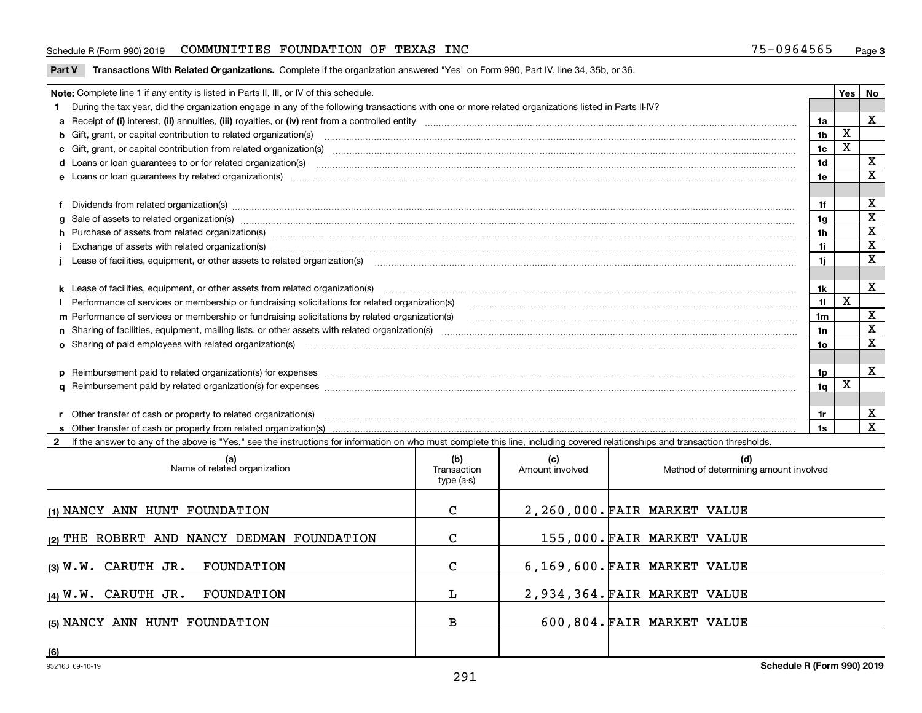Schedule R (Form 990) 2019 COMMUNITIES FOUNDATION OF TEXAS INC 75-0964565

## Part V Transactions With Related Organizations. Complete if the organization answered "Yes" on Form 990, Part IV, line 34, 35b, or 36.

| Note: Complete line 1 if any entity is listed in Parts II, III, or IV of this schedule. | | Yes | No |
|---|---|---|---|
| **1** During the tax year, did the organization engage in any of the following transactions with one or more related organizations listed in Parts II-IV? | | | |
| **a** Receipt of (i) interest, (ii) annuities, (iii) royalties, or (iv) rent from a controlled entity | 1a | | X |
| **b** Gift, grant, or capital contribution to related organization(s) | 1b | X | |
| **c** Gift, grant, or capital contribution from related organization(s) | 1c | X | |
| **d** Loans or loan guarantees to or for related organization(s) | 1d | | X |
| **e** Loans or loan guarantees by related organization(s) | 1e | | X |
| **f** Dividends from related organization(s) | 1f | | X |
| **g** Sale of assets to related organization(s) | 1g | | X |
| **h** Purchase of assets from related organization(s) | 1h | | X |
| **i** Exchange of assets with related organization(s) | 1i | | X |
| **j** Lease of facilities, equipment, or other assets to related organization(s) | 1j | | X |
| **k** Lease of facilities, equipment, or other assets from related organization(s) | 1k | | X |
| **l** Performance of services or membership or fundraising solicitations for related organization(s) | 1l | X | |
| **m** Performance of services or membership or fundraising solicitations by related organization(s) | 1m | | X |
| **n** Sharing of facilities, equipment, mailing lists, or other assets with related organization(s) | 1n | | X |
| **o** Sharing of paid employees with related organization(s) | 1o | | X |
| **p** Reimbursement paid to related organization(s) for expenses | 1p | | X |
| **q** Reimbursement paid by related organization(s) for expenses | 1q | X | |
| **r** Other transfer of cash or property to related organization(s) | 1r | | X |
| **s** Other transfer of cash or property from related organization(s) | 1s | | X |

**2** If the answer to any of the above is "Yes," see the instructions for information on who must complete this line, including covered relationships and transaction thresholds.

| | (a) Name of related organization | (b) Transaction type (a-s) | (c) Amount involved | (d) Method of determining amount involved |
|---|---|---|---|---|
| (1) | NANCY ANN HUNT FOUNDATION | C | 2,260,000. | FAIR MARKET VALUE |
| (2) | THE ROBERT AND NANCY DEDMAN FOUNDATION | C | 155,000. | FAIR MARKET VALUE |
| (3) | W.W. CARUTH JR. FOUNDATION | C | 6,169,600. | FAIR MARKET VALUE |
| (4) | W.W. CARUTH JR. FOUNDATION | L | 2,934,364. | FAIR MARKET VALUE |
| (5) | NANCY ANN HUNT FOUNDATION | B | 600,804. | FAIR MARKET VALUE |
| (6) | | | | |

932163 09-10-19 Schedule R (Form 990) 2019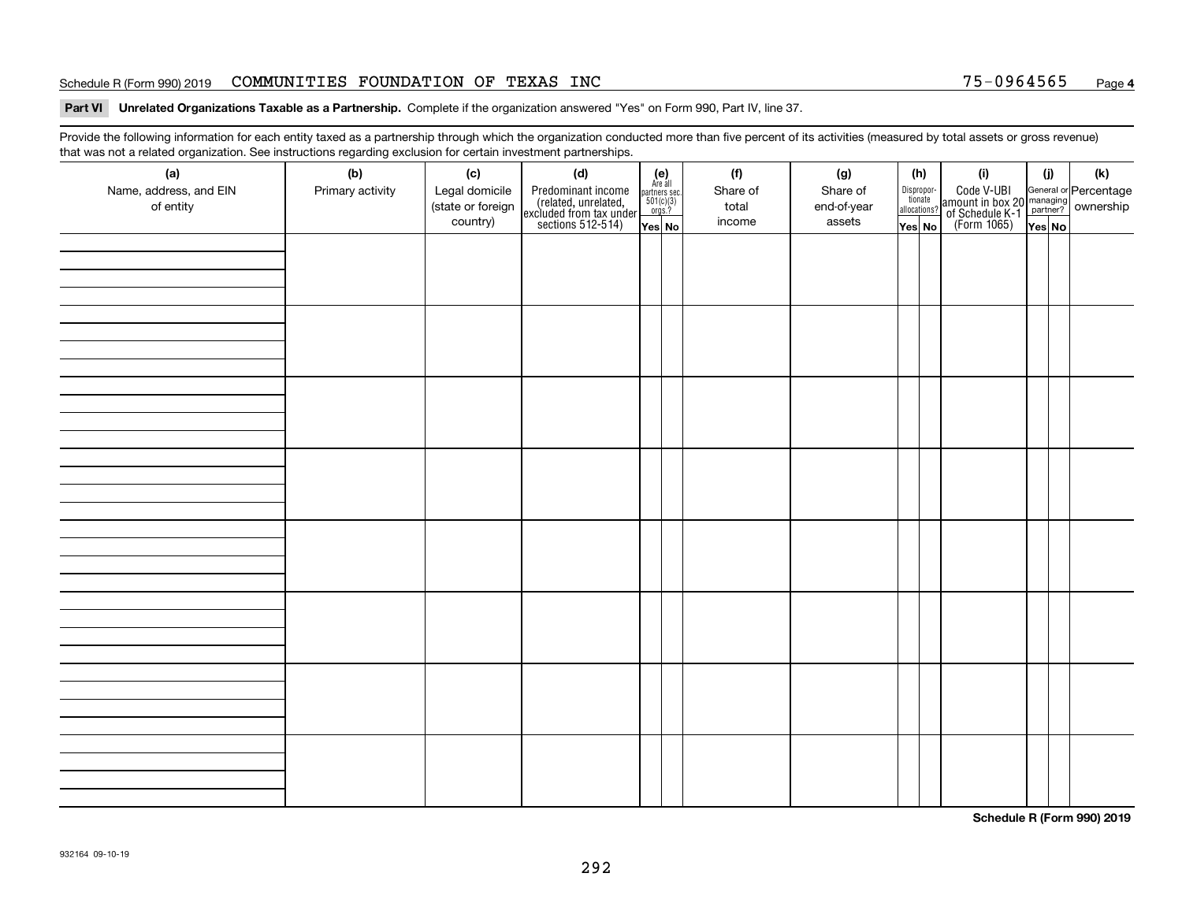Schedule R (Form 990) 2019 COMMUNITIES FOUNDATION OF TEXAS INC 75-0964565 Page 4

**Part VI Unrelated Organizations Taxable as a Partnership.** Complete if the organization answered "Yes" on Form 990, Part IV, line 37.

Provide the following information for each entity taxed as a partnership through which the organization conducted more than five percent of its activities (measured by total assets or gross revenue) that was not a related organization. See instructions regarding exclusion for certain investment partnerships.

| (a) Name, address, and EIN of entity | (b) Primary activity | (c) Legal domicile (state or foreign country) | (d) Predominant income (related, unrelated, excluded from tax under sections 512-514) | (e) Are all partners sec. 501(c)(3) orgs.? | | (f) Share of total income | (g) Share of end-of-year assets | (h) Disproportionate allocations? | | (i) Code V-UBI amount in box 20 of Schedule K-1 (Form 1065) | (j) General or managing partner? | | (k) Percentage ownership |
|---|---|---|---|---|---|---|---|---|---|---|---|---|---|
| | | | | Yes | No | | | Yes | No | | Yes | No | |
| | | | | | | | | | | | | | |
| | | | | | | | | | | | | | |
| | | | | | | | | | | | | | |
| | | | | | | | | | | | | | |
| | | | | | | | | | | | | | |
| | | | | | | | | | | | | | |
| | | | | | | | | | | | | | |
| | | | | | | | | | | | | | |

**Schedule R (Form 990) 2019**

932164 09-10-19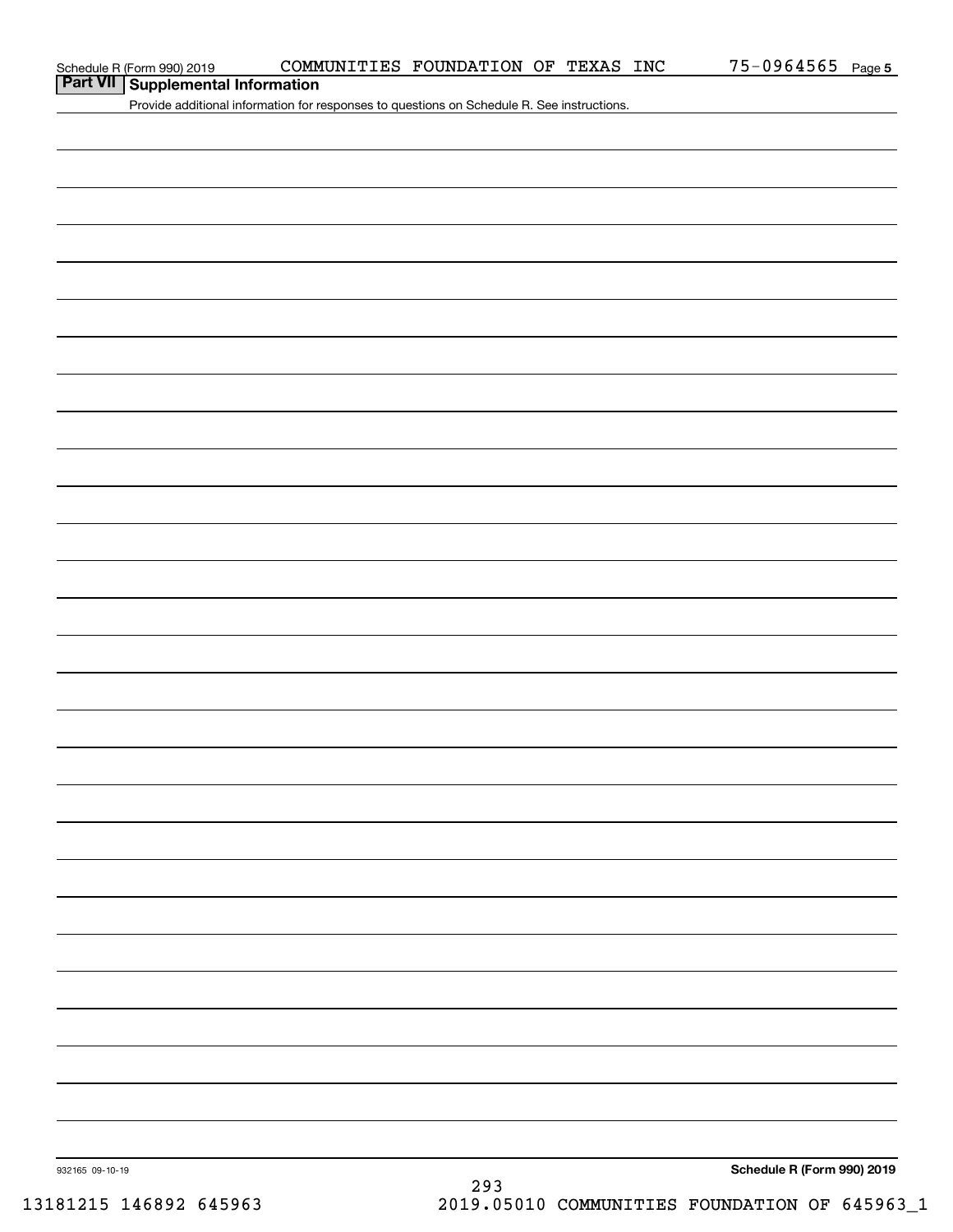## Part VII Supplemental Information

Provide additional information for responses to questions on Schedule R. See instructions.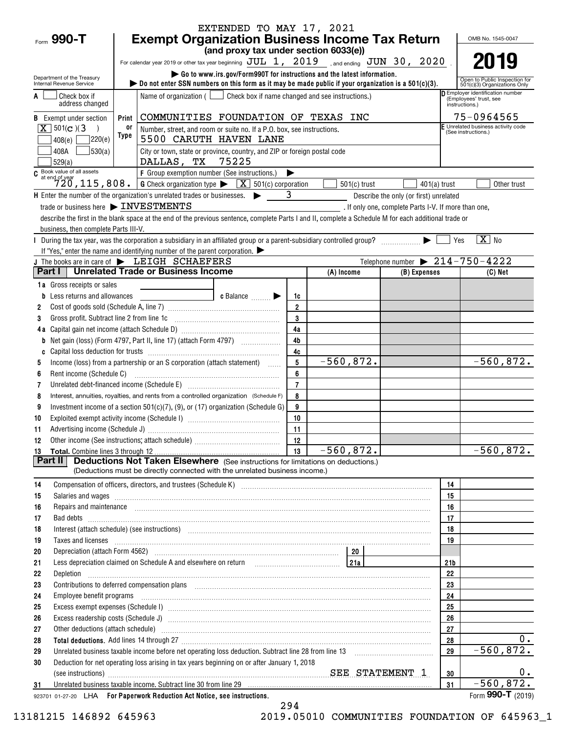EXTENDED TO MAY 17, 2021

Form **990-T**

# Exempt Organization Business Income Tax Return

**(and proxy tax under section 6033(e))**

For calendar year 2019 or other tax year beginning JUL 1, 2019 , and ending JUN 30, 2020 .

▶ Go to www.irs.gov/Form990T for instructions and the latest information.

▶ Do not enter SSN numbers on this form as it may be made public if your organization is a 501(c)(3).

Department of the Treasury
Internal Revenue Service

OMB No. 1545-0047

**2019**

Open to Public Inspection for 501(c)(3) Organizations Only

A ☐ Check box if address changed

B Exempt under section
☒ 501(c)(3)
☐ 408(e) ☐ 220(e)
☐ 408A ☐ 530(a)
☐ 529(a)

C Book value of all assets at end of year: 720,115,808.

Name of organization ( ☐ Check box if name changed and see instructions.)
COMMUNITIES FOUNDATION OF TEXAS INC

Number, street, and room or suite no. If a P.O. box, see instructions.
5500 CARUTH HAVEN LANE

City or town, state or province, country, and ZIP or foreign postal code
DALLAS, TX 75225

D Employer identification number (Employees' trust, see instructions.): 75-0964565

E Unrelated business activity code (See instructions.)

F Group exemption number (See instructions.) ▶

G Check organization type ▶ ☒ 501(c) corporation ☐ 501(c) trust ☐ 401(a) trust ☐ Other trust

H Enter the number of the organization's unrelated trades or businesses. ▶ 3 Describe the only (or first) unrelated trade or business here ▶ INVESTMENTS . If only one, complete Parts I-V. If more than one, describe the first in the blank space at the end of the previous sentence, complete Parts I and II, complete a Schedule M for each additional trade or business, then complete Parts III-V.

I During the tax year, was the corporation a subsidiary in an affiliated group or a parent-subsidiary controlled group? ▶ ☐ Yes ☒ No
If "Yes," enter the name and identifying number of the parent corporation. ▶

J The books are in care of ▶ LEIGH SCHAEFERS Telephone number ▶ 214-750-4222

## Part I Unrelated Trade or Business Income

| | | Line | (A) Income | (B) Expenses | (C) Net |
|---|---|---|---|---|---|
| 1a | Gross receipts or sales | | | | |
| b | Less returns and allowances c Balance ▶ | 1c | | | |
| 2 | Cost of goods sold (Schedule A, line 7) | 2 | | | |
| 3 | Gross profit. Subtract line 2 from line 1c | 3 | | | |
| 4a | Capital gain net income (attach Schedule D) | 4a | | | |
| b | Net gain (loss) (Form 4797, Part II, line 17) (attach Form 4797) | 4b | | | |
| c | Capital loss deduction for trusts | 4c | | | |
| 5 | Income (loss) from a partnership or an S corporation (attach statement) | 5 | -560,872. | | -560,872. |
| 6 | Rent income (Schedule C) | 6 | | | |
| 7 | Unrelated debt-financed income (Schedule E) | 7 | | | |
| 8 | Interest, annuities, royalties, and rents from a controlled organization (Schedule F) | 8 | | | |
| 9 | Investment income of a section 501(c)(7), (9), or (17) organization (Schedule G) | 9 | | | |
| 10 | Exploited exempt activity income (Schedule I) | 10 | | | |
| 11 | Advertising income (Schedule J) | 11 | | | |
| 12 | Other income (See instructions; attach schedule) | 12 | | | |
| 13 | **Total.** Combine lines 3 through 12 | 13 | -560,872. | | -560,872. |

## Part II Deductions Not Taken Elsewhere (See instructions for limitations on deductions.)

(Deductions must be directly connected with the unrelated business income.)

| | | Line | Amount |
|---|---|---|---|
| 14 | Compensation of officers, directors, and trustees (Schedule K) | 14 | |
| 15 | Salaries and wages | 15 | |
| 16 | Repairs and maintenance | 16 | |
| 17 | Bad debts | 17 | |
| 18 | Interest (attach schedule) (see instructions) | 18 | |
| 19 | Taxes and licenses | 19 | |
| 20 | Depreciation (attach Form 4562) — 20 | | |
| 21 | Less depreciation claimed on Schedule A and elsewhere on return — 21a | 21b | |
| 22 | Depletion | 22 | |
| 23 | Contributions to deferred compensation plans | 23 | |
| 24 | Employee benefit programs | 24 | |
| 25 | Excess exempt expenses (Schedule I) | 25 | |
| 26 | Excess readership costs (Schedule J) | 26 | |
| 27 | Other deductions (attach schedule) | 27 | |
| 28 | **Total deductions.** Add lines 14 through 27 | 28 | 0. |
| 29 | Unrelated business taxable income before net operating loss deduction. Subtract line 28 from line 13 | 29 | -560,872. |
| 30 | Deduction for net operating loss arising in tax years beginning on or after January 1, 2018 (see instructions) SEE STATEMENT 1 | 30 | 0. |
| 31 | Unrelated business taxable income. Subtract line 30 from line 29 | 31 | -560,872. |

923701 01-27-20 LHA **For Paperwork Reduction Act Notice, see instructions.** Form **990-T** (2019)

13181215 146892 645963 2019.05010 COMMUNITIES FOUNDATION OF 645963_1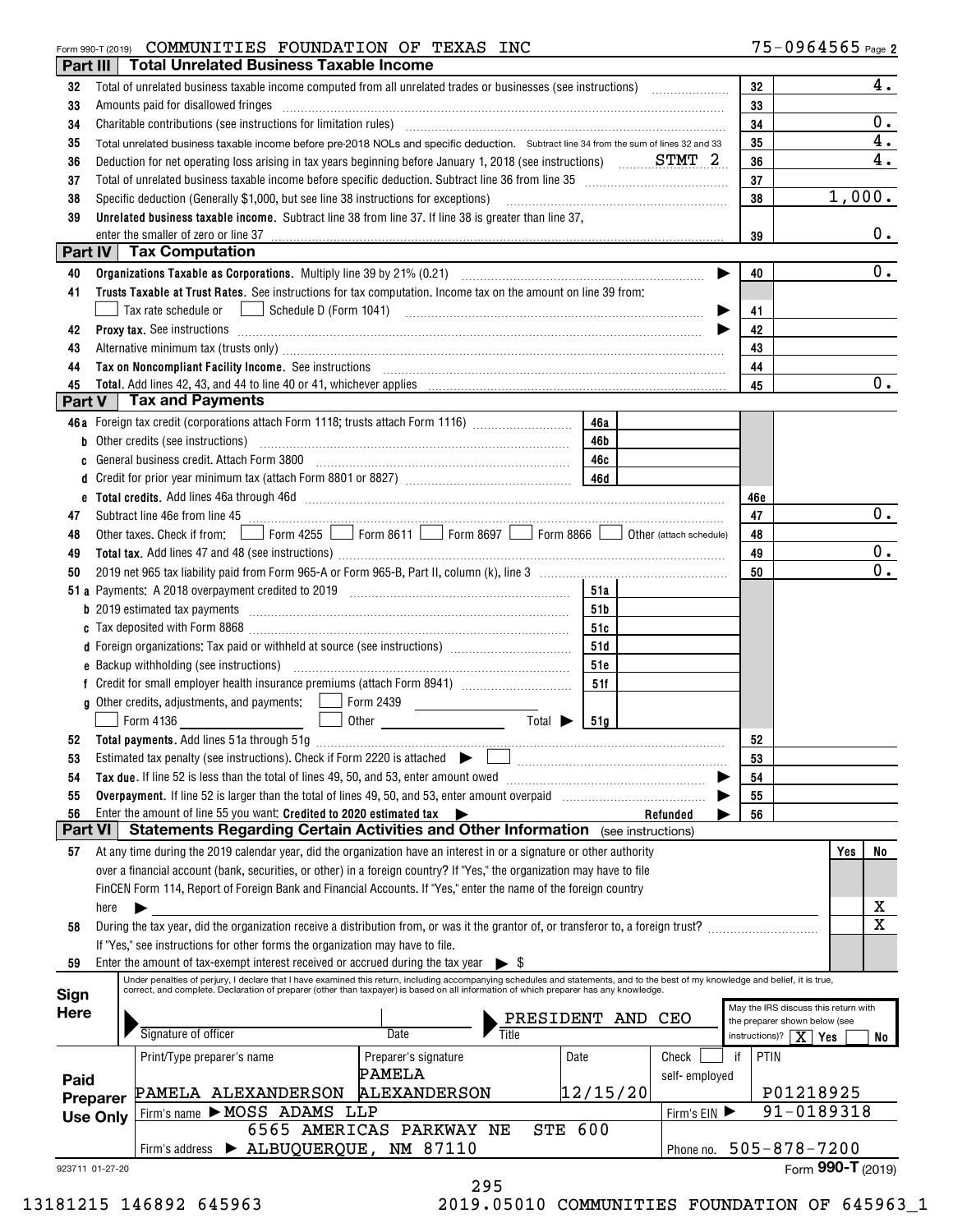Form 990-T (2019) COMMUNITIES FOUNDATION OF TEXAS INC 75-0964565 Page 2

## Part III Total Unrelated Business Taxable Income

| | | | |
|---|---|---|---|
| 32 | Total of unrelated business taxable income computed from all unrelated trades or businesses (see instructions) | 32 | 4. |
| 33 | Amounts paid for disallowed fringes | 33 | |
| 34 | Charitable contributions (see instructions for limitation rules) | 34 | 0. |
| 35 | Total unrelated business taxable income before pre-2018 NOLs and specific deduction. Subtract line 34 from the sum of lines 32 and 33 | 35 | 4. |
| 36 | Deduction for net operating loss arising in tax years beginning before January 1, 2018 (see instructions) STMT 2 | 36 | 4. |
| 37 | Total of unrelated business taxable income before specific deduction. Subtract line 36 from line 35 | 37 | |
| 38 | Specific deduction (Generally $1,000, but see line 38 instructions for exceptions) | 38 | 1,000. |
| 39 | **Unrelated business taxable income.** Subtract line 38 from line 37. If line 38 is greater than line 37, enter the smaller of zero or line 37 | 39 | 0. |

## Part IV Tax Computation

| | | | |
|---|---|---|---|
| 40 | **Organizations Taxable as Corporations.** Multiply line 39 by 21% (0.21) | 40 | 0. |
| 41 | **Trusts Taxable at Trust Rates.** See instructions for tax computation. Income tax on the amount on line 39 from: ☐ Tax rate schedule or ☐ Schedule D (Form 1041) | 41 | |
| 42 | **Proxy tax.** See instructions | 42 | |
| 43 | Alternative minimum tax (trusts only) | 43 | |
| 44 | **Tax on Noncompliant Facility Income.** See instructions | 44 | |
| 45 | **Total.** Add lines 42, 43, and 44 to line 40 or 41, whichever applies | 45 | 0. |

## Part V Tax and Payments

| | | | | | |
|---|---|---|---|---|---|
| 46a | Foreign tax credit (corporations attach Form 1118; trusts attach Form 1116) | 46a | | | |
| b | Other credits (see instructions) | 46b | | | |
| c | General business credit. Attach Form 3800 | 46c | | | |
| d | Credit for prior year minimum tax (attach Form 8801 or 8827) | 46d | | | |
| e | **Total credits.** Add lines 46a through 46d | | | 46e | |
| 47 | Subtract line 46e from line 45 | | | 47 | 0. |
| 48 | Other taxes. Check if from: ☐ Form 4255 ☐ Form 8611 ☐ Form 8697 ☐ Form 8866 ☐ Other (attach schedule) | | | 48 | |
| 49 | **Total tax.** Add lines 47 and 48 (see instructions) | | | 49 | 0. |
| 50 | 2019 net 965 tax liability paid from Form 965-A or Form 965-B, Part II, column (k), line 3 | | | 50 | 0. |
| 51a | Payments: A 2018 overpayment credited to 2019 | 51a | | | |
| b | 2019 estimated tax payments | 51b | | | |
| c | Tax deposited with Form 8868 | 51c | | | |
| d | Foreign organizations: Tax paid or withheld at source (see instructions) | 51d | | | |
| e | Backup withholding (see instructions) | 51e | | | |
| f | Credit for small employer health insurance premiums (attach Form 8941) | 51f | | | |
| g | Other credits, adjustments, and payments: ☐ Form 2439 ☐ Form 4136 ☐ Other Total ▶ | 51g | | | |
| 52 | **Total payments.** Add lines 51a through 51g | | | 52 | |
| 53 | Estimated tax penalty (see instructions). Check if Form 2220 is attached ▶ ☐ | | | 53 | |
| 54 | **Tax due.** If line 52 is less than the total of lines 49, 50, and 53, enter amount owed | | | 54 | |
| 55 | **Overpayment.** If line 52 is larger than the total of lines 49, 50, and 53, enter amount overpaid | | | 55 | |
| 56 | Enter the amount of line 55 you want: **Credited to 2020 estimated tax** ▶ Refunded ▶ | | | 56 | |

## Part VI Statements Regarding Certain Activities and Other Information (see instructions)

| | | Yes | No |
|---|---|---|---|
| 57 | At any time during the 2019 calendar year, did the organization have an interest in or a signature or other authority over a financial account (bank, securities, or other) in a foreign country? If "Yes," the organization may have to file FinCEN Form 114, Report of Foreign Bank and Financial Accounts. If "Yes," enter the name of the foreign country here ▶ | | X |
| 58 | During the tax year, did the organization receive a distribution from, or was it the grantor of, or transferor to, a foreign trust? If "Yes," see instructions for other forms the organization may have to file. | | X |
| 59 | Enter the amount of tax-exempt interest received or accrued during the tax year ▶ $ | | |

**Sign Here**

Under penalties of perjury, I declare that I have examined this return, including accompanying schedules and statements, and to the best of my knowledge and belief, it is true, correct, and complete. Declaration of preparer (other than taxpayer) is based on all information of which preparer has any knowledge.

Signature of officer | Date | Title: PRESIDENT AND CEO

May the IRS discuss this return with the preparer shown below (see instructions)? [X] Yes ☐ No

**Paid Preparer Use Only**

| Print/Type preparer's name | Preparer's signature | Date | Check ☐ if self-employed | PTIN |
|---|---|---|---|---|
| PAMELA ALEXANDERSON | PAMELA ALEXANDERSON | 12/15/20 | | P01218925 |

Firm's name ▶ MOSS ADAMS LLP — Firm's EIN ▶ 91-0189318

Firm's address ▶ 6565 AMERICAS PARKWAY NE STE 600, ALBUQUERQUE, NM 87110 — Phone no. 505-878-7200

923711 01-27-20 Form **990-T** (2019)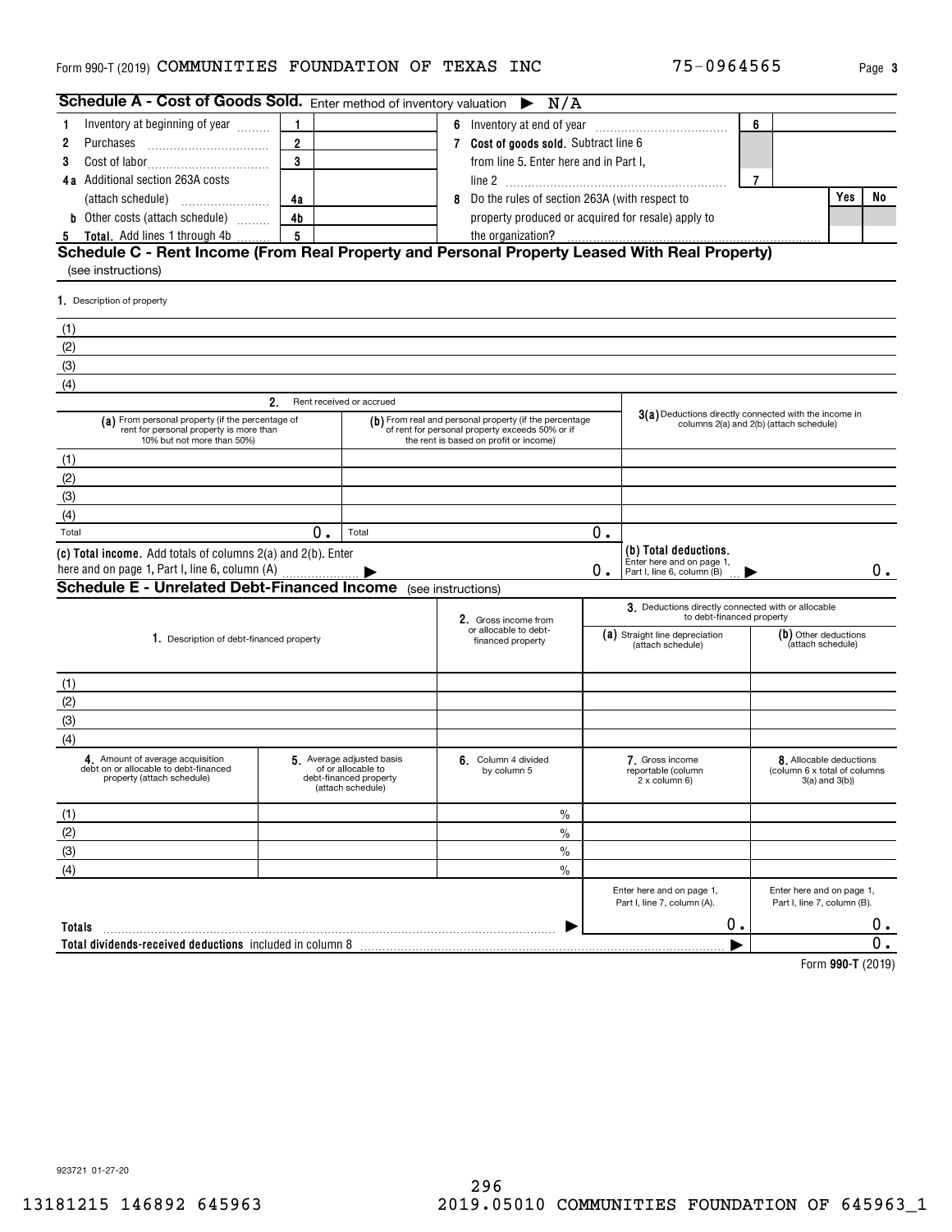Form 990-T (2019) COMMUNITIES FOUNDATION OF TEXAS INC 75-0964565 Page **3**

## Schedule A - Cost of Goods Sold. Enter method of inventory valuation ▶ N/A

| | | | | | |
|---|---|---|---|---|---|
| **1** Inventory at beginning of year | 1 | | **6** Inventory at end of year | 6 | |
| **2** Purchases | 2 | | **7 Cost of goods sold.** Subtract line 6 from line 5. Enter here and in Part I, line 2 | 7 | |
| **3** Cost of labor | 3 | | | | |
| **4a** Additional section 263A costs (attach schedule) | 4a | | **8** Do the rules of section 263A (with respect to property produced or acquired for resale) apply to the organization? | Yes | No |
| **b** Other costs (attach schedule) | 4b | | | | |
| **5 Total.** Add lines 1 through 4b | 5 | | | | |

## Schedule C - Rent Income (From Real Property and Personal Property Leased With Real Property)
(see instructions)

**1.** Description of property

(1)
(2)
(3)
(4)

| | 2. Rent received or accrued | | |
|---|---|---|---|
| | **(a)** From personal property (if the percentage of rent for personal property is more than 10% but not more than 50%) | **(b)** From real and personal property (if the percentage of rent for personal property exceeds 50% or if the rent is based on profit or income) | **3(a)** Deductions directly connected with the income in columns 2(a) and 2(b) (attach schedule) |
| (1) | | | |
| (2) | | | |
| (3) | | | |
| (4) | | | |
| Total | 0. | Total 0. | |
| **(c) Total income.** Add totals of columns 2(a) and 2(b). Enter here and on page 1, Part I, line 6, column (A) ▶ | | 0. | **(b) Total deductions.** Enter here and on page 1, Part I, line 6, column (B) ▶ 0. |

## Schedule E - Unrelated Debt-Financed Income (see instructions)

| 1. Description of debt-financed property | 2. Gross income from or allocable to debt-financed property | 3. Deductions directly connected with or allocable to debt-financed property: (a) Straight line depreciation (attach schedule) | (b) Other deductions (attach schedule) |
|---|---|---|---|
| (1) | | | |
| (2) | | | |
| (3) | | | |
| (4) | | | |

| | 4. Amount of average acquisition debt on or allocable to debt-financed property (attach schedule) | 5. Average adjusted basis of or allocable to debt-financed property (attach schedule) | 6. Column 4 divided by column 5 | 7. Gross income reportable (column 2 x column 6) | 8. Allocable deductions (column 6 x total of columns 3(a) and 3(b)) |
|---|---|---|---|---|---|
| (1) | | | % | | |
| (2) | | | % | | |
| (3) | | | % | | |
| (4) | | | % | | |
| | | | | Enter here and on page 1, Part I, line 7, column (A). | Enter here and on page 1, Part I, line 7, column (B). |
| **Totals** ▶ | | | | 0. | 0. |
| **Total dividends-received deductions** included in column 8 ▶ | | | | | 0. |

Form **990-T** (2019)

923721 01-27-20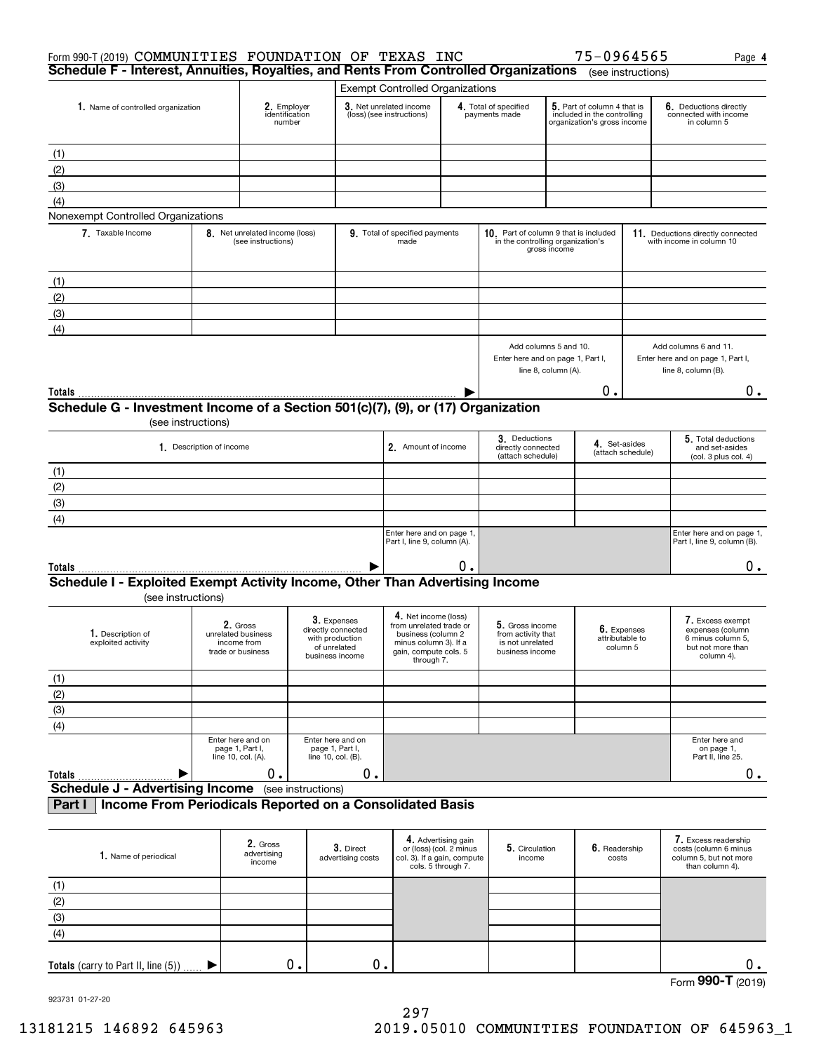Form 990-T (2019) COMMUNITIES FOUNDATION OF TEXAS INC 75-0964565 Page 4

## Schedule F - Interest, Annuities, Royalties, and Rents From Controlled Organizations (see instructions)

| 1. Name of controlled organization | 2. Employer identification number | Exempt Controlled Organizations | | | |
|---|---|---|---|---|---|
| | | 3. Net unrelated income (loss) (see instructions) | 4. Total of specified payments made | 5. Part of column 4 that is included in the controlling organization's gross income | 6. Deductions directly connected with income in column 5 |
| (1) | | | | | |
| (2) | | | | | |
| (3) | | | | | |
| (4) | | | | | |

Nonexempt Controlled Organizations

| 7. Taxable Income | 8. Net unrelated income (loss) (see instructions) | 9. Total of specified payments made | 10. Part of column 9 that is included in the controlling organization's gross income | 11. Deductions directly connected with income in column 10 |
|---|---|---|---|---|
| (1) | | | | |
| (2) | | | | |
| (3) | | | | |
| (4) | | | | |
| | | | Add columns 5 and 10. Enter here and on page 1, Part I, line 8, column (A). | Add columns 6 and 11. Enter here and on page 1, Part I, line 8, column (B). |
| **Totals** ▶ | | | 0. | 0. |

## Schedule G - Investment Income of a Section 501(c)(7), (9), or (17) Organization

(see instructions)

| 1. Description of income | 2. Amount of income | 3. Deductions directly connected (attach schedule) | 4. Set-asides (attach schedule) | 5. Total deductions and set-asides (col. 3 plus col. 4) |
|---|---|---|---|---|
| (1) | | | | |
| (2) | | | | |
| (3) | | | | |
| (4) | | | | |
| | Enter here and on page 1, Part I, line 9, column (A). | | | Enter here and on page 1, Part I, line 9, column (B). |
| **Totals** ▶ | 0. | | | 0. |

## Schedule I - Exploited Exempt Activity Income, Other Than Advertising Income

(see instructions)

| 1. Description of exploited activity | 2. Gross unrelated business income from trade or business | 3. Expenses directly connected with production of unrelated business income | 4. Net income (loss) from unrelated trade or business (column 2 minus column 3). If a gain, compute cols. 5 through 7. | 5. Gross income from activity that is not unrelated business income | 6. Expenses attributable to column 5 | 7. Excess exempt expenses (column 6 minus column 5, but not more than column 4). |
|---|---|---|---|---|---|---|
| (1) | | | | | | |
| (2) | | | | | | |
| (3) | | | | | | |
| (4) | | | | | | |
| | Enter here and on page 1, Part I, line 10, col. (A). | Enter here and on page 1, Part I, line 10, col. (B). | | | | Enter here and on page 1, Part II, line 25. |
| **Totals** ▶ | 0. | 0. | | | | 0. |

## Schedule J - Advertising Income (see instructions)

### Part I Income From Periodicals Reported on a Consolidated Basis

| 1. Name of periodical | 2. Gross advertising income | 3. Direct advertising costs | 4. Advertising gain or (loss) (col. 2 minus col. 3). If a gain, compute cols. 5 through 7. | 5. Circulation income | 6. Readership costs | 7. Excess readership costs (column 6 minus column 5, but not more than column 4). |
|---|---|---|---|---|---|---|
| (1) | | | | | | |
| (2) | | | | | | |
| (3) | | | | | | |
| (4) | | | | | | |
| **Totals** (carry to Part II, line (5)) ▶ | 0. | 0. | | | | 0. |

Form **990-T** (2019)

923731 01-27-20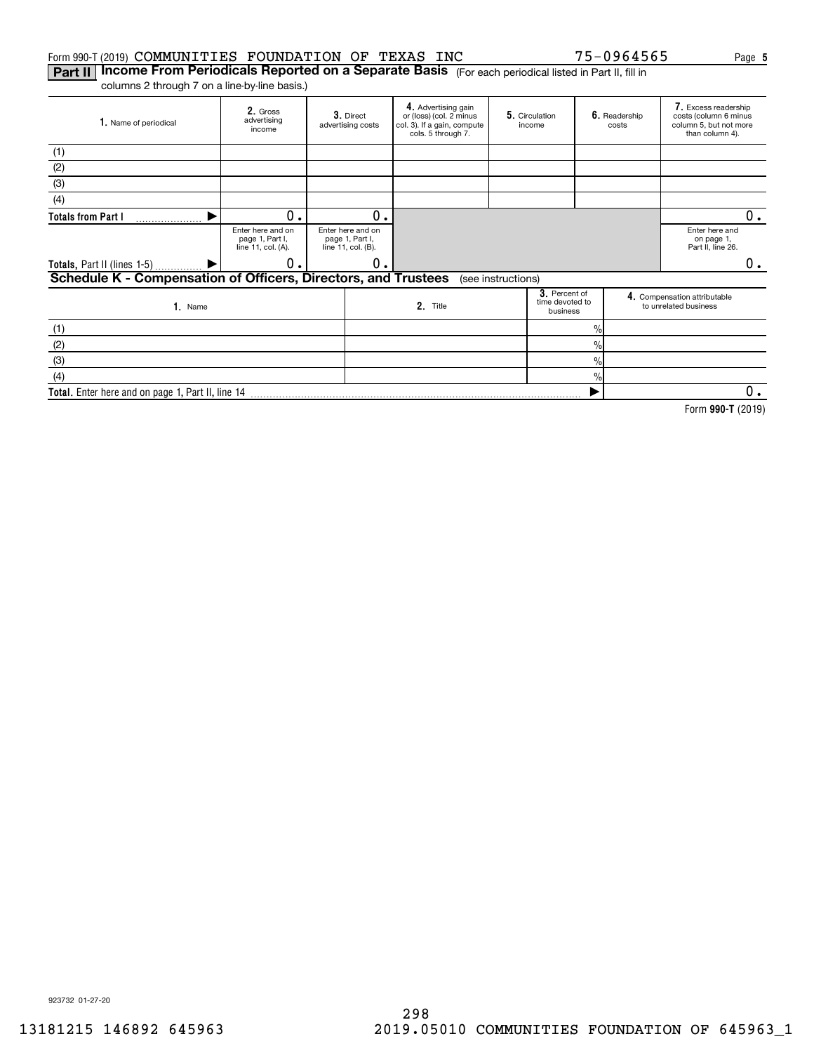Form 990-T (2019) COMMUNITIES FOUNDATION OF TEXAS INC 75-0964565 Page **5**

## Part II Income From Periodicals Reported on a Separate Basis (For each periodical listed in Part II, fill in columns 2 through 7 on a line-by-line basis.)

| 1. Name of periodical | 2. Gross advertising income | 3. Direct advertising costs | 4. Advertising gain or (loss) (col. 2 minus col. 3). If a gain, compute cols. 5 through 7. | 5. Circulation income | 6. Readership costs | 7. Excess readership costs (column 6 minus column 5, but not more than column 4). |
|---|---|---|---|---|---|---|
| (1) | | | | | | |
| (2) | | | | | | |
| (3) | | | | | | |
| (4) | | | | | | |
| **Totals from Part I** ▶ | 0. | 0. | | | | 0. |
| | Enter here and on page 1, Part I, line 11, col. (A). | Enter here and on page 1, Part I, line 11, col. (B). | | | | Enter here and on page 1, Part II, line 26. |
| **Totals,** Part II (lines 1-5) ▶ | 0. | 0. | | | | 0. |

## Schedule K - Compensation of Officers, Directors, and Trustees (see instructions)

| 1. Name | 2. Title | 3. Percent of time devoted to business | 4. Compensation attributable to unrelated business |
|---|---|---|---|
| (1) | | % | |
| (2) | | % | |
| (3) | | % | |
| (4) | | % | |
| **Total.** Enter here and on page 1, Part II, line 14 | | ▶ | 0. |

Form **990-T** (2019)

923732 01-27-20

13181215 146892 645963 2019.05010 COMMUNITIES FOUNDATION OF 645963_1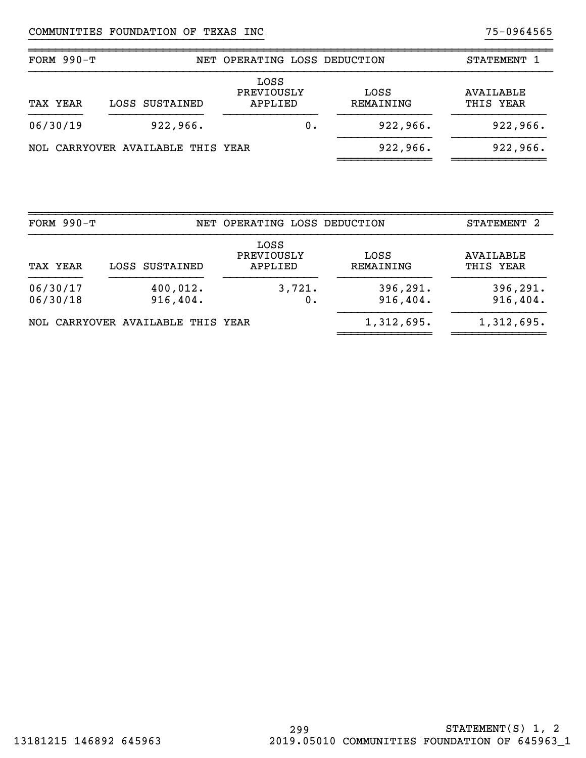COMMUNITIES FOUNDATION OF TEXAS INC 75-0964565

## FORM 990-T NET OPERATING LOSS DEDUCTION STATEMENT 1

| TAX YEAR | LOSS SUSTAINED | LOSS PREVIOUSLY APPLIED | LOSS REMAINING | AVAILABLE THIS YEAR |
|---|---|---|---|---|
| 06/30/19 | 922,966. | 0. | 922,966. | 922,966. |
| NOL CARRYOVER AVAILABLE THIS YEAR | | | 922,966. | 922,966. |

## FORM 990-T NET OPERATING LOSS DEDUCTION STATEMENT 2

| TAX YEAR | LOSS SUSTAINED | LOSS PREVIOUSLY APPLIED | LOSS REMAINING | AVAILABLE THIS YEAR |
|---|---|---|---|---|
| 06/30/17 | 400,012. | 3,721. | 396,291. | 396,291. |
| 06/30/18 | 916,404. | 0. | 916,404. | 916,404. |
| NOL CARRYOVER AVAILABLE THIS YEAR | | | 1,312,695. | 1,312,695. |

STATEMENT(S) 1, 2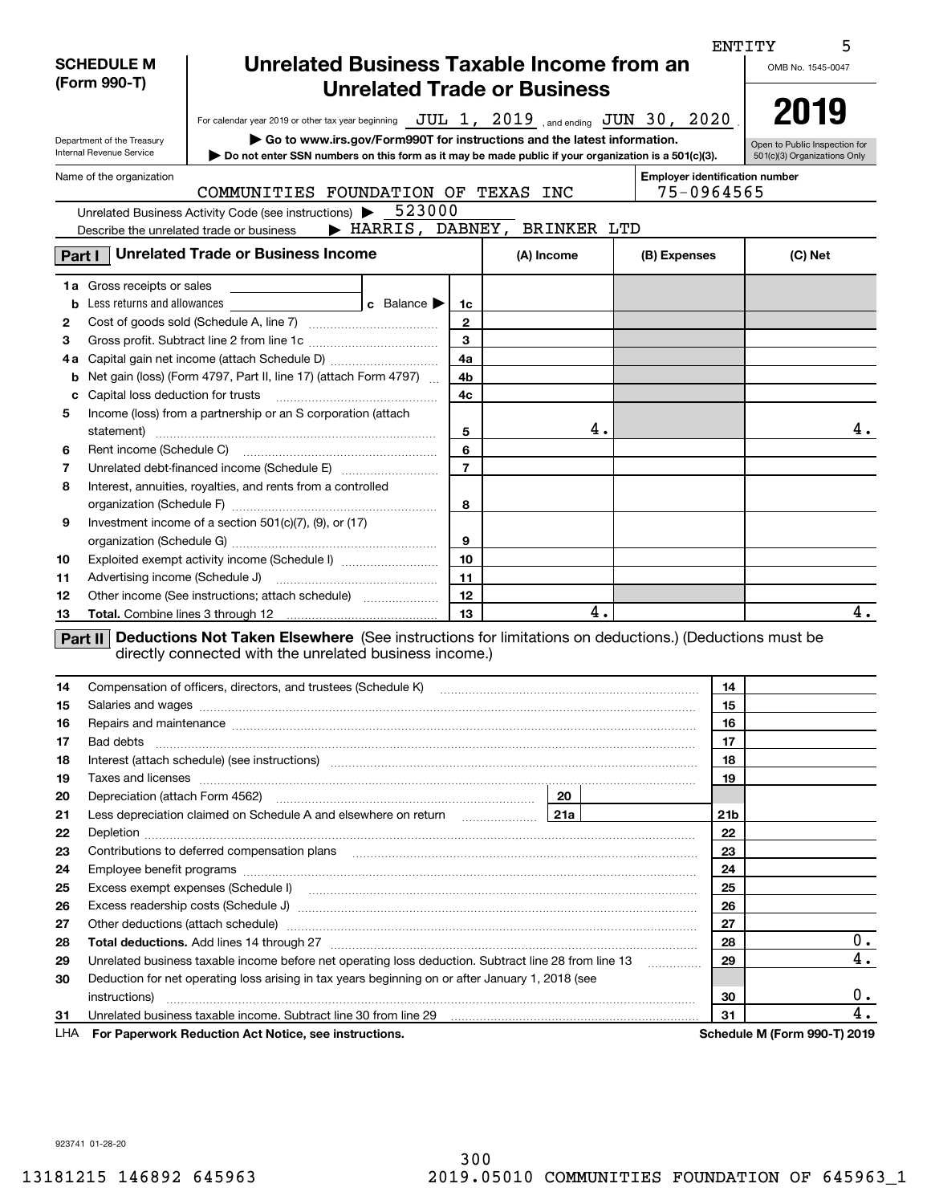ENTITY 5

**SCHEDULE M (Form 990-T)**

Department of the Treasury
Internal Revenue Service

# Unrelated Business Taxable Income from an Unrelated Trade or Business

For calendar year 2019 or other tax year beginning JUL 1, 2019 , and ending JUN 30, 2020 .

▶ Go to www.irs.gov/Form990T for instructions and the latest information.

▶ Do not enter SSN numbers on this form as it may be made public if your organization is a 501(c)(3).

OMB No. 1545-0047

**2019**

Open to Public Inspection for 501(c)(3) Organizations Only

Name of the organization: COMMUNITIES FOUNDATION OF TEXAS INC

Employer identification number: 75-0964565

Unrelated Business Activity Code (see instructions) ▶ 523000

Describe the unrelated trade or business ▶ HARRIS, DABNEY, BRINKER LTD

## Part I Unrelated Trade or Business Income

| | | | (A) Income | (B) Expenses | (C) Net |
|---|---|---|---|---|---|
| 1a | Gross receipts or sales | | | | |
| b | Less returns and allowances ___ c Balance ▶ | 1c | | | |
| 2 | Cost of goods sold (Schedule A, line 7) | 2 | | | |
| 3 | Gross profit. Subtract line 2 from line 1c | 3 | | | |
| 4a | Capital gain net income (attach Schedule D) | 4a | | | |
| b | Net gain (loss) (Form 4797, Part II, line 17) (attach Form 4797) | 4b | | | |
| c | Capital loss deduction for trusts | 4c | | | |
| 5 | Income (loss) from a partnership or an S corporation (attach statement) | 5 | 4. | | 4. |
| 6 | Rent income (Schedule C) | 6 | | | |
| 7 | Unrelated debt-financed income (Schedule E) | 7 | | | |
| 8 | Interest, annuities, royalties, and rents from a controlled organization (Schedule F) | 8 | | | |
| 9 | Investment income of a section 501(c)(7), (9), or (17) organization (Schedule G) | 9 | | | |
| 10 | Exploited exempt activity income (Schedule I) | 10 | | | |
| 11 | Advertising income (Schedule J) | 11 | | | |
| 12 | Other income (See instructions; attach schedule) | 12 | | | |
| 13 | **Total.** Combine lines 3 through 12 | 13 | 4. | | 4. |

## Part II Deductions Not Taken Elsewhere (See instructions for limitations on deductions.) (Deductions must be directly connected with the unrelated business income.)

| | | | |
|---|---|---|---|
| 14 | Compensation of officers, directors, and trustees (Schedule K) | 14 | |
| 15 | Salaries and wages | 15 | |
| 16 | Repairs and maintenance | 16 | |
| 17 | Bad debts | 17 | |
| 18 | Interest (attach schedule) (see instructions) | 18 | |
| 19 | Taxes and licenses | 19 | |
| 20 | Depreciation (attach Form 4562) ___ 20 | | |
| 21 | Less depreciation claimed on Schedule A and elsewhere on return ___ 21a | 21b | |
| 22 | Depletion | 22 | |
| 23 | Contributions to deferred compensation plans | 23 | |
| 24 | Employee benefit programs | 24 | |
| 25 | Excess exempt expenses (Schedule I) | 25 | |
| 26 | Excess readership costs (Schedule J) | 26 | |
| 27 | Other deductions (attach schedule) | 27 | |
| 28 | **Total deductions.** Add lines 14 through 27 | 28 | 0. |
| 29 | Unrelated business taxable income before net operating loss deduction. Subtract line 28 from line 13 | 29 | 4. |
| 30 | Deduction for net operating loss arising in tax years beginning on or after January 1, 2018 (see instructions) | 30 | 0. |
| 31 | Unrelated business taxable income. Subtract line 30 from line 29 | 31 | 4. |

LHA **For Paperwork Reduction Act Notice, see instructions.** **Schedule M (Form 990-T) 2019**

923741 01-28-20

13181215 146892 645963 2019.05010 COMMUNITIES FOUNDATION OF 645963_1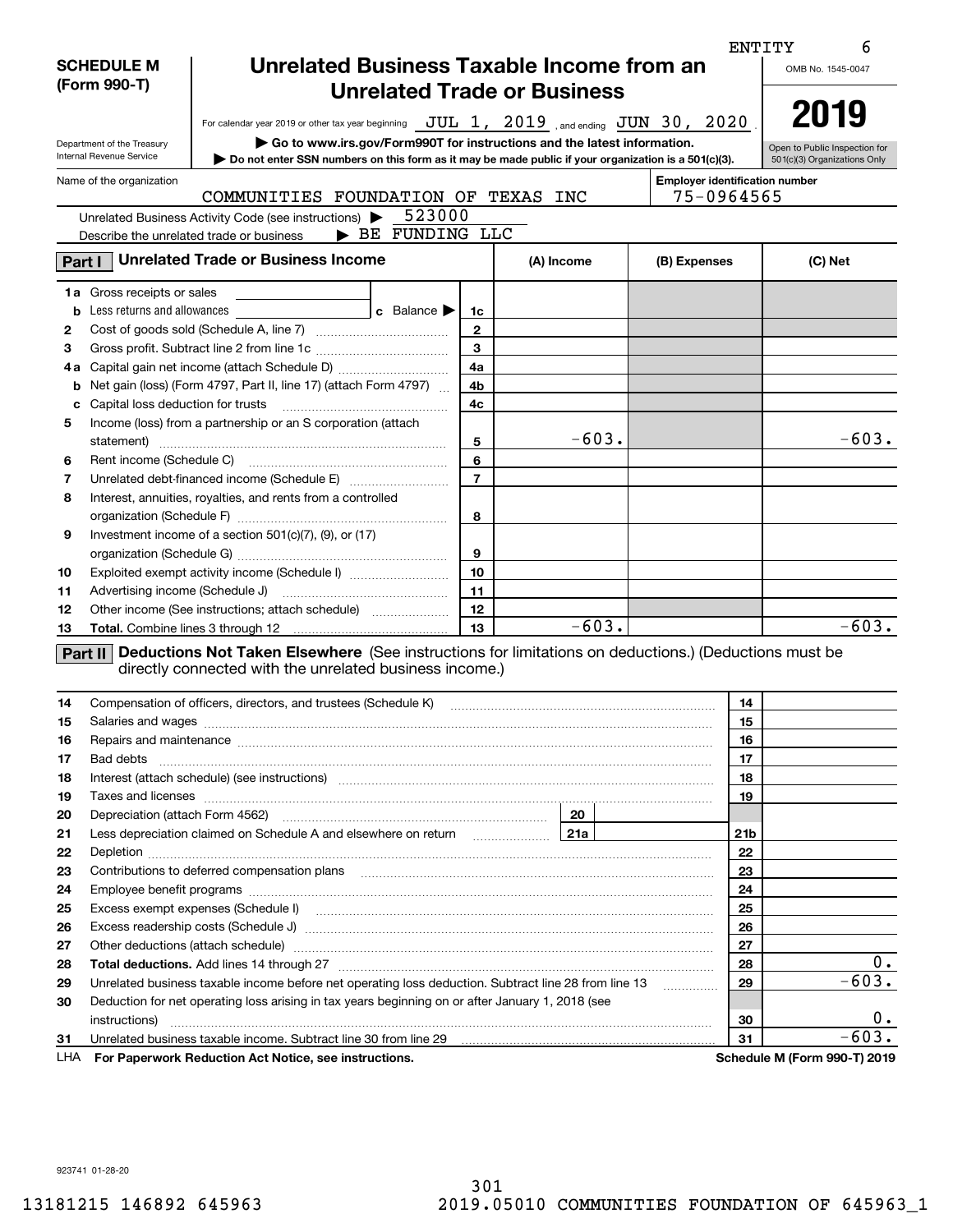ENTITY 6

**SCHEDULE M (Form 990-T)**

Department of the Treasury Internal Revenue Service

# Unrelated Business Taxable Income from an Unrelated Trade or Business

For calendar year 2019 or other tax year beginning JUL 1, 2019, and ending JUN 30, 2020.

▶ Go to www.irs.gov/Form990T for instructions and the latest information.

▶ Do not enter SSN numbers on this form as it may be made public if your organization is a 501(c)(3).

OMB No. 1545-0047

**2019**

Open to Public Inspection for 501(c)(3) Organizations Only

Name of the organization: COMMUNITIES FOUNDATION OF TEXAS INC

Employer identification number: 75-0964565

Unrelated Business Activity Code (see instructions) ▶ 523000

Describe the unrelated trade or business ▶ BE FUNDING LLC

## Part I Unrelated Trade or Business Income

| | | Line | (A) Income | (B) Expenses | (C) Net |
|---|---|---|---|---|---|
| 1a | Gross receipts or sales | | | | |
| b | Less returns and allowances — c Balance ▶ | 1c | | | |
| 2 | Cost of goods sold (Schedule A, line 7) | 2 | | | |
| 3 | Gross profit. Subtract line 2 from line 1c | 3 | | | |
| 4a | Capital gain net income (attach Schedule D) | 4a | | | |
| b | Net gain (loss) (Form 4797, Part II, line 17) (attach Form 4797) | 4b | | | |
| c | Capital loss deduction for trusts | 4c | | | |
| 5 | Income (loss) from a partnership or an S corporation (attach statement) | 5 | -603. | | -603. |
| 6 | Rent income (Schedule C) | 6 | | | |
| 7 | Unrelated debt-financed income (Schedule E) | 7 | | | |
| 8 | Interest, annuities, royalties, and rents from a controlled organization (Schedule F) | 8 | | | |
| 9 | Investment income of a section 501(c)(7), (9), or (17) organization (Schedule G) | 9 | | | |
| 10 | Exploited exempt activity income (Schedule I) | 10 | | | |
| 11 | Advertising income (Schedule J) | 11 | | | |
| 12 | Other income (See instructions; attach schedule) | 12 | | | |
| 13 | **Total.** Combine lines 3 through 12 | 13 | -603. | | -603. |

## Part II Deductions Not Taken Elsewhere (See instructions for limitations on deductions.) (Deductions must be directly connected with the unrelated business income.)

| | | Line | Amount |
|---|---|---|---|
| 14 | Compensation of officers, directors, and trustees (Schedule K) | 14 | |
| 15 | Salaries and wages | 15 | |
| 16 | Repairs and maintenance | 16 | |
| 17 | Bad debts | 17 | |
| 18 | Interest (attach schedule) (see instructions) | 18 | |
| 19 | Taxes and licenses | 19 | |
| 20 | Depreciation (attach Form 4562) — 20 | | |
| 21 | Less depreciation claimed on Schedule A and elsewhere on return — 21a | 21b | |
| 22 | Depletion | 22 | |
| 23 | Contributions to deferred compensation plans | 23 | |
| 24 | Employee benefit programs | 24 | |
| 25 | Excess exempt expenses (Schedule I) | 25 | |
| 26 | Excess readership costs (Schedule J) | 26 | |
| 27 | Other deductions (attach schedule) | 27 | |
| 28 | **Total deductions.** Add lines 14 through 27 | 28 | 0. |
| 29 | Unrelated business taxable income before net operating loss deduction. Subtract line 28 from line 13 | 29 | -603. |
| 30 | Deduction for net operating loss arising in tax years beginning on or after January 1, 2018 (see instructions) | 30 | 0. |
| 31 | Unrelated business taxable income. Subtract line 30 from line 29 | 31 | -603. |

LHA **For Paperwork Reduction Act Notice, see instructions.** **Schedule M (Form 990-T) 2019**

923741 01-28-20

13181215 146892 645963 2019.05010 COMMUNITIES FOUNDATION OF 645963_1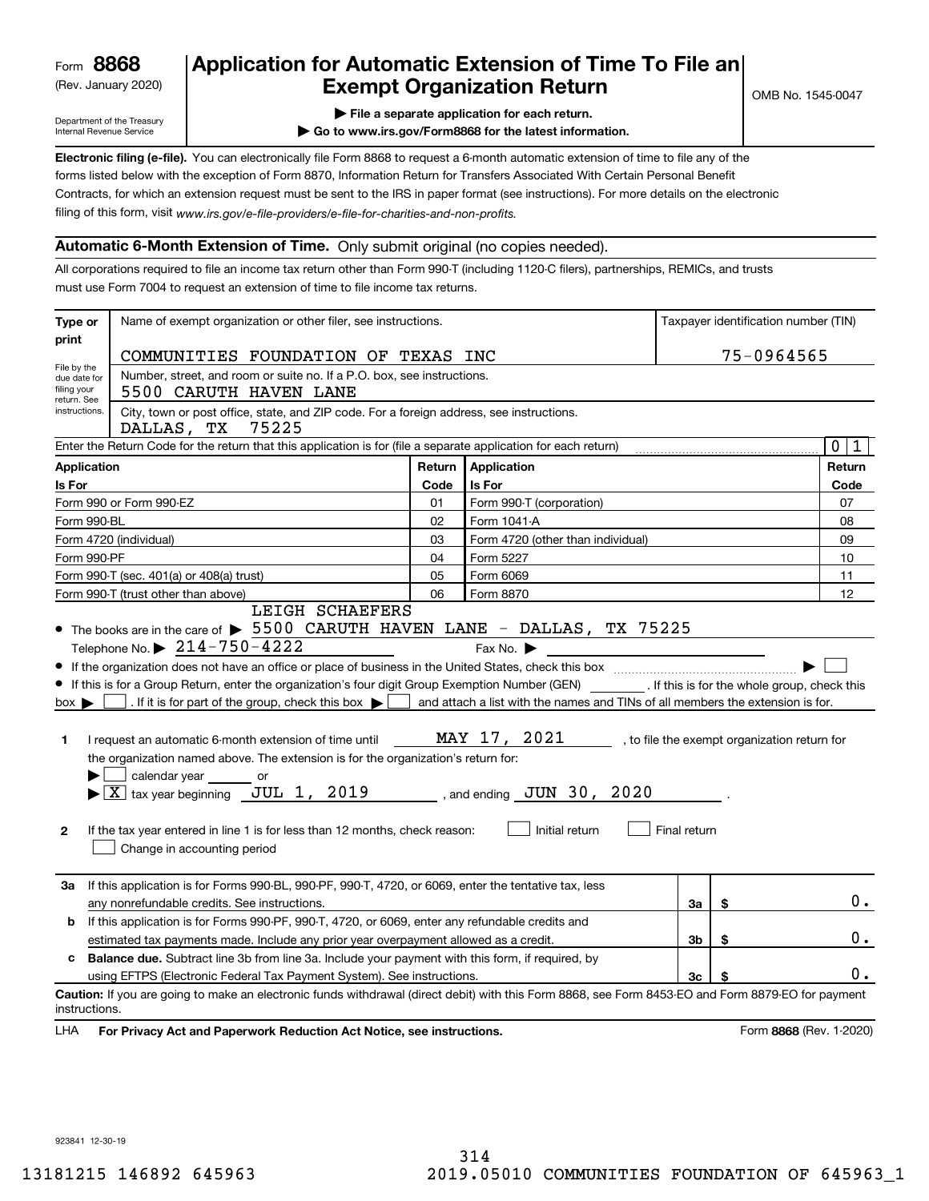Form **8868**
(Rev. January 2020)
Department of the Treasury
Internal Revenue Service

# Application for Automatic Extension of Time To File an Exempt Organization Return

▶ File a separate application for each return.
▶ Go to www.irs.gov/Form8868 for the latest information.

OMB No. 1545-0047

**Electronic filing (e-file).** You can electronically file Form 8868 to request a 6-month automatic extension of time to file any of the forms listed below with the exception of Form 8870, Information Return for Transfers Associated With Certain Personal Benefit Contracts, for which an extension request must be sent to the IRS in paper format (see instructions). For more details on the electronic filing of this form, visit *www.irs.gov/e-file-providers/e-file-for-charities-and-non-profits.*

## Automatic 6-Month Extension of Time. Only submit original (no copies needed).

All corporations required to file an income tax return other than Form 990-T (including 1120-C filers), partnerships, REMICs, and trusts must use Form 7004 to request an extension of time to file income tax returns.

| Type or print | Name of exempt organization or other filer, see instructions. | Taxpayer identification number (TIN) |
|---|---|---|
| File by the due date for filing your return. See instructions. | COMMUNITIES FOUNDATION OF TEXAS INC | 75-0964565 |
| | Number, street, and room or suite no. If a P.O. box, see instructions. 5500 CARUTH HAVEN LANE | |
| | City, town or post office, state, and ZIP code. For a foreign address, see instructions. DALLAS, TX 75225 | |

Enter the Return Code for the return that this application is for (file a separate application for each return) ..... 0 1

| Application Is For | Return Code | Application Is For | Return Code |
|---|---|---|---|
| Form 990 or Form 990-EZ | 01 | Form 990-T (corporation) | 07 |
| Form 990-BL | 02 | Form 1041-A | 08 |
| Form 4720 (individual) | 03 | Form 4720 (other than individual) | 09 |
| Form 990-PF | 04 | Form 5227 | 10 |
| Form 990-T (sec. 401(a) or 408(a) trust) | 05 | Form 6069 | 11 |
| Form 990-T (trust other than above) | 06 | Form 8870 | 12 |

- The books are in the care of ▶ LEIGH SCHAEFERS 5500 CARUTH HAVEN LANE - DALLAS, TX 75225
  Telephone No. ▶ 214-750-4222 Fax No. ▶
- If the organization does not have an office or place of business in the United States, check this box ..... ▶ ☐
- If this is for a Group Return, enter the organization's four digit Group Exemption Number (GEN) ______. If this is for the whole group, check this box ▶ ☐. If it is for part of the group, check this box ▶ ☐ and attach a list with the names and TINs of all members the extension is for.

**1** I request an automatic 6-month extension of time until MAY 17, 2021, to file the exempt organization return for the organization named above. The extension is for the organization's return for:
▶ ☐ calendar year ______ or
▶ ☒ tax year beginning JUL 1, 2019, and ending JUN 30, 2020.

**2** If the tax year entered in line 1 is for less than 12 months, check reason: ☐ Initial return ☐ Final return ☐ Change in accounting period

| | | | |
|---|---|---|---|
| **3a** | If this application is for Forms 990-BL, 990-PF, 990-T, 4720, or 6069, enter the tentative tax, less any nonrefundable credits. See instructions. | 3a | $ 0. |
| **b** | If this application is for Forms 990-PF, 990-T, 4720, or 6069, enter any refundable credits and estimated tax payments made. Include any prior year overpayment allowed as a credit. | 3b | $ 0. |
| **c** | **Balance due.** Subtract line 3b from line 3a. Include your payment with this form, if required, by using EFTPS (Electronic Federal Tax Payment System). See instructions. | 3c | $ 0. |

**Caution:** If you are going to make an electronic funds withdrawal (direct debit) with this Form 8868, see Form 8453-EO and Form 8879-EO for payment instructions.

LHA **For Privacy Act and Paperwork Reduction Act Notice, see instructions.** Form **8868** (Rev. 1-2020)

923841 12-30-19

13181215 146892 645963 2019.05010 COMMUNITIES FOUNDATION OF 645963_1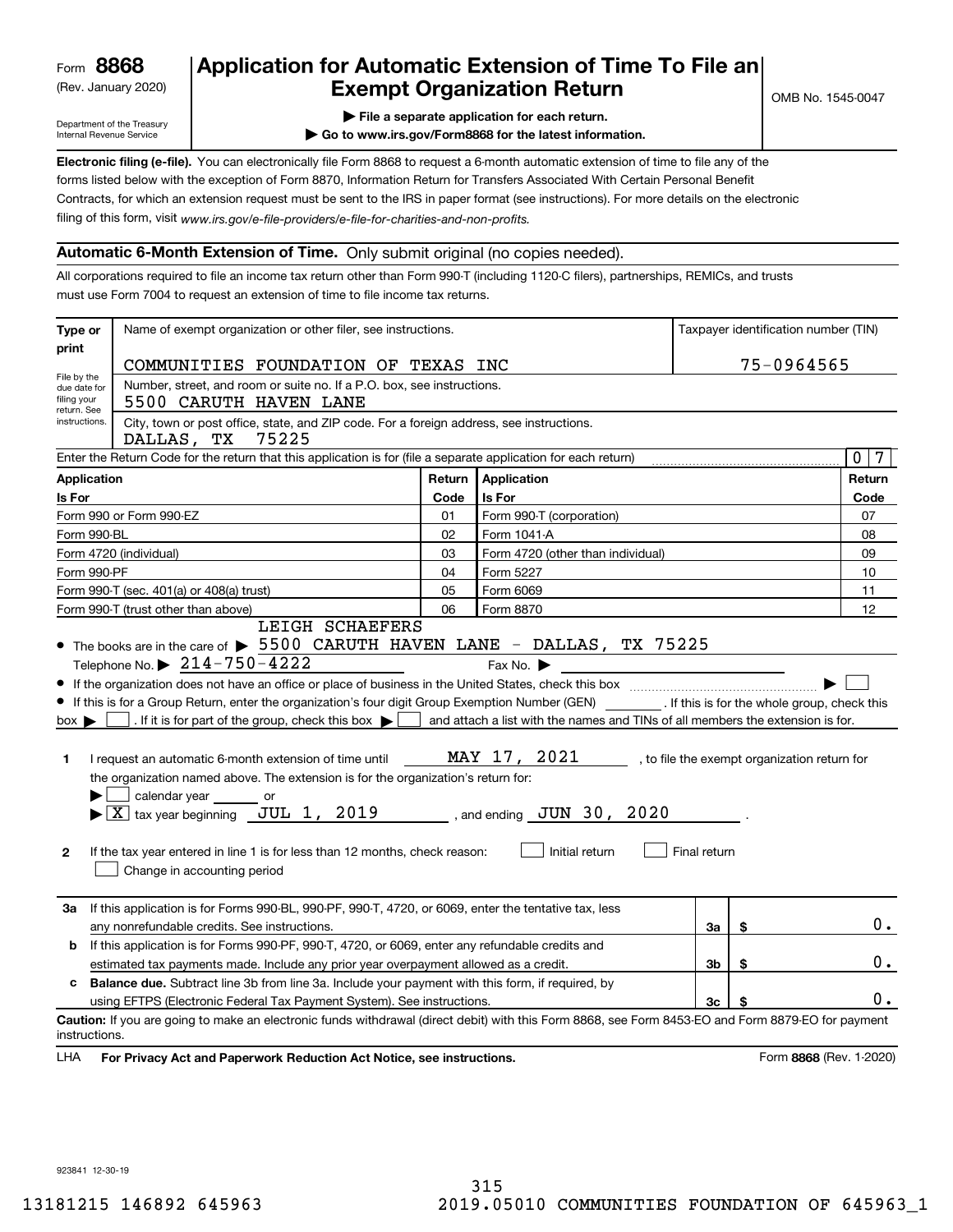Form **8868** (Rev. January 2020)

Department of the Treasury
Internal Revenue Service

# Application for Automatic Extension of Time To File an Exempt Organization Return

OMB No. 1545-0047

▶ File a separate application for each return.

▶ Go to www.irs.gov/Form8868 for the latest information.

**Electronic filing (e-file).** You can electronically file Form 8868 to request a 6-month automatic extension of time to file any of the forms listed below with the exception of Form 8870, Information Return for Transfers Associated With Certain Personal Benefit Contracts, for which an extension request must be sent to the IRS in paper format (see instructions). For more details on the electronic filing of this form, visit *www.irs.gov/e-file-providers/e-file-for-charities-and-non-profits.*

## Automatic 6-Month Extension of Time. Only submit original (no copies needed).

All corporations required to file an income tax return other than Form 990-T (including 1120-C filers), partnerships, REMICs, and trusts must use Form 7004 to request an extension of time to file income tax returns.

| Type or print | | |
|---|---|---|
| File by the due date for filing your return. See instructions. | Name of exempt organization or other filer, see instructions.<br>COMMUNITIES FOUNDATION OF TEXAS INC | Taxpayer identification number (TIN)<br>75-0964565 |
| | Number, street, and room or suite no. If a P.O. box, see instructions.<br>5500 CARUTH HAVEN LANE | |
| | City, town or post office, state, and ZIP code. For a foreign address, see instructions.<br>DALLAS, TX 75225 | |

Enter the Return Code for the return that this application is for (file a separate application for each return) ........ 0 7

| Application Is For | Return Code | Application Is For | Return Code |
|---|---|---|---|
| Form 990 or Form 990-EZ | 01 | Form 990-T (corporation) | 07 |
| Form 990-BL | 02 | Form 1041-A | 08 |
| Form 4720 (individual) | 03 | Form 4720 (other than individual) | 09 |
| Form 990-PF | 04 | Form 5227 | 10 |
| Form 990-T (sec. 401(a) or 408(a) trust) | 05 | Form 6069 | 11 |
| Form 990-T (trust other than above) | 06 | Form 8870 | 12 |

- The books are in the care of ▶ LEIGH SCHAEFERS 5500 CARUTH HAVEN LANE - DALLAS, TX 75225
  Telephone No. ▶ 214-750-4222 Fax No. ▶
- If the organization does not have an office or place of business in the United States, check this box ........ ▶ ☐
- If this is for a Group Return, enter the organization's four digit Group Exemption Number (GEN) ______ . If this is for the whole group, check this box ▶ ☐ . If it is for part of the group, check this box ▶ ☐ and attach a list with the names and TINs of all members the extension is for.

**1** I request an automatic 6-month extension of time until MAY 17, 2021 , to file the exempt organization return for the organization named above. The extension is for the organization's return for:

▶ ☐ calendar year ______ or

▶ ☒ tax year beginning JUL 1, 2019 , and ending JUN 30, 2020 .

**2** If the tax year entered in line 1 is for less than 12 months, check reason: ☐ Initial return ☐ Final return ☐ Change in accounting period

| | | | |
|---|---|---|---|
| **3a** If this application is for Forms 990-BL, 990-PF, 990-T, 4720, or 6069, enter the tentative tax, less any nonrefundable credits. See instructions. | 3a | $ | 0. |
| **b** If this application is for Forms 990-PF, 990-T, 4720, or 6069, enter any refundable credits and estimated tax payments made. Include any prior year overpayment allowed as a credit. | 3b | $ | 0. |
| **c Balance due.** Subtract line 3b from line 3a. Include your payment with this form, if required, by using EFTPS (Electronic Federal Tax Payment System). See instructions. | 3c | $ | 0. |

**Caution:** If you are going to make an electronic funds withdrawal (direct debit) with this Form 8868, see Form 8453-EO and Form 8879-EO for payment instructions.

LHA **For Privacy Act and Paperwork Reduction Act Notice, see instructions.** Form **8868** (Rev. 1-2020)

923841 12-30-19

13181215 146892 645963 2019.05010 COMMUNITIES FOUNDATION OF 645963_1